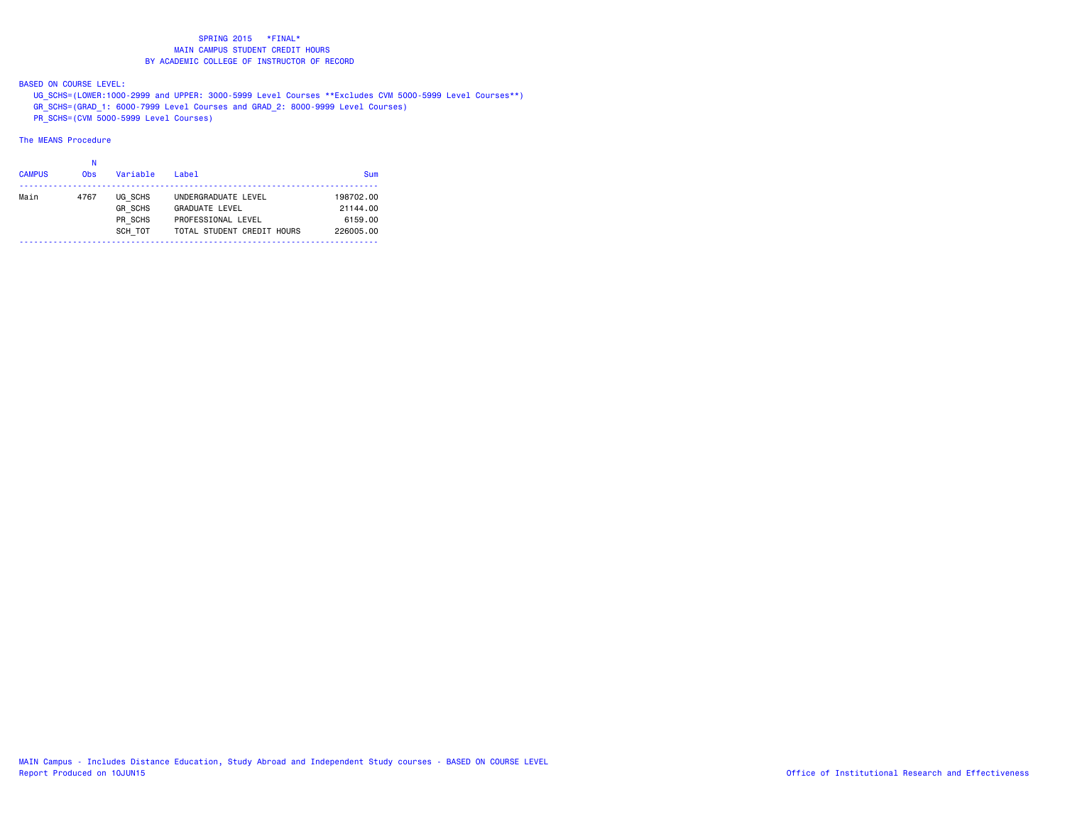# SPRING 2015 *FINAL*
## MAIN CAMPUS STUDENT CREDIT HOURS
## BY ACADEMIC COLLEGE OF INSTRUCTOR OF RECORD

BASED ON COURSE LEVEL:

UG_SCHS=(LOWER:1000-2999 and UPPER: 3000-5999 Level Courses **Excludes CVM 5000-5999 Level Courses**)
GR_SCHS=(GRAD_1: 6000-7999 Level Courses and GRAD_2: 8000-9999 Level Courses)
PR_SCHS=(CVM 5000-5999 Level Courses)

The MEANS Procedure

| CAMPUS | N Obs | Variable | Label | Sum |
|---|---|---|---|---|
| Main | 4767 | UG_SCHS | UNDERGRADUATE LEVEL | 198702.00 |
| | | GR_SCHS | GRADUATE LEVEL | 21144.00 |
| | | PR_SCHS | PROFESSIONAL LEVEL | 6159.00 |
| | | SCH_TOT | TOTAL STUDENT CREDIT HOURS | 226005.00 |

MAIN Campus - Includes Distance Education, Study Abroad and Independent Study courses - BASED ON COURSE LEVEL
Report Produced on 10JUN15

Office of Institutional Research and Effectiveness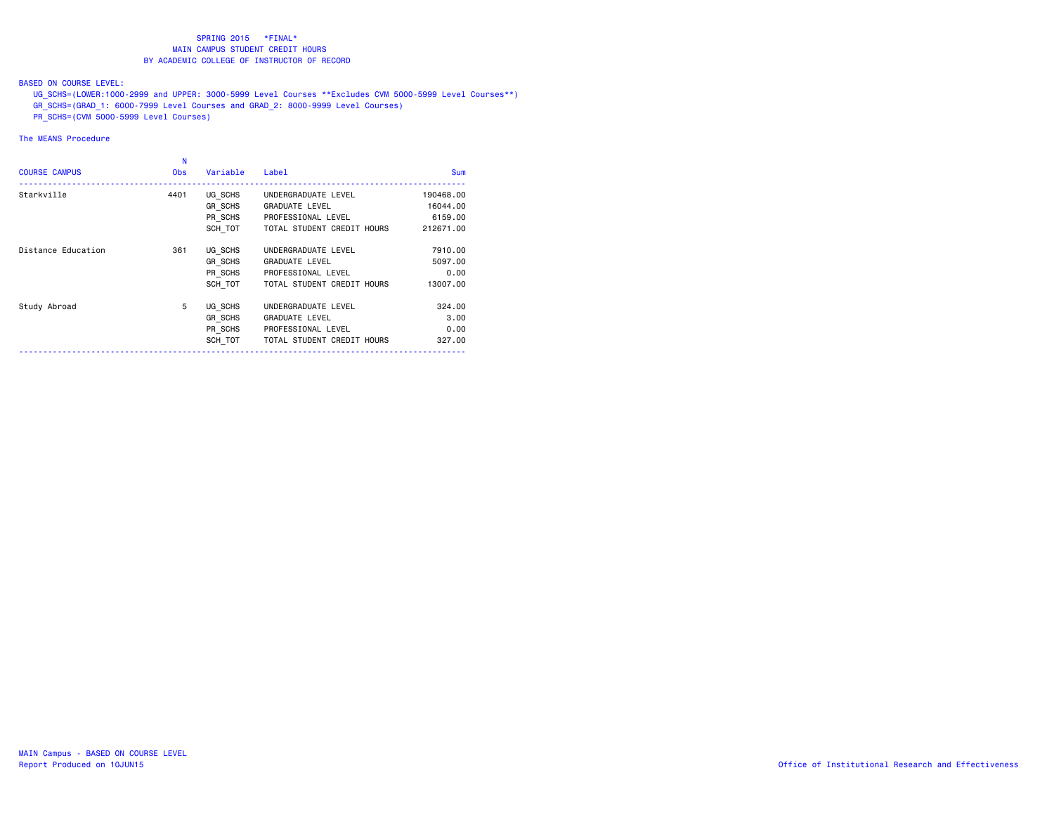# SPRING 2015 *FINAL*
## MAIN CAMPUS STUDENT CREDIT HOURS
## BY ACADEMIC COLLEGE OF INSTRUCTOR OF RECORD

BASED ON COURSE LEVEL:

UG_SCHS=(LOWER:1000-2999 and UPPER: 3000-5999 Level Courses **Excludes CVM 5000-5999 Level Courses**)
GR_SCHS=(GRAD_1: 6000-7999 Level Courses and GRAD_2: 8000-9999 Level Courses)
PR_SCHS=(CVM 5000-5999 Level Courses)

The MEANS Procedure

| COURSE CAMPUS | N Obs | Variable | Label | Sum |
|---|---|---|---|---|
| Starkville | 4401 | UG_SCHS | UNDERGRADUATE LEVEL | 190468.00 |
| | | GR_SCHS | GRADUATE LEVEL | 16044.00 |
| | | PR_SCHS | PROFESSIONAL LEVEL | 6159.00 |
| | | SCH_TOT | TOTAL STUDENT CREDIT HOURS | 212671.00 |
| Distance Education | 361 | UG_SCHS | UNDERGRADUATE LEVEL | 7910.00 |
| | | GR_SCHS | GRADUATE LEVEL | 5097.00 |
| | | PR_SCHS | PROFESSIONAL LEVEL | 0.00 |
| | | SCH_TOT | TOTAL STUDENT CREDIT HOURS | 13007.00 |
| Study Abroad | 5 | UG_SCHS | UNDERGRADUATE LEVEL | 324.00 |
| | | GR_SCHS | GRADUATE LEVEL | 3.00 |
| | | PR_SCHS | PROFESSIONAL LEVEL | 0.00 |
| | | SCH_TOT | TOTAL STUDENT CREDIT HOURS | 327.00 |

MAIN Campus - BASED ON COURSE LEVEL
Report Produced on 10JUN15

Office of Institutional Research and Effectiveness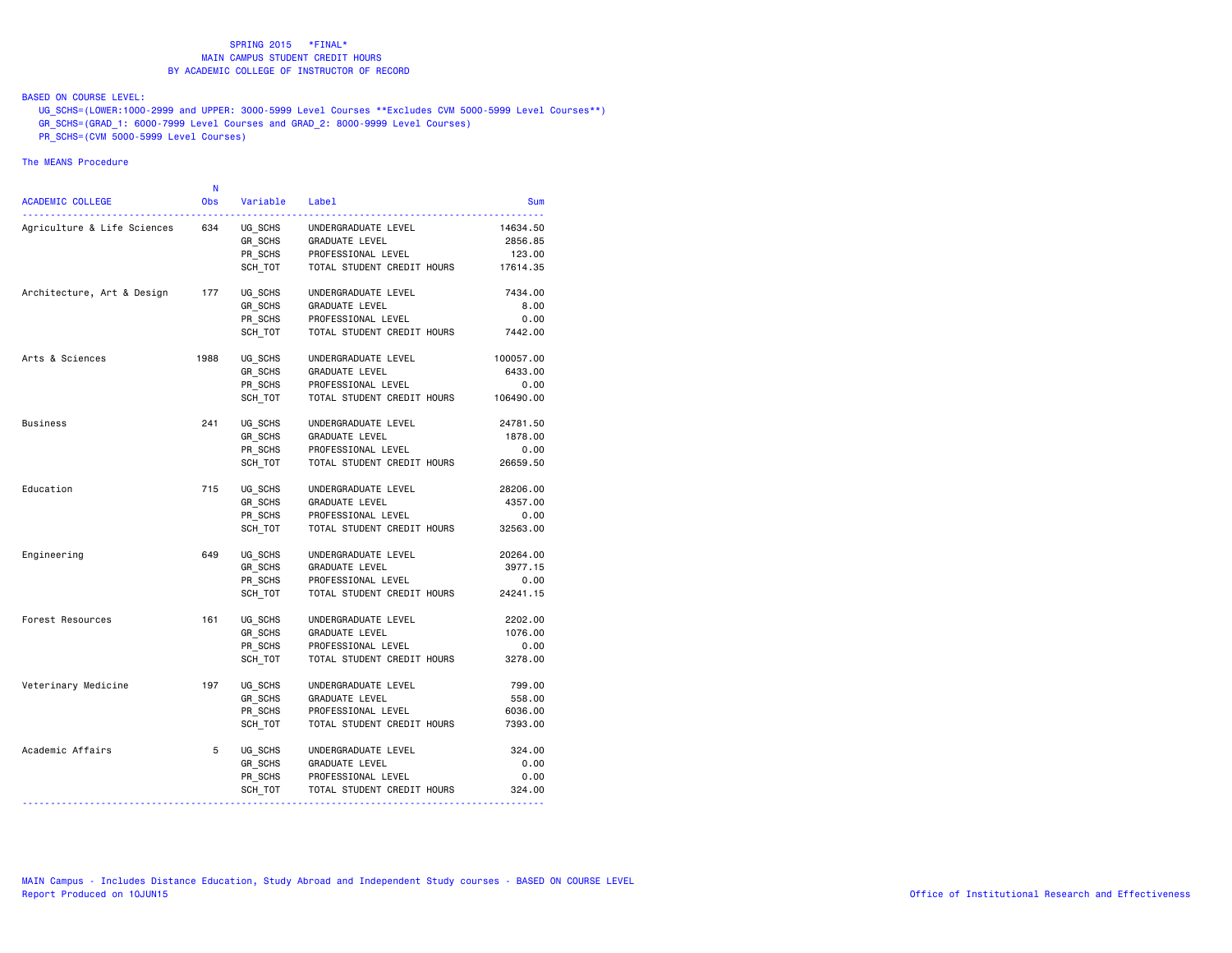SPRING 2015 *FINAL*
MAIN CAMPUS STUDENT CREDIT HOURS
BY ACADEMIC COLLEGE OF INSTRUCTOR OF RECORD

BASED ON COURSE LEVEL:
UG_SCHS=(LOWER:1000-2999 and UPPER: 3000-5999 Level Courses **Excludes CVM 5000-5999 Level Courses**)
GR_SCHS=(GRAD_1: 6000-7999 Level Courses and GRAD_2: 8000-9999 Level Courses)
PR_SCHS=(CVM 5000-5999 Level Courses)

The MEANS Procedure

| ACADEMIC COLLEGE | N Obs | Variable | Label | Sum |
|---|---|---|---|---|
| Agriculture & Life Sciences | 634 | UG_SCHS | UNDERGRADUATE LEVEL | 14634.50 |
| | | GR_SCHS | GRADUATE LEVEL | 2856.85 |
| | | PR_SCHS | PROFESSIONAL LEVEL | 123.00 |
| | | SCH_TOT | TOTAL STUDENT CREDIT HOURS | 17614.35 |
| Architecture, Art & Design | 177 | UG_SCHS | UNDERGRADUATE LEVEL | 7434.00 |
| | | GR_SCHS | GRADUATE LEVEL | 8.00 |
| | | PR_SCHS | PROFESSIONAL LEVEL | 0.00 |
| | | SCH_TOT | TOTAL STUDENT CREDIT HOURS | 7442.00 |
| Arts & Sciences | 1988 | UG_SCHS | UNDERGRADUATE LEVEL | 100057.00 |
| | | GR_SCHS | GRADUATE LEVEL | 6433.00 |
| | | PR_SCHS | PROFESSIONAL LEVEL | 0.00 |
| | | SCH_TOT | TOTAL STUDENT CREDIT HOURS | 106490.00 |
| Business | 241 | UG_SCHS | UNDERGRADUATE LEVEL | 24781.50 |
| | | GR_SCHS | GRADUATE LEVEL | 1878.00 |
| | | PR_SCHS | PROFESSIONAL LEVEL | 0.00 |
| | | SCH_TOT | TOTAL STUDENT CREDIT HOURS | 26659.50 |
| Education | 715 | UG_SCHS | UNDERGRADUATE LEVEL | 28206.00 |
| | | GR_SCHS | GRADUATE LEVEL | 4357.00 |
| | | PR_SCHS | PROFESSIONAL LEVEL | 0.00 |
| | | SCH_TOT | TOTAL STUDENT CREDIT HOURS | 32563.00 |
| Engineering | 649 | UG_SCHS | UNDERGRADUATE LEVEL | 20264.00 |
| | | GR_SCHS | GRADUATE LEVEL | 3977.15 |
| | | PR_SCHS | PROFESSIONAL LEVEL | 0.00 |
| | | SCH_TOT | TOTAL STUDENT CREDIT HOURS | 24241.15 |
| Forest Resources | 161 | UG_SCHS | UNDERGRADUATE LEVEL | 2202.00 |
| | | GR_SCHS | GRADUATE LEVEL | 1076.00 |
| | | PR_SCHS | PROFESSIONAL LEVEL | 0.00 |
| | | SCH_TOT | TOTAL STUDENT CREDIT HOURS | 3278.00 |
| Veterinary Medicine | 197 | UG_SCHS | UNDERGRADUATE LEVEL | 799.00 |
| | | GR_SCHS | GRADUATE LEVEL | 558.00 |
| | | PR_SCHS | PROFESSIONAL LEVEL | 6036.00 |
| | | SCH_TOT | TOTAL STUDENT CREDIT HOURS | 7393.00 |
| Academic Affairs | 5 | UG_SCHS | UNDERGRADUATE LEVEL | 324.00 |
| | | GR_SCHS | GRADUATE LEVEL | 0.00 |
| | | PR_SCHS | PROFESSIONAL LEVEL | 0.00 |
| | | SCH_TOT | TOTAL STUDENT CREDIT HOURS | 324.00 |

MAIN Campus - Includes Distance Education, Study Abroad and Independent Study courses - BASED ON COURSE LEVEL
Report Produced on 10JUN15

Office of Institutional Research and Effectiveness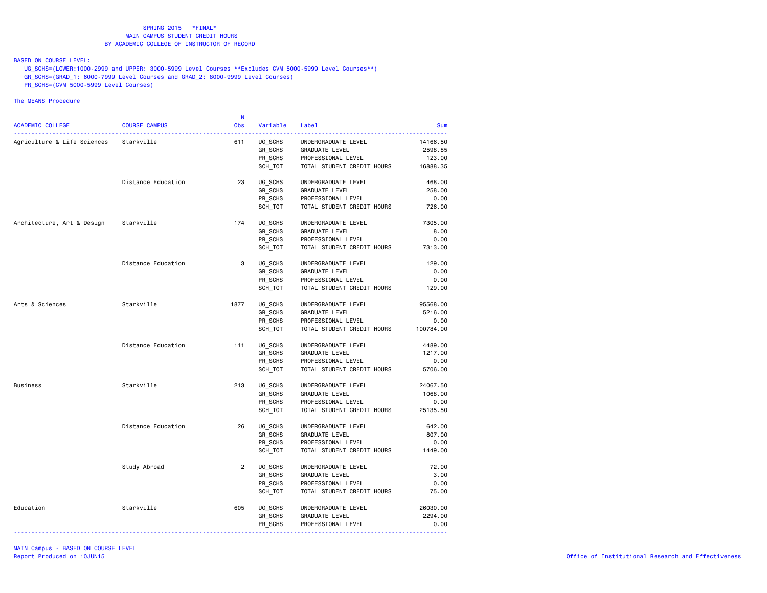SPRING 2015 \*FINAL\*
MAIN CAMPUS STUDENT CREDIT HOURS
BY ACADEMIC COLLEGE OF INSTRUCTOR OF RECORD

BASED ON COURSE LEVEL:
UG_SCHS=(LOWER:1000-2999 and UPPER: 3000-5999 Level Courses **Excludes CVM 5000-5999 Level Courses**)
GR_SCHS=(GRAD_1: 6000-7999 Level Courses and GRAD_2: 8000-9999 Level Courses)
PR_SCHS=(CVM 5000-5999 Level Courses)

The MEANS Procedure

| ACADEMIC COLLEGE | COURSE CAMPUS | N Obs | Variable | Label | Sum |
|---|---|---|---|---|---|
| Agriculture & Life Sciences | Starkville | 611 | UG_SCHS | UNDERGRADUATE LEVEL | 14166.50 |
| | | | GR_SCHS | GRADUATE LEVEL | 2598.85 |
| | | | PR_SCHS | PROFESSIONAL LEVEL | 123.00 |
| | | | SCH_TOT | TOTAL STUDENT CREDIT HOURS | 16888.35 |
| | Distance Education | 23 | UG_SCHS | UNDERGRADUATE LEVEL | 468.00 |
| | | | GR_SCHS | GRADUATE LEVEL | 258.00 |
| | | | PR_SCHS | PROFESSIONAL LEVEL | 0.00 |
| | | | SCH_TOT | TOTAL STUDENT CREDIT HOURS | 726.00 |
| Architecture, Art & Design | Starkville | 174 | UG_SCHS | UNDERGRADUATE LEVEL | 7305.00 |
| | | | GR_SCHS | GRADUATE LEVEL | 8.00 |
| | | | PR_SCHS | PROFESSIONAL LEVEL | 0.00 |
| | | | SCH_TOT | TOTAL STUDENT CREDIT HOURS | 7313.00 |
| | Distance Education | 3 | UG_SCHS | UNDERGRADUATE LEVEL | 129.00 |
| | | | GR_SCHS | GRADUATE LEVEL | 0.00 |
| | | | PR_SCHS | PROFESSIONAL LEVEL | 0.00 |
| | | | SCH_TOT | TOTAL STUDENT CREDIT HOURS | 129.00 |
| Arts & Sciences | Starkville | 1877 | UG_SCHS | UNDERGRADUATE LEVEL | 95568.00 |
| | | | GR_SCHS | GRADUATE LEVEL | 5216.00 |
| | | | PR_SCHS | PROFESSIONAL LEVEL | 0.00 |
| | | | SCH_TOT | TOTAL STUDENT CREDIT HOURS | 100784.00 |
| | Distance Education | 111 | UG_SCHS | UNDERGRADUATE LEVEL | 4489.00 |
| | | | GR_SCHS | GRADUATE LEVEL | 1217.00 |
| | | | PR_SCHS | PROFESSIONAL LEVEL | 0.00 |
| | | | SCH_TOT | TOTAL STUDENT CREDIT HOURS | 5706.00 |
| Business | Starkville | 213 | UG_SCHS | UNDERGRADUATE LEVEL | 24067.50 |
| | | | GR_SCHS | GRADUATE LEVEL | 1068.00 |
| | | | PR_SCHS | PROFESSIONAL LEVEL | 0.00 |
| | | | SCH_TOT | TOTAL STUDENT CREDIT HOURS | 25135.50 |
| | Distance Education | 26 | UG_SCHS | UNDERGRADUATE LEVEL | 642.00 |
| | | | GR_SCHS | GRADUATE LEVEL | 807.00 |
| | | | PR_SCHS | PROFESSIONAL LEVEL | 0.00 |
| | | | SCH_TOT | TOTAL STUDENT CREDIT HOURS | 1449.00 |
| | Study Abroad | 2 | UG_SCHS | UNDERGRADUATE LEVEL | 72.00 |
| | | | GR_SCHS | GRADUATE LEVEL | 3.00 |
| | | | PR_SCHS | PROFESSIONAL LEVEL | 0.00 |
| | | | SCH_TOT | TOTAL STUDENT CREDIT HOURS | 75.00 |
| Education | Starkville | 605 | UG_SCHS | UNDERGRADUATE LEVEL | 26030.00 |
| | | | GR_SCHS | GRADUATE LEVEL | 2294.00 |
| | | | PR_SCHS | PROFESSIONAL LEVEL | 0.00 |

MAIN Campus - BASED ON COURSE LEVEL
Report Produced on 10JUN15
Office of Institutional Research and Effectiveness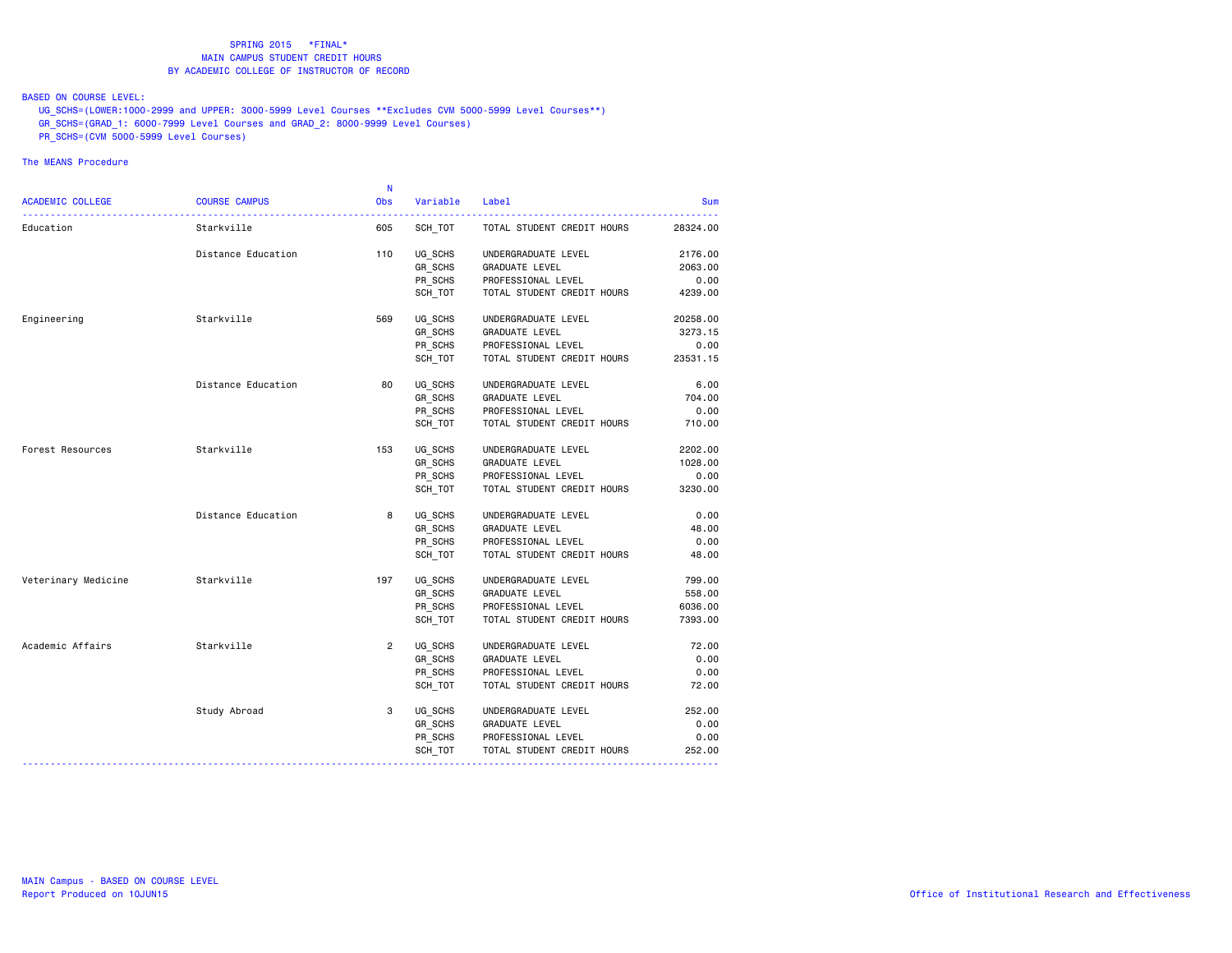SPRING 2015 *FINAL*
MAIN CAMPUS STUDENT CREDIT HOURS
BY ACADEMIC COLLEGE OF INSTRUCTOR OF RECORD

BASED ON COURSE LEVEL:
UG_SCHS=(LOWER:1000-2999 and UPPER: 3000-5999 Level Courses **Excludes CVM 5000-5999 Level Courses**)
GR_SCHS=(GRAD_1: 6000-7999 Level Courses and GRAD_2: 8000-9999 Level Courses)
PR_SCHS=(CVM 5000-5999 Level Courses)

The MEANS Procedure

| ACADEMIC COLLEGE | COURSE CAMPUS | N Obs | Variable | Label | Sum |
|---|---|---|---|---|---|
| Education | Starkville | 605 | SCH_TOT | TOTAL STUDENT CREDIT HOURS | 28324.00 |
| | Distance Education | 110 | UG_SCHS | UNDERGRADUATE LEVEL | 2176.00 |
| | | | GR_SCHS | GRADUATE LEVEL | 2063.00 |
| | | | PR_SCHS | PROFESSIONAL LEVEL | 0.00 |
| | | | SCH_TOT | TOTAL STUDENT CREDIT HOURS | 4239.00 |
| Engineering | Starkville | 569 | UG_SCHS | UNDERGRADUATE LEVEL | 20258.00 |
| | | | GR_SCHS | GRADUATE LEVEL | 3273.15 |
| | | | PR_SCHS | PROFESSIONAL LEVEL | 0.00 |
| | | | SCH_TOT | TOTAL STUDENT CREDIT HOURS | 23531.15 |
| | Distance Education | 80 | UG_SCHS | UNDERGRADUATE LEVEL | 6.00 |
| | | | GR_SCHS | GRADUATE LEVEL | 704.00 |
| | | | PR_SCHS | PROFESSIONAL LEVEL | 0.00 |
| | | | SCH_TOT | TOTAL STUDENT CREDIT HOURS | 710.00 |
| Forest Resources | Starkville | 153 | UG_SCHS | UNDERGRADUATE LEVEL | 2202.00 |
| | | | GR_SCHS | GRADUATE LEVEL | 1028.00 |
| | | | PR_SCHS | PROFESSIONAL LEVEL | 0.00 |
| | | | SCH_TOT | TOTAL STUDENT CREDIT HOURS | 3230.00 |
| | Distance Education | 8 | UG_SCHS | UNDERGRADUATE LEVEL | 0.00 |
| | | | GR_SCHS | GRADUATE LEVEL | 48.00 |
| | | | PR_SCHS | PROFESSIONAL LEVEL | 0.00 |
| | | | SCH_TOT | TOTAL STUDENT CREDIT HOURS | 48.00 |
| Veterinary Medicine | Starkville | 197 | UG_SCHS | UNDERGRADUATE LEVEL | 799.00 |
| | | | GR_SCHS | GRADUATE LEVEL | 558.00 |
| | | | PR_SCHS | PROFESSIONAL LEVEL | 6036.00 |
| | | | SCH_TOT | TOTAL STUDENT CREDIT HOURS | 7393.00 |
| Academic Affairs | Starkville | 2 | UG_SCHS | UNDERGRADUATE LEVEL | 72.00 |
| | | | GR_SCHS | GRADUATE LEVEL | 0.00 |
| | | | PR_SCHS | PROFESSIONAL LEVEL | 0.00 |
| | | | SCH_TOT | TOTAL STUDENT CREDIT HOURS | 72.00 |
| | Study Abroad | 3 | UG_SCHS | UNDERGRADUATE LEVEL | 252.00 |
| | | | GR_SCHS | GRADUATE LEVEL | 0.00 |
| | | | PR_SCHS | PROFESSIONAL LEVEL | 0.00 |
| | | | SCH_TOT | TOTAL STUDENT CREDIT HOURS | 252.00 |

MAIN Campus - BASED ON COURSE LEVEL
Report Produced on 10JUN15

Office of Institutional Research and Effectiveness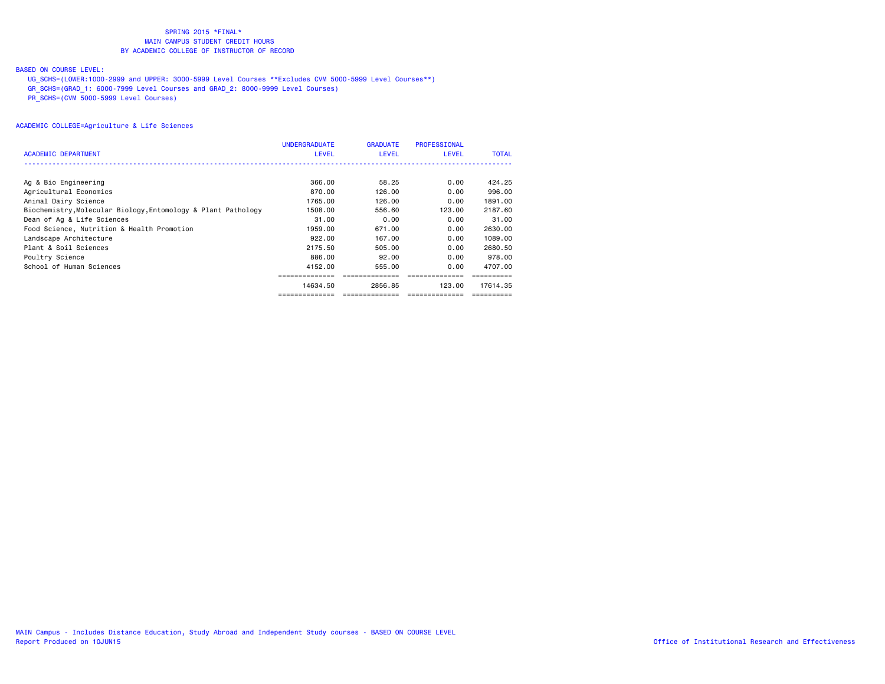# SPRING 2015 *FINAL*
## MAIN CAMPUS STUDENT CREDIT HOURS
## BY ACADEMIC COLLEGE OF INSTRUCTOR OF RECORD

BASED ON COURSE LEVEL:

UG_SCHS=(LOWER:1000-2999 and UPPER: 3000-5999 Level Courses **Excludes CVM 5000-5999 Level Courses**)
GR_SCHS=(GRAD_1: 6000-7999 Level Courses and GRAD_2: 8000-9999 Level Courses)
PR_SCHS=(CVM 5000-5999 Level Courses)

ACADEMIC COLLEGE=Agriculture & Life Sciences

| ACADEMIC DEPARTMENT | UNDERGRADUATE LEVEL | GRADUATE LEVEL | PROFESSIONAL LEVEL | TOTAL |
|---|---|---|---|---|
| Ag & Bio Engineering | 366.00 | 58.25 | 0.00 | 424.25 |
| Agricultural Economics | 870.00 | 126.00 | 0.00 | 996.00 |
| Animal Dairy Science | 1765.00 | 126.00 | 0.00 | 1891.00 |
| Biochemistry,Molecular Biology,Entomology & Plant Pathology | 1508.00 | 556.60 | 123.00 | 2187.60 |
| Dean of Ag & Life Sciences | 31.00 | 0.00 | 0.00 | 31.00 |
| Food Science, Nutrition & Health Promotion | 1959.00 | 671.00 | 0.00 | 2630.00 |
| Landscape Architecture | 922.00 | 167.00 | 0.00 | 1089.00 |
| Plant & Soil Sciences | 2175.50 | 505.00 | 0.00 | 2680.50 |
| Poultry Science | 886.00 | 92.00 | 0.00 | 978.00 |
| School of Human Sciences | 4152.00 | 555.00 | 0.00 | 4707.00 |
| | 14634.50 | 2856.85 | 123.00 | 17614.35 |

MAIN Campus - Includes Distance Education, Study Abroad and Independent Study courses - BASED ON COURSE LEVEL
Report Produced on 10JUN15

Office of Institutional Research and Effectiveness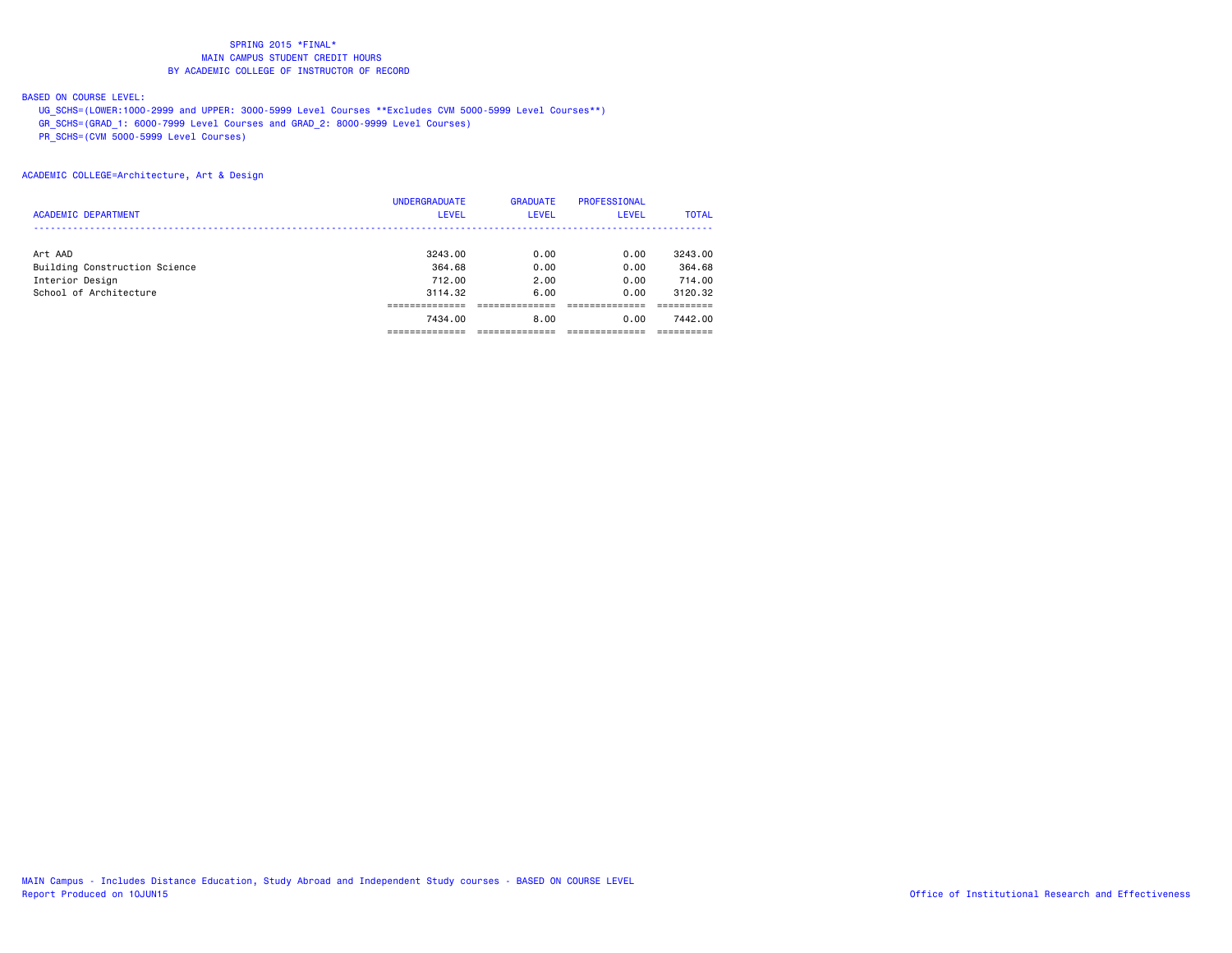SPRING 2015 *FINAL*
MAIN CAMPUS STUDENT CREDIT HOURS
BY ACADEMIC COLLEGE OF INSTRUCTOR OF RECORD

BASED ON COURSE LEVEL:
UG_SCHS=(LOWER:1000-2999 and UPPER: 3000-5999 Level Courses **Excludes CVM 5000-5999 Level Courses**)
GR_SCHS=(GRAD_1: 6000-7999 Level Courses and GRAD_2: 8000-9999 Level Courses)
PR_SCHS=(CVM 5000-5999 Level Courses)

ACADEMIC COLLEGE=Architecture, Art & Design

| ACADEMIC DEPARTMENT | UNDERGRADUATE LEVEL | GRADUATE LEVEL | PROFESSIONAL LEVEL | TOTAL |
|---|---|---|---|---|
| Art AAD | 3243.00 | 0.00 | 0.00 | 3243.00 |
| Building Construction Science | 364.68 | 0.00 | 0.00 | 364.68 |
| Interior Design | 712.00 | 2.00 | 0.00 | 714.00 |
| School of Architecture | 3114.32 | 6.00 | 0.00 | 3120.32 |
| | 7434.00 | 8.00 | 0.00 | 7442.00 |

MAIN Campus - Includes Distance Education, Study Abroad and Independent Study courses - BASED ON COURSE LEVEL
Report Produced on 10JUN15
Office of Institutional Research and Effectiveness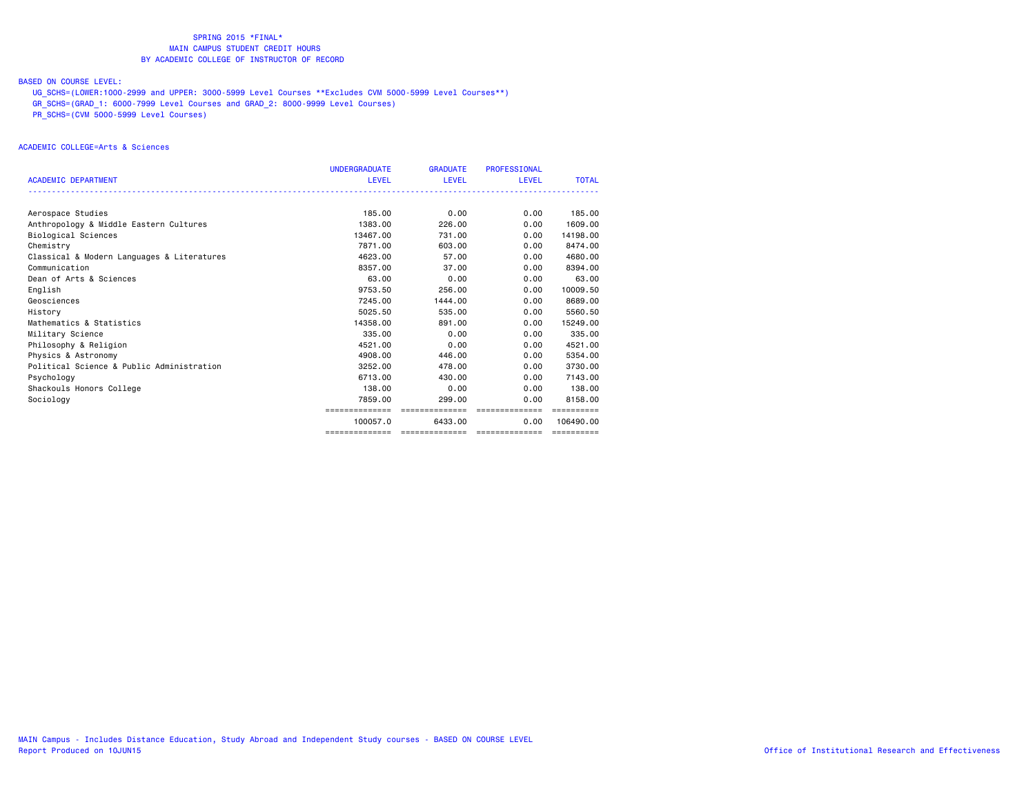SPRING 2015 *FINAL*
MAIN CAMPUS STUDENT CREDIT HOURS
BY ACADEMIC COLLEGE OF INSTRUCTOR OF RECORD

BASED ON COURSE LEVEL:
UG_SCHS=(LOWER:1000-2999 and UPPER: 3000-5999 Level Courses **Excludes CVM 5000-5999 Level Courses**)
GR_SCHS=(GRAD_1: 6000-7999 Level Courses and GRAD_2: 8000-9999 Level Courses)
PR_SCHS=(CVM 5000-5999 Level Courses)

ACADEMIC COLLEGE=Arts & Sciences

| ACADEMIC DEPARTMENT | UNDERGRADUATE LEVEL | GRADUATE LEVEL | PROFESSIONAL LEVEL | TOTAL |
|---|---|---|---|---|
| Aerospace Studies | 185.00 | 0.00 | 0.00 | 185.00 |
| Anthropology & Middle Eastern Cultures | 1383.00 | 226.00 | 0.00 | 1609.00 |
| Biological Sciences | 13467.00 | 731.00 | 0.00 | 14198.00 |
| Chemistry | 7871.00 | 603.00 | 0.00 | 8474.00 |
| Classical & Modern Languages & Literatures | 4623.00 | 57.00 | 0.00 | 4680.00 |
| Communication | 8357.00 | 37.00 | 0.00 | 8394.00 |
| Dean of Arts & Sciences | 63.00 | 0.00 | 0.00 | 63.00 |
| English | 9753.50 | 256.00 | 0.00 | 10009.50 |
| Geosciences | 7245.00 | 1444.00 | 0.00 | 8689.00 |
| History | 5025.50 | 535.00 | 0.00 | 5560.50 |
| Mathematics & Statistics | 14358.00 | 891.00 | 0.00 | 15249.00 |
| Military Science | 335.00 | 0.00 | 0.00 | 335.00 |
| Philosophy & Religion | 4521.00 | 0.00 | 0.00 | 4521.00 |
| Physics & Astronomy | 4908.00 | 446.00 | 0.00 | 5354.00 |
| Political Science & Public Administration | 3252.00 | 478.00 | 0.00 | 3730.00 |
| Psychology | 6713.00 | 430.00 | 0.00 | 7143.00 |
| Shackouls Honors College | 138.00 | 0.00 | 0.00 | 138.00 |
| Sociology | 7859.00 | 299.00 | 0.00 | 8158.00 |
| | 100057.0 | 6433.00 | 0.00 | 106490.00 |

MAIN Campus - Includes Distance Education, Study Abroad and Independent Study courses - BASED ON COURSE LEVEL
Report Produced on 10JUN15

Office of Institutional Research and Effectiveness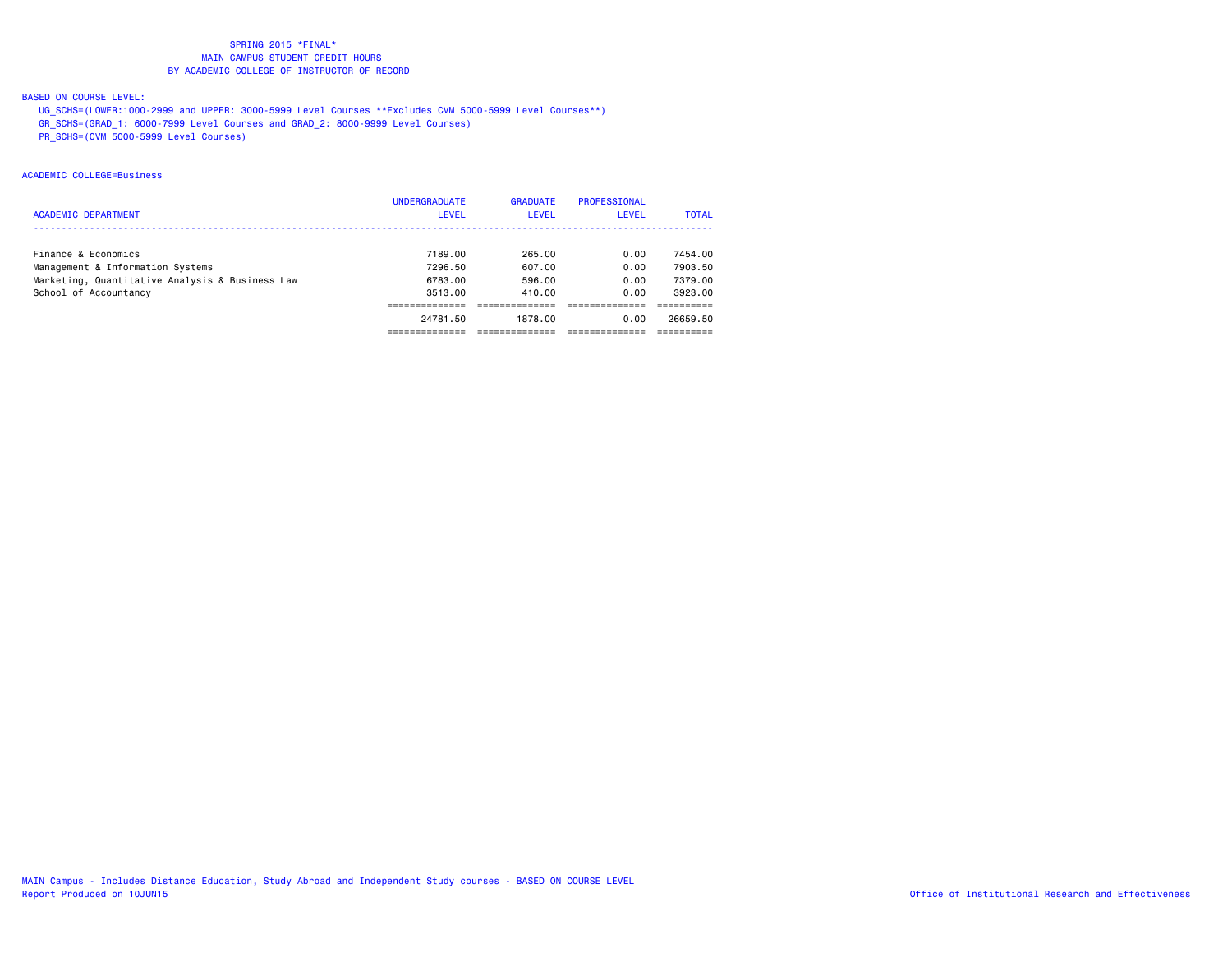SPRING 2015 *FINAL*
MAIN CAMPUS STUDENT CREDIT HOURS
BY ACADEMIC COLLEGE OF INSTRUCTOR OF RECORD

BASED ON COURSE LEVEL:
UG_SCHS=(LOWER:1000-2999 and UPPER: 3000-5999 Level Courses **Excludes CVM 5000-5999 Level Courses**)
GR_SCHS=(GRAD_1: 6000-7999 Level Courses and GRAD_2: 8000-9999 Level Courses)
PR_SCHS=(CVM 5000-5999 Level Courses)

ACADEMIC COLLEGE=Business

| ACADEMIC DEPARTMENT | UNDERGRADUATE LEVEL | GRADUATE LEVEL | PROFESSIONAL LEVEL | TOTAL |
|---|---|---|---|---|
| Finance & Economics | 7189.00 | 265.00 | 0.00 | 7454.00 |
| Management & Information Systems | 7296.50 | 607.00 | 0.00 | 7903.50 |
| Marketing, Quantitative Analysis & Business Law | 6783.00 | 596.00 | 0.00 | 7379.00 |
| School of Accountancy | 3513.00 | 410.00 | 0.00 | 3923.00 |
| | 24781.50 | 1878.00 | 0.00 | 26659.50 |

MAIN Campus - Includes Distance Education, Study Abroad and Independent Study courses - BASED ON COURSE LEVEL
Report Produced on 10JUN15

Office of Institutional Research and Effectiveness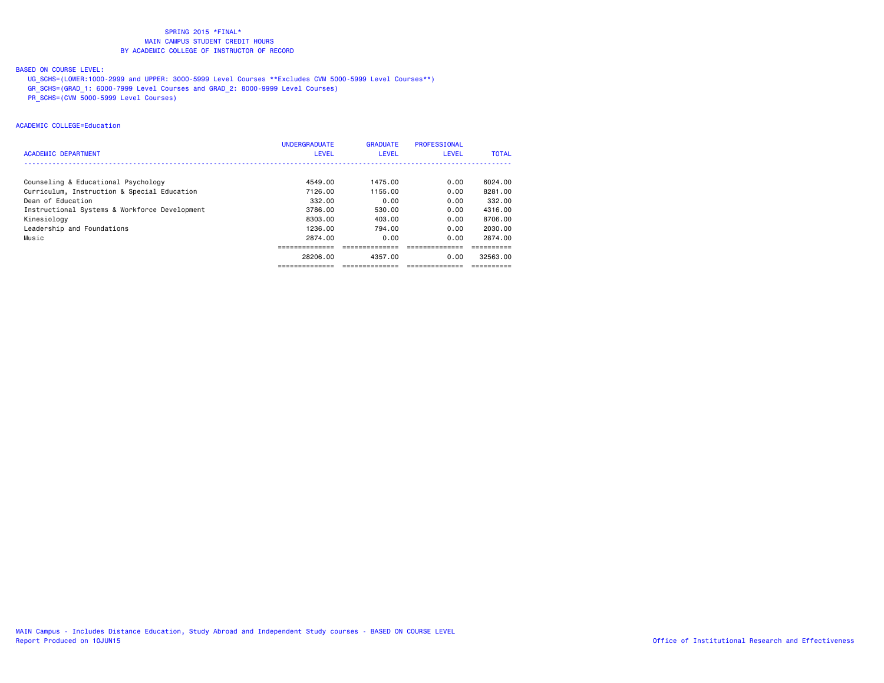# SPRING 2015 *FINAL*
## MAIN CAMPUS STUDENT CREDIT HOURS
## BY ACADEMIC COLLEGE OF INSTRUCTOR OF RECORD

BASED ON COURSE LEVEL:

UG_SCHS=(LOWER:1000-2999 and UPPER: 3000-5999 Level Courses **Excludes CVM 5000-5999 Level Courses**)
GR_SCHS=(GRAD_1: 6000-7999 Level Courses and GRAD_2: 8000-9999 Level Courses)
PR_SCHS=(CVM 5000-5999 Level Courses)

ACADEMIC COLLEGE=Education

| ACADEMIC DEPARTMENT | UNDERGRADUATE LEVEL | GRADUATE LEVEL | PROFESSIONAL LEVEL | TOTAL |
|---|---|---|---|---|
| Counseling & Educational Psychology | 4549.00 | 1475.00 | 0.00 | 6024.00 |
| Curriculum, Instruction & Special Education | 7126.00 | 1155.00 | 0.00 | 8281.00 |
| Dean of Education | 332.00 | 0.00 | 0.00 | 332.00 |
| Instructional Systems & Workforce Development | 3786.00 | 530.00 | 0.00 | 4316.00 |
| Kinesiology | 8303.00 | 403.00 | 0.00 | 8706.00 |
| Leadership and Foundations | 1236.00 | 794.00 | 0.00 | 2030.00 |
| Music | 2874.00 | 0.00 | 0.00 | 2874.00 |
| | 28206.00 | 4357.00 | 0.00 | 32563.00 |

MAIN Campus - Includes Distance Education, Study Abroad and Independent Study courses - BASED ON COURSE LEVEL
Report Produced on 10JUN15

Office of Institutional Research and Effectiveness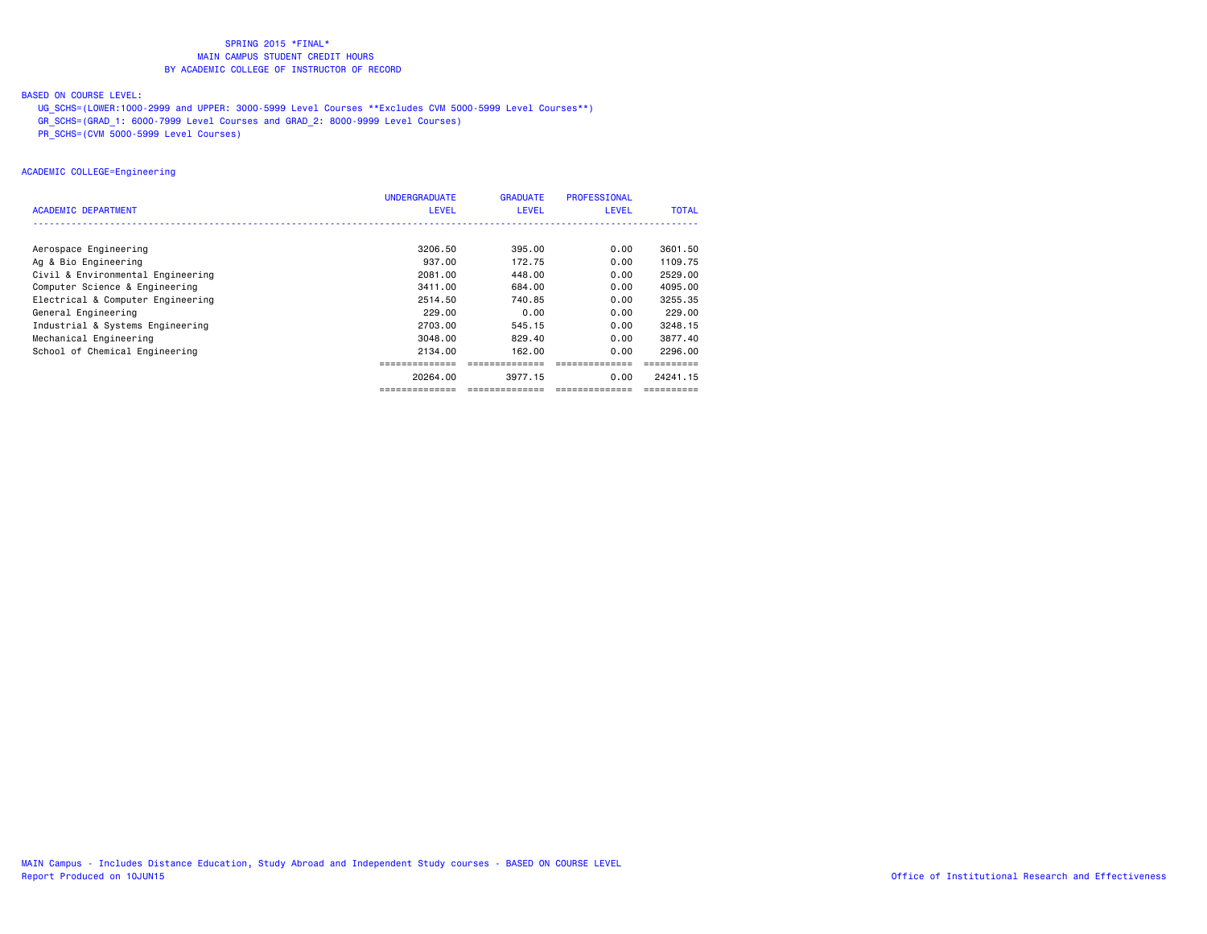SPRING 2015 *FINAL*
MAIN CAMPUS STUDENT CREDIT HOURS
BY ACADEMIC COLLEGE OF INSTRUCTOR OF RECORD

BASED ON COURSE LEVEL:
UG_SCHS=(LOWER:1000-2999 and UPPER: 3000-5999 Level Courses **Excludes CVM 5000-5999 Level Courses**)
GR_SCHS=(GRAD_1: 6000-7999 Level Courses and GRAD_2: 8000-9999 Level Courses)
PR_SCHS=(CVM 5000-5999 Level Courses)

ACADEMIC COLLEGE=Engineering

| ACADEMIC DEPARTMENT | UNDERGRADUATE LEVEL | GRADUATE LEVEL | PROFESSIONAL LEVEL | TOTAL |
|---|---|---|---|---|
| Aerospace Engineering | 3206.50 | 395.00 | 0.00 | 3601.50 |
| Ag & Bio Engineering | 937.00 | 172.75 | 0.00 | 1109.75 |
| Civil & Environmental Engineering | 2081.00 | 448.00 | 0.00 | 2529.00 |
| Computer Science & Engineering | 3411.00 | 684.00 | 0.00 | 4095.00 |
| Electrical & Computer Engineering | 2514.50 | 740.85 | 0.00 | 3255.35 |
| General Engineering | 229.00 | 0.00 | 0.00 | 229.00 |
| Industrial & Systems Engineering | 2703.00 | 545.15 | 0.00 | 3248.15 |
| Mechanical Engineering | 3048.00 | 829.40 | 0.00 | 3877.40 |
| School of Chemical Engineering | 2134.00 | 162.00 | 0.00 | 2296.00 |
| | 20264.00 | 3977.15 | 0.00 | 24241.15 |

MAIN Campus - Includes Distance Education, Study Abroad and Independent Study courses - BASED ON COURSE LEVEL
Report Produced on 10JUN15
Office of Institutional Research and Effectiveness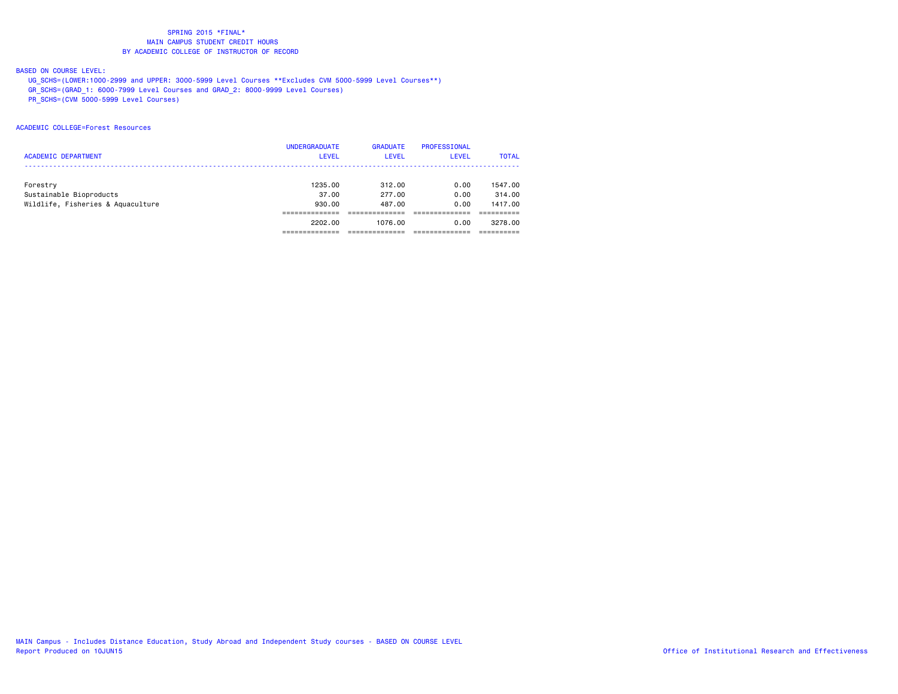SPRING 2015 *FINAL*
MAIN CAMPUS STUDENT CREDIT HOURS
BY ACADEMIC COLLEGE OF INSTRUCTOR OF RECORD

BASED ON COURSE LEVEL:
UG_SCHS=(LOWER:1000-2999 and UPPER: 3000-5999 Level Courses **Excludes CVM 5000-5999 Level Courses**)
GR_SCHS=(GRAD_1: 6000-7999 Level Courses and GRAD_2: 8000-9999 Level Courses)
PR_SCHS=(CVM 5000-5999 Level Courses)

ACADEMIC COLLEGE=Forest Resources

| ACADEMIC DEPARTMENT | UNDERGRADUATE LEVEL | GRADUATE LEVEL | PROFESSIONAL LEVEL | TOTAL |
|---|---|---|---|---|
| Forestry | 1235.00 | 312.00 | 0.00 | 1547.00 |
| Sustainable Bioproducts | 37.00 | 277.00 | 0.00 | 314.00 |
| Wildlife, Fisheries & Aquaculture | 930.00 | 487.00 | 0.00 | 1417.00 |
| | 2202.00 | 1076.00 | 0.00 | 3278.00 |

MAIN Campus - Includes Distance Education, Study Abroad and Independent Study courses - BASED ON COURSE LEVEL
Report Produced on 10JUN15
Office of Institutional Research and Effectiveness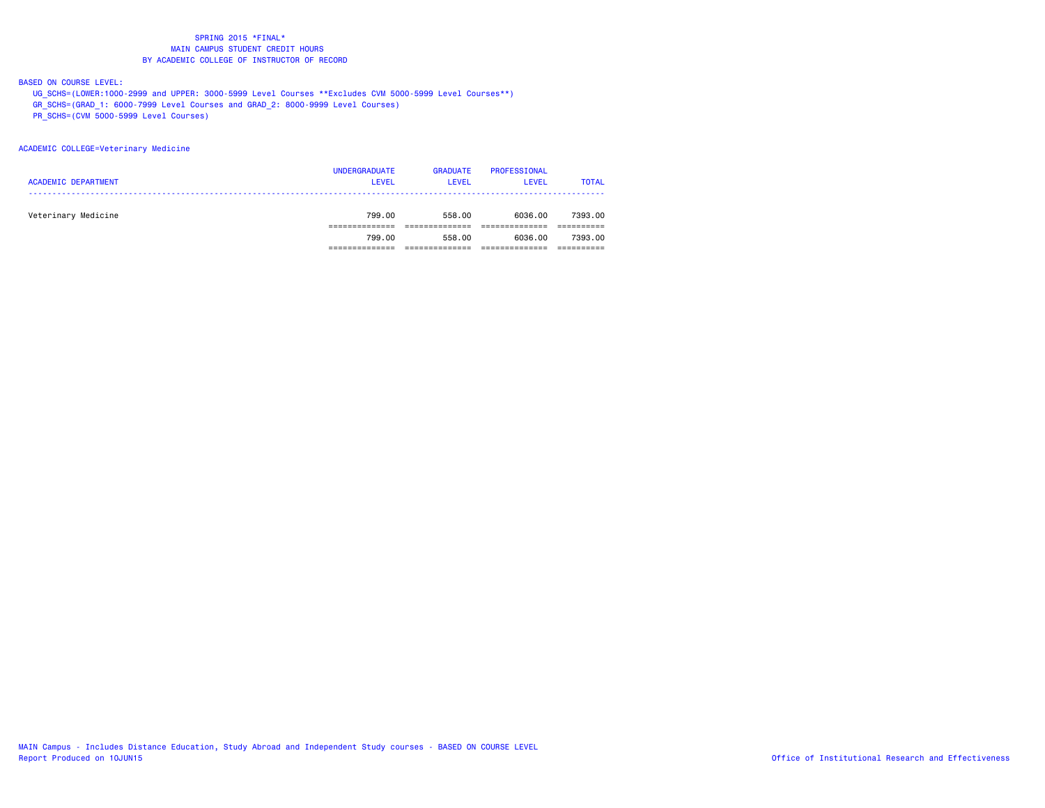# SPRING 2015 *FINAL*
## MAIN CAMPUS STUDENT CREDIT HOURS
## BY ACADEMIC COLLEGE OF INSTRUCTOR OF RECORD

BASED ON COURSE LEVEL:
- UG_SCHS=(LOWER:1000-2999 and UPPER: 3000-5999 Level Courses **Excludes CVM 5000-5999 Level Courses**)
- GR_SCHS=(GRAD_1: 6000-7999 Level Courses and GRAD_2: 8000-9999 Level Courses)
- PR_SCHS=(CVM 5000-5999 Level Courses)

ACADEMIC COLLEGE=Veterinary Medicine

| ACADEMIC DEPARTMENT | UNDERGRADUATE LEVEL | GRADUATE LEVEL | PROFESSIONAL LEVEL | TOTAL |
|---|---|---|---|---|
| Veterinary Medicine | 799.00 | 558.00 | 6036.00 | 7393.00 |
| | 799.00 | 558.00 | 6036.00 | 7393.00 |

MAIN Campus - Includes Distance Education, Study Abroad and Independent Study courses - BASED ON COURSE LEVEL
Report Produced on 10JUN15

Office of Institutional Research and Effectiveness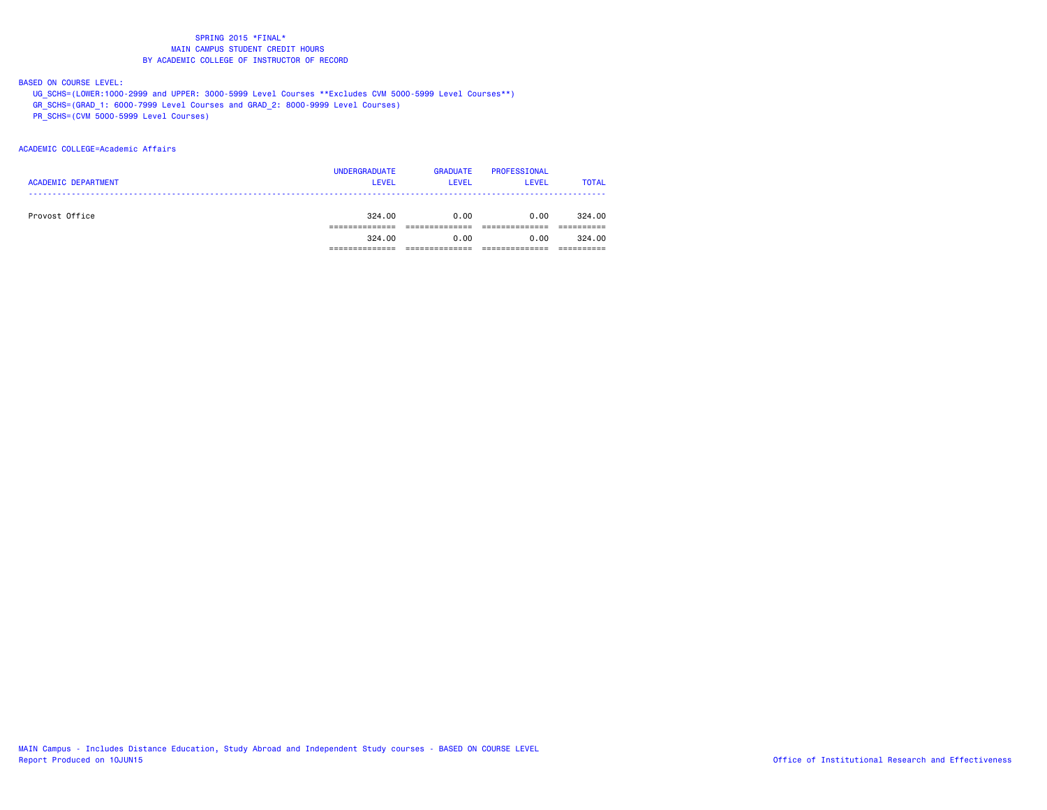SPRING 2015 *FINAL*
MAIN CAMPUS STUDENT CREDIT HOURS
BY ACADEMIC COLLEGE OF INSTRUCTOR OF RECORD

BASED ON COURSE LEVEL:
UG_SCHS=(LOWER:1000-2999 and UPPER: 3000-5999 Level Courses **Excludes CVM 5000-5999 Level Courses**)
GR_SCHS=(GRAD_1: 6000-7999 Level Courses and GRAD_2: 8000-9999 Level Courses)
PR_SCHS=(CVM 5000-5999 Level Courses)

ACADEMIC COLLEGE=Academic Affairs

| ACADEMIC DEPARTMENT | UNDERGRADUATE LEVEL | GRADUATE LEVEL | PROFESSIONAL LEVEL | TOTAL |
|---|---|---|---|---|
| Provost Office | 324.00 | 0.00 | 0.00 | 324.00 |
| | 324.00 | 0.00 | 0.00 | 324.00 |

MAIN Campus - Includes Distance Education, Study Abroad and Independent Study courses - BASED ON COURSE LEVEL
Report Produced on 10JUN15
Office of Institutional Research and Effectiveness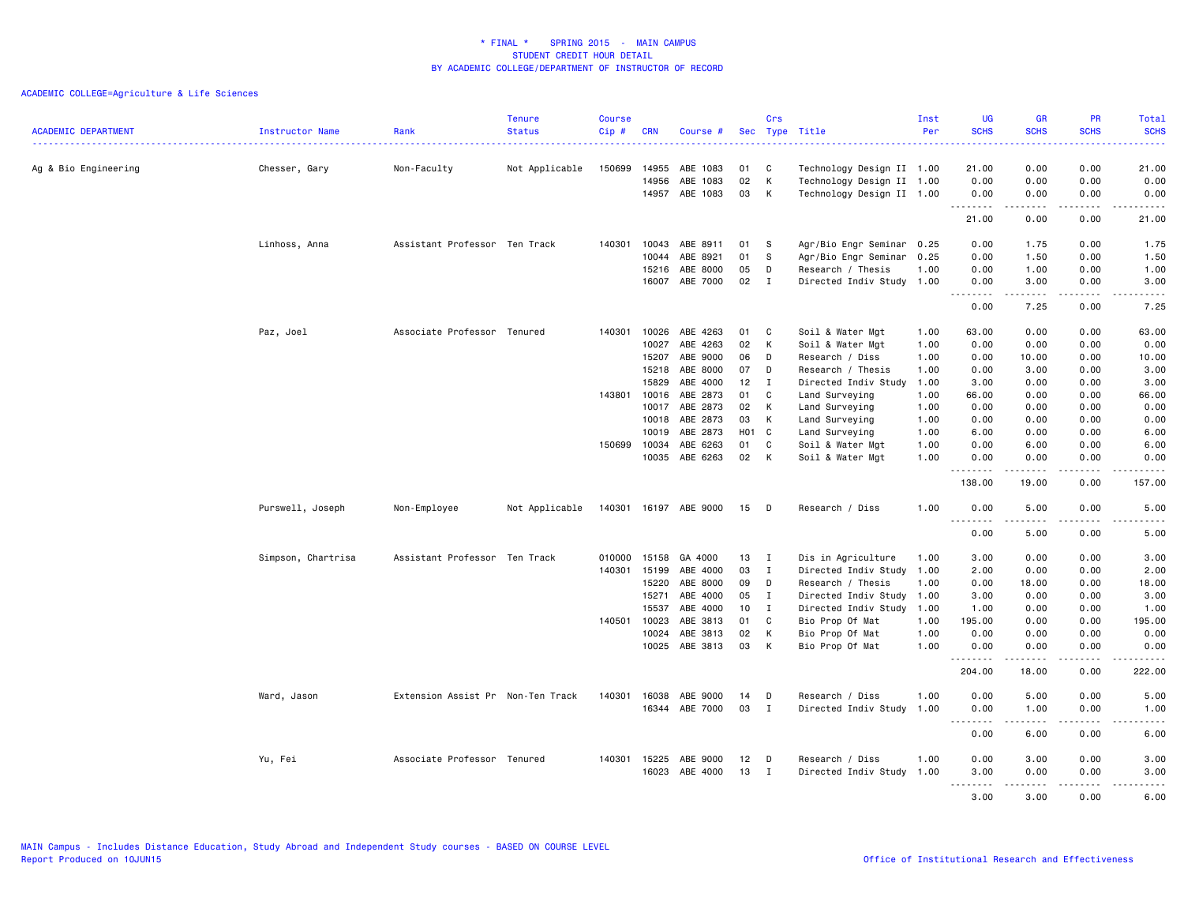# * FINAL * SPRING 2015 - MAIN CAMPUS
## STUDENT CREDIT HOUR DETAIL
## BY ACADEMIC COLLEGE/DEPARTMENT OF INSTRUCTOR OF RECORD

ACADEMIC COLLEGE=Agriculture & Life Sciences

| ACADEMIC DEPARTMENT | Instructor Name | Rank | Tenure Status | Course Cip # | CRN | Course # | Sec | Crs Type | Title | Inst Per | UG SCHS | GR SCHS | PR SCHS | Total SCHS |
|---|---|---|---|---|---|---|---|---|---|---|---|---|---|---|
| Ag & Bio Engineering | Chesser, Gary | Non-Faculty | Not Applicable | 150699 | 14955 | ABE 1083 | 01 | C | Technology Design II | 1.00 | 21.00 | 0.00 | 0.00 | 21.00 |
| | | | | | 14956 | ABE 1083 | 02 | K | Technology Design II | 1.00 | 0.00 | 0.00 | 0.00 | 0.00 |
| | | | | | 14957 | ABE 1083 | 03 | K | Technology Design II | 1.00 | 0.00 | 0.00 | 0.00 | 0.00 |
| | | | | | | | | | | | 21.00 | 0.00 | 0.00 | 21.00 |
| | Linhoss, Anna | Assistant Professor | Ten Track | 140301 | 10043 | ABE 8911 | 01 | S | Agr/Bio Engr Seminar | 0.25 | 0.00 | 1.75 | 0.00 | 1.75 |
| | | | | | 10044 | ABE 8921 | 01 | S | Agr/Bio Engr Seminar | 0.25 | 0.00 | 1.50 | 0.00 | 1.50 |
| | | | | | 15216 | ABE 8000 | 05 | D | Research / Thesis | 1.00 | 0.00 | 1.00 | 0.00 | 1.00 |
| | | | | | 16007 | ABE 7000 | 02 | I | Directed Indiv Study | 1.00 | 0.00 | 3.00 | 0.00 | 3.00 |
| | | | | | | | | | | | 0.00 | 7.25 | 0.00 | 7.25 |
| | Paz, Joel | Associate Professor | Tenured | 140301 | 10026 | ABE 4263 | 01 | C | Soil & Water Mgt | 1.00 | 63.00 | 0.00 | 0.00 | 63.00 |
| | | | | | 10027 | ABE 4263 | 02 | K | Soil & Water Mgt | 1.00 | 0.00 | 0.00 | 0.00 | 0.00 |
| | | | | | 15207 | ABE 9000 | 06 | D | Research / Diss | 1.00 | 0.00 | 10.00 | 0.00 | 10.00 |
| | | | | | 15218 | ABE 8000 | 07 | D | Research / Thesis | 1.00 | 0.00 | 3.00 | 0.00 | 3.00 |
| | | | | | 15829 | ABE 4000 | 12 | I | Directed Indiv Study | 1.00 | 3.00 | 0.00 | 0.00 | 3.00 |
| | | | | 143801 | 10016 | ABE 2873 | 01 | C | Land Surveying | 1.00 | 66.00 | 0.00 | 0.00 | 66.00 |
| | | | | | 10017 | ABE 2873 | 02 | K | Land Surveying | 1.00 | 0.00 | 0.00 | 0.00 | 0.00 |
| | | | | | 10018 | ABE 2873 | 03 | K | Land Surveying | 1.00 | 0.00 | 0.00 | 0.00 | 0.00 |
| | | | | | 10019 | ABE 2873 | H01 | C | Land Surveying | 1.00 | 6.00 | 0.00 | 0.00 | 6.00 |
| | | | | 150699 | 10034 | ABE 6263 | 01 | C | Soil & Water Mgt | 1.00 | 0.00 | 6.00 | 0.00 | 6.00 |
| | | | | | 10035 | ABE 6263 | 02 | K | Soil & Water Mgt | 1.00 | 0.00 | 0.00 | 0.00 | 0.00 |
| | | | | | | | | | | | 138.00 | 19.00 | 0.00 | 157.00 |
| | Purswell, Joseph | Non-Employee | Not Applicable | 140301 | 16197 | ABE 9000 | 15 | D | Research / Diss | 1.00 | 0.00 | 5.00 | 0.00 | 5.00 |
| | | | | | | | | | | | 0.00 | 5.00 | 0.00 | 5.00 |
| | Simpson, Chartrisa | Assistant Professor | Ten Track | 010000 | 15158 | GA 4000 | 13 | I | Dis in Agriculture | 1.00 | 3.00 | 0.00 | 0.00 | 3.00 |
| | | | | 140301 | 15199 | ABE 4000 | 03 | I | Directed Indiv Study | 1.00 | 2.00 | 0.00 | 0.00 | 2.00 |
| | | | | | 15220 | ABE 8000 | 09 | D | Research / Thesis | 1.00 | 0.00 | 18.00 | 0.00 | 18.00 |
| | | | | | 15271 | ABE 4000 | 05 | I | Directed Indiv Study | 1.00 | 3.00 | 0.00 | 0.00 | 3.00 |
| | | | | | 15537 | ABE 4000 | 10 | I | Directed Indiv Study | 1.00 | 1.00 | 0.00 | 0.00 | 1.00 |
| | | | | 140501 | 10023 | ABE 3813 | 01 | C | Bio Prop Of Mat | 1.00 | 195.00 | 0.00 | 0.00 | 195.00 |
| | | | | | 10024 | ABE 3813 | 02 | K | Bio Prop Of Mat | 1.00 | 0.00 | 0.00 | 0.00 | 0.00 |
| | | | | | 10025 | ABE 3813 | 03 | K | Bio Prop Of Mat | 1.00 | 0.00 | 0.00 | 0.00 | 0.00 |
| | | | | | | | | | | | 204.00 | 18.00 | 0.00 | 222.00 |
| | Ward, Jason | Extension Assist Pr | Non-Ten Track | 140301 | 16038 | ABE 9000 | 14 | D | Research / Diss | 1.00 | 0.00 | 5.00 | 0.00 | 5.00 |
| | | | | | 16344 | ABE 7000 | 03 | I | Directed Indiv Study | 1.00 | 0.00 | 1.00 | 0.00 | 1.00 |
| | | | | | | | | | | | 0.00 | 6.00 | 0.00 | 6.00 |
| | Yu, Fei | Associate Professor | Tenured | 140301 | 15225 | ABE 9000 | 12 | D | Research / Diss | 1.00 | 0.00 | 3.00 | 0.00 | 3.00 |
| | | | | | 16023 | ABE 4000 | 13 | I | Directed Indiv Study | 1.00 | 3.00 | 0.00 | 0.00 | 3.00 |
| | | | | | | | | | | | 3.00 | 3.00 | 0.00 | 6.00 |

MAIN Campus - Includes Distance Education, Study Abroad and Independent Study courses - BASED ON COURSE LEVEL
Report Produced on 10JUN15

Office of Institutional Research and Effectiveness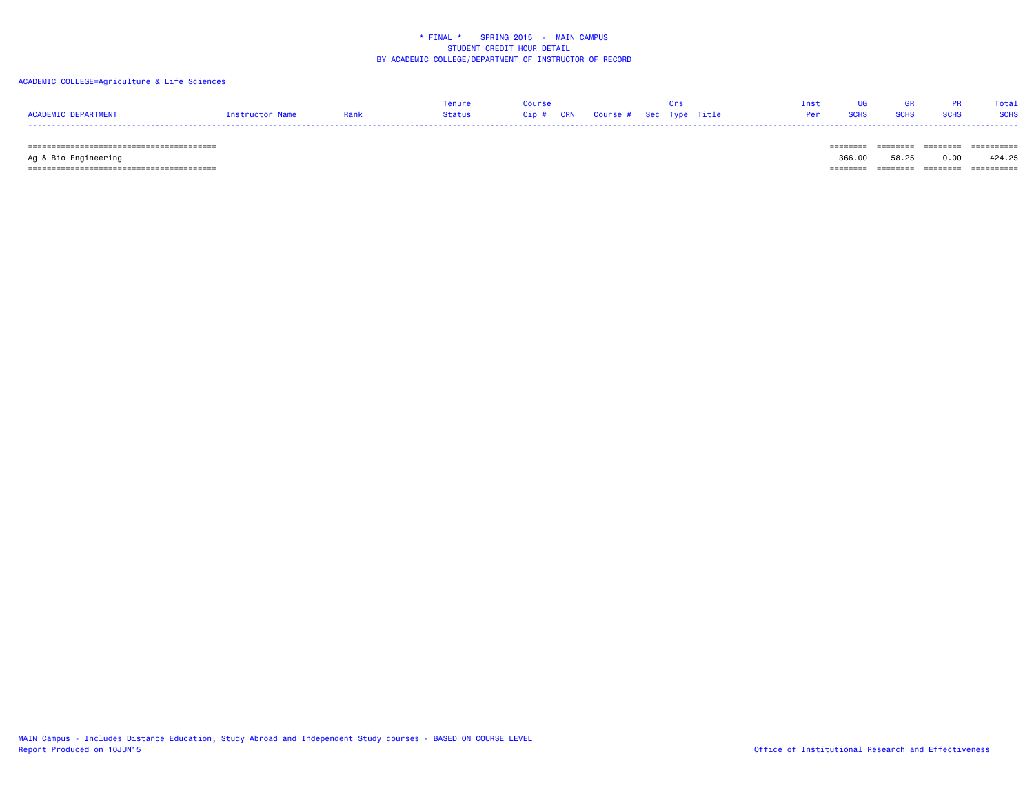\* FINAL \*   SPRING 2015 - MAIN CAMPUS
STUDENT CREDIT HOUR DETAIL
BY ACADEMIC COLLEGE/DEPARTMENT OF INSTRUCTOR OF RECORD

ACADEMIC COLLEGE=Agriculture & Life Sciences

| ACADEMIC DEPARTMENT | Instructor Name | Rank | Tenure Status | Course Cip # | CRN | Course # | Sec | Crs Type | Title | Inst Per | UG SCHS | GR SCHS | PR SCHS | Total SCHS |
|---|---|---|---|---|---|---|---|---|---|---|---|---|---|---|
| Ag & Bio Engineering | | | | | | | | | | | 366.00 | 58.25 | 0.00 | 424.25 |

MAIN Campus - Includes Distance Education, Study Abroad and Independent Study courses - BASED ON COURSE LEVEL
Report Produced on 10JUN15

Office of Institutional Research and Effectiveness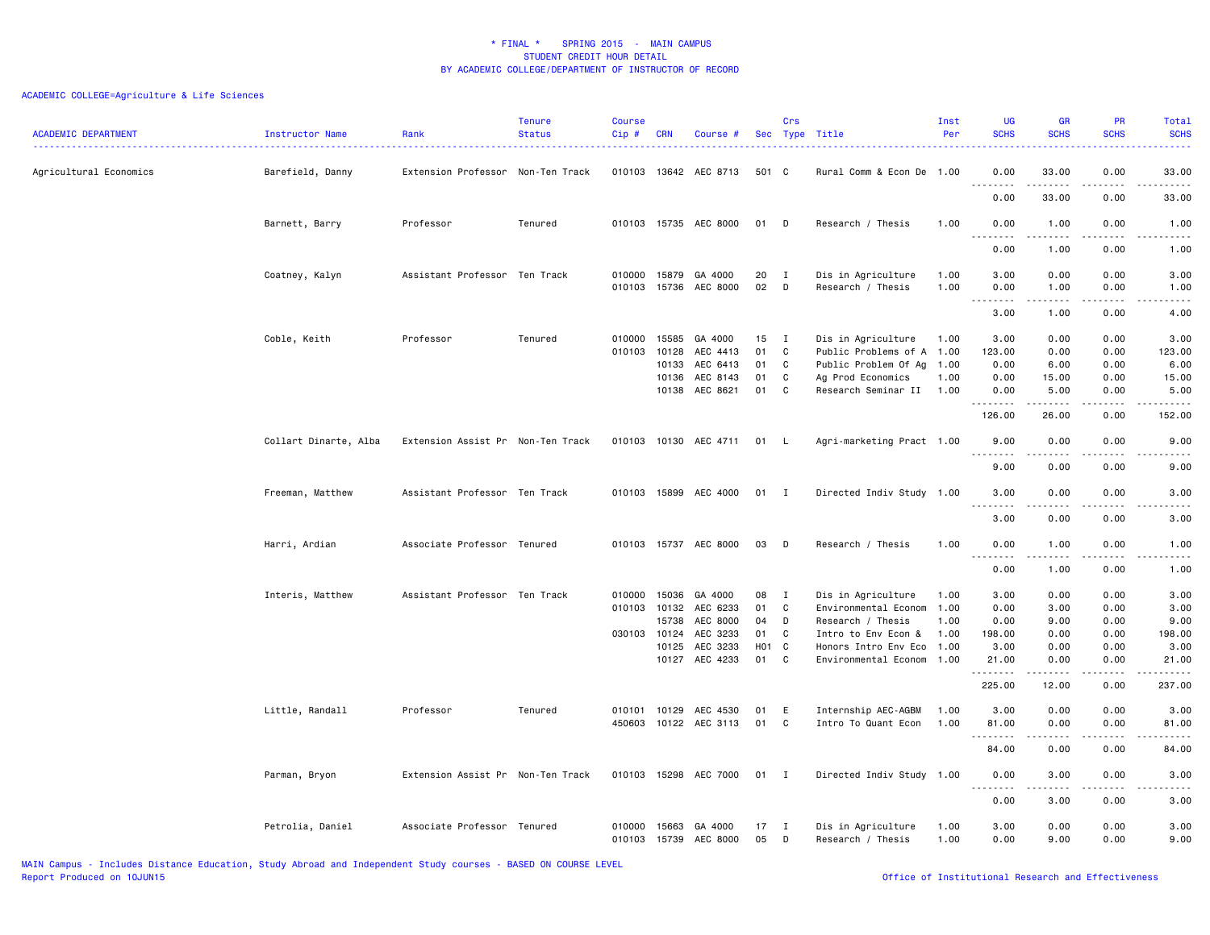* FINAL * SPRING 2015 - MAIN CAMPUS
STUDENT CREDIT HOUR DETAIL
BY ACADEMIC COLLEGE/DEPARTMENT OF INSTRUCTOR OF RECORD

ACADEMIC COLLEGE=Agriculture & Life Sciences

| ACADEMIC DEPARTMENT | Instructor Name | Rank | Tenure Status | Course Cip # | CRN | Course # | Sec | Crs Type | Title | Inst Per | UG SCHS | GR SCHS | PR SCHS | Total SCHS |
|---|---|---|---|---|---|---|---|---|---|---|---|---|---|---|
| Agricultural Economics | Barefield, Danny | Extension Professor | Non-Ten Track | 010103 | 13642 | AEC 8713 | 501 | C | Rural Comm & Econ De | 1.00 | 0.00 | 33.00 | 0.00 | 33.00 |
| | | | | | | | | | | | 0.00 | 33.00 | 0.00 | 33.00 |
| | Barnett, Barry | Professor | Tenured | 010103 | 15735 | AEC 8000 | 01 | D | Research / Thesis | 1.00 | 0.00 | 1.00 | 0.00 | 1.00 |
| | | | | | | | | | | | 0.00 | 1.00 | 0.00 | 1.00 |
| | Coatney, Kalyn | Assistant Professor | Ten Track | 010000 | 15879 | GA 4000 | 20 | I | Dis in Agriculture | 1.00 | 3.00 | 0.00 | 0.00 | 3.00 |
| | | | | 010103 | 15736 | AEC 8000 | 02 | D | Research / Thesis | 1.00 | 0.00 | 1.00 | 0.00 | 1.00 |
| | | | | | | | | | | | 3.00 | 1.00 | 0.00 | 4.00 |
| | Coble, Keith | Professor | Tenured | 010000 | 15585 | GA 4000 | 15 | I | Dis in Agriculture | 1.00 | 3.00 | 0.00 | 0.00 | 3.00 |
| | | | | 010103 | 10128 | AEC 4413 | 01 | C | Public Problems of A | 1.00 | 123.00 | 0.00 | 0.00 | 123.00 |
| | | | | | 10133 | AEC 6413 | 01 | C | Public Problem Of Ag | 1.00 | 0.00 | 6.00 | 0.00 | 6.00 |
| | | | | | 10136 | AEC 8143 | 01 | C | Ag Prod Economics | 1.00 | 0.00 | 15.00 | 0.00 | 15.00 |
| | | | | | 10138 | AEC 8621 | 01 | C | Research Seminar II | 1.00 | 0.00 | 5.00 | 0.00 | 5.00 |
| | | | | | | | | | | | 126.00 | 26.00 | 0.00 | 152.00 |
| | Collart Dinarte, Alba | Extension Assist Pr | Non-Ten Track | 010103 | 10130 | AEC 4711 | 01 | L | Agri-marketing Pract | 1.00 | 9.00 | 0.00 | 0.00 | 9.00 |
| | | | | | | | | | | | 9.00 | 0.00 | 0.00 | 9.00 |
| | Freeman, Matthew | Assistant Professor | Ten Track | 010103 | 15899 | AEC 4000 | 01 | I | Directed Indiv Study | 1.00 | 3.00 | 0.00 | 0.00 | 3.00 |
| | | | | | | | | | | | 3.00 | 0.00 | 0.00 | 3.00 |
| | Harri, Ardian | Associate Professor | Tenured | 010103 | 15737 | AEC 8000 | 03 | D | Research / Thesis | 1.00 | 0.00 | 1.00 | 0.00 | 1.00 |
| | | | | | | | | | | | 0.00 | 1.00 | 0.00 | 1.00 |
| | Interis, Matthew | Assistant Professor | Ten Track | 010000 | 15036 | GA 4000 | 08 | I | Dis in Agriculture | 1.00 | 3.00 | 0.00 | 0.00 | 3.00 |
| | | | | 010103 | 10132 | AEC 6233 | 01 | C | Environmental Econom | 1.00 | 0.00 | 3.00 | 0.00 | 3.00 |
| | | | | | 15738 | AEC 8000 | 04 | D | Research / Thesis | 1.00 | 0.00 | 9.00 | 0.00 | 9.00 |
| | | | | 030103 | 10124 | AEC 3233 | 01 | C | Intro to Env Econ & | 1.00 | 198.00 | 0.00 | 0.00 | 198.00 |
| | | | | | 10125 | AEC 3233 | H01 | C | Honors Intro Env Eco | 1.00 | 3.00 | 0.00 | 0.00 | 3.00 |
| | | | | | 10127 | AEC 4233 | 01 | C | Environmental Econom | 1.00 | 21.00 | 0.00 | 0.00 | 21.00 |
| | | | | | | | | | | | 225.00 | 12.00 | 0.00 | 237.00 |
| | Little, Randall | Professor | Tenured | 010101 | 10129 | AEC 4530 | 01 | E | Internship AEC-AGBM | 1.00 | 3.00 | 0.00 | 0.00 | 3.00 |
| | | | | 450603 | 10122 | AEC 3113 | 01 | C | Intro To Quant Econ | 1.00 | 81.00 | 0.00 | 0.00 | 81.00 |
| | | | | | | | | | | | 84.00 | 0.00 | 0.00 | 84.00 |
| | Parman, Bryon | Extension Assist Pr | Non-Ten Track | 010103 | 15298 | AEC 7000 | 01 | I | Directed Indiv Study | 1.00 | 0.00 | 3.00 | 0.00 | 3.00 |
| | | | | | | | | | | | 0.00 | 3.00 | 0.00 | 3.00 |
| | Petrolia, Daniel | Associate Professor | Tenured | 010000 | 15663 | GA 4000 | 17 | I | Dis in Agriculture | 1.00 | 3.00 | 0.00 | 0.00 | 3.00 |
| | | | | 010103 | 15739 | AEC 8000 | 05 | D | Research / Thesis | 1.00 | 0.00 | 9.00 | 0.00 | 9.00 |

MAIN Campus - Includes Distance Education, Study Abroad and Independent Study courses - BASED ON COURSE LEVEL
Report Produced on 10JUN15

Office of Institutional Research and Effectiveness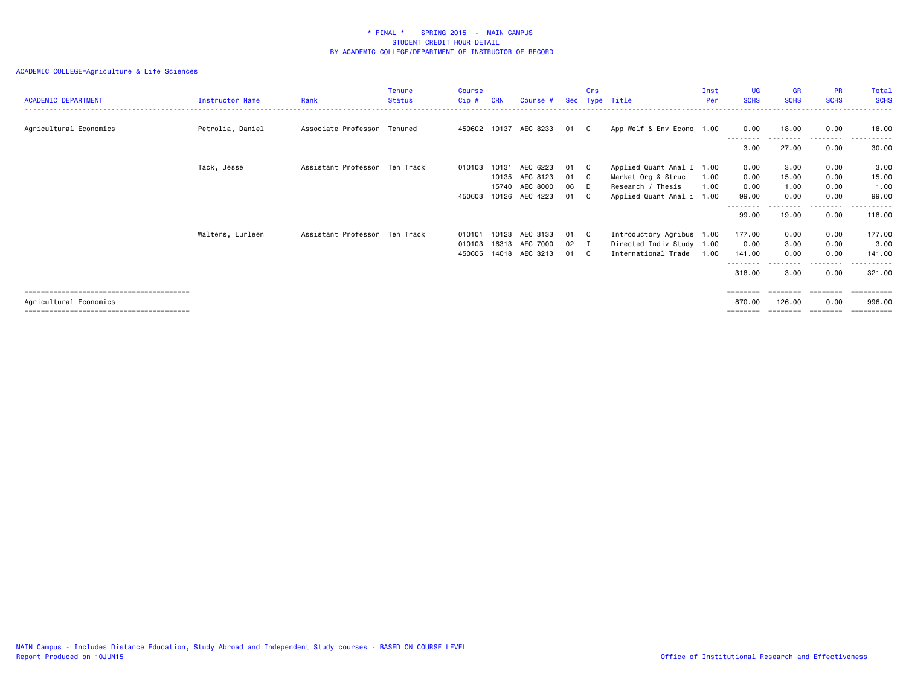# * FINAL * SPRING 2015 - MAIN CAMPUS
## STUDENT CREDIT HOUR DETAIL
## BY ACADEMIC COLLEGE/DEPARTMENT OF INSTRUCTOR OF RECORD

ACADEMIC COLLEGE=Agriculture & Life Sciences

| ACADEMIC DEPARTMENT | Instructor Name | Rank | Tenure Status | Course Cip # | CRN | Course # | Sec | Crs Type | Title | Inst Per | UG SCHS | GR SCHS | PR SCHS | Total SCHS |
|---|---|---|---|---|---|---|---|---|---|---|---|---|---|---|
| Agricultural Economics | Petrolia, Daniel | Associate Professor | Tenured | 450602 | 10137 | AEC 8233 | 01 | C | App Welf & Env Econo | 1.00 | 0.00 | 18.00 | 0.00 | 18.00 |
| | | | | | | | | | | | 3.00 | 27.00 | 0.00 | 30.00 |
| | Tack, Jesse | Assistant Professor | Ten Track | 010103 | 10131 | AEC 6223 | 01 | C | Applied Quant Anal I | 1.00 | 0.00 | 3.00 | 0.00 | 3.00 |
| | | | | | 10135 | AEC 8123 | 01 | C | Market Org & Struc | 1.00 | 0.00 | 15.00 | 0.00 | 15.00 |
| | | | | | 15740 | AEC 8000 | 06 | D | Research / Thesis | 1.00 | 0.00 | 1.00 | 0.00 | 1.00 |
| | | | | 450603 | 10126 | AEC 4223 | 01 | C | Applied Quant Anal i | 1.00 | 99.00 | 0.00 | 0.00 | 99.00 |
| | | | | | | | | | | | 99.00 | 19.00 | 0.00 | 118.00 |
| | Walters, Lurleen | Assistant Professor | Ten Track | 010101 | 10123 | AEC 3133 | 01 | C | Introductory Agribus | 1.00 | 177.00 | 0.00 | 0.00 | 177.00 |
| | | | | 010103 | 16313 | AEC 7000 | 02 | I | Directed Indiv Study | 1.00 | 0.00 | 3.00 | 0.00 | 3.00 |
| | | | | 450605 | 14018 | AEC 3213 | 01 | C | International Trade | 1.00 | 141.00 | 0.00 | 0.00 | 141.00 |
| | | | | | | | | | | | 318.00 | 3.00 | 0.00 | 321.00 |
| Agricultural Economics | | | | | | | | | | | 870.00 | 126.00 | 0.00 | 996.00 |

MAIN Campus - Includes Distance Education, Study Abroad and Independent Study courses - BASED ON COURSE LEVEL
Report Produced on 10JUN15

Office of Institutional Research and Effectiveness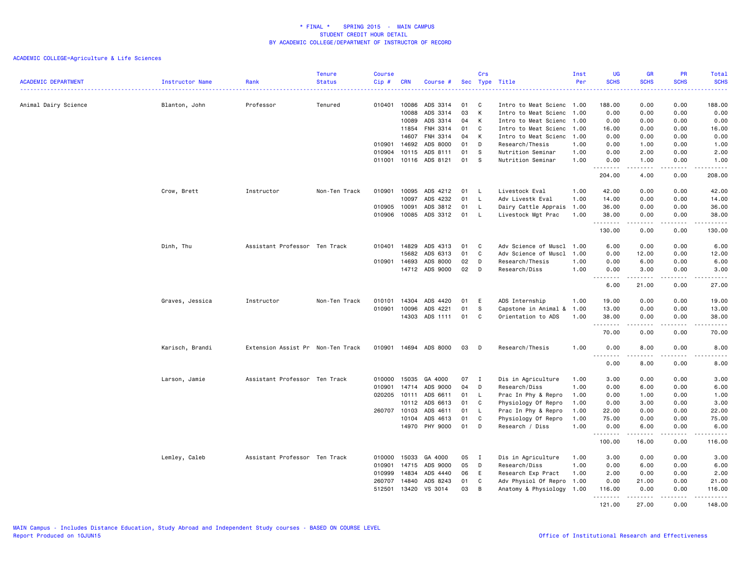\* FINAL \*  SPRING 2015 - MAIN CAMPUS
STUDENT CREDIT HOUR DETAIL
BY ACADEMIC COLLEGE/DEPARTMENT OF INSTRUCTOR OF RECORD

ACADEMIC COLLEGE=Agriculture & Life Sciences

| ACADEMIC DEPARTMENT | Instructor Name | Rank | Tenure Status | Course Cip # | CRN | Course # | Sec | Crs Type | Title | Inst Per | UG SCHS | GR SCHS | PR SCHS | Total SCHS |
|---|---|---|---|---|---|---|---|---|---|---|---|---|---|---|
| Animal Dairy Science | Blanton, John | Professor | Tenured | 010401 | 10086 | ADS 3314 | 01 | C | Intro to Meat Scienc | 1.00 | 188.00 | 0.00 | 0.00 | 188.00 |
| | | | | | 10088 | ADS 3314 | 03 | K | Intro to Meat Scienc | 1.00 | 0.00 | 0.00 | 0.00 | 0.00 |
| | | | | | 10089 | ADS 3314 | 04 | K | Intro to Meat Scienc | 1.00 | 0.00 | 0.00 | 0.00 | 0.00 |
| | | | | | 11854 | FNH 3314 | 01 | C | Intro to Meat Scienc | 1.00 | 16.00 | 0.00 | 0.00 | 16.00 |
| | | | | | 14607 | FNH 3314 | 04 | K | Intro to Meat Scienc | 1.00 | 0.00 | 0.00 | 0.00 | 0.00 |
| | | | | 010901 | 14692 | ADS 8000 | 01 | D | Research/Thesis | 1.00 | 0.00 | 1.00 | 0.00 | 1.00 |
| | | | | 010904 | 10115 | ADS 8111 | 01 | S | Nutrition Seminar | 1.00 | 0.00 | 2.00 | 0.00 | 2.00 |
| | | | | 011001 | 10116 | ADS 8121 | 01 | S | Nutrition Seminar | 1.00 | 0.00 | 1.00 | 0.00 | 1.00 |
| | | | | | | | | | | | 204.00 | 4.00 | 0.00 | 208.00 |
| | Crow, Brett | Instructor | Non-Ten Track | 010901 | 10095 | ADS 4212 | 01 | L | Livestock Eval | 1.00 | 42.00 | 0.00 | 0.00 | 42.00 |
| | | | | | 10097 | ADS 4232 | 01 | L | Adv Livestk Eval | 1.00 | 14.00 | 0.00 | 0.00 | 14.00 |
| | | | | 010905 | 10091 | ADS 3812 | 01 | L | Dairy Cattle Apprais | 1.00 | 36.00 | 0.00 | 0.00 | 36.00 |
| | | | | 010906 | 10085 | ADS 3312 | 01 | L | Livestock Mgt Prac | 1.00 | 38.00 | 0.00 | 0.00 | 38.00 |
| | | | | | | | | | | | 130.00 | 0.00 | 0.00 | 130.00 |
| | Dinh, Thu | Assistant Professor | Ten Track | 010401 | 14829 | ADS 4313 | 01 | C | Adv Science of Muscl | 1.00 | 6.00 | 0.00 | 0.00 | 6.00 |
| | | | | | 15682 | ADS 6313 | 01 | C | Adv Science of Muscl | 1.00 | 0.00 | 12.00 | 0.00 | 12.00 |
| | | | | 010901 | 14693 | ADS 8000 | 02 | D | Research/Thesis | 1.00 | 0.00 | 6.00 | 0.00 | 6.00 |
| | | | | | 14712 | ADS 9000 | 02 | D | Research/Diss | 1.00 | 0.00 | 3.00 | 0.00 | 3.00 |
| | | | | | | | | | | | 6.00 | 21.00 | 0.00 | 27.00 |
| | Graves, Jessica | Instructor | Non-Ten Track | 010101 | 14304 | ADS 4420 | 01 | E | ADS Internship | 1.00 | 19.00 | 0.00 | 0.00 | 19.00 |
| | | | | 010901 | 10096 | ADS 4221 | 01 | S | Capstone in Animal & | 1.00 | 13.00 | 0.00 | 0.00 | 13.00 |
| | | | | | 14303 | ADS 1111 | 01 | C | Orientation to ADS | 1.00 | 38.00 | 0.00 | 0.00 | 38.00 |
| | | | | | | | | | | | 70.00 | 0.00 | 0.00 | 70.00 |
| | Karisch, Brandi | Extension Assist Pr | Non-Ten Track | 010901 | 14694 | ADS 8000 | 03 | D | Research/Thesis | 1.00 | 0.00 | 8.00 | 0.00 | 8.00 |
| | | | | | | | | | | | 0.00 | 8.00 | 0.00 | 8.00 |
| | Larson, Jamie | Assistant Professor | Ten Track | 010000 | 15035 | GA 4000 | 07 | I | Dis in Agriculture | 1.00 | 3.00 | 0.00 | 0.00 | 3.00 |
| | | | | 010901 | 14714 | ADS 9000 | 04 | D | Research/Diss | 1.00 | 0.00 | 6.00 | 0.00 | 6.00 |
| | | | | 020205 | 10111 | ADS 6611 | 01 | L | Prac In Phy & Repro | 1.00 | 0.00 | 1.00 | 0.00 | 1.00 |
| | | | | | 10112 | ADS 6613 | 01 | C | Physiology Of Repro | 1.00 | 0.00 | 3.00 | 0.00 | 3.00 |
| | | | | 260707 | 10103 | ADS 4611 | 01 | L | Prac In Phy & Repro | 1.00 | 22.00 | 0.00 | 0.00 | 22.00 |
| | | | | | 10104 | ADS 4613 | 01 | C | Physiology Of Repro | 1.00 | 75.00 | 0.00 | 0.00 | 75.00 |
| | | | | | 14970 | PHY 9000 | 01 | D | Research / Diss | 1.00 | 0.00 | 6.00 | 0.00 | 6.00 |
| | | | | | | | | | | | 100.00 | 16.00 | 0.00 | 116.00 |
| | Lemley, Caleb | Assistant Professor | Ten Track | 010000 | 15033 | GA 4000 | 05 | I | Dis in Agriculture | 1.00 | 3.00 | 0.00 | 0.00 | 3.00 |
| | | | | 010901 | 14715 | ADS 9000 | 05 | D | Research/Diss | 1.00 | 0.00 | 6.00 | 0.00 | 6.00 |
| | | | | 010999 | 14834 | ADS 4440 | 06 | E | Research Exp Pract | 1.00 | 2.00 | 0.00 | 0.00 | 2.00 |
| | | | | 260707 | 14840 | ADS 8243 | 01 | C | Adv Physiol Of Repro | 1.00 | 0.00 | 21.00 | 0.00 | 21.00 |
| | | | | 512501 | 13420 | VS 3014 | 03 | B | Anatomy & Physiology | 1.00 | 116.00 | 0.00 | 0.00 | 116.00 |
| | | | | | | | | | | | 121.00 | 27.00 | 0.00 | 148.00 |

MAIN Campus - Includes Distance Education, Study Abroad and Independent Study courses - BASED ON COURSE LEVEL
Report Produced on 10JUN15

Office of Institutional Research and Effectiveness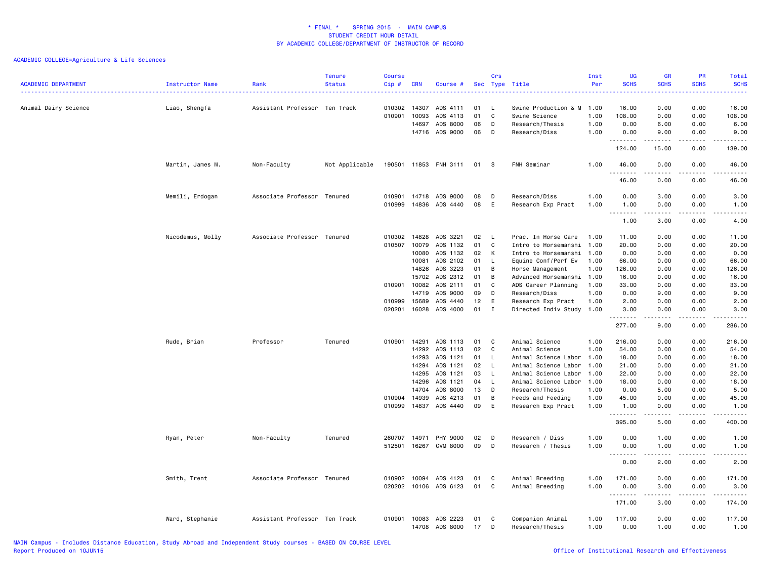# * FINAL * SPRING 2015 - MAIN CAMPUS
## STUDENT CREDIT HOUR DETAIL
## BY ACADEMIC COLLEGE/DEPARTMENT OF INSTRUCTOR OF RECORD

ACADEMIC COLLEGE=Agriculture & Life Sciences

| ACADEMIC DEPARTMENT | Instructor Name | Rank | Tenure Status | Course Cip # | CRN | Course # | Sec | Crs Type | Title | Inst Per | UG SCHS | GR SCHS | PR SCHS | Total SCHS |
|---|---|---|---|---|---|---|---|---|---|---|---|---|---|---|
| Animal Dairy Science | Liao, Shengfa | Assistant Professor | Ten Track | 010302 | 14307 | ADS 4111 | 01 | L | Swine Production & M | 1.00 | 16.00 | 0.00 | 0.00 | 16.00 |
| | | | | 010901 | 10093 | ADS 4113 | 01 | C | Swine Science | 1.00 | 108.00 | 0.00 | 0.00 | 108.00 |
| | | | | | 14697 | ADS 8000 | 06 | D | Research/Thesis | 1.00 | 0.00 | 6.00 | 0.00 | 6.00 |
| | | | | | 14716 | ADS 9000 | 06 | D | Research/Diss | 1.00 | 0.00 | 9.00 | 0.00 | 9.00 |
| | | | | | | | | | | | 124.00 | 15.00 | 0.00 | 139.00 |
| | Martin, James M. | Non-Faculty | Not Applicable | 190501 | 11853 | FNH 3111 | 01 | S | FNH Seminar | 1.00 | 46.00 | 0.00 | 0.00 | 46.00 |
| | | | | | | | | | | | 46.00 | 0.00 | 0.00 | 46.00 |
| | Memili, Erdogan | Associate Professor | Tenured | 010901 | 14718 | ADS 9000 | 08 | D | Research/Diss | 1.00 | 0.00 | 3.00 | 0.00 | 3.00 |
| | | | | 010999 | 14836 | ADS 4440 | 08 | E | Research Exp Pract | 1.00 | 1.00 | 0.00 | 0.00 | 1.00 |
| | | | | | | | | | | | 1.00 | 3.00 | 0.00 | 4.00 |
| | Nicodemus, Molly | Associate Professor | Tenured | 010302 | 14828 | ADS 3221 | 02 | L | Prac. In Horse Care | 1.00 | 11.00 | 0.00 | 0.00 | 11.00 |
| | | | | 010507 | 10079 | ADS 1132 | 01 | C | Intro to Horsemanshi | 1.00 | 20.00 | 0.00 | 0.00 | 20.00 |
| | | | | | 10080 | ADS 1132 | 02 | K | Intro to Horsemanshi | 1.00 | 0.00 | 0.00 | 0.00 | 0.00 |
| | | | | | 10081 | ADS 2102 | 01 | L | Equine Conf/Perf Ev | 1.00 | 66.00 | 0.00 | 0.00 | 66.00 |
| | | | | | 14826 | ADS 3223 | 01 | B | Horse Management | 1.00 | 126.00 | 0.00 | 0.00 | 126.00 |
| | | | | | 15702 | ADS 2312 | 01 | B | Advanced Horsemanshi | 1.00 | 16.00 | 0.00 | 0.00 | 16.00 |
| | | | | 010901 | 10082 | ADS 2111 | 01 | C | ADS Career Planning | 1.00 | 33.00 | 0.00 | 0.00 | 33.00 |
| | | | | | 14719 | ADS 9000 | 09 | D | Research/Diss | 1.00 | 0.00 | 9.00 | 0.00 | 9.00 |
| | | | | 010999 | 15689 | ADS 4440 | 12 | E | Research Exp Pract | 1.00 | 2.00 | 0.00 | 0.00 | 2.00 |
| | | | | 020201 | 16028 | ADS 4000 | 01 | I | Directed Indiv Study | 1.00 | 3.00 | 0.00 | 0.00 | 3.00 |
| | | | | | | | | | | | 277.00 | 9.00 | 0.00 | 286.00 |
| | Rude, Brian | Professor | Tenured | 010901 | 14291 | ADS 1113 | 01 | C | Animal Science | 1.00 | 216.00 | 0.00 | 0.00 | 216.00 |
| | | | | | 14292 | ADS 1113 | 02 | C | Animal Science | 1.00 | 54.00 | 0.00 | 0.00 | 54.00 |
| | | | | | 14293 | ADS 1121 | 01 | L | Animal Science Labor | 1.00 | 18.00 | 0.00 | 0.00 | 18.00 |
| | | | | | 14294 | ADS 1121 | 02 | L | Animal Science Labor | 1.00 | 21.00 | 0.00 | 0.00 | 21.00 |
| | | | | | 14295 | ADS 1121 | 03 | L | Animal Science Labor | 1.00 | 22.00 | 0.00 | 0.00 | 22.00 |
| | | | | | 14296 | ADS 1121 | 04 | L | Animal Science Labor | 1.00 | 18.00 | 0.00 | 0.00 | 18.00 |
| | | | | | 14704 | ADS 8000 | 13 | D | Research/Thesis | 1.00 | 0.00 | 5.00 | 0.00 | 5.00 |
| | | | | 010904 | 14939 | ADS 4213 | 01 | B | Feeds and Feeding | 1.00 | 45.00 | 0.00 | 0.00 | 45.00 |
| | | | | 010999 | 14837 | ADS 4440 | 09 | E | Research Exp Pract | 1.00 | 1.00 | 0.00 | 0.00 | 1.00 |
| | | | | | | | | | | | 395.00 | 5.00 | 0.00 | 400.00 |
| | Ryan, Peter | Non-Faculty | Tenured | 260707 | 14971 | PHY 9000 | 02 | D | Research / Diss | 1.00 | 0.00 | 1.00 | 0.00 | 1.00 |
| | | | | 512501 | 16267 | CVM 8000 | 09 | D | Research / Thesis | 1.00 | 0.00 | 1.00 | 0.00 | 1.00 |
| | | | | | | | | | | | 0.00 | 2.00 | 0.00 | 2.00 |
| | Smith, Trent | Associate Professor | Tenured | 010902 | 10094 | ADS 4123 | 01 | C | Animal Breeding | 1.00 | 171.00 | 0.00 | 0.00 | 171.00 |
| | | | | 020202 | 10106 | ADS 6123 | 01 | C | Animal Breeding | 1.00 | 0.00 | 3.00 | 0.00 | 3.00 |
| | | | | | | | | | | | 171.00 | 3.00 | 0.00 | 174.00 |
| | Ward, Stephanie | Assistant Professor | Ten Track | 010901 | 10083 | ADS 2223 | 01 | C | Companion Animal | 1.00 | 117.00 | 0.00 | 0.00 | 117.00 |
| | | | | | 14708 | ADS 8000 | 17 | D | Research/Thesis | 1.00 | 0.00 | 1.00 | 0.00 | 1.00 |

MAIN Campus - Includes Distance Education, Study Abroad and Independent Study courses - BASED ON COURSE LEVEL
Report Produced on 10JUN15

Office of Institutional Research and Effectiveness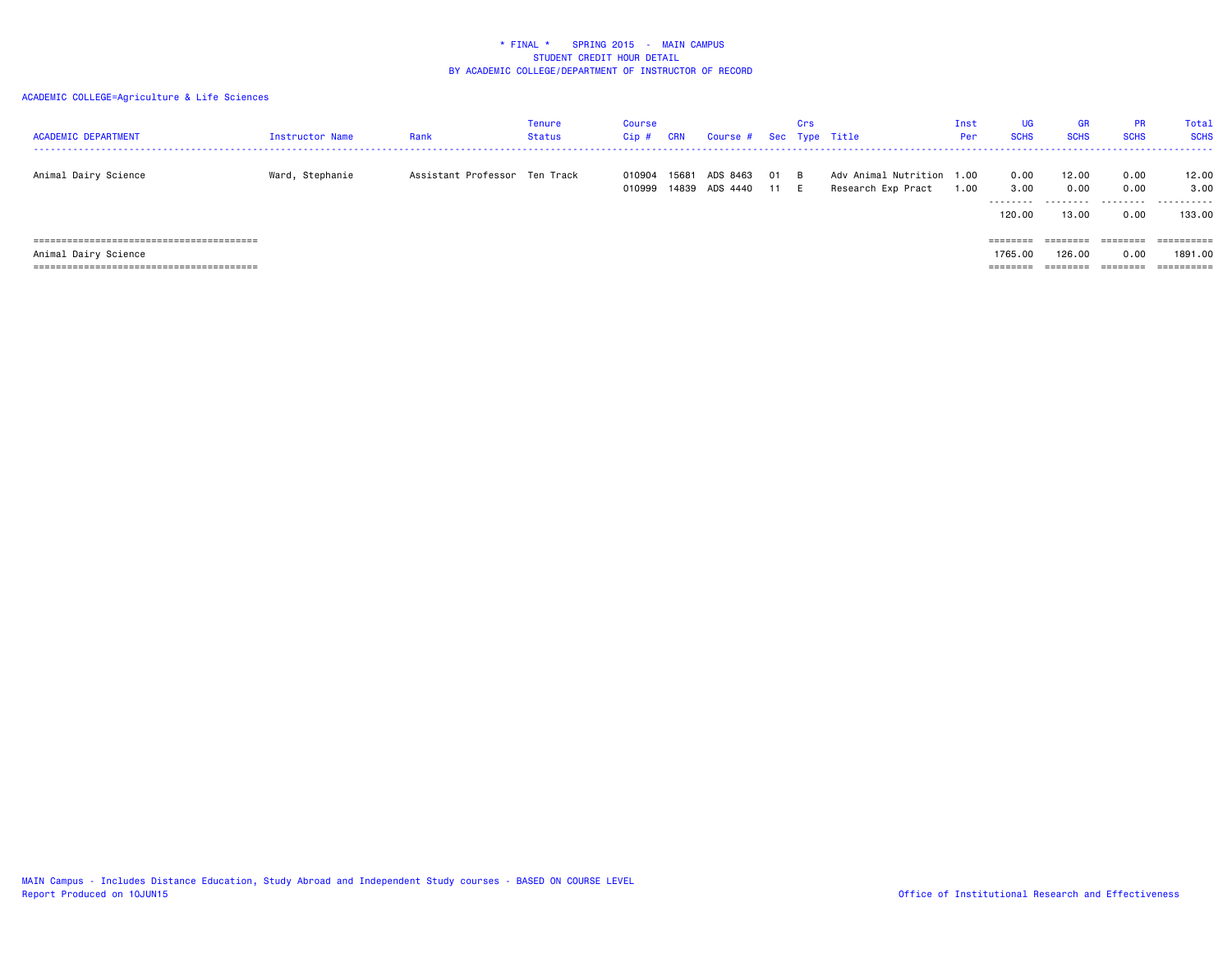# * FINAL * SPRING 2015 - MAIN CAMPUS
## STUDENT CREDIT HOUR DETAIL
## BY ACADEMIC COLLEGE/DEPARTMENT OF INSTRUCTOR OF RECORD

ACADEMIC COLLEGE=Agriculture & Life Sciences

| ACADEMIC DEPARTMENT | Instructor Name | Rank | Tenure Status | Course Cip # | CRN | Course # | Sec | Crs Type | Title | Inst Per | UG SCHS | GR SCHS | PR SCHS | Total SCHS |
|---|---|---|---|---|---|---|---|---|---|---|---|---|---|---|
| Animal Dairy Science | Ward, Stephanie | Assistant Professor | Ten Track | 010904 | 15681 | ADS 8463 | 01 | B | Adv Animal Nutrition | 1.00 | 0.00 | 12.00 | 0.00 | 12.00 |
| | | | | 010999 | 14839 | ADS 4440 | 11 | E | Research Exp Pract | 1.00 | 3.00 | 0.00 | 0.00 | 3.00 |
| | | | | | | | | | | | 120.00 | 13.00 | 0.00 | 133.00 |
| Animal Dairy Science | | | | | | | | | | | 1765.00 | 126.00 | 0.00 | 1891.00 |

MAIN Campus - Includes Distance Education, Study Abroad and Independent Study courses - BASED ON COURSE LEVEL
Report Produced on 10JUN15

Office of Institutional Research and Effectiveness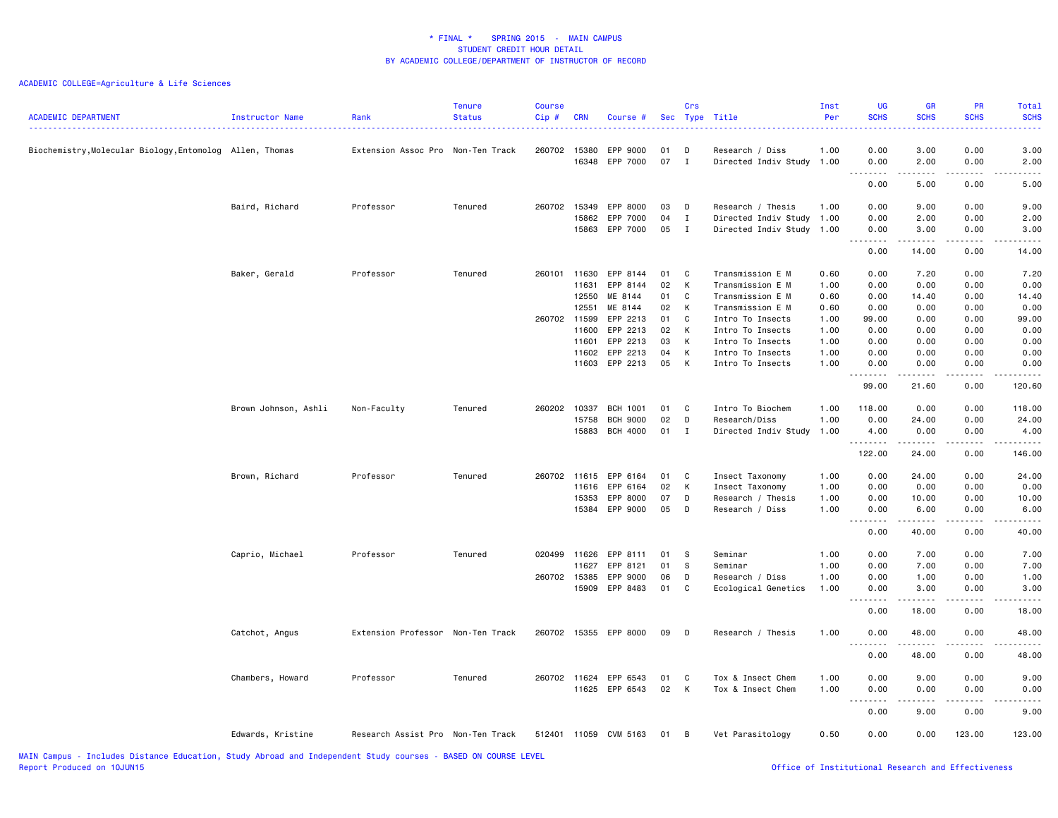# * FINAL * SPRING 2015 - MAIN CAMPUS
## STUDENT CREDIT HOUR DETAIL
### BY ACADEMIC COLLEGE/DEPARTMENT OF INSTRUCTOR OF RECORD

ACADEMIC COLLEGE=Agriculture & Life Sciences

| ACADEMIC DEPARTMENT | Instructor Name | Rank | Tenure Status | Course Cip # | CRN | Course # | Sec | Crs Type | Title | Inst Per | UG SCHS | GR SCHS | PR SCHS | Total SCHS |
|---|---|---|---|---|---|---|---|---|---|---|---|---|---|---|
| Biochemistry,Molecular Biology,Entomolog | Allen, Thomas | Extension Assoc Pro | Non-Ten Track | 260702 | 15380 | EPP 9000 | 01 | D | Research / Diss | 1.00 | 0.00 | 3.00 | 0.00 | 3.00 |
| | | | | | 16348 | EPP 7000 | 07 | I | Directed Indiv Study | 1.00 | 0.00 | 2.00 | 0.00 | 2.00 |
| | | | | | | | | | | | 0.00 | 5.00 | 0.00 | 5.00 |
| | Baird, Richard | Professor | Tenured | 260702 | 15349 | EPP 8000 | 03 | D | Research / Thesis | 1.00 | 0.00 | 9.00 | 0.00 | 9.00 |
| | | | | | 15862 | EPP 7000 | 04 | I | Directed Indiv Study | 1.00 | 0.00 | 2.00 | 0.00 | 2.00 |
| | | | | | 15863 | EPP 7000 | 05 | I | Directed Indiv Study | 1.00 | 0.00 | 3.00 | 0.00 | 3.00 |
| | | | | | | | | | | | 0.00 | 14.00 | 0.00 | 14.00 |
| | Baker, Gerald | Professor | Tenured | 260101 | 11630 | EPP 8144 | 01 | C | Transmission E M | 0.60 | 0.00 | 7.20 | 0.00 | 7.20 |
| | | | | | 11631 | EPP 8144 | 02 | K | Transmission E M | 1.00 | 0.00 | 0.00 | 0.00 | 0.00 |
| | | | | | 12550 | ME 8144 | 01 | C | Transmission E M | 0.60 | 0.00 | 14.40 | 0.00 | 14.40 |
| | | | | | 12551 | ME 8144 | 02 | K | Transmission E M | 0.60 | 0.00 | 0.00 | 0.00 | 0.00 |
| | | | | 260702 | 11599 | EPP 2213 | 01 | C | Intro To Insects | 1.00 | 99.00 | 0.00 | 0.00 | 99.00 |
| | | | | | 11600 | EPP 2213 | 02 | K | Intro To Insects | 1.00 | 0.00 | 0.00 | 0.00 | 0.00 |
| | | | | | 11601 | EPP 2213 | 03 | K | Intro To Insects | 1.00 | 0.00 | 0.00 | 0.00 | 0.00 |
| | | | | | 11602 | EPP 2213 | 04 | K | Intro To Insects | 1.00 | 0.00 | 0.00 | 0.00 | 0.00 |
| | | | | | 11603 | EPP 2213 | 05 | K | Intro To Insects | 1.00 | 0.00 | 0.00 | 0.00 | 0.00 |
| | | | | | | | | | | | 99.00 | 21.60 | 0.00 | 120.60 |
| | Brown Johnson, Ashli | Non-Faculty | Tenured | 260202 | 10337 | BCH 1001 | 01 | C | Intro To Biochem | 1.00 | 118.00 | 0.00 | 0.00 | 118.00 |
| | | | | | 15758 | BCH 9000 | 02 | D | Research/Diss | 1.00 | 0.00 | 24.00 | 0.00 | 24.00 |
| | | | | | 15883 | BCH 4000 | 01 | I | Directed Indiv Study | 1.00 | 4.00 | 0.00 | 0.00 | 4.00 |
| | | | | | | | | | | | 122.00 | 24.00 | 0.00 | 146.00 |
| | Brown, Richard | Professor | Tenured | 260702 | 11615 | EPP 6164 | 01 | C | Insect Taxonomy | 1.00 | 0.00 | 24.00 | 0.00 | 24.00 |
| | | | | | 11616 | EPP 6164 | 02 | K | Insect Taxonomy | 1.00 | 0.00 | 0.00 | 0.00 | 0.00 |
| | | | | | 15353 | EPP 8000 | 07 | D | Research / Thesis | 1.00 | 0.00 | 10.00 | 0.00 | 10.00 |
| | | | | | 15384 | EPP 9000 | 05 | D | Research / Diss | 1.00 | 0.00 | 6.00 | 0.00 | 6.00 |
| | | | | | | | | | | | 0.00 | 40.00 | 0.00 | 40.00 |
| | Caprio, Michael | Professor | Tenured | 020499 | 11626 | EPP 8111 | 01 | S | Seminar | 1.00 | 0.00 | 7.00 | 0.00 | 7.00 |
| | | | | | 11627 | EPP 8121 | 01 | S | Seminar | 1.00 | 0.00 | 7.00 | 0.00 | 7.00 |
| | | | | 260702 | 15385 | EPP 9000 | 06 | D | Research / Diss | 1.00 | 0.00 | 1.00 | 0.00 | 1.00 |
| | | | | | 15909 | EPP 8483 | 01 | C | Ecological Genetics | 1.00 | 0.00 | 3.00 | 0.00 | 3.00 |
| | | | | | | | | | | | 0.00 | 18.00 | 0.00 | 18.00 |
| | Catchot, Angus | Extension Professor | Non-Ten Track | 260702 | 15355 | EPP 8000 | 09 | D | Research / Thesis | 1.00 | 0.00 | 48.00 | 0.00 | 48.00 |
| | | | | | | | | | | | 0.00 | 48.00 | 0.00 | 48.00 |
| | Chambers, Howard | Professor | Tenured | 260702 | 11624 | EPP 6543 | 01 | C | Tox & Insect Chem | 1.00 | 0.00 | 9.00 | 0.00 | 9.00 |
| | | | | | 11625 | EPP 6543 | 02 | K | Tox & Insect Chem | 1.00 | 0.00 | 0.00 | 0.00 | 0.00 |
| | | | | | | | | | | | 0.00 | 9.00 | 0.00 | 9.00 |
| | Edwards, Kristine | Research Assist Pro | Non-Ten Track | 512401 | 11059 | CVM 5163 | 01 | B | Vet Parasitology | 0.50 | 0.00 | 0.00 | 123.00 | 123.00 |

MAIN Campus - Includes Distance Education, Study Abroad and Independent Study courses - BASED ON COURSE LEVEL
Report Produced on 10JUN15

Office of Institutional Research and Effectiveness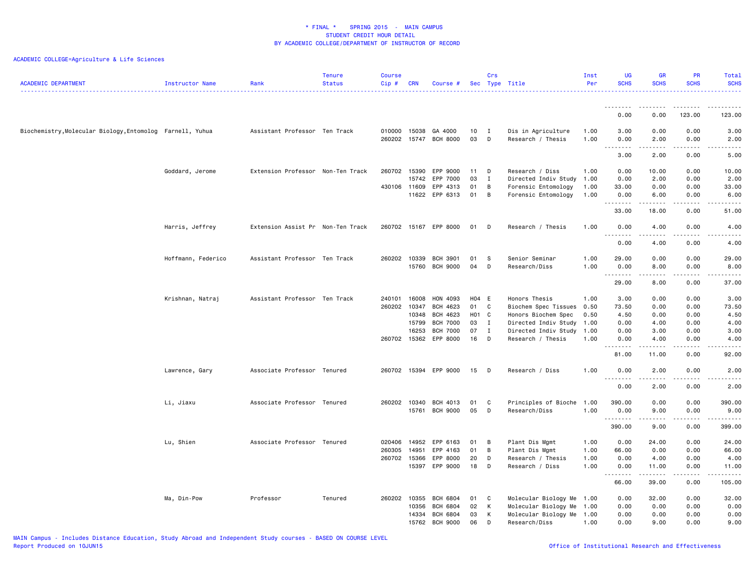\* FINAL \* SPRING 2015 - MAIN CAMPUS
STUDENT CREDIT HOUR DETAIL
BY ACADEMIC COLLEGE/DEPARTMENT OF INSTRUCTOR OF RECORD

ACADEMIC COLLEGE=Agriculture & Life Sciences

| ACADEMIC DEPARTMENT | Instructor Name | Rank | Tenure Status | Course Cip # | CRN | Course # | Sec | Crs Type | Title | Inst Per | UG SCHS | GR SCHS | PR SCHS | Total SCHS |
|---|---|---|---|---|---|---|---|---|---|---|---|---|---|---|
| | | | | | | | | | | | 0.00 | 0.00 | 123.00 | 123.00 |
| Biochemistry,Molecular Biology,Entomolog | Farnell, Yuhua | Assistant Professor | Ten Track | 010000 | 15038 | GA 4000 | 10 | I | Dis in Agriculture | 1.00 | 3.00 | 0.00 | 0.00 | 3.00 |
| | | | | 260202 | 15747 | BCH 8000 | 03 | D | Research / Thesis | 1.00 | 0.00 | 2.00 | 0.00 | 2.00 |
| | | | | | | | | | | | 3.00 | 2.00 | 0.00 | 5.00 |
| | Goddard, Jerome | Extension Professor | Non-Ten Track | 260702 | 15390 | EPP 9000 | 11 | D | Research / Diss | 1.00 | 0.00 | 10.00 | 0.00 | 10.00 |
| | | | | | 15742 | EPP 7000 | 03 | I | Directed Indiv Study | 1.00 | 0.00 | 2.00 | 0.00 | 2.00 |
| | | | | 430106 | 11609 | EPP 4313 | 01 | B | Forensic Entomology | 1.00 | 33.00 | 0.00 | 0.00 | 33.00 |
| | | | | | 11622 | EPP 6313 | 01 | B | Forensic Entomology | 1.00 | 0.00 | 6.00 | 0.00 | 6.00 |
| | | | | | | | | | | | 33.00 | 18.00 | 0.00 | 51.00 |
| | Harris, Jeffrey | Extension Assist Pr | Non-Ten Track | 260702 | 15167 | EPP 8000 | 01 | D | Research / Thesis | 1.00 | 0.00 | 4.00 | 0.00 | 4.00 |
| | | | | | | | | | | | 0.00 | 4.00 | 0.00 | 4.00 |
| | Hoffmann, Federico | Assistant Professor | Ten Track | 260202 | 10339 | BCH 3901 | 01 | S | Senior Seminar | 1.00 | 29.00 | 0.00 | 0.00 | 29.00 |
| | | | | | 15760 | BCH 9000 | 04 | D | Research/Diss | 1.00 | 0.00 | 8.00 | 0.00 | 8.00 |
| | | | | | | | | | | | 29.00 | 8.00 | 0.00 | 37.00 |
| | Krishnan, Natraj | Assistant Professor | Ten Track | 240101 | 16008 | HON 4093 | H04 | E | Honors Thesis | 1.00 | 3.00 | 0.00 | 0.00 | 3.00 |
| | | | | 260202 | 10347 | BCH 4623 | 01 | C | Biochem Spec Tissues | 0.50 | 73.50 | 0.00 | 0.00 | 73.50 |
| | | | | | 10348 | BCH 4623 | H01 | C | Honors Biochem Spec | 0.50 | 4.50 | 0.00 | 0.00 | 4.50 |
| | | | | | 15799 | BCH 7000 | 03 | I | Directed Indiv Study | 1.00 | 0.00 | 4.00 | 0.00 | 4.00 |
| | | | | | 16253 | BCH 7000 | 07 | I | Directed Indiv Study | 1.00 | 0.00 | 3.00 | 0.00 | 3.00 |
| | | | | 260702 | 15362 | EPP 8000 | 16 | D | Research / Thesis | 1.00 | 0.00 | 4.00 | 0.00 | 4.00 |
| | | | | | | | | | | | 81.00 | 11.00 | 0.00 | 92.00 |
| | Lawrence, Gary | Associate Professor | Tenured | 260702 | 15394 | EPP 9000 | 15 | D | Research / Diss | 1.00 | 0.00 | 2.00 | 0.00 | 2.00 |
| | | | | | | | | | | | 0.00 | 2.00 | 0.00 | 2.00 |
| | Li, Jiaxu | Associate Professor | Tenured | 260202 | 10340 | BCH 4013 | 01 | C | Principles of Bioche | 1.00 | 390.00 | 0.00 | 0.00 | 390.00 |
| | | | | | 15761 | BCH 9000 | 05 | D | Research/Diss | 1.00 | 0.00 | 9.00 | 0.00 | 9.00 |
| | | | | | | | | | | | 390.00 | 9.00 | 0.00 | 399.00 |
| | Lu, Shien | Associate Professor | Tenured | 020406 | 14952 | EPP 6163 | 01 | B | Plant Dis Mgmt | 1.00 | 0.00 | 24.00 | 0.00 | 24.00 |
| | | | | 260305 | 14951 | EPP 4163 | 01 | B | Plant Dis Mgmt | 1.00 | 66.00 | 0.00 | 0.00 | 66.00 |
| | | | | 260702 | 15366 | EPP 8000 | 20 | D | Research / Thesis | 1.00 | 0.00 | 4.00 | 0.00 | 4.00 |
| | | | | | 15397 | EPP 9000 | 18 | D | Research / Diss | 1.00 | 0.00 | 11.00 | 0.00 | 11.00 |
| | | | | | | | | | | | 66.00 | 39.00 | 0.00 | 105.00 |
| | Ma, Din-Pow | Professor | Tenured | 260202 | 10355 | BCH 6804 | 01 | C | Molecular Biology Me | 1.00 | 0.00 | 32.00 | 0.00 | 32.00 |
| | | | | | 10356 | BCH 6804 | 02 | K | Molecular Biology Me | 1.00 | 0.00 | 0.00 | 0.00 | 0.00 |
| | | | | | 14334 | BCH 6804 | 03 | K | Molecular Biology Me | 1.00 | 0.00 | 0.00 | 0.00 | 0.00 |
| | | | | | 15762 | BCH 9000 | 06 | D | Research/Diss | 1.00 | 0.00 | 9.00 | 0.00 | 9.00 |

MAIN Campus - Includes Distance Education, Study Abroad and Independent Study courses - BASED ON COURSE LEVEL
Report Produced on 10JUN15
Office of Institutional Research and Effectiveness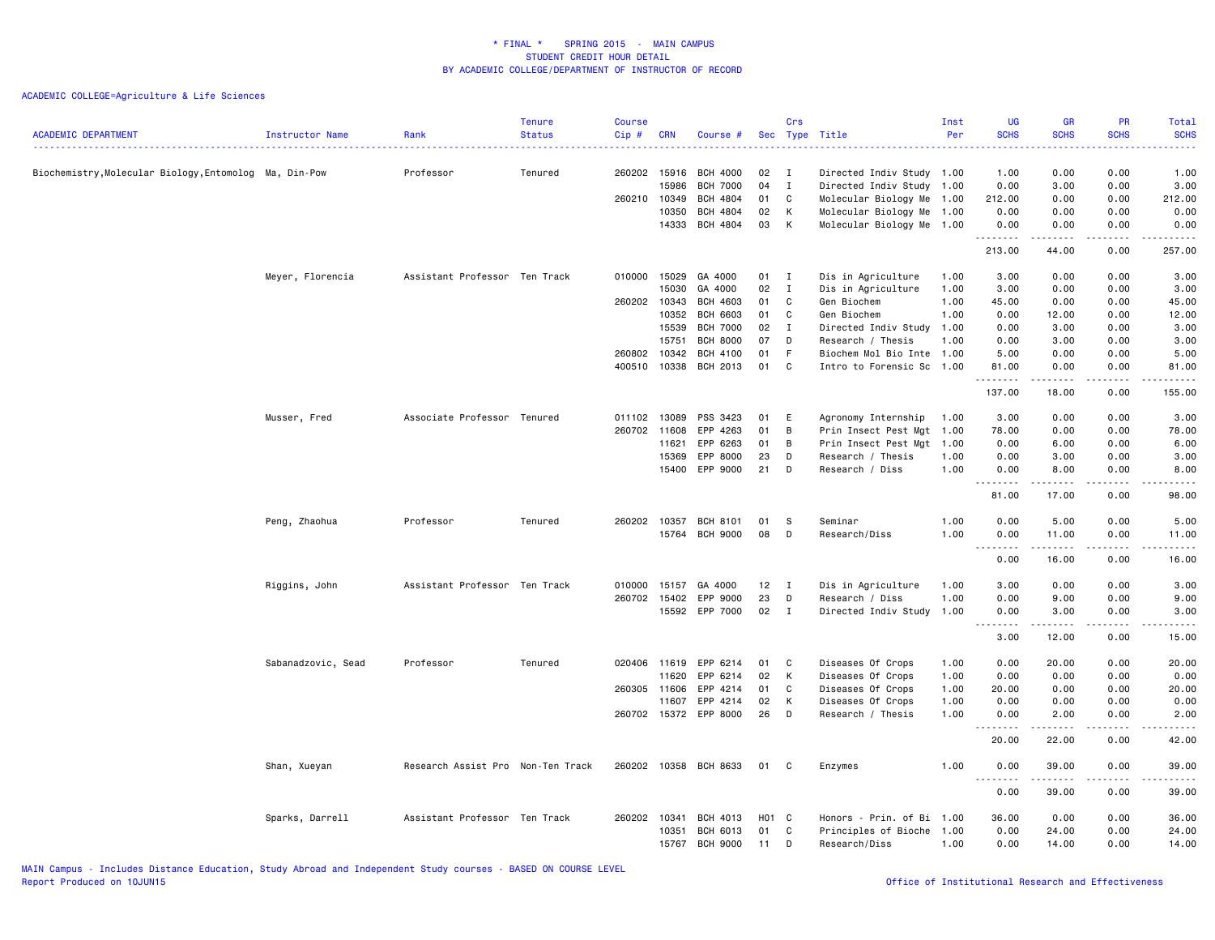# * FINAL * SPRING 2015 - MAIN CAMPUS
## STUDENT CREDIT HOUR DETAIL
## BY ACADEMIC COLLEGE/DEPARTMENT OF INSTRUCTOR OF RECORD

ACADEMIC COLLEGE=Agriculture & Life Sciences

| ACADEMIC DEPARTMENT | Instructor Name | Rank | Tenure Status | Course Cip # | CRN | Course # | Sec | Crs Type | Title | Inst Per | UG SCHS | GR SCHS | PR SCHS | Total SCHS |
|---|---|---|---|---|---|---|---|---|---|---|---|---|---|---|
| Biochemistry,Molecular Biology,Entomolog | Ma, Din-Pow | Professor | Tenured | 260202 | 15916 | BCH 4000 | 02 | I | Directed Indiv Study | 1.00 | 1.00 | 0.00 | 0.00 | 1.00 |
| | | | | | 15986 | BCH 7000 | 04 | I | Directed Indiv Study | 1.00 | 0.00 | 3.00 | 0.00 | 3.00 |
| | | | | 260210 | 10349 | BCH 4804 | 01 | C | Molecular Biology Me | 1.00 | 212.00 | 0.00 | 0.00 | 212.00 |
| | | | | | 10350 | BCH 4804 | 02 | K | Molecular Biology Me | 1.00 | 0.00 | 0.00 | 0.00 | 0.00 |
| | | | | | 14333 | BCH 4804 | 03 | K | Molecular Biology Me | 1.00 | 0.00 | 0.00 | 0.00 | 0.00 |
| | | | | | | | | | | | 213.00 | 44.00 | 0.00 | 257.00 |
| | Meyer, Florencia | Assistant Professor | Ten Track | 010000 | 15029 | GA 4000 | 01 | I | Dis in Agriculture | 1.00 | 3.00 | 0.00 | 0.00 | 3.00 |
| | | | | | 15030 | GA 4000 | 02 | I | Dis in Agriculture | 1.00 | 3.00 | 0.00 | 0.00 | 3.00 |
| | | | | 260202 | 10343 | BCH 4603 | 01 | C | Gen Biochem | 1.00 | 45.00 | 0.00 | 0.00 | 45.00 |
| | | | | | 10352 | BCH 6603 | 01 | C | Gen Biochem | 1.00 | 0.00 | 12.00 | 0.00 | 12.00 |
| | | | | | 15539 | BCH 7000 | 02 | I | Directed Indiv Study | 1.00 | 0.00 | 3.00 | 0.00 | 3.00 |
| | | | | | 15751 | BCH 8000 | 07 | D | Research / Thesis | 1.00 | 0.00 | 3.00 | 0.00 | 3.00 |
| | | | | 260802 | 10342 | BCH 4100 | 01 | F | Biochem Mol Bio Inte | 1.00 | 5.00 | 0.00 | 0.00 | 5.00 |
| | | | | 400510 | 10338 | BCH 2013 | 01 | C | Intro to Forensic Sc | 1.00 | 81.00 | 0.00 | 0.00 | 81.00 |
| | | | | | | | | | | | 137.00 | 18.00 | 0.00 | 155.00 |
| | Musser, Fred | Associate Professor | Tenured | 011102 | 13089 | PSS 3423 | 01 | E | Agronomy Internship | 1.00 | 3.00 | 0.00 | 0.00 | 3.00 |
| | | | | 260702 | 11608 | EPP 4263 | 01 | B | Prin Insect Pest Mgt | 1.00 | 78.00 | 0.00 | 0.00 | 78.00 |
| | | | | | 11621 | EPP 6263 | 01 | B | Prin Insect Pest Mgt | 1.00 | 0.00 | 6.00 | 0.00 | 6.00 |
| | | | | | 15369 | EPP 8000 | 23 | D | Research / Thesis | 1.00 | 0.00 | 3.00 | 0.00 | 3.00 |
| | | | | | 15400 | EPP 9000 | 21 | D | Research / Diss | 1.00 | 0.00 | 8.00 | 0.00 | 8.00 |
| | | | | | | | | | | | 81.00 | 17.00 | 0.00 | 98.00 |
| | Peng, Zhaohua | Professor | Tenured | 260202 | 10357 | BCH 8101 | 01 | S | Seminar | 1.00 | 0.00 | 5.00 | 0.00 | 5.00 |
| | | | | | 15764 | BCH 9000 | 08 | D | Research/Diss | 1.00 | 0.00 | 11.00 | 0.00 | 11.00 |
| | | | | | | | | | | | 0.00 | 16.00 | 0.00 | 16.00 |
| | Riggins, John | Assistant Professor | Ten Track | 010000 | 15157 | GA 4000 | 12 | I | Dis in Agriculture | 1.00 | 3.00 | 0.00 | 0.00 | 3.00 |
| | | | | 260702 | 15402 | EPP 9000 | 23 | D | Research / Diss | 1.00 | 0.00 | 9.00 | 0.00 | 9.00 |
| | | | | | 15592 | EPP 7000 | 02 | I | Directed Indiv Study | 1.00 | 0.00 | 3.00 | 0.00 | 3.00 |
| | | | | | | | | | | | 3.00 | 12.00 | 0.00 | 15.00 |
| | Sabanadzovic, Sead | Professor | Tenured | 020406 | 11619 | EPP 6214 | 01 | C | Diseases Of Crops | 1.00 | 0.00 | 20.00 | 0.00 | 20.00 |
| | | | | | 11620 | EPP 6214 | 02 | K | Diseases Of Crops | 1.00 | 0.00 | 0.00 | 0.00 | 0.00 |
| | | | | 260305 | 11606 | EPP 4214 | 01 | C | Diseases Of Crops | 1.00 | 20.00 | 0.00 | 0.00 | 20.00 |
| | | | | | 11607 | EPP 4214 | 02 | K | Diseases Of Crops | 1.00 | 0.00 | 0.00 | 0.00 | 0.00 |
| | | | | 260702 | 15372 | EPP 8000 | 26 | D | Research / Thesis | 1.00 | 0.00 | 2.00 | 0.00 | 2.00 |
| | | | | | | | | | | | 20.00 | 22.00 | 0.00 | 42.00 |
| | Shan, Xueyan | Research Assist Pro | Non-Ten Track | 260202 | 10358 | BCH 8633 | 01 | C | Enzymes | 1.00 | 0.00 | 39.00 | 0.00 | 39.00 |
| | | | | | | | | | | | 0.00 | 39.00 | 0.00 | 39.00 |
| | Sparks, Darrell | Assistant Professor | Ten Track | 260202 | 10341 | BCH 4013 | H01 | C | Honors - Prin. of Bi | 1.00 | 36.00 | 0.00 | 0.00 | 36.00 |
| | | | | | 10351 | BCH 6013 | 01 | C | Principles of Bioche | 1.00 | 0.00 | 24.00 | 0.00 | 24.00 |
| | | | | | 15767 | BCH 9000 | 11 | D | Research/Diss | 1.00 | 0.00 | 14.00 | 0.00 | 14.00 |

MAIN Campus - Includes Distance Education, Study Abroad and Independent Study courses - BASED ON COURSE LEVEL
Report Produced on 10JUN15

Office of Institutional Research and Effectiveness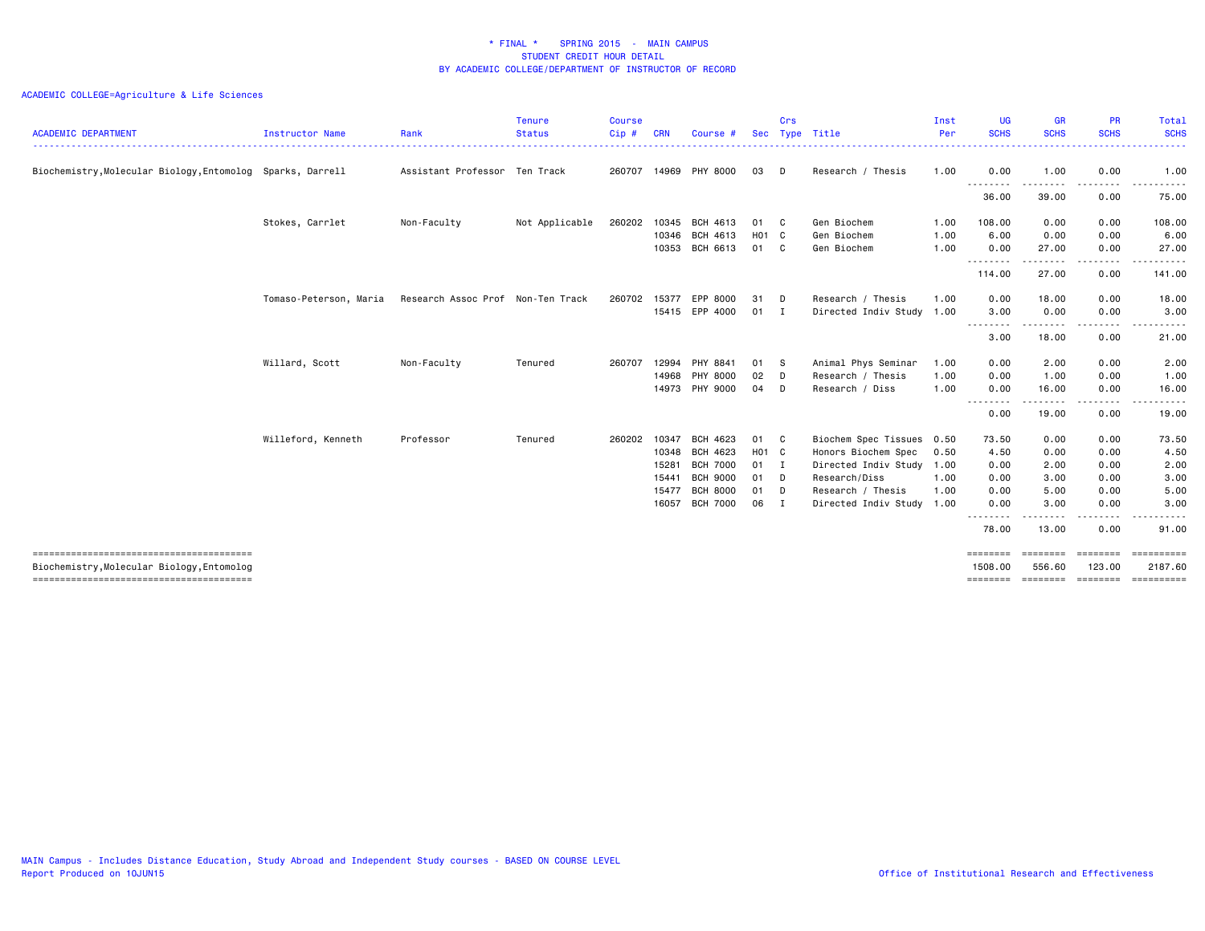# * FINAL * SPRING 2015 - MAIN CAMPUS
## STUDENT CREDIT HOUR DETAIL
## BY ACADEMIC COLLEGE/DEPARTMENT OF INSTRUCTOR OF RECORD

ACADEMIC COLLEGE=Agriculture & Life Sciences

| ACADEMIC DEPARTMENT | Instructor Name | Rank | Tenure Status | Course Cip # | CRN | Course # | Sec | Crs Type | Title | Inst Per | UG SCHS | GR SCHS | PR SCHS | Total SCHS |
|---|---|---|---|---|---|---|---|---|---|---|---|---|---|---|
| Biochemistry,Molecular Biology,Entomolog | Sparks, Darrell | Assistant Professor | Ten Track | 260707 | 14969 | PHY 8000 | 03 | D | Research / Thesis | 1.00 | 0.00 | 1.00 | 0.00 | 1.00 |
| | | | | | | | | | | | 36.00 | 39.00 | 0.00 | 75.00 |
| | Stokes, Carrlet | Non-Faculty | Not Applicable | 260202 | 10345 | BCH 4613 | 01 | C | Gen Biochem | 1.00 | 108.00 | 0.00 | 0.00 | 108.00 |
| | | | | | 10346 | BCH 4613 | H01 | C | Gen Biochem | 1.00 | 6.00 | 0.00 | 0.00 | 6.00 |
| | | | | | 10353 | BCH 6613 | 01 | C | Gen Biochem | 1.00 | 0.00 | 27.00 | 0.00 | 27.00 |
| | | | | | | | | | | | 114.00 | 27.00 | 0.00 | 141.00 |
| | Tomaso-Peterson, Maria | Research Assoc Prof | Non-Ten Track | 260702 | 15377 | EPP 8000 | 31 | D | Research / Thesis | 1.00 | 0.00 | 18.00 | 0.00 | 18.00 |
| | | | | | 15415 | EPP 4000 | 01 | I | Directed Indiv Study | 1.00 | 3.00 | 0.00 | 0.00 | 3.00 |
| | | | | | | | | | | | 3.00 | 18.00 | 0.00 | 21.00 |
| | Willard, Scott | Non-Faculty | Tenured | 260707 | 12994 | PHY 8841 | 01 | S | Animal Phys Seminar | 1.00 | 0.00 | 2.00 | 0.00 | 2.00 |
| | | | | | 14968 | PHY 8000 | 02 | D | Research / Thesis | 1.00 | 0.00 | 1.00 | 0.00 | 1.00 |
| | | | | | 14973 | PHY 9000 | 04 | D | Research / Diss | 1.00 | 0.00 | 16.00 | 0.00 | 16.00 |
| | | | | | | | | | | | 0.00 | 19.00 | 0.00 | 19.00 |
| | Willeford, Kenneth | Professor | Tenured | 260202 | 10347 | BCH 4623 | 01 | C | Biochem Spec Tissues | 0.50 | 73.50 | 0.00 | 0.00 | 73.50 |
| | | | | | 10348 | BCH 4623 | H01 | C | Honors Biochem Spec | 0.50 | 4.50 | 0.00 | 0.00 | 4.50 |
| | | | | | 15281 | BCH 7000 | 01 | I | Directed Indiv Study | 1.00 | 0.00 | 2.00 | 0.00 | 2.00 |
| | | | | | 15441 | BCH 9000 | 01 | D | Research/Diss | 1.00 | 0.00 | 3.00 | 0.00 | 3.00 |
| | | | | | 15477 | BCH 8000 | 01 | D | Research / Thesis | 1.00 | 0.00 | 5.00 | 0.00 | 5.00 |
| | | | | | 16057 | BCH 7000 | 06 | I | Directed Indiv Study | 1.00 | 0.00 | 3.00 | 0.00 | 3.00 |
| | | | | | | | | | | | 78.00 | 13.00 | 0.00 | 91.00 |
| Biochemistry,Molecular Biology,Entomolog | | | | | | | | | | | 1508.00 | 556.60 | 123.00 | 2187.60 |

MAIN Campus - Includes Distance Education, Study Abroad and Independent Study courses - BASED ON COURSE LEVEL
Report Produced on 10JUN15

Office of Institutional Research and Effectiveness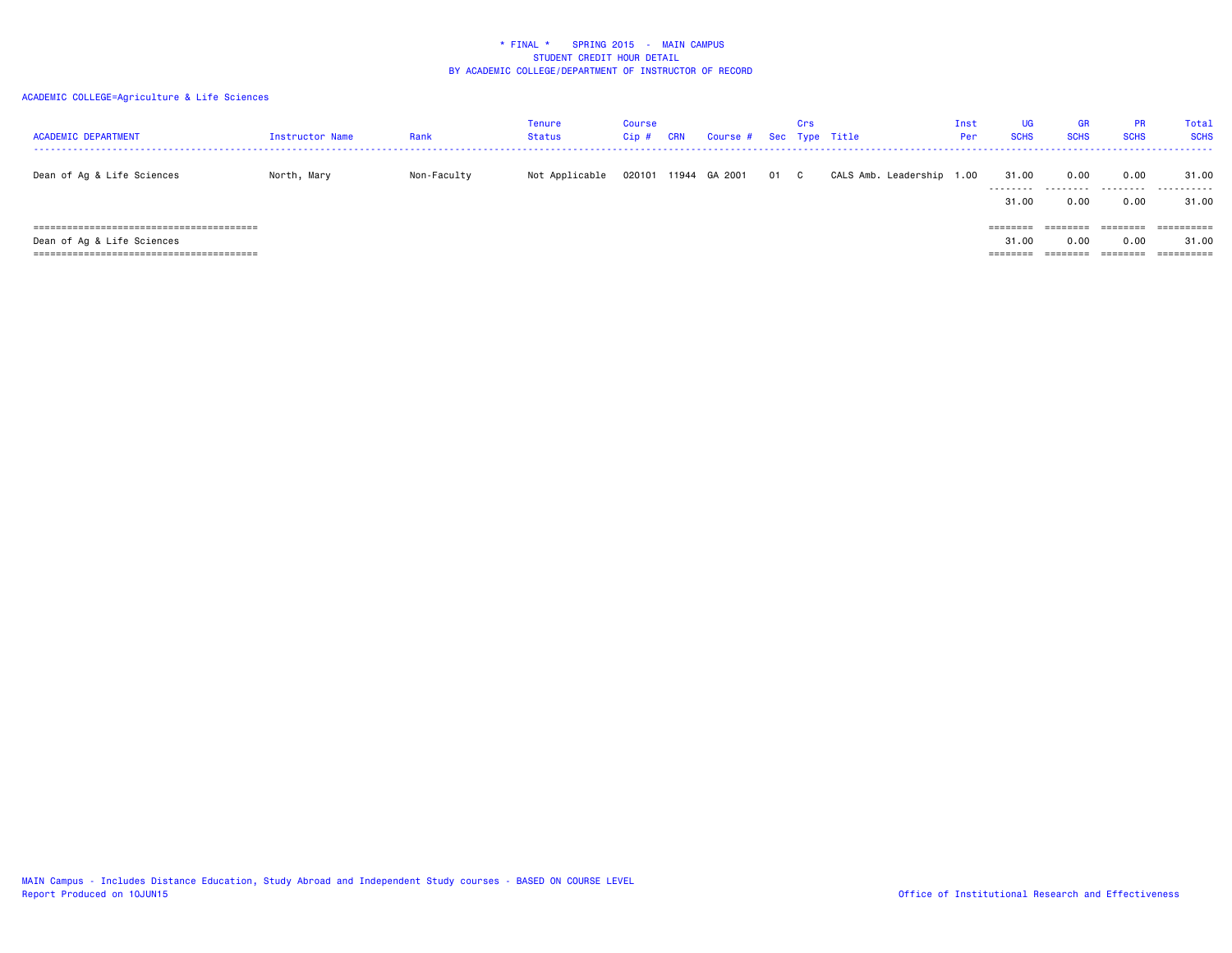\* FINAL \* SPRING 2015 - MAIN CAMPUS
STUDENT CREDIT HOUR DETAIL
BY ACADEMIC COLLEGE/DEPARTMENT OF INSTRUCTOR OF RECORD

ACADEMIC COLLEGE=Agriculture & Life Sciences

| ACADEMIC DEPARTMENT | Instructor Name | Rank | Tenure Status | Course Cip # | CRN | Course # | Sec | Crs Type | Title | Inst Per | UG SCHS | GR SCHS | PR SCHS | Total SCHS |
|---|---|---|---|---|---|---|---|---|---|---|---|---|---|---|
| Dean of Ag & Life Sciences | North, Mary | Non-Faculty | Not Applicable | 020101 | 11944 | GA 2001 | 01 | C | CALS Amb. Leadership | 1.00 | 31.00 | 0.00 | 0.00 | 31.00 |
| | | | | | | | | | | | 31.00 | 0.00 | 0.00 | 31.00 |
| Dean of Ag & Life Sciences | | | | | | | | | | | 31.00 | 0.00 | 0.00 | 31.00 |

MAIN Campus - Includes Distance Education, Study Abroad and Independent Study courses - BASED ON COURSE LEVEL
Report Produced on 10JUN15

Office of Institutional Research and Effectiveness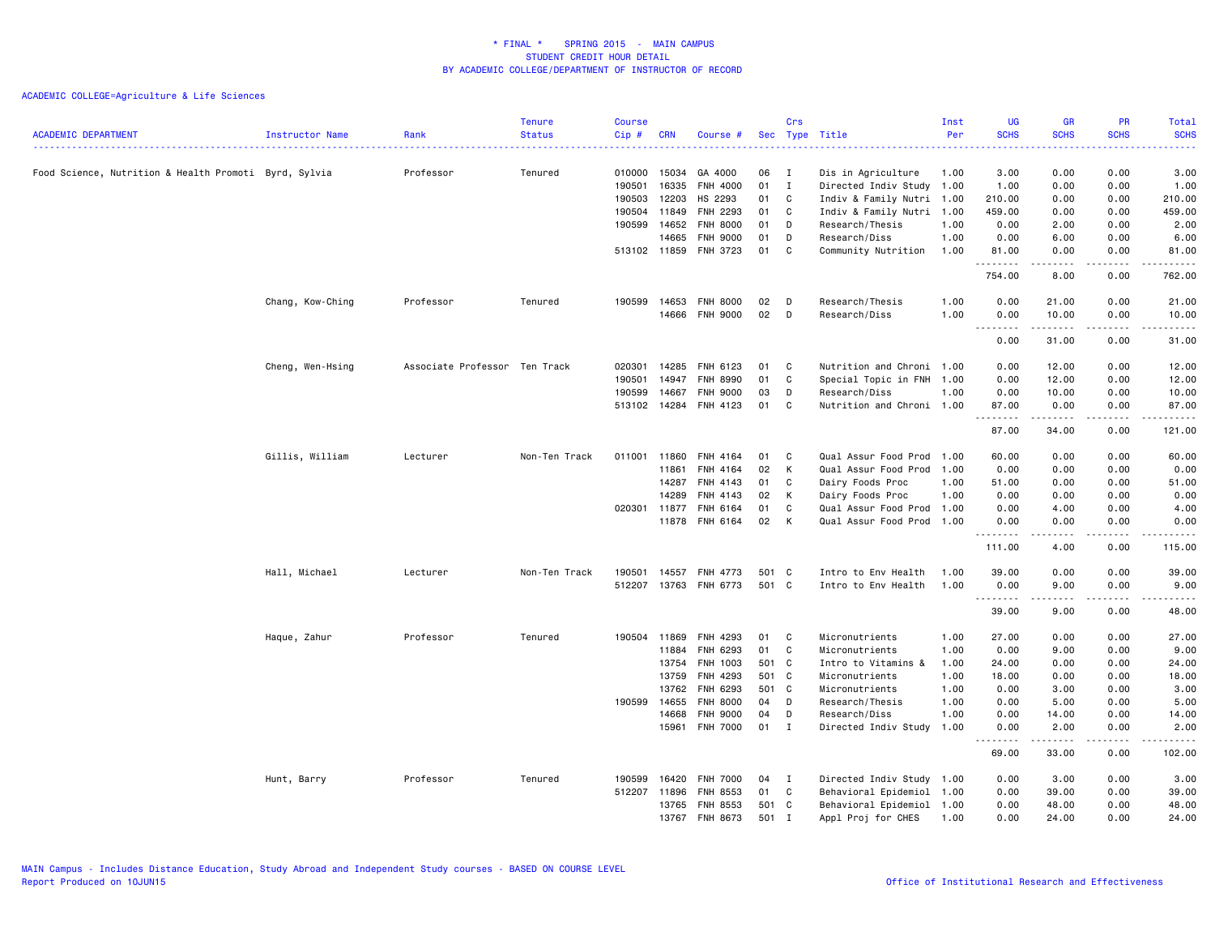# * FINAL * SPRING 2015 - MAIN CAMPUS
## STUDENT CREDIT HOUR DETAIL
### BY ACADEMIC COLLEGE/DEPARTMENT OF INSTRUCTOR OF RECORD

ACADEMIC COLLEGE=Agriculture & Life Sciences

| ACADEMIC DEPARTMENT | Instructor Name | Rank | Tenure Status | Course Cip # | CRN | Course # | Sec | Crs Type | Title | Inst Per | UG SCHS | GR SCHS | PR SCHS | Total SCHS |
|---|---|---|---|---|---|---|---|---|---|---|---|---|---|---|
| Food Science, Nutrition & Health Promoti | Byrd, Sylvia | Professor | Tenured | 010000 | 15034 | GA 4000 | 06 | I | Dis in Agriculture | 1.00 | 3.00 | 0.00 | 0.00 | 3.00 |
| | | | | 190501 | 16335 | FNH 4000 | 01 | I | Directed Indiv Study | 1.00 | 1.00 | 0.00 | 0.00 | 1.00 |
| | | | | 190503 | 12203 | HS 2293 | 01 | C | Indiv & Family Nutri | 1.00 | 210.00 | 0.00 | 0.00 | 210.00 |
| | | | | 190504 | 11849 | FNH 2293 | 01 | C | Indiv & Family Nutri | 1.00 | 459.00 | 0.00 | 0.00 | 459.00 |
| | | | | 190599 | 14652 | FNH 8000 | 01 | D | Research/Thesis | 1.00 | 0.00 | 2.00 | 0.00 | 2.00 |
| | | | | | 14665 | FNH 9000 | 01 | D | Research/Diss | 1.00 | 0.00 | 6.00 | 0.00 | 6.00 |
| | | | | 513102 | 11859 | FNH 3723 | 01 | C | Community Nutrition | 1.00 | 81.00 | 0.00 | 0.00 | 81.00 |
| | | | | | | | | | | | 754.00 | 8.00 | 0.00 | 762.00 |
| | Chang, Kow-Ching | Professor | Tenured | 190599 | 14653 | FNH 8000 | 02 | D | Research/Thesis | 1.00 | 0.00 | 21.00 | 0.00 | 21.00 |
| | | | | | 14666 | FNH 9000 | 02 | D | Research/Diss | 1.00 | 0.00 | 10.00 | 0.00 | 10.00 |
| | | | | | | | | | | | 0.00 | 31.00 | 0.00 | 31.00 |
| | Cheng, Wen-Hsing | Associate Professor | Ten Track | 020301 | 14285 | FNH 6123 | 01 | C | Nutrition and Chroni | 1.00 | 0.00 | 12.00 | 0.00 | 12.00 |
| | | | | 190501 | 14947 | FNH 8990 | 01 | C | Special Topic in FNH | 1.00 | 0.00 | 12.00 | 0.00 | 12.00 |
| | | | | 190599 | 14667 | FNH 9000 | 03 | D | Research/Diss | 1.00 | 0.00 | 10.00 | 0.00 | 10.00 |
| | | | | 513102 | 14284 | FNH 4123 | 01 | C | Nutrition and Chroni | 1.00 | 87.00 | 0.00 | 0.00 | 87.00 |
| | | | | | | | | | | | 87.00 | 34.00 | 0.00 | 121.00 |
| | Gillis, William | Lecturer | Non-Ten Track | 011001 | 11860 | FNH 4164 | 01 | C | Qual Assur Food Prod | 1.00 | 60.00 | 0.00 | 0.00 | 60.00 |
| | | | | | 11861 | FNH 4164 | 02 | K | Qual Assur Food Prod | 1.00 | 0.00 | 0.00 | 0.00 | 0.00 |
| | | | | | 14287 | FNH 4143 | 01 | C | Dairy Foods Proc | 1.00 | 51.00 | 0.00 | 0.00 | 51.00 |
| | | | | | 14289 | FNH 4143 | 02 | K | Dairy Foods Proc | 1.00 | 0.00 | 0.00 | 0.00 | 0.00 |
| | | | | 020301 | 11877 | FNH 6164 | 01 | C | Qual Assur Food Prod | 1.00 | 0.00 | 4.00 | 0.00 | 4.00 |
| | | | | | 11878 | FNH 6164 | 02 | K | Qual Assur Food Prod | 1.00 | 0.00 | 0.00 | 0.00 | 0.00 |
| | | | | | | | | | | | 111.00 | 4.00 | 0.00 | 115.00 |
| | Hall, Michael | Lecturer | Non-Ten Track | 190501 | 14557 | FNH 4773 | 501 | C | Intro to Env Health | 1.00 | 39.00 | 0.00 | 0.00 | 39.00 |
| | | | | 512207 | 13763 | FNH 6773 | 501 | C | Intro to Env Health | 1.00 | 0.00 | 9.00 | 0.00 | 9.00 |
| | | | | | | | | | | | 39.00 | 9.00 | 0.00 | 48.00 |
| | Haque, Zahur | Professor | Tenured | 190504 | 11869 | FNH 4293 | 01 | C | Micronutrients | 1.00 | 27.00 | 0.00 | 0.00 | 27.00 |
| | | | | | 11884 | FNH 6293 | 01 | C | Micronutrients | 1.00 | 0.00 | 9.00 | 0.00 | 9.00 |
| | | | | | 13754 | FNH 1003 | 501 | C | Intro to Vitamins & | 1.00 | 24.00 | 0.00 | 0.00 | 24.00 |
| | | | | | 13759 | FNH 4293 | 501 | C | Micronutrients | 1.00 | 18.00 | 0.00 | 0.00 | 18.00 |
| | | | | | 13762 | FNH 6293 | 501 | C | Micronutrients | 1.00 | 0.00 | 3.00 | 0.00 | 3.00 |
| | | | | 190599 | 14655 | FNH 8000 | 04 | D | Research/Thesis | 1.00 | 0.00 | 5.00 | 0.00 | 5.00 |
| | | | | | 14668 | FNH 9000 | 04 | D | Research/Diss | 1.00 | 0.00 | 14.00 | 0.00 | 14.00 |
| | | | | | 15961 | FNH 7000 | 01 | I | Directed Indiv Study | 1.00 | 0.00 | 2.00 | 0.00 | 2.00 |
| | | | | | | | | | | | 69.00 | 33.00 | 0.00 | 102.00 |
| | Hunt, Barry | Professor | Tenured | 190599 | 16420 | FNH 7000 | 04 | I | Directed Indiv Study | 1.00 | 0.00 | 3.00 | 0.00 | 3.00 |
| | | | | 512207 | 11896 | FNH 8553 | 01 | C | Behavioral Epidemiol | 1.00 | 0.00 | 39.00 | 0.00 | 39.00 |
| | | | | | 13765 | FNH 8553 | 501 | C | Behavioral Epidemiol | 1.00 | 0.00 | 48.00 | 0.00 | 48.00 |
| | | | | | 13767 | FNH 8673 | 501 | I | Appl Proj for CHES | 1.00 | 0.00 | 24.00 | 0.00 | 24.00 |

MAIN Campus - Includes Distance Education, Study Abroad and Independent Study courses - BASED ON COURSE LEVEL
Report Produced on 10JUN15

Office of Institutional Research and Effectiveness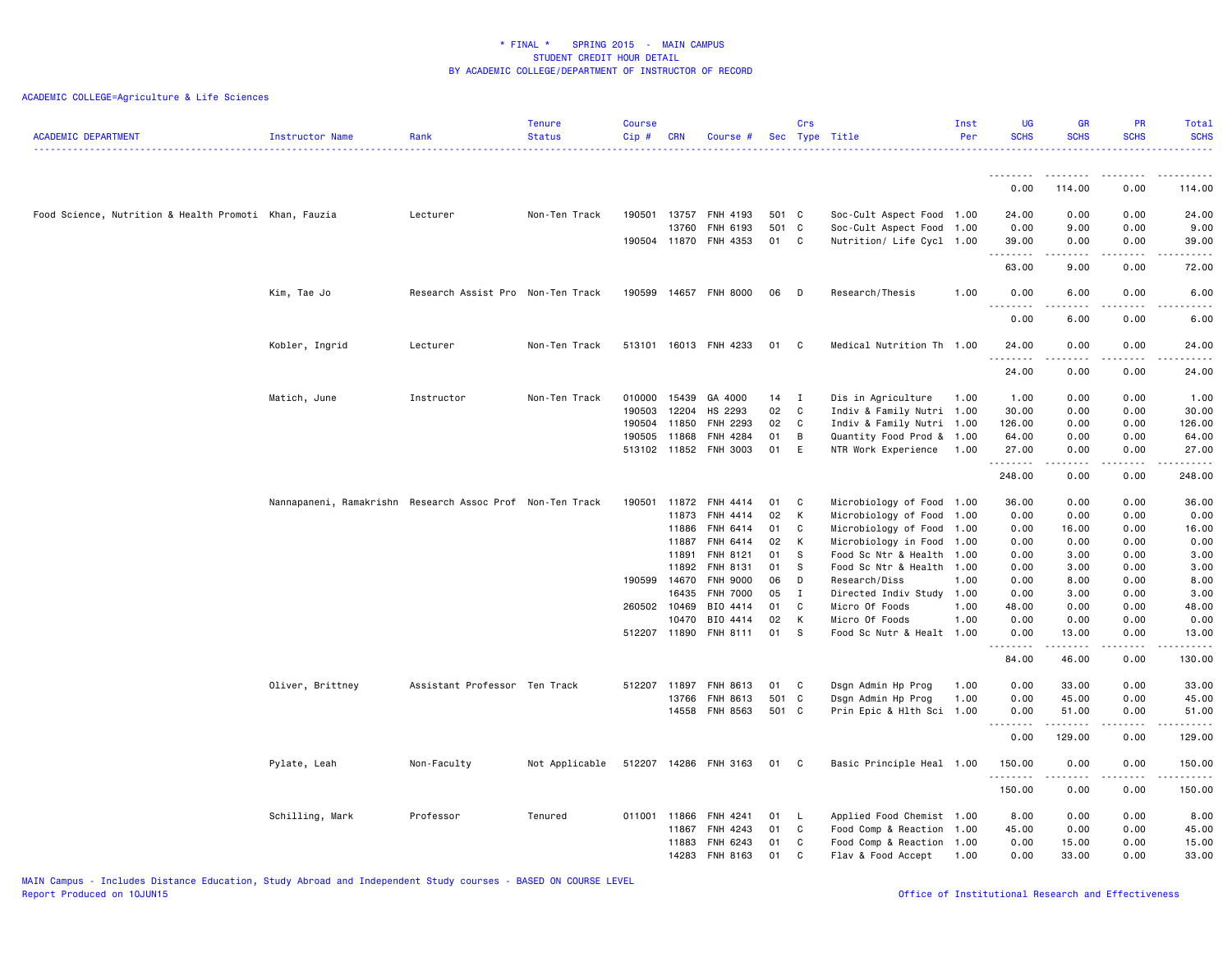* FINAL * SPRING 2015 - MAIN CAMPUS
STUDENT CREDIT HOUR DETAIL
BY ACADEMIC COLLEGE/DEPARTMENT OF INSTRUCTOR OF RECORD

ACADEMIC COLLEGE=Agriculture & Life Sciences

| ACADEMIC DEPARTMENT | Instructor Name | Rank | Tenure Status | Course Cip # | CRN | Course # | Sec | Crs Type | Title | Inst Per | UG SCHS | GR SCHS | PR SCHS | Total SCHS |
|---|---|---|---|---|---|---|---|---|---|---|---|---|---|---|
| | | | | | | | | | | | 0.00 | 114.00 | 0.00 | 114.00 |
| Food Science, Nutrition & Health Promoti | Khan, Fauzia | Lecturer | Non-Ten Track | 190501 | 13757 | FNH 4193 | 501 | C | Soc-Cult Aspect Food | 1.00 | 24.00 | 0.00 | 0.00 | 24.00 |
| | | | | | 13760 | FNH 6193 | 501 | C | Soc-Cult Aspect Food | 1.00 | 0.00 | 9.00 | 0.00 | 9.00 |
| | | | | 190504 | 11870 | FNH 4353 | 01 | C | Nutrition/ Life Cycl | 1.00 | 39.00 | 0.00 | 0.00 | 39.00 |
| | | | | | | | | | | | 63.00 | 9.00 | 0.00 | 72.00 |
| | Kim, Tae Jo | Research Assist Pro | Non-Ten Track | 190599 | 14657 | FNH 8000 | 06 | D | Research/Thesis | 1.00 | 0.00 | 6.00 | 0.00 | 6.00 |
| | | | | | | | | | | | 0.00 | 6.00 | 0.00 | 6.00 |
| | Kobler, Ingrid | Lecturer | Non-Ten Track | 513101 | 16013 | FNH 4233 | 01 | C | Medical Nutrition Th | 1.00 | 24.00 | 0.00 | 0.00 | 24.00 |
| | | | | | | | | | | | 24.00 | 0.00 | 0.00 | 24.00 |
| | Matich, June | Instructor | Non-Ten Track | 010000 | 15439 | GA 4000 | 14 | I | Dis in Agriculture | 1.00 | 1.00 | 0.00 | 0.00 | 1.00 |
| | | | | 190503 | 12204 | HS 2293 | 02 | C | Indiv & Family Nutri | 1.00 | 30.00 | 0.00 | 0.00 | 30.00 |
| | | | | 190504 | 11850 | FNH 2293 | 02 | C | Indiv & Family Nutri | 1.00 | 126.00 | 0.00 | 0.00 | 126.00 |
| | | | | 190505 | 11868 | FNH 4284 | 01 | B | Quantity Food Prod & | 1.00 | 64.00 | 0.00 | 0.00 | 64.00 |
| | | | | 513102 | 11852 | FNH 3003 | 01 | E | NTR Work Experience | 1.00 | 27.00 | 0.00 | 0.00 | 27.00 |
| | | | | | | | | | | | 248.00 | 0.00 | 0.00 | 248.00 |
| | Nannapaneni, Ramakrishn | Research Assoc Prof | Non-Ten Track | 190501 | 11872 | FNH 4414 | 01 | C | Microbiology of Food | 1.00 | 36.00 | 0.00 | 0.00 | 36.00 |
| | | | | | 11873 | FNH 4414 | 02 | K | Microbiology of Food | 1.00 | 0.00 | 0.00 | 0.00 | 0.00 |
| | | | | | 11886 | FNH 6414 | 01 | C | Microbiology of Food | 1.00 | 0.00 | 16.00 | 0.00 | 16.00 |
| | | | | | 11887 | FNH 6414 | 02 | K | Microbiology in Food | 1.00 | 0.00 | 0.00 | 0.00 | 0.00 |
| | | | | | 11891 | FNH 8121 | 01 | S | Food Sc Ntr & Health | 1.00 | 0.00 | 3.00 | 0.00 | 3.00 |
| | | | | | 11892 | FNH 8131 | 01 | S | Food Sc Ntr & Health | 1.00 | 0.00 | 3.00 | 0.00 | 3.00 |
| | | | | 190599 | 14670 | FNH 9000 | 06 | D | Research/Diss | 1.00 | 0.00 | 8.00 | 0.00 | 8.00 |
| | | | | | 16435 | FNH 7000 | 05 | I | Directed Indiv Study | 1.00 | 0.00 | 3.00 | 0.00 | 3.00 |
| | | | | 260502 | 10469 | BIO 4414 | 01 | C | Micro Of Foods | 1.00 | 48.00 | 0.00 | 0.00 | 48.00 |
| | | | | | 10470 | BIO 4414 | 02 | K | Micro Of Foods | 1.00 | 0.00 | 0.00 | 0.00 | 0.00 |
| | | | | 512207 | 11890 | FNH 8111 | 01 | S | Food Sc Nutr & Healt | 1.00 | 0.00 | 13.00 | 0.00 | 13.00 |
| | | | | | | | | | | | 84.00 | 46.00 | 0.00 | 130.00 |
| | Oliver, Brittney | Assistant Professor | Ten Track | 512207 | 11897 | FNH 8613 | 01 | C | Dsgn Admin Hp Prog | 1.00 | 0.00 | 33.00 | 0.00 | 33.00 |
| | | | | | 13766 | FNH 8613 | 501 | C | Dsgn Admin Hp Prog | 1.00 | 0.00 | 45.00 | 0.00 | 45.00 |
| | | | | | 14558 | FNH 8563 | 501 | C | Prin Epic & Hlth Sci | 1.00 | 0.00 | 51.00 | 0.00 | 51.00 |
| | | | | | | | | | | | 0.00 | 129.00 | 0.00 | 129.00 |
| | Pylate, Leah | Non-Faculty | Not Applicable | 512207 | 14286 | FNH 3163 | 01 | C | Basic Principle Heal | 1.00 | 150.00 | 0.00 | 0.00 | 150.00 |
| | | | | | | | | | | | 150.00 | 0.00 | 0.00 | 150.00 |
| | Schilling, Mark | Professor | Tenured | 011001 | 11866 | FNH 4241 | 01 | L | Applied Food Chemist | 1.00 | 8.00 | 0.00 | 0.00 | 8.00 |
| | | | | | 11867 | FNH 4243 | 01 | C | Food Comp & Reaction | 1.00 | 45.00 | 0.00 | 0.00 | 45.00 |
| | | | | | 11883 | FNH 6243 | 01 | C | Food Comp & Reaction | 1.00 | 0.00 | 15.00 | 0.00 | 15.00 |
| | | | | | 14283 | FNH 8163 | 01 | C | Flav & Food Accept | 1.00 | 0.00 | 33.00 | 0.00 | 33.00 |

MAIN Campus - Includes Distance Education, Study Abroad and Independent Study courses - BASED ON COURSE LEVEL
Report Produced on 10JUN15

Office of Institutional Research and Effectiveness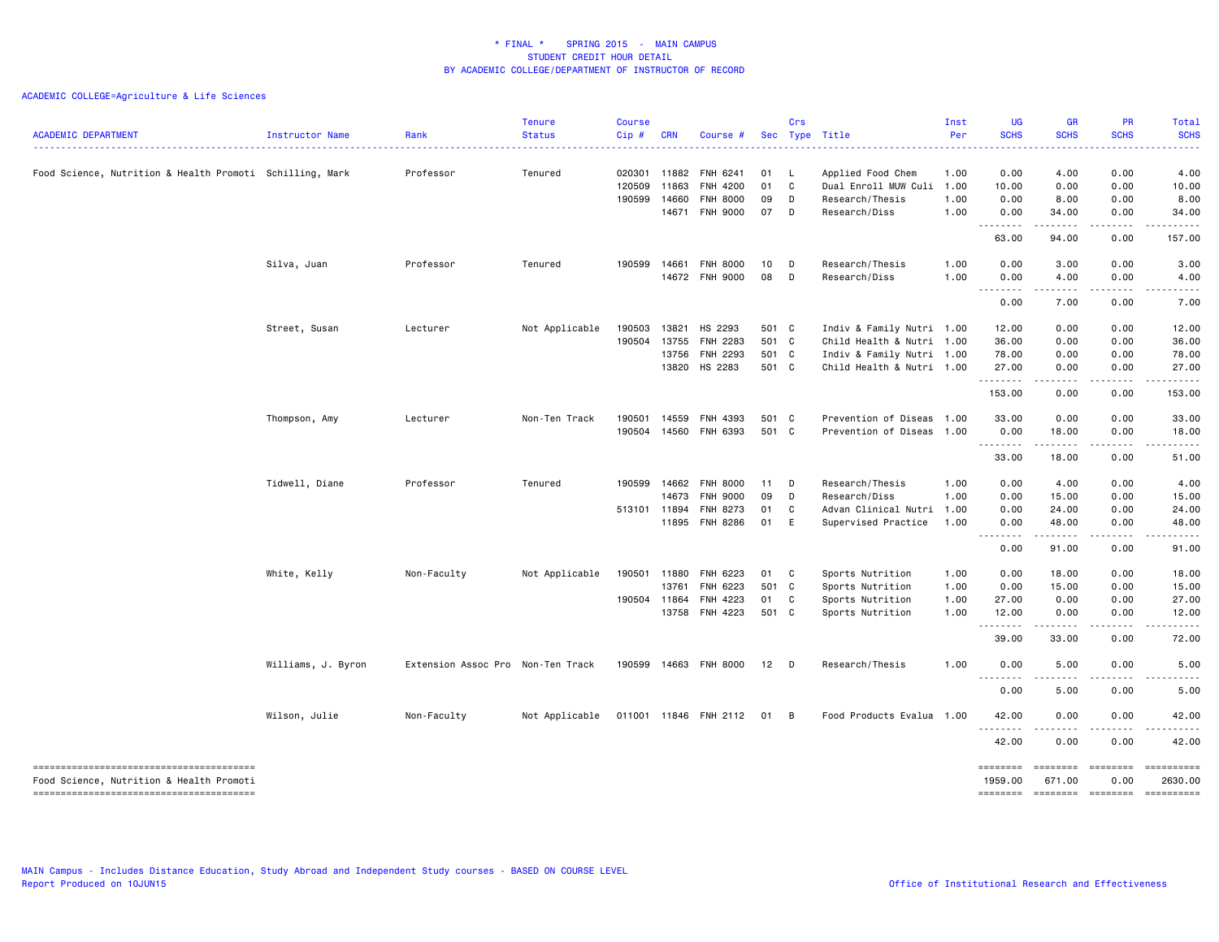\* FINAL \* SPRING 2015 - MAIN CAMPUS
STUDENT CREDIT HOUR DETAIL
BY ACADEMIC COLLEGE/DEPARTMENT OF INSTRUCTOR OF RECORD

ACADEMIC COLLEGE=Agriculture & Life Sciences

| ACADEMIC DEPARTMENT | Instructor Name | Rank | Tenure Status | Course Cip # | CRN | Course # | Sec | Crs Type | Title | Inst Per | UG SCHS | GR SCHS | PR SCHS | Total SCHS |
|---|---|---|---|---|---|---|---|---|---|---|---|---|---|---|
| Food Science, Nutrition & Health Promoti | Schilling, Mark | Professor | Tenured | 020301 | 11882 | FNH 6241 | 01 | L | Applied Food Chem | 1.00 | 0.00 | 4.00 | 0.00 | 4.00 |
| | | | | 120509 | 11863 | FNH 4200 | 01 | C | Dual Enroll MUW Culi | 1.00 | 10.00 | 0.00 | 0.00 | 10.00 |
| | | | | 190599 | 14660 | FNH 8000 | 09 | D | Research/Thesis | 1.00 | 0.00 | 8.00 | 0.00 | 8.00 |
| | | | | | 14671 | FNH 9000 | 07 | D | Research/Diss | 1.00 | 0.00 | 34.00 | 0.00 | 34.00 |
| | | | | | | | | | | | 63.00 | 94.00 | 0.00 | 157.00 |
| | Silva, Juan | Professor | Tenured | 190599 | 14661 | FNH 8000 | 10 | D | Research/Thesis | 1.00 | 0.00 | 3.00 | 0.00 | 3.00 |
| | | | | | 14672 | FNH 9000 | 08 | D | Research/Diss | 1.00 | 0.00 | 4.00 | 0.00 | 4.00 |
| | | | | | | | | | | | 0.00 | 7.00 | 0.00 | 7.00 |
| | Street, Susan | Lecturer | Not Applicable | 190503 | 13821 | HS 2293 | 501 | C | Indiv & Family Nutri | 1.00 | 12.00 | 0.00 | 0.00 | 12.00 |
| | | | | 190504 | 13755 | FNH 2283 | 501 | C | Child Health & Nutri | 1.00 | 36.00 | 0.00 | 0.00 | 36.00 |
| | | | | | 13756 | FNH 2293 | 501 | C | Indiv & Family Nutri | 1.00 | 78.00 | 0.00 | 0.00 | 78.00 |
| | | | | | 13820 | HS 2283 | 501 | C | Child Health & Nutri | 1.00 | 27.00 | 0.00 | 0.00 | 27.00 |
| | | | | | | | | | | | 153.00 | 0.00 | 0.00 | 153.00 |
| | Thompson, Amy | Lecturer | Non-Ten Track | 190501 | 14559 | FNH 4393 | 501 | C | Prevention of Diseas | 1.00 | 33.00 | 0.00 | 0.00 | 33.00 |
| | | | | 190504 | 14560 | FNH 6393 | 501 | C | Prevention of Diseas | 1.00 | 0.00 | 18.00 | 0.00 | 18.00 |
| | | | | | | | | | | | 33.00 | 18.00 | 0.00 | 51.00 |
| | Tidwell, Diane | Professor | Tenured | 190599 | 14662 | FNH 8000 | 11 | D | Research/Thesis | 1.00 | 0.00 | 4.00 | 0.00 | 4.00 |
| | | | | | 14673 | FNH 9000 | 09 | D | Research/Diss | 1.00 | 0.00 | 15.00 | 0.00 | 15.00 |
| | | | | 513101 | 11894 | FNH 8273 | 01 | C | Advan Clinical Nutri | 1.00 | 0.00 | 24.00 | 0.00 | 24.00 |
| | | | | | 11895 | FNH 8286 | 01 | E | Supervised Practice | 1.00 | 0.00 | 48.00 | 0.00 | 48.00 |
| | | | | | | | | | | | 0.00 | 91.00 | 0.00 | 91.00 |
| | White, Kelly | Non-Faculty | Not Applicable | 190501 | 11880 | FNH 6223 | 01 | C | Sports Nutrition | 1.00 | 0.00 | 18.00 | 0.00 | 18.00 |
| | | | | | 13761 | FNH 6223 | 501 | C | Sports Nutrition | 1.00 | 0.00 | 15.00 | 0.00 | 15.00 |
| | | | | 190504 | 11864 | FNH 4223 | 01 | C | Sports Nutrition | 1.00 | 27.00 | 0.00 | 0.00 | 27.00 |
| | | | | | 13758 | FNH 4223 | 501 | C | Sports Nutrition | 1.00 | 12.00 | 0.00 | 0.00 | 12.00 |
| | | | | | | | | | | | 39.00 | 33.00 | 0.00 | 72.00 |
| | Williams, J. Byron | Extension Assoc Pro | Non-Ten Track | 190599 | 14663 | FNH 8000 | 12 | D | Research/Thesis | 1.00 | 0.00 | 5.00 | 0.00 | 5.00 |
| | | | | | | | | | | | 0.00 | 5.00 | 0.00 | 5.00 |
| | Wilson, Julie | Non-Faculty | Not Applicable | 011001 | 11846 | FNH 2112 | 01 | B | Food Products Evalua | 1.00 | 42.00 | 0.00 | 0.00 | 42.00 |
| | | | | | | | | | | | 42.00 | 0.00 | 0.00 | 42.00 |
| Food Science, Nutrition & Health Promoti | | | | | | | | | | | 1959.00 | 671.00 | 0.00 | 2630.00 |

MAIN Campus - Includes Distance Education, Study Abroad and Independent Study courses - BASED ON COURSE LEVEL
Report Produced on 10JUN15
Office of Institutional Research and Effectiveness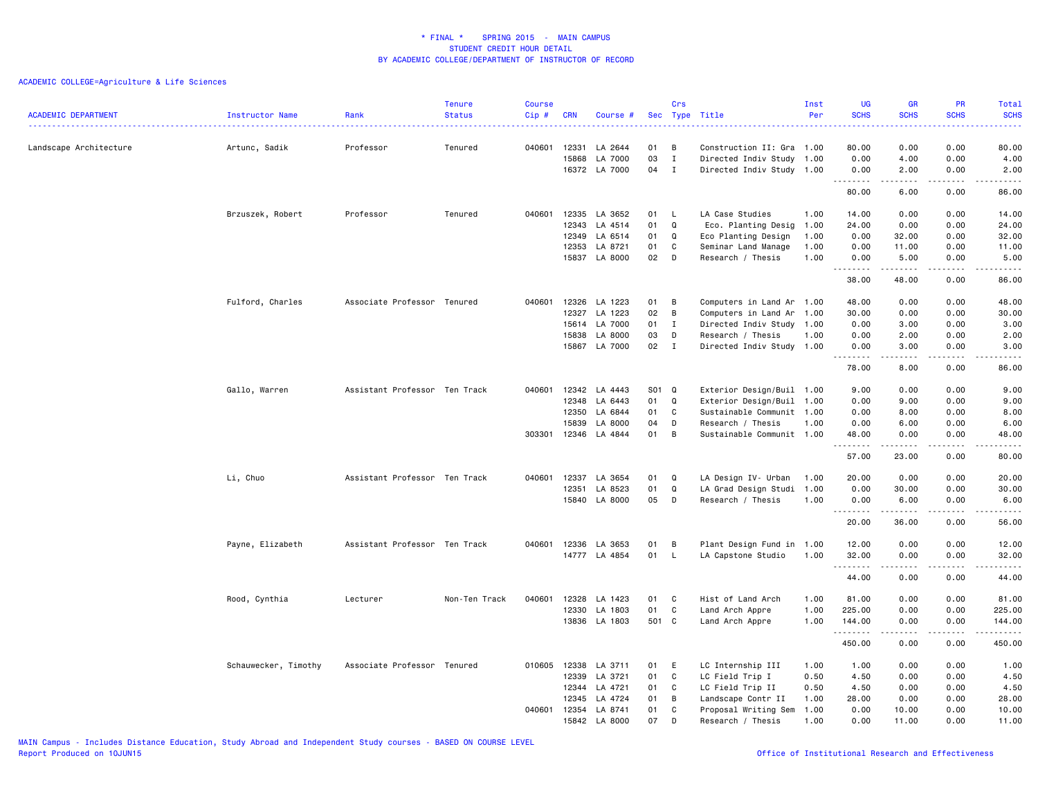\* FINAL \* SPRING 2015 - MAIN CAMPUS
STUDENT CREDIT HOUR DETAIL
BY ACADEMIC COLLEGE/DEPARTMENT OF INSTRUCTOR OF RECORD

ACADEMIC COLLEGE=Agriculture & Life Sciences

| ACADEMIC DEPARTMENT | Instructor Name | Rank | Tenure Status | Course Cip # | CRN | Course # | Sec | Crs Type | Title | Inst Per | UG SCHS | GR SCHS | PR SCHS | Total SCHS |
|---|---|---|---|---|---|---|---|---|---|---|---|---|---|---|
| Landscape Architecture | Artunc, Sadik | Professor | Tenured | 040601 | 12331 | LA 2644 | 01 | B | Construction II: Gra | 1.00 | 80.00 | 0.00 | 0.00 | 80.00 |
| | | | | | 15868 | LA 7000 | 03 | I | Directed Indiv Study | 1.00 | 0.00 | 4.00 | 0.00 | 4.00 |
| | | | | | 16372 | LA 7000 | 04 | I | Directed Indiv Study | 1.00 | 0.00 | 2.00 | 0.00 | 2.00 |
| | | | | | | | | | | | 80.00 | 6.00 | 0.00 | 86.00 |
| | Brzuszek, Robert | Professor | Tenured | 040601 | 12335 | LA 3652 | 01 | L | LA Case Studies | 1.00 | 14.00 | 0.00 | 0.00 | 14.00 |
| | | | | | 12343 | LA 4514 | 01 | Q | Eco. Planting Desig | 1.00 | 24.00 | 0.00 | 0.00 | 24.00 |
| | | | | | 12349 | LA 6514 | 01 | Q | Eco Planting Design | 1.00 | 0.00 | 32.00 | 0.00 | 32.00 |
| | | | | | 12353 | LA 8721 | 01 | C | Seminar Land Manage | 1.00 | 0.00 | 11.00 | 0.00 | 11.00 |
| | | | | | 15837 | LA 8000 | 02 | D | Research / Thesis | 1.00 | 0.00 | 5.00 | 0.00 | 5.00 |
| | | | | | | | | | | | 38.00 | 48.00 | 0.00 | 86.00 |
| | Fulford, Charles | Associate Professor | Tenured | 040601 | 12326 | LA 1223 | 01 | B | Computers in Land Ar | 1.00 | 48.00 | 0.00 | 0.00 | 48.00 |
| | | | | | 12327 | LA 1223 | 02 | B | Computers in Land Ar | 1.00 | 30.00 | 0.00 | 0.00 | 30.00 |
| | | | | | 15614 | LA 7000 | 01 | I | Directed Indiv Study | 1.00 | 0.00 | 3.00 | 0.00 | 3.00 |
| | | | | | 15838 | LA 8000 | 03 | D | Research / Thesis | 1.00 | 0.00 | 2.00 | 0.00 | 2.00 |
| | | | | | 15867 | LA 7000 | 02 | I | Directed Indiv Study | 1.00 | 0.00 | 3.00 | 0.00 | 3.00 |
| | | | | | | | | | | | 78.00 | 8.00 | 0.00 | 86.00 |
| | Gallo, Warren | Assistant Professor | Ten Track | 040601 | 12342 | LA 4443 | S01 | Q | Exterior Design/Buil | 1.00 | 9.00 | 0.00 | 0.00 | 9.00 |
| | | | | | 12348 | LA 6443 | 01 | Q | Exterior Design/Buil | 1.00 | 0.00 | 9.00 | 0.00 | 9.00 |
| | | | | | 12350 | LA 6844 | 01 | C | Sustainable Communit | 1.00 | 0.00 | 8.00 | 0.00 | 8.00 |
| | | | | | 15839 | LA 8000 | 04 | D | Research / Thesis | 1.00 | 0.00 | 6.00 | 0.00 | 6.00 |
| | | | | 303301 | 12346 | LA 4844 | 01 | B | Sustainable Communit | 1.00 | 48.00 | 0.00 | 0.00 | 48.00 |
| | | | | | | | | | | | 57.00 | 23.00 | 0.00 | 80.00 |
| | Li, Chuo | Assistant Professor | Ten Track | 040601 | 12337 | LA 3654 | 01 | Q | LA Design IV- Urban | 1.00 | 20.00 | 0.00 | 0.00 | 20.00 |
| | | | | | 12351 | LA 8523 | 01 | Q | LA Grad Design Studi | 1.00 | 0.00 | 30.00 | 0.00 | 30.00 |
| | | | | | 15840 | LA 8000 | 05 | D | Research / Thesis | 1.00 | 0.00 | 6.00 | 0.00 | 6.00 |
| | | | | | | | | | | | 20.00 | 36.00 | 0.00 | 56.00 |
| | Payne, Elizabeth | Assistant Professor | Ten Track | 040601 | 12336 | LA 3653 | 01 | B | Plant Design Fund in | 1.00 | 12.00 | 0.00 | 0.00 | 12.00 |
| | | | | | 14777 | LA 4854 | 01 | L | LA Capstone Studio | 1.00 | 32.00 | 0.00 | 0.00 | 32.00 |
| | | | | | | | | | | | 44.00 | 0.00 | 0.00 | 44.00 |
| | Rood, Cynthia | Lecturer | Non-Ten Track | 040601 | 12328 | LA 1423 | 01 | C | Hist of Land Arch | 1.00 | 81.00 | 0.00 | 0.00 | 81.00 |
| | | | | | 12330 | LA 1803 | 01 | C | Land Arch Appre | 1.00 | 225.00 | 0.00 | 0.00 | 225.00 |
| | | | | | 13836 | LA 1803 | 501 | C | Land Arch Appre | 1.00 | 144.00 | 0.00 | 0.00 | 144.00 |
| | | | | | | | | | | | 450.00 | 0.00 | 0.00 | 450.00 |
| | Schauwecker, Timothy | Associate Professor | Tenured | 010605 | 12338 | LA 3711 | 01 | E | LC Internship III | 1.00 | 1.00 | 0.00 | 0.00 | 1.00 |
| | | | | | 12339 | LA 3721 | 01 | C | LC Field Trip I | 0.50 | 4.50 | 0.00 | 0.00 | 4.50 |
| | | | | | 12344 | LA 4721 | 01 | C | LC Field Trip II | 0.50 | 4.50 | 0.00 | 0.00 | 4.50 |
| | | | | | 12345 | LA 4724 | 01 | B | Landscape Contr II | 1.00 | 28.00 | 0.00 | 0.00 | 28.00 |
| | | | | 040601 | 12354 | LA 8741 | 01 | C | Proposal Writing Sem | 1.00 | 0.00 | 10.00 | 0.00 | 10.00 |
| | | | | | 15842 | LA 8000 | 07 | D | Research / Thesis | 1.00 | 0.00 | 11.00 | 0.00 | 11.00 |

MAIN Campus - Includes Distance Education, Study Abroad and Independent Study courses - BASED ON COURSE LEVEL
Report Produced on 10JUN15

Office of Institutional Research and Effectiveness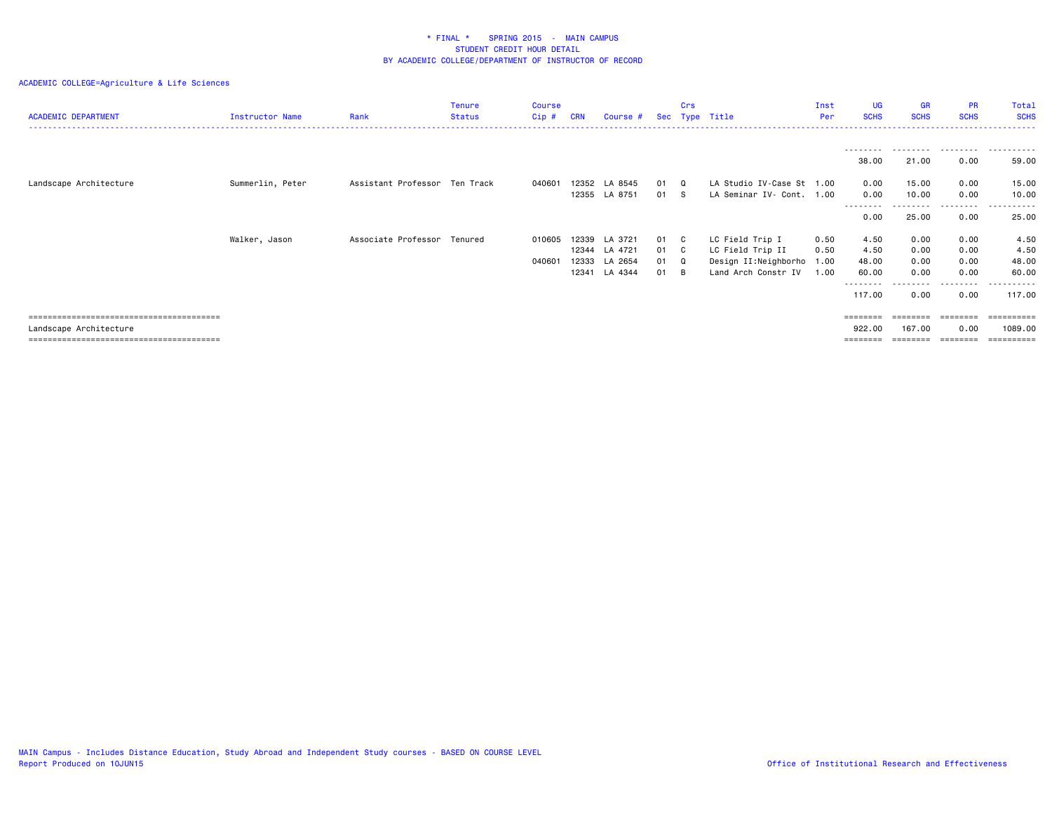\* FINAL \*    SPRING 2015  -  MAIN CAMPUS
STUDENT CREDIT HOUR DETAIL
BY ACADEMIC COLLEGE/DEPARTMENT OF INSTRUCTOR OF RECORD

ACADEMIC COLLEGE=Agriculture & Life Sciences

| ACADEMIC DEPARTMENT | Instructor Name | Rank | Tenure Status | Course Cip # | CRN | Course # | Sec | Crs Type | Title | Inst Per | UG SCHS | GR SCHS | PR SCHS | Total SCHS |
|---|---|---|---|---|---|---|---|---|---|---|---|---|---|---|
| | | | | | | | | | | | 38.00 | 21.00 | 0.00 | 59.00 |
| Landscape Architecture | Summerlin, Peter | Assistant Professor | Ten Track | 040601 | 12352 | LA 8545 | 01 | Q | LA Studio IV-Case St | 1.00 | 0.00 | 15.00 | 0.00 | 15.00 |
| | | | | | 12355 | LA 8751 | 01 | S | LA Seminar IV- Cont. | 1.00 | 0.00 | 10.00 | 0.00 | 10.00 |
| | | | | | | | | | | | 0.00 | 25.00 | 0.00 | 25.00 |
| | Walker, Jason | Associate Professor | Tenured | 010605 | 12339 | LA 3721 | 01 | C | LC Field Trip I | 0.50 | 4.50 | 0.00 | 0.00 | 4.50 |
| | | | | | 12344 | LA 4721 | 01 | C | LC Field Trip II | 0.50 | 4.50 | 0.00 | 0.00 | 4.50 |
| | | | | 040601 | 12333 | LA 2654 | 01 | Q | Design II:Neighborho | 1.00 | 48.00 | 0.00 | 0.00 | 48.00 |
| | | | | | 12341 | LA 4344 | 01 | B | Land Arch Constr IV | 1.00 | 60.00 | 0.00 | 0.00 | 60.00 |
| | | | | | | | | | | | 117.00 | 0.00 | 0.00 | 117.00 |
| Landscape Architecture | | | | | | | | | | | 922.00 | 167.00 | 0.00 | 1089.00 |

MAIN Campus - Includes Distance Education, Study Abroad and Independent Study courses - BASED ON COURSE LEVEL
Report Produced on 10JUN15

Office of Institutional Research and Effectiveness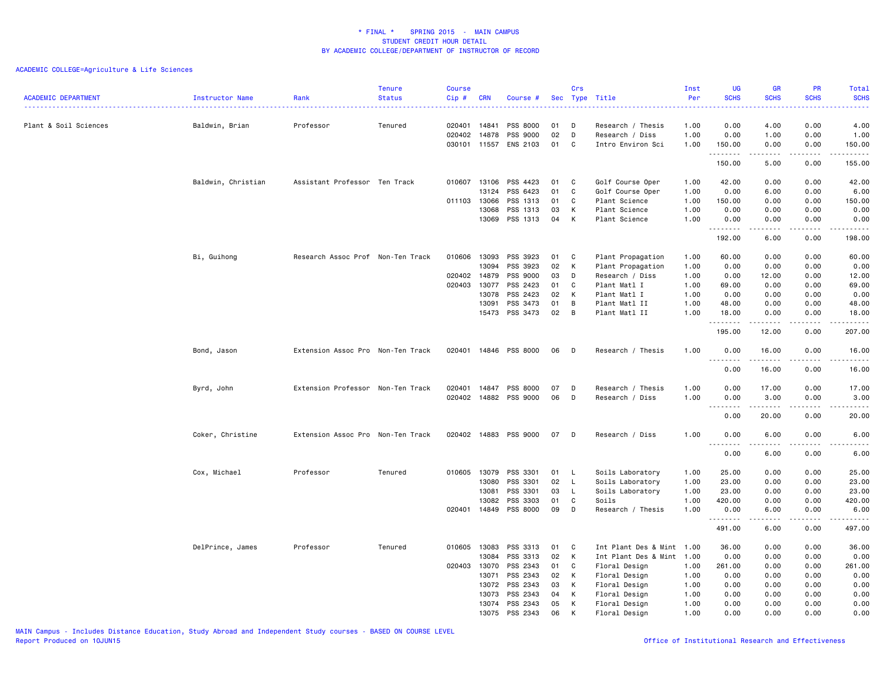* FINAL * SPRING 2015 - MAIN CAMPUS
STUDENT CREDIT HOUR DETAIL
BY ACADEMIC COLLEGE/DEPARTMENT OF INSTRUCTOR OF RECORD

ACADEMIC COLLEGE=Agriculture & Life Sciences

| ACADEMIC DEPARTMENT | Instructor Name | Rank | Tenure Status | Course Cip # | CRN | Course # | Sec | Crs Type | Title | Inst Per | UG SCHS | GR SCHS | PR SCHS | Total SCHS |
|---|---|---|---|---|---|---|---|---|---|---|---|---|---|---|
| Plant & Soil Sciences | Baldwin, Brian | Professor | Tenured | 020401 | 14841 | PSS 8000 | 01 | D | Research / Thesis | 1.00 | 0.00 | 4.00 | 0.00 | 4.00 |
| | | | | 020402 | 14878 | PSS 9000 | 02 | D | Research / Diss | 1.00 | 0.00 | 1.00 | 0.00 | 1.00 |
| | | | | 030101 | 11557 | ENS 2103 | 01 | C | Intro Environ Sci | 1.00 | 150.00 | 0.00 | 0.00 | 150.00 |
| | | | | | | | | | | | 150.00 | 5.00 | 0.00 | 155.00 |
| | Baldwin, Christian | Assistant Professor | Ten Track | 010607 | 13106 | PSS 4423 | 01 | C | Golf Course Oper | 1.00 | 42.00 | 0.00 | 0.00 | 42.00 |
| | | | | | 13124 | PSS 6423 | 01 | C | Golf Course Oper | 1.00 | 0.00 | 6.00 | 0.00 | 6.00 |
| | | | | 011103 | 13066 | PSS 1313 | 01 | C | Plant Science | 1.00 | 150.00 | 0.00 | 0.00 | 150.00 |
| | | | | | 13068 | PSS 1313 | 03 | K | Plant Science | 1.00 | 0.00 | 0.00 | 0.00 | 0.00 |
| | | | | | 13069 | PSS 1313 | 04 | K | Plant Science | 1.00 | 0.00 | 0.00 | 0.00 | 0.00 |
| | | | | | | | | | | | 192.00 | 6.00 | 0.00 | 198.00 |
| | Bi, Guihong | Research Assoc Prof | Non-Ten Track | 010606 | 13093 | PSS 3923 | 01 | C | Plant Propagation | 1.00 | 60.00 | 0.00 | 0.00 | 60.00 |
| | | | | | 13094 | PSS 3923 | 02 | K | Plant Propagation | 1.00 | 0.00 | 0.00 | 0.00 | 0.00 |
| | | | | 020402 | 14879 | PSS 9000 | 03 | D | Research / Diss | 1.00 | 0.00 | 12.00 | 0.00 | 12.00 |
| | | | | 020403 | 13077 | PSS 2423 | 01 | C | Plant Matl I | 1.00 | 69.00 | 0.00 | 0.00 | 69.00 |
| | | | | | 13078 | PSS 2423 | 02 | K | Plant Matl I | 1.00 | 0.00 | 0.00 | 0.00 | 0.00 |
| | | | | | 13091 | PSS 3473 | 01 | B | Plant Matl II | 1.00 | 48.00 | 0.00 | 0.00 | 48.00 |
| | | | | | 15473 | PSS 3473 | 02 | B | Plant Matl II | 1.00 | 18.00 | 0.00 | 0.00 | 18.00 |
| | | | | | | | | | | | 195.00 | 12.00 | 0.00 | 207.00 |
| | Bond, Jason | Extension Assoc Pro | Non-Ten Track | 020401 | 14846 | PSS 8000 | 06 | D | Research / Thesis | 1.00 | 0.00 | 16.00 | 0.00 | 16.00 |
| | | | | | | | | | | | 0.00 | 16.00 | 0.00 | 16.00 |
| | Byrd, John | Extension Professor | Non-Ten Track | 020401 | 14847 | PSS 8000 | 07 | D | Research / Thesis | 1.00 | 0.00 | 17.00 | 0.00 | 17.00 |
| | | | | 020402 | 14882 | PSS 9000 | 06 | D | Research / Diss | 1.00 | 0.00 | 3.00 | 0.00 | 3.00 |
| | | | | | | | | | | | 0.00 | 20.00 | 0.00 | 20.00 |
| | Coker, Christine | Extension Assoc Pro | Non-Ten Track | 020402 | 14883 | PSS 9000 | 07 | D | Research / Diss | 1.00 | 0.00 | 6.00 | 0.00 | 6.00 |
| | | | | | | | | | | | 0.00 | 6.00 | 0.00 | 6.00 |
| | Cox, Michael | Professor | Tenured | 010605 | 13079 | PSS 3301 | 01 | L | Soils Laboratory | 1.00 | 25.00 | 0.00 | 0.00 | 25.00 |
| | | | | | 13080 | PSS 3301 | 02 | L | Soils Laboratory | 1.00 | 23.00 | 0.00 | 0.00 | 23.00 |
| | | | | | 13081 | PSS 3301 | 03 | L | Soils Laboratory | 1.00 | 23.00 | 0.00 | 0.00 | 23.00 |
| | | | | | 13082 | PSS 3303 | 01 | C | Soils | 1.00 | 420.00 | 0.00 | 0.00 | 420.00 |
| | | | | 020401 | 14849 | PSS 8000 | 09 | D | Research / Thesis | 1.00 | 0.00 | 6.00 | 0.00 | 6.00 |
| | | | | | | | | | | | 491.00 | 6.00 | 0.00 | 497.00 |
| | DelPrince, James | Professor | Tenured | 010605 | 13083 | PSS 3313 | 01 | C | Int Plant Des & Mint | 1.00 | 36.00 | 0.00 | 0.00 | 36.00 |
| | | | | | 13084 | PSS 3313 | 02 | K | Int Plant Des & Mint | 1.00 | 0.00 | 0.00 | 0.00 | 0.00 |
| | | | | 020403 | 13070 | PSS 2343 | 01 | C | Floral Design | 1.00 | 261.00 | 0.00 | 0.00 | 261.00 |
| | | | | | 13071 | PSS 2343 | 02 | K | Floral Design | 1.00 | 0.00 | 0.00 | 0.00 | 0.00 |
| | | | | | 13072 | PSS 2343 | 03 | K | Floral Design | 1.00 | 0.00 | 0.00 | 0.00 | 0.00 |
| | | | | | 13073 | PSS 2343 | 04 | K | Floral Design | 1.00 | 0.00 | 0.00 | 0.00 | 0.00 |
| | | | | | 13074 | PSS 2343 | 05 | K | Floral Design | 1.00 | 0.00 | 0.00 | 0.00 | 0.00 |
| | | | | | 13075 | PSS 2343 | 06 | K | Floral Design | 1.00 | 0.00 | 0.00 | 0.00 | 0.00 |

MAIN Campus - Includes Distance Education, Study Abroad and Independent Study courses - BASED ON COURSE LEVEL
Report Produced on 10JUN15
Office of Institutional Research and Effectiveness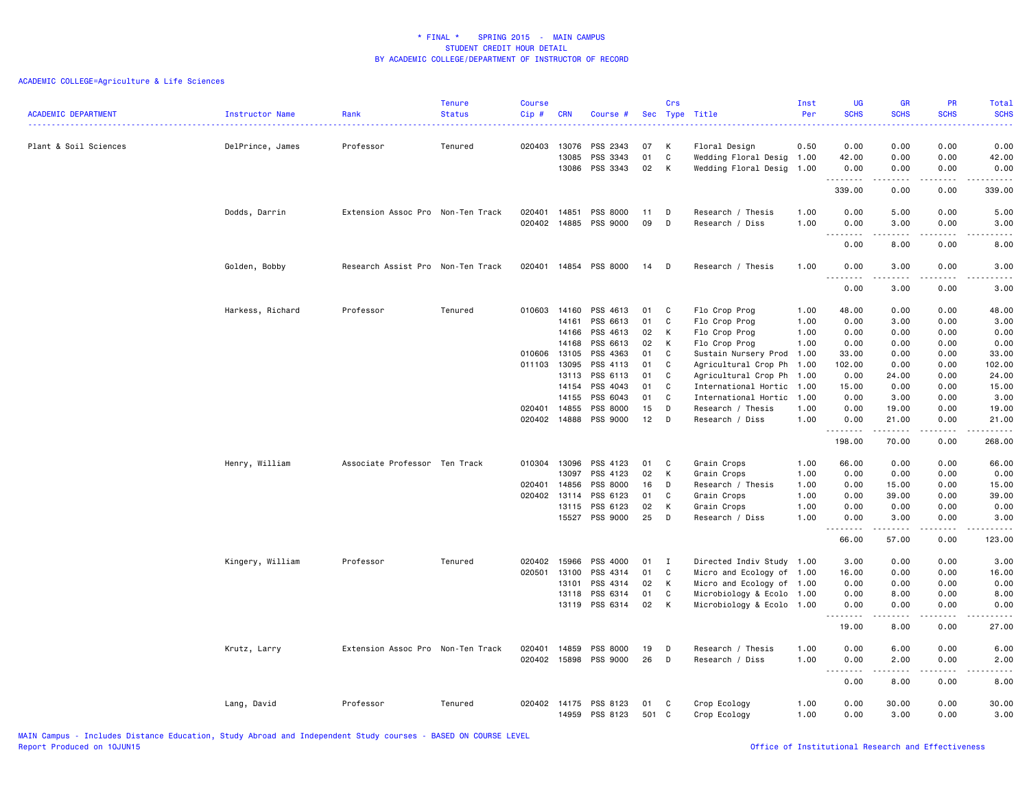# * FINAL * SPRING 2015 - MAIN CAMPUS
## STUDENT CREDIT HOUR DETAIL
## BY ACADEMIC COLLEGE/DEPARTMENT OF INSTRUCTOR OF RECORD

ACADEMIC COLLEGE=Agriculture & Life Sciences

| ACADEMIC DEPARTMENT | Instructor Name | Rank | Tenure Status | Course Cip # | CRN | Course # | Sec | Crs Type | Title | Inst Per | UG SCHS | GR SCHS | PR SCHS | Total SCHS |
|---|---|---|---|---|---|---|---|---|---|---|---|---|---|---|
| Plant & Soil Sciences | DelPrince, James | Professor | Tenured | 020403 | 13076 | PSS 2343 | 07 | K | Floral Design | 0.50 | 0.00 | 0.00 | 0.00 | 0.00 |
| | | | | | 13085 | PSS 3343 | 01 | C | Wedding Floral Desig | 1.00 | 42.00 | 0.00 | 0.00 | 42.00 |
| | | | | | 13086 | PSS 3343 | 02 | K | Wedding Floral Desig | 1.00 | 0.00 | 0.00 | 0.00 | 0.00 |
| | | | | | | | | | | | 339.00 | 0.00 | 0.00 | 339.00 |
| | Dodds, Darrin | Extension Assoc Pro | Non-Ten Track | 020401 | 14851 | PSS 8000 | 11 | D | Research / Thesis | 1.00 | 0.00 | 5.00 | 0.00 | 5.00 |
| | | | | 020402 | 14885 | PSS 9000 | 09 | D | Research / Diss | 1.00 | 0.00 | 3.00 | 0.00 | 3.00 |
| | | | | | | | | | | | 0.00 | 8.00 | 0.00 | 8.00 |
| | Golden, Bobby | Research Assist Pro | Non-Ten Track | 020401 | 14854 | PSS 8000 | 14 | D | Research / Thesis | 1.00 | 0.00 | 3.00 | 0.00 | 3.00 |
| | | | | | | | | | | | 0.00 | 3.00 | 0.00 | 3.00 |
| | Harkess, Richard | Professor | Tenured | 010603 | 14160 | PSS 4613 | 01 | C | Flo Crop Prog | 1.00 | 48.00 | 0.00 | 0.00 | 48.00 |
| | | | | | 14161 | PSS 6613 | 01 | C | Flo Crop Prog | 1.00 | 0.00 | 3.00 | 0.00 | 3.00 |
| | | | | | 14166 | PSS 4613 | 02 | K | Flo Crop Prog | 1.00 | 0.00 | 0.00 | 0.00 | 0.00 |
| | | | | | 14168 | PSS 6613 | 02 | K | Flo Crop Prog | 1.00 | 0.00 | 0.00 | 0.00 | 0.00 |
| | | | | 010606 | 13105 | PSS 4363 | 01 | C | Sustain Nursery Prod | 1.00 | 33.00 | 0.00 | 0.00 | 33.00 |
| | | | | 011103 | 13095 | PSS 4113 | 01 | C | Agricultural Crop Ph | 1.00 | 102.00 | 0.00 | 0.00 | 102.00 |
| | | | | | 13113 | PSS 6113 | 01 | C | Agricultural Crop Ph | 1.00 | 0.00 | 24.00 | 0.00 | 24.00 |
| | | | | | 14154 | PSS 4043 | 01 | C | International Hortic | 1.00 | 15.00 | 0.00 | 0.00 | 15.00 |
| | | | | | 14155 | PSS 6043 | 01 | C | International Hortic | 1.00 | 0.00 | 3.00 | 0.00 | 3.00 |
| | | | | 020401 | 14855 | PSS 8000 | 15 | D | Research / Thesis | 1.00 | 0.00 | 19.00 | 0.00 | 19.00 |
| | | | | 020402 | 14888 | PSS 9000 | 12 | D | Research / Diss | 1.00 | 0.00 | 21.00 | 0.00 | 21.00 |
| | | | | | | | | | | | 198.00 | 70.00 | 0.00 | 268.00 |
| | Henry, William | Associate Professor | Ten Track | 010304 | 13096 | PSS 4123 | 01 | C | Grain Crops | 1.00 | 66.00 | 0.00 | 0.00 | 66.00 |
| | | | | | 13097 | PSS 4123 | 02 | K | Grain Crops | 1.00 | 0.00 | 0.00 | 0.00 | 0.00 |
| | | | | 020401 | 14856 | PSS 8000 | 16 | D | Research / Thesis | 1.00 | 0.00 | 15.00 | 0.00 | 15.00 |
| | | | | 020402 | 13114 | PSS 6123 | 01 | C | Grain Crops | 1.00 | 0.00 | 39.00 | 0.00 | 39.00 |
| | | | | | 13115 | PSS 6123 | 02 | K | Grain Crops | 1.00 | 0.00 | 0.00 | 0.00 | 0.00 |
| | | | | | 15527 | PSS 9000 | 25 | D | Research / Diss | 1.00 | 0.00 | 3.00 | 0.00 | 3.00 |
| | | | | | | | | | | | 66.00 | 57.00 | 0.00 | 123.00 |
| | Kingery, William | Professor | Tenured | 020402 | 15966 | PSS 4000 | 01 | I | Directed Indiv Study | 1.00 | 3.00 | 0.00 | 0.00 | 3.00 |
| | | | | 020501 | 13100 | PSS 4314 | 01 | C | Micro and Ecology of | 1.00 | 16.00 | 0.00 | 0.00 | 16.00 |
| | | | | | 13101 | PSS 4314 | 02 | K | Micro and Ecology of | 1.00 | 0.00 | 0.00 | 0.00 | 0.00 |
| | | | | | 13118 | PSS 6314 | 01 | C | Microbiology & Ecolo | 1.00 | 0.00 | 8.00 | 0.00 | 8.00 |
| | | | | | 13119 | PSS 6314 | 02 | K | Microbiology & Ecolo | 1.00 | 0.00 | 0.00 | 0.00 | 0.00 |
| | | | | | | | | | | | 19.00 | 8.00 | 0.00 | 27.00 |
| | Krutz, Larry | Extension Assoc Pro | Non-Ten Track | 020401 | 14859 | PSS 8000 | 19 | D | Research / Thesis | 1.00 | 0.00 | 6.00 | 0.00 | 6.00 |
| | | | | 020402 | 15898 | PSS 9000 | 26 | D | Research / Diss | 1.00 | 0.00 | 2.00 | 0.00 | 2.00 |
| | | | | | | | | | | | 0.00 | 8.00 | 0.00 | 8.00 |
| | Lang, David | Professor | Tenured | 020402 | 14175 | PSS 8123 | 01 | C | Crop Ecology | 1.00 | 0.00 | 30.00 | 0.00 | 30.00 |
| | | | | | 14959 | PSS 8123 | 501 | C | Crop Ecology | 1.00 | 0.00 | 3.00 | 0.00 | 3.00 |

MAIN Campus - Includes Distance Education, Study Abroad and Independent Study courses - BASED ON COURSE LEVEL
Report Produced on 10JUN15

Office of Institutional Research and Effectiveness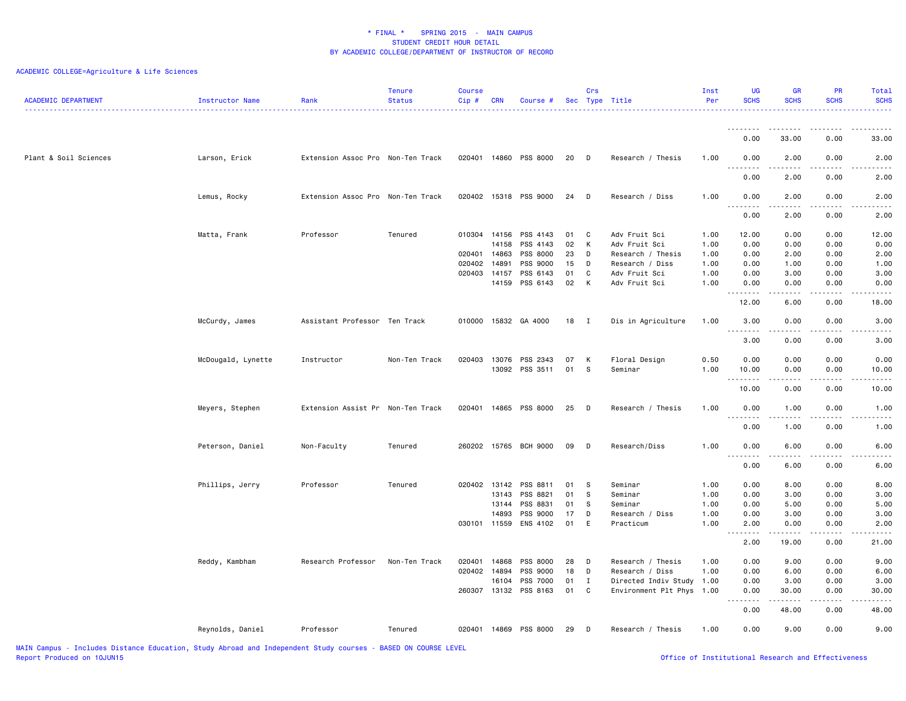\* FINAL \* SPRING 2015 - MAIN CAMPUS
STUDENT CREDIT HOUR DETAIL
BY ACADEMIC COLLEGE/DEPARTMENT OF INSTRUCTOR OF RECORD

ACADEMIC COLLEGE=Agriculture & Life Sciences

| ACADEMIC DEPARTMENT | Instructor Name | Rank | Tenure Status | Course Cip # | CRN | Course # | Sec | Crs Type | Title | Inst Per | UG SCHS | GR SCHS | PR SCHS | Total SCHS |
|---|---|---|---|---|---|---|---|---|---|---|---|---|---|---|
| | | | | | | | | | | | 0.00 | 33.00 | 0.00 | 33.00 |
| Plant & Soil Sciences | Larson, Erick | Extension Assoc Pro | Non-Ten Track | 020401 | 14860 | PSS 8000 | 20 | D | Research / Thesis | 1.00 | 0.00 | 2.00 | 0.00 | 2.00 |
| | | | | | | | | | | | 0.00 | 2.00 | 0.00 | 2.00 |
| | Lemus, Rocky | Extension Assoc Pro | Non-Ten Track | 020402 | 15318 | PSS 9000 | 24 | D | Research / Diss | 1.00 | 0.00 | 2.00 | 0.00 | 2.00 |
| | | | | | | | | | | | 0.00 | 2.00 | 0.00 | 2.00 |
| | Matta, Frank | Professor | Tenured | 010304 | 14156 | PSS 4143 | 01 | C | Adv Fruit Sci | 1.00 | 12.00 | 0.00 | 0.00 | 12.00 |
| | | | | | 14158 | PSS 4143 | 02 | K | Adv Fruit Sci | 1.00 | 0.00 | 0.00 | 0.00 | 0.00 |
| | | | | 020401 | 14863 | PSS 8000 | 23 | D | Research / Thesis | 1.00 | 0.00 | 2.00 | 0.00 | 2.00 |
| | | | | 020402 | 14891 | PSS 9000 | 15 | D | Research / Diss | 1.00 | 0.00 | 1.00 | 0.00 | 1.00 |
| | | | | 020403 | 14157 | PSS 6143 | 01 | C | Adv Fruit Sci | 1.00 | 0.00 | 3.00 | 0.00 | 3.00 |
| | | | | | 14159 | PSS 6143 | 02 | K | Adv Fruit Sci | 1.00 | 0.00 | 0.00 | 0.00 | 0.00 |
| | | | | | | | | | | | 12.00 | 6.00 | 0.00 | 18.00 |
| | McCurdy, James | Assistant Professor | Ten Track | 010000 | 15832 | GA 4000 | 18 | I | Dis in Agriculture | 1.00 | 3.00 | 0.00 | 0.00 | 3.00 |
| | | | | | | | | | | | 3.00 | 0.00 | 0.00 | 3.00 |
| | McDougald, Lynette | Instructor | Non-Ten Track | 020403 | 13076 | PSS 2343 | 07 | K | Floral Design | 0.50 | 0.00 | 0.00 | 0.00 | 0.00 |
| | | | | | 13092 | PSS 3511 | 01 | S | Seminar | 1.00 | 10.00 | 0.00 | 0.00 | 10.00 |
| | | | | | | | | | | | 10.00 | 0.00 | 0.00 | 10.00 |
| | Meyers, Stephen | Extension Assist Pr | Non-Ten Track | 020401 | 14865 | PSS 8000 | 25 | D | Research / Thesis | 1.00 | 0.00 | 1.00 | 0.00 | 1.00 |
| | | | | | | | | | | | 0.00 | 1.00 | 0.00 | 1.00 |
| | Peterson, Daniel | Non-Faculty | Tenured | 260202 | 15765 | BCH 9000 | 09 | D | Research/Diss | 1.00 | 0.00 | 6.00 | 0.00 | 6.00 |
| | | | | | | | | | | | 0.00 | 6.00 | 0.00 | 6.00 |
| | Phillips, Jerry | Professor | Tenured | 020402 | 13142 | PSS 8811 | 01 | S | Seminar | 1.00 | 0.00 | 8.00 | 0.00 | 8.00 |
| | | | | | 13143 | PSS 8821 | 01 | S | Seminar | 1.00 | 0.00 | 3.00 | 0.00 | 3.00 |
| | | | | | 13144 | PSS 8831 | 01 | S | Seminar | 1.00 | 0.00 | 5.00 | 0.00 | 5.00 |
| | | | | | 14893 | PSS 9000 | 17 | D | Research / Diss | 1.00 | 0.00 | 3.00 | 0.00 | 3.00 |
| | | | | 030101 | 11559 | ENS 4102 | 01 | E | Practicum | 1.00 | 2.00 | 0.00 | 0.00 | 2.00 |
| | | | | | | | | | | | 2.00 | 19.00 | 0.00 | 21.00 |
| | Reddy, Kambham | Research Professor | Non-Ten Track | 020401 | 14868 | PSS 8000 | 28 | D | Research / Thesis | 1.00 | 0.00 | 9.00 | 0.00 | 9.00 |
| | | | | 020402 | 14894 | PSS 9000 | 18 | D | Research / Diss | 1.00 | 0.00 | 6.00 | 0.00 | 6.00 |
| | | | | | 16104 | PSS 7000 | 01 | I | Directed Indiv Study | 1.00 | 0.00 | 3.00 | 0.00 | 3.00 |
| | | | | 260307 | 13132 | PSS 8163 | 01 | C | Environment Plt Phys | 1.00 | 0.00 | 30.00 | 0.00 | 30.00 |
| | | | | | | | | | | | 0.00 | 48.00 | 0.00 | 48.00 |
| | Reynolds, Daniel | Professor | Tenured | 020401 | 14869 | PSS 8000 | 29 | D | Research / Thesis | 1.00 | 0.00 | 9.00 | 0.00 | 9.00 |

MAIN Campus - Includes Distance Education, Study Abroad and Independent Study courses - BASED ON COURSE LEVEL
Report Produced on 10JUN15
Office of Institutional Research and Effectiveness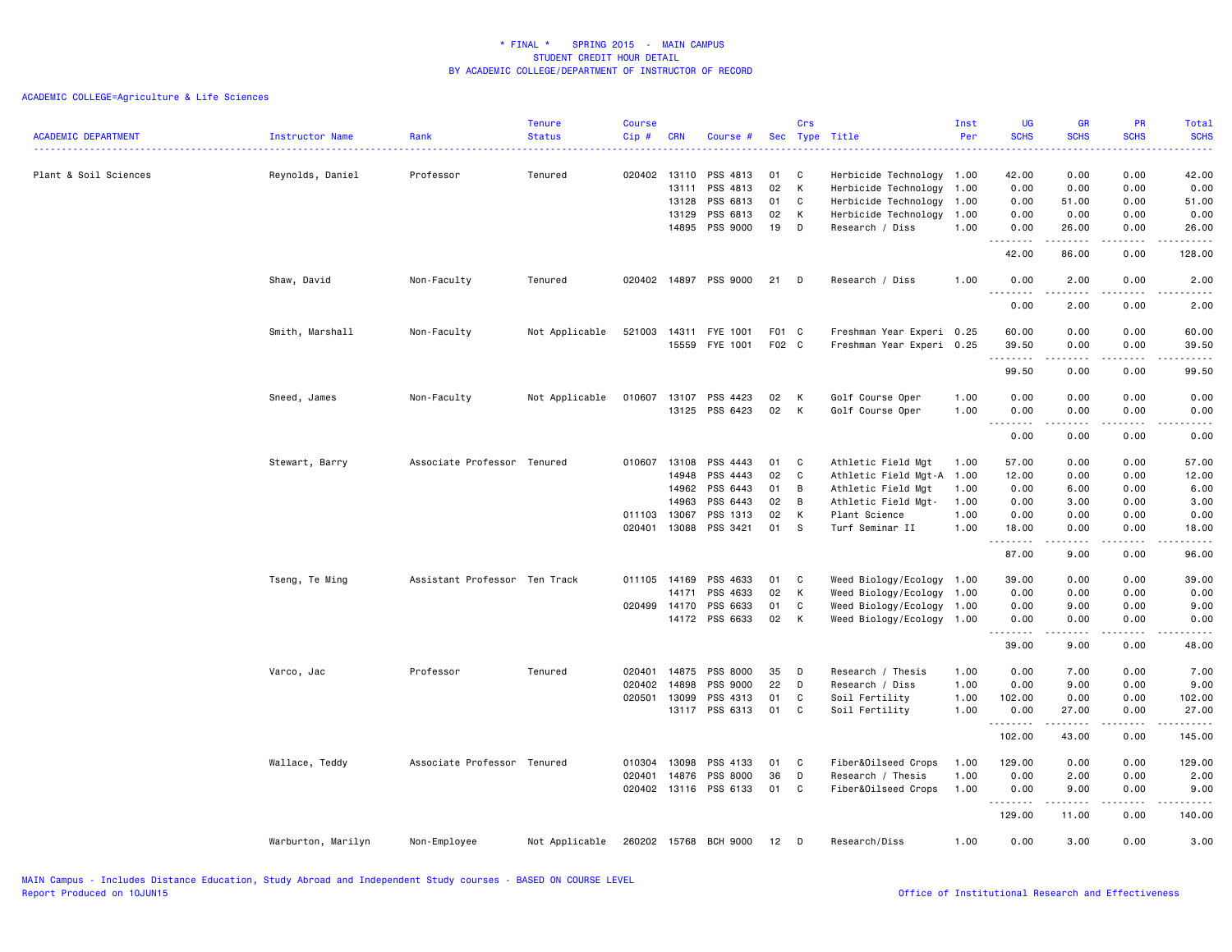\* FINAL \* SPRING 2015 - MAIN CAMPUS
STUDENT CREDIT HOUR DETAIL
BY ACADEMIC COLLEGE/DEPARTMENT OF INSTRUCTOR OF RECORD

ACADEMIC COLLEGE=Agriculture & Life Sciences

| ACADEMIC DEPARTMENT | Instructor Name | Rank | Tenure Status | Course Cip # | CRN | Course # | Sec | Crs Type | Title | Inst Per | UG SCHS | GR SCHS | PR SCHS | Total SCHS |
|---|---|---|---|---|---|---|---|---|---|---|---|---|---|---|
| Plant & Soil Sciences | Reynolds, Daniel | Professor | Tenured | 020402 | 13110 | PSS 4813 | 01 | C | Herbicide Technology | 1.00 | 42.00 | 0.00 | 0.00 | 42.00 |
| | | | | | 13111 | PSS 4813 | 02 | K | Herbicide Technology | 1.00 | 0.00 | 0.00 | 0.00 | 0.00 |
| | | | | | 13128 | PSS 6813 | 01 | C | Herbicide Technology | 1.00 | 0.00 | 51.00 | 0.00 | 51.00 |
| | | | | | 13129 | PSS 6813 | 02 | K | Herbicide Technology | 1.00 | 0.00 | 0.00 | 0.00 | 0.00 |
| | | | | | 14895 | PSS 9000 | 19 | D | Research / Diss | 1.00 | 0.00 | 26.00 | 0.00 | 26.00 |
| | | | | | | | | | | | 42.00 | 86.00 | 0.00 | 128.00 |
| | Shaw, David | Non-Faculty | Tenured | 020402 | 14897 | PSS 9000 | 21 | D | Research / Diss | 1.00 | 0.00 | 2.00 | 0.00 | 2.00 |
| | | | | | | | | | | | 0.00 | 2.00 | 0.00 | 2.00 |
| | Smith, Marshall | Non-Faculty | Not Applicable | 521003 | 14311 | FYE 1001 | F01 | C | Freshman Year Experi | 0.25 | 60.00 | 0.00 | 0.00 | 60.00 |
| | | | | | 15559 | FYE 1001 | F02 | C | Freshman Year Experi | 0.25 | 39.50 | 0.00 | 0.00 | 39.50 |
| | | | | | | | | | | | 99.50 | 0.00 | 0.00 | 99.50 |
| | Sneed, James | Non-Faculty | Not Applicable | 010607 | 13107 | PSS 4423 | 02 | K | Golf Course Oper | 1.00 | 0.00 | 0.00 | 0.00 | 0.00 |
| | | | | | 13125 | PSS 6423 | 02 | K | Golf Course Oper | 1.00 | 0.00 | 0.00 | 0.00 | 0.00 |
| | | | | | | | | | | | 0.00 | 0.00 | 0.00 | 0.00 |
| | Stewart, Barry | Associate Professor | Tenured | 010607 | 13108 | PSS 4443 | 01 | C | Athletic Field Mgt | 1.00 | 57.00 | 0.00 | 0.00 | 57.00 |
| | | | | | 14948 | PSS 4443 | 02 | C | Athletic Field Mgt-A | 1.00 | 12.00 | 0.00 | 0.00 | 12.00 |
| | | | | | 14962 | PSS 6443 | 01 | B | Athletic Field Mgt | 1.00 | 0.00 | 6.00 | 0.00 | 6.00 |
| | | | | | 14963 | PSS 6443 | 02 | B | Athletic Field Mgt- | 1.00 | 0.00 | 3.00 | 0.00 | 3.00 |
| | | | | 011103 | 13067 | PSS 1313 | 02 | K | Plant Science | 1.00 | 0.00 | 0.00 | 0.00 | 0.00 |
| | | | | 020401 | 13088 | PSS 3421 | 01 | S | Turf Seminar II | 1.00 | 18.00 | 0.00 | 0.00 | 18.00 |
| | | | | | | | | | | | 87.00 | 9.00 | 0.00 | 96.00 |
| | Tseng, Te Ming | Assistant Professor | Ten Track | 011105 | 14169 | PSS 4633 | 01 | C | Weed Biology/Ecology | 1.00 | 39.00 | 0.00 | 0.00 | 39.00 |
| | | | | | 14171 | PSS 4633 | 02 | K | Weed Biology/Ecology | 1.00 | 0.00 | 0.00 | 0.00 | 0.00 |
| | | | | 020499 | 14170 | PSS 6633 | 01 | C | Weed Biology/Ecology | 1.00 | 0.00 | 9.00 | 0.00 | 9.00 |
| | | | | | 14172 | PSS 6633 | 02 | K | Weed Biology/Ecology | 1.00 | 0.00 | 0.00 | 0.00 | 0.00 |
| | | | | | | | | | | | 39.00 | 9.00 | 0.00 | 48.00 |
| | Varco, Jac | Professor | Tenured | 020401 | 14875 | PSS 8000 | 35 | D | Research / Thesis | 1.00 | 0.00 | 7.00 | 0.00 | 7.00 |
| | | | | 020402 | 14898 | PSS 9000 | 22 | D | Research / Diss | 1.00 | 0.00 | 9.00 | 0.00 | 9.00 |
| | | | | 020501 | 13099 | PSS 4313 | 01 | C | Soil Fertility | 1.00 | 102.00 | 0.00 | 0.00 | 102.00 |
| | | | | | 13117 | PSS 6313 | 01 | C | Soil Fertility | 1.00 | 0.00 | 27.00 | 0.00 | 27.00 |
| | | | | | | | | | | | 102.00 | 43.00 | 0.00 | 145.00 |
| | Wallace, Teddy | Associate Professor | Tenured | 010304 | 13098 | PSS 4133 | 01 | C | Fiber&Oilseed Crops | 1.00 | 129.00 | 0.00 | 0.00 | 129.00 |
| | | | | 020401 | 14876 | PSS 8000 | 36 | D | Research / Thesis | 1.00 | 0.00 | 2.00 | 0.00 | 2.00 |
| | | | | 020402 | 13116 | PSS 6133 | 01 | C | Fiber&Oilseed Crops | 1.00 | 0.00 | 9.00 | 0.00 | 9.00 |
| | | | | | | | | | | | 129.00 | 11.00 | 0.00 | 140.00 |
| | Warburton, Marilyn | Non-Employee | Not Applicable | 260202 | 15768 | BCH 9000 | 12 | D | Research/Diss | 1.00 | 0.00 | 3.00 | 0.00 | 3.00 |

MAIN Campus - Includes Distance Education, Study Abroad and Independent Study courses - BASED ON COURSE LEVEL
Report Produced on 10JUN15

Office of Institutional Research and Effectiveness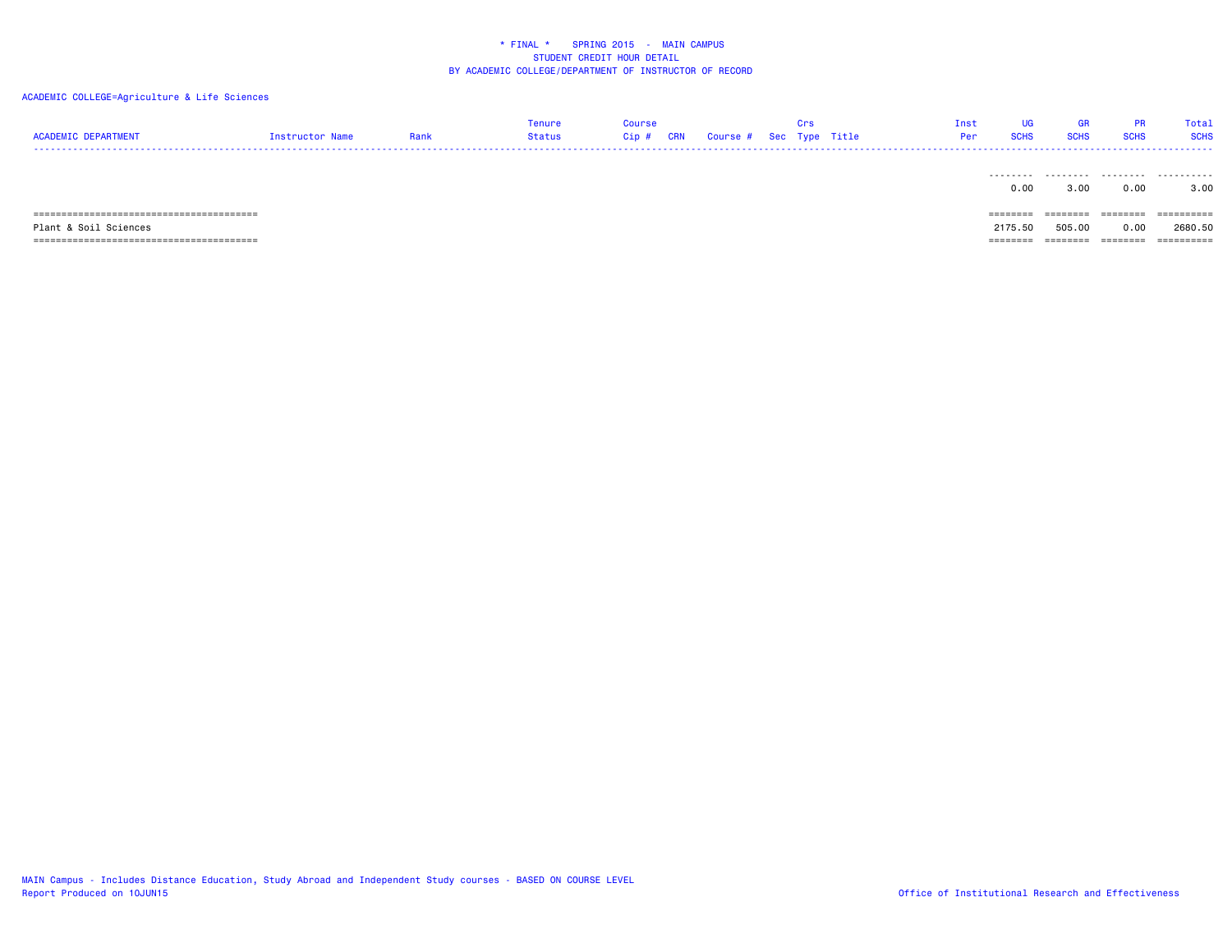* FINAL * SPRING 2015 - MAIN CAMPUS
STUDENT CREDIT HOUR DETAIL
BY ACADEMIC COLLEGE/DEPARTMENT OF INSTRUCTOR OF RECORD

ACADEMIC COLLEGE=Agriculture & Life Sciences

| ACADEMIC DEPARTMENT | Instructor Name | Rank | Tenure Status | Course Cip # | CRN | Course # | Sec | Crs Type | Title | Inst Per | UG SCHS | GR SCHS | PR SCHS | Total SCHS |
|---|---|---|---|---|---|---|---|---|---|---|---|---|---|---|
| | | | | | | | | | | | 0.00 | 3.00 | 0.00 | 3.00 |
| Plant & Soil Sciences | | | | | | | | | | | 2175.50 | 505.00 | 0.00 | 2680.50 |

MAIN Campus - Includes Distance Education, Study Abroad and Independent Study courses - BASED ON COURSE LEVEL
Report Produced on 10JUN15

Office of Institutional Research and Effectiveness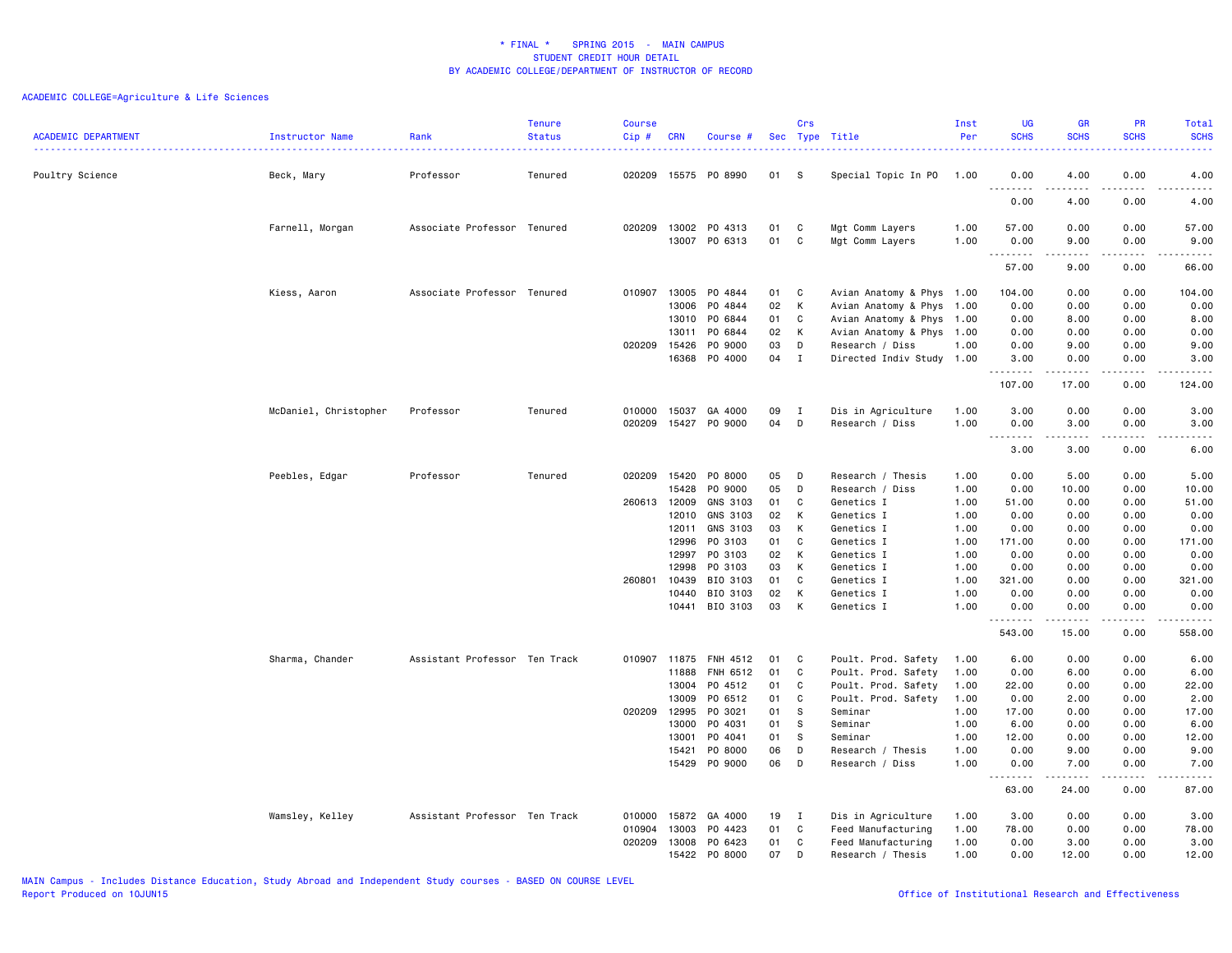\* FINAL \* SPRING 2015 - MAIN CAMPUS
STUDENT CREDIT HOUR DETAIL
BY ACADEMIC COLLEGE/DEPARTMENT OF INSTRUCTOR OF RECORD

ACADEMIC COLLEGE=Agriculture & Life Sciences

| ACADEMIC DEPARTMENT | Instructor Name | Rank | Tenure Status | Course Cip # | CRN | Course # | Sec | Crs Type | Title | Inst Per | UG SCHS | GR SCHS | PR SCHS | Total SCHS |
|---|---|---|---|---|---|---|---|---|---|---|---|---|---|---|
| Poultry Science | Beck, Mary | Professor | Tenured | 020209 | 15575 | PO 8990 | 01 | S | Special Topic In PO | 1.00 | 0.00 | 4.00 | 0.00 | 4.00 |
| | | | | | | | | | | | 0.00 | 4.00 | 0.00 | 4.00 |
| | Farnell, Morgan | Associate Professor | Tenured | 020209 | 13002 | PO 4313 | 01 | C | Mgt Comm Layers | 1.00 | 57.00 | 0.00 | 0.00 | 57.00 |
| | | | | | 13007 | PO 6313 | 01 | C | Mgt Comm Layers | 1.00 | 0.00 | 9.00 | 0.00 | 9.00 |
| | | | | | | | | | | | 57.00 | 9.00 | 0.00 | 66.00 |
| | Kiess, Aaron | Associate Professor | Tenured | 010907 | 13005 | PO 4844 | 01 | C | Avian Anatomy & Phys | 1.00 | 104.00 | 0.00 | 0.00 | 104.00 |
| | | | | | 13006 | PO 4844 | 02 | K | Avian Anatomy & Phys | 1.00 | 0.00 | 0.00 | 0.00 | 0.00 |
| | | | | | 13010 | PO 6844 | 01 | C | Avian Anatomy & Phys | 1.00 | 0.00 | 8.00 | 0.00 | 8.00 |
| | | | | | 13011 | PO 6844 | 02 | K | Avian Anatomy & Phys | 1.00 | 0.00 | 0.00 | 0.00 | 0.00 |
| | | | | 020209 | 15426 | PO 9000 | 03 | D | Research / Diss | 1.00 | 0.00 | 9.00 | 0.00 | 9.00 |
| | | | | | 16368 | PO 4000 | 04 | I | Directed Indiv Study | 1.00 | 3.00 | 0.00 | 0.00 | 3.00 |
| | | | | | | | | | | | 107.00 | 17.00 | 0.00 | 124.00 |
| | McDaniel, Christopher | Professor | Tenured | 010000 | 15037 | GA 4000 | 09 | I | Dis in Agriculture | 1.00 | 3.00 | 0.00 | 0.00 | 3.00 |
| | | | | 020209 | 15427 | PO 9000 | 04 | D | Research / Diss | 1.00 | 0.00 | 3.00 | 0.00 | 3.00 |
| | | | | | | | | | | | 3.00 | 3.00 | 0.00 | 6.00 |
| | Peebles, Edgar | Professor | Tenured | 020209 | 15420 | PO 8000 | 05 | D | Research / Thesis | 1.00 | 0.00 | 5.00 | 0.00 | 5.00 |
| | | | | | 15428 | PO 9000 | 05 | D | Research / Diss | 1.00 | 0.00 | 10.00 | 0.00 | 10.00 |
| | | | | 260613 | 12009 | GNS 3103 | 01 | C | Genetics I | 1.00 | 51.00 | 0.00 | 0.00 | 51.00 |
| | | | | | 12010 | GNS 3103 | 02 | K | Genetics I | 1.00 | 0.00 | 0.00 | 0.00 | 0.00 |
| | | | | | 12011 | GNS 3103 | 03 | K | Genetics I | 1.00 | 0.00 | 0.00 | 0.00 | 0.00 |
| | | | | | 12996 | PO 3103 | 01 | C | Genetics I | 1.00 | 171.00 | 0.00 | 0.00 | 171.00 |
| | | | | | 12997 | PO 3103 | 02 | K | Genetics I | 1.00 | 0.00 | 0.00 | 0.00 | 0.00 |
| | | | | | 12998 | PO 3103 | 03 | K | Genetics I | 1.00 | 0.00 | 0.00 | 0.00 | 0.00 |
| | | | | 260801 | 10439 | BIO 3103 | 01 | C | Genetics I | 1.00 | 321.00 | 0.00 | 0.00 | 321.00 |
| | | | | | 10440 | BIO 3103 | 02 | K | Genetics I | 1.00 | 0.00 | 0.00 | 0.00 | 0.00 |
| | | | | | 10441 | BIO 3103 | 03 | K | Genetics I | 1.00 | 0.00 | 0.00 | 0.00 | 0.00 |
| | | | | | | | | | | | 543.00 | 15.00 | 0.00 | 558.00 |
| | Sharma, Chander | Assistant Professor | Ten Track | 010907 | 11875 | FNH 4512 | 01 | C | Poult. Prod. Safety | 1.00 | 6.00 | 0.00 | 0.00 | 6.00 |
| | | | | | 11888 | FNH 6512 | 01 | C | Poult. Prod. Safety | 1.00 | 0.00 | 6.00 | 0.00 | 6.00 |
| | | | | | 13004 | PO 4512 | 01 | C | Poult. Prod. Safety | 1.00 | 22.00 | 0.00 | 0.00 | 22.00 |
| | | | | | 13009 | PO 6512 | 01 | C | Poult. Prod. Safety | 1.00 | 0.00 | 2.00 | 0.00 | 2.00 |
| | | | | 020209 | 12995 | PO 3021 | 01 | S | Seminar | 1.00 | 17.00 | 0.00 | 0.00 | 17.00 |
| | | | | | 13000 | PO 4031 | 01 | S | Seminar | 1.00 | 6.00 | 0.00 | 0.00 | 6.00 |
| | | | | | 13001 | PO 4041 | 01 | S | Seminar | 1.00 | 12.00 | 0.00 | 0.00 | 12.00 |
| | | | | | 15421 | PO 8000 | 06 | D | Research / Thesis | 1.00 | 0.00 | 9.00 | 0.00 | 9.00 |
| | | | | | 15429 | PO 9000 | 06 | D | Research / Diss | 1.00 | 0.00 | 7.00 | 0.00 | 7.00 |
| | | | | | | | | | | | 63.00 | 24.00 | 0.00 | 87.00 |
| | Wamsley, Kelley | Assistant Professor | Ten Track | 010000 | 15872 | GA 4000 | 19 | I | Dis in Agriculture | 1.00 | 3.00 | 0.00 | 0.00 | 3.00 |
| | | | | 010904 | 13003 | PO 4423 | 01 | C | Feed Manufacturing | 1.00 | 78.00 | 0.00 | 0.00 | 78.00 |
| | | | | 020209 | 13008 | PO 6423 | 01 | C | Feed Manufacturing | 1.00 | 0.00 | 3.00 | 0.00 | 3.00 |
| | | | | | 15422 | PO 8000 | 07 | D | Research / Thesis | 1.00 | 0.00 | 12.00 | 0.00 | 12.00 |

MAIN Campus - Includes Distance Education, Study Abroad and Independent Study courses - BASED ON COURSE LEVEL
Report Produced on 10JUN15

Office of Institutional Research and Effectiveness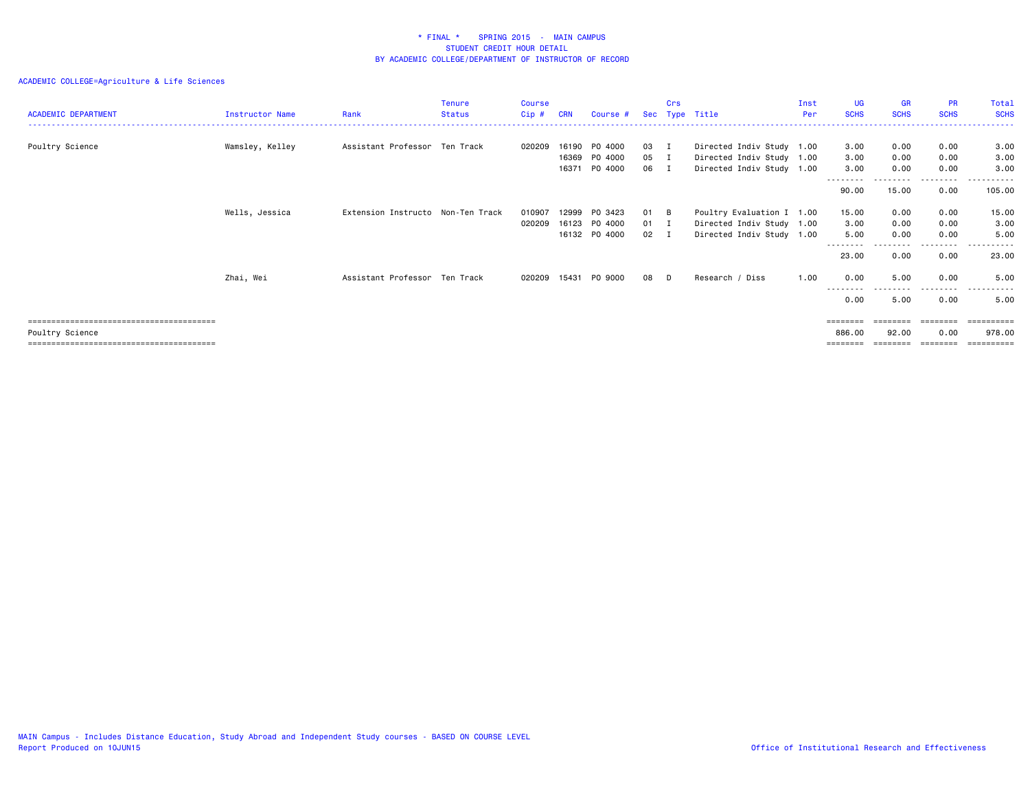\* FINAL \*    SPRING 2015  -  MAIN CAMPUS
STUDENT CREDIT HOUR DETAIL
BY ACADEMIC COLLEGE/DEPARTMENT OF INSTRUCTOR OF RECORD

ACADEMIC COLLEGE=Agriculture & Life Sciences

| ACADEMIC DEPARTMENT | Instructor Name | Rank | Tenure Status | Course Cip # | CRN | Course # | Sec | Crs Type | Title | Inst Per | UG SCHS | GR SCHS | PR SCHS | Total SCHS |
|---|---|---|---|---|---|---|---|---|---|---|---|---|---|---|
| Poultry Science | Wamsley, Kelley | Assistant Professor | Ten Track | 020209 | 16190 | PO 4000 | 03 | I | Directed Indiv Study | 1.00 | 3.00 | 0.00 | 0.00 | 3.00 |
| | | | | | 16369 | PO 4000 | 05 | I | Directed Indiv Study | 1.00 | 3.00 | 0.00 | 0.00 | 3.00 |
| | | | | | 16371 | PO 4000 | 06 | I | Directed Indiv Study | 1.00 | 3.00 | 0.00 | 0.00 | 3.00 |
| | | | | | | | | | | | 90.00 | 15.00 | 0.00 | 105.00 |
| | Wells, Jessica | Extension Instructo | Non-Ten Track | 010907 | 12999 | PO 3423 | 01 | B | Poultry Evaluation I | 1.00 | 15.00 | 0.00 | 0.00 | 15.00 |
| | | | | 020209 | 16123 | PO 4000 | 01 | I | Directed Indiv Study | 1.00 | 3.00 | 0.00 | 0.00 | 3.00 |
| | | | | | 16132 | PO 4000 | 02 | I | Directed Indiv Study | 1.00 | 5.00 | 0.00 | 0.00 | 5.00 |
| | | | | | | | | | | | 23.00 | 0.00 | 0.00 | 23.00 |
| | Zhai, Wei | Assistant Professor | Ten Track | 020209 | 15431 | PO 9000 | 08 | D | Research / Diss | 1.00 | 0.00 | 5.00 | 0.00 | 5.00 |
| | | | | | | | | | | | 0.00 | 5.00 | 0.00 | 5.00 |
| Poultry Science | | | | | | | | | | | 886.00 | 92.00 | 0.00 | 978.00 |

MAIN Campus - Includes Distance Education, Study Abroad and Independent Study courses - BASED ON COURSE LEVEL
Report Produced on 10JUN15

Office of Institutional Research and Effectiveness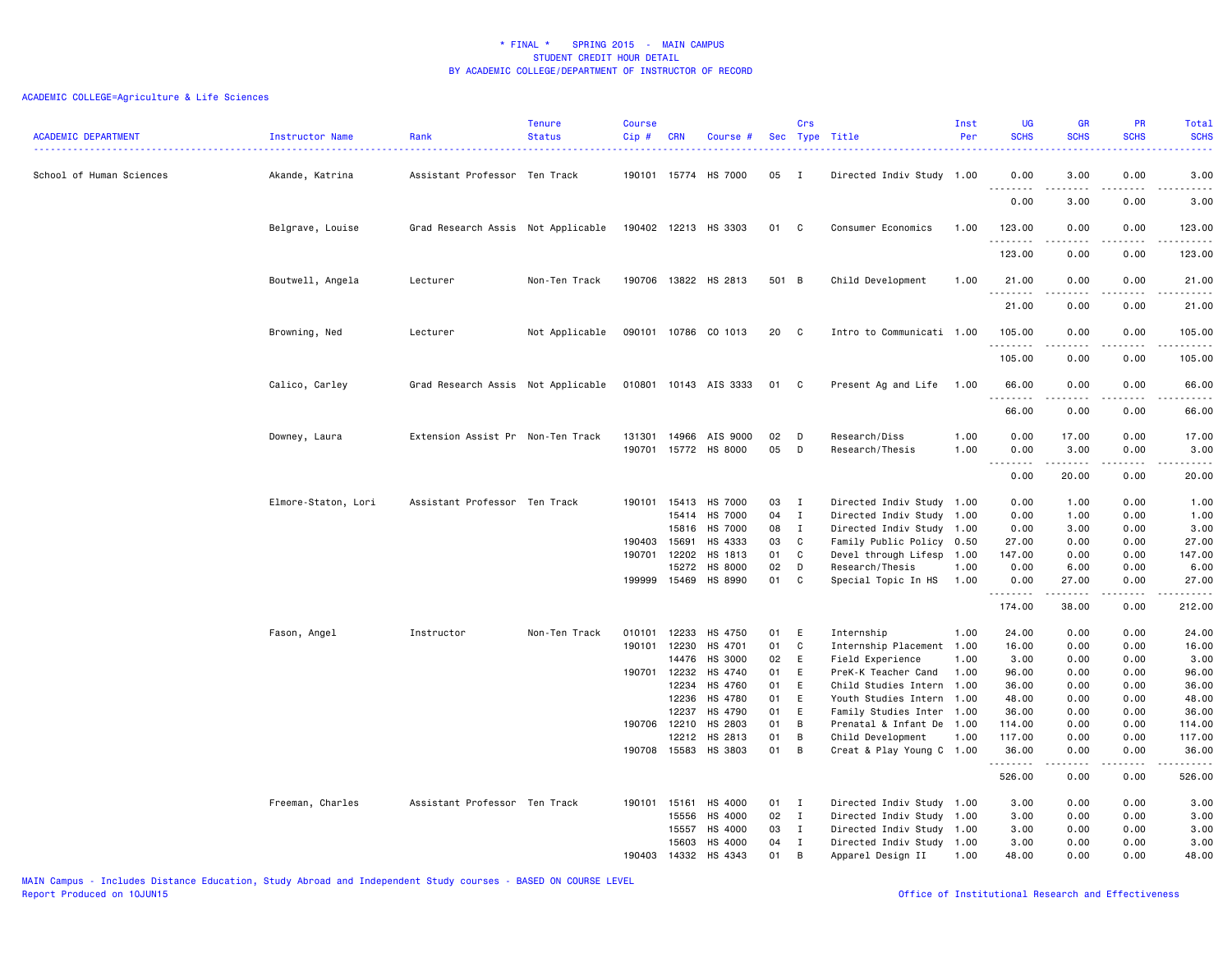# * FINAL * SPRING 2015 - MAIN CAMPUS
## STUDENT CREDIT HOUR DETAIL
## BY ACADEMIC COLLEGE/DEPARTMENT OF INSTRUCTOR OF RECORD

ACADEMIC COLLEGE=Agriculture & Life Sciences

| ACADEMIC DEPARTMENT | Instructor Name | Rank | Tenure Status | Course Cip # | CRN | Course # | Sec | Crs Type | Title | Inst Per | UG SCHS | GR SCHS | PR SCHS | Total SCHS |
|---|---|---|---|---|---|---|---|---|---|---|---|---|---|---|
| School of Human Sciences | Akande, Katrina | Assistant Professor | Ten Track | 190101 | 15774 | HS 7000 | 05 | I | Directed Indiv Study | 1.00 | 0.00 | 3.00 | 0.00 | 3.00 |
| | | | | | | | | | | | 0.00 | 3.00 | 0.00 | 3.00 |
| | Belgrave, Louise | Grad Research Assis | Not Applicable | 190402 | 12213 | HS 3303 | 01 | C | Consumer Economics | 1.00 | 123.00 | 0.00 | 0.00 | 123.00 |
| | | | | | | | | | | | 123.00 | 0.00 | 0.00 | 123.00 |
| | Boutwell, Angela | Lecturer | Non-Ten Track | 190706 | 13822 | HS 2813 | 501 | B | Child Development | 1.00 | 21.00 | 0.00 | 0.00 | 21.00 |
| | | | | | | | | | | | 21.00 | 0.00 | 0.00 | 21.00 |
| | Browning, Ned | Lecturer | Not Applicable | 090101 | 10786 | CO 1013 | 20 | C | Intro to Communicati | 1.00 | 105.00 | 0.00 | 0.00 | 105.00 |
| | | | | | | | | | | | 105.00 | 0.00 | 0.00 | 105.00 |
| | Calico, Carley | Grad Research Assis | Not Applicable | 010801 | 10143 | AIS 3333 | 01 | C | Present Ag and Life | 1.00 | 66.00 | 0.00 | 0.00 | 66.00 |
| | | | | | | | | | | | 66.00 | 0.00 | 0.00 | 66.00 |
| | Downey, Laura | Extension Assist Pr | Non-Ten Track | 131301 | 14966 | AIS 9000 | 02 | D | Research/Diss | 1.00 | 0.00 | 17.00 | 0.00 | 17.00 |
| | | | | 190701 | 15772 | HS 8000 | 05 | D | Research/Thesis | 1.00 | 0.00 | 3.00 | 0.00 | 3.00 |
| | | | | | | | | | | | 0.00 | 20.00 | 0.00 | 20.00 |
| | Elmore-Staton, Lori | Assistant Professor | Ten Track | 190101 | 15413 | HS 7000 | 03 | I | Directed Indiv Study | 1.00 | 0.00 | 1.00 | 0.00 | 1.00 |
| | | | | | 15414 | HS 7000 | 04 | I | Directed Indiv Study | 1.00 | 0.00 | 1.00 | 0.00 | 1.00 |
| | | | | | 15816 | HS 7000 | 08 | I | Directed Indiv Study | 1.00 | 0.00 | 3.00 | 0.00 | 3.00 |
| | | | | 190403 | 15691 | HS 4333 | 03 | C | Family Public Policy | 0.50 | 27.00 | 0.00 | 0.00 | 27.00 |
| | | | | 190701 | 12202 | HS 1813 | 01 | C | Devel through Lifesp | 1.00 | 147.00 | 0.00 | 0.00 | 147.00 |
| | | | | | 15272 | HS 8000 | 02 | D | Research/Thesis | 1.00 | 0.00 | 6.00 | 0.00 | 6.00 |
| | | | | 199999 | 15469 | HS 8990 | 01 | C | Special Topic In HS | 1.00 | 0.00 | 27.00 | 0.00 | 27.00 |
| | | | | | | | | | | | 174.00 | 38.00 | 0.00 | 212.00 |
| | Fason, Angel | Instructor | Non-Ten Track | 010101 | 12233 | HS 4750 | 01 | E | Internship | 1.00 | 24.00 | 0.00 | 0.00 | 24.00 |
| | | | | 190101 | 12230 | HS 4701 | 01 | C | Internship Placement | 1.00 | 16.00 | 0.00 | 0.00 | 16.00 |
| | | | | | 14476 | HS 3000 | 02 | E | Field Experience | 1.00 | 3.00 | 0.00 | 0.00 | 3.00 |
| | | | | 190701 | 12232 | HS 4740 | 01 | E | PreK-K Teacher Cand | 1.00 | 96.00 | 0.00 | 0.00 | 96.00 |
| | | | | | 12234 | HS 4760 | 01 | E | Child Studies Intern | 1.00 | 36.00 | 0.00 | 0.00 | 36.00 |
| | | | | | 12236 | HS 4780 | 01 | E | Youth Studies Intern | 1.00 | 48.00 | 0.00 | 0.00 | 48.00 |
| | | | | | 12237 | HS 4790 | 01 | E | Family Studies Inter | 1.00 | 36.00 | 0.00 | 0.00 | 36.00 |
| | | | | 190706 | 12210 | HS 2803 | 01 | B | Prenatal & Infant De | 1.00 | 114.00 | 0.00 | 0.00 | 114.00 |
| | | | | | 12212 | HS 2813 | 01 | B | Child Development | 1.00 | 117.00 | 0.00 | 0.00 | 117.00 |
| | | | | 190708 | 15583 | HS 3803 | 01 | B | Creat & Play Young C | 1.00 | 36.00 | 0.00 | 0.00 | 36.00 |
| | | | | | | | | | | | 526.00 | 0.00 | 0.00 | 526.00 |
| | Freeman, Charles | Assistant Professor | Ten Track | 190101 | 15161 | HS 4000 | 01 | I | Directed Indiv Study | 1.00 | 3.00 | 0.00 | 0.00 | 3.00 |
| | | | | | 15556 | HS 4000 | 02 | I | Directed Indiv Study | 1.00 | 3.00 | 0.00 | 0.00 | 3.00 |
| | | | | | 15557 | HS 4000 | 03 | I | Directed Indiv Study | 1.00 | 3.00 | 0.00 | 0.00 | 3.00 |
| | | | | | 15603 | HS 4000 | 04 | I | Directed Indiv Study | 1.00 | 3.00 | 0.00 | 0.00 | 3.00 |
| | | | | 190403 | 14332 | HS 4343 | 01 | B | Apparel Design II | 1.00 | 48.00 | 0.00 | 0.00 | 48.00 |

MAIN Campus - Includes Distance Education, Study Abroad and Independent Study courses - BASED ON COURSE LEVEL
Report Produced on 10JUN15

Office of Institutional Research and Effectiveness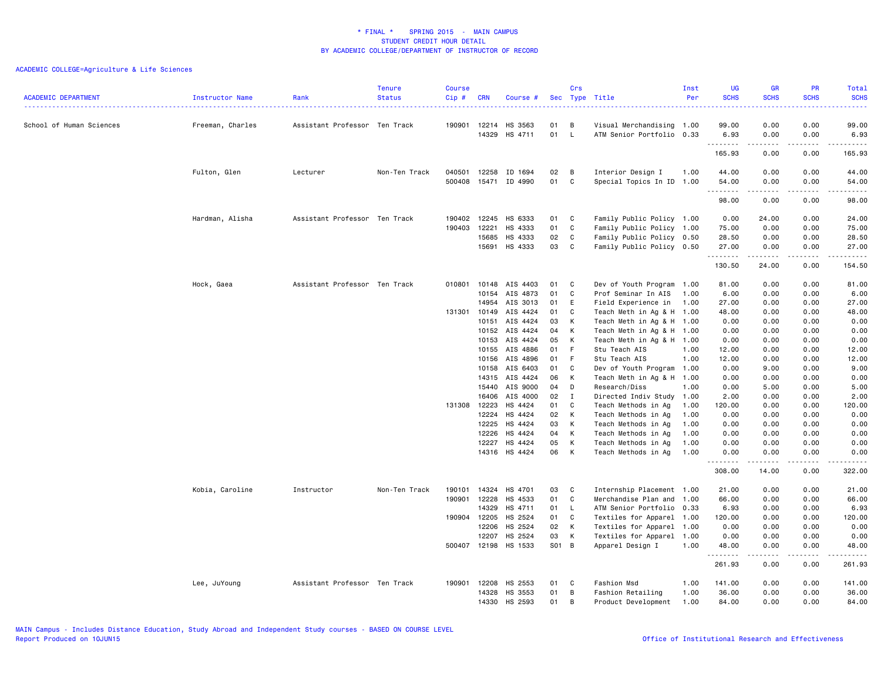# * FINAL * SPRING 2015 - MAIN CAMPUS
## STUDENT CREDIT HOUR DETAIL
## BY ACADEMIC COLLEGE/DEPARTMENT OF INSTRUCTOR OF RECORD

ACADEMIC COLLEGE=Agriculture & Life Sciences

| ACADEMIC DEPARTMENT | Instructor Name | Rank | Tenure Status | Course Cip # | CRN | Course # | Sec | Crs Type | Title | Inst Per | UG SCHS | GR SCHS | PR SCHS | Total SCHS |
|---|---|---|---|---|---|---|---|---|---|---|---|---|---|---|
| School of Human Sciences | Freeman, Charles | Assistant Professor | Ten Track | 190901 | 12214 | HS 3563 | 01 | B | Visual Merchandising | 1.00 | 99.00 | 0.00 | 0.00 | 99.00 |
| | | | | | 14329 | HS 4711 | 01 | L | ATM Senior Portfolio | 0.33 | 6.93 | 0.00 | 0.00 | 6.93 |
| | | | | | | | | | | | 165.93 | 0.00 | 0.00 | 165.93 |
| | Fulton, Glen | Lecturer | Non-Ten Track | 040501 | 12258 | ID 1694 | 02 | B | Interior Design I | 1.00 | 44.00 | 0.00 | 0.00 | 44.00 |
| | | | | 500408 | 15471 | ID 4990 | 01 | C | Special Topics In ID | 1.00 | 54.00 | 0.00 | 0.00 | 54.00 |
| | | | | | | | | | | | 98.00 | 0.00 | 0.00 | 98.00 |
| | Hardman, Alisha | Assistant Professor | Ten Track | 190402 | 12245 | HS 6333 | 01 | C | Family Public Policy | 1.00 | 0.00 | 24.00 | 0.00 | 24.00 |
| | | | | 190403 | 12221 | HS 4333 | 01 | C | Family Public Policy | 1.00 | 75.00 | 0.00 | 0.00 | 75.00 |
| | | | | | 15685 | HS 4333 | 02 | C | Family Public Policy | 0.50 | 28.50 | 0.00 | 0.00 | 28.50 |
| | | | | | 15691 | HS 4333 | 03 | C | Family Public Policy | 0.50 | 27.00 | 0.00 | 0.00 | 27.00 |
| | | | | | | | | | | | 130.50 | 24.00 | 0.00 | 154.50 |
| | Hock, Gaea | Assistant Professor | Ten Track | 010801 | 10148 | AIS 4403 | 01 | C | Dev of Youth Program | 1.00 | 81.00 | 0.00 | 0.00 | 81.00 |
| | | | | | 10154 | AIS 4873 | 01 | C | Prof Seminar In AIS | 1.00 | 6.00 | 0.00 | 0.00 | 6.00 |
| | | | | | 14954 | AIS 3013 | 01 | E | Field Experience in | 1.00 | 27.00 | 0.00 | 0.00 | 27.00 |
| | | | | 131301 | 10149 | AIS 4424 | 01 | C | Teach Meth in Ag & H | 1.00 | 48.00 | 0.00 | 0.00 | 48.00 |
| | | | | | 10151 | AIS 4424 | 03 | K | Teach Meth in Ag & H | 1.00 | 0.00 | 0.00 | 0.00 | 0.00 |
| | | | | | 10152 | AIS 4424 | 04 | K | Teach Meth in Ag & H | 1.00 | 0.00 | 0.00 | 0.00 | 0.00 |
| | | | | | 10153 | AIS 4424 | 05 | K | Teach Meth in Ag & H | 1.00 | 0.00 | 0.00 | 0.00 | 0.00 |
| | | | | | 10155 | AIS 4886 | 01 | F | Stu Teach AIS | 1.00 | 12.00 | 0.00 | 0.00 | 12.00 |
| | | | | | 10156 | AIS 4896 | 01 | F | Stu Teach AIS | 1.00 | 12.00 | 0.00 | 0.00 | 12.00 |
| | | | | | 10158 | AIS 6403 | 01 | C | Dev of Youth Program | 1.00 | 0.00 | 9.00 | 0.00 | 9.00 |
| | | | | | 14315 | AIS 4424 | 06 | K | Teach Meth in Ag & H | 1.00 | 0.00 | 0.00 | 0.00 | 0.00 |
| | | | | | 15440 | AIS 9000 | 04 | D | Research/Diss | 1.00 | 0.00 | 5.00 | 0.00 | 5.00 |
| | | | | | 16406 | AIS 4000 | 02 | I | Directed Indiv Study | 1.00 | 2.00 | 0.00 | 0.00 | 2.00 |
| | | | | 131308 | 12223 | HS 4424 | 01 | C | Teach Methods in Ag | 1.00 | 120.00 | 0.00 | 0.00 | 120.00 |
| | | | | | 12224 | HS 4424 | 02 | K | Teach Methods in Ag | 1.00 | 0.00 | 0.00 | 0.00 | 0.00 |
| | | | | | 12225 | HS 4424 | 03 | K | Teach Methods in Ag | 1.00 | 0.00 | 0.00 | 0.00 | 0.00 |
| | | | | | 12226 | HS 4424 | 04 | K | Teach Methods in Ag | 1.00 | 0.00 | 0.00 | 0.00 | 0.00 |
| | | | | | 12227 | HS 4424 | 05 | K | Teach Methods in Ag | 1.00 | 0.00 | 0.00 | 0.00 | 0.00 |
| | | | | | 14316 | HS 4424 | 06 | K | Teach Methods in Ag | 1.00 | 0.00 | 0.00 | 0.00 | 0.00 |
| | | | | | | | | | | | 308.00 | 14.00 | 0.00 | 322.00 |
| | Kobia, Caroline | Instructor | Non-Ten Track | 190101 | 14324 | HS 4701 | 03 | C | Internship Placement | 1.00 | 21.00 | 0.00 | 0.00 | 21.00 |
| | | | | 190901 | 12228 | HS 4533 | 01 | C | Merchandise Plan and | 1.00 | 66.00 | 0.00 | 0.00 | 66.00 |
| | | | | | 14329 | HS 4711 | 01 | L | ATM Senior Portfolio | 0.33 | 6.93 | 0.00 | 0.00 | 6.93 |
| | | | | 190904 | 12205 | HS 2524 | 01 | C | Textiles for Apparel | 1.00 | 120.00 | 0.00 | 0.00 | 120.00 |
| | | | | | 12206 | HS 2524 | 02 | K | Textiles for Apparel | 1.00 | 0.00 | 0.00 | 0.00 | 0.00 |
| | | | | | 12207 | HS 2524 | 03 | K | Textiles for Apparel | 1.00 | 0.00 | 0.00 | 0.00 | 0.00 |
| | | | | 500407 | 12198 | HS 1533 | S01 | B | Apparel Design I | 1.00 | 48.00 | 0.00 | 0.00 | 48.00 |
| | | | | | | | | | | | 261.93 | 0.00 | 0.00 | 261.93 |
| | Lee, JuYoung | Assistant Professor | Ten Track | 190901 | 12208 | HS 2553 | 01 | C | Fashion Msd | 1.00 | 141.00 | 0.00 | 0.00 | 141.00 |
| | | | | | 14328 | HS 3553 | 01 | B | Fashion Retailing | 1.00 | 36.00 | 0.00 | 0.00 | 36.00 |
| | | | | | 14330 | HS 2593 | 01 | B | Product Development | 1.00 | 84.00 | 0.00 | 0.00 | 84.00 |

MAIN Campus - Includes Distance Education, Study Abroad and Independent Study courses - BASED ON COURSE LEVEL
Report Produced on 10JUN15

Office of Institutional Research and Effectiveness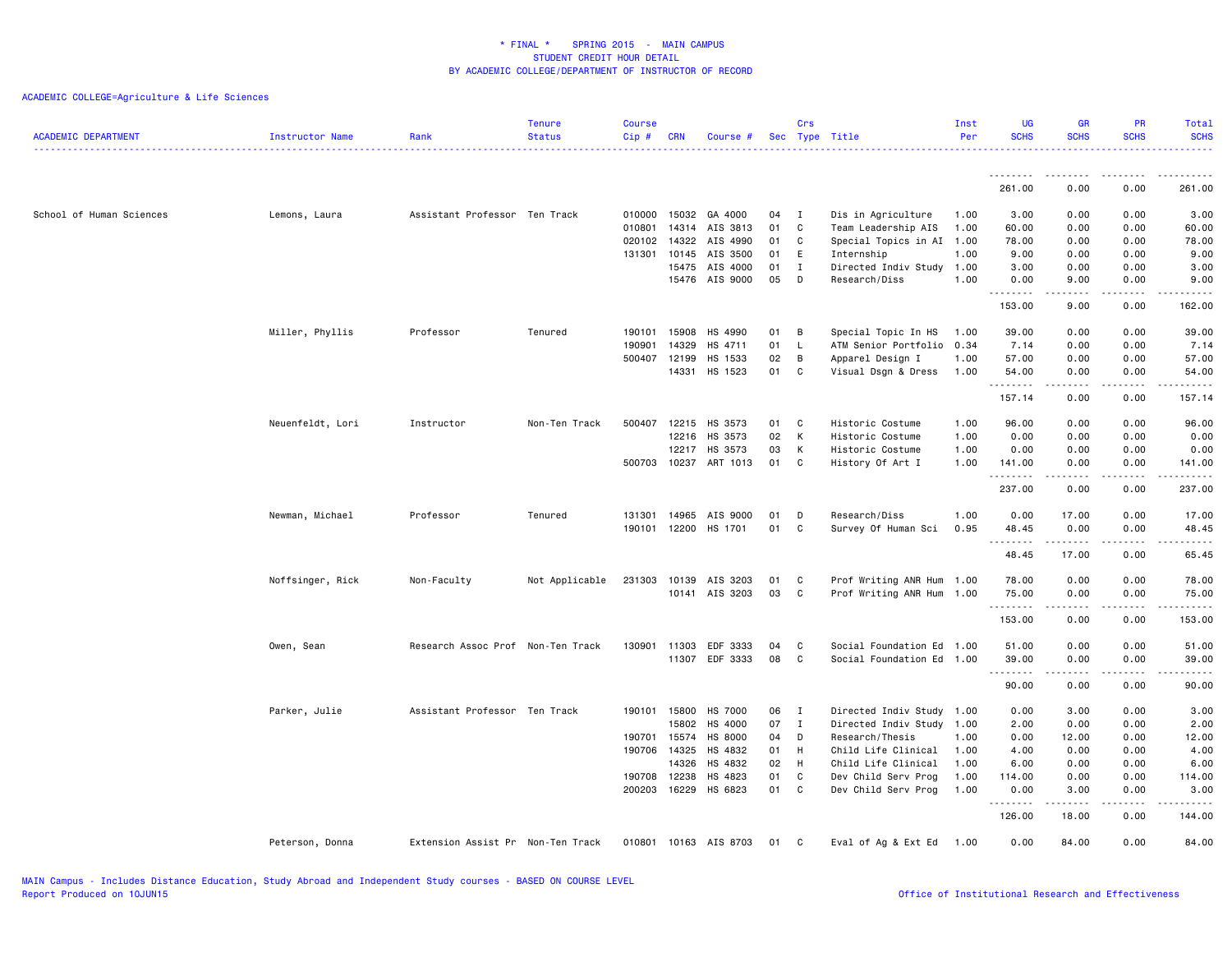# * FINAL * SPRING 2015 - MAIN CAMPUS
## STUDENT CREDIT HOUR DETAIL
## BY ACADEMIC COLLEGE/DEPARTMENT OF INSTRUCTOR OF RECORD

ACADEMIC COLLEGE=Agriculture & Life Sciences

| ACADEMIC DEPARTMENT | Instructor Name | Rank | Tenure Status | Course Cip # | CRN | Course # | Sec | Crs Type | Title | Inst Per | UG SCHS | GR SCHS | PR SCHS | Total SCHS |
|---|---|---|---|---|---|---|---|---|---|---|---|---|---|---|
| | | | | | | | | | | | 261.00 | 0.00 | 0.00 | 261.00 |
| School of Human Sciences | Lemons, Laura | Assistant Professor | Ten Track | 010000 | 15032 | GA 4000 | 04 | I | Dis in Agriculture | 1.00 | 3.00 | 0.00 | 0.00 | 3.00 |
| | | | | 010801 | 14314 | AIS 3813 | 01 | C | Team Leadership AIS | 1.00 | 60.00 | 0.00 | 0.00 | 60.00 |
| | | | | 020102 | 14322 | AIS 4990 | 01 | C | Special Topics in AI | 1.00 | 78.00 | 0.00 | 0.00 | 78.00 |
| | | | | 131301 | 10145 | AIS 3500 | 01 | E | Internship | 1.00 | 9.00 | 0.00 | 0.00 | 9.00 |
| | | | | | 15475 | AIS 4000 | 01 | I | Directed Indiv Study | 1.00 | 3.00 | 0.00 | 0.00 | 3.00 |
| | | | | | 15476 | AIS 9000 | 05 | D | Research/Diss | 1.00 | 0.00 | 9.00 | 0.00 | 9.00 |
| | | | | | | | | | | | 153.00 | 9.00 | 0.00 | 162.00 |
| | Miller, Phyllis | Professor | Tenured | 190101 | 15908 | HS 4990 | 01 | B | Special Topic In HS | 1.00 | 39.00 | 0.00 | 0.00 | 39.00 |
| | | | | 190901 | 14329 | HS 4711 | 01 | L | ATM Senior Portfolio | 0.34 | 7.14 | 0.00 | 0.00 | 7.14 |
| | | | | 500407 | 12199 | HS 1533 | 02 | B | Apparel Design I | 1.00 | 57.00 | 0.00 | 0.00 | 57.00 |
| | | | | | 14331 | HS 1523 | 01 | C | Visual Dsgn & Dress | 1.00 | 54.00 | 0.00 | 0.00 | 54.00 |
| | | | | | | | | | | | 157.14 | 0.00 | 0.00 | 157.14 |
| | Neuenfeldt, Lori | Instructor | Non-Ten Track | 500407 | 12215 | HS 3573 | 01 | C | Historic Costume | 1.00 | 96.00 | 0.00 | 0.00 | 96.00 |
| | | | | | 12216 | HS 3573 | 02 | K | Historic Costume | 1.00 | 0.00 | 0.00 | 0.00 | 0.00 |
| | | | | | 12217 | HS 3573 | 03 | K | Historic Costume | 1.00 | 0.00 | 0.00 | 0.00 | 0.00 |
| | | | | 500703 | 10237 | ART 1013 | 01 | C | History Of Art I | 1.00 | 141.00 | 0.00 | 0.00 | 141.00 |
| | | | | | | | | | | | 237.00 | 0.00 | 0.00 | 237.00 |
| | Newman, Michael | Professor | Tenured | 131301 | 14965 | AIS 9000 | 01 | D | Research/Diss | 1.00 | 0.00 | 17.00 | 0.00 | 17.00 |
| | | | | 190101 | 12200 | HS 1701 | 01 | C | Survey Of Human Sci | 0.95 | 48.45 | 0.00 | 0.00 | 48.45 |
| | | | | | | | | | | | 48.45 | 17.00 | 0.00 | 65.45 |
| | Noffsinger, Rick | Non-Faculty | Not Applicable | 231303 | 10139 | AIS 3203 | 01 | C | Prof Writing ANR Hum | 1.00 | 78.00 | 0.00 | 0.00 | 78.00 |
| | | | | | 10141 | AIS 3203 | 03 | C | Prof Writing ANR Hum | 1.00 | 75.00 | 0.00 | 0.00 | 75.00 |
| | | | | | | | | | | | 153.00 | 0.00 | 0.00 | 153.00 |
| | Owen, Sean | Research Assoc Prof | Non-Ten Track | 130901 | 11303 | EDF 3333 | 04 | C | Social Foundation Ed | 1.00 | 51.00 | 0.00 | 0.00 | 51.00 |
| | | | | | 11307 | EDF 3333 | 08 | C | Social Foundation Ed | 1.00 | 39.00 | 0.00 | 0.00 | 39.00 |
| | | | | | | | | | | | 90.00 | 0.00 | 0.00 | 90.00 |
| | Parker, Julie | Assistant Professor | Ten Track | 190101 | 15800 | HS 7000 | 06 | I | Directed Indiv Study | 1.00 | 0.00 | 3.00 | 0.00 | 3.00 |
| | | | | | 15802 | HS 4000 | 07 | I | Directed Indiv Study | 1.00 | 2.00 | 0.00 | 0.00 | 2.00 |
| | | | | 190701 | 15574 | HS 8000 | 04 | D | Research/Thesis | 1.00 | 0.00 | 12.00 | 0.00 | 12.00 |
| | | | | 190706 | 14325 | HS 4832 | 01 | H | Child Life Clinical | 1.00 | 4.00 | 0.00 | 0.00 | 4.00 |
| | | | | | 14326 | HS 4832 | 02 | H | Child Life Clinical | 1.00 | 6.00 | 0.00 | 0.00 | 6.00 |
| | | | | 190708 | 12238 | HS 4823 | 01 | C | Dev Child Serv Prog | 1.00 | 114.00 | 0.00 | 0.00 | 114.00 |
| | | | | 200203 | 16229 | HS 6823 | 01 | C | Dev Child Serv Prog | 1.00 | 0.00 | 3.00 | 0.00 | 3.00 |
| | | | | | | | | | | | 126.00 | 18.00 | 0.00 | 144.00 |
| | Peterson, Donna | Extension Assist Pr | Non-Ten Track | 010801 | 10163 | AIS 8703 | 01 | C | Eval of Ag & Ext Ed | 1.00 | 0.00 | 84.00 | 0.00 | 84.00 |

MAIN Campus - Includes Distance Education, Study Abroad and Independent Study courses - BASED ON COURSE LEVEL
Report Produced on 10JUN15

Office of Institutional Research and Effectiveness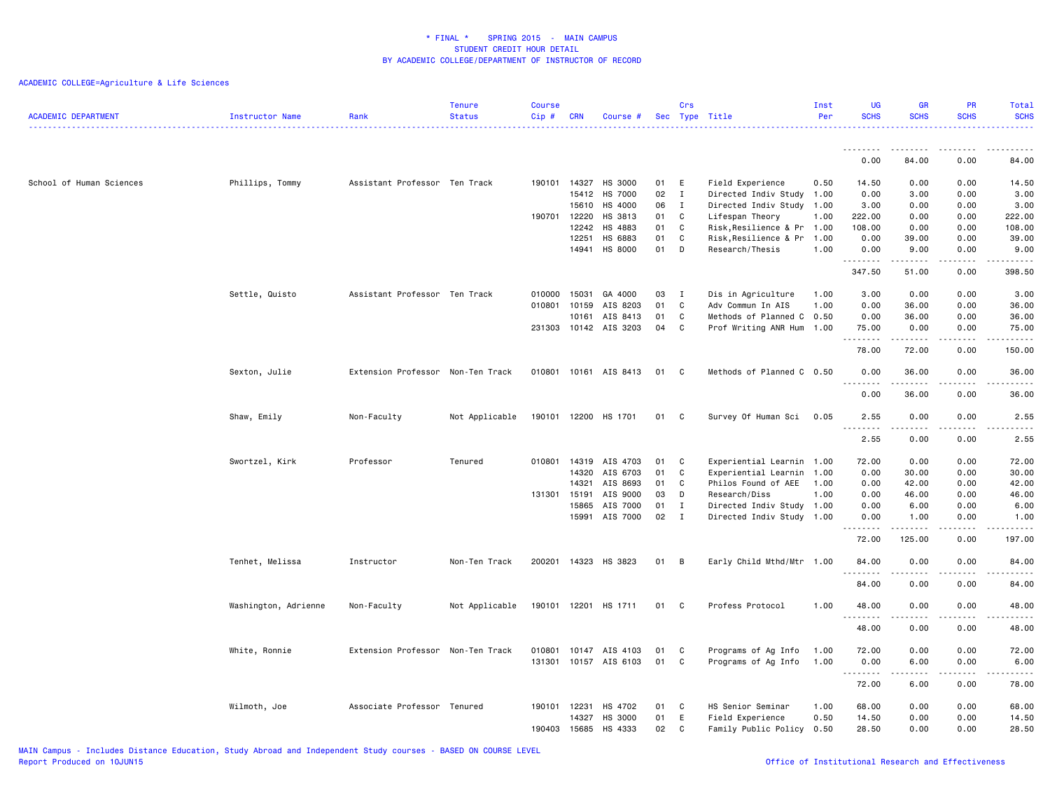* FINAL * SPRING 2015 - MAIN CAMPUS
STUDENT CREDIT HOUR DETAIL
BY ACADEMIC COLLEGE/DEPARTMENT OF INSTRUCTOR OF RECORD

ACADEMIC COLLEGE=Agriculture & Life Sciences

| ACADEMIC DEPARTMENT | Instructor Name | Rank | Tenure Status | Course Cip # | CRN | Course # | Sec | Crs Type | Title | Inst Per | UG SCHS | GR SCHS | PR SCHS | Total SCHS |
|---|---|---|---|---|---|---|---|---|---|---|---|---|---|---|
| | | | | | | | | | | | 0.00 | 84.00 | 0.00 | 84.00 |
| School of Human Sciences | Phillips, Tommy | Assistant Professor | Ten Track | 190101 | 14327 | HS 3000 | 01 | E | Field Experience | 0.50 | 14.50 | 0.00 | 0.00 | 14.50 |
| | | | | | 15412 | HS 7000 | 02 | I | Directed Indiv Study | 1.00 | 0.00 | 3.00 | 0.00 | 3.00 |
| | | | | | 15610 | HS 4000 | 06 | I | Directed Indiv Study | 1.00 | 3.00 | 0.00 | 0.00 | 3.00 |
| | | | | 190701 | 12220 | HS 3813 | 01 | C | Lifespan Theory | 1.00 | 222.00 | 0.00 | 0.00 | 222.00 |
| | | | | | 12242 | HS 4883 | 01 | C | Risk,Resilience & Pr | 1.00 | 108.00 | 0.00 | 0.00 | 108.00 |
| | | | | | 12251 | HS 6883 | 01 | C | Risk,Resilience & Pr | 1.00 | 0.00 | 39.00 | 0.00 | 39.00 |
| | | | | | 14941 | HS 8000 | 01 | D | Research/Thesis | 1.00 | 0.00 | 9.00 | 0.00 | 9.00 |
| | | | | | | | | | | | 347.50 | 51.00 | 0.00 | 398.50 |
| | Settle, Quisto | Assistant Professor | Ten Track | 010000 | 15031 | GA 4000 | 03 | I | Dis in Agriculture | 1.00 | 3.00 | 0.00 | 0.00 | 3.00 |
| | | | | 010801 | 10159 | AIS 8203 | 01 | C | Adv Commun In AIS | 1.00 | 0.00 | 36.00 | 0.00 | 36.00 |
| | | | | | 10161 | AIS 8413 | 01 | C | Methods of Planned C | 0.50 | 0.00 | 36.00 | 0.00 | 36.00 |
| | | | | 231303 | 10142 | AIS 3203 | 04 | C | Prof Writing ANR Hum | 1.00 | 75.00 | 0.00 | 0.00 | 75.00 |
| | | | | | | | | | | | 78.00 | 72.00 | 0.00 | 150.00 |
| | Sexton, Julie | Extension Professor | Non-Ten Track | 010801 | 10161 | AIS 8413 | 01 | C | Methods of Planned C | 0.50 | 0.00 | 36.00 | 0.00 | 36.00 |
| | | | | | | | | | | | 0.00 | 36.00 | 0.00 | 36.00 |
| | Shaw, Emily | Non-Faculty | Not Applicable | 190101 | 12200 | HS 1701 | 01 | C | Survey Of Human Sci | 0.05 | 2.55 | 0.00 | 0.00 | 2.55 |
| | | | | | | | | | | | 2.55 | 0.00 | 0.00 | 2.55 |
| | Swortzel, Kirk | Professor | Tenured | 010801 | 14319 | AIS 4703 | 01 | C | Experiential Learnin | 1.00 | 72.00 | 0.00 | 0.00 | 72.00 |
| | | | | | 14320 | AIS 6703 | 01 | C | Experiential Learnin | 1.00 | 0.00 | 30.00 | 0.00 | 30.00 |
| | | | | | 14321 | AIS 8693 | 01 | C | Philos Found of AEE | 1.00 | 0.00 | 42.00 | 0.00 | 42.00 |
| | | | | 131301 | 15191 | AIS 9000 | 03 | D | Research/Diss | 1.00 | 0.00 | 46.00 | 0.00 | 46.00 |
| | | | | | 15865 | AIS 7000 | 01 | I | Directed Indiv Study | 1.00 | 0.00 | 6.00 | 0.00 | 6.00 |
| | | | | | 15991 | AIS 7000 | 02 | I | Directed Indiv Study | 1.00 | 0.00 | 1.00 | 0.00 | 1.00 |
| | | | | | | | | | | | 72.00 | 125.00 | 0.00 | 197.00 |
| | Tenhet, Melissa | Instructor | Non-Ten Track | 200201 | 14323 | HS 3823 | 01 | B | Early Child Mthd/Mtr | 1.00 | 84.00 | 0.00 | 0.00 | 84.00 |
| | | | | | | | | | | | 84.00 | 0.00 | 0.00 | 84.00 |
| | Washington, Adrienne | Non-Faculty | Not Applicable | 190101 | 12201 | HS 1711 | 01 | C | Profess Protocol | 1.00 | 48.00 | 0.00 | 0.00 | 48.00 |
| | | | | | | | | | | | 48.00 | 0.00 | 0.00 | 48.00 |
| | White, Ronnie | Extension Professor | Non-Ten Track | 010801 | 10147 | AIS 4103 | 01 | C | Programs of Ag Info | 1.00 | 72.00 | 0.00 | 0.00 | 72.00 |
| | | | | 131301 | 10157 | AIS 6103 | 01 | C | Programs of Ag Info | 1.00 | 0.00 | 6.00 | 0.00 | 6.00 |
| | | | | | | | | | | | 72.00 | 6.00 | 0.00 | 78.00 |
| | Wilmoth, Joe | Associate Professor | Tenured | 190101 | 12231 | HS 4702 | 01 | C | HS Senior Seminar | 1.00 | 68.00 | 0.00 | 0.00 | 68.00 |
| | | | | | 14327 | HS 3000 | 01 | E | Field Experience | 0.50 | 14.50 | 0.00 | 0.00 | 14.50 |
| | | | | 190403 | 15685 | HS 4333 | 02 | C | Family Public Policy | 0.50 | 28.50 | 0.00 | 0.00 | 28.50 |

MAIN Campus - Includes Distance Education, Study Abroad and Independent Study courses - BASED ON COURSE LEVEL
Report Produced on 10JUN15

Office of Institutional Research and Effectiveness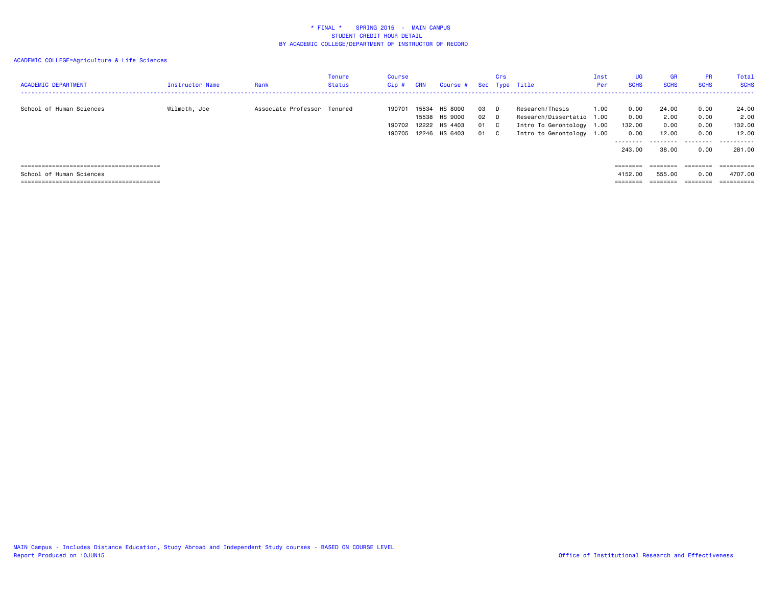\* FINAL \*    SPRING 2015  -  MAIN CAMPUS
STUDENT CREDIT HOUR DETAIL
BY ACADEMIC COLLEGE/DEPARTMENT OF INSTRUCTOR OF RECORD

ACADEMIC COLLEGE=Agriculture & Life Sciences

| ACADEMIC DEPARTMENT | Instructor Name | Rank | Tenure Status | Course Cip # | CRN | Course # | Sec | Crs Type | Title | Inst Per | UG SCHS | GR SCHS | PR SCHS | Total SCHS |
|---|---|---|---|---|---|---|---|---|---|---|---|---|---|---|
| School of Human Sciences | Wilmoth, Joe | Associate Professor | Tenured | 190701 | 15534 | HS 8000 | 03 | D | Research/Thesis | 1.00 | 0.00 | 24.00 | 0.00 | 24.00 |
| | | | | | 15538 | HS 9000 | 02 | D | Research/Dissertatio | 1.00 | 0.00 | 2.00 | 0.00 | 2.00 |
| | | | | 190702 | 12222 | HS 4403 | 01 | C | Intro To Gerontology | 1.00 | 132.00 | 0.00 | 0.00 | 132.00 |
| | | | | 190705 | 12246 | HS 6403 | 01 | C | Intro to Gerontology | 1.00 | 0.00 | 12.00 | 0.00 | 12.00 |
| | | | | | | | | | | | 243.00 | 38.00 | 0.00 | 281.00 |
| School of Human Sciences | | | | | | | | | | | 4152.00 | 555.00 | 0.00 | 4707.00 |

MAIN Campus - Includes Distance Education, Study Abroad and Independent Study courses - BASED ON COURSE LEVEL
Report Produced on 10JUN15

Office of Institutional Research and Effectiveness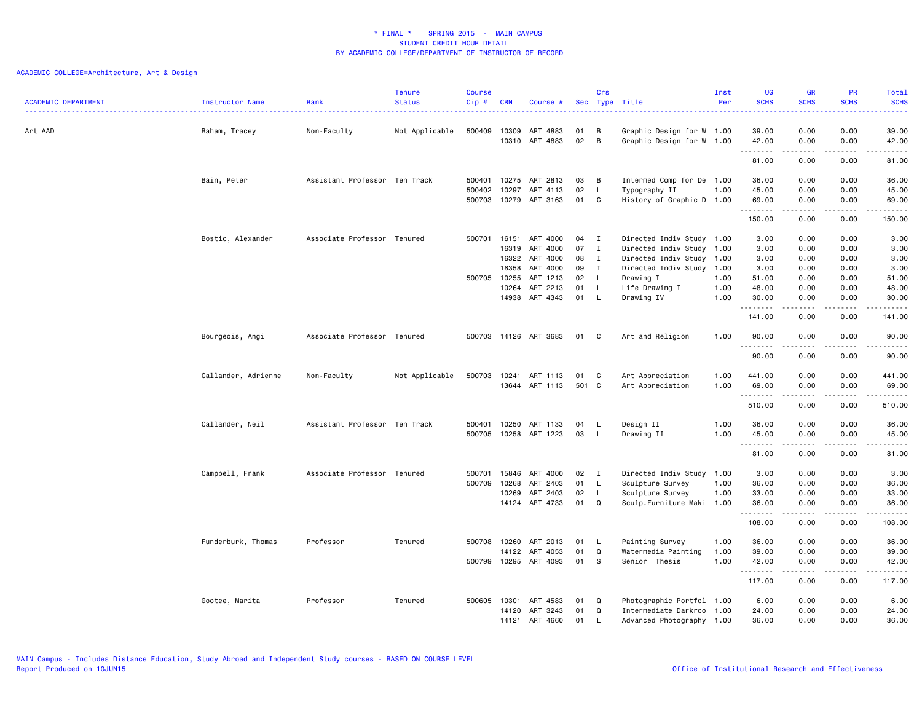# * FINAL * SPRING 2015 - MAIN CAMPUS
## STUDENT CREDIT HOUR DETAIL
## BY ACADEMIC COLLEGE/DEPARTMENT OF INSTRUCTOR OF RECORD

ACADEMIC COLLEGE=Architecture, Art & Design

| ACADEMIC DEPARTMENT | Instructor Name | Rank | Tenure Status | Course Cip # | CRN | Course # | Sec | Crs Type | Title | Inst Per | UG SCHS | GR SCHS | PR SCHS | Total SCHS |
|---|---|---|---|---|---|---|---|---|---|---|---|---|---|---|
| Art AAD | Baham, Tracey | Non-Faculty | Not Applicable | 500409 | 10309 | ART 4883 | 01 | B | Graphic Design for W | 1.00 | 39.00 | 0.00 | 0.00 | 39.00 |
| | | | | | 10310 | ART 4883 | 02 | B | Graphic Design for W | 1.00 | 42.00 | 0.00 | 0.00 | 42.00 |
| | | | | | | | | | | | 81.00 | 0.00 | 0.00 | 81.00 |
| | Bain, Peter | Assistant Professor | Ten Track | 500401 | 10275 | ART 2813 | 03 | B | Intermed Comp for De | 1.00 | 36.00 | 0.00 | 0.00 | 36.00 |
| | | | | 500402 | 10297 | ART 4113 | 02 | L | Typography II | 1.00 | 45.00 | 0.00 | 0.00 | 45.00 |
| | | | | 500703 | 10279 | ART 3163 | 01 | C | History of Graphic D | 1.00 | 69.00 | 0.00 | 0.00 | 69.00 |
| | | | | | | | | | | | 150.00 | 0.00 | 0.00 | 150.00 |
| | Bostic, Alexander | Associate Professor | Tenured | 500701 | 16151 | ART 4000 | 04 | I | Directed Indiv Study | 1.00 | 3.00 | 0.00 | 0.00 | 3.00 |
| | | | | | 16319 | ART 4000 | 07 | I | Directed Indiv Study | 1.00 | 3.00 | 0.00 | 0.00 | 3.00 |
| | | | | | 16322 | ART 4000 | 08 | I | Directed Indiv Study | 1.00 | 3.00 | 0.00 | 0.00 | 3.00 |
| | | | | | 16358 | ART 4000 | 09 | I | Directed Indiv Study | 1.00 | 3.00 | 0.00 | 0.00 | 3.00 |
| | | | | 500705 | 10255 | ART 1213 | 02 | L | Drawing I | 1.00 | 51.00 | 0.00 | 0.00 | 51.00 |
| | | | | | 10264 | ART 2213 | 01 | L | Life Drawing I | 1.00 | 48.00 | 0.00 | 0.00 | 48.00 |
| | | | | | 14938 | ART 4343 | 01 | L | Drawing IV | 1.00 | 30.00 | 0.00 | 0.00 | 30.00 |
| | | | | | | | | | | | 141.00 | 0.00 | 0.00 | 141.00 |
| | Bourgeois, Angi | Associate Professor | Tenured | 500703 | 14126 | ART 3683 | 01 | C | Art and Religion | 1.00 | 90.00 | 0.00 | 0.00 | 90.00 |
| | | | | | | | | | | | 90.00 | 0.00 | 0.00 | 90.00 |
| | Callander, Adrienne | Non-Faculty | Not Applicable | 500703 | 10241 | ART 1113 | 01 | C | Art Appreciation | 1.00 | 441.00 | 0.00 | 0.00 | 441.00 |
| | | | | | 13644 | ART 1113 | 501 | C | Art Appreciation | 1.00 | 69.00 | 0.00 | 0.00 | 69.00 |
| | | | | | | | | | | | 510.00 | 0.00 | 0.00 | 510.00 |
| | Callander, Neil | Assistant Professor | Ten Track | 500401 | 10250 | ART 1133 | 04 | L | Design II | 1.00 | 36.00 | 0.00 | 0.00 | 36.00 |
| | | | | 500705 | 10258 | ART 1223 | 03 | L | Drawing II | 1.00 | 45.00 | 0.00 | 0.00 | 45.00 |
| | | | | | | | | | | | 81.00 | 0.00 | 0.00 | 81.00 |
| | Campbell, Frank | Associate Professor | Tenured | 500701 | 15846 | ART 4000 | 02 | I | Directed Indiv Study | 1.00 | 3.00 | 0.00 | 0.00 | 3.00 |
| | | | | 500709 | 10268 | ART 2403 | 01 | L | Sculpture Survey | 1.00 | 36.00 | 0.00 | 0.00 | 36.00 |
| | | | | | 10269 | ART 2403 | 02 | L | Sculpture Survey | 1.00 | 33.00 | 0.00 | 0.00 | 33.00 |
| | | | | | 14124 | ART 4733 | 01 | Q | Sculp.Furniture Maki | 1.00 | 36.00 | 0.00 | 0.00 | 36.00 |
| | | | | | | | | | | | 108.00 | 0.00 | 0.00 | 108.00 |
| | Funderburk, Thomas | Professor | Tenured | 500708 | 10260 | ART 2013 | 01 | L | Painting Survey | 1.00 | 36.00 | 0.00 | 0.00 | 36.00 |
| | | | | | 14122 | ART 4053 | 01 | Q | Watermedia Painting | 1.00 | 39.00 | 0.00 | 0.00 | 39.00 |
| | | | | 500799 | 10295 | ART 4093 | 01 | S | Senior Thesis | 1.00 | 42.00 | 0.00 | 0.00 | 42.00 |
| | | | | | | | | | | | 117.00 | 0.00 | 0.00 | 117.00 |
| | Gootee, Marita | Professor | Tenured | 500605 | 10301 | ART 4583 | 01 | Q | Photographic Portfol | 1.00 | 6.00 | 0.00 | 0.00 | 6.00 |
| | | | | | 14120 | ART 3243 | 01 | Q | Intermediate Darkroo | 1.00 | 24.00 | 0.00 | 0.00 | 24.00 |
| | | | | | 14121 | ART 4660 | 01 | L | Advanced Photography | 1.00 | 36.00 | 0.00 | 0.00 | 36.00 |

MAIN Campus - Includes Distance Education, Study Abroad and Independent Study courses - BASED ON COURSE LEVEL
Report Produced on 10JUN15

Office of Institutional Research and Effectiveness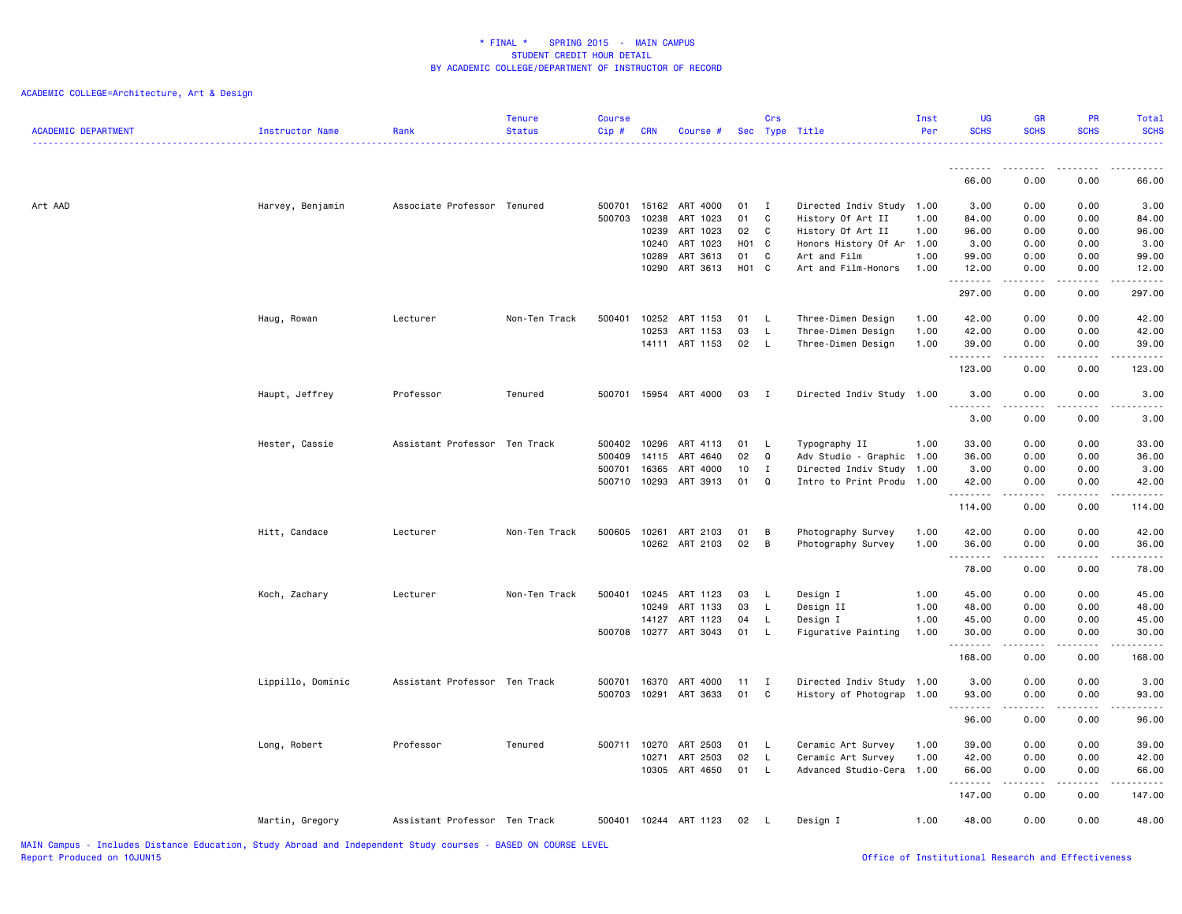\* FINAL \* SPRING 2015 - MAIN CAMPUS
STUDENT CREDIT HOUR DETAIL
BY ACADEMIC COLLEGE/DEPARTMENT OF INSTRUCTOR OF RECORD

ACADEMIC COLLEGE=Architecture, Art & Design

| ACADEMIC DEPARTMENT | Instructor Name | Rank | Tenure Status | Course Cip # | CRN | Course # | Sec | Crs Type | Title | Inst Per | UG SCHS | GR SCHS | PR SCHS | Total SCHS |
|---|---|---|---|---|---|---|---|---|---|---|---|---|---|---|
| | | | | | | | | | | | 66.00 | 0.00 | 0.00 | 66.00 |
| Art AAD | Harvey, Benjamin | Associate Professor | Tenured | 500701 | 15162 | ART 4000 | 01 | I | Directed Indiv Study | 1.00 | 3.00 | 0.00 | 0.00 | 3.00 |
| | | | | 500703 | 10238 | ART 1023 | 01 | C | History Of Art II | 1.00 | 84.00 | 0.00 | 0.00 | 84.00 |
| | | | | | 10239 | ART 1023 | 02 | C | History Of Art II | 1.00 | 96.00 | 0.00 | 0.00 | 96.00 |
| | | | | | 10240 | ART 1023 | H01 | C | Honors History Of Ar | 1.00 | 3.00 | 0.00 | 0.00 | 3.00 |
| | | | | | 10289 | ART 3613 | 01 | C | Art and Film | 1.00 | 99.00 | 0.00 | 0.00 | 99.00 |
| | | | | | 10290 | ART 3613 | H01 | C | Art and Film-Honors | 1.00 | 12.00 | 0.00 | 0.00 | 12.00 |
| | | | | | | | | | | | 297.00 | 0.00 | 0.00 | 297.00 |
| | Haug, Rowan | Lecturer | Non-Ten Track | 500401 | 10252 | ART 1153 | 01 | L | Three-Dimen Design | 1.00 | 42.00 | 0.00 | 0.00 | 42.00 |
| | | | | | 10253 | ART 1153 | 03 | L | Three-Dimen Design | 1.00 | 42.00 | 0.00 | 0.00 | 42.00 |
| | | | | | 14111 | ART 1153 | 02 | L | Three-Dimen Design | 1.00 | 39.00 | 0.00 | 0.00 | 39.00 |
| | | | | | | | | | | | 123.00 | 0.00 | 0.00 | 123.00 |
| | Haupt, Jeffrey | Professor | Tenured | 500701 | 15954 | ART 4000 | 03 | I | Directed Indiv Study | 1.00 | 3.00 | 0.00 | 0.00 | 3.00 |
| | | | | | | | | | | | 3.00 | 0.00 | 0.00 | 3.00 |
| | Hester, Cassie | Assistant Professor | Ten Track | 500402 | 10296 | ART 4113 | 01 | L | Typography II | 1.00 | 33.00 | 0.00 | 0.00 | 33.00 |
| | | | | 500409 | 14115 | ART 4640 | 02 | Q | Adv Studio - Graphic | 1.00 | 36.00 | 0.00 | 0.00 | 36.00 |
| | | | | 500701 | 16365 | ART 4000 | 10 | I | Directed Indiv Study | 1.00 | 3.00 | 0.00 | 0.00 | 3.00 |
| | | | | 500710 | 10293 | ART 3913 | 01 | Q | Intro to Print Produ | 1.00 | 42.00 | 0.00 | 0.00 | 42.00 |
| | | | | | | | | | | | 114.00 | 0.00 | 0.00 | 114.00 |
| | Hitt, Candace | Lecturer | Non-Ten Track | 500605 | 10261 | ART 2103 | 01 | B | Photography Survey | 1.00 | 42.00 | 0.00 | 0.00 | 42.00 |
| | | | | | 10262 | ART 2103 | 02 | B | Photography Survey | 1.00 | 36.00 | 0.00 | 0.00 | 36.00 |
| | | | | | | | | | | | 78.00 | 0.00 | 0.00 | 78.00 |
| | Koch, Zachary | Lecturer | Non-Ten Track | 500401 | 10245 | ART 1123 | 03 | L | Design I | 1.00 | 45.00 | 0.00 | 0.00 | 45.00 |
| | | | | | 10249 | ART 1133 | 03 | L | Design II | 1.00 | 48.00 | 0.00 | 0.00 | 48.00 |
| | | | | | 14127 | ART 1123 | 04 | L | Design I | 1.00 | 45.00 | 0.00 | 0.00 | 45.00 |
| | | | | 500708 | 10277 | ART 3043 | 01 | L | Figurative Painting | 1.00 | 30.00 | 0.00 | 0.00 | 30.00 |
| | | | | | | | | | | | 168.00 | 0.00 | 0.00 | 168.00 |
| | Lippillo, Dominic | Assistant Professor | Ten Track | 500701 | 16370 | ART 4000 | 11 | I | Directed Indiv Study | 1.00 | 3.00 | 0.00 | 0.00 | 3.00 |
| | | | | 500703 | 10291 | ART 3633 | 01 | C | History of Photograp | 1.00 | 93.00 | 0.00 | 0.00 | 93.00 |
| | | | | | | | | | | | 96.00 | 0.00 | 0.00 | 96.00 |
| | Long, Robert | Professor | Tenured | 500711 | 10270 | ART 2503 | 01 | L | Ceramic Art Survey | 1.00 | 39.00 | 0.00 | 0.00 | 39.00 |
| | | | | | 10271 | ART 2503 | 02 | L | Ceramic Art Survey | 1.00 | 42.00 | 0.00 | 0.00 | 42.00 |
| | | | | | 10305 | ART 4650 | 01 | L | Advanced Studio-Cera | 1.00 | 66.00 | 0.00 | 0.00 | 66.00 |
| | | | | | | | | | | | 147.00 | 0.00 | 0.00 | 147.00 |
| | Martin, Gregory | Assistant Professor | Ten Track | 500401 | 10244 | ART 1123 | 02 | L | Design I | 1.00 | 48.00 | 0.00 | 0.00 | 48.00 |

MAIN Campus - Includes Distance Education, Study Abroad and Independent Study courses - BASED ON COURSE LEVEL
Report Produced on 10JUN15

Office of Institutional Research and Effectiveness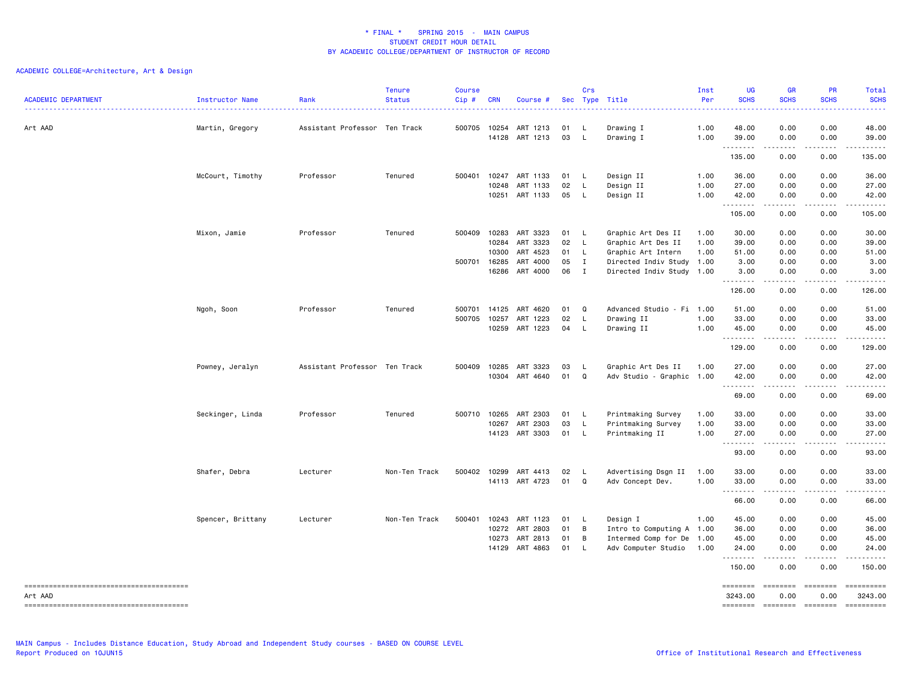\* FINAL \*    SPRING 2015 - MAIN CAMPUS
STUDENT CREDIT HOUR DETAIL
BY ACADEMIC COLLEGE/DEPARTMENT OF INSTRUCTOR OF RECORD

ACADEMIC COLLEGE=Architecture, Art & Design

| ACADEMIC DEPARTMENT | Instructor Name | Rank | Tenure Status | Course Cip # | CRN | Course # | Sec | Crs Type | Title | Inst Per | UG SCHS | GR SCHS | PR SCHS | Total SCHS |
|---|---|---|---|---|---|---|---|---|---|---|---|---|---|---|
| Art AAD | Martin, Gregory | Assistant Professor | Ten Track | 500705 | 10254 | ART 1213 | 01 | L | Drawing I | 1.00 | 48.00 | 0.00 | 0.00 | 48.00 |
| | | | | | 14128 | ART 1213 | 03 | L | Drawing I | 1.00 | 39.00 | 0.00 | 0.00 | 39.00 |
| | | | | | | | | | | | 135.00 | 0.00 | 0.00 | 135.00 |
| | McCourt, Timothy | Professor | Tenured | 500401 | 10247 | ART 1133 | 01 | L | Design II | 1.00 | 36.00 | 0.00 | 0.00 | 36.00 |
| | | | | | 10248 | ART 1133 | 02 | L | Design II | 1.00 | 27.00 | 0.00 | 0.00 | 27.00 |
| | | | | | 10251 | ART 1133 | 05 | L | Design II | 1.00 | 42.00 | 0.00 | 0.00 | 42.00 |
| | | | | | | | | | | | 105.00 | 0.00 | 0.00 | 105.00 |
| | Mixon, Jamie | Professor | Tenured | 500409 | 10283 | ART 3323 | 01 | L | Graphic Art Des II | 1.00 | 30.00 | 0.00 | 0.00 | 30.00 |
| | | | | | 10284 | ART 3323 | 02 | L | Graphic Art Des II | 1.00 | 39.00 | 0.00 | 0.00 | 39.00 |
| | | | | | 10300 | ART 4523 | 01 | L | Graphic Art Intern | 1.00 | 51.00 | 0.00 | 0.00 | 51.00 |
| | | | | 500701 | 16285 | ART 4000 | 05 | I | Directed Indiv Study | 1.00 | 3.00 | 0.00 | 0.00 | 3.00 |
| | | | | | 16286 | ART 4000 | 06 | I | Directed Indiv Study | 1.00 | 3.00 | 0.00 | 0.00 | 3.00 |
| | | | | | | | | | | | 126.00 | 0.00 | 0.00 | 126.00 |
| | Ngoh, Soon | Professor | Tenured | 500701 | 14125 | ART 4620 | 01 | Q | Advanced Studio - Fi | 1.00 | 51.00 | 0.00 | 0.00 | 51.00 |
| | | | | 500705 | 10257 | ART 1223 | 02 | L | Drawing II | 1.00 | 33.00 | 0.00 | 0.00 | 33.00 |
| | | | | | 10259 | ART 1223 | 04 | L | Drawing II | 1.00 | 45.00 | 0.00 | 0.00 | 45.00 |
| | | | | | | | | | | | 129.00 | 0.00 | 0.00 | 129.00 |
| | Powney, Jeralyn | Assistant Professor | Ten Track | 500409 | 10285 | ART 3323 | 03 | L | Graphic Art Des II | 1.00 | 27.00 | 0.00 | 0.00 | 27.00 |
| | | | | | 10304 | ART 4640 | 01 | Q | Adv Studio - Graphic | 1.00 | 42.00 | 0.00 | 0.00 | 42.00 |
| | | | | | | | | | | | 69.00 | 0.00 | 0.00 | 69.00 |
| | Seckinger, Linda | Professor | Tenured | 500710 | 10265 | ART 2303 | 01 | L | Printmaking Survey | 1.00 | 33.00 | 0.00 | 0.00 | 33.00 |
| | | | | | 10267 | ART 2303 | 03 | L | Printmaking Survey | 1.00 | 33.00 | 0.00 | 0.00 | 33.00 |
| | | | | | 14123 | ART 3303 | 01 | L | Printmaking II | 1.00 | 27.00 | 0.00 | 0.00 | 27.00 |
| | | | | | | | | | | | 93.00 | 0.00 | 0.00 | 93.00 |
| | Shafer, Debra | Lecturer | Non-Ten Track | 500402 | 10299 | ART 4413 | 02 | L | Advertising Dsgn II | 1.00 | 33.00 | 0.00 | 0.00 | 33.00 |
| | | | | | 14113 | ART 4723 | 01 | Q | Adv Concept Dev. | 1.00 | 33.00 | 0.00 | 0.00 | 33.00 |
| | | | | | | | | | | | 66.00 | 0.00 | 0.00 | 66.00 |
| | Spencer, Brittany | Lecturer | Non-Ten Track | 500401 | 10243 | ART 1123 | 01 | L | Design I | 1.00 | 45.00 | 0.00 | 0.00 | 45.00 |
| | | | | | 10272 | ART 2803 | 01 | B | Intro to Computing A | 1.00 | 36.00 | 0.00 | 0.00 | 36.00 |
| | | | | | 10273 | ART 2813 | 01 | B | Intermed Comp for De | 1.00 | 45.00 | 0.00 | 0.00 | 45.00 |
| | | | | | 14129 | ART 4863 | 01 | L | Adv Computer Studio | 1.00 | 24.00 | 0.00 | 0.00 | 24.00 |
| | | | | | | | | | | | 150.00 | 0.00 | 0.00 | 150.00 |
| Art AAD | | | | | | | | | | | 3243.00 | 0.00 | 0.00 | 3243.00 |

MAIN Campus - Includes Distance Education, Study Abroad and Independent Study courses - BASED ON COURSE LEVEL
Report Produced on 10JUN15

Office of Institutional Research and Effectiveness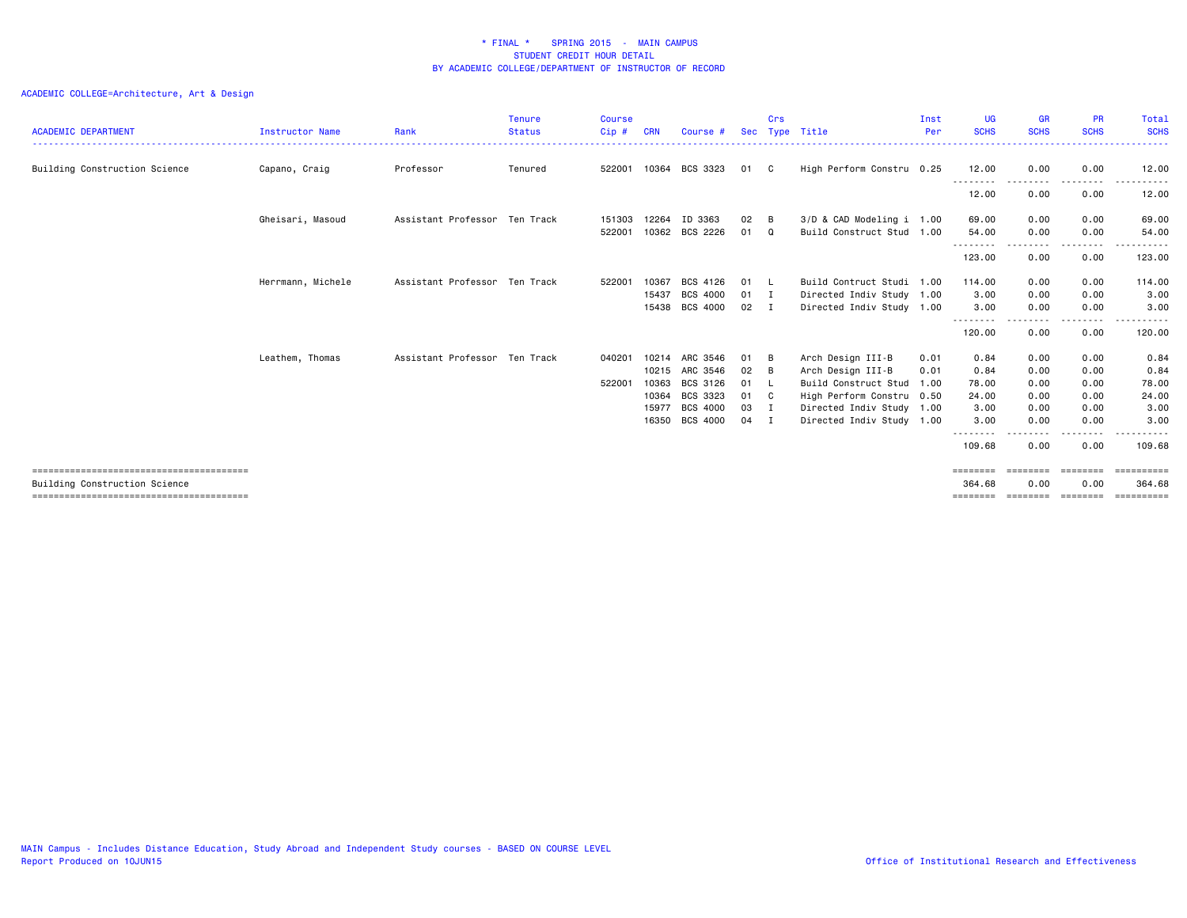\* FINAL \*    SPRING 2015  -  MAIN CAMPUS
STUDENT CREDIT HOUR DETAIL
BY ACADEMIC COLLEGE/DEPARTMENT OF INSTRUCTOR OF RECORD

ACADEMIC COLLEGE=Architecture, Art & Design

| ACADEMIC DEPARTMENT | Instructor Name | Rank | Tenure Status | Course Cip # | CRN | Course # | Sec | Crs Type | Title | Inst Per | UG SCHS | GR SCHS | PR SCHS | Total SCHS |
|---|---|---|---|---|---|---|---|---|---|---|---|---|---|---|
| Building Construction Science | Capano, Craig | Professor | Tenured | 522001 | 10364 | BCS 3323 | 01 | C | High Perform Constru | 0.25 | 12.00 | 0.00 | 0.00 | 12.00 |
| | | | | | | | | | | | 12.00 | 0.00 | 0.00 | 12.00 |
| | Gheisari, Masoud | Assistant Professor | Ten Track | 151303 | 12264 | ID 3363 | 02 | B | 3/D & CAD Modeling i | 1.00 | 69.00 | 0.00 | 0.00 | 69.00 |
| | | | | 522001 | 10362 | BCS 2226 | 01 | Q | Build Construct Stud | 1.00 | 54.00 | 0.00 | 0.00 | 54.00 |
| | | | | | | | | | | | 123.00 | 0.00 | 0.00 | 123.00 |
| | Herrmann, Michele | Assistant Professor | Ten Track | 522001 | 10367 | BCS 4126 | 01 | L | Build Contruct Studi | 1.00 | 114.00 | 0.00 | 0.00 | 114.00 |
| | | | | | 15437 | BCS 4000 | 01 | I | Directed Indiv Study | 1.00 | 3.00 | 0.00 | 0.00 | 3.00 |
| | | | | | 15438 | BCS 4000 | 02 | I | Directed Indiv Study | 1.00 | 3.00 | 0.00 | 0.00 | 3.00 |
| | | | | | | | | | | | 120.00 | 0.00 | 0.00 | 120.00 |
| | Leathem, Thomas | Assistant Professor | Ten Track | 040201 | 10214 | ARC 3546 | 01 | B | Arch Design III-B | 0.01 | 0.84 | 0.00 | 0.00 | 0.84 |
| | | | | | 10215 | ARC 3546 | 02 | B | Arch Design III-B | 0.01 | 0.84 | 0.00 | 0.00 | 0.84 |
| | | | | 522001 | 10363 | BCS 3126 | 01 | L | Build Construct Stud | 1.00 | 78.00 | 0.00 | 0.00 | 78.00 |
| | | | | | 10364 | BCS 3323 | 01 | C | High Perform Constru | 0.50 | 24.00 | 0.00 | 0.00 | 24.00 |
| | | | | | 15977 | BCS 4000 | 03 | I | Directed Indiv Study | 1.00 | 3.00 | 0.00 | 0.00 | 3.00 |
| | | | | | 16350 | BCS 4000 | 04 | I | Directed Indiv Study | 1.00 | 3.00 | 0.00 | 0.00 | 3.00 |
| | | | | | | | | | | | 109.68 | 0.00 | 0.00 | 109.68 |
| Building Construction Science | | | | | | | | | | | 364.68 | 0.00 | 0.00 | 364.68 |

MAIN Campus - Includes Distance Education, Study Abroad and Independent Study courses - BASED ON COURSE LEVEL
Report Produced on 10JUN15

Office of Institutional Research and Effectiveness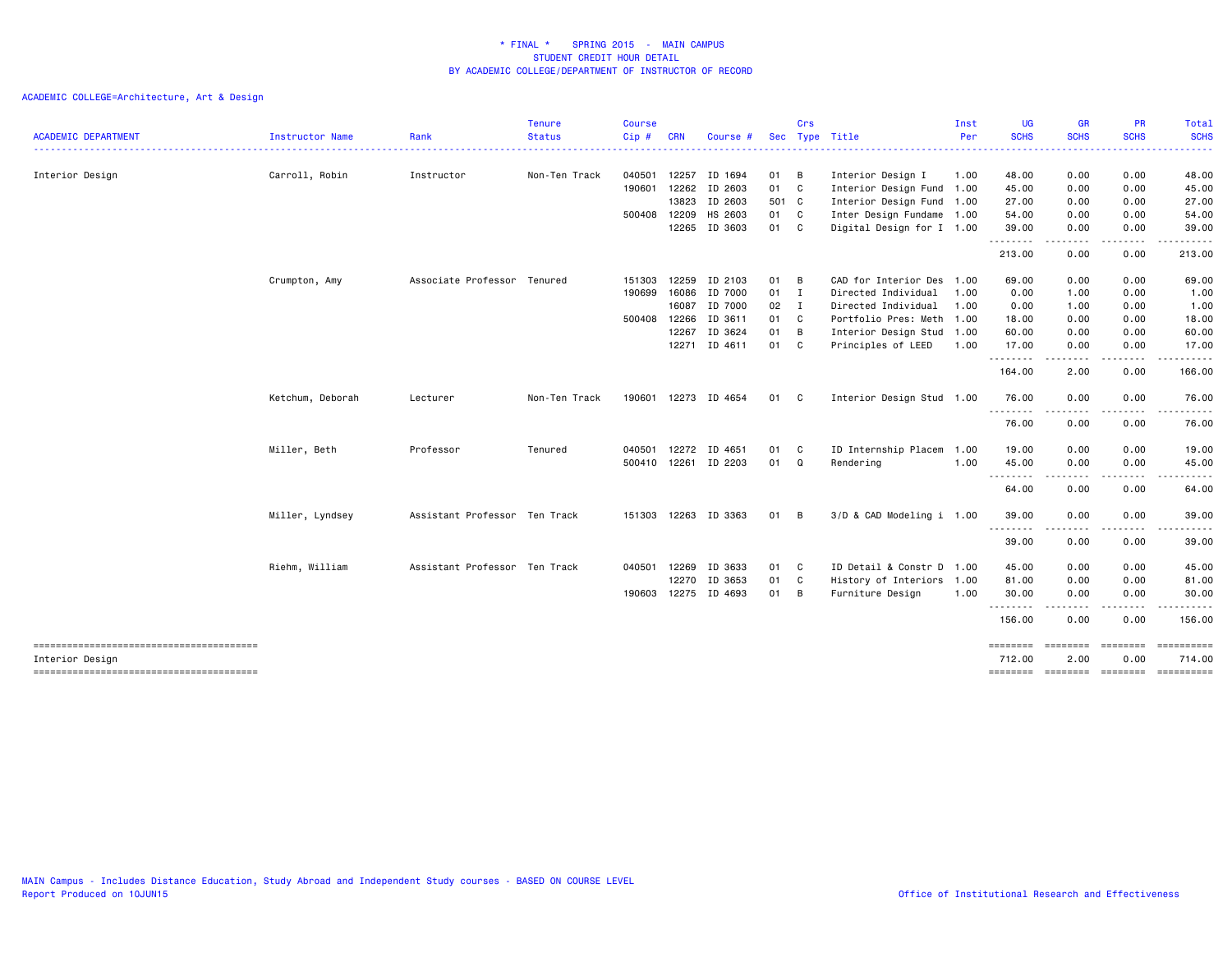# * FINAL * SPRING 2015 - MAIN CAMPUS
## STUDENT CREDIT HOUR DETAIL
## BY ACADEMIC COLLEGE/DEPARTMENT OF INSTRUCTOR OF RECORD

ACADEMIC COLLEGE=Architecture, Art & Design

| ACADEMIC DEPARTMENT | Instructor Name | Rank | Tenure Status | Course Cip # | CRN | Course # | Sec | Crs Type | Title | Inst Per | UG SCHS | GR SCHS | PR SCHS | Total SCHS |
|---|---|---|---|---|---|---|---|---|---|---|---|---|---|---|
| Interior Design | Carroll, Robin | Instructor | Non-Ten Track | 040501 | 12257 | ID 1694 | 01 | B | Interior Design I | 1.00 | 48.00 | 0.00 | 0.00 | 48.00 |
| | | | | 190601 | 12262 | ID 2603 | 01 | C | Interior Design Fund | 1.00 | 45.00 | 0.00 | 0.00 | 45.00 |
| | | | | | 13823 | ID 2603 | 501 | C | Interior Design Fund | 1.00 | 27.00 | 0.00 | 0.00 | 27.00 |
| | | | | 500408 | 12209 | HS 2603 | 01 | C | Inter Design Fundame | 1.00 | 54.00 | 0.00 | 0.00 | 54.00 |
| | | | | | 12265 | ID 3603 | 01 | C | Digital Design for I | 1.00 | 39.00 | 0.00 | 0.00 | 39.00 |
| | | | | | | | | | | | 213.00 | 0.00 | 0.00 | 213.00 |
| | Crumpton, Amy | Associate Professor | Tenured | 151303 | 12259 | ID 2103 | 01 | B | CAD for Interior Des | 1.00 | 69.00 | 0.00 | 0.00 | 69.00 |
| | | | | 190699 | 16086 | ID 7000 | 01 | I | Directed Individual | 1.00 | 0.00 | 1.00 | 0.00 | 1.00 |
| | | | | | 16087 | ID 7000 | 02 | I | Directed Individual | 1.00 | 0.00 | 1.00 | 0.00 | 1.00 |
| | | | | 500408 | 12266 | ID 3611 | 01 | C | Portfolio Pres: Meth | 1.00 | 18.00 | 0.00 | 0.00 | 18.00 |
| | | | | | 12267 | ID 3624 | 01 | B | Interior Design Stud | 1.00 | 60.00 | 0.00 | 0.00 | 60.00 |
| | | | | | 12271 | ID 4611 | 01 | C | Principles of LEED | 1.00 | 17.00 | 0.00 | 0.00 | 17.00 |
| | | | | | | | | | | | 164.00 | 2.00 | 0.00 | 166.00 |
| | Ketchum, Deborah | Lecturer | Non-Ten Track | 190601 | 12273 | ID 4654 | 01 | C | Interior Design Stud | 1.00 | 76.00 | 0.00 | 0.00 | 76.00 |
| | | | | | | | | | | | 76.00 | 0.00 | 0.00 | 76.00 |
| | Miller, Beth | Professor | Tenured | 040501 | 12272 | ID 4651 | 01 | C | ID Internship Placem | 1.00 | 19.00 | 0.00 | 0.00 | 19.00 |
| | | | | 500410 | 12261 | ID 2203 | 01 | Q | Rendering | 1.00 | 45.00 | 0.00 | 0.00 | 45.00 |
| | | | | | | | | | | | 64.00 | 0.00 | 0.00 | 64.00 |
| | Miller, Lyndsey | Assistant Professor | Ten Track | 151303 | 12263 | ID 3363 | 01 | B | 3/D & CAD Modeling i | 1.00 | 39.00 | 0.00 | 0.00 | 39.00 |
| | | | | | | | | | | | 39.00 | 0.00 | 0.00 | 39.00 |
| | Riehm, William | Assistant Professor | Ten Track | 040501 | 12269 | ID 3633 | 01 | C | ID Detail & Constr D | 1.00 | 45.00 | 0.00 | 0.00 | 45.00 |
| | | | | | 12270 | ID 3653 | 01 | C | History of Interiors | 1.00 | 81.00 | 0.00 | 0.00 | 81.00 |
| | | | | 190603 | 12275 | ID 4693 | 01 | B | Furniture Design | 1.00 | 30.00 | 0.00 | 0.00 | 30.00 |
| | | | | | | | | | | | 156.00 | 0.00 | 0.00 | 156.00 |
| Interior Design | | | | | | | | | | | 712.00 | 2.00 | 0.00 | 714.00 |

MAIN Campus - Includes Distance Education, Study Abroad and Independent Study courses - BASED ON COURSE LEVEL
Report Produced on 10JUN15

Office of Institutional Research and Effectiveness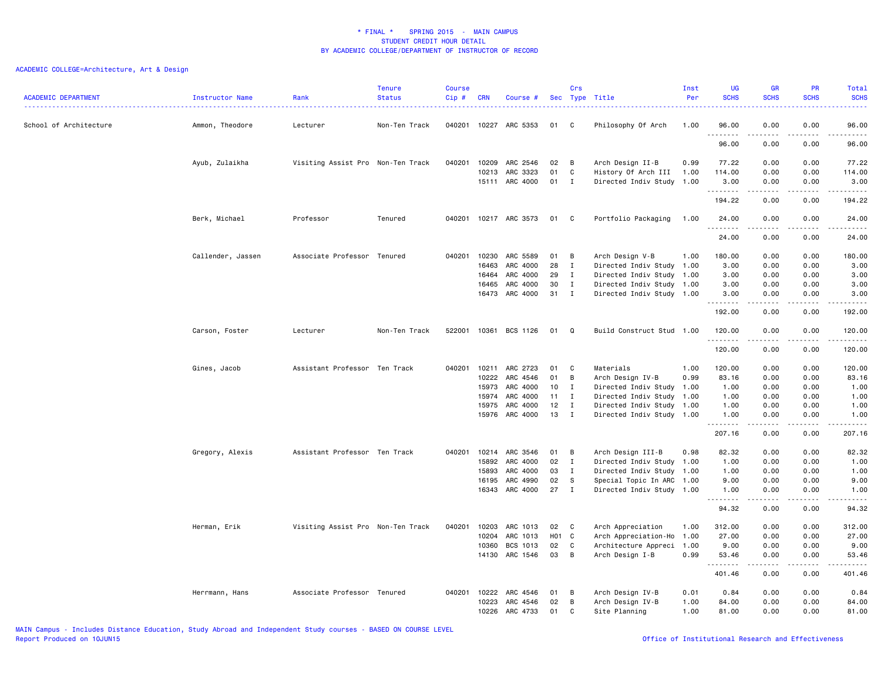# * FINAL * SPRING 2015 - MAIN CAMPUS
## STUDENT CREDIT HOUR DETAIL
## BY ACADEMIC COLLEGE/DEPARTMENT OF INSTRUCTOR OF RECORD

ACADEMIC COLLEGE=Architecture, Art & Design

| ACADEMIC DEPARTMENT | Instructor Name | Rank | Tenure Status | Course Cip # | CRN | Course # | Sec | Crs Type | Title | Inst Per | UG SCHS | GR SCHS | PR SCHS | Total SCHS |
|---|---|---|---|---|---|---|---|---|---|---|---|---|---|---|
| School of Architecture | Ammon, Theodore | Lecturer | Non-Ten Track | 040201 | 10227 | ARC 5353 | 01 | C | Philosophy Of Arch | 1.00 | 96.00 | 0.00 | 0.00 | 96.00 |
| | | | | | | | | | | | 96.00 | 0.00 | 0.00 | 96.00 |
| | Ayub, Zulaikha | Visiting Assist Pro | Non-Ten Track | 040201 | 10209 | ARC 2546 | 02 | B | Arch Design II-B | 0.99 | 77.22 | 0.00 | 0.00 | 77.22 |
| | | | | | 10213 | ARC 3323 | 01 | C | History Of Arch III | 1.00 | 114.00 | 0.00 | 0.00 | 114.00 |
| | | | | | 15111 | ARC 4000 | 01 | I | Directed Indiv Study | 1.00 | 3.00 | 0.00 | 0.00 | 3.00 |
| | | | | | | | | | | | 194.22 | 0.00 | 0.00 | 194.22 |
| | Berk, Michael | Professor | Tenured | 040201 | 10217 | ARC 3573 | 01 | C | Portfolio Packaging | 1.00 | 24.00 | 0.00 | 0.00 | 24.00 |
| | | | | | | | | | | | 24.00 | 0.00 | 0.00 | 24.00 |
| | Callender, Jassen | Associate Professor | Tenured | 040201 | 10230 | ARC 5589 | 01 | B | Arch Design V-B | 1.00 | 180.00 | 0.00 | 0.00 | 180.00 |
| | | | | | 16463 | ARC 4000 | 28 | I | Directed Indiv Study | 1.00 | 3.00 | 0.00 | 0.00 | 3.00 |
| | | | | | 16464 | ARC 4000 | 29 | I | Directed Indiv Study | 1.00 | 3.00 | 0.00 | 0.00 | 3.00 |
| | | | | | 16465 | ARC 4000 | 30 | I | Directed Indiv Study | 1.00 | 3.00 | 0.00 | 0.00 | 3.00 |
| | | | | | 16473 | ARC 4000 | 31 | I | Directed Indiv Study | 1.00 | 3.00 | 0.00 | 0.00 | 3.00 |
| | | | | | | | | | | | 192.00 | 0.00 | 0.00 | 192.00 |
| | Carson, Foster | Lecturer | Non-Ten Track | 522001 | 10361 | BCS 1126 | 01 | Q | Build Construct Stud | 1.00 | 120.00 | 0.00 | 0.00 | 120.00 |
| | | | | | | | | | | | 120.00 | 0.00 | 0.00 | 120.00 |
| | Gines, Jacob | Assistant Professor | Ten Track | 040201 | 10211 | ARC 2723 | 01 | C | Materials | 1.00 | 120.00 | 0.00 | 0.00 | 120.00 |
| | | | | | 10222 | ARC 4546 | 01 | B | Arch Design IV-B | 0.99 | 83.16 | 0.00 | 0.00 | 83.16 |
| | | | | | 15973 | ARC 4000 | 10 | I | Directed Indiv Study | 1.00 | 1.00 | 0.00 | 0.00 | 1.00 |
| | | | | | 15974 | ARC 4000 | 11 | I | Directed Indiv Study | 1.00 | 1.00 | 0.00 | 0.00 | 1.00 |
| | | | | | 15975 | ARC 4000 | 12 | I | Directed Indiv Study | 1.00 | 1.00 | 0.00 | 0.00 | 1.00 |
| | | | | | 15976 | ARC 4000 | 13 | I | Directed Indiv Study | 1.00 | 1.00 | 0.00 | 0.00 | 1.00 |
| | | | | | | | | | | | 207.16 | 0.00 | 0.00 | 207.16 |
| | Gregory, Alexis | Assistant Professor | Ten Track | 040201 | 10214 | ARC 3546 | 01 | B | Arch Design III-B | 0.98 | 82.32 | 0.00 | 0.00 | 82.32 |
| | | | | | 15892 | ARC 4000 | 02 | I | Directed Indiv Study | 1.00 | 1.00 | 0.00 | 0.00 | 1.00 |
| | | | | | 15893 | ARC 4000 | 03 | I | Directed Indiv Study | 1.00 | 1.00 | 0.00 | 0.00 | 1.00 |
| | | | | | 16195 | ARC 4990 | 02 | S | Special Topic In ARC | 1.00 | 9.00 | 0.00 | 0.00 | 9.00 |
| | | | | | 16343 | ARC 4000 | 27 | I | Directed Indiv Study | 1.00 | 1.00 | 0.00 | 0.00 | 1.00 |
| | | | | | | | | | | | 94.32 | 0.00 | 0.00 | 94.32 |
| | Herman, Erik | Visiting Assist Pro | Non-Ten Track | 040201 | 10203 | ARC 1013 | 02 | C | Arch Appreciation | 1.00 | 312.00 | 0.00 | 0.00 | 312.00 |
| | | | | | 10204 | ARC 1013 | H01 | C | Arch Appreciation-Ho | 1.00 | 27.00 | 0.00 | 0.00 | 27.00 |
| | | | | | 10360 | BCS 1013 | 02 | C | Architecture Appreci | 1.00 | 9.00 | 0.00 | 0.00 | 9.00 |
| | | | | | 14130 | ARC 1546 | 03 | B | Arch Design I-B | 0.99 | 53.46 | 0.00 | 0.00 | 53.46 |
| | | | | | | | | | | | 401.46 | 0.00 | 0.00 | 401.46 |
| | Herrmann, Hans | Associate Professor | Tenured | 040201 | 10222 | ARC 4546 | 01 | B | Arch Design IV-B | 0.01 | 0.84 | 0.00 | 0.00 | 0.84 |
| | | | | | 10223 | ARC 4546 | 02 | B | Arch Design IV-B | 1.00 | 84.00 | 0.00 | 0.00 | 84.00 |
| | | | | | 10226 | ARC 4733 | 01 | C | Site Planning | 1.00 | 81.00 | 0.00 | 0.00 | 81.00 |

MAIN Campus - Includes Distance Education, Study Abroad and Independent Study courses - BASED ON COURSE LEVEL
Report Produced on 10JUN15

Office of Institutional Research and Effectiveness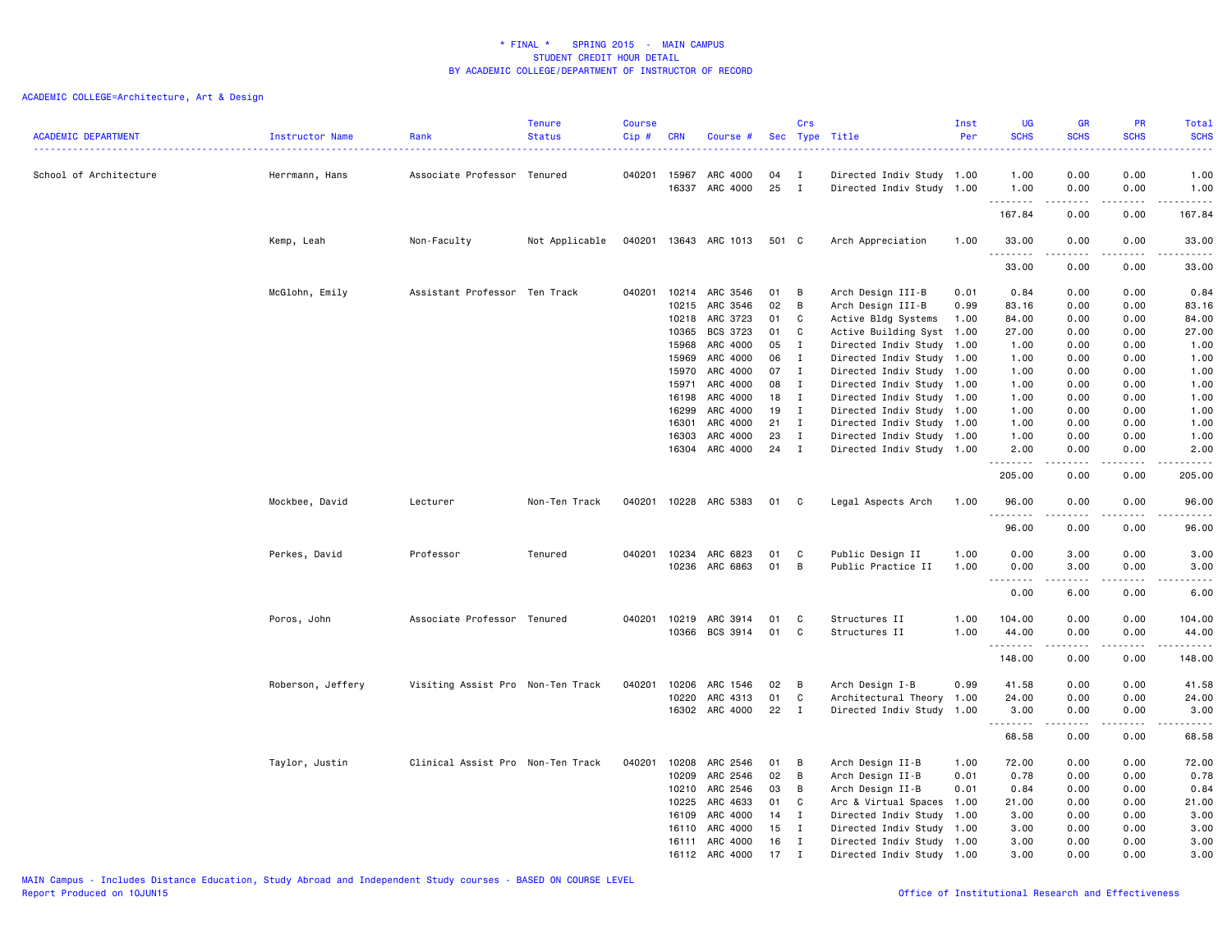* FINAL * SPRING 2015 - MAIN CAMPUS
STUDENT CREDIT HOUR DETAIL
BY ACADEMIC COLLEGE/DEPARTMENT OF INSTRUCTOR OF RECORD

ACADEMIC COLLEGE=Architecture, Art & Design

| ACADEMIC DEPARTMENT | Instructor Name | Rank | Tenure Status | Course Cip # | CRN | Course # | Sec | Crs Type | Title | Inst Per | UG SCHS | GR SCHS | PR SCHS | Total SCHS |
|---|---|---|---|---|---|---|---|---|---|---|---|---|---|---|
| School of Architecture | Herrmann, Hans | Associate Professor | Tenured | 040201 | 15967 | ARC 4000 | 04 | I | Directed Indiv Study | 1.00 | 1.00 | 0.00 | 0.00 | 1.00 |
| | | | | | 16337 | ARC 4000 | 25 | I | Directed Indiv Study | 1.00 | 1.00 | 0.00 | 0.00 | 1.00 |
| | | | | | | | | | | | 167.84 | 0.00 | 0.00 | 167.84 |
| | Kemp, Leah | Non-Faculty | Not Applicable | 040201 | 13643 | ARC 1013 | 501 | C | Arch Appreciation | 1.00 | 33.00 | 0.00 | 0.00 | 33.00 |
| | | | | | | | | | | | 33.00 | 0.00 | 0.00 | 33.00 |
| | McGlohn, Emily | Assistant Professor | Ten Track | 040201 | 10214 | ARC 3546 | 01 | B | Arch Design III-B | 0.01 | 0.84 | 0.00 | 0.00 | 0.84 |
| | | | | | 10215 | ARC 3546 | 02 | B | Arch Design III-B | 0.99 | 83.16 | 0.00 | 0.00 | 83.16 |
| | | | | | 10218 | ARC 3723 | 01 | C | Active Bldg Systems | 1.00 | 84.00 | 0.00 | 0.00 | 84.00 |
| | | | | | 10365 | BCS 3723 | 01 | C | Active Building Syst | 1.00 | 27.00 | 0.00 | 0.00 | 27.00 |
| | | | | | 15968 | ARC 4000 | 05 | I | Directed Indiv Study | 1.00 | 1.00 | 0.00 | 0.00 | 1.00 |
| | | | | | 15969 | ARC 4000 | 06 | I | Directed Indiv Study | 1.00 | 1.00 | 0.00 | 0.00 | 1.00 |
| | | | | | 15970 | ARC 4000 | 07 | I | Directed Indiv Study | 1.00 | 1.00 | 0.00 | 0.00 | 1.00 |
| | | | | | 15971 | ARC 4000 | 08 | I | Directed Indiv Study | 1.00 | 1.00 | 0.00 | 0.00 | 1.00 |
| | | | | | 16198 | ARC 4000 | 18 | I | Directed Indiv Study | 1.00 | 1.00 | 0.00 | 0.00 | 1.00 |
| | | | | | 16299 | ARC 4000 | 19 | I | Directed Indiv Study | 1.00 | 1.00 | 0.00 | 0.00 | 1.00 |
| | | | | | 16301 | ARC 4000 | 21 | I | Directed Indiv Study | 1.00 | 1.00 | 0.00 | 0.00 | 1.00 |
| | | | | | 16303 | ARC 4000 | 23 | I | Directed Indiv Study | 1.00 | 1.00 | 0.00 | 0.00 | 1.00 |
| | | | | | 16304 | ARC 4000 | 24 | I | Directed Indiv Study | 1.00 | 2.00 | 0.00 | 0.00 | 2.00 |
| | | | | | | | | | | | 205.00 | 0.00 | 0.00 | 205.00 |
| | Mockbee, David | Lecturer | Non-Ten Track | 040201 | 10228 | ARC 5383 | 01 | C | Legal Aspects Arch | 1.00 | 96.00 | 0.00 | 0.00 | 96.00 |
| | | | | | | | | | | | 96.00 | 0.00 | 0.00 | 96.00 |
| | Perkes, David | Professor | Tenured | 040201 | 10234 | ARC 6823 | 01 | C | Public Design II | 1.00 | 0.00 | 3.00 | 0.00 | 3.00 |
| | | | | | 10236 | ARC 6863 | 01 | B | Public Practice II | 1.00 | 0.00 | 3.00 | 0.00 | 3.00 |
| | | | | | | | | | | | 0.00 | 6.00 | 0.00 | 6.00 |
| | Poros, John | Associate Professor | Tenured | 040201 | 10219 | ARC 3914 | 01 | C | Structures II | 1.00 | 104.00 | 0.00 | 0.00 | 104.00 |
| | | | | | 10366 | BCS 3914 | 01 | C | Structures II | 1.00 | 44.00 | 0.00 | 0.00 | 44.00 |
| | | | | | | | | | | | 148.00 | 0.00 | 0.00 | 148.00 |
| | Roberson, Jeffery | Visiting Assist Pro | Non-Ten Track | 040201 | 10206 | ARC 1546 | 02 | B | Arch Design I-B | 0.99 | 41.58 | 0.00 | 0.00 | 41.58 |
| | | | | | 10220 | ARC 4313 | 01 | C | Architectural Theory | 1.00 | 24.00 | 0.00 | 0.00 | 24.00 |
| | | | | | 16302 | ARC 4000 | 22 | I | Directed Indiv Study | 1.00 | 3.00 | 0.00 | 0.00 | 3.00 |
| | | | | | | | | | | | 68.58 | 0.00 | 0.00 | 68.58 |
| | Taylor, Justin | Clinical Assist Pro | Non-Ten Track | 040201 | 10208 | ARC 2546 | 01 | B | Arch Design II-B | 1.00 | 72.00 | 0.00 | 0.00 | 72.00 |
| | | | | | 10209 | ARC 2546 | 02 | B | Arch Design II-B | 0.01 | 0.78 | 0.00 | 0.00 | 0.78 |
| | | | | | 10210 | ARC 2546 | 03 | B | Arch Design II-B | 0.01 | 0.84 | 0.00 | 0.00 | 0.84 |
| | | | | | 10225 | ARC 4633 | 01 | C | Arc & Virtual Spaces | 1.00 | 21.00 | 0.00 | 0.00 | 21.00 |
| | | | | | 16109 | ARC 4000 | 14 | I | Directed Indiv Study | 1.00 | 3.00 | 0.00 | 0.00 | 3.00 |
| | | | | | 16110 | ARC 4000 | 15 | I | Directed Indiv Study | 1.00 | 3.00 | 0.00 | 0.00 | 3.00 |
| | | | | | 16111 | ARC 4000 | 16 | I | Directed Indiv Study | 1.00 | 3.00 | 0.00 | 0.00 | 3.00 |
| | | | | | 16112 | ARC 4000 | 17 | I | Directed Indiv Study | 1.00 | 3.00 | 0.00 | 0.00 | 3.00 |

MAIN Campus - Includes Distance Education, Study Abroad and Independent Study courses - BASED ON COURSE LEVEL
Report Produced on 10JUN15

Office of Institutional Research and Effectiveness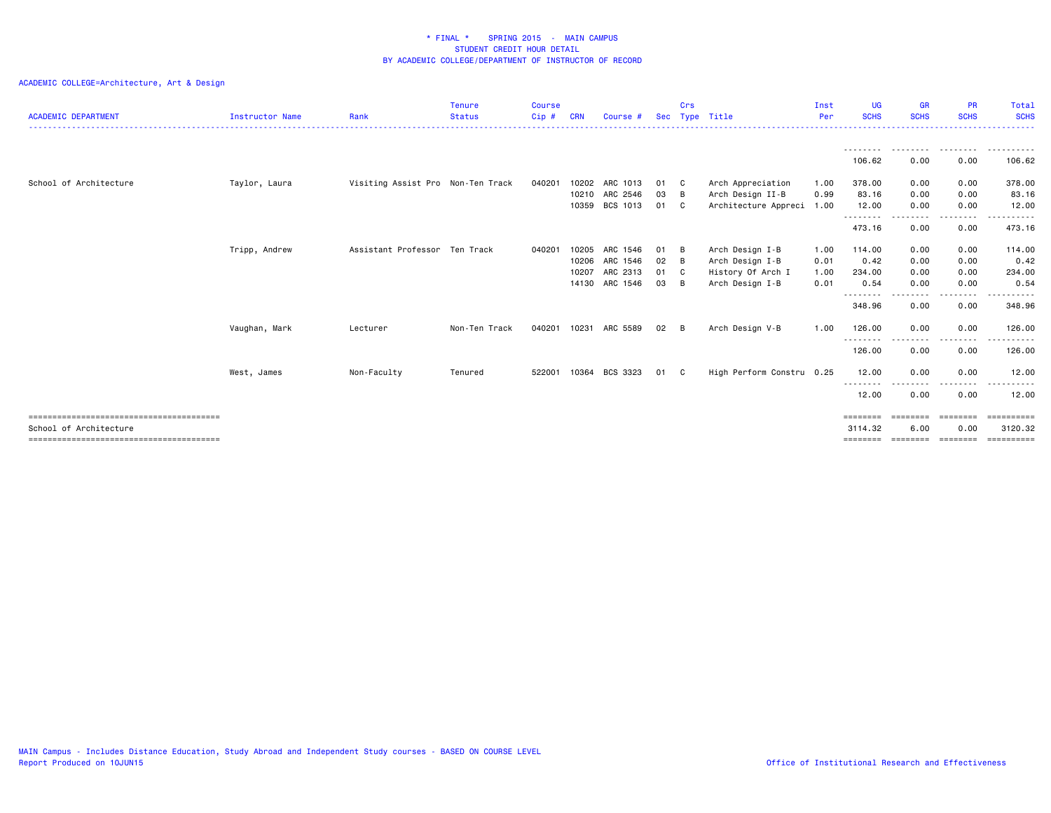\* FINAL \*    SPRING 2015  -  MAIN CAMPUS
STUDENT CREDIT HOUR DETAIL
BY ACADEMIC COLLEGE/DEPARTMENT OF INSTRUCTOR OF RECORD

ACADEMIC COLLEGE=Architecture, Art & Design

| ACADEMIC DEPARTMENT | Instructor Name | Rank | Tenure Status | Course Cip # | CRN | Course # | Sec | Crs Type | Title | Inst Per | UG SCHS | GR SCHS | PR SCHS | Total SCHS |
|---|---|---|---|---|---|---|---|---|---|---|---|---|---|---|
| | | | | | | | | | | | 106.62 | 0.00 | 0.00 | 106.62 |
| School of Architecture | Taylor, Laura | Visiting Assist Pro | Non-Ten Track | 040201 | 10202 | ARC 1013 | 01 | C | Arch Appreciation | 1.00 | 378.00 | 0.00 | 0.00 | 378.00 |
| | | | | | 10210 | ARC 2546 | 03 | B | Arch Design II-B | 0.99 | 83.16 | 0.00 | 0.00 | 83.16 |
| | | | | | 10359 | BCS 1013 | 01 | C | Architecture Appreci | 1.00 | 12.00 | 0.00 | 0.00 | 12.00 |
| | | | | | | | | | | | 473.16 | 0.00 | 0.00 | 473.16 |
| | Tripp, Andrew | Assistant Professor | Ten Track | 040201 | 10205 | ARC 1546 | 01 | B | Arch Design I-B | 1.00 | 114.00 | 0.00 | 0.00 | 114.00 |
| | | | | | 10206 | ARC 1546 | 02 | B | Arch Design I-B | 0.01 | 0.42 | 0.00 | 0.00 | 0.42 |
| | | | | | 10207 | ARC 2313 | 01 | C | History Of Arch I | 1.00 | 234.00 | 0.00 | 0.00 | 234.00 |
| | | | | | 14130 | ARC 1546 | 03 | B | Arch Design I-B | 0.01 | 0.54 | 0.00 | 0.00 | 0.54 |
| | | | | | | | | | | | 348.96 | 0.00 | 0.00 | 348.96 |
| | Vaughan, Mark | Lecturer | Non-Ten Track | 040201 | 10231 | ARC 5589 | 02 | B | Arch Design V-B | 1.00 | 126.00 | 0.00 | 0.00 | 126.00 |
| | | | | | | | | | | | 126.00 | 0.00 | 0.00 | 126.00 |
| | West, James | Non-Faculty | Tenured | 522001 | 10364 | BCS 3323 | 01 | C | High Perform Constru | 0.25 | 12.00 | 0.00 | 0.00 | 12.00 |
| | | | | | | | | | | | 12.00 | 0.00 | 0.00 | 12.00 |
| School of Architecture | | | | | | | | | | | 3114.32 | 6.00 | 0.00 | 3120.32 |

MAIN Campus - Includes Distance Education, Study Abroad and Independent Study courses - BASED ON COURSE LEVEL
Report Produced on 10JUN15

Office of Institutional Research and Effectiveness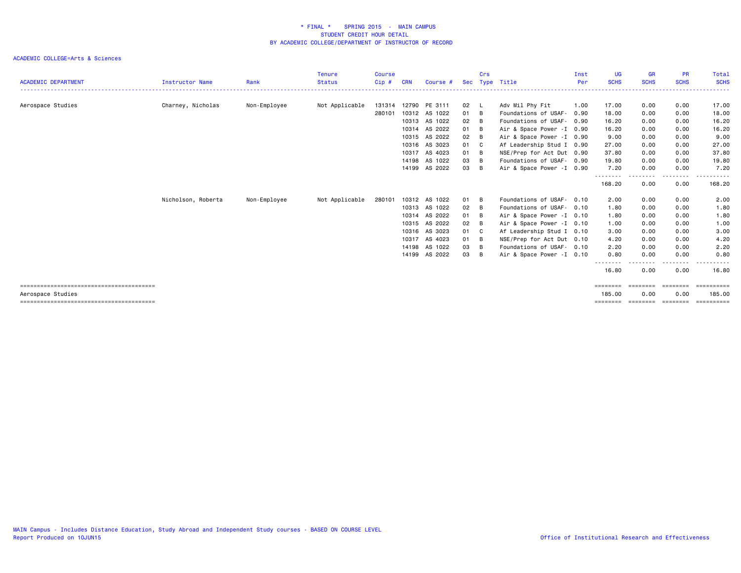# * FINAL * SPRING 2015 - MAIN CAMPUS
## STUDENT CREDIT HOUR DETAIL
### BY ACADEMIC COLLEGE/DEPARTMENT OF INSTRUCTOR OF RECORD

ACADEMIC COLLEGE=Arts & Sciences

| ACADEMIC DEPARTMENT | Instructor Name | Rank | Tenure Status | Course Cip # | CRN | Course # | Sec | Crs Type | Title | Inst Per | UG SCHS | GR SCHS | PR SCHS | Total SCHS |
|---|---|---|---|---|---|---|---|---|---|---|---|---|---|---|
| Aerospace Studies | Charney, Nicholas | Non-Employee | Not Applicable | 131314 | 12790 | PE 3111 | 02 | L | Adv Mil Phy Fit | 1.00 | 17.00 | 0.00 | 0.00 | 17.00 |
| | | | | 280101 | 10312 | AS 1022 | 01 | B | Foundations of USAF- | 0.90 | 18.00 | 0.00 | 0.00 | 18.00 |
| | | | | | 10313 | AS 1022 | 02 | B | Foundations of USAF- | 0.90 | 16.20 | 0.00 | 0.00 | 16.20 |
| | | | | | 10314 | AS 2022 | 01 | B | Air & Space Power -I | 0.90 | 16.20 | 0.00 | 0.00 | 16.20 |
| | | | | | 10315 | AS 2022 | 02 | B | Air & Space Power -I | 0.90 | 9.00 | 0.00 | 0.00 | 9.00 |
| | | | | | 10316 | AS 3023 | 01 | C | Af Leadership Stud I | 0.90 | 27.00 | 0.00 | 0.00 | 27.00 |
| | | | | | 10317 | AS 4023 | 01 | B | NSE/Prep for Act Dut | 0.90 | 37.80 | 0.00 | 0.00 | 37.80 |
| | | | | | 14198 | AS 1022 | 03 | B | Foundations of USAF- | 0.90 | 19.80 | 0.00 | 0.00 | 19.80 |
| | | | | | 14199 | AS 2022 | 03 | B | Air & Space Power -I | 0.90 | 7.20 | 0.00 | 0.00 | 7.20 |
| | | | | | | | | | | | 168.20 | 0.00 | 0.00 | 168.20 |
| | Nicholson, Roberta | Non-Employee | Not Applicable | 280101 | 10312 | AS 1022 | 01 | B | Foundations of USAF- | 0.10 | 2.00 | 0.00 | 0.00 | 2.00 |
| | | | | | 10313 | AS 1022 | 02 | B | Foundations of USAF- | 0.10 | 1.80 | 0.00 | 0.00 | 1.80 |
| | | | | | 10314 | AS 2022 | 01 | B | Air & Space Power -I | 0.10 | 1.80 | 0.00 | 0.00 | 1.80 |
| | | | | | 10315 | AS 2022 | 02 | B | Air & Space Power -I | 0.10 | 1.00 | 0.00 | 0.00 | 1.00 |
| | | | | | 10316 | AS 3023 | 01 | C | Af Leadership Stud I | 0.10 | 3.00 | 0.00 | 0.00 | 3.00 |
| | | | | | 10317 | AS 4023 | 01 | B | NSE/Prep for Act Dut | 0.10 | 4.20 | 0.00 | 0.00 | 4.20 |
| | | | | | 14198 | AS 1022 | 03 | B | Foundations of USAF- | 0.10 | 2.20 | 0.00 | 0.00 | 2.20 |
| | | | | | 14199 | AS 2022 | 03 | B | Air & Space Power -I | 0.10 | 0.80 | 0.00 | 0.00 | 0.80 |
| | | | | | | | | | | | 16.80 | 0.00 | 0.00 | 16.80 |
| Aerospace Studies | | | | | | | | | | | 185.00 | 0.00 | 0.00 | 185.00 |

MAIN Campus - Includes Distance Education, Study Abroad and Independent Study courses - BASED ON COURSE LEVEL
Report Produced on 10JUN15

Office of Institutional Research and Effectiveness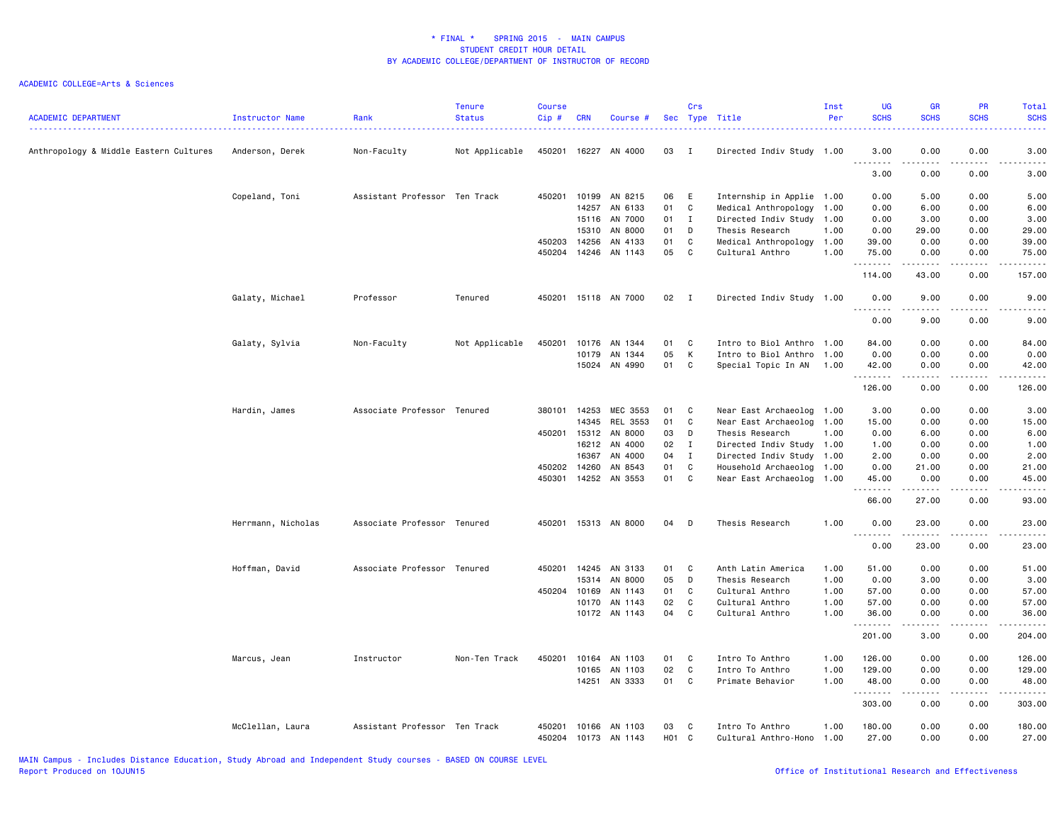\* FINAL \*    SPRING 2015  -  MAIN CAMPUS
STUDENT CREDIT HOUR DETAIL
BY ACADEMIC COLLEGE/DEPARTMENT OF INSTRUCTOR OF RECORD

ACADEMIC COLLEGE=Arts & Sciences

| ACADEMIC DEPARTMENT | Instructor Name | Rank | Tenure Status | Course Cip # | CRN | Course # | Sec | Crs Type | Title | Inst Per | UG SCHS | GR SCHS | PR SCHS | Total SCHS |
|---|---|---|---|---|---|---|---|---|---|---|---|---|---|---|
| Anthropology & Middle Eastern Cultures | Anderson, Derek | Non-Faculty | Not Applicable | 450201 | 16227 | AN 4000 | 03 | I | Directed Indiv Study | 1.00 | 3.00 | 0.00 | 0.00 | 3.00 |
| | | | | | | | | | | | 3.00 | 0.00 | 0.00 | 3.00 |
| | Copeland, Toni | Assistant Professor | Ten Track | 450201 | 10199 | AN 8215 | 06 | E | Internship in Applie | 1.00 | 0.00 | 5.00 | 0.00 | 5.00 |
| | | | | | 14257 | AN 6133 | 01 | C | Medical Anthropology | 1.00 | 0.00 | 6.00 | 0.00 | 6.00 |
| | | | | | 15116 | AN 7000 | 01 | I | Directed Indiv Study | 1.00 | 0.00 | 3.00 | 0.00 | 3.00 |
| | | | | | 15310 | AN 8000 | 01 | D | Thesis Research | 1.00 | 0.00 | 29.00 | 0.00 | 29.00 |
| | | | | 450203 | 14256 | AN 4133 | 01 | C | Medical Anthropology | 1.00 | 39.00 | 0.00 | 0.00 | 39.00 |
| | | | | 450204 | 14246 | AN 1143 | 05 | C | Cultural Anthro | 1.00 | 75.00 | 0.00 | 0.00 | 75.00 |
| | | | | | | | | | | | 114.00 | 43.00 | 0.00 | 157.00 |
| | Galaty, Michael | Professor | Tenured | 450201 | 15118 | AN 7000 | 02 | I | Directed Indiv Study | 1.00 | 0.00 | 9.00 | 0.00 | 9.00 |
| | | | | | | | | | | | 0.00 | 9.00 | 0.00 | 9.00 |
| | Galaty, Sylvia | Non-Faculty | Not Applicable | 450201 | 10176 | AN 1344 | 01 | C | Intro to Biol Anthro | 1.00 | 84.00 | 0.00 | 0.00 | 84.00 |
| | | | | | 10179 | AN 1344 | 05 | K | Intro to Biol Anthro | 1.00 | 0.00 | 0.00 | 0.00 | 0.00 |
| | | | | | 15024 | AN 4990 | 01 | C | Special Topic In AN | 1.00 | 42.00 | 0.00 | 0.00 | 42.00 |
| | | | | | | | | | | | 126.00 | 0.00 | 0.00 | 126.00 |
| | Hardin, James | Associate Professor | Tenured | 380101 | 14253 | MEC 3553 | 01 | C | Near East Archaeolog | 1.00 | 3.00 | 0.00 | 0.00 | 3.00 |
| | | | | | 14345 | REL 3553 | 01 | C | Near East Archaeolog | 1.00 | 15.00 | 0.00 | 0.00 | 15.00 |
| | | | | 450201 | 15312 | AN 8000 | 03 | D | Thesis Research | 1.00 | 0.00 | 6.00 | 0.00 | 6.00 |
| | | | | | 16212 | AN 4000 | 02 | I | Directed Indiv Study | 1.00 | 1.00 | 0.00 | 0.00 | 1.00 |
| | | | | | 16367 | AN 4000 | 04 | I | Directed Indiv Study | 1.00 | 2.00 | 0.00 | 0.00 | 2.00 |
| | | | | 450202 | 14260 | AN 8543 | 01 | C | Household Archaeolog | 1.00 | 0.00 | 21.00 | 0.00 | 21.00 |
| | | | | 450301 | 14252 | AN 3553 | 01 | C | Near East Archaeolog | 1.00 | 45.00 | 0.00 | 0.00 | 45.00 |
| | | | | | | | | | | | 66.00 | 27.00 | 0.00 | 93.00 |
| | Herrmann, Nicholas | Associate Professor | Tenured | 450201 | 15313 | AN 8000 | 04 | D | Thesis Research | 1.00 | 0.00 | 23.00 | 0.00 | 23.00 |
| | | | | | | | | | | | 0.00 | 23.00 | 0.00 | 23.00 |
| | Hoffman, David | Associate Professor | Tenured | 450201 | 14245 | AN 3133 | 01 | C | Anth Latin America | 1.00 | 51.00 | 0.00 | 0.00 | 51.00 |
| | | | | | 15314 | AN 8000 | 05 | D | Thesis Research | 1.00 | 0.00 | 3.00 | 0.00 | 3.00 |
| | | | | 450204 | 10169 | AN 1143 | 01 | C | Cultural Anthro | 1.00 | 57.00 | 0.00 | 0.00 | 57.00 |
| | | | | | 10170 | AN 1143 | 02 | C | Cultural Anthro | 1.00 | 57.00 | 0.00 | 0.00 | 57.00 |
| | | | | | 10172 | AN 1143 | 04 | C | Cultural Anthro | 1.00 | 36.00 | 0.00 | 0.00 | 36.00 |
| | | | | | | | | | | | 201.00 | 3.00 | 0.00 | 204.00 |
| | Marcus, Jean | Instructor | Non-Ten Track | 450201 | 10164 | AN 1103 | 01 | C | Intro To Anthro | 1.00 | 126.00 | 0.00 | 0.00 | 126.00 |
| | | | | | 10165 | AN 1103 | 02 | C | Intro To Anthro | 1.00 | 129.00 | 0.00 | 0.00 | 129.00 |
| | | | | | 14251 | AN 3333 | 01 | C | Primate Behavior | 1.00 | 48.00 | 0.00 | 0.00 | 48.00 |
| | | | | | | | | | | | 303.00 | 0.00 | 0.00 | 303.00 |
| | McClellan, Laura | Assistant Professor | Ten Track | 450201 | 10166 | AN 1103 | 03 | C | Intro To Anthro | 1.00 | 180.00 | 0.00 | 0.00 | 180.00 |
| | | | | 450204 | 10173 | AN 1143 | H01 | C | Cultural Anthro-Hono | 1.00 | 27.00 | 0.00 | 0.00 | 27.00 |

MAIN Campus - Includes Distance Education, Study Abroad and Independent Study courses - BASED ON COURSE LEVEL
Report Produced on 10JUN15
Office of Institutional Research and Effectiveness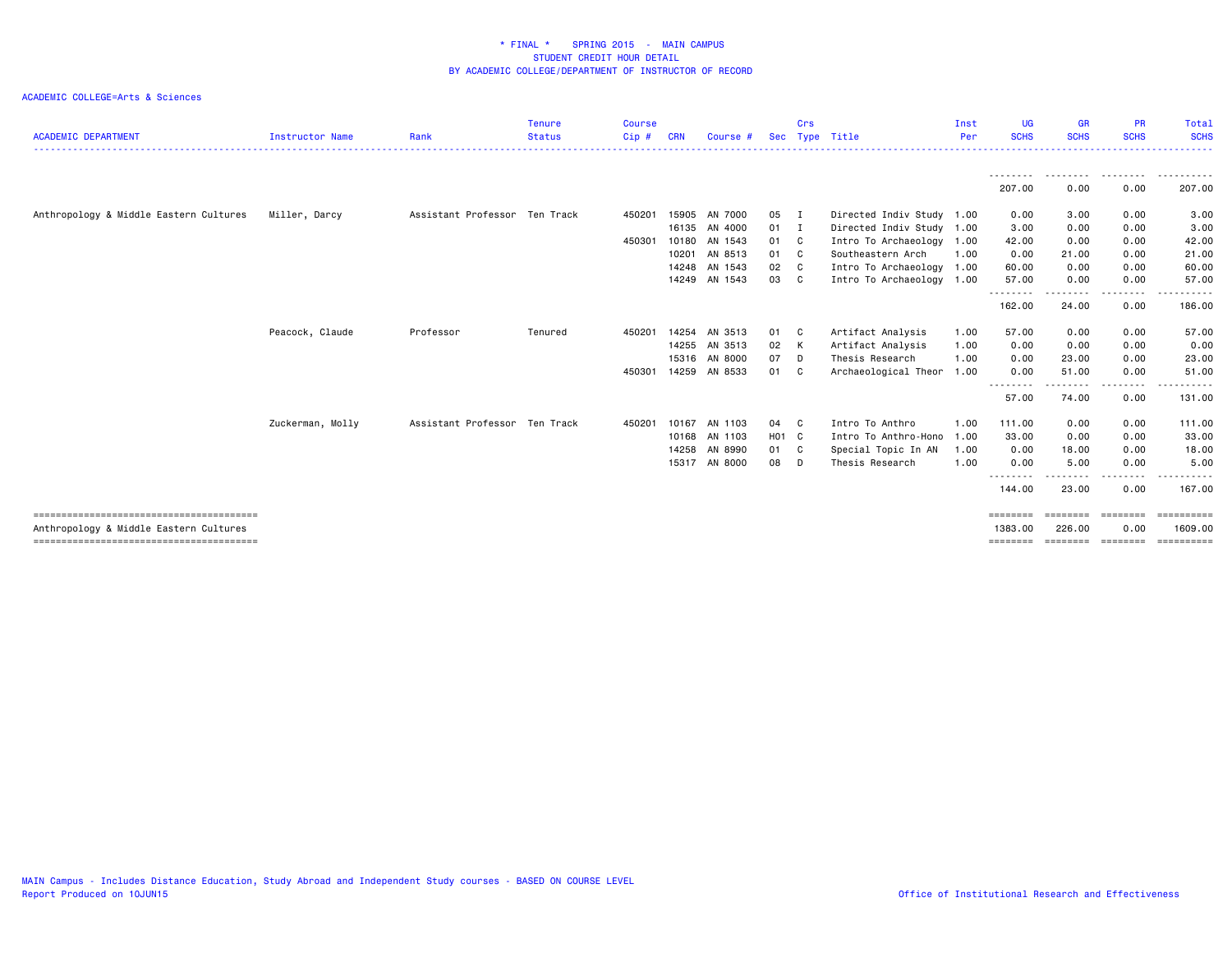# * FINAL * SPRING 2015 - MAIN CAMPUS
## STUDENT CREDIT HOUR DETAIL
## BY ACADEMIC COLLEGE/DEPARTMENT OF INSTRUCTOR OF RECORD

ACADEMIC COLLEGE=Arts & Sciences

| ACADEMIC DEPARTMENT | Instructor Name | Rank | Tenure Status | Course Cip # | CRN | Course # | Sec | Crs Type | Title | Inst Per | UG SCHS | GR SCHS | PR SCHS | Total SCHS |
|---|---|---|---|---|---|---|---|---|---|---|---|---|---|---|
| | | | | | | | | | | | 207.00 | 0.00 | 0.00 | 207.00 |
| Anthropology & Middle Eastern Cultures | Miller, Darcy | Assistant Professor | Ten Track | 450201 | 15905 | AN 7000 | 05 | I | Directed Indiv Study | 1.00 | 0.00 | 3.00 | 0.00 | 3.00 |
| | | | | | 16135 | AN 4000 | 01 | I | Directed Indiv Study | 1.00 | 3.00 | 0.00 | 0.00 | 3.00 |
| | | | | 450301 | 10180 | AN 1543 | 01 | C | Intro To Archaeology | 1.00 | 42.00 | 0.00 | 0.00 | 42.00 |
| | | | | | 10201 | AN 8513 | 01 | C | Southeastern Arch | 1.00 | 0.00 | 21.00 | 0.00 | 21.00 |
| | | | | | 14248 | AN 1543 | 02 | C | Intro To Archaeology | 1.00 | 60.00 | 0.00 | 0.00 | 60.00 |
| | | | | | 14249 | AN 1543 | 03 | C | Intro To Archaeology | 1.00 | 57.00 | 0.00 | 0.00 | 57.00 |
| | | | | | | | | | | | 162.00 | 24.00 | 0.00 | 186.00 |
| | Peacock, Claude | Professor | Tenured | 450201 | 14254 | AN 3513 | 01 | C | Artifact Analysis | 1.00 | 57.00 | 0.00 | 0.00 | 57.00 |
| | | | | | 14255 | AN 3513 | 02 | K | Artifact Analysis | 1.00 | 0.00 | 0.00 | 0.00 | 0.00 |
| | | | | | 15316 | AN 8000 | 07 | D | Thesis Research | 1.00 | 0.00 | 23.00 | 0.00 | 23.00 |
| | | | | 450301 | 14259 | AN 8533 | 01 | C | Archaeological Theor | 1.00 | 0.00 | 51.00 | 0.00 | 51.00 |
| | | | | | | | | | | | 57.00 | 74.00 | 0.00 | 131.00 |
| | Zuckerman, Molly | Assistant Professor | Ten Track | 450201 | 10167 | AN 1103 | 04 | C | Intro To Anthro | 1.00 | 111.00 | 0.00 | 0.00 | 111.00 |
| | | | | | 10168 | AN 1103 | H01 | C | Intro To Anthro-Hono | 1.00 | 33.00 | 0.00 | 0.00 | 33.00 |
| | | | | | 14258 | AN 8990 | 01 | C | Special Topic In AN | 1.00 | 0.00 | 18.00 | 0.00 | 18.00 |
| | | | | | 15317 | AN 8000 | 08 | D | Thesis Research | 1.00 | 0.00 | 5.00 | 0.00 | 5.00 |
| | | | | | | | | | | | 144.00 | 23.00 | 0.00 | 167.00 |
| Anthropology & Middle Eastern Cultures | | | | | | | | | | | 1383.00 | 226.00 | 0.00 | 1609.00 |

MAIN Campus - Includes Distance Education, Study Abroad and Independent Study courses - BASED ON COURSE LEVEL
Report Produced on 10JUN15

Office of Institutional Research and Effectiveness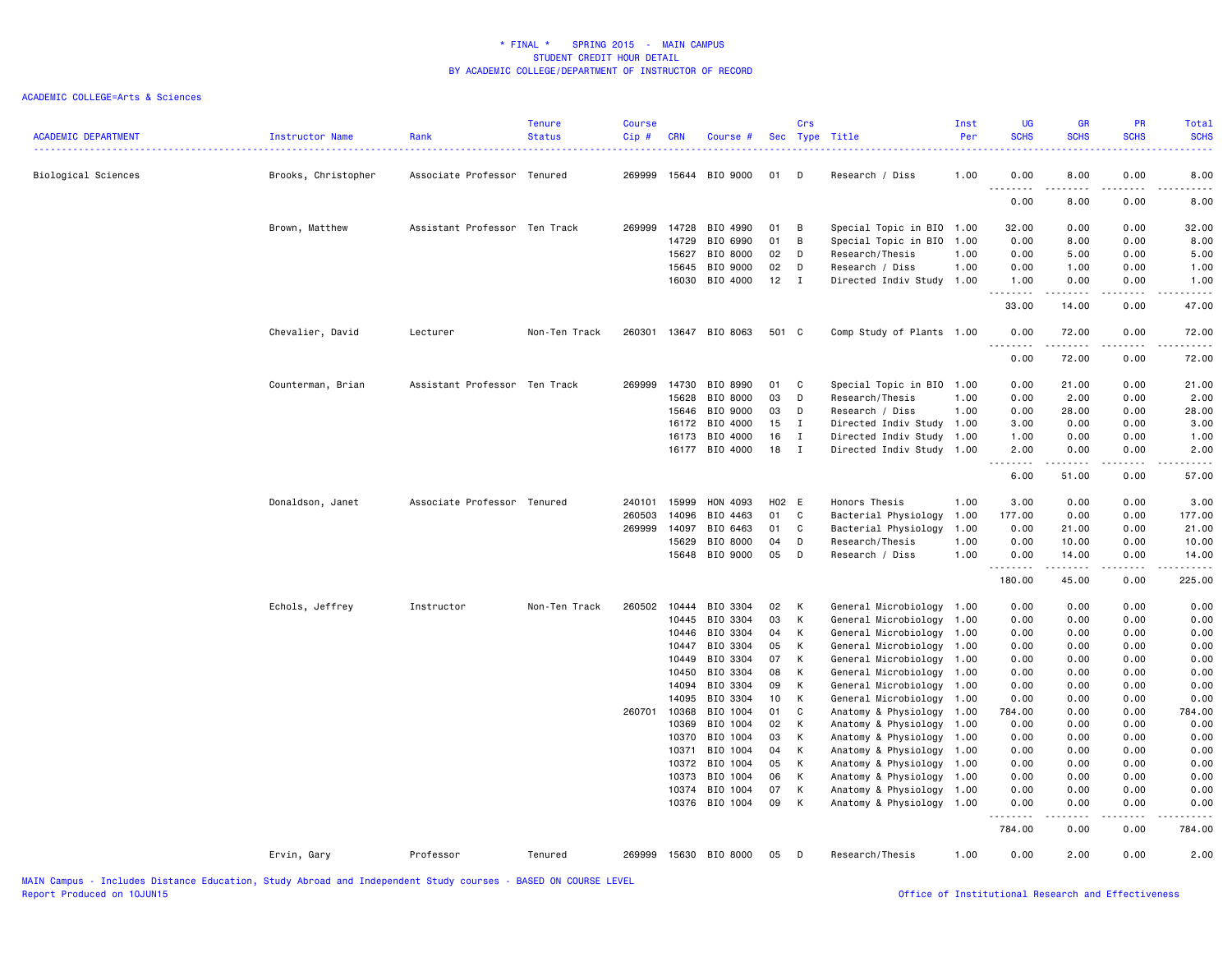# * FINAL * SPRING 2015 - MAIN CAMPUS
## STUDENT CREDIT HOUR DETAIL
## BY ACADEMIC COLLEGE/DEPARTMENT OF INSTRUCTOR OF RECORD

ACADEMIC COLLEGE=Arts & Sciences

| ACADEMIC DEPARTMENT | Instructor Name | Rank | Tenure Status | Course Cip # | CRN | Course # | Sec | Crs Type | Title | Inst Per | UG SCHS | GR SCHS | PR SCHS | Total SCHS |
|---|---|---|---|---|---|---|---|---|---|---|---|---|---|---|
| Biological Sciences | Brooks, Christopher | Associate Professor | Tenured | 269999 | 15644 | BIO 9000 | 01 | D | Research / Diss | 1.00 | 0.00 | 8.00 | 0.00 | 8.00 |
| | | | | | | | | | | | 0.00 | 8.00 | 0.00 | 8.00 |
| | Brown, Matthew | Assistant Professor | Ten Track | 269999 | 14728 | BIO 4990 | 01 | B | Special Topic in BIO | 1.00 | 32.00 | 0.00 | 0.00 | 32.00 |
| | | | | | 14729 | BIO 6990 | 01 | B | Special Topic in BIO | 1.00 | 0.00 | 8.00 | 0.00 | 8.00 |
| | | | | | 15627 | BIO 8000 | 02 | D | Research/Thesis | 1.00 | 0.00 | 5.00 | 0.00 | 5.00 |
| | | | | | 15645 | BIO 9000 | 02 | D | Research / Diss | 1.00 | 0.00 | 1.00 | 0.00 | 1.00 |
| | | | | | 16030 | BIO 4000 | 12 | I | Directed Indiv Study | 1.00 | 1.00 | 0.00 | 0.00 | 1.00 |
| | | | | | | | | | | | 33.00 | 14.00 | 0.00 | 47.00 |
| | Chevalier, David | Lecturer | Non-Ten Track | 260301 | 13647 | BIO 8063 | 501 | C | Comp Study of Plants | 1.00 | 0.00 | 72.00 | 0.00 | 72.00 |
| | | | | | | | | | | | 0.00 | 72.00 | 0.00 | 72.00 |
| | Counterman, Brian | Assistant Professor | Ten Track | 269999 | 14730 | BIO 8990 | 01 | C | Special Topic in BIO | 1.00 | 0.00 | 21.00 | 0.00 | 21.00 |
| | | | | | 15628 | BIO 8000 | 03 | D | Research/Thesis | 1.00 | 0.00 | 2.00 | 0.00 | 2.00 |
| | | | | | 15646 | BIO 9000 | 03 | D | Research / Diss | 1.00 | 0.00 | 28.00 | 0.00 | 28.00 |
| | | | | | 16172 | BIO 4000 | 15 | I | Directed Indiv Study | 1.00 | 3.00 | 0.00 | 0.00 | 3.00 |
| | | | | | 16173 | BIO 4000 | 16 | I | Directed Indiv Study | 1.00 | 1.00 | 0.00 | 0.00 | 1.00 |
| | | | | | 16177 | BIO 4000 | 18 | I | Directed Indiv Study | 1.00 | 2.00 | 0.00 | 0.00 | 2.00 |
| | | | | | | | | | | | 6.00 | 51.00 | 0.00 | 57.00 |
| | Donaldson, Janet | Associate Professor | Tenured | 240101 | 15999 | HON 4093 | H02 | E | Honors Thesis | 1.00 | 3.00 | 0.00 | 0.00 | 3.00 |
| | | | | 260503 | 14096 | BIO 4463 | 01 | C | Bacterial Physiology | 1.00 | 177.00 | 0.00 | 0.00 | 177.00 |
| | | | | 269999 | 14097 | BIO 6463 | 01 | C | Bacterial Physiology | 1.00 | 0.00 | 21.00 | 0.00 | 21.00 |
| | | | | | 15629 | BIO 8000 | 04 | D | Research/Thesis | 1.00 | 0.00 | 10.00 | 0.00 | 10.00 |
| | | | | | 15648 | BIO 9000 | 05 | D | Research / Diss | 1.00 | 0.00 | 14.00 | 0.00 | 14.00 |
| | | | | | | | | | | | 180.00 | 45.00 | 0.00 | 225.00 |
| | Echols, Jeffrey | Instructor | Non-Ten Track | 260502 | 10444 | BIO 3304 | 02 | K | General Microbiology | 1.00 | 0.00 | 0.00 | 0.00 | 0.00 |
| | | | | | 10445 | BIO 3304 | 03 | K | General Microbiology | 1.00 | 0.00 | 0.00 | 0.00 | 0.00 |
| | | | | | 10446 | BIO 3304 | 04 | K | General Microbiology | 1.00 | 0.00 | 0.00 | 0.00 | 0.00 |
| | | | | | 10447 | BIO 3304 | 05 | K | General Microbiology | 1.00 | 0.00 | 0.00 | 0.00 | 0.00 |
| | | | | | 10449 | BIO 3304 | 07 | K | General Microbiology | 1.00 | 0.00 | 0.00 | 0.00 | 0.00 |
| | | | | | 10450 | BIO 3304 | 08 | K | General Microbiology | 1.00 | 0.00 | 0.00 | 0.00 | 0.00 |
| | | | | | 14094 | BIO 3304 | 09 | K | General Microbiology | 1.00 | 0.00 | 0.00 | 0.00 | 0.00 |
| | | | | | 14095 | BIO 3304 | 10 | K | General Microbiology | 1.00 | 0.00 | 0.00 | 0.00 | 0.00 |
| | | | | 260701 | 10368 | BIO 1004 | 01 | C | Anatomy & Physiology | 1.00 | 784.00 | 0.00 | 0.00 | 784.00 |
| | | | | | 10369 | BIO 1004 | 02 | K | Anatomy & Physiology | 1.00 | 0.00 | 0.00 | 0.00 | 0.00 |
| | | | | | 10370 | BIO 1004 | 03 | K | Anatomy & Physiology | 1.00 | 0.00 | 0.00 | 0.00 | 0.00 |
| | | | | | 10371 | BIO 1004 | 04 | K | Anatomy & Physiology | 1.00 | 0.00 | 0.00 | 0.00 | 0.00 |
| | | | | | 10372 | BIO 1004 | 05 | K | Anatomy & Physiology | 1.00 | 0.00 | 0.00 | 0.00 | 0.00 |
| | | | | | 10373 | BIO 1004 | 06 | K | Anatomy & Physiology | 1.00 | 0.00 | 0.00 | 0.00 | 0.00 |
| | | | | | 10374 | BIO 1004 | 07 | K | Anatomy & Physiology | 1.00 | 0.00 | 0.00 | 0.00 | 0.00 |
| | | | | | 10376 | BIO 1004 | 09 | K | Anatomy & Physiology | 1.00 | 0.00 | 0.00 | 0.00 | 0.00 |
| | | | | | | | | | | | 784.00 | 0.00 | 0.00 | 784.00 |
| | Ervin, Gary | Professor | Tenured | 269999 | 15630 | BIO 8000 | 05 | D | Research/Thesis | 1.00 | 0.00 | 2.00 | 0.00 | 2.00 |

MAIN Campus - Includes Distance Education, Study Abroad and Independent Study courses - BASED ON COURSE LEVEL
Report Produced on 10JUN15

Office of Institutional Research and Effectiveness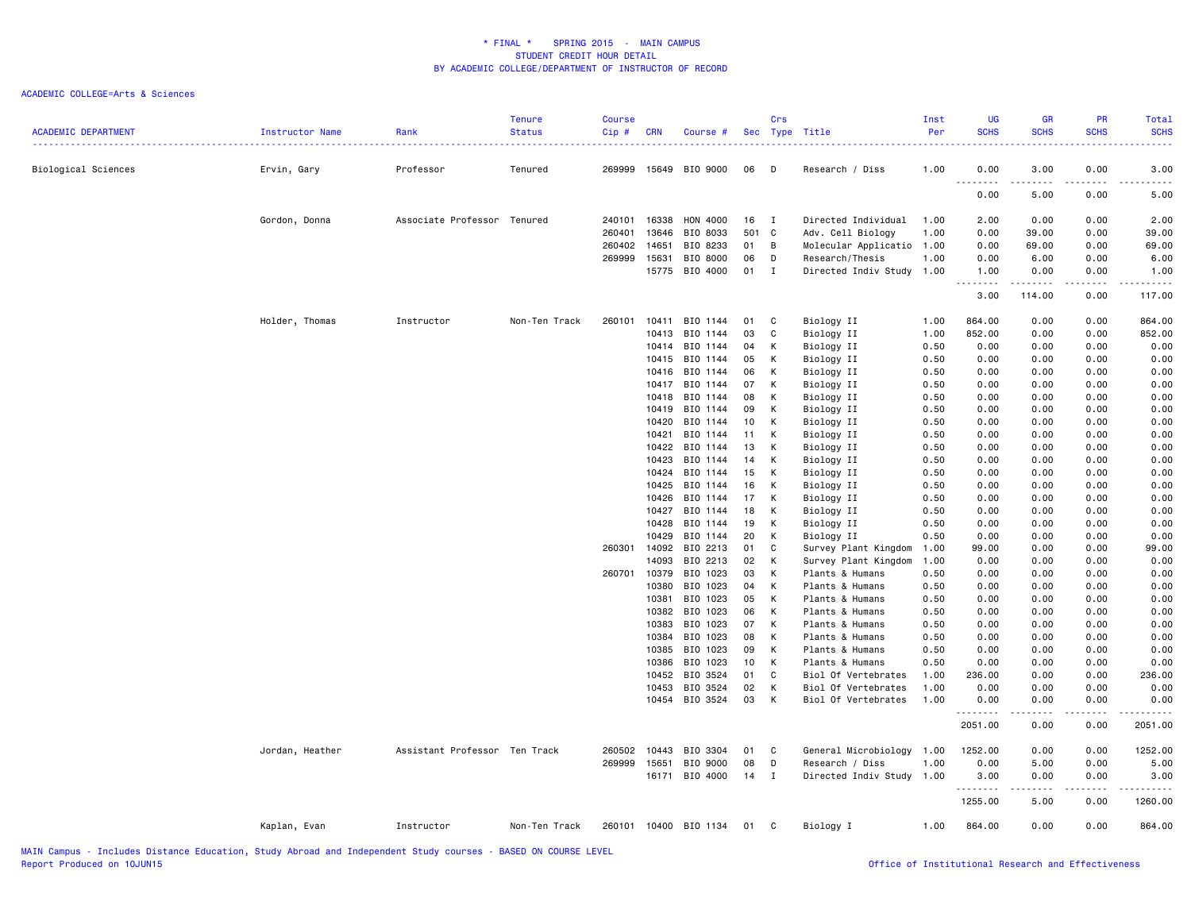**\* FINAL \* SPRING 2015 - MAIN CAMPUS**
**STUDENT CREDIT HOUR DETAIL**
**BY ACADEMIC COLLEGE/DEPARTMENT OF INSTRUCTOR OF RECORD**

ACADEMIC COLLEGE=Arts & Sciences

| ACADEMIC DEPARTMENT | Instructor Name | Rank | Tenure Status | Course Cip # | CRN | Course # | Sec | Crs Type | Title | Inst Per | UG SCHS | GR SCHS | PR SCHS | Total SCHS |
|---|---|---|---|---|---|---|---|---|---|---|---|---|---|---|
| Biological Sciences | Ervin, Gary | Professor | Tenured | 269999 | 15649 | BIO 9000 | 06 | D | Research / Diss | 1.00 | 0.00 | 3.00 | 0.00 | 3.00 |
| | | | | | | | | | | | 0.00 | 5.00 | 0.00 | 5.00 |
| | Gordon, Donna | Associate Professor | Tenured | 240101 | 16338 | HON 4000 | 16 | I | Directed Individual | 1.00 | 2.00 | 0.00 | 0.00 | 2.00 |
| | | | | 260401 | 13646 | BIO 8033 | 501 | C | Adv. Cell Biology | 1.00 | 0.00 | 39.00 | 0.00 | 39.00 |
| | | | | 260402 | 14651 | BIO 8233 | 01 | B | Molecular Applicatio | 1.00 | 0.00 | 69.00 | 0.00 | 69.00 |
| | | | | 269999 | 15631 | BIO 8000 | 06 | D | Research/Thesis | 1.00 | 0.00 | 6.00 | 0.00 | 6.00 |
| | | | | | 15775 | BIO 4000 | 01 | I | Directed Indiv Study | 1.00 | 1.00 | 0.00 | 0.00 | 1.00 |
| | | | | | | | | | | | 3.00 | 114.00 | 0.00 | 117.00 |
| | Holder, Thomas | Instructor | Non-Ten Track | 260101 | 10411 | BIO 1144 | 01 | C | Biology II | 1.00 | 864.00 | 0.00 | 0.00 | 864.00 |
| | | | | | 10413 | BIO 1144 | 03 | C | Biology II | 1.00 | 852.00 | 0.00 | 0.00 | 852.00 |
| | | | | | 10414 | BIO 1144 | 04 | K | Biology II | 0.50 | 0.00 | 0.00 | 0.00 | 0.00 |
| | | | | | 10415 | BIO 1144 | 05 | K | Biology II | 0.50 | 0.00 | 0.00 | 0.00 | 0.00 |
| | | | | | 10416 | BIO 1144 | 06 | K | Biology II | 0.50 | 0.00 | 0.00 | 0.00 | 0.00 |
| | | | | | 10417 | BIO 1144 | 07 | K | Biology II | 0.50 | 0.00 | 0.00 | 0.00 | 0.00 |
| | | | | | 10418 | BIO 1144 | 08 | K | Biology II | 0.50 | 0.00 | 0.00 | 0.00 | 0.00 |
| | | | | | 10419 | BIO 1144 | 09 | K | Biology II | 0.50 | 0.00 | 0.00 | 0.00 | 0.00 |
| | | | | | 10420 | BIO 1144 | 10 | K | Biology II | 0.50 | 0.00 | 0.00 | 0.00 | 0.00 |
| | | | | | 10421 | BIO 1144 | 11 | K | Biology II | 0.50 | 0.00 | 0.00 | 0.00 | 0.00 |
| | | | | | 10422 | BIO 1144 | 13 | K | Biology II | 0.50 | 0.00 | 0.00 | 0.00 | 0.00 |
| | | | | | 10423 | BIO 1144 | 14 | K | Biology II | 0.50 | 0.00 | 0.00 | 0.00 | 0.00 |
| | | | | | 10424 | BIO 1144 | 15 | K | Biology II | 0.50 | 0.00 | 0.00 | 0.00 | 0.00 |
| | | | | | 10425 | BIO 1144 | 16 | K | Biology II | 0.50 | 0.00 | 0.00 | 0.00 | 0.00 |
| | | | | | 10426 | BIO 1144 | 17 | K | Biology II | 0.50 | 0.00 | 0.00 | 0.00 | 0.00 |
| | | | | | 10427 | BIO 1144 | 18 | K | Biology II | 0.50 | 0.00 | 0.00 | 0.00 | 0.00 |
| | | | | | 10428 | BIO 1144 | 19 | K | Biology II | 0.50 | 0.00 | 0.00 | 0.00 | 0.00 |
| | | | | | 10429 | BIO 1144 | 20 | K | Biology II | 0.50 | 0.00 | 0.00 | 0.00 | 0.00 |
| | | | | 260301 | 14092 | BIO 2213 | 01 | C | Survey Plant Kingdom | 1.00 | 99.00 | 0.00 | 0.00 | 99.00 |
| | | | | | 14093 | BIO 2213 | 02 | K | Survey Plant Kingdom | 1.00 | 0.00 | 0.00 | 0.00 | 0.00 |
| | | | | 260701 | 10379 | BIO 1023 | 03 | K | Plants & Humans | 0.50 | 0.00 | 0.00 | 0.00 | 0.00 |
| | | | | | 10380 | BIO 1023 | 04 | K | Plants & Humans | 0.50 | 0.00 | 0.00 | 0.00 | 0.00 |
| | | | | | 10381 | BIO 1023 | 05 | K | Plants & Humans | 0.50 | 0.00 | 0.00 | 0.00 | 0.00 |
| | | | | | 10382 | BIO 1023 | 06 | K | Plants & Humans | 0.50 | 0.00 | 0.00 | 0.00 | 0.00 |
| | | | | | 10383 | BIO 1023 | 07 | K | Plants & Humans | 0.50 | 0.00 | 0.00 | 0.00 | 0.00 |
| | | | | | 10384 | BIO 1023 | 08 | K | Plants & Humans | 0.50 | 0.00 | 0.00 | 0.00 | 0.00 |
| | | | | | 10385 | BIO 1023 | 09 | K | Plants & Humans | 0.50 | 0.00 | 0.00 | 0.00 | 0.00 |
| | | | | | 10386 | BIO 1023 | 10 | K | Plants & Humans | 0.50 | 0.00 | 0.00 | 0.00 | 0.00 |
| | | | | | 10452 | BIO 3524 | 01 | C | Biol Of Vertebrates | 1.00 | 236.00 | 0.00 | 0.00 | 236.00 |
| | | | | | 10453 | BIO 3524 | 02 | K | Biol Of Vertebrates | 1.00 | 0.00 | 0.00 | 0.00 | 0.00 |
| | | | | | 10454 | BIO 3524 | 03 | K | Biol Of Vertebrates | 1.00 | 0.00 | 0.00 | 0.00 | 0.00 |
| | | | | | | | | | | | 2051.00 | 0.00 | 0.00 | 2051.00 |
| | Jordan, Heather | Assistant Professor | Ten Track | 260502 | 10443 | BIO 3304 | 01 | C | General Microbiology | 1.00 | 1252.00 | 0.00 | 0.00 | 1252.00 |
| | | | | 269999 | 15651 | BIO 9000 | 08 | D | Research / Diss | 1.00 | 0.00 | 5.00 | 0.00 | 5.00 |
| | | | | | 16171 | BIO 4000 | 14 | I | Directed Indiv Study | 1.00 | 3.00 | 0.00 | 0.00 | 3.00 |
| | | | | | | | | | | | 1255.00 | 5.00 | 0.00 | 1260.00 |
| | Kaplan, Evan | Instructor | Non-Ten Track | 260101 | 10400 | BIO 1134 | 01 | C | Biology I | 1.00 | 864.00 | 0.00 | 0.00 | 864.00 |

MAIN Campus - Includes Distance Education, Study Abroad and Independent Study courses - BASED ON COURSE LEVEL
Report Produced on 10JUN15

Office of Institutional Research and Effectiveness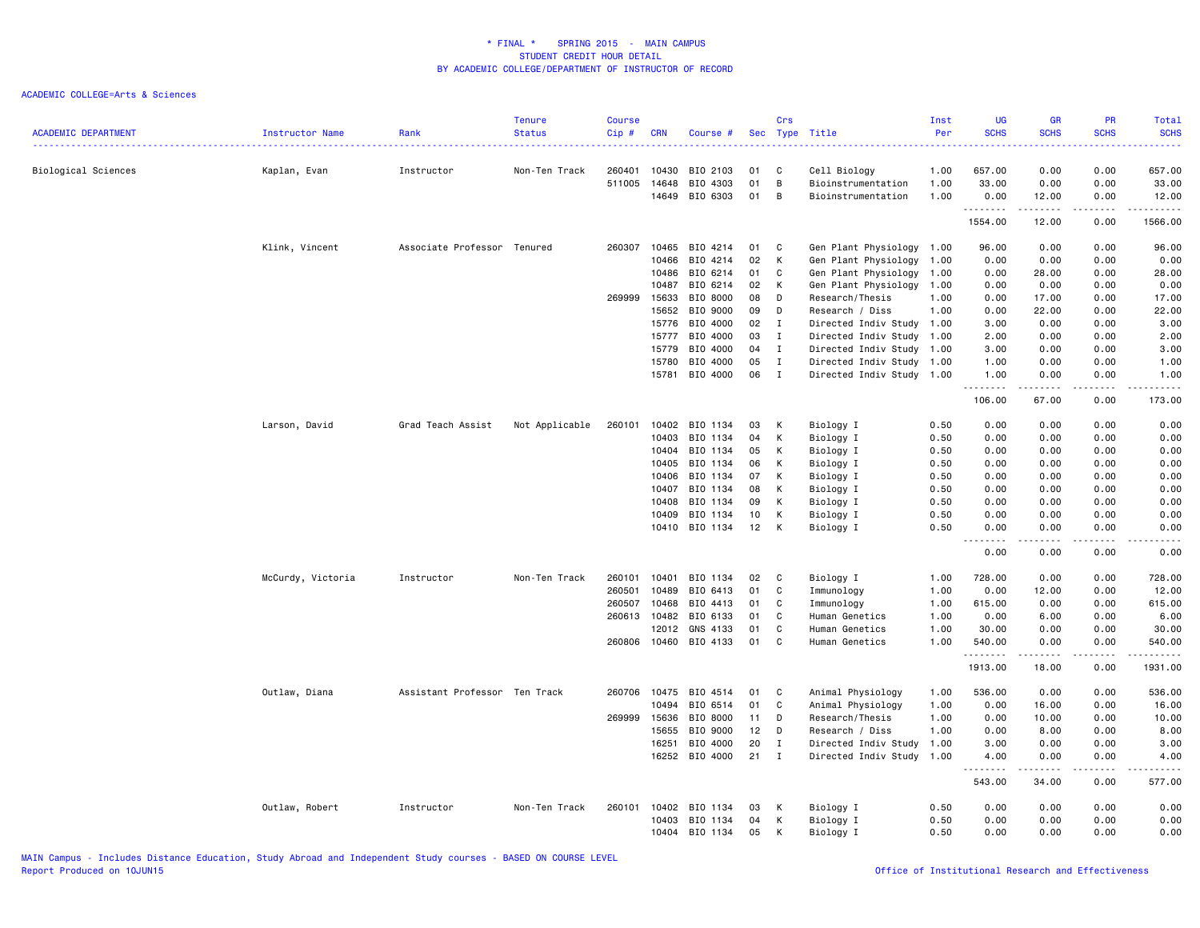\* FINAL \* SPRING 2015 - MAIN CAMPUS
STUDENT CREDIT HOUR DETAIL
BY ACADEMIC COLLEGE/DEPARTMENT OF INSTRUCTOR OF RECORD

ACADEMIC COLLEGE=Arts & Sciences

| ACADEMIC DEPARTMENT | Instructor Name | Rank | Tenure Status | Course Cip # | CRN | Course # | Sec | Crs Type | Title | Inst Per | UG SCHS | GR SCHS | PR SCHS | Total SCHS |
|---|---|---|---|---|---|---|---|---|---|---|---|---|---|---|
| Biological Sciences | Kaplan, Evan | Instructor | Non-Ten Track | 260401 | 10430 | BIO 2103 | 01 | C | Cell Biology | 1.00 | 657.00 | 0.00 | 0.00 | 657.00 |
| | | | | 511005 | 14648 | BIO 4303 | 01 | B | Bioinstrumentation | 1.00 | 33.00 | 0.00 | 0.00 | 33.00 |
| | | | | | 14649 | BIO 6303 | 01 | B | Bioinstrumentation | 1.00 | 0.00 | 12.00 | 0.00 | 12.00 |
| | | | | | | | | | | | 1554.00 | 12.00 | 0.00 | 1566.00 |
| | Klink, Vincent | Associate Professor | Tenured | 260307 | 10465 | BIO 4214 | 01 | C | Gen Plant Physiology | 1.00 | 96.00 | 0.00 | 0.00 | 96.00 |
| | | | | | 10466 | BIO 4214 | 02 | K | Gen Plant Physiology | 1.00 | 0.00 | 0.00 | 0.00 | 0.00 |
| | | | | | 10486 | BIO 6214 | 01 | C | Gen Plant Physiology | 1.00 | 0.00 | 28.00 | 0.00 | 28.00 |
| | | | | | 10487 | BIO 6214 | 02 | K | Gen Plant Physiology | 1.00 | 0.00 | 0.00 | 0.00 | 0.00 |
| | | | | 269999 | 15633 | BIO 8000 | 08 | D | Research/Thesis | 1.00 | 0.00 | 17.00 | 0.00 | 17.00 |
| | | | | | 15652 | BIO 9000 | 09 | D | Research / Diss | 1.00 | 0.00 | 22.00 | 0.00 | 22.00 |
| | | | | | 15776 | BIO 4000 | 02 | I | Directed Indiv Study | 1.00 | 3.00 | 0.00 | 0.00 | 3.00 |
| | | | | | 15777 | BIO 4000 | 03 | I | Directed Indiv Study | 1.00 | 2.00 | 0.00 | 0.00 | 2.00 |
| | | | | | 15779 | BIO 4000 | 04 | I | Directed Indiv Study | 1.00 | 3.00 | 0.00 | 0.00 | 3.00 |
| | | | | | 15780 | BIO 4000 | 05 | I | Directed Indiv Study | 1.00 | 1.00 | 0.00 | 0.00 | 1.00 |
| | | | | | 15781 | BIO 4000 | 06 | I | Directed Indiv Study | 1.00 | 1.00 | 0.00 | 0.00 | 1.00 |
| | | | | | | | | | | | 106.00 | 67.00 | 0.00 | 173.00 |
| | Larson, David | Grad Teach Assist | Not Applicable | 260101 | 10402 | BIO 1134 | 03 | K | Biology I | 0.50 | 0.00 | 0.00 | 0.00 | 0.00 |
| | | | | | 10403 | BIO 1134 | 04 | K | Biology I | 0.50 | 0.00 | 0.00 | 0.00 | 0.00 |
| | | | | | 10404 | BIO 1134 | 05 | K | Biology I | 0.50 | 0.00 | 0.00 | 0.00 | 0.00 |
| | | | | | 10405 | BIO 1134 | 06 | K | Biology I | 0.50 | 0.00 | 0.00 | 0.00 | 0.00 |
| | | | | | 10406 | BIO 1134 | 07 | K | Biology I | 0.50 | 0.00 | 0.00 | 0.00 | 0.00 |
| | | | | | 10407 | BIO 1134 | 08 | K | Biology I | 0.50 | 0.00 | 0.00 | 0.00 | 0.00 |
| | | | | | 10408 | BIO 1134 | 09 | K | Biology I | 0.50 | 0.00 | 0.00 | 0.00 | 0.00 |
| | | | | | 10409 | BIO 1134 | 10 | K | Biology I | 0.50 | 0.00 | 0.00 | 0.00 | 0.00 |
| | | | | | 10410 | BIO 1134 | 12 | K | Biology I | 0.50 | 0.00 | 0.00 | 0.00 | 0.00 |
| | | | | | | | | | | | 0.00 | 0.00 | 0.00 | 0.00 |
| | McCurdy, Victoria | Instructor | Non-Ten Track | 260101 | 10401 | BIO 1134 | 02 | C | Biology I | 1.00 | 728.00 | 0.00 | 0.00 | 728.00 |
| | | | | 260501 | 10489 | BIO 6413 | 01 | C | Immunology | 1.00 | 0.00 | 12.00 | 0.00 | 12.00 |
| | | | | 260507 | 10468 | BIO 4413 | 01 | C | Immunology | 1.00 | 615.00 | 0.00 | 0.00 | 615.00 |
| | | | | 260613 | 10482 | BIO 6133 | 01 | C | Human Genetics | 1.00 | 0.00 | 6.00 | 0.00 | 6.00 |
| | | | | | 12012 | GNS 4133 | 01 | C | Human Genetics | 1.00 | 30.00 | 0.00 | 0.00 | 30.00 |
| | | | | 260806 | 10460 | BIO 4133 | 01 | C | Human Genetics | 1.00 | 540.00 | 0.00 | 0.00 | 540.00 |
| | | | | | | | | | | | 1913.00 | 18.00 | 0.00 | 1931.00 |
| | Outlaw, Diana | Assistant Professor | Ten Track | 260706 | 10475 | BIO 4514 | 01 | C | Animal Physiology | 1.00 | 536.00 | 0.00 | 0.00 | 536.00 |
| | | | | | 10494 | BIO 6514 | 01 | C | Animal Physiology | 1.00 | 0.00 | 16.00 | 0.00 | 16.00 |
| | | | | 269999 | 15636 | BIO 8000 | 11 | D | Research/Thesis | 1.00 | 0.00 | 10.00 | 0.00 | 10.00 |
| | | | | | 15655 | BIO 9000 | 12 | D | Research / Diss | 1.00 | 0.00 | 8.00 | 0.00 | 8.00 |
| | | | | | 16251 | BIO 4000 | 20 | I | Directed Indiv Study | 1.00 | 3.00 | 0.00 | 0.00 | 3.00 |
| | | | | | 16252 | BIO 4000 | 21 | I | Directed Indiv Study | 1.00 | 4.00 | 0.00 | 0.00 | 4.00 |
| | | | | | | | | | | | 543.00 | 34.00 | 0.00 | 577.00 |
| | Outlaw, Robert | Instructor | Non-Ten Track | 260101 | 10402 | BIO 1134 | 03 | K | Biology I | 0.50 | 0.00 | 0.00 | 0.00 | 0.00 |
| | | | | | 10403 | BIO 1134 | 04 | K | Biology I | 0.50 | 0.00 | 0.00 | 0.00 | 0.00 |
| | | | | | 10404 | BIO 1134 | 05 | K | Biology I | 0.50 | 0.00 | 0.00 | 0.00 | 0.00 |

MAIN Campus - Includes Distance Education, Study Abroad and Independent Study courses - BASED ON COURSE LEVEL
Report Produced on 10JUN15 | Office of Institutional Research and Effectiveness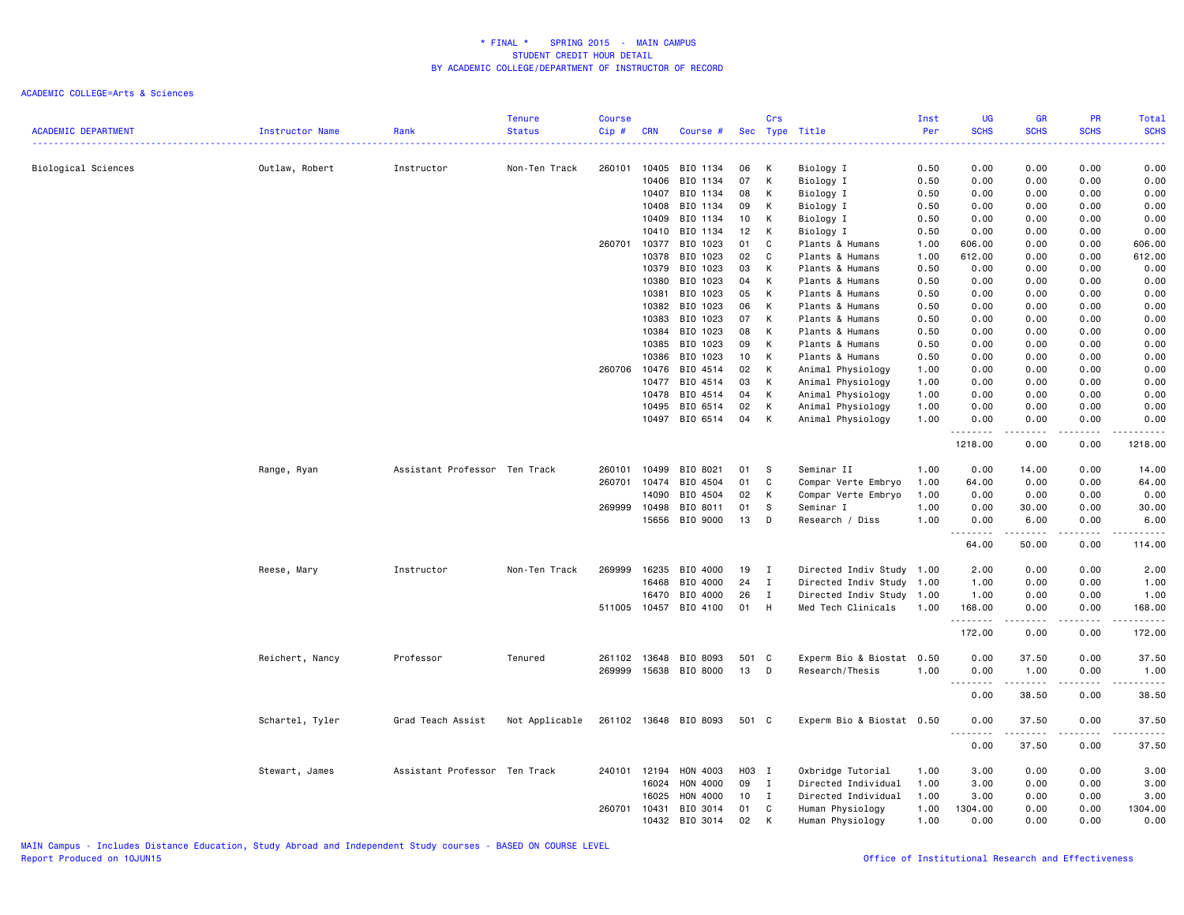# * FINAL * SPRING 2015 - MAIN CAMPUS
## STUDENT CREDIT HOUR DETAIL
### BY ACADEMIC COLLEGE/DEPARTMENT OF INSTRUCTOR OF RECORD

ACADEMIC COLLEGE=Arts & Sciences

| ACADEMIC DEPARTMENT | Instructor Name | Rank | Tenure Status | Course Cip # | CRN | Course # | Sec | Crs Type | Title | Inst Per | UG SCHS | GR SCHS | PR SCHS | Total SCHS |
|---|---|---|---|---|---|---|---|---|---|---|---|---|---|---|
| Biological Sciences | Outlaw, Robert | Instructor | Non-Ten Track | 260101 | 10405 | BIO 1134 | 06 | K | Biology I | 0.50 | 0.00 | 0.00 | 0.00 | 0.00 |
| | | | | | 10406 | BIO 1134 | 07 | K | Biology I | 0.50 | 0.00 | 0.00 | 0.00 | 0.00 |
| | | | | | 10407 | BIO 1134 | 08 | K | Biology I | 0.50 | 0.00 | 0.00 | 0.00 | 0.00 |
| | | | | | 10408 | BIO 1134 | 09 | K | Biology I | 0.50 | 0.00 | 0.00 | 0.00 | 0.00 |
| | | | | | 10409 | BIO 1134 | 10 | K | Biology I | 0.50 | 0.00 | 0.00 | 0.00 | 0.00 |
| | | | | | 10410 | BIO 1134 | 12 | K | Biology I | 0.50 | 0.00 | 0.00 | 0.00 | 0.00 |
| | | | | 260701 | 10377 | BIO 1023 | 01 | C | Plants & Humans | 1.00 | 606.00 | 0.00 | 0.00 | 606.00 |
| | | | | | 10378 | BIO 1023 | 02 | C | Plants & Humans | 1.00 | 612.00 | 0.00 | 0.00 | 612.00 |
| | | | | | 10379 | BIO 1023 | 03 | K | Plants & Humans | 0.50 | 0.00 | 0.00 | 0.00 | 0.00 |
| | | | | | 10380 | BIO 1023 | 04 | K | Plants & Humans | 0.50 | 0.00 | 0.00 | 0.00 | 0.00 |
| | | | | | 10381 | BIO 1023 | 05 | K | Plants & Humans | 0.50 | 0.00 | 0.00 | 0.00 | 0.00 |
| | | | | | 10382 | BIO 1023 | 06 | K | Plants & Humans | 0.50 | 0.00 | 0.00 | 0.00 | 0.00 |
| | | | | | 10383 | BIO 1023 | 07 | K | Plants & Humans | 0.50 | 0.00 | 0.00 | 0.00 | 0.00 |
| | | | | | 10384 | BIO 1023 | 08 | K | Plants & Humans | 0.50 | 0.00 | 0.00 | 0.00 | 0.00 |
| | | | | | 10385 | BIO 1023 | 09 | K | Plants & Humans | 0.50 | 0.00 | 0.00 | 0.00 | 0.00 |
| | | | | | 10386 | BIO 1023 | 10 | K | Plants & Humans | 0.50 | 0.00 | 0.00 | 0.00 | 0.00 |
| | | | | 260706 | 10476 | BIO 4514 | 02 | K | Animal Physiology | 1.00 | 0.00 | 0.00 | 0.00 | 0.00 |
| | | | | | 10477 | BIO 4514 | 03 | K | Animal Physiology | 1.00 | 0.00 | 0.00 | 0.00 | 0.00 |
| | | | | | 10478 | BIO 4514 | 04 | K | Animal Physiology | 1.00 | 0.00 | 0.00 | 0.00 | 0.00 |
| | | | | | 10495 | BIO 6514 | 02 | K | Animal Physiology | 1.00 | 0.00 | 0.00 | 0.00 | 0.00 |
| | | | | | 10497 | BIO 6514 | 04 | K | Animal Physiology | 1.00 | 0.00 | 0.00 | 0.00 | 0.00 |
| | | | | | | | | | | | 1218.00 | 0.00 | 0.00 | 1218.00 |
| | Range, Ryan | Assistant Professor | Ten Track | 260101 | 10499 | BIO 8021 | 01 | S | Seminar II | 1.00 | 0.00 | 14.00 | 0.00 | 14.00 |
| | | | | 260701 | 10474 | BIO 4504 | 01 | C | Compar Verte Embryo | 1.00 | 64.00 | 0.00 | 0.00 | 64.00 |
| | | | | | 14090 | BIO 4504 | 02 | K | Compar Verte Embryo | 1.00 | 0.00 | 0.00 | 0.00 | 0.00 |
| | | | | 269999 | 10498 | BIO 8011 | 01 | S | Seminar I | 1.00 | 0.00 | 30.00 | 0.00 | 30.00 |
| | | | | | 15656 | BIO 9000 | 13 | D | Research / Diss | 1.00 | 0.00 | 6.00 | 0.00 | 6.00 |
| | | | | | | | | | | | 64.00 | 50.00 | 0.00 | 114.00 |
| | Reese, Mary | Instructor | Non-Ten Track | 269999 | 16235 | BIO 4000 | 19 | I | Directed Indiv Study | 1.00 | 2.00 | 0.00 | 0.00 | 2.00 |
| | | | | | 16468 | BIO 4000 | 24 | I | Directed Indiv Study | 1.00 | 1.00 | 0.00 | 0.00 | 1.00 |
| | | | | | 16470 | BIO 4000 | 26 | I | Directed Indiv Study | 1.00 | 1.00 | 0.00 | 0.00 | 1.00 |
| | | | | 511005 | 10457 | BIO 4100 | 01 | H | Med Tech Clinicals | 1.00 | 168.00 | 0.00 | 0.00 | 168.00 |
| | | | | | | | | | | | 172.00 | 0.00 | 0.00 | 172.00 |
| | Reichert, Nancy | Professor | Tenured | 261102 | 13648 | BIO 8093 | 501 | C | Experm Bio & Biostat | 0.50 | 0.00 | 37.50 | 0.00 | 37.50 |
| | | | | 269999 | 15638 | BIO 8000 | 13 | D | Research/Thesis | 1.00 | 0.00 | 1.00 | 0.00 | 1.00 |
| | | | | | | | | | | | 0.00 | 38.50 | 0.00 | 38.50 |
| | Schartel, Tyler | Grad Teach Assist | Not Applicable | 261102 | 13648 | BIO 8093 | 501 | C | Experm Bio & Biostat | 0.50 | 0.00 | 37.50 | 0.00 | 37.50 |
| | | | | | | | | | | | 0.00 | 37.50 | 0.00 | 37.50 |
| | Stewart, James | Assistant Professor | Ten Track | 240101 | 12194 | HON 4003 | H03 | I | Oxbridge Tutorial | 1.00 | 3.00 | 0.00 | 0.00 | 3.00 |
| | | | | | 16024 | HON 4000 | 09 | I | Directed Individual | 1.00 | 3.00 | 0.00 | 0.00 | 3.00 |
| | | | | | 16025 | HON 4000 | 10 | I | Directed Individual | 1.00 | 3.00 | 0.00 | 0.00 | 3.00 |
| | | | | 260701 | 10431 | BIO 3014 | 01 | C | Human Physiology | 1.00 | 1304.00 | 0.00 | 0.00 | 1304.00 |
| | | | | | 10432 | BIO 3014 | 02 | K | Human Physiology | 1.00 | 0.00 | 0.00 | 0.00 | 0.00 |

MAIN Campus - Includes Distance Education, Study Abroad and Independent Study courses - BASED ON COURSE LEVEL
Report Produced on 10JUN15

Office of Institutional Research and Effectiveness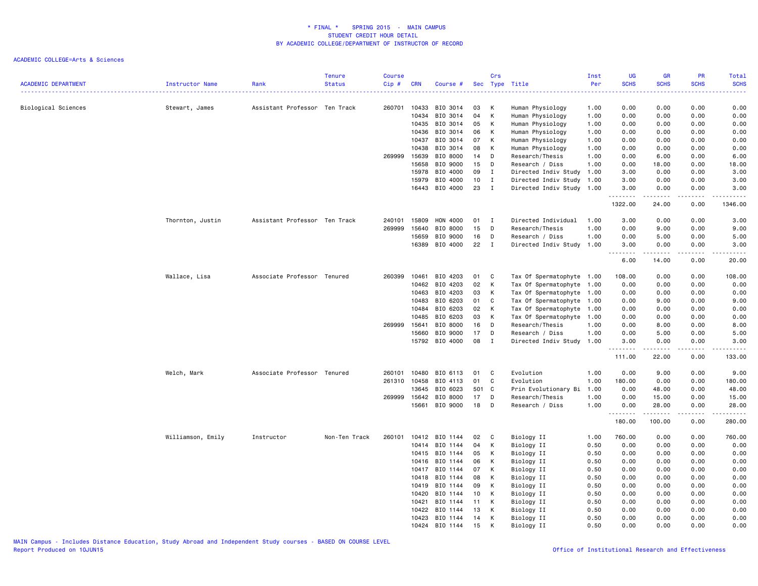**\* FINAL \* SPRING 2015 - MAIN CAMPUS**
**STUDENT CREDIT HOUR DETAIL**
**BY ACADEMIC COLLEGE/DEPARTMENT OF INSTRUCTOR OF RECORD**

ACADEMIC COLLEGE=Arts & Sciences

| ACADEMIC DEPARTMENT | Instructor Name | Rank | Tenure Status | Course Cip # | CRN | Course # | Sec | Crs Type | Title | Inst Per | UG SCHS | GR SCHS | PR SCHS | Total SCHS |
|---|---|---|---|---|---|---|---|---|---|---|---|---|---|---|
| Biological Sciences | Stewart, James | Assistant Professor | Ten Track | 260701 | 10433 | BIO 3014 | 03 | K | Human Physiology | 1.00 | 0.00 | 0.00 | 0.00 | 0.00 |
| | | | | | 10434 | BIO 3014 | 04 | K | Human Physiology | 1.00 | 0.00 | 0.00 | 0.00 | 0.00 |
| | | | | | 10435 | BIO 3014 | 05 | K | Human Physiology | 1.00 | 0.00 | 0.00 | 0.00 | 0.00 |
| | | | | | 10436 | BIO 3014 | 06 | K | Human Physiology | 1.00 | 0.00 | 0.00 | 0.00 | 0.00 |
| | | | | | 10437 | BIO 3014 | 07 | K | Human Physiology | 1.00 | 0.00 | 0.00 | 0.00 | 0.00 |
| | | | | | 10438 | BIO 3014 | 08 | K | Human Physiology | 1.00 | 0.00 | 0.00 | 0.00 | 0.00 |
| | | | | 269999 | 15639 | BIO 8000 | 14 | D | Research/Thesis | 1.00 | 0.00 | 6.00 | 0.00 | 6.00 |
| | | | | | 15658 | BIO 9000 | 15 | D | Research / Diss | 1.00 | 0.00 | 18.00 | 0.00 | 18.00 |
| | | | | | 15978 | BIO 4000 | 09 | I | Directed Indiv Study | 1.00 | 3.00 | 0.00 | 0.00 | 3.00 |
| | | | | | 15979 | BIO 4000 | 10 | I | Directed Indiv Study | 1.00 | 3.00 | 0.00 | 0.00 | 3.00 |
| | | | | | 16443 | BIO 4000 | 23 | I | Directed Indiv Study | 1.00 | 3.00 | 0.00 | 0.00 | 3.00 |
| | | | | | | | | | | | 1322.00 | 24.00 | 0.00 | 1346.00 |
| | Thornton, Justin | Assistant Professor | Ten Track | 240101 | 15809 | HON 4000 | 01 | I | Directed Individual | 1.00 | 3.00 | 0.00 | 0.00 | 3.00 |
| | | | | 269999 | 15640 | BIO 8000 | 15 | D | Research/Thesis | 1.00 | 0.00 | 9.00 | 0.00 | 9.00 |
| | | | | | 15659 | BIO 9000 | 16 | D | Research / Diss | 1.00 | 0.00 | 5.00 | 0.00 | 5.00 |
| | | | | | 16389 | BIO 4000 | 22 | I | Directed Indiv Study | 1.00 | 3.00 | 0.00 | 0.00 | 3.00 |
| | | | | | | | | | | | 6.00 | 14.00 | 0.00 | 20.00 |
| | Wallace, Lisa | Associate Professor | Tenured | 260399 | 10461 | BIO 4203 | 01 | C | Tax Of Spermatophyte | 1.00 | 108.00 | 0.00 | 0.00 | 108.00 |
| | | | | | 10462 | BIO 4203 | 02 | K | Tax Of Spermatophyte | 1.00 | 0.00 | 0.00 | 0.00 | 0.00 |
| | | | | | 10463 | BIO 4203 | 03 | K | Tax Of Spermatophyte | 1.00 | 0.00 | 0.00 | 0.00 | 0.00 |
| | | | | | 10483 | BIO 6203 | 01 | C | Tax Of Spermatophyte | 1.00 | 0.00 | 9.00 | 0.00 | 9.00 |
| | | | | | 10484 | BIO 6203 | 02 | K | Tax Of Spermatophyte | 1.00 | 0.00 | 0.00 | 0.00 | 0.00 |
| | | | | | 10485 | BIO 6203 | 03 | K | Tax Of Spermatophyte | 1.00 | 0.00 | 0.00 | 0.00 | 0.00 |
| | | | | 269999 | 15641 | BIO 8000 | 16 | D | Research/Thesis | 1.00 | 0.00 | 8.00 | 0.00 | 8.00 |
| | | | | | 15660 | BIO 9000 | 17 | D | Research / Diss | 1.00 | 0.00 | 5.00 | 0.00 | 5.00 |
| | | | | | 15792 | BIO 4000 | 08 | I | Directed Indiv Study | 1.00 | 3.00 | 0.00 | 0.00 | 3.00 |
| | | | | | | | | | | | 111.00 | 22.00 | 0.00 | 133.00 |
| | Welch, Mark | Associate Professor | Tenured | 260101 | 10480 | BIO 6113 | 01 | C | Evolution | 1.00 | 0.00 | 9.00 | 0.00 | 9.00 |
| | | | | 261310 | 10458 | BIO 4113 | 01 | C | Evolution | 1.00 | 180.00 | 0.00 | 0.00 | 180.00 |
| | | | | | 13645 | BIO 6023 | 501 | C | Prin Evolutionary Bi | 1.00 | 0.00 | 48.00 | 0.00 | 48.00 |
| | | | | 269999 | 15642 | BIO 8000 | 17 | D | Research/Thesis | 1.00 | 0.00 | 15.00 | 0.00 | 15.00 |
| | | | | | 15661 | BIO 9000 | 18 | D | Research / Diss | 1.00 | 0.00 | 28.00 | 0.00 | 28.00 |
| | | | | | | | | | | | 180.00 | 100.00 | 0.00 | 280.00 |
| | Williamson, Emily | Instructor | Non-Ten Track | 260101 | 10412 | BIO 1144 | 02 | C | Biology II | 1.00 | 760.00 | 0.00 | 0.00 | 760.00 |
| | | | | | 10414 | BIO 1144 | 04 | K | Biology II | 0.50 | 0.00 | 0.00 | 0.00 | 0.00 |
| | | | | | 10415 | BIO 1144 | 05 | K | Biology II | 0.50 | 0.00 | 0.00 | 0.00 | 0.00 |
| | | | | | 10416 | BIO 1144 | 06 | K | Biology II | 0.50 | 0.00 | 0.00 | 0.00 | 0.00 |
| | | | | | 10417 | BIO 1144 | 07 | K | Biology II | 0.50 | 0.00 | 0.00 | 0.00 | 0.00 |
| | | | | | 10418 | BIO 1144 | 08 | K | Biology II | 0.50 | 0.00 | 0.00 | 0.00 | 0.00 |
| | | | | | 10419 | BIO 1144 | 09 | K | Biology II | 0.50 | 0.00 | 0.00 | 0.00 | 0.00 |
| | | | | | 10420 | BIO 1144 | 10 | K | Biology II | 0.50 | 0.00 | 0.00 | 0.00 | 0.00 |
| | | | | | 10421 | BIO 1144 | 11 | K | Biology II | 0.50 | 0.00 | 0.00 | 0.00 | 0.00 |
| | | | | | 10422 | BIO 1144 | 13 | K | Biology II | 0.50 | 0.00 | 0.00 | 0.00 | 0.00 |
| | | | | | 10423 | BIO 1144 | 14 | K | Biology II | 0.50 | 0.00 | 0.00 | 0.00 | 0.00 |
| | | | | | 10424 | BIO 1144 | 15 | K | Biology II | 0.50 | 0.00 | 0.00 | 0.00 | 0.00 |

MAIN Campus - Includes Distance Education, Study Abroad and Independent Study courses - BASED ON COURSE LEVEL
Report Produced on 10JUN15

Office of Institutional Research and Effectiveness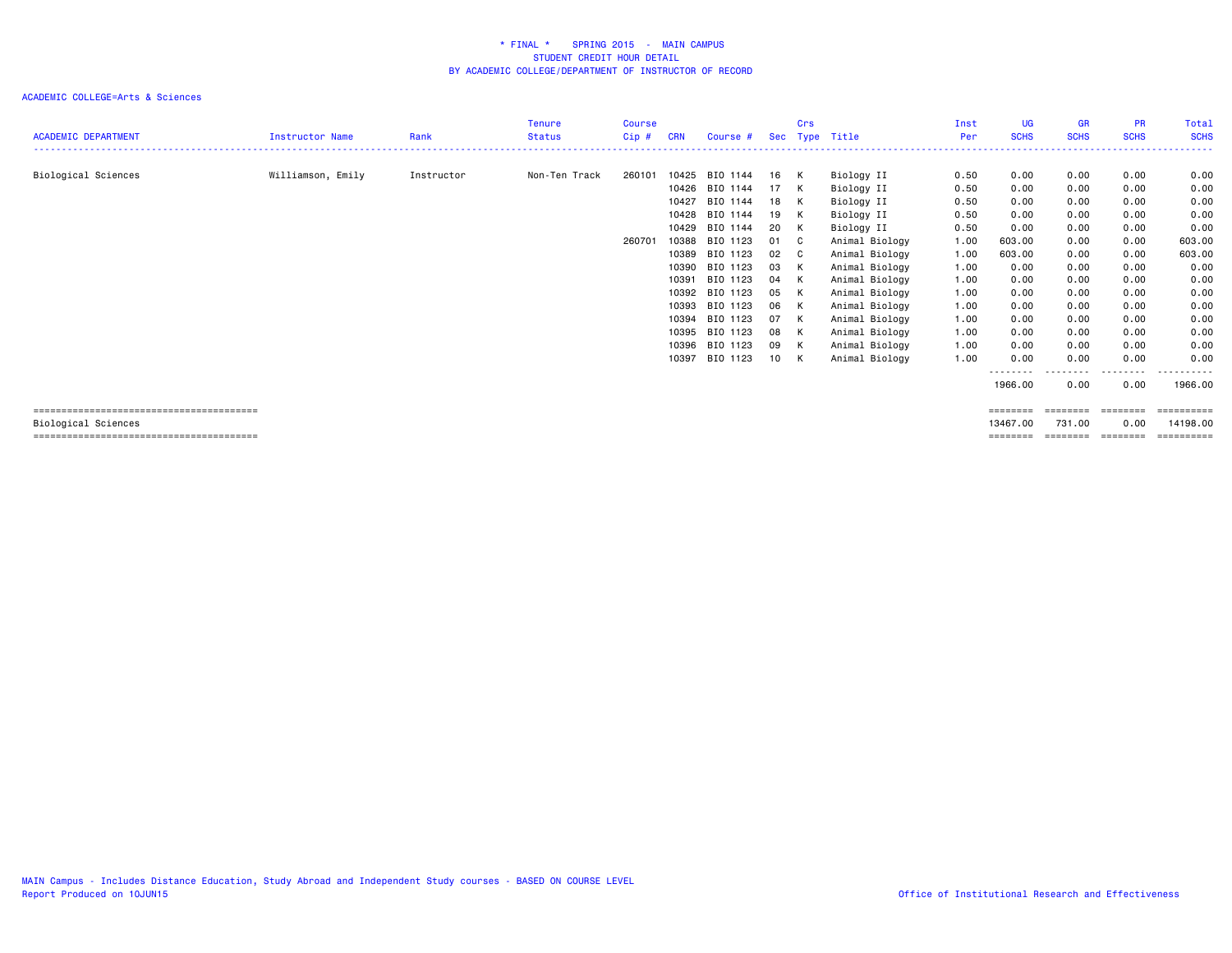# * FINAL * SPRING 2015 - MAIN CAMPUS
## STUDENT CREDIT HOUR DETAIL
## BY ACADEMIC COLLEGE/DEPARTMENT OF INSTRUCTOR OF RECORD

ACADEMIC COLLEGE=Arts & Sciences

| ACADEMIC DEPARTMENT | Instructor Name | Rank | Tenure Status | Course Cip # | CRN | Course # | Sec | Crs Type | Title | Inst Per | UG SCHS | GR SCHS | PR SCHS | Total SCHS |
|---|---|---|---|---|---|---|---|---|---|---|---|---|---|---|
| Biological Sciences | Williamson, Emily | Instructor | Non-Ten Track | 260101 | 10425 | BIO 1144 | 16 | K | Biology II | 0.50 | 0.00 | 0.00 | 0.00 | 0.00 |
| | | | | | 10426 | BIO 1144 | 17 | K | Biology II | 0.50 | 0.00 | 0.00 | 0.00 | 0.00 |
| | | | | | 10427 | BIO 1144 | 18 | K | Biology II | 0.50 | 0.00 | 0.00 | 0.00 | 0.00 |
| | | | | | 10428 | BIO 1144 | 19 | K | Biology II | 0.50 | 0.00 | 0.00 | 0.00 | 0.00 |
| | | | | | 10429 | BIO 1144 | 20 | K | Biology II | 0.50 | 0.00 | 0.00 | 0.00 | 0.00 |
| | | | | 260701 | 10388 | BIO 1123 | 01 | C | Animal Biology | 1.00 | 603.00 | 0.00 | 0.00 | 603.00 |
| | | | | | 10389 | BIO 1123 | 02 | C | Animal Biology | 1.00 | 603.00 | 0.00 | 0.00 | 603.00 |
| | | | | | 10390 | BIO 1123 | 03 | K | Animal Biology | 1.00 | 0.00 | 0.00 | 0.00 | 0.00 |
| | | | | | 10391 | BIO 1123 | 04 | K | Animal Biology | 1.00 | 0.00 | 0.00 | 0.00 | 0.00 |
| | | | | | 10392 | BIO 1123 | 05 | K | Animal Biology | 1.00 | 0.00 | 0.00 | 0.00 | 0.00 |
| | | | | | 10393 | BIO 1123 | 06 | K | Animal Biology | 1.00 | 0.00 | 0.00 | 0.00 | 0.00 |
| | | | | | 10394 | BIO 1123 | 07 | K | Animal Biology | 1.00 | 0.00 | 0.00 | 0.00 | 0.00 |
| | | | | | 10395 | BIO 1123 | 08 | K | Animal Biology | 1.00 | 0.00 | 0.00 | 0.00 | 0.00 |
| | | | | | 10396 | BIO 1123 | 09 | K | Animal Biology | 1.00 | 0.00 | 0.00 | 0.00 | 0.00 |
| | | | | | 10397 | BIO 1123 | 10 | K | Animal Biology | 1.00 | 0.00 | 0.00 | 0.00 | 0.00 |
| | | | | | | | | | | | 1966.00 | 0.00 | 0.00 | 1966.00 |
| Biological Sciences | | | | | | | | | | | 13467.00 | 731.00 | 0.00 | 14198.00 |

MAIN Campus - Includes Distance Education, Study Abroad and Independent Study courses - BASED ON COURSE LEVEL
Report Produced on 10JUN15

Office of Institutional Research and Effectiveness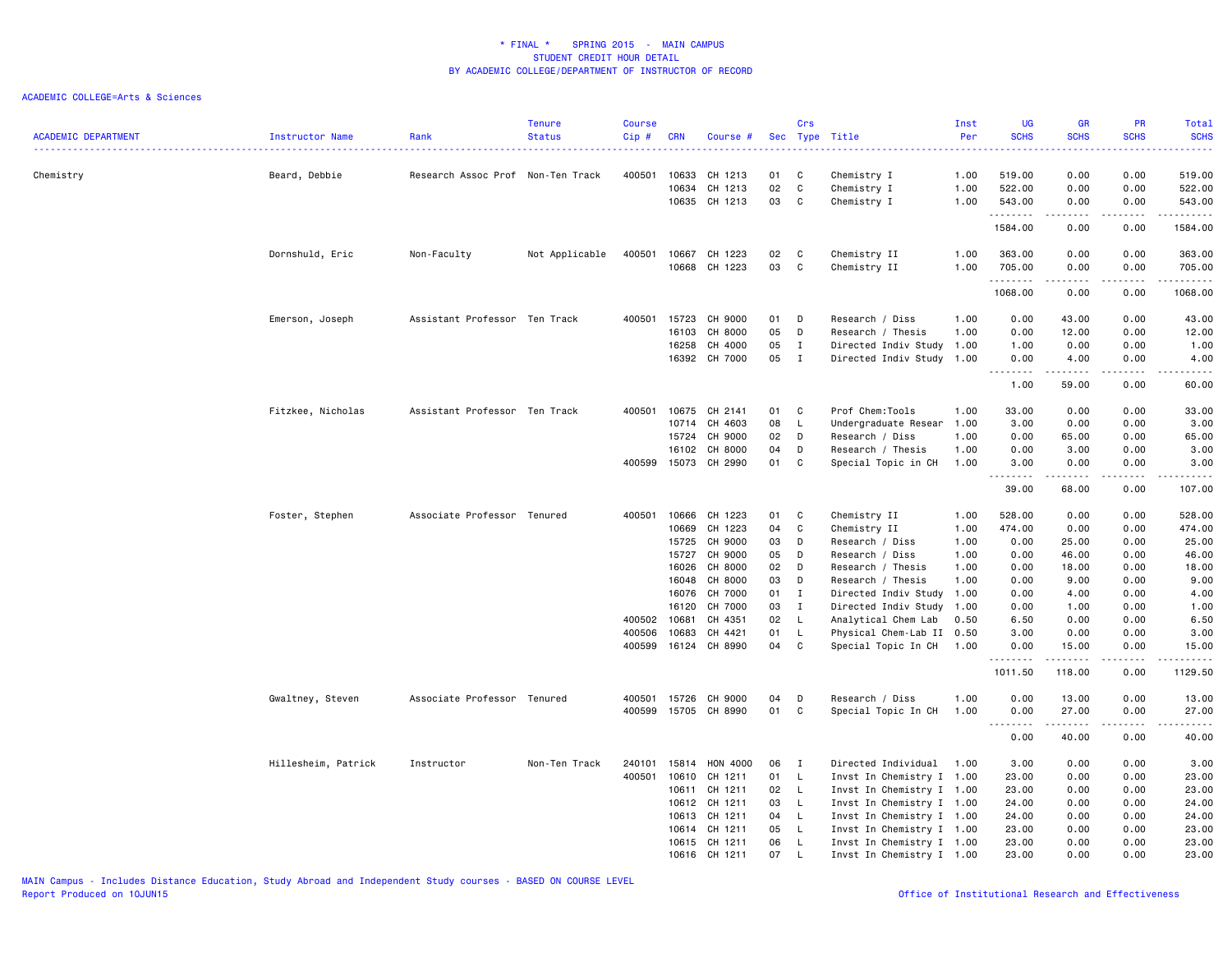# * FINAL * SPRING 2015 - MAIN CAMPUS
## STUDENT CREDIT HOUR DETAIL
## BY ACADEMIC COLLEGE/DEPARTMENT OF INSTRUCTOR OF RECORD

ACADEMIC COLLEGE=Arts & Sciences

| ACADEMIC DEPARTMENT | Instructor Name | Rank | Tenure Status | Course Cip # | CRN | Course # | Sec | Crs Type | Title | Inst Per | UG SCHS | GR SCHS | PR SCHS | Total SCHS |
|---|---|---|---|---|---|---|---|---|---|---|---|---|---|---|
| Chemistry | Beard, Debbie | Research Assoc Prof | Non-Ten Track | 400501 | 10633 | CH 1213 | 01 | C | Chemistry I | 1.00 | 519.00 | 0.00 | 0.00 | 519.00 |
| | | | | | 10634 | CH 1213 | 02 | C | Chemistry I | 1.00 | 522.00 | 0.00 | 0.00 | 522.00 |
| | | | | | 10635 | CH 1213 | 03 | C | Chemistry I | 1.00 | 543.00 | 0.00 | 0.00 | 543.00 |
| | | | | | | | | | | | 1584.00 | 0.00 | 0.00 | 1584.00 |
| | Dornshuld, Eric | Non-Faculty | Not Applicable | 400501 | 10667 | CH 1223 | 02 | C | Chemistry II | 1.00 | 363.00 | 0.00 | 0.00 | 363.00 |
| | | | | | 10668 | CH 1223 | 03 | C | Chemistry II | 1.00 | 705.00 | 0.00 | 0.00 | 705.00 |
| | | | | | | | | | | | 1068.00 | 0.00 | 0.00 | 1068.00 |
| | Emerson, Joseph | Assistant Professor | Ten Track | 400501 | 15723 | CH 9000 | 01 | D | Research / Diss | 1.00 | 0.00 | 43.00 | 0.00 | 43.00 |
| | | | | | 16103 | CH 8000 | 05 | D | Research / Thesis | 1.00 | 0.00 | 12.00 | 0.00 | 12.00 |
| | | | | | 16258 | CH 4000 | 05 | I | Directed Indiv Study | 1.00 | 1.00 | 0.00 | 0.00 | 1.00 |
| | | | | | 16392 | CH 7000 | 05 | I | Directed Indiv Study | 1.00 | 0.00 | 4.00 | 0.00 | 4.00 |
| | | | | | | | | | | | 1.00 | 59.00 | 0.00 | 60.00 |
| | Fitzkee, Nicholas | Assistant Professor | Ten Track | 400501 | 10675 | CH 2141 | 01 | C | Prof Chem:Tools | 1.00 | 33.00 | 0.00 | 0.00 | 33.00 |
| | | | | | 10714 | CH 4603 | 08 | L | Undergraduate Resear | 1.00 | 3.00 | 0.00 | 0.00 | 3.00 |
| | | | | | 15724 | CH 9000 | 02 | D | Research / Diss | 1.00 | 0.00 | 65.00 | 0.00 | 65.00 |
| | | | | | 16102 | CH 8000 | 04 | D | Research / Thesis | 1.00 | 0.00 | 3.00 | 0.00 | 3.00 |
| | | | | 400599 | 15073 | CH 2990 | 01 | C | Special Topic in CH | 1.00 | 3.00 | 0.00 | 0.00 | 3.00 |
| | | | | | | | | | | | 39.00 | 68.00 | 0.00 | 107.00 |
| | Foster, Stephen | Associate Professor | Tenured | 400501 | 10666 | CH 1223 | 01 | C | Chemistry II | 1.00 | 528.00 | 0.00 | 0.00 | 528.00 |
| | | | | | 10669 | CH 1223 | 04 | C | Chemistry II | 1.00 | 474.00 | 0.00 | 0.00 | 474.00 |
| | | | | | 15725 | CH 9000 | 03 | D | Research / Diss | 1.00 | 0.00 | 25.00 | 0.00 | 25.00 |
| | | | | | 15727 | CH 9000 | 05 | D | Research / Diss | 1.00 | 0.00 | 46.00 | 0.00 | 46.00 |
| | | | | | 16026 | CH 8000 | 02 | D | Research / Thesis | 1.00 | 0.00 | 18.00 | 0.00 | 18.00 |
| | | | | | 16048 | CH 8000 | 03 | D | Research / Thesis | 1.00 | 0.00 | 9.00 | 0.00 | 9.00 |
| | | | | | 16076 | CH 7000 | 01 | I | Directed Indiv Study | 1.00 | 0.00 | 4.00 | 0.00 | 4.00 |
| | | | | | 16120 | CH 7000 | 03 | I | Directed Indiv Study | 1.00 | 0.00 | 1.00 | 0.00 | 1.00 |
| | | | | 400502 | 10681 | CH 4351 | 02 | L | Analytical Chem Lab | 0.50 | 6.50 | 0.00 | 0.00 | 6.50 |
| | | | | 400506 | 10683 | CH 4421 | 01 | L | Physical Chem-Lab II | 0.50 | 3.00 | 0.00 | 0.00 | 3.00 |
| | | | | 400599 | 16124 | CH 8990 | 04 | C | Special Topic In CH | 1.00 | 0.00 | 15.00 | 0.00 | 15.00 |
| | | | | | | | | | | | 1011.50 | 118.00 | 0.00 | 1129.50 |
| | Gwaltney, Steven | Associate Professor | Tenured | 400501 | 15726 | CH 9000 | 04 | D | Research / Diss | 1.00 | 0.00 | 13.00 | 0.00 | 13.00 |
| | | | | 400599 | 15705 | CH 8990 | 01 | C | Special Topic In CH | 1.00 | 0.00 | 27.00 | 0.00 | 27.00 |
| | | | | | | | | | | | 0.00 | 40.00 | 0.00 | 40.00 |
| | Hillesheim, Patrick | Instructor | Non-Ten Track | 240101 | 15814 | HON 4000 | 06 | I | Directed Individual | 1.00 | 3.00 | 0.00 | 0.00 | 3.00 |
| | | | | 400501 | 10610 | CH 1211 | 01 | L | Invst In Chemistry I | 1.00 | 23.00 | 0.00 | 0.00 | 23.00 |
| | | | | | 10611 | CH 1211 | 02 | L | Invst In Chemistry I | 1.00 | 23.00 | 0.00 | 0.00 | 23.00 |
| | | | | | 10612 | CH 1211 | 03 | L | Invst In Chemistry I | 1.00 | 24.00 | 0.00 | 0.00 | 24.00 |
| | | | | | 10613 | CH 1211 | 04 | L | Invst In Chemistry I | 1.00 | 24.00 | 0.00 | 0.00 | 24.00 |
| | | | | | 10614 | CH 1211 | 05 | L | Invst In Chemistry I | 1.00 | 23.00 | 0.00 | 0.00 | 23.00 |
| | | | | | 10615 | CH 1211 | 06 | L | Invst In Chemistry I | 1.00 | 23.00 | 0.00 | 0.00 | 23.00 |
| | | | | | 10616 | CH 1211 | 07 | L | Invst In Chemistry I | 1.00 | 23.00 | 0.00 | 0.00 | 23.00 |

MAIN Campus - Includes Distance Education, Study Abroad and Independent Study courses - BASED ON COURSE LEVEL
Report Produced on 10JUN15 | Office of Institutional Research and Effectiveness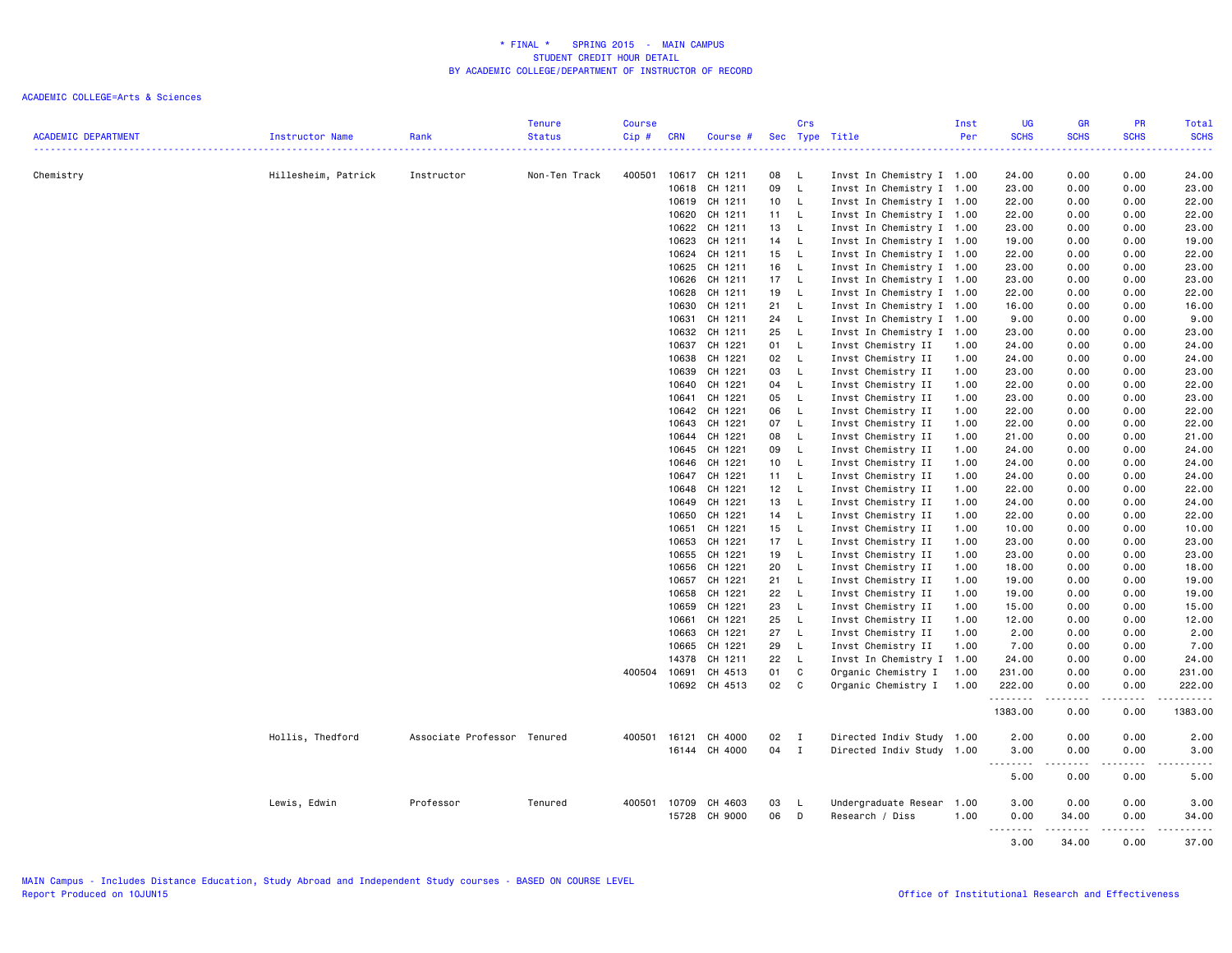\* FINAL \* SPRING 2015 - MAIN CAMPUS
STUDENT CREDIT HOUR DETAIL
BY ACADEMIC COLLEGE/DEPARTMENT OF INSTRUCTOR OF RECORD

ACADEMIC COLLEGE=Arts & Sciences

| ACADEMIC DEPARTMENT | Instructor Name | Rank | Tenure Status | Course Cip # | CRN | Course # | Sec | Crs Type | Title | Inst Per | UG SCHS | GR SCHS | PR SCHS | Total SCHS |
|---|---|---|---|---|---|---|---|---|---|---|---|---|---|---|
| Chemistry | Hillesheim, Patrick | Instructor | Non-Ten Track | 400501 | 10617 | CH 1211 | 08 | L | Invst In Chemistry I | 1.00 | 24.00 | 0.00 | 0.00 | 24.00 |
| | | | | | 10618 | CH 1211 | 09 | L | Invst In Chemistry I | 1.00 | 23.00 | 0.00 | 0.00 | 23.00 |
| | | | | | 10619 | CH 1211 | 10 | L | Invst In Chemistry I | 1.00 | 22.00 | 0.00 | 0.00 | 22.00 |
| | | | | | 10620 | CH 1211 | 11 | L | Invst In Chemistry I | 1.00 | 22.00 | 0.00 | 0.00 | 22.00 |
| | | | | | 10622 | CH 1211 | 13 | L | Invst In Chemistry I | 1.00 | 23.00 | 0.00 | 0.00 | 23.00 |
| | | | | | 10623 | CH 1211 | 14 | L | Invst In Chemistry I | 1.00 | 19.00 | 0.00 | 0.00 | 19.00 |
| | | | | | 10624 | CH 1211 | 15 | L | Invst In Chemistry I | 1.00 | 22.00 | 0.00 | 0.00 | 22.00 |
| | | | | | 10625 | CH 1211 | 16 | L | Invst In Chemistry I | 1.00 | 23.00 | 0.00 | 0.00 | 23.00 |
| | | | | | 10626 | CH 1211 | 17 | L | Invst In Chemistry I | 1.00 | 23.00 | 0.00 | 0.00 | 23.00 |
| | | | | | 10628 | CH 1211 | 19 | L | Invst In Chemistry I | 1.00 | 22.00 | 0.00 | 0.00 | 22.00 |
| | | | | | 10630 | CH 1211 | 21 | L | Invst In Chemistry I | 1.00 | 16.00 | 0.00 | 0.00 | 16.00 |
| | | | | | 10631 | CH 1211 | 24 | L | Invst In Chemistry I | 1.00 | 9.00 | 0.00 | 0.00 | 9.00 |
| | | | | | 10632 | CH 1211 | 25 | L | Invst In Chemistry I | 1.00 | 23.00 | 0.00 | 0.00 | 23.00 |
| | | | | | 10637 | CH 1221 | 01 | L | Invst Chemistry II | 1.00 | 24.00 | 0.00 | 0.00 | 24.00 |
| | | | | | 10638 | CH 1221 | 02 | L | Invst Chemistry II | 1.00 | 24.00 | 0.00 | 0.00 | 24.00 |
| | | | | | 10639 | CH 1221 | 03 | L | Invst Chemistry II | 1.00 | 23.00 | 0.00 | 0.00 | 23.00 |
| | | | | | 10640 | CH 1221 | 04 | L | Invst Chemistry II | 1.00 | 22.00 | 0.00 | 0.00 | 22.00 |
| | | | | | 10641 | CH 1221 | 05 | L | Invst Chemistry II | 1.00 | 23.00 | 0.00 | 0.00 | 23.00 |
| | | | | | 10642 | CH 1221 | 06 | L | Invst Chemistry II | 1.00 | 22.00 | 0.00 | 0.00 | 22.00 |
| | | | | | 10643 | CH 1221 | 07 | L | Invst Chemistry II | 1.00 | 22.00 | 0.00 | 0.00 | 22.00 |
| | | | | | 10644 | CH 1221 | 08 | L | Invst Chemistry II | 1.00 | 21.00 | 0.00 | 0.00 | 21.00 |
| | | | | | 10645 | CH 1221 | 09 | L | Invst Chemistry II | 1.00 | 24.00 | 0.00 | 0.00 | 24.00 |
| | | | | | 10646 | CH 1221 | 10 | L | Invst Chemistry II | 1.00 | 24.00 | 0.00 | 0.00 | 24.00 |
| | | | | | 10647 | CH 1221 | 11 | L | Invst Chemistry II | 1.00 | 24.00 | 0.00 | 0.00 | 24.00 |
| | | | | | 10648 | CH 1221 | 12 | L | Invst Chemistry II | 1.00 | 22.00 | 0.00 | 0.00 | 22.00 |
| | | | | | 10649 | CH 1221 | 13 | L | Invst Chemistry II | 1.00 | 24.00 | 0.00 | 0.00 | 24.00 |
| | | | | | 10650 | CH 1221 | 14 | L | Invst Chemistry II | 1.00 | 22.00 | 0.00 | 0.00 | 22.00 |
| | | | | | 10651 | CH 1221 | 15 | L | Invst Chemistry II | 1.00 | 10.00 | 0.00 | 0.00 | 10.00 |
| | | | | | 10653 | CH 1221 | 17 | L | Invst Chemistry II | 1.00 | 23.00 | 0.00 | 0.00 | 23.00 |
| | | | | | 10655 | CH 1221 | 19 | L | Invst Chemistry II | 1.00 | 23.00 | 0.00 | 0.00 | 23.00 |
| | | | | | 10656 | CH 1221 | 20 | L | Invst Chemistry II | 1.00 | 18.00 | 0.00 | 0.00 | 18.00 |
| | | | | | 10657 | CH 1221 | 21 | L | Invst Chemistry II | 1.00 | 19.00 | 0.00 | 0.00 | 19.00 |
| | | | | | 10658 | CH 1221 | 22 | L | Invst Chemistry II | 1.00 | 19.00 | 0.00 | 0.00 | 19.00 |
| | | | | | 10659 | CH 1221 | 23 | L | Invst Chemistry II | 1.00 | 15.00 | 0.00 | 0.00 | 15.00 |
| | | | | | 10661 | CH 1221 | 25 | L | Invst Chemistry II | 1.00 | 12.00 | 0.00 | 0.00 | 12.00 |
| | | | | | 10663 | CH 1221 | 27 | L | Invst Chemistry II | 1.00 | 2.00 | 0.00 | 0.00 | 2.00 |
| | | | | | 10665 | CH 1221 | 29 | L | Invst Chemistry II | 1.00 | 7.00 | 0.00 | 0.00 | 7.00 |
| | | | | | 14378 | CH 1211 | 22 | L | Invst In Chemistry I | 1.00 | 24.00 | 0.00 | 0.00 | 24.00 |
| | | | | 400504 | 10691 | CH 4513 | 01 | C | Organic Chemistry I | 1.00 | 231.00 | 0.00 | 0.00 | 231.00 |
| | | | | | 10692 | CH 4513 | 02 | C | Organic Chemistry I | 1.00 | 222.00 | 0.00 | 0.00 | 222.00 |
| | | | | | | | | | | | 1383.00 | 0.00 | 0.00 | 1383.00 |
| | Hollis, Thedford | Associate Professor | Tenured | 400501 | 16121 | CH 4000 | 02 | I | Directed Indiv Study | 1.00 | 2.00 | 0.00 | 0.00 | 2.00 |
| | | | | | 16144 | CH 4000 | 04 | I | Directed Indiv Study | 1.00 | 3.00 | 0.00 | 0.00 | 3.00 |
| | | | | | | | | | | | 5.00 | 0.00 | 0.00 | 5.00 |
| | Lewis, Edwin | Professor | Tenured | 400501 | 10709 | CH 4603 | 03 | L | Undergraduate Resear | 1.00 | 3.00 | 0.00 | 0.00 | 3.00 |
| | | | | | 15728 | CH 9000 | 06 | D | Research / Diss | 1.00 | 0.00 | 34.00 | 0.00 | 34.00 |
| | | | | | | | | | | | 3.00 | 34.00 | 0.00 | 37.00 |

MAIN Campus - Includes Distance Education, Study Abroad and Independent Study courses - BASED ON COURSE LEVEL
Report Produced on 10JUN15

Office of Institutional Research and Effectiveness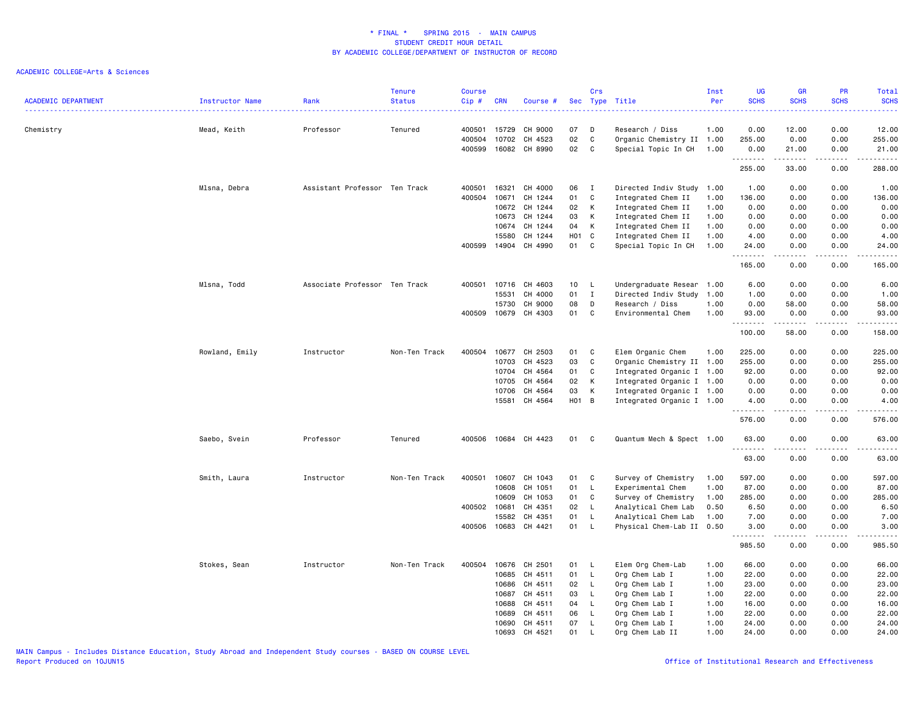* FINAL * SPRING 2015 - MAIN CAMPUS
STUDENT CREDIT HOUR DETAIL
BY ACADEMIC COLLEGE/DEPARTMENT OF INSTRUCTOR OF RECORD

ACADEMIC COLLEGE=Arts & Sciences

| ACADEMIC DEPARTMENT | Instructor Name | Rank | Tenure Status | Course Cip # | CRN | Course # | Sec | Crs Type | Title | Inst Per | UG SCHS | GR SCHS | PR SCHS | Total SCHS |
|---|---|---|---|---|---|---|---|---|---|---|---|---|---|---|
| Chemistry | Mead, Keith | Professor | Tenured | 400501 | 15729 | CH 9000 | 07 | D | Research / Diss | 1.00 | 0.00 | 12.00 | 0.00 | 12.00 |
| | | | | 400504 | 10702 | CH 4523 | 02 | C | Organic Chemistry II | 1.00 | 255.00 | 0.00 | 0.00 | 255.00 |
| | | | | 400599 | 16082 | CH 8990 | 02 | C | Special Topic In CH | 1.00 | 0.00 | 21.00 | 0.00 | 21.00 |
| | | | | | | | | | | | 255.00 | 33.00 | 0.00 | 288.00 |
| | Mlsna, Debra | Assistant Professor | Ten Track | 400501 | 16321 | CH 4000 | 06 | I | Directed Indiv Study | 1.00 | 1.00 | 0.00 | 0.00 | 1.00 |
| | | | | 400504 | 10671 | CH 1244 | 01 | C | Integrated Chem II | 1.00 | 136.00 | 0.00 | 0.00 | 136.00 |
| | | | | | 10672 | CH 1244 | 02 | K | Integrated Chem II | 1.00 | 0.00 | 0.00 | 0.00 | 0.00 |
| | | | | | 10673 | CH 1244 | 03 | K | Integrated Chem II | 1.00 | 0.00 | 0.00 | 0.00 | 0.00 |
| | | | | | 10674 | CH 1244 | 04 | K | Integrated Chem II | 1.00 | 0.00 | 0.00 | 0.00 | 0.00 |
| | | | | | 15580 | CH 1244 | H01 | C | Integrated Chem II | 1.00 | 4.00 | 0.00 | 0.00 | 4.00 |
| | | | | 400599 | 14904 | CH 4990 | 01 | C | Special Topic In CH | 1.00 | 24.00 | 0.00 | 0.00 | 24.00 |
| | | | | | | | | | | | 165.00 | 0.00 | 0.00 | 165.00 |
| | Mlsna, Todd | Associate Professor | Ten Track | 400501 | 10716 | CH 4603 | 10 | L | Undergraduate Resear | 1.00 | 6.00 | 0.00 | 0.00 | 6.00 |
| | | | | | 15531 | CH 4000 | 01 | I | Directed Indiv Study | 1.00 | 1.00 | 0.00 | 0.00 | 1.00 |
| | | | | | 15730 | CH 9000 | 08 | D | Research / Diss | 1.00 | 0.00 | 58.00 | 0.00 | 58.00 |
| | | | | 400509 | 10679 | CH 4303 | 01 | C | Environmental Chem | 1.00 | 93.00 | 0.00 | 0.00 | 93.00 |
| | | | | | | | | | | | 100.00 | 58.00 | 0.00 | 158.00 |
| | Rowland, Emily | Instructor | Non-Ten Track | 400504 | 10677 | CH 2503 | 01 | C | Elem Organic Chem | 1.00 | 225.00 | 0.00 | 0.00 | 225.00 |
| | | | | | 10703 | CH 4523 | 03 | C | Organic Chemistry II | 1.00 | 255.00 | 0.00 | 0.00 | 255.00 |
| | | | | | 10704 | CH 4564 | 01 | C | Integrated Organic I | 1.00 | 92.00 | 0.00 | 0.00 | 92.00 |
| | | | | | 10705 | CH 4564 | 02 | K | Integrated Organic I | 1.00 | 0.00 | 0.00 | 0.00 | 0.00 |
| | | | | | 10706 | CH 4564 | 03 | K | Integrated Organic I | 1.00 | 0.00 | 0.00 | 0.00 | 0.00 |
| | | | | | 15581 | CH 4564 | H01 | B | Integrated Organic I | 1.00 | 4.00 | 0.00 | 0.00 | 4.00 |
| | | | | | | | | | | | 576.00 | 0.00 | 0.00 | 576.00 |
| | Saebo, Svein | Professor | Tenured | 400506 | 10684 | CH 4423 | 01 | C | Quantum Mech & Spect | 1.00 | 63.00 | 0.00 | 0.00 | 63.00 |
| | | | | | | | | | | | 63.00 | 0.00 | 0.00 | 63.00 |
| | Smith, Laura | Instructor | Non-Ten Track | 400501 | 10607 | CH 1043 | 01 | C | Survey of Chemistry | 1.00 | 597.00 | 0.00 | 0.00 | 597.00 |
| | | | | | 10608 | CH 1051 | 01 | L | Experimental Chem | 1.00 | 87.00 | 0.00 | 0.00 | 87.00 |
| | | | | | 10609 | CH 1053 | 01 | C | Survey of Chemistry | 1.00 | 285.00 | 0.00 | 0.00 | 285.00 |
| | | | | 400502 | 10681 | CH 4351 | 02 | L | Analytical Chem Lab | 0.50 | 6.50 | 0.00 | 0.00 | 6.50 |
| | | | | | 15582 | CH 4351 | 01 | L | Analytical Chem Lab | 1.00 | 7.00 | 0.00 | 0.00 | 7.00 |
| | | | | 400506 | 10683 | CH 4421 | 01 | L | Physical Chem-Lab II | 0.50 | 3.00 | 0.00 | 0.00 | 3.00 |
| | | | | | | | | | | | 985.50 | 0.00 | 0.00 | 985.50 |
| | Stokes, Sean | Instructor | Non-Ten Track | 400504 | 10676 | CH 2501 | 01 | L | Elem Org Chem-Lab | 1.00 | 66.00 | 0.00 | 0.00 | 66.00 |
| | | | | | 10685 | CH 4511 | 01 | L | Org Chem Lab I | 1.00 | 22.00 | 0.00 | 0.00 | 22.00 |
| | | | | | 10686 | CH 4511 | 02 | L | Org Chem Lab I | 1.00 | 23.00 | 0.00 | 0.00 | 23.00 |
| | | | | | 10687 | CH 4511 | 03 | L | Org Chem Lab I | 1.00 | 22.00 | 0.00 | 0.00 | 22.00 |
| | | | | | 10688 | CH 4511 | 04 | L | Org Chem Lab I | 1.00 | 16.00 | 0.00 | 0.00 | 16.00 |
| | | | | | 10689 | CH 4511 | 06 | L | Org Chem Lab I | 1.00 | 22.00 | 0.00 | 0.00 | 22.00 |
| | | | | | 10690 | CH 4511 | 07 | L | Org Chem Lab I | 1.00 | 24.00 | 0.00 | 0.00 | 24.00 |
| | | | | | 10693 | CH 4521 | 01 | L | Org Chem Lab II | 1.00 | 24.00 | 0.00 | 0.00 | 24.00 |

MAIN Campus - Includes Distance Education, Study Abroad and Independent Study courses - BASED ON COURSE LEVEL
Report Produced on 10JUN15
Office of Institutional Research and Effectiveness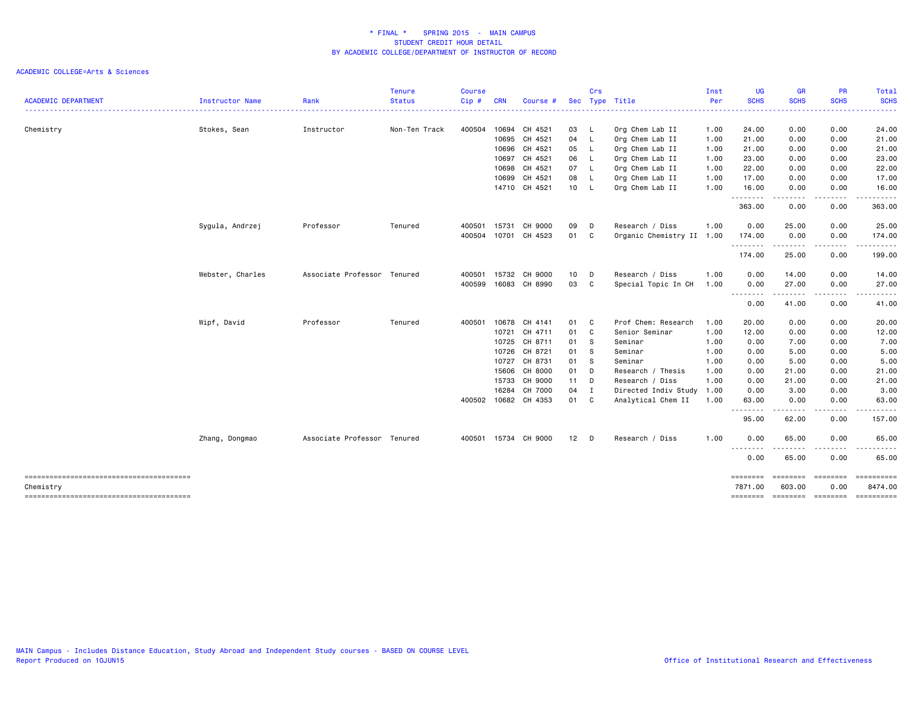\* FINAL \* SPRING 2015 - MAIN CAMPUS
STUDENT CREDIT HOUR DETAIL
BY ACADEMIC COLLEGE/DEPARTMENT OF INSTRUCTOR OF RECORD

ACADEMIC COLLEGE=Arts & Sciences

| ACADEMIC DEPARTMENT | Instructor Name | Rank | Tenure Status | Course Cip # | CRN | Course # | Sec | Crs Type | Title | Inst Per | UG SCHS | GR SCHS | PR SCHS | Total SCHS |
|---|---|---|---|---|---|---|---|---|---|---|---|---|---|---|
| Chemistry | Stokes, Sean | Instructor | Non-Ten Track | 400504 | 10694 | CH 4521 | 03 | L | Org Chem Lab II | 1.00 | 24.00 | 0.00 | 0.00 | 24.00 |
| | | | | | 10695 | CH 4521 | 04 | L | Org Chem Lab II | 1.00 | 21.00 | 0.00 | 0.00 | 21.00 |
| | | | | | 10696 | CH 4521 | 05 | L | Org Chem Lab II | 1.00 | 21.00 | 0.00 | 0.00 | 21.00 |
| | | | | | 10697 | CH 4521 | 06 | L | Org Chem Lab II | 1.00 | 23.00 | 0.00 | 0.00 | 23.00 |
| | | | | | 10698 | CH 4521 | 07 | L | Org Chem Lab II | 1.00 | 22.00 | 0.00 | 0.00 | 22.00 |
| | | | | | 10699 | CH 4521 | 08 | L | Org Chem Lab II | 1.00 | 17.00 | 0.00 | 0.00 | 17.00 |
| | | | | | 14710 | CH 4521 | 10 | L | Org Chem Lab II | 1.00 | 16.00 | 0.00 | 0.00 | 16.00 |
| | | | | | | | | | | | 363.00 | 0.00 | 0.00 | 363.00 |
| | Sygula, Andrzej | Professor | Tenured | 400501 | 15731 | CH 9000 | 09 | D | Research / Diss | 1.00 | 0.00 | 25.00 | 0.00 | 25.00 |
| | | | | 400504 | 10701 | CH 4523 | 01 | C | Organic Chemistry II | 1.00 | 174.00 | 0.00 | 0.00 | 174.00 |
| | | | | | | | | | | | 174.00 | 25.00 | 0.00 | 199.00 |
| | Webster, Charles | Associate Professor | Tenured | 400501 | 15732 | CH 9000 | 10 | D | Research / Diss | 1.00 | 0.00 | 14.00 | 0.00 | 14.00 |
| | | | | 400599 | 16083 | CH 8990 | 03 | C | Special Topic In CH | 1.00 | 0.00 | 27.00 | 0.00 | 27.00 |
| | | | | | | | | | | | 0.00 | 41.00 | 0.00 | 41.00 |
| | Wipf, David | Professor | Tenured | 400501 | 10678 | CH 4141 | 01 | C | Prof Chem: Research | 1.00 | 20.00 | 0.00 | 0.00 | 20.00 |
| | | | | | 10721 | CH 4711 | 01 | C | Senior Seminar | 1.00 | 12.00 | 0.00 | 0.00 | 12.00 |
| | | | | | 10725 | CH 8711 | 01 | S | Seminar | 1.00 | 0.00 | 7.00 | 0.00 | 7.00 |
| | | | | | 10726 | CH 8721 | 01 | S | Seminar | 1.00 | 0.00 | 5.00 | 0.00 | 5.00 |
| | | | | | 10727 | CH 8731 | 01 | S | Seminar | 1.00 | 0.00 | 5.00 | 0.00 | 5.00 |
| | | | | | 15606 | CH 8000 | 01 | D | Research / Thesis | 1.00 | 0.00 | 21.00 | 0.00 | 21.00 |
| | | | | | 15733 | CH 9000 | 11 | D | Research / Diss | 1.00 | 0.00 | 21.00 | 0.00 | 21.00 |
| | | | | | 16284 | CH 7000 | 04 | I | Directed Indiv Study | 1.00 | 0.00 | 3.00 | 0.00 | 3.00 |
| | | | | 400502 | 10682 | CH 4353 | 01 | C | Analytical Chem II | 1.00 | 63.00 | 0.00 | 0.00 | 63.00 |
| | | | | | | | | | | | 95.00 | 62.00 | 0.00 | 157.00 |
| | Zhang, Dongmao | Associate Professor | Tenured | 400501 | 15734 | CH 9000 | 12 | D | Research / Diss | 1.00 | 0.00 | 65.00 | 0.00 | 65.00 |
| | | | | | | | | | | | 0.00 | 65.00 | 0.00 | 65.00 |
| Chemistry | | | | | | | | | | | 7871.00 | 603.00 | 0.00 | 8474.00 |

MAIN Campus - Includes Distance Education, Study Abroad and Independent Study courses - BASED ON COURSE LEVEL
Report Produced on 10JUN15

Office of Institutional Research and Effectiveness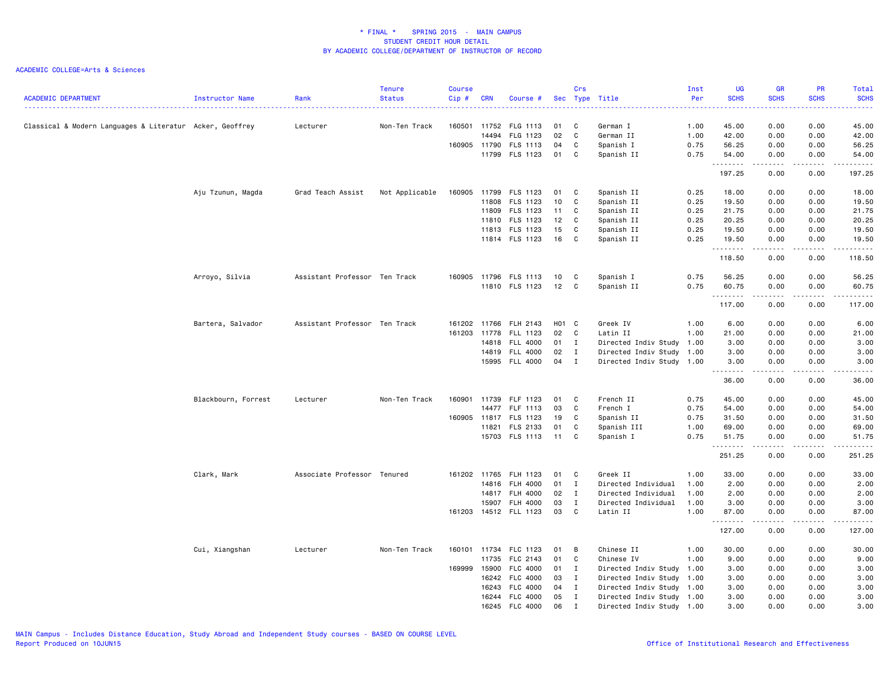\* FINAL \*    SPRING 2015  -  MAIN CAMPUS
STUDENT CREDIT HOUR DETAIL
BY ACADEMIC COLLEGE/DEPARTMENT OF INSTRUCTOR OF RECORD

ACADEMIC COLLEGE=Arts & Sciences

| ACADEMIC DEPARTMENT | Instructor Name | Rank | Tenure Status | Course Cip # | CRN | Course # | Sec | Crs Type | Title | Inst Per | UG SCHS | GR SCHS | PR SCHS | Total SCHS |
|---|---|---|---|---|---|---|---|---|---|---|---|---|---|---|
| Classical & Modern Languages & Literatur | Acker, Geoffrey | Lecturer | Non-Ten Track | 160501 | 11752 | FLG 1113 | 01 | C | German I | 1.00 | 45.00 | 0.00 | 0.00 | 45.00 |
| | | | | | 14494 | FLG 1123 | 02 | C | German II | 1.00 | 42.00 | 0.00 | 0.00 | 42.00 |
| | | | | 160905 | 11790 | FLS 1113 | 04 | C | Spanish I | 0.75 | 56.25 | 0.00 | 0.00 | 56.25 |
| | | | | | 11799 | FLS 1123 | 01 | C | Spanish II | 0.75 | 54.00 | 0.00 | 0.00 | 54.00 |
| | | | | | | | | | | | 197.25 | 0.00 | 0.00 | 197.25 |
| | Aju Tzunun, Magda | Grad Teach Assist | Not Applicable | 160905 | 11799 | FLS 1123 | 01 | C | Spanish II | 0.25 | 18.00 | 0.00 | 0.00 | 18.00 |
| | | | | | 11808 | FLS 1123 | 10 | C | Spanish II | 0.25 | 19.50 | 0.00 | 0.00 | 19.50 |
| | | | | | 11809 | FLS 1123 | 11 | C | Spanish II | 0.25 | 21.75 | 0.00 | 0.00 | 21.75 |
| | | | | | 11810 | FLS 1123 | 12 | C | Spanish II | 0.25 | 20.25 | 0.00 | 0.00 | 20.25 |
| | | | | | 11813 | FLS 1123 | 15 | C | Spanish II | 0.25 | 19.50 | 0.00 | 0.00 | 19.50 |
| | | | | | 11814 | FLS 1123 | 16 | C | Spanish II | 0.25 | 19.50 | 0.00 | 0.00 | 19.50 |
| | | | | | | | | | | | 118.50 | 0.00 | 0.00 | 118.50 |
| | Arroyo, Silvia | Assistant Professor | Ten Track | 160905 | 11796 | FLS 1113 | 10 | C | Spanish I | 0.75 | 56.25 | 0.00 | 0.00 | 56.25 |
| | | | | | 11810 | FLS 1123 | 12 | C | Spanish II | 0.75 | 60.75 | 0.00 | 0.00 | 60.75 |
| | | | | | | | | | | | 117.00 | 0.00 | 0.00 | 117.00 |
| | Bartera, Salvador | Assistant Professor | Ten Track | 161202 | 11766 | FLH 2143 | H01 | C | Greek IV | 1.00 | 6.00 | 0.00 | 0.00 | 6.00 |
| | | | | 161203 | 11778 | FLL 1123 | 02 | C | Latin II | 1.00 | 21.00 | 0.00 | 0.00 | 21.00 |
| | | | | | 14818 | FLL 4000 | 01 | I | Directed Indiv Study | 1.00 | 3.00 | 0.00 | 0.00 | 3.00 |
| | | | | | 14819 | FLL 4000 | 02 | I | Directed Indiv Study | 1.00 | 3.00 | 0.00 | 0.00 | 3.00 |
| | | | | | 15995 | FLL 4000 | 04 | I | Directed Indiv Study | 1.00 | 3.00 | 0.00 | 0.00 | 3.00 |
| | | | | | | | | | | | 36.00 | 0.00 | 0.00 | 36.00 |
| | Blackbourn, Forrest | Lecturer | Non-Ten Track | 160901 | 11739 | FLF 1123 | 01 | C | French II | 0.75 | 45.00 | 0.00 | 0.00 | 45.00 |
| | | | | | 14477 | FLF 1113 | 03 | C | French I | 0.75 | 54.00 | 0.00 | 0.00 | 54.00 |
| | | | | 160905 | 11817 | FLS 1123 | 19 | C | Spanish II | 0.75 | 31.50 | 0.00 | 0.00 | 31.50 |
| | | | | | 11821 | FLS 2133 | 01 | C | Spanish III | 1.00 | 69.00 | 0.00 | 0.00 | 69.00 |
| | | | | | 15703 | FLS 1113 | 11 | C | Spanish I | 0.75 | 51.75 | 0.00 | 0.00 | 51.75 |
| | | | | | | | | | | | 251.25 | 0.00 | 0.00 | 251.25 |
| | Clark, Mark | Associate Professor | Tenured | 161202 | 11765 | FLH 1123 | 01 | C | Greek II | 1.00 | 33.00 | 0.00 | 0.00 | 33.00 |
| | | | | | 14816 | FLH 4000 | 01 | I | Directed Individual | 1.00 | 2.00 | 0.00 | 0.00 | 2.00 |
| | | | | | 14817 | FLH 4000 | 02 | I | Directed Individual | 1.00 | 2.00 | 0.00 | 0.00 | 2.00 |
| | | | | | 15907 | FLH 4000 | 03 | I | Directed Individual | 1.00 | 3.00 | 0.00 | 0.00 | 3.00 |
| | | | | 161203 | 14512 | FLL 1123 | 03 | C | Latin II | 1.00 | 87.00 | 0.00 | 0.00 | 87.00 |
| | | | | | | | | | | | 127.00 | 0.00 | 0.00 | 127.00 |
| | Cui, Xiangshan | Lecturer | Non-Ten Track | 160101 | 11734 | FLC 1123 | 01 | B | Chinese II | 1.00 | 30.00 | 0.00 | 0.00 | 30.00 |
| | | | | | 11735 | FLC 2143 | 01 | C | Chinese IV | 1.00 | 9.00 | 0.00 | 0.00 | 9.00 |
| | | | | 169999 | 15900 | FLC 4000 | 01 | I | Directed Indiv Study | 1.00 | 3.00 | 0.00 | 0.00 | 3.00 |
| | | | | | 16242 | FLC 4000 | 03 | I | Directed Indiv Study | 1.00 | 3.00 | 0.00 | 0.00 | 3.00 |
| | | | | | 16243 | FLC 4000 | 04 | I | Directed Indiv Study | 1.00 | 3.00 | 0.00 | 0.00 | 3.00 |
| | | | | | 16244 | FLC 4000 | 05 | I | Directed Indiv Study | 1.00 | 3.00 | 0.00 | 0.00 | 3.00 |
| | | | | | 16245 | FLC 4000 | 06 | I | Directed Indiv Study | 1.00 | 3.00 | 0.00 | 0.00 | 3.00 |

MAIN Campus - Includes Distance Education, Study Abroad and Independent Study courses - BASED ON COURSE LEVEL
Report Produced on 10JUN15
Office of Institutional Research and Effectiveness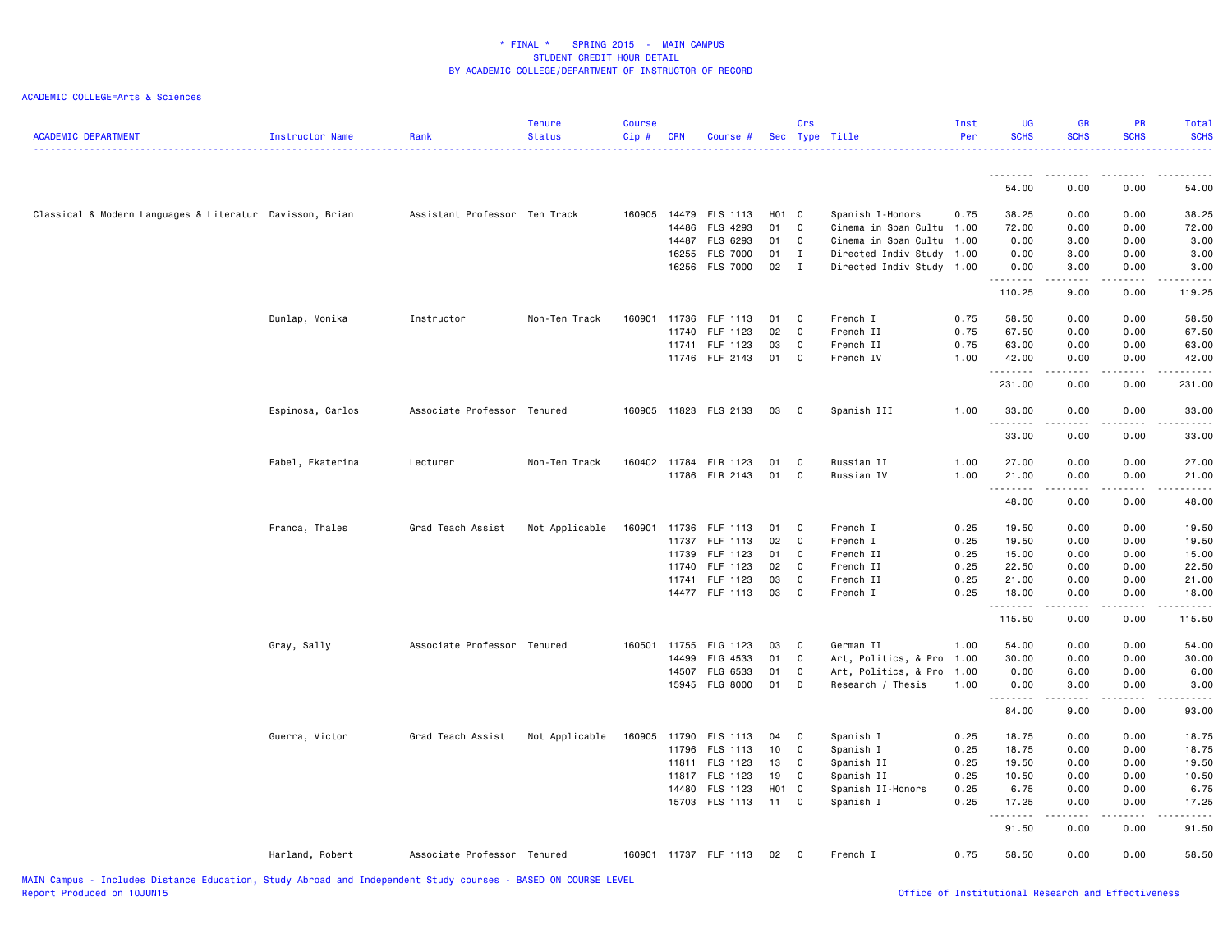\* FINAL \* SPRING 2015 - MAIN CAMPUS
STUDENT CREDIT HOUR DETAIL
BY ACADEMIC COLLEGE/DEPARTMENT OF INSTRUCTOR OF RECORD

ACADEMIC COLLEGE=Arts & Sciences

| ACADEMIC DEPARTMENT | Instructor Name | Rank | Tenure Status | Course Cip # | CRN | Course # | Sec | Crs Type | Title | Inst Per | UG SCHS | GR SCHS | PR SCHS | Total SCHS |
|---|---|---|---|---|---|---|---|---|---|---|---|---|---|---|
| | | | | | | | | | | | 54.00 | 0.00 | 0.00 | 54.00 |
| Classical & Modern Languages & Literatur | Davisson, Brian | Assistant Professor | Ten Track | 160905 | 14479 | FLS 1113 | H01 | C | Spanish I-Honors | 0.75 | 38.25 | 0.00 | 0.00 | 38.25 |
| | | | | | 14486 | FLS 4293 | 01 | C | Cinema in Span Cultu | 1.00 | 72.00 | 0.00 | 0.00 | 72.00 |
| | | | | | 14487 | FLS 6293 | 01 | C | Cinema in Span Cultu | 1.00 | 0.00 | 3.00 | 0.00 | 3.00 |
| | | | | | 16255 | FLS 7000 | 01 | I | Directed Indiv Study | 1.00 | 0.00 | 3.00 | 0.00 | 3.00 |
| | | | | | 16256 | FLS 7000 | 02 | I | Directed Indiv Study | 1.00 | 0.00 | 3.00 | 0.00 | 3.00 |
| | | | | | | | | | | | 110.25 | 9.00 | 0.00 | 119.25 |
| | Dunlap, Monika | Instructor | Non-Ten Track | 160901 | 11736 | FLF 1113 | 01 | C | French I | 0.75 | 58.50 | 0.00 | 0.00 | 58.50 |
| | | | | | 11740 | FLF 1123 | 02 | C | French II | 0.75 | 67.50 | 0.00 | 0.00 | 67.50 |
| | | | | | 11741 | FLF 1123 | 03 | C | French II | 0.75 | 63.00 | 0.00 | 0.00 | 63.00 |
| | | | | | 11746 | FLF 2143 | 01 | C | French IV | 1.00 | 42.00 | 0.00 | 0.00 | 42.00 |
| | | | | | | | | | | | 231.00 | 0.00 | 0.00 | 231.00 |
| | Espinosa, Carlos | Associate Professor | Tenured | 160905 | 11823 | FLS 2133 | 03 | C | Spanish III | 1.00 | 33.00 | 0.00 | 0.00 | 33.00 |
| | | | | | | | | | | | 33.00 | 0.00 | 0.00 | 33.00 |
| | Fabel, Ekaterina | Lecturer | Non-Ten Track | 160402 | 11784 | FLR 1123 | 01 | C | Russian II | 1.00 | 27.00 | 0.00 | 0.00 | 27.00 |
| | | | | | 11786 | FLR 2143 | 01 | C | Russian IV | 1.00 | 21.00 | 0.00 | 0.00 | 21.00 |
| | | | | | | | | | | | 48.00 | 0.00 | 0.00 | 48.00 |
| | Franca, Thales | Grad Teach Assist | Not Applicable | 160901 | 11736 | FLF 1113 | 01 | C | French I | 0.25 | 19.50 | 0.00 | 0.00 | 19.50 |
| | | | | | 11737 | FLF 1113 | 02 | C | French I | 0.25 | 19.50 | 0.00 | 0.00 | 19.50 |
| | | | | | 11739 | FLF 1123 | 01 | C | French II | 0.25 | 15.00 | 0.00 | 0.00 | 15.00 |
| | | | | | 11740 | FLF 1123 | 02 | C | French II | 0.25 | 22.50 | 0.00 | 0.00 | 22.50 |
| | | | | | 11741 | FLF 1123 | 03 | C | French II | 0.25 | 21.00 | 0.00 | 0.00 | 21.00 |
| | | | | | 14477 | FLF 1113 | 03 | C | French I | 0.25 | 18.00 | 0.00 | 0.00 | 18.00 |
| | | | | | | | | | | | 115.50 | 0.00 | 0.00 | 115.50 |
| | Gray, Sally | Associate Professor | Tenured | 160501 | 11755 | FLG 1123 | 03 | C | German II | 1.00 | 54.00 | 0.00 | 0.00 | 54.00 |
| | | | | | 14499 | FLG 4533 | 01 | C | Art, Politics, & Pro | 1.00 | 30.00 | 0.00 | 0.00 | 30.00 |
| | | | | | 14507 | FLG 6533 | 01 | C | Art, Politics, & Pro | 1.00 | 0.00 | 6.00 | 0.00 | 6.00 |
| | | | | | 15945 | FLG 8000 | 01 | D | Research / Thesis | 1.00 | 0.00 | 3.00 | 0.00 | 3.00 |
| | | | | | | | | | | | 84.00 | 9.00 | 0.00 | 93.00 |
| | Guerra, Victor | Grad Teach Assist | Not Applicable | 160905 | 11790 | FLS 1113 | 04 | C | Spanish I | 0.25 | 18.75 | 0.00 | 0.00 | 18.75 |
| | | | | | 11796 | FLS 1113 | 10 | C | Spanish I | 0.25 | 18.75 | 0.00 | 0.00 | 18.75 |
| | | | | | 11811 | FLS 1123 | 13 | C | Spanish II | 0.25 | 19.50 | 0.00 | 0.00 | 19.50 |
| | | | | | 11817 | FLS 1123 | 19 | C | Spanish II | 0.25 | 10.50 | 0.00 | 0.00 | 10.50 |
| | | | | | 14480 | FLS 1123 | H01 | C | Spanish II-Honors | 0.25 | 6.75 | 0.00 | 0.00 | 6.75 |
| | | | | | 15703 | FLS 1113 | 11 | C | Spanish I | 0.25 | 17.25 | 0.00 | 0.00 | 17.25 |
| | | | | | | | | | | | 91.50 | 0.00 | 0.00 | 91.50 |
| | Harland, Robert | Associate Professor | Tenured | 160901 | 11737 | FLF 1113 | 02 | C | French I | 0.75 | 58.50 | 0.00 | 0.00 | 58.50 |

MAIN Campus - Includes Distance Education, Study Abroad and Independent Study courses - BASED ON COURSE LEVEL
Report Produced on 10JUN15

Office of Institutional Research and Effectiveness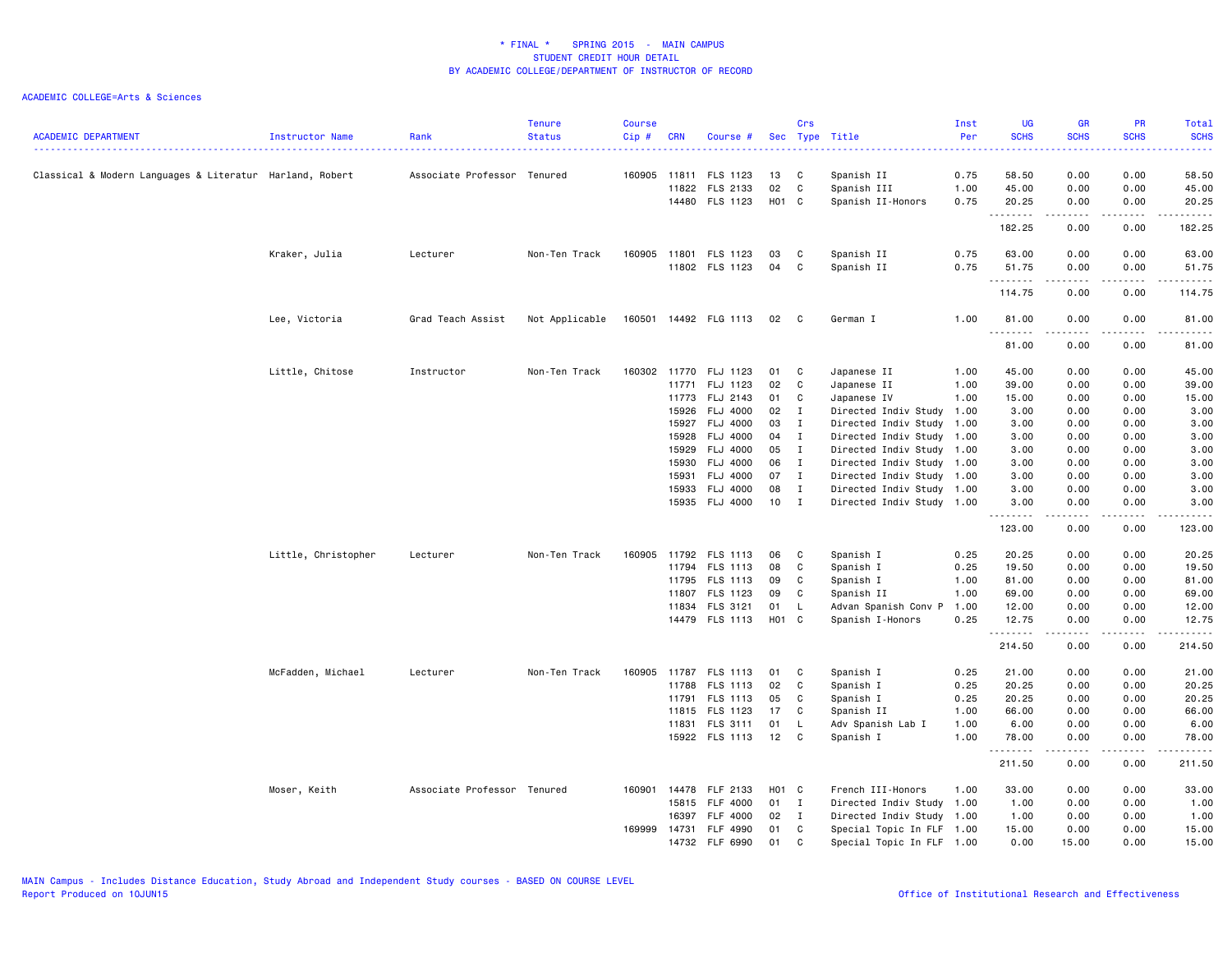\* FINAL \*    SPRING 2015 - MAIN CAMPUS
STUDENT CREDIT HOUR DETAIL
BY ACADEMIC COLLEGE/DEPARTMENT OF INSTRUCTOR OF RECORD

ACADEMIC COLLEGE=Arts & Sciences

| ACADEMIC DEPARTMENT | Instructor Name | Rank | Tenure Status | Course Cip # | CRN | Course # | Sec | Crs Type | Title | Inst Per | UG SCHS | GR SCHS | PR SCHS | Total SCHS |
|---|---|---|---|---|---|---|---|---|---|---|---|---|---|---|
| Classical & Modern Languages & Literatur | Harland, Robert | Associate Professor | Tenured | 160905 | 11811 | FLS 1123 | 13 | C | Spanish II | 0.75 | 58.50 | 0.00 | 0.00 | 58.50 |
| | | | | | 11822 | FLS 2133 | 02 | C | Spanish III | 1.00 | 45.00 | 0.00 | 0.00 | 45.00 |
| | | | | | 14480 | FLS 1123 | H01 | C | Spanish II-Honors | 0.75 | 20.25 | 0.00 | 0.00 | 20.25 |
| | | | | | | | | | | | 182.25 | 0.00 | 0.00 | 182.25 |
| | Kraker, Julia | Lecturer | Non-Ten Track | 160905 | 11801 | FLS 1123 | 03 | C | Spanish II | 0.75 | 63.00 | 0.00 | 0.00 | 63.00 |
| | | | | | 11802 | FLS 1123 | 04 | C | Spanish II | 0.75 | 51.75 | 0.00 | 0.00 | 51.75 |
| | | | | | | | | | | | 114.75 | 0.00 | 0.00 | 114.75 |
| | Lee, Victoria | Grad Teach Assist | Not Applicable | 160501 | 14492 | FLG 1113 | 02 | C | German I | 1.00 | 81.00 | 0.00 | 0.00 | 81.00 |
| | | | | | | | | | | | 81.00 | 0.00 | 0.00 | 81.00 |
| | Little, Chitose | Instructor | Non-Ten Track | 160302 | 11770 | FLJ 1123 | 01 | C | Japanese II | 1.00 | 45.00 | 0.00 | 0.00 | 45.00 |
| | | | | | 11771 | FLJ 1123 | 02 | C | Japanese II | 1.00 | 39.00 | 0.00 | 0.00 | 39.00 |
| | | | | | 11773 | FLJ 2143 | 01 | C | Japanese IV | 1.00 | 15.00 | 0.00 | 0.00 | 15.00 |
| | | | | | 15926 | FLJ 4000 | 02 | I | Directed Indiv Study | 1.00 | 3.00 | 0.00 | 0.00 | 3.00 |
| | | | | | 15927 | FLJ 4000 | 03 | I | Directed Indiv Study | 1.00 | 3.00 | 0.00 | 0.00 | 3.00 |
| | | | | | 15928 | FLJ 4000 | 04 | I | Directed Indiv Study | 1.00 | 3.00 | 0.00 | 0.00 | 3.00 |
| | | | | | 15929 | FLJ 4000 | 05 | I | Directed Indiv Study | 1.00 | 3.00 | 0.00 | 0.00 | 3.00 |
| | | | | | 15930 | FLJ 4000 | 06 | I | Directed Indiv Study | 1.00 | 3.00 | 0.00 | 0.00 | 3.00 |
| | | | | | 15931 | FLJ 4000 | 07 | I | Directed Indiv Study | 1.00 | 3.00 | 0.00 | 0.00 | 3.00 |
| | | | | | 15933 | FLJ 4000 | 08 | I | Directed Indiv Study | 1.00 | 3.00 | 0.00 | 0.00 | 3.00 |
| | | | | | 15935 | FLJ 4000 | 10 | I | Directed Indiv Study | 1.00 | 3.00 | 0.00 | 0.00 | 3.00 |
| | | | | | | | | | | | 123.00 | 0.00 | 0.00 | 123.00 |
| | Little, Christopher | Lecturer | Non-Ten Track | 160905 | 11792 | FLS 1113 | 06 | C | Spanish I | 0.25 | 20.25 | 0.00 | 0.00 | 20.25 |
| | | | | | 11794 | FLS 1113 | 08 | C | Spanish I | 0.25 | 19.50 | 0.00 | 0.00 | 19.50 |
| | | | | | 11795 | FLS 1113 | 09 | C | Spanish I | 1.00 | 81.00 | 0.00 | 0.00 | 81.00 |
| | | | | | 11807 | FLS 1123 | 09 | C | Spanish II | 1.00 | 69.00 | 0.00 | 0.00 | 69.00 |
| | | | | | 11834 | FLS 3121 | 01 | L | Advan Spanish Conv P | 1.00 | 12.00 | 0.00 | 0.00 | 12.00 |
| | | | | | 14479 | FLS 1113 | H01 | C | Spanish I-Honors | 0.25 | 12.75 | 0.00 | 0.00 | 12.75 |
| | | | | | | | | | | | 214.50 | 0.00 | 0.00 | 214.50 |
| | McFadden, Michael | Lecturer | Non-Ten Track | 160905 | 11787 | FLS 1113 | 01 | C | Spanish I | 0.25 | 21.00 | 0.00 | 0.00 | 21.00 |
| | | | | | 11788 | FLS 1113 | 02 | C | Spanish I | 0.25 | 20.25 | 0.00 | 0.00 | 20.25 |
| | | | | | 11791 | FLS 1113 | 05 | C | Spanish I | 0.25 | 20.25 | 0.00 | 0.00 | 20.25 |
| | | | | | 11815 | FLS 1123 | 17 | C | Spanish II | 1.00 | 66.00 | 0.00 | 0.00 | 66.00 |
| | | | | | 11831 | FLS 3111 | 01 | L | Adv Spanish Lab I | 1.00 | 6.00 | 0.00 | 0.00 | 6.00 |
| | | | | | 15922 | FLS 1113 | 12 | C | Spanish I | 1.00 | 78.00 | 0.00 | 0.00 | 78.00 |
| | | | | | | | | | | | 211.50 | 0.00 | 0.00 | 211.50 |
| | Moser, Keith | Associate Professor | Tenured | 160901 | 14478 | FLF 2133 | H01 | C | French III-Honors | 1.00 | 33.00 | 0.00 | 0.00 | 33.00 |
| | | | | | 15815 | FLF 4000 | 01 | I | Directed Indiv Study | 1.00 | 1.00 | 0.00 | 0.00 | 1.00 |
| | | | | | 16397 | FLF 4000 | 02 | I | Directed Indiv Study | 1.00 | 1.00 | 0.00 | 0.00 | 1.00 |
| | | | | 169999 | 14731 | FLF 4990 | 01 | C | Special Topic In FLF | 1.00 | 15.00 | 0.00 | 0.00 | 15.00 |
| | | | | | 14732 | FLF 6990 | 01 | C | Special Topic In FLF | 1.00 | 0.00 | 15.00 | 0.00 | 15.00 |

MAIN Campus - Includes Distance Education, Study Abroad and Independent Study courses - BASED ON COURSE LEVEL
Report Produced on 10JUN15    Office of Institutional Research and Effectiveness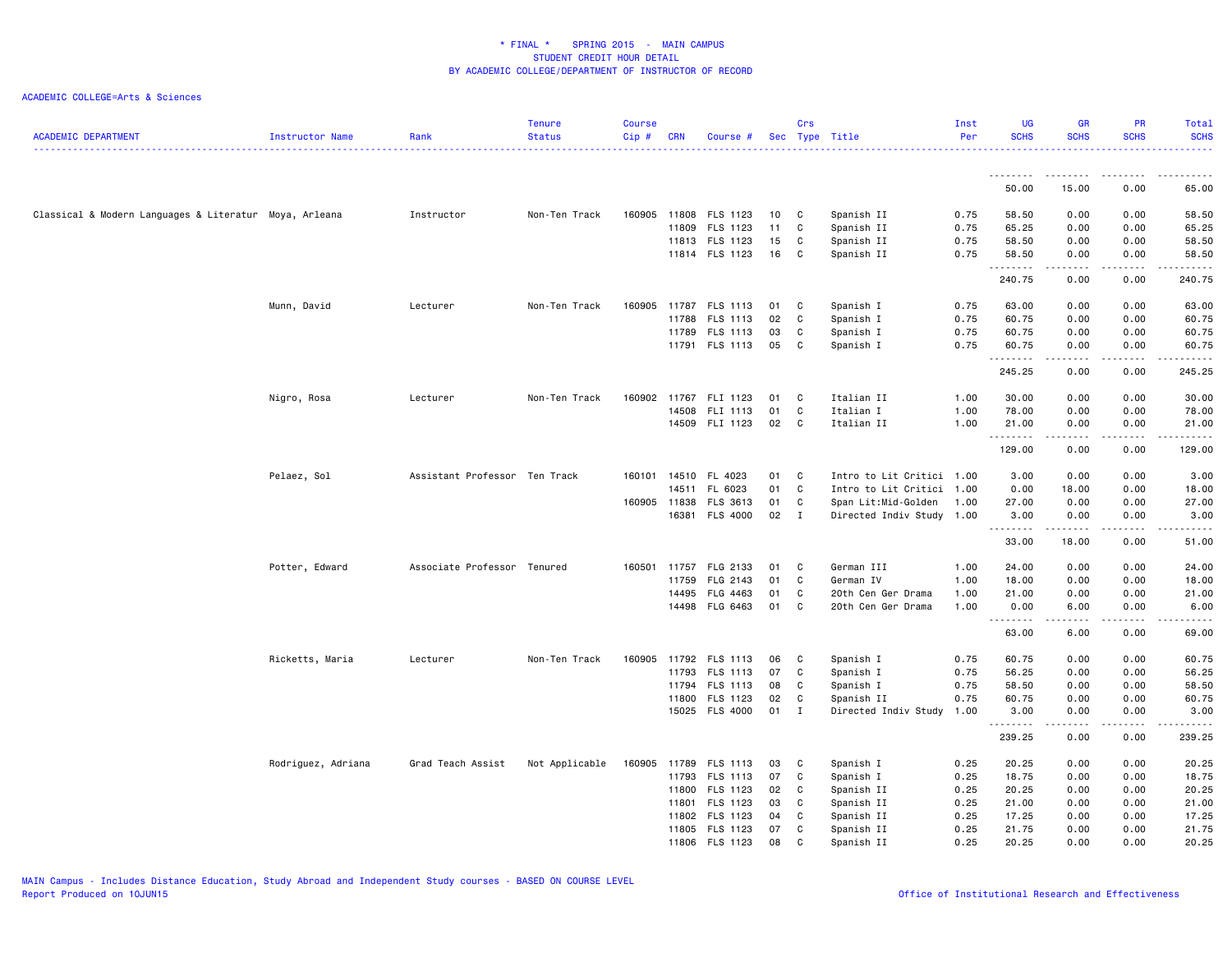# * FINAL * SPRING 2015 - MAIN CAMPUS
## STUDENT CREDIT HOUR DETAIL
## BY ACADEMIC COLLEGE/DEPARTMENT OF INSTRUCTOR OF RECORD

ACADEMIC COLLEGE=Arts & Sciences

| ACADEMIC DEPARTMENT | Instructor Name | Rank | Tenure Status | Course Cip # | CRN | Course # | Sec | Crs Type | Title | Inst Per | UG SCHS | GR SCHS | PR SCHS | Total SCHS |
|---|---|---|---|---|---|---|---|---|---|---|---|---|---|---|
| | | | | | | | | | | | 50.00 | 15.00 | 0.00 | 65.00 |
| Classical & Modern Languages & Literatur | Moya, Arleana | Instructor | Non-Ten Track | 160905 | 11808 | FLS 1123 | 10 | C | Spanish II | 0.75 | 58.50 | 0.00 | 0.00 | 58.50 |
| | | | | | 11809 | FLS 1123 | 11 | C | Spanish II | 0.75 | 65.25 | 0.00 | 0.00 | 65.25 |
| | | | | | 11813 | FLS 1123 | 15 | C | Spanish II | 0.75 | 58.50 | 0.00 | 0.00 | 58.50 |
| | | | | | 11814 | FLS 1123 | 16 | C | Spanish II | 0.75 | 58.50 | 0.00 | 0.00 | 58.50 |
| | | | | | | | | | | | 240.75 | 0.00 | 0.00 | 240.75 |
| | Munn, David | Lecturer | Non-Ten Track | 160905 | 11787 | FLS 1113 | 01 | C | Spanish I | 0.75 | 63.00 | 0.00 | 0.00 | 63.00 |
| | | | | | 11788 | FLS 1113 | 02 | C | Spanish I | 0.75 | 60.75 | 0.00 | 0.00 | 60.75 |
| | | | | | 11789 | FLS 1113 | 03 | C | Spanish I | 0.75 | 60.75 | 0.00 | 0.00 | 60.75 |
| | | | | | 11791 | FLS 1113 | 05 | C | Spanish I | 0.75 | 60.75 | 0.00 | 0.00 | 60.75 |
| | | | | | | | | | | | 245.25 | 0.00 | 0.00 | 245.25 |
| | Nigro, Rosa | Lecturer | Non-Ten Track | 160902 | 11767 | FLI 1123 | 01 | C | Italian II | 1.00 | 30.00 | 0.00 | 0.00 | 30.00 |
| | | | | | 14508 | FLI 1113 | 01 | C | Italian I | 1.00 | 78.00 | 0.00 | 0.00 | 78.00 |
| | | | | | 14509 | FLI 1123 | 02 | C | Italian II | 1.00 | 21.00 | 0.00 | 0.00 | 21.00 |
| | | | | | | | | | | | 129.00 | 0.00 | 0.00 | 129.00 |
| | Pelaez, Sol | Assistant Professor | Ten Track | 160101 | 14510 | FL 4023 | 01 | C | Intro to Lit Critici | 1.00 | 3.00 | 0.00 | 0.00 | 3.00 |
| | | | | | 14511 | FL 6023 | 01 | C | Intro to Lit Critici | 1.00 | 0.00 | 18.00 | 0.00 | 18.00 |
| | | | | 160905 | 11838 | FLS 3613 | 01 | C | Span Lit:Mid-Golden | 1.00 | 27.00 | 0.00 | 0.00 | 27.00 |
| | | | | | 16381 | FLS 4000 | 02 | I | Directed Indiv Study | 1.00 | 3.00 | 0.00 | 0.00 | 3.00 |
| | | | | | | | | | | | 33.00 | 18.00 | 0.00 | 51.00 |
| | Potter, Edward | Associate Professor | Tenured | 160501 | 11757 | FLG 2133 | 01 | C | German III | 1.00 | 24.00 | 0.00 | 0.00 | 24.00 |
| | | | | | 11759 | FLG 2143 | 01 | C | German IV | 1.00 | 18.00 | 0.00 | 0.00 | 18.00 |
| | | | | | 14495 | FLG 4463 | 01 | C | 20th Cen Ger Drama | 1.00 | 21.00 | 0.00 | 0.00 | 21.00 |
| | | | | | 14498 | FLG 6463 | 01 | C | 20th Cen Ger Drama | 1.00 | 0.00 | 6.00 | 0.00 | 6.00 |
| | | | | | | | | | | | 63.00 | 6.00 | 0.00 | 69.00 |
| | Ricketts, Maria | Lecturer | Non-Ten Track | 160905 | 11792 | FLS 1113 | 06 | C | Spanish I | 0.75 | 60.75 | 0.00 | 0.00 | 60.75 |
| | | | | | 11793 | FLS 1113 | 07 | C | Spanish I | 0.75 | 56.25 | 0.00 | 0.00 | 56.25 |
| | | | | | 11794 | FLS 1113 | 08 | C | Spanish I | 0.75 | 58.50 | 0.00 | 0.00 | 58.50 |
| | | | | | 11800 | FLS 1123 | 02 | C | Spanish II | 0.75 | 60.75 | 0.00 | 0.00 | 60.75 |
| | | | | | 15025 | FLS 4000 | 01 | I | Directed Indiv Study | 1.00 | 3.00 | 0.00 | 0.00 | 3.00 |
| | | | | | | | | | | | 239.25 | 0.00 | 0.00 | 239.25 |
| | Rodriguez, Adriana | Grad Teach Assist | Not Applicable | 160905 | 11789 | FLS 1113 | 03 | C | Spanish I | 0.25 | 20.25 | 0.00 | 0.00 | 20.25 |
| | | | | | 11793 | FLS 1113 | 07 | C | Spanish I | 0.25 | 18.75 | 0.00 | 0.00 | 18.75 |
| | | | | | 11800 | FLS 1123 | 02 | C | Spanish II | 0.25 | 20.25 | 0.00 | 0.00 | 20.25 |
| | | | | | 11801 | FLS 1123 | 03 | C | Spanish II | 0.25 | 21.00 | 0.00 | 0.00 | 21.00 |
| | | | | | 11802 | FLS 1123 | 04 | C | Spanish II | 0.25 | 17.25 | 0.00 | 0.00 | 17.25 |
| | | | | | 11805 | FLS 1123 | 07 | C | Spanish II | 0.25 | 21.75 | 0.00 | 0.00 | 21.75 |
| | | | | | 11806 | FLS 1123 | 08 | C | Spanish II | 0.25 | 20.25 | 0.00 | 0.00 | 20.25 |

MAIN Campus - Includes Distance Education, Study Abroad and Independent Study courses - BASED ON COURSE LEVEL
Report Produced on 10JUN15

Office of Institutional Research and Effectiveness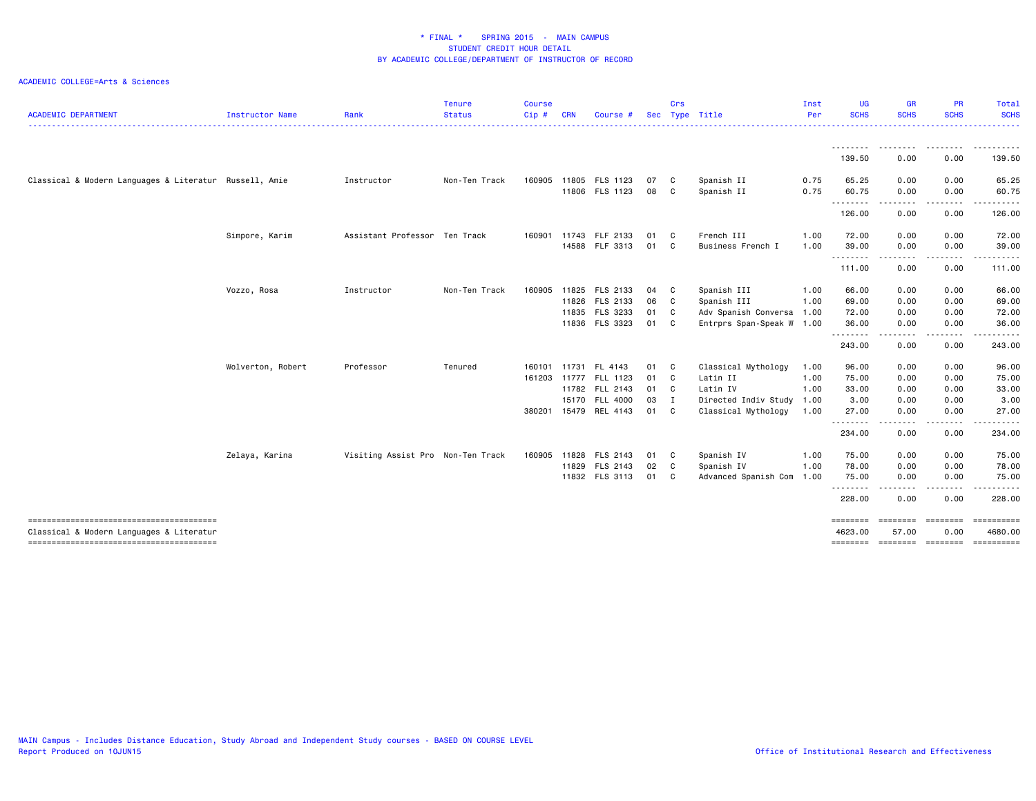\* FINAL \*    SPRING 2015  -  MAIN CAMPUS
STUDENT CREDIT HOUR DETAIL
BY ACADEMIC COLLEGE/DEPARTMENT OF INSTRUCTOR OF RECORD

ACADEMIC COLLEGE=Arts & Sciences

| ACADEMIC DEPARTMENT | Instructor Name | Rank | Tenure Status | Course Cip # | CRN | Course # | Sec | Crs Type | Title | Inst Per | UG SCHS | GR SCHS | PR SCHS | Total SCHS |
|---|---|---|---|---|---|---|---|---|---|---|---|---|---|---|
| | | | | | | | | | | | 139.50 | 0.00 | 0.00 | 139.50 |
| Classical & Modern Languages & Literatur | Russell, Amie | Instructor | Non-Ten Track | 160905 | 11805 | FLS 1123 | 07 | C | Spanish II | 0.75 | 65.25 | 0.00 | 0.00 | 65.25 |
| | | | | | 11806 | FLS 1123 | 08 | C | Spanish II | 0.75 | 60.75 | 0.00 | 0.00 | 60.75 |
| | | | | | | | | | | | 126.00 | 0.00 | 0.00 | 126.00 |
| | Simpore, Karim | Assistant Professor | Ten Track | 160901 | 11743 | FLF 2133 | 01 | C | French III | 1.00 | 72.00 | 0.00 | 0.00 | 72.00 |
| | | | | | 14588 | FLF 3313 | 01 | C | Business French I | 1.00 | 39.00 | 0.00 | 0.00 | 39.00 |
| | | | | | | | | | | | 111.00 | 0.00 | 0.00 | 111.00 |
| | Vozzo, Rosa | Instructor | Non-Ten Track | 160905 | 11825 | FLS 2133 | 04 | C | Spanish III | 1.00 | 66.00 | 0.00 | 0.00 | 66.00 |
| | | | | | 11826 | FLS 2133 | 06 | C | Spanish III | 1.00 | 69.00 | 0.00 | 0.00 | 69.00 |
| | | | | | 11835 | FLS 3233 | 01 | C | Adv Spanish Conversa | 1.00 | 72.00 | 0.00 | 0.00 | 72.00 |
| | | | | | 11836 | FLS 3323 | 01 | C | Entrprs Span-Speak W | 1.00 | 36.00 | 0.00 | 0.00 | 36.00 |
| | | | | | | | | | | | 243.00 | 0.00 | 0.00 | 243.00 |
| | Wolverton, Robert | Professor | Tenured | 160101 | 11731 | FL 4143 | 01 | C | Classical Mythology | 1.00 | 96.00 | 0.00 | 0.00 | 96.00 |
| | | | | 161203 | 11777 | FLL 1123 | 01 | C | Latin II | 1.00 | 75.00 | 0.00 | 0.00 | 75.00 |
| | | | | | 11782 | FLL 2143 | 01 | C | Latin IV | 1.00 | 33.00 | 0.00 | 0.00 | 33.00 |
| | | | | | 15170 | FLL 4000 | 03 | I | Directed Indiv Study | 1.00 | 3.00 | 0.00 | 0.00 | 3.00 |
| | | | | 380201 | 15479 | REL 4143 | 01 | C | Classical Mythology | 1.00 | 27.00 | 0.00 | 0.00 | 27.00 |
| | | | | | | | | | | | 234.00 | 0.00 | 0.00 | 234.00 |
| | Zelaya, Karina | Visiting Assist Pro | Non-Ten Track | 160905 | 11828 | FLS 2143 | 01 | C | Spanish IV | 1.00 | 75.00 | 0.00 | 0.00 | 75.00 |
| | | | | | 11829 | FLS 2143 | 02 | C | Spanish IV | 1.00 | 78.00 | 0.00 | 0.00 | 78.00 |
| | | | | | 11832 | FLS 3113 | 01 | C | Advanced Spanish Com | 1.00 | 75.00 | 0.00 | 0.00 | 75.00 |
| | | | | | | | | | | | 228.00 | 0.00 | 0.00 | 228.00 |
| Classical & Modern Languages & Literatur | | | | | | | | | | | 4623.00 | 57.00 | 0.00 | 4680.00 |

MAIN Campus - Includes Distance Education, Study Abroad and Independent Study courses - BASED ON COURSE LEVEL
Report Produced on 10JUN15

Office of Institutional Research and Effectiveness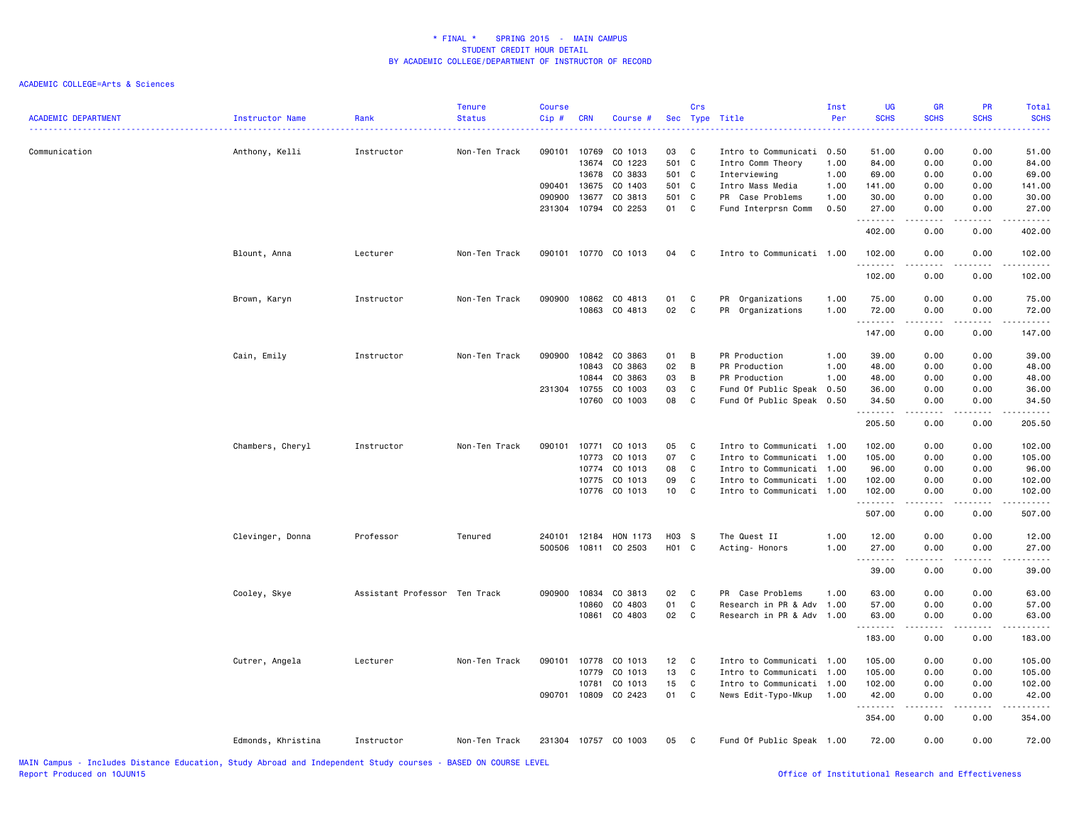\* FINAL \*    SPRING 2015  -  MAIN CAMPUS
STUDENT CREDIT HOUR DETAIL
BY ACADEMIC COLLEGE/DEPARTMENT OF INSTRUCTOR OF RECORD

ACADEMIC COLLEGE=Arts & Sciences

| ACADEMIC DEPARTMENT | Instructor Name | Rank | Tenure Status | Course Cip # | CRN | Course # | Sec | Crs Type | Title | Inst Per | UG SCHS | GR SCHS | PR SCHS | Total SCHS |
|---|---|---|---|---|---|---|---|---|---|---|---|---|---|---|
| Communication | Anthony, Kelli | Instructor | Non-Ten Track | 090101 | 10769 | CO 1013 | 03 | C | Intro to Communicati | 0.50 | 51.00 | 0.00 | 0.00 | 51.00 |
| | | | | | 13674 | CO 1223 | 501 | C | Intro Comm Theory | 1.00 | 84.00 | 0.00 | 0.00 | 84.00 |
| | | | | | 13678 | CO 3833 | 501 | C | Interviewing | 1.00 | 69.00 | 0.00 | 0.00 | 69.00 |
| | | | | 090401 | 13675 | CO 1403 | 501 | C | Intro Mass Media | 1.00 | 141.00 | 0.00 | 0.00 | 141.00 |
| | | | | 090900 | 13677 | CO 3813 | 501 | C | PR Case Problems | 1.00 | 30.00 | 0.00 | 0.00 | 30.00 |
| | | | | 231304 | 10794 | CO 2253 | 01 | C | Fund Interprsn Comm | 0.50 | 27.00 | 0.00 | 0.00 | 27.00 |
| | | | | | | | | | | | 402.00 | 0.00 | 0.00 | 402.00 |
| | Blount, Anna | Lecturer | Non-Ten Track | 090101 | 10770 | CO 1013 | 04 | C | Intro to Communicati | 1.00 | 102.00 | 0.00 | 0.00 | 102.00 |
| | | | | | | | | | | | 102.00 | 0.00 | 0.00 | 102.00 |
| | Brown, Karyn | Instructor | Non-Ten Track | 090900 | 10862 | CO 4813 | 01 | C | PR Organizations | 1.00 | 75.00 | 0.00 | 0.00 | 75.00 |
| | | | | | 10863 | CO 4813 | 02 | C | PR Organizations | 1.00 | 72.00 | 0.00 | 0.00 | 72.00 |
| | | | | | | | | | | | 147.00 | 0.00 | 0.00 | 147.00 |
| | Cain, Emily | Instructor | Non-Ten Track | 090900 | 10842 | CO 3863 | 01 | B | PR Production | 1.00 | 39.00 | 0.00 | 0.00 | 39.00 |
| | | | | | 10843 | CO 3863 | 02 | B | PR Production | 1.00 | 48.00 | 0.00 | 0.00 | 48.00 |
| | | | | | 10844 | CO 3863 | 03 | B | PR Production | 1.00 | 48.00 | 0.00 | 0.00 | 48.00 |
| | | | | 231304 | 10755 | CO 1003 | 03 | C | Fund Of Public Speak | 0.50 | 36.00 | 0.00 | 0.00 | 36.00 |
| | | | | | 10760 | CO 1003 | 08 | C | Fund Of Public Speak | 0.50 | 34.50 | 0.00 | 0.00 | 34.50 |
| | | | | | | | | | | | 205.50 | 0.00 | 0.00 | 205.50 |
| | Chambers, Cheryl | Instructor | Non-Ten Track | 090101 | 10771 | CO 1013 | 05 | C | Intro to Communicati | 1.00 | 102.00 | 0.00 | 0.00 | 102.00 |
| | | | | | 10773 | CO 1013 | 07 | C | Intro to Communicati | 1.00 | 105.00 | 0.00 | 0.00 | 105.00 |
| | | | | | 10774 | CO 1013 | 08 | C | Intro to Communicati | 1.00 | 96.00 | 0.00 | 0.00 | 96.00 |
| | | | | | 10775 | CO 1013 | 09 | C | Intro to Communicati | 1.00 | 102.00 | 0.00 | 0.00 | 102.00 |
| | | | | | 10776 | CO 1013 | 10 | C | Intro to Communicati | 1.00 | 102.00 | 0.00 | 0.00 | 102.00 |
| | | | | | | | | | | | 507.00 | 0.00 | 0.00 | 507.00 |
| | Clevinger, Donna | Professor | Tenured | 240101 | 12184 | HON 1173 | H03 | S | The Quest II | 1.00 | 12.00 | 0.00 | 0.00 | 12.00 |
| | | | | 500506 | 10811 | CO 2503 | H01 | C | Acting- Honors | 1.00 | 27.00 | 0.00 | 0.00 | 27.00 |
| | | | | | | | | | | | 39.00 | 0.00 | 0.00 | 39.00 |
| | Cooley, Skye | Assistant Professor | Ten Track | 090900 | 10834 | CO 3813 | 02 | C | PR Case Problems | 1.00 | 63.00 | 0.00 | 0.00 | 63.00 |
| | | | | | 10860 | CO 4803 | 01 | C | Research in PR & Adv | 1.00 | 57.00 | 0.00 | 0.00 | 57.00 |
| | | | | | 10861 | CO 4803 | 02 | C | Research in PR & Adv | 1.00 | 63.00 | 0.00 | 0.00 | 63.00 |
| | | | | | | | | | | | 183.00 | 0.00 | 0.00 | 183.00 |
| | Cutrer, Angela | Lecturer | Non-Ten Track | 090101 | 10778 | CO 1013 | 12 | C | Intro to Communicati | 1.00 | 105.00 | 0.00 | 0.00 | 105.00 |
| | | | | | 10779 | CO 1013 | 13 | C | Intro to Communicati | 1.00 | 105.00 | 0.00 | 0.00 | 105.00 |
| | | | | | 10781 | CO 1013 | 15 | C | Intro to Communicati | 1.00 | 102.00 | 0.00 | 0.00 | 102.00 |
| | | | | 090701 | 10809 | CO 2423 | 01 | C | News Edit-Typo-Mkup | 1.00 | 42.00 | 0.00 | 0.00 | 42.00 |
| | | | | | | | | | | | 354.00 | 0.00 | 0.00 | 354.00 |
| | Edmonds, Khristina | Instructor | Non-Ten Track | 231304 | 10757 | CO 1003 | 05 | C | Fund Of Public Speak | 1.00 | 72.00 | 0.00 | 0.00 | 72.00 |

MAIN Campus - Includes Distance Education, Study Abroad and Independent Study courses - BASED ON COURSE LEVEL
Report Produced on 10JUN15
Office of Institutional Research and Effectiveness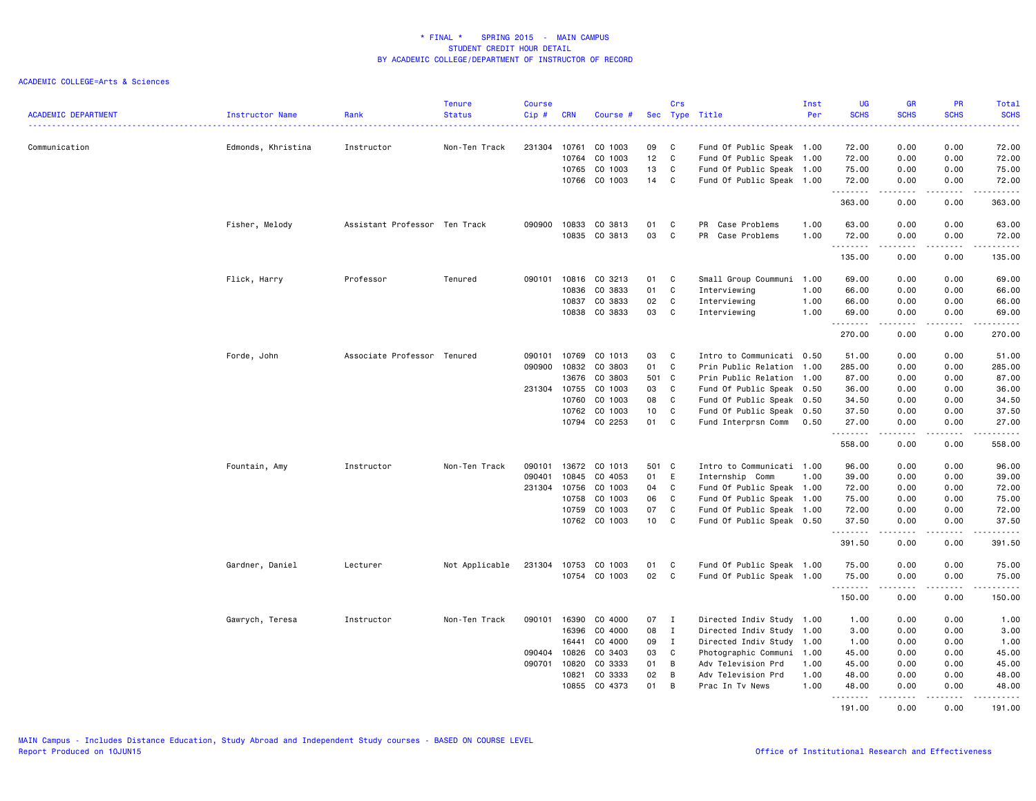* FINAL * SPRING 2015 - MAIN CAMPUS
STUDENT CREDIT HOUR DETAIL
BY ACADEMIC COLLEGE/DEPARTMENT OF INSTRUCTOR OF RECORD

ACADEMIC COLLEGE=Arts & Sciences

| ACADEMIC DEPARTMENT | Instructor Name | Rank | Tenure Status | Course Cip # | CRN | Course # | Sec | Crs Type | Title | Inst Per | UG SCHS | GR SCHS | PR SCHS | Total SCHS |
|---|---|---|---|---|---|---|---|---|---|---|---|---|---|---|
| Communication | Edmonds, Khristina | Instructor | Non-Ten Track | 231304 | 10761 | CO 1003 | 09 | C | Fund Of Public Speak | 1.00 | 72.00 | 0.00 | 0.00 | 72.00 |
| | | | | | 10764 | CO 1003 | 12 | C | Fund Of Public Speak | 1.00 | 72.00 | 0.00 | 0.00 | 72.00 |
| | | | | | 10765 | CO 1003 | 13 | C | Fund Of Public Speak | 1.00 | 75.00 | 0.00 | 0.00 | 75.00 |
| | | | | | 10766 | CO 1003 | 14 | C | Fund Of Public Speak | 1.00 | 72.00 | 0.00 | 0.00 | 72.00 |
| | | | | | | | | | | | 363.00 | 0.00 | 0.00 | 363.00 |
| | Fisher, Melody | Assistant Professor | Ten Track | 090900 | 10833 | CO 3813 | 01 | C | PR Case Problems | 1.00 | 63.00 | 0.00 | 0.00 | 63.00 |
| | | | | | 10835 | CO 3813 | 03 | C | PR Case Problems | 1.00 | 72.00 | 0.00 | 0.00 | 72.00 |
| | | | | | | | | | | | 135.00 | 0.00 | 0.00 | 135.00 |
| | Flick, Harry | Professor | Tenured | 090101 | 10816 | CO 3213 | 01 | C | Small Group Coummuni | 1.00 | 69.00 | 0.00 | 0.00 | 69.00 |
| | | | | | 10836 | CO 3833 | 01 | C | Interviewing | 1.00 | 66.00 | 0.00 | 0.00 | 66.00 |
| | | | | | 10837 | CO 3833 | 02 | C | Interviewing | 1.00 | 66.00 | 0.00 | 0.00 | 66.00 |
| | | | | | 10838 | CO 3833 | 03 | C | Interviewing | 1.00 | 69.00 | 0.00 | 0.00 | 69.00 |
| | | | | | | | | | | | 270.00 | 0.00 | 0.00 | 270.00 |
| | Forde, John | Associate Professor | Tenured | 090101 | 10769 | CO 1013 | 03 | C | Intro to Communicati | 0.50 | 51.00 | 0.00 | 0.00 | 51.00 |
| | | | | 090900 | 10832 | CO 3803 | 01 | C | Prin Public Relation | 1.00 | 285.00 | 0.00 | 0.00 | 285.00 |
| | | | | | 13676 | CO 3803 | 501 | C | Prin Public Relation | 1.00 | 87.00 | 0.00 | 0.00 | 87.00 |
| | | | | 231304 | 10755 | CO 1003 | 03 | C | Fund Of Public Speak | 0.50 | 36.00 | 0.00 | 0.00 | 36.00 |
| | | | | | 10760 | CO 1003 | 08 | C | Fund Of Public Speak | 0.50 | 34.50 | 0.00 | 0.00 | 34.50 |
| | | | | | 10762 | CO 1003 | 10 | C | Fund Of Public Speak | 0.50 | 37.50 | 0.00 | 0.00 | 37.50 |
| | | | | | 10794 | CO 2253 | 01 | C | Fund Interprsn Comm | 0.50 | 27.00 | 0.00 | 0.00 | 27.00 |
| | | | | | | | | | | | 558.00 | 0.00 | 0.00 | 558.00 |
| | Fountain, Amy | Instructor | Non-Ten Track | 090101 | 13672 | CO 1013 | 501 | C | Intro to Communicati | 1.00 | 96.00 | 0.00 | 0.00 | 96.00 |
| | | | | 090401 | 10845 | CO 4053 | 01 | E | Internship Comm | 1.00 | 39.00 | 0.00 | 0.00 | 39.00 |
| | | | | 231304 | 10756 | CO 1003 | 04 | C | Fund Of Public Speak | 1.00 | 72.00 | 0.00 | 0.00 | 72.00 |
| | | | | | 10758 | CO 1003 | 06 | C | Fund Of Public Speak | 1.00 | 75.00 | 0.00 | 0.00 | 75.00 |
| | | | | | 10759 | CO 1003 | 07 | C | Fund Of Public Speak | 1.00 | 72.00 | 0.00 | 0.00 | 72.00 |
| | | | | | 10762 | CO 1003 | 10 | C | Fund Of Public Speak | 0.50 | 37.50 | 0.00 | 0.00 | 37.50 |
| | | | | | | | | | | | 391.50 | 0.00 | 0.00 | 391.50 |
| | Gardner, Daniel | Lecturer | Not Applicable | 231304 | 10753 | CO 1003 | 01 | C | Fund Of Public Speak | 1.00 | 75.00 | 0.00 | 0.00 | 75.00 |
| | | | | | 10754 | CO 1003 | 02 | C | Fund Of Public Speak | 1.00 | 75.00 | 0.00 | 0.00 | 75.00 |
| | | | | | | | | | | | 150.00 | 0.00 | 0.00 | 150.00 |
| | Gawrych, Teresa | Instructor | Non-Ten Track | 090101 | 16390 | CO 4000 | 07 | I | Directed Indiv Study | 1.00 | 1.00 | 0.00 | 0.00 | 1.00 |
| | | | | | 16396 | CO 4000 | 08 | I | Directed Indiv Study | 1.00 | 3.00 | 0.00 | 0.00 | 3.00 |
| | | | | | 16441 | CO 4000 | 09 | I | Directed Indiv Study | 1.00 | 1.00 | 0.00 | 0.00 | 1.00 |
| | | | | 090404 | 10826 | CO 3403 | 03 | C | Photographic Communi | 1.00 | 45.00 | 0.00 | 0.00 | 45.00 |
| | | | | 090701 | 10820 | CO 3333 | 01 | B | Adv Television Prd | 1.00 | 45.00 | 0.00 | 0.00 | 45.00 |
| | | | | | 10821 | CO 3333 | 02 | B | Adv Television Prd | 1.00 | 48.00 | 0.00 | 0.00 | 48.00 |
| | | | | | 10855 | CO 4373 | 01 | B | Prac In Tv News | 1.00 | 48.00 | 0.00 | 0.00 | 48.00 |
| | | | | | | | | | | | 191.00 | 0.00 | 0.00 | 191.00 |

MAIN Campus - Includes Distance Education, Study Abroad and Independent Study courses - BASED ON COURSE LEVEL
Report Produced on 10JUN15

Office of Institutional Research and Effectiveness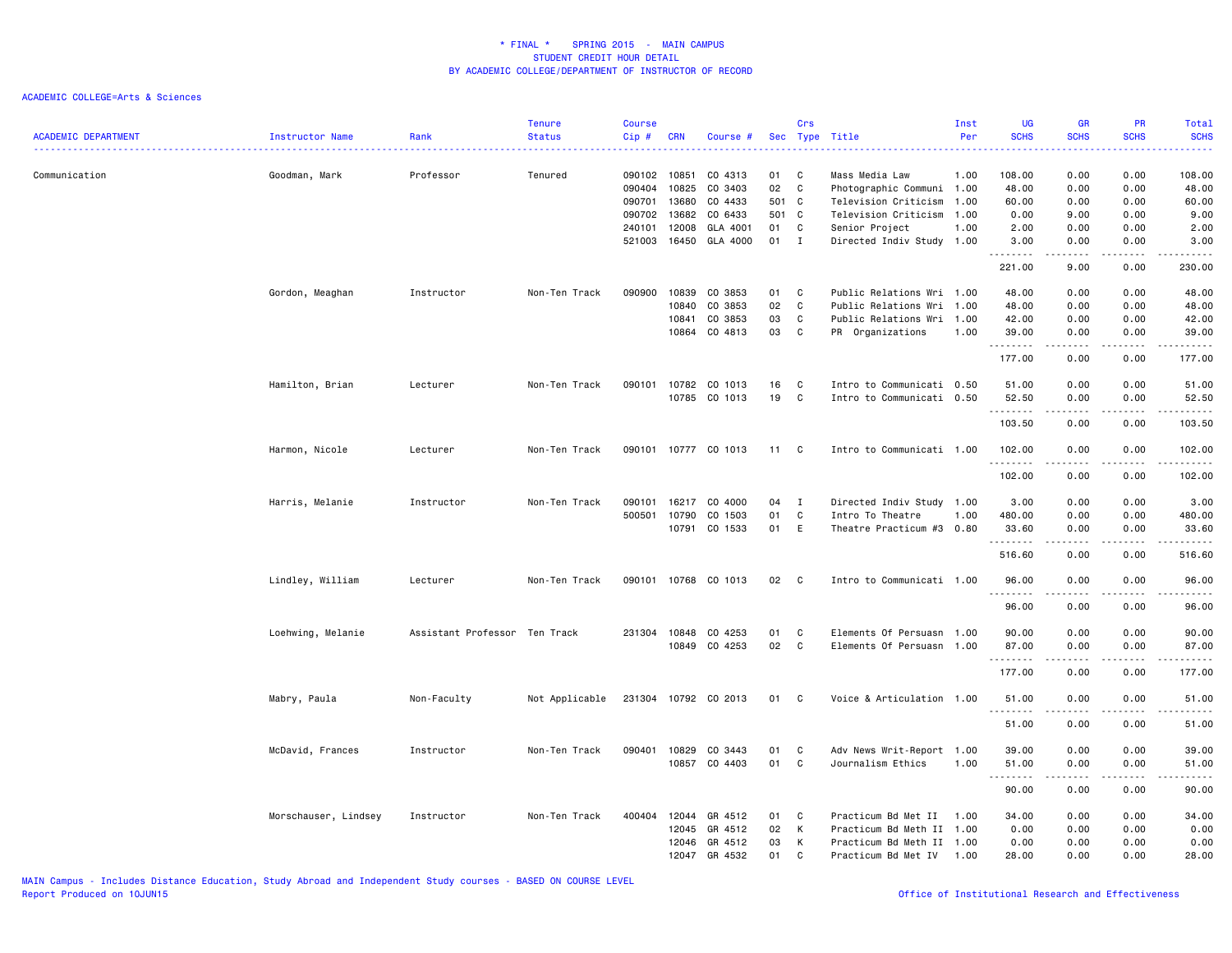# * FINAL * SPRING 2015 - MAIN CAMPUS
## STUDENT CREDIT HOUR DETAIL
## BY ACADEMIC COLLEGE/DEPARTMENT OF INSTRUCTOR OF RECORD

ACADEMIC COLLEGE=Arts & Sciences

| ACADEMIC DEPARTMENT | Instructor Name | Rank | Tenure Status | Course Cip # | CRN | Course # | Sec | Crs Type | Title | Inst Per | UG SCHS | GR SCHS | PR SCHS | Total SCHS |
|---|---|---|---|---|---|---|---|---|---|---|---|---|---|---|
| Communication | Goodman, Mark | Professor | Tenured | 090102 | 10851 | CO 4313 | 01 | C | Mass Media Law | 1.00 | 108.00 | 0.00 | 0.00 | 108.00 |
| | | | | 090404 | 10825 | CO 3403 | 02 | C | Photographic Communi | 1.00 | 48.00 | 0.00 | 0.00 | 48.00 |
| | | | | 090701 | 13680 | CO 4433 | 501 | C | Television Criticism | 1.00 | 60.00 | 0.00 | 0.00 | 60.00 |
| | | | | 090702 | 13682 | CO 6433 | 501 | C | Television Criticism | 1.00 | 0.00 | 9.00 | 0.00 | 9.00 |
| | | | | 240101 | 12008 | GLA 4001 | 01 | C | Senior Project | 1.00 | 2.00 | 0.00 | 0.00 | 2.00 |
| | | | | 521003 | 16450 | GLA 4000 | 01 | I | Directed Indiv Study | 1.00 | 3.00 | 0.00 | 0.00 | 3.00 |
| | | | | | | | | | | | 221.00 | 9.00 | 0.00 | 230.00 |
| | Gordon, Meaghan | Instructor | Non-Ten Track | 090900 | 10839 | CO 3853 | 01 | C | Public Relations Wri | 1.00 | 48.00 | 0.00 | 0.00 | 48.00 |
| | | | | | 10840 | CO 3853 | 02 | C | Public Relations Wri | 1.00 | 48.00 | 0.00 | 0.00 | 48.00 |
| | | | | | 10841 | CO 3853 | 03 | C | Public Relations Wri | 1.00 | 42.00 | 0.00 | 0.00 | 42.00 |
| | | | | | 10864 | CO 4813 | 03 | C | PR Organizations | 1.00 | 39.00 | 0.00 | 0.00 | 39.00 |
| | | | | | | | | | | | 177.00 | 0.00 | 0.00 | 177.00 |
| | Hamilton, Brian | Lecturer | Non-Ten Track | 090101 | 10782 | CO 1013 | 16 | C | Intro to Communicati | 0.50 | 51.00 | 0.00 | 0.00 | 51.00 |
| | | | | | 10785 | CO 1013 | 19 | C | Intro to Communicati | 0.50 | 52.50 | 0.00 | 0.00 | 52.50 |
| | | | | | | | | | | | 103.50 | 0.00 | 0.00 | 103.50 |
| | Harmon, Nicole | Lecturer | Non-Ten Track | 090101 | 10777 | CO 1013 | 11 | C | Intro to Communicati | 1.00 | 102.00 | 0.00 | 0.00 | 102.00 |
| | | | | | | | | | | | 102.00 | 0.00 | 0.00 | 102.00 |
| | Harris, Melanie | Instructor | Non-Ten Track | 090101 | 16217 | CO 4000 | 04 | I | Directed Indiv Study | 1.00 | 3.00 | 0.00 | 0.00 | 3.00 |
| | | | | 500501 | 10790 | CO 1503 | 01 | C | Intro To Theatre | 1.00 | 480.00 | 0.00 | 0.00 | 480.00 |
| | | | | | 10791 | CO 1533 | 01 | E | Theatre Practicum #3 | 0.80 | 33.60 | 0.00 | 0.00 | 33.60 |
| | | | | | | | | | | | 516.60 | 0.00 | 0.00 | 516.60 |
| | Lindley, William | Lecturer | Non-Ten Track | 090101 | 10768 | CO 1013 | 02 | C | Intro to Communicati | 1.00 | 96.00 | 0.00 | 0.00 | 96.00 |
| | | | | | | | | | | | 96.00 | 0.00 | 0.00 | 96.00 |
| | Loehwing, Melanie | Assistant Professor | Ten Track | 231304 | 10848 | CO 4253 | 01 | C | Elements Of Persuasn | 1.00 | 90.00 | 0.00 | 0.00 | 90.00 |
| | | | | | 10849 | CO 4253 | 02 | C | Elements Of Persuasn | 1.00 | 87.00 | 0.00 | 0.00 | 87.00 |
| | | | | | | | | | | | 177.00 | 0.00 | 0.00 | 177.00 |
| | Mabry, Paula | Non-Faculty | Not Applicable | 231304 | 10792 | CO 2013 | 01 | C | Voice & Articulation | 1.00 | 51.00 | 0.00 | 0.00 | 51.00 |
| | | | | | | | | | | | 51.00 | 0.00 | 0.00 | 51.00 |
| | McDavid, Frances | Instructor | Non-Ten Track | 090401 | 10829 | CO 3443 | 01 | C | Adv News Writ-Report | 1.00 | 39.00 | 0.00 | 0.00 | 39.00 |
| | | | | | 10857 | CO 4403 | 01 | C | Journalism Ethics | 1.00 | 51.00 | 0.00 | 0.00 | 51.00 |
| | | | | | | | | | | | 90.00 | 0.00 | 0.00 | 90.00 |
| | Morschauser, Lindsey | Instructor | Non-Ten Track | 400404 | 12044 | GR 4512 | 01 | C | Practicum Bd Met II | 1.00 | 34.00 | 0.00 | 0.00 | 34.00 |
| | | | | | 12045 | GR 4512 | 02 | K | Practicum Bd Meth II | 1.00 | 0.00 | 0.00 | 0.00 | 0.00 |
| | | | | | 12046 | GR 4512 | 03 | K | Practicum Bd Meth II | 1.00 | 0.00 | 0.00 | 0.00 | 0.00 |
| | | | | | 12047 | GR 4532 | 01 | C | Practicum Bd Met IV | 1.00 | 28.00 | 0.00 | 0.00 | 28.00 |

MAIN Campus - Includes Distance Education, Study Abroad and Independent Study courses - BASED ON COURSE LEVEL
Report Produced on 10JUN15

Office of Institutional Research and Effectiveness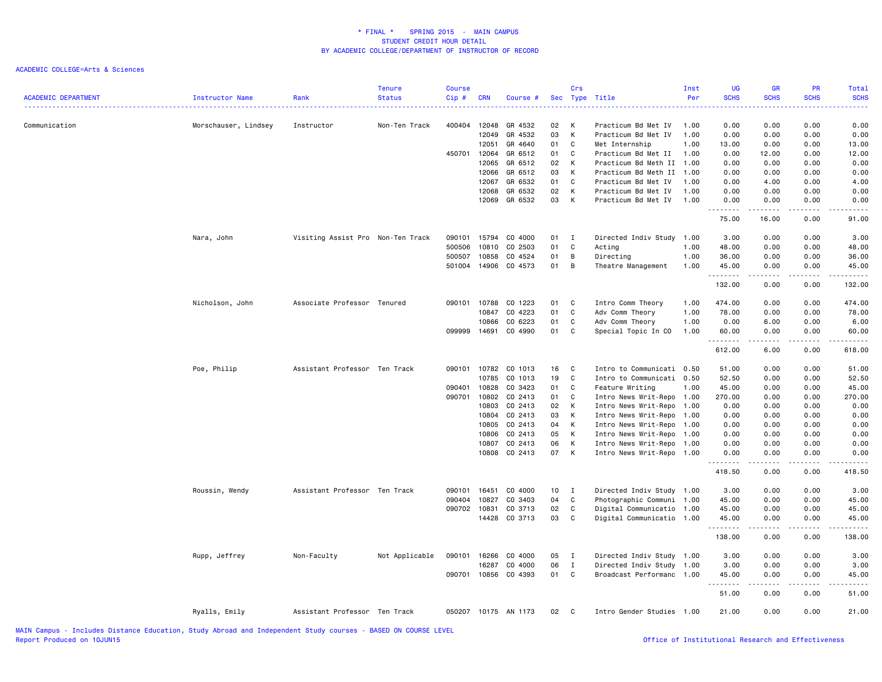# * FINAL * SPRING 2015 - MAIN CAMPUS
## STUDENT CREDIT HOUR DETAIL
## BY ACADEMIC COLLEGE/DEPARTMENT OF INSTRUCTOR OF RECORD

ACADEMIC COLLEGE=Arts & Sciences

| ACADEMIC DEPARTMENT | Instructor Name | Rank | Tenure Status | Course Cip # | CRN | Course # | Sec | Crs Type | Title | Inst Per | UG SCHS | GR SCHS | PR SCHS | Total SCHS |
|---|---|---|---|---|---|---|---|---|---|---|---|---|---|---|
| Communication | Morschauser, Lindsey | Instructor | Non-Ten Track | 400404 | 12048 | GR 4532 | 02 | K | Practicum Bd Met IV | 1.00 | 0.00 | 0.00 | 0.00 | 0.00 |
| | | | | | 12049 | GR 4532 | 03 | K | Practicum Bd Met IV | 1.00 | 0.00 | 0.00 | 0.00 | 0.00 |
| | | | | | 12051 | GR 4640 | 01 | C | Met Internship | 1.00 | 13.00 | 0.00 | 0.00 | 13.00 |
| | | | | 450701 | 12064 | GR 6512 | 01 | C | Practicum Bd Met II | 1.00 | 0.00 | 12.00 | 0.00 | 12.00 |
| | | | | | 12065 | GR 6512 | 02 | K | Practicum Bd Meth II | 1.00 | 0.00 | 0.00 | 0.00 | 0.00 |
| | | | | | 12066 | GR 6512 | 03 | K | Practicum Bd Meth II | 1.00 | 0.00 | 0.00 | 0.00 | 0.00 |
| | | | | | 12067 | GR 6532 | 01 | C | Practicum Bd Met IV | 1.00 | 0.00 | 4.00 | 0.00 | 4.00 |
| | | | | | 12068 | GR 6532 | 02 | K | Practicum Bd Met IV | 1.00 | 0.00 | 0.00 | 0.00 | 0.00 |
| | | | | | 12069 | GR 6532 | 03 | K | Practicum Bd Met IV | 1.00 | 0.00 | 0.00 | 0.00 | 0.00 |
| | | | | | | | | | | | 75.00 | 16.00 | 0.00 | 91.00 |
| | Nara, John | Visiting Assist Pro | Non-Ten Track | 090101 | 15794 | CO 4000 | 01 | I | Directed Indiv Study | 1.00 | 3.00 | 0.00 | 0.00 | 3.00 |
| | | | | 500506 | 10810 | CO 2503 | 01 | C | Acting | 1.00 | 48.00 | 0.00 | 0.00 | 48.00 |
| | | | | 500507 | 10858 | CO 4524 | 01 | B | Directing | 1.00 | 36.00 | 0.00 | 0.00 | 36.00 |
| | | | | 501004 | 14906 | CO 4573 | 01 | B | Theatre Management | 1.00 | 45.00 | 0.00 | 0.00 | 45.00 |
| | | | | | | | | | | | 132.00 | 0.00 | 0.00 | 132.00 |
| | Nicholson, John | Associate Professor | Tenured | 090101 | 10788 | CO 1223 | 01 | C | Intro Comm Theory | 1.00 | 474.00 | 0.00 | 0.00 | 474.00 |
| | | | | | 10847 | CO 4223 | 01 | C | Adv Comm Theory | 1.00 | 78.00 | 0.00 | 0.00 | 78.00 |
| | | | | | 10866 | CO 6223 | 01 | C | Adv Comm Theory | 1.00 | 0.00 | 6.00 | 0.00 | 6.00 |
| | | | | 099999 | 14691 | CO 4990 | 01 | C | Special Topic In CO | 1.00 | 60.00 | 0.00 | 0.00 | 60.00 |
| | | | | | | | | | | | 612.00 | 6.00 | 0.00 | 618.00 |
| | Poe, Philip | Assistant Professor | Ten Track | 090101 | 10782 | CO 1013 | 16 | C | Intro to Communicati | 0.50 | 51.00 | 0.00 | 0.00 | 51.00 |
| | | | | | 10785 | CO 1013 | 19 | C | Intro to Communicati | 0.50 | 52.50 | 0.00 | 0.00 | 52.50 |
| | | | | 090401 | 10828 | CO 3423 | 01 | C | Feature Writing | 1.00 | 45.00 | 0.00 | 0.00 | 45.00 |
| | | | | 090701 | 10802 | CO 2413 | 01 | C | Intro News Writ-Repo | 1.00 | 270.00 | 0.00 | 0.00 | 270.00 |
| | | | | | 10803 | CO 2413 | 02 | K | Intro News Writ-Repo | 1.00 | 0.00 | 0.00 | 0.00 | 0.00 |
| | | | | | 10804 | CO 2413 | 03 | K | Intro News Writ-Repo | 1.00 | 0.00 | 0.00 | 0.00 | 0.00 |
| | | | | | 10805 | CO 2413 | 04 | K | Intro News Writ-Repo | 1.00 | 0.00 | 0.00 | 0.00 | 0.00 |
| | | | | | 10806 | CO 2413 | 05 | K | Intro News Writ-Repo | 1.00 | 0.00 | 0.00 | 0.00 | 0.00 |
| | | | | | 10807 | CO 2413 | 06 | K | Intro News Writ-Repo | 1.00 | 0.00 | 0.00 | 0.00 | 0.00 |
| | | | | | 10808 | CO 2413 | 07 | K | Intro News Writ-Repo | 1.00 | 0.00 | 0.00 | 0.00 | 0.00 |
| | | | | | | | | | | | 418.50 | 0.00 | 0.00 | 418.50 |
| | Roussin, Wendy | Assistant Professor | Ten Track | 090101 | 16451 | CO 4000 | 10 | I | Directed Indiv Study | 1.00 | 3.00 | 0.00 | 0.00 | 3.00 |
| | | | | 090404 | 10827 | CO 3403 | 04 | C | Photographic Communi | 1.00 | 45.00 | 0.00 | 0.00 | 45.00 |
| | | | | 090702 | 10831 | CO 3713 | 02 | C | Digital Communicatio | 1.00 | 45.00 | 0.00 | 0.00 | 45.00 |
| | | | | | 14428 | CO 3713 | 03 | C | Digital Communicatio | 1.00 | 45.00 | 0.00 | 0.00 | 45.00 |
| | | | | | | | | | | | 138.00 | 0.00 | 0.00 | 138.00 |
| | Rupp, Jeffrey | Non-Faculty | Not Applicable | 090101 | 16266 | CO 4000 | 05 | I | Directed Indiv Study | 1.00 | 3.00 | 0.00 | 0.00 | 3.00 |
| | | | | | 16287 | CO 4000 | 06 | I | Directed Indiv Study | 1.00 | 3.00 | 0.00 | 0.00 | 3.00 |
| | | | | 090701 | 10856 | CO 4393 | 01 | C | Broadcast Performanc | 1.00 | 45.00 | 0.00 | 0.00 | 45.00 |
| | | | | | | | | | | | 51.00 | 0.00 | 0.00 | 51.00 |
| | Ryalls, Emily | Assistant Professor | Ten Track | 050207 | 10175 | AN 1173 | 02 | C | Intro Gender Studies | 1.00 | 21.00 | 0.00 | 0.00 | 21.00 |

MAIN Campus - Includes Distance Education, Study Abroad and Independent Study courses - BASED ON COURSE LEVEL
Report Produced on 10JUN15

Office of Institutional Research and Effectiveness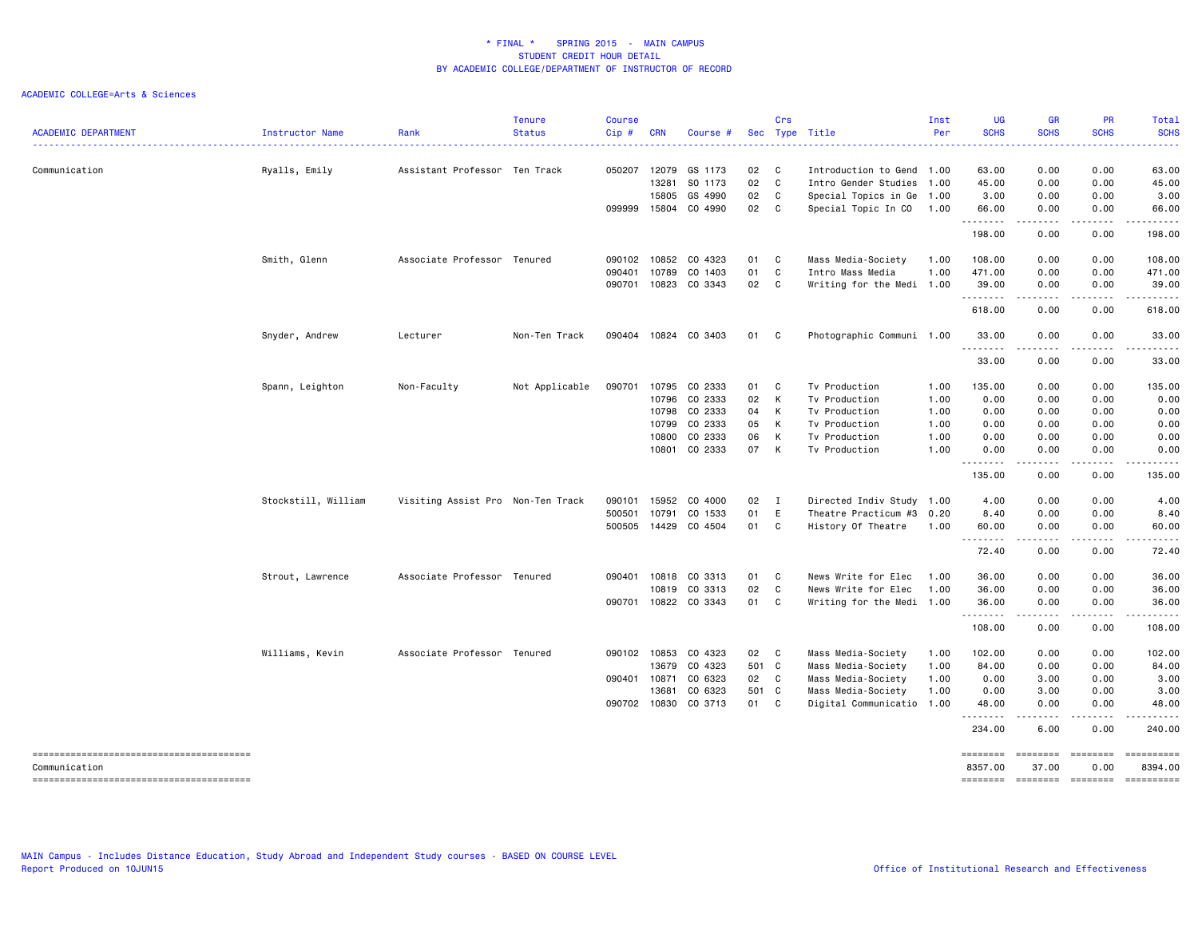\* FINAL \*  SPRING 2015 - MAIN CAMPUS
STUDENT CREDIT HOUR DETAIL
BY ACADEMIC COLLEGE/DEPARTMENT OF INSTRUCTOR OF RECORD

ACADEMIC COLLEGE=Arts & Sciences

| ACADEMIC DEPARTMENT | Instructor Name | Rank | Tenure Status | Course Cip # | CRN | Course # | Sec | Crs Type | Title | Inst Per | UG SCHS | GR SCHS | PR SCHS | Total SCHS |
|---|---|---|---|---|---|---|---|---|---|---|---|---|---|---|
| Communication | Ryalls, Emily | Assistant Professor | Ten Track | 050207 | 12079 | GS 1173 | 02 | C | Introduction to Gend | 1.00 | 63.00 | 0.00 | 0.00 | 63.00 |
| | | | | | 13281 | SO 1173 | 02 | C | Intro Gender Studies | 1.00 | 45.00 | 0.00 | 0.00 | 45.00 |
| | | | | | 15805 | GS 4990 | 02 | C | Special Topics in Ge | 1.00 | 3.00 | 0.00 | 0.00 | 3.00 |
| | | | | 099999 | 15804 | CO 4990 | 02 | C | Special Topic In CO | 1.00 | 66.00 | 0.00 | 0.00 | 66.00 |
| | | | | | | | | | | | 198.00 | 0.00 | 0.00 | 198.00 |
| | Smith, Glenn | Associate Professor | Tenured | 090102 | 10852 | CO 4323 | 01 | C | Mass Media-Society | 1.00 | 108.00 | 0.00 | 0.00 | 108.00 |
| | | | | 090401 | 10789 | CO 1403 | 01 | C | Intro Mass Media | 1.00 | 471.00 | 0.00 | 0.00 | 471.00 |
| | | | | 090701 | 10823 | CO 3343 | 02 | C | Writing for the Medi | 1.00 | 39.00 | 0.00 | 0.00 | 39.00 |
| | | | | | | | | | | | 618.00 | 0.00 | 0.00 | 618.00 |
| | Snyder, Andrew | Lecturer | Non-Ten Track | 090404 | 10824 | CO 3403 | 01 | C | Photographic Communi | 1.00 | 33.00 | 0.00 | 0.00 | 33.00 |
| | | | | | | | | | | | 33.00 | 0.00 | 0.00 | 33.00 |
| | Spann, Leighton | Non-Faculty | Not Applicable | 090701 | 10795 | CO 2333 | 01 | C | Tv Production | 1.00 | 135.00 | 0.00 | 0.00 | 135.00 |
| | | | | | 10796 | CO 2333 | 02 | K | Tv Production | 1.00 | 0.00 | 0.00 | 0.00 | 0.00 |
| | | | | | 10798 | CO 2333 | 04 | K | Tv Production | 1.00 | 0.00 | 0.00 | 0.00 | 0.00 |
| | | | | | 10799 | CO 2333 | 05 | K | Tv Production | 1.00 | 0.00 | 0.00 | 0.00 | 0.00 |
| | | | | | 10800 | CO 2333 | 06 | K | Tv Production | 1.00 | 0.00 | 0.00 | 0.00 | 0.00 |
| | | | | | 10801 | CO 2333 | 07 | K | Tv Production | 1.00 | 0.00 | 0.00 | 0.00 | 0.00 |
| | | | | | | | | | | | 135.00 | 0.00 | 0.00 | 135.00 |
| | Stockstill, William | Visiting Assist Pro | Non-Ten Track | 090101 | 15952 | CO 4000 | 02 | I | Directed Indiv Study | 1.00 | 4.00 | 0.00 | 0.00 | 4.00 |
| | | | | 500501 | 10791 | CO 1533 | 01 | E | Theatre Practicum #3 | 0.20 | 8.40 | 0.00 | 0.00 | 8.40 |
| | | | | 500505 | 14429 | CO 4504 | 01 | C | History Of Theatre | 1.00 | 60.00 | 0.00 | 0.00 | 60.00 |
| | | | | | | | | | | | 72.40 | 0.00 | 0.00 | 72.40 |
| | Strout, Lawrence | Associate Professor | Tenured | 090401 | 10818 | CO 3313 | 01 | C | News Write for Elec | 1.00 | 36.00 | 0.00 | 0.00 | 36.00 |
| | | | | | 10819 | CO 3313 | 02 | C | News Write for Elec | 1.00 | 36.00 | 0.00 | 0.00 | 36.00 |
| | | | | 090701 | 10822 | CO 3343 | 01 | C | Writing for the Medi | 1.00 | 36.00 | 0.00 | 0.00 | 36.00 |
| | | | | | | | | | | | 108.00 | 0.00 | 0.00 | 108.00 |
| | Williams, Kevin | Associate Professor | Tenured | 090102 | 10853 | CO 4323 | 02 | C | Mass Media-Society | 1.00 | 102.00 | 0.00 | 0.00 | 102.00 |
| | | | | | 13679 | CO 4323 | 501 | C | Mass Media-Society | 1.00 | 84.00 | 0.00 | 0.00 | 84.00 |
| | | | | 090401 | 10871 | CO 6323 | 02 | C | Mass Media-Society | 1.00 | 0.00 | 3.00 | 0.00 | 3.00 |
| | | | | | 13681 | CO 6323 | 501 | C | Mass Media-Society | 1.00 | 0.00 | 3.00 | 0.00 | 3.00 |
| | | | | 090702 | 10830 | CO 3713 | 01 | C | Digital Communicatio | 1.00 | 48.00 | 0.00 | 0.00 | 48.00 |
| | | | | | | | | | | | 234.00 | 6.00 | 0.00 | 240.00 |
| Communication | | | | | | | | | | | 8357.00 | 37.00 | 0.00 | 8394.00 |

MAIN Campus - Includes Distance Education, Study Abroad and Independent Study courses - BASED ON COURSE LEVEL
Report Produced on 10JUN15

Office of Institutional Research and Effectiveness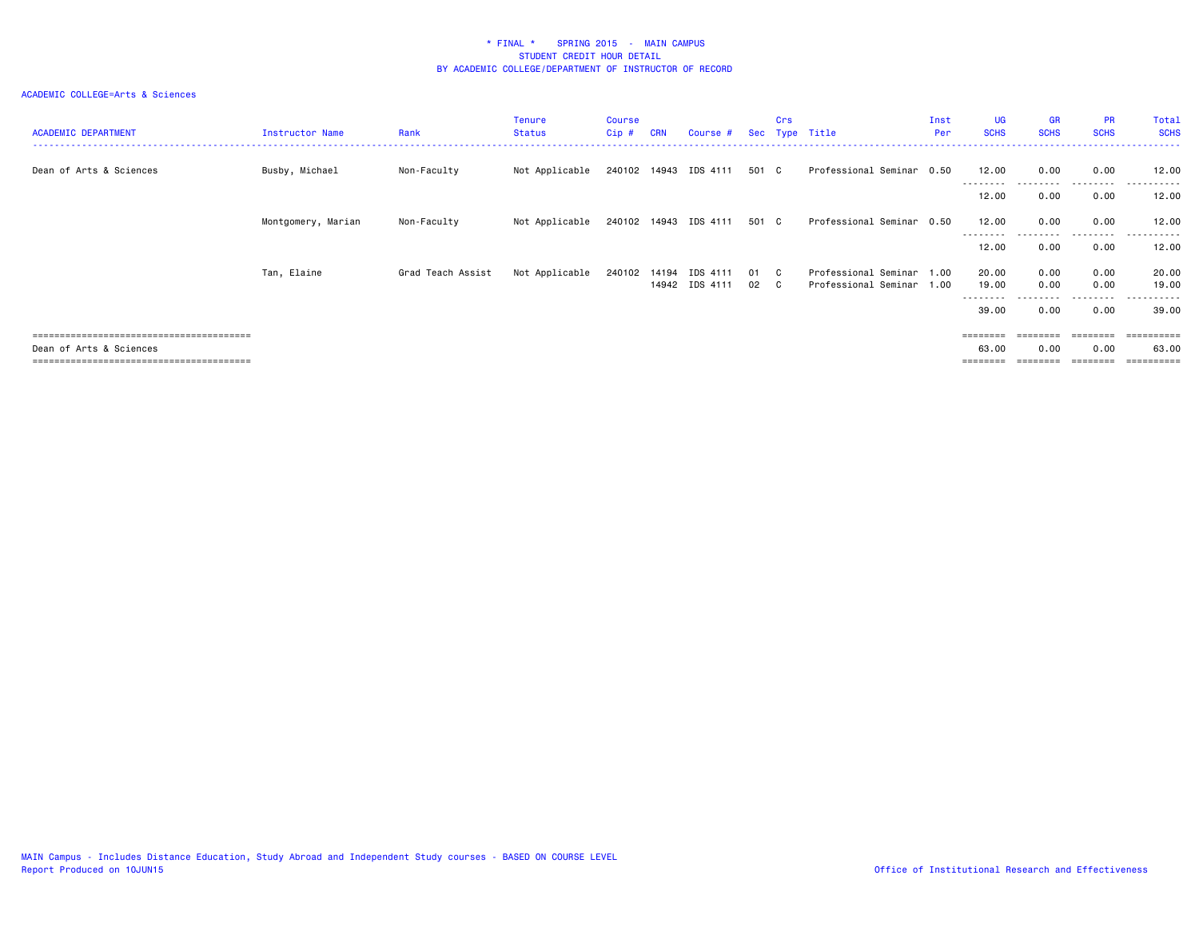# * FINAL * SPRING 2015 - MAIN CAMPUS
## STUDENT CREDIT HOUR DETAIL
### BY ACADEMIC COLLEGE/DEPARTMENT OF INSTRUCTOR OF RECORD

ACADEMIC COLLEGE=Arts & Sciences

| ACADEMIC DEPARTMENT | Instructor Name | Rank | Tenure Status | Course Cip # | CRN | Course # | Sec | Crs Type | Title | Inst Per | UG SCHS | GR SCHS | PR SCHS | Total SCHS |
|---|---|---|---|---|---|---|---|---|---|---|---|---|---|---|
| Dean of Arts & Sciences | Busby, Michael | Non-Faculty | Not Applicable | 240102 | 14943 | IDS 4111 | 501 | C | Professional Seminar | 0.50 | 12.00 | 0.00 | 0.00 | 12.00 |
| | | | | | | | | | | | 12.00 | 0.00 | 0.00 | 12.00 |
| | Montgomery, Marian | Non-Faculty | Not Applicable | 240102 | 14943 | IDS 4111 | 501 | C | Professional Seminar | 0.50 | 12.00 | 0.00 | 0.00 | 12.00 |
| | | | | | | | | | | | 12.00 | 0.00 | 0.00 | 12.00 |
| | Tan, Elaine | Grad Teach Assist | Not Applicable | 240102 | 14194 | IDS 4111 | 01 | C | Professional Seminar | 1.00 | 20.00 | 0.00 | 0.00 | 20.00 |
| | | | | | 14942 | IDS 4111 | 02 | C | Professional Seminar | 1.00 | 19.00 | 0.00 | 0.00 | 19.00 |
| | | | | | | | | | | | 39.00 | 0.00 | 0.00 | 39.00 |
| Dean of Arts & Sciences | | | | | | | | | | | 63.00 | 0.00 | 0.00 | 63.00 |

MAIN Campus - Includes Distance Education, Study Abroad and Independent Study courses - BASED ON COURSE LEVEL
Report Produced on 10JUN15

Office of Institutional Research and Effectiveness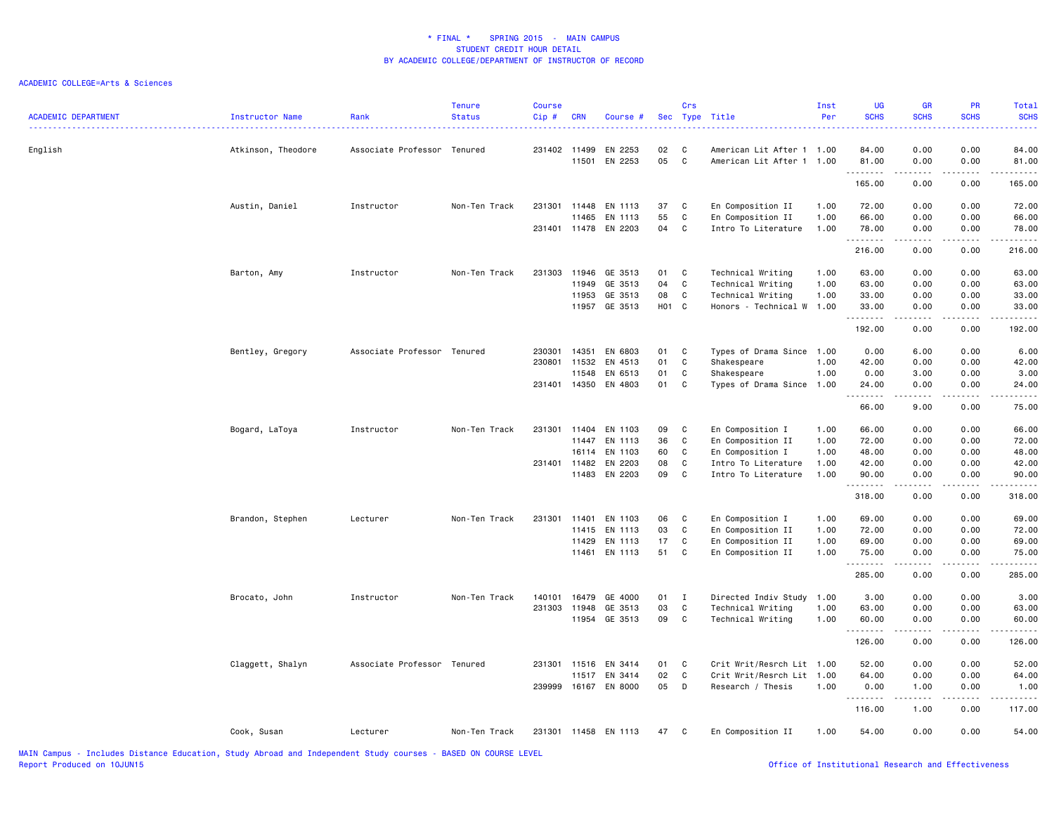# * FINAL * SPRING 2015 - MAIN CAMPUS
## STUDENT CREDIT HOUR DETAIL
## BY ACADEMIC COLLEGE/DEPARTMENT OF INSTRUCTOR OF RECORD

ACADEMIC COLLEGE=Arts & Sciences

| ACADEMIC DEPARTMENT | Instructor Name | Rank | Tenure Status | Course Cip # | CRN | Course # | Sec | Crs Type | Title | Inst Per | UG SCHS | GR SCHS | PR SCHS | Total SCHS |
|---|---|---|---|---|---|---|---|---|---|---|---|---|---|---|
| English | Atkinson, Theodore | Associate Professor | Tenured | 231402 | 11499 | EN 2253 | 02 | C | American Lit After 1 | 1.00 | 84.00 | 0.00 | 0.00 | 84.00 |
| | | | | | 11501 | EN 2253 | 05 | C | American Lit After 1 | 1.00 | 81.00 | 0.00 | 0.00 | 81.00 |
| | | | | | | | | | | | 165.00 | 0.00 | 0.00 | 165.00 |
| | Austin, Daniel | Instructor | Non-Ten Track | 231301 | 11448 | EN 1113 | 37 | C | En Composition II | 1.00 | 72.00 | 0.00 | 0.00 | 72.00 |
| | | | | | 11465 | EN 1113 | 55 | C | En Composition II | 1.00 | 66.00 | 0.00 | 0.00 | 66.00 |
| | | | | 231401 | 11478 | EN 2203 | 04 | C | Intro To Literature | 1.00 | 78.00 | 0.00 | 0.00 | 78.00 |
| | | | | | | | | | | | 216.00 | 0.00 | 0.00 | 216.00 |
| | Barton, Amy | Instructor | Non-Ten Track | 231303 | 11946 | GE 3513 | 01 | C | Technical Writing | 1.00 | 63.00 | 0.00 | 0.00 | 63.00 |
| | | | | | 11949 | GE 3513 | 04 | C | Technical Writing | 1.00 | 63.00 | 0.00 | 0.00 | 63.00 |
| | | | | | 11953 | GE 3513 | 08 | C | Technical Writing | 1.00 | 33.00 | 0.00 | 0.00 | 33.00 |
| | | | | | 11957 | GE 3513 | H01 | C | Honors - Technical W | 1.00 | 33.00 | 0.00 | 0.00 | 33.00 |
| | | | | | | | | | | | 192.00 | 0.00 | 0.00 | 192.00 |
| | Bentley, Gregory | Associate Professor | Tenured | 230301 | 14351 | EN 6803 | 01 | C | Types of Drama Since | 1.00 | 0.00 | 6.00 | 0.00 | 6.00 |
| | | | | 230801 | 11532 | EN 4513 | 01 | C | Shakespeare | 1.00 | 42.00 | 0.00 | 0.00 | 42.00 |
| | | | | | 11548 | EN 6513 | 01 | C | Shakespeare | 1.00 | 0.00 | 3.00 | 0.00 | 3.00 |
| | | | | 231401 | 14350 | EN 4803 | 01 | C | Types of Drama Since | 1.00 | 24.00 | 0.00 | 0.00 | 24.00 |
| | | | | | | | | | | | 66.00 | 9.00 | 0.00 | 75.00 |
| | Bogard, LaToya | Instructor | Non-Ten Track | 231301 | 11404 | EN 1103 | 09 | C | En Composition I | 1.00 | 66.00 | 0.00 | 0.00 | 66.00 |
| | | | | | 11447 | EN 1113 | 36 | C | En Composition II | 1.00 | 72.00 | 0.00 | 0.00 | 72.00 |
| | | | | | 16114 | EN 1103 | 60 | C | En Composition I | 1.00 | 48.00 | 0.00 | 0.00 | 48.00 |
| | | | | 231401 | 11482 | EN 2203 | 08 | C | Intro To Literature | 1.00 | 42.00 | 0.00 | 0.00 | 42.00 |
| | | | | | 11483 | EN 2203 | 09 | C | Intro To Literature | 1.00 | 90.00 | 0.00 | 0.00 | 90.00 |
| | | | | | | | | | | | 318.00 | 0.00 | 0.00 | 318.00 |
| | Brandon, Stephen | Lecturer | Non-Ten Track | 231301 | 11401 | EN 1103 | 06 | C | En Composition I | 1.00 | 69.00 | 0.00 | 0.00 | 69.00 |
| | | | | | 11415 | EN 1113 | 03 | C | En Composition II | 1.00 | 72.00 | 0.00 | 0.00 | 72.00 |
| | | | | | 11429 | EN 1113 | 17 | C | En Composition II | 1.00 | 69.00 | 0.00 | 0.00 | 69.00 |
| | | | | | 11461 | EN 1113 | 51 | C | En Composition II | 1.00 | 75.00 | 0.00 | 0.00 | 75.00 |
| | | | | | | | | | | | 285.00 | 0.00 | 0.00 | 285.00 |
| | Brocato, John | Instructor | Non-Ten Track | 140101 | 16479 | GE 4000 | 01 | I | Directed Indiv Study | 1.00 | 3.00 | 0.00 | 0.00 | 3.00 |
| | | | | 231303 | 11948 | GE 3513 | 03 | C | Technical Writing | 1.00 | 63.00 | 0.00 | 0.00 | 63.00 |
| | | | | | 11954 | GE 3513 | 09 | C | Technical Writing | 1.00 | 60.00 | 0.00 | 0.00 | 60.00 |
| | | | | | | | | | | | 126.00 | 0.00 | 0.00 | 126.00 |
| | Claggett, Shalyn | Associate Professor | Tenured | 231301 | 11516 | EN 3414 | 01 | C | Crit Writ/Resrch Lit | 1.00 | 52.00 | 0.00 | 0.00 | 52.00 |
| | | | | | 11517 | EN 3414 | 02 | C | Crit Writ/Resrch Lit | 1.00 | 64.00 | 0.00 | 0.00 | 64.00 |
| | | | | 239999 | 16167 | EN 8000 | 05 | D | Research / Thesis | 1.00 | 0.00 | 1.00 | 0.00 | 1.00 |
| | | | | | | | | | | | 116.00 | 1.00 | 0.00 | 117.00 |
| | Cook, Susan | Lecturer | Non-Ten Track | 231301 | 11458 | EN 1113 | 47 | C | En Composition II | 1.00 | 54.00 | 0.00 | 0.00 | 54.00 |

MAIN Campus - Includes Distance Education, Study Abroad and Independent Study courses - BASED ON COURSE LEVEL
Report Produced on 10JUN15

Office of Institutional Research and Effectiveness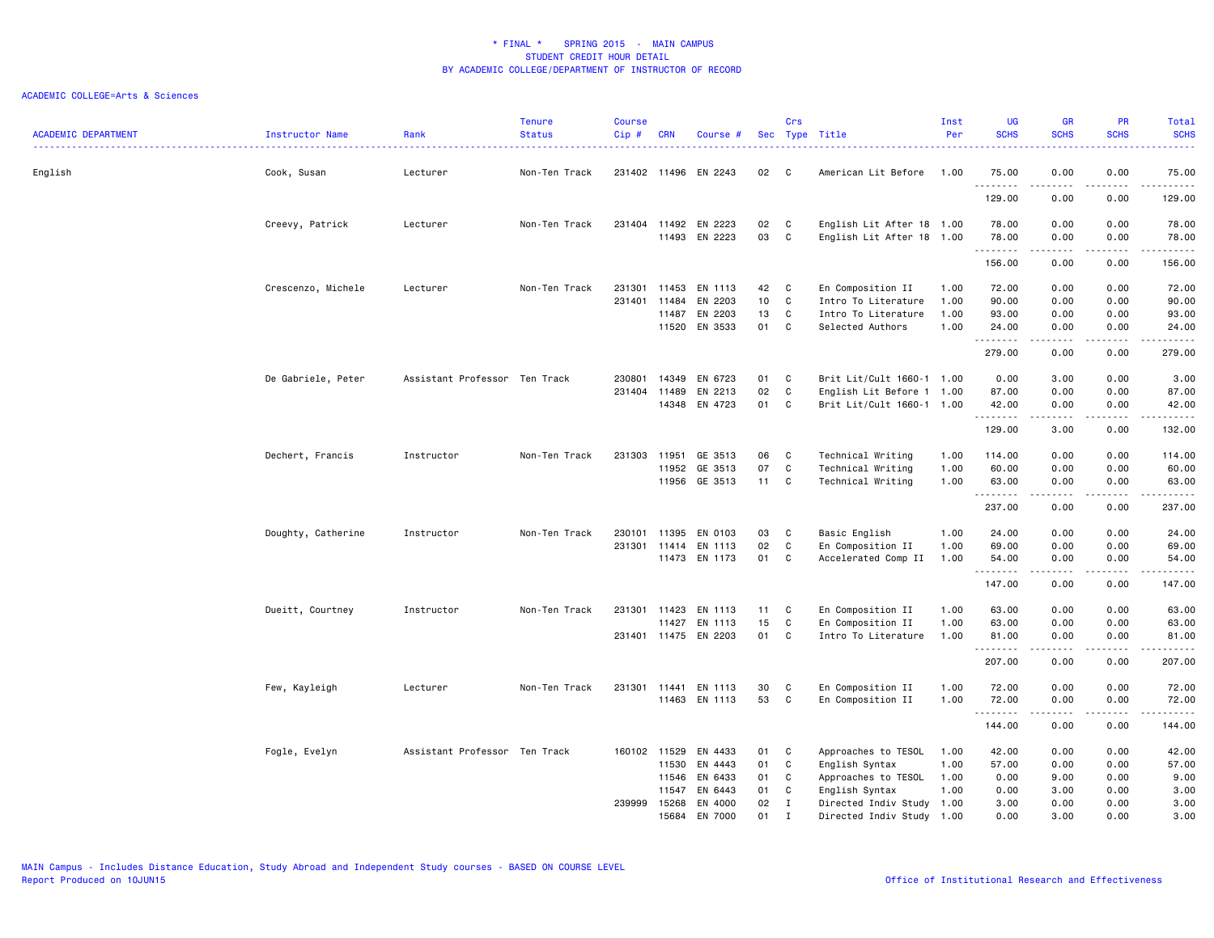# * FINAL * SPRING 2015 - MAIN CAMPUS
## STUDENT CREDIT HOUR DETAIL
## BY ACADEMIC COLLEGE/DEPARTMENT OF INSTRUCTOR OF RECORD

ACADEMIC COLLEGE=Arts & Sciences

| ACADEMIC DEPARTMENT | Instructor Name | Rank | Tenure Status | Course Cip # | CRN | Course # | Sec | Crs Type | Title | Inst Per | UG SCHS | GR SCHS | PR SCHS | Total SCHS |
|---|---|---|---|---|---|---|---|---|---|---|---|---|---|---|
| English | Cook, Susan | Lecturer | Non-Ten Track | 231402 | 11496 | EN 2243 | 02 | C | American Lit Before | 1.00 | 75.00 | 0.00 | 0.00 | 75.00 |
| | | | | | | | | | | | 129.00 | 0.00 | 0.00 | 129.00 |
| | Creevy, Patrick | Lecturer | Non-Ten Track | 231404 | 11492 | EN 2223 | 02 | C | English Lit After 18 | 1.00 | 78.00 | 0.00 | 0.00 | 78.00 |
| | | | | | 11493 | EN 2223 | 03 | C | English Lit After 18 | 1.00 | 78.00 | 0.00 | 0.00 | 78.00 |
| | | | | | | | | | | | 156.00 | 0.00 | 0.00 | 156.00 |
| | Crescenzo, Michele | Lecturer | Non-Ten Track | 231301 | 11453 | EN 1113 | 42 | C | En Composition II | 1.00 | 72.00 | 0.00 | 0.00 | 72.00 |
| | | | | 231401 | 11484 | EN 2203 | 10 | C | Intro To Literature | 1.00 | 90.00 | 0.00 | 0.00 | 90.00 |
| | | | | | 11487 | EN 2203 | 13 | C | Intro To Literature | 1.00 | 93.00 | 0.00 | 0.00 | 93.00 |
| | | | | | 11520 | EN 3533 | 01 | C | Selected Authors | 1.00 | 24.00 | 0.00 | 0.00 | 24.00 |
| | | | | | | | | | | | 279.00 | 0.00 | 0.00 | 279.00 |
| | De Gabriele, Peter | Assistant Professor | Ten Track | 230801 | 14349 | EN 6723 | 01 | C | Brit Lit/Cult 1660-1 | 1.00 | 0.00 | 3.00 | 0.00 | 3.00 |
| | | | | 231404 | 11489 | EN 2213 | 02 | C | English Lit Before 1 | 1.00 | 87.00 | 0.00 | 0.00 | 87.00 |
| | | | | | 14348 | EN 4723 | 01 | C | Brit Lit/Cult 1660-1 | 1.00 | 42.00 | 0.00 | 0.00 | 42.00 |
| | | | | | | | | | | | 129.00 | 3.00 | 0.00 | 132.00 |
| | Dechert, Francis | Instructor | Non-Ten Track | 231303 | 11951 | GE 3513 | 06 | C | Technical Writing | 1.00 | 114.00 | 0.00 | 0.00 | 114.00 |
| | | | | | 11952 | GE 3513 | 07 | C | Technical Writing | 1.00 | 60.00 | 0.00 | 0.00 | 60.00 |
| | | | | | 11956 | GE 3513 | 11 | C | Technical Writing | 1.00 | 63.00 | 0.00 | 0.00 | 63.00 |
| | | | | | | | | | | | 237.00 | 0.00 | 0.00 | 237.00 |
| | Doughty, Catherine | Instructor | Non-Ten Track | 230101 | 11395 | EN 0103 | 03 | C | Basic English | 1.00 | 24.00 | 0.00 | 0.00 | 24.00 |
| | | | | 231301 | 11414 | EN 1113 | 02 | C | En Composition II | 1.00 | 69.00 | 0.00 | 0.00 | 69.00 |
| | | | | | 11473 | EN 1173 | 01 | C | Accelerated Comp II | 1.00 | 54.00 | 0.00 | 0.00 | 54.00 |
| | | | | | | | | | | | 147.00 | 0.00 | 0.00 | 147.00 |
| | Dueitt, Courtney | Instructor | Non-Ten Track | 231301 | 11423 | EN 1113 | 11 | C | En Composition II | 1.00 | 63.00 | 0.00 | 0.00 | 63.00 |
| | | | | | 11427 | EN 1113 | 15 | C | En Composition II | 1.00 | 63.00 | 0.00 | 0.00 | 63.00 |
| | | | | 231401 | 11475 | EN 2203 | 01 | C | Intro To Literature | 1.00 | 81.00 | 0.00 | 0.00 | 81.00 |
| | | | | | | | | | | | 207.00 | 0.00 | 0.00 | 207.00 |
| | Few, Kayleigh | Lecturer | Non-Ten Track | 231301 | 11441 | EN 1113 | 30 | C | En Composition II | 1.00 | 72.00 | 0.00 | 0.00 | 72.00 |
| | | | | | 11463 | EN 1113 | 53 | C | En Composition II | 1.00 | 72.00 | 0.00 | 0.00 | 72.00 |
| | | | | | | | | | | | 144.00 | 0.00 | 0.00 | 144.00 |
| | Fogle, Evelyn | Assistant Professor | Ten Track | 160102 | 11529 | EN 4433 | 01 | C | Approaches to TESOL | 1.00 | 42.00 | 0.00 | 0.00 | 42.00 |
| | | | | | 11530 | EN 4443 | 01 | C | English Syntax | 1.00 | 57.00 | 0.00 | 0.00 | 57.00 |
| | | | | | 11546 | EN 6433 | 01 | C | Approaches to TESOL | 1.00 | 0.00 | 9.00 | 0.00 | 9.00 |
| | | | | | 11547 | EN 6443 | 01 | C | English Syntax | 1.00 | 0.00 | 3.00 | 0.00 | 3.00 |
| | | | | 239999 | 15268 | EN 4000 | 02 | I | Directed Indiv Study | 1.00 | 3.00 | 0.00 | 0.00 | 3.00 |
| | | | | | 15684 | EN 7000 | 01 | I | Directed Indiv Study | 1.00 | 0.00 | 3.00 | 0.00 | 3.00 |

MAIN Campus - Includes Distance Education, Study Abroad and Independent Study courses - BASED ON COURSE LEVEL
Report Produced on 10JUN15

Office of Institutional Research and Effectiveness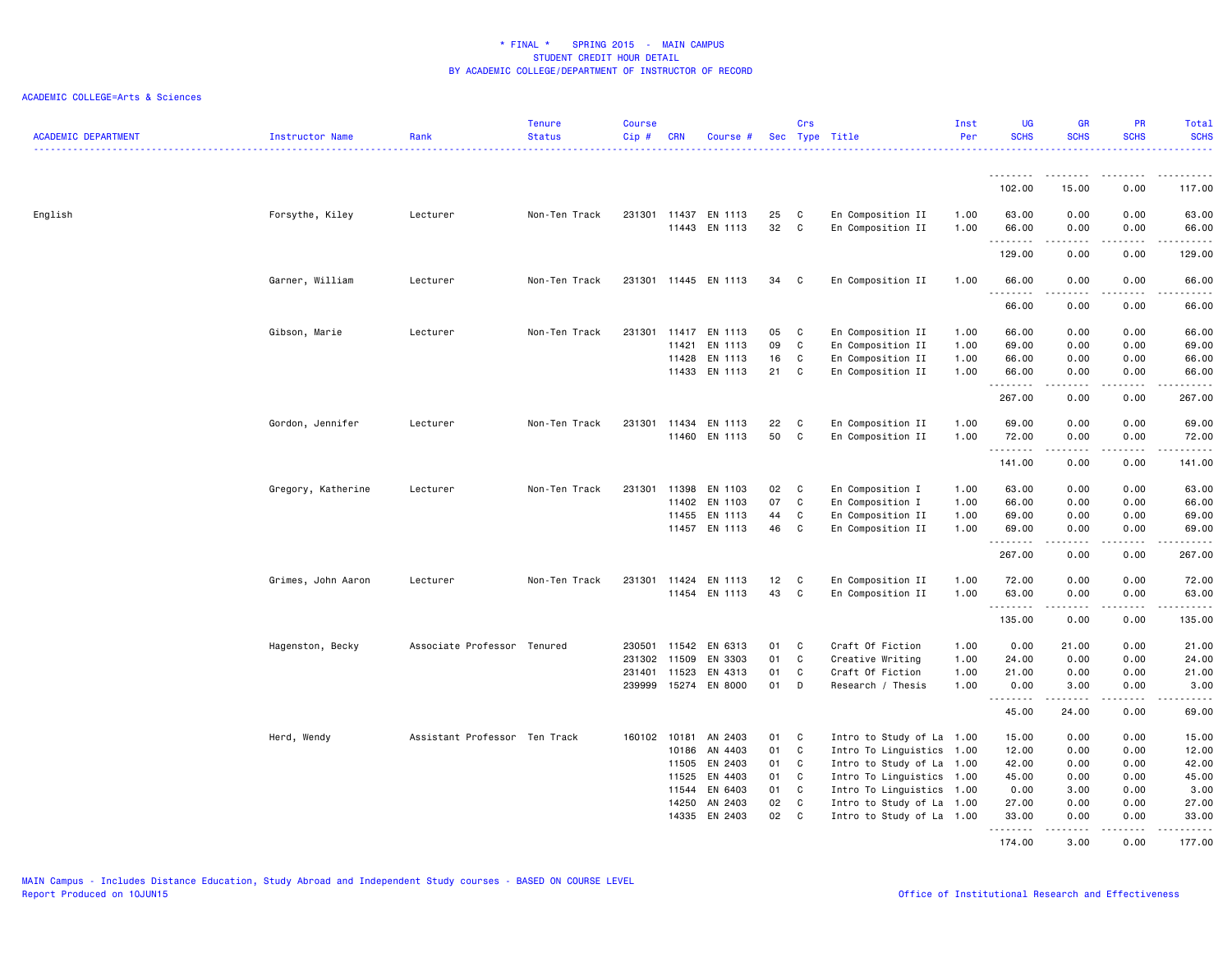* FINAL * SPRING 2015 - MAIN CAMPUS
STUDENT CREDIT HOUR DETAIL
BY ACADEMIC COLLEGE/DEPARTMENT OF INSTRUCTOR OF RECORD

ACADEMIC COLLEGE=Arts & Sciences

| ACADEMIC DEPARTMENT | Instructor Name | Rank | Tenure Status | Course Cip # | CRN | Course # | Sec | Crs Type | Title | Inst Per | UG SCHS | GR SCHS | PR SCHS | Total SCHS |
|---|---|---|---|---|---|---|---|---|---|---|---|---|---|---|
| | | | | | | | | | | | 102.00 | 15.00 | 0.00 | 117.00 |
| English | Forsythe, Kiley | Lecturer | Non-Ten Track | 231301 | 11437 | EN 1113 | 25 | C | En Composition II | 1.00 | 63.00 | 0.00 | 0.00 | 63.00 |
| | | | | | 11443 | EN 1113 | 32 | C | En Composition II | 1.00 | 66.00 | 0.00 | 0.00 | 66.00 |
| | | | | | | | | | | | 129.00 | 0.00 | 0.00 | 129.00 |
| | Garner, William | Lecturer | Non-Ten Track | 231301 | 11445 | EN 1113 | 34 | C | En Composition II | 1.00 | 66.00 | 0.00 | 0.00 | 66.00 |
| | | | | | | | | | | | 66.00 | 0.00 | 0.00 | 66.00 |
| | Gibson, Marie | Lecturer | Non-Ten Track | 231301 | 11417 | EN 1113 | 05 | C | En Composition II | 1.00 | 66.00 | 0.00 | 0.00 | 66.00 |
| | | | | | 11421 | EN 1113 | 09 | C | En Composition II | 1.00 | 69.00 | 0.00 | 0.00 | 69.00 |
| | | | | | 11428 | EN 1113 | 16 | C | En Composition II | 1.00 | 66.00 | 0.00 | 0.00 | 66.00 |
| | | | | | 11433 | EN 1113 | 21 | C | En Composition II | 1.00 | 66.00 | 0.00 | 0.00 | 66.00 |
| | | | | | | | | | | | 267.00 | 0.00 | 0.00 | 267.00 |
| | Gordon, Jennifer | Lecturer | Non-Ten Track | 231301 | 11434 | EN 1113 | 22 | C | En Composition II | 1.00 | 69.00 | 0.00 | 0.00 | 69.00 |
| | | | | | 11460 | EN 1113 | 50 | C | En Composition II | 1.00 | 72.00 | 0.00 | 0.00 | 72.00 |
| | | | | | | | | | | | 141.00 | 0.00 | 0.00 | 141.00 |
| | Gregory, Katherine | Lecturer | Non-Ten Track | 231301 | 11398 | EN 1103 | 02 | C | En Composition I | 1.00 | 63.00 | 0.00 | 0.00 | 63.00 |
| | | | | | 11402 | EN 1103 | 07 | C | En Composition I | 1.00 | 66.00 | 0.00 | 0.00 | 66.00 |
| | | | | | 11455 | EN 1113 | 44 | C | En Composition II | 1.00 | 69.00 | 0.00 | 0.00 | 69.00 |
| | | | | | 11457 | EN 1113 | 46 | C | En Composition II | 1.00 | 69.00 | 0.00 | 0.00 | 69.00 |
| | | | | | | | | | | | 267.00 | 0.00 | 0.00 | 267.00 |
| | Grimes, John Aaron | Lecturer | Non-Ten Track | 231301 | 11424 | EN 1113 | 12 | C | En Composition II | 1.00 | 72.00 | 0.00 | 0.00 | 72.00 |
| | | | | | 11454 | EN 1113 | 43 | C | En Composition II | 1.00 | 63.00 | 0.00 | 0.00 | 63.00 |
| | | | | | | | | | | | 135.00 | 0.00 | 0.00 | 135.00 |
| | Hagenston, Becky | Associate Professor | Tenured | 230501 | 11542 | EN 6313 | 01 | C | Craft Of Fiction | 1.00 | 0.00 | 21.00 | 0.00 | 21.00 |
| | | | | 231302 | 11509 | EN 3303 | 01 | C | Creative Writing | 1.00 | 24.00 | 0.00 | 0.00 | 24.00 |
| | | | | 231401 | 11523 | EN 4313 | 01 | C | Craft Of Fiction | 1.00 | 21.00 | 0.00 | 0.00 | 21.00 |
| | | | | 239999 | 15274 | EN 8000 | 01 | D | Research / Thesis | 1.00 | 0.00 | 3.00 | 0.00 | 3.00 |
| | | | | | | | | | | | 45.00 | 24.00 | 0.00 | 69.00 |
| | Herd, Wendy | Assistant Professor | Ten Track | 160102 | 10181 | AN 2403 | 01 | C | Intro to Study of La | 1.00 | 15.00 | 0.00 | 0.00 | 15.00 |
| | | | | | 10186 | AN 4403 | 01 | C | Intro To Linguistics | 1.00 | 12.00 | 0.00 | 0.00 | 12.00 |
| | | | | | 11505 | EN 2403 | 01 | C | Intro to Study of La | 1.00 | 42.00 | 0.00 | 0.00 | 42.00 |
| | | | | | 11525 | EN 4403 | 01 | C | Intro To Linguistics | 1.00 | 45.00 | 0.00 | 0.00 | 45.00 |
| | | | | | 11544 | EN 6403 | 01 | C | Intro To Linguistics | 1.00 | 0.00 | 3.00 | 0.00 | 3.00 |
| | | | | | 14250 | AN 2403 | 02 | C | Intro to Study of La | 1.00 | 27.00 | 0.00 | 0.00 | 27.00 |
| | | | | | 14335 | EN 2403 | 02 | C | Intro to Study of La | 1.00 | 33.00 | 0.00 | 0.00 | 33.00 |
| | | | | | | | | | | | 174.00 | 3.00 | 0.00 | 177.00 |

MAIN Campus - Includes Distance Education, Study Abroad and Independent Study courses - BASED ON COURSE LEVEL
Report Produced on 10JUN15
Office of Institutional Research and Effectiveness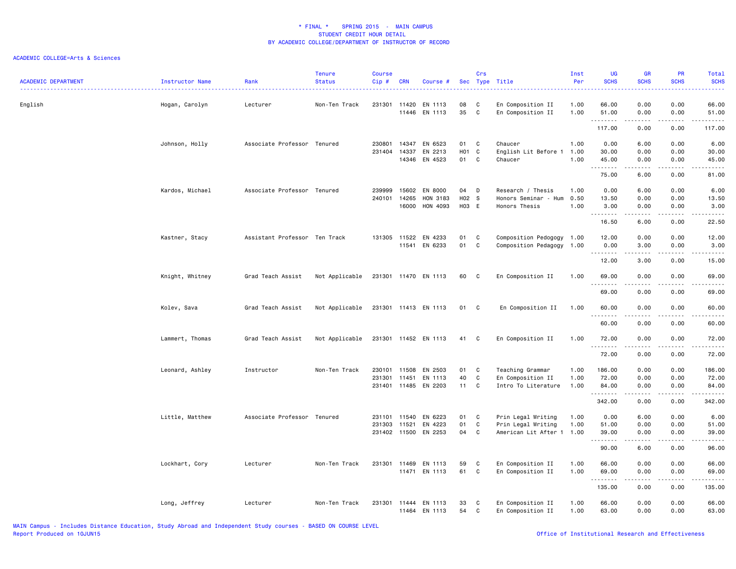\* FINAL \*    SPRING 2015  -  MAIN CAMPUS
STUDENT CREDIT HOUR DETAIL
BY ACADEMIC COLLEGE/DEPARTMENT OF INSTRUCTOR OF RECORD

ACADEMIC COLLEGE=Arts & Sciences

| ACADEMIC DEPARTMENT | Instructor Name | Rank | Tenure Status | Course Cip # | CRN | Course # | Sec | Crs Type | Title | Inst Per | UG SCHS | GR SCHS | PR SCHS | Total SCHS |
|---|---|---|---|---|---|---|---|---|---|---|---|---|---|---|
| English | Hogan, Carolyn | Lecturer | Non-Ten Track | 231301 | 11420 | EN 1113 | 08 | C | En Composition II | 1.00 | 66.00 | 0.00 | 0.00 | 66.00 |
| | | | | | 11446 | EN 1113 | 35 | C | En Composition II | 1.00 | 51.00 | 0.00 | 0.00 | 51.00 |
| | | | | | | | | | | | 117.00 | 0.00 | 0.00 | 117.00 |
| | Johnson, Holly | Associate Professor | Tenured | 230801 | 14347 | EN 6523 | 01 | C | Chaucer | 1.00 | 0.00 | 6.00 | 0.00 | 6.00 |
| | | | | 231404 | 14337 | EN 2213 | H01 | C | English Lit Before 1 | 1.00 | 30.00 | 0.00 | 0.00 | 30.00 |
| | | | | | 14346 | EN 4523 | 01 | C | Chaucer | 1.00 | 45.00 | 0.00 | 0.00 | 45.00 |
| | | | | | | | | | | | 75.00 | 6.00 | 0.00 | 81.00 |
| | Kardos, Michael | Associate Professor | Tenured | 239999 | 15602 | EN 8000 | 04 | D | Research / Thesis | 1.00 | 0.00 | 6.00 | 0.00 | 6.00 |
| | | | | 240101 | 14265 | HON 3183 | H02 | S | Honors Seminar - Hum | 0.50 | 13.50 | 0.00 | 0.00 | 13.50 |
| | | | | | 16000 | HON 4093 | H03 | E | Honors Thesis | 1.00 | 3.00 | 0.00 | 0.00 | 3.00 |
| | | | | | | | | | | | 16.50 | 6.00 | 0.00 | 22.50 |
| | Kastner, Stacy | Assistant Professor | Ten Track | 131305 | 11522 | EN 4233 | 01 | C | Composition Pedogogy | 1.00 | 12.00 | 0.00 | 0.00 | 12.00 |
| | | | | | 11541 | EN 6233 | 01 | C | Composition Pedagogy | 1.00 | 0.00 | 3.00 | 0.00 | 3.00 |
| | | | | | | | | | | | 12.00 | 3.00 | 0.00 | 15.00 |
| | Knight, Whitney | Grad Teach Assist | Not Applicable | 231301 | 11470 | EN 1113 | 60 | C | En Composition II | 1.00 | 69.00 | 0.00 | 0.00 | 69.00 |
| | | | | | | | | | | | 69.00 | 0.00 | 0.00 | 69.00 |
| | Kolev, Sava | Grad Teach Assist | Not Applicable | 231301 | 11413 | EN 1113 | 01 | C | En Composition II | 1.00 | 60.00 | 0.00 | 0.00 | 60.00 |
| | | | | | | | | | | | 60.00 | 0.00 | 0.00 | 60.00 |
| | Lammert, Thomas | Grad Teach Assist | Not Applicable | 231301 | 11452 | EN 1113 | 41 | C | En Composition II | 1.00 | 72.00 | 0.00 | 0.00 | 72.00 |
| | | | | | | | | | | | 72.00 | 0.00 | 0.00 | 72.00 |
| | Leonard, Ashley | Instructor | Non-Ten Track | 230101 | 11508 | EN 2503 | 01 | C | Teaching Grammar | 1.00 | 186.00 | 0.00 | 0.00 | 186.00 |
| | | | | 231301 | 11451 | EN 1113 | 40 | C | En Composition II | 1.00 | 72.00 | 0.00 | 0.00 | 72.00 |
| | | | | 231401 | 11485 | EN 2203 | 11 | C | Intro To Literature | 1.00 | 84.00 | 0.00 | 0.00 | 84.00 |
| | | | | | | | | | | | 342.00 | 0.00 | 0.00 | 342.00 |
| | Little, Matthew | Associate Professor | Tenured | 231101 | 11540 | EN 6223 | 01 | C | Prin Legal Writing | 1.00 | 0.00 | 6.00 | 0.00 | 6.00 |
| | | | | 231303 | 11521 | EN 4223 | 01 | C | Prin Legal Writing | 1.00 | 51.00 | 0.00 | 0.00 | 51.00 |
| | | | | 231402 | 11500 | EN 2253 | 04 | C | American Lit After 1 | 1.00 | 39.00 | 0.00 | 0.00 | 39.00 |
| | | | | | | | | | | | 90.00 | 6.00 | 0.00 | 96.00 |
| | Lockhart, Cory | Lecturer | Non-Ten Track | 231301 | 11469 | EN 1113 | 59 | C | En Composition II | 1.00 | 66.00 | 0.00 | 0.00 | 66.00 |
| | | | | | 11471 | EN 1113 | 61 | C | En Composition II | 1.00 | 69.00 | 0.00 | 0.00 | 69.00 |
| | | | | | | | | | | | 135.00 | 0.00 | 0.00 | 135.00 |
| | Long, Jeffrey | Lecturer | Non-Ten Track | 231301 | 11444 | EN 1113 | 33 | C | En Composition II | 1.00 | 66.00 | 0.00 | 0.00 | 66.00 |
| | | | | | 11464 | EN 1113 | 54 | C | En Composition II | 1.00 | 63.00 | 0.00 | 0.00 | 63.00 |

MAIN Campus - Includes Distance Education, Study Abroad and Independent Study courses - BASED ON COURSE LEVEL
Report Produced on 10JUN15
Office of Institutional Research and Effectiveness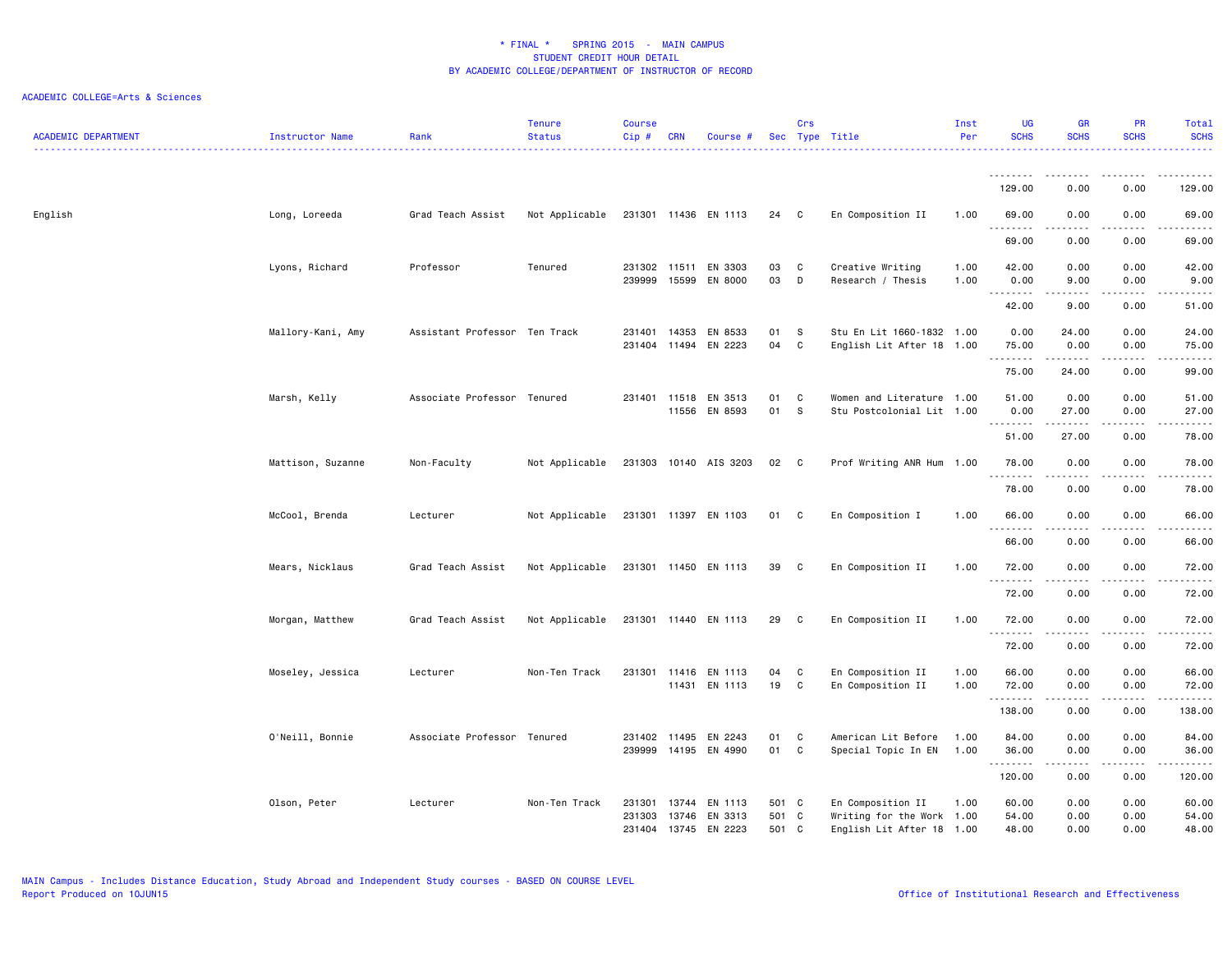\* FINAL \*    SPRING 2015  -  MAIN CAMPUS
STUDENT CREDIT HOUR DETAIL
BY ACADEMIC COLLEGE/DEPARTMENT OF INSTRUCTOR OF RECORD

ACADEMIC COLLEGE=Arts & Sciences

| ACADEMIC DEPARTMENT | Instructor Name | Rank | Tenure Status | Course Cip # | CRN | Course # | Sec | Crs Type | Title | Inst Per | UG SCHS | GR SCHS | PR SCHS | Total SCHS |
|---|---|---|---|---|---|---|---|---|---|---|---|---|---|---|
| | | | | | | | | | | | 129.00 | 0.00 | 0.00 | 129.00 |
| English | Long, Loreeda | Grad Teach Assist | Not Applicable | 231301 | 11436 | EN 1113 | 24 | C | En Composition II | 1.00 | 69.00 | 0.00 | 0.00 | 69.00 |
| | | | | | | | | | | | 69.00 | 0.00 | 0.00 | 69.00 |
| | Lyons, Richard | Professor | Tenured | 231302 | 11511 | EN 3303 | 03 | C | Creative Writing | 1.00 | 42.00 | 0.00 | 0.00 | 42.00 |
| | | | | 239999 | 15599 | EN 8000 | 03 | D | Research / Thesis | 1.00 | 0.00 | 9.00 | 0.00 | 9.00 |
| | | | | | | | | | | | 42.00 | 9.00 | 0.00 | 51.00 |
| | Mallory-Kani, Amy | Assistant Professor | Ten Track | 231401 | 14353 | EN 8533 | 01 | S | Stu En Lit 1660-1832 | 1.00 | 0.00 | 24.00 | 0.00 | 24.00 |
| | | | | 231404 | 11494 | EN 2223 | 04 | C | English Lit After 18 | 1.00 | 75.00 | 0.00 | 0.00 | 75.00 |
| | | | | | | | | | | | 75.00 | 24.00 | 0.00 | 99.00 |
| | Marsh, Kelly | Associate Professor | Tenured | 231401 | 11518 | EN 3513 | 01 | C | Women and Literature | 1.00 | 51.00 | 0.00 | 0.00 | 51.00 |
| | | | | | 11556 | EN 8593 | 01 | S | Stu Postcolonial Lit | 1.00 | 0.00 | 27.00 | 0.00 | 27.00 |
| | | | | | | | | | | | 51.00 | 27.00 | 0.00 | 78.00 |
| | Mattison, Suzanne | Non-Faculty | Not Applicable | 231303 | 10140 | AIS 3203 | 02 | C | Prof Writing ANR Hum | 1.00 | 78.00 | 0.00 | 0.00 | 78.00 |
| | | | | | | | | | | | 78.00 | 0.00 | 0.00 | 78.00 |
| | McCool, Brenda | Lecturer | Not Applicable | 231301 | 11397 | EN 1103 | 01 | C | En Composition I | 1.00 | 66.00 | 0.00 | 0.00 | 66.00 |
| | | | | | | | | | | | 66.00 | 0.00 | 0.00 | 66.00 |
| | Mears, Nicklaus | Grad Teach Assist | Not Applicable | 231301 | 11450 | EN 1113 | 39 | C | En Composition II | 1.00 | 72.00 | 0.00 | 0.00 | 72.00 |
| | | | | | | | | | | | 72.00 | 0.00 | 0.00 | 72.00 |
| | Morgan, Matthew | Grad Teach Assist | Not Applicable | 231301 | 11440 | EN 1113 | 29 | C | En Composition II | 1.00 | 72.00 | 0.00 | 0.00 | 72.00 |
| | | | | | | | | | | | 72.00 | 0.00 | 0.00 | 72.00 |
| | Moseley, Jessica | Lecturer | Non-Ten Track | 231301 | 11416 | EN 1113 | 04 | C | En Composition II | 1.00 | 66.00 | 0.00 | 0.00 | 66.00 |
| | | | | | 11431 | EN 1113 | 19 | C | En Composition II | 1.00 | 72.00 | 0.00 | 0.00 | 72.00 |
| | | | | | | | | | | | 138.00 | 0.00 | 0.00 | 138.00 |
| | O'Neill, Bonnie | Associate Professor | Tenured | 231402 | 11495 | EN 2243 | 01 | C | American Lit Before | 1.00 | 84.00 | 0.00 | 0.00 | 84.00 |
| | | | | 239999 | 14195 | EN 4990 | 01 | C | Special Topic In EN | 1.00 | 36.00 | 0.00 | 0.00 | 36.00 |
| | | | | | | | | | | | 120.00 | 0.00 | 0.00 | 120.00 |
| | Olson, Peter | Lecturer | Non-Ten Track | 231301 | 13744 | EN 1113 | 501 | C | En Composition II | 1.00 | 60.00 | 0.00 | 0.00 | 60.00 |
| | | | | 231303 | 13746 | EN 3313 | 501 | C | Writing for the Work | 1.00 | 54.00 | 0.00 | 0.00 | 54.00 |
| | | | | 231404 | 13745 | EN 2223 | 501 | C | English Lit After 18 | 1.00 | 48.00 | 0.00 | 0.00 | 48.00 |

MAIN Campus - Includes Distance Education, Study Abroad and Independent Study courses - BASED ON COURSE LEVEL
Report Produced on 10JUN15
Office of Institutional Research and Effectiveness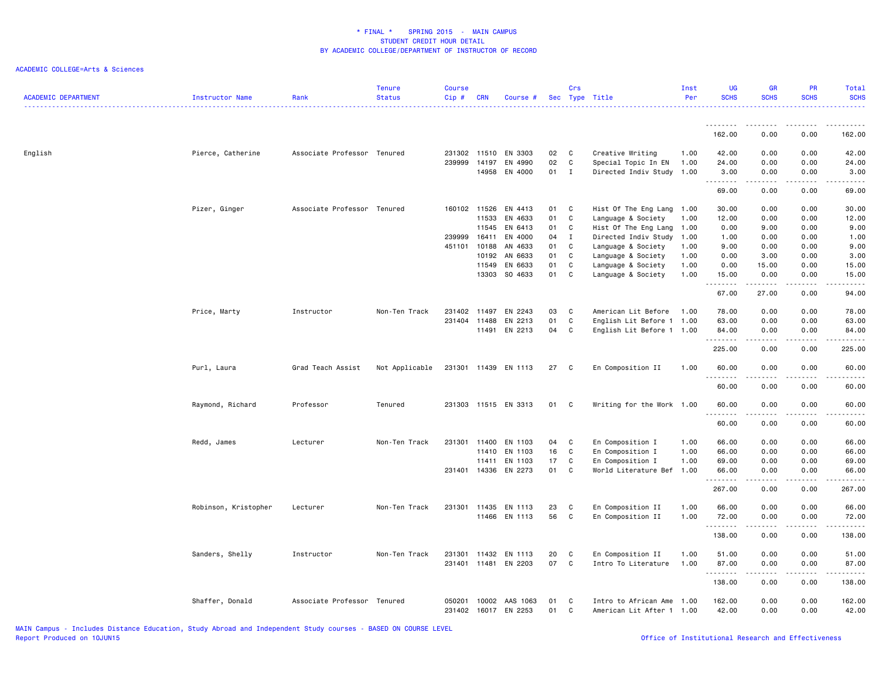* FINAL * SPRING 2015 - MAIN CAMPUS
STUDENT CREDIT HOUR DETAIL
BY ACADEMIC COLLEGE/DEPARTMENT OF INSTRUCTOR OF RECORD

ACADEMIC COLLEGE=Arts & Sciences

| ACADEMIC DEPARTMENT | Instructor Name | Rank | Tenure Status | Course Cip # | CRN | Course # | Sec | Crs Type | Title | Inst Per | UG SCHS | GR SCHS | PR SCHS | Total SCHS |
|---|---|---|---|---|---|---|---|---|---|---|---|---|---|---|
| | | | | | | | | | | | 162.00 | 0.00 | 0.00 | 162.00 |
| English | Pierce, Catherine | Associate Professor | Tenured | 231302 | 11510 | EN 3303 | 02 | C | Creative Writing | 1.00 | 42.00 | 0.00 | 0.00 | 42.00 |
| | | | | 239999 | 14197 | EN 4990 | 02 | C | Special Topic In EN | 1.00 | 24.00 | 0.00 | 0.00 | 24.00 |
| | | | | | 14958 | EN 4000 | 01 | I | Directed Indiv Study | 1.00 | 3.00 | 0.00 | 0.00 | 3.00 |
| | | | | | | | | | | | 69.00 | 0.00 | 0.00 | 69.00 |
| | Pizer, Ginger | Associate Professor | Tenured | 160102 | 11526 | EN 4413 | 01 | C | Hist Of The Eng Lang | 1.00 | 30.00 | 0.00 | 0.00 | 30.00 |
| | | | | | 11533 | EN 4633 | 01 | C | Language & Society | 1.00 | 12.00 | 0.00 | 0.00 | 12.00 |
| | | | | | 11545 | EN 6413 | 01 | C | Hist Of The Eng Lang | 1.00 | 0.00 | 9.00 | 0.00 | 9.00 |
| | | | | 239999 | 16411 | EN 4000 | 04 | I | Directed Indiv Study | 1.00 | 1.00 | 0.00 | 0.00 | 1.00 |
| | | | | 451101 | 10188 | AN 4633 | 01 | C | Language & Society | 1.00 | 9.00 | 0.00 | 0.00 | 9.00 |
| | | | | | 10192 | AN 6633 | 01 | C | Language & Society | 1.00 | 0.00 | 3.00 | 0.00 | 3.00 |
| | | | | | 11549 | EN 6633 | 01 | C | Language & Society | 1.00 | 0.00 | 15.00 | 0.00 | 15.00 |
| | | | | | 13303 | SO 4633 | 01 | C | Language & Society | 1.00 | 15.00 | 0.00 | 0.00 | 15.00 |
| | | | | | | | | | | | 67.00 | 27.00 | 0.00 | 94.00 |
| | Price, Marty | Instructor | Non-Ten Track | 231402 | 11497 | EN 2243 | 03 | C | American Lit Before | 1.00 | 78.00 | 0.00 | 0.00 | 78.00 |
| | | | | 231404 | 11488 | EN 2213 | 01 | C | English Lit Before 1 | 1.00 | 63.00 | 0.00 | 0.00 | 63.00 |
| | | | | | 11491 | EN 2213 | 04 | C | English Lit Before 1 | 1.00 | 84.00 | 0.00 | 0.00 | 84.00 |
| | | | | | | | | | | | 225.00 | 0.00 | 0.00 | 225.00 |
| | Purl, Laura | Grad Teach Assist | Not Applicable | 231301 | 11439 | EN 1113 | 27 | C | En Composition II | 1.00 | 60.00 | 0.00 | 0.00 | 60.00 |
| | | | | | | | | | | | 60.00 | 0.00 | 0.00 | 60.00 |
| | Raymond, Richard | Professor | Tenured | 231303 | 11515 | EN 3313 | 01 | C | Writing for the Work | 1.00 | 60.00 | 0.00 | 0.00 | 60.00 |
| | | | | | | | | | | | 60.00 | 0.00 | 0.00 | 60.00 |
| | Redd, James | Lecturer | Non-Ten Track | 231301 | 11400 | EN 1103 | 04 | C | En Composition I | 1.00 | 66.00 | 0.00 | 0.00 | 66.00 |
| | | | | | 11410 | EN 1103 | 16 | C | En Composition I | 1.00 | 66.00 | 0.00 | 0.00 | 66.00 |
| | | | | | 11411 | EN 1103 | 17 | C | En Composition I | 1.00 | 69.00 | 0.00 | 0.00 | 69.00 |
| | | | | 231401 | 14336 | EN 2273 | 01 | C | World Literature Bef | 1.00 | 66.00 | 0.00 | 0.00 | 66.00 |
| | | | | | | | | | | | 267.00 | 0.00 | 0.00 | 267.00 |
| | Robinson, Kristopher | Lecturer | Non-Ten Track | 231301 | 11435 | EN 1113 | 23 | C | En Composition II | 1.00 | 66.00 | 0.00 | 0.00 | 66.00 |
| | | | | | 11466 | EN 1113 | 56 | C | En Composition II | 1.00 | 72.00 | 0.00 | 0.00 | 72.00 |
| | | | | | | | | | | | 138.00 | 0.00 | 0.00 | 138.00 |
| | Sanders, Shelly | Instructor | Non-Ten Track | 231301 | 11432 | EN 1113 | 20 | C | En Composition II | 1.00 | 51.00 | 0.00 | 0.00 | 51.00 |
| | | | | 231401 | 11481 | EN 2203 | 07 | C | Intro To Literature | 1.00 | 87.00 | 0.00 | 0.00 | 87.00 |
| | | | | | | | | | | | 138.00 | 0.00 | 0.00 | 138.00 |
| | Shaffer, Donald | Associate Professor | Tenured | 050201 | 10002 | AAS 1063 | 01 | C | Intro to African Ame | 1.00 | 162.00 | 0.00 | 0.00 | 162.00 |
| | | | | 231402 | 16017 | EN 2253 | 01 | C | American Lit After 1 | 1.00 | 42.00 | 0.00 | 0.00 | 42.00 |

MAIN Campus - Includes Distance Education, Study Abroad and Independent Study courses - BASED ON COURSE LEVEL
Report Produced on 10JUN15

Office of Institutional Research and Effectiveness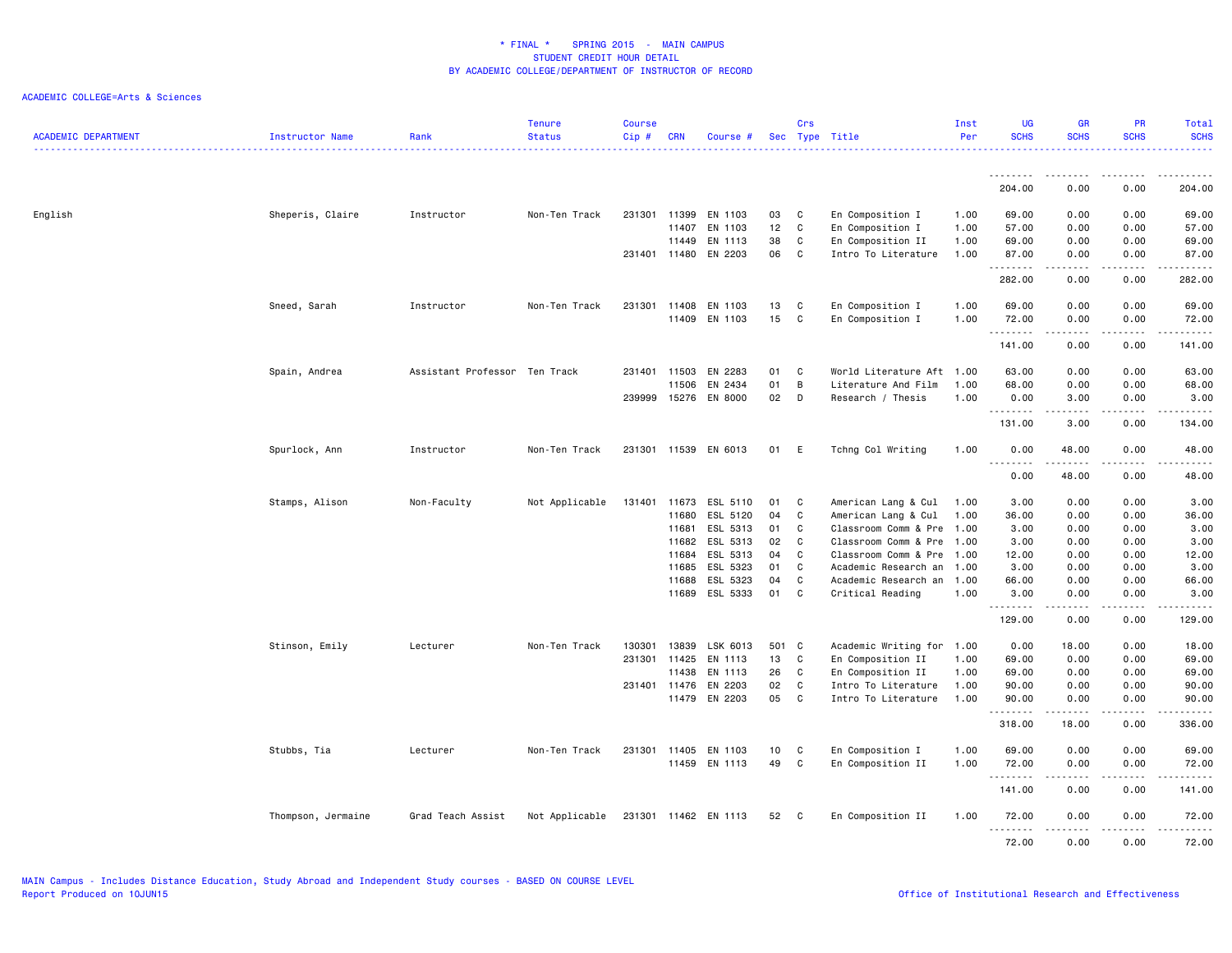\* FINAL \*    SPRING 2015  -  MAIN CAMPUS
STUDENT CREDIT HOUR DETAIL
BY ACADEMIC COLLEGE/DEPARTMENT OF INSTRUCTOR OF RECORD

ACADEMIC COLLEGE=Arts & Sciences

| ACADEMIC DEPARTMENT | Instructor Name | Rank | Tenure Status | Course Cip # | CRN | Course # | Sec | Crs Type | Title | Inst Per | UG SCHS | GR SCHS | PR SCHS | Total SCHS |
|---|---|---|---|---|---|---|---|---|---|---|---|---|---|---|
| | | | | | | | | | | | 204.00 | 0.00 | 0.00 | 204.00 |
| English | Sheperis, Claire | Instructor | Non-Ten Track | 231301 | 11399 | EN 1103 | 03 | C | En Composition I | 1.00 | 69.00 | 0.00 | 0.00 | 69.00 |
| | | | | | 11407 | EN 1103 | 12 | C | En Composition I | 1.00 | 57.00 | 0.00 | 0.00 | 57.00 |
| | | | | | 11449 | EN 1113 | 38 | C | En Composition II | 1.00 | 69.00 | 0.00 | 0.00 | 69.00 |
| | | | | 231401 | 11480 | EN 2203 | 06 | C | Intro To Literature | 1.00 | 87.00 | 0.00 | 0.00 | 87.00 |
| | | | | | | | | | | | 282.00 | 0.00 | 0.00 | 282.00 |
| | Sneed, Sarah | Instructor | Non-Ten Track | 231301 | 11408 | EN 1103 | 13 | C | En Composition I | 1.00 | 69.00 | 0.00 | 0.00 | 69.00 |
| | | | | | 11409 | EN 1103 | 15 | C | En Composition I | 1.00 | 72.00 | 0.00 | 0.00 | 72.00 |
| | | | | | | | | | | | 141.00 | 0.00 | 0.00 | 141.00 |
| | Spain, Andrea | Assistant Professor | Ten Track | 231401 | 11503 | EN 2283 | 01 | C | World Literature Aft | 1.00 | 63.00 | 0.00 | 0.00 | 63.00 |
| | | | | | 11506 | EN 2434 | 01 | B | Literature And Film | 1.00 | 68.00 | 0.00 | 0.00 | 68.00 |
| | | | | 239999 | 15276 | EN 8000 | 02 | D | Research / Thesis | 1.00 | 0.00 | 3.00 | 0.00 | 3.00 |
| | | | | | | | | | | | 131.00 | 3.00 | 0.00 | 134.00 |
| | Spurlock, Ann | Instructor | Non-Ten Track | 231301 | 11539 | EN 6013 | 01 | E | Tchng Col Writing | 1.00 | 0.00 | 48.00 | 0.00 | 48.00 |
| | | | | | | | | | | | 0.00 | 48.00 | 0.00 | 48.00 |
| | Stamps, Alison | Non-Faculty | Not Applicable | 131401 | 11673 | ESL 5110 | 01 | C | American Lang & Cul | 1.00 | 3.00 | 0.00 | 0.00 | 3.00 |
| | | | | | 11680 | ESL 5120 | 04 | C | American Lang & Cul | 1.00 | 36.00 | 0.00 | 0.00 | 36.00 |
| | | | | | 11681 | ESL 5313 | 01 | C | Classroom Comm & Pre | 1.00 | 3.00 | 0.00 | 0.00 | 3.00 |
| | | | | | 11682 | ESL 5313 | 02 | C | Classroom Comm & Pre | 1.00 | 3.00 | 0.00 | 0.00 | 3.00 |
| | | | | | 11684 | ESL 5313 | 04 | C | Classroom Comm & Pre | 1.00 | 12.00 | 0.00 | 0.00 | 12.00 |
| | | | | | 11685 | ESL 5323 | 01 | C | Academic Research an | 1.00 | 3.00 | 0.00 | 0.00 | 3.00 |
| | | | | | 11688 | ESL 5323 | 04 | C | Academic Research an | 1.00 | 66.00 | 0.00 | 0.00 | 66.00 |
| | | | | | 11689 | ESL 5333 | 01 | C | Critical Reading | 1.00 | 3.00 | 0.00 | 0.00 | 3.00 |
| | | | | | | | | | | | 129.00 | 0.00 | 0.00 | 129.00 |
| | Stinson, Emily | Lecturer | Non-Ten Track | 130301 | 13839 | LSK 6013 | 501 | C | Academic Writing for | 1.00 | 0.00 | 18.00 | 0.00 | 18.00 |
| | | | | 231301 | 11425 | EN 1113 | 13 | C | En Composition II | 1.00 | 69.00 | 0.00 | 0.00 | 69.00 |
| | | | | | 11438 | EN 1113 | 26 | C | En Composition II | 1.00 | 69.00 | 0.00 | 0.00 | 69.00 |
| | | | | 231401 | 11476 | EN 2203 | 02 | C | Intro To Literature | 1.00 | 90.00 | 0.00 | 0.00 | 90.00 |
| | | | | | 11479 | EN 2203 | 05 | C | Intro To Literature | 1.00 | 90.00 | 0.00 | 0.00 | 90.00 |
| | | | | | | | | | | | 318.00 | 18.00 | 0.00 | 336.00 |
| | Stubbs, Tia | Lecturer | Non-Ten Track | 231301 | 11405 | EN 1103 | 10 | C | En Composition I | 1.00 | 69.00 | 0.00 | 0.00 | 69.00 |
| | | | | | 11459 | EN 1113 | 49 | C | En Composition II | 1.00 | 72.00 | 0.00 | 0.00 | 72.00 |
| | | | | | | | | | | | 141.00 | 0.00 | 0.00 | 141.00 |
| | Thompson, Jermaine | Grad Teach Assist | Not Applicable | 231301 | 11462 | EN 1113 | 52 | C | En Composition II | 1.00 | 72.00 | 0.00 | 0.00 | 72.00 |
| | | | | | | | | | | | 72.00 | 0.00 | 0.00 | 72.00 |

MAIN Campus - Includes Distance Education, Study Abroad and Independent Study courses - BASED ON COURSE LEVEL
Report Produced on 10JUN15
Office of Institutional Research and Effectiveness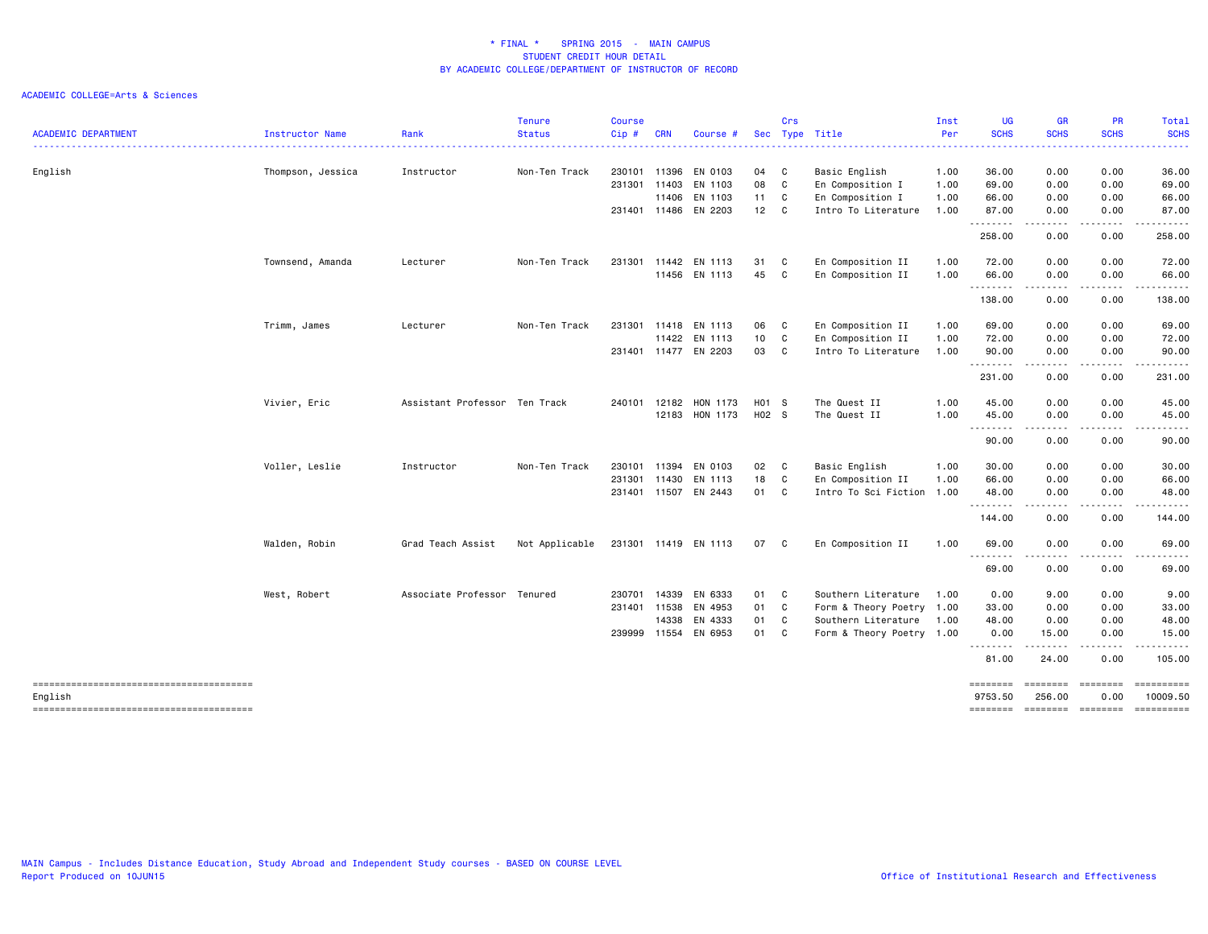\* FINAL \*   SPRING 2015  -  MAIN CAMPUS
STUDENT CREDIT HOUR DETAIL
BY ACADEMIC COLLEGE/DEPARTMENT OF INSTRUCTOR OF RECORD

ACADEMIC COLLEGE=Arts & Sciences

| ACADEMIC DEPARTMENT | Instructor Name | Rank | Tenure Status | Course Cip # | CRN | Course # | Sec | Crs Type | Title | Inst Per | UG SCHS | GR SCHS | PR SCHS | Total SCHS |
|---|---|---|---|---|---|---|---|---|---|---|---|---|---|---|
| English | Thompson, Jessica | Instructor | Non-Ten Track | 230101 | 11396 | EN 0103 | 04 | C | Basic English | 1.00 | 36.00 | 0.00 | 0.00 | 36.00 |
| | | | | 231301 | 11403 | EN 1103 | 08 | C | En Composition I | 1.00 | 69.00 | 0.00 | 0.00 | 69.00 |
| | | | | | 11406 | EN 1103 | 11 | C | En Composition I | 1.00 | 66.00 | 0.00 | 0.00 | 66.00 |
| | | | | 231401 | 11486 | EN 2203 | 12 | C | Intro To Literature | 1.00 | 87.00 | 0.00 | 0.00 | 87.00 |
| | | | | | | | | | | | 258.00 | 0.00 | 0.00 | 258.00 |
| | Townsend, Amanda | Lecturer | Non-Ten Track | 231301 | 11442 | EN 1113 | 31 | C | En Composition II | 1.00 | 72.00 | 0.00 | 0.00 | 72.00 |
| | | | | | 11456 | EN 1113 | 45 | C | En Composition II | 1.00 | 66.00 | 0.00 | 0.00 | 66.00 |
| | | | | | | | | | | | 138.00 | 0.00 | 0.00 | 138.00 |
| | Trimm, James | Lecturer | Non-Ten Track | 231301 | 11418 | EN 1113 | 06 | C | En Composition II | 1.00 | 69.00 | 0.00 | 0.00 | 69.00 |
| | | | | | 11422 | EN 1113 | 10 | C | En Composition II | 1.00 | 72.00 | 0.00 | 0.00 | 72.00 |
| | | | | 231401 | 11477 | EN 2203 | 03 | C | Intro To Literature | 1.00 | 90.00 | 0.00 | 0.00 | 90.00 |
| | | | | | | | | | | | 231.00 | 0.00 | 0.00 | 231.00 |
| | Vivier, Eric | Assistant Professor | Ten Track | 240101 | 12182 | HON 1173 | H01 | S | The Quest II | 1.00 | 45.00 | 0.00 | 0.00 | 45.00 |
| | | | | | 12183 | HON 1173 | H02 | S | The Quest II | 1.00 | 45.00 | 0.00 | 0.00 | 45.00 |
| | | | | | | | | | | | 90.00 | 0.00 | 0.00 | 90.00 |
| | Voller, Leslie | Instructor | Non-Ten Track | 230101 | 11394 | EN 0103 | 02 | C | Basic English | 1.00 | 30.00 | 0.00 | 0.00 | 30.00 |
| | | | | 231301 | 11430 | EN 1113 | 18 | C | En Composition II | 1.00 | 66.00 | 0.00 | 0.00 | 66.00 |
| | | | | 231401 | 11507 | EN 2443 | 01 | C | Intro To Sci Fiction | 1.00 | 48.00 | 0.00 | 0.00 | 48.00 |
| | | | | | | | | | | | 144.00 | 0.00 | 0.00 | 144.00 |
| | Walden, Robin | Grad Teach Assist | Not Applicable | 231301 | 11419 | EN 1113 | 07 | C | En Composition II | 1.00 | 69.00 | 0.00 | 0.00 | 69.00 |
| | | | | | | | | | | | 69.00 | 0.00 | 0.00 | 69.00 |
| | West, Robert | Associate Professor | Tenured | 230701 | 14339 | EN 6333 | 01 | C | Southern Literature | 1.00 | 0.00 | 9.00 | 0.00 | 9.00 |
| | | | | 231401 | 11538 | EN 4953 | 01 | C | Form & Theory Poetry | 1.00 | 33.00 | 0.00 | 0.00 | 33.00 |
| | | | | | 14338 | EN 4333 | 01 | C | Southern Literature | 1.00 | 48.00 | 0.00 | 0.00 | 48.00 |
| | | | | 239999 | 11554 | EN 6953 | 01 | C | Form & Theory Poetry | 1.00 | 0.00 | 15.00 | 0.00 | 15.00 |
| | | | | | | | | | | | 81.00 | 24.00 | 0.00 | 105.00 |
| English | | | | | | | | | | | 9753.50 | 256.00 | 0.00 | 10009.50 |

MAIN Campus - Includes Distance Education, Study Abroad and Independent Study courses - BASED ON COURSE LEVEL
Report Produced on 10JUN15

Office of Institutional Research and Effectiveness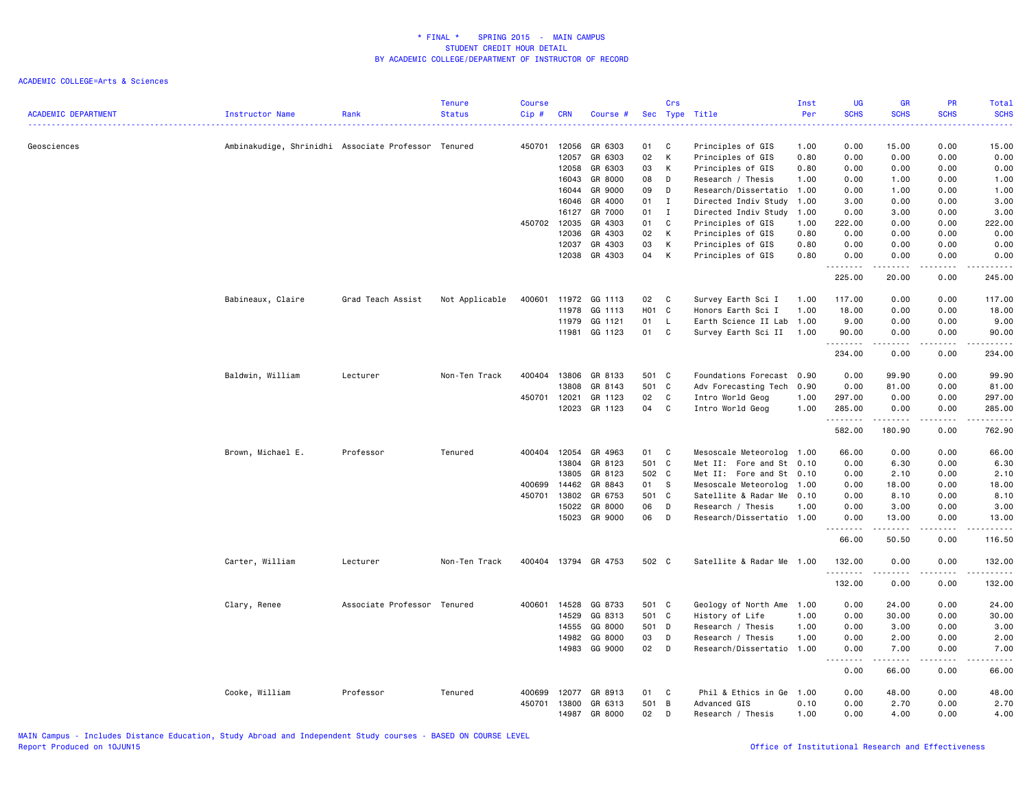# * FINAL * SPRING 2015 - MAIN CAMPUS
## STUDENT CREDIT HOUR DETAIL
## BY ACADEMIC COLLEGE/DEPARTMENT OF INSTRUCTOR OF RECORD

ACADEMIC COLLEGE=Arts & Sciences

| ACADEMIC DEPARTMENT | Instructor Name | Rank | Tenure Status | Course Cip # | CRN | Course # | Sec | Crs Type | Title | Inst Per | UG SCHS | GR SCHS | PR SCHS | Total SCHS |
|---|---|---|---|---|---|---|---|---|---|---|---|---|---|---|
| Geosciences | Ambinakudige, Shrinidhi | Associate Professor | Tenured | 450701 | 12056 | GR 6303 | 01 | C | Principles of GIS | 1.00 | 0.00 | 15.00 | 0.00 | 15.00 |
| | | | | | 12057 | GR 6303 | 02 | K | Principles of GIS | 0.80 | 0.00 | 0.00 | 0.00 | 0.00 |
| | | | | | 12058 | GR 6303 | 03 | K | Principles of GIS | 0.80 | 0.00 | 0.00 | 0.00 | 0.00 |
| | | | | | 16043 | GR 8000 | 08 | D | Research / Thesis | 1.00 | 0.00 | 1.00 | 0.00 | 1.00 |
| | | | | | 16044 | GR 9000 | 09 | D | Research/Dissertatio | 1.00 | 0.00 | 1.00 | 0.00 | 1.00 |
| | | | | | 16046 | GR 4000 | 01 | I | Directed Indiv Study | 1.00 | 3.00 | 0.00 | 0.00 | 3.00 |
| | | | | | 16127 | GR 7000 | 01 | I | Directed Indiv Study | 1.00 | 0.00 | 3.00 | 0.00 | 3.00 |
| | | | | 450702 | 12035 | GR 4303 | 01 | C | Principles of GIS | 1.00 | 222.00 | 0.00 | 0.00 | 222.00 |
| | | | | | 12036 | GR 4303 | 02 | K | Principles of GIS | 0.80 | 0.00 | 0.00 | 0.00 | 0.00 |
| | | | | | 12037 | GR 4303 | 03 | K | Principles of GIS | 0.80 | 0.00 | 0.00 | 0.00 | 0.00 |
| | | | | | 12038 | GR 4303 | 04 | K | Principles of GIS | 0.80 | 0.00 | 0.00 | 0.00 | 0.00 |
| | | | | | | | | | | | 225.00 | 20.00 | 0.00 | 245.00 |
| | Babineaux, Claire | Grad Teach Assist | Not Applicable | 400601 | 11972 | GG 1113 | 02 | C | Survey Earth Sci I | 1.00 | 117.00 | 0.00 | 0.00 | 117.00 |
| | | | | | 11978 | GG 1113 | H01 | C | Honors Earth Sci I | 1.00 | 18.00 | 0.00 | 0.00 | 18.00 |
| | | | | | 11979 | GG 1121 | 01 | L | Earth Science II Lab | 1.00 | 9.00 | 0.00 | 0.00 | 9.00 |
| | | | | | 11981 | GG 1123 | 01 | C | Survey Earth Sci II | 1.00 | 90.00 | 0.00 | 0.00 | 90.00 |
| | | | | | | | | | | | 234.00 | 0.00 | 0.00 | 234.00 |
| | Baldwin, William | Lecturer | Non-Ten Track | 400404 | 13806 | GR 8133 | 501 | C | Foundations Forecast | 0.90 | 0.00 | 99.90 | 0.00 | 99.90 |
| | | | | | 13808 | GR 8143 | 501 | C | Adv Forecasting Tech | 0.90 | 0.00 | 81.00 | 0.00 | 81.00 |
| | | | | 450701 | 12021 | GR 1123 | 02 | C | Intro World Geog | 1.00 | 297.00 | 0.00 | 0.00 | 297.00 |
| | | | | | 12023 | GR 1123 | 04 | C | Intro World Geog | 1.00 | 285.00 | 0.00 | 0.00 | 285.00 |
| | | | | | | | | | | | 582.00 | 180.90 | 0.00 | 762.90 |
| | Brown, Michael E. | Professor | Tenured | 400404 | 12054 | GR 4963 | 01 | C | Mesoscale Meteorolog | 1.00 | 66.00 | 0.00 | 0.00 | 66.00 |
| | | | | | 13804 | GR 8123 | 501 | C | Met II: Fore and St | 0.10 | 0.00 | 6.30 | 0.00 | 6.30 |
| | | | | | 13805 | GR 8123 | 502 | C | Met II: Fore and St | 0.10 | 0.00 | 2.10 | 0.00 | 2.10 |
| | | | | 400699 | 14462 | GR 8843 | 01 | S | Mesoscale Meteorolog | 1.00 | 0.00 | 18.00 | 0.00 | 18.00 |
| | | | | 450701 | 13802 | GR 6753 | 501 | C | Satellite & Radar Me | 0.10 | 0.00 | 8.10 | 0.00 | 8.10 |
| | | | | | 15022 | GR 8000 | 06 | D | Research / Thesis | 1.00 | 0.00 | 3.00 | 0.00 | 3.00 |
| | | | | | 15023 | GR 9000 | 06 | D | Research/Dissertatio | 1.00 | 0.00 | 13.00 | 0.00 | 13.00 |
| | | | | | | | | | | | 66.00 | 50.50 | 0.00 | 116.50 |
| | Carter, William | Lecturer | Non-Ten Track | 400404 | 13794 | GR 4753 | 502 | C | Satellite & Radar Me | 1.00 | 132.00 | 0.00 | 0.00 | 132.00 |
| | | | | | | | | | | | 132.00 | 0.00 | 0.00 | 132.00 |
| | Clary, Renee | Associate Professor | Tenured | 400601 | 14528 | GG 8733 | 501 | C | Geology of North Ame | 1.00 | 0.00 | 24.00 | 0.00 | 24.00 |
| | | | | | 14529 | GG 8313 | 501 | C | History of Life | 1.00 | 0.00 | 30.00 | 0.00 | 30.00 |
| | | | | | 14555 | GG 8000 | 501 | D | Research / Thesis | 1.00 | 0.00 | 3.00 | 0.00 | 3.00 |
| | | | | | 14982 | GG 8000 | 03 | D | Research / Thesis | 1.00 | 0.00 | 2.00 | 0.00 | 2.00 |
| | | | | | 14983 | GG 9000 | 02 | D | Research/Dissertatio | 1.00 | 0.00 | 7.00 | 0.00 | 7.00 |
| | | | | | | | | | | | 0.00 | 66.00 | 0.00 | 66.00 |
| | Cooke, William | Professor | Tenured | 400699 | 12077 | GR 8913 | 01 | C | Phil & Ethics in Ge | 1.00 | 0.00 | 48.00 | 0.00 | 48.00 |
| | | | | 450701 | 13800 | GR 6313 | 501 | B | Advanced GIS | 0.10 | 0.00 | 2.70 | 0.00 | 2.70 |
| | | | | | 14987 | GR 8000 | 02 | D | Research / Thesis | 1.00 | 0.00 | 4.00 | 0.00 | 4.00 |

MAIN Campus - Includes Distance Education, Study Abroad and Independent Study courses - BASED ON COURSE LEVEL
Report Produced on 10JUN15

Office of Institutional Research and Effectiveness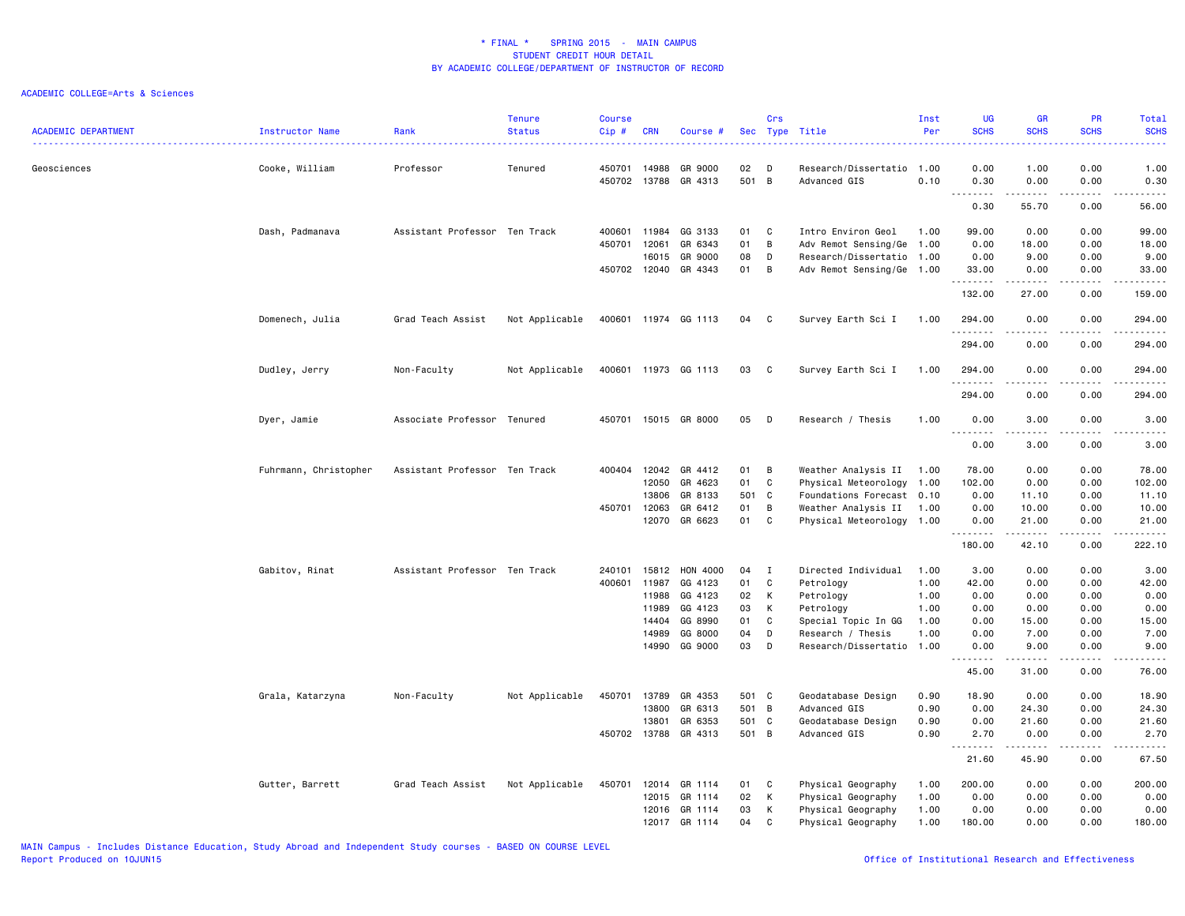* FINAL * SPRING 2015 - MAIN CAMPUS
STUDENT CREDIT HOUR DETAIL
BY ACADEMIC COLLEGE/DEPARTMENT OF INSTRUCTOR OF RECORD

ACADEMIC COLLEGE=Arts & Sciences

| ACADEMIC DEPARTMENT | Instructor Name | Rank | Tenure Status | Course Cip # | CRN | Course # | Sec | Crs Type | Title | Inst Per | UG SCHS | GR SCHS | PR SCHS | Total SCHS |
|---|---|---|---|---|---|---|---|---|---|---|---|---|---|---|
| Geosciences | Cooke, William | Professor | Tenured | 450701 | 14988 | GR 9000 | 02 | D | Research/Dissertatio | 1.00 | 0.00 | 1.00 | 0.00 | 1.00 |
| | | | | 450702 | 13788 | GR 4313 | 501 | B | Advanced GIS | 0.10 | 0.30 | 0.00 | 0.00 | 0.30 |
| | | | | | | | | | | | 0.30 | 55.70 | 0.00 | 56.00 |
| | Dash, Padmanava | Assistant Professor | Ten Track | 400601 | 11984 | GG 3133 | 01 | C | Intro Environ Geol | 1.00 | 99.00 | 0.00 | 0.00 | 99.00 |
| | | | | 450701 | 12061 | GR 6343 | 01 | B | Adv Remot Sensing/Ge | 1.00 | 0.00 | 18.00 | 0.00 | 18.00 |
| | | | | | 16015 | GR 9000 | 08 | D | Research/Dissertatio | 1.00 | 0.00 | 9.00 | 0.00 | 9.00 |
| | | | | 450702 | 12040 | GR 4343 | 01 | B | Adv Remot Sensing/Ge | 1.00 | 33.00 | 0.00 | 0.00 | 33.00 |
| | | | | | | | | | | | 132.00 | 27.00 | 0.00 | 159.00 |
| | Domenech, Julia | Grad Teach Assist | Not Applicable | 400601 | 11974 | GG 1113 | 04 | C | Survey Earth Sci I | 1.00 | 294.00 | 0.00 | 0.00 | 294.00 |
| | | | | | | | | | | | 294.00 | 0.00 | 0.00 | 294.00 |
| | Dudley, Jerry | Non-Faculty | Not Applicable | 400601 | 11973 | GG 1113 | 03 | C | Survey Earth Sci I | 1.00 | 294.00 | 0.00 | 0.00 | 294.00 |
| | | | | | | | | | | | 294.00 | 0.00 | 0.00 | 294.00 |
| | Dyer, Jamie | Associate Professor | Tenured | 450701 | 15015 | GR 8000 | 05 | D | Research / Thesis | 1.00 | 0.00 | 3.00 | 0.00 | 3.00 |
| | | | | | | | | | | | 0.00 | 3.00 | 0.00 | 3.00 |
| | Fuhrmann, Christopher | Assistant Professor | Ten Track | 400404 | 12042 | GR 4412 | 01 | B | Weather Analysis II | 1.00 | 78.00 | 0.00 | 0.00 | 78.00 |
| | | | | | 12050 | GR 4623 | 01 | C | Physical Meteorology | 1.00 | 102.00 | 0.00 | 0.00 | 102.00 |
| | | | | | 13806 | GR 8133 | 501 | C | Foundations Forecast | 0.10 | 0.00 | 11.10 | 0.00 | 11.10 |
| | | | | 450701 | 12063 | GR 6412 | 01 | B | Weather Analysis II | 1.00 | 0.00 | 10.00 | 0.00 | 10.00 |
| | | | | | 12070 | GR 6623 | 01 | C | Physical Meteorology | 1.00 | 0.00 | 21.00 | 0.00 | 21.00 |
| | | | | | | | | | | | 180.00 | 42.10 | 0.00 | 222.10 |
| | Gabitov, Rinat | Assistant Professor | Ten Track | 240101 | 15812 | HON 4000 | 04 | I | Directed Individual | 1.00 | 3.00 | 0.00 | 0.00 | 3.00 |
| | | | | 400601 | 11987 | GG 4123 | 01 | C | Petrology | 1.00 | 42.00 | 0.00 | 0.00 | 42.00 |
| | | | | | 11988 | GG 4123 | 02 | K | Petrology | 1.00 | 0.00 | 0.00 | 0.00 | 0.00 |
| | | | | | 11989 | GG 4123 | 03 | K | Petrology | 1.00 | 0.00 | 0.00 | 0.00 | 0.00 |
| | | | | | 14404 | GG 8990 | 01 | C | Special Topic In GG | 1.00 | 0.00 | 15.00 | 0.00 | 15.00 |
| | | | | | 14989 | GG 8000 | 04 | D | Research / Thesis | 1.00 | 0.00 | 7.00 | 0.00 | 7.00 |
| | | | | | 14990 | GG 9000 | 03 | D | Research/Dissertatio | 1.00 | 0.00 | 9.00 | 0.00 | 9.00 |
| | | | | | | | | | | | 45.00 | 31.00 | 0.00 | 76.00 |
| | Grala, Katarzyna | Non-Faculty | Not Applicable | 450701 | 13789 | GR 4353 | 501 | C | Geodatabase Design | 0.90 | 18.90 | 0.00 | 0.00 | 18.90 |
| | | | | | 13800 | GR 6313 | 501 | B | Advanced GIS | 0.90 | 0.00 | 24.30 | 0.00 | 24.30 |
| | | | | | 13801 | GR 6353 | 501 | C | Geodatabase Design | 0.90 | 0.00 | 21.60 | 0.00 | 21.60 |
| | | | | 450702 | 13788 | GR 4313 | 501 | B | Advanced GIS | 0.90 | 2.70 | 0.00 | 0.00 | 2.70 |
| | | | | | | | | | | | 21.60 | 45.90 | 0.00 | 67.50 |
| | Gutter, Barrett | Grad Teach Assist | Not Applicable | 450701 | 12014 | GR 1114 | 01 | C | Physical Geography | 1.00 | 200.00 | 0.00 | 0.00 | 200.00 |
| | | | | | 12015 | GR 1114 | 02 | K | Physical Geography | 1.00 | 0.00 | 0.00 | 0.00 | 0.00 |
| | | | | | 12016 | GR 1114 | 03 | K | Physical Geography | 1.00 | 0.00 | 0.00 | 0.00 | 0.00 |
| | | | | | 12017 | GR 1114 | 04 | C | Physical Geography | 1.00 | 180.00 | 0.00 | 0.00 | 180.00 |

MAIN Campus - Includes Distance Education, Study Abroad and Independent Study courses - BASED ON COURSE LEVEL
Report Produced on 10JUN15
Office of Institutional Research and Effectiveness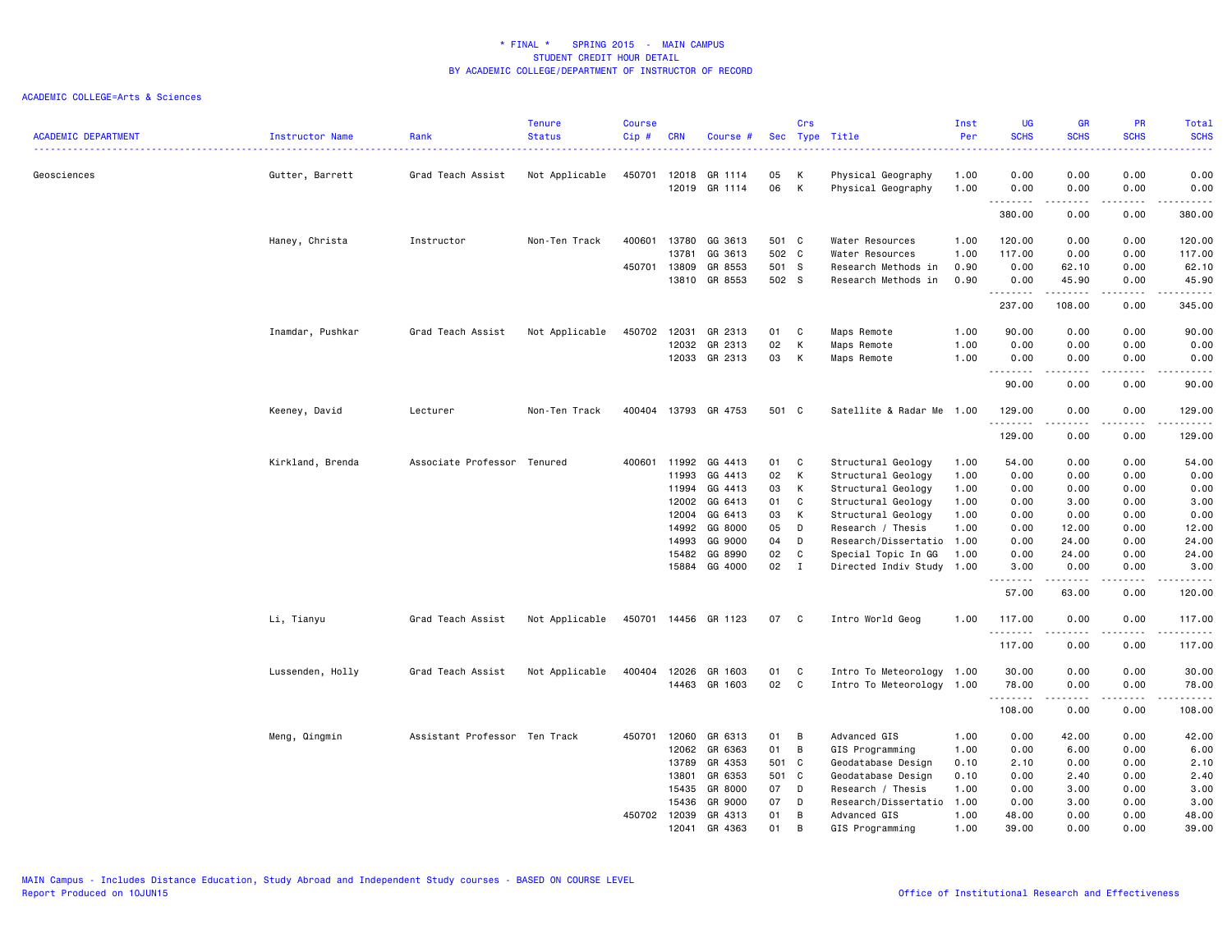* FINAL * SPRING 2015 - MAIN CAMPUS
STUDENT CREDIT HOUR DETAIL
BY ACADEMIC COLLEGE/DEPARTMENT OF INSTRUCTOR OF RECORD

ACADEMIC COLLEGE=Arts & Sciences

| ACADEMIC DEPARTMENT | Instructor Name | Rank | Tenure Status | Course Cip # | CRN | Course # | Sec | Crs Type | Title | Inst Per | UG SCHS | GR SCHS | PR SCHS | Total SCHS |
|---|---|---|---|---|---|---|---|---|---|---|---|---|---|---|
| Geosciences | Gutter, Barrett | Grad Teach Assist | Not Applicable | 450701 | 12018 | GR 1114 | 05 | K | Physical Geography | 1.00 | 0.00 | 0.00 | 0.00 | 0.00 |
| | | | | | 12019 | GR 1114 | 06 | K | Physical Geography | 1.00 | 0.00 | 0.00 | 0.00 | 0.00 |
| | | | | | | | | | | | 380.00 | 0.00 | 0.00 | 380.00 |
| | Haney, Christa | Instructor | Non-Ten Track | 400601 | 13780 | GG 3613 | 501 | C | Water Resources | 1.00 | 120.00 | 0.00 | 0.00 | 120.00 |
| | | | | | 13781 | GG 3613 | 502 | C | Water Resources | 1.00 | 117.00 | 0.00 | 0.00 | 117.00 |
| | | | | 450701 | 13809 | GR 8553 | 501 | S | Research Methods in | 0.90 | 0.00 | 62.10 | 0.00 | 62.10 |
| | | | | | 13810 | GR 8553 | 502 | S | Research Methods in | 0.90 | 0.00 | 45.90 | 0.00 | 45.90 |
| | | | | | | | | | | | 237.00 | 108.00 | 0.00 | 345.00 |
| | Inamdar, Pushkar | Grad Teach Assist | Not Applicable | 450702 | 12031 | GR 2313 | 01 | C | Maps Remote | 1.00 | 90.00 | 0.00 | 0.00 | 90.00 |
| | | | | | 12032 | GR 2313 | 02 | K | Maps Remote | 1.00 | 0.00 | 0.00 | 0.00 | 0.00 |
| | | | | | 12033 | GR 2313 | 03 | K | Maps Remote | 1.00 | 0.00 | 0.00 | 0.00 | 0.00 |
| | | | | | | | | | | | 90.00 | 0.00 | 0.00 | 90.00 |
| | Keeney, David | Lecturer | Non-Ten Track | 400404 | 13793 | GR 4753 | 501 | C | Satellite & Radar Me | 1.00 | 129.00 | 0.00 | 0.00 | 129.00 |
| | | | | | | | | | | | 129.00 | 0.00 | 0.00 | 129.00 |
| | Kirkland, Brenda | Associate Professor | Tenured | 400601 | 11992 | GG 4413 | 01 | C | Structural Geology | 1.00 | 54.00 | 0.00 | 0.00 | 54.00 |
| | | | | | 11993 | GG 4413 | 02 | K | Structural Geology | 1.00 | 0.00 | 0.00 | 0.00 | 0.00 |
| | | | | | 11994 | GG 4413 | 03 | K | Structural Geology | 1.00 | 0.00 | 0.00 | 0.00 | 0.00 |
| | | | | | 12002 | GG 6413 | 01 | C | Structural Geology | 1.00 | 0.00 | 3.00 | 0.00 | 3.00 |
| | | | | | 12004 | GG 6413 | 03 | K | Structural Geology | 1.00 | 0.00 | 0.00 | 0.00 | 0.00 |
| | | | | | 14992 | GG 8000 | 05 | D | Research / Thesis | 1.00 | 0.00 | 12.00 | 0.00 | 12.00 |
| | | | | | 14993 | GG 9000 | 04 | D | Research/Dissertatio | 1.00 | 0.00 | 24.00 | 0.00 | 24.00 |
| | | | | | 15482 | GG 8990 | 02 | C | Special Topic In GG | 1.00 | 0.00 | 24.00 | 0.00 | 24.00 |
| | | | | | 15884 | GG 4000 | 02 | I | Directed Indiv Study | 1.00 | 3.00 | 0.00 | 0.00 | 3.00 |
| | | | | | | | | | | | 57.00 | 63.00 | 0.00 | 120.00 |
| | Li, Tianyu | Grad Teach Assist | Not Applicable | 450701 | 14456 | GR 1123 | 07 | C | Intro World Geog | 1.00 | 117.00 | 0.00 | 0.00 | 117.00 |
| | | | | | | | | | | | 117.00 | 0.00 | 0.00 | 117.00 |
| | Lussenden, Holly | Grad Teach Assist | Not Applicable | 400404 | 12026 | GR 1603 | 01 | C | Intro To Meteorology | 1.00 | 30.00 | 0.00 | 0.00 | 30.00 |
| | | | | | 14463 | GR 1603 | 02 | C | Intro To Meteorology | 1.00 | 78.00 | 0.00 | 0.00 | 78.00 |
| | | | | | | | | | | | 108.00 | 0.00 | 0.00 | 108.00 |
| | Meng, Qingmin | Assistant Professor | Ten Track | 450701 | 12060 | GR 6313 | 01 | B | Advanced GIS | 1.00 | 0.00 | 42.00 | 0.00 | 42.00 |
| | | | | | 12062 | GR 6363 | 01 | B | GIS Programming | 1.00 | 0.00 | 6.00 | 0.00 | 6.00 |
| | | | | | 13789 | GR 4353 | 501 | C | Geodatabase Design | 0.10 | 2.10 | 0.00 | 0.00 | 2.10 |
| | | | | | 13801 | GR 6353 | 501 | C | Geodatabase Design | 0.10 | 0.00 | 2.40 | 0.00 | 2.40 |
| | | | | | 15435 | GR 8000 | 07 | D | Research / Thesis | 1.00 | 0.00 | 3.00 | 0.00 | 3.00 |
| | | | | | 15436 | GR 9000 | 07 | D | Research/Dissertatio | 1.00 | 0.00 | 3.00 | 0.00 | 3.00 |
| | | | | 450702 | 12039 | GR 4313 | 01 | B | Advanced GIS | 1.00 | 48.00 | 0.00 | 0.00 | 48.00 |
| | | | | | 12041 | GR 4363 | 01 | B | GIS Programming | 1.00 | 39.00 | 0.00 | 0.00 | 39.00 |

MAIN Campus - Includes Distance Education, Study Abroad and Independent Study courses - BASED ON COURSE LEVEL
Report Produced on 10JUN15
Office of Institutional Research and Effectiveness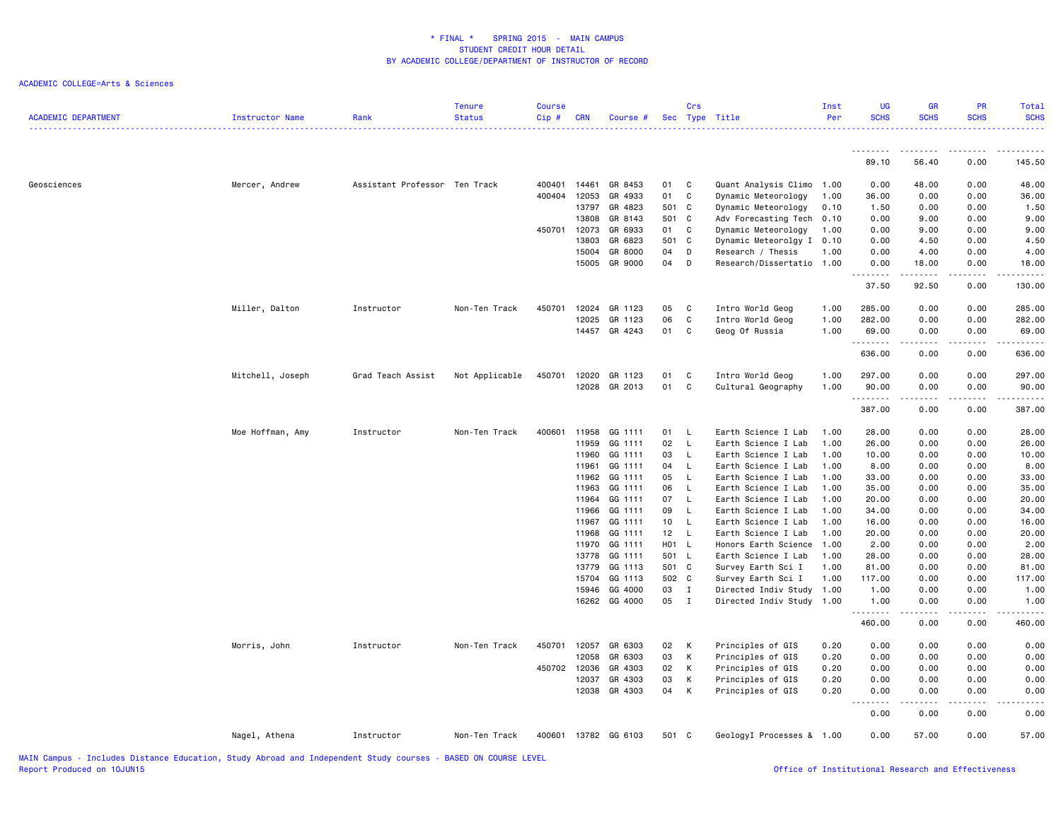# * FINAL * SPRING 2015 - MAIN CAMPUS
## STUDENT CREDIT HOUR DETAIL
## BY ACADEMIC COLLEGE/DEPARTMENT OF INSTRUCTOR OF RECORD

ACADEMIC COLLEGE=Arts & Sciences

| ACADEMIC DEPARTMENT | Instructor Name | Rank | Tenure Status | Course Cip # | CRN | Course # | Sec | Crs Type | Title | Inst Per | UG SCHS | GR SCHS | PR SCHS | Total SCHS |
|---|---|---|---|---|---|---|---|---|---|---|---|---|---|---|
| | | | | | | | | | | | 89.10 | 56.40 | 0.00 | 145.50 |
| Geosciences | Mercer, Andrew | Assistant Professor | Ten Track | 400401 | 14461 | GR 8453 | 01 | C | Quant Analysis Climo | 1.00 | 0.00 | 48.00 | 0.00 | 48.00 |
| | | | | 400404 | 12053 | GR 4933 | 01 | C | Dynamic Meteorology | 1.00 | 36.00 | 0.00 | 0.00 | 36.00 |
| | | | | | 13797 | GR 4823 | 501 | C | Dynamic Meteorology | 0.10 | 1.50 | 0.00 | 0.00 | 1.50 |
| | | | | | 13808 | GR 8143 | 501 | C | Adv Forecasting Tech | 0.10 | 0.00 | 9.00 | 0.00 | 9.00 |
| | | | | 450701 | 12073 | GR 6933 | 01 | C | Dynamic Meteorology | 1.00 | 0.00 | 9.00 | 0.00 | 9.00 |
| | | | | | 13803 | GR 6823 | 501 | C | Dynamic Meteorolgy I | 0.10 | 0.00 | 4.50 | 0.00 | 4.50 |
| | | | | | 15004 | GR 8000 | 04 | D | Research / Thesis | 1.00 | 0.00 | 4.00 | 0.00 | 4.00 |
| | | | | | 15005 | GR 9000 | 04 | D | Research/Dissertatio | 1.00 | 0.00 | 18.00 | 0.00 | 18.00 |
| | | | | | | | | | | | 37.50 | 92.50 | 0.00 | 130.00 |
| | Miller, Dalton | Instructor | Non-Ten Track | 450701 | 12024 | GR 1123 | 05 | C | Intro World Geog | 1.00 | 285.00 | 0.00 | 0.00 | 285.00 |
| | | | | | 12025 | GR 1123 | 06 | C | Intro World Geog | 1.00 | 282.00 | 0.00 | 0.00 | 282.00 |
| | | | | | 14457 | GR 4243 | 01 | C | Geog Of Russia | 1.00 | 69.00 | 0.00 | 0.00 | 69.00 |
| | | | | | | | | | | | 636.00 | 0.00 | 0.00 | 636.00 |
| | Mitchell, Joseph | Grad Teach Assist | Not Applicable | 450701 | 12020 | GR 1123 | 01 | C | Intro World Geog | 1.00 | 297.00 | 0.00 | 0.00 | 297.00 |
| | | | | | 12028 | GR 2013 | 01 | C | Cultural Geography | 1.00 | 90.00 | 0.00 | 0.00 | 90.00 |
| | | | | | | | | | | | 387.00 | 0.00 | 0.00 | 387.00 |
| | Moe Hoffman, Amy | Instructor | Non-Ten Track | 400601 | 11958 | GG 1111 | 01 | L | Earth Science I Lab | 1.00 | 28.00 | 0.00 | 0.00 | 28.00 |
| | | | | | 11959 | GG 1111 | 02 | L | Earth Science I Lab | 1.00 | 26.00 | 0.00 | 0.00 | 26.00 |
| | | | | | 11960 | GG 1111 | 03 | L | Earth Science I Lab | 1.00 | 10.00 | 0.00 | 0.00 | 10.00 |
| | | | | | 11961 | GG 1111 | 04 | L | Earth Science I Lab | 1.00 | 8.00 | 0.00 | 0.00 | 8.00 |
| | | | | | 11962 | GG 1111 | 05 | L | Earth Science I Lab | 1.00 | 33.00 | 0.00 | 0.00 | 33.00 |
| | | | | | 11963 | GG 1111 | 06 | L | Earth Science I Lab | 1.00 | 35.00 | 0.00 | 0.00 | 35.00 |
| | | | | | 11964 | GG 1111 | 07 | L | Earth Science I Lab | 1.00 | 20.00 | 0.00 | 0.00 | 20.00 |
| | | | | | 11966 | GG 1111 | 09 | L | Earth Science I Lab | 1.00 | 34.00 | 0.00 | 0.00 | 34.00 |
| | | | | | 11967 | GG 1111 | 10 | L | Earth Science I Lab | 1.00 | 16.00 | 0.00 | 0.00 | 16.00 |
| | | | | | 11968 | GG 1111 | 12 | L | Earth Science I Lab | 1.00 | 20.00 | 0.00 | 0.00 | 20.00 |
| | | | | | 11970 | GG 1111 | H01 | L | Honors Earth Science | 1.00 | 2.00 | 0.00 | 0.00 | 2.00 |
| | | | | | 13778 | GG 1111 | 501 | L | Earth Science I Lab | 1.00 | 28.00 | 0.00 | 0.00 | 28.00 |
| | | | | | 13779 | GG 1113 | 501 | C | Survey Earth Sci I | 1.00 | 81.00 | 0.00 | 0.00 | 81.00 |
| | | | | | 15704 | GG 1113 | 502 | C | Survey Earth Sci I | 1.00 | 117.00 | 0.00 | 0.00 | 117.00 |
| | | | | | 15946 | GG 4000 | 03 | I | Directed Indiv Study | 1.00 | 1.00 | 0.00 | 0.00 | 1.00 |
| | | | | | 16262 | GG 4000 | 05 | I | Directed Indiv Study | 1.00 | 1.00 | 0.00 | 0.00 | 1.00 |
| | | | | | | | | | | | 460.00 | 0.00 | 0.00 | 460.00 |
| | Morris, John | Instructor | Non-Ten Track | 450701 | 12057 | GR 6303 | 02 | K | Principles of GIS | 0.20 | 0.00 | 0.00 | 0.00 | 0.00 |
| | | | | | 12058 | GR 6303 | 03 | K | Principles of GIS | 0.20 | 0.00 | 0.00 | 0.00 | 0.00 |
| | | | | 450702 | 12036 | GR 4303 | 02 | K | Principles of GIS | 0.20 | 0.00 | 0.00 | 0.00 | 0.00 |
| | | | | | 12037 | GR 4303 | 03 | K | Principles of GIS | 0.20 | 0.00 | 0.00 | 0.00 | 0.00 |
| | | | | | 12038 | GR 4303 | 04 | K | Principles of GIS | 0.20 | 0.00 | 0.00 | 0.00 | 0.00 |
| | | | | | | | | | | | 0.00 | 0.00 | 0.00 | 0.00 |
| | Nagel, Athena | Instructor | Non-Ten Track | 400601 | 13782 | GG 6103 | 501 | C | GeologyI Processes & | 1.00 | 0.00 | 57.00 | 0.00 | 57.00 |

MAIN Campus - Includes Distance Education, Study Abroad and Independent Study courses - BASED ON COURSE LEVEL
Report Produced on 10JUN15

Office of Institutional Research and Effectiveness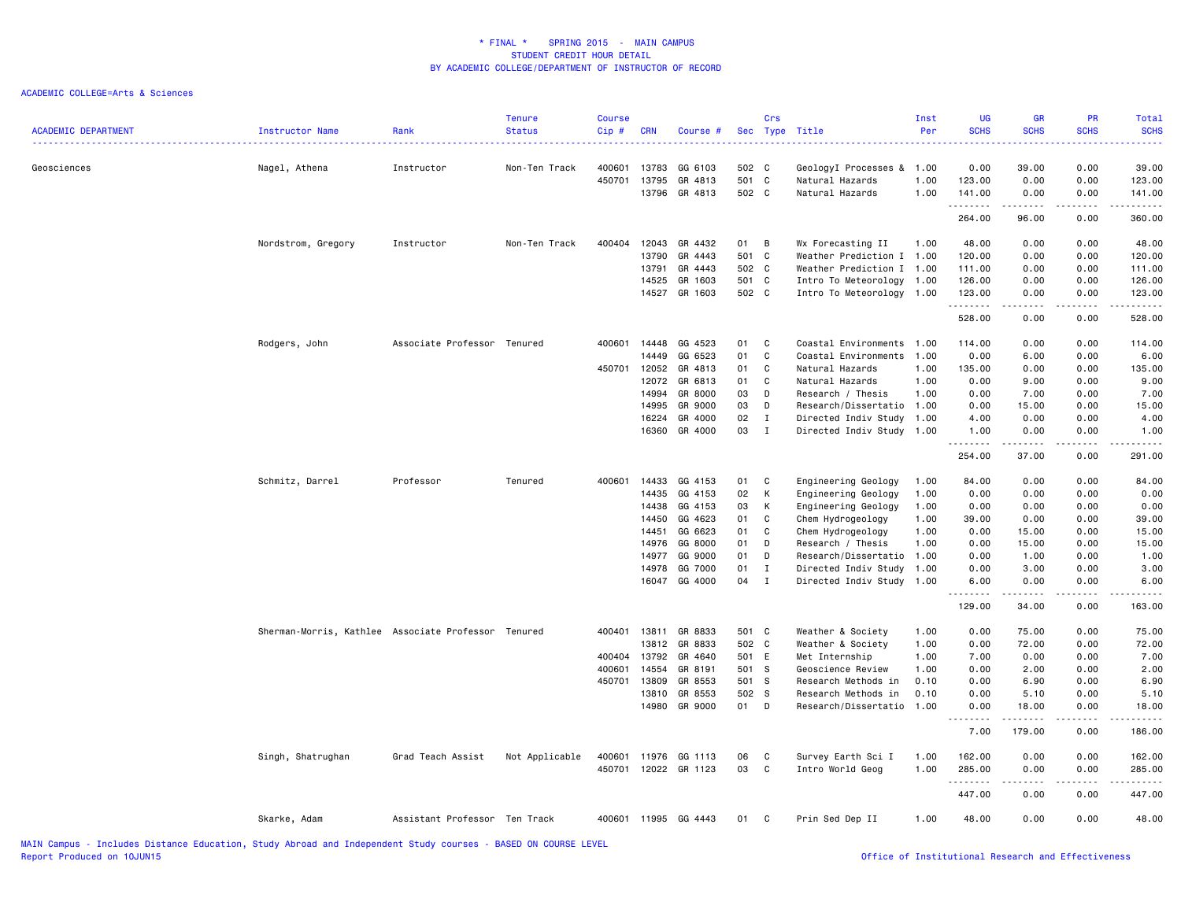# * FINAL * SPRING 2015 - MAIN CAMPUS
## STUDENT CREDIT HOUR DETAIL
## BY ACADEMIC COLLEGE/DEPARTMENT OF INSTRUCTOR OF RECORD

ACADEMIC COLLEGE=Arts & Sciences

| ACADEMIC DEPARTMENT | Instructor Name | Rank | Tenure Status | Course Cip # | CRN | Course # | Sec | Crs Type | Title | Inst Per | UG SCHS | GR SCHS | PR SCHS | Total SCHS |
|---|---|---|---|---|---|---|---|---|---|---|---|---|---|---|
| Geosciences | Nagel, Athena | Instructor | Non-Ten Track | 400601 | 13783 | GG 6103 | 502 | C | GeologyI Processes & | 1.00 | 0.00 | 39.00 | 0.00 | 39.00 |
| | | | | 450701 | 13795 | GR 4813 | 501 | C | Natural Hazards | 1.00 | 123.00 | 0.00 | 0.00 | 123.00 |
| | | | | | 13796 | GR 4813 | 502 | C | Natural Hazards | 1.00 | 141.00 | 0.00 | 0.00 | 141.00 |
| | | | | | | | | | | | 264.00 | 96.00 | 0.00 | 360.00 |
| | Nordstrom, Gregory | Instructor | Non-Ten Track | 400404 | 12043 | GR 4432 | 01 | B | Wx Forecasting II | 1.00 | 48.00 | 0.00 | 0.00 | 48.00 |
| | | | | | 13790 | GR 4443 | 501 | C | Weather Prediction I | 1.00 | 120.00 | 0.00 | 0.00 | 120.00 |
| | | | | | 13791 | GR 4443 | 502 | C | Weather Prediction I | 1.00 | 111.00 | 0.00 | 0.00 | 111.00 |
| | | | | | 14525 | GR 1603 | 501 | C | Intro To Meteorology | 1.00 | 126.00 | 0.00 | 0.00 | 126.00 |
| | | | | | 14527 | GR 1603 | 502 | C | Intro To Meteorology | 1.00 | 123.00 | 0.00 | 0.00 | 123.00 |
| | | | | | | | | | | | 528.00 | 0.00 | 0.00 | 528.00 |
| | Rodgers, John | Associate Professor | Tenured | 400601 | 14448 | GG 4523 | 01 | C | Coastal Environments | 1.00 | 114.00 | 0.00 | 0.00 | 114.00 |
| | | | | | 14449 | GG 6523 | 01 | C | Coastal Environments | 1.00 | 0.00 | 6.00 | 0.00 | 6.00 |
| | | | | 450701 | 12052 | GR 4813 | 01 | C | Natural Hazards | 1.00 | 135.00 | 0.00 | 0.00 | 135.00 |
| | | | | | 12072 | GR 6813 | 01 | C | Natural Hazards | 1.00 | 0.00 | 9.00 | 0.00 | 9.00 |
| | | | | | 14994 | GR 8000 | 03 | D | Research / Thesis | 1.00 | 0.00 | 7.00 | 0.00 | 7.00 |
| | | | | | 14995 | GR 9000 | 03 | D | Research/Dissertatio | 1.00 | 0.00 | 15.00 | 0.00 | 15.00 |
| | | | | | 16224 | GR 4000 | 02 | I | Directed Indiv Study | 1.00 | 4.00 | 0.00 | 0.00 | 4.00 |
| | | | | | 16360 | GR 4000 | 03 | I | Directed Indiv Study | 1.00 | 1.00 | 0.00 | 0.00 | 1.00 |
| | | | | | | | | | | | 254.00 | 37.00 | 0.00 | 291.00 |
| | Schmitz, Darrel | Professor | Tenured | 400601 | 14433 | GG 4153 | 01 | C | Engineering Geology | 1.00 | 84.00 | 0.00 | 0.00 | 84.00 |
| | | | | | 14435 | GG 4153 | 02 | K | Engineering Geology | 1.00 | 0.00 | 0.00 | 0.00 | 0.00 |
| | | | | | 14438 | GG 4153 | 03 | K | Engineering Geology | 1.00 | 0.00 | 0.00 | 0.00 | 0.00 |
| | | | | | 14450 | GG 4623 | 01 | C | Chem Hydrogeology | 1.00 | 39.00 | 0.00 | 0.00 | 39.00 |
| | | | | | 14451 | GG 6623 | 01 | C | Chem Hydrogeology | 1.00 | 0.00 | 15.00 | 0.00 | 15.00 |
| | | | | | 14976 | GG 8000 | 01 | D | Research / Thesis | 1.00 | 0.00 | 15.00 | 0.00 | 15.00 |
| | | | | | 14977 | GG 9000 | 01 | D | Research/Dissertatio | 1.00 | 0.00 | 1.00 | 0.00 | 1.00 |
| | | | | | 14978 | GG 7000 | 01 | I | Directed Indiv Study | 1.00 | 0.00 | 3.00 | 0.00 | 3.00 |
| | | | | | 16047 | GG 4000 | 04 | I | Directed Indiv Study | 1.00 | 6.00 | 0.00 | 0.00 | 6.00 |
| | | | | | | | | | | | 129.00 | 34.00 | 0.00 | 163.00 |
| | Sherman-Morris, Kathlee | Associate Professor | Tenured | 400401 | 13811 | GR 8833 | 501 | C | Weather & Society | 1.00 | 0.00 | 75.00 | 0.00 | 75.00 |
| | | | | | 13812 | GR 8833 | 502 | C | Weather & Society | 1.00 | 0.00 | 72.00 | 0.00 | 72.00 |
| | | | | 400404 | 13792 | GR 4640 | 501 | E | Met Internship | 1.00 | 7.00 | 0.00 | 0.00 | 7.00 |
| | | | | 400601 | 14554 | GR 8191 | 501 | S | Geoscience Review | 1.00 | 0.00 | 2.00 | 0.00 | 2.00 |
| | | | | 450701 | 13809 | GR 8553 | 501 | S | Research Methods in | 0.10 | 0.00 | 6.90 | 0.00 | 6.90 |
| | | | | | 13810 | GR 8553 | 502 | S | Research Methods in | 0.10 | 0.00 | 5.10 | 0.00 | 5.10 |
| | | | | | 14980 | GR 9000 | 01 | D | Research/Dissertatio | 1.00 | 0.00 | 18.00 | 0.00 | 18.00 |
| | | | | | | | | | | | 7.00 | 179.00 | 0.00 | 186.00 |
| | Singh, Shatrughan | Grad Teach Assist | Not Applicable | 400601 | 11976 | GG 1113 | 06 | C | Survey Earth Sci I | 1.00 | 162.00 | 0.00 | 0.00 | 162.00 |
| | | | | 450701 | 12022 | GR 1123 | 03 | C | Intro World Geog | 1.00 | 285.00 | 0.00 | 0.00 | 285.00 |
| | | | | | | | | | | | 447.00 | 0.00 | 0.00 | 447.00 |
| | Skarke, Adam | Assistant Professor | Ten Track | 400601 | 11995 | GG 4443 | 01 | C | Prin Sed Dep II | 1.00 | 48.00 | 0.00 | 0.00 | 48.00 |

MAIN Campus - Includes Distance Education, Study Abroad and Independent Study courses - BASED ON COURSE LEVEL
Report Produced on 10JUN15

Office of Institutional Research and Effectiveness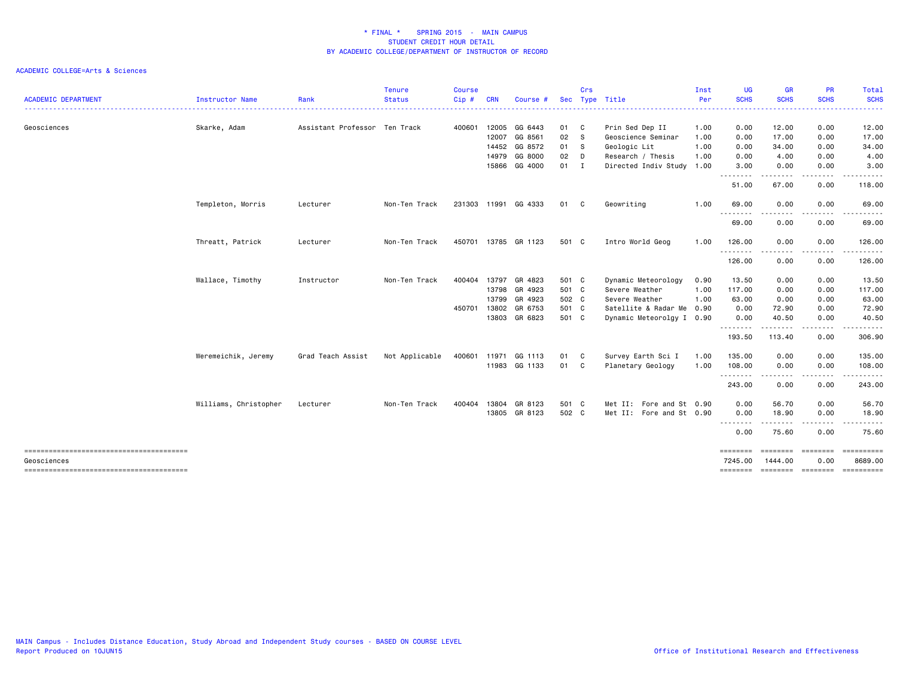* FINAL * SPRING 2015 - MAIN CAMPUS
STUDENT CREDIT HOUR DETAIL
BY ACADEMIC COLLEGE/DEPARTMENT OF INSTRUCTOR OF RECORD

ACADEMIC COLLEGE=Arts & Sciences

| ACADEMIC DEPARTMENT | Instructor Name | Rank | Tenure Status | Course Cip # | CRN | Course # | Sec | Crs Type | Title | Inst Per | UG SCHS | GR SCHS | PR SCHS | Total SCHS |
|---|---|---|---|---|---|---|---|---|---|---|---|---|---|---|
| Geosciences | Skarke, Adam | Assistant Professor | Ten Track | 400601 | 12005 | GG 6443 | 01 | C | Prin Sed Dep II | 1.00 | 0.00 | 12.00 | 0.00 | 12.00 |
| | | | | | 12007 | GG 8561 | 02 | S | Geoscience Seminar | 1.00 | 0.00 | 17.00 | 0.00 | 17.00 |
| | | | | | 14452 | GG 8572 | 01 | S | Geologic Lit | 1.00 | 0.00 | 34.00 | 0.00 | 34.00 |
| | | | | | 14979 | GG 8000 | 02 | D | Research / Thesis | 1.00 | 0.00 | 4.00 | 0.00 | 4.00 |
| | | | | | 15866 | GG 4000 | 01 | I | Directed Indiv Study | 1.00 | 3.00 | 0.00 | 0.00 | 3.00 |
| | | | | | | | | | | | 51.00 | 67.00 | 0.00 | 118.00 |
| | Templeton, Morris | Lecturer | Non-Ten Track | 231303 | 11991 | GG 4333 | 01 | C | Geowriting | 1.00 | 69.00 | 0.00 | 0.00 | 69.00 |
| | | | | | | | | | | | 69.00 | 0.00 | 0.00 | 69.00 |
| | Threatt, Patrick | Lecturer | Non-Ten Track | 450701 | 13785 | GR 1123 | 501 | C | Intro World Geog | 1.00 | 126.00 | 0.00 | 0.00 | 126.00 |
| | | | | | | | | | | | 126.00 | 0.00 | 0.00 | 126.00 |
| | Wallace, Timothy | Instructor | Non-Ten Track | 400404 | 13797 | GR 4823 | 501 | C | Dynamic Meteorology | 0.90 | 13.50 | 0.00 | 0.00 | 13.50 |
| | | | | | 13798 | GR 4923 | 501 | C | Severe Weather | 1.00 | 117.00 | 0.00 | 0.00 | 117.00 |
| | | | | | 13799 | GR 4923 | 502 | C | Severe Weather | 1.00 | 63.00 | 0.00 | 0.00 | 63.00 |
| | | | | 450701 | 13802 | GR 6753 | 501 | C | Satellite & Radar Me | 0.90 | 0.00 | 72.90 | 0.00 | 72.90 |
| | | | | | 13803 | GR 6823 | 501 | C | Dynamic Meteorolgy I | 0.90 | 0.00 | 40.50 | 0.00 | 40.50 |
| | | | | | | | | | | | 193.50 | 113.40 | 0.00 | 306.90 |
| | Weremeichik, Jeremy | Grad Teach Assist | Not Applicable | 400601 | 11971 | GG 1113 | 01 | C | Survey Earth Sci I | 1.00 | 135.00 | 0.00 | 0.00 | 135.00 |
| | | | | | 11983 | GG 1133 | 01 | C | Planetary Geology | 1.00 | 108.00 | 0.00 | 0.00 | 108.00 |
| | | | | | | | | | | | 243.00 | 0.00 | 0.00 | 243.00 |
| | Williams, Christopher | Lecturer | Non-Ten Track | 400404 | 13804 | GR 8123 | 501 | C | Met II: Fore and St | 0.90 | 0.00 | 56.70 | 0.00 | 56.70 |
| | | | | | 13805 | GR 8123 | 502 | C | Met II: Fore and St | 0.90 | 0.00 | 18.90 | 0.00 | 18.90 |
| | | | | | | | | | | | 0.00 | 75.60 | 0.00 | 75.60 |
| Geosciences | | | | | | | | | | | 7245.00 | 1444.00 | 0.00 | 8689.00 |

MAIN Campus - Includes Distance Education, Study Abroad and Independent Study courses - BASED ON COURSE LEVEL
Report Produced on 10JUN15

Office of Institutional Research and Effectiveness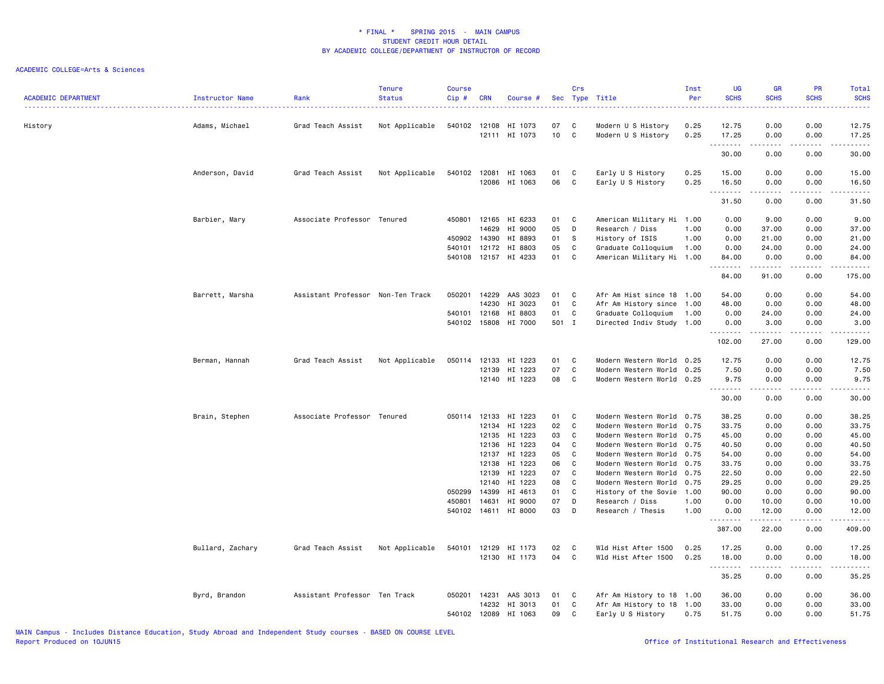# * FINAL * SPRING 2015 - MAIN CAMPUS
## STUDENT CREDIT HOUR DETAIL
## BY ACADEMIC COLLEGE/DEPARTMENT OF INSTRUCTOR OF RECORD

ACADEMIC COLLEGE=Arts & Sciences

| ACADEMIC DEPARTMENT | Instructor Name | Rank | Tenure Status | Course Cip # | CRN | Course # | Sec | Crs Type | Title | Inst Per | UG SCHS | GR SCHS | PR SCHS | Total SCHS |
|---|---|---|---|---|---|---|---|---|---|---|---|---|---|---|
| History | Adams, Michael | Grad Teach Assist | Not Applicable | 540102 | 12108 | HI 1073 | 07 | C | Modern U S History | 0.25 | 12.75 | 0.00 | 0.00 | 12.75 |
| | | | | | 12111 | HI 1073 | 10 | C | Modern U S History | 0.25 | 17.25 | 0.00 | 0.00 | 17.25 |
| | | | | | | | | | | | 30.00 | 0.00 | 0.00 | 30.00 |
| | Anderson, David | Grad Teach Assist | Not Applicable | 540102 | 12081 | HI 1063 | 01 | C | Early U S History | 0.25 | 15.00 | 0.00 | 0.00 | 15.00 |
| | | | | | 12086 | HI 1063 | 06 | C | Early U S History | 0.25 | 16.50 | 0.00 | 0.00 | 16.50 |
| | | | | | | | | | | | 31.50 | 0.00 | 0.00 | 31.50 |
| | Barbier, Mary | Associate Professor | Tenured | 450801 | 12165 | HI 6233 | 01 | C | American Military Hi | 1.00 | 0.00 | 9.00 | 0.00 | 9.00 |
| | | | | | 14629 | HI 9000 | 05 | D | Research / Diss | 1.00 | 0.00 | 37.00 | 0.00 | 37.00 |
| | | | | 450902 | 14390 | HI 8893 | 01 | S | History of ISIS | 1.00 | 0.00 | 21.00 | 0.00 | 21.00 |
| | | | | 540101 | 12172 | HI 8803 | 05 | C | Graduate Colloquium | 1.00 | 0.00 | 24.00 | 0.00 | 24.00 |
| | | | | 540108 | 12157 | HI 4233 | 01 | C | American Military Hi | 1.00 | 84.00 | 0.00 | 0.00 | 84.00 |
| | | | | | | | | | | | 84.00 | 91.00 | 0.00 | 175.00 |
| | Barrett, Marsha | Assistant Professor | Non-Ten Track | 050201 | 14229 | AAS 3023 | 01 | C | Afr Am Hist since 18 | 1.00 | 54.00 | 0.00 | 0.00 | 54.00 |
| | | | | | 14230 | HI 3023 | 01 | C | Afr Am History since | 1.00 | 48.00 | 0.00 | 0.00 | 48.00 |
| | | | | 540101 | 12168 | HI 8803 | 01 | C | Graduate Colloquium | 1.00 | 0.00 | 24.00 | 0.00 | 24.00 |
| | | | | 540102 | 15808 | HI 7000 | 501 | I | Directed Indiv Study | 1.00 | 0.00 | 3.00 | 0.00 | 3.00 |
| | | | | | | | | | | | 102.00 | 27.00 | 0.00 | 129.00 |
| | Berman, Hannah | Grad Teach Assist | Not Applicable | 050114 | 12133 | HI 1223 | 01 | C | Modern Western World | 0.25 | 12.75 | 0.00 | 0.00 | 12.75 |
| | | | | | 12139 | HI 1223 | 07 | C | Modern Western World | 0.25 | 7.50 | 0.00 | 0.00 | 7.50 |
| | | | | | 12140 | HI 1223 | 08 | C | Modern Western World | 0.25 | 9.75 | 0.00 | 0.00 | 9.75 |
| | | | | | | | | | | | 30.00 | 0.00 | 0.00 | 30.00 |
| | Brain, Stephen | Associate Professor | Tenured | 050114 | 12133 | HI 1223 | 01 | C | Modern Western World | 0.75 | 38.25 | 0.00 | 0.00 | 38.25 |
| | | | | | 12134 | HI 1223 | 02 | C | Modern Western World | 0.75 | 33.75 | 0.00 | 0.00 | 33.75 |
| | | | | | 12135 | HI 1223 | 03 | C | Modern Western World | 0.75 | 45.00 | 0.00 | 0.00 | 45.00 |
| | | | | | 12136 | HI 1223 | 04 | C | Modern Western World | 0.75 | 40.50 | 0.00 | 0.00 | 40.50 |
| | | | | | 12137 | HI 1223 | 05 | C | Modern Western World | 0.75 | 54.00 | 0.00 | 0.00 | 54.00 |
| | | | | | 12138 | HI 1223 | 06 | C | Modern Western World | 0.75 | 33.75 | 0.00 | 0.00 | 33.75 |
| | | | | | 12139 | HI 1223 | 07 | C | Modern Western World | 0.75 | 22.50 | 0.00 | 0.00 | 22.50 |
| | | | | | 12140 | HI 1223 | 08 | C | Modern Western World | 0.75 | 29.25 | 0.00 | 0.00 | 29.25 |
| | | | | 050299 | 14399 | HI 4613 | 01 | C | History of the Sovie | 1.00 | 90.00 | 0.00 | 0.00 | 90.00 |
| | | | | 450801 | 14631 | HI 9000 | 07 | D | Research / Diss | 1.00 | 0.00 | 10.00 | 0.00 | 10.00 |
| | | | | 540102 | 14611 | HI 8000 | 03 | D | Research / Thesis | 1.00 | 0.00 | 12.00 | 0.00 | 12.00 |
| | | | | | | | | | | | 387.00 | 22.00 | 0.00 | 409.00 |
| | Bullard, Zachary | Grad Teach Assist | Not Applicable | 540101 | 12129 | HI 1173 | 02 | C | Wld Hist After 1500 | 0.25 | 17.25 | 0.00 | 0.00 | 17.25 |
| | | | | | 12130 | HI 1173 | 04 | C | Wld Hist After 1500 | 0.25 | 18.00 | 0.00 | 0.00 | 18.00 |
| | | | | | | | | | | | 35.25 | 0.00 | 0.00 | 35.25 |
| | Byrd, Brandon | Assistant Professor | Ten Track | 050201 | 14231 | AAS 3013 | 01 | C | Afr Am History to 18 | 1.00 | 36.00 | 0.00 | 0.00 | 36.00 |
| | | | | | 14232 | HI 3013 | 01 | C | Afr Am History to 18 | 1.00 | 33.00 | 0.00 | 0.00 | 33.00 |
| | | | | 540102 | 12089 | HI 1063 | 09 | C | Early U S History | 0.75 | 51.75 | 0.00 | 0.00 | 51.75 |

MAIN Campus - Includes Distance Education, Study Abroad and Independent Study courses - BASED ON COURSE LEVEL
Report Produced on 10JUN15
Office of Institutional Research and Effectiveness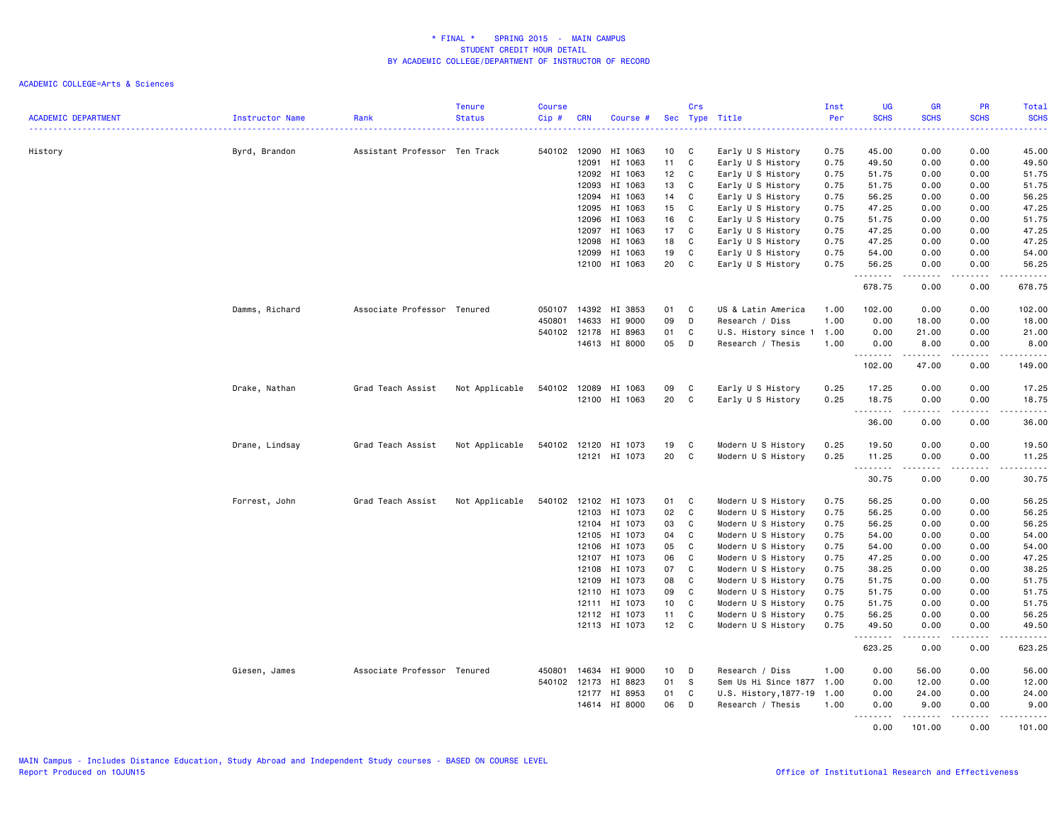# * FINAL * SPRING 2015 - MAIN CAMPUS
## STUDENT CREDIT HOUR DETAIL
## BY ACADEMIC COLLEGE/DEPARTMENT OF INSTRUCTOR OF RECORD

ACADEMIC COLLEGE=Arts & Sciences

| ACADEMIC DEPARTMENT | Instructor Name | Rank | Tenure Status | Course Cip # | CRN | Course # | Sec | Crs Type | Title | Inst Per | UG SCHS | GR SCHS | PR SCHS | Total SCHS |
|---|---|---|---|---|---|---|---|---|---|---|---|---|---|---|
| History | Byrd, Brandon | Assistant Professor | Ten Track | 540102 | 12090 | HI 1063 | 10 | C | Early U S History | 0.75 | 45.00 | 0.00 | 0.00 | 45.00 |
| | | | | | 12091 | HI 1063 | 11 | C | Early U S History | 0.75 | 49.50 | 0.00 | 0.00 | 49.50 |
| | | | | | 12092 | HI 1063 | 12 | C | Early U S History | 0.75 | 51.75 | 0.00 | 0.00 | 51.75 |
| | | | | | 12093 | HI 1063 | 13 | C | Early U S History | 0.75 | 51.75 | 0.00 | 0.00 | 51.75 |
| | | | | | 12094 | HI 1063 | 14 | C | Early U S History | 0.75 | 56.25 | 0.00 | 0.00 | 56.25 |
| | | | | | 12095 | HI 1063 | 15 | C | Early U S History | 0.75 | 47.25 | 0.00 | 0.00 | 47.25 |
| | | | | | 12096 | HI 1063 | 16 | C | Early U S History | 0.75 | 51.75 | 0.00 | 0.00 | 51.75 |
| | | | | | 12097 | HI 1063 | 17 | C | Early U S History | 0.75 | 47.25 | 0.00 | 0.00 | 47.25 |
| | | | | | 12098 | HI 1063 | 18 | C | Early U S History | 0.75 | 47.25 | 0.00 | 0.00 | 47.25 |
| | | | | | 12099 | HI 1063 | 19 | C | Early U S History | 0.75 | 54.00 | 0.00 | 0.00 | 54.00 |
| | | | | | 12100 | HI 1063 | 20 | C | Early U S History | 0.75 | 56.25 | 0.00 | 0.00 | 56.25 |
| | | | | | | | | | | | 678.75 | 0.00 | 0.00 | 678.75 |
| | Damms, Richard | Associate Professor | Tenured | 050107 | 14392 | HI 3853 | 01 | C | US & Latin America | 1.00 | 102.00 | 0.00 | 0.00 | 102.00 |
| | | | | 450801 | 14633 | HI 9000 | 09 | D | Research / Diss | 1.00 | 0.00 | 18.00 | 0.00 | 18.00 |
| | | | | 540102 | 12178 | HI 8963 | 01 | C | U.S. History since 1 | 1.00 | 0.00 | 21.00 | 0.00 | 21.00 |
| | | | | | 14613 | HI 8000 | 05 | D | Research / Thesis | 1.00 | 0.00 | 8.00 | 0.00 | 8.00 |
| | | | | | | | | | | | 102.00 | 47.00 | 0.00 | 149.00 |
| | Drake, Nathan | Grad Teach Assist | Not Applicable | 540102 | 12089 | HI 1063 | 09 | C | Early U S History | 0.25 | 17.25 | 0.00 | 0.00 | 17.25 |
| | | | | | 12100 | HI 1063 | 20 | C | Early U S History | 0.25 | 18.75 | 0.00 | 0.00 | 18.75 |
| | | | | | | | | | | | 36.00 | 0.00 | 0.00 | 36.00 |
| | Drane, Lindsay | Grad Teach Assist | Not Applicable | 540102 | 12120 | HI 1073 | 19 | C | Modern U S History | 0.25 | 19.50 | 0.00 | 0.00 | 19.50 |
| | | | | | 12121 | HI 1073 | 20 | C | Modern U S History | 0.25 | 11.25 | 0.00 | 0.00 | 11.25 |
| | | | | | | | | | | | 30.75 | 0.00 | 0.00 | 30.75 |
| | Forrest, John | Grad Teach Assist | Not Applicable | 540102 | 12102 | HI 1073 | 01 | C | Modern U S History | 0.75 | 56.25 | 0.00 | 0.00 | 56.25 |
| | | | | | 12103 | HI 1073 | 02 | C | Modern U S History | 0.75 | 56.25 | 0.00 | 0.00 | 56.25 |
| | | | | | 12104 | HI 1073 | 03 | C | Modern U S History | 0.75 | 56.25 | 0.00 | 0.00 | 56.25 |
| | | | | | 12105 | HI 1073 | 04 | C | Modern U S History | 0.75 | 54.00 | 0.00 | 0.00 | 54.00 |
| | | | | | 12106 | HI 1073 | 05 | C | Modern U S History | 0.75 | 54.00 | 0.00 | 0.00 | 54.00 |
| | | | | | 12107 | HI 1073 | 06 | C | Modern U S History | 0.75 | 47.25 | 0.00 | 0.00 | 47.25 |
| | | | | | 12108 | HI 1073 | 07 | C | Modern U S History | 0.75 | 38.25 | 0.00 | 0.00 | 38.25 |
| | | | | | 12109 | HI 1073 | 08 | C | Modern U S History | 0.75 | 51.75 | 0.00 | 0.00 | 51.75 |
| | | | | | 12110 | HI 1073 | 09 | C | Modern U S History | 0.75 | 51.75 | 0.00 | 0.00 | 51.75 |
| | | | | | 12111 | HI 1073 | 10 | C | Modern U S History | 0.75 | 51.75 | 0.00 | 0.00 | 51.75 |
| | | | | | 12112 | HI 1073 | 11 | C | Modern U S History | 0.75 | 56.25 | 0.00 | 0.00 | 56.25 |
| | | | | | 12113 | HI 1073 | 12 | C | Modern U S History | 0.75 | 49.50 | 0.00 | 0.00 | 49.50 |
| | | | | | | | | | | | 623.25 | 0.00 | 0.00 | 623.25 |
| | Giesen, James | Associate Professor | Tenured | 450801 | 14634 | HI 9000 | 10 | D | Research / Diss | 1.00 | 0.00 | 56.00 | 0.00 | 56.00 |
| | | | | 540102 | 12173 | HI 8823 | 01 | S | Sem Us Hi Since 1877 | 1.00 | 0.00 | 12.00 | 0.00 | 12.00 |
| | | | | | 12177 | HI 8953 | 01 | C | U.S. History,1877-19 | 1.00 | 0.00 | 24.00 | 0.00 | 24.00 |
| | | | | | 14614 | HI 8000 | 06 | D | Research / Thesis | 1.00 | 0.00 | 9.00 | 0.00 | 9.00 |
| | | | | | | | | | | | 0.00 | 101.00 | 0.00 | 101.00 |

MAIN Campus - Includes Distance Education, Study Abroad and Independent Study courses - BASED ON COURSE LEVEL
Report Produced on 10JUN15

Office of Institutional Research and Effectiveness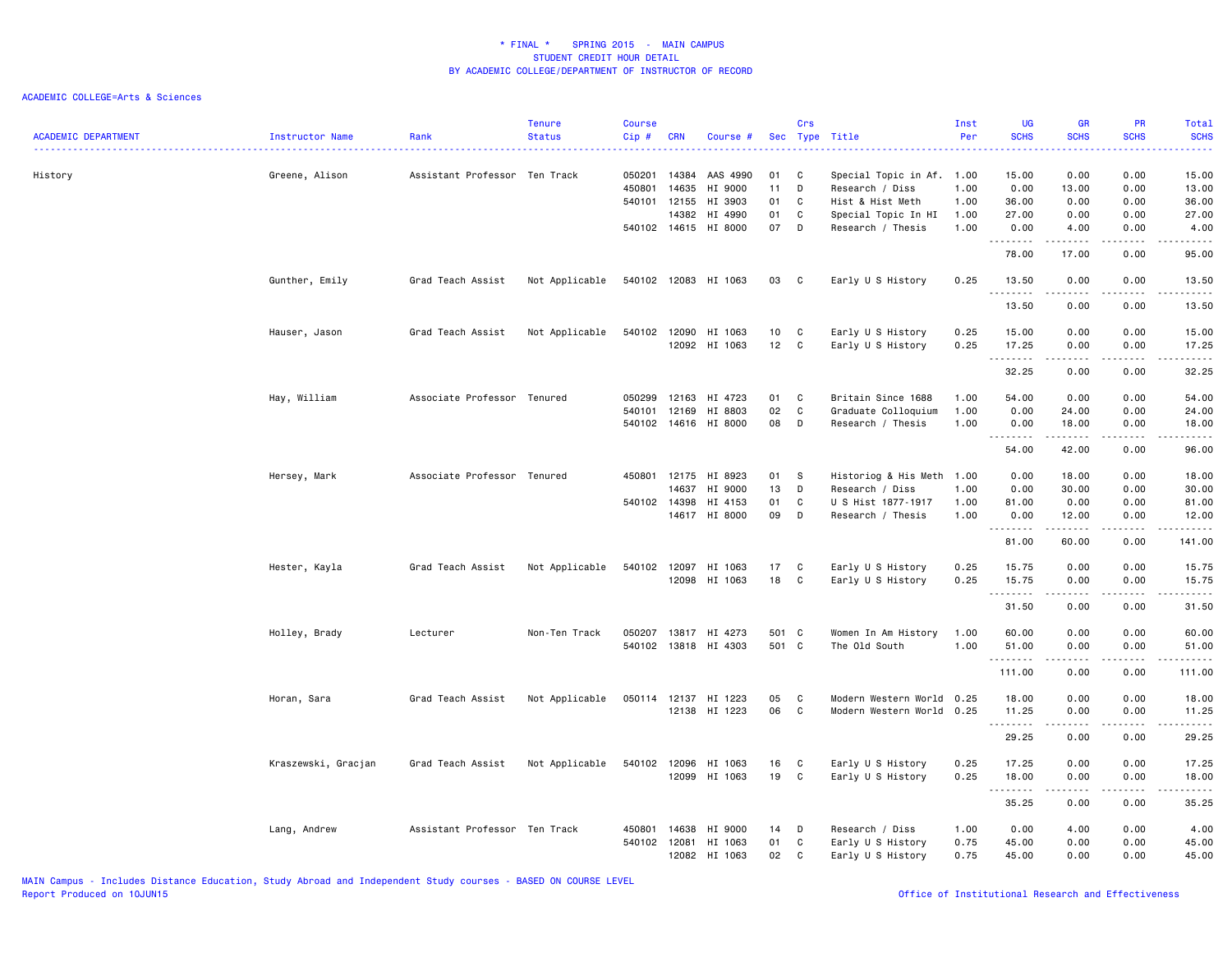\* FINAL \* SPRING 2015 - MAIN CAMPUS
STUDENT CREDIT HOUR DETAIL
BY ACADEMIC COLLEGE/DEPARTMENT OF INSTRUCTOR OF RECORD

ACADEMIC COLLEGE=Arts & Sciences

| ACADEMIC DEPARTMENT | Instructor Name | Rank | Tenure Status | Course Cip # | CRN | Course # | Sec | Crs Type | Title | Inst Per | UG SCHS | GR SCHS | PR SCHS | Total SCHS |
|---|---|---|---|---|---|---|---|---|---|---|---|---|---|---|
| History | Greene, Alison | Assistant Professor | Ten Track | 050201 | 14384 | AAS 4990 | 01 | C | Special Topic in Af. | 1.00 | 15.00 | 0.00 | 0.00 | 15.00 |
| | | | | 450801 | 14635 | HI 9000 | 11 | D | Research / Diss | 1.00 | 0.00 | 13.00 | 0.00 | 13.00 |
| | | | | 540101 | 12155 | HI 3903 | 01 | C | Hist & Hist Meth | 1.00 | 36.00 | 0.00 | 0.00 | 36.00 |
| | | | | | 14382 | HI 4990 | 01 | C | Special Topic In HI | 1.00 | 27.00 | 0.00 | 0.00 | 27.00 |
| | | | | 540102 | 14615 | HI 8000 | 07 | D | Research / Thesis | 1.00 | 0.00 | 4.00 | 0.00 | 4.00 |
| | | | | | | | | | | | 78.00 | 17.00 | 0.00 | 95.00 |
| | Gunther, Emily | Grad Teach Assist | Not Applicable | 540102 | 12083 | HI 1063 | 03 | C | Early U S History | 0.25 | 13.50 | 0.00 | 0.00 | 13.50 |
| | | | | | | | | | | | 13.50 | 0.00 | 0.00 | 13.50 |
| | Hauser, Jason | Grad Teach Assist | Not Applicable | 540102 | 12090 | HI 1063 | 10 | C | Early U S History | 0.25 | 15.00 | 0.00 | 0.00 | 15.00 |
| | | | | | 12092 | HI 1063 | 12 | C | Early U S History | 0.25 | 17.25 | 0.00 | 0.00 | 17.25 |
| | | | | | | | | | | | 32.25 | 0.00 | 0.00 | 32.25 |
| | Hay, William | Associate Professor | Tenured | 050299 | 12163 | HI 4723 | 01 | C | Britain Since 1688 | 1.00 | 54.00 | 0.00 | 0.00 | 54.00 |
| | | | | 540101 | 12169 | HI 8803 | 02 | C | Graduate Colloquium | 1.00 | 0.00 | 24.00 | 0.00 | 24.00 |
| | | | | 540102 | 14616 | HI 8000 | 08 | D | Research / Thesis | 1.00 | 0.00 | 18.00 | 0.00 | 18.00 |
| | | | | | | | | | | | 54.00 | 42.00 | 0.00 | 96.00 |
| | Hersey, Mark | Associate Professor | Tenured | 450801 | 12175 | HI 8923 | 01 | S | Historiog & His Meth | 1.00 | 0.00 | 18.00 | 0.00 | 18.00 |
| | | | | | 14637 | HI 9000 | 13 | D | Research / Diss | 1.00 | 0.00 | 30.00 | 0.00 | 30.00 |
| | | | | 540102 | 14398 | HI 4153 | 01 | C | U S Hist 1877-1917 | 1.00 | 81.00 | 0.00 | 0.00 | 81.00 |
| | | | | | 14617 | HI 8000 | 09 | D | Research / Thesis | 1.00 | 0.00 | 12.00 | 0.00 | 12.00 |
| | | | | | | | | | | | 81.00 | 60.00 | 0.00 | 141.00 |
| | Hester, Kayla | Grad Teach Assist | Not Applicable | 540102 | 12097 | HI 1063 | 17 | C | Early U S History | 0.25 | 15.75 | 0.00 | 0.00 | 15.75 |
| | | | | | 12098 | HI 1063 | 18 | C | Early U S History | 0.25 | 15.75 | 0.00 | 0.00 | 15.75 |
| | | | | | | | | | | | 31.50 | 0.00 | 0.00 | 31.50 |
| | Holley, Brady | Lecturer | Non-Ten Track | 050207 | 13817 | HI 4273 | 501 | C | Women In Am History | 1.00 | 60.00 | 0.00 | 0.00 | 60.00 |
| | | | | 540102 | 13818 | HI 4303 | 501 | C | The Old South | 1.00 | 51.00 | 0.00 | 0.00 | 51.00 |
| | | | | | | | | | | | 111.00 | 0.00 | 0.00 | 111.00 |
| | Horan, Sara | Grad Teach Assist | Not Applicable | 050114 | 12137 | HI 1223 | 05 | C | Modern Western World | 0.25 | 18.00 | 0.00 | 0.00 | 18.00 |
| | | | | | 12138 | HI 1223 | 06 | C | Modern Western World | 0.25 | 11.25 | 0.00 | 0.00 | 11.25 |
| | | | | | | | | | | | 29.25 | 0.00 | 0.00 | 29.25 |
| | Kraszewski, Gracjan | Grad Teach Assist | Not Applicable | 540102 | 12096 | HI 1063 | 16 | C | Early U S History | 0.25 | 17.25 | 0.00 | 0.00 | 17.25 |
| | | | | | 12099 | HI 1063 | 19 | C | Early U S History | 0.25 | 18.00 | 0.00 | 0.00 | 18.00 |
| | | | | | | | | | | | 35.25 | 0.00 | 0.00 | 35.25 |
| | Lang, Andrew | Assistant Professor | Ten Track | 450801 | 14638 | HI 9000 | 14 | D | Research / Diss | 1.00 | 0.00 | 4.00 | 0.00 | 4.00 |
| | | | | 540102 | 12081 | HI 1063 | 01 | C | Early U S History | 0.75 | 45.00 | 0.00 | 0.00 | 45.00 |
| | | | | | 12082 | HI 1063 | 02 | C | Early U S History | 0.75 | 45.00 | 0.00 | 0.00 | 45.00 |

MAIN Campus - Includes Distance Education, Study Abroad and Independent Study courses - BASED ON COURSE LEVEL
Report Produced on 10JUN15

Office of Institutional Research and Effectiveness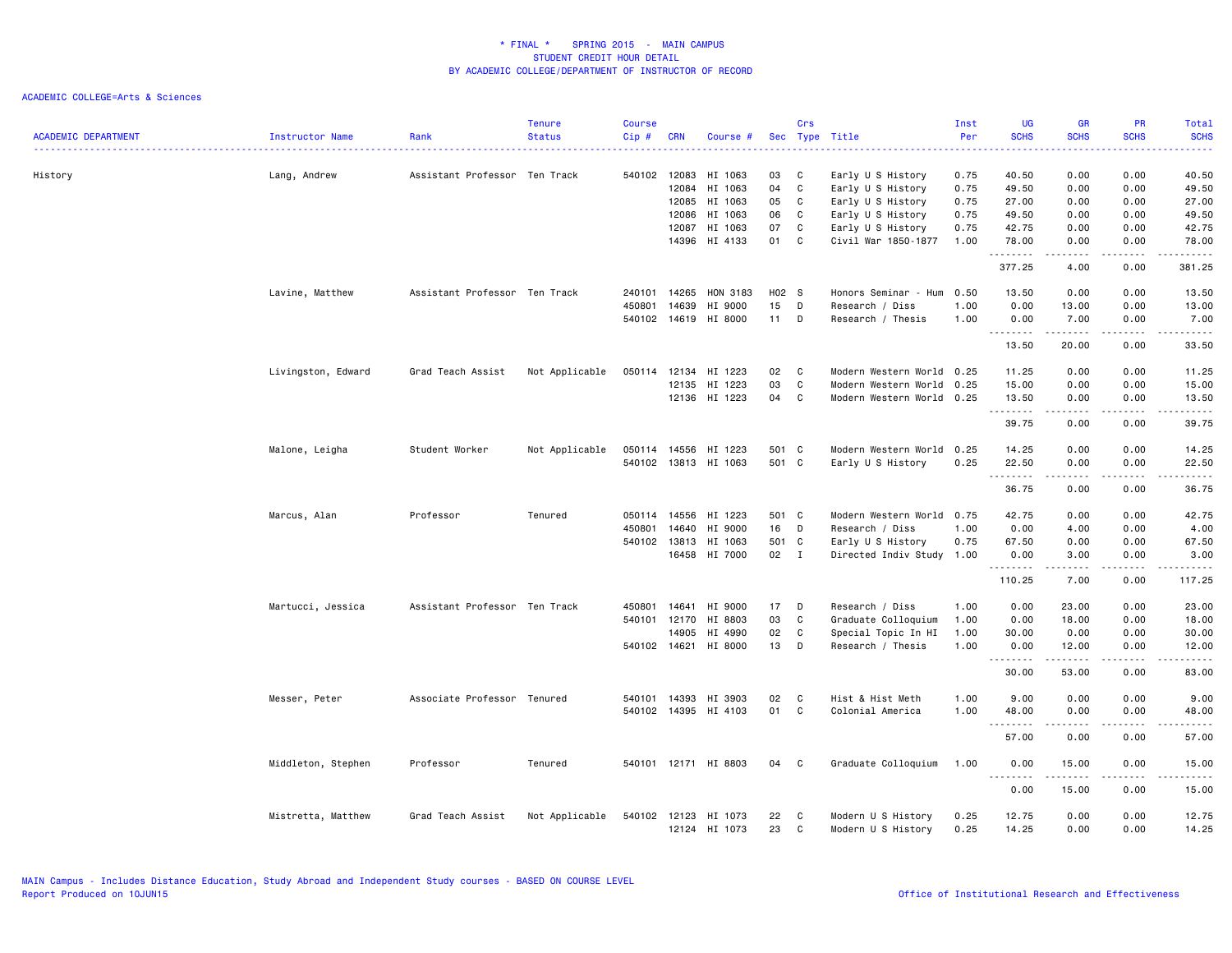\* FINAL \* SPRING 2015 - MAIN CAMPUS
STUDENT CREDIT HOUR DETAIL
BY ACADEMIC COLLEGE/DEPARTMENT OF INSTRUCTOR OF RECORD

ACADEMIC COLLEGE=Arts & Sciences

| ACADEMIC DEPARTMENT | Instructor Name | Rank | Tenure Status | Course Cip # | CRN | Course # | Sec | Crs Type | Title | Inst Per | UG SCHS | GR SCHS | PR SCHS | Total SCHS |
|---|---|---|---|---|---|---|---|---|---|---|---|---|---|---|
| History | Lang, Andrew | Assistant Professor | Ten Track | 540102 | 12083 | HI 1063 | 03 | C | Early U S History | 0.75 | 40.50 | 0.00 | 0.00 | 40.50 |
| | | | | | 12084 | HI 1063 | 04 | C | Early U S History | 0.75 | 49.50 | 0.00 | 0.00 | 49.50 |
| | | | | | 12085 | HI 1063 | 05 | C | Early U S History | 0.75 | 27.00 | 0.00 | 0.00 | 27.00 |
| | | | | | 12086 | HI 1063 | 06 | C | Early U S History | 0.75 | 49.50 | 0.00 | 0.00 | 49.50 |
| | | | | | 12087 | HI 1063 | 07 | C | Early U S History | 0.75 | 42.75 | 0.00 | 0.00 | 42.75 |
| | | | | | 14396 | HI 4133 | 01 | C | Civil War 1850-1877 | 1.00 | 78.00 | 0.00 | 0.00 | 78.00 |
| | | | | | | | | | | | 377.25 | 4.00 | 0.00 | 381.25 |
| | Lavine, Matthew | Assistant Professor | Ten Track | 240101 | 14265 | HON 3183 | H02 | S | Honors Seminar - Hum | 0.50 | 13.50 | 0.00 | 0.00 | 13.50 |
| | | | | 450801 | 14639 | HI 9000 | 15 | D | Research / Diss | 1.00 | 0.00 | 13.00 | 0.00 | 13.00 |
| | | | | 540102 | 14619 | HI 8000 | 11 | D | Research / Thesis | 1.00 | 0.00 | 7.00 | 0.00 | 7.00 |
| | | | | | | | | | | | 13.50 | 20.00 | 0.00 | 33.50 |
| | Livingston, Edward | Grad Teach Assist | Not Applicable | 050114 | 12134 | HI 1223 | 02 | C | Modern Western World | 0.25 | 11.25 | 0.00 | 0.00 | 11.25 |
| | | | | | 12135 | HI 1223 | 03 | C | Modern Western World | 0.25 | 15.00 | 0.00 | 0.00 | 15.00 |
| | | | | | 12136 | HI 1223 | 04 | C | Modern Western World | 0.25 | 13.50 | 0.00 | 0.00 | 13.50 |
| | | | | | | | | | | | 39.75 | 0.00 | 0.00 | 39.75 |
| | Malone, Leigha | Student Worker | Not Applicable | 050114 | 14556 | HI 1223 | 501 | C | Modern Western World | 0.25 | 14.25 | 0.00 | 0.00 | 14.25 |
| | | | | 540102 | 13813 | HI 1063 | 501 | C | Early U S History | 0.25 | 22.50 | 0.00 | 0.00 | 22.50 |
| | | | | | | | | | | | 36.75 | 0.00 | 0.00 | 36.75 |
| | Marcus, Alan | Professor | Tenured | 050114 | 14556 | HI 1223 | 501 | C | Modern Western World | 0.75 | 42.75 | 0.00 | 0.00 | 42.75 |
| | | | | 450801 | 14640 | HI 9000 | 16 | D | Research / Diss | 1.00 | 0.00 | 4.00 | 0.00 | 4.00 |
| | | | | 540102 | 13813 | HI 1063 | 501 | C | Early U S History | 0.75 | 67.50 | 0.00 | 0.00 | 67.50 |
| | | | | | 16458 | HI 7000 | 02 | I | Directed Indiv Study | 1.00 | 0.00 | 3.00 | 0.00 | 3.00 |
| | | | | | | | | | | | 110.25 | 7.00 | 0.00 | 117.25 |
| | Martucci, Jessica | Assistant Professor | Ten Track | 450801 | 14641 | HI 9000 | 17 | D | Research / Diss | 1.00 | 0.00 | 23.00 | 0.00 | 23.00 |
| | | | | 540101 | 12170 | HI 8803 | 03 | C | Graduate Colloquium | 1.00 | 0.00 | 18.00 | 0.00 | 18.00 |
| | | | | | 14905 | HI 4990 | 02 | C | Special Topic In HI | 1.00 | 30.00 | 0.00 | 0.00 | 30.00 |
| | | | | 540102 | 14621 | HI 8000 | 13 | D | Research / Thesis | 1.00 | 0.00 | 12.00 | 0.00 | 12.00 |
| | | | | | | | | | | | 30.00 | 53.00 | 0.00 | 83.00 |
| | Messer, Peter | Associate Professor | Tenured | 540101 | 14393 | HI 3903 | 02 | C | Hist & Hist Meth | 1.00 | 9.00 | 0.00 | 0.00 | 9.00 |
| | | | | 540102 | 14395 | HI 4103 | 01 | C | Colonial America | 1.00 | 48.00 | 0.00 | 0.00 | 48.00 |
| | | | | | | | | | | | 57.00 | 0.00 | 0.00 | 57.00 |
| | Middleton, Stephen | Professor | Tenured | 540101 | 12171 | HI 8803 | 04 | C | Graduate Colloquium | 1.00 | 0.00 | 15.00 | 0.00 | 15.00 |
| | | | | | | | | | | | 0.00 | 15.00 | 0.00 | 15.00 |
| | Mistretta, Matthew | Grad Teach Assist | Not Applicable | 540102 | 12123 | HI 1073 | 22 | C | Modern U S History | 0.25 | 12.75 | 0.00 | 0.00 | 12.75 |
| | | | | | 12124 | HI 1073 | 23 | C | Modern U S History | 0.25 | 14.25 | 0.00 | 0.00 | 14.25 |

MAIN Campus - Includes Distance Education, Study Abroad and Independent Study courses - BASED ON COURSE LEVEL
Report Produced on 10JUN15

Office of Institutional Research and Effectiveness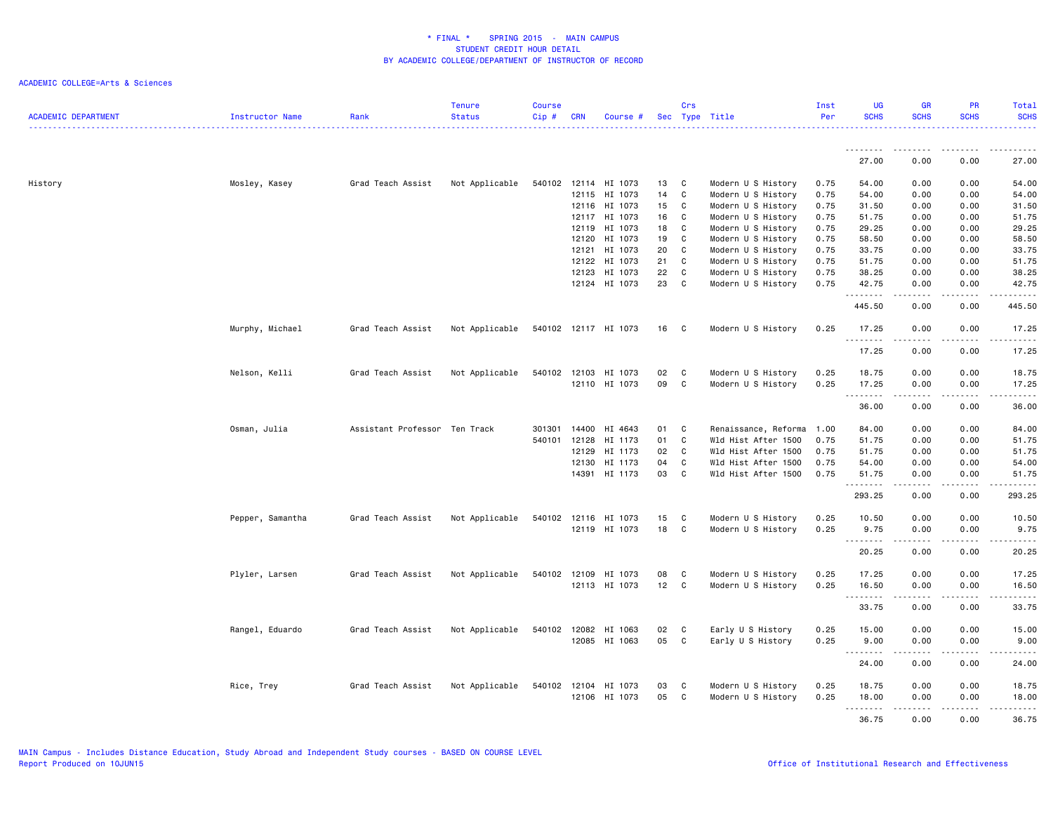ACADEMIC COLLEGE=Arts & Sciences

| ACADEMIC DEPARTMENT | Instructor Name | Rank | Tenure Status | Course Cip # | CRN | Course # | Sec | Crs Type | Title | Inst Per | UG SCHS | GR SCHS | PR SCHS | Total SCHS |
|---|---|---|---|---|---|---|---|---|---|---|---|---|---|---|
| | | | | | | | | | | | 27.00 | 0.00 | 0.00 | 27.00 |
| History | Mosley, Kasey | Grad Teach Assist | Not Applicable | 540102 | 12114 | HI 1073 | 13 | C | Modern U S History | 0.75 | 54.00 | 0.00 | 0.00 | 54.00 |
| | | | | | 12115 | HI 1073 | 14 | C | Modern U S History | 0.75 | 54.00 | 0.00 | 0.00 | 54.00 |
| | | | | | 12116 | HI 1073 | 15 | C | Modern U S History | 0.75 | 31.50 | 0.00 | 0.00 | 31.50 |
| | | | | | 12117 | HI 1073 | 16 | C | Modern U S History | 0.75 | 51.75 | 0.00 | 0.00 | 51.75 |
| | | | | | 12119 | HI 1073 | 18 | C | Modern U S History | 0.75 | 29.25 | 0.00 | 0.00 | 29.25 |
| | | | | | 12120 | HI 1073 | 19 | C | Modern U S History | 0.75 | 58.50 | 0.00 | 0.00 | 58.50 |
| | | | | | 12121 | HI 1073 | 20 | C | Modern U S History | 0.75 | 33.75 | 0.00 | 0.00 | 33.75 |
| | | | | | 12122 | HI 1073 | 21 | C | Modern U S History | 0.75 | 51.75 | 0.00 | 0.00 | 51.75 |
| | | | | | 12123 | HI 1073 | 22 | C | Modern U S History | 0.75 | 38.25 | 0.00 | 0.00 | 38.25 |
| | | | | | 12124 | HI 1073 | 23 | C | Modern U S History | 0.75 | 42.75 | 0.00 | 0.00 | 42.75 |
| | | | | | | | | | | | 445.50 | 0.00 | 0.00 | 445.50 |
| | Murphy, Michael | Grad Teach Assist | Not Applicable | 540102 | 12117 | HI 1073 | 16 | C | Modern U S History | 0.25 | 17.25 | 0.00 | 0.00 | 17.25 |
| | | | | | | | | | | | 17.25 | 0.00 | 0.00 | 17.25 |
| | Nelson, Kelli | Grad Teach Assist | Not Applicable | 540102 | 12103 | HI 1073 | 02 | C | Modern U S History | 0.25 | 18.75 | 0.00 | 0.00 | 18.75 |
| | | | | | 12110 | HI 1073 | 09 | C | Modern U S History | 0.25 | 17.25 | 0.00 | 0.00 | 17.25 |
| | | | | | | | | | | | 36.00 | 0.00 | 0.00 | 36.00 |
| | Osman, Julia | Assistant Professor | Ten Track | 301301 | 14400 | HI 4643 | 01 | C | Renaissance, Reforma | 1.00 | 84.00 | 0.00 | 0.00 | 84.00 |
| | | | | 540101 | 12128 | HI 1173 | 01 | C | Wld Hist After 1500 | 0.75 | 51.75 | 0.00 | 0.00 | 51.75 |
| | | | | | 12129 | HI 1173 | 02 | C | Wld Hist After 1500 | 0.75 | 51.75 | 0.00 | 0.00 | 51.75 |
| | | | | | 12130 | HI 1173 | 04 | C | Wld Hist After 1500 | 0.75 | 54.00 | 0.00 | 0.00 | 54.00 |
| | | | | | 14391 | HI 1173 | 03 | C | Wld Hist After 1500 | 0.75 | 51.75 | 0.00 | 0.00 | 51.75 |
| | | | | | | | | | | | 293.25 | 0.00 | 0.00 | 293.25 |
| | Pepper, Samantha | Grad Teach Assist | Not Applicable | 540102 | 12116 | HI 1073 | 15 | C | Modern U S History | 0.25 | 10.50 | 0.00 | 0.00 | 10.50 |
| | | | | | 12119 | HI 1073 | 18 | C | Modern U S History | 0.25 | 9.75 | 0.00 | 0.00 | 9.75 |
| | | | | | | | | | | | 20.25 | 0.00 | 0.00 | 20.25 |
| | Plyler, Larsen | Grad Teach Assist | Not Applicable | 540102 | 12109 | HI 1073 | 08 | C | Modern U S History | 0.25 | 17.25 | 0.00 | 0.00 | 17.25 |
| | | | | | 12113 | HI 1073 | 12 | C | Modern U S History | 0.25 | 16.50 | 0.00 | 0.00 | 16.50 |
| | | | | | | | | | | | 33.75 | 0.00 | 0.00 | 33.75 |
| | Rangel, Eduardo | Grad Teach Assist | Not Applicable | 540102 | 12082 | HI 1063 | 02 | C | Early U S History | 0.25 | 15.00 | 0.00 | 0.00 | 15.00 |
| | | | | | 12085 | HI 1063 | 05 | C | Early U S History | 0.25 | 9.00 | 0.00 | 0.00 | 9.00 |
| | | | | | | | | | | | 24.00 | 0.00 | 0.00 | 24.00 |
| | Rice, Trey | Grad Teach Assist | Not Applicable | 540102 | 12104 | HI 1073 | 03 | C | Modern U S History | 0.25 | 18.75 | 0.00 | 0.00 | 18.75 |
| | | | | | 12106 | HI 1073 | 05 | C | Modern U S History | 0.25 | 18.00 | 0.00 | 0.00 | 18.00 |
| | | | | | | | | | | | 36.75 | 0.00 | 0.00 | 36.75 |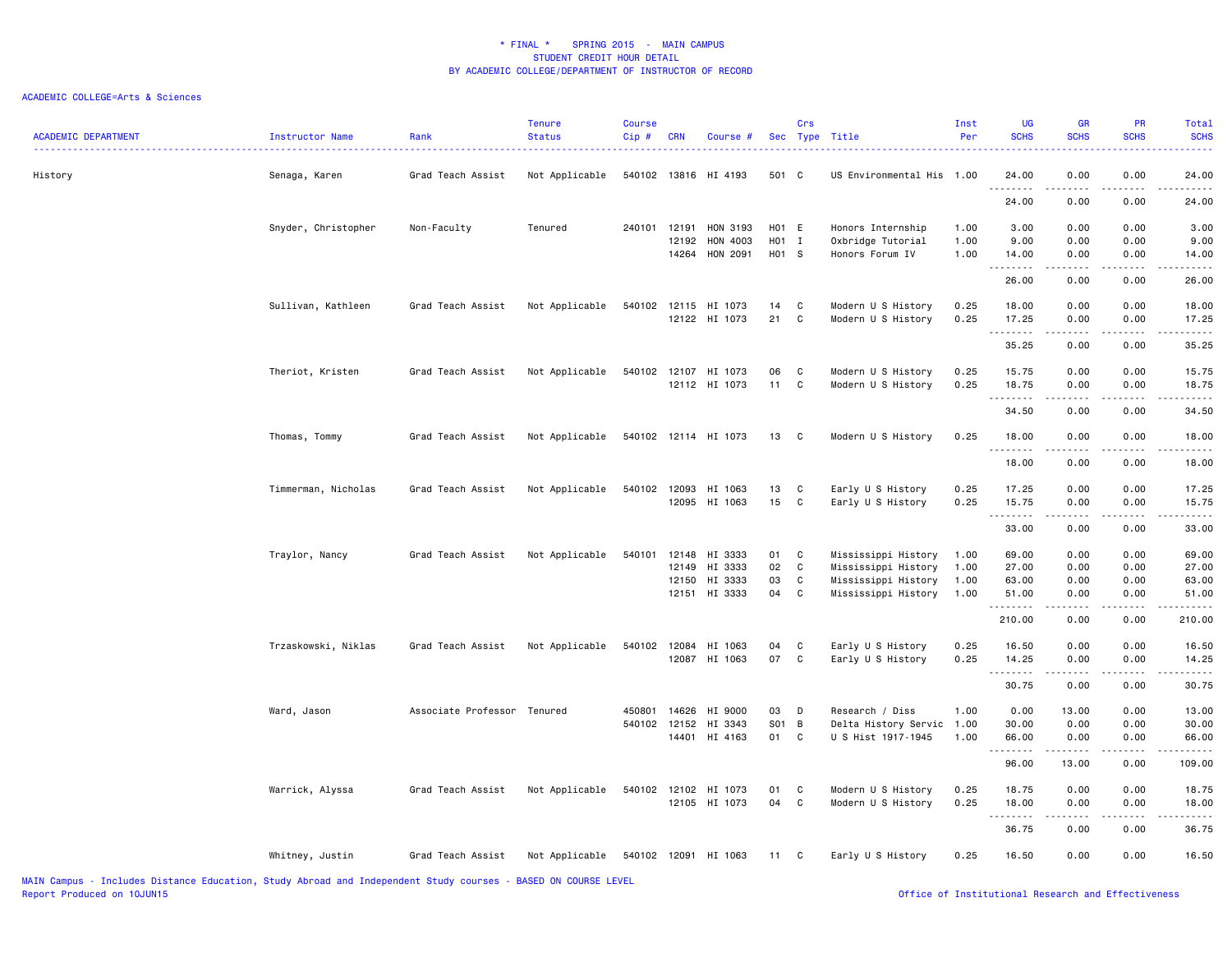\* FINAL \*    SPRING 2015 - MAIN CAMPUS
STUDENT CREDIT HOUR DETAIL
BY ACADEMIC COLLEGE/DEPARTMENT OF INSTRUCTOR OF RECORD

ACADEMIC COLLEGE=Arts & Sciences

| ACADEMIC DEPARTMENT | Instructor Name | Rank | Tenure Status | Course Cip # | CRN | Course # | Sec | Crs Type | Title | Inst Per | UG SCHS | GR SCHS | PR SCHS | Total SCHS |
|---|---|---|---|---|---|---|---|---|---|---|---|---|---|---|
| History | Senaga, Karen | Grad Teach Assist | Not Applicable | 540102 | 13816 | HI 4193 | 501 | C | US Environmental His | 1.00 | 24.00 | 0.00 | 0.00 | 24.00 |
| | | | | | | | | | | | 24.00 | 0.00 | 0.00 | 24.00 |
| | Snyder, Christopher | Non-Faculty | Tenured | 240101 | 12191 | HON 3193 | H01 | E | Honors Internship | 1.00 | 3.00 | 0.00 | 0.00 | 3.00 |
| | | | | | 12192 | HON 4003 | H01 | I | Oxbridge Tutorial | 1.00 | 9.00 | 0.00 | 0.00 | 9.00 |
| | | | | | 14264 | HON 2091 | H01 | S | Honors Forum IV | 1.00 | 14.00 | 0.00 | 0.00 | 14.00 |
| | | | | | | | | | | | 26.00 | 0.00 | 0.00 | 26.00 |
| | Sullivan, Kathleen | Grad Teach Assist | Not Applicable | 540102 | 12115 | HI 1073 | 14 | C | Modern U S History | 0.25 | 18.00 | 0.00 | 0.00 | 18.00 |
| | | | | | 12122 | HI 1073 | 21 | C | Modern U S History | 0.25 | 17.25 | 0.00 | 0.00 | 17.25 |
| | | | | | | | | | | | 35.25 | 0.00 | 0.00 | 35.25 |
| | Theriot, Kristen | Grad Teach Assist | Not Applicable | 540102 | 12107 | HI 1073 | 06 | C | Modern U S History | 0.25 | 15.75 | 0.00 | 0.00 | 15.75 |
| | | | | | 12112 | HI 1073 | 11 | C | Modern U S History | 0.25 | 18.75 | 0.00 | 0.00 | 18.75 |
| | | | | | | | | | | | 34.50 | 0.00 | 0.00 | 34.50 |
| | Thomas, Tommy | Grad Teach Assist | Not Applicable | 540102 | 12114 | HI 1073 | 13 | C | Modern U S History | 0.25 | 18.00 | 0.00 | 0.00 | 18.00 |
| | | | | | | | | | | | 18.00 | 0.00 | 0.00 | 18.00 |
| | Timmerman, Nicholas | Grad Teach Assist | Not Applicable | 540102 | 12093 | HI 1063 | 13 | C | Early U S History | 0.25 | 17.25 | 0.00 | 0.00 | 17.25 |
| | | | | | 12095 | HI 1063 | 15 | C | Early U S History | 0.25 | 15.75 | 0.00 | 0.00 | 15.75 |
| | | | | | | | | | | | 33.00 | 0.00 | 0.00 | 33.00 |
| | Traylor, Nancy | Grad Teach Assist | Not Applicable | 540101 | 12148 | HI 3333 | 01 | C | Mississippi History | 1.00 | 69.00 | 0.00 | 0.00 | 69.00 |
| | | | | | 12149 | HI 3333 | 02 | C | Mississippi History | 1.00 | 27.00 | 0.00 | 0.00 | 27.00 |
| | | | | | 12150 | HI 3333 | 03 | C | Mississippi History | 1.00 | 63.00 | 0.00 | 0.00 | 63.00 |
| | | | | | 12151 | HI 3333 | 04 | C | Mississippi History | 1.00 | 51.00 | 0.00 | 0.00 | 51.00 |
| | | | | | | | | | | | 210.00 | 0.00 | 0.00 | 210.00 |
| | Trzaskowski, Niklas | Grad Teach Assist | Not Applicable | 540102 | 12084 | HI 1063 | 04 | C | Early U S History | 0.25 | 16.50 | 0.00 | 0.00 | 16.50 |
| | | | | | 12087 | HI 1063 | 07 | C | Early U S History | 0.25 | 14.25 | 0.00 | 0.00 | 14.25 |
| | | | | | | | | | | | 30.75 | 0.00 | 0.00 | 30.75 |
| | Ward, Jason | Associate Professor | Tenured | 450801 | 14626 | HI 9000 | 03 | D | Research / Diss | 1.00 | 0.00 | 13.00 | 0.00 | 13.00 |
| | | | | 540102 | 12152 | HI 3343 | S01 | B | Delta History Servic | 1.00 | 30.00 | 0.00 | 0.00 | 30.00 |
| | | | | | 14401 | HI 4163 | 01 | C | U S Hist 1917-1945 | 1.00 | 66.00 | 0.00 | 0.00 | 66.00 |
| | | | | | | | | | | | 96.00 | 13.00 | 0.00 | 109.00 |
| | Warrick, Alyssa | Grad Teach Assist | Not Applicable | 540102 | 12102 | HI 1073 | 01 | C | Modern U S History | 0.25 | 18.75 | 0.00 | 0.00 | 18.75 |
| | | | | | 12105 | HI 1073 | 04 | C | Modern U S History | 0.25 | 18.00 | 0.00 | 0.00 | 18.00 |
| | | | | | | | | | | | 36.75 | 0.00 | 0.00 | 36.75 |
| | Whitney, Justin | Grad Teach Assist | Not Applicable | 540102 | 12091 | HI 1063 | 11 | C | Early U S History | 0.25 | 16.50 | 0.00 | 0.00 | 16.50 |

MAIN Campus - Includes Distance Education, Study Abroad and Independent Study courses - BASED ON COURSE LEVEL
Report Produced on 10JUN15    Office of Institutional Research and Effectiveness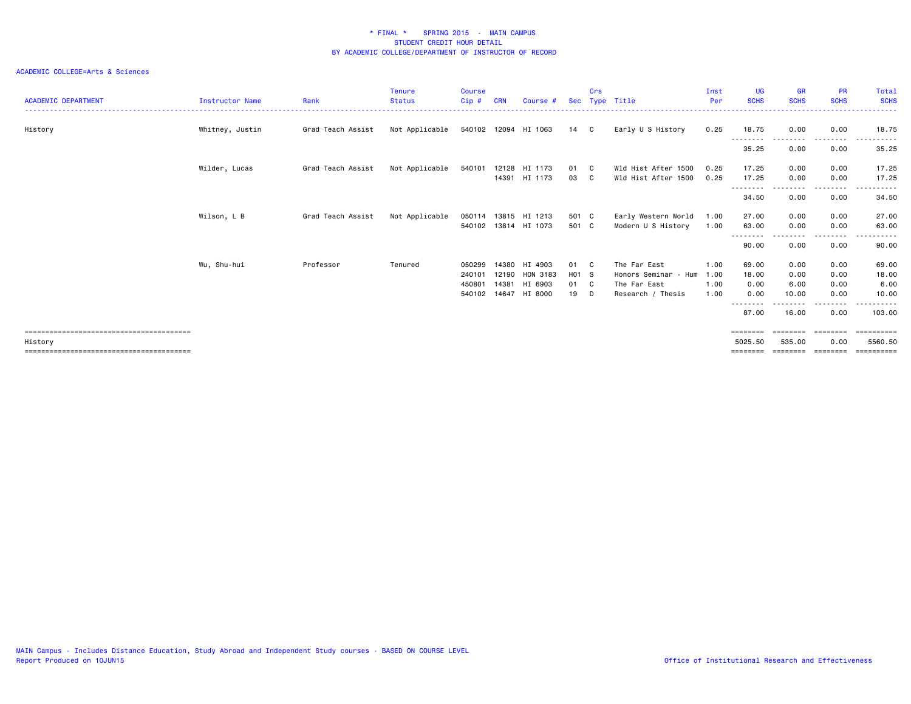\* FINAL \*   SPRING 2015 - MAIN CAMPUS
STUDENT CREDIT HOUR DETAIL
BY ACADEMIC COLLEGE/DEPARTMENT OF INSTRUCTOR OF RECORD

ACADEMIC COLLEGE=Arts & Sciences

| ACADEMIC DEPARTMENT | Instructor Name | Rank | Tenure Status | Course Cip # | CRN | Course # | Sec | Crs Type | Title | Inst Per | UG SCHS | GR SCHS | PR SCHS | Total SCHS |
|---|---|---|---|---|---|---|---|---|---|---|---|---|---|---|
| History | Whitney, Justin | Grad Teach Assist | Not Applicable | 540102 | 12094 | HI 1063 | 14 | C | Early U S History | 0.25 | 18.75 | 0.00 | 0.00 | 18.75 |
| | | | | | | | | | | | 35.25 | 0.00 | 0.00 | 35.25 |
| | Wilder, Lucas | Grad Teach Assist | Not Applicable | 540101 | 12128 | HI 1173 | 01 | C | Wld Hist After 1500 | 0.25 | 17.25 | 0.00 | 0.00 | 17.25 |
| | | | | | 14391 | HI 1173 | 03 | C | Wld Hist After 1500 | 0.25 | 17.25 | 0.00 | 0.00 | 17.25 |
| | | | | | | | | | | | 34.50 | 0.00 | 0.00 | 34.50 |
| | Wilson, L B | Grad Teach Assist | Not Applicable | 050114 | 13815 | HI 1213 | 501 | C | Early Western World | 1.00 | 27.00 | 0.00 | 0.00 | 27.00 |
| | | | | 540102 | 13814 | HI 1073 | 501 | C | Modern U S History | 1.00 | 63.00 | 0.00 | 0.00 | 63.00 |
| | | | | | | | | | | | 90.00 | 0.00 | 0.00 | 90.00 |
| | Wu, Shu-hui | Professor | Tenured | 050299 | 14380 | HI 4903 | 01 | C | The Far East | 1.00 | 69.00 | 0.00 | 0.00 | 69.00 |
| | | | | 240101 | 12190 | HON 3183 | H01 | S | Honors Seminar - Hum | 1.00 | 18.00 | 0.00 | 0.00 | 18.00 |
| | | | | 450801 | 14381 | HI 6903 | 01 | C | The Far East | 1.00 | 0.00 | 6.00 | 0.00 | 6.00 |
| | | | | 540102 | 14647 | HI 8000 | 19 | D | Research / Thesis | 1.00 | 0.00 | 10.00 | 0.00 | 10.00 |
| | | | | | | | | | | | 87.00 | 16.00 | 0.00 | 103.00 |
| History | | | | | | | | | | | 5025.50 | 535.00 | 0.00 | 5560.50 |

MAIN Campus - Includes Distance Education, Study Abroad and Independent Study courses - BASED ON COURSE LEVEL
Report Produced on 10JUN15

Office of Institutional Research and Effectiveness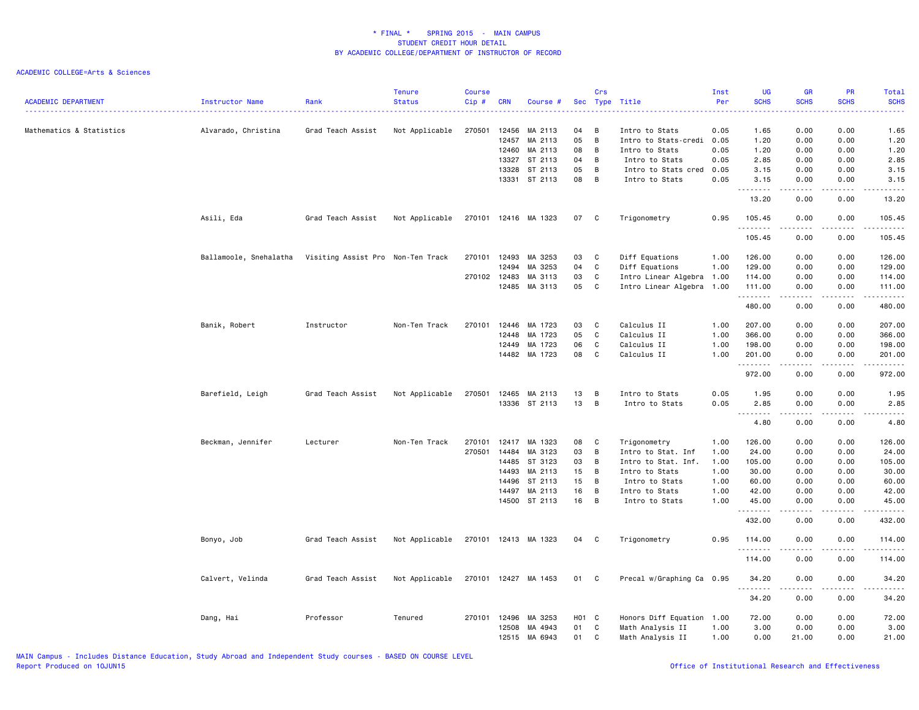# * FINAL * SPRING 2015 - MAIN CAMPUS
## STUDENT CREDIT HOUR DETAIL
## BY ACADEMIC COLLEGE/DEPARTMENT OF INSTRUCTOR OF RECORD

ACADEMIC COLLEGE=Arts & Sciences

| ACADEMIC DEPARTMENT | Instructor Name | Rank | Tenure Status | Course Cip # | CRN | Course # | Sec | Crs Type | Title | Inst Per | UG SCHS | GR SCHS | PR SCHS | Total SCHS |
|---|---|---|---|---|---|---|---|---|---|---|---|---|---|---|
| Mathematics & Statistics | Alvarado, Christina | Grad Teach Assist | Not Applicable | 270501 | 12456 | MA 2113 | 04 | B | Intro to Stats | 0.05 | 1.65 | 0.00 | 0.00 | 1.65 |
| | | | | | 12457 | MA 2113 | 05 | B | Intro to Stats-credi | 0.05 | 1.20 | 0.00 | 0.00 | 1.20 |
| | | | | | 12460 | MA 2113 | 08 | B | Intro to Stats | 0.05 | 1.20 | 0.00 | 0.00 | 1.20 |
| | | | | | 13327 | ST 2113 | 04 | B | Intro to Stats | 0.05 | 2.85 | 0.00 | 0.00 | 2.85 |
| | | | | | 13328 | ST 2113 | 05 | B | Intro to Stats cred | 0.05 | 3.15 | 0.00 | 0.00 | 3.15 |
| | | | | | 13331 | ST 2113 | 08 | B | Intro to Stats | 0.05 | 3.15 | 0.00 | 0.00 | 3.15 |
| | | | | | | | | | | | 13.20 | 0.00 | 0.00 | 13.20 |
| | Asili, Eda | Grad Teach Assist | Not Applicable | 270101 | 12416 | MA 1323 | 07 | C | Trigonometry | 0.95 | 105.45 | 0.00 | 0.00 | 105.45 |
| | | | | | | | | | | | 105.45 | 0.00 | 0.00 | 105.45 |
| | Ballamoole, Snehalatha | Visiting Assist Pro | Non-Ten Track | 270101 | 12493 | MA 3253 | 03 | C | Diff Equations | 1.00 | 126.00 | 0.00 | 0.00 | 126.00 |
| | | | | | 12494 | MA 3253 | 04 | C | Diff Equations | 1.00 | 129.00 | 0.00 | 0.00 | 129.00 |
| | | | | 270102 | 12483 | MA 3113 | 03 | C | Intro Linear Algebra | 1.00 | 114.00 | 0.00 | 0.00 | 114.00 |
| | | | | | 12485 | MA 3113 | 05 | C | Intro Linear Algebra | 1.00 | 111.00 | 0.00 | 0.00 | 111.00 |
| | | | | | | | | | | | 480.00 | 0.00 | 0.00 | 480.00 |
| | Banik, Robert | Instructor | Non-Ten Track | 270101 | 12446 | MA 1723 | 03 | C | Calculus II | 1.00 | 207.00 | 0.00 | 0.00 | 207.00 |
| | | | | | 12448 | MA 1723 | 05 | C | Calculus II | 1.00 | 366.00 | 0.00 | 0.00 | 366.00 |
| | | | | | 12449 | MA 1723 | 06 | C | Calculus II | 1.00 | 198.00 | 0.00 | 0.00 | 198.00 |
| | | | | | 14482 | MA 1723 | 08 | C | Calculus II | 1.00 | 201.00 | 0.00 | 0.00 | 201.00 |
| | | | | | | | | | | | 972.00 | 0.00 | 0.00 | 972.00 |
| | Barefield, Leigh | Grad Teach Assist | Not Applicable | 270501 | 12465 | MA 2113 | 13 | B | Intro to Stats | 0.05 | 1.95 | 0.00 | 0.00 | 1.95 |
| | | | | | 13336 | ST 2113 | 13 | B | Intro to Stats | 0.05 | 2.85 | 0.00 | 0.00 | 2.85 |
| | | | | | | | | | | | 4.80 | 0.00 | 0.00 | 4.80 |
| | Beckman, Jennifer | Lecturer | Non-Ten Track | 270101 | 12417 | MA 1323 | 08 | C | Trigonometry | 1.00 | 126.00 | 0.00 | 0.00 | 126.00 |
| | | | | 270501 | 14484 | MA 3123 | 03 | B | Intro to Stat. Inf | 1.00 | 24.00 | 0.00 | 0.00 | 24.00 |
| | | | | | 14485 | ST 3123 | 03 | B | Intro to Stat. Inf. | 1.00 | 105.00 | 0.00 | 0.00 | 105.00 |
| | | | | | 14493 | MA 2113 | 15 | B | Intro to Stats | 1.00 | 30.00 | 0.00 | 0.00 | 30.00 |
| | | | | | 14496 | ST 2113 | 15 | B | Intro to Stats | 1.00 | 60.00 | 0.00 | 0.00 | 60.00 |
| | | | | | 14497 | MA 2113 | 16 | B | Intro to Stats | 1.00 | 42.00 | 0.00 | 0.00 | 42.00 |
| | | | | | 14500 | ST 2113 | 16 | B | Intro to Stats | 1.00 | 45.00 | 0.00 | 0.00 | 45.00 |
| | | | | | | | | | | | 432.00 | 0.00 | 0.00 | 432.00 |
| | Bonyo, Job | Grad Teach Assist | Not Applicable | 270101 | 12413 | MA 1323 | 04 | C | Trigonometry | 0.95 | 114.00 | 0.00 | 0.00 | 114.00 |
| | | | | | | | | | | | 114.00 | 0.00 | 0.00 | 114.00 |
| | Calvert, Velinda | Grad Teach Assist | Not Applicable | 270101 | 12427 | MA 1453 | 01 | C | Precal w/Graphing Ca | 0.95 | 34.20 | 0.00 | 0.00 | 34.20 |
| | | | | | | | | | | | 34.20 | 0.00 | 0.00 | 34.20 |
| | Dang, Hai | Professor | Tenured | 270101 | 12496 | MA 3253 | H01 | C | Honors Diff Equation | 1.00 | 72.00 | 0.00 | 0.00 | 72.00 |
| | | | | | 12508 | MA 4943 | 01 | C | Math Analysis II | 1.00 | 3.00 | 0.00 | 0.00 | 3.00 |
| | | | | | 12515 | MA 6943 | 01 | C | Math Analysis II | 1.00 | 0.00 | 21.00 | 0.00 | 21.00 |

MAIN Campus - Includes Distance Education, Study Abroad and Independent Study courses - BASED ON COURSE LEVEL
Report Produced on 10JUN15
Office of Institutional Research and Effectiveness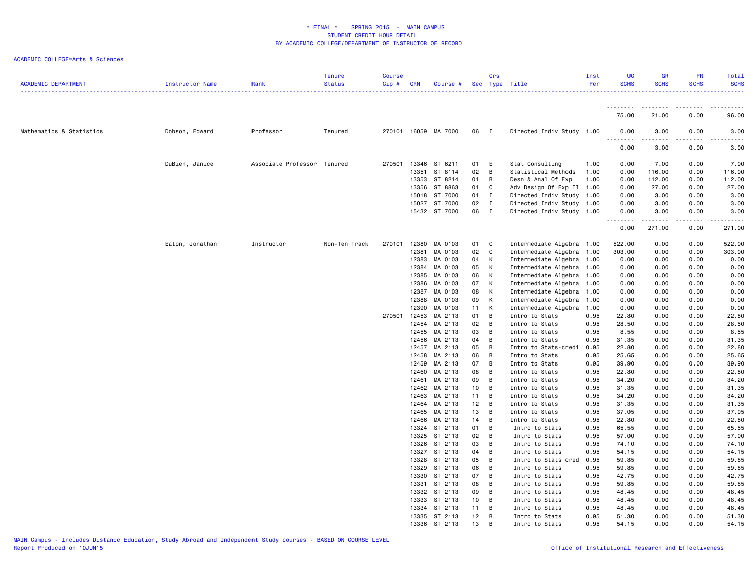* FINAL * SPRING 2015 - MAIN CAMPUS
STUDENT CREDIT HOUR DETAIL
BY ACADEMIC COLLEGE/DEPARTMENT OF INSTRUCTOR OF RECORD

ACADEMIC COLLEGE=Arts & Sciences

| ACADEMIC DEPARTMENT | Instructor Name | Rank | Tenure Status | Course Cip # | CRN | Course # | Sec | Crs Type | Title | Inst Per | UG SCHS | GR SCHS | PR SCHS | Total SCHS |
|---|---|---|---|---|---|---|---|---|---|---|---|---|---|---|
| | | | | | | | | | | | 75.00 | 21.00 | 0.00 | 96.00 |
| Mathematics & Statistics | Dobson, Edward | Professor | Tenured | 270101 | 16059 | MA 7000 | 06 | I | Directed Indiv Study | 1.00 | 0.00 | 3.00 | 0.00 | 3.00 |
| | | | | | | | | | | | 0.00 | 3.00 | 0.00 | 3.00 |
| | DuBien, Janice | Associate Professor | Tenured | 270501 | 13346 | ST 6211 | 01 | E | Stat Consulting | 1.00 | 0.00 | 7.00 | 0.00 | 7.00 |
| | | | | | 13351 | ST 8114 | 02 | B | Statistical Methods | 1.00 | 0.00 | 116.00 | 0.00 | 116.00 |
| | | | | | 13353 | ST 8214 | 01 | B | Desn & Anal Of Exp | 1.00 | 0.00 | 112.00 | 0.00 | 112.00 |
| | | | | | 13356 | ST 8863 | 01 | C | Adv Design Of Exp II | 1.00 | 0.00 | 27.00 | 0.00 | 27.00 |
| | | | | | 15018 | ST 7000 | 01 | I | Directed Indiv Study | 1.00 | 0.00 | 3.00 | 0.00 | 3.00 |
| | | | | | 15027 | ST 7000 | 02 | I | Directed Indiv Study | 1.00 | 0.00 | 3.00 | 0.00 | 3.00 |
| | | | | | 15432 | ST 7000 | 06 | I | Directed Indiv Study | 1.00 | 0.00 | 3.00 | 0.00 | 3.00 |
| | | | | | | | | | | | 0.00 | 271.00 | 0.00 | 271.00 |
| | Eaton, Jonathan | Instructor | Non-Ten Track | 270101 | 12380 | MA 0103 | 01 | C | Intermediate Algebra | 1.00 | 522.00 | 0.00 | 0.00 | 522.00 |
| | | | | | 12381 | MA 0103 | 02 | C | Intermediate Algebra | 1.00 | 303.00 | 0.00 | 0.00 | 303.00 |
| | | | | | 12383 | MA 0103 | 04 | K | Intermediate Algebra | 1.00 | 0.00 | 0.00 | 0.00 | 0.00 |
| | | | | | 12384 | MA 0103 | 05 | K | Intermediate Algebra | 1.00 | 0.00 | 0.00 | 0.00 | 0.00 |
| | | | | | 12385 | MA 0103 | 06 | K | Intermediate Algebra | 1.00 | 0.00 | 0.00 | 0.00 | 0.00 |
| | | | | | 12386 | MA 0103 | 07 | K | Intermediate Algebra | 1.00 | 0.00 | 0.00 | 0.00 | 0.00 |
| | | | | | 12387 | MA 0103 | 08 | K | Intermediate Algebra | 1.00 | 0.00 | 0.00 | 0.00 | 0.00 |
| | | | | | 12388 | MA 0103 | 09 | K | Intermediate Algebra | 1.00 | 0.00 | 0.00 | 0.00 | 0.00 |
| | | | | | 12390 | MA 0103 | 11 | K | Intermediate Algebra | 1.00 | 0.00 | 0.00 | 0.00 | 0.00 |
| | | | | 270501 | 12453 | MA 2113 | 01 | B | Intro to Stats | 0.95 | 22.80 | 0.00 | 0.00 | 22.80 |
| | | | | | 12454 | MA 2113 | 02 | B | Intro to Stats | 0.95 | 28.50 | 0.00 | 0.00 | 28.50 |
| | | | | | 12455 | MA 2113 | 03 | B | Intro to Stats | 0.95 | 8.55 | 0.00 | 0.00 | 8.55 |
| | | | | | 12456 | MA 2113 | 04 | B | Intro to Stats | 0.95 | 31.35 | 0.00 | 0.00 | 31.35 |
| | | | | | 12457 | MA 2113 | 05 | B | Intro to Stats-credi | 0.95 | 22.80 | 0.00 | 0.00 | 22.80 |
| | | | | | 12458 | MA 2113 | 06 | B | Intro to Stats | 0.95 | 25.65 | 0.00 | 0.00 | 25.65 |
| | | | | | 12459 | MA 2113 | 07 | B | Intro to Stats | 0.95 | 39.90 | 0.00 | 0.00 | 39.90 |
| | | | | | 12460 | MA 2113 | 08 | B | Intro to Stats | 0.95 | 22.80 | 0.00 | 0.00 | 22.80 |
| | | | | | 12461 | MA 2113 | 09 | B | Intro to Stats | 0.95 | 34.20 | 0.00 | 0.00 | 34.20 |
| | | | | | 12462 | MA 2113 | 10 | B | Intro to Stats | 0.95 | 31.35 | 0.00 | 0.00 | 31.35 |
| | | | | | 12463 | MA 2113 | 11 | B | Intro to Stats | 0.95 | 34.20 | 0.00 | 0.00 | 34.20 |
| | | | | | 12464 | MA 2113 | 12 | B | Intro to Stats | 0.95 | 31.35 | 0.00 | 0.00 | 31.35 |
| | | | | | 12465 | MA 2113 | 13 | B | Intro to Stats | 0.95 | 37.05 | 0.00 | 0.00 | 37.05 |
| | | | | | 12466 | MA 2113 | 14 | B | Intro to Stats | 0.95 | 22.80 | 0.00 | 0.00 | 22.80 |
| | | | | | 13324 | ST 2113 | 01 | B | Intro to Stats | 0.95 | 65.55 | 0.00 | 0.00 | 65.55 |
| | | | | | 13325 | ST 2113 | 02 | B | Intro to Stats | 0.95 | 57.00 | 0.00 | 0.00 | 57.00 |
| | | | | | 13326 | ST 2113 | 03 | B | Intro to Stats | 0.95 | 74.10 | 0.00 | 0.00 | 74.10 |
| | | | | | 13327 | ST 2113 | 04 | B | Intro to Stats | 0.95 | 54.15 | 0.00 | 0.00 | 54.15 |
| | | | | | 13328 | ST 2113 | 05 | B | Intro to Stats cred | 0.95 | 59.85 | 0.00 | 0.00 | 59.85 |
| | | | | | 13329 | ST 2113 | 06 | B | Intro to Stats | 0.95 | 59.85 | 0.00 | 0.00 | 59.85 |
| | | | | | 13330 | ST 2113 | 07 | B | Intro to Stats | 0.95 | 42.75 | 0.00 | 0.00 | 42.75 |
| | | | | | 13331 | ST 2113 | 08 | B | Intro to Stats | 0.95 | 59.85 | 0.00 | 0.00 | 59.85 |
| | | | | | 13332 | ST 2113 | 09 | B | Intro to Stats | 0.95 | 48.45 | 0.00 | 0.00 | 48.45 |
| | | | | | 13333 | ST 2113 | 10 | B | Intro to Stats | 0.95 | 48.45 | 0.00 | 0.00 | 48.45 |
| | | | | | 13334 | ST 2113 | 11 | B | Intro to Stats | 0.95 | 48.45 | 0.00 | 0.00 | 48.45 |
| | | | | | 13335 | ST 2113 | 12 | B | Intro to Stats | 0.95 | 51.30 | 0.00 | 0.00 | 51.30 |
| | | | | | 13336 | ST 2113 | 13 | B | Intro to Stats | 0.95 | 54.15 | 0.00 | 0.00 | 54.15 |

MAIN Campus - Includes Distance Education, Study Abroad and Independent Study courses - BASED ON COURSE LEVEL
Report Produced on 10JUN15

Office of Institutional Research and Effectiveness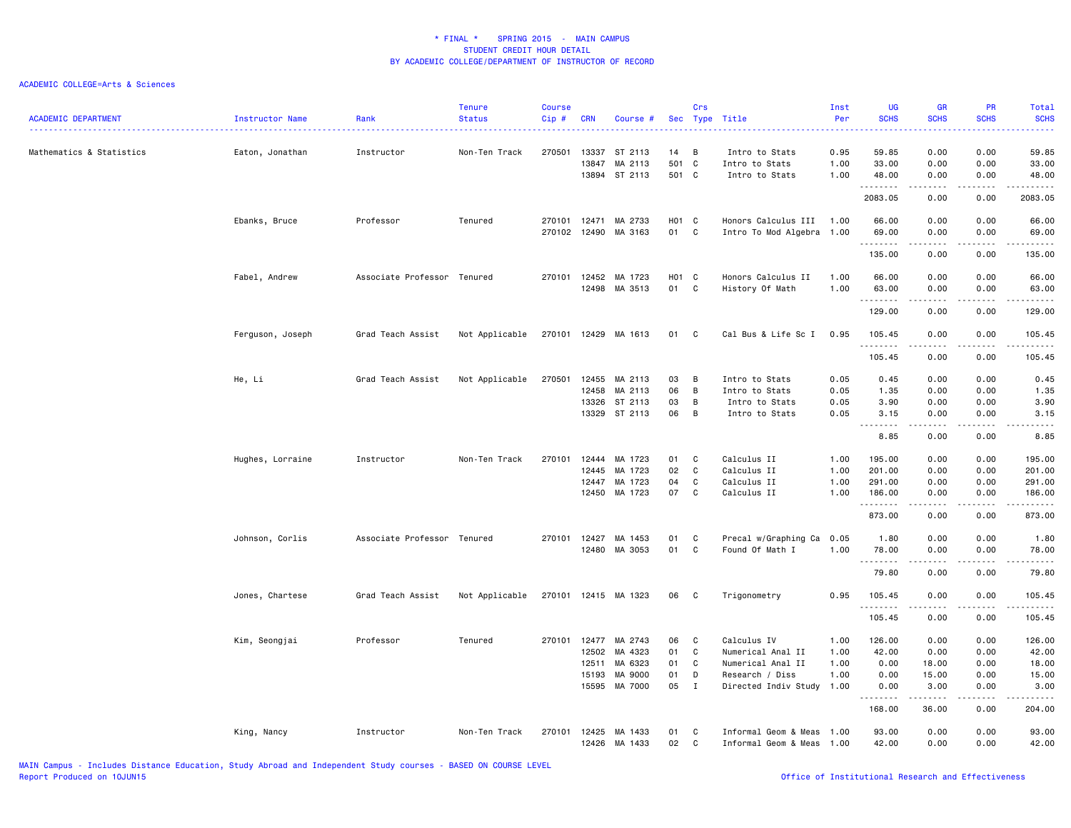# * FINAL * SPRING 2015 - MAIN CAMPUS
## STUDENT CREDIT HOUR DETAIL
## BY ACADEMIC COLLEGE/DEPARTMENT OF INSTRUCTOR OF RECORD

ACADEMIC COLLEGE=Arts & Sciences

| ACADEMIC DEPARTMENT | Instructor Name | Rank | Tenure Status | Course Cip # | CRN | Course # | Sec | Crs Type | Title | Inst Per | UG SCHS | GR SCHS | PR SCHS | Total SCHS |
|---|---|---|---|---|---|---|---|---|---|---|---|---|---|---|
| Mathematics & Statistics | Eaton, Jonathan | Instructor | Non-Ten Track | 270501 | 13337 | ST 2113 | 14 | B | Intro to Stats | 0.95 | 59.85 | 0.00 | 0.00 | 59.85 |
| | | | | | 13847 | MA 2113 | 501 | C | Intro to Stats | 1.00 | 33.00 | 0.00 | 0.00 | 33.00 |
| | | | | | 13894 | ST 2113 | 501 | C | Intro to Stats | 1.00 | 48.00 | 0.00 | 0.00 | 48.00 |
| | | | | | | | | | | | 2083.05 | 0.00 | 0.00 | 2083.05 |
| | Ebanks, Bruce | Professor | Tenured | 270101 | 12471 | MA 2733 | H01 | C | Honors Calculus III | 1.00 | 66.00 | 0.00 | 0.00 | 66.00 |
| | | | | 270102 | 12490 | MA 3163 | 01 | C | Intro To Mod Algebra | 1.00 | 69.00 | 0.00 | 0.00 | 69.00 |
| | | | | | | | | | | | 135.00 | 0.00 | 0.00 | 135.00 |
| | Fabel, Andrew | Associate Professor | Tenured | 270101 | 12452 | MA 1723 | H01 | C | Honors Calculus II | 1.00 | 66.00 | 0.00 | 0.00 | 66.00 |
| | | | | | 12498 | MA 3513 | 01 | C | History Of Math | 1.00 | 63.00 | 0.00 | 0.00 | 63.00 |
| | | | | | | | | | | | 129.00 | 0.00 | 0.00 | 129.00 |
| | Ferguson, Joseph | Grad Teach Assist | Not Applicable | 270101 | 12429 | MA 1613 | 01 | C | Cal Bus & Life Sc I | 0.95 | 105.45 | 0.00 | 0.00 | 105.45 |
| | | | | | | | | | | | 105.45 | 0.00 | 0.00 | 105.45 |
| | He, Li | Grad Teach Assist | Not Applicable | 270501 | 12455 | MA 2113 | 03 | B | Intro to Stats | 0.05 | 0.45 | 0.00 | 0.00 | 0.45 |
| | | | | | 12458 | MA 2113 | 06 | B | Intro to Stats | 0.05 | 1.35 | 0.00 | 0.00 | 1.35 |
| | | | | | 13326 | ST 2113 | 03 | B | Intro to Stats | 0.05 | 3.90 | 0.00 | 0.00 | 3.90 |
| | | | | | 13329 | ST 2113 | 06 | B | Intro to Stats | 0.05 | 3.15 | 0.00 | 0.00 | 3.15 |
| | | | | | | | | | | | 8.85 | 0.00 | 0.00 | 8.85 |
| | Hughes, Lorraine | Instructor | Non-Ten Track | 270101 | 12444 | MA 1723 | 01 | C | Calculus II | 1.00 | 195.00 | 0.00 | 0.00 | 195.00 |
| | | | | | 12445 | MA 1723 | 02 | C | Calculus II | 1.00 | 201.00 | 0.00 | 0.00 | 201.00 |
| | | | | | 12447 | MA 1723 | 04 | C | Calculus II | 1.00 | 291.00 | 0.00 | 0.00 | 291.00 |
| | | | | | 12450 | MA 1723 | 07 | C | Calculus II | 1.00 | 186.00 | 0.00 | 0.00 | 186.00 |
| | | | | | | | | | | | 873.00 | 0.00 | 0.00 | 873.00 |
| | Johnson, Corlis | Associate Professor | Tenured | 270101 | 12427 | MA 1453 | 01 | C | Precal w/Graphing Ca | 0.05 | 1.80 | 0.00 | 0.00 | 1.80 |
| | | | | | 12480 | MA 3053 | 01 | C | Found Of Math I | 1.00 | 78.00 | 0.00 | 0.00 | 78.00 |
| | | | | | | | | | | | 79.80 | 0.00 | 0.00 | 79.80 |
| | Jones, Chartese | Grad Teach Assist | Not Applicable | 270101 | 12415 | MA 1323 | 06 | C | Trigonometry | 0.95 | 105.45 | 0.00 | 0.00 | 105.45 |
| | | | | | | | | | | | 105.45 | 0.00 | 0.00 | 105.45 |
| | Kim, Seongjai | Professor | Tenured | 270101 | 12477 | MA 2743 | 06 | C | Calculus IV | 1.00 | 126.00 | 0.00 | 0.00 | 126.00 |
| | | | | | 12502 | MA 4323 | 01 | C | Numerical Anal II | 1.00 | 42.00 | 0.00 | 0.00 | 42.00 |
| | | | | | 12511 | MA 6323 | 01 | C | Numerical Anal II | 1.00 | 0.00 | 18.00 | 0.00 | 18.00 |
| | | | | | 15193 | MA 9000 | 01 | D | Research / Diss | 1.00 | 0.00 | 15.00 | 0.00 | 15.00 |
| | | | | | 15595 | MA 7000 | 05 | I | Directed Indiv Study | 1.00 | 0.00 | 3.00 | 0.00 | 3.00 |
| | | | | | | | | | | | 168.00 | 36.00 | 0.00 | 204.00 |
| | King, Nancy | Instructor | Non-Ten Track | 270101 | 12425 | MA 1433 | 01 | C | Informal Geom & Meas | 1.00 | 93.00 | 0.00 | 0.00 | 93.00 |
| | | | | | 12426 | MA 1433 | 02 | C | Informal Geom & Meas | 1.00 | 42.00 | 0.00 | 0.00 | 42.00 |

MAIN Campus - Includes Distance Education, Study Abroad and Independent Study courses - BASED ON COURSE LEVEL
Report Produced on 10JUN15

Office of Institutional Research and Effectiveness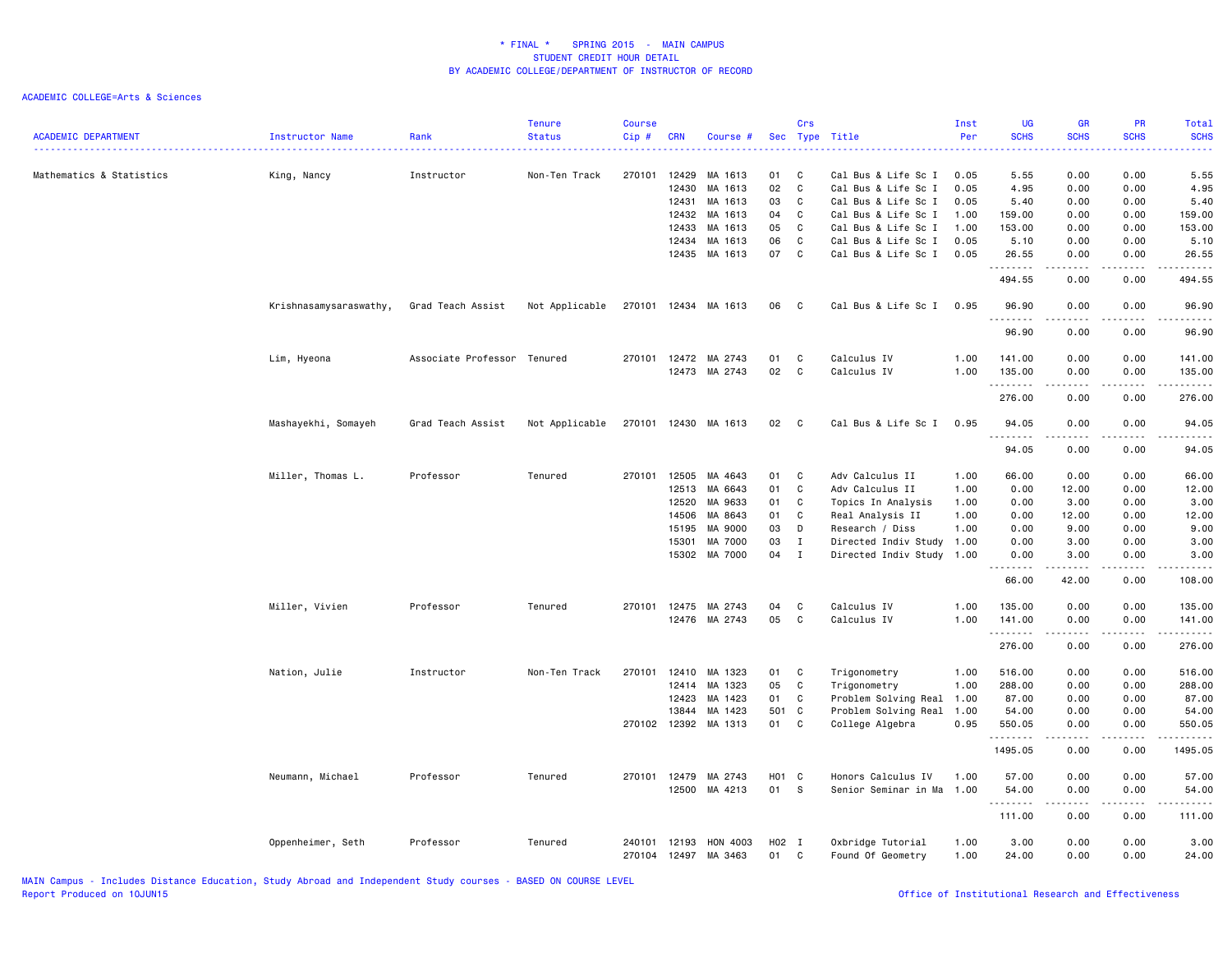# * FINAL * SPRING 2015 - MAIN CAMPUS
## STUDENT CREDIT HOUR DETAIL
## BY ACADEMIC COLLEGE/DEPARTMENT OF INSTRUCTOR OF RECORD

ACADEMIC COLLEGE=Arts & Sciences

| ACADEMIC DEPARTMENT | Instructor Name | Rank | Tenure Status | Course Cip # | CRN | Course # | Sec | Crs Type | Title | Inst Per | UG SCHS | GR SCHS | PR SCHS | Total SCHS |
|---|---|---|---|---|---|---|---|---|---|---|---|---|---|---|
| Mathematics & Statistics | King, Nancy | Instructor | Non-Ten Track | 270101 | 12429 | MA 1613 | 01 | C | Cal Bus & Life Sc I | 0.05 | 5.55 | 0.00 | 0.00 | 5.55 |
| | | | | | 12430 | MA 1613 | 02 | C | Cal Bus & Life Sc I | 0.05 | 4.95 | 0.00 | 0.00 | 4.95 |
| | | | | | 12431 | MA 1613 | 03 | C | Cal Bus & Life Sc I | 0.05 | 5.40 | 0.00 | 0.00 | 5.40 |
| | | | | | 12432 | MA 1613 | 04 | C | Cal Bus & Life Sc I | 1.00 | 159.00 | 0.00 | 0.00 | 159.00 |
| | | | | | 12433 | MA 1613 | 05 | C | Cal Bus & Life Sc I | 1.00 | 153.00 | 0.00 | 0.00 | 153.00 |
| | | | | | 12434 | MA 1613 | 06 | C | Cal Bus & Life Sc I | 0.05 | 5.10 | 0.00 | 0.00 | 5.10 |
| | | | | | 12435 | MA 1613 | 07 | C | Cal Bus & Life Sc I | 0.05 | 26.55 | 0.00 | 0.00 | 26.55 |
| | | | | | | | | | | | 494.55 | 0.00 | 0.00 | 494.55 |
| | Krishnasamysaraswathy, | Grad Teach Assist | Not Applicable | 270101 | 12434 | MA 1613 | 06 | C | Cal Bus & Life Sc I | 0.95 | 96.90 | 0.00 | 0.00 | 96.90 |
| | | | | | | | | | | | 96.90 | 0.00 | 0.00 | 96.90 |
| | Lim, Hyeona | Associate Professor | Tenured | 270101 | 12472 | MA 2743 | 01 | C | Calculus IV | 1.00 | 141.00 | 0.00 | 0.00 | 141.00 |
| | | | | | 12473 | MA 2743 | 02 | C | Calculus IV | 1.00 | 135.00 | 0.00 | 0.00 | 135.00 |
| | | | | | | | | | | | 276.00 | 0.00 | 0.00 | 276.00 |
| | Mashayekhi, Somayeh | Grad Teach Assist | Not Applicable | 270101 | 12430 | MA 1613 | 02 | C | Cal Bus & Life Sc I | 0.95 | 94.05 | 0.00 | 0.00 | 94.05 |
| | | | | | | | | | | | 94.05 | 0.00 | 0.00 | 94.05 |
| | Miller, Thomas L. | Professor | Tenured | 270101 | 12505 | MA 4643 | 01 | C | Adv Calculus II | 1.00 | 66.00 | 0.00 | 0.00 | 66.00 |
| | | | | | 12513 | MA 6643 | 01 | C | Adv Calculus II | 1.00 | 0.00 | 12.00 | 0.00 | 12.00 |
| | | | | | 12520 | MA 9633 | 01 | C | Topics In Analysis | 1.00 | 0.00 | 3.00 | 0.00 | 3.00 |
| | | | | | 14506 | MA 8643 | 01 | C | Real Analysis II | 1.00 | 0.00 | 12.00 | 0.00 | 12.00 |
| | | | | | 15195 | MA 9000 | 03 | D | Research / Diss | 1.00 | 0.00 | 9.00 | 0.00 | 9.00 |
| | | | | | 15301 | MA 7000 | 03 | I | Directed Indiv Study | 1.00 | 0.00 | 3.00 | 0.00 | 3.00 |
| | | | | | 15302 | MA 7000 | 04 | I | Directed Indiv Study | 1.00 | 0.00 | 3.00 | 0.00 | 3.00 |
| | | | | | | | | | | | 66.00 | 42.00 | 0.00 | 108.00 |
| | Miller, Vivien | Professor | Tenured | 270101 | 12475 | MA 2743 | 04 | C | Calculus IV | 1.00 | 135.00 | 0.00 | 0.00 | 135.00 |
| | | | | | 12476 | MA 2743 | 05 | C | Calculus IV | 1.00 | 141.00 | 0.00 | 0.00 | 141.00 |
| | | | | | | | | | | | 276.00 | 0.00 | 0.00 | 276.00 |
| | Nation, Julie | Instructor | Non-Ten Track | 270101 | 12410 | MA 1323 | 01 | C | Trigonometry | 1.00 | 516.00 | 0.00 | 0.00 | 516.00 |
| | | | | | 12414 | MA 1323 | 05 | C | Trigonometry | 1.00 | 288.00 | 0.00 | 0.00 | 288.00 |
| | | | | | 12423 | MA 1423 | 01 | C | Problem Solving Real | 1.00 | 87.00 | 0.00 | 0.00 | 87.00 |
| | | | | | 13844 | MA 1423 | 501 | C | Problem Solving Real | 1.00 | 54.00 | 0.00 | 0.00 | 54.00 |
| | | | | 270102 | 12392 | MA 1313 | 01 | C | College Algebra | 0.95 | 550.05 | 0.00 | 0.00 | 550.05 |
| | | | | | | | | | | | 1495.05 | 0.00 | 0.00 | 1495.05 |
| | Neumann, Michael | Professor | Tenured | 270101 | 12479 | MA 2743 | H01 | C | Honors Calculus IV | 1.00 | 57.00 | 0.00 | 0.00 | 57.00 |
| | | | | | 12500 | MA 4213 | 01 | S | Senior Seminar in Ma | 1.00 | 54.00 | 0.00 | 0.00 | 54.00 |
| | | | | | | | | | | | 111.00 | 0.00 | 0.00 | 111.00 |
| | Oppenheimer, Seth | Professor | Tenured | 240101 | 12193 | HON 4003 | H02 | I | Oxbridge Tutorial | 1.00 | 3.00 | 0.00 | 0.00 | 3.00 |
| | | | | 270104 | 12497 | MA 3463 | 01 | C | Found Of Geometry | 1.00 | 24.00 | 0.00 | 0.00 | 24.00 |

MAIN Campus - Includes Distance Education, Study Abroad and Independent Study courses - BASED ON COURSE LEVEL
Report Produced on 10JUN15

Office of Institutional Research and Effectiveness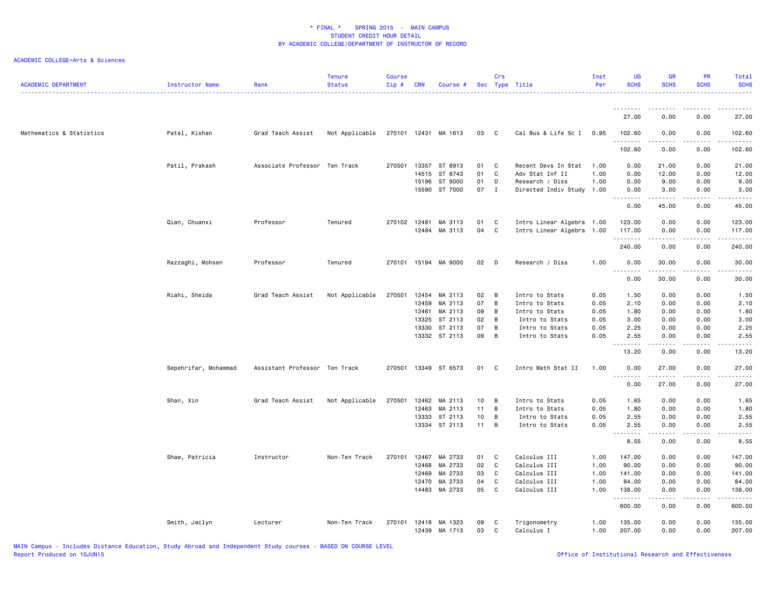* FINAL * SPRING 2015 - MAIN CAMPUS
STUDENT CREDIT HOUR DETAIL
BY ACADEMIC COLLEGE/DEPARTMENT OF INSTRUCTOR OF RECORD

ACADEMIC COLLEGE=Arts & Sciences

| ACADEMIC DEPARTMENT | Instructor Name | Rank | Tenure Status | Course Cip # | CRN | Course # | Sec | Crs Type | Title | Inst Per | UG SCHS | GR SCHS | PR SCHS | Total SCHS |
|---|---|---|---|---|---|---|---|---|---|---|---|---|---|---|
| | | | | | | | | | | | 27.00 | 0.00 | 0.00 | 27.00 |
| Mathematics & Statistics | Patel, Kishan | Grad Teach Assist | Not Applicable | 270101 | 12431 | MA 1613 | 03 | C | Cal Bus & Life Sc I | 0.95 | 102.60 | 0.00 | 0.00 | 102.60 |
| | | | | | | | | | | | 102.60 | 0.00 | 0.00 | 102.60 |
| | Patil, Prakash | Associate Professor | Ten Track | 270501 | 13357 | ST 8913 | 01 | C | Recent Devs In Stat | 1.00 | 0.00 | 21.00 | 0.00 | 21.00 |
| | | | | | 14515 | ST 8743 | 01 | C | Adv Stat Inf II | 1.00 | 0.00 | 12.00 | 0.00 | 12.00 |
| | | | | | 15196 | ST 9000 | 01 | D | Research / Diss | 1.00 | 0.00 | 9.00 | 0.00 | 9.00 |
| | | | | | 15590 | ST 7000 | 07 | I | Directed Indiv Study | 1.00 | 0.00 | 3.00 | 0.00 | 3.00 |
| | | | | | | | | | | | 0.00 | 45.00 | 0.00 | 45.00 |
| | Qian, Chuanxi | Professor | Tenured | 270102 | 12481 | MA 3113 | 01 | C | Intro Linear Algebra | 1.00 | 123.00 | 0.00 | 0.00 | 123.00 |
| | | | | | 12484 | MA 3113 | 04 | C | Intro Linear Algebra | 1.00 | 117.00 | 0.00 | 0.00 | 117.00 |
| | | | | | | | | | | | 240.00 | 0.00 | 0.00 | 240.00 |
| | Razzaghi, Mohsen | Professor | Tenured | 270101 | 15194 | MA 9000 | 02 | D | Research / Diss | 1.00 | 0.00 | 30.00 | 0.00 | 30.00 |
| | | | | | | | | | | | 0.00 | 30.00 | 0.00 | 30.00 |
| | Riahi, Sheida | Grad Teach Assist | Not Applicable | 270501 | 12454 | MA 2113 | 02 | B | Intro to Stats | 0.05 | 1.50 | 0.00 | 0.00 | 1.50 |
| | | | | | 12459 | MA 2113 | 07 | B | Intro to Stats | 0.05 | 2.10 | 0.00 | 0.00 | 2.10 |
| | | | | | 12461 | MA 2113 | 09 | B | Intro to Stats | 0.05 | 1.80 | 0.00 | 0.00 | 1.80 |
| | | | | | 13325 | ST 2113 | 02 | B | Intro to Stats | 0.05 | 3.00 | 0.00 | 0.00 | 3.00 |
| | | | | | 13330 | ST 2113 | 07 | B | Intro to Stats | 0.05 | 2.25 | 0.00 | 0.00 | 2.25 |
| | | | | | 13332 | ST 2113 | 09 | B | Intro to Stats | 0.05 | 2.55 | 0.00 | 0.00 | 2.55 |
| | | | | | | | | | | | 13.20 | 0.00 | 0.00 | 13.20 |
| | Sepehrifar, Mohammad | Assistant Professor | Ten Track | 270501 | 13349 | ST 6573 | 01 | C | Intro Math Stat II | 1.00 | 0.00 | 27.00 | 0.00 | 27.00 |
| | | | | | | | | | | | 0.00 | 27.00 | 0.00 | 27.00 |
| | Shan, Xin | Grad Teach Assist | Not Applicable | 270501 | 12462 | MA 2113 | 10 | B | Intro to Stats | 0.05 | 1.65 | 0.00 | 0.00 | 1.65 |
| | | | | | 12463 | MA 2113 | 11 | B | Intro to Stats | 0.05 | 1.80 | 0.00 | 0.00 | 1.80 |
| | | | | | 13333 | ST 2113 | 10 | B | Intro to Stats | 0.05 | 2.55 | 0.00 | 0.00 | 2.55 |
| | | | | | 13334 | ST 2113 | 11 | B | Intro to Stats | 0.05 | 2.55 | 0.00 | 0.00 | 2.55 |
| | | | | | | | | | | | 8.55 | 0.00 | 0.00 | 8.55 |
| | Shaw, Patricia | Instructor | Non-Ten Track | 270101 | 12467 | MA 2733 | 01 | C | Calculus III | 1.00 | 147.00 | 0.00 | 0.00 | 147.00 |
| | | | | | 12468 | MA 2733 | 02 | C | Calculus III | 1.00 | 90.00 | 0.00 | 0.00 | 90.00 |
| | | | | | 12469 | MA 2733 | 03 | C | Calculus III | 1.00 | 141.00 | 0.00 | 0.00 | 141.00 |
| | | | | | 12470 | MA 2733 | 04 | C | Calculus III | 1.00 | 84.00 | 0.00 | 0.00 | 84.00 |
| | | | | | 14483 | MA 2733 | 05 | C | Calculus III | 1.00 | 138.00 | 0.00 | 0.00 | 138.00 |
| | | | | | | | | | | | 600.00 | 0.00 | 0.00 | 600.00 |
| | Smith, Jaclyn | Lecturer | Non-Ten Track | 270101 | 12418 | MA 1323 | 09 | C | Trigonometry | 1.00 | 135.00 | 0.00 | 0.00 | 135.00 |
| | | | | | 12439 | MA 1713 | 03 | C | Calculus I | 1.00 | 207.00 | 0.00 | 0.00 | 207.00 |

MAIN Campus - Includes Distance Education, Study Abroad and Independent Study courses - BASED ON COURSE LEVEL
Report Produced on 10JUN15
Office of Institutional Research and Effectiveness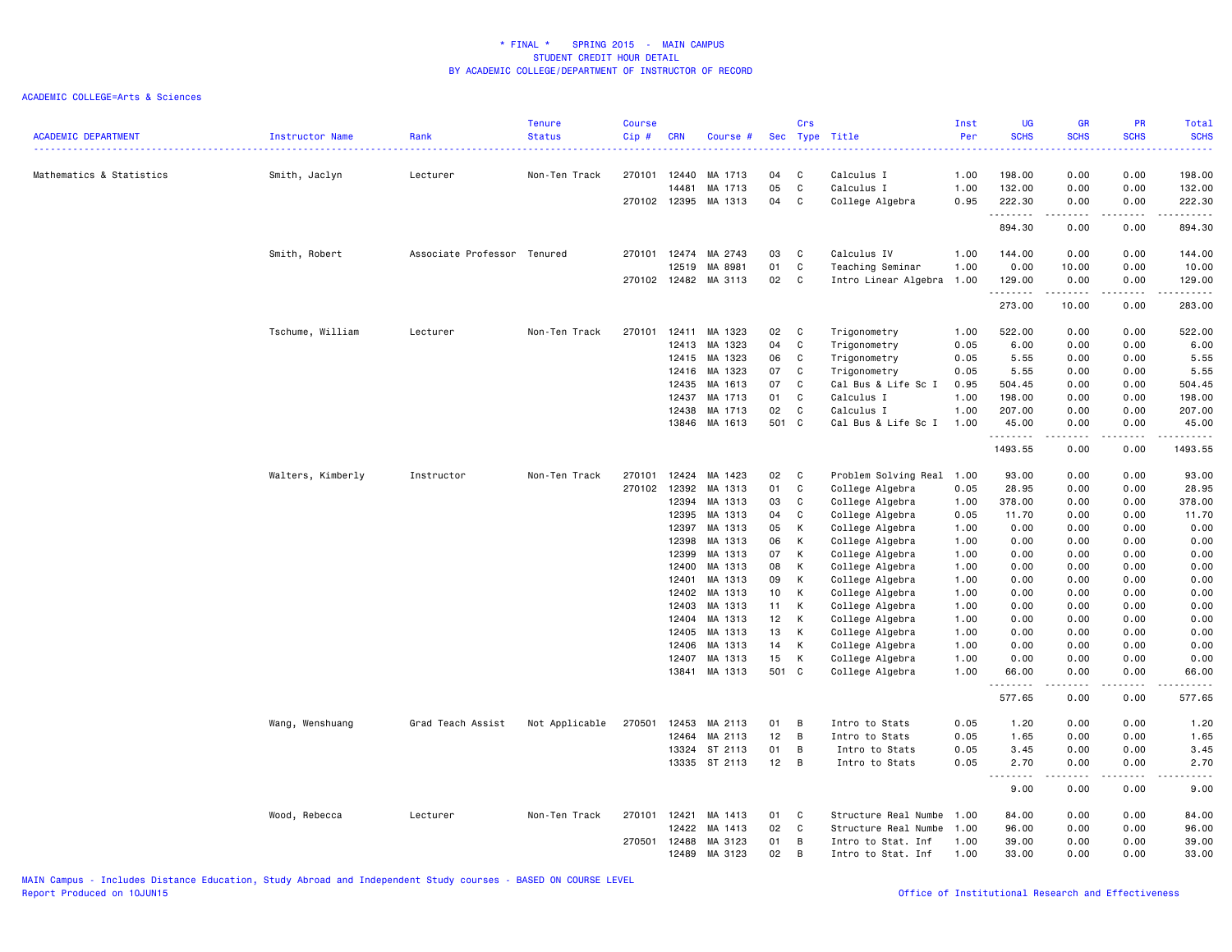* FINAL * SPRING 2015 - MAIN CAMPUS
STUDENT CREDIT HOUR DETAIL
BY ACADEMIC COLLEGE/DEPARTMENT OF INSTRUCTOR OF RECORD

ACADEMIC COLLEGE=Arts & Sciences

| ACADEMIC DEPARTMENT | Instructor Name | Rank | Tenure Status | Course Cip # | CRN | Course # | Sec | Crs Type | Title | Inst Per | UG SCHS | GR SCHS | PR SCHS | Total SCHS |
|---|---|---|---|---|---|---|---|---|---|---|---|---|---|---|
| Mathematics & Statistics | Smith, Jaclyn | Lecturer | Non-Ten Track | 270101 | 12440 | MA 1713 | 04 | C | Calculus I | 1.00 | 198.00 | 0.00 | 0.00 | 198.00 |
| | | | | | 14481 | MA 1713 | 05 | C | Calculus I | 1.00 | 132.00 | 0.00 | 0.00 | 132.00 |
| | | | | 270102 | 12395 | MA 1313 | 04 | C | College Algebra | 0.95 | 222.30 | 0.00 | 0.00 | 222.30 |
| | | | | | | | | | | | 894.30 | 0.00 | 0.00 | 894.30 |
| | Smith, Robert | Associate Professor | Tenured | 270101 | 12474 | MA 2743 | 03 | C | Calculus IV | 1.00 | 144.00 | 0.00 | 0.00 | 144.00 |
| | | | | | 12519 | MA 8981 | 01 | C | Teaching Seminar | 1.00 | 0.00 | 10.00 | 0.00 | 10.00 |
| | | | | 270102 | 12482 | MA 3113 | 02 | C | Intro Linear Algebra | 1.00 | 129.00 | 0.00 | 0.00 | 129.00 |
| | | | | | | | | | | | 273.00 | 10.00 | 0.00 | 283.00 |
| | Tschume, William | Lecturer | Non-Ten Track | 270101 | 12411 | MA 1323 | 02 | C | Trigonometry | 1.00 | 522.00 | 0.00 | 0.00 | 522.00 |
| | | | | | 12413 | MA 1323 | 04 | C | Trigonometry | 0.05 | 6.00 | 0.00 | 0.00 | 6.00 |
| | | | | | 12415 | MA 1323 | 06 | C | Trigonometry | 0.05 | 5.55 | 0.00 | 0.00 | 5.55 |
| | | | | | 12416 | MA 1323 | 07 | C | Trigonometry | 0.05 | 5.55 | 0.00 | 0.00 | 5.55 |
| | | | | | 12435 | MA 1613 | 07 | C | Cal Bus & Life Sc I | 0.95 | 504.45 | 0.00 | 0.00 | 504.45 |
| | | | | | 12437 | MA 1713 | 01 | C | Calculus I | 1.00 | 198.00 | 0.00 | 0.00 | 198.00 |
| | | | | | 12438 | MA 1713 | 02 | C | Calculus I | 1.00 | 207.00 | 0.00 | 0.00 | 207.00 |
| | | | | | 13846 | MA 1613 | 501 | C | Cal Bus & Life Sc I | 1.00 | 45.00 | 0.00 | 0.00 | 45.00 |
| | | | | | | | | | | | 1493.55 | 0.00 | 0.00 | 1493.55 |
| | Walters, Kimberly | Instructor | Non-Ten Track | 270101 | 12424 | MA 1423 | 02 | C | Problem Solving Real | 1.00 | 93.00 | 0.00 | 0.00 | 93.00 |
| | | | | 270102 | 12392 | MA 1313 | 01 | C | College Algebra | 0.05 | 28.95 | 0.00 | 0.00 | 28.95 |
| | | | | | 12394 | MA 1313 | 03 | C | College Algebra | 1.00 | 378.00 | 0.00 | 0.00 | 378.00 |
| | | | | | 12395 | MA 1313 | 04 | C | College Algebra | 0.05 | 11.70 | 0.00 | 0.00 | 11.70 |
| | | | | | 12397 | MA 1313 | 05 | K | College Algebra | 1.00 | 0.00 | 0.00 | 0.00 | 0.00 |
| | | | | | 12398 | MA 1313 | 06 | K | College Algebra | 1.00 | 0.00 | 0.00 | 0.00 | 0.00 |
| | | | | | 12399 | MA 1313 | 07 | K | College Algebra | 1.00 | 0.00 | 0.00 | 0.00 | 0.00 |
| | | | | | 12400 | MA 1313 | 08 | K | College Algebra | 1.00 | 0.00 | 0.00 | 0.00 | 0.00 |
| | | | | | 12401 | MA 1313 | 09 | K | College Algebra | 1.00 | 0.00 | 0.00 | 0.00 | 0.00 |
| | | | | | 12402 | MA 1313 | 10 | K | College Algebra | 1.00 | 0.00 | 0.00 | 0.00 | 0.00 |
| | | | | | 12403 | MA 1313 | 11 | K | College Algebra | 1.00 | 0.00 | 0.00 | 0.00 | 0.00 |
| | | | | | 12404 | MA 1313 | 12 | K | College Algebra | 1.00 | 0.00 | 0.00 | 0.00 | 0.00 |
| | | | | | 12405 | MA 1313 | 13 | K | College Algebra | 1.00 | 0.00 | 0.00 | 0.00 | 0.00 |
| | | | | | 12406 | MA 1313 | 14 | K | College Algebra | 1.00 | 0.00 | 0.00 | 0.00 | 0.00 |
| | | | | | 12407 | MA 1313 | 15 | K | College Algebra | 1.00 | 0.00 | 0.00 | 0.00 | 0.00 |
| | | | | | 13841 | MA 1313 | 501 | C | College Algebra | 1.00 | 66.00 | 0.00 | 0.00 | 66.00 |
| | | | | | | | | | | | 577.65 | 0.00 | 0.00 | 577.65 |
| | Wang, Wenshuang | Grad Teach Assist | Not Applicable | 270501 | 12453 | MA 2113 | 01 | B | Intro to Stats | 0.05 | 1.20 | 0.00 | 0.00 | 1.20 |
| | | | | | 12464 | MA 2113 | 12 | B | Intro to Stats | 0.05 | 1.65 | 0.00 | 0.00 | 1.65 |
| | | | | | 13324 | ST 2113 | 01 | B | Intro to Stats | 0.05 | 3.45 | 0.00 | 0.00 | 3.45 |
| | | | | | 13335 | ST 2113 | 12 | B | Intro to Stats | 0.05 | 2.70 | 0.00 | 0.00 | 2.70 |
| | | | | | | | | | | | 9.00 | 0.00 | 0.00 | 9.00 |
| | Wood, Rebecca | Lecturer | Non-Ten Track | 270101 | 12421 | MA 1413 | 01 | C | Structure Real Numbe | 1.00 | 84.00 | 0.00 | 0.00 | 84.00 |
| | | | | | 12422 | MA 1413 | 02 | C | Structure Real Numbe | 1.00 | 96.00 | 0.00 | 0.00 | 96.00 |
| | | | | 270501 | 12488 | MA 3123 | 01 | B | Intro to Stat. Inf | 1.00 | 39.00 | 0.00 | 0.00 | 39.00 |
| | | | | | 12489 | MA 3123 | 02 | B | Intro to Stat. Inf | 1.00 | 33.00 | 0.00 | 0.00 | 33.00 |

MAIN Campus - Includes Distance Education, Study Abroad and Independent Study courses - BASED ON COURSE LEVEL
Report Produced on 10JUN15 Office of Institutional Research and Effectiveness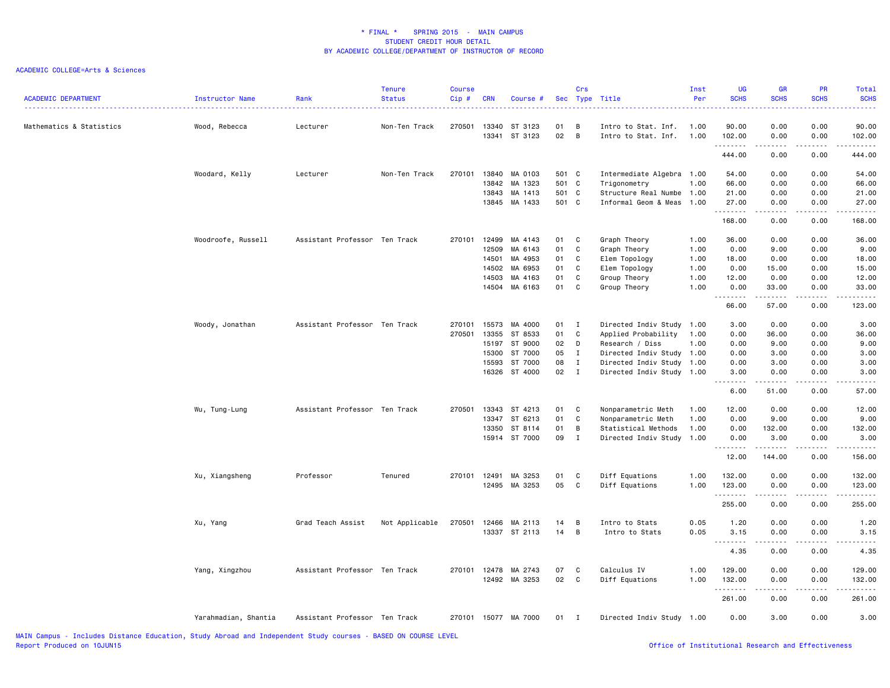\* FINAL \* SPRING 2015 - MAIN CAMPUS
STUDENT CREDIT HOUR DETAIL
BY ACADEMIC COLLEGE/DEPARTMENT OF INSTRUCTOR OF RECORD

ACADEMIC COLLEGE=Arts & Sciences

| ACADEMIC DEPARTMENT | Instructor Name | Rank | Tenure Status | Course Cip # | CRN | Course # | Sec | Crs Type | Title | Inst Per | UG SCHS | GR SCHS | PR SCHS | Total SCHS |
|---|---|---|---|---|---|---|---|---|---|---|---|---|---|---|
| Mathematics & Statistics | Wood, Rebecca | Lecturer | Non-Ten Track | 270501 | 13340 | ST 3123 | 01 | B | Intro to Stat. Inf. | 1.00 | 90.00 | 0.00 | 0.00 | 90.00 |
| | | | | | 13341 | ST 3123 | 02 | B | Intro to Stat. Inf. | 1.00 | 102.00 | 0.00 | 0.00 | 102.00 |
| | | | | | | | | | | | 444.00 | 0.00 | 0.00 | 444.00 |
| | Woodard, Kelly | Lecturer | Non-Ten Track | 270101 | 13840 | MA 0103 | 501 | C | Intermediate Algebra | 1.00 | 54.00 | 0.00 | 0.00 | 54.00 |
| | | | | | 13842 | MA 1323 | 501 | C | Trigonometry | 1.00 | 66.00 | 0.00 | 0.00 | 66.00 |
| | | | | | 13843 | MA 1413 | 501 | C | Structure Real Numbe | 1.00 | 21.00 | 0.00 | 0.00 | 21.00 |
| | | | | | 13845 | MA 1433 | 501 | C | Informal Geom & Meas | 1.00 | 27.00 | 0.00 | 0.00 | 27.00 |
| | | | | | | | | | | | 168.00 | 0.00 | 0.00 | 168.00 |
| | Woodroofe, Russell | Assistant Professor | Ten Track | 270101 | 12499 | MA 4143 | 01 | C | Graph Theory | 1.00 | 36.00 | 0.00 | 0.00 | 36.00 |
| | | | | | 12509 | MA 6143 | 01 | C | Graph Theory | 1.00 | 0.00 | 9.00 | 0.00 | 9.00 |
| | | | | | 14501 | MA 4953 | 01 | C | Elem Topology | 1.00 | 18.00 | 0.00 | 0.00 | 18.00 |
| | | | | | 14502 | MA 6953 | 01 | C | Elem Topology | 1.00 | 0.00 | 15.00 | 0.00 | 15.00 |
| | | | | | 14503 | MA 4163 | 01 | C | Group Theory | 1.00 | 12.00 | 0.00 | 0.00 | 12.00 |
| | | | | | 14504 | MA 6163 | 01 | C | Group Theory | 1.00 | 0.00 | 33.00 | 0.00 | 33.00 |
| | | | | | | | | | | | 66.00 | 57.00 | 0.00 | 123.00 |
| | Woody, Jonathan | Assistant Professor | Ten Track | 270101 | 15573 | MA 4000 | 01 | I | Directed Indiv Study | 1.00 | 3.00 | 0.00 | 0.00 | 3.00 |
| | | | | 270501 | 13355 | ST 8533 | 01 | C | Applied Probability | 1.00 | 0.00 | 36.00 | 0.00 | 36.00 |
| | | | | | 15197 | ST 9000 | 02 | D | Research / Diss | 1.00 | 0.00 | 9.00 | 0.00 | 9.00 |
| | | | | | 15300 | ST 7000 | 05 | I | Directed Indiv Study | 1.00 | 0.00 | 3.00 | 0.00 | 3.00 |
| | | | | | 15593 | ST 7000 | 08 | I | Directed Indiv Study | 1.00 | 0.00 | 3.00 | 0.00 | 3.00 |
| | | | | | 16326 | ST 4000 | 02 | I | Directed Indiv Study | 1.00 | 3.00 | 0.00 | 0.00 | 3.00 |
| | | | | | | | | | | | 6.00 | 51.00 | 0.00 | 57.00 |
| | Wu, Tung-Lung | Assistant Professor | Ten Track | 270501 | 13343 | ST 4213 | 01 | C | Nonparametric Meth | 1.00 | 12.00 | 0.00 | 0.00 | 12.00 |
| | | | | | 13347 | ST 6213 | 01 | C | Nonparametric Meth | 1.00 | 0.00 | 9.00 | 0.00 | 9.00 |
| | | | | | 13350 | ST 8114 | 01 | B | Statistical Methods | 1.00 | 0.00 | 132.00 | 0.00 | 132.00 |
| | | | | | 15914 | ST 7000 | 09 | I | Directed Indiv Study | 1.00 | 0.00 | 3.00 | 0.00 | 3.00 |
| | | | | | | | | | | | 12.00 | 144.00 | 0.00 | 156.00 |
| | Xu, Xiangsheng | Professor | Tenured | 270101 | 12491 | MA 3253 | 01 | C | Diff Equations | 1.00 | 132.00 | 0.00 | 0.00 | 132.00 |
| | | | | | 12495 | MA 3253 | 05 | C | Diff Equations | 1.00 | 123.00 | 0.00 | 0.00 | 123.00 |
| | | | | | | | | | | | 255.00 | 0.00 | 0.00 | 255.00 |
| | Xu, Yang | Grad Teach Assist | Not Applicable | 270501 | 12466 | MA 2113 | 14 | B | Intro to Stats | 0.05 | 1.20 | 0.00 | 0.00 | 1.20 |
| | | | | | 13337 | ST 2113 | 14 | B | Intro to Stats | 0.05 | 3.15 | 0.00 | 0.00 | 3.15 |
| | | | | | | | | | | | 4.35 | 0.00 | 0.00 | 4.35 |
| | Yang, Xingzhou | Assistant Professor | Ten Track | 270101 | 12478 | MA 2743 | 07 | C | Calculus IV | 1.00 | 129.00 | 0.00 | 0.00 | 129.00 |
| | | | | | 12492 | MA 3253 | 02 | C | Diff Equations | 1.00 | 132.00 | 0.00 | 0.00 | 132.00 |
| | | | | | | | | | | | 261.00 | 0.00 | 0.00 | 261.00 |
| | Yarahmadian, Shantia | Assistant Professor | Ten Track | 270101 | 15077 | MA 7000 | 01 | I | Directed Indiv Study | 1.00 | 0.00 | 3.00 | 0.00 | 3.00 |

MAIN Campus - Includes Distance Education, Study Abroad and Independent Study courses - BASED ON COURSE LEVEL
Report Produced on 10JUN15

Office of Institutional Research and Effectiveness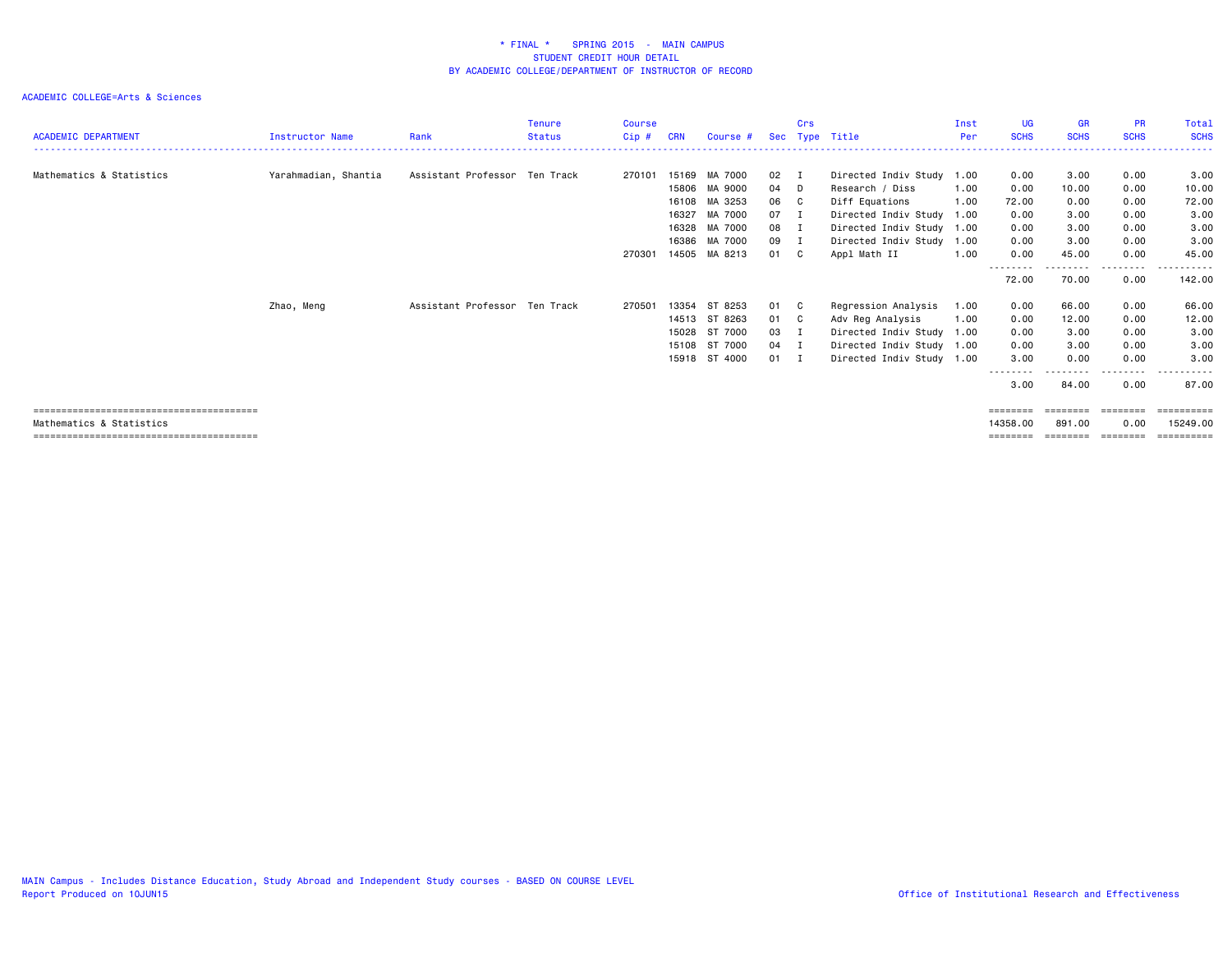# * FINAL * SPRING 2015 - MAIN CAMPUS
## STUDENT CREDIT HOUR DETAIL
## BY ACADEMIC COLLEGE/DEPARTMENT OF INSTRUCTOR OF RECORD

ACADEMIC COLLEGE=Arts & Sciences

| ACADEMIC DEPARTMENT | Instructor Name | Rank | Tenure Status | Course Cip # | CRN | Course # | Sec | Crs Type | Title | Inst Per | UG SCHS | GR SCHS | PR SCHS | Total SCHS |
|---|---|---|---|---|---|---|---|---|---|---|---|---|---|---|
| Mathematics & Statistics | Yarahmadian, Shantia | Assistant Professor | Ten Track | 270101 | 15169 | MA 7000 | 02 | I | Directed Indiv Study | 1.00 | 0.00 | 3.00 | 0.00 | 3.00 |
| | | | | | 15806 | MA 9000 | 04 | D | Research / Diss | 1.00 | 0.00 | 10.00 | 0.00 | 10.00 |
| | | | | | 16108 | MA 3253 | 06 | C | Diff Equations | 1.00 | 72.00 | 0.00 | 0.00 | 72.00 |
| | | | | | 16327 | MA 7000 | 07 | I | Directed Indiv Study | 1.00 | 0.00 | 3.00 | 0.00 | 3.00 |
| | | | | | 16328 | MA 7000 | 08 | I | Directed Indiv Study | 1.00 | 0.00 | 3.00 | 0.00 | 3.00 |
| | | | | | 16386 | MA 7000 | 09 | I | Directed Indiv Study | 1.00 | 0.00 | 3.00 | 0.00 | 3.00 |
| | | | | 270301 | 14505 | MA 8213 | 01 | C | Appl Math II | 1.00 | 0.00 | 45.00 | 0.00 | 45.00 |
| | | | | | | | | | | | 72.00 | 70.00 | 0.00 | 142.00 |
| | Zhao, Meng | Assistant Professor | Ten Track | 270501 | 13354 | ST 8253 | 01 | C | Regression Analysis | 1.00 | 0.00 | 66.00 | 0.00 | 66.00 |
| | | | | | 14513 | ST 8263 | 01 | C | Adv Reg Analysis | 1.00 | 0.00 | 12.00 | 0.00 | 12.00 |
| | | | | | 15028 | ST 7000 | 03 | I | Directed Indiv Study | 1.00 | 0.00 | 3.00 | 0.00 | 3.00 |
| | | | | | 15108 | ST 7000 | 04 | I | Directed Indiv Study | 1.00 | 0.00 | 3.00 | 0.00 | 3.00 |
| | | | | | 15918 | ST 4000 | 01 | I | Directed Indiv Study | 1.00 | 3.00 | 0.00 | 0.00 | 3.00 |
| | | | | | | | | | | | 3.00 | 84.00 | 0.00 | 87.00 |
| Mathematics & Statistics | | | | | | | | | | | 14358.00 | 891.00 | 0.00 | 15249.00 |

MAIN Campus - Includes Distance Education, Study Abroad and Independent Study courses - BASED ON COURSE LEVEL
Report Produced on 10JUN15

Office of Institutional Research and Effectiveness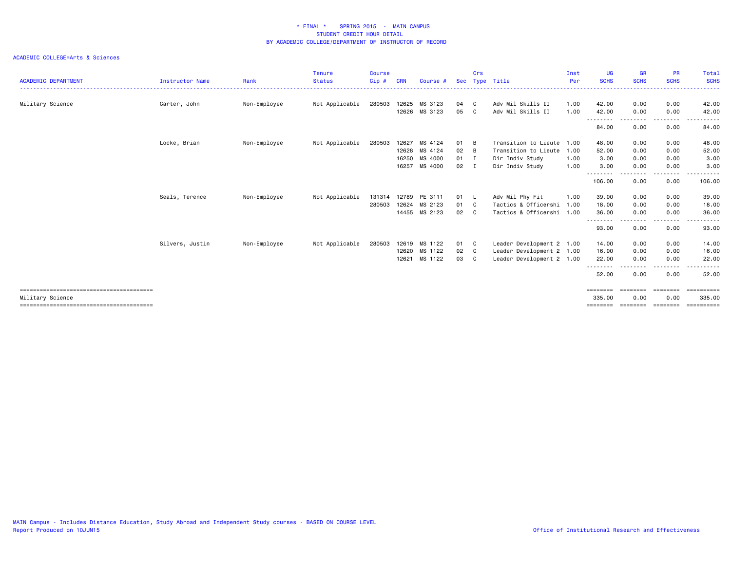# * FINAL * SPRING 2015 - MAIN CAMPUS
## STUDENT CREDIT HOUR DETAIL
## BY ACADEMIC COLLEGE/DEPARTMENT OF INSTRUCTOR OF RECORD

ACADEMIC COLLEGE=Arts & Sciences

| ACADEMIC DEPARTMENT | Instructor Name | Rank | Tenure Status | Course Cip # | CRN | Course # | Sec | Crs Type | Title | Inst Per | UG SCHS | GR SCHS | PR SCHS | Total SCHS |
|---|---|---|---|---|---|---|---|---|---|---|---|---|---|---|
| Military Science | Carter, John | Non-Employee | Not Applicable | 280503 | 12625 | MS 3123 | 04 | C | Adv Mil Skills II | 1.00 | 42.00 | 0.00 | 0.00 | 42.00 |
| | | | | | 12626 | MS 3123 | 05 | C | Adv Mil Skills II | 1.00 | 42.00 | 0.00 | 0.00 | 42.00 |
| | | | | | | | | | | | 84.00 | 0.00 | 0.00 | 84.00 |
| | Locke, Brian | Non-Employee | Not Applicable | 280503 | 12627 | MS 4124 | 01 | B | Transition to Lieute | 1.00 | 48.00 | 0.00 | 0.00 | 48.00 |
| | | | | | 12628 | MS 4124 | 02 | B | Transition to Lieute | 1.00 | 52.00 | 0.00 | 0.00 | 52.00 |
| | | | | | 16250 | MS 4000 | 01 | I | Dir Indiv Study | 1.00 | 3.00 | 0.00 | 0.00 | 3.00 |
| | | | | | 16257 | MS 4000 | 02 | I | Dir Indiv Study | 1.00 | 3.00 | 0.00 | 0.00 | 3.00 |
| | | | | | | | | | | | 106.00 | 0.00 | 0.00 | 106.00 |
| | Seals, Terence | Non-Employee | Not Applicable | 131314 | 12789 | PE 3111 | 01 | L | Adv Mil Phy Fit | 1.00 | 39.00 | 0.00 | 0.00 | 39.00 |
| | | | | 280503 | 12624 | MS 2123 | 01 | C | Tactics & Officershi | 1.00 | 18.00 | 0.00 | 0.00 | 18.00 |
| | | | | | 14455 | MS 2123 | 02 | C | Tactics & Officershi | 1.00 | 36.00 | 0.00 | 0.00 | 36.00 |
| | | | | | | | | | | | 93.00 | 0.00 | 0.00 | 93.00 |
| | Silvers, Justin | Non-Employee | Not Applicable | 280503 | 12619 | MS 1122 | 01 | C | Leader Development 2 | 1.00 | 14.00 | 0.00 | 0.00 | 14.00 |
| | | | | | 12620 | MS 1122 | 02 | C | Leader Development 2 | 1.00 | 16.00 | 0.00 | 0.00 | 16.00 |
| | | | | | 12621 | MS 1122 | 03 | C | Leader Development 2 | 1.00 | 22.00 | 0.00 | 0.00 | 22.00 |
| | | | | | | | | | | | 52.00 | 0.00 | 0.00 | 52.00 |
| Military Science | | | | | | | | | | | 335.00 | 0.00 | 0.00 | 335.00 |

MAIN Campus - Includes Distance Education, Study Abroad and Independent Study courses - BASED ON COURSE LEVEL
Report Produced on 10JUN15

Office of Institutional Research and Effectiveness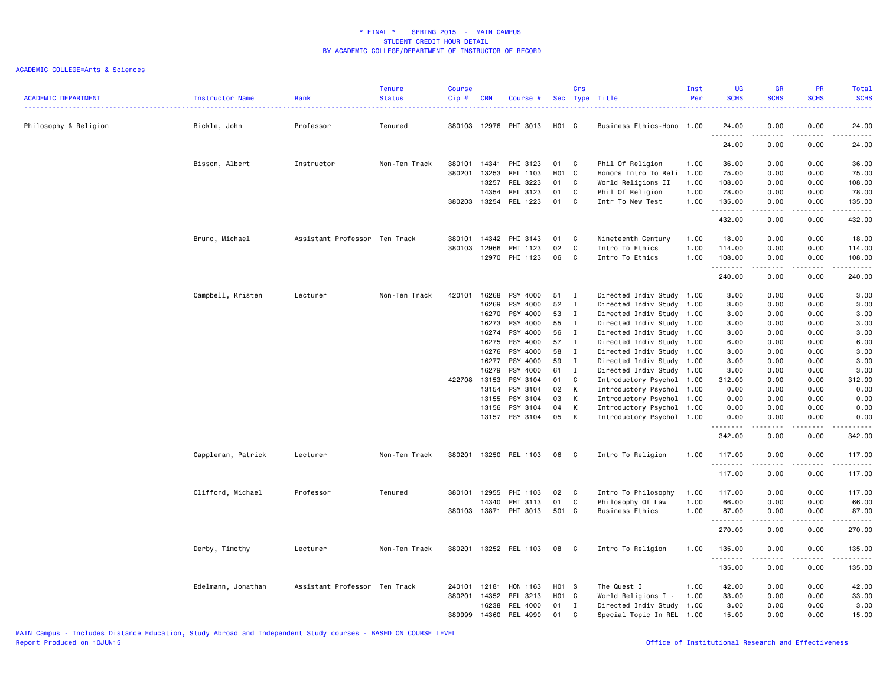# * FINAL * SPRING 2015 - MAIN CAMPUS
## STUDENT CREDIT HOUR DETAIL
## BY ACADEMIC COLLEGE/DEPARTMENT OF INSTRUCTOR OF RECORD

ACADEMIC COLLEGE=Arts & Sciences

| ACADEMIC DEPARTMENT | Instructor Name | Rank | Tenure Status | Course Cip # | CRN | Course # | Sec | Crs Type | Title | Inst Per | UG SCHS | GR SCHS | PR SCHS | Total SCHS |
|---|---|---|---|---|---|---|---|---|---|---|---|---|---|---|
| Philosophy & Religion | Bickle, John | Professor | Tenured | 380103 | 12976 | PHI 3013 | H01 | C | Business Ethics-Hono | 1.00 | 24.00 | 0.00 | 0.00 | 24.00 |
| | | | | | | | | | | | 24.00 | 0.00 | 0.00 | 24.00 |
| | Bisson, Albert | Instructor | Non-Ten Track | 380101 | 14341 | PHI 3123 | 01 | C | Phil Of Religion | 1.00 | 36.00 | 0.00 | 0.00 | 36.00 |
| | | | | 380201 | 13253 | REL 1103 | H01 | C | Honors Intro To Reli | 1.00 | 75.00 | 0.00 | 0.00 | 75.00 |
| | | | | | 13257 | REL 3223 | 01 | C | World Religions II | 1.00 | 108.00 | 0.00 | 0.00 | 108.00 |
| | | | | | 14354 | REL 3123 | 01 | C | Phil Of Religion | 1.00 | 78.00 | 0.00 | 0.00 | 78.00 |
| | | | | 380203 | 13254 | REL 1223 | 01 | C | Intr To New Test | 1.00 | 135.00 | 0.00 | 0.00 | 135.00 |
| | | | | | | | | | | | 432.00 | 0.00 | 0.00 | 432.00 |
| | Bruno, Michael | Assistant Professor | Ten Track | 380101 | 14342 | PHI 3143 | 01 | C | Nineteenth Century | 1.00 | 18.00 | 0.00 | 0.00 | 18.00 |
| | | | | 380103 | 12966 | PHI 1123 | 02 | C | Intro To Ethics | 1.00 | 114.00 | 0.00 | 0.00 | 114.00 |
| | | | | | 12970 | PHI 1123 | 06 | C | Intro To Ethics | 1.00 | 108.00 | 0.00 | 0.00 | 108.00 |
| | | | | | | | | | | | 240.00 | 0.00 | 0.00 | 240.00 |
| | Campbell, Kristen | Lecturer | Non-Ten Track | 420101 | 16268 | PSY 4000 | 51 | I | Directed Indiv Study | 1.00 | 3.00 | 0.00 | 0.00 | 3.00 |
| | | | | | 16269 | PSY 4000 | 52 | I | Directed Indiv Study | 1.00 | 3.00 | 0.00 | 0.00 | 3.00 |
| | | | | | 16270 | PSY 4000 | 53 | I | Directed Indiv Study | 1.00 | 3.00 | 0.00 | 0.00 | 3.00 |
| | | | | | 16273 | PSY 4000 | 55 | I | Directed Indiv Study | 1.00 | 3.00 | 0.00 | 0.00 | 3.00 |
| | | | | | 16274 | PSY 4000 | 56 | I | Directed Indiv Study | 1.00 | 3.00 | 0.00 | 0.00 | 3.00 |
| | | | | | 16275 | PSY 4000 | 57 | I | Directed Indiv Study | 1.00 | 6.00 | 0.00 | 0.00 | 6.00 |
| | | | | | 16276 | PSY 4000 | 58 | I | Directed Indiv Study | 1.00 | 3.00 | 0.00 | 0.00 | 3.00 |
| | | | | | 16277 | PSY 4000 | 59 | I | Directed Indiv Study | 1.00 | 3.00 | 0.00 | 0.00 | 3.00 |
| | | | | | 16279 | PSY 4000 | 61 | I | Directed Indiv Study | 1.00 | 3.00 | 0.00 | 0.00 | 3.00 |
| | | | | 422708 | 13153 | PSY 3104 | 01 | C | Introductory Psychol | 1.00 | 312.00 | 0.00 | 0.00 | 312.00 |
| | | | | | 13154 | PSY 3104 | 02 | K | Introductory Psychol | 1.00 | 0.00 | 0.00 | 0.00 | 0.00 |
| | | | | | 13155 | PSY 3104 | 03 | K | Introductory Psychol | 1.00 | 0.00 | 0.00 | 0.00 | 0.00 |
| | | | | | 13156 | PSY 3104 | 04 | K | Introductory Psychol | 1.00 | 0.00 | 0.00 | 0.00 | 0.00 |
| | | | | | 13157 | PSY 3104 | 05 | K | Introductory Psychol | 1.00 | 0.00 | 0.00 | 0.00 | 0.00 |
| | | | | | | | | | | | 342.00 | 0.00 | 0.00 | 342.00 |
| | Cappleman, Patrick | Lecturer | Non-Ten Track | 380201 | 13250 | REL 1103 | 06 | C | Intro To Religion | 1.00 | 117.00 | 0.00 | 0.00 | 117.00 |
| | | | | | | | | | | | 117.00 | 0.00 | 0.00 | 117.00 |
| | Clifford, Michael | Professor | Tenured | 380101 | 12955 | PHI 1103 | 02 | C | Intro To Philosophy | 1.00 | 117.00 | 0.00 | 0.00 | 117.00 |
| | | | | | 14340 | PHI 3113 | 01 | C | Philosophy Of Law | 1.00 | 66.00 | 0.00 | 0.00 | 66.00 |
| | | | | 380103 | 13871 | PHI 3013 | 501 | C | Business Ethics | 1.00 | 87.00 | 0.00 | 0.00 | 87.00 |
| | | | | | | | | | | | 270.00 | 0.00 | 0.00 | 270.00 |
| | Derby, Timothy | Lecturer | Non-Ten Track | 380201 | 13252 | REL 1103 | 08 | C | Intro To Religion | 1.00 | 135.00 | 0.00 | 0.00 | 135.00 |
| | | | | | | | | | | | 135.00 | 0.00 | 0.00 | 135.00 |
| | Edelmann, Jonathan | Assistant Professor | Ten Track | 240101 | 12181 | HON 1163 | H01 | S | The Quest I | 1.00 | 42.00 | 0.00 | 0.00 | 42.00 |
| | | | | 380201 | 14352 | REL 3213 | H01 | C | World Religions I - | 1.00 | 33.00 | 0.00 | 0.00 | 33.00 |
| | | | | | 16238 | REL 4000 | 01 | I | Directed Indiv Study | 1.00 | 3.00 | 0.00 | 0.00 | 3.00 |
| | | | | 389999 | 14360 | REL 4990 | 01 | C | Special Topic In REL | 1.00 | 15.00 | 0.00 | 0.00 | 15.00 |

MAIN Campus - Includes Distance Education, Study Abroad and Independent Study courses - BASED ON COURSE LEVEL
Report Produced on 10JUN15 Office of Institutional Research and Effectiveness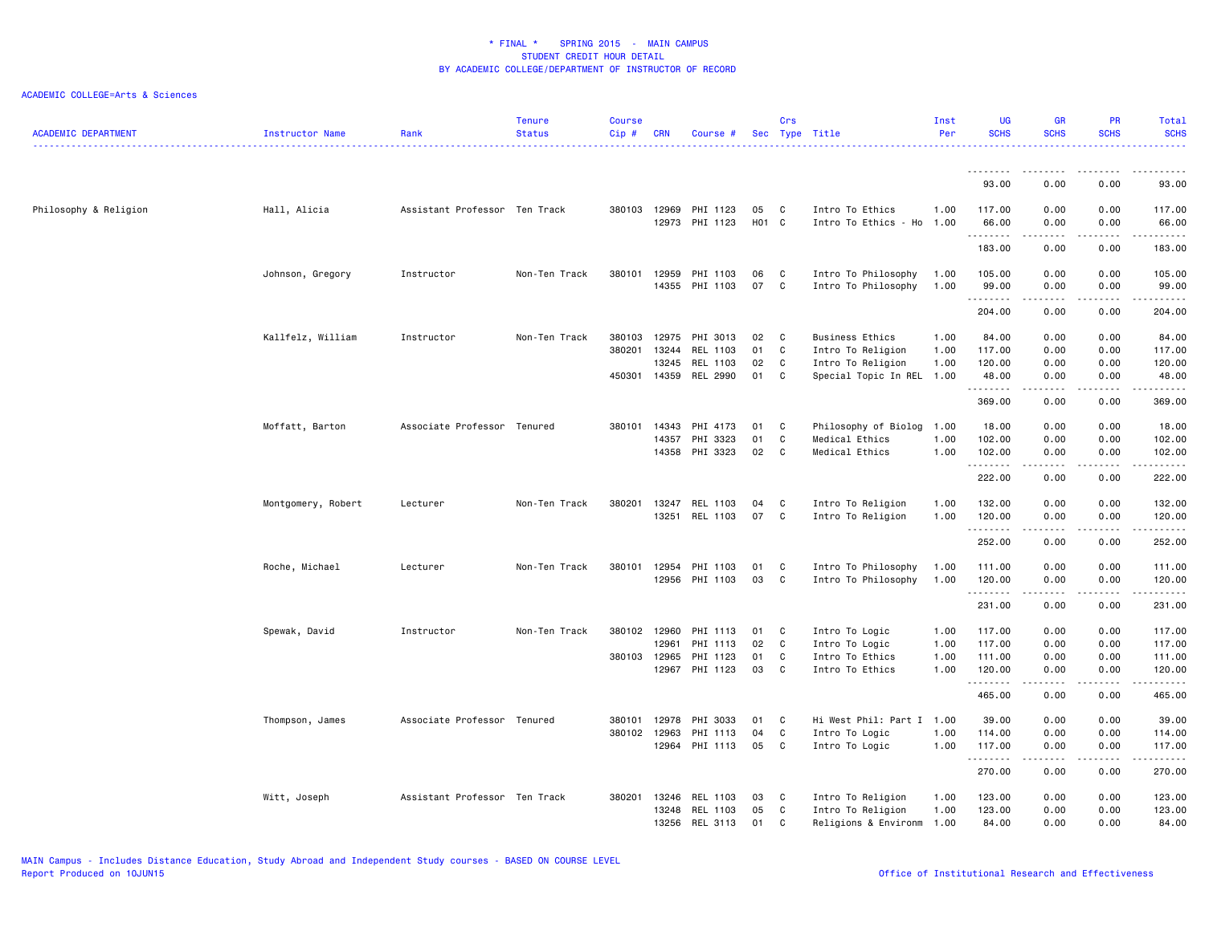\* FINAL \* SPRING 2015 - MAIN CAMPUS
STUDENT CREDIT HOUR DETAIL
BY ACADEMIC COLLEGE/DEPARTMENT OF INSTRUCTOR OF RECORD

ACADEMIC COLLEGE=Arts & Sciences

| ACADEMIC DEPARTMENT | Instructor Name | Rank | Tenure Status | Course Cip # | CRN | Course # | Sec | Crs Type | Title | Inst Per | UG SCHS | GR SCHS | PR SCHS | Total SCHS |
|---|---|---|---|---|---|---|---|---|---|---|---|---|---|---|
| | | | | | | | | | | | 93.00 | 0.00 | 0.00 | 93.00 |
| Philosophy & Religion | Hall, Alicia | Assistant Professor | Ten Track | 380103 | 12969 | PHI 1123 | 05 | C | Intro To Ethics | 1.00 | 117.00 | 0.00 | 0.00 | 117.00 |
| | | | | | 12973 | PHI 1123 | H01 | C | Intro To Ethics - Ho | 1.00 | 66.00 | 0.00 | 0.00 | 66.00 |
| | | | | | | | | | | | 183.00 | 0.00 | 0.00 | 183.00 |
| | Johnson, Gregory | Instructor | Non-Ten Track | 380101 | 12959 | PHI 1103 | 06 | C | Intro To Philosophy | 1.00 | 105.00 | 0.00 | 0.00 | 105.00 |
| | | | | | 14355 | PHI 1103 | 07 | C | Intro To Philosophy | 1.00 | 99.00 | 0.00 | 0.00 | 99.00 |
| | | | | | | | | | | | 204.00 | 0.00 | 0.00 | 204.00 |
| | Kallfelz, William | Instructor | Non-Ten Track | 380103 | 12975 | PHI 3013 | 02 | C | Business Ethics | 1.00 | 84.00 | 0.00 | 0.00 | 84.00 |
| | | | | 380201 | 13244 | REL 1103 | 01 | C | Intro To Religion | 1.00 | 117.00 | 0.00 | 0.00 | 117.00 |
| | | | | | 13245 | REL 1103 | 02 | C | Intro To Religion | 1.00 | 120.00 | 0.00 | 0.00 | 120.00 |
| | | | | 450301 | 14359 | REL 2990 | 01 | C | Special Topic In REL | 1.00 | 48.00 | 0.00 | 0.00 | 48.00 |
| | | | | | | | | | | | 369.00 | 0.00 | 0.00 | 369.00 |
| | Moffatt, Barton | Associate Professor | Tenured | 380101 | 14343 | PHI 4173 | 01 | C | Philosophy of Biolog | 1.00 | 18.00 | 0.00 | 0.00 | 18.00 |
| | | | | | 14357 | PHI 3323 | 01 | C | Medical Ethics | 1.00 | 102.00 | 0.00 | 0.00 | 102.00 |
| | | | | | 14358 | PHI 3323 | 02 | C | Medical Ethics | 1.00 | 102.00 | 0.00 | 0.00 | 102.00 |
| | | | | | | | | | | | 222.00 | 0.00 | 0.00 | 222.00 |
| | Montgomery, Robert | Lecturer | Non-Ten Track | 380201 | 13247 | REL 1103 | 04 | C | Intro To Religion | 1.00 | 132.00 | 0.00 | 0.00 | 132.00 |
| | | | | | 13251 | REL 1103 | 07 | C | Intro To Religion | 1.00 | 120.00 | 0.00 | 0.00 | 120.00 |
| | | | | | | | | | | | 252.00 | 0.00 | 0.00 | 252.00 |
| | Roche, Michael | Lecturer | Non-Ten Track | 380101 | 12954 | PHI 1103 | 01 | C | Intro To Philosophy | 1.00 | 111.00 | 0.00 | 0.00 | 111.00 |
| | | | | | 12956 | PHI 1103 | 03 | C | Intro To Philosophy | 1.00 | 120.00 | 0.00 | 0.00 | 120.00 |
| | | | | | | | | | | | 231.00 | 0.00 | 0.00 | 231.00 |
| | Spewak, David | Instructor | Non-Ten Track | 380102 | 12960 | PHI 1113 | 01 | C | Intro To Logic | 1.00 | 117.00 | 0.00 | 0.00 | 117.00 |
| | | | | | 12961 | PHI 1113 | 02 | C | Intro To Logic | 1.00 | 117.00 | 0.00 | 0.00 | 117.00 |
| | | | | 380103 | 12965 | PHI 1123 | 01 | C | Intro To Ethics | 1.00 | 111.00 | 0.00 | 0.00 | 111.00 |
| | | | | | 12967 | PHI 1123 | 03 | C | Intro To Ethics | 1.00 | 120.00 | 0.00 | 0.00 | 120.00 |
| | | | | | | | | | | | 465.00 | 0.00 | 0.00 | 465.00 |
| | Thompson, James | Associate Professor | Tenured | 380101 | 12978 | PHI 3033 | 01 | C | Hi West Phil: Part I | 1.00 | 39.00 | 0.00 | 0.00 | 39.00 |
| | | | | 380102 | 12963 | PHI 1113 | 04 | C | Intro To Logic | 1.00 | 114.00 | 0.00 | 0.00 | 114.00 |
| | | | | | 12964 | PHI 1113 | 05 | C | Intro To Logic | 1.00 | 117.00 | 0.00 | 0.00 | 117.00 |
| | | | | | | | | | | | 270.00 | 0.00 | 0.00 | 270.00 |
| | Witt, Joseph | Assistant Professor | Ten Track | 380201 | 13246 | REL 1103 | 03 | C | Intro To Religion | 1.00 | 123.00 | 0.00 | 0.00 | 123.00 |
| | | | | | 13248 | REL 1103 | 05 | C | Intro To Religion | 1.00 | 123.00 | 0.00 | 0.00 | 123.00 |
| | | | | | 13256 | REL 3113 | 01 | C | Religions & Environm | 1.00 | 84.00 | 0.00 | 0.00 | 84.00 |

MAIN Campus - Includes Distance Education, Study Abroad and Independent Study courses - BASED ON COURSE LEVEL
Report Produced on 10JUN15

Office of Institutional Research and Effectiveness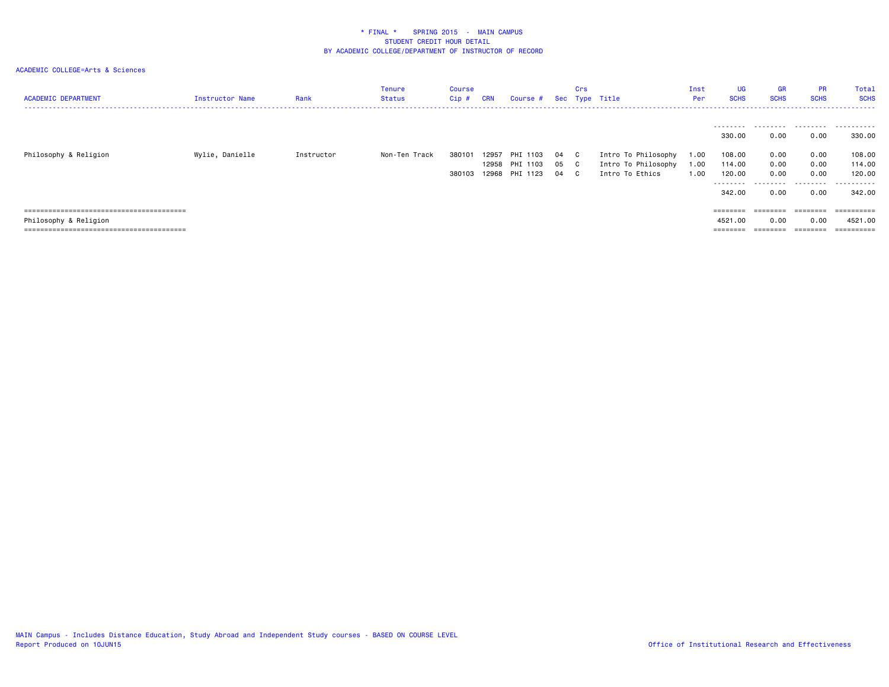\* FINAL \*    SPRING 2015  -  MAIN CAMPUS
STUDENT CREDIT HOUR DETAIL
BY ACADEMIC COLLEGE/DEPARTMENT OF INSTRUCTOR OF RECORD

ACADEMIC COLLEGE=Arts & Sciences

| ACADEMIC DEPARTMENT | Instructor Name | Rank | Tenure Status | Course Cip # | CRN | Course # | Sec | Crs Type | Title | Inst Per | UG SCHS | GR SCHS | PR SCHS | Total SCHS |
|---|---|---|---|---|---|---|---|---|---|---|---|---|---|---|
| | | | | | | | | | | | 330.00 | 0.00 | 0.00 | 330.00 |
| Philosophy & Religion | Wylie, Danielle | Instructor | Non-Ten Track | 380101 | 12957 | PHI 1103 | 04 | C | Intro To Philosophy | 1.00 | 108.00 | 0.00 | 0.00 | 108.00 |
| | | | | | 12958 | PHI 1103 | 05 | C | Intro To Philosophy | 1.00 | 114.00 | 0.00 | 0.00 | 114.00 |
| | | | | 380103 | 12968 | PHI 1123 | 04 | C | Intro To Ethics | 1.00 | 120.00 | 0.00 | 0.00 | 120.00 |
| | | | | | | | | | | | 342.00 | 0.00 | 0.00 | 342.00 |
| Philosophy & Religion | | | | | | | | | | | 4521.00 | 0.00 | 0.00 | 4521.00 |

MAIN Campus - Includes Distance Education, Study Abroad and Independent Study courses - BASED ON COURSE LEVEL
Report Produced on 10JUN15

Office of Institutional Research and Effectiveness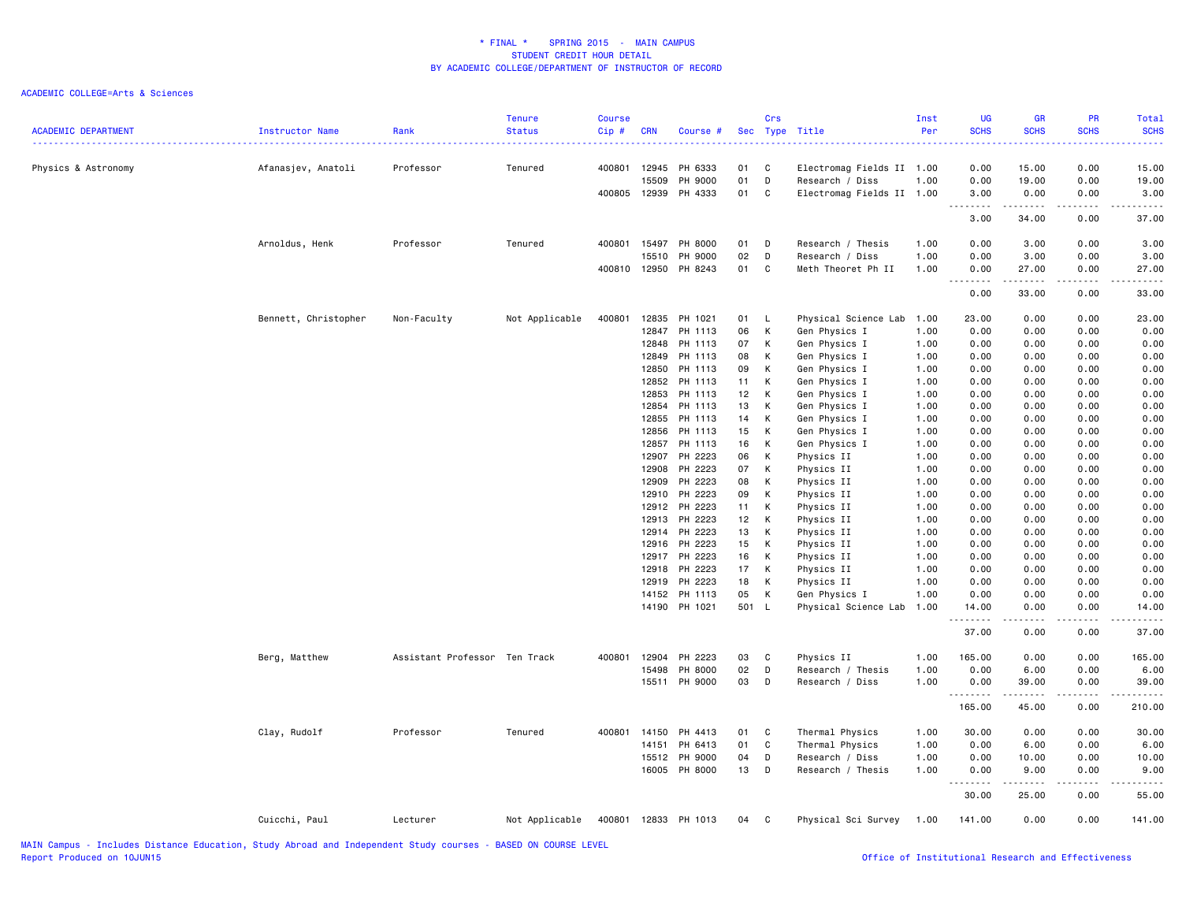# * FINAL * SPRING 2015 - MAIN CAMPUS
## STUDENT CREDIT HOUR DETAIL
### BY ACADEMIC COLLEGE/DEPARTMENT OF INSTRUCTOR OF RECORD

ACADEMIC COLLEGE=Arts & Sciences

| ACADEMIC DEPARTMENT | Instructor Name | Rank | Tenure Status | Course Cip # | CRN | Course # | Sec | Crs Type | Title | Inst Per | UG SCHS | GR SCHS | PR SCHS | Total SCHS |
|---|---|---|---|---|---|---|---|---|---|---|---|---|---|---|
| Physics & Astronomy | Afanasjev, Anatoli | Professor | Tenured | 400801 | 12945 | PH 6333 | 01 | C | Electromag Fields II | 1.00 | 0.00 | 15.00 | 0.00 | 15.00 |
| | | | | | 15509 | PH 9000 | 01 | D | Research / Diss | 1.00 | 0.00 | 19.00 | 0.00 | 19.00 |
| | | | | 400805 | 12939 | PH 4333 | 01 | C | Electromag Fields II | 1.00 | 3.00 | 0.00 | 0.00 | 3.00 |
| | | | | | | | | | | | 3.00 | 34.00 | 0.00 | 37.00 |
| | Arnoldus, Henk | Professor | Tenured | 400801 | 15497 | PH 8000 | 01 | D | Research / Thesis | 1.00 | 0.00 | 3.00 | 0.00 | 3.00 |
| | | | | | 15510 | PH 9000 | 02 | D | Research / Diss | 1.00 | 0.00 | 3.00 | 0.00 | 3.00 |
| | | | | 400810 | 12950 | PH 8243 | 01 | C | Meth Theoret Ph II | 1.00 | 0.00 | 27.00 | 0.00 | 27.00 |
| | | | | | | | | | | | 0.00 | 33.00 | 0.00 | 33.00 |
| | Bennett, Christopher | Non-Faculty | Not Applicable | 400801 | 12835 | PH 1021 | 01 | L | Physical Science Lab | 1.00 | 23.00 | 0.00 | 0.00 | 23.00 |
| | | | | | 12847 | PH 1113 | 06 | K | Gen Physics I | 1.00 | 0.00 | 0.00 | 0.00 | 0.00 |
| | | | | | 12848 | PH 1113 | 07 | K | Gen Physics I | 1.00 | 0.00 | 0.00 | 0.00 | 0.00 |
| | | | | | 12849 | PH 1113 | 08 | K | Gen Physics I | 1.00 | 0.00 | 0.00 | 0.00 | 0.00 |
| | | | | | 12850 | PH 1113 | 09 | K | Gen Physics I | 1.00 | 0.00 | 0.00 | 0.00 | 0.00 |
| | | | | | 12852 | PH 1113 | 11 | K | Gen Physics I | 1.00 | 0.00 | 0.00 | 0.00 | 0.00 |
| | | | | | 12853 | PH 1113 | 12 | K | Gen Physics I | 1.00 | 0.00 | 0.00 | 0.00 | 0.00 |
| | | | | | 12854 | PH 1113 | 13 | K | Gen Physics I | 1.00 | 0.00 | 0.00 | 0.00 | 0.00 |
| | | | | | 12855 | PH 1113 | 14 | K | Gen Physics I | 1.00 | 0.00 | 0.00 | 0.00 | 0.00 |
| | | | | | 12856 | PH 1113 | 15 | K | Gen Physics I | 1.00 | 0.00 | 0.00 | 0.00 | 0.00 |
| | | | | | 12857 | PH 1113 | 16 | K | Gen Physics I | 1.00 | 0.00 | 0.00 | 0.00 | 0.00 |
| | | | | | 12907 | PH 2223 | 06 | K | Physics II | 1.00 | 0.00 | 0.00 | 0.00 | 0.00 |
| | | | | | 12908 | PH 2223 | 07 | K | Physics II | 1.00 | 0.00 | 0.00 | 0.00 | 0.00 |
| | | | | | 12909 | PH 2223 | 08 | K | Physics II | 1.00 | 0.00 | 0.00 | 0.00 | 0.00 |
| | | | | | 12910 | PH 2223 | 09 | K | Physics II | 1.00 | 0.00 | 0.00 | 0.00 | 0.00 |
| | | | | | 12912 | PH 2223 | 11 | K | Physics II | 1.00 | 0.00 | 0.00 | 0.00 | 0.00 |
| | | | | | 12913 | PH 2223 | 12 | K | Physics II | 1.00 | 0.00 | 0.00 | 0.00 | 0.00 |
| | | | | | 12914 | PH 2223 | 13 | K | Physics II | 1.00 | 0.00 | 0.00 | 0.00 | 0.00 |
| | | | | | 12916 | PH 2223 | 15 | K | Physics II | 1.00 | 0.00 | 0.00 | 0.00 | 0.00 |
| | | | | | 12917 | PH 2223 | 16 | K | Physics II | 1.00 | 0.00 | 0.00 | 0.00 | 0.00 |
| | | | | | 12918 | PH 2223 | 17 | K | Physics II | 1.00 | 0.00 | 0.00 | 0.00 | 0.00 |
| | | | | | 12919 | PH 2223 | 18 | K | Physics II | 1.00 | 0.00 | 0.00 | 0.00 | 0.00 |
| | | | | | 14152 | PH 1113 | 05 | K | Gen Physics I | 1.00 | 0.00 | 0.00 | 0.00 | 0.00 |
| | | | | | 14190 | PH 1021 | 501 | L | Physical Science Lab | 1.00 | 14.00 | 0.00 | 0.00 | 14.00 |
| | | | | | | | | | | | 37.00 | 0.00 | 0.00 | 37.00 |
| | Berg, Matthew | Assistant Professor | Ten Track | 400801 | 12904 | PH 2223 | 03 | C | Physics II | 1.00 | 165.00 | 0.00 | 0.00 | 165.00 |
| | | | | | 15498 | PH 8000 | 02 | D | Research / Thesis | 1.00 | 0.00 | 6.00 | 0.00 | 6.00 |
| | | | | | 15511 | PH 9000 | 03 | D | Research / Diss | 1.00 | 0.00 | 39.00 | 0.00 | 39.00 |
| | | | | | | | | | | | 165.00 | 45.00 | 0.00 | 210.00 |
| | Clay, Rudolf | Professor | Tenured | 400801 | 14150 | PH 4413 | 01 | C | Thermal Physics | 1.00 | 30.00 | 0.00 | 0.00 | 30.00 |
| | | | | | 14151 | PH 6413 | 01 | C | Thermal Physics | 1.00 | 0.00 | 6.00 | 0.00 | 6.00 |
| | | | | | 15512 | PH 9000 | 04 | D | Research / Diss | 1.00 | 0.00 | 10.00 | 0.00 | 10.00 |
| | | | | | 16005 | PH 8000 | 13 | D | Research / Thesis | 1.00 | 0.00 | 9.00 | 0.00 | 9.00 |
| | | | | | | | | | | | 30.00 | 25.00 | 0.00 | 55.00 |
| | Cuicchi, Paul | Lecturer | Not Applicable | 400801 | 12833 | PH 1013 | 04 | C | Physical Sci Survey | 1.00 | 141.00 | 0.00 | 0.00 | 141.00 |

MAIN Campus - Includes Distance Education, Study Abroad and Independent Study courses - BASED ON COURSE LEVEL

Report Produced on 10JUN15

Office of Institutional Research and Effectiveness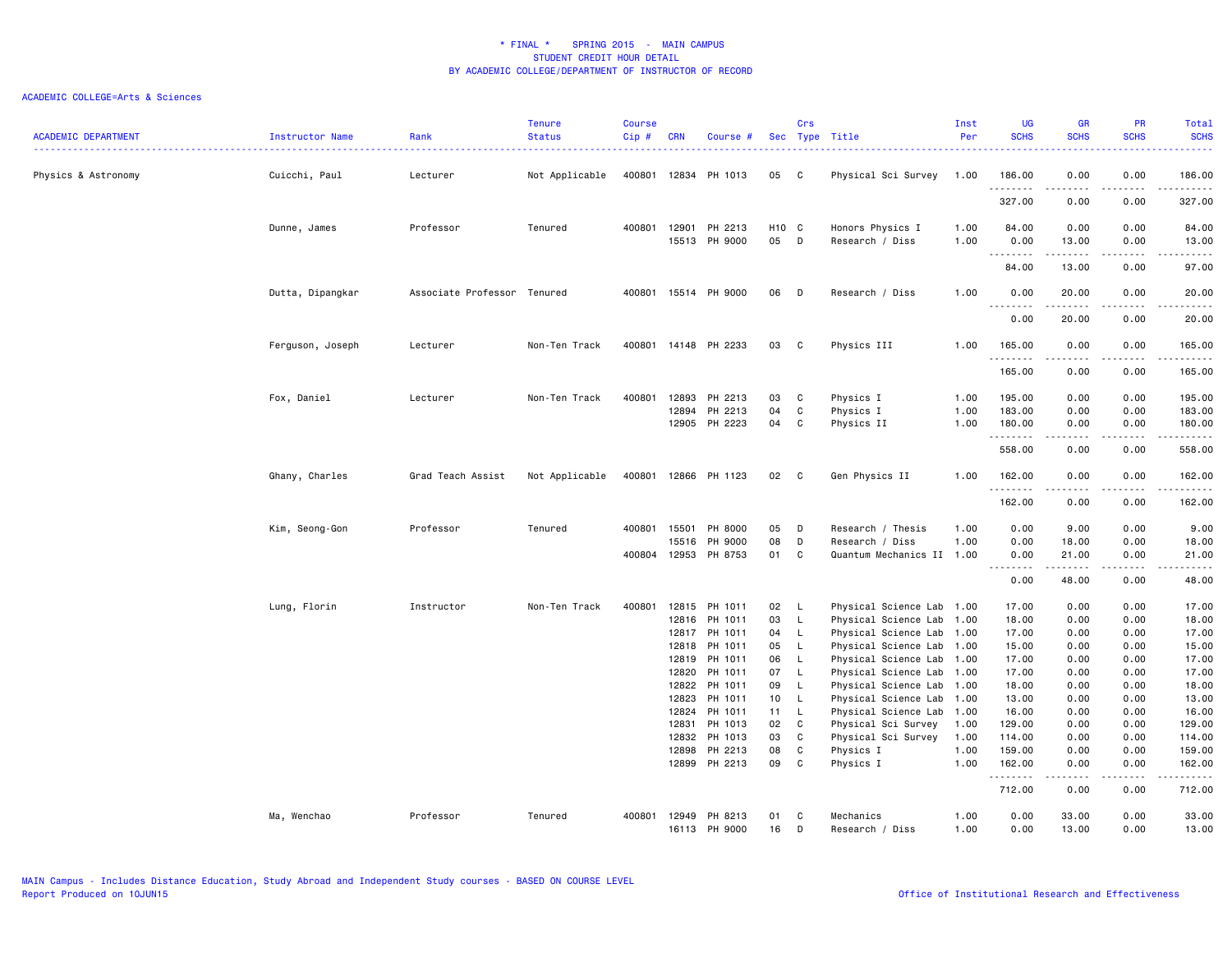# * FINAL * SPRING 2015 - MAIN CAMPUS
## STUDENT CREDIT HOUR DETAIL
## BY ACADEMIC COLLEGE/DEPARTMENT OF INSTRUCTOR OF RECORD

ACADEMIC COLLEGE=Arts & Sciences

| ACADEMIC DEPARTMENT | Instructor Name | Rank | Tenure Status | Course Cip # | CRN | Course # | Sec | Crs Type | Title | Inst Per | UG SCHS | GR SCHS | PR SCHS | Total SCHS |
|---|---|---|---|---|---|---|---|---|---|---|---|---|---|---|
| Physics & Astronomy | Cuicchi, Paul | Lecturer | Not Applicable | 400801 | 12834 | PH 1013 | 05 | C | Physical Sci Survey | 1.00 | 186.00 | 0.00 | 0.00 | 186.00 |
| | | | | | | | | | | | 327.00 | 0.00 | 0.00 | 327.00 |
| | Dunne, James | Professor | Tenured | 400801 | 12901 | PH 2213 | H10 | C | Honors Physics I | 1.00 | 84.00 | 0.00 | 0.00 | 84.00 |
| | | | | | 15513 | PH 9000 | 05 | D | Research / Diss | 1.00 | 0.00 | 13.00 | 0.00 | 13.00 |
| | | | | | | | | | | | 84.00 | 13.00 | 0.00 | 97.00 |
| | Dutta, Dipangkar | Associate Professor | Tenured | 400801 | 15514 | PH 9000 | 06 | D | Research / Diss | 1.00 | 0.00 | 20.00 | 0.00 | 20.00 |
| | | | | | | | | | | | 0.00 | 20.00 | 0.00 | 20.00 |
| | Ferguson, Joseph | Lecturer | Non-Ten Track | 400801 | 14148 | PH 2233 | 03 | C | Physics III | 1.00 | 165.00 | 0.00 | 0.00 | 165.00 |
| | | | | | | | | | | | 165.00 | 0.00 | 0.00 | 165.00 |
| | Fox, Daniel | Lecturer | Non-Ten Track | 400801 | 12893 | PH 2213 | 03 | C | Physics I | 1.00 | 195.00 | 0.00 | 0.00 | 195.00 |
| | | | | | 12894 | PH 2213 | 04 | C | Physics I | 1.00 | 183.00 | 0.00 | 0.00 | 183.00 |
| | | | | | 12905 | PH 2223 | 04 | C | Physics II | 1.00 | 180.00 | 0.00 | 0.00 | 180.00 |
| | | | | | | | | | | | 558.00 | 0.00 | 0.00 | 558.00 |
| | Ghany, Charles | Grad Teach Assist | Not Applicable | 400801 | 12866 | PH 1123 | 02 | C | Gen Physics II | 1.00 | 162.00 | 0.00 | 0.00 | 162.00 |
| | | | | | | | | | | | 162.00 | 0.00 | 0.00 | 162.00 |
| | Kim, Seong-Gon | Professor | Tenured | 400801 | 15501 | PH 8000 | 05 | D | Research / Thesis | 1.00 | 0.00 | 9.00 | 0.00 | 9.00 |
| | | | | | 15516 | PH 9000 | 08 | D | Research / Diss | 1.00 | 0.00 | 18.00 | 0.00 | 18.00 |
| | | | | 400804 | 12953 | PH 8753 | 01 | C | Quantum Mechanics II | 1.00 | 0.00 | 21.00 | 0.00 | 21.00 |
| | | | | | | | | | | | 0.00 | 48.00 | 0.00 | 48.00 |
| | Lung, Florin | Instructor | Non-Ten Track | 400801 | 12815 | PH 1011 | 02 | L | Physical Science Lab | 1.00 | 17.00 | 0.00 | 0.00 | 17.00 |
| | | | | | 12816 | PH 1011 | 03 | L | Physical Science Lab | 1.00 | 18.00 | 0.00 | 0.00 | 18.00 |
| | | | | | 12817 | PH 1011 | 04 | L | Physical Science Lab | 1.00 | 17.00 | 0.00 | 0.00 | 17.00 |
| | | | | | 12818 | PH 1011 | 05 | L | Physical Science Lab | 1.00 | 15.00 | 0.00 | 0.00 | 15.00 |
| | | | | | 12819 | PH 1011 | 06 | L | Physical Science Lab | 1.00 | 17.00 | 0.00 | 0.00 | 17.00 |
| | | | | | 12820 | PH 1011 | 07 | L | Physical Science Lab | 1.00 | 17.00 | 0.00 | 0.00 | 17.00 |
| | | | | | 12822 | PH 1011 | 09 | L | Physical Science Lab | 1.00 | 18.00 | 0.00 | 0.00 | 18.00 |
| | | | | | 12823 | PH 1011 | 10 | L | Physical Science Lab | 1.00 | 13.00 | 0.00 | 0.00 | 13.00 |
| | | | | | 12824 | PH 1011 | 11 | L | Physical Science Lab | 1.00 | 16.00 | 0.00 | 0.00 | 16.00 |
| | | | | | 12831 | PH 1013 | 02 | C | Physical Sci Survey | 1.00 | 129.00 | 0.00 | 0.00 | 129.00 |
| | | | | | 12832 | PH 1013 | 03 | C | Physical Sci Survey | 1.00 | 114.00 | 0.00 | 0.00 | 114.00 |
| | | | | | 12898 | PH 2213 | 08 | C | Physics I | 1.00 | 159.00 | 0.00 | 0.00 | 159.00 |
| | | | | | 12899 | PH 2213 | 09 | C | Physics I | 1.00 | 162.00 | 0.00 | 0.00 | 162.00 |
| | | | | | | | | | | | 712.00 | 0.00 | 0.00 | 712.00 |
| | Ma, Wenchao | Professor | Tenured | 400801 | 12949 | PH 8213 | 01 | C | Mechanics | 1.00 | 0.00 | 33.00 | 0.00 | 33.00 |
| | | | | | 16113 | PH 9000 | 16 | D | Research / Diss | 1.00 | 0.00 | 13.00 | 0.00 | 13.00 |

MAIN Campus - Includes Distance Education, Study Abroad and Independent Study courses - BASED ON COURSE LEVEL
Report Produced on 10JUN15

Office of Institutional Research and Effectiveness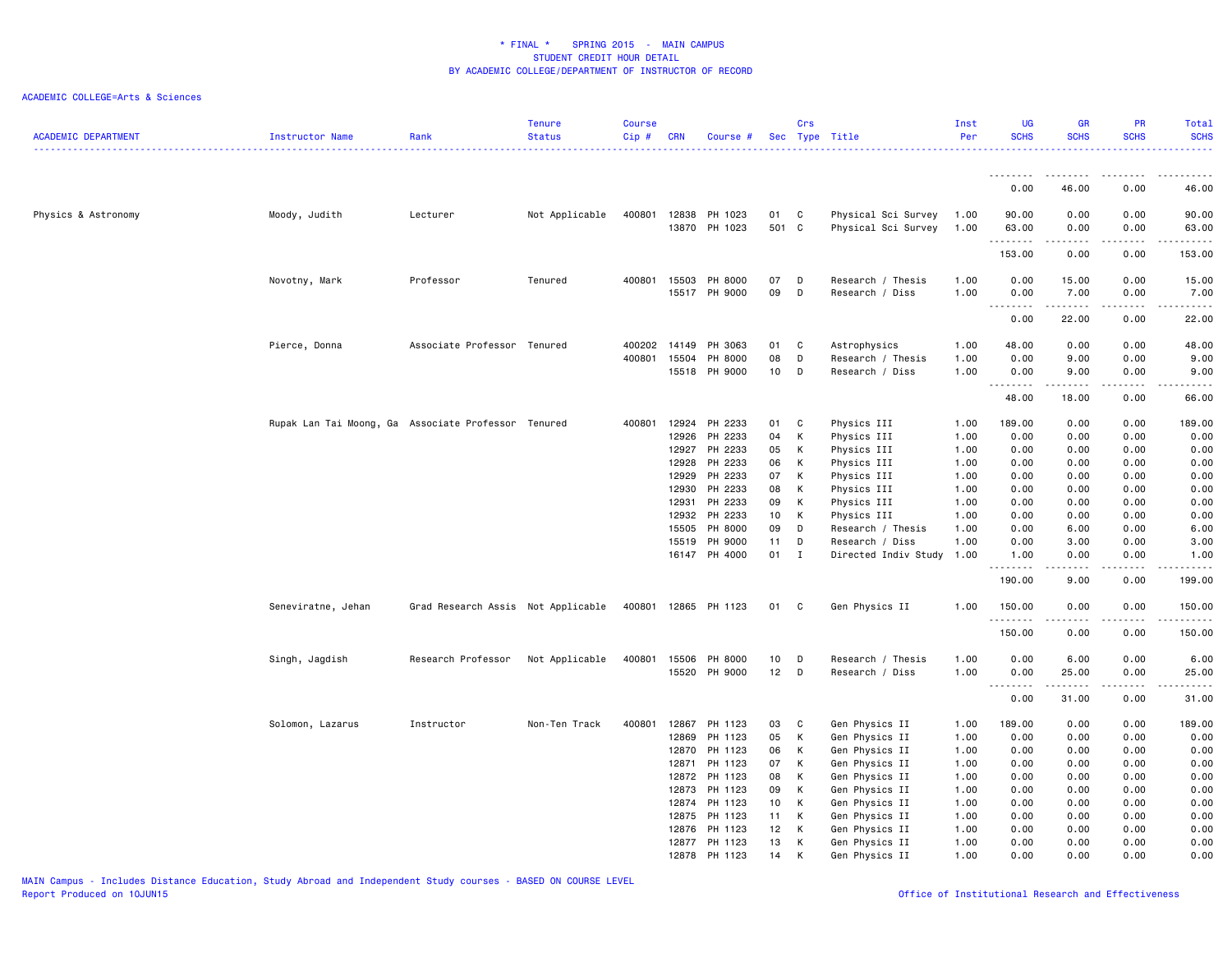\* FINAL \*    SPRING 2015  -  MAIN CAMPUS
STUDENT CREDIT HOUR DETAIL
BY ACADEMIC COLLEGE/DEPARTMENT OF INSTRUCTOR OF RECORD

ACADEMIC COLLEGE=Arts & Sciences

| ACADEMIC DEPARTMENT | Instructor Name | Rank | Tenure Status | Course Cip # | CRN | Course # | Sec | Crs Type | Title | Inst Per | UG SCHS | GR SCHS | PR SCHS | Total SCHS |
|---|---|---|---|---|---|---|---|---|---|---|---|---|---|---|
| | | | | | | | | | | | 0.00 | 46.00 | 0.00 | 46.00 |
| Physics & Astronomy | Moody, Judith | Lecturer | Not Applicable | 400801 | 12838 | PH 1023 | 01 | C | Physical Sci Survey | 1.00 | 90.00 | 0.00 | 0.00 | 90.00 |
| | | | | | 13870 | PH 1023 | 501 | C | Physical Sci Survey | 1.00 | 63.00 | 0.00 | 0.00 | 63.00 |
| | | | | | | | | | | | 153.00 | 0.00 | 0.00 | 153.00 |
| | Novotny, Mark | Professor | Tenured | 400801 | 15503 | PH 8000 | 07 | D | Research / Thesis | 1.00 | 0.00 | 15.00 | 0.00 | 15.00 |
| | | | | | 15517 | PH 9000 | 09 | D | Research / Diss | 1.00 | 0.00 | 7.00 | 0.00 | 7.00 |
| | | | | | | | | | | | 0.00 | 22.00 | 0.00 | 22.00 |
| | Pierce, Donna | Associate Professor | Tenured | 400202 | 14149 | PH 3063 | 01 | C | Astrophysics | 1.00 | 48.00 | 0.00 | 0.00 | 48.00 |
| | | | | 400801 | 15504 | PH 8000 | 08 | D | Research / Thesis | 1.00 | 0.00 | 9.00 | 0.00 | 9.00 |
| | | | | | 15518 | PH 9000 | 10 | D | Research / Diss | 1.00 | 0.00 | 9.00 | 0.00 | 9.00 |
| | | | | | | | | | | | 48.00 | 18.00 | 0.00 | 66.00 |
| | Rupak Lan Tai Moong, Ga | Associate Professor | Tenured | 400801 | 12924 | PH 2233 | 01 | C | Physics III | 1.00 | 189.00 | 0.00 | 0.00 | 189.00 |
| | | | | | 12926 | PH 2233 | 04 | K | Physics III | 1.00 | 0.00 | 0.00 | 0.00 | 0.00 |
| | | | | | 12927 | PH 2233 | 05 | K | Physics III | 1.00 | 0.00 | 0.00 | 0.00 | 0.00 |
| | | | | | 12928 | PH 2233 | 06 | K | Physics III | 1.00 | 0.00 | 0.00 | 0.00 | 0.00 |
| | | | | | 12929 | PH 2233 | 07 | K | Physics III | 1.00 | 0.00 | 0.00 | 0.00 | 0.00 |
| | | | | | 12930 | PH 2233 | 08 | K | Physics III | 1.00 | 0.00 | 0.00 | 0.00 | 0.00 |
| | | | | | 12931 | PH 2233 | 09 | K | Physics III | 1.00 | 0.00 | 0.00 | 0.00 | 0.00 |
| | | | | | 12932 | PH 2233 | 10 | K | Physics III | 1.00 | 0.00 | 0.00 | 0.00 | 0.00 |
| | | | | | 15505 | PH 8000 | 09 | D | Research / Thesis | 1.00 | 0.00 | 6.00 | 0.00 | 6.00 |
| | | | | | 15519 | PH 9000 | 11 | D | Research / Diss | 1.00 | 0.00 | 3.00 | 0.00 | 3.00 |
| | | | | | 16147 | PH 4000 | 01 | I | Directed Indiv Study | 1.00 | 1.00 | 0.00 | 0.00 | 1.00 |
| | | | | | | | | | | | 190.00 | 9.00 | 0.00 | 199.00 |
| | Seneviratne, Jehan | Grad Research Assis | Not Applicable | 400801 | 12865 | PH 1123 | 01 | C | Gen Physics II | 1.00 | 150.00 | 0.00 | 0.00 | 150.00 |
| | | | | | | | | | | | 150.00 | 0.00 | 0.00 | 150.00 |
| | Singh, Jagdish | Research Professor | Not Applicable | 400801 | 15506 | PH 8000 | 10 | D | Research / Thesis | 1.00 | 0.00 | 6.00 | 0.00 | 6.00 |
| | | | | | 15520 | PH 9000 | 12 | D | Research / Diss | 1.00 | 0.00 | 25.00 | 0.00 | 25.00 |
| | | | | | | | | | | | 0.00 | 31.00 | 0.00 | 31.00 |
| | Solomon, Lazarus | Instructor | Non-Ten Track | 400801 | 12867 | PH 1123 | 03 | C | Gen Physics II | 1.00 | 189.00 | 0.00 | 0.00 | 189.00 |
| | | | | | 12869 | PH 1123 | 05 | K | Gen Physics II | 1.00 | 0.00 | 0.00 | 0.00 | 0.00 |
| | | | | | 12870 | PH 1123 | 06 | K | Gen Physics II | 1.00 | 0.00 | 0.00 | 0.00 | 0.00 |
| | | | | | 12871 | PH 1123 | 07 | K | Gen Physics II | 1.00 | 0.00 | 0.00 | 0.00 | 0.00 |
| | | | | | 12872 | PH 1123 | 08 | K | Gen Physics II | 1.00 | 0.00 | 0.00 | 0.00 | 0.00 |
| | | | | | 12873 | PH 1123 | 09 | K | Gen Physics II | 1.00 | 0.00 | 0.00 | 0.00 | 0.00 |
| | | | | | 12874 | PH 1123 | 10 | K | Gen Physics II | 1.00 | 0.00 | 0.00 | 0.00 | 0.00 |
| | | | | | 12875 | PH 1123 | 11 | K | Gen Physics II | 1.00 | 0.00 | 0.00 | 0.00 | 0.00 |
| | | | | | 12876 | PH 1123 | 12 | K | Gen Physics II | 1.00 | 0.00 | 0.00 | 0.00 | 0.00 |
| | | | | | 12877 | PH 1123 | 13 | K | Gen Physics II | 1.00 | 0.00 | 0.00 | 0.00 | 0.00 |
| | | | | | 12878 | PH 1123 | 14 | K | Gen Physics II | 1.00 | 0.00 | 0.00 | 0.00 | 0.00 |

MAIN Campus - Includes Distance Education, Study Abroad and Independent Study courses - BASED ON COURSE LEVEL
Report Produced on 10JUN15

Office of Institutional Research and Effectiveness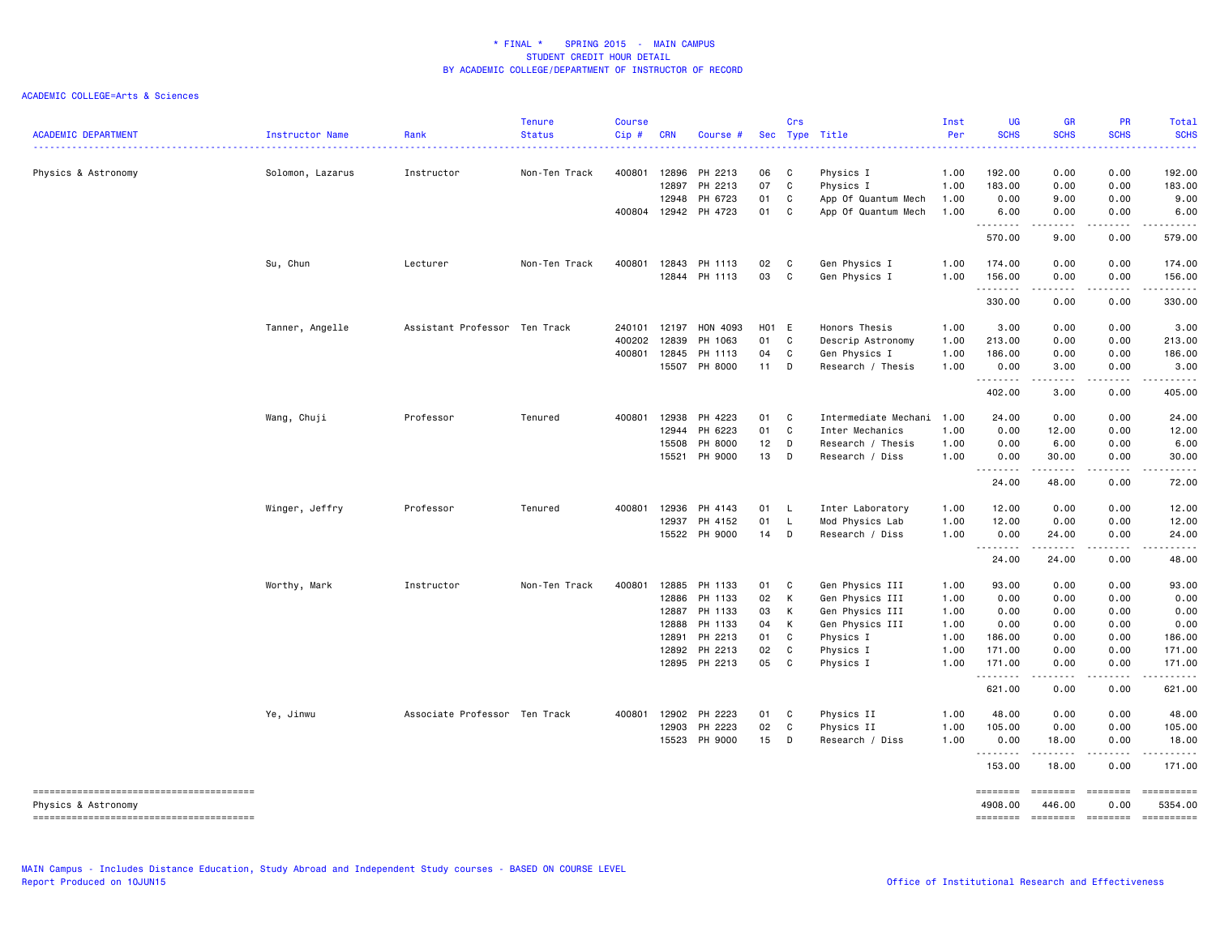# * FINAL * SPRING 2015 - MAIN CAMPUS
## STUDENT CREDIT HOUR DETAIL
## BY ACADEMIC COLLEGE/DEPARTMENT OF INSTRUCTOR OF RECORD

ACADEMIC COLLEGE=Arts & Sciences

| ACADEMIC DEPARTMENT | Instructor Name | Rank | Tenure Status | Course Cip # | CRN | Course # | Sec | Crs Type | Title | Inst Per | UG SCHS | GR SCHS | PR SCHS | Total SCHS |
|---|---|---|---|---|---|---|---|---|---|---|---|---|---|---|
| Physics & Astronomy | Solomon, Lazarus | Instructor | Non-Ten Track | 400801 | 12896 | PH 2213 | 06 | C | Physics I | 1.00 | 192.00 | 0.00 | 0.00 | 192.00 |
| | | | | | 12897 | PH 2213 | 07 | C | Physics I | 1.00 | 183.00 | 0.00 | 0.00 | 183.00 |
| | | | | | 12948 | PH 6723 | 01 | C | App Of Quantum Mech | 1.00 | 0.00 | 9.00 | 0.00 | 9.00 |
| | | | | 400804 | 12942 | PH 4723 | 01 | C | App Of Quantum Mech | 1.00 | 6.00 | 0.00 | 0.00 | 6.00 |
| | | | | | | | | | | | 570.00 | 9.00 | 0.00 | 579.00 |
| | Su, Chun | Lecturer | Non-Ten Track | 400801 | 12843 | PH 1113 | 02 | C | Gen Physics I | 1.00 | 174.00 | 0.00 | 0.00 | 174.00 |
| | | | | | 12844 | PH 1113 | 03 | C | Gen Physics I | 1.00 | 156.00 | 0.00 | 0.00 | 156.00 |
| | | | | | | | | | | | 330.00 | 0.00 | 0.00 | 330.00 |
| | Tanner, Angelle | Assistant Professor | Ten Track | 240101 | 12197 | HON 4093 | H01 | E | Honors Thesis | 1.00 | 3.00 | 0.00 | 0.00 | 3.00 |
| | | | | 400202 | 12839 | PH 1063 | 01 | C | Descrip Astronomy | 1.00 | 213.00 | 0.00 | 0.00 | 213.00 |
| | | | | 400801 | 12845 | PH 1113 | 04 | C | Gen Physics I | 1.00 | 186.00 | 0.00 | 0.00 | 186.00 |
| | | | | | 15507 | PH 8000 | 11 | D | Research / Thesis | 1.00 | 0.00 | 3.00 | 0.00 | 3.00 |
| | | | | | | | | | | | 402.00 | 3.00 | 0.00 | 405.00 |
| | Wang, Chuji | Professor | Tenured | 400801 | 12938 | PH 4223 | 01 | C | Intermediate Mechani | 1.00 | 24.00 | 0.00 | 0.00 | 24.00 |
| | | | | | 12944 | PH 6223 | 01 | C | Inter Mechanics | 1.00 | 0.00 | 12.00 | 0.00 | 12.00 |
| | | | | | 15508 | PH 8000 | 12 | D | Research / Thesis | 1.00 | 0.00 | 6.00 | 0.00 | 6.00 |
| | | | | | 15521 | PH 9000 | 13 | D | Research / Diss | 1.00 | 0.00 | 30.00 | 0.00 | 30.00 |
| | | | | | | | | | | | 24.00 | 48.00 | 0.00 | 72.00 |
| | Winger, Jeffry | Professor | Tenured | 400801 | 12936 | PH 4143 | 01 | L | Inter Laboratory | 1.00 | 12.00 | 0.00 | 0.00 | 12.00 |
| | | | | | 12937 | PH 4152 | 01 | L | Mod Physics Lab | 1.00 | 12.00 | 0.00 | 0.00 | 12.00 |
| | | | | | 15522 | PH 9000 | 14 | D | Research / Diss | 1.00 | 0.00 | 24.00 | 0.00 | 24.00 |
| | | | | | | | | | | | 24.00 | 24.00 | 0.00 | 48.00 |
| | Worthy, Mark | Instructor | Non-Ten Track | 400801 | 12885 | PH 1133 | 01 | C | Gen Physics III | 1.00 | 93.00 | 0.00 | 0.00 | 93.00 |
| | | | | | 12886 | PH 1133 | 02 | K | Gen Physics III | 1.00 | 0.00 | 0.00 | 0.00 | 0.00 |
| | | | | | 12887 | PH 1133 | 03 | K | Gen Physics III | 1.00 | 0.00 | 0.00 | 0.00 | 0.00 |
| | | | | | 12888 | PH 1133 | 04 | K | Gen Physics III | 1.00 | 0.00 | 0.00 | 0.00 | 0.00 |
| | | | | | 12891 | PH 2213 | 01 | C | Physics I | 1.00 | 186.00 | 0.00 | 0.00 | 186.00 |
| | | | | | 12892 | PH 2213 | 02 | C | Physics I | 1.00 | 171.00 | 0.00 | 0.00 | 171.00 |
| | | | | | 12895 | PH 2213 | 05 | C | Physics I | 1.00 | 171.00 | 0.00 | 0.00 | 171.00 |
| | | | | | | | | | | | 621.00 | 0.00 | 0.00 | 621.00 |
| | Ye, Jinwu | Associate Professor | Ten Track | 400801 | 12902 | PH 2223 | 01 | C | Physics II | 1.00 | 48.00 | 0.00 | 0.00 | 48.00 |
| | | | | | 12903 | PH 2223 | 02 | C | Physics II | 1.00 | 105.00 | 0.00 | 0.00 | 105.00 |
| | | | | | 15523 | PH 9000 | 15 | D | Research / Diss | 1.00 | 0.00 | 18.00 | 0.00 | 18.00 |
| | | | | | | | | | | | 153.00 | 18.00 | 0.00 | 171.00 |
| Physics & Astronomy | | | | | | | | | | | 4908.00 | 446.00 | 0.00 | 5354.00 |

MAIN Campus - Includes Distance Education, Study Abroad and Independent Study courses - BASED ON COURSE LEVEL
Report Produced on 10JUN15

Office of Institutional Research and Effectiveness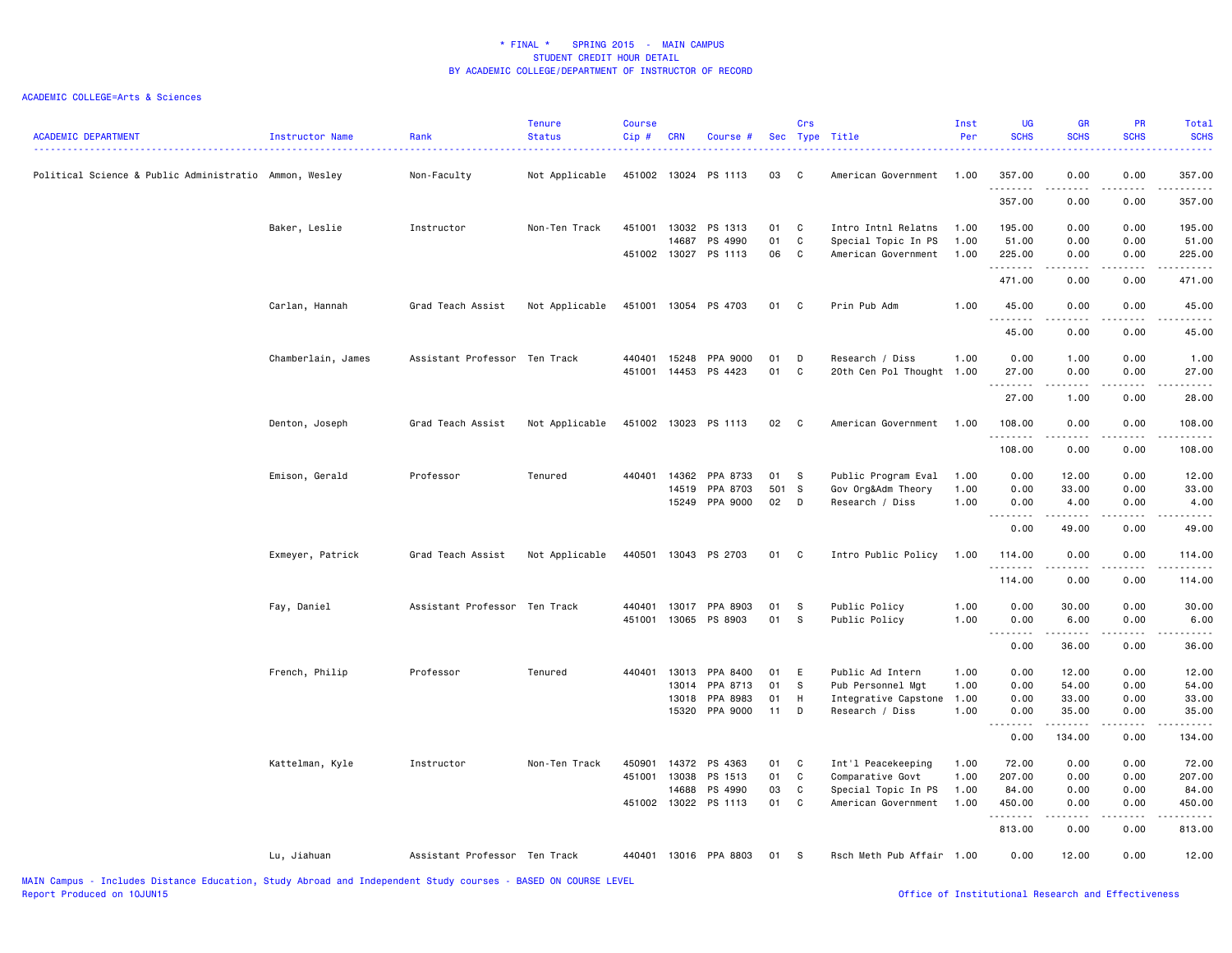\* FINAL \* SPRING 2015 - MAIN CAMPUS
STUDENT CREDIT HOUR DETAIL
BY ACADEMIC COLLEGE/DEPARTMENT OF INSTRUCTOR OF RECORD

ACADEMIC COLLEGE=Arts & Sciences

| ACADEMIC DEPARTMENT | Instructor Name | Rank | Tenure Status | Course Cip # | CRN | Course # | Sec | Crs Type | Title | Inst Per | UG SCHS | GR SCHS | PR SCHS | Total SCHS |
|---|---|---|---|---|---|---|---|---|---|---|---|---|---|---|
| Political Science & Public Administratio | Ammon, Wesley | Non-Faculty | Not Applicable | 451002 | 13024 | PS 1113 | 03 | C | American Government | 1.00 | 357.00 | 0.00 | 0.00 | 357.00 |
| | | | | | | | | | | | 357.00 | 0.00 | 0.00 | 357.00 |
| | Baker, Leslie | Instructor | Non-Ten Track | 451001 | 13032 | PS 1313 | 01 | C | Intro Intnl Relatns | 1.00 | 195.00 | 0.00 | 0.00 | 195.00 |
| | | | | | 14687 | PS 4990 | 01 | C | Special Topic In PS | 1.00 | 51.00 | 0.00 | 0.00 | 51.00 |
| | | | | 451002 | 13027 | PS 1113 | 06 | C | American Government | 1.00 | 225.00 | 0.00 | 0.00 | 225.00 |
| | | | | | | | | | | | 471.00 | 0.00 | 0.00 | 471.00 |
| | Carlan, Hannah | Grad Teach Assist | Not Applicable | 451001 | 13054 | PS 4703 | 01 | C | Prin Pub Adm | 1.00 | 45.00 | 0.00 | 0.00 | 45.00 |
| | | | | | | | | | | | 45.00 | 0.00 | 0.00 | 45.00 |
| | Chamberlain, James | Assistant Professor | Ten Track | 440401 | 15248 | PPA 9000 | 01 | D | Research / Diss | 1.00 | 0.00 | 1.00 | 0.00 | 1.00 |
| | | | | 451001 | 14453 | PS 4423 | 01 | C | 20th Cen Pol Thought | 1.00 | 27.00 | 0.00 | 0.00 | 27.00 |
| | | | | | | | | | | | 27.00 | 1.00 | 0.00 | 28.00 |
| | Denton, Joseph | Grad Teach Assist | Not Applicable | 451002 | 13023 | PS 1113 | 02 | C | American Government | 1.00 | 108.00 | 0.00 | 0.00 | 108.00 |
| | | | | | | | | | | | 108.00 | 0.00 | 0.00 | 108.00 |
| | Emison, Gerald | Professor | Tenured | 440401 | 14362 | PPA 8733 | 01 | S | Public Program Eval | 1.00 | 0.00 | 12.00 | 0.00 | 12.00 |
| | | | | | 14519 | PPA 8703 | 501 | S | Gov Org&Adm Theory | 1.00 | 0.00 | 33.00 | 0.00 | 33.00 |
| | | | | | 15249 | PPA 9000 | 02 | D | Research / Diss | 1.00 | 0.00 | 4.00 | 0.00 | 4.00 |
| | | | | | | | | | | | 0.00 | 49.00 | 0.00 | 49.00 |
| | Exmeyer, Patrick | Grad Teach Assist | Not Applicable | 440501 | 13043 | PS 2703 | 01 | C | Intro Public Policy | 1.00 | 114.00 | 0.00 | 0.00 | 114.00 |
| | | | | | | | | | | | 114.00 | 0.00 | 0.00 | 114.00 |
| | Fay, Daniel | Assistant Professor | Ten Track | 440401 | 13017 | PPA 8903 | 01 | S | Public Policy | 1.00 | 0.00 | 30.00 | 0.00 | 30.00 |
| | | | | 451001 | 13065 | PS 8903 | 01 | S | Public Policy | 1.00 | 0.00 | 6.00 | 0.00 | 6.00 |
| | | | | | | | | | | | 0.00 | 36.00 | 0.00 | 36.00 |
| | French, Philip | Professor | Tenured | 440401 | 13013 | PPA 8400 | 01 | E | Public Ad Intern | 1.00 | 0.00 | 12.00 | 0.00 | 12.00 |
| | | | | | 13014 | PPA 8713 | 01 | S | Pub Personnel Mgt | 1.00 | 0.00 | 54.00 | 0.00 | 54.00 |
| | | | | | 13018 | PPA 8983 | 01 | H | Integrative Capstone | 1.00 | 0.00 | 33.00 | 0.00 | 33.00 |
| | | | | | 15320 | PPA 9000 | 11 | D | Research / Diss | 1.00 | 0.00 | 35.00 | 0.00 | 35.00 |
| | | | | | | | | | | | 0.00 | 134.00 | 0.00 | 134.00 |
| | Kattelman, Kyle | Instructor | Non-Ten Track | 450901 | 14372 | PS 4363 | 01 | C | Int'l Peacekeeping | 1.00 | 72.00 | 0.00 | 0.00 | 72.00 |
| | | | | 451001 | 13038 | PS 1513 | 01 | C | Comparative Govt | 1.00 | 207.00 | 0.00 | 0.00 | 207.00 |
| | | | | | 14688 | PS 4990 | 03 | C | Special Topic In PS | 1.00 | 84.00 | 0.00 | 0.00 | 84.00 |
| | | | | 451002 | 13022 | PS 1113 | 01 | C | American Government | 1.00 | 450.00 | 0.00 | 0.00 | 450.00 |
| | | | | | | | | | | | 813.00 | 0.00 | 0.00 | 813.00 |
| | Lu, Jiahuan | Assistant Professor | Ten Track | 440401 | 13016 | PPA 8803 | 01 | S | Rsch Meth Pub Affair | 1.00 | 0.00 | 12.00 | 0.00 | 12.00 |

MAIN Campus - Includes Distance Education, Study Abroad and Independent Study courses - BASED ON COURSE LEVEL
Report Produced on 10JUN15
Office of Institutional Research and Effectiveness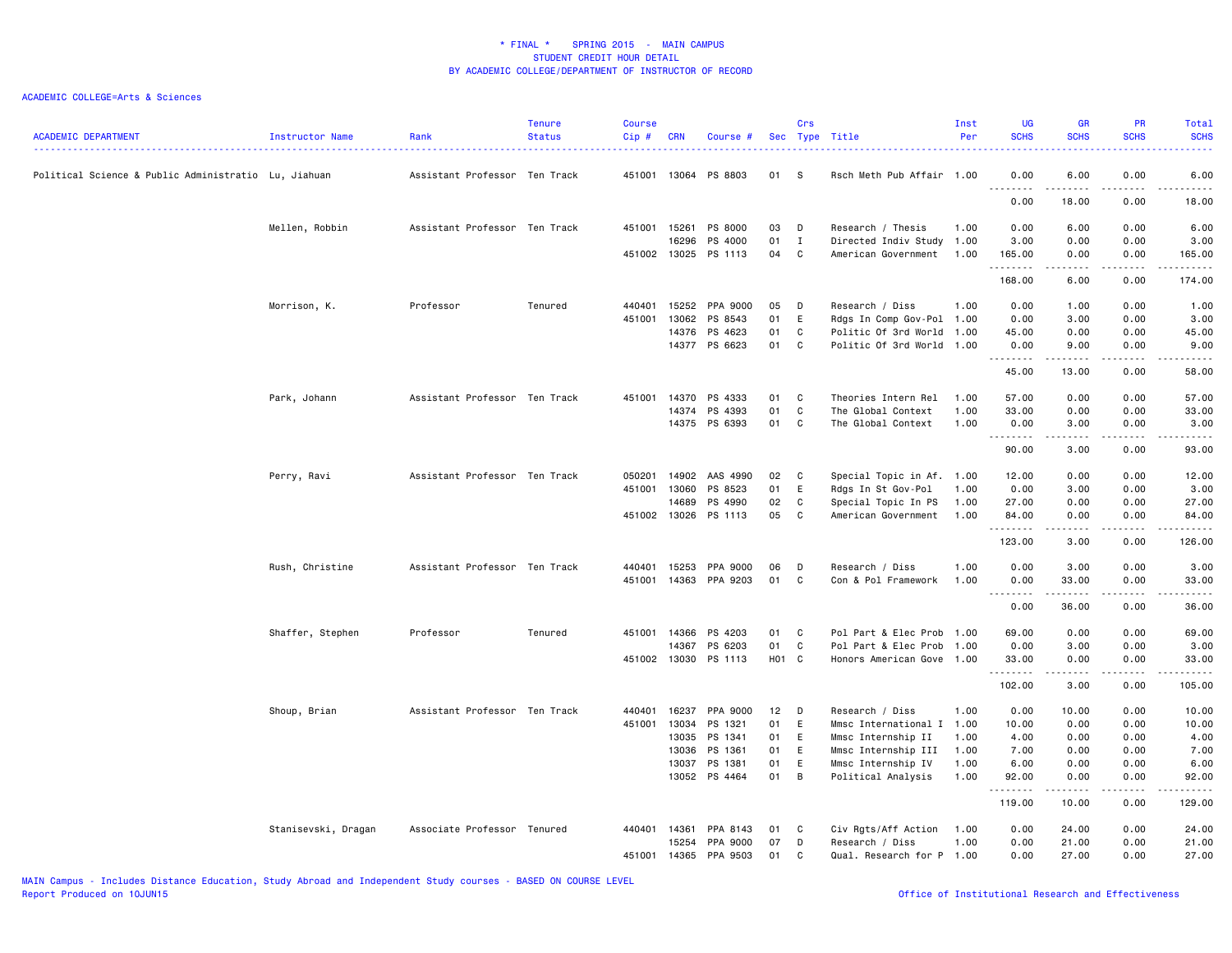# * FINAL * SPRING 2015 - MAIN CAMPUS
## STUDENT CREDIT HOUR DETAIL
## BY ACADEMIC COLLEGE/DEPARTMENT OF INSTRUCTOR OF RECORD

ACADEMIC COLLEGE=Arts & Sciences

| ACADEMIC DEPARTMENT | Instructor Name | Rank | Tenure Status | Course Cip # | CRN | Course # | Sec | Crs Type | Title | Inst Per | UG SCHS | GR SCHS | PR SCHS | Total SCHS |
|---|---|---|---|---|---|---|---|---|---|---|---|---|---|---|
| Political Science & Public Administratio | Lu, Jiahuan | Assistant Professor | Ten Track | 451001 | 13064 | PS 8803 | 01 | S | Rsch Meth Pub Affair | 1.00 | 0.00 | 6.00 | 0.00 | 6.00 |
| | | | | | | | | | | | 0.00 | 18.00 | 0.00 | 18.00 |
| | Mellen, Robbin | Assistant Professor | Ten Track | 451001 | 15261 | PS 8000 | 03 | D | Research / Thesis | 1.00 | 0.00 | 6.00 | 0.00 | 6.00 |
| | | | | | 16296 | PS 4000 | 01 | I | Directed Indiv Study | 1.00 | 3.00 | 0.00 | 0.00 | 3.00 |
| | | | | 451002 | 13025 | PS 1113 | 04 | C | American Government | 1.00 | 165.00 | 0.00 | 0.00 | 165.00 |
| | | | | | | | | | | | 168.00 | 6.00 | 0.00 | 174.00 |
| | Morrison, K. | Professor | Tenured | 440401 | 15252 | PPA 9000 | 05 | D | Research / Diss | 1.00 | 0.00 | 1.00 | 0.00 | 1.00 |
| | | | | 451001 | 13062 | PS 8543 | 01 | E | Rdgs In Comp Gov-Pol | 1.00 | 0.00 | 3.00 | 0.00 | 3.00 |
| | | | | | 14376 | PS 4623 | 01 | C | Politic Of 3rd World | 1.00 | 45.00 | 0.00 | 0.00 | 45.00 |
| | | | | | 14377 | PS 6623 | 01 | C | Politic Of 3rd World | 1.00 | 0.00 | 9.00 | 0.00 | 9.00 |
| | | | | | | | | | | | 45.00 | 13.00 | 0.00 | 58.00 |
| | Park, Johann | Assistant Professor | Ten Track | 451001 | 14370 | PS 4333 | 01 | C | Theories Intern Rel | 1.00 | 57.00 | 0.00 | 0.00 | 57.00 |
| | | | | | 14374 | PS 4393 | 01 | C | The Global Context | 1.00 | 33.00 | 0.00 | 0.00 | 33.00 |
| | | | | | 14375 | PS 6393 | 01 | C | The Global Context | 1.00 | 0.00 | 3.00 | 0.00 | 3.00 |
| | | | | | | | | | | | 90.00 | 3.00 | 0.00 | 93.00 |
| | Perry, Ravi | Assistant Professor | Ten Track | 050201 | 14902 | AAS 4990 | 02 | C | Special Topic in Af. | 1.00 | 12.00 | 0.00 | 0.00 | 12.00 |
| | | | | 451001 | 13060 | PS 8523 | 01 | E | Rdgs In St Gov-Pol | 1.00 | 0.00 | 3.00 | 0.00 | 3.00 |
| | | | | | 14689 | PS 4990 | 02 | C | Special Topic In PS | 1.00 | 27.00 | 0.00 | 0.00 | 27.00 |
| | | | | 451002 | 13026 | PS 1113 | 05 | C | American Government | 1.00 | 84.00 | 0.00 | 0.00 | 84.00 |
| | | | | | | | | | | | 123.00 | 3.00 | 0.00 | 126.00 |
| | Rush, Christine | Assistant Professor | Ten Track | 440401 | 15253 | PPA 9000 | 06 | D | Research / Diss | 1.00 | 0.00 | 3.00 | 0.00 | 3.00 |
| | | | | 451001 | 14363 | PPA 9203 | 01 | C | Con & Pol Framework | 1.00 | 0.00 | 33.00 | 0.00 | 33.00 |
| | | | | | | | | | | | 0.00 | 36.00 | 0.00 | 36.00 |
| | Shaffer, Stephen | Professor | Tenured | 451001 | 14366 | PS 4203 | 01 | C | Pol Part & Elec Prob | 1.00 | 69.00 | 0.00 | 0.00 | 69.00 |
| | | | | | 14367 | PS 6203 | 01 | C | Pol Part & Elec Prob | 1.00 | 0.00 | 3.00 | 0.00 | 3.00 |
| | | | | 451002 | 13030 | PS 1113 | H01 | C | Honors American Gove | 1.00 | 33.00 | 0.00 | 0.00 | 33.00 |
| | | | | | | | | | | | 102.00 | 3.00 | 0.00 | 105.00 |
| | Shoup, Brian | Assistant Professor | Ten Track | 440401 | 16237 | PPA 9000 | 12 | D | Research / Diss | 1.00 | 0.00 | 10.00 | 0.00 | 10.00 |
| | | | | 451001 | 13034 | PS 1321 | 01 | E | Mmsc International I | 1.00 | 10.00 | 0.00 | 0.00 | 10.00 |
| | | | | | 13035 | PS 1341 | 01 | E | Mmsc Internship II | 1.00 | 4.00 | 0.00 | 0.00 | 4.00 |
| | | | | | 13036 | PS 1361 | 01 | E | Mmsc Internship III | 1.00 | 7.00 | 0.00 | 0.00 | 7.00 |
| | | | | | 13037 | PS 1381 | 01 | E | Mmsc Internship IV | 1.00 | 6.00 | 0.00 | 0.00 | 6.00 |
| | | | | | 13052 | PS 4464 | 01 | B | Political Analysis | 1.00 | 92.00 | 0.00 | 0.00 | 92.00 |
| | | | | | | | | | | | 119.00 | 10.00 | 0.00 | 129.00 |
| | Stanisevski, Dragan | Associate Professor | Tenured | 440401 | 14361 | PPA 8143 | 01 | C | Civ Rgts/Aff Action | 1.00 | 0.00 | 24.00 | 0.00 | 24.00 |
| | | | | | 15254 | PPA 9000 | 07 | D | Research / Diss | 1.00 | 0.00 | 21.00 | 0.00 | 21.00 |
| | | | | 451001 | 14365 | PPA 9503 | 01 | C | Qual. Research for P | 1.00 | 0.00 | 27.00 | 0.00 | 27.00 |

MAIN Campus - Includes Distance Education, Study Abroad and Independent Study courses - BASED ON COURSE LEVEL
Report Produced on 10JUN15

Office of Institutional Research and Effectiveness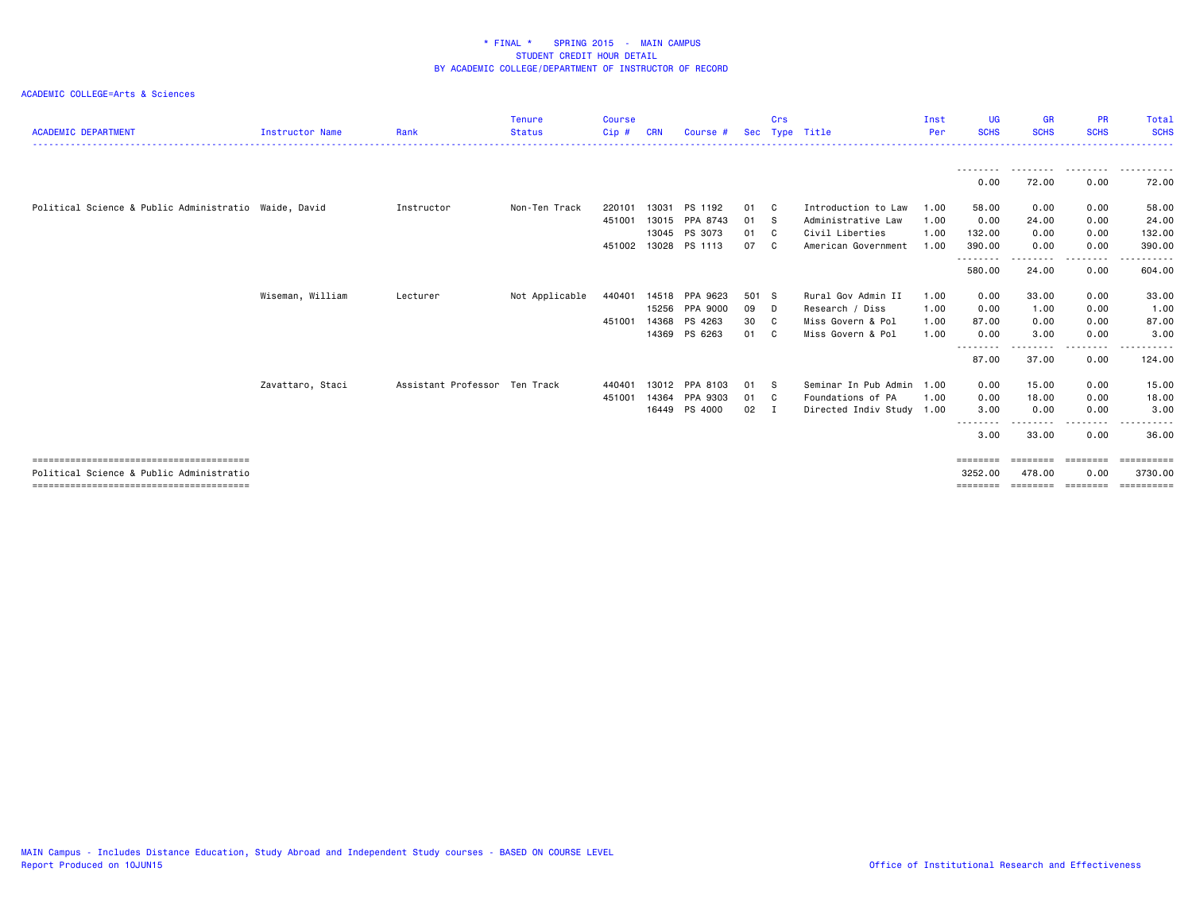\* FINAL \*    SPRING 2015 - MAIN CAMPUS
STUDENT CREDIT HOUR DETAIL
BY ACADEMIC COLLEGE/DEPARTMENT OF INSTRUCTOR OF RECORD

ACADEMIC COLLEGE=Arts & Sciences

| ACADEMIC DEPARTMENT | Instructor Name | Rank | Tenure Status | Course Cip # | CRN | Course # | Sec | Crs Type | Title | Inst Per | UG SCHS | GR SCHS | PR SCHS | Total SCHS |
|---|---|---|---|---|---|---|---|---|---|---|---|---|---|---|
| | | | | | | | | | | | 0.00 | 72.00 | 0.00 | 72.00 |
| Political Science & Public Administratio | Waide, David | Instructor | Non-Ten Track | 220101 | 13031 | PS 1192 | 01 | C | Introduction to Law | 1.00 | 58.00 | 0.00 | 0.00 | 58.00 |
| | | | | 451001 | 13015 | PPA 8743 | 01 | S | Administrative Law | 1.00 | 0.00 | 24.00 | 0.00 | 24.00 |
| | | | | | 13045 | PS 3073 | 01 | C | Civil Liberties | 1.00 | 132.00 | 0.00 | 0.00 | 132.00 |
| | | | | 451002 | 13028 | PS 1113 | 07 | C | American Government | 1.00 | 390.00 | 0.00 | 0.00 | 390.00 |
| | | | | | | | | | | | 580.00 | 24.00 | 0.00 | 604.00 |
| | Wiseman, William | Lecturer | Not Applicable | 440401 | 14518 | PPA 9623 | 501 | S | Rural Gov Admin II | 1.00 | 0.00 | 33.00 | 0.00 | 33.00 |
| | | | | | 15256 | PPA 9000 | 09 | D | Research / Diss | 1.00 | 0.00 | 1.00 | 0.00 | 1.00 |
| | | | | 451001 | 14368 | PS 4263 | 30 | C | Miss Govern & Pol | 1.00 | 87.00 | 0.00 | 0.00 | 87.00 |
| | | | | | 14369 | PS 6263 | 01 | C | Miss Govern & Pol | 1.00 | 0.00 | 3.00 | 0.00 | 3.00 |
| | | | | | | | | | | | 87.00 | 37.00 | 0.00 | 124.00 |
| | Zavattaro, Staci | Assistant Professor | Ten Track | 440401 | 13012 | PPA 8103 | 01 | S | Seminar In Pub Admin | 1.00 | 0.00 | 15.00 | 0.00 | 15.00 |
| | | | | 451001 | 14364 | PPA 9303 | 01 | C | Foundations of PA | 1.00 | 0.00 | 18.00 | 0.00 | 18.00 |
| | | | | | 16449 | PS 4000 | 02 | I | Directed Indiv Study | 1.00 | 3.00 | 0.00 | 0.00 | 3.00 |
| | | | | | | | | | | | 3.00 | 33.00 | 0.00 | 36.00 |
| Political Science & Public Administratio | | | | | | | | | | | 3252.00 | 478.00 | 0.00 | 3730.00 |

MAIN Campus - Includes Distance Education, Study Abroad and Independent Study courses - BASED ON COURSE LEVEL
Report Produced on 10JUN15

Office of Institutional Research and Effectiveness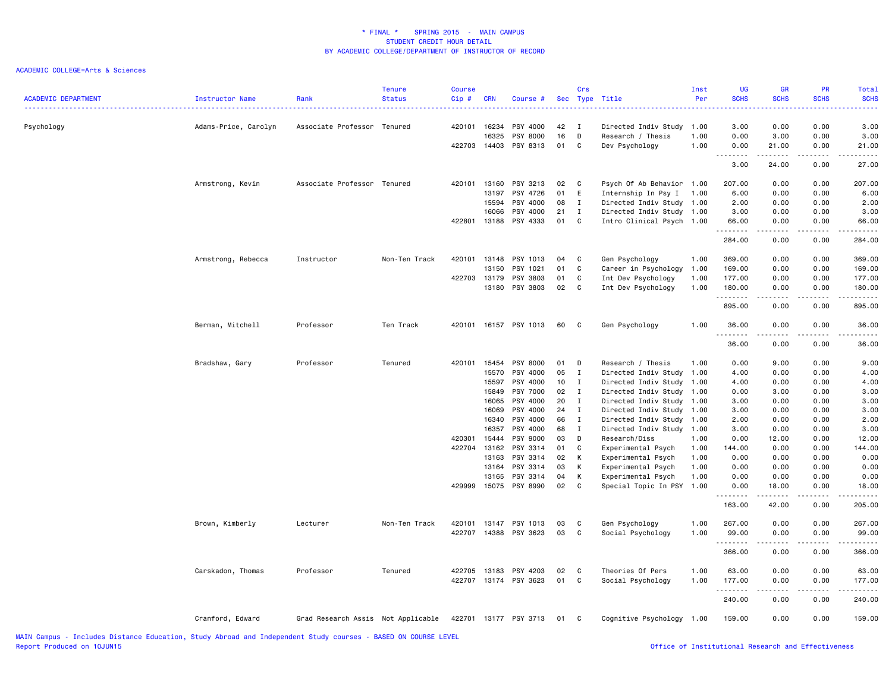# * FINAL * SPRING 2015 - MAIN CAMPUS
## STUDENT CREDIT HOUR DETAIL
## BY ACADEMIC COLLEGE/DEPARTMENT OF INSTRUCTOR OF RECORD

ACADEMIC COLLEGE=Arts & Sciences

| ACADEMIC DEPARTMENT | Instructor Name | Rank | Tenure Status | Course Cip # | CRN | Course # | Sec | Crs Type | Title | Inst Per | UG SCHS | GR SCHS | PR SCHS | Total SCHS |
|---|---|---|---|---|---|---|---|---|---|---|---|---|---|---|
| Psychology | Adams-Price, Carolyn | Associate Professor | Tenured | 420101 | 16234 | PSY 4000 | 42 | I | Directed Indiv Study | 1.00 | 3.00 | 0.00 | 0.00 | 3.00 |
| | | | | | 16325 | PSY 8000 | 16 | D | Research / Thesis | 1.00 | 0.00 | 3.00 | 0.00 | 3.00 |
| | | | | 422703 | 14403 | PSY 8313 | 01 | C | Dev Psychology | 1.00 | 0.00 | 21.00 | 0.00 | 21.00 |
| | | | | | | | | | | | 3.00 | 24.00 | 0.00 | 27.00 |
| | Armstrong, Kevin | Associate Professor | Tenured | 420101 | 13160 | PSY 3213 | 02 | C | Psych Of Ab Behavior | 1.00 | 207.00 | 0.00 | 0.00 | 207.00 |
| | | | | | 13197 | PSY 4726 | 01 | E | Internship In Psy I | 1.00 | 6.00 | 0.00 | 0.00 | 6.00 |
| | | | | | 15594 | PSY 4000 | 08 | I | Directed Indiv Study | 1.00 | 2.00 | 0.00 | 0.00 | 2.00 |
| | | | | | 16066 | PSY 4000 | 21 | I | Directed Indiv Study | 1.00 | 3.00 | 0.00 | 0.00 | 3.00 |
| | | | | 422801 | 13188 | PSY 4333 | 01 | C | Intro Clinical Psych | 1.00 | 66.00 | 0.00 | 0.00 | 66.00 |
| | | | | | | | | | | | 284.00 | 0.00 | 0.00 | 284.00 |
| | Armstrong, Rebecca | Instructor | Non-Ten Track | 420101 | 13148 | PSY 1013 | 04 | C | Gen Psychology | 1.00 | 369.00 | 0.00 | 0.00 | 369.00 |
| | | | | | 13150 | PSY 1021 | 01 | C | Career in Psychology | 1.00 | 169.00 | 0.00 | 0.00 | 169.00 |
| | | | | 422703 | 13179 | PSY 3803 | 01 | C | Int Dev Psychology | 1.00 | 177.00 | 0.00 | 0.00 | 177.00 |
| | | | | | 13180 | PSY 3803 | 02 | C | Int Dev Psychology | 1.00 | 180.00 | 0.00 | 0.00 | 180.00 |
| | | | | | | | | | | | 895.00 | 0.00 | 0.00 | 895.00 |
| | Berman, Mitchell | Professor | Ten Track | 420101 | 16157 | PSY 1013 | 60 | C | Gen Psychology | 1.00 | 36.00 | 0.00 | 0.00 | 36.00 |
| | | | | | | | | | | | 36.00 | 0.00 | 0.00 | 36.00 |
| | Bradshaw, Gary | Professor | Tenured | 420101 | 15454 | PSY 8000 | 01 | D | Research / Thesis | 1.00 | 0.00 | 9.00 | 0.00 | 9.00 |
| | | | | | 15570 | PSY 4000 | 05 | I | Directed Indiv Study | 1.00 | 4.00 | 0.00 | 0.00 | 4.00 |
| | | | | | 15597 | PSY 4000 | 10 | I | Directed Indiv Study | 1.00 | 4.00 | 0.00 | 0.00 | 4.00 |
| | | | | | 15849 | PSY 7000 | 02 | I | Directed Indiv Study | 1.00 | 0.00 | 3.00 | 0.00 | 3.00 |
| | | | | | 16065 | PSY 4000 | 20 | I | Directed Indiv Study | 1.00 | 3.00 | 0.00 | 0.00 | 3.00 |
| | | | | | 16069 | PSY 4000 | 24 | I | Directed Indiv Study | 1.00 | 3.00 | 0.00 | 0.00 | 3.00 |
| | | | | | 16340 | PSY 4000 | 66 | I | Directed Indiv Study | 1.00 | 2.00 | 0.00 | 0.00 | 2.00 |
| | | | | | 16357 | PSY 4000 | 68 | I | Directed Indiv Study | 1.00 | 3.00 | 0.00 | 0.00 | 3.00 |
| | | | | 420301 | 15444 | PSY 9000 | 03 | D | Research/Diss | 1.00 | 0.00 | 12.00 | 0.00 | 12.00 |
| | | | | 422704 | 13162 | PSY 3314 | 01 | C | Experimental Psych | 1.00 | 144.00 | 0.00 | 0.00 | 144.00 |
| | | | | | 13163 | PSY 3314 | 02 | K | Experimental Psych | 1.00 | 0.00 | 0.00 | 0.00 | 0.00 |
| | | | | | 13164 | PSY 3314 | 03 | K | Experimental Psych | 1.00 | 0.00 | 0.00 | 0.00 | 0.00 |
| | | | | | 13165 | PSY 3314 | 04 | K | Experimental Psych | 1.00 | 0.00 | 0.00 | 0.00 | 0.00 |
| | | | | 429999 | 15075 | PSY 8990 | 02 | C | Special Topic In PSY | 1.00 | 0.00 | 18.00 | 0.00 | 18.00 |
| | | | | | | | | | | | 163.00 | 42.00 | 0.00 | 205.00 |
| | Brown, Kimberly | Lecturer | Non-Ten Track | 420101 | 13147 | PSY 1013 | 03 | C | Gen Psychology | 1.00 | 267.00 | 0.00 | 0.00 | 267.00 |
| | | | | 422707 | 14388 | PSY 3623 | 03 | C | Social Psychology | 1.00 | 99.00 | 0.00 | 0.00 | 99.00 |
| | | | | | | | | | | | 366.00 | 0.00 | 0.00 | 366.00 |
| | Carskadon, Thomas | Professor | Tenured | 422705 | 13183 | PSY 4203 | 02 | C | Theories Of Pers | 1.00 | 63.00 | 0.00 | 0.00 | 63.00 |
| | | | | 422707 | 13174 | PSY 3623 | 01 | C | Social Psychology | 1.00 | 177.00 | 0.00 | 0.00 | 177.00 |
| | | | | | | | | | | | 240.00 | 0.00 | 0.00 | 240.00 |
| | Cranford, Edward | Grad Research Assis | Not Applicable | 422701 | 13177 | PSY 3713 | 01 | C | Cognitive Psychology | 1.00 | 159.00 | 0.00 | 0.00 | 159.00 |

MAIN Campus - Includes Distance Education, Study Abroad and Independent Study courses - BASED ON COURSE LEVEL
Report Produced on 10JUN15

Office of Institutional Research and Effectiveness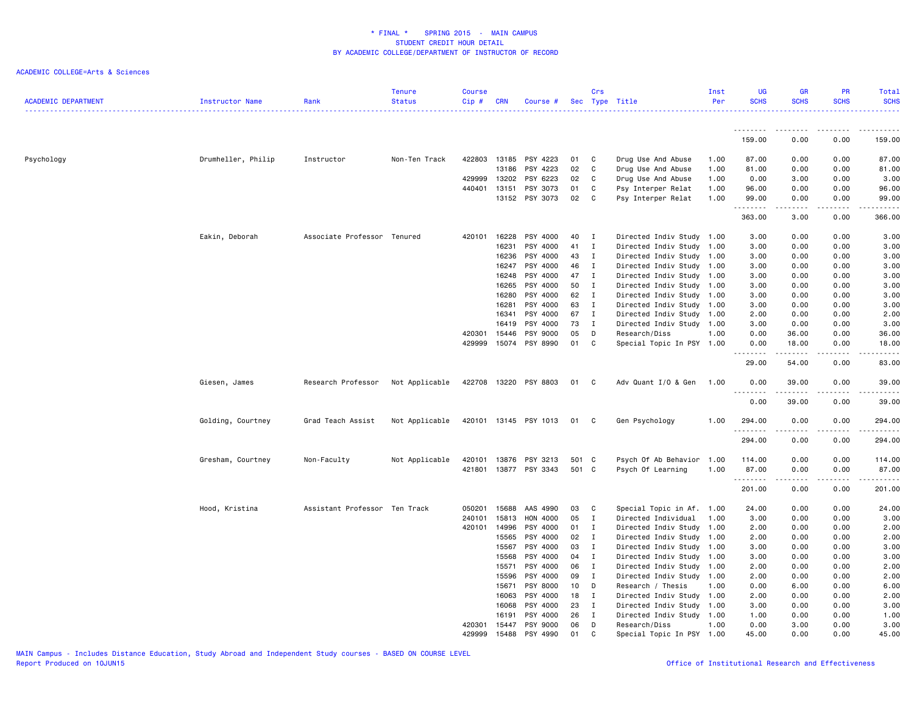\* FINAL \* SPRING 2015 - MAIN CAMPUS
STUDENT CREDIT HOUR DETAIL
BY ACADEMIC COLLEGE/DEPARTMENT OF INSTRUCTOR OF RECORD

ACADEMIC COLLEGE=Arts & Sciences

| ACADEMIC DEPARTMENT | Instructor Name | Rank | Tenure Status | Course Cip # | CRN | Course # | Sec | Crs Type | Title | Inst Per | UG SCHS | GR SCHS | PR SCHS | Total SCHS |
|---|---|---|---|---|---|---|---|---|---|---|---|---|---|---|
| | | | | | | | | | | | 159.00 | 0.00 | 0.00 | 159.00 |
| Psychology | Drumheller, Philip | Instructor | Non-Ten Track | 422803 | 13185 | PSY 4223 | 01 | C | Drug Use And Abuse | 1.00 | 87.00 | 0.00 | 0.00 | 87.00 |
| | | | | | 13186 | PSY 4223 | 02 | C | Drug Use And Abuse | 1.00 | 81.00 | 0.00 | 0.00 | 81.00 |
| | | | | 429999 | 13202 | PSY 6223 | 02 | C | Drug Use And Abuse | 1.00 | 0.00 | 3.00 | 0.00 | 3.00 |
| | | | | 440401 | 13151 | PSY 3073 | 01 | C | Psy Interper Relat | 1.00 | 96.00 | 0.00 | 0.00 | 96.00 |
| | | | | | 13152 | PSY 3073 | 02 | C | Psy Interper Relat | 1.00 | 99.00 | 0.00 | 0.00 | 99.00 |
| | | | | | | | | | | | 363.00 | 3.00 | 0.00 | 366.00 |
| | Eakin, Deborah | Associate Professor | Tenured | 420101 | 16228 | PSY 4000 | 40 | I | Directed Indiv Study | 1.00 | 3.00 | 0.00 | 0.00 | 3.00 |
| | | | | | 16231 | PSY 4000 | 41 | I | Directed Indiv Study | 1.00 | 3.00 | 0.00 | 0.00 | 3.00 |
| | | | | | 16236 | PSY 4000 | 43 | I | Directed Indiv Study | 1.00 | 3.00 | 0.00 | 0.00 | 3.00 |
| | | | | | 16247 | PSY 4000 | 46 | I | Directed Indiv Study | 1.00 | 3.00 | 0.00 | 0.00 | 3.00 |
| | | | | | 16248 | PSY 4000 | 47 | I | Directed Indiv Study | 1.00 | 3.00 | 0.00 | 0.00 | 3.00 |
| | | | | | 16265 | PSY 4000 | 50 | I | Directed Indiv Study | 1.00 | 3.00 | 0.00 | 0.00 | 3.00 |
| | | | | | 16280 | PSY 4000 | 62 | I | Directed Indiv Study | 1.00 | 3.00 | 0.00 | 0.00 | 3.00 |
| | | | | | 16281 | PSY 4000 | 63 | I | Directed Indiv Study | 1.00 | 3.00 | 0.00 | 0.00 | 3.00 |
| | | | | | 16341 | PSY 4000 | 67 | I | Directed Indiv Study | 1.00 | 2.00 | 0.00 | 0.00 | 2.00 |
| | | | | | 16419 | PSY 4000 | 73 | I | Directed Indiv Study | 1.00 | 3.00 | 0.00 | 0.00 | 3.00 |
| | | | | 420301 | 15446 | PSY 9000 | 05 | D | Research/Diss | 1.00 | 0.00 | 36.00 | 0.00 | 36.00 |
| | | | | 429999 | 15074 | PSY 8990 | 01 | C | Special Topic In PSY | 1.00 | 0.00 | 18.00 | 0.00 | 18.00 |
| | | | | | | | | | | | 29.00 | 54.00 | 0.00 | 83.00 |
| | Giesen, James | Research Professor | Not Applicable | 422708 | 13220 | PSY 8803 | 01 | C | Adv Quant I/O & Gen | 1.00 | 0.00 | 39.00 | 0.00 | 39.00 |
| | | | | | | | | | | | 0.00 | 39.00 | 0.00 | 39.00 |
| | Golding, Courtney | Grad Teach Assist | Not Applicable | 420101 | 13145 | PSY 1013 | 01 | C | Gen Psychology | 1.00 | 294.00 | 0.00 | 0.00 | 294.00 |
| | | | | | | | | | | | 294.00 | 0.00 | 0.00 | 294.00 |
| | Gresham, Courtney | Non-Faculty | Not Applicable | 420101 | 13876 | PSY 3213 | 501 | C | Psych Of Ab Behavior | 1.00 | 114.00 | 0.00 | 0.00 | 114.00 |
| | | | | 421801 | 13877 | PSY 3343 | 501 | C | Psych Of Learning | 1.00 | 87.00 | 0.00 | 0.00 | 87.00 |
| | | | | | | | | | | | 201.00 | 0.00 | 0.00 | 201.00 |
| | Hood, Kristina | Assistant Professor | Ten Track | 050201 | 15688 | AAS 4990 | 03 | C | Special Topic in Af. | 1.00 | 24.00 | 0.00 | 0.00 | 24.00 |
| | | | | 240101 | 15813 | HON 4000 | 05 | I | Directed Individual | 1.00 | 3.00 | 0.00 | 0.00 | 3.00 |
| | | | | 420101 | 14996 | PSY 4000 | 01 | I | Directed Indiv Study | 1.00 | 2.00 | 0.00 | 0.00 | 2.00 |
| | | | | | 15565 | PSY 4000 | 02 | I | Directed Indiv Study | 1.00 | 2.00 | 0.00 | 0.00 | 2.00 |
| | | | | | 15567 | PSY 4000 | 03 | I | Directed Indiv Study | 1.00 | 3.00 | 0.00 | 0.00 | 3.00 |
| | | | | | 15568 | PSY 4000 | 04 | I | Directed Indiv Study | 1.00 | 3.00 | 0.00 | 0.00 | 3.00 |
| | | | | | 15571 | PSY 4000 | 06 | I | Directed Indiv Study | 1.00 | 2.00 | 0.00 | 0.00 | 2.00 |
| | | | | | 15596 | PSY 4000 | 09 | I | Directed Indiv Study | 1.00 | 2.00 | 0.00 | 0.00 | 2.00 |
| | | | | | 15671 | PSY 8000 | 10 | D | Research / Thesis | 1.00 | 0.00 | 6.00 | 0.00 | 6.00 |
| | | | | | 16063 | PSY 4000 | 18 | I | Directed Indiv Study | 1.00 | 2.00 | 0.00 | 0.00 | 2.00 |
| | | | | | 16068 | PSY 4000 | 23 | I | Directed Indiv Study | 1.00 | 3.00 | 0.00 | 0.00 | 3.00 |
| | | | | | 16191 | PSY 4000 | 26 | I | Directed Indiv Study | 1.00 | 1.00 | 0.00 | 0.00 | 1.00 |
| | | | | 420301 | 15447 | PSY 9000 | 06 | D | Research/Diss | 1.00 | 0.00 | 3.00 | 0.00 | 3.00 |
| | | | | 429999 | 15488 | PSY 4990 | 01 | C | Special Topic In PSY | 1.00 | 45.00 | 0.00 | 0.00 | 45.00 |

MAIN Campus - Includes Distance Education, Study Abroad and Independent Study courses - BASED ON COURSE LEVEL
Report Produced on 10JUN15
Office of Institutional Research and Effectiveness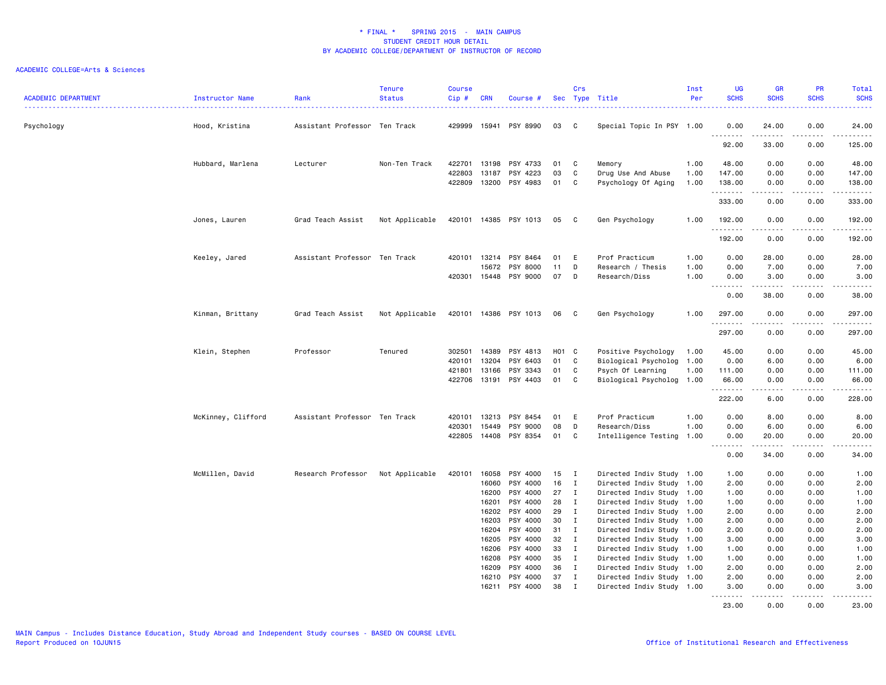# * FINAL * SPRING 2015 - MAIN CAMPUS
## STUDENT CREDIT HOUR DETAIL
## BY ACADEMIC COLLEGE/DEPARTMENT OF INSTRUCTOR OF RECORD

ACADEMIC COLLEGE=Arts & Sciences

| ACADEMIC DEPARTMENT | Instructor Name | Rank | Tenure Status | Course Cip # | CRN | Course # | Sec | Crs Type | Title | Inst Per | UG SCHS | GR SCHS | PR SCHS | Total SCHS |
|---|---|---|---|---|---|---|---|---|---|---|---|---|---|---|
| Psychology | Hood, Kristina | Assistant Professor | Ten Track | 429999 | 15941 | PSY 8990 | 03 | C | Special Topic In PSY | 1.00 | 0.00 | 24.00 | 0.00 | 24.00 |
| | | | | | | | | | | | 92.00 | 33.00 | 0.00 | 125.00 |
| | Hubbard, Marlena | Lecturer | Non-Ten Track | 422701 | 13198 | PSY 4733 | 01 | C | Memory | 1.00 | 48.00 | 0.00 | 0.00 | 48.00 |
| | | | | 422803 | 13187 | PSY 4223 | 03 | C | Drug Use And Abuse | 1.00 | 147.00 | 0.00 | 0.00 | 147.00 |
| | | | | 422809 | 13200 | PSY 4983 | 01 | C | Psychology Of Aging | 1.00 | 138.00 | 0.00 | 0.00 | 138.00 |
| | | | | | | | | | | | 333.00 | 0.00 | 0.00 | 333.00 |
| | Jones, Lauren | Grad Teach Assist | Not Applicable | 420101 | 14385 | PSY 1013 | 05 | C | Gen Psychology | 1.00 | 192.00 | 0.00 | 0.00 | 192.00 |
| | | | | | | | | | | | 192.00 | 0.00 | 0.00 | 192.00 |
| | Keeley, Jared | Assistant Professor | Ten Track | 420101 | 13214 | PSY 8464 | 01 | E | Prof Practicum | 1.00 | 0.00 | 28.00 | 0.00 | 28.00 |
| | | | | | 15672 | PSY 8000 | 11 | D | Research / Thesis | 1.00 | 0.00 | 7.00 | 0.00 | 7.00 |
| | | | | 420301 | 15448 | PSY 9000 | 07 | D | Research/Diss | 1.00 | 0.00 | 3.00 | 0.00 | 3.00 |
| | | | | | | | | | | | 0.00 | 38.00 | 0.00 | 38.00 |
| | Kinman, Brittany | Grad Teach Assist | Not Applicable | 420101 | 14386 | PSY 1013 | 06 | C | Gen Psychology | 1.00 | 297.00 | 0.00 | 0.00 | 297.00 |
| | | | | | | | | | | | 297.00 | 0.00 | 0.00 | 297.00 |
| | Klein, Stephen | Professor | Tenured | 302501 | 14389 | PSY 4813 | H01 | C | Positive Psychology | 1.00 | 45.00 | 0.00 | 0.00 | 45.00 |
| | | | | 420101 | 13204 | PSY 6403 | 01 | C | Biological Psycholog | 1.00 | 0.00 | 6.00 | 0.00 | 6.00 |
| | | | | 421801 | 13166 | PSY 3343 | 01 | C | Psych Of Learning | 1.00 | 111.00 | 0.00 | 0.00 | 111.00 |
| | | | | 422706 | 13191 | PSY 4403 | 01 | C | Biological Psycholog | 1.00 | 66.00 | 0.00 | 0.00 | 66.00 |
| | | | | | | | | | | | 222.00 | 6.00 | 0.00 | 228.00 |
| | McKinney, Clifford | Assistant Professor | Ten Track | 420101 | 13213 | PSY 8454 | 01 | E | Prof Practicum | 1.00 | 0.00 | 8.00 | 0.00 | 8.00 |
| | | | | 420301 | 15449 | PSY 9000 | 08 | D | Research/Diss | 1.00 | 0.00 | 6.00 | 0.00 | 6.00 |
| | | | | 422805 | 14408 | PSY 8354 | 01 | C | Intelligence Testing | 1.00 | 0.00 | 20.00 | 0.00 | 20.00 |
| | | | | | | | | | | | 0.00 | 34.00 | 0.00 | 34.00 |
| | McMillen, David | Research Professor | Not Applicable | 420101 | 16058 | PSY 4000 | 15 | I | Directed Indiv Study | 1.00 | 1.00 | 0.00 | 0.00 | 1.00 |
| | | | | | 16060 | PSY 4000 | 16 | I | Directed Indiv Study | 1.00 | 2.00 | 0.00 | 0.00 | 2.00 |
| | | | | | 16200 | PSY 4000 | 27 | I | Directed Indiv Study | 1.00 | 1.00 | 0.00 | 0.00 | 1.00 |
| | | | | | 16201 | PSY 4000 | 28 | I | Directed Indiv Study | 1.00 | 1.00 | 0.00 | 0.00 | 1.00 |
| | | | | | 16202 | PSY 4000 | 29 | I | Directed Indiv Study | 1.00 | 2.00 | 0.00 | 0.00 | 2.00 |
| | | | | | 16203 | PSY 4000 | 30 | I | Directed Indiv Study | 1.00 | 2.00 | 0.00 | 0.00 | 2.00 |
| | | | | | 16204 | PSY 4000 | 31 | I | Directed Indiv Study | 1.00 | 2.00 | 0.00 | 0.00 | 2.00 |
| | | | | | 16205 | PSY 4000 | 32 | I | Directed Indiv Study | 1.00 | 3.00 | 0.00 | 0.00 | 3.00 |
| | | | | | 16206 | PSY 4000 | 33 | I | Directed Indiv Study | 1.00 | 1.00 | 0.00 | 0.00 | 1.00 |
| | | | | | 16208 | PSY 4000 | 35 | I | Directed Indiv Study | 1.00 | 1.00 | 0.00 | 0.00 | 1.00 |
| | | | | | 16209 | PSY 4000 | 36 | I | Directed Indiv Study | 1.00 | 2.00 | 0.00 | 0.00 | 2.00 |
| | | | | | 16210 | PSY 4000 | 37 | I | Directed Indiv Study | 1.00 | 2.00 | 0.00 | 0.00 | 2.00 |
| | | | | | 16211 | PSY 4000 | 38 | I | Directed Indiv Study | 1.00 | 3.00 | 0.00 | 0.00 | 3.00 |
| | | | | | | | | | | | 23.00 | 0.00 | 0.00 | 23.00 |

MAIN Campus - Includes Distance Education, Study Abroad and Independent Study courses - BASED ON COURSE LEVEL
Report Produced on 10JUN15

Office of Institutional Research and Effectiveness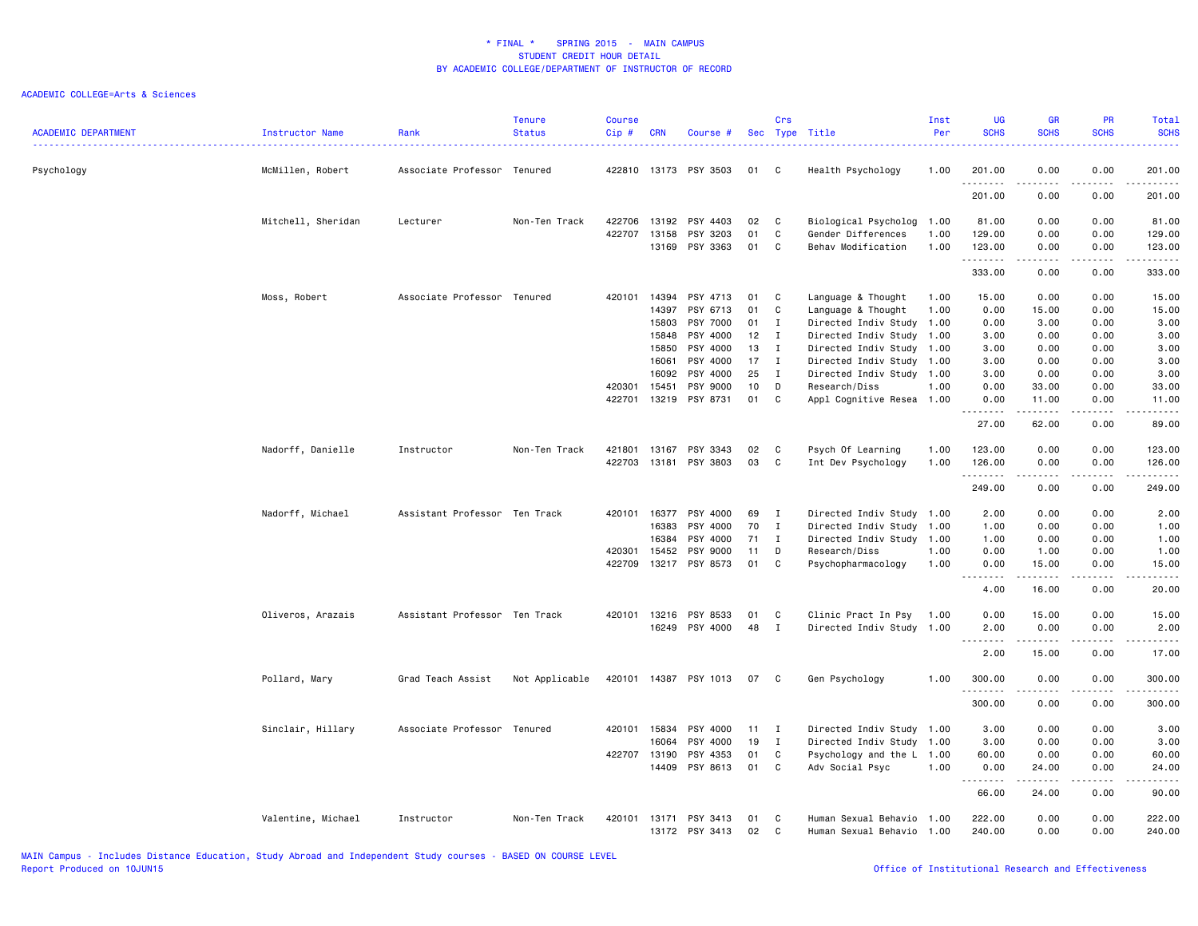\* FINAL \*    SPRING 2015  -  MAIN CAMPUS
STUDENT CREDIT HOUR DETAIL
BY ACADEMIC COLLEGE/DEPARTMENT OF INSTRUCTOR OF RECORD

ACADEMIC COLLEGE=Arts & Sciences

| ACADEMIC DEPARTMENT | Instructor Name | Rank | Tenure Status | Course Cip # | CRN | Course # | Sec | Crs Type | Title | Inst Per | UG SCHS | GR SCHS | PR SCHS | Total SCHS |
|---|---|---|---|---|---|---|---|---|---|---|---|---|---|---|
| Psychology | McMillen, Robert | Associate Professor | Tenured | 422810 | 13173 | PSY 3503 | 01 | C | Health Psychology | 1.00 | 201.00 | 0.00 | 0.00 | 201.00 |
| | | | | | | | | | | | 201.00 | 0.00 | 0.00 | 201.00 |
| | Mitchell, Sheridan | Lecturer | Non-Ten Track | 422706 | 13192 | PSY 4403 | 02 | C | Biological Psycholog | 1.00 | 81.00 | 0.00 | 0.00 | 81.00 |
| | | | | 422707 | 13158 | PSY 3203 | 01 | C | Gender Differences | 1.00 | 129.00 | 0.00 | 0.00 | 129.00 |
| | | | | | 13169 | PSY 3363 | 01 | C | Behav Modification | 1.00 | 123.00 | 0.00 | 0.00 | 123.00 |
| | | | | | | | | | | | 333.00 | 0.00 | 0.00 | 333.00 |
| | Moss, Robert | Associate Professor | Tenured | 420101 | 14394 | PSY 4713 | 01 | C | Language & Thought | 1.00 | 15.00 | 0.00 | 0.00 | 15.00 |
| | | | | | 14397 | PSY 6713 | 01 | C | Language & Thought | 1.00 | 0.00 | 15.00 | 0.00 | 15.00 |
| | | | | | 15803 | PSY 7000 | 01 | I | Directed Indiv Study | 1.00 | 0.00 | 3.00 | 0.00 | 3.00 |
| | | | | | 15848 | PSY 4000 | 12 | I | Directed Indiv Study | 1.00 | 3.00 | 0.00 | 0.00 | 3.00 |
| | | | | | 15850 | PSY 4000 | 13 | I | Directed Indiv Study | 1.00 | 3.00 | 0.00 | 0.00 | 3.00 |
| | | | | | 16061 | PSY 4000 | 17 | I | Directed Indiv Study | 1.00 | 3.00 | 0.00 | 0.00 | 3.00 |
| | | | | | 16092 | PSY 4000 | 25 | I | Directed Indiv Study | 1.00 | 3.00 | 0.00 | 0.00 | 3.00 |
| | | | | 420301 | 15451 | PSY 9000 | 10 | D | Research/Diss | 1.00 | 0.00 | 33.00 | 0.00 | 33.00 |
| | | | | 422701 | 13219 | PSY 8731 | 01 | C | Appl Cognitive Resea | 1.00 | 0.00 | 11.00 | 0.00 | 11.00 |
| | | | | | | | | | | | 27.00 | 62.00 | 0.00 | 89.00 |
| | Nadorff, Danielle | Instructor | Non-Ten Track | 421801 | 13167 | PSY 3343 | 02 | C | Psych Of Learning | 1.00 | 123.00 | 0.00 | 0.00 | 123.00 |
| | | | | 422703 | 13181 | PSY 3803 | 03 | C | Int Dev Psychology | 1.00 | 126.00 | 0.00 | 0.00 | 126.00 |
| | | | | | | | | | | | 249.00 | 0.00 | 0.00 | 249.00 |
| | Nadorff, Michael | Assistant Professor | Ten Track | 420101 | 16377 | PSY 4000 | 69 | I | Directed Indiv Study | 1.00 | 2.00 | 0.00 | 0.00 | 2.00 |
| | | | | | 16383 | PSY 4000 | 70 | I | Directed Indiv Study | 1.00 | 1.00 | 0.00 | 0.00 | 1.00 |
| | | | | | 16384 | PSY 4000 | 71 | I | Directed Indiv Study | 1.00 | 1.00 | 0.00 | 0.00 | 1.00 |
| | | | | 420301 | 15452 | PSY 9000 | 11 | D | Research/Diss | 1.00 | 0.00 | 1.00 | 0.00 | 1.00 |
| | | | | 422709 | 13217 | PSY 8573 | 01 | C | Psychopharmacology | 1.00 | 0.00 | 15.00 | 0.00 | 15.00 |
| | | | | | | | | | | | 4.00 | 16.00 | 0.00 | 20.00 |
| | Oliveros, Arazais | Assistant Professor | Ten Track | 420101 | 13216 | PSY 8533 | 01 | C | Clinic Pract In Psy | 1.00 | 0.00 | 15.00 | 0.00 | 15.00 |
| | | | | | 16249 | PSY 4000 | 48 | I | Directed Indiv Study | 1.00 | 2.00 | 0.00 | 0.00 | 2.00 |
| | | | | | | | | | | | 2.00 | 15.00 | 0.00 | 17.00 |
| | Pollard, Mary | Grad Teach Assist | Not Applicable | 420101 | 14387 | PSY 1013 | 07 | C | Gen Psychology | 1.00 | 300.00 | 0.00 | 0.00 | 300.00 |
| | | | | | | | | | | | 300.00 | 0.00 | 0.00 | 300.00 |
| | Sinclair, Hillary | Associate Professor | Tenured | 420101 | 15834 | PSY 4000 | 11 | I | Directed Indiv Study | 1.00 | 3.00 | 0.00 | 0.00 | 3.00 |
| | | | | | 16064 | PSY 4000 | 19 | I | Directed Indiv Study | 1.00 | 3.00 | 0.00 | 0.00 | 3.00 |
| | | | | 422707 | 13190 | PSY 4353 | 01 | C | Psychology and the L | 1.00 | 60.00 | 0.00 | 0.00 | 60.00 |
| | | | | | 14409 | PSY 8613 | 01 | C | Adv Social Psyc | 1.00 | 0.00 | 24.00 | 0.00 | 24.00 |
| | | | | | | | | | | | 66.00 | 24.00 | 0.00 | 90.00 |
| | Valentine, Michael | Instructor | Non-Ten Track | 420101 | 13171 | PSY 3413 | 01 | C | Human Sexual Behavio | 1.00 | 222.00 | 0.00 | 0.00 | 222.00 |
| | | | | | 13172 | PSY 3413 | 02 | C | Human Sexual Behavio | 1.00 | 240.00 | 0.00 | 0.00 | 240.00 |

MAIN Campus - Includes Distance Education, Study Abroad and Independent Study courses - BASED ON COURSE LEVEL
Report Produced on 10JUN15

Office of Institutional Research and Effectiveness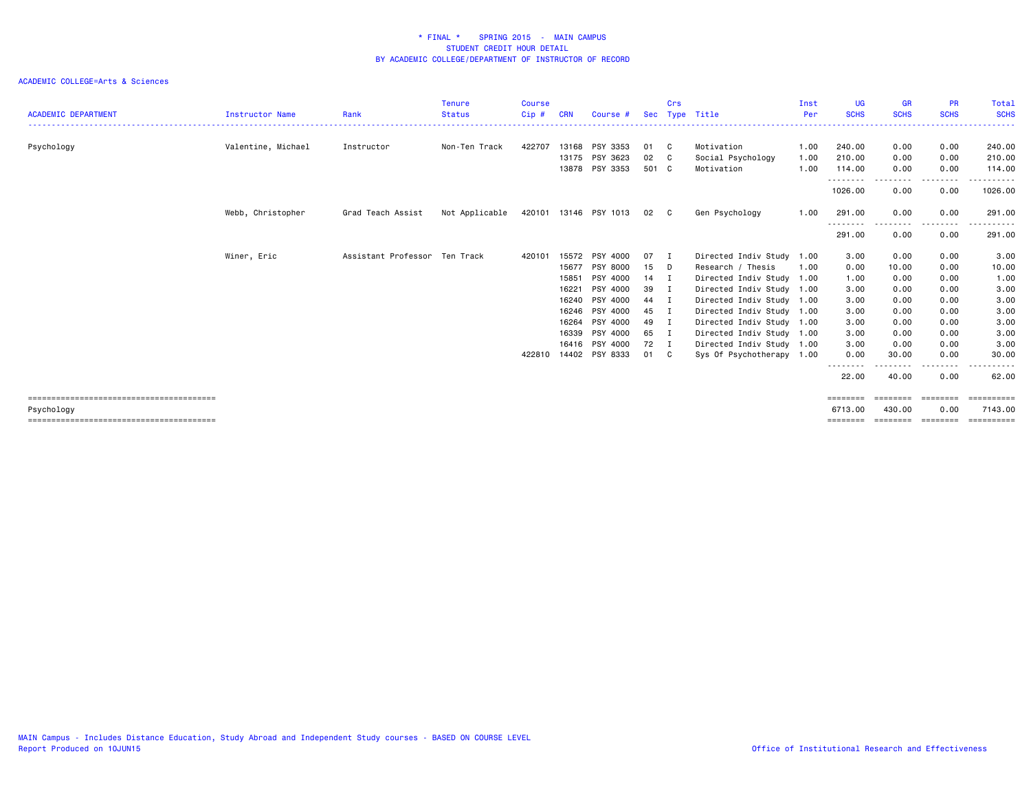**\* FINAL \* SPRING 2015 - MAIN CAMPUS**
**STUDENT CREDIT HOUR DETAIL**
**BY ACADEMIC COLLEGE/DEPARTMENT OF INSTRUCTOR OF RECORD**

ACADEMIC COLLEGE=Arts & Sciences

| ACADEMIC DEPARTMENT | Instructor Name | Rank | Tenure Status | Course Cip # | CRN | Course # | Sec | Crs Type | Title | Inst Per | UG SCHS | GR SCHS | PR SCHS | Total SCHS |
|---|---|---|---|---|---|---|---|---|---|---|---|---|---|---|
| Psychology | Valentine, Michael | Instructor | Non-Ten Track | 422707 | 13168 | PSY 3353 | 01 | C | Motivation | 1.00 | 240.00 | 0.00 | 0.00 | 240.00 |
| | | | | | 13175 | PSY 3623 | 02 | C | Social Psychology | 1.00 | 210.00 | 0.00 | 0.00 | 210.00 |
| | | | | | 13878 | PSY 3353 | 501 | C | Motivation | 1.00 | 114.00 | 0.00 | 0.00 | 114.00 |
| | | | | | | | | | | | 1026.00 | 0.00 | 0.00 | 1026.00 |
| | Webb, Christopher | Grad Teach Assist | Not Applicable | 420101 | 13146 | PSY 1013 | 02 | C | Gen Psychology | 1.00 | 291.00 | 0.00 | 0.00 | 291.00 |
| | | | | | | | | | | | 291.00 | 0.00 | 0.00 | 291.00 |
| | Winer, Eric | Assistant Professor | Ten Track | 420101 | 15572 | PSY 4000 | 07 | I | Directed Indiv Study | 1.00 | 3.00 | 0.00 | 0.00 | 3.00 |
| | | | | | 15677 | PSY 8000 | 15 | D | Research / Thesis | 1.00 | 0.00 | 10.00 | 0.00 | 10.00 |
| | | | | | 15851 | PSY 4000 | 14 | I | Directed Indiv Study | 1.00 | 1.00 | 0.00 | 0.00 | 1.00 |
| | | | | | 16221 | PSY 4000 | 39 | I | Directed Indiv Study | 1.00 | 3.00 | 0.00 | 0.00 | 3.00 |
| | | | | | 16240 | PSY 4000 | 44 | I | Directed Indiv Study | 1.00 | 3.00 | 0.00 | 0.00 | 3.00 |
| | | | | | 16246 | PSY 4000 | 45 | I | Directed Indiv Study | 1.00 | 3.00 | 0.00 | 0.00 | 3.00 |
| | | | | | 16264 | PSY 4000 | 49 | I | Directed Indiv Study | 1.00 | 3.00 | 0.00 | 0.00 | 3.00 |
| | | | | | 16339 | PSY 4000 | 65 | I | Directed Indiv Study | 1.00 | 3.00 | 0.00 | 0.00 | 3.00 |
| | | | | | 16416 | PSY 4000 | 72 | I | Directed Indiv Study | 1.00 | 3.00 | 0.00 | 0.00 | 3.00 |
| | | | | 422810 | 14402 | PSY 8333 | 01 | C | Sys Of Psychotherapy | 1.00 | 0.00 | 30.00 | 0.00 | 30.00 |
| | | | | | | | | | | | 22.00 | 40.00 | 0.00 | 62.00 |
| Psychology | | | | | | | | | | | 6713.00 | 430.00 | 0.00 | 7143.00 |

MAIN Campus - Includes Distance Education, Study Abroad and Independent Study courses - BASED ON COURSE LEVEL
Report Produced on 10JUN15

Office of Institutional Research and Effectiveness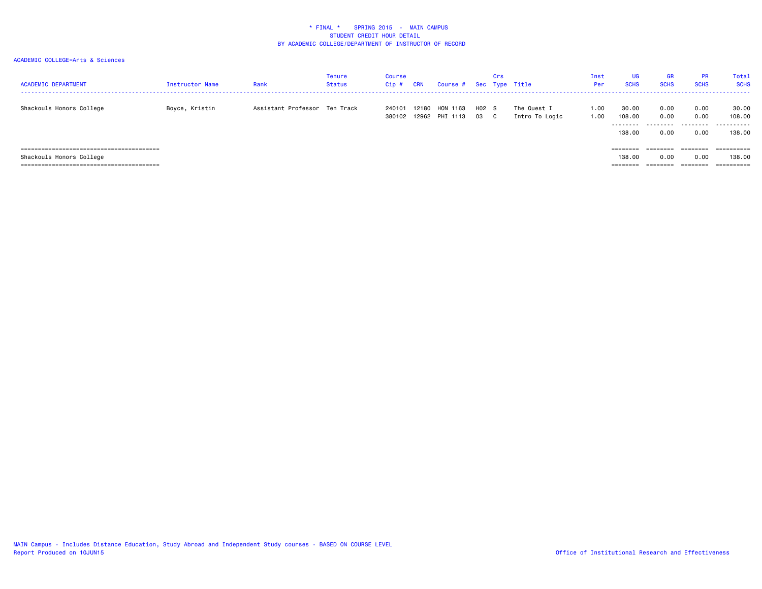# * FINAL * SPRING 2015 - MAIN CAMPUS
## STUDENT CREDIT HOUR DETAIL
## BY ACADEMIC COLLEGE/DEPARTMENT OF INSTRUCTOR OF RECORD

ACADEMIC COLLEGE=Arts & Sciences

| ACADEMIC DEPARTMENT | Instructor Name | Rank | Tenure Status | Course Cip # | CRN | Course # | Sec | Crs Type | Title | Inst Per | UG SCHS | GR SCHS | PR SCHS | Total SCHS |
|---|---|---|---|---|---|---|---|---|---|---|---|---|---|---|
| Shackouls Honors College | Boyce, Kristin | Assistant Professor | Ten Track | 240101 | 12180 | HON 1163 | H02 | S | The Quest I | 1.00 | 30.00 | 0.00 | 0.00 | 30.00 |
| | | | | 380102 | 12962 | PHI 1113 | 03 | C | Intro To Logic | 1.00 | 108.00 | 0.00 | 0.00 | 108.00 |
| | | | | | | | | | | | 138.00 | 0.00 | 0.00 | 138.00 |
| Shackouls Honors College | | | | | | | | | | | 138.00 | 0.00 | 0.00 | 138.00 |

MAIN Campus - Includes Distance Education, Study Abroad and Independent Study courses - BASED ON COURSE LEVEL
Report Produced on 10JUN15

Office of Institutional Research and Effectiveness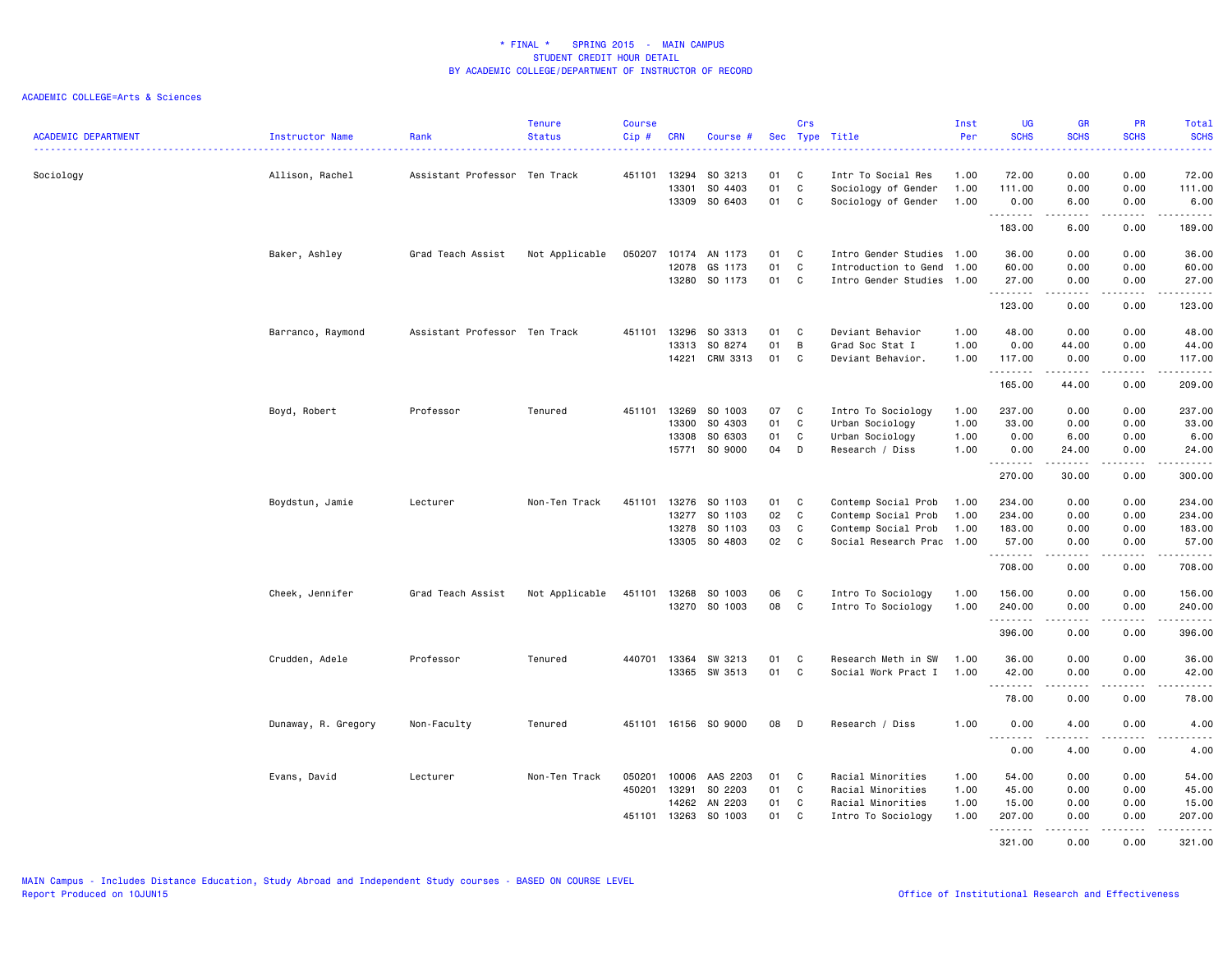# * FINAL * SPRING 2015 - MAIN CAMPUS
## STUDENT CREDIT HOUR DETAIL
## BY ACADEMIC COLLEGE/DEPARTMENT OF INSTRUCTOR OF RECORD

ACADEMIC COLLEGE=Arts & Sciences

| ACADEMIC DEPARTMENT | Instructor Name | Rank | Tenure Status | Course Cip # | CRN | Course # | Sec | Crs Type | Title | Inst Per | UG SCHS | GR SCHS | PR SCHS | Total SCHS |
|---|---|---|---|---|---|---|---|---|---|---|---|---|---|---|
| Sociology | Allison, Rachel | Assistant Professor | Ten Track | 451101 | 13294 | SO 3213 | 01 | C | Intr To Social Res | 1.00 | 72.00 | 0.00 | 0.00 | 72.00 |
| | | | | | 13301 | SO 4403 | 01 | C | Sociology of Gender | 1.00 | 111.00 | 0.00 | 0.00 | 111.00 |
| | | | | | 13309 | SO 6403 | 01 | C | Sociology of Gender | 1.00 | 0.00 | 6.00 | 0.00 | 6.00 |
| | | | | | | | | | | | 183.00 | 6.00 | 0.00 | 189.00 |
| | Baker, Ashley | Grad Teach Assist | Not Applicable | 050207 | 10174 | AN 1173 | 01 | C | Intro Gender Studies | 1.00 | 36.00 | 0.00 | 0.00 | 36.00 |
| | | | | | 12078 | GS 1173 | 01 | C | Introduction to Gend | 1.00 | 60.00 | 0.00 | 0.00 | 60.00 |
| | | | | | 13280 | SO 1173 | 01 | C | Intro Gender Studies | 1.00 | 27.00 | 0.00 | 0.00 | 27.00 |
| | | | | | | | | | | | 123.00 | 0.00 | 0.00 | 123.00 |
| | Barranco, Raymond | Assistant Professor | Ten Track | 451101 | 13296 | SO 3313 | 01 | C | Deviant Behavior | 1.00 | 48.00 | 0.00 | 0.00 | 48.00 |
| | | | | | 13313 | SO 8274 | 01 | B | Grad Soc Stat I | 1.00 | 0.00 | 44.00 | 0.00 | 44.00 |
| | | | | | 14221 | CRM 3313 | 01 | C | Deviant Behavior. | 1.00 | 117.00 | 0.00 | 0.00 | 117.00 |
| | | | | | | | | | | | 165.00 | 44.00 | 0.00 | 209.00 |
| | Boyd, Robert | Professor | Tenured | 451101 | 13269 | SO 1003 | 07 | C | Intro To Sociology | 1.00 | 237.00 | 0.00 | 0.00 | 237.00 |
| | | | | | 13300 | SO 4303 | 01 | C | Urban Sociology | 1.00 | 33.00 | 0.00 | 0.00 | 33.00 |
| | | | | | 13308 | SO 6303 | 01 | C | Urban Sociology | 1.00 | 0.00 | 6.00 | 0.00 | 6.00 |
| | | | | | 15771 | SO 9000 | 04 | D | Research / Diss | 1.00 | 0.00 | 24.00 | 0.00 | 24.00 |
| | | | | | | | | | | | 270.00 | 30.00 | 0.00 | 300.00 |
| | Boydstun, Jamie | Lecturer | Non-Ten Track | 451101 | 13276 | SO 1103 | 01 | C | Contemp Social Prob | 1.00 | 234.00 | 0.00 | 0.00 | 234.00 |
| | | | | | 13277 | SO 1103 | 02 | C | Contemp Social Prob | 1.00 | 234.00 | 0.00 | 0.00 | 234.00 |
| | | | | | 13278 | SO 1103 | 03 | C | Contemp Social Prob | 1.00 | 183.00 | 0.00 | 0.00 | 183.00 |
| | | | | | 13305 | SO 4803 | 02 | C | Social Research Prac | 1.00 | 57.00 | 0.00 | 0.00 | 57.00 |
| | | | | | | | | | | | 708.00 | 0.00 | 0.00 | 708.00 |
| | Cheek, Jennifer | Grad Teach Assist | Not Applicable | 451101 | 13268 | SO 1003 | 06 | C | Intro To Sociology | 1.00 | 156.00 | 0.00 | 0.00 | 156.00 |
| | | | | | 13270 | SO 1003 | 08 | C | Intro To Sociology | 1.00 | 240.00 | 0.00 | 0.00 | 240.00 |
| | | | | | | | | | | | 396.00 | 0.00 | 0.00 | 396.00 |
| | Crudden, Adele | Professor | Tenured | 440701 | 13364 | SW 3213 | 01 | C | Research Meth in SW | 1.00 | 36.00 | 0.00 | 0.00 | 36.00 |
| | | | | | 13365 | SW 3513 | 01 | C | Social Work Pract I | 1.00 | 42.00 | 0.00 | 0.00 | 42.00 |
| | | | | | | | | | | | 78.00 | 0.00 | 0.00 | 78.00 |
| | Dunaway, R. Gregory | Non-Faculty | Tenured | 451101 | 16156 | SO 9000 | 08 | D | Research / Diss | 1.00 | 0.00 | 4.00 | 0.00 | 4.00 |
| | | | | | | | | | | | 0.00 | 4.00 | 0.00 | 4.00 |
| | Evans, David | Lecturer | Non-Ten Track | 050201 | 10006 | AAS 2203 | 01 | C | Racial Minorities | 1.00 | 54.00 | 0.00 | 0.00 | 54.00 |
| | | | | 450201 | 13291 | SO 2203 | 01 | C | Racial Minorities | 1.00 | 45.00 | 0.00 | 0.00 | 45.00 |
| | | | | | 14262 | AN 2203 | 01 | C | Racial Minorities | 1.00 | 15.00 | 0.00 | 0.00 | 15.00 |
| | | | | 451101 | 13263 | SO 1003 | 01 | C | Intro To Sociology | 1.00 | 207.00 | 0.00 | 0.00 | 207.00 |
| | | | | | | | | | | | 321.00 | 0.00 | 0.00 | 321.00 |

MAIN Campus - Includes Distance Education, Study Abroad and Independent Study courses - BASED ON COURSE LEVEL
Report Produced on 10JUN15

Office of Institutional Research and Effectiveness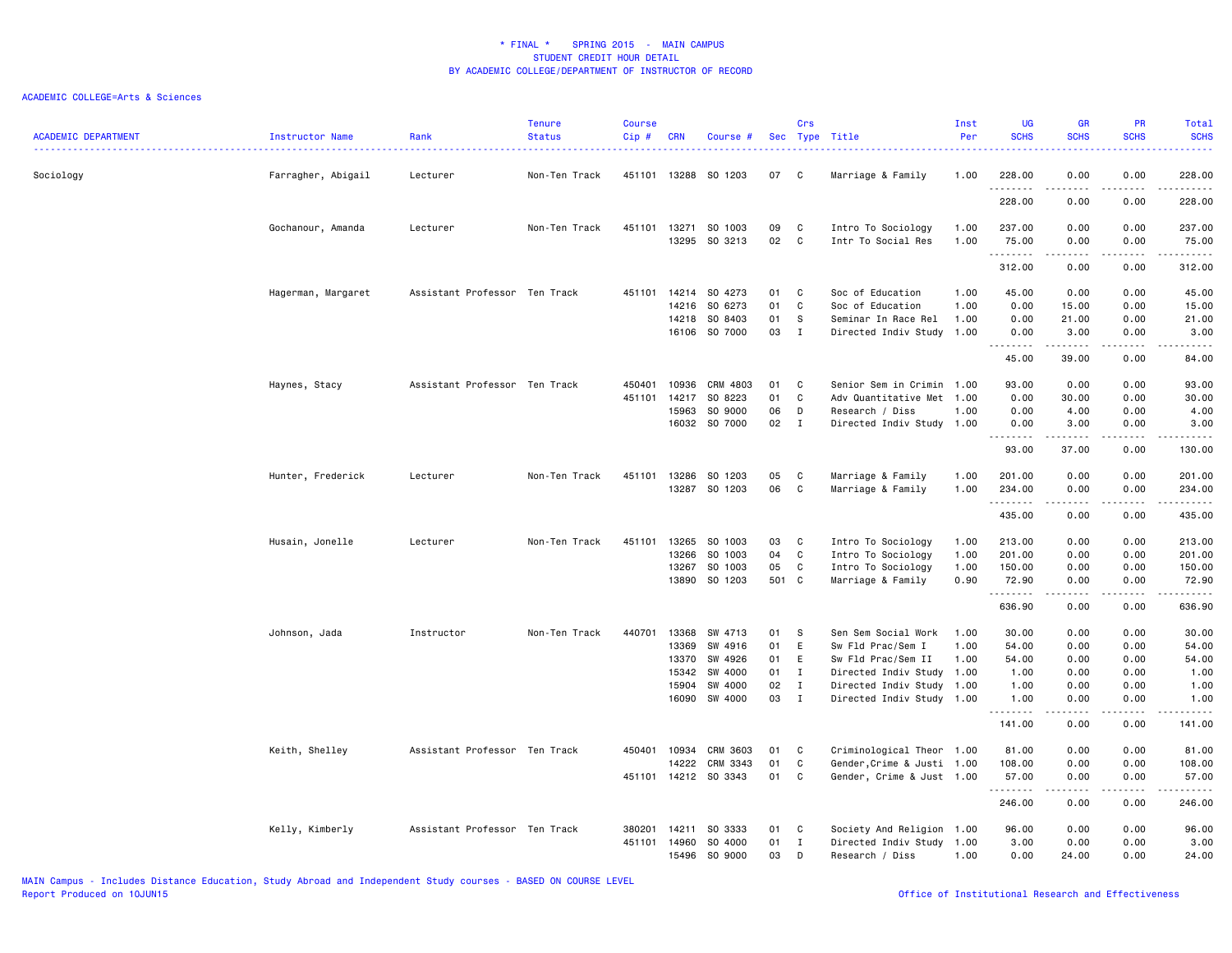# * FINAL * SPRING 2015 - MAIN CAMPUS
## STUDENT CREDIT HOUR DETAIL
## BY ACADEMIC COLLEGE/DEPARTMENT OF INSTRUCTOR OF RECORD

ACADEMIC COLLEGE=Arts & Sciences

| ACADEMIC DEPARTMENT | Instructor Name | Rank | Tenure Status | Course Cip # | CRN | Course # | Sec | Crs Type | Title | Inst Per | UG SCHS | GR SCHS | PR SCHS | Total SCHS |
|---|---|---|---|---|---|---|---|---|---|---|---|---|---|---|
| Sociology | Farragher, Abigail | Lecturer | Non-Ten Track | 451101 | 13288 | SO 1203 | 07 | C | Marriage & Family | 1.00 | 228.00 | 0.00 | 0.00 | 228.00 |
| | | | | | | | | | | | 228.00 | 0.00 | 0.00 | 228.00 |
| | Gochanour, Amanda | Lecturer | Non-Ten Track | 451101 | 13271 | SO 1003 | 09 | C | Intro To Sociology | 1.00 | 237.00 | 0.00 | 0.00 | 237.00 |
| | | | | | 13295 | SO 3213 | 02 | C | Intr To Social Res | 1.00 | 75.00 | 0.00 | 0.00 | 75.00 |
| | | | | | | | | | | | 312.00 | 0.00 | 0.00 | 312.00 |
| | Hagerman, Margaret | Assistant Professor | Ten Track | 451101 | 14214 | SO 4273 | 01 | C | Soc of Education | 1.00 | 45.00 | 0.00 | 0.00 | 45.00 |
| | | | | | 14216 | SO 6273 | 01 | C | Soc of Education | 1.00 | 0.00 | 15.00 | 0.00 | 15.00 |
| | | | | | 14218 | SO 8403 | 01 | S | Seminar In Race Rel | 1.00 | 0.00 | 21.00 | 0.00 | 21.00 |
| | | | | | 16106 | SO 7000 | 03 | I | Directed Indiv Study | 1.00 | 0.00 | 3.00 | 0.00 | 3.00 |
| | | | | | | | | | | | 45.00 | 39.00 | 0.00 | 84.00 |
| | Haynes, Stacy | Assistant Professor | Ten Track | 450401 | 10936 | CRM 4803 | 01 | C | Senior Sem in Crimin | 1.00 | 93.00 | 0.00 | 0.00 | 93.00 |
| | | | | 451101 | 14217 | SO 8223 | 01 | C | Adv Quantitative Met | 1.00 | 0.00 | 30.00 | 0.00 | 30.00 |
| | | | | | 15963 | SO 9000 | 06 | D | Research / Diss | 1.00 | 0.00 | 4.00 | 0.00 | 4.00 |
| | | | | | 16032 | SO 7000 | 02 | I | Directed Indiv Study | 1.00 | 0.00 | 3.00 | 0.00 | 3.00 |
| | | | | | | | | | | | 93.00 | 37.00 | 0.00 | 130.00 |
| | Hunter, Frederick | Lecturer | Non-Ten Track | 451101 | 13286 | SO 1203 | 05 | C | Marriage & Family | 1.00 | 201.00 | 0.00 | 0.00 | 201.00 |
| | | | | | 13287 | SO 1203 | 06 | C | Marriage & Family | 1.00 | 234.00 | 0.00 | 0.00 | 234.00 |
| | | | | | | | | | | | 435.00 | 0.00 | 0.00 | 435.00 |
| | Husain, Jonelle | Lecturer | Non-Ten Track | 451101 | 13265 | SO 1003 | 03 | C | Intro To Sociology | 1.00 | 213.00 | 0.00 | 0.00 | 213.00 |
| | | | | | 13266 | SO 1003 | 04 | C | Intro To Sociology | 1.00 | 201.00 | 0.00 | 0.00 | 201.00 |
| | | | | | 13267 | SO 1003 | 05 | C | Intro To Sociology | 1.00 | 150.00 | 0.00 | 0.00 | 150.00 |
| | | | | | 13890 | SO 1203 | 501 | C | Marriage & Family | 0.90 | 72.90 | 0.00 | 0.00 | 72.90 |
| | | | | | | | | | | | 636.90 | 0.00 | 0.00 | 636.90 |
| | Johnson, Jada | Instructor | Non-Ten Track | 440701 | 13368 | SW 4713 | 01 | S | Sen Sem Social Work | 1.00 | 30.00 | 0.00 | 0.00 | 30.00 |
| | | | | | 13369 | SW 4916 | 01 | E | Sw Fld Prac/Sem I | 1.00 | 54.00 | 0.00 | 0.00 | 54.00 |
| | | | | | 13370 | SW 4926 | 01 | E | Sw Fld Prac/Sem II | 1.00 | 54.00 | 0.00 | 0.00 | 54.00 |
| | | | | | 15342 | SW 4000 | 01 | I | Directed Indiv Study | 1.00 | 1.00 | 0.00 | 0.00 | 1.00 |
| | | | | | 15904 | SW 4000 | 02 | I | Directed Indiv Study | 1.00 | 1.00 | 0.00 | 0.00 | 1.00 |
| | | | | | 16090 | SW 4000 | 03 | I | Directed Indiv Study | 1.00 | 1.00 | 0.00 | 0.00 | 1.00 |
| | | | | | | | | | | | 141.00 | 0.00 | 0.00 | 141.00 |
| | Keith, Shelley | Assistant Professor | Ten Track | 450401 | 10934 | CRM 3603 | 01 | C | Criminological Theor | 1.00 | 81.00 | 0.00 | 0.00 | 81.00 |
| | | | | | 14222 | CRM 3343 | 01 | C | Gender,Crime & Justi | 1.00 | 108.00 | 0.00 | 0.00 | 108.00 |
| | | | | 451101 | 14212 | SO 3343 | 01 | C | Gender, Crime & Just | 1.00 | 57.00 | 0.00 | 0.00 | 57.00 |
| | | | | | | | | | | | 246.00 | 0.00 | 0.00 | 246.00 |
| | Kelly, Kimberly | Assistant Professor | Ten Track | 380201 | 14211 | SO 3333 | 01 | C | Society And Religion | 1.00 | 96.00 | 0.00 | 0.00 | 96.00 |
| | | | | 451101 | 14960 | SO 4000 | 01 | I | Directed Indiv Study | 1.00 | 3.00 | 0.00 | 0.00 | 3.00 |
| | | | | | 15496 | SO 9000 | 03 | D | Research / Diss | 1.00 | 0.00 | 24.00 | 0.00 | 24.00 |

MAIN Campus - Includes Distance Education, Study Abroad and Independent Study courses - BASED ON COURSE LEVEL
Report Produced on 10JUN15

Office of Institutional Research and Effectiveness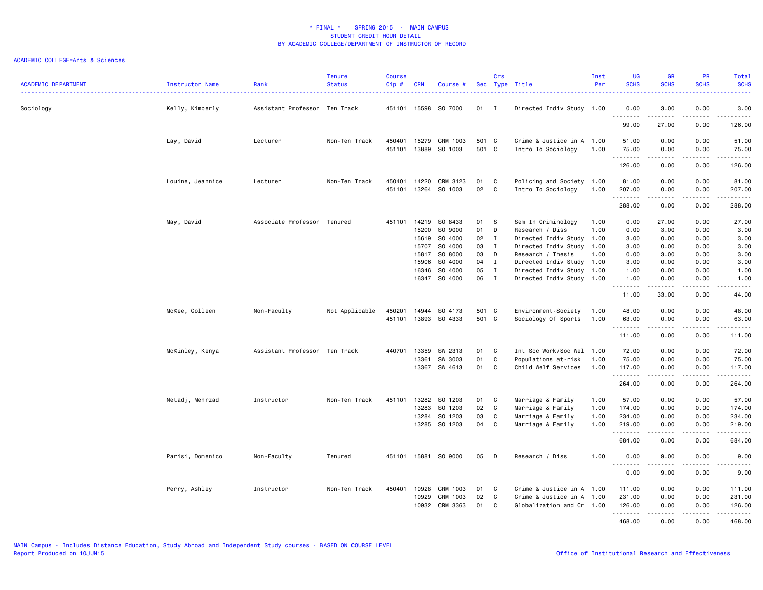# * FINAL * SPRING 2015 - MAIN CAMPUS
## STUDENT CREDIT HOUR DETAIL
## BY ACADEMIC COLLEGE/DEPARTMENT OF INSTRUCTOR OF RECORD

ACADEMIC COLLEGE=Arts & Sciences

| ACADEMIC DEPARTMENT | Instructor Name | Rank | Tenure Status | Course Cip # | CRN | Course # | Sec | Crs Type | Title | Inst Per | UG SCHS | GR SCHS | PR SCHS | Total SCHS |
|---|---|---|---|---|---|---|---|---|---|---|---|---|---|---|
| Sociology | Kelly, Kimberly | Assistant Professor | Ten Track | 451101 | 15598 | SO 7000 | 01 | I | Directed Indiv Study | 1.00 | 0.00 | 3.00 | 0.00 | 3.00 |
| | | | | | | | | | | | 99.00 | 27.00 | 0.00 | 126.00 |
| | Lay, David | Lecturer | Non-Ten Track | 450401 | 15279 | CRM 1003 | 501 | C | Crime & Justice in A | 1.00 | 51.00 | 0.00 | 0.00 | 51.00 |
| | | | | 451101 | 13889 | SO 1003 | 501 | C | Intro To Sociology | 1.00 | 75.00 | 0.00 | 0.00 | 75.00 |
| | | | | | | | | | | | 126.00 | 0.00 | 0.00 | 126.00 |
| | Louine, Jeannice | Lecturer | Non-Ten Track | 450401 | 14220 | CRM 3123 | 01 | C | Policing and Society | 1.00 | 81.00 | 0.00 | 0.00 | 81.00 |
| | | | | 451101 | 13264 | SO 1003 | 02 | C | Intro To Sociology | 1.00 | 207.00 | 0.00 | 0.00 | 207.00 |
| | | | | | | | | | | | 288.00 | 0.00 | 0.00 | 288.00 |
| | May, David | Associate Professor | Tenured | 451101 | 14219 | SO 8433 | 01 | S | Sem In Criminology | 1.00 | 0.00 | 27.00 | 0.00 | 27.00 |
| | | | | | 15200 | SO 9000 | 01 | D | Research / Diss | 1.00 | 0.00 | 3.00 | 0.00 | 3.00 |
| | | | | | 15619 | SO 4000 | 02 | I | Directed Indiv Study | 1.00 | 3.00 | 0.00 | 0.00 | 3.00 |
| | | | | | 15707 | SO 4000 | 03 | I | Directed Indiv Study | 1.00 | 3.00 | 0.00 | 0.00 | 3.00 |
| | | | | | 15817 | SO 8000 | 03 | D | Research / Thesis | 1.00 | 0.00 | 3.00 | 0.00 | 3.00 |
| | | | | | 15906 | SO 4000 | 04 | I | Directed Indiv Study | 1.00 | 3.00 | 0.00 | 0.00 | 3.00 |
| | | | | | 16346 | SO 4000 | 05 | I | Directed Indiv Study | 1.00 | 1.00 | 0.00 | 0.00 | 1.00 |
| | | | | | 16347 | SO 4000 | 06 | I | Directed Indiv Study | 1.00 | 1.00 | 0.00 | 0.00 | 1.00 |
| | | | | | | | | | | | 11.00 | 33.00 | 0.00 | 44.00 |
| | McKee, Colleen | Non-Faculty | Not Applicable | 450201 | 14944 | SO 4173 | 501 | C | Environment-Society | 1.00 | 48.00 | 0.00 | 0.00 | 48.00 |
| | | | | 451101 | 13893 | SO 4333 | 501 | C | Sociology Of Sports | 1.00 | 63.00 | 0.00 | 0.00 | 63.00 |
| | | | | | | | | | | | 111.00 | 0.00 | 0.00 | 111.00 |
| | McKinley, Kenya | Assistant Professor | Ten Track | 440701 | 13359 | SW 2313 | 01 | C | Int Soc Work/Soc Wel | 1.00 | 72.00 | 0.00 | 0.00 | 72.00 |
| | | | | | 13361 | SW 3003 | 01 | C | Populations at-risk | 1.00 | 75.00 | 0.00 | 0.00 | 75.00 |
| | | | | | 13367 | SW 4613 | 01 | C | Child Welf Services | 1.00 | 117.00 | 0.00 | 0.00 | 117.00 |
| | | | | | | | | | | | 264.00 | 0.00 | 0.00 | 264.00 |
| | Netadj, Mehrzad | Instructor | Non-Ten Track | 451101 | 13282 | SO 1203 | 01 | C | Marriage & Family | 1.00 | 57.00 | 0.00 | 0.00 | 57.00 |
| | | | | | 13283 | SO 1203 | 02 | C | Marriage & Family | 1.00 | 174.00 | 0.00 | 0.00 | 174.00 |
| | | | | | 13284 | SO 1203 | 03 | C | Marriage & Family | 1.00 | 234.00 | 0.00 | 0.00 | 234.00 |
| | | | | | 13285 | SO 1203 | 04 | C | Marriage & Family | 1.00 | 219.00 | 0.00 | 0.00 | 219.00 |
| | | | | | | | | | | | 684.00 | 0.00 | 0.00 | 684.00 |
| | Parisi, Domenico | Non-Faculty | Tenured | 451101 | 15881 | SO 9000 | 05 | D | Research / Diss | 1.00 | 0.00 | 9.00 | 0.00 | 9.00 |
| | | | | | | | | | | | 0.00 | 9.00 | 0.00 | 9.00 |
| | Perry, Ashley | Instructor | Non-Ten Track | 450401 | 10928 | CRM 1003 | 01 | C | Crime & Justice in A | 1.00 | 111.00 | 0.00 | 0.00 | 111.00 |
| | | | | | 10929 | CRM 1003 | 02 | C | Crime & Justice in A | 1.00 | 231.00 | 0.00 | 0.00 | 231.00 |
| | | | | | 10932 | CRM 3363 | 01 | C | Globalization and Cr | 1.00 | 126.00 | 0.00 | 0.00 | 126.00 |
| | | | | | | | | | | | 468.00 | 0.00 | 0.00 | 468.00 |

MAIN Campus - Includes Distance Education, Study Abroad and Independent Study courses - BASED ON COURSE LEVEL
Report Produced on 10JUN15

Office of Institutional Research and Effectiveness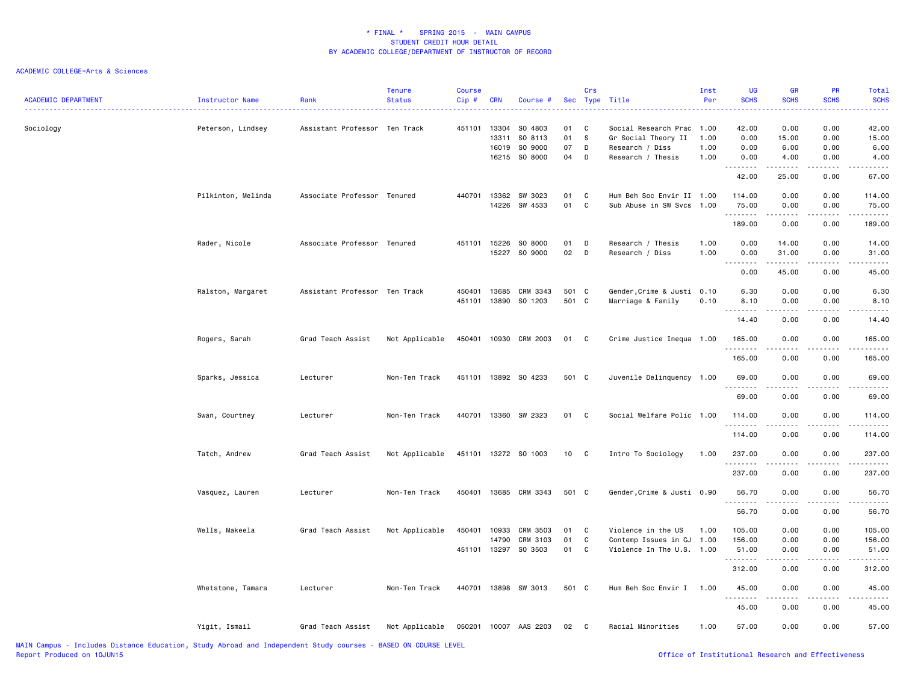# * FINAL * SPRING 2015 - MAIN CAMPUS
## STUDENT CREDIT HOUR DETAIL
## BY ACADEMIC COLLEGE/DEPARTMENT OF INSTRUCTOR OF RECORD

ACADEMIC COLLEGE=Arts & Sciences

| ACADEMIC DEPARTMENT | Instructor Name | Rank | Tenure Status | Course Cip # | CRN | Course # | Sec | Crs Type | Title | Inst Per | UG SCHS | GR SCHS | PR SCHS | Total SCHS |
|---|---|---|---|---|---|---|---|---|---|---|---|---|---|---|
| Sociology | Peterson, Lindsey | Assistant Professor | Ten Track | 451101 | 13304 | SO 4803 | 01 | C | Social Research Prac | 1.00 | 42.00 | 0.00 | 0.00 | 42.00 |
| | | | | | 13311 | SO 8113 | 01 | S | Gr Social Theory II | 1.00 | 0.00 | 15.00 | 0.00 | 15.00 |
| | | | | | 16019 | SO 9000 | 07 | D | Research / Diss | 1.00 | 0.00 | 6.00 | 0.00 | 6.00 |
| | | | | | 16215 | SO 8000 | 04 | D | Research / Thesis | 1.00 | 0.00 | 4.00 | 0.00 | 4.00 |
| | | | | | | | | | | | 42.00 | 25.00 | 0.00 | 67.00 |
| | Pilkinton, Melinda | Associate Professor | Tenured | 440701 | 13362 | SW 3023 | 01 | C | Hum Beh Soc Envir II | 1.00 | 114.00 | 0.00 | 0.00 | 114.00 |
| | | | | | 14226 | SW 4533 | 01 | C | Sub Abuse in SW Svcs | 1.00 | 75.00 | 0.00 | 0.00 | 75.00 |
| | | | | | | | | | | | 189.00 | 0.00 | 0.00 | 189.00 |
| | Rader, Nicole | Associate Professor | Tenured | 451101 | 15226 | SO 8000 | 01 | D | Research / Thesis | 1.00 | 0.00 | 14.00 | 0.00 | 14.00 |
| | | | | | 15227 | SO 9000 | 02 | D | Research / Diss | 1.00 | 0.00 | 31.00 | 0.00 | 31.00 |
| | | | | | | | | | | | 0.00 | 45.00 | 0.00 | 45.00 |
| | Ralston, Margaret | Assistant Professor | Ten Track | 450401 | 13685 | CRM 3343 | 501 | C | Gender,Crime & Justi | 0.10 | 6.30 | 0.00 | 0.00 | 6.30 |
| | | | | 451101 | 13890 | SO 1203 | 501 | C | Marriage & Family | 0.10 | 8.10 | 0.00 | 0.00 | 8.10 |
| | | | | | | | | | | | 14.40 | 0.00 | 0.00 | 14.40 |
| | Rogers, Sarah | Grad Teach Assist | Not Applicable | 450401 | 10930 | CRM 2003 | 01 | C | Crime Justice Inequa | 1.00 | 165.00 | 0.00 | 0.00 | 165.00 |
| | | | | | | | | | | | 165.00 | 0.00 | 0.00 | 165.00 |
| | Sparks, Jessica | Lecturer | Non-Ten Track | 451101 | 13892 | SO 4233 | 501 | C | Juvenile Delinquency | 1.00 | 69.00 | 0.00 | 0.00 | 69.00 |
| | | | | | | | | | | | 69.00 | 0.00 | 0.00 | 69.00 |
| | Swan, Courtney | Lecturer | Non-Ten Track | 440701 | 13360 | SW 2323 | 01 | C | Social Welfare Polic | 1.00 | 114.00 | 0.00 | 0.00 | 114.00 |
| | | | | | | | | | | | 114.00 | 0.00 | 0.00 | 114.00 |
| | Tatch, Andrew | Grad Teach Assist | Not Applicable | 451101 | 13272 | SO 1003 | 10 | C | Intro To Sociology | 1.00 | 237.00 | 0.00 | 0.00 | 237.00 |
| | | | | | | | | | | | 237.00 | 0.00 | 0.00 | 237.00 |
| | Vasquez, Lauren | Lecturer | Non-Ten Track | 450401 | 13685 | CRM 3343 | 501 | C | Gender,Crime & Justi | 0.90 | 56.70 | 0.00 | 0.00 | 56.70 |
| | | | | | | | | | | | 56.70 | 0.00 | 0.00 | 56.70 |
| | Wells, Makeela | Grad Teach Assist | Not Applicable | 450401 | 10933 | CRM 3503 | 01 | C | Violence in the US | 1.00 | 105.00 | 0.00 | 0.00 | 105.00 |
| | | | | | 14790 | CRM 3103 | 01 | C | Contemp Issues in CJ | 1.00 | 156.00 | 0.00 | 0.00 | 156.00 |
| | | | | 451101 | 13297 | SO 3503 | 01 | C | Violence In The U.S. | 1.00 | 51.00 | 0.00 | 0.00 | 51.00 |
| | | | | | | | | | | | 312.00 | 0.00 | 0.00 | 312.00 |
| | Whetstone, Tamara | Lecturer | Non-Ten Track | 440701 | 13898 | SW 3013 | 501 | C | Hum Beh Soc Envir I | 1.00 | 45.00 | 0.00 | 0.00 | 45.00 |
| | | | | | | | | | | | 45.00 | 0.00 | 0.00 | 45.00 |
| | Yigit, Ismail | Grad Teach Assist | Not Applicable | 050201 | 10007 | AAS 2203 | 02 | C | Racial Minorities | 1.00 | 57.00 | 0.00 | 0.00 | 57.00 |

MAIN Campus - Includes Distance Education, Study Abroad and Independent Study courses - BASED ON COURSE LEVEL
Report Produced on 10JUN15

Office of Institutional Research and Effectiveness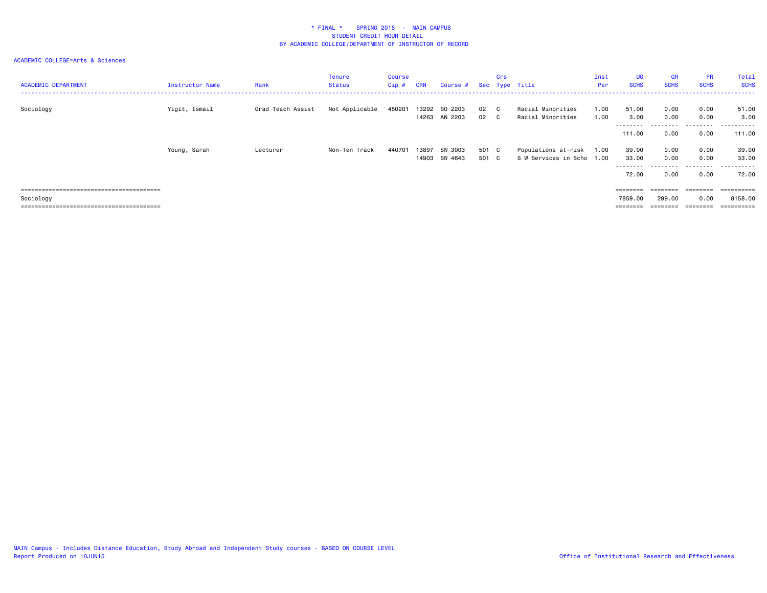\* FINAL \* SPRING 2015 - MAIN CAMPUS
STUDENT CREDIT HOUR DETAIL
BY ACADEMIC COLLEGE/DEPARTMENT OF INSTRUCTOR OF RECORD

ACADEMIC COLLEGE=Arts & Sciences

| ACADEMIC DEPARTMENT | Instructor Name | Rank | Tenure Status | Course Cip # | CRN | Course # | Sec | Crs Type | Title | Inst Per | UG SCHS | GR SCHS | PR SCHS | Total SCHS |
|---|---|---|---|---|---|---|---|---|---|---|---|---|---|---|
| Sociology | Yigit, Ismail | Grad Teach Assist | Not Applicable | 450201 | 13292 | SO 2203 | 02 | C | Racial Minorities | 1.00 | 51.00 | 0.00 | 0.00 | 51.00 |
| | | | | | 14263 | AN 2203 | 02 | C | Racial Minorities | 1.00 | 3.00 | 0.00 | 0.00 | 3.00 |
| | | | | | | | | | | | 111.00 | 0.00 | 0.00 | 111.00 |
| | Young, Sarah | Lecturer | Non-Ten Track | 440701 | 13897 | SW 3003 | 501 | C | Populations at-risk | 1.00 | 39.00 | 0.00 | 0.00 | 39.00 |
| | | | | | 14903 | SW 4643 | 501 | C | S W Services in Scho | 1.00 | 33.00 | 0.00 | 0.00 | 33.00 |
| | | | | | | | | | | | 72.00 | 0.00 | 0.00 | 72.00 |
| Sociology | | | | | | | | | | | 7859.00 | 299.00 | 0.00 | 8158.00 |

MAIN Campus - Includes Distance Education, Study Abroad and Independent Study courses - BASED ON COURSE LEVEL
Report Produced on 10JUN15

Office of Institutional Research and Effectiveness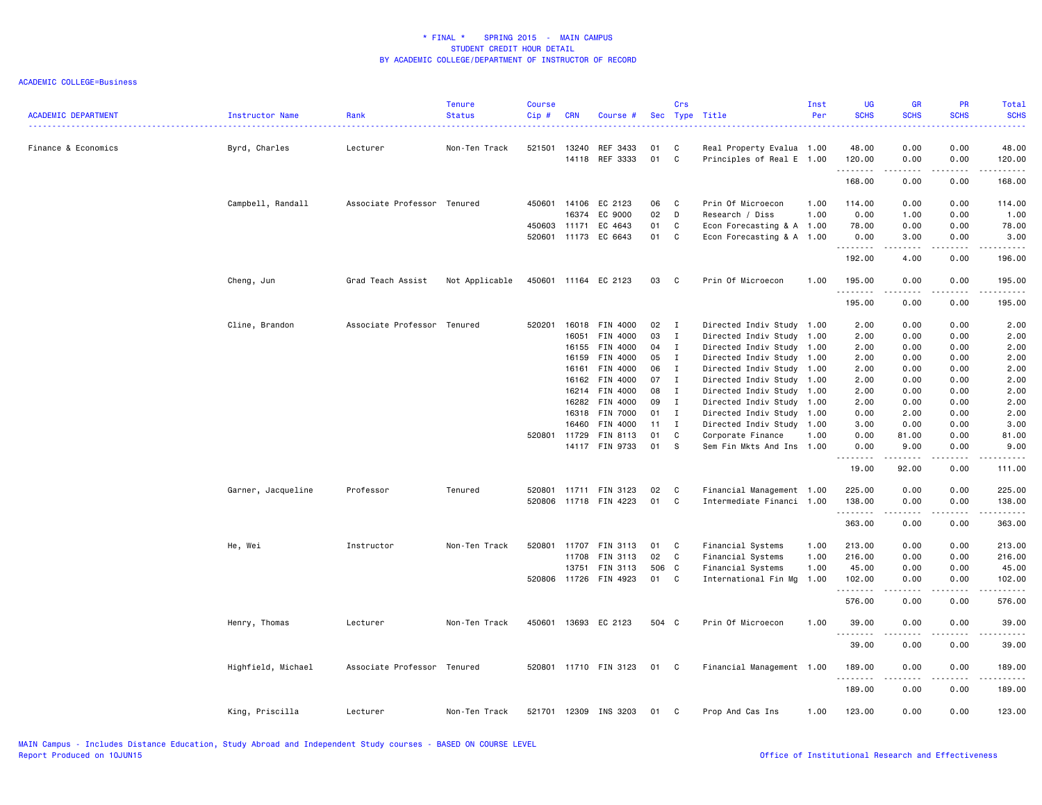\* FINAL \*    SPRING 2015  -  MAIN CAMPUS
STUDENT CREDIT HOUR DETAIL
BY ACADEMIC COLLEGE/DEPARTMENT OF INSTRUCTOR OF RECORD

ACADEMIC COLLEGE=Business

| ACADEMIC DEPARTMENT | Instructor Name | Rank | Tenure Status | Course Cip # | CRN | Course # | Sec | Crs Type | Title | Inst Per | UG SCHS | GR SCHS | PR SCHS | Total SCHS |
|---|---|---|---|---|---|---|---|---|---|---|---|---|---|---|
| Finance & Economics | Byrd, Charles | Lecturer | Non-Ten Track | 521501 | 13240 | REF 3433 | 01 | C | Real Property Evalua | 1.00 | 48.00 | 0.00 | 0.00 | 48.00 |
| | | | | | 14118 | REF 3333 | 01 | C | Principles of Real E | 1.00 | 120.00 | 0.00 | 0.00 | 120.00 |
| | | | | | | | | | | | 168.00 | 0.00 | 0.00 | 168.00 |
| | Campbell, Randall | Associate Professor | Tenured | 450601 | 14106 | EC 2123 | 06 | C | Prin Of Microecon | 1.00 | 114.00 | 0.00 | 0.00 | 114.00 |
| | | | | | 16374 | EC 9000 | 02 | D | Research / Diss | 1.00 | 0.00 | 1.00 | 0.00 | 1.00 |
| | | | | 450603 | 11171 | EC 4643 | 01 | C | Econ Forecasting & A | 1.00 | 78.00 | 0.00 | 0.00 | 78.00 |
| | | | | 520601 | 11173 | EC 6643 | 01 | C | Econ Forecasting & A | 1.00 | 0.00 | 3.00 | 0.00 | 3.00 |
| | | | | | | | | | | | 192.00 | 4.00 | 0.00 | 196.00 |
| | Cheng, Jun | Grad Teach Assist | Not Applicable | 450601 | 11164 | EC 2123 | 03 | C | Prin Of Microecon | 1.00 | 195.00 | 0.00 | 0.00 | 195.00 |
| | | | | | | | | | | | 195.00 | 0.00 | 0.00 | 195.00 |
| | Cline, Brandon | Associate Professor | Tenured | 520201 | 16018 | FIN 4000 | 02 | I | Directed Indiv Study | 1.00 | 2.00 | 0.00 | 0.00 | 2.00 |
| | | | | | 16051 | FIN 4000 | 03 | I | Directed Indiv Study | 1.00 | 2.00 | 0.00 | 0.00 | 2.00 |
| | | | | | 16155 | FIN 4000 | 04 | I | Directed Indiv Study | 1.00 | 2.00 | 0.00 | 0.00 | 2.00 |
| | | | | | 16159 | FIN 4000 | 05 | I | Directed Indiv Study | 1.00 | 2.00 | 0.00 | 0.00 | 2.00 |
| | | | | | 16161 | FIN 4000 | 06 | I | Directed Indiv Study | 1.00 | 2.00 | 0.00 | 0.00 | 2.00 |
| | | | | | 16162 | FIN 4000 | 07 | I | Directed Indiv Study | 1.00 | 2.00 | 0.00 | 0.00 | 2.00 |
| | | | | | 16214 | FIN 4000 | 08 | I | Directed Indiv Study | 1.00 | 2.00 | 0.00 | 0.00 | 2.00 |
| | | | | | 16282 | FIN 4000 | 09 | I | Directed Indiv Study | 1.00 | 2.00 | 0.00 | 0.00 | 2.00 |
| | | | | | 16318 | FIN 7000 | 01 | I | Directed Indiv Study | 1.00 | 0.00 | 2.00 | 0.00 | 2.00 |
| | | | | | 16460 | FIN 4000 | 11 | I | Directed Indiv Study | 1.00 | 3.00 | 0.00 | 0.00 | 3.00 |
| | | | | 520801 | 11729 | FIN 8113 | 01 | C | Corporate Finance | 1.00 | 0.00 | 81.00 | 0.00 | 81.00 |
| | | | | | 14117 | FIN 9733 | 01 | S | Sem Fin Mkts And Ins | 1.00 | 0.00 | 9.00 | 0.00 | 9.00 |
| | | | | | | | | | | | 19.00 | 92.00 | 0.00 | 111.00 |
| | Garner, Jacqueline | Professor | Tenured | 520801 | 11711 | FIN 3123 | 02 | C | Financial Management | 1.00 | 225.00 | 0.00 | 0.00 | 225.00 |
| | | | | 520806 | 11718 | FIN 4223 | 01 | C | Intermediate Financi | 1.00 | 138.00 | 0.00 | 0.00 | 138.00 |
| | | | | | | | | | | | 363.00 | 0.00 | 0.00 | 363.00 |
| | He, Wei | Instructor | Non-Ten Track | 520801 | 11707 | FIN 3113 | 01 | C | Financial Systems | 1.00 | 213.00 | 0.00 | 0.00 | 213.00 |
| | | | | | 11708 | FIN 3113 | 02 | C | Financial Systems | 1.00 | 216.00 | 0.00 | 0.00 | 216.00 |
| | | | | | 13751 | FIN 3113 | 506 | C | Financial Systems | 1.00 | 45.00 | 0.00 | 0.00 | 45.00 |
| | | | | 520806 | 11726 | FIN 4923 | 01 | C | International Fin Mg | 1.00 | 102.00 | 0.00 | 0.00 | 102.00 |
| | | | | | | | | | | | 576.00 | 0.00 | 0.00 | 576.00 |
| | Henry, Thomas | Lecturer | Non-Ten Track | 450601 | 13693 | EC 2123 | 504 | C | Prin Of Microecon | 1.00 | 39.00 | 0.00 | 0.00 | 39.00 |
| | | | | | | | | | | | 39.00 | 0.00 | 0.00 | 39.00 |
| | Highfield, Michael | Associate Professor | Tenured | 520801 | 11710 | FIN 3123 | 01 | C | Financial Management | 1.00 | 189.00 | 0.00 | 0.00 | 189.00 |
| | | | | | | | | | | | 189.00 | 0.00 | 0.00 | 189.00 |
| | King, Priscilla | Lecturer | Non-Ten Track | 521701 | 12309 | INS 3203 | 01 | C | Prop And Cas Ins | 1.00 | 123.00 | 0.00 | 0.00 | 123.00 |

MAIN Campus - Includes Distance Education, Study Abroad and Independent Study courses - BASED ON COURSE LEVEL
Report Produced on 10JUN15
Office of Institutional Research and Effectiveness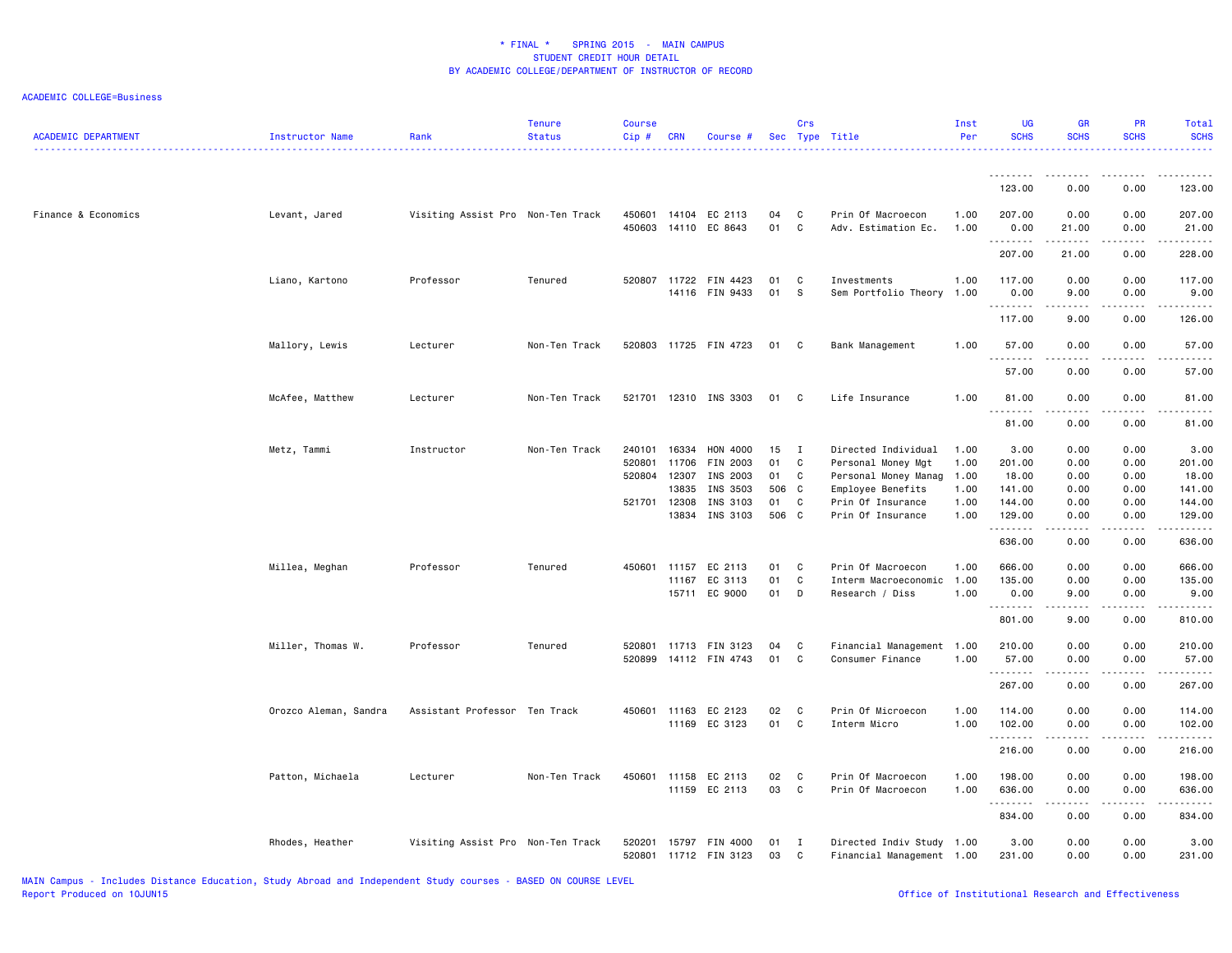# * FINAL * SPRING 2015 - MAIN CAMPUS
## STUDENT CREDIT HOUR DETAIL
## BY ACADEMIC COLLEGE/DEPARTMENT OF INSTRUCTOR OF RECORD

ACADEMIC COLLEGE=Business

| ACADEMIC DEPARTMENT | Instructor Name | Rank | Tenure Status | Course Cip # | CRN | Course # | Sec | Crs Type | Title | Inst Per | UG SCHS | GR SCHS | PR SCHS | Total SCHS |
|---|---|---|---|---|---|---|---|---|---|---|---|---|---|---|
| | | | | | | | | | | | 123.00 | 0.00 | 0.00 | 123.00 |
| Finance & Economics | Levant, Jared | Visiting Assist Pro | Non-Ten Track | 450601 | 14104 | EC 2113 | 04 | C | Prin Of Macroecon | 1.00 | 207.00 | 0.00 | 0.00 | 207.00 |
| | | | | 450603 | 14110 | EC 8643 | 01 | C | Adv. Estimation Ec. | 1.00 | 0.00 | 21.00 | 0.00 | 21.00 |
| | | | | | | | | | | | 207.00 | 21.00 | 0.00 | 228.00 |
| | Liano, Kartono | Professor | Tenured | 520807 | 11722 | FIN 4423 | 01 | C | Investments | 1.00 | 117.00 | 0.00 | 0.00 | 117.00 |
| | | | | | 14116 | FIN 9433 | 01 | S | Sem Portfolio Theory | 1.00 | 0.00 | 9.00 | 0.00 | 9.00 |
| | | | | | | | | | | | 117.00 | 9.00 | 0.00 | 126.00 |
| | Mallory, Lewis | Lecturer | Non-Ten Track | 520803 | 11725 | FIN 4723 | 01 | C | Bank Management | 1.00 | 57.00 | 0.00 | 0.00 | 57.00 |
| | | | | | | | | | | | 57.00 | 0.00 | 0.00 | 57.00 |
| | McAfee, Matthew | Lecturer | Non-Ten Track | 521701 | 12310 | INS 3303 | 01 | C | Life Insurance | 1.00 | 81.00 | 0.00 | 0.00 | 81.00 |
| | | | | | | | | | | | 81.00 | 0.00 | 0.00 | 81.00 |
| | Metz, Tammi | Instructor | Non-Ten Track | 240101 | 16334 | HON 4000 | 15 | I | Directed Individual | 1.00 | 3.00 | 0.00 | 0.00 | 3.00 |
| | | | | 520801 | 11706 | FIN 2003 | 01 | C | Personal Money Mgt | 1.00 | 201.00 | 0.00 | 0.00 | 201.00 |
| | | | | 520804 | 12307 | INS 2003 | 01 | C | Personal Money Manag | 1.00 | 18.00 | 0.00 | 0.00 | 18.00 |
| | | | | | 13835 | INS 3503 | 506 | C | Employee Benefits | 1.00 | 141.00 | 0.00 | 0.00 | 141.00 |
| | | | | 521701 | 12308 | INS 3103 | 01 | C | Prin Of Insurance | 1.00 | 144.00 | 0.00 | 0.00 | 144.00 |
| | | | | | 13834 | INS 3103 | 506 | C | Prin Of Insurance | 1.00 | 129.00 | 0.00 | 0.00 | 129.00 |
| | | | | | | | | | | | 636.00 | 0.00 | 0.00 | 636.00 |
| | Millea, Meghan | Professor | Tenured | 450601 | 11157 | EC 2113 | 01 | C | Prin Of Macroecon | 1.00 | 666.00 | 0.00 | 0.00 | 666.00 |
| | | | | | 11167 | EC 3113 | 01 | C | Interm Macroeconomic | 1.00 | 135.00 | 0.00 | 0.00 | 135.00 |
| | | | | | 15711 | EC 9000 | 01 | D | Research / Diss | 1.00 | 0.00 | 9.00 | 0.00 | 9.00 |
| | | | | | | | | | | | 801.00 | 9.00 | 0.00 | 810.00 |
| | Miller, Thomas W. | Professor | Tenured | 520801 | 11713 | FIN 3123 | 04 | C | Financial Management | 1.00 | 210.00 | 0.00 | 0.00 | 210.00 |
| | | | | 520899 | 14112 | FIN 4743 | 01 | C | Consumer Finance | 1.00 | 57.00 | 0.00 | 0.00 | 57.00 |
| | | | | | | | | | | | 267.00 | 0.00 | 0.00 | 267.00 |
| | Orozco Aleman, Sandra | Assistant Professor | Ten Track | 450601 | 11163 | EC 2123 | 02 | C | Prin Of Microecon | 1.00 | 114.00 | 0.00 | 0.00 | 114.00 |
| | | | | | 11169 | EC 3123 | 01 | C | Interm Micro | 1.00 | 102.00 | 0.00 | 0.00 | 102.00 |
| | | | | | | | | | | | 216.00 | 0.00 | 0.00 | 216.00 |
| | Patton, Michaela | Lecturer | Non-Ten Track | 450601 | 11158 | EC 2113 | 02 | C | Prin Of Macroecon | 1.00 | 198.00 | 0.00 | 0.00 | 198.00 |
| | | | | | 11159 | EC 2113 | 03 | C | Prin Of Macroecon | 1.00 | 636.00 | 0.00 | 0.00 | 636.00 |
| | | | | | | | | | | | 834.00 | 0.00 | 0.00 | 834.00 |
| | Rhodes, Heather | Visiting Assist Pro | Non-Ten Track | 520201 | 15797 | FIN 4000 | 01 | I | Directed Indiv Study | 1.00 | 3.00 | 0.00 | 0.00 | 3.00 |
| | | | | 520801 | 11712 | FIN 3123 | 03 | C | Financial Management | 1.00 | 231.00 | 0.00 | 0.00 | 231.00 |

MAIN Campus - Includes Distance Education, Study Abroad and Independent Study courses - BASED ON COURSE LEVEL
Report Produced on 10JUN15

Office of Institutional Research and Effectiveness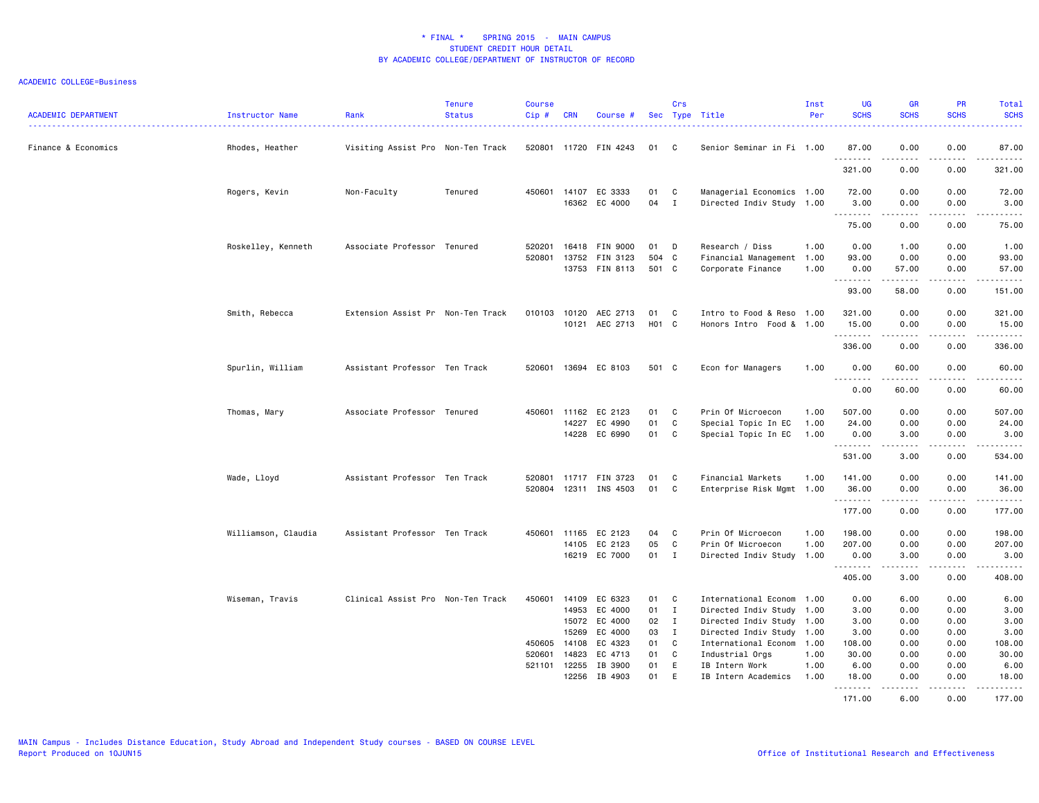ACADEMIC COLLEGE=Business

| ACADEMIC DEPARTMENT | Instructor Name | Rank | Tenure Status | Course Cip # | CRN | Course # | Sec | Crs Type | Title | Inst Per | UG SCHS | GR SCHS | PR SCHS | Total SCHS |
|---|---|---|---|---|---|---|---|---|---|---|---|---|---|---|
| Finance & Economics | Rhodes, Heather | Visiting Assist Pro | Non-Ten Track | 520801 | 11720 | FIN 4243 | 01 | C | Senior Seminar in Fi | 1.00 | 87.00 | 0.00 | 0.00 | 87.00 |
| | | | | | | | | | | | 321.00 | 0.00 | 0.00 | 321.00 |
| | Rogers, Kevin | Non-Faculty | Tenured | 450601 | 14107 | EC 3333 | 01 | C | Managerial Economics | 1.00 | 72.00 | 0.00 | 0.00 | 72.00 |
| | | | | | 16362 | EC 4000 | 04 | I | Directed Indiv Study | 1.00 | 3.00 | 0.00 | 0.00 | 3.00 |
| | | | | | | | | | | | 75.00 | 0.00 | 0.00 | 75.00 |
| | Roskelley, Kenneth | Associate Professor | Tenured | 520201 | 16418 | FIN 9000 | 01 | D | Research / Diss | 1.00 | 0.00 | 1.00 | 0.00 | 1.00 |
| | | | | 520801 | 13752 | FIN 3123 | 504 | C | Financial Management | 1.00 | 93.00 | 0.00 | 0.00 | 93.00 |
| | | | | | 13753 | FIN 8113 | 501 | C | Corporate Finance | 1.00 | 0.00 | 57.00 | 0.00 | 57.00 |
| | | | | | | | | | | | 93.00 | 58.00 | 0.00 | 151.00 |
| | Smith, Rebecca | Extension Assist Pr | Non-Ten Track | 010103 | 10120 | AEC 2713 | 01 | C | Intro to Food & Reso | 1.00 | 321.00 | 0.00 | 0.00 | 321.00 |
| | | | | | 10121 | AEC 2713 | H01 | C | Honors Intro Food & | 1.00 | 15.00 | 0.00 | 0.00 | 15.00 |
| | | | | | | | | | | | 336.00 | 0.00 | 0.00 | 336.00 |
| | Spurlin, William | Assistant Professor | Ten Track | 520601 | 13694 | EC 8103 | 501 | C | Econ for Managers | 1.00 | 0.00 | 60.00 | 0.00 | 60.00 |
| | | | | | | | | | | | 0.00 | 60.00 | 0.00 | 60.00 |
| | Thomas, Mary | Associate Professor | Tenured | 450601 | 11162 | EC 2123 | 01 | C | Prin Of Microecon | 1.00 | 507.00 | 0.00 | 0.00 | 507.00 |
| | | | | | 14227 | EC 4990 | 01 | C | Special Topic In EC | 1.00 | 24.00 | 0.00 | 0.00 | 24.00 |
| | | | | | 14228 | EC 6990 | 01 | C | Special Topic In EC | 1.00 | 0.00 | 3.00 | 0.00 | 3.00 |
| | | | | | | | | | | | 531.00 | 3.00 | 0.00 | 534.00 |
| | Wade, Lloyd | Assistant Professor | Ten Track | 520801 | 11717 | FIN 3723 | 01 | C | Financial Markets | 1.00 | 141.00 | 0.00 | 0.00 | 141.00 |
| | | | | 520804 | 12311 | INS 4503 | 01 | C | Enterprise Risk Mgmt | 1.00 | 36.00 | 0.00 | 0.00 | 36.00 |
| | | | | | | | | | | | 177.00 | 0.00 | 0.00 | 177.00 |
| | Williamson, Claudia | Assistant Professor | Ten Track | 450601 | 11165 | EC 2123 | 04 | C | Prin Of Microecon | 1.00 | 198.00 | 0.00 | 0.00 | 198.00 |
| | | | | | 14105 | EC 2123 | 05 | C | Prin Of Microecon | 1.00 | 207.00 | 0.00 | 0.00 | 207.00 |
| | | | | | 16219 | EC 7000 | 01 | I | Directed Indiv Study | 1.00 | 0.00 | 3.00 | 0.00 | 3.00 |
| | | | | | | | | | | | 405.00 | 3.00 | 0.00 | 408.00 |
| | Wiseman, Travis | Clinical Assist Pro | Non-Ten Track | 450601 | 14109 | EC 6323 | 01 | C | International Econom | 1.00 | 0.00 | 6.00 | 0.00 | 6.00 |
| | | | | | 14953 | EC 4000 | 01 | I | Directed Indiv Study | 1.00 | 3.00 | 0.00 | 0.00 | 3.00 |
| | | | | | 15072 | EC 4000 | 02 | I | Directed Indiv Study | 1.00 | 3.00 | 0.00 | 0.00 | 3.00 |
| | | | | | 15269 | EC 4000 | 03 | I | Directed Indiv Study | 1.00 | 3.00 | 0.00 | 0.00 | 3.00 |
| | | | | 450605 | 14108 | EC 4323 | 01 | C | International Econom | 1.00 | 108.00 | 0.00 | 0.00 | 108.00 |
| | | | | 520601 | 14823 | EC 4713 | 01 | C | Industrial Orgs | 1.00 | 30.00 | 0.00 | 0.00 | 30.00 |
| | | | | 521101 | 12255 | IB 3900 | 01 | E | IB Intern Work | 1.00 | 6.00 | 0.00 | 0.00 | 6.00 |
| | | | | | 12256 | IB 4903 | 01 | E | IB Intern Academics | 1.00 | 18.00 | 0.00 | 0.00 | 18.00 |
| | | | | | | | | | | | 171.00 | 6.00 | 0.00 | 177.00 |

MAIN Campus - Includes Distance Education, Study Abroad and Independent Study courses - BASED ON COURSE LEVEL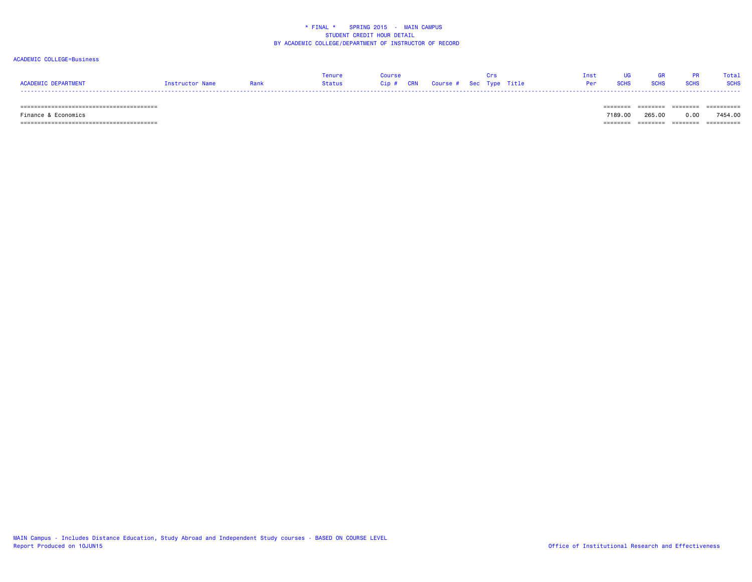* FINAL * SPRING 2015 - MAIN CAMPUS
STUDENT CREDIT HOUR DETAIL
BY ACADEMIC COLLEGE/DEPARTMENT OF INSTRUCTOR OF RECORD

ACADEMIC COLLEGE=Business

| ACADEMIC DEPARTMENT | Instructor Name | Rank | Tenure Status | Course Cip # | CRN | Course # | Sec | Crs Type | Title | Inst Per | UG SCHS | GR SCHS | PR SCHS | Total SCHS |
|---|---|---|---|---|---|---|---|---|---|---|---|---|---|---|
| Finance & Economics | | | | | | | | | | | 7189.00 | 265.00 | 0.00 | 7454.00 |

MAIN Campus - Includes Distance Education, Study Abroad and Independent Study courses - BASED ON COURSE LEVEL
Report Produced on 10JUN15

Office of Institutional Research and Effectiveness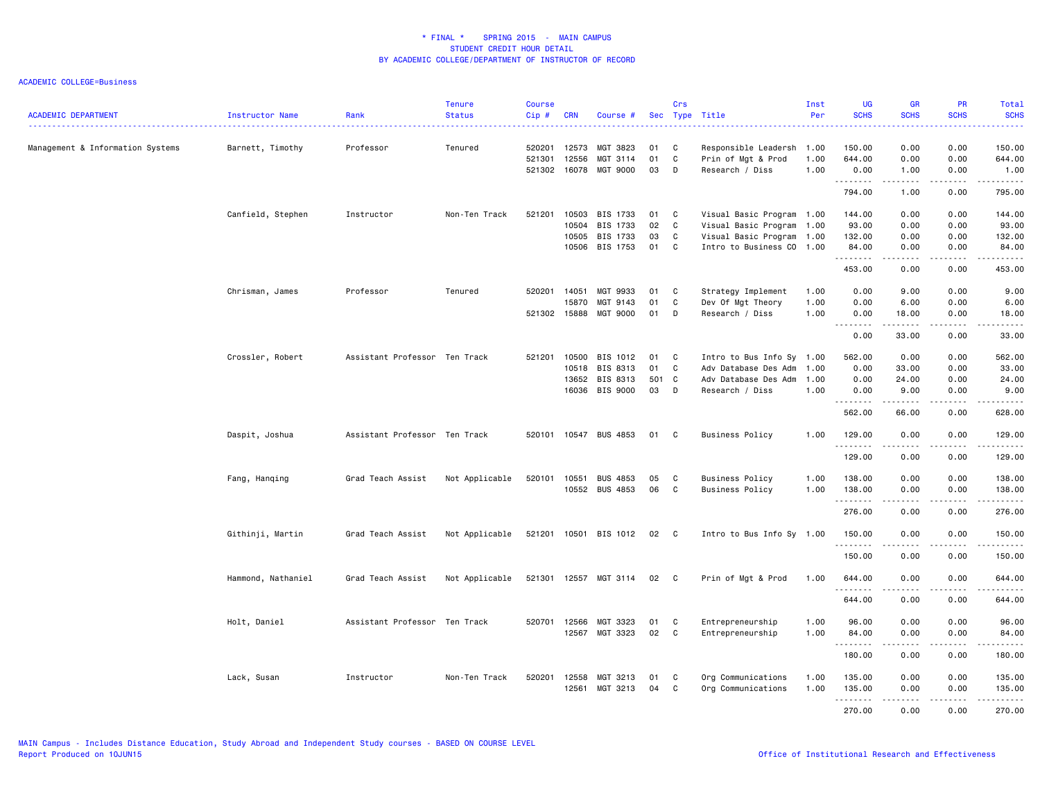* FINAL * SPRING 2015 - MAIN CAMPUS
STUDENT CREDIT HOUR DETAIL
BY ACADEMIC COLLEGE/DEPARTMENT OF INSTRUCTOR OF RECORD

ACADEMIC COLLEGE=Business

| ACADEMIC DEPARTMENT | Instructor Name | Rank | Tenure Status | Course Cip # | CRN | Course # | Sec | Crs Type | Title | Inst Per | UG SCHS | GR SCHS | PR SCHS | Total SCHS |
|---|---|---|---|---|---|---|---|---|---|---|---|---|---|---|
| Management & Information Systems | Barnett, Timothy | Professor | Tenured | 520201 | 12573 | MGT 3823 | 01 | C | Responsible Leadersh | 1.00 | 150.00 | 0.00 | 0.00 | 150.00 |
| | | | | 521301 | 12556 | MGT 3114 | 01 | C | Prin of Mgt & Prod | 1.00 | 644.00 | 0.00 | 0.00 | 644.00 |
| | | | | 521302 | 16078 | MGT 9000 | 03 | D | Research / Diss | 1.00 | 0.00 | 1.00 | 0.00 | 1.00 |
| | | | | | | | | | | | 794.00 | 1.00 | 0.00 | 795.00 |
| | Canfield, Stephen | Instructor | Non-Ten Track | 521201 | 10503 | BIS 1733 | 01 | C | Visual Basic Program | 1.00 | 144.00 | 0.00 | 0.00 | 144.00 |
| | | | | | 10504 | BIS 1733 | 02 | C | Visual Basic Program | 1.00 | 93.00 | 0.00 | 0.00 | 93.00 |
| | | | | | 10505 | BIS 1733 | 03 | C | Visual Basic Program | 1.00 | 132.00 | 0.00 | 0.00 | 132.00 |
| | | | | | 10506 | BIS 1753 | 01 | C | Intro to Business CO | 1.00 | 84.00 | 0.00 | 0.00 | 84.00 |
| | | | | | | | | | | | 453.00 | 0.00 | 0.00 | 453.00 |
| | Chrisman, James | Professor | Tenured | 520201 | 14051 | MGT 9933 | 01 | C | Strategy Implement | 1.00 | 0.00 | 9.00 | 0.00 | 9.00 |
| | | | | | 15870 | MGT 9143 | 01 | C | Dev Of Mgt Theory | 1.00 | 0.00 | 6.00 | 0.00 | 6.00 |
| | | | | 521302 | 15888 | MGT 9000 | 01 | D | Research / Diss | 1.00 | 0.00 | 18.00 | 0.00 | 18.00 |
| | | | | | | | | | | | 0.00 | 33.00 | 0.00 | 33.00 |
| | Crossler, Robert | Assistant Professor | Ten Track | 521201 | 10500 | BIS 1012 | 01 | C | Intro to Bus Info Sy | 1.00 | 562.00 | 0.00 | 0.00 | 562.00 |
| | | | | | 10518 | BIS 8313 | 01 | C | Adv Database Des Adm | 1.00 | 0.00 | 33.00 | 0.00 | 33.00 |
| | | | | | 13652 | BIS 8313 | 501 | C | Adv Database Des Adm | 1.00 | 0.00 | 24.00 | 0.00 | 24.00 |
| | | | | | 16036 | BIS 9000 | 03 | D | Research / Diss | 1.00 | 0.00 | 9.00 | 0.00 | 9.00 |
| | | | | | | | | | | | 562.00 | 66.00 | 0.00 | 628.00 |
| | Daspit, Joshua | Assistant Professor | Ten Track | 520101 | 10547 | BUS 4853 | 01 | C | Business Policy | 1.00 | 129.00 | 0.00 | 0.00 | 129.00 |
| | | | | | | | | | | | 129.00 | 0.00 | 0.00 | 129.00 |
| | Fang, Hanqing | Grad Teach Assist | Not Applicable | 520101 | 10551 | BUS 4853 | 05 | C | Business Policy | 1.00 | 138.00 | 0.00 | 0.00 | 138.00 |
| | | | | | 10552 | BUS 4853 | 06 | C | Business Policy | 1.00 | 138.00 | 0.00 | 0.00 | 138.00 |
| | | | | | | | | | | | 276.00 | 0.00 | 0.00 | 276.00 |
| | Githinji, Martin | Grad Teach Assist | Not Applicable | 521201 | 10501 | BIS 1012 | 02 | C | Intro to Bus Info Sy | 1.00 | 150.00 | 0.00 | 0.00 | 150.00 |
| | | | | | | | | | | | 150.00 | 0.00 | 0.00 | 150.00 |
| | Hammond, Nathaniel | Grad Teach Assist | Not Applicable | 521301 | 12557 | MGT 3114 | 02 | C | Prin of Mgt & Prod | 1.00 | 644.00 | 0.00 | 0.00 | 644.00 |
| | | | | | | | | | | | 644.00 | 0.00 | 0.00 | 644.00 |
| | Holt, Daniel | Assistant Professor | Ten Track | 520701 | 12566 | MGT 3323 | 01 | C | Entrepreneurship | 1.00 | 96.00 | 0.00 | 0.00 | 96.00 |
| | | | | | 12567 | MGT 3323 | 02 | C | Entrepreneurship | 1.00 | 84.00 | 0.00 | 0.00 | 84.00 |
| | | | | | | | | | | | 180.00 | 0.00 | 0.00 | 180.00 |
| | Lack, Susan | Instructor | Non-Ten Track | 520201 | 12558 | MGT 3213 | 01 | C | Org Communications | 1.00 | 135.00 | 0.00 | 0.00 | 135.00 |
| | | | | | 12561 | MGT 3213 | 04 | C | Org Communications | 1.00 | 135.00 | 0.00 | 0.00 | 135.00 |
| | | | | | | | | | | | 270.00 | 0.00 | 0.00 | 270.00 |

MAIN Campus - Includes Distance Education, Study Abroad and Independent Study courses - BASED ON COURSE LEVEL
Report Produced on 10JUN15

Office of Institutional Research and Effectiveness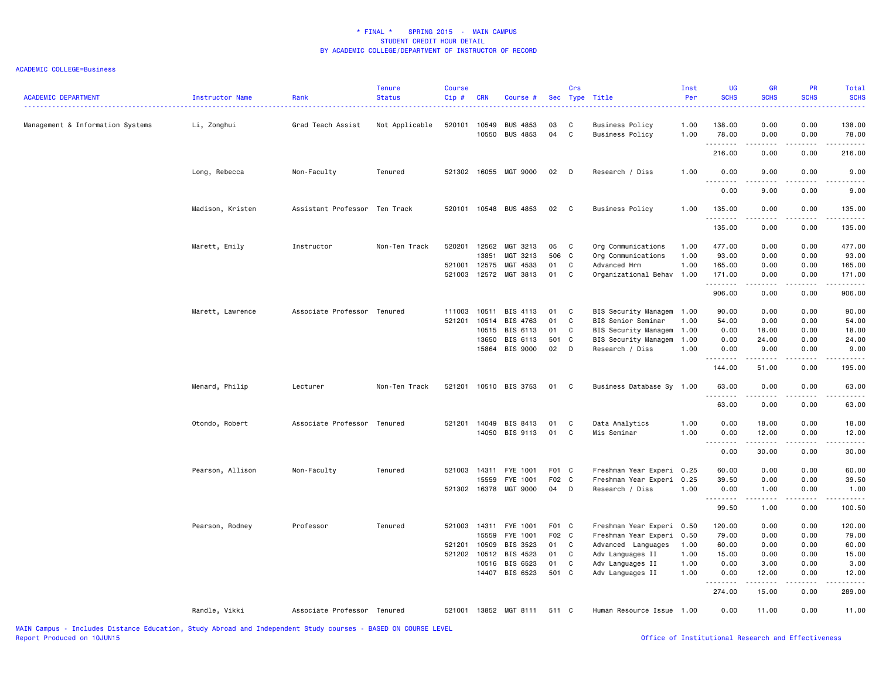# * FINAL * SPRING 2015 - MAIN CAMPUS
## STUDENT CREDIT HOUR DETAIL
## BY ACADEMIC COLLEGE/DEPARTMENT OF INSTRUCTOR OF RECORD

ACADEMIC COLLEGE=Business

| ACADEMIC DEPARTMENT | Instructor Name | Rank | Tenure Status | Course Cip # | CRN | Course # | Sec | Crs Type | Title | Inst Per | UG SCHS | GR SCHS | PR SCHS | Total SCHS |
|---|---|---|---|---|---|---|---|---|---|---|---|---|---|---|
| Management & Information Systems | Li, Zonghui | Grad Teach Assist | Not Applicable | 520101 | 10549 | BUS 4853 | 03 | C | Business Policy | 1.00 | 138.00 | 0.00 | 0.00 | 138.00 |
| | | | | | 10550 | BUS 4853 | 04 | C | Business Policy | 1.00 | 78.00 | 0.00 | 0.00 | 78.00 |
| | | | | | | | | | | | 216.00 | 0.00 | 0.00 | 216.00 |
| | Long, Rebecca | Non-Faculty | Tenured | 521302 | 16055 | MGT 9000 | 02 | D | Research / Diss | 1.00 | 0.00 | 9.00 | 0.00 | 9.00 |
| | | | | | | | | | | | 0.00 | 9.00 | 0.00 | 9.00 |
| | Madison, Kristen | Assistant Professor | Ten Track | 520101 | 10548 | BUS 4853 | 02 | C | Business Policy | 1.00 | 135.00 | 0.00 | 0.00 | 135.00 |
| | | | | | | | | | | | 135.00 | 0.00 | 0.00 | 135.00 |
| | Marett, Emily | Instructor | Non-Ten Track | 520201 | 12562 | MGT 3213 | 05 | C | Org Communications | 1.00 | 477.00 | 0.00 | 0.00 | 477.00 |
| | | | | | 13851 | MGT 3213 | 506 | C | Org Communications | 1.00 | 93.00 | 0.00 | 0.00 | 93.00 |
| | | | | 521001 | 12575 | MGT 4533 | 01 | C | Advanced Hrm | 1.00 | 165.00 | 0.00 | 0.00 | 165.00 |
| | | | | 521003 | 12572 | MGT 3813 | 01 | C | Organizational Behav | 1.00 | 171.00 | 0.00 | 0.00 | 171.00 |
| | | | | | | | | | | | 906.00 | 0.00 | 0.00 | 906.00 |
| | Marett, Lawrence | Associate Professor | Tenured | 111003 | 10511 | BIS 4113 | 01 | C | BIS Security Managem | 1.00 | 90.00 | 0.00 | 0.00 | 90.00 |
| | | | | 521201 | 10514 | BIS 4763 | 01 | C | BIS Senior Seminar | 1.00 | 54.00 | 0.00 | 0.00 | 54.00 |
| | | | | | 10515 | BIS 6113 | 01 | C | BIS Security Managem | 1.00 | 0.00 | 18.00 | 0.00 | 18.00 |
| | | | | | 13650 | BIS 6113 | 501 | C | BIS Security Managem | 1.00 | 0.00 | 24.00 | 0.00 | 24.00 |
| | | | | | 15864 | BIS 9000 | 02 | D | Research / Diss | 1.00 | 0.00 | 9.00 | 0.00 | 9.00 |
| | | | | | | | | | | | 144.00 | 51.00 | 0.00 | 195.00 |
| | Menard, Philip | Lecturer | Non-Ten Track | 521201 | 10510 | BIS 3753 | 01 | C | Business Database Sy | 1.00 | 63.00 | 0.00 | 0.00 | 63.00 |
| | | | | | | | | | | | 63.00 | 0.00 | 0.00 | 63.00 |
| | Otondo, Robert | Associate Professor | Tenured | 521201 | 14049 | BIS 8413 | 01 | C | Data Analytics | 1.00 | 0.00 | 18.00 | 0.00 | 18.00 |
| | | | | | 14050 | BIS 9113 | 01 | C | Mis Seminar | 1.00 | 0.00 | 12.00 | 0.00 | 12.00 |
| | | | | | | | | | | | 0.00 | 30.00 | 0.00 | 30.00 |
| | Pearson, Allison | Non-Faculty | Tenured | 521003 | 14311 | FYE 1001 | F01 | C | Freshman Year Experi | 0.25 | 60.00 | 0.00 | 0.00 | 60.00 |
| | | | | | 15559 | FYE 1001 | F02 | C | Freshman Year Experi | 0.25 | 39.50 | 0.00 | 0.00 | 39.50 |
| | | | | 521302 | 16378 | MGT 9000 | 04 | D | Research / Diss | 1.00 | 0.00 | 1.00 | 0.00 | 1.00 |
| | | | | | | | | | | | 99.50 | 1.00 | 0.00 | 100.50 |
| | Pearson, Rodney | Professor | Tenured | 521003 | 14311 | FYE 1001 | F01 | C | Freshman Year Experi | 0.50 | 120.00 | 0.00 | 0.00 | 120.00 |
| | | | | | 15559 | FYE 1001 | F02 | C | Freshman Year Experi | 0.50 | 79.00 | 0.00 | 0.00 | 79.00 |
| | | | | 521201 | 10509 | BIS 3523 | 01 | C | Advanced Languages | 1.00 | 60.00 | 0.00 | 0.00 | 60.00 |
| | | | | 521202 | 10512 | BIS 4523 | 01 | C | Adv Languages II | 1.00 | 15.00 | 0.00 | 0.00 | 15.00 |
| | | | | | 10516 | BIS 6523 | 01 | C | Adv Languages II | 1.00 | 0.00 | 3.00 | 0.00 | 3.00 |
| | | | | | 14407 | BIS 6523 | 501 | C | Adv Languages II | 1.00 | 0.00 | 12.00 | 0.00 | 12.00 |
| | | | | | | | | | | | 274.00 | 15.00 | 0.00 | 289.00 |
| | Randle, Vikki | Associate Professor | Tenured | 521001 | 13852 | MGT 8111 | 511 | C | Human Resource Issue | 1.00 | 0.00 | 11.00 | 0.00 | 11.00 |

MAIN Campus - Includes Distance Education, Study Abroad and Independent Study courses - BASED ON COURSE LEVEL
Report Produced on 10JUN15

Office of Institutional Research and Effectiveness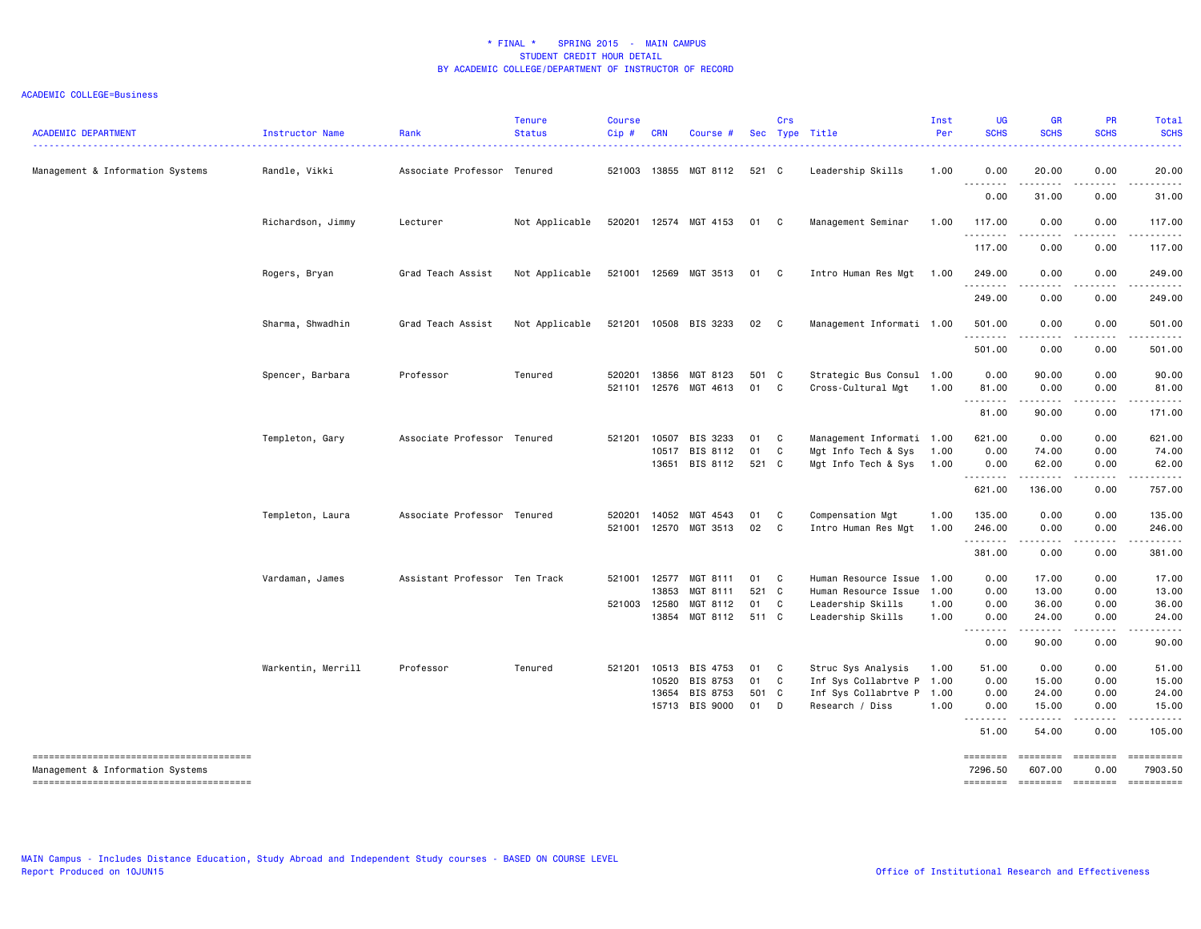* FINAL * SPRING 2015 - MAIN CAMPUS
STUDENT CREDIT HOUR DETAIL
BY ACADEMIC COLLEGE/DEPARTMENT OF INSTRUCTOR OF RECORD

ACADEMIC COLLEGE=Business

| ACADEMIC DEPARTMENT | Instructor Name | Rank | Tenure Status | Course Cip # | CRN | Course # | Sec | Crs Type | Title | Inst Per | UG SCHS | GR SCHS | PR SCHS | Total SCHS |
|---|---|---|---|---|---|---|---|---|---|---|---|---|---|---|
| Management & Information Systems | Randle, Vikki | Associate Professor | Tenured | 521003 | 13855 | MGT 8112 | 521 | C | Leadership Skills | 1.00 | 0.00 | 20.00 | 0.00 | 20.00 |
| | | | | | | | | | | | 0.00 | 31.00 | 0.00 | 31.00 |
| | Richardson, Jimmy | Lecturer | Not Applicable | 520201 | 12574 | MGT 4153 | 01 | C | Management Seminar | 1.00 | 117.00 | 0.00 | 0.00 | 117.00 |
| | | | | | | | | | | | 117.00 | 0.00 | 0.00 | 117.00 |
| | Rogers, Bryan | Grad Teach Assist | Not Applicable | 521001 | 12569 | MGT 3513 | 01 | C | Intro Human Res Mgt | 1.00 | 249.00 | 0.00 | 0.00 | 249.00 |
| | | | | | | | | | | | 249.00 | 0.00 | 0.00 | 249.00 |
| | Sharma, Shwadhin | Grad Teach Assist | Not Applicable | 521201 | 10508 | BIS 3233 | 02 | C | Management Informati | 1.00 | 501.00 | 0.00 | 0.00 | 501.00 |
| | | | | | | | | | | | 501.00 | 0.00 | 0.00 | 501.00 |
| | Spencer, Barbara | Professor | Tenured | 520201 | 13856 | MGT 8123 | 501 | C | Strategic Bus Consul | 1.00 | 0.00 | 90.00 | 0.00 | 90.00 |
| | | | | 521101 | 12576 | MGT 4613 | 01 | C | Cross-Cultural Mgt | 1.00 | 81.00 | 0.00 | 0.00 | 81.00 |
| | | | | | | | | | | | 81.00 | 90.00 | 0.00 | 171.00 |
| | Templeton, Gary | Associate Professor | Tenured | 521201 | 10507 | BIS 3233 | 01 | C | Management Informati | 1.00 | 621.00 | 0.00 | 0.00 | 621.00 |
| | | | | | 10517 | BIS 8112 | 01 | C | Mgt Info Tech & Sys | 1.00 | 0.00 | 74.00 | 0.00 | 74.00 |
| | | | | | 13651 | BIS 8112 | 521 | C | Mgt Info Tech & Sys | 1.00 | 0.00 | 62.00 | 0.00 | 62.00 |
| | | | | | | | | | | | 621.00 | 136.00 | 0.00 | 757.00 |
| | Templeton, Laura | Associate Professor | Tenured | 520201 | 14052 | MGT 4543 | 01 | C | Compensation Mgt | 1.00 | 135.00 | 0.00 | 0.00 | 135.00 |
| | | | | 521001 | 12570 | MGT 3513 | 02 | C | Intro Human Res Mgt | 1.00 | 246.00 | 0.00 | 0.00 | 246.00 |
| | | | | | | | | | | | 381.00 | 0.00 | 0.00 | 381.00 |
| | Vardaman, James | Assistant Professor | Ten Track | 521001 | 12577 | MGT 8111 | 01 | C | Human Resource Issue | 1.00 | 0.00 | 17.00 | 0.00 | 17.00 |
| | | | | | 13853 | MGT 8111 | 521 | C | Human Resource Issue | 1.00 | 0.00 | 13.00 | 0.00 | 13.00 |
| | | | | 521003 | 12580 | MGT 8112 | 01 | C | Leadership Skills | 1.00 | 0.00 | 36.00 | 0.00 | 36.00 |
| | | | | | 13854 | MGT 8112 | 511 | C | Leadership Skills | 1.00 | 0.00 | 24.00 | 0.00 | 24.00 |
| | | | | | | | | | | | 0.00 | 90.00 | 0.00 | 90.00 |
| | Warkentin, Merrill | Professor | Tenured | 521201 | 10513 | BIS 4753 | 01 | C | Struc Sys Analysis | 1.00 | 51.00 | 0.00 | 0.00 | 51.00 |
| | | | | | 10520 | BIS 8753 | 01 | C | Inf Sys Collabrtve P | 1.00 | 0.00 | 15.00 | 0.00 | 15.00 |
| | | | | | 13654 | BIS 8753 | 501 | C | Inf Sys Collabrtve P | 1.00 | 0.00 | 24.00 | 0.00 | 24.00 |
| | | | | | 15713 | BIS 9000 | 01 | D | Research / Diss | 1.00 | 0.00 | 15.00 | 0.00 | 15.00 |
| | | | | | | | | | | | 51.00 | 54.00 | 0.00 | 105.00 |
| Management & Information Systems | | | | | | | | | | | 7296.50 | 607.00 | 0.00 | 7903.50 |

MAIN Campus - Includes Distance Education, Study Abroad and Independent Study courses - BASED ON COURSE LEVEL
Report Produced on 10JUN15

Office of Institutional Research and Effectiveness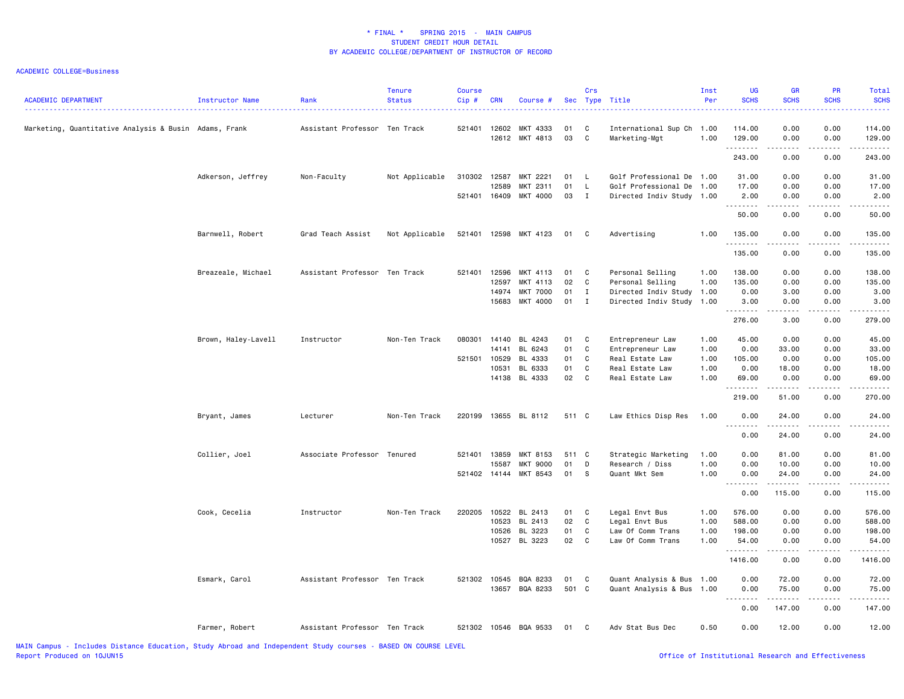\* FINAL \* SPRING 2015 - MAIN CAMPUS
STUDENT CREDIT HOUR DETAIL
BY ACADEMIC COLLEGE/DEPARTMENT OF INSTRUCTOR OF RECORD

ACADEMIC COLLEGE=Business

| ACADEMIC DEPARTMENT | Instructor Name | Rank | Tenure Status | Course Cip # | CRN | Course # | Sec | Crs Type | Title | Inst Per | UG SCHS | GR SCHS | PR SCHS | Total SCHS |
|---|---|---|---|---|---|---|---|---|---|---|---|---|---|---|
| Marketing, Quantitative Analysis & Busin | Adams, Frank | Assistant Professor | Ten Track | 521401 | 12602 | MKT 4333 | 01 | C | International Sup Ch | 1.00 | 114.00 | 0.00 | 0.00 | 114.00 |
| | | | | | 12612 | MKT 4813 | 03 | C | Marketing-Mgt | 1.00 | 129.00 | 0.00 | 0.00 | 129.00 |
| | | | | | | | | | | | 243.00 | 0.00 | 0.00 | 243.00 |
| | Adkerson, Jeffrey | Non-Faculty | Not Applicable | 310302 | 12587 | MKT 2221 | 01 | L | Golf Professional De | 1.00 | 31.00 | 0.00 | 0.00 | 31.00 |
| | | | | | 12589 | MKT 2311 | 01 | L | Golf Professional De | 1.00 | 17.00 | 0.00 | 0.00 | 17.00 |
| | | | | 521401 | 16409 | MKT 4000 | 03 | I | Directed Indiv Study | 1.00 | 2.00 | 0.00 | 0.00 | 2.00 |
| | | | | | | | | | | | 50.00 | 0.00 | 0.00 | 50.00 |
| | Barnwell, Robert | Grad Teach Assist | Not Applicable | 521401 | 12598 | MKT 4123 | 01 | C | Advertising | 1.00 | 135.00 | 0.00 | 0.00 | 135.00 |
| | | | | | | | | | | | 135.00 | 0.00 | 0.00 | 135.00 |
| | Breazeale, Michael | Assistant Professor | Ten Track | 521401 | 12596 | MKT 4113 | 01 | C | Personal Selling | 1.00 | 138.00 | 0.00 | 0.00 | 138.00 |
| | | | | | 12597 | MKT 4113 | 02 | C | Personal Selling | 1.00 | 135.00 | 0.00 | 0.00 | 135.00 |
| | | | | | 14974 | MKT 7000 | 01 | I | Directed Indiv Study | 1.00 | 0.00 | 3.00 | 0.00 | 3.00 |
| | | | | | 15683 | MKT 4000 | 01 | I | Directed Indiv Study | 1.00 | 3.00 | 0.00 | 0.00 | 3.00 |
| | | | | | | | | | | | 276.00 | 3.00 | 0.00 | 279.00 |
| | Brown, Haley-Lavell | Instructor | Non-Ten Track | 080301 | 14140 | BL 4243 | 01 | C | Entrepreneur Law | 1.00 | 45.00 | 0.00 | 0.00 | 45.00 |
| | | | | | 14141 | BL 6243 | 01 | C | Entrepreneur Law | 1.00 | 0.00 | 33.00 | 0.00 | 33.00 |
| | | | | 521501 | 10529 | BL 4333 | 01 | C | Real Estate Law | 1.00 | 105.00 | 0.00 | 0.00 | 105.00 |
| | | | | | 10531 | BL 6333 | 01 | C | Real Estate Law | 1.00 | 0.00 | 18.00 | 0.00 | 18.00 |
| | | | | | 14138 | BL 4333 | 02 | C | Real Estate Law | 1.00 | 69.00 | 0.00 | 0.00 | 69.00 |
| | | | | | | | | | | | 219.00 | 51.00 | 0.00 | 270.00 |
| | Bryant, James | Lecturer | Non-Ten Track | 220199 | 13655 | BL 8112 | 511 | C | Law Ethics Disp Res | 1.00 | 0.00 | 24.00 | 0.00 | 24.00 |
| | | | | | | | | | | | 0.00 | 24.00 | 0.00 | 24.00 |
| | Collier, Joel | Associate Professor | Tenured | 521401 | 13859 | MKT 8153 | 511 | C | Strategic Marketing | 1.00 | 0.00 | 81.00 | 0.00 | 81.00 |
| | | | | | 15587 | MKT 9000 | 01 | D | Research / Diss | 1.00 | 0.00 | 10.00 | 0.00 | 10.00 |
| | | | | 521402 | 14144 | MKT 8543 | 01 | S | Quant Mkt Sem | 1.00 | 0.00 | 24.00 | 0.00 | 24.00 |
| | | | | | | | | | | | 0.00 | 115.00 | 0.00 | 115.00 |
| | Cook, Cecelia | Instructor | Non-Ten Track | 220205 | 10522 | BL 2413 | 01 | C | Legal Envt Bus | 1.00 | 576.00 | 0.00 | 0.00 | 576.00 |
| | | | | | 10523 | BL 2413 | 02 | C | Legal Envt Bus | 1.00 | 588.00 | 0.00 | 0.00 | 588.00 |
| | | | | | 10526 | BL 3223 | 01 | C | Law Of Comm Trans | 1.00 | 198.00 | 0.00 | 0.00 | 198.00 |
| | | | | | 10527 | BL 3223 | 02 | C | Law Of Comm Trans | 1.00 | 54.00 | 0.00 | 0.00 | 54.00 |
| | | | | | | | | | | | 1416.00 | 0.00 | 0.00 | 1416.00 |
| | Esmark, Carol | Assistant Professor | Ten Track | 521302 | 10545 | BQA 8233 | 01 | C | Quant Analysis & Bus | 1.00 | 0.00 | 72.00 | 0.00 | 72.00 |
| | | | | | 13657 | BQA 8233 | 501 | C | Quant Analysis & Bus | 1.00 | 0.00 | 75.00 | 0.00 | 75.00 |
| | | | | | | | | | | | 0.00 | 147.00 | 0.00 | 147.00 |
| | Farmer, Robert | Assistant Professor | Ten Track | 521302 | 10546 | BQA 9533 | 01 | C | Adv Stat Bus Dec | 0.50 | 0.00 | 12.00 | 0.00 | 12.00 |

MAIN Campus - Includes Distance Education, Study Abroad and Independent Study courses - BASED ON COURSE LEVEL
Report Produced on 10JUN15

Office of Institutional Research and Effectiveness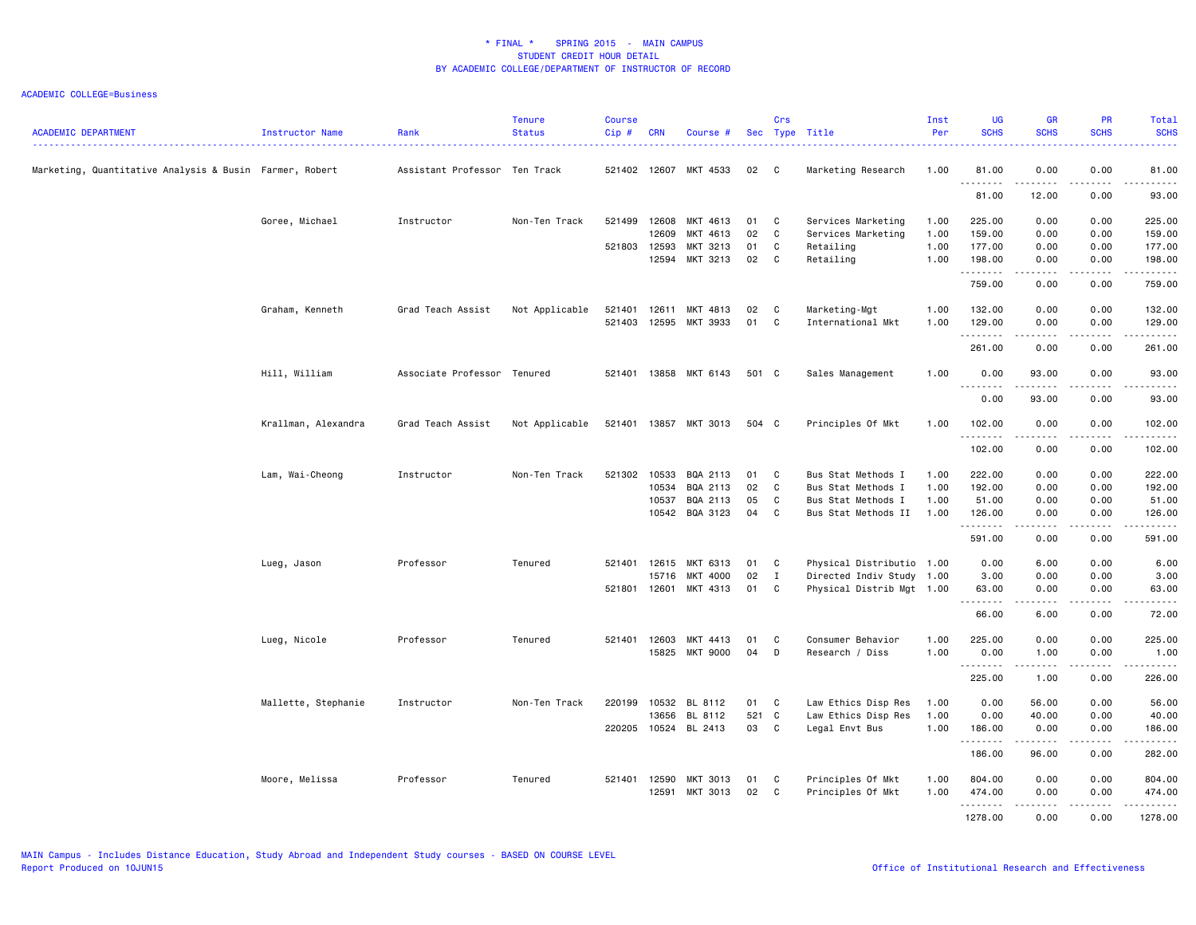\* FINAL \* SPRING 2015 - MAIN CAMPUS
STUDENT CREDIT HOUR DETAIL
BY ACADEMIC COLLEGE/DEPARTMENT OF INSTRUCTOR OF RECORD

ACADEMIC COLLEGE=Business

| ACADEMIC DEPARTMENT | Instructor Name | Rank | Tenure Status | Course Cip # | CRN | Course # | Sec | Crs Type | Title | Inst Per | UG SCHS | GR SCHS | PR SCHS | Total SCHS |
|---|---|---|---|---|---|---|---|---|---|---|---|---|---|---|
| Marketing, Quantitative Analysis & Busin | Farmer, Robert | Assistant Professor | Ten Track | 521402 | 12607 | MKT 4533 | 02 | C | Marketing Research | 1.00 | 81.00 | 0.00 | 0.00 | 81.00 |
| | | | | | | | | | | | 81.00 | 12.00 | 0.00 | 93.00 |
| | Goree, Michael | Instructor | Non-Ten Track | 521499 | 12608 | MKT 4613 | 01 | C | Services Marketing | 1.00 | 225.00 | 0.00 | 0.00 | 225.00 |
| | | | | | 12609 | MKT 4613 | 02 | C | Services Marketing | 1.00 | 159.00 | 0.00 | 0.00 | 159.00 |
| | | | | 521803 | 12593 | MKT 3213 | 01 | C | Retailing | 1.00 | 177.00 | 0.00 | 0.00 | 177.00 |
| | | | | | 12594 | MKT 3213 | 02 | C | Retailing | 1.00 | 198.00 | 0.00 | 0.00 | 198.00 |
| | | | | | | | | | | | 759.00 | 0.00 | 0.00 | 759.00 |
| | Graham, Kenneth | Grad Teach Assist | Not Applicable | 521401 | 12611 | MKT 4813 | 02 | C | Marketing-Mgt | 1.00 | 132.00 | 0.00 | 0.00 | 132.00 |
| | | | | 521403 | 12595 | MKT 3933 | 01 | C | International Mkt | 1.00 | 129.00 | 0.00 | 0.00 | 129.00 |
| | | | | | | | | | | | 261.00 | 0.00 | 0.00 | 261.00 |
| | Hill, William | Associate Professor | Tenured | 521401 | 13858 | MKT 6143 | 501 | C | Sales Management | 1.00 | 0.00 | 93.00 | 0.00 | 93.00 |
| | | | | | | | | | | | 0.00 | 93.00 | 0.00 | 93.00 |
| | Krallman, Alexandra | Grad Teach Assist | Not Applicable | 521401 | 13857 | MKT 3013 | 504 | C | Principles Of Mkt | 1.00 | 102.00 | 0.00 | 0.00 | 102.00 |
| | | | | | | | | | | | 102.00 | 0.00 | 0.00 | 102.00 |
| | Lam, Wai-Cheong | Instructor | Non-Ten Track | 521302 | 10533 | BQA 2113 | 01 | C | Bus Stat Methods I | 1.00 | 222.00 | 0.00 | 0.00 | 222.00 |
| | | | | | 10534 | BQA 2113 | 02 | C | Bus Stat Methods I | 1.00 | 192.00 | 0.00 | 0.00 | 192.00 |
| | | | | | 10537 | BQA 2113 | 05 | C | Bus Stat Methods I | 1.00 | 51.00 | 0.00 | 0.00 | 51.00 |
| | | | | | 10542 | BQA 3123 | 04 | C | Bus Stat Methods II | 1.00 | 126.00 | 0.00 | 0.00 | 126.00 |
| | | | | | | | | | | | 591.00 | 0.00 | 0.00 | 591.00 |
| | Lueg, Jason | Professor | Tenured | 521401 | 12615 | MKT 6313 | 01 | C | Physical Distributio | 1.00 | 0.00 | 6.00 | 0.00 | 6.00 |
| | | | | | 15716 | MKT 4000 | 02 | I | Directed Indiv Study | 1.00 | 3.00 | 0.00 | 0.00 | 3.00 |
| | | | | 521801 | 12601 | MKT 4313 | 01 | C | Physical Distrib Mgt | 1.00 | 63.00 | 0.00 | 0.00 | 63.00 |
| | | | | | | | | | | | 66.00 | 6.00 | 0.00 | 72.00 |
| | Lueg, Nicole | Professor | Tenured | 521401 | 12603 | MKT 4413 | 01 | C | Consumer Behavior | 1.00 | 225.00 | 0.00 | 0.00 | 225.00 |
| | | | | | 15825 | MKT 9000 | 04 | D | Research / Diss | 1.00 | 0.00 | 1.00 | 0.00 | 1.00 |
| | | | | | | | | | | | 225.00 | 1.00 | 0.00 | 226.00 |
| | Mallette, Stephanie | Instructor | Non-Ten Track | 220199 | 10532 | BL 8112 | 01 | C | Law Ethics Disp Res | 1.00 | 0.00 | 56.00 | 0.00 | 56.00 |
| | | | | | 13656 | BL 8112 | 521 | C | Law Ethics Disp Res | 1.00 | 0.00 | 40.00 | 0.00 | 40.00 |
| | | | | 220205 | 10524 | BL 2413 | 03 | C | Legal Envt Bus | 1.00 | 186.00 | 0.00 | 0.00 | 186.00 |
| | | | | | | | | | | | 186.00 | 96.00 | 0.00 | 282.00 |
| | Moore, Melissa | Professor | Tenured | 521401 | 12590 | MKT 3013 | 01 | C | Principles Of Mkt | 1.00 | 804.00 | 0.00 | 0.00 | 804.00 |
| | | | | | 12591 | MKT 3013 | 02 | C | Principles Of Mkt | 1.00 | 474.00 | 0.00 | 0.00 | 474.00 |
| | | | | | | | | | | | 1278.00 | 0.00 | 0.00 | 1278.00 |

MAIN Campus - Includes Distance Education, Study Abroad and Independent Study courses - BASED ON COURSE LEVEL
Report Produced on 10JUN15

Office of Institutional Research and Effectiveness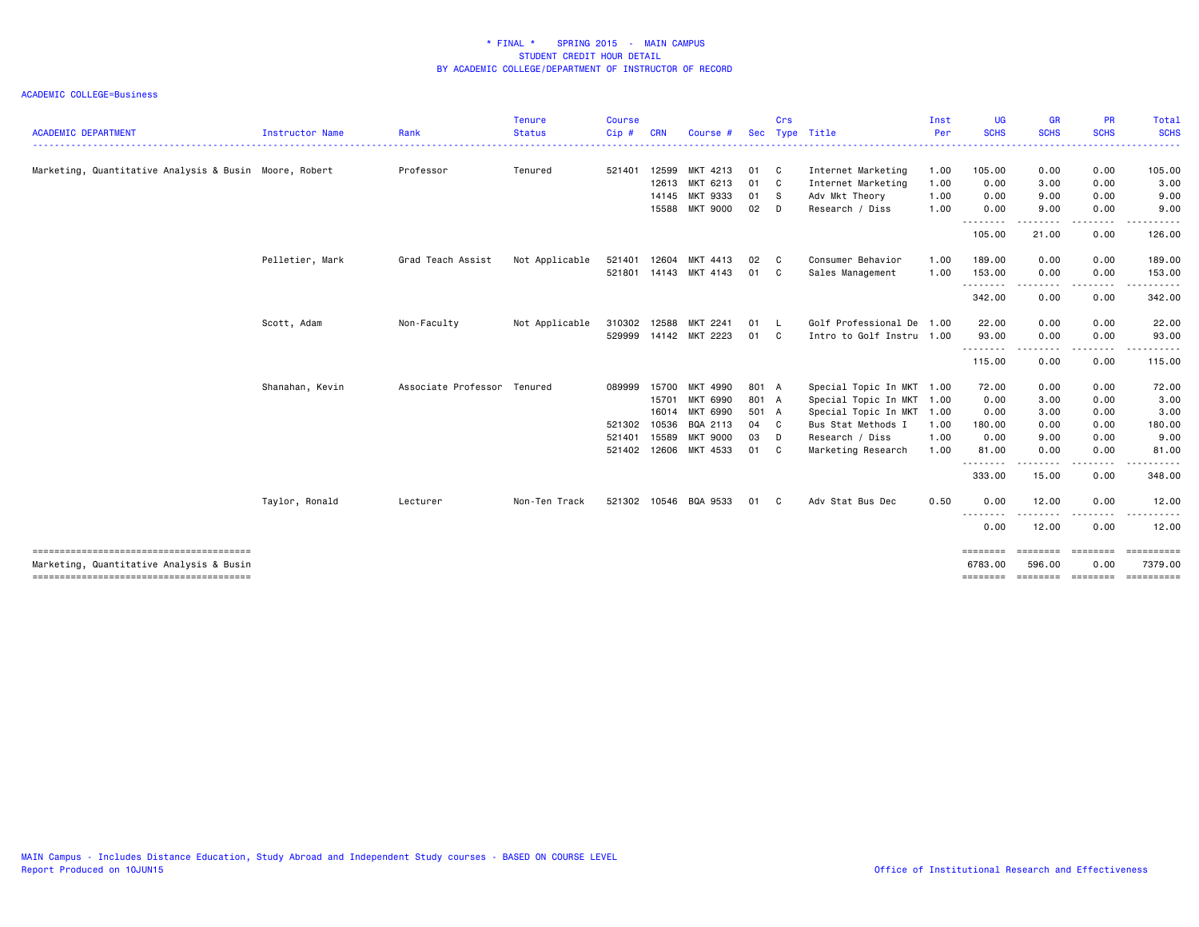\* FINAL \* SPRING 2015 - MAIN CAMPUS
STUDENT CREDIT HOUR DETAIL
BY ACADEMIC COLLEGE/DEPARTMENT OF INSTRUCTOR OF RECORD

ACADEMIC COLLEGE=Business

| ACADEMIC DEPARTMENT | Instructor Name | Rank | Tenure Status | Course Cip # | CRN | Course # | Sec | Crs Type | Title | Inst Per | UG SCHS | GR SCHS | PR SCHS | Total SCHS |
|---|---|---|---|---|---|---|---|---|---|---|---|---|---|---|
| Marketing, Quantitative Analysis & Busin | Moore, Robert | Professor | Tenured | 521401 | 12599 | MKT 4213 | 01 | C | Internet Marketing | 1.00 | 105.00 | 0.00 | 0.00 | 105.00 |
| | | | | | 12613 | MKT 6213 | 01 | C | Internet Marketing | 1.00 | 0.00 | 3.00 | 0.00 | 3.00 |
| | | | | | 14145 | MKT 9333 | 01 | S | Adv Mkt Theory | 1.00 | 0.00 | 9.00 | 0.00 | 9.00 |
| | | | | | 15588 | MKT 9000 | 02 | D | Research / Diss | 1.00 | 0.00 | 9.00 | 0.00 | 9.00 |
| | | | | | | | | | | | 105.00 | 21.00 | 0.00 | 126.00 |
| | Pelletier, Mark | Grad Teach Assist | Not Applicable | 521401 | 12604 | MKT 4413 | 02 | C | Consumer Behavior | 1.00 | 189.00 | 0.00 | 0.00 | 189.00 |
| | | | | 521801 | 14143 | MKT 4143 | 01 | C | Sales Management | 1.00 | 153.00 | 0.00 | 0.00 | 153.00 |
| | | | | | | | | | | | 342.00 | 0.00 | 0.00 | 342.00 |
| | Scott, Adam | Non-Faculty | Not Applicable | 310302 | 12588 | MKT 2241 | 01 | L | Golf Professional De | 1.00 | 22.00 | 0.00 | 0.00 | 22.00 |
| | | | | 529999 | 14142 | MKT 2223 | 01 | C | Intro to Golf Instru | 1.00 | 93.00 | 0.00 | 0.00 | 93.00 |
| | | | | | | | | | | | 115.00 | 0.00 | 0.00 | 115.00 |
| | Shanahan, Kevin | Associate Professor | Tenured | 089999 | 15700 | MKT 4990 | 801 | A | Special Topic In MKT | 1.00 | 72.00 | 0.00 | 0.00 | 72.00 |
| | | | | | 15701 | MKT 6990 | 801 | A | Special Topic In MKT | 1.00 | 0.00 | 3.00 | 0.00 | 3.00 |
| | | | | | 16014 | MKT 6990 | 501 | A | Special Topic In MKT | 1.00 | 0.00 | 3.00 | 0.00 | 3.00 |
| | | | | 521302 | 10536 | BQA 2113 | 04 | C | Bus Stat Methods I | 1.00 | 180.00 | 0.00 | 0.00 | 180.00 |
| | | | | 521401 | 15589 | MKT 9000 | 03 | D | Research / Diss | 1.00 | 0.00 | 9.00 | 0.00 | 9.00 |
| | | | | 521402 | 12606 | MKT 4533 | 01 | C | Marketing Research | 1.00 | 81.00 | 0.00 | 0.00 | 81.00 |
| | | | | | | | | | | | 333.00 | 15.00 | 0.00 | 348.00 |
| | Taylor, Ronald | Lecturer | Non-Ten Track | 521302 | 10546 | BQA 9533 | 01 | C | Adv Stat Bus Dec | 0.50 | 0.00 | 12.00 | 0.00 | 12.00 |
| | | | | | | | | | | | 0.00 | 12.00 | 0.00 | 12.00 |
| Marketing, Quantitative Analysis & Busin | | | | | | | | | | | 6783.00 | 596.00 | 0.00 | 7379.00 |

MAIN Campus - Includes Distance Education, Study Abroad and Independent Study courses - BASED ON COURSE LEVEL
Report Produced on 10JUN15

Office of Institutional Research and Effectiveness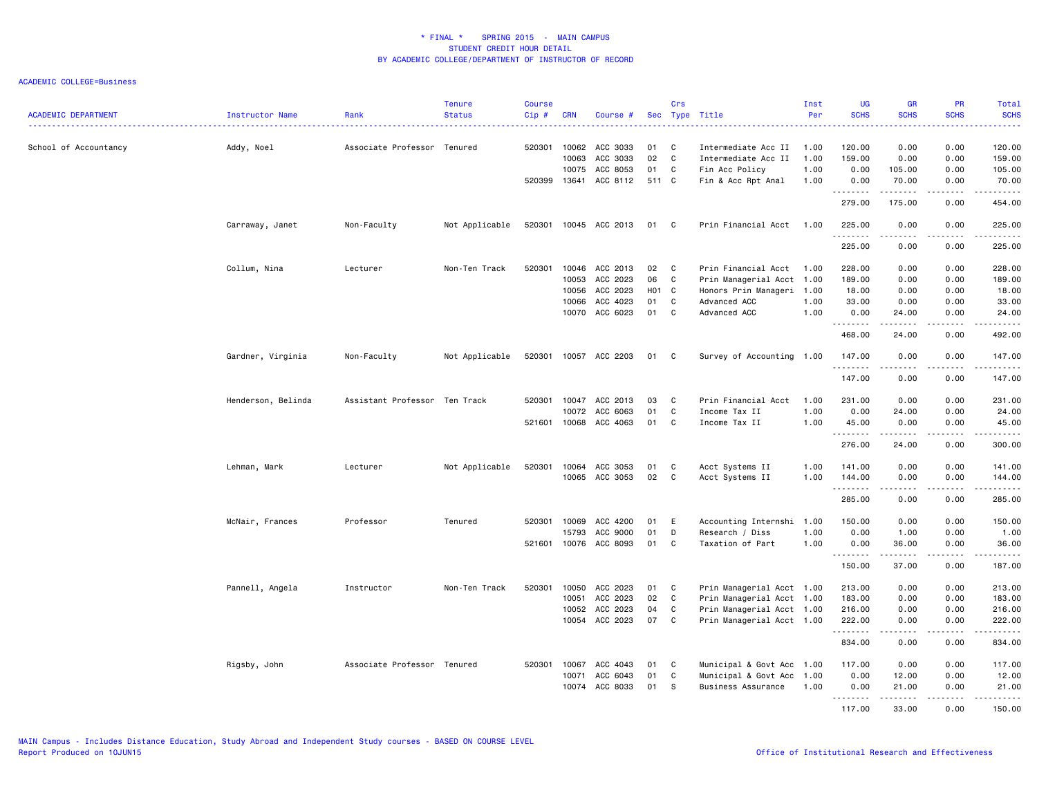# * FINAL * SPRING 2015 - MAIN CAMPUS
## STUDENT CREDIT HOUR DETAIL
## BY ACADEMIC COLLEGE/DEPARTMENT OF INSTRUCTOR OF RECORD

ACADEMIC COLLEGE=Business

| ACADEMIC DEPARTMENT | Instructor Name | Rank | Tenure Status | Course Cip # | CRN | Course # | Sec | Crs Type | Title | Inst Per | UG SCHS | GR SCHS | PR SCHS | Total SCHS |
|---|---|---|---|---|---|---|---|---|---|---|---|---|---|---|
| School of Accountancy | Addy, Noel | Associate Professor | Tenured | 520301 | 10062 | ACC 3033 | 01 | C | Intermediate Acc II | 1.00 | 120.00 | 0.00 | 0.00 | 120.00 |
| | | | | | 10063 | ACC 3033 | 02 | C | Intermediate Acc II | 1.00 | 159.00 | 0.00 | 0.00 | 159.00 |
| | | | | | 10075 | ACC 8053 | 01 | C | Fin Acc Policy | 1.00 | 0.00 | 105.00 | 0.00 | 105.00 |
| | | | | 520399 | 13641 | ACC 8112 | 511 | C | Fin & Acc Rpt Anal | 1.00 | 0.00 | 70.00 | 0.00 | 70.00 |
| | | | | | | | | | | | 279.00 | 175.00 | 0.00 | 454.00 |
| | Carraway, Janet | Non-Faculty | Not Applicable | 520301 | 10045 | ACC 2013 | 01 | C | Prin Financial Acct | 1.00 | 225.00 | 0.00 | 0.00 | 225.00 |
| | | | | | | | | | | | 225.00 | 0.00 | 0.00 | 225.00 |
| | Collum, Nina | Lecturer | Non-Ten Track | 520301 | 10046 | ACC 2013 | 02 | C | Prin Financial Acct | 1.00 | 228.00 | 0.00 | 0.00 | 228.00 |
| | | | | | 10053 | ACC 2023 | 06 | C | Prin Managerial Acct | 1.00 | 189.00 | 0.00 | 0.00 | 189.00 |
| | | | | | 10056 | ACC 2023 | H01 | C | Honors Prin Manageri | 1.00 | 18.00 | 0.00 | 0.00 | 18.00 |
| | | | | | 10066 | ACC 4023 | 01 | C | Advanced ACC | 1.00 | 33.00 | 0.00 | 0.00 | 33.00 |
| | | | | | 10070 | ACC 6023 | 01 | C | Advanced ACC | 1.00 | 0.00 | 24.00 | 0.00 | 24.00 |
| | | | | | | | | | | | 468.00 | 24.00 | 0.00 | 492.00 |
| | Gardner, Virginia | Non-Faculty | Not Applicable | 520301 | 10057 | ACC 2203 | 01 | C | Survey of Accounting | 1.00 | 147.00 | 0.00 | 0.00 | 147.00 |
| | | | | | | | | | | | 147.00 | 0.00 | 0.00 | 147.00 |
| | Henderson, Belinda | Assistant Professor | Ten Track | 520301 | 10047 | ACC 2013 | 03 | C | Prin Financial Acct | 1.00 | 231.00 | 0.00 | 0.00 | 231.00 |
| | | | | | 10072 | ACC 6063 | 01 | C | Income Tax II | 1.00 | 0.00 | 24.00 | 0.00 | 24.00 |
| | | | | 521601 | 10068 | ACC 4063 | 01 | C | Income Tax II | 1.00 | 45.00 | 0.00 | 0.00 | 45.00 |
| | | | | | | | | | | | 276.00 | 24.00 | 0.00 | 300.00 |
| | Lehman, Mark | Lecturer | Not Applicable | 520301 | 10064 | ACC 3053 | 01 | C | Acct Systems II | 1.00 | 141.00 | 0.00 | 0.00 | 141.00 |
| | | | | | 10065 | ACC 3053 | 02 | C | Acct Systems II | 1.00 | 144.00 | 0.00 | 0.00 | 144.00 |
| | | | | | | | | | | | 285.00 | 0.00 | 0.00 | 285.00 |
| | McNair, Frances | Professor | Tenured | 520301 | 10069 | ACC 4200 | 01 | E | Accounting Internshi | 1.00 | 150.00 | 0.00 | 0.00 | 150.00 |
| | | | | | 15793 | ACC 9000 | 01 | D | Research / Diss | 1.00 | 0.00 | 1.00 | 0.00 | 1.00 |
| | | | | 521601 | 10076 | ACC 8093 | 01 | C | Taxation of Part | 1.00 | 0.00 | 36.00 | 0.00 | 36.00 |
| | | | | | | | | | | | 150.00 | 37.00 | 0.00 | 187.00 |
| | Pannell, Angela | Instructor | Non-Ten Track | 520301 | 10050 | ACC 2023 | 01 | C | Prin Managerial Acct | 1.00 | 213.00 | 0.00 | 0.00 | 213.00 |
| | | | | | 10051 | ACC 2023 | 02 | C | Prin Managerial Acct | 1.00 | 183.00 | 0.00 | 0.00 | 183.00 |
| | | | | | 10052 | ACC 2023 | 04 | C | Prin Managerial Acct | 1.00 | 216.00 | 0.00 | 0.00 | 216.00 |
| | | | | | 10054 | ACC 2023 | 07 | C | Prin Managerial Acct | 1.00 | 222.00 | 0.00 | 0.00 | 222.00 |
| | | | | | | | | | | | 834.00 | 0.00 | 0.00 | 834.00 |
| | Rigsby, John | Associate Professor | Tenured | 520301 | 10067 | ACC 4043 | 01 | C | Municipal & Govt Acc | 1.00 | 117.00 | 0.00 | 0.00 | 117.00 |
| | | | | | 10071 | ACC 6043 | 01 | C | Municipal & Govt Acc | 1.00 | 0.00 | 12.00 | 0.00 | 12.00 |
| | | | | | 10074 | ACC 8033 | 01 | S | Business Assurance | 1.00 | 0.00 | 21.00 | 0.00 | 21.00 |
| | | | | | | | | | | | 117.00 | 33.00 | 0.00 | 150.00 |

MAIN Campus - Includes Distance Education, Study Abroad and Independent Study courses - BASED ON COURSE LEVEL
Report Produced on 10JUN15

Office of Institutional Research and Effectiveness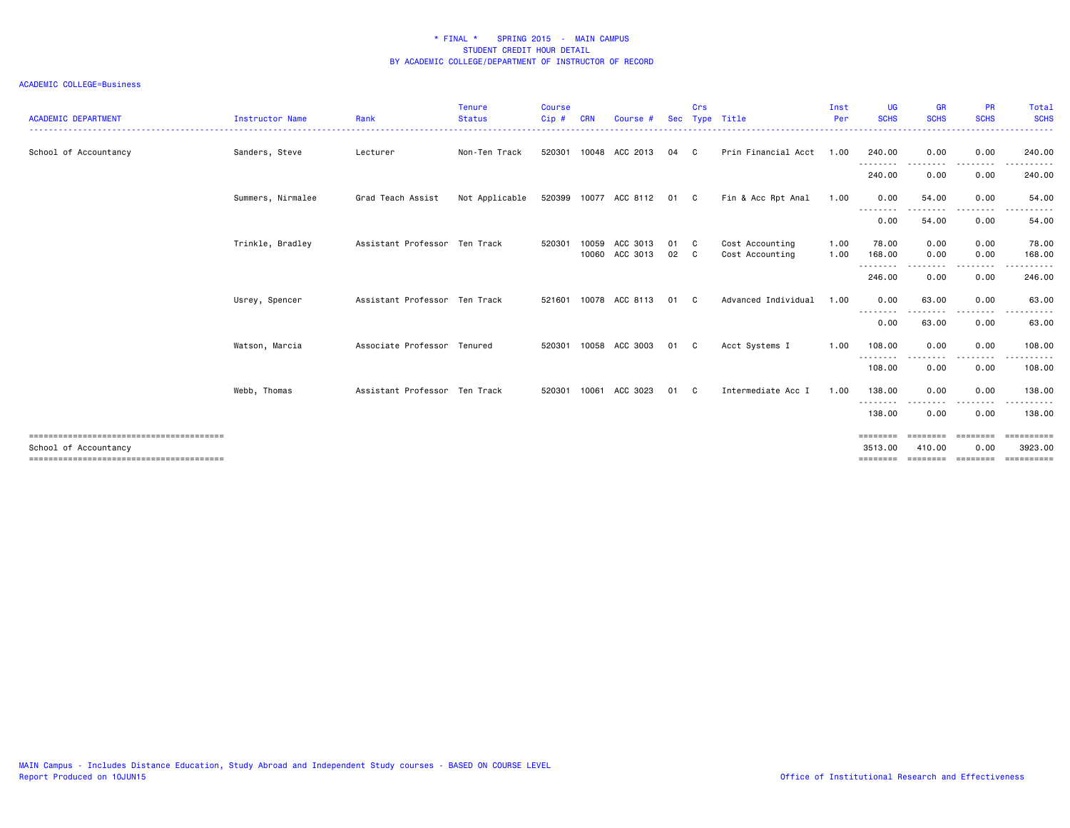# * FINAL * SPRING 2015 - MAIN CAMPUS
## STUDENT CREDIT HOUR DETAIL
## BY ACADEMIC COLLEGE/DEPARTMENT OF INSTRUCTOR OF RECORD

ACADEMIC COLLEGE=Business

| ACADEMIC DEPARTMENT | Instructor Name | Rank | Tenure Status | Course Cip # | CRN | Course # | Sec | Crs Type | Title | Inst Per | UG SCHS | GR SCHS | PR SCHS | Total SCHS |
|---|---|---|---|---|---|---|---|---|---|---|---|---|---|---|
| School of Accountancy | Sanders, Steve | Lecturer | Non-Ten Track | 520301 | 10048 | ACC 2013 | 04 | C | Prin Financial Acct | 1.00 | 240.00 | 0.00 | 0.00 | 240.00 |
| | | | | | | | | | | | 240.00 | 0.00 | 0.00 | 240.00 |
| | Summers, Nirmalee | Grad Teach Assist | Not Applicable | 520399 | 10077 | ACC 8112 | 01 | C | Fin & Acc Rpt Anal | 1.00 | 0.00 | 54.00 | 0.00 | 54.00 |
| | | | | | | | | | | | 0.00 | 54.00 | 0.00 | 54.00 |
| | Trinkle, Bradley | Assistant Professor | Ten Track | 520301 | 10059 | ACC 3013 | 01 | C | Cost Accounting | 1.00 | 78.00 | 0.00 | 0.00 | 78.00 |
| | | | | | 10060 | ACC 3013 | 02 | C | Cost Accounting | 1.00 | 168.00 | 0.00 | 0.00 | 168.00 |
| | | | | | | | | | | | 246.00 | 0.00 | 0.00 | 246.00 |
| | Usrey, Spencer | Assistant Professor | Ten Track | 521601 | 10078 | ACC 8113 | 01 | C | Advanced Individual | 1.00 | 0.00 | 63.00 | 0.00 | 63.00 |
| | | | | | | | | | | | 0.00 | 63.00 | 0.00 | 63.00 |
| | Watson, Marcia | Associate Professor | Tenured | 520301 | 10058 | ACC 3003 | 01 | C | Acct Systems I | 1.00 | 108.00 | 0.00 | 0.00 | 108.00 |
| | | | | | | | | | | | 108.00 | 0.00 | 0.00 | 108.00 |
| | Webb, Thomas | Assistant Professor | Ten Track | 520301 | 10061 | ACC 3023 | 01 | C | Intermediate Acc I | 1.00 | 138.00 | 0.00 | 0.00 | 138.00 |
| | | | | | | | | | | | 138.00 | 0.00 | 0.00 | 138.00 |
| School of Accountancy | | | | | | | | | | | 3513.00 | 410.00 | 0.00 | 3923.00 |

MAIN Campus - Includes Distance Education, Study Abroad and Independent Study courses - BASED ON COURSE LEVEL
Report Produced on 10JUN15

Office of Institutional Research and Effectiveness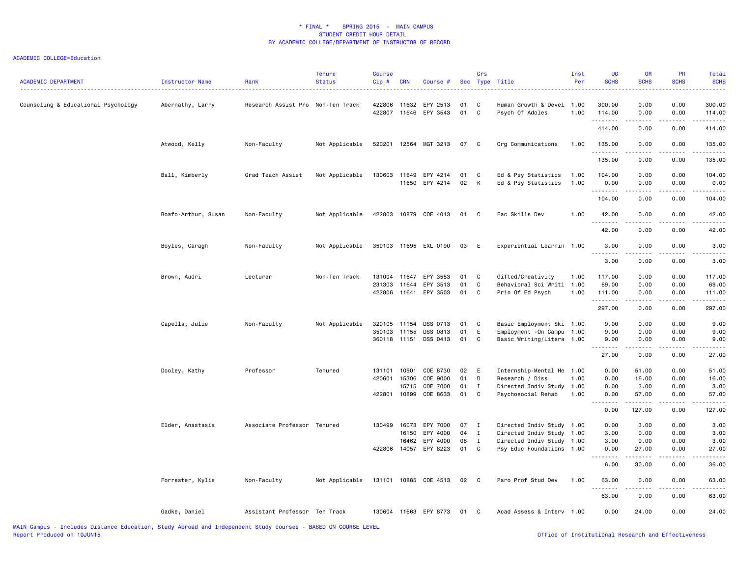# * FINAL * SPRING 2015 - MAIN CAMPUS
## STUDENT CREDIT HOUR DETAIL
## BY ACADEMIC COLLEGE/DEPARTMENT OF INSTRUCTOR OF RECORD

ACADEMIC COLLEGE=Education

| ACADEMIC DEPARTMENT | Instructor Name | Rank | Tenure Status | Course Cip # | CRN | Course # | Sec | Crs Type | Title | Inst Per | UG SCHS | GR SCHS | PR SCHS | Total SCHS |
|---|---|---|---|---|---|---|---|---|---|---|---|---|---|---|
| Counseling & Educational Psychology | Abernathy, Larry | Research Assist Pro | Non-Ten Track | 422806 | 11632 | EPY 2513 | 01 | C | Human Growth & Devel | 1.00 | 300.00 | 0.00 | 0.00 | 300.00 |
| | | | | 422807 | 11646 | EPY 3543 | 01 | C | Psych Of Adoles | 1.00 | 114.00 | 0.00 | 0.00 | 114.00 |
| | | | | | | | | | | | 414.00 | 0.00 | 0.00 | 414.00 |
| | Atwood, Kelly | Non-Faculty | Not Applicable | 520201 | 12564 | MGT 3213 | 07 | C | Org Communications | 1.00 | 135.00 | 0.00 | 0.00 | 135.00 |
| | | | | | | | | | | | 135.00 | 0.00 | 0.00 | 135.00 |
| | Ball, Kimberly | Grad Teach Assist | Not Applicable | 130603 | 11649 | EPY 4214 | 01 | C | Ed & Psy Statistics | 1.00 | 104.00 | 0.00 | 0.00 | 104.00 |
| | | | | | 11650 | EPY 4214 | 02 | K | Ed & Psy Statistics | 1.00 | 0.00 | 0.00 | 0.00 | 0.00 |
| | | | | | | | | | | | 104.00 | 0.00 | 0.00 | 104.00 |
| | Boafo-Arthur, Susan | Non-Faculty | Not Applicable | 422803 | 10879 | COE 4013 | 01 | C | Fac Skills Dev | 1.00 | 42.00 | 0.00 | 0.00 | 42.00 |
| | | | | | | | | | | | 42.00 | 0.00 | 0.00 | 42.00 |
| | Boyles, Caragh | Non-Faculty | Not Applicable | 350103 | 11695 | EXL 0190 | 03 | E | Experiential Learnin | 1.00 | 3.00 | 0.00 | 0.00 | 3.00 |
| | | | | | | | | | | | 3.00 | 0.00 | 0.00 | 3.00 |
| | Brown, Audri | Lecturer | Non-Ten Track | 131004 | 11647 | EPY 3553 | 01 | C | Gifted/Creativity | 1.00 | 117.00 | 0.00 | 0.00 | 117.00 |
| | | | | 231303 | 11644 | EPY 3513 | 01 | C | Behavioral Sci Writi | 1.00 | 69.00 | 0.00 | 0.00 | 69.00 |
| | | | | 422806 | 11641 | EPY 3503 | 01 | C | Prin Of Ed Psych | 1.00 | 111.00 | 0.00 | 0.00 | 111.00 |
| | | | | | | | | | | | 297.00 | 0.00 | 0.00 | 297.00 |
| | Capella, Julie | Non-Faculty | Not Applicable | 320105 | 11154 | DSS 0713 | 01 | C | Basic Employment Ski | 1.00 | 9.00 | 0.00 | 0.00 | 9.00 |
| | | | | 350103 | 11155 | DSS 0813 | 01 | E | Employment -On Campu | 1.00 | 9.00 | 0.00 | 0.00 | 9.00 |
| | | | | 360118 | 11151 | DSS 0413 | 01 | C | Basic Writing/Litera | 1.00 | 9.00 | 0.00 | 0.00 | 9.00 |
| | | | | | | | | | | | 27.00 | 0.00 | 0.00 | 27.00 |
| | Dooley, Kathy | Professor | Tenured | 131101 | 10901 | COE 8730 | 02 | E | Internship-Mental He | 1.00 | 0.00 | 51.00 | 0.00 | 51.00 |
| | | | | 420601 | 15306 | COE 9000 | 01 | D | Research / Diss | 1.00 | 0.00 | 16.00 | 0.00 | 16.00 |
| | | | | | 15715 | COE 7000 | 01 | I | Directed Indiv Study | 1.00 | 0.00 | 3.00 | 0.00 | 3.00 |
| | | | | 422801 | 10899 | COE 8633 | 01 | C | Psychosocial Rehab | 1.00 | 0.00 | 57.00 | 0.00 | 57.00 |
| | | | | | | | | | | | 0.00 | 127.00 | 0.00 | 127.00 |
| | Elder, Anastasia | Associate Professor | Tenured | 130499 | 16073 | EPY 7000 | 07 | I | Directed Indiv Study | 1.00 | 0.00 | 3.00 | 0.00 | 3.00 |
| | | | | | 16150 | EPY 4000 | 04 | I | Directed Indiv Study | 1.00 | 3.00 | 0.00 | 0.00 | 3.00 |
| | | | | | 16462 | EPY 4000 | 08 | I | Directed Indiv Study | 1.00 | 3.00 | 0.00 | 0.00 | 3.00 |
| | | | | 422806 | 14057 | EPY 8223 | 01 | C | Psy Educ Foundations | 1.00 | 0.00 | 27.00 | 0.00 | 27.00 |
| | | | | | | | | | | | 6.00 | 30.00 | 0.00 | 36.00 |
| | Forrester, Kylie | Non-Faculty | Not Applicable | 131101 | 10885 | COE 4513 | 02 | C | Paro Prof Stud Dev | 1.00 | 63.00 | 0.00 | 0.00 | 63.00 |
| | | | | | | | | | | | 63.00 | 0.00 | 0.00 | 63.00 |
| | Gadke, Daniel | Assistant Professor | Ten Track | 130604 | 11663 | EPY 8773 | 01 | C | Acad Assess & Interv | 1.00 | 0.00 | 24.00 | 0.00 | 24.00 |

MAIN Campus - Includes Distance Education, Study Abroad and Independent Study courses - BASED ON COURSE LEVEL
Report Produced on 10JUN15
Office of Institutional Research and Effectiveness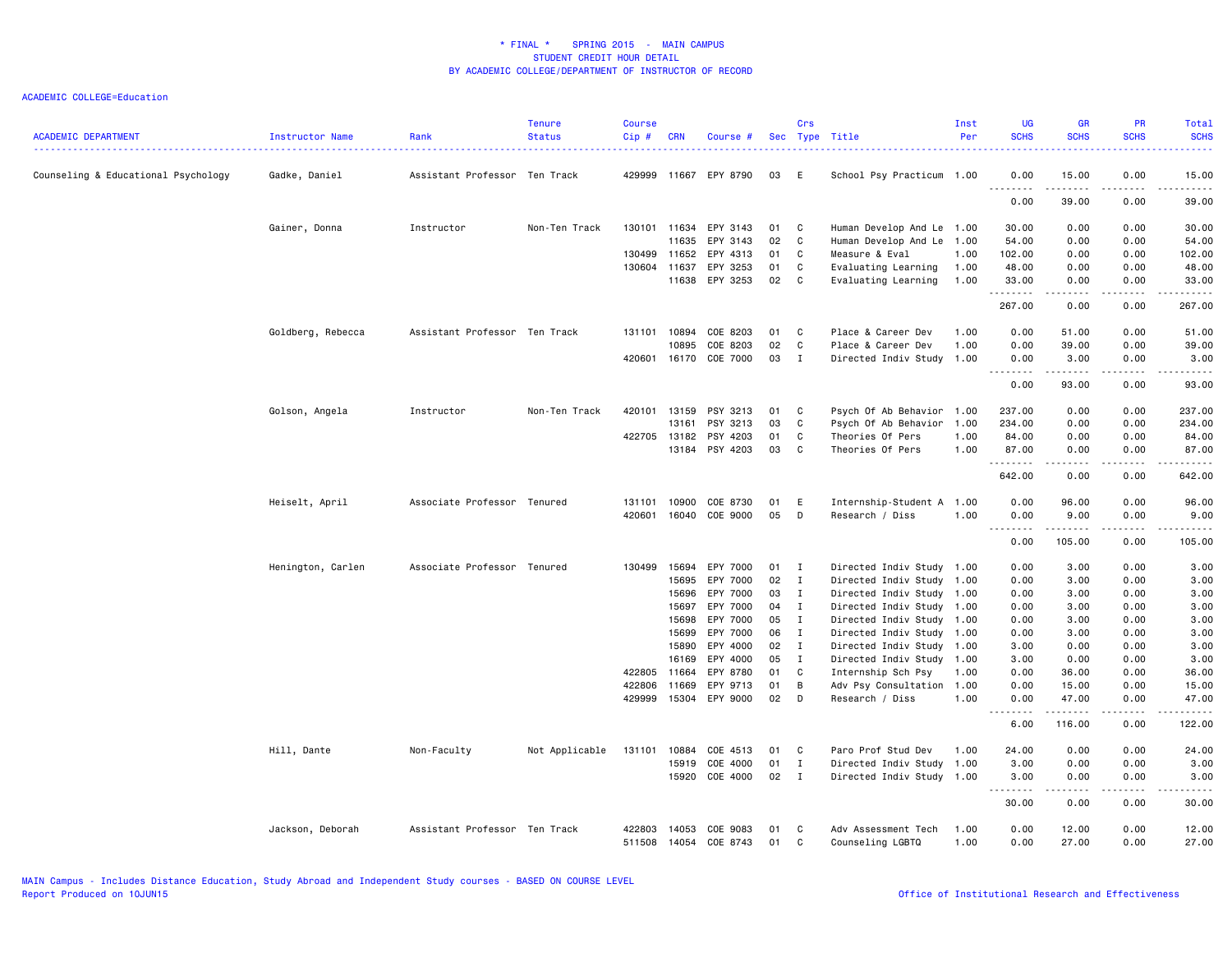# * FINAL * SPRING 2015 - MAIN CAMPUS
## STUDENT CREDIT HOUR DETAIL
### BY ACADEMIC COLLEGE/DEPARTMENT OF INSTRUCTOR OF RECORD

ACADEMIC COLLEGE=Education

| ACADEMIC DEPARTMENT | Instructor Name | Rank | Tenure Status | Course Cip # | CRN | Course # | Sec | Crs Type | Title | Inst Per | UG SCHS | GR SCHS | PR SCHS | Total SCHS |
|---|---|---|---|---|---|---|---|---|---|---|---|---|---|---|
| Counseling & Educational Psychology | Gadke, Daniel | Assistant Professor | Ten Track | 429999 | 11667 | EPY 8790 | 03 | E | School Psy Practicum | 1.00 | 0.00 | 15.00 | 0.00 | 15.00 |
| | | | | | | | | | | | 0.00 | 39.00 | 0.00 | 39.00 |
| | Gainer, Donna | Instructor | Non-Ten Track | 130101 | 11634 | EPY 3143 | 01 | C | Human Develop And Le | 1.00 | 30.00 | 0.00 | 0.00 | 30.00 |
| | | | | | 11635 | EPY 3143 | 02 | C | Human Develop And Le | 1.00 | 54.00 | 0.00 | 0.00 | 54.00 |
| | | | | 130499 | 11652 | EPY 4313 | 01 | C | Measure & Eval | 1.00 | 102.00 | 0.00 | 0.00 | 102.00 |
| | | | | 130604 | 11637 | EPY 3253 | 01 | C | Evaluating Learning | 1.00 | 48.00 | 0.00 | 0.00 | 48.00 |
| | | | | | 11638 | EPY 3253 | 02 | C | Evaluating Learning | 1.00 | 33.00 | 0.00 | 0.00 | 33.00 |
| | | | | | | | | | | | 267.00 | 0.00 | 0.00 | 267.00 |
| | Goldberg, Rebecca | Assistant Professor | Ten Track | 131101 | 10894 | COE 8203 | 01 | C | Place & Career Dev | 1.00 | 0.00 | 51.00 | 0.00 | 51.00 |
| | | | | | 10895 | COE 8203 | 02 | C | Place & Career Dev | 1.00 | 0.00 | 39.00 | 0.00 | 39.00 |
| | | | | 420601 | 16170 | COE 7000 | 03 | I | Directed Indiv Study | 1.00 | 0.00 | 3.00 | 0.00 | 3.00 |
| | | | | | | | | | | | 0.00 | 93.00 | 0.00 | 93.00 |
| | Golson, Angela | Instructor | Non-Ten Track | 420101 | 13159 | PSY 3213 | 01 | C | Psych Of Ab Behavior | 1.00 | 237.00 | 0.00 | 0.00 | 237.00 |
| | | | | | 13161 | PSY 3213 | 03 | C | Psych Of Ab Behavior | 1.00 | 234.00 | 0.00 | 0.00 | 234.00 |
| | | | | 422705 | 13182 | PSY 4203 | 01 | C | Theories Of Pers | 1.00 | 84.00 | 0.00 | 0.00 | 84.00 |
| | | | | | 13184 | PSY 4203 | 03 | C | Theories Of Pers | 1.00 | 87.00 | 0.00 | 0.00 | 87.00 |
| | | | | | | | | | | | 642.00 | 0.00 | 0.00 | 642.00 |
| | Heiselt, April | Associate Professor | Tenured | 131101 | 10900 | COE 8730 | 01 | E | Internship-Student A | 1.00 | 0.00 | 96.00 | 0.00 | 96.00 |
| | | | | 420601 | 16040 | COE 9000 | 05 | D | Research / Diss | 1.00 | 0.00 | 9.00 | 0.00 | 9.00 |
| | | | | | | | | | | | 0.00 | 105.00 | 0.00 | 105.00 |
| | Henington, Carlen | Associate Professor | Tenured | 130499 | 15694 | EPY 7000 | 01 | I | Directed Indiv Study | 1.00 | 0.00 | 3.00 | 0.00 | 3.00 |
| | | | | | 15695 | EPY 7000 | 02 | I | Directed Indiv Study | 1.00 | 0.00 | 3.00 | 0.00 | 3.00 |
| | | | | | 15696 | EPY 7000 | 03 | I | Directed Indiv Study | 1.00 | 0.00 | 3.00 | 0.00 | 3.00 |
| | | | | | 15697 | EPY 7000 | 04 | I | Directed Indiv Study | 1.00 | 0.00 | 3.00 | 0.00 | 3.00 |
| | | | | | 15698 | EPY 7000 | 05 | I | Directed Indiv Study | 1.00 | 0.00 | 3.00 | 0.00 | 3.00 |
| | | | | | 15699 | EPY 7000 | 06 | I | Directed Indiv Study | 1.00 | 0.00 | 3.00 | 0.00 | 3.00 |
| | | | | | 15890 | EPY 4000 | 02 | I | Directed Indiv Study | 1.00 | 3.00 | 0.00 | 0.00 | 3.00 |
| | | | | | 16169 | EPY 4000 | 05 | I | Directed Indiv Study | 1.00 | 3.00 | 0.00 | 0.00 | 3.00 |
| | | | | 422805 | 11664 | EPY 8780 | 01 | C | Internship Sch Psy | 1.00 | 0.00 | 36.00 | 0.00 | 36.00 |
| | | | | 422806 | 11669 | EPY 9713 | 01 | B | Adv Psy Consultation | 1.00 | 0.00 | 15.00 | 0.00 | 15.00 |
| | | | | 429999 | 15304 | EPY 9000 | 02 | D | Research / Diss | 1.00 | 0.00 | 47.00 | 0.00 | 47.00 |
| | | | | | | | | | | | 6.00 | 116.00 | 0.00 | 122.00 |
| | Hill, Dante | Non-Faculty | Not Applicable | 131101 | 10884 | COE 4513 | 01 | C | Paro Prof Stud Dev | 1.00 | 24.00 | 0.00 | 0.00 | 24.00 |
| | | | | | 15919 | COE 4000 | 01 | I | Directed Indiv Study | 1.00 | 3.00 | 0.00 | 0.00 | 3.00 |
| | | | | | 15920 | COE 4000 | 02 | I | Directed Indiv Study | 1.00 | 3.00 | 0.00 | 0.00 | 3.00 |
| | | | | | | | | | | | 30.00 | 0.00 | 0.00 | 30.00 |
| | Jackson, Deborah | Assistant Professor | Ten Track | 422803 | 14053 | COE 9083 | 01 | C | Adv Assessment Tech | 1.00 | 0.00 | 12.00 | 0.00 | 12.00 |
| | | | | 511508 | 14054 | COE 8743 | 01 | C | Counseling LGBTQ | 1.00 | 0.00 | 27.00 | 0.00 | 27.00 |

MAIN Campus - Includes Distance Education, Study Abroad and Independent Study courses - BASED ON COURSE LEVEL
Report Produced on 10JUN15

Office of Institutional Research and Effectiveness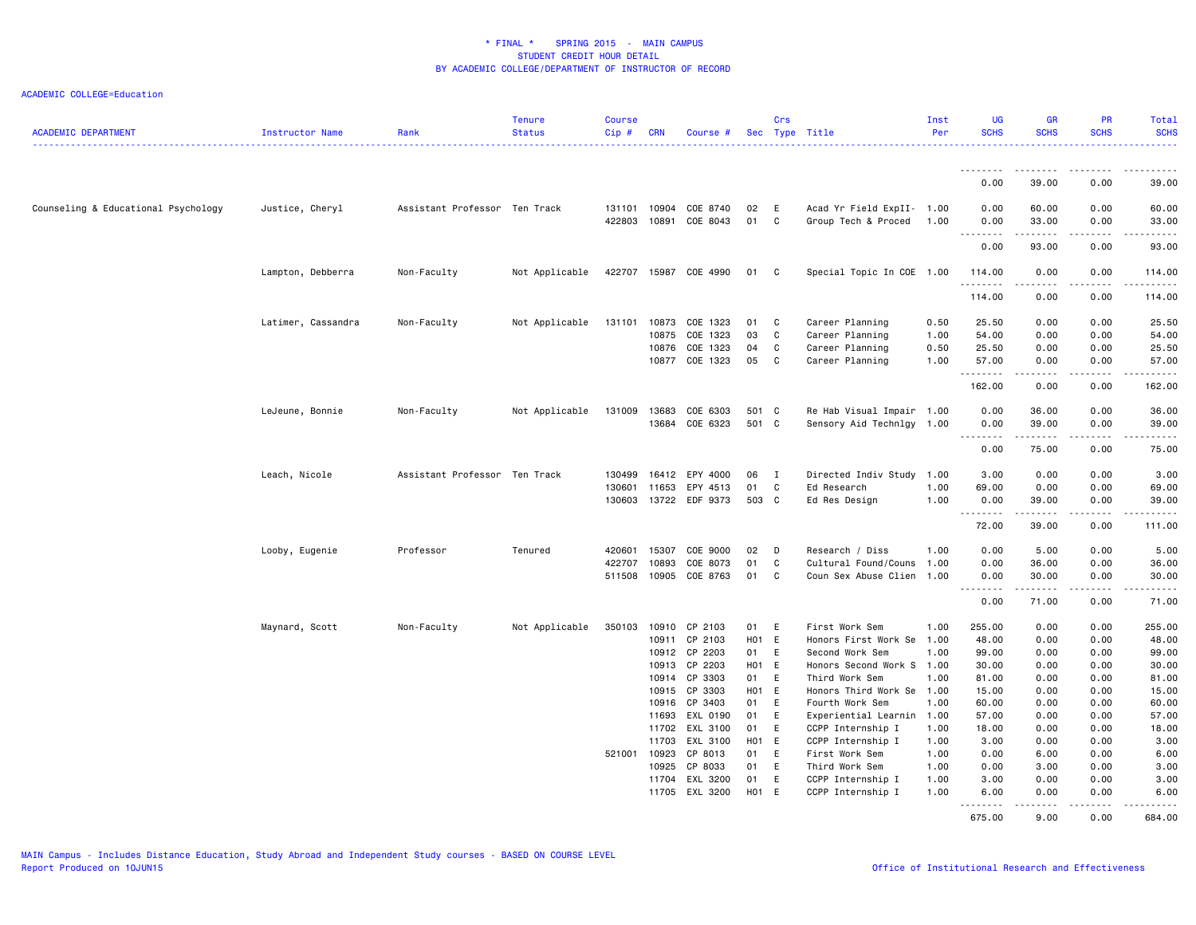* FINAL * SPRING 2015 - MAIN CAMPUS
STUDENT CREDIT HOUR DETAIL
BY ACADEMIC COLLEGE/DEPARTMENT OF INSTRUCTOR OF RECORD

ACADEMIC COLLEGE=Education

| ACADEMIC DEPARTMENT | Instructor Name | Rank | Tenure Status | Course Cip # | CRN | Course # | Sec | Crs Type | Title | Inst Per | UG SCHS | GR SCHS | PR SCHS | Total SCHS |
|---|---|---|---|---|---|---|---|---|---|---|---|---|---|---|
| | | | | | | | | | | | 0.00 | 39.00 | 0.00 | 39.00 |
| Counseling & Educational Psychology | Justice, Cheryl | Assistant Professor | Ten Track | 131101 | 10904 | COE 8740 | 02 | E | Acad Yr Field ExpII- | 1.00 | 0.00 | 60.00 | 0.00 | 60.00 |
| | | | | 422803 | 10891 | COE 8043 | 01 | C | Group Tech & Proced | 1.00 | 0.00 | 33.00 | 0.00 | 33.00 |
| | | | | | | | | | | | 0.00 | 93.00 | 0.00 | 93.00 |
| | Lampton, Debberra | Non-Faculty | Not Applicable | 422707 | 15987 | COE 4990 | 01 | C | Special Topic In COE | 1.00 | 114.00 | 0.00 | 0.00 | 114.00 |
| | | | | | | | | | | | 114.00 | 0.00 | 0.00 | 114.00 |
| | Latimer, Cassandra | Non-Faculty | Not Applicable | 131101 | 10873 | COE 1323 | 01 | C | Career Planning | 0.50 | 25.50 | 0.00 | 0.00 | 25.50 |
| | | | | | 10875 | COE 1323 | 03 | C | Career Planning | 1.00 | 54.00 | 0.00 | 0.00 | 54.00 |
| | | | | | 10876 | COE 1323 | 04 | C | Career Planning | 0.50 | 25.50 | 0.00 | 0.00 | 25.50 |
| | | | | | 10877 | COE 1323 | 05 | C | Career Planning | 1.00 | 57.00 | 0.00 | 0.00 | 57.00 |
| | | | | | | | | | | | 162.00 | 0.00 | 0.00 | 162.00 |
| | LeJeune, Bonnie | Non-Faculty | Not Applicable | 131009 | 13683 | COE 6303 | 501 | C | Re Hab Visual Impair | 1.00 | 0.00 | 36.00 | 0.00 | 36.00 |
| | | | | | 13684 | COE 6323 | 501 | C | Sensory Aid Technlgy | 1.00 | 0.00 | 39.00 | 0.00 | 39.00 |
| | | | | | | | | | | | 0.00 | 75.00 | 0.00 | 75.00 |
| | Leach, Nicole | Assistant Professor | Ten Track | 130499 | 16412 | EPY 4000 | 06 | I | Directed Indiv Study | 1.00 | 3.00 | 0.00 | 0.00 | 3.00 |
| | | | | 130601 | 11653 | EPY 4513 | 01 | C | Ed Research | 1.00 | 69.00 | 0.00 | 0.00 | 69.00 |
| | | | | 130603 | 13722 | EDF 9373 | 503 | C | Ed Res Design | 1.00 | 0.00 | 39.00 | 0.00 | 39.00 |
| | | | | | | | | | | | 72.00 | 39.00 | 0.00 | 111.00 |
| | Looby, Eugenie | Professor | Tenured | 420601 | 15307 | COE 9000 | 02 | D | Research / Diss | 1.00 | 0.00 | 5.00 | 0.00 | 5.00 |
| | | | | 422707 | 10893 | COE 8073 | 01 | C | Cultural Found/Couns | 1.00 | 0.00 | 36.00 | 0.00 | 36.00 |
| | | | | 511508 | 10905 | COE 8763 | 01 | C | Coun Sex Abuse Clien | 1.00 | 0.00 | 30.00 | 0.00 | 30.00 |
| | | | | | | | | | | | 0.00 | 71.00 | 0.00 | 71.00 |
| | Maynard, Scott | Non-Faculty | Not Applicable | 350103 | 10910 | CP 2103 | 01 | E | First Work Sem | 1.00 | 255.00 | 0.00 | 0.00 | 255.00 |
| | | | | | 10911 | CP 2103 | H01 | E | Honors First Work Se | 1.00 | 48.00 | 0.00 | 0.00 | 48.00 |
| | | | | | 10912 | CP 2203 | 01 | E | Second Work Sem | 1.00 | 99.00 | 0.00 | 0.00 | 99.00 |
| | | | | | 10913 | CP 2203 | H01 | E | Honors Second Work S | 1.00 | 30.00 | 0.00 | 0.00 | 30.00 |
| | | | | | 10914 | CP 3303 | 01 | E | Third Work Sem | 1.00 | 81.00 | 0.00 | 0.00 | 81.00 |
| | | | | | 10915 | CP 3303 | H01 | E | Honors Third Work Se | 1.00 | 15.00 | 0.00 | 0.00 | 15.00 |
| | | | | | 10916 | CP 3403 | 01 | E | Fourth Work Sem | 1.00 | 60.00 | 0.00 | 0.00 | 60.00 |
| | | | | | 11693 | EXL 0190 | 01 | E | Experiential Learnin | 1.00 | 57.00 | 0.00 | 0.00 | 57.00 |
| | | | | | 11702 | EXL 3100 | 01 | E | CCPP Internship I | 1.00 | 18.00 | 0.00 | 0.00 | 18.00 |
| | | | | | 11703 | EXL 3100 | H01 | E | CCPP Internship I | 1.00 | 3.00 | 0.00 | 0.00 | 3.00 |
| | | | | 521001 | 10923 | CP 8013 | 01 | E | First Work Sem | 1.00 | 0.00 | 6.00 | 0.00 | 6.00 |
| | | | | | 10925 | CP 8033 | 01 | E | Third Work Sem | 1.00 | 0.00 | 3.00 | 0.00 | 3.00 |
| | | | | | 11704 | EXL 3200 | 01 | E | CCPP Internship I | 1.00 | 3.00 | 0.00 | 0.00 | 3.00 |
| | | | | | 11705 | EXL 3200 | H01 | E | CCPP Internship I | 1.00 | 6.00 | 0.00 | 0.00 | 6.00 |
| | | | | | | | | | | | 675.00 | 9.00 | 0.00 | 684.00 |

MAIN Campus - Includes Distance Education, Study Abroad and Independent Study courses - BASED ON COURSE LEVEL
Report Produced on 10JUN15

Office of Institutional Research and Effectiveness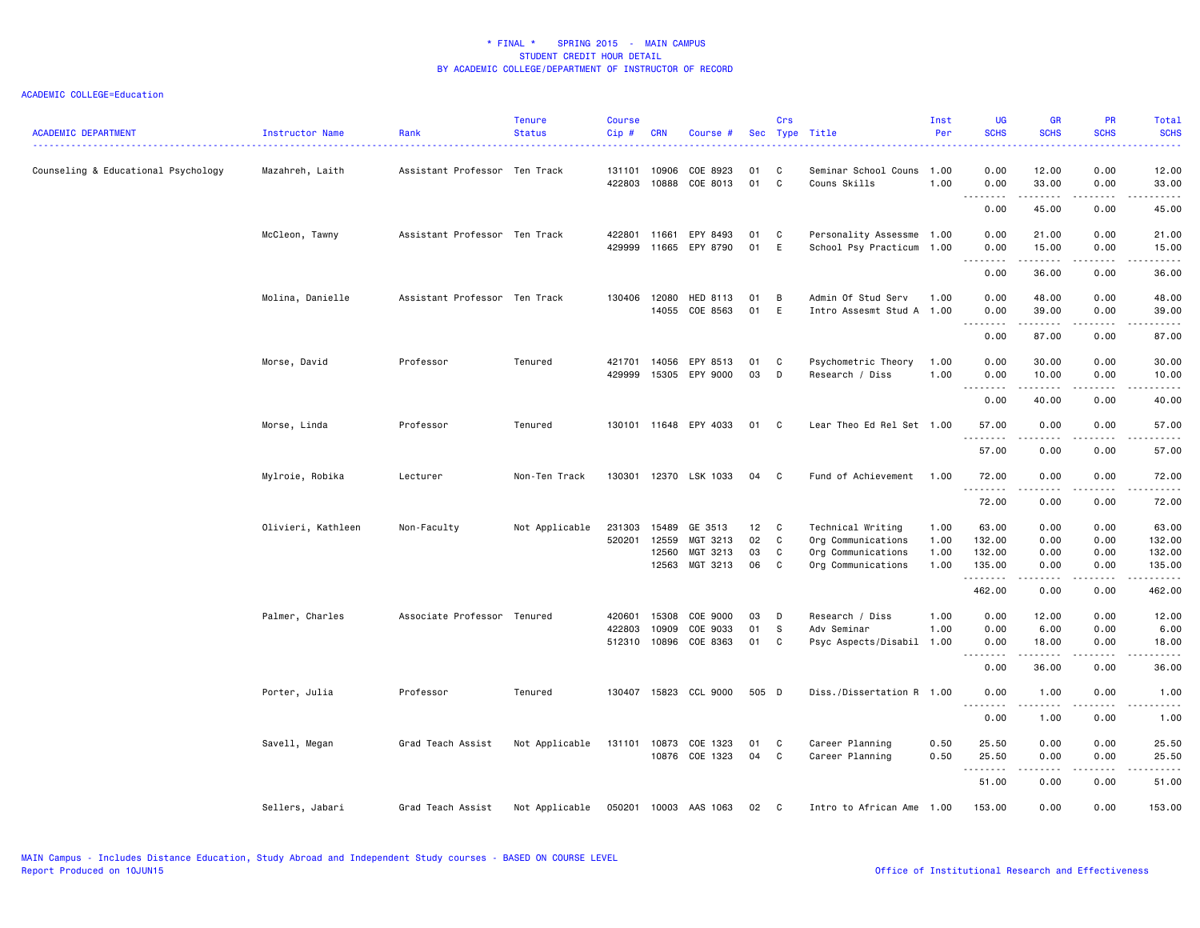# * FINAL * SPRING 2015 - MAIN CAMPUS
## STUDENT CREDIT HOUR DETAIL
## BY ACADEMIC COLLEGE/DEPARTMENT OF INSTRUCTOR OF RECORD

ACADEMIC COLLEGE=Education

| ACADEMIC DEPARTMENT | Instructor Name | Rank | Tenure Status | Course Cip # | CRN | Course # | Sec | Crs Type | Title | Inst Per | UG SCHS | GR SCHS | PR SCHS | Total SCHS |
|---|---|---|---|---|---|---|---|---|---|---|---|---|---|---|
| Counseling & Educational Psychology | Mazahreh, Laith | Assistant Professor | Ten Track | 131101 | 10906 | COE 8923 | 01 | C | Seminar School Couns | 1.00 | 0.00 | 12.00 | 0.00 | 12.00 |
| | | | | 422803 | 10888 | COE 8013 | 01 | C | Couns Skills | 1.00 | 0.00 | 33.00 | 0.00 | 33.00 |
| | | | | | | | | | | | 0.00 | 45.00 | 0.00 | 45.00 |
| | McCleon, Tawny | Assistant Professor | Ten Track | 422801 | 11661 | EPY 8493 | 01 | C | Personality Assessme | 1.00 | 0.00 | 21.00 | 0.00 | 21.00 |
| | | | | 429999 | 11665 | EPY 8790 | 01 | E | School Psy Practicum | 1.00 | 0.00 | 15.00 | 0.00 | 15.00 |
| | | | | | | | | | | | 0.00 | 36.00 | 0.00 | 36.00 |
| | Molina, Danielle | Assistant Professor | Ten Track | 130406 | 12080 | HED 8113 | 01 | B | Admin Of Stud Serv | 1.00 | 0.00 | 48.00 | 0.00 | 48.00 |
| | | | | | 14055 | COE 8563 | 01 | E | Intro Assesmt Stud A | 1.00 | 0.00 | 39.00 | 0.00 | 39.00 |
| | | | | | | | | | | | 0.00 | 87.00 | 0.00 | 87.00 |
| | Morse, David | Professor | Tenured | 421701 | 14056 | EPY 8513 | 01 | C | Psychometric Theory | 1.00 | 0.00 | 30.00 | 0.00 | 30.00 |
| | | | | 429999 | 15305 | EPY 9000 | 03 | D | Research / Diss | 1.00 | 0.00 | 10.00 | 0.00 | 10.00 |
| | | | | | | | | | | | 0.00 | 40.00 | 0.00 | 40.00 |
| | Morse, Linda | Professor | Tenured | 130101 | 11648 | EPY 4033 | 01 | C | Lear Theo Ed Rel Set | 1.00 | 57.00 | 0.00 | 0.00 | 57.00 |
| | | | | | | | | | | | 57.00 | 0.00 | 0.00 | 57.00 |
| | Mylroie, Robika | Lecturer | Non-Ten Track | 130301 | 12370 | LSK 1033 | 04 | C | Fund of Achievement | 1.00 | 72.00 | 0.00 | 0.00 | 72.00 |
| | | | | | | | | | | | 72.00 | 0.00 | 0.00 | 72.00 |
| | Olivieri, Kathleen | Non-Faculty | Not Applicable | 231303 | 15489 | GE 3513 | 12 | C | Technical Writing | 1.00 | 63.00 | 0.00 | 0.00 | 63.00 |
| | | | | 520201 | 12559 | MGT 3213 | 02 | C | Org Communications | 1.00 | 132.00 | 0.00 | 0.00 | 132.00 |
| | | | | | 12560 | MGT 3213 | 03 | C | Org Communications | 1.00 | 132.00 | 0.00 | 0.00 | 132.00 |
| | | | | | 12563 | MGT 3213 | 06 | C | Org Communications | 1.00 | 135.00 | 0.00 | 0.00 | 135.00 |
| | | | | | | | | | | | 462.00 | 0.00 | 0.00 | 462.00 |
| | Palmer, Charles | Associate Professor | Tenured | 420601 | 15308 | COE 9000 | 03 | D | Research / Diss | 1.00 | 0.00 | 12.00 | 0.00 | 12.00 |
| | | | | 422803 | 10909 | COE 9033 | 01 | S | Adv Seminar | 1.00 | 0.00 | 6.00 | 0.00 | 6.00 |
| | | | | 512310 | 10896 | COE 8363 | 01 | C | Psyc Aspects/Disabil | 1.00 | 0.00 | 18.00 | 0.00 | 18.00 |
| | | | | | | | | | | | 0.00 | 36.00 | 0.00 | 36.00 |
| | Porter, Julia | Professor | Tenured | 130407 | 15823 | CCL 9000 | 505 | D | Diss./Dissertation R | 1.00 | 0.00 | 1.00 | 0.00 | 1.00 |
| | | | | | | | | | | | 0.00 | 1.00 | 0.00 | 1.00 |
| | Savell, Megan | Grad Teach Assist | Not Applicable | 131101 | 10873 | COE 1323 | 01 | C | Career Planning | 0.50 | 25.50 | 0.00 | 0.00 | 25.50 |
| | | | | | 10876 | COE 1323 | 04 | C | Career Planning | 0.50 | 25.50 | 0.00 | 0.00 | 25.50 |
| | | | | | | | | | | | 51.00 | 0.00 | 0.00 | 51.00 |
| | Sellers, Jabari | Grad Teach Assist | Not Applicable | 050201 | 10003 | AAS 1063 | 02 | C | Intro to African Ame | 1.00 | 153.00 | 0.00 | 0.00 | 153.00 |

MAIN Campus - Includes Distance Education, Study Abroad and Independent Study courses - BASED ON COURSE LEVEL
Report Produced on 10JUN15

Office of Institutional Research and Effectiveness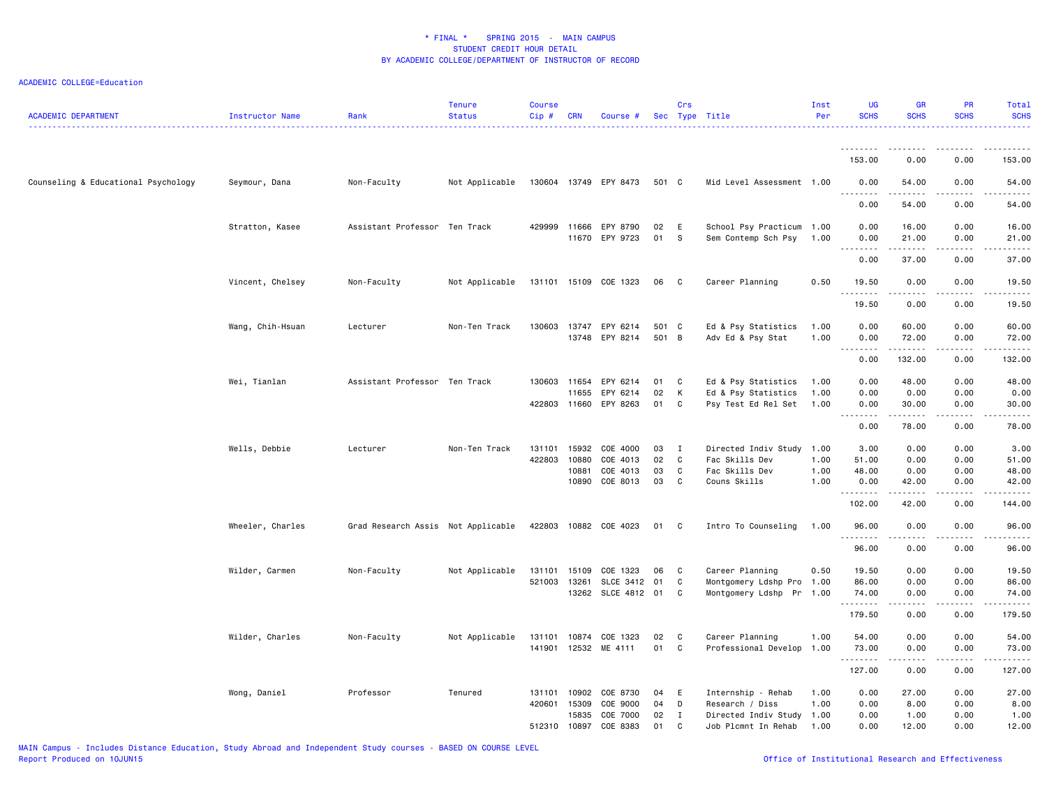# * FINAL * SPRING 2015 - MAIN CAMPUS
## STUDENT CREDIT HOUR DETAIL
## BY ACADEMIC COLLEGE/DEPARTMENT OF INSTRUCTOR OF RECORD

ACADEMIC COLLEGE=Education

| ACADEMIC DEPARTMENT | Instructor Name | Rank | Tenure Status | Course Cip # | CRN | Course # | Sec | Crs Type | Title | Inst Per | UG SCHS | GR SCHS | PR SCHS | Total SCHS |
|---|---|---|---|---|---|---|---|---|---|---|---|---|---|---|
| | | | | | | | | | | | 153.00 | 0.00 | 0.00 | 153.00 |
| Counseling & Educational Psychology | Seymour, Dana | Non-Faculty | Not Applicable | 130604 | 13749 | EPY 8473 | 501 | C | Mid Level Assessment | 1.00 | 0.00 | 54.00 | 0.00 | 54.00 |
| | | | | | | | | | | | 0.00 | 54.00 | 0.00 | 54.00 |
| | Stratton, Kasee | Assistant Professor | Ten Track | 429999 | 11666 | EPY 8790 | 02 | E | School Psy Practicum | 1.00 | 0.00 | 16.00 | 0.00 | 16.00 |
| | | | | | 11670 | EPY 9723 | 01 | S | Sem Contemp Sch Psy | 1.00 | 0.00 | 21.00 | 0.00 | 21.00 |
| | | | | | | | | | | | 0.00 | 37.00 | 0.00 | 37.00 |
| | Vincent, Chelsey | Non-Faculty | Not Applicable | 131101 | 15109 | COE 1323 | 06 | C | Career Planning | 0.50 | 19.50 | 0.00 | 0.00 | 19.50 |
| | | | | | | | | | | | 19.50 | 0.00 | 0.00 | 19.50 |
| | Wang, Chih-Hsuan | Lecturer | Non-Ten Track | 130603 | 13747 | EPY 6214 | 501 | C | Ed & Psy Statistics | 1.00 | 0.00 | 60.00 | 0.00 | 60.00 |
| | | | | | 13748 | EPY 8214 | 501 | B | Adv Ed & Psy Stat | 1.00 | 0.00 | 72.00 | 0.00 | 72.00 |
| | | | | | | | | | | | 0.00 | 132.00 | 0.00 | 132.00 |
| | Wei, Tianlan | Assistant Professor | Ten Track | 130603 | 11654 | EPY 6214 | 01 | C | Ed & Psy Statistics | 1.00 | 0.00 | 48.00 | 0.00 | 48.00 |
| | | | | | 11655 | EPY 6214 | 02 | K | Ed & Psy Statistics | 1.00 | 0.00 | 0.00 | 0.00 | 0.00 |
| | | | | 422803 | 11660 | EPY 8263 | 01 | C | Psy Test Ed Rel Set | 1.00 | 0.00 | 30.00 | 0.00 | 30.00 |
| | | | | | | | | | | | 0.00 | 78.00 | 0.00 | 78.00 |
| | Wells, Debbie | Lecturer | Non-Ten Track | 131101 | 15932 | COE 4000 | 03 | I | Directed Indiv Study | 1.00 | 3.00 | 0.00 | 0.00 | 3.00 |
| | | | | 422803 | 10880 | COE 4013 | 02 | C | Fac Skills Dev | 1.00 | 51.00 | 0.00 | 0.00 | 51.00 |
| | | | | | 10881 | COE 4013 | 03 | C | Fac Skills Dev | 1.00 | 48.00 | 0.00 | 0.00 | 48.00 |
| | | | | | 10890 | COE 8013 | 03 | C | Couns Skills | 1.00 | 0.00 | 42.00 | 0.00 | 42.00 |
| | | | | | | | | | | | 102.00 | 42.00 | 0.00 | 144.00 |
| | Wheeler, Charles | Grad Research Assis | Not Applicable | 422803 | 10882 | COE 4023 | 01 | C | Intro To Counseling | 1.00 | 96.00 | 0.00 | 0.00 | 96.00 |
| | | | | | | | | | | | 96.00 | 0.00 | 0.00 | 96.00 |
| | Wilder, Carmen | Non-Faculty | Not Applicable | 131101 | 15109 | COE 1323 | 06 | C | Career Planning | 0.50 | 19.50 | 0.00 | 0.00 | 19.50 |
| | | | | 521003 | 13261 | SLCE 3412 | 01 | C | Montgomery Ldshp Pro | 1.00 | 86.00 | 0.00 | 0.00 | 86.00 |
| | | | | | 13262 | SLCE 4812 | 01 | C | Montgomery Ldshp Pr | 1.00 | 74.00 | 0.00 | 0.00 | 74.00 |
| | | | | | | | | | | | 179.50 | 0.00 | 0.00 | 179.50 |
| | Wilder, Charles | Non-Faculty | Not Applicable | 131101 | 10874 | COE 1323 | 02 | C | Career Planning | 1.00 | 54.00 | 0.00 | 0.00 | 54.00 |
| | | | | 141901 | 12532 | ME 4111 | 01 | C | Professional Develop | 1.00 | 73.00 | 0.00 | 0.00 | 73.00 |
| | | | | | | | | | | | 127.00 | 0.00 | 0.00 | 127.00 |
| | Wong, Daniel | Professor | Tenured | 131101 | 10902 | COE 8730 | 04 | E | Internship - Rehab | 1.00 | 0.00 | 27.00 | 0.00 | 27.00 |
| | | | | 420601 | 15309 | COE 9000 | 04 | D | Research / Diss | 1.00 | 0.00 | 8.00 | 0.00 | 8.00 |
| | | | | | 15835 | COE 7000 | 02 | I | Directed Indiv Study | 1.00 | 0.00 | 1.00 | 0.00 | 1.00 |
| | | | | 512310 | 10897 | COE 8383 | 01 | C | Job Plcmnt In Rehab | 1.00 | 0.00 | 12.00 | 0.00 | 12.00 |

MAIN Campus - Includes Distance Education, Study Abroad and Independent Study courses - BASED ON COURSE LEVEL
Report Produced on 10JUN15

Office of Institutional Research and Effectiveness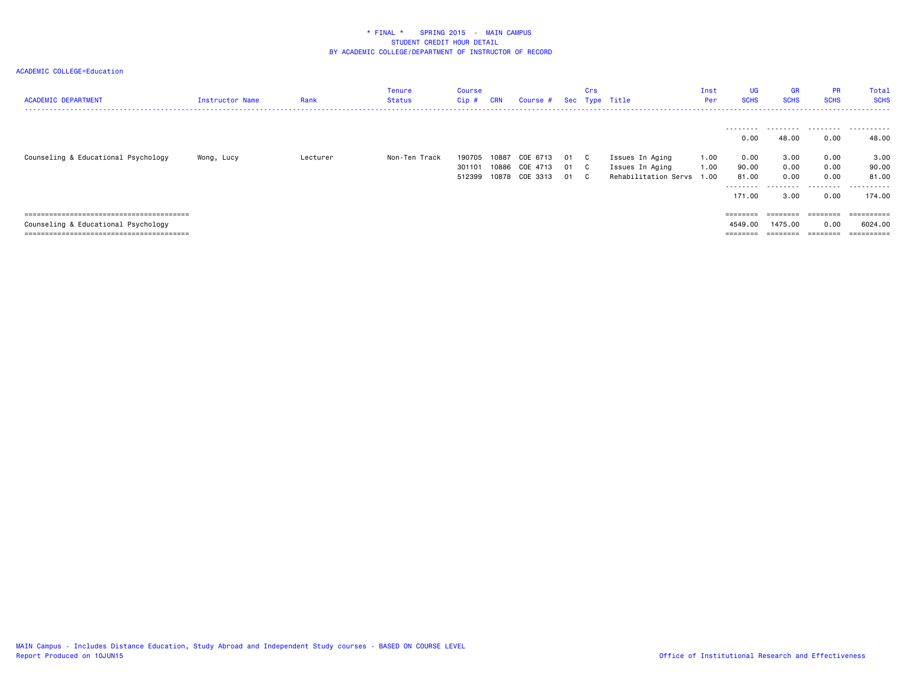# * FINAL * SPRING 2015 - MAIN CAMPUS

## STUDENT CREDIT HOUR DETAIL

## BY ACADEMIC COLLEGE/DEPARTMENT OF INSTRUCTOR OF RECORD

ACADEMIC COLLEGE=Education

| ACADEMIC DEPARTMENT | Instructor Name | Rank | Tenure Status | Course Cip # | CRN | Course # | Sec | Crs Type | Title | Inst Per | UG SCHS | GR SCHS | PR SCHS | Total SCHS |
|---|---|---|---|---|---|---|---|---|---|---|---|---|---|---|
| | | | | | | | | | | | 0.00 | 48.00 | 0.00 | 48.00 |
| Counseling & Educational Psychology | Wong, Lucy | Lecturer | Non-Ten Track | 190705 | 10887 | COE 6713 | 01 | C | Issues In Aging | 1.00 | 0.00 | 3.00 | 0.00 | 3.00 |
| | | | | 301101 | 10886 | COE 4713 | 01 | C | Issues In Aging | 1.00 | 90.00 | 0.00 | 0.00 | 90.00 |
| | | | | 512399 | 10878 | COE 3313 | 01 | C | Rehabilitation Servs | 1.00 | 81.00 | 0.00 | 0.00 | 81.00 |
| | | | | | | | | | | | 171.00 | 3.00 | 0.00 | 174.00 |
| Counseling & Educational Psychology | | | | | | | | | | | 4549.00 | 1475.00 | 0.00 | 6024.00 |

MAIN Campus - Includes Distance Education, Study Abroad and Independent Study courses - BASED ON COURSE LEVEL

Report Produced on 10JUN15

Office of Institutional Research and Effectiveness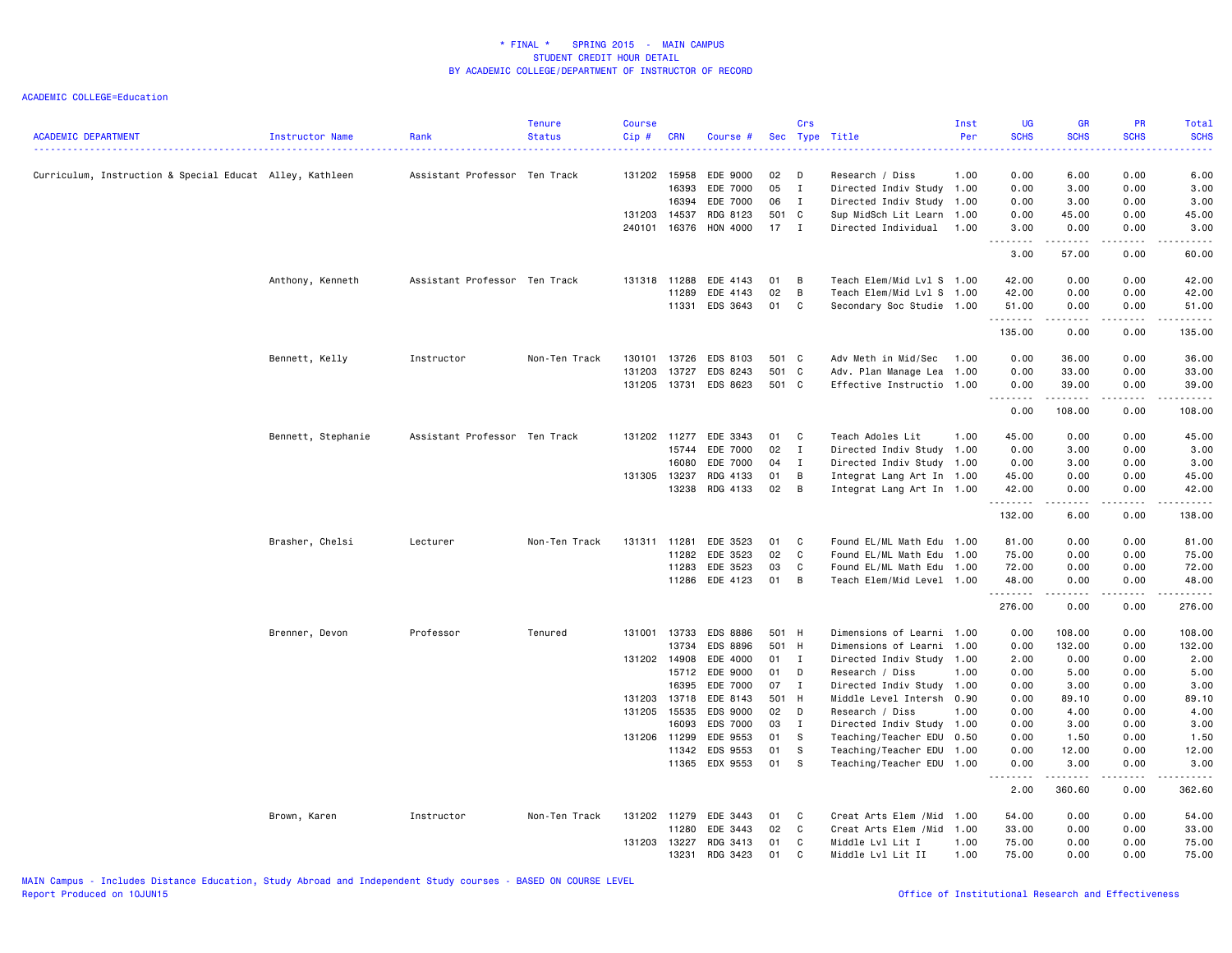# * FINAL * SPRING 2015 - MAIN CAMPUS
## STUDENT CREDIT HOUR DETAIL
## BY ACADEMIC COLLEGE/DEPARTMENT OF INSTRUCTOR OF RECORD

ACADEMIC COLLEGE=Education

| ACADEMIC DEPARTMENT | Instructor Name | Rank | Tenure Status | Course Cip # | CRN | Course # | Sec | Crs Type | Title | Inst Per | UG SCHS | GR SCHS | PR SCHS | Total SCHS |
|---|---|---|---|---|---|---|---|---|---|---|---|---|---|---|
| Curriculum, Instruction & Special Educat | Alley, Kathleen | Assistant Professor | Ten Track | 131202 | 15958 | EDE 9000 | 02 | D | Research / Diss | 1.00 | 0.00 | 6.00 | 0.00 | 6.00 |
| | | | | | 16393 | EDE 7000 | 05 | I | Directed Indiv Study | 1.00 | 0.00 | 3.00 | 0.00 | 3.00 |
| | | | | | 16394 | EDE 7000 | 06 | I | Directed Indiv Study | 1.00 | 0.00 | 3.00 | 0.00 | 3.00 |
| | | | | 131203 | 14537 | RDG 8123 | 501 | C | Sup MidSch Lit Learn | 1.00 | 0.00 | 45.00 | 0.00 | 45.00 |
| | | | | 240101 | 16376 | HON 4000 | 17 | I | Directed Individual | 1.00 | 3.00 | 0.00 | 0.00 | 3.00 |
| | | | | | | | | | | | 3.00 | 57.00 | 0.00 | 60.00 |
| | Anthony, Kenneth | Assistant Professor | Ten Track | 131318 | 11288 | EDE 4143 | 01 | B | Teach Elem/Mid Lvl S | 1.00 | 42.00 | 0.00 | 0.00 | 42.00 |
| | | | | | 11289 | EDE 4143 | 02 | B | Teach Elem/Mid Lvl S | 1.00 | 42.00 | 0.00 | 0.00 | 42.00 |
| | | | | | 11331 | EDS 3643 | 01 | C | Secondary Soc Studie | 1.00 | 51.00 | 0.00 | 0.00 | 51.00 |
| | | | | | | | | | | | 135.00 | 0.00 | 0.00 | 135.00 |
| | Bennett, Kelly | Instructor | Non-Ten Track | 130101 | 13726 | EDS 8103 | 501 | C | Adv Meth in Mid/Sec | 1.00 | 0.00 | 36.00 | 0.00 | 36.00 |
| | | | | 131203 | 13727 | EDS 8243 | 501 | C | Adv. Plan Manage Lea | 1.00 | 0.00 | 33.00 | 0.00 | 33.00 |
| | | | | 131205 | 13731 | EDS 8623 | 501 | C | Effective Instructio | 1.00 | 0.00 | 39.00 | 0.00 | 39.00 |
| | | | | | | | | | | | 0.00 | 108.00 | 0.00 | 108.00 |
| | Bennett, Stephanie | Assistant Professor | Ten Track | 131202 | 11277 | EDE 3343 | 01 | C | Teach Adoles Lit | 1.00 | 45.00 | 0.00 | 0.00 | 45.00 |
| | | | | | 15744 | EDE 7000 | 02 | I | Directed Indiv Study | 1.00 | 0.00 | 3.00 | 0.00 | 3.00 |
| | | | | | 16080 | EDE 7000 | 04 | I | Directed Indiv Study | 1.00 | 0.00 | 3.00 | 0.00 | 3.00 |
| | | | | 131305 | 13237 | RDG 4133 | 01 | B | Integrat Lang Art In | 1.00 | 45.00 | 0.00 | 0.00 | 45.00 |
| | | | | | 13238 | RDG 4133 | 02 | B | Integrat Lang Art In | 1.00 | 42.00 | 0.00 | 0.00 | 42.00 |
| | | | | | | | | | | | 132.00 | 6.00 | 0.00 | 138.00 |
| | Brasher, Chelsi | Lecturer | Non-Ten Track | 131311 | 11281 | EDE 3523 | 01 | C | Found EL/ML Math Edu | 1.00 | 81.00 | 0.00 | 0.00 | 81.00 |
| | | | | | 11282 | EDE 3523 | 02 | C | Found EL/ML Math Edu | 1.00 | 75.00 | 0.00 | 0.00 | 75.00 |
| | | | | | 11283 | EDE 3523 | 03 | C | Found EL/ML Math Edu | 1.00 | 72.00 | 0.00 | 0.00 | 72.00 |
| | | | | | 11286 | EDE 4123 | 01 | B | Teach Elem/Mid Level | 1.00 | 48.00 | 0.00 | 0.00 | 48.00 |
| | | | | | | | | | | | 276.00 | 0.00 | 0.00 | 276.00 |
| | Brenner, Devon | Professor | Tenured | 131001 | 13733 | EDS 8886 | 501 | H | Dimensions of Learni | 1.00 | 0.00 | 108.00 | 0.00 | 108.00 |
| | | | | | 13734 | EDS 8896 | 501 | H | Dimensions of Learni | 1.00 | 0.00 | 132.00 | 0.00 | 132.00 |
| | | | | 131202 | 14908 | EDE 4000 | 01 | I | Directed Indiv Study | 1.00 | 2.00 | 0.00 | 0.00 | 2.00 |
| | | | | | 15712 | EDE 9000 | 01 | D | Research / Diss | 1.00 | 0.00 | 5.00 | 0.00 | 5.00 |
| | | | | | 16395 | EDE 7000 | 07 | I | Directed Indiv Study | 1.00 | 0.00 | 3.00 | 0.00 | 3.00 |
| | | | | 131203 | 13718 | EDE 8143 | 501 | H | Middle Level Intersh | 0.90 | 0.00 | 89.10 | 0.00 | 89.10 |
| | | | | 131205 | 15535 | EDS 9000 | 02 | D | Research / Diss | 1.00 | 0.00 | 4.00 | 0.00 | 4.00 |
| | | | | | 16093 | EDS 7000 | 03 | I | Directed Indiv Study | 1.00 | 0.00 | 3.00 | 0.00 | 3.00 |
| | | | | 131206 | 11299 | EDE 9553 | 01 | S | Teaching/Teacher EDU | 0.50 | 0.00 | 1.50 | 0.00 | 1.50 |
| | | | | | 11342 | EDS 9553 | 01 | S | Teaching/Teacher EDU | 1.00 | 0.00 | 12.00 | 0.00 | 12.00 |
| | | | | | 11365 | EDX 9553 | 01 | S | Teaching/Teacher EDU | 1.00 | 0.00 | 3.00 | 0.00 | 3.00 |
| | | | | | | | | | | | 2.00 | 360.60 | 0.00 | 362.60 |
| | Brown, Karen | Instructor | Non-Ten Track | 131202 | 11279 | EDE 3443 | 01 | C | Creat Arts Elem /Mid | 1.00 | 54.00 | 0.00 | 0.00 | 54.00 |
| | | | | | 11280 | EDE 3443 | 02 | C | Creat Arts Elem /Mid | 1.00 | 33.00 | 0.00 | 0.00 | 33.00 |
| | | | | 131203 | 13227 | RDG 3413 | 01 | C | Middle Lvl Lit I | 1.00 | 75.00 | 0.00 | 0.00 | 75.00 |
| | | | | | 13231 | RDG 3423 | 01 | C | Middle Lvl Lit II | 1.00 | 75.00 | 0.00 | 0.00 | 75.00 |

MAIN Campus - Includes Distance Education, Study Abroad and Independent Study courses - BASED ON COURSE LEVEL
Report Produced on 10JUN15

Office of Institutional Research and Effectiveness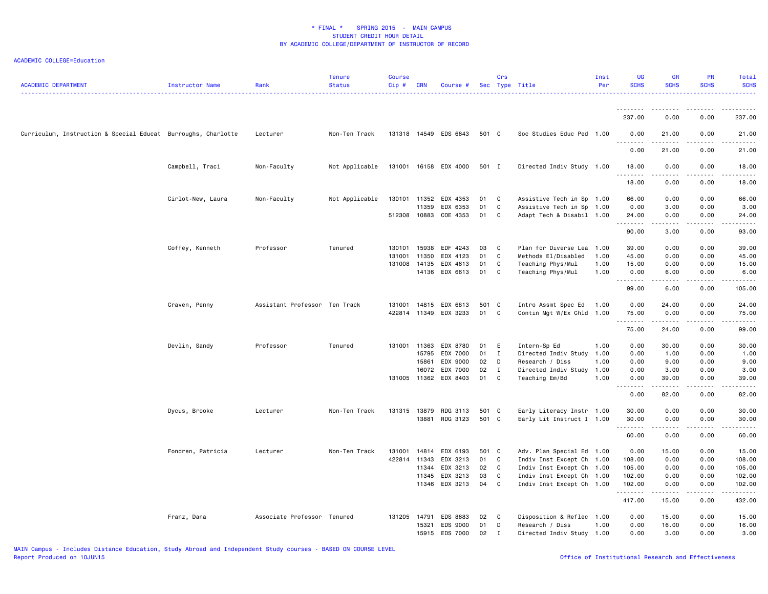* FINAL * SPRING 2015 - MAIN CAMPUS
STUDENT CREDIT HOUR DETAIL
BY ACADEMIC COLLEGE/DEPARTMENT OF INSTRUCTOR OF RECORD

ACADEMIC COLLEGE=Education

| ACADEMIC DEPARTMENT | Instructor Name | Rank | Tenure Status | Course Cip # | CRN | Course # | Sec | Crs Type | Title | Inst Per | UG SCHS | GR SCHS | PR SCHS | Total SCHS |
|---|---|---|---|---|---|---|---|---|---|---|---|---|---|---|
| | | | | | | | | | | | 237.00 | 0.00 | 0.00 | 237.00 |
| Curriculum, Instruction & Special Educat | Burroughs, Charlotte | Lecturer | Non-Ten Track | 131318 | 14549 | EDS 6643 | 501 | C | Soc Studies Educ Ped | 1.00 | 0.00 | 21.00 | 0.00 | 21.00 |
| | | | | | | | | | | | 0.00 | 21.00 | 0.00 | 21.00 |
| | Campbell, Traci | Non-Faculty | Not Applicable | 131001 | 16158 | EDX 4000 | 501 | I | Directed Indiv Study | 1.00 | 18.00 | 0.00 | 0.00 | 18.00 |
| | | | | | | | | | | | 18.00 | 0.00 | 0.00 | 18.00 |
| | Cirlot-New, Laura | Non-Faculty | Not Applicable | 130101 | 11352 | EDX 4353 | 01 | C | Assistive Tech in Sp | 1.00 | 66.00 | 0.00 | 0.00 | 66.00 |
| | | | | | 11359 | EDX 6353 | 01 | C | Assistive Tech in Sp | 1.00 | 0.00 | 3.00 | 0.00 | 3.00 |
| | | | | 512308 | 10883 | COE 4353 | 01 | C | Adapt Tech & Disabil | 1.00 | 24.00 | 0.00 | 0.00 | 24.00 |
| | | | | | | | | | | | 90.00 | 3.00 | 0.00 | 93.00 |
| | Coffey, Kenneth | Professor | Tenured | 130101 | 15938 | EDF 4243 | 03 | C | Plan for Diverse Lea | 1.00 | 39.00 | 0.00 | 0.00 | 39.00 |
| | | | | 131001 | 11350 | EDX 4123 | 01 | C | Methods El/Disabled | 1.00 | 45.00 | 0.00 | 0.00 | 45.00 |
| | | | | 131008 | 14135 | EDX 4613 | 01 | C | Teaching Phys/Mul | 1.00 | 15.00 | 0.00 | 0.00 | 15.00 |
| | | | | | 14136 | EDX 6613 | 01 | C | Teaching Phys/Mul | 1.00 | 0.00 | 6.00 | 0.00 | 6.00 |
| | | | | | | | | | | | 99.00 | 6.00 | 0.00 | 105.00 |
| | Craven, Penny | Assistant Professor | Ten Track | 131001 | 14815 | EDX 6813 | 501 | C | Intro Assmt Spec Ed | 1.00 | 0.00 | 24.00 | 0.00 | 24.00 |
| | | | | 422814 | 11349 | EDX 3233 | 01 | C | Contin Mgt W/Ex Chld | 1.00 | 75.00 | 0.00 | 0.00 | 75.00 |
| | | | | | | | | | | | 75.00 | 24.00 | 0.00 | 99.00 |
| | Devlin, Sandy | Professor | Tenured | 131001 | 11363 | EDX 8780 | 01 | E | Intern-Sp Ed | 1.00 | 0.00 | 30.00 | 0.00 | 30.00 |
| | | | | | 15795 | EDX 7000 | 01 | I | Directed Indiv Study | 1.00 | 0.00 | 1.00 | 0.00 | 1.00 |
| | | | | | 15861 | EDX 9000 | 02 | D | Research / Diss | 1.00 | 0.00 | 9.00 | 0.00 | 9.00 |
| | | | | | 16072 | EDX 7000 | 02 | I | Directed Indiv Study | 1.00 | 0.00 | 3.00 | 0.00 | 3.00 |
| | | | | 131005 | 11362 | EDX 8403 | 01 | C | Teaching Em/Bd | 1.00 | 0.00 | 39.00 | 0.00 | 39.00 |
| | | | | | | | | | | | 0.00 | 82.00 | 0.00 | 82.00 |
| | Dycus, Brooke | Lecturer | Non-Ten Track | 131315 | 13879 | RDG 3113 | 501 | C | Early Literacy Instr | 1.00 | 30.00 | 0.00 | 0.00 | 30.00 |
| | | | | | 13881 | RDG 3123 | 501 | C | Early Lit Instruct I | 1.00 | 30.00 | 0.00 | 0.00 | 30.00 |
| | | | | | | | | | | | 60.00 | 0.00 | 0.00 | 60.00 |
| | Fondren, Patricia | Lecturer | Non-Ten Track | 131001 | 14814 | EDX 6193 | 501 | C | Adv. Plan Special Ed | 1.00 | 0.00 | 15.00 | 0.00 | 15.00 |
| | | | | 422814 | 11343 | EDX 3213 | 01 | C | Indiv Inst Except Ch | 1.00 | 108.00 | 0.00 | 0.00 | 108.00 |
| | | | | | 11344 | EDX 3213 | 02 | C | Indiv Inst Except Ch | 1.00 | 105.00 | 0.00 | 0.00 | 105.00 |
| | | | | | 11345 | EDX 3213 | 03 | C | Indiv Inst Except Ch | 1.00 | 102.00 | 0.00 | 0.00 | 102.00 |
| | | | | | 11346 | EDX 3213 | 04 | C | Indiv Inst Except Ch | 1.00 | 102.00 | 0.00 | 0.00 | 102.00 |
| | | | | | | | | | | | 417.00 | 15.00 | 0.00 | 432.00 |
| | Franz, Dana | Associate Professor | Tenured | 131205 | 14791 | EDS 8683 | 02 | C | Disposition & Reflec | 1.00 | 0.00 | 15.00 | 0.00 | 15.00 |
| | | | | | 15321 | EDS 9000 | 01 | D | Research / Diss | 1.00 | 0.00 | 16.00 | 0.00 | 16.00 |
| | | | | | 15915 | EDS 7000 | 02 | I | Directed Indiv Study | 1.00 | 0.00 | 3.00 | 0.00 | 3.00 |

MAIN Campus - Includes Distance Education, Study Abroad and Independent Study courses - BASED ON COURSE LEVEL
Report Produced on 10JUN15
Office of Institutional Research and Effectiveness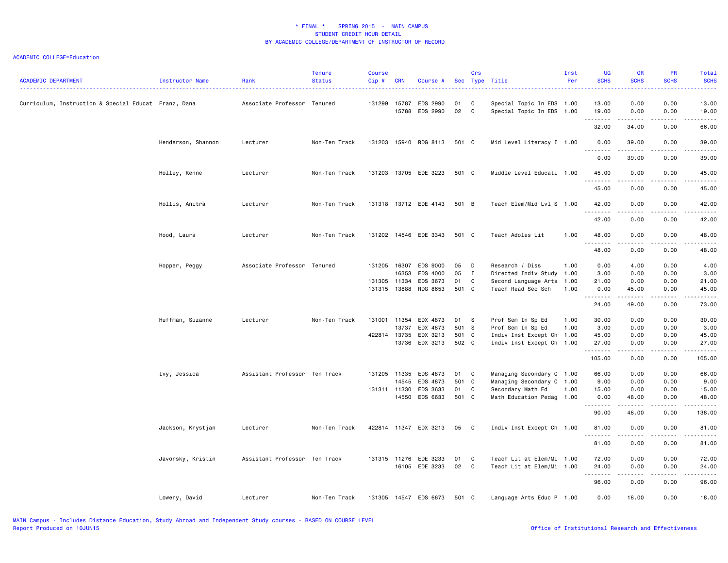\* FINAL \* SPRING 2015 - MAIN CAMPUS
STUDENT CREDIT HOUR DETAIL
BY ACADEMIC COLLEGE/DEPARTMENT OF INSTRUCTOR OF RECORD

ACADEMIC COLLEGE=Education

| ACADEMIC DEPARTMENT | Instructor Name | Rank | Tenure Status | Course Cip # | CRN | Course # | Sec | Crs Type | Title | Inst Per | UG SCHS | GR SCHS | PR SCHS | Total SCHS |
|---|---|---|---|---|---|---|---|---|---|---|---|---|---|---|
| Curriculum, Instruction & Special Educat | Franz, Dana | Associate Professor | Tenured | 131299 | 15787 | EDS 2990 | 01 | C | Special Topic In EDS | 1.00 | 13.00 | 0.00 | 0.00 | 13.00 |
| | | | | | 15788 | EDS 2990 | 02 | C | Special Topic In EDS | 1.00 | 19.00 | 0.00 | 0.00 | 19.00 |
| | | | | | | | | | | | 32.00 | 34.00 | 0.00 | 66.00 |
| | Henderson, Shannon | Lecturer | Non-Ten Track | 131203 | 15940 | RDG 8113 | 501 | C | Mid Level Literacy I | 1.00 | 0.00 | 39.00 | 0.00 | 39.00 |
| | | | | | | | | | | | 0.00 | 39.00 | 0.00 | 39.00 |
| | Holley, Kenne | Lecturer | Non-Ten Track | 131203 | 13705 | EDE 3223 | 501 | C | Middle Level Educati | 1.00 | 45.00 | 0.00 | 0.00 | 45.00 |
| | | | | | | | | | | | 45.00 | 0.00 | 0.00 | 45.00 |
| | Hollis, Anitra | Lecturer | Non-Ten Track | 131318 | 13712 | EDE 4143 | 501 | B | Teach Elem/Mid Lvl S | 1.00 | 42.00 | 0.00 | 0.00 | 42.00 |
| | | | | | | | | | | | 42.00 | 0.00 | 0.00 | 42.00 |
| | Hood, Laura | Lecturer | Non-Ten Track | 131202 | 14546 | EDE 3343 | 501 | C | Teach Adoles Lit | 1.00 | 48.00 | 0.00 | 0.00 | 48.00 |
| | | | | | | | | | | | 48.00 | 0.00 | 0.00 | 48.00 |
| | Hopper, Peggy | Associate Professor | Tenured | 131205 | 16307 | EDS 9000 | 05 | D | Research / Diss | 1.00 | 0.00 | 4.00 | 0.00 | 4.00 |
| | | | | | 16353 | EDS 4000 | 05 | I | Directed Indiv Study | 1.00 | 3.00 | 0.00 | 0.00 | 3.00 |
| | | | | 131305 | 11334 | EDS 3673 | 01 | C | Second Language Arts | 1.00 | 21.00 | 0.00 | 0.00 | 21.00 |
| | | | | 131315 | 13888 | RDG 8653 | 501 | C | Teach Read Sec Sch | 1.00 | 0.00 | 45.00 | 0.00 | 45.00 |
| | | | | | | | | | | | 24.00 | 49.00 | 0.00 | 73.00 |
| | Huffman, Suzanne | Lecturer | Non-Ten Track | 131001 | 11354 | EDX 4873 | 01 | S | Prof Sem In Sp Ed | 1.00 | 30.00 | 0.00 | 0.00 | 30.00 |
| | | | | | 13737 | EDX 4873 | 501 | S | Prof Sem In Sp Ed | 1.00 | 3.00 | 0.00 | 0.00 | 3.00 |
| | | | | 422814 | 13735 | EDX 3213 | 501 | C | Indiv Inst Except Ch | 1.00 | 45.00 | 0.00 | 0.00 | 45.00 |
| | | | | | 13736 | EDX 3213 | 502 | C | Indiv Inst Except Ch | 1.00 | 27.00 | 0.00 | 0.00 | 27.00 |
| | | | | | | | | | | | 105.00 | 0.00 | 0.00 | 105.00 |
| | Ivy, Jessica | Assistant Professor | Ten Track | 131205 | 11335 | EDS 4873 | 01 | C | Managing Secondary C | 1.00 | 66.00 | 0.00 | 0.00 | 66.00 |
| | | | | | 14545 | EDS 4873 | 501 | C | Managing Secondary C | 1.00 | 9.00 | 0.00 | 0.00 | 9.00 |
| | | | | 131311 | 11330 | EDS 3633 | 01 | C | Secondary Math Ed | 1.00 | 15.00 | 0.00 | 0.00 | 15.00 |
| | | | | | 14550 | EDS 6633 | 501 | C | Math Education Pedag | 1.00 | 0.00 | 48.00 | 0.00 | 48.00 |
| | | | | | | | | | | | 90.00 | 48.00 | 0.00 | 138.00 |
| | Jackson, Krystjan | Lecturer | Non-Ten Track | 422814 | 11347 | EDX 3213 | 05 | C | Indiv Inst Except Ch | 1.00 | 81.00 | 0.00 | 0.00 | 81.00 |
| | | | | | | | | | | | 81.00 | 0.00 | 0.00 | 81.00 |
| | Javorsky, Kristin | Assistant Professor | Ten Track | 131315 | 11276 | EDE 3233 | 01 | C | Teach Lit at Elem/Mi | 1.00 | 72.00 | 0.00 | 0.00 | 72.00 |
| | | | | | 16105 | EDE 3233 | 02 | C | Teach Lit at Elem/Mi | 1.00 | 24.00 | 0.00 | 0.00 | 24.00 |
| | | | | | | | | | | | 96.00 | 0.00 | 0.00 | 96.00 |
| | Lowery, David | Lecturer | Non-Ten Track | 131305 | 14547 | EDS 6673 | 501 | C | Language Arts Educ P | 1.00 | 0.00 | 18.00 | 0.00 | 18.00 |

MAIN Campus - Includes Distance Education, Study Abroad and Independent Study courses - BASED ON COURSE LEVEL
Report Produced on 10JUN15
Office of Institutional Research and Effectiveness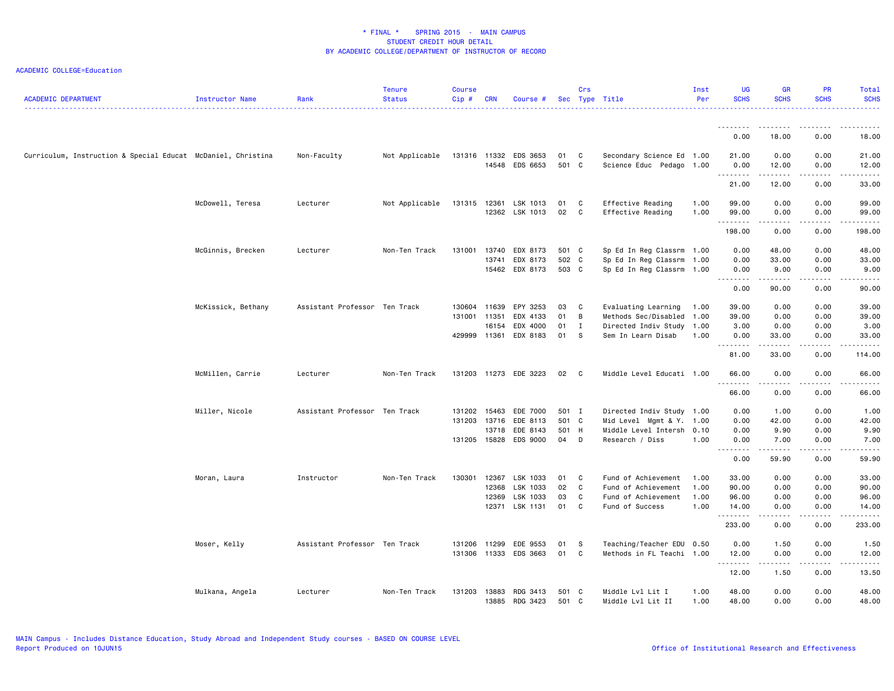# * FINAL * SPRING 2015 - MAIN CAMPUS
## STUDENT CREDIT HOUR DETAIL
### BY ACADEMIC COLLEGE/DEPARTMENT OF INSTRUCTOR OF RECORD

ACADEMIC COLLEGE=Education

| ACADEMIC DEPARTMENT | Instructor Name | Rank | Tenure Status | Course Cip # | CRN | Course # | Sec | Crs Type | Title | Inst Per | UG SCHS | GR SCHS | PR SCHS | Total SCHS |
|---|---|---|---|---|---|---|---|---|---|---|---|---|---|---|
| | | | | | | | | | | | 0.00 | 18.00 | 0.00 | 18.00 |
| Curriculum, Instruction & Special Educat | McDaniel, Christina | Non-Faculty | Not Applicable | 131316 | 11332 | EDS 3653 | 01 | C | Secondary Science Ed | 1.00 | 21.00 | 0.00 | 0.00 | 21.00 |
| | | | | | 14548 | EDS 6653 | 501 | C | Science Educ Pedago | 1.00 | 0.00 | 12.00 | 0.00 | 12.00 |
| | | | | | | | | | | | 21.00 | 12.00 | 0.00 | 33.00 |
| | McDowell, Teresa | Lecturer | Not Applicable | 131315 | 12361 | LSK 1013 | 01 | C | Effective Reading | 1.00 | 99.00 | 0.00 | 0.00 | 99.00 |
| | | | | | 12362 | LSK 1013 | 02 | C | Effective Reading | 1.00 | 99.00 | 0.00 | 0.00 | 99.00 |
| | | | | | | | | | | | 198.00 | 0.00 | 0.00 | 198.00 |
| | McGinnis, Brecken | Lecturer | Non-Ten Track | 131001 | 13740 | EDX 8173 | 501 | C | Sp Ed In Reg Classrm | 1.00 | 0.00 | 48.00 | 0.00 | 48.00 |
| | | | | | 13741 | EDX 8173 | 502 | C | Sp Ed In Reg Classrm | 1.00 | 0.00 | 33.00 | 0.00 | 33.00 |
| | | | | | 15462 | EDX 8173 | 503 | C | Sp Ed In Reg Classrm | 1.00 | 0.00 | 9.00 | 0.00 | 9.00 |
| | | | | | | | | | | | 0.00 | 90.00 | 0.00 | 90.00 |
| | McKissick, Bethany | Assistant Professor | Ten Track | 130604 | 11639 | EPY 3253 | 03 | C | Evaluating Learning | 1.00 | 39.00 | 0.00 | 0.00 | 39.00 |
| | | | | 131001 | 11351 | EDX 4133 | 01 | B | Methods Sec/Disabled | 1.00 | 39.00 | 0.00 | 0.00 | 39.00 |
| | | | | | 16154 | EDX 4000 | 01 | I | Directed Indiv Study | 1.00 | 3.00 | 0.00 | 0.00 | 3.00 |
| | | | | 429999 | 11361 | EDX 8183 | 01 | S | Sem In Learn Disab | 1.00 | 0.00 | 33.00 | 0.00 | 33.00 |
| | | | | | | | | | | | 81.00 | 33.00 | 0.00 | 114.00 |
| | McMillen, Carrie | Lecturer | Non-Ten Track | 131203 | 11273 | EDE 3223 | 02 | C | Middle Level Educati | 1.00 | 66.00 | 0.00 | 0.00 | 66.00 |
| | | | | | | | | | | | 66.00 | 0.00 | 0.00 | 66.00 |
| | Miller, Nicole | Assistant Professor | Ten Track | 131202 | 15463 | EDE 7000 | 501 | I | Directed Indiv Study | 1.00 | 0.00 | 1.00 | 0.00 | 1.00 |
| | | | | 131203 | 13716 | EDE 8113 | 501 | C | Mid Level Mgmt & Y. | 1.00 | 0.00 | 42.00 | 0.00 | 42.00 |
| | | | | | 13718 | EDE 8143 | 501 | H | Middle Level Intersh | 0.10 | 0.00 | 9.90 | 0.00 | 9.90 |
| | | | | 131205 | 15828 | EDS 9000 | 04 | D | Research / Diss | 1.00 | 0.00 | 7.00 | 0.00 | 7.00 |
| | | | | | | | | | | | 0.00 | 59.90 | 0.00 | 59.90 |
| | Moran, Laura | Instructor | Non-Ten Track | 130301 | 12367 | LSK 1033 | 01 | C | Fund of Achievement | 1.00 | 33.00 | 0.00 | 0.00 | 33.00 |
| | | | | | 12368 | LSK 1033 | 02 | C | Fund of Achievement | 1.00 | 90.00 | 0.00 | 0.00 | 90.00 |
| | | | | | 12369 | LSK 1033 | 03 | C | Fund of Achievement | 1.00 | 96.00 | 0.00 | 0.00 | 96.00 |
| | | | | | 12371 | LSK 1131 | 01 | C | Fund of Success | 1.00 | 14.00 | 0.00 | 0.00 | 14.00 |
| | | | | | | | | | | | 233.00 | 0.00 | 0.00 | 233.00 |
| | Moser, Kelly | Assistant Professor | Ten Track | 131206 | 11299 | EDE 9553 | 01 | S | Teaching/Teacher EDU | 0.50 | 0.00 | 1.50 | 0.00 | 1.50 |
| | | | | 131306 | 11333 | EDS 3663 | 01 | C | Methods in FL Teachi | 1.00 | 12.00 | 0.00 | 0.00 | 12.00 |
| | | | | | | | | | | | 12.00 | 1.50 | 0.00 | 13.50 |
| | Mulkana, Angela | Lecturer | Non-Ten Track | 131203 | 13883 | RDG 3413 | 501 | C | Middle Lvl Lit I | 1.00 | 48.00 | 0.00 | 0.00 | 48.00 |
| | | | | | 13885 | RDG 3423 | 501 | C | Middle Lvl Lit II | 1.00 | 48.00 | 0.00 | 0.00 | 48.00 |

MAIN Campus - Includes Distance Education, Study Abroad and Independent Study courses - BASED ON COURSE LEVEL
Report Produced on 10JUN15

Office of Institutional Research and Effectiveness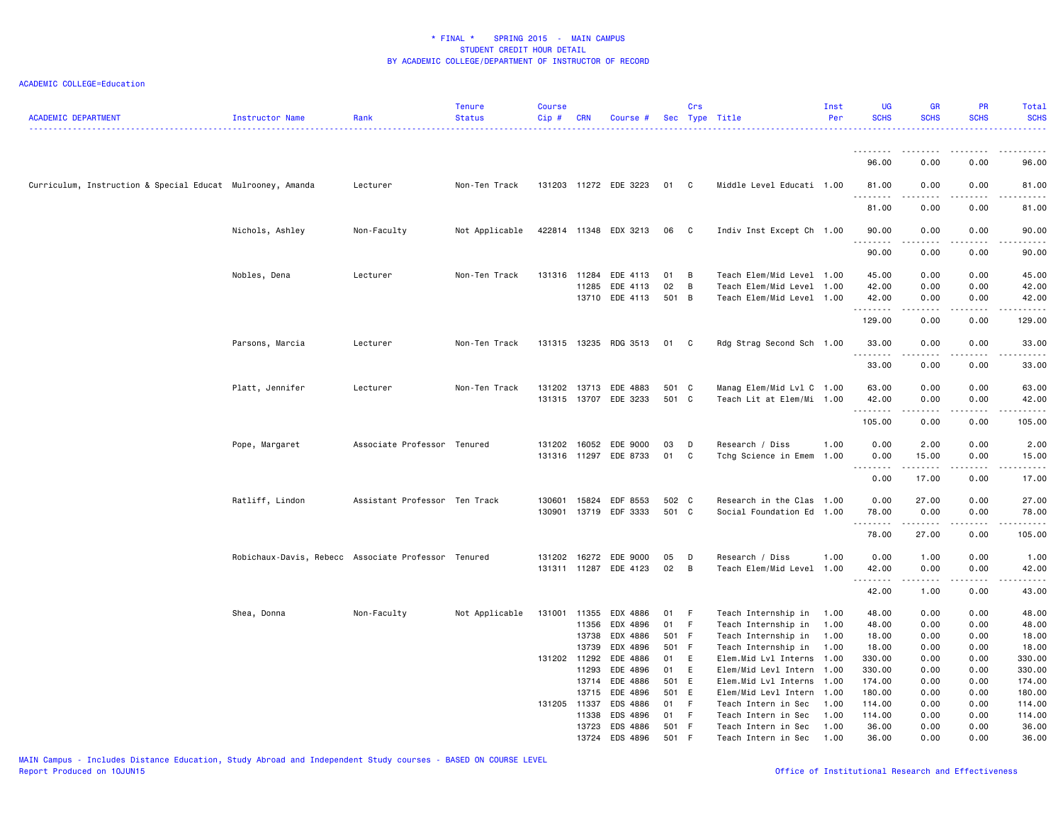* FINAL * SPRING 2015 - MAIN CAMPUS
STUDENT CREDIT HOUR DETAIL
BY ACADEMIC COLLEGE/DEPARTMENT OF INSTRUCTOR OF RECORD

ACADEMIC COLLEGE=Education

| ACADEMIC DEPARTMENT | Instructor Name | Rank | Tenure Status | Course Cip # | CRN | Course # | Sec | Crs Type | Title | Inst Per | UG SCHS | GR SCHS | PR SCHS | Total SCHS |
|---|---|---|---|---|---|---|---|---|---|---|---|---|---|---|
| | | | | | | | | | | | 96.00 | 0.00 | 0.00 | 96.00 |
| Curriculum, Instruction & Special Educat | Mulrooney, Amanda | Lecturer | Non-Ten Track | 131203 | 11272 | EDE 3223 | 01 | C | Middle Level Educati | 1.00 | 81.00 | 0.00 | 0.00 | 81.00 |
| | | | | | | | | | | | 81.00 | 0.00 | 0.00 | 81.00 |
| | Nichols, Ashley | Non-Faculty | Not Applicable | 422814 | 11348 | EDX 3213 | 06 | C | Indiv Inst Except Ch | 1.00 | 90.00 | 0.00 | 0.00 | 90.00 |
| | | | | | | | | | | | 90.00 | 0.00 | 0.00 | 90.00 |
| | Nobles, Dena | Lecturer | Non-Ten Track | 131316 | 11284 | EDE 4113 | 01 | B | Teach Elem/Mid Level | 1.00 | 45.00 | 0.00 | 0.00 | 45.00 |
| | | | | | 11285 | EDE 4113 | 02 | B | Teach Elem/Mid Level | 1.00 | 42.00 | 0.00 | 0.00 | 42.00 |
| | | | | | 13710 | EDE 4113 | 501 | B | Teach Elem/Mid Level | 1.00 | 42.00 | 0.00 | 0.00 | 42.00 |
| | | | | | | | | | | | 129.00 | 0.00 | 0.00 | 129.00 |
| | Parsons, Marcia | Lecturer | Non-Ten Track | 131315 | 13235 | RDG 3513 | 01 | C | Rdg Strag Second Sch | 1.00 | 33.00 | 0.00 | 0.00 | 33.00 |
| | | | | | | | | | | | 33.00 | 0.00 | 0.00 | 33.00 |
| | Platt, Jennifer | Lecturer | Non-Ten Track | 131202 | 13713 | EDE 4883 | 501 | C | Manag Elem/Mid Lvl C | 1.00 | 63.00 | 0.00 | 0.00 | 63.00 |
| | | | | 131315 | 13707 | EDE 3233 | 501 | C | Teach Lit at Elem/Mi | 1.00 | 42.00 | 0.00 | 0.00 | 42.00 |
| | | | | | | | | | | | 105.00 | 0.00 | 0.00 | 105.00 |
| | Pope, Margaret | Associate Professor | Tenured | 131202 | 16052 | EDE 9000 | 03 | D | Research / Diss | 1.00 | 0.00 | 2.00 | 0.00 | 2.00 |
| | | | | 131316 | 11297 | EDE 8733 | 01 | C | Tchg Science in Emem | 1.00 | 0.00 | 15.00 | 0.00 | 15.00 |
| | | | | | | | | | | | 0.00 | 17.00 | 0.00 | 17.00 |
| | Ratliff, Lindon | Assistant Professor | Ten Track | 130601 | 15824 | EDF 8553 | 502 | C | Research in the Clas | 1.00 | 0.00 | 27.00 | 0.00 | 27.00 |
| | | | | 130901 | 13719 | EDF 3333 | 501 | C | Social Foundation Ed | 1.00 | 78.00 | 0.00 | 0.00 | 78.00 |
| | | | | | | | | | | | 78.00 | 27.00 | 0.00 | 105.00 |
| | Robichaux-Davis, Rebecc | Associate Professor | Tenured | 131202 | 16272 | EDE 9000 | 05 | D | Research / Diss | 1.00 | 0.00 | 1.00 | 0.00 | 1.00 |
| | | | | 131311 | 11287 | EDE 4123 | 02 | B | Teach Elem/Mid Level | 1.00 | 42.00 | 0.00 | 0.00 | 42.00 |
| | | | | | | | | | | | 42.00 | 1.00 | 0.00 | 43.00 |
| | Shea, Donna | Non-Faculty | Not Applicable | 131001 | 11355 | EDX 4886 | 01 | F | Teach Internship in | 1.00 | 48.00 | 0.00 | 0.00 | 48.00 |
| | | | | | 11356 | EDX 4896 | 01 | F | Teach Internship in | 1.00 | 48.00 | 0.00 | 0.00 | 48.00 |
| | | | | | 13738 | EDX 4886 | 501 | F | Teach Internship in | 1.00 | 18.00 | 0.00 | 0.00 | 18.00 |
| | | | | | 13739 | EDX 4896 | 501 | F | Teach Internship in | 1.00 | 18.00 | 0.00 | 0.00 | 18.00 |
| | | | | 131202 | 11292 | EDE 4886 | 01 | E | Elem.Mid Lvl Interns | 1.00 | 330.00 | 0.00 | 0.00 | 330.00 |
| | | | | | 11293 | EDE 4896 | 01 | E | Elem/Mid Levl Intern | 1.00 | 330.00 | 0.00 | 0.00 | 330.00 |
| | | | | | 13714 | EDE 4886 | 501 | E | Elem.Mid Lvl Interns | 1.00 | 174.00 | 0.00 | 0.00 | 174.00 |
| | | | | | 13715 | EDE 4896 | 501 | E | Elem/Mid Levl Intern | 1.00 | 180.00 | 0.00 | 0.00 | 180.00 |
| | | | | 131205 | 11337 | EDS 4886 | 01 | F | Teach Intern in Sec | 1.00 | 114.00 | 0.00 | 0.00 | 114.00 |
| | | | | | 11338 | EDS 4896 | 01 | F | Teach Intern in Sec | 1.00 | 114.00 | 0.00 | 0.00 | 114.00 |
| | | | | | 13723 | EDS 4886 | 501 | F | Teach Intern in Sec | 1.00 | 36.00 | 0.00 | 0.00 | 36.00 |
| | | | | | 13724 | EDS 4896 | 501 | F | Teach Intern in Sec | 1.00 | 36.00 | 0.00 | 0.00 | 36.00 |

MAIN Campus - Includes Distance Education, Study Abroad and Independent Study courses - BASED ON COURSE LEVEL
Report Produced on 10JUN15

Office of Institutional Research and Effectiveness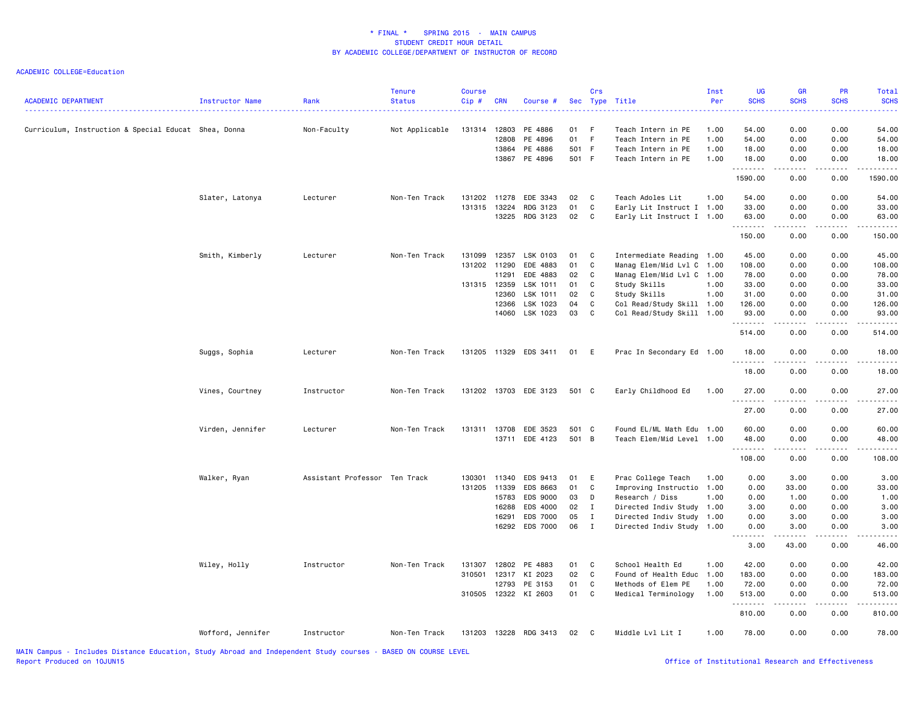\* FINAL \*    SPRING 2015  -  MAIN CAMPUS
STUDENT CREDIT HOUR DETAIL
BY ACADEMIC COLLEGE/DEPARTMENT OF INSTRUCTOR OF RECORD

ACADEMIC COLLEGE=Education

| ACADEMIC DEPARTMENT | Instructor Name | Rank | Tenure Status | Course Cip # | CRN | Course # | Sec | Crs Type | Title | Inst Per | UG SCHS | GR SCHS | PR SCHS | Total SCHS |
|---|---|---|---|---|---|---|---|---|---|---|---|---|---|---|
| Curriculum, Instruction & Special Educat | Shea, Donna | Non-Faculty | Not Applicable | 131314 | 12803 | PE 4886 | 01 | F | Teach Intern in PE | 1.00 | 54.00 | 0.00 | 0.00 | 54.00 |
| | | | | | 12808 | PE 4896 | 01 | F | Teach Intern in PE | 1.00 | 54.00 | 0.00 | 0.00 | 54.00 |
| | | | | | 13864 | PE 4886 | 501 | F | Teach Intern in PE | 1.00 | 18.00 | 0.00 | 0.00 | 18.00 |
| | | | | | 13867 | PE 4896 | 501 | F | Teach Intern in PE | 1.00 | 18.00 | 0.00 | 0.00 | 18.00 |
| | | | | | | | | | | | 1590.00 | 0.00 | 0.00 | 1590.00 |
| | Slater, Latonya | Lecturer | Non-Ten Track | 131202 | 11278 | EDE 3343 | 02 | C | Teach Adoles Lit | 1.00 | 54.00 | 0.00 | 0.00 | 54.00 |
| | | | | 131315 | 13224 | RDG 3123 | 01 | C | Early Lit Instruct I | 1.00 | 33.00 | 0.00 | 0.00 | 33.00 |
| | | | | | 13225 | RDG 3123 | 02 | C | Early Lit Instruct I | 1.00 | 63.00 | 0.00 | 0.00 | 63.00 |
| | | | | | | | | | | | 150.00 | 0.00 | 0.00 | 150.00 |
| | Smith, Kimberly | Lecturer | Non-Ten Track | 131099 | 12357 | LSK 0103 | 01 | C | Intermediate Reading | 1.00 | 45.00 | 0.00 | 0.00 | 45.00 |
| | | | | 131202 | 11290 | EDE 4883 | 01 | C | Manag Elem/Mid Lvl C | 1.00 | 108.00 | 0.00 | 0.00 | 108.00 |
| | | | | | 11291 | EDE 4883 | 02 | C | Manag Elem/Mid Lvl C | 1.00 | 78.00 | 0.00 | 0.00 | 78.00 |
| | | | | 131315 | 12359 | LSK 1011 | 01 | C | Study Skills | 1.00 | 33.00 | 0.00 | 0.00 | 33.00 |
| | | | | | 12360 | LSK 1011 | 02 | C | Study Skills | 1.00 | 31.00 | 0.00 | 0.00 | 31.00 |
| | | | | | 12366 | LSK 1023 | 04 | C | Col Read/Study Skill | 1.00 | 126.00 | 0.00 | 0.00 | 126.00 |
| | | | | | 14060 | LSK 1023 | 03 | C | Col Read/Study Skill | 1.00 | 93.00 | 0.00 | 0.00 | 93.00 |
| | | | | | | | | | | | 514.00 | 0.00 | 0.00 | 514.00 |
| | Suggs, Sophia | Lecturer | Non-Ten Track | 131205 | 11329 | EDS 3411 | 01 | E | Prac In Secondary Ed | 1.00 | 18.00 | 0.00 | 0.00 | 18.00 |
| | | | | | | | | | | | 18.00 | 0.00 | 0.00 | 18.00 |
| | Vines, Courtney | Instructor | Non-Ten Track | 131202 | 13703 | EDE 3123 | 501 | C | Early Childhood Ed | 1.00 | 27.00 | 0.00 | 0.00 | 27.00 |
| | | | | | | | | | | | 27.00 | 0.00 | 0.00 | 27.00 |
| | Virden, Jennifer | Lecturer | Non-Ten Track | 131311 | 13708 | EDE 3523 | 501 | C | Found EL/ML Math Edu | 1.00 | 60.00 | 0.00 | 0.00 | 60.00 |
| | | | | | 13711 | EDE 4123 | 501 | B | Teach Elem/Mid Level | 1.00 | 48.00 | 0.00 | 0.00 | 48.00 |
| | | | | | | | | | | | 108.00 | 0.00 | 0.00 | 108.00 |
| | Walker, Ryan | Assistant Professor | Ten Track | 130301 | 11340 | EDS 9413 | 01 | E | Prac College Teach | 1.00 | 0.00 | 3.00 | 0.00 | 3.00 |
| | | | | 131205 | 11339 | EDS 8663 | 01 | C | Improving Instructio | 1.00 | 0.00 | 33.00 | 0.00 | 33.00 |
| | | | | | 15783 | EDS 9000 | 03 | D | Research / Diss | 1.00 | 0.00 | 1.00 | 0.00 | 1.00 |
| | | | | | 16288 | EDS 4000 | 02 | I | Directed Indiv Study | 1.00 | 3.00 | 0.00 | 0.00 | 3.00 |
| | | | | | 16291 | EDS 7000 | 05 | I | Directed Indiv Study | 1.00 | 0.00 | 3.00 | 0.00 | 3.00 |
| | | | | | 16292 | EDS 7000 | 06 | I | Directed Indiv Study | 1.00 | 0.00 | 3.00 | 0.00 | 3.00 |
| | | | | | | | | | | | 3.00 | 43.00 | 0.00 | 46.00 |
| | Wiley, Holly | Instructor | Non-Ten Track | 131307 | 12802 | PE 4883 | 01 | C | School Health Ed | 1.00 | 42.00 | 0.00 | 0.00 | 42.00 |
| | | | | 310501 | 12317 | KI 2023 | 02 | C | Found of Health Educ | 1.00 | 183.00 | 0.00 | 0.00 | 183.00 |
| | | | | | 12793 | PE 3153 | 01 | C | Methods of Elem PE | 1.00 | 72.00 | 0.00 | 0.00 | 72.00 |
| | | | | 310505 | 12322 | KI 2603 | 01 | C | Medical Terminology | 1.00 | 513.00 | 0.00 | 0.00 | 513.00 |
| | | | | | | | | | | | 810.00 | 0.00 | 0.00 | 810.00 |
| | Wofford, Jennifer | Instructor | Non-Ten Track | 131203 | 13228 | RDG 3413 | 02 | C | Middle Lvl Lit I | 1.00 | 78.00 | 0.00 | 0.00 | 78.00 |

MAIN Campus - Includes Distance Education, Study Abroad and Independent Study courses - BASED ON COURSE LEVEL
Report Produced on 10JUN15

Office of Institutional Research and Effectiveness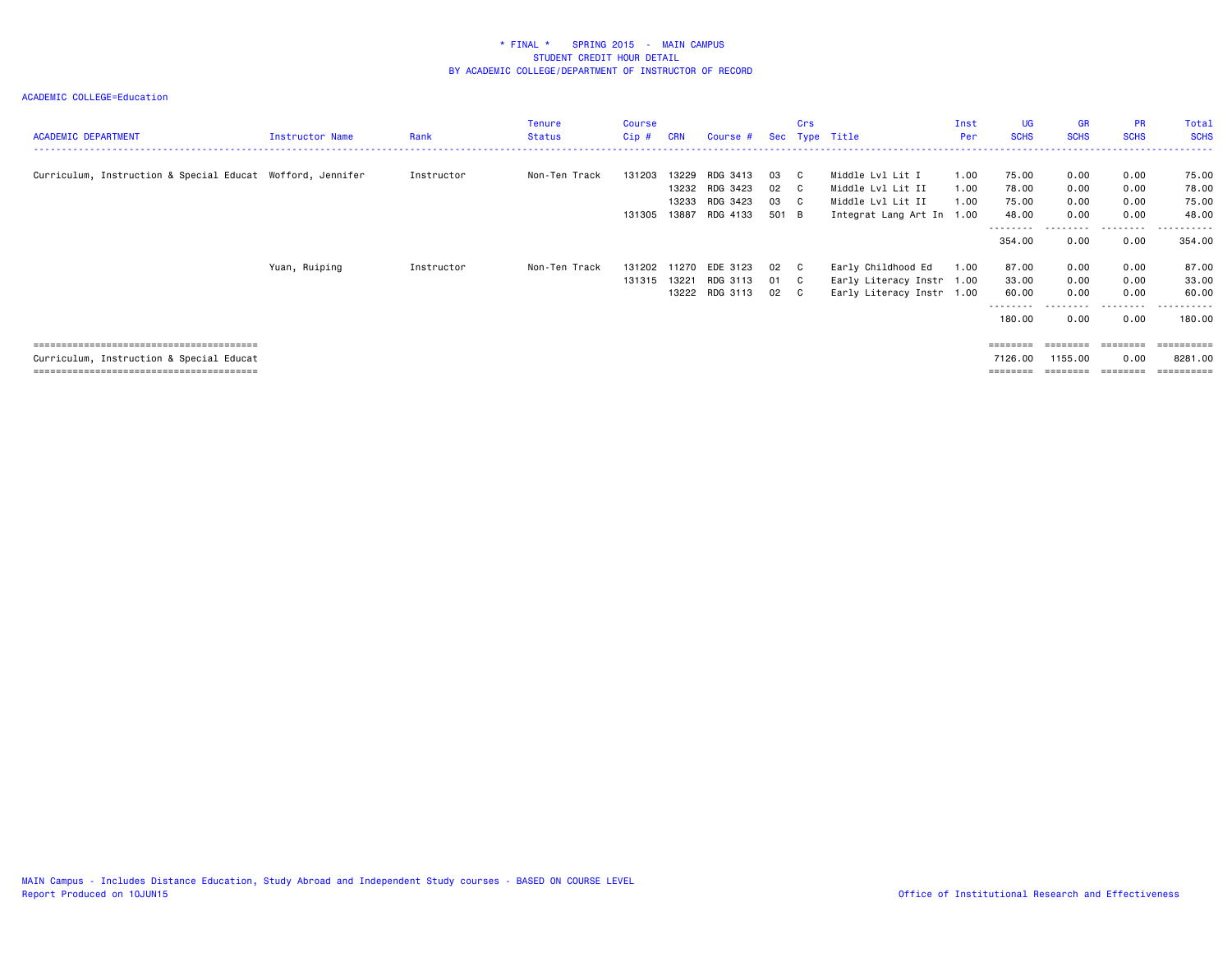# * FINAL * SPRING 2015 - MAIN CAMPUS
## STUDENT CREDIT HOUR DETAIL
## BY ACADEMIC COLLEGE/DEPARTMENT OF INSTRUCTOR OF RECORD

ACADEMIC COLLEGE=Education

| ACADEMIC DEPARTMENT | Instructor Name | Rank | Tenure Status | Course Cip # | CRN | Course # | Sec | Crs Type | Title | Inst Per | UG SCHS | GR SCHS | PR SCHS | Total SCHS |
|---|---|---|---|---|---|---|---|---|---|---|---|---|---|---|
| Curriculum, Instruction & Special Educat | Wofford, Jennifer | Instructor | Non-Ten Track | 131203 | 13229 | RDG 3413 | 03 | C | Middle Lvl Lit I | 1.00 | 75.00 | 0.00 | 0.00 | 75.00 |
| | | | | | 13232 | RDG 3423 | 02 | C | Middle Lvl Lit II | 1.00 | 78.00 | 0.00 | 0.00 | 78.00 |
| | | | | | 13233 | RDG 3423 | 03 | C | Middle Lvl Lit II | 1.00 | 75.00 | 0.00 | 0.00 | 75.00 |
| | | | | 131305 | 13887 | RDG 4133 | 501 | B | Integrat Lang Art In | 1.00 | 48.00 | 0.00 | 0.00 | 48.00 |
| | | | | | | | | | | | 354.00 | 0.00 | 0.00 | 354.00 |
| | Yuan, Ruiping | Instructor | Non-Ten Track | 131202 | 11270 | EDE 3123 | 02 | C | Early Childhood Ed | 1.00 | 87.00 | 0.00 | 0.00 | 87.00 |
| | | | | 131315 | 13221 | RDG 3113 | 01 | C | Early Literacy Instr | 1.00 | 33.00 | 0.00 | 0.00 | 33.00 |
| | | | | | 13222 | RDG 3113 | 02 | C | Early Literacy Instr | 1.00 | 60.00 | 0.00 | 0.00 | 60.00 |
| | | | | | | | | | | | 180.00 | 0.00 | 0.00 | 180.00 |
| Curriculum, Instruction & Special Educat | | | | | | | | | | | 7126.00 | 1155.00 | 0.00 | 8281.00 |

MAIN Campus - Includes Distance Education, Study Abroad and Independent Study courses - BASED ON COURSE LEVEL
Report Produced on 10JUN15

Office of Institutional Research and Effectiveness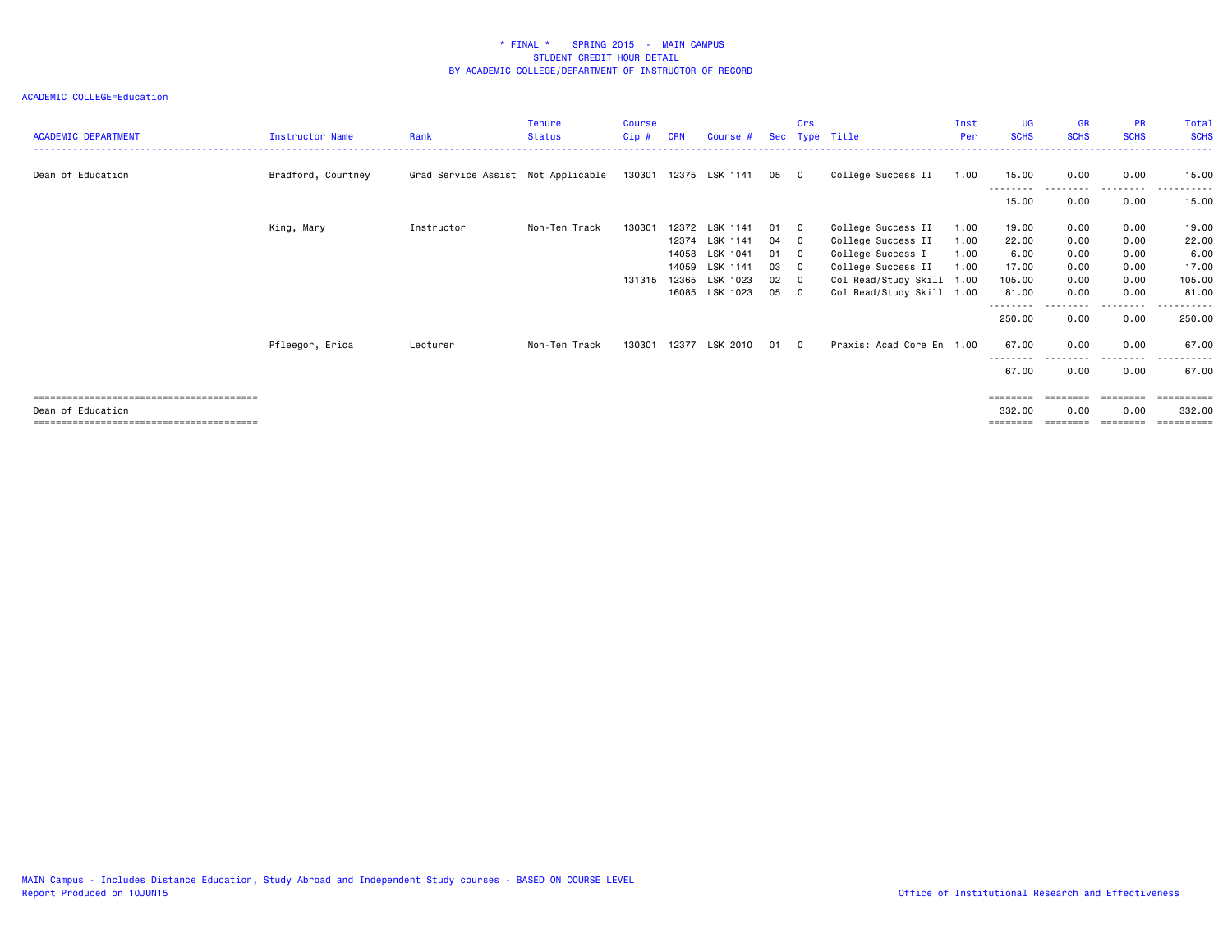\* FINAL \*    SPRING 2015 - MAIN CAMPUS
STUDENT CREDIT HOUR DETAIL
BY ACADEMIC COLLEGE/DEPARTMENT OF INSTRUCTOR OF RECORD

ACADEMIC COLLEGE=Education

| ACADEMIC DEPARTMENT | Instructor Name | Rank | Tenure Status | Course Cip # | CRN | Course # | Sec | Crs Type | Title | Inst Per | UG SCHS | GR SCHS | PR SCHS | Total SCHS |
|---|---|---|---|---|---|---|---|---|---|---|---|---|---|---|
| Dean of Education | Bradford, Courtney | Grad Service Assist | Not Applicable | 130301 | 12375 | LSK 1141 | 05 | C | College Success II | 1.00 | 15.00 | 0.00 | 0.00 | 15.00 |
| | | | | | | | | | | | 15.00 | 0.00 | 0.00 | 15.00 |
| | King, Mary | Instructor | Non-Ten Track | 130301 | 12372 | LSK 1141 | 01 | C | College Success II | 1.00 | 19.00 | 0.00 | 0.00 | 19.00 |
| | | | | | 12374 | LSK 1141 | 04 | C | College Success II | 1.00 | 22.00 | 0.00 | 0.00 | 22.00 |
| | | | | | 14058 | LSK 1041 | 01 | C | College Success I | 1.00 | 6.00 | 0.00 | 0.00 | 6.00 |
| | | | | | 14059 | LSK 1141 | 03 | C | College Success II | 1.00 | 17.00 | 0.00 | 0.00 | 17.00 |
| | | | | 131315 | 12365 | LSK 1023 | 02 | C | Col Read/Study Skill | 1.00 | 105.00 | 0.00 | 0.00 | 105.00 |
| | | | | | 16085 | LSK 1023 | 05 | C | Col Read/Study Skill | 1.00 | 81.00 | 0.00 | 0.00 | 81.00 |
| | | | | | | | | | | | 250.00 | 0.00 | 0.00 | 250.00 |
| | Pfleegor, Erica | Lecturer | Non-Ten Track | 130301 | 12377 | LSK 2010 | 01 | C | Praxis: Acad Core En | 1.00 | 67.00 | 0.00 | 0.00 | 67.00 |
| | | | | | | | | | | | 67.00 | 0.00 | 0.00 | 67.00 |
| Dean of Education | | | | | | | | | | | 332.00 | 0.00 | 0.00 | 332.00 |

MAIN Campus - Includes Distance Education, Study Abroad and Independent Study courses - BASED ON COURSE LEVEL
Report Produced on 10JUN15

Office of Institutional Research and Effectiveness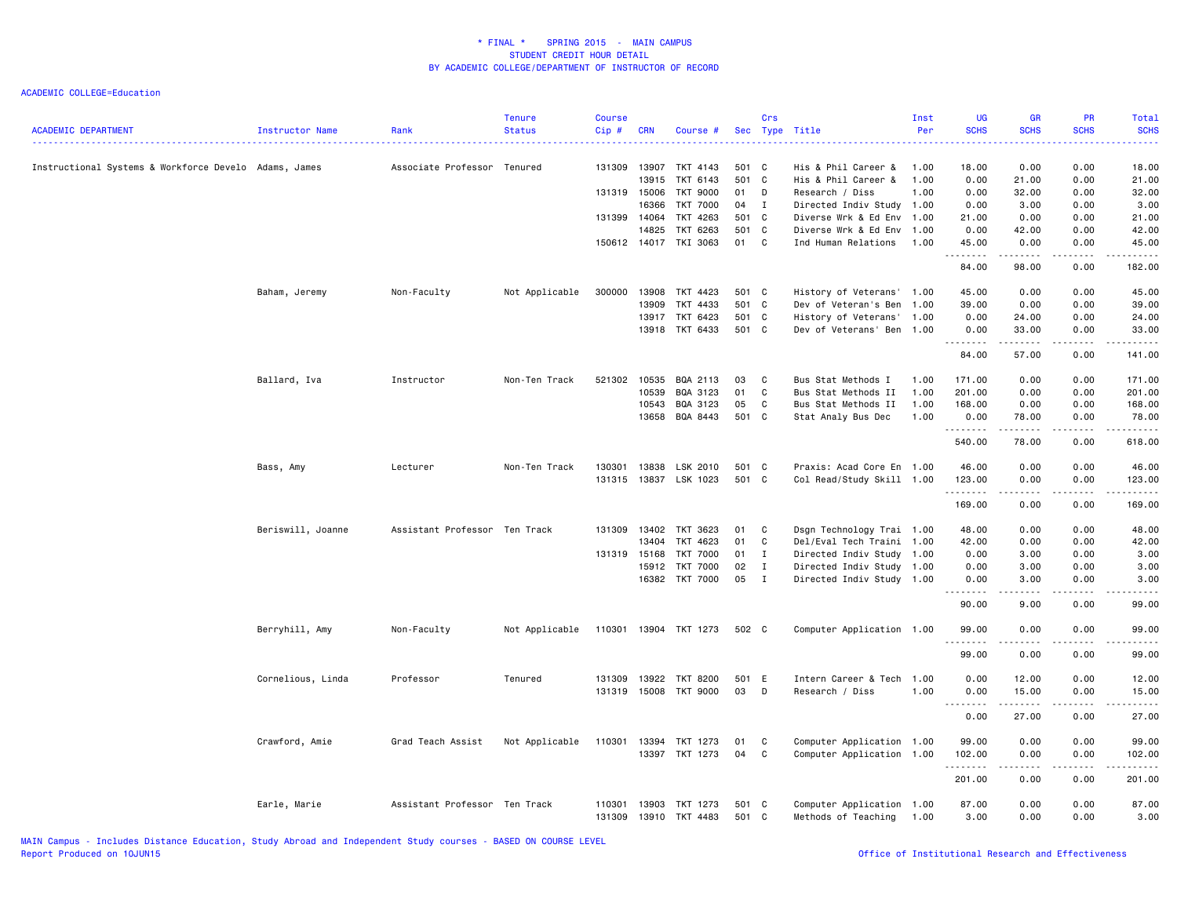# * FINAL * SPRING 2015 - MAIN CAMPUS
## STUDENT CREDIT HOUR DETAIL
## BY ACADEMIC COLLEGE/DEPARTMENT OF INSTRUCTOR OF RECORD

ACADEMIC COLLEGE=Education

| ACADEMIC DEPARTMENT | Instructor Name | Rank | Tenure Status | Course Cip # | CRN | Course # | Sec | Crs Type | Title | Inst Per | UG SCHS | GR SCHS | PR SCHS | Total SCHS |
|---|---|---|---|---|---|---|---|---|---|---|---|---|---|---|
| Instructional Systems & Workforce Develo | Adams, James | Associate Professor | Tenured | 131309 | 13907 | TKT 4143 | 501 | C | His & Phil Career & | 1.00 | 18.00 | 0.00 | 0.00 | 18.00 |
| | | | | | 13915 | TKT 6143 | 501 | C | His & Phil Career & | 1.00 | 0.00 | 21.00 | 0.00 | 21.00 |
| | | | | 131319 | 15006 | TKT 9000 | 01 | D | Research / Diss | 1.00 | 0.00 | 32.00 | 0.00 | 32.00 |
| | | | | | 16366 | TKT 7000 | 04 | I | Directed Indiv Study | 1.00 | 0.00 | 3.00 | 0.00 | 3.00 |
| | | | | 131399 | 14064 | TKT 4263 | 501 | C | Diverse Wrk & Ed Env | 1.00 | 21.00 | 0.00 | 0.00 | 21.00 |
| | | | | | 14825 | TKT 6263 | 501 | C | Diverse Wrk & Ed Env | 1.00 | 0.00 | 42.00 | 0.00 | 42.00 |
| | | | | 150612 | 14017 | TKI 3063 | 01 | C | Ind Human Relations | 1.00 | 45.00 | 0.00 | 0.00 | 45.00 |
| | | | | | | | | | | | 84.00 | 98.00 | 0.00 | 182.00 |
| | Baham, Jeremy | Non-Faculty | Not Applicable | 300000 | 13908 | TKT 4423 | 501 | C | History of Veterans' | 1.00 | 45.00 | 0.00 | 0.00 | 45.00 |
| | | | | | 13909 | TKT 4433 | 501 | C | Dev of Veteran's Ben | 1.00 | 39.00 | 0.00 | 0.00 | 39.00 |
| | | | | | 13917 | TKT 6423 | 501 | C | History of Veterans' | 1.00 | 0.00 | 24.00 | 0.00 | 24.00 |
| | | | | | 13918 | TKT 6433 | 501 | C | Dev of Veterans' Ben | 1.00 | 0.00 | 33.00 | 0.00 | 33.00 |
| | | | | | | | | | | | 84.00 | 57.00 | 0.00 | 141.00 |
| | Ballard, Iva | Instructor | Non-Ten Track | 521302 | 10535 | BQA 2113 | 03 | C | Bus Stat Methods I | 1.00 | 171.00 | 0.00 | 0.00 | 171.00 |
| | | | | | 10539 | BQA 3123 | 01 | C | Bus Stat Methods II | 1.00 | 201.00 | 0.00 | 0.00 | 201.00 |
| | | | | | 10543 | BQA 3123 | 05 | C | Bus Stat Methods II | 1.00 | 168.00 | 0.00 | 0.00 | 168.00 |
| | | | | | 13658 | BQA 8443 | 501 | C | Stat Analy Bus Dec | 1.00 | 0.00 | 78.00 | 0.00 | 78.00 |
| | | | | | | | | | | | 540.00 | 78.00 | 0.00 | 618.00 |
| | Bass, Amy | Lecturer | Non-Ten Track | 130301 | 13838 | LSK 2010 | 501 | C | Praxis: Acad Core En | 1.00 | 46.00 | 0.00 | 0.00 | 46.00 |
| | | | | 131315 | 13837 | LSK 1023 | 501 | C | Col Read/Study Skill | 1.00 | 123.00 | 0.00 | 0.00 | 123.00 |
| | | | | | | | | | | | 169.00 | 0.00 | 0.00 | 169.00 |
| | Beriswill, Joanne | Assistant Professor | Ten Track | 131309 | 13402 | TKT 3623 | 01 | C | Dsgn Technology Trai | 1.00 | 48.00 | 0.00 | 0.00 | 48.00 |
| | | | | | 13404 | TKT 4623 | 01 | C | Del/Eval Tech Traini | 1.00 | 42.00 | 0.00 | 0.00 | 42.00 |
| | | | | 131319 | 15168 | TKT 7000 | 01 | I | Directed Indiv Study | 1.00 | 0.00 | 3.00 | 0.00 | 3.00 |
| | | | | | 15912 | TKT 7000 | 02 | I | Directed Indiv Study | 1.00 | 0.00 | 3.00 | 0.00 | 3.00 |
| | | | | | 16382 | TKT 7000 | 05 | I | Directed Indiv Study | 1.00 | 0.00 | 3.00 | 0.00 | 3.00 |
| | | | | | | | | | | | 90.00 | 9.00 | 0.00 | 99.00 |
| | Berryhill, Amy | Non-Faculty | Not Applicable | 110301 | 13904 | TKT 1273 | 502 | C | Computer Application | 1.00 | 99.00 | 0.00 | 0.00 | 99.00 |
| | | | | | | | | | | | 99.00 | 0.00 | 0.00 | 99.00 |
| | Cornelious, Linda | Professor | Tenured | 131309 | 13922 | TKT 8200 | 501 | E | Intern Career & Tech | 1.00 | 0.00 | 12.00 | 0.00 | 12.00 |
| | | | | 131319 | 15008 | TKT 9000 | 03 | D | Research / Diss | 1.00 | 0.00 | 15.00 | 0.00 | 15.00 |
| | | | | | | | | | | | 0.00 | 27.00 | 0.00 | 27.00 |
| | Crawford, Amie | Grad Teach Assist | Not Applicable | 110301 | 13394 | TKT 1273 | 01 | C | Computer Application | 1.00 | 99.00 | 0.00 | 0.00 | 99.00 |
| | | | | | 13397 | TKT 1273 | 04 | C | Computer Application | 1.00 | 102.00 | 0.00 | 0.00 | 102.00 |
| | | | | | | | | | | | 201.00 | 0.00 | 0.00 | 201.00 |
| | Earle, Marie | Assistant Professor | Ten Track | 110301 | 13903 | TKT 1273 | 501 | C | Computer Application | 1.00 | 87.00 | 0.00 | 0.00 | 87.00 |
| | | | | 131309 | 13910 | TKT 4483 | 501 | C | Methods of Teaching | 1.00 | 3.00 | 0.00 | 0.00 | 3.00 |

MAIN Campus - Includes Distance Education, Study Abroad and Independent Study courses - BASED ON COURSE LEVEL
Report Produced on 10JUN15

Office of Institutional Research and Effectiveness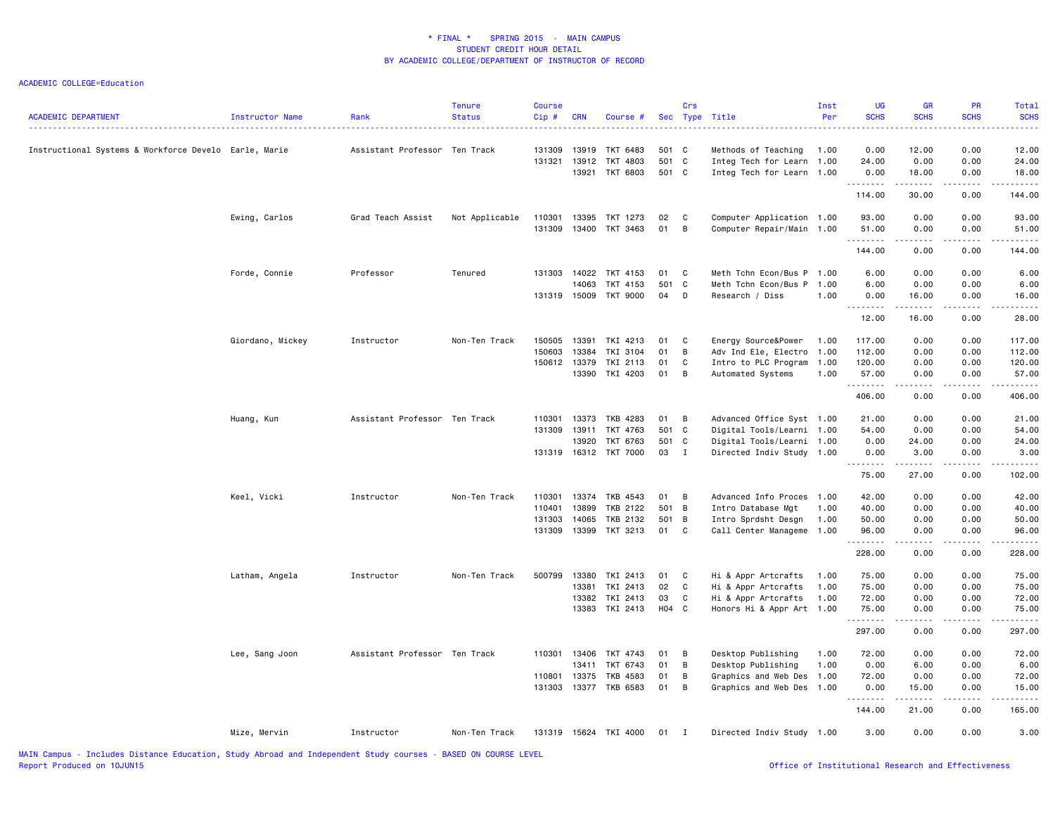# * FINAL * SPRING 2015 - MAIN CAMPUS
## STUDENT CREDIT HOUR DETAIL
## BY ACADEMIC COLLEGE/DEPARTMENT OF INSTRUCTOR OF RECORD

ACADEMIC COLLEGE=Education

| ACADEMIC DEPARTMENT | Instructor Name | Rank | Tenure Status | Course Cip # | CRN | Course # | Sec | Crs Type | Title | Inst Per | UG SCHS | GR SCHS | PR SCHS | Total SCHS |
|---|---|---|---|---|---|---|---|---|---|---|---|---|---|---|
| Instructional Systems & Workforce Develo | Earle, Marie | Assistant Professor | Ten Track | 131309 | 13919 | TKT 6483 | 501 | C | Methods of Teaching | 1.00 | 0.00 | 12.00 | 0.00 | 12.00 |
| | | | | 131321 | 13912 | TKT 4803 | 501 | C | Integ Tech for Learn | 1.00 | 24.00 | 0.00 | 0.00 | 24.00 |
| | | | | | 13921 | TKT 6803 | 501 | C | Integ Tech for Learn | 1.00 | 0.00 | 18.00 | 0.00 | 18.00 |
| | | | | | | | | | | | 114.00 | 30.00 | 0.00 | 144.00 |
| | Ewing, Carlos | Grad Teach Assist | Not Applicable | 110301 | 13395 | TKT 1273 | 02 | C | Computer Application | 1.00 | 93.00 | 0.00 | 0.00 | 93.00 |
| | | | | 131309 | 13400 | TKT 3463 | 01 | B | Computer Repair/Main | 1.00 | 51.00 | 0.00 | 0.00 | 51.00 |
| | | | | | | | | | | | 144.00 | 0.00 | 0.00 | 144.00 |
| | Forde, Connie | Professor | Tenured | 131303 | 14022 | TKT 4153 | 01 | C | Meth Tchn Econ/Bus P | 1.00 | 6.00 | 0.00 | 0.00 | 6.00 |
| | | | | | 14063 | TKT 4153 | 501 | C | Meth Tchn Econ/Bus P | 1.00 | 6.00 | 0.00 | 0.00 | 6.00 |
| | | | | 131319 | 15009 | TKT 9000 | 04 | D | Research / Diss | 1.00 | 0.00 | 16.00 | 0.00 | 16.00 |
| | | | | | | | | | | | 12.00 | 16.00 | 0.00 | 28.00 |
| | Giordano, Mickey | Instructor | Non-Ten Track | 150505 | 13391 | TKI 4213 | 01 | C | Energy Source&Power | 1.00 | 117.00 | 0.00 | 0.00 | 117.00 |
| | | | | 150603 | 13384 | TKI 3104 | 01 | B | Adv Ind Ele, Electro | 1.00 | 112.00 | 0.00 | 0.00 | 112.00 |
| | | | | 150612 | 13379 | TKI 2113 | 01 | C | Intro to PLC Program | 1.00 | 120.00 | 0.00 | 0.00 | 120.00 |
| | | | | | 13390 | TKI 4203 | 01 | B | Automated Systems | 1.00 | 57.00 | 0.00 | 0.00 | 57.00 |
| | | | | | | | | | | | 406.00 | 0.00 | 0.00 | 406.00 |
| | Huang, Kun | Assistant Professor | Ten Track | 110301 | 13373 | TKB 4283 | 01 | B | Advanced Office Syst | 1.00 | 21.00 | 0.00 | 0.00 | 21.00 |
| | | | | 131309 | 13911 | TKT 4763 | 501 | C | Digital Tools/Learni | 1.00 | 54.00 | 0.00 | 0.00 | 54.00 |
| | | | | | 13920 | TKT 6763 | 501 | C | Digital Tools/Learni | 1.00 | 0.00 | 24.00 | 0.00 | 24.00 |
| | | | | 131319 | 16312 | TKT 7000 | 03 | I | Directed Indiv Study | 1.00 | 0.00 | 3.00 | 0.00 | 3.00 |
| | | | | | | | | | | | 75.00 | 27.00 | 0.00 | 102.00 |
| | Keel, Vicki | Instructor | Non-Ten Track | 110301 | 13374 | TKB 4543 | 01 | B | Advanced Info Proces | 1.00 | 42.00 | 0.00 | 0.00 | 42.00 |
| | | | | 110401 | 13899 | TKB 2122 | 501 | B | Intro Database Mgt | 1.00 | 40.00 | 0.00 | 0.00 | 40.00 |
| | | | | 131303 | 14065 | TKB 2132 | 501 | B | Intro Sprdsht Desgn | 1.00 | 50.00 | 0.00 | 0.00 | 50.00 |
| | | | | 131309 | 13399 | TKT 3213 | 01 | C | Call Center Manageme | 1.00 | 96.00 | 0.00 | 0.00 | 96.00 |
| | | | | | | | | | | | 228.00 | 0.00 | 0.00 | 228.00 |
| | Latham, Angela | Instructor | Non-Ten Track | 500799 | 13380 | TKI 2413 | 01 | C | Hi & Appr Artcrafts | 1.00 | 75.00 | 0.00 | 0.00 | 75.00 |
| | | | | | 13381 | TKI 2413 | 02 | C | Hi & Appr Artcrafts | 1.00 | 75.00 | 0.00 | 0.00 | 75.00 |
| | | | | | 13382 | TKI 2413 | 03 | C | Hi & Appr Artcrafts | 1.00 | 72.00 | 0.00 | 0.00 | 72.00 |
| | | | | | 13383 | TKI 2413 | H04 | C | Honors Hi & Appr Art | 1.00 | 75.00 | 0.00 | 0.00 | 75.00 |
| | | | | | | | | | | | 297.00 | 0.00 | 0.00 | 297.00 |
| | Lee, Sang Joon | Assistant Professor | Ten Track | 110301 | 13406 | TKT 4743 | 01 | B | Desktop Publishing | 1.00 | 72.00 | 0.00 | 0.00 | 72.00 |
| | | | | | 13411 | TKT 6743 | 01 | B | Desktop Publishing | 1.00 | 0.00 | 6.00 | 0.00 | 6.00 |
| | | | | 110801 | 13375 | TKB 4583 | 01 | B | Graphics and Web Des | 1.00 | 72.00 | 0.00 | 0.00 | 72.00 |
| | | | | 131303 | 13377 | TKB 6583 | 01 | B | Graphics and Web Des | 1.00 | 0.00 | 15.00 | 0.00 | 15.00 |
| | | | | | | | | | | | 144.00 | 21.00 | 0.00 | 165.00 |
| | Mize, Mervin | Instructor | Non-Ten Track | 131319 | 15624 | TKI 4000 | 01 | I | Directed Indiv Study | 1.00 | 3.00 | 0.00 | 0.00 | 3.00 |

MAIN Campus - Includes Distance Education, Study Abroad and Independent Study courses - BASED ON COURSE LEVEL
Report Produced on 10JUN15

Office of Institutional Research and Effectiveness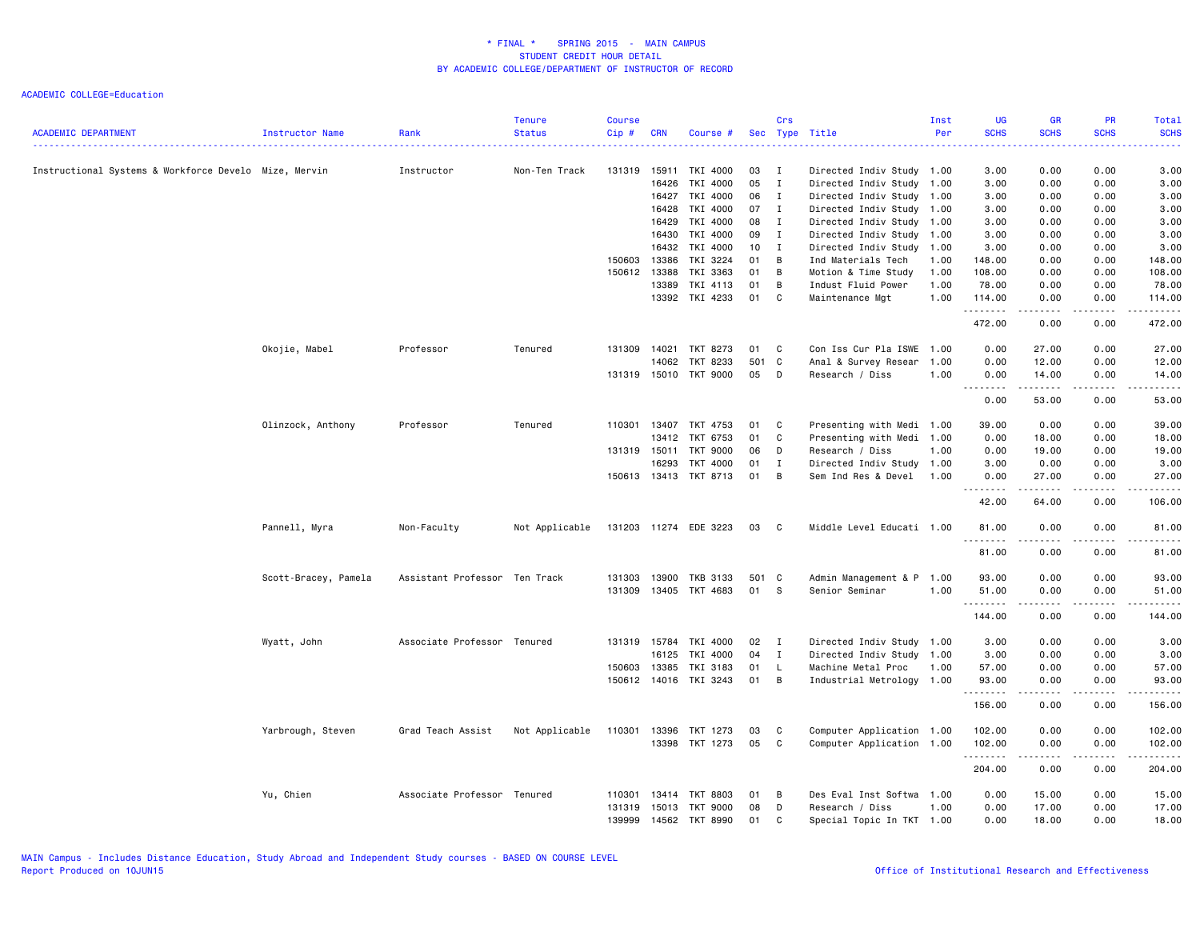* FINAL * SPRING 2015 - MAIN CAMPUS
STUDENT CREDIT HOUR DETAIL
BY ACADEMIC COLLEGE/DEPARTMENT OF INSTRUCTOR OF RECORD

ACADEMIC COLLEGE=Education

| ACADEMIC DEPARTMENT | Instructor Name | Rank | Tenure Status | Course Cip # | CRN | Course # | Sec | Crs Type | Title | Inst Per | UG SCHS | GR SCHS | PR SCHS | Total SCHS |
|---|---|---|---|---|---|---|---|---|---|---|---|---|---|---|
| Instructional Systems & Workforce Develo | Mize, Mervin | Instructor | Non-Ten Track | 131319 | 15911 | TKI 4000 | 03 | I | Directed Indiv Study | 1.00 | 3.00 | 0.00 | 0.00 | 3.00 |
| | | | | | 16426 | TKI 4000 | 05 | I | Directed Indiv Study | 1.00 | 3.00 | 0.00 | 0.00 | 3.00 |
| | | | | | 16427 | TKI 4000 | 06 | I | Directed Indiv Study | 1.00 | 3.00 | 0.00 | 0.00 | 3.00 |
| | | | | | 16428 | TKI 4000 | 07 | I | Directed Indiv Study | 1.00 | 3.00 | 0.00 | 0.00 | 3.00 |
| | | | | | 16429 | TKI 4000 | 08 | I | Directed Indiv Study | 1.00 | 3.00 | 0.00 | 0.00 | 3.00 |
| | | | | | 16430 | TKI 4000 | 09 | I | Directed Indiv Study | 1.00 | 3.00 | 0.00 | 0.00 | 3.00 |
| | | | | | 16432 | TKI 4000 | 10 | I | Directed Indiv Study | 1.00 | 3.00 | 0.00 | 0.00 | 3.00 |
| | | | | 150603 | 13386 | TKI 3224 | 01 | B | Ind Materials Tech | 1.00 | 148.00 | 0.00 | 0.00 | 148.00 |
| | | | | 150612 | 13388 | TKI 3363 | 01 | B | Motion & Time Study | 1.00 | 108.00 | 0.00 | 0.00 | 108.00 |
| | | | | | 13389 | TKI 4113 | 01 | B | Indust Fluid Power | 1.00 | 78.00 | 0.00 | 0.00 | 78.00 |
| | | | | | 13392 | TKI 4233 | 01 | C | Maintenance Mgt | 1.00 | 114.00 | 0.00 | 0.00 | 114.00 |
| | | | | | | | | | | | 472.00 | 0.00 | 0.00 | 472.00 |
| | Okojie, Mabel | Professor | Tenured | 131309 | 14021 | TKT 8273 | 01 | C | Con Iss Cur Pla ISWE | 1.00 | 0.00 | 27.00 | 0.00 | 27.00 |
| | | | | | 14062 | TKT 8233 | 501 | C | Anal & Survey Resear | 1.00 | 0.00 | 12.00 | 0.00 | 12.00 |
| | | | | 131319 | 15010 | TKT 9000 | 05 | D | Research / Diss | 1.00 | 0.00 | 14.00 | 0.00 | 14.00 |
| | | | | | | | | | | | 0.00 | 53.00 | 0.00 | 53.00 |
| | Olinzock, Anthony | Professor | Tenured | 110301 | 13407 | TKT 4753 | 01 | C | Presenting with Medi | 1.00 | 39.00 | 0.00 | 0.00 | 39.00 |
| | | | | | 13412 | TKT 6753 | 01 | C | Presenting with Medi | 1.00 | 0.00 | 18.00 | 0.00 | 18.00 |
| | | | | 131319 | 15011 | TKT 9000 | 06 | D | Research / Diss | 1.00 | 0.00 | 19.00 | 0.00 | 19.00 |
| | | | | | 16293 | TKT 4000 | 01 | I | Directed Indiv Study | 1.00 | 3.00 | 0.00 | 0.00 | 3.00 |
| | | | | 150613 | 13413 | TKT 8713 | 01 | B | Sem Ind Res & Devel | 1.00 | 0.00 | 27.00 | 0.00 | 27.00 |
| | | | | | | | | | | | 42.00 | 64.00 | 0.00 | 106.00 |
| | Pannell, Myra | Non-Faculty | Not Applicable | 131203 | 11274 | EDE 3223 | 03 | C | Middle Level Educati | 1.00 | 81.00 | 0.00 | 0.00 | 81.00 |
| | | | | | | | | | | | 81.00 | 0.00 | 0.00 | 81.00 |
| | Scott-Bracey, Pamela | Assistant Professor | Ten Track | 131303 | 13900 | TKB 3133 | 501 | C | Admin Management & P | 1.00 | 93.00 | 0.00 | 0.00 | 93.00 |
| | | | | 131309 | 13405 | TKT 4683 | 01 | S | Senior Seminar | 1.00 | 51.00 | 0.00 | 0.00 | 51.00 |
| | | | | | | | | | | | 144.00 | 0.00 | 0.00 | 144.00 |
| | Wyatt, John | Associate Professor | Tenured | 131319 | 15784 | TKI 4000 | 02 | I | Directed Indiv Study | 1.00 | 3.00 | 0.00 | 0.00 | 3.00 |
| | | | | | 16125 | TKI 4000 | 04 | I | Directed Indiv Study | 1.00 | 3.00 | 0.00 | 0.00 | 3.00 |
| | | | | 150603 | 13385 | TKI 3183 | 01 | L | Machine Metal Proc | 1.00 | 57.00 | 0.00 | 0.00 | 57.00 |
| | | | | 150612 | 14016 | TKI 3243 | 01 | B | Industrial Metrology | 1.00 | 93.00 | 0.00 | 0.00 | 93.00 |
| | | | | | | | | | | | 156.00 | 0.00 | 0.00 | 156.00 |
| | Yarbrough, Steven | Grad Teach Assist | Not Applicable | 110301 | 13396 | TKT 1273 | 03 | C | Computer Application | 1.00 | 102.00 | 0.00 | 0.00 | 102.00 |
| | | | | | 13398 | TKT 1273 | 05 | C | Computer Application | 1.00 | 102.00 | 0.00 | 0.00 | 102.00 |
| | | | | | | | | | | | 204.00 | 0.00 | 0.00 | 204.00 |
| | Yu, Chien | Associate Professor | Tenured | 110301 | 13414 | TKT 8803 | 01 | B | Des Eval Inst Softwa | 1.00 | 0.00 | 15.00 | 0.00 | 15.00 |
| | | | | 131319 | 15013 | TKT 9000 | 08 | D | Research / Diss | 1.00 | 0.00 | 17.00 | 0.00 | 17.00 |
| | | | | 139999 | 14562 | TKT 8990 | 01 | C | Special Topic In TKT | 1.00 | 0.00 | 18.00 | 0.00 | 18.00 |

MAIN Campus - Includes Distance Education, Study Abroad and Independent Study courses - BASED ON COURSE LEVEL
Report Produced on 10JUN15

Office of Institutional Research and Effectiveness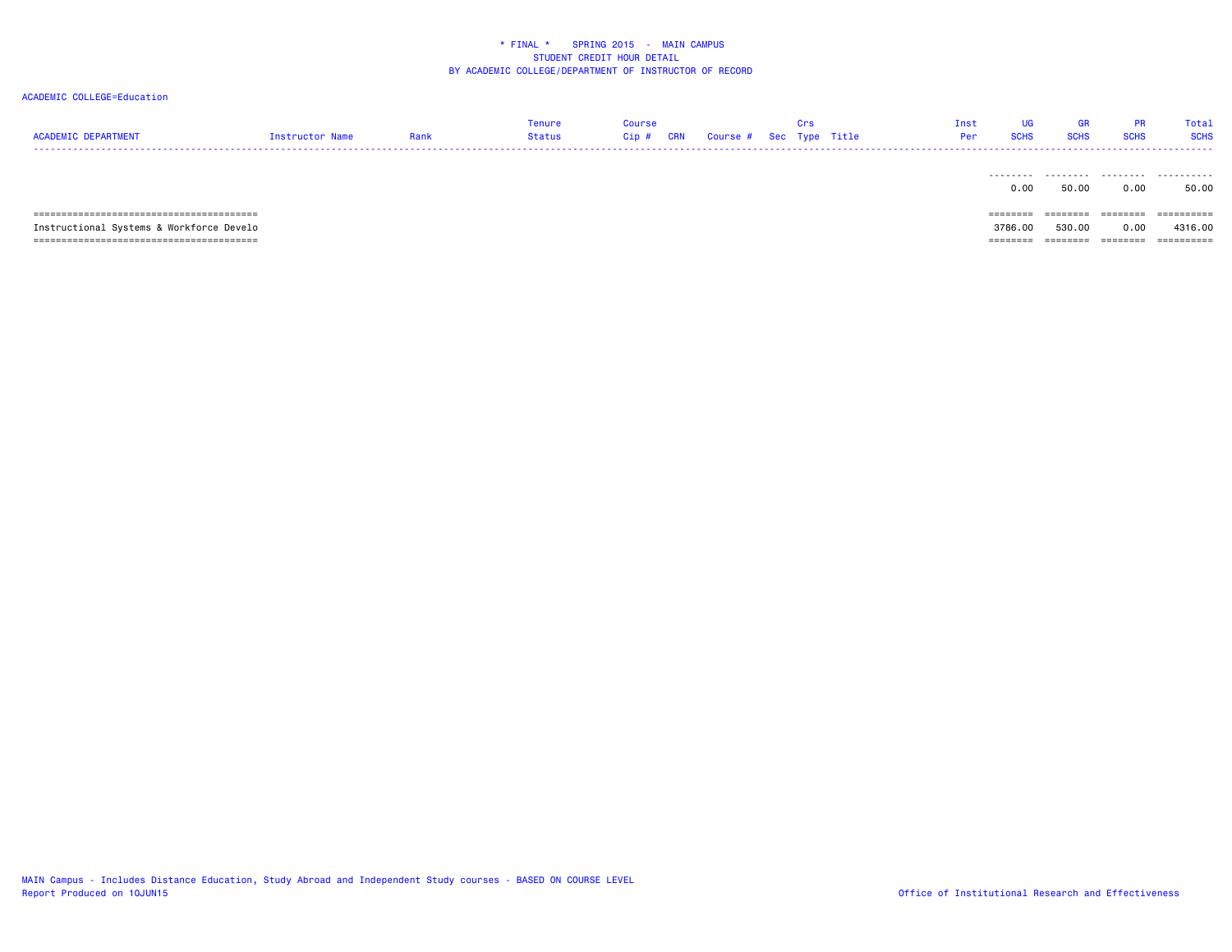# * FINAL * SPRING 2015 - MAIN CAMPUS
## STUDENT CREDIT HOUR DETAIL
### BY ACADEMIC COLLEGE/DEPARTMENT OF INSTRUCTOR OF RECORD

ACADEMIC COLLEGE=Education

| ACADEMIC DEPARTMENT | Instructor Name | Rank | Tenure Status | Course Cip # | CRN | Course # | Sec | Crs Type | Title | Inst Per | UG SCHS | GR SCHS | PR SCHS | Total SCHS |
|---|---|---|---|---|---|---|---|---|---|---|---|---|---|---|
| | | | | | | | | | | | 0.00 | 50.00 | 0.00 | 50.00 |
| Instructional Systems & Workforce Develo | | | | | | | | | | | 3786.00 | 530.00 | 0.00 | 4316.00 |

MAIN Campus - Includes Distance Education, Study Abroad and Independent Study courses - BASED ON COURSE LEVEL
Report Produced on 10JUN15

Office of Institutional Research and Effectiveness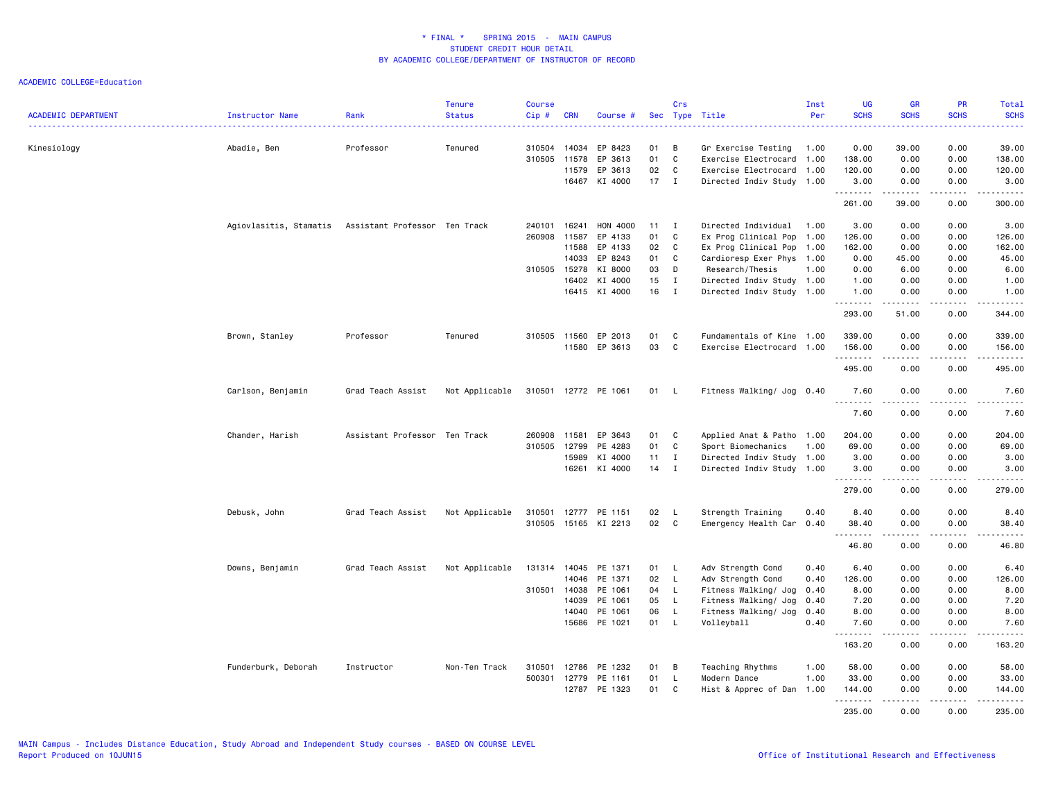* FINAL * SPRING 2015 - MAIN CAMPUS
STUDENT CREDIT HOUR DETAIL
BY ACADEMIC COLLEGE/DEPARTMENT OF INSTRUCTOR OF RECORD

ACADEMIC COLLEGE=Education

| ACADEMIC DEPARTMENT | Instructor Name | Rank | Tenure Status | Course Cip # | CRN | Course # | Sec | Crs Type | Title | Inst Per | UG SCHS | GR SCHS | PR SCHS | Total SCHS |
|---|---|---|---|---|---|---|---|---|---|---|---|---|---|---|
| Kinesiology | Abadie, Ben | Professor | Tenured | 310504 | 14034 | EP 8423 | 01 | B | Gr Exercise Testing | 1.00 | 0.00 | 39.00 | 0.00 | 39.00 |
| | | | | 310505 | 11578 | EP 3613 | 01 | C | Exercise Electrocard | 1.00 | 138.00 | 0.00 | 0.00 | 138.00 |
| | | | | | 11579 | EP 3613 | 02 | C | Exercise Electrocard | 1.00 | 120.00 | 0.00 | 0.00 | 120.00 |
| | | | | | 16467 | KI 4000 | 17 | I | Directed Indiv Study | 1.00 | 3.00 | 0.00 | 0.00 | 3.00 |
| | | | | | | | | | | | 261.00 | 39.00 | 0.00 | 300.00 |
| | Agiovlasitis, Stamatis | Assistant Professor | Ten Track | 240101 | 16241 | HON 4000 | 11 | I | Directed Individual | 1.00 | 3.00 | 0.00 | 0.00 | 3.00 |
| | | | | 260908 | 11587 | EP 4133 | 01 | C | Ex Prog Clinical Pop | 1.00 | 126.00 | 0.00 | 0.00 | 126.00 |
| | | | | | 11588 | EP 4133 | 02 | C | Ex Prog Clinical Pop | 1.00 | 162.00 | 0.00 | 0.00 | 162.00 |
| | | | | | 14033 | EP 8243 | 01 | C | Cardioresp Exer Phys | 1.00 | 0.00 | 45.00 | 0.00 | 45.00 |
| | | | | 310505 | 15278 | KI 8000 | 03 | D | Research/Thesis | 1.00 | 0.00 | 6.00 | 0.00 | 6.00 |
| | | | | | 16402 | KI 4000 | 15 | I | Directed Indiv Study | 1.00 | 1.00 | 0.00 | 0.00 | 1.00 |
| | | | | | 16415 | KI 4000 | 16 | I | Directed Indiv Study | 1.00 | 1.00 | 0.00 | 0.00 | 1.00 |
| | | | | | | | | | | | 293.00 | 51.00 | 0.00 | 344.00 |
| | Brown, Stanley | Professor | Tenured | 310505 | 11560 | EP 2013 | 01 | C | Fundamentals of Kine | 1.00 | 339.00 | 0.00 | 0.00 | 339.00 |
| | | | | | 11580 | EP 3613 | 03 | C | Exercise Electrocard | 1.00 | 156.00 | 0.00 | 0.00 | 156.00 |
| | | | | | | | | | | | 495.00 | 0.00 | 0.00 | 495.00 |
| | Carlson, Benjamin | Grad Teach Assist | Not Applicable | 310501 | 12772 | PE 1061 | 01 | L | Fitness Walking/ Jog | 0.40 | 7.60 | 0.00 | 0.00 | 7.60 |
| | | | | | | | | | | | 7.60 | 0.00 | 0.00 | 7.60 |
| | Chander, Harish | Assistant Professor | Ten Track | 260908 | 11581 | EP 3643 | 01 | C | Applied Anat & Patho | 1.00 | 204.00 | 0.00 | 0.00 | 204.00 |
| | | | | 310505 | 12799 | PE 4283 | 01 | C | Sport Biomechanics | 1.00 | 69.00 | 0.00 | 0.00 | 69.00 |
| | | | | | 15989 | KI 4000 | 11 | I | Directed Indiv Study | 1.00 | 3.00 | 0.00 | 0.00 | 3.00 |
| | | | | | 16261 | KI 4000 | 14 | I | Directed Indiv Study | 1.00 | 3.00 | 0.00 | 0.00 | 3.00 |
| | | | | | | | | | | | 279.00 | 0.00 | 0.00 | 279.00 |
| | Debusk, John | Grad Teach Assist | Not Applicable | 310501 | 12777 | PE 1151 | 02 | L | Strength Training | 0.40 | 8.40 | 0.00 | 0.00 | 8.40 |
| | | | | 310505 | 15165 | KI 2213 | 02 | C | Emergency Health Car | 0.40 | 38.40 | 0.00 | 0.00 | 38.40 |
| | | | | | | | | | | | 46.80 | 0.00 | 0.00 | 46.80 |
| | Downs, Benjamin | Grad Teach Assist | Not Applicable | 131314 | 14045 | PE 1371 | 01 | L | Adv Strength Cond | 0.40 | 6.40 | 0.00 | 0.00 | 6.40 |
| | | | | | 14046 | PE 1371 | 02 | L | Adv Strength Cond | 0.40 | 126.00 | 0.00 | 0.00 | 126.00 |
| | | | | 310501 | 14038 | PE 1061 | 04 | L | Fitness Walking/ Jog | 0.40 | 8.00 | 0.00 | 0.00 | 8.00 |
| | | | | | 14039 | PE 1061 | 05 | L | Fitness Walking/ Jog | 0.40 | 7.20 | 0.00 | 0.00 | 7.20 |
| | | | | | 14040 | PE 1061 | 06 | L | Fitness Walking/ Jog | 0.40 | 8.00 | 0.00 | 0.00 | 8.00 |
| | | | | | 15686 | PE 1021 | 01 | L | Volleyball | 0.40 | 7.60 | 0.00 | 0.00 | 7.60 |
| | | | | | | | | | | | 163.20 | 0.00 | 0.00 | 163.20 |
| | Funderburk, Deborah | Instructor | Non-Ten Track | 310501 | 12786 | PE 1232 | 01 | B | Teaching Rhythms | 1.00 | 58.00 | 0.00 | 0.00 | 58.00 |
| | | | | 500301 | 12779 | PE 1161 | 01 | L | Modern Dance | 1.00 | 33.00 | 0.00 | 0.00 | 33.00 |
| | | | | | 12787 | PE 1323 | 01 | C | Hist & Apprec of Dan | 1.00 | 144.00 | 0.00 | 0.00 | 144.00 |
| | | | | | | | | | | | 235.00 | 0.00 | 0.00 | 235.00 |

MAIN Campus - Includes Distance Education, Study Abroad and Independent Study courses - BASED ON COURSE LEVEL
Report Produced on 10JUN15

Office of Institutional Research and Effectiveness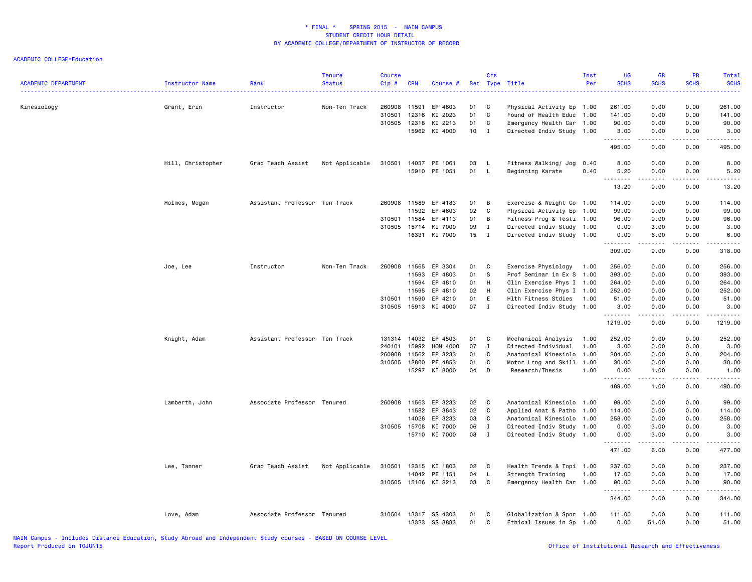* FINAL * SPRING 2015 - MAIN CAMPUS
STUDENT CREDIT HOUR DETAIL
BY ACADEMIC COLLEGE/DEPARTMENT OF INSTRUCTOR OF RECORD

ACADEMIC COLLEGE=Education

| ACADEMIC DEPARTMENT | Instructor Name | Rank | Tenure Status | Course Cip # | CRN | Course # | Sec | Crs Type | Title | Inst Per | UG SCHS | GR SCHS | PR SCHS | Total SCHS |
|---|---|---|---|---|---|---|---|---|---|---|---|---|---|---|
| Kinesiology | Grant, Erin | Instructor | Non-Ten Track | 260908 | 11591 | EP 4603 | 01 | C | Physical Activity Ep | 1.00 | 261.00 | 0.00 | 0.00 | 261.00 |
| | | | | 310501 | 12316 | KI 2023 | 01 | C | Found of Health Educ | 1.00 | 141.00 | 0.00 | 0.00 | 141.00 |
| | | | | 310505 | 12318 | KI 2213 | 01 | C | Emergency Health Car | 1.00 | 90.00 | 0.00 | 0.00 | 90.00 |
| | | | | | 15962 | KI 4000 | 10 | I | Directed Indiv Study | 1.00 | 3.00 | 0.00 | 0.00 | 3.00 |
| | | | | | | | | | | | 495.00 | 0.00 | 0.00 | 495.00 |
| | Hill, Christopher | Grad Teach Assist | Not Applicable | 310501 | 14037 | PE 1061 | 03 | L | Fitness Walking/ Jog | 0.40 | 8.00 | 0.00 | 0.00 | 8.00 |
| | | | | | 15910 | PE 1051 | 01 | L | Beginning Karate | 0.40 | 5.20 | 0.00 | 0.00 | 5.20 |
| | | | | | | | | | | | 13.20 | 0.00 | 0.00 | 13.20 |
| | Holmes, Megan | Assistant Professor | Ten Track | 260908 | 11589 | EP 4183 | 01 | B | Exercise & Weight Co | 1.00 | 114.00 | 0.00 | 0.00 | 114.00 |
| | | | | | 11592 | EP 4603 | 02 | C | Physical Activity Ep | 1.00 | 99.00 | 0.00 | 0.00 | 99.00 |
| | | | | 310501 | 11584 | EP 4113 | 01 | B | Fitness Prog & Testi | 1.00 | 96.00 | 0.00 | 0.00 | 96.00 |
| | | | | 310505 | 15714 | KI 7000 | 09 | I | Directed Indiv Study | 1.00 | 0.00 | 3.00 | 0.00 | 3.00 |
| | | | | | 16331 | KI 7000 | 15 | I | Directed Indiv Study | 1.00 | 0.00 | 6.00 | 0.00 | 6.00 |
| | | | | | | | | | | | 309.00 | 9.00 | 0.00 | 318.00 |
| | Joe, Lee | Instructor | Non-Ten Track | 260908 | 11565 | EP 3304 | 01 | C | Exercise Physiology | 1.00 | 256.00 | 0.00 | 0.00 | 256.00 |
| | | | | | 11593 | EP 4803 | 01 | S | Prof Seminar in Ex S | 1.00 | 393.00 | 0.00 | 0.00 | 393.00 |
| | | | | | 11594 | EP 4810 | 01 | H | Clin Exercise Phys I | 1.00 | 264.00 | 0.00 | 0.00 | 264.00 |
| | | | | | 11595 | EP 4810 | 02 | H | Clin Exercise Phys I | 1.00 | 252.00 | 0.00 | 0.00 | 252.00 |
| | | | | 310501 | 11590 | EP 4210 | 01 | E | Hlth Fitness Stdies | 1.00 | 51.00 | 0.00 | 0.00 | 51.00 |
| | | | | 310505 | 15913 | KI 4000 | 07 | I | Directed Indiv Study | 1.00 | 3.00 | 0.00 | 0.00 | 3.00 |
| | | | | | | | | | | | 1219.00 | 0.00 | 0.00 | 1219.00 |
| | Knight, Adam | Assistant Professor | Ten Track | 131314 | 14032 | EP 4503 | 01 | C | Mechanical Analysis | 1.00 | 252.00 | 0.00 | 0.00 | 252.00 |
| | | | | 240101 | 15992 | HON 4000 | 07 | I | Directed Individual | 1.00 | 3.00 | 0.00 | 0.00 | 3.00 |
| | | | | 260908 | 11562 | EP 3233 | 01 | C | Anatomical Kinesiolo | 1.00 | 204.00 | 0.00 | 0.00 | 204.00 |
| | | | | 310505 | 12800 | PE 4853 | 01 | C | Motor Lrng and Skill | 1.00 | 30.00 | 0.00 | 0.00 | 30.00 |
| | | | | | 15297 | KI 8000 | 04 | D | Research/Thesis | 1.00 | 0.00 | 1.00 | 0.00 | 1.00 |
| | | | | | | | | | | | 489.00 | 1.00 | 0.00 | 490.00 |
| | Lamberth, John | Associate Professor | Tenured | 260908 | 11563 | EP 3233 | 02 | C | Anatomical Kinesiolo | 1.00 | 99.00 | 0.00 | 0.00 | 99.00 |
| | | | | | 11582 | EP 3643 | 02 | C | Applied Anat & Patho | 1.00 | 114.00 | 0.00 | 0.00 | 114.00 |
| | | | | | 14026 | EP 3233 | 03 | C | Anatomical Kinesiolo | 1.00 | 258.00 | 0.00 | 0.00 | 258.00 |
| | | | | 310505 | 15708 | KI 7000 | 06 | I | Directed Indiv Study | 1.00 | 0.00 | 3.00 | 0.00 | 3.00 |
| | | | | | 15710 | KI 7000 | 08 | I | Directed Indiv Study | 1.00 | 0.00 | 3.00 | 0.00 | 3.00 |
| | | | | | | | | | | | 471.00 | 6.00 | 0.00 | 477.00 |
| | Lee, Tanner | Grad Teach Assist | Not Applicable | 310501 | 12315 | KI 1803 | 02 | C | Health Trends & Topi | 1.00 | 237.00 | 0.00 | 0.00 | 237.00 |
| | | | | | 14042 | PE 1151 | 04 | L | Strength Training | 1.00 | 17.00 | 0.00 | 0.00 | 17.00 |
| | | | | 310505 | 15166 | KI 2213 | 03 | C | Emergency Health Car | 1.00 | 90.00 | 0.00 | 0.00 | 90.00 |
| | | | | | | | | | | | 344.00 | 0.00 | 0.00 | 344.00 |
| | Love, Adam | Associate Professor | Tenured | 310504 | 13317 | SS 4303 | 01 | C | Globalization & Spor | 1.00 | 111.00 | 0.00 | 0.00 | 111.00 |
| | | | | | 13323 | SS 8883 | 01 | C | Ethical Issues in Sp | 1.00 | 0.00 | 51.00 | 0.00 | 51.00 |

MAIN Campus - Includes Distance Education, Study Abroad and Independent Study courses - BASED ON COURSE LEVEL
Report Produced on 10JUN15 Office of Institutional Research and Effectiveness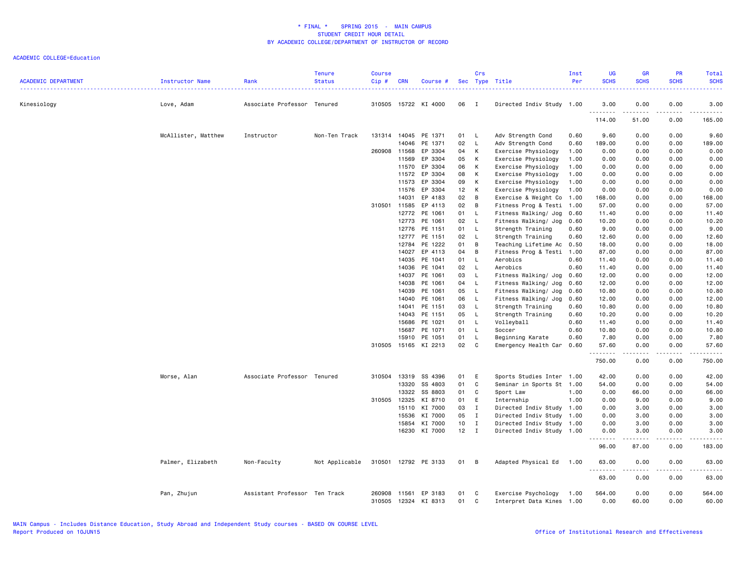# * FINAL * SPRING 2015 - MAIN CAMPUS
## STUDENT CREDIT HOUR DETAIL
## BY ACADEMIC COLLEGE/DEPARTMENT OF INSTRUCTOR OF RECORD

ACADEMIC COLLEGE=Education

| ACADEMIC DEPARTMENT | Instructor Name | Rank | Tenure Status | Course Cip # | CRN | Course # | Sec | Crs Type | Title | Inst Per | UG SCHS | GR SCHS | PR SCHS | Total SCHS |
|---|---|---|---|---|---|---|---|---|---|---|---|---|---|---|
| Kinesiology | Love, Adam | Associate Professor | Tenured | 310505 | 15722 | KI 4000 | 06 | I | Directed Indiv Study | 1.00 | 3.00 | 0.00 | 0.00 | 3.00 |
| | | | | | | | | | | | 114.00 | 51.00 | 0.00 | 165.00 |
| | McAllister, Matthew | Instructor | Non-Ten Track | 131314 | 14045 | PE 1371 | 01 | L | Adv Strength Cond | 0.60 | 9.60 | 0.00 | 0.00 | 9.60 |
| | | | | | 14046 | PE 1371 | 02 | L | Adv Strength Cond | 0.60 | 189.00 | 0.00 | 0.00 | 189.00 |
| | | | | 260908 | 11568 | EP 3304 | 04 | K | Exercise Physiology | 1.00 | 0.00 | 0.00 | 0.00 | 0.00 |
| | | | | | 11569 | EP 3304 | 05 | K | Exercise Physiology | 1.00 | 0.00 | 0.00 | 0.00 | 0.00 |
| | | | | | 11570 | EP 3304 | 06 | K | Exercise Physiology | 1.00 | 0.00 | 0.00 | 0.00 | 0.00 |
| | | | | | 11572 | EP 3304 | 08 | K | Exercise Physiology | 1.00 | 0.00 | 0.00 | 0.00 | 0.00 |
| | | | | | 11573 | EP 3304 | 09 | K | Exercise Physiology | 1.00 | 0.00 | 0.00 | 0.00 | 0.00 |
| | | | | | 11576 | EP 3304 | 12 | K | Exercise Physiology | 1.00 | 0.00 | 0.00 | 0.00 | 0.00 |
| | | | | | 14031 | EP 4183 | 02 | B | Exercise & Weight Co | 1.00 | 168.00 | 0.00 | 0.00 | 168.00 |
| | | | | 310501 | 11585 | EP 4113 | 02 | B | Fitness Prog & Testi | 1.00 | 57.00 | 0.00 | 0.00 | 57.00 |
| | | | | | 12772 | PE 1061 | 01 | L | Fitness Walking/ Jog | 0.60 | 11.40 | 0.00 | 0.00 | 11.40 |
| | | | | | 12773 | PE 1061 | 02 | L | Fitness Walking/ Jog | 0.60 | 10.20 | 0.00 | 0.00 | 10.20 |
| | | | | | 12776 | PE 1151 | 01 | L | Strength Training | 0.60 | 9.00 | 0.00 | 0.00 | 9.00 |
| | | | | | 12777 | PE 1151 | 02 | L | Strength Training | 0.60 | 12.60 | 0.00 | 0.00 | 12.60 |
| | | | | | 12784 | PE 1222 | 01 | B | Teaching Lifetime Ac | 0.50 | 18.00 | 0.00 | 0.00 | 18.00 |
| | | | | | 14027 | EP 4113 | 04 | B | Fitness Prog & Testi | 1.00 | 87.00 | 0.00 | 0.00 | 87.00 |
| | | | | | 14035 | PE 1041 | 01 | L | Aerobics | 0.60 | 11.40 | 0.00 | 0.00 | 11.40 |
| | | | | | 14036 | PE 1041 | 02 | L | Aerobics | 0.60 | 11.40 | 0.00 | 0.00 | 11.40 |
| | | | | | 14037 | PE 1061 | 03 | L | Fitness Walking/ Jog | 0.60 | 12.00 | 0.00 | 0.00 | 12.00 |
| | | | | | 14038 | PE 1061 | 04 | L | Fitness Walking/ Jog | 0.60 | 12.00 | 0.00 | 0.00 | 12.00 |
| | | | | | 14039 | PE 1061 | 05 | L | Fitness Walking/ Jog | 0.60 | 10.80 | 0.00 | 0.00 | 10.80 |
| | | | | | 14040 | PE 1061 | 06 | L | Fitness Walking/ Jog | 0.60 | 12.00 | 0.00 | 0.00 | 12.00 |
| | | | | | 14041 | PE 1151 | 03 | L | Strength Training | 0.60 | 10.80 | 0.00 | 0.00 | 10.80 |
| | | | | | 14043 | PE 1151 | 05 | L | Strength Training | 0.60 | 10.20 | 0.00 | 0.00 | 10.20 |
| | | | | | 15686 | PE 1021 | 01 | L | Volleyball | 0.60 | 11.40 | 0.00 | 0.00 | 11.40 |
| | | | | | 15687 | PE 1071 | 01 | L | Soccer | 0.60 | 10.80 | 0.00 | 0.00 | 10.80 |
| | | | | | 15910 | PE 1051 | 01 | L | Beginning Karate | 0.60 | 7.80 | 0.00 | 0.00 | 7.80 |
| | | | | 310505 | 15165 | KI 2213 | 02 | C | Emergency Health Car | 0.60 | 57.60 | 0.00 | 0.00 | 57.60 |
| | | | | | | | | | | | 750.00 | 0.00 | 0.00 | 750.00 |
| | Morse, Alan | Associate Professor | Tenured | 310504 | 13319 | SS 4396 | 01 | E | Sports Studies Inter | 1.00 | 42.00 | 0.00 | 0.00 | 42.00 |
| | | | | | 13320 | SS 4803 | 01 | C | Seminar in Sports St | 1.00 | 54.00 | 0.00 | 0.00 | 54.00 |
| | | | | | 13322 | SS 8803 | 01 | C | Sport Law | 1.00 | 0.00 | 66.00 | 0.00 | 66.00 |
| | | | | 310505 | 12325 | KI 8710 | 01 | E | Internship | 1.00 | 0.00 | 9.00 | 0.00 | 9.00 |
| | | | | | 15110 | KI 7000 | 03 | I | Directed Indiv Study | 1.00 | 0.00 | 3.00 | 0.00 | 3.00 |
| | | | | | 15536 | KI 7000 | 05 | I | Directed Indiv Study | 1.00 | 0.00 | 3.00 | 0.00 | 3.00 |
| | | | | | 15854 | KI 7000 | 10 | I | Directed Indiv Study | 1.00 | 0.00 | 3.00 | 0.00 | 3.00 |
| | | | | | 16230 | KI 7000 | 12 | I | Directed Indiv Study | 1.00 | 0.00 | 3.00 | 0.00 | 3.00 |
| | | | | | | | | | | | 96.00 | 87.00 | 0.00 | 183.00 |
| | Palmer, Elizabeth | Non-Faculty | Not Applicable | 310501 | 12792 | PE 3133 | 01 | B | Adapted Physical Ed | 1.00 | 63.00 | 0.00 | 0.00 | 63.00 |
| | | | | | | | | | | | 63.00 | 0.00 | 0.00 | 63.00 |
| | Pan, Zhujun | Assistant Professor | Ten Track | 260908 | 11561 | EP 3183 | 01 | C | Exercise Psychology | 1.00 | 564.00 | 0.00 | 0.00 | 564.00 |
| | | | | 310505 | 12324 | KI 8313 | 01 | C | Interpret Data Kines | 1.00 | 0.00 | 60.00 | 0.00 | 60.00 |

MAIN Campus - Includes Distance Education, Study Abroad and Independent Study courses - BASED ON COURSE LEVEL
Report Produced on 10JUN15

Office of Institutional Research and Effectiveness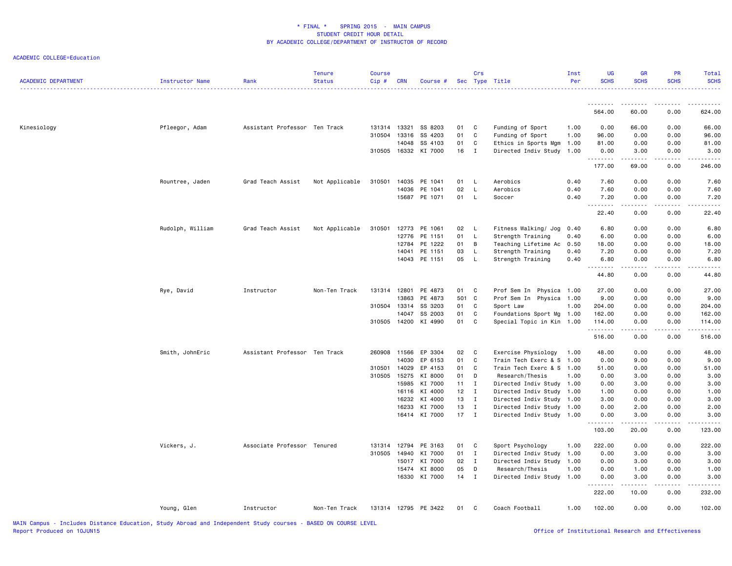\* FINAL \*   SPRING 2015  -  MAIN CAMPUS
STUDENT CREDIT HOUR DETAIL
BY ACADEMIC COLLEGE/DEPARTMENT OF INSTRUCTOR OF RECORD

ACADEMIC COLLEGE=Education

| ACADEMIC DEPARTMENT | Instructor Name | Rank | Tenure Status | Course Cip # | CRN | Course # | Sec | Crs Type | Title | Inst Per | UG SCHS | GR SCHS | PR SCHS | Total SCHS |
|---|---|---|---|---|---|---|---|---|---|---|---|---|---|---|
| | | | | | | | | | | | 564.00 | 60.00 | 0.00 | 624.00 |
| Kinesiology | Pfleegor, Adam | Assistant Professor | Ten Track | 131314 | 13321 | SS 8203 | 01 | C | Funding of Sport | 1.00 | 0.00 | 66.00 | 0.00 | 66.00 |
| | | | | 310504 | 13316 | SS 4203 | 01 | C | Funding of Sport | 1.00 | 96.00 | 0.00 | 0.00 | 96.00 |
| | | | | | 14048 | SS 4103 | 01 | C | Ethics in Sports Mgm | 1.00 | 81.00 | 0.00 | 0.00 | 81.00 |
| | | | | 310505 | 16332 | KI 7000 | 16 | I | Directed Indiv Study | 1.00 | 0.00 | 3.00 | 0.00 | 3.00 |
| | | | | | | | | | | | 177.00 | 69.00 | 0.00 | 246.00 |
| | Rountree, Jaden | Grad Teach Assist | Not Applicable | 310501 | 14035 | PE 1041 | 01 | L | Aerobics | 0.40 | 7.60 | 0.00 | 0.00 | 7.60 |
| | | | | | 14036 | PE 1041 | 02 | L | Aerobics | 0.40 | 7.60 | 0.00 | 0.00 | 7.60 |
| | | | | | 15687 | PE 1071 | 01 | L | Soccer | 0.40 | 7.20 | 0.00 | 0.00 | 7.20 |
| | | | | | | | | | | | 22.40 | 0.00 | 0.00 | 22.40 |
| | Rudolph, William | Grad Teach Assist | Not Applicable | 310501 | 12773 | PE 1061 | 02 | L | Fitness Walking/ Jog | 0.40 | 6.80 | 0.00 | 0.00 | 6.80 |
| | | | | | 12776 | PE 1151 | 01 | L | Strength Training | 0.40 | 6.00 | 0.00 | 0.00 | 6.00 |
| | | | | | 12784 | PE 1222 | 01 | B | Teaching Lifetime Ac | 0.50 | 18.00 | 0.00 | 0.00 | 18.00 |
| | | | | | 14041 | PE 1151 | 03 | L | Strength Training | 0.40 | 7.20 | 0.00 | 0.00 | 7.20 |
| | | | | | 14043 | PE 1151 | 05 | L | Strength Training | 0.40 | 6.80 | 0.00 | 0.00 | 6.80 |
| | | | | | | | | | | | 44.80 | 0.00 | 0.00 | 44.80 |
| | Rye, David | Instructor | Non-Ten Track | 131314 | 12801 | PE 4873 | 01 | C | Prof Sem In  Physica | 1.00 | 27.00 | 0.00 | 0.00 | 27.00 |
| | | | | | 13863 | PE 4873 | 501 | C | Prof Sem In  Physica | 1.00 | 9.00 | 0.00 | 0.00 | 9.00 |
| | | | | 310504 | 13314 | SS 3203 | 01 | C | Sport Law | 1.00 | 204.00 | 0.00 | 0.00 | 204.00 |
| | | | | | 14047 | SS 2003 | 01 | C | Foundations Sport Mg | 1.00 | 162.00 | 0.00 | 0.00 | 162.00 |
| | | | | 310505 | 14200 | KI 4990 | 01 | C | Special Topic in Kin | 1.00 | 114.00 | 0.00 | 0.00 | 114.00 |
| | | | | | | | | | | | 516.00 | 0.00 | 0.00 | 516.00 |
| | Smith, JohnEric | Assistant Professor | Ten Track | 260908 | 11566 | EP 3304 | 02 | C | Exercise Physiology | 1.00 | 48.00 | 0.00 | 0.00 | 48.00 |
| | | | | | 14030 | EP 6153 | 01 | C | Train Tech Exerc & S | 1.00 | 0.00 | 9.00 | 0.00 | 9.00 |
| | | | | 310501 | 14029 | EP 4153 | 01 | C | Train Tech Exerc & S | 1.00 | 51.00 | 0.00 | 0.00 | 51.00 |
| | | | | 310505 | 15275 | KI 8000 | 01 | D | Research/Thesis | 1.00 | 0.00 | 3.00 | 0.00 | 3.00 |
| | | | | | 15985 | KI 7000 | 11 | I | Directed Indiv Study | 1.00 | 0.00 | 3.00 | 0.00 | 3.00 |
| | | | | | 16116 | KI 4000 | 12 | I | Directed Indiv Study | 1.00 | 1.00 | 0.00 | 0.00 | 1.00 |
| | | | | | 16232 | KI 4000 | 13 | I | Directed Indiv Study | 1.00 | 3.00 | 0.00 | 0.00 | 3.00 |
| | | | | | 16233 | KI 7000 | 13 | I | Directed Indiv Study | 1.00 | 0.00 | 2.00 | 0.00 | 2.00 |
| | | | | | 16414 | KI 7000 | 17 | I | Directed Indiv Study | 1.00 | 0.00 | 3.00 | 0.00 | 3.00 |
| | | | | | | | | | | | 103.00 | 20.00 | 0.00 | 123.00 |
| | Vickers, J. | Associate Professor | Tenured | 131314 | 12794 | PE 3163 | 01 | C | Sport Psychology | 1.00 | 222.00 | 0.00 | 0.00 | 222.00 |
| | | | | 310505 | 14940 | KI 7000 | 01 | I | Directed Indiv Study | 1.00 | 0.00 | 3.00 | 0.00 | 3.00 |
| | | | | | 15017 | KI 7000 | 02 | I | Directed Indiv Study | 1.00 | 0.00 | 3.00 | 0.00 | 3.00 |
| | | | | | 15474 | KI 8000 | 05 | D | Research/Thesis | 1.00 | 0.00 | 1.00 | 0.00 | 1.00 |
| | | | | | 16330 | KI 7000 | 14 | I | Directed Indiv Study | 1.00 | 0.00 | 3.00 | 0.00 | 3.00 |
| | | | | | | | | | | | 222.00 | 10.00 | 0.00 | 232.00 |
| | Young, Glen | Instructor | Non-Ten Track | 131314 | 12795 | PE 3422 | 01 | C | Coach Football | 1.00 | 102.00 | 0.00 | 0.00 | 102.00 |

MAIN Campus - Includes Distance Education, Study Abroad and Independent Study courses - BASED ON COURSE LEVEL
Report Produced on 10JUN15

Office of Institutional Research and Effectiveness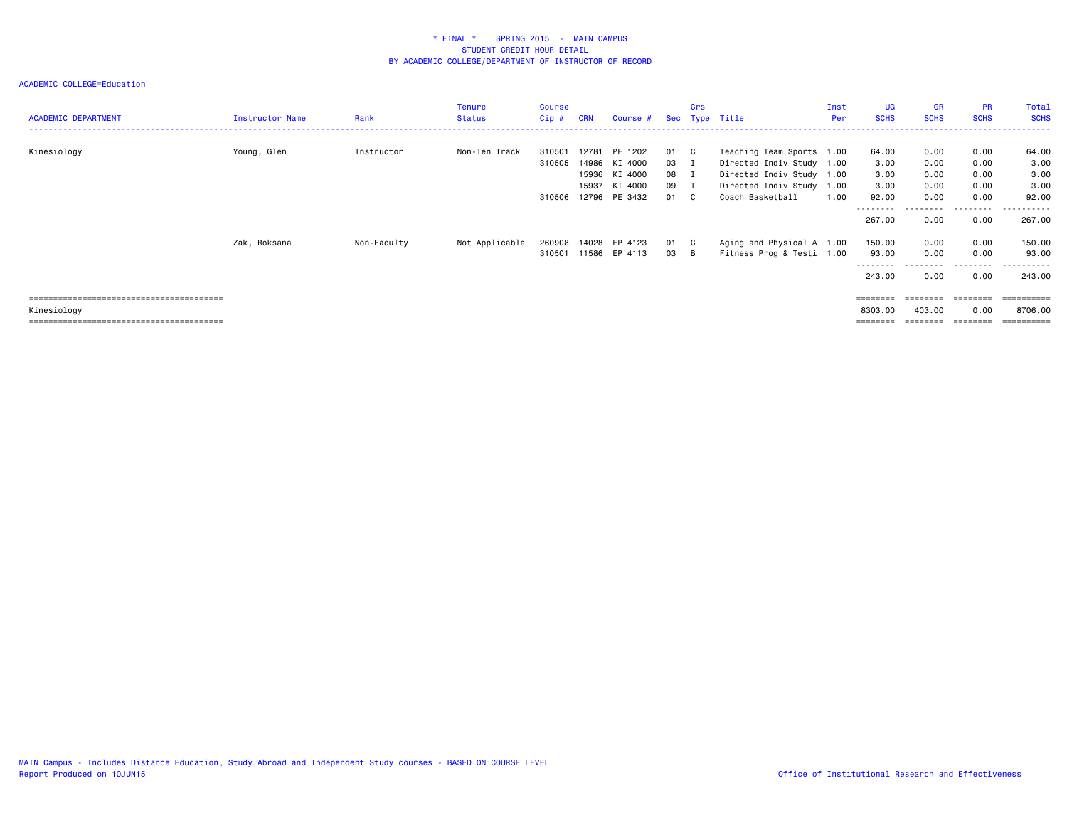* FINAL * SPRING 2015 - MAIN CAMPUS
STUDENT CREDIT HOUR DETAIL
BY ACADEMIC COLLEGE/DEPARTMENT OF INSTRUCTOR OF RECORD

ACADEMIC COLLEGE=Education

| ACADEMIC DEPARTMENT | Instructor Name | Rank | Tenure Status | Course Cip # | CRN | Course # | Sec | Crs Type | Title | Inst Per | UG SCHS | GR SCHS | PR SCHS | Total SCHS |
|---|---|---|---|---|---|---|---|---|---|---|---|---|---|---|
| Kinesiology | Young, Glen | Instructor | Non-Ten Track | 310501 | 12781 | PE 1202 | 01 | C | Teaching Team Sports | 1.00 | 64.00 | 0.00 | 0.00 | 64.00 |
| | | | | 310505 | 14986 | KI 4000 | 03 | I | Directed Indiv Study | 1.00 | 3.00 | 0.00 | 0.00 | 3.00 |
| | | | | | 15936 | KI 4000 | 08 | I | Directed Indiv Study | 1.00 | 3.00 | 0.00 | 0.00 | 3.00 |
| | | | | | 15937 | KI 4000 | 09 | I | Directed Indiv Study | 1.00 | 3.00 | 0.00 | 0.00 | 3.00 |
| | | | | 310506 | 12796 | PE 3432 | 01 | C | Coach Basketball | 1.00 | 92.00 | 0.00 | 0.00 | 92.00 |
| | | | | | | | | | | | 267.00 | 0.00 | 0.00 | 267.00 |
| | Zak, Roksana | Non-Faculty | Not Applicable | 260908 | 14028 | EP 4123 | 01 | C | Aging and Physical A | 1.00 | 150.00 | 0.00 | 0.00 | 150.00 |
| | | | | 310501 | 11586 | EP 4113 | 03 | B | Fitness Prog & Testi | 1.00 | 93.00 | 0.00 | 0.00 | 93.00 |
| | | | | | | | | | | | 243.00 | 0.00 | 0.00 | 243.00 |
| Kinesiology | | | | | | | | | | | 8303.00 | 403.00 | 0.00 | 8706.00 |

MAIN Campus - Includes Distance Education, Study Abroad and Independent Study courses - BASED ON COURSE LEVEL
Report Produced on 10JUN15

Office of Institutional Research and Effectiveness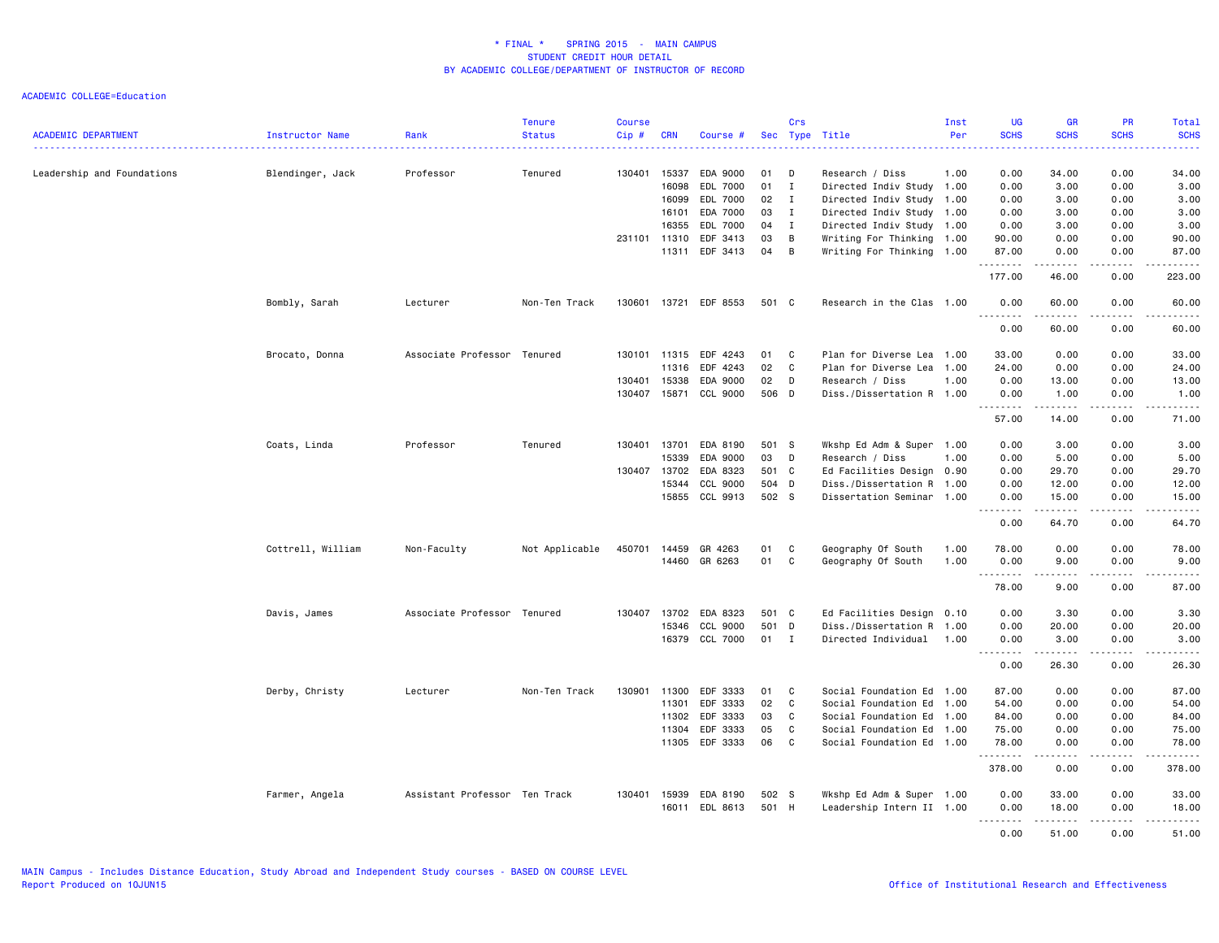# * FINAL * SPRING 2015 - MAIN CAMPUS
## STUDENT CREDIT HOUR DETAIL
## BY ACADEMIC COLLEGE/DEPARTMENT OF INSTRUCTOR OF RECORD

ACADEMIC COLLEGE=Education

| ACADEMIC DEPARTMENT | Instructor Name | Rank | Tenure Status | Course Cip # | CRN | Course # | Sec | Crs Type | Title | Inst Per | UG SCHS | GR SCHS | PR SCHS | Total SCHS |
|---|---|---|---|---|---|---|---|---|---|---|---|---|---|---|
| Leadership and Foundations | Blendinger, Jack | Professor | Tenured | 130401 | 15337 | EDA 9000 | 01 | D | Research / Diss | 1.00 | 0.00 | 34.00 | 0.00 | 34.00 |
| | | | | | 16098 | EDL 7000 | 01 | I | Directed Indiv Study | 1.00 | 0.00 | 3.00 | 0.00 | 3.00 |
| | | | | | 16099 | EDL 7000 | 02 | I | Directed Indiv Study | 1.00 | 0.00 | 3.00 | 0.00 | 3.00 |
| | | | | | 16101 | EDA 7000 | 03 | I | Directed Indiv Study | 1.00 | 0.00 | 3.00 | 0.00 | 3.00 |
| | | | | | 16355 | EDL 7000 | 04 | I | Directed Indiv Study | 1.00 | 0.00 | 3.00 | 0.00 | 3.00 |
| | | | | 231101 | 11310 | EDF 3413 | 03 | B | Writing For Thinking | 1.00 | 90.00 | 0.00 | 0.00 | 90.00 |
| | | | | | 11311 | EDF 3413 | 04 | B | Writing For Thinking | 1.00 | 87.00 | 0.00 | 0.00 | 87.00 |
| | | | | | | | | | | | 177.00 | 46.00 | 0.00 | 223.00 |
| | Bombly, Sarah | Lecturer | Non-Ten Track | 130601 | 13721 | EDF 8553 | 501 | C | Research in the Clas | 1.00 | 0.00 | 60.00 | 0.00 | 60.00 |
| | | | | | | | | | | | 0.00 | 60.00 | 0.00 | 60.00 |
| | Brocato, Donna | Associate Professor | Tenured | 130101 | 11315 | EDF 4243 | 01 | C | Plan for Diverse Lea | 1.00 | 33.00 | 0.00 | 0.00 | 33.00 |
| | | | | | 11316 | EDF 4243 | 02 | C | Plan for Diverse Lea | 1.00 | 24.00 | 0.00 | 0.00 | 24.00 |
| | | | | 130401 | 15338 | EDA 9000 | 02 | D | Research / Diss | 1.00 | 0.00 | 13.00 | 0.00 | 13.00 |
| | | | | 130407 | 15871 | CCL 9000 | 506 | D | Diss./Dissertation R | 1.00 | 0.00 | 1.00 | 0.00 | 1.00 |
| | | | | | | | | | | | 57.00 | 14.00 | 0.00 | 71.00 |
| | Coats, Linda | Professor | Tenured | 130401 | 13701 | EDA 8190 | 501 | S | Wkshp Ed Adm & Super | 1.00 | 0.00 | 3.00 | 0.00 | 3.00 |
| | | | | | 15339 | EDA 9000 | 03 | D | Research / Diss | 1.00 | 0.00 | 5.00 | 0.00 | 5.00 |
| | | | | 130407 | 13702 | EDA 8323 | 501 | C | Ed Facilities Design | 0.90 | 0.00 | 29.70 | 0.00 | 29.70 |
| | | | | | 15344 | CCL 9000 | 504 | D | Diss./Dissertation R | 1.00 | 0.00 | 12.00 | 0.00 | 12.00 |
| | | | | | 15855 | CCL 9913 | 502 | S | Dissertation Seminar | 1.00 | 0.00 | 15.00 | 0.00 | 15.00 |
| | | | | | | | | | | | 0.00 | 64.70 | 0.00 | 64.70 |
| | Cottrell, William | Non-Faculty | Not Applicable | 450701 | 14459 | GR 4263 | 01 | C | Geography Of South | 1.00 | 78.00 | 0.00 | 0.00 | 78.00 |
| | | | | | 14460 | GR 6263 | 01 | C | Geography Of South | 1.00 | 0.00 | 9.00 | 0.00 | 9.00 |
| | | | | | | | | | | | 78.00 | 9.00 | 0.00 | 87.00 |
| | Davis, James | Associate Professor | Tenured | 130407 | 13702 | EDA 8323 | 501 | C | Ed Facilities Design | 0.10 | 0.00 | 3.30 | 0.00 | 3.30 |
| | | | | | 15346 | CCL 9000 | 501 | D | Diss./Dissertation R | 1.00 | 0.00 | 20.00 | 0.00 | 20.00 |
| | | | | | 16379 | CCL 7000 | 01 | I | Directed Individual | 1.00 | 0.00 | 3.00 | 0.00 | 3.00 |
| | | | | | | | | | | | 0.00 | 26.30 | 0.00 | 26.30 |
| | Derby, Christy | Lecturer | Non-Ten Track | 130901 | 11300 | EDF 3333 | 01 | C | Social Foundation Ed | 1.00 | 87.00 | 0.00 | 0.00 | 87.00 |
| | | | | | 11301 | EDF 3333 | 02 | C | Social Foundation Ed | 1.00 | 54.00 | 0.00 | 0.00 | 54.00 |
| | | | | | 11302 | EDF 3333 | 03 | C | Social Foundation Ed | 1.00 | 84.00 | 0.00 | 0.00 | 84.00 |
| | | | | | 11304 | EDF 3333 | 05 | C | Social Foundation Ed | 1.00 | 75.00 | 0.00 | 0.00 | 75.00 |
| | | | | | 11305 | EDF 3333 | 06 | C | Social Foundation Ed | 1.00 | 78.00 | 0.00 | 0.00 | 78.00 |
| | | | | | | | | | | | 378.00 | 0.00 | 0.00 | 378.00 |
| | Farmer, Angela | Assistant Professor | Ten Track | 130401 | 15939 | EDA 8190 | 502 | S | Wkshp Ed Adm & Super | 1.00 | 0.00 | 33.00 | 0.00 | 33.00 |
| | | | | | 16011 | EDL 8613 | 501 | H | Leadership Intern II | 1.00 | 0.00 | 18.00 | 0.00 | 18.00 |
| | | | | | | | | | | | 0.00 | 51.00 | 0.00 | 51.00 |

MAIN Campus - Includes Distance Education, Study Abroad and Independent Study courses - BASED ON COURSE LEVEL
Report Produced on 10JUN15

Office of Institutional Research and Effectiveness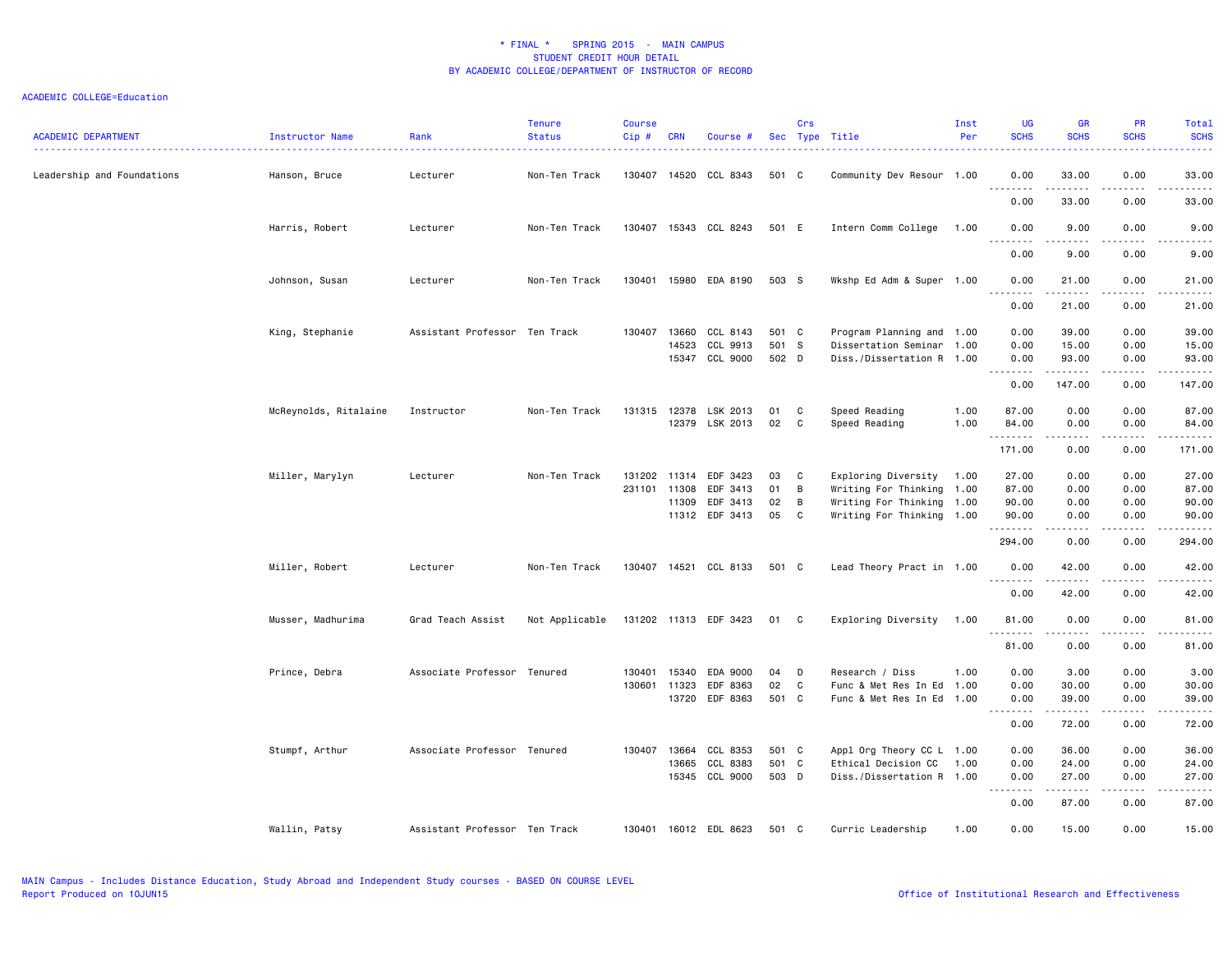# * FINAL * SPRING 2015 - MAIN CAMPUS
## STUDENT CREDIT HOUR DETAIL
## BY ACADEMIC COLLEGE/DEPARTMENT OF INSTRUCTOR OF RECORD

ACADEMIC COLLEGE=Education

| ACADEMIC DEPARTMENT | Instructor Name | Rank | Tenure Status | Course Cip # | CRN | Course # | Sec | Crs Type | Title | Inst Per | UG SCHS | GR SCHS | PR SCHS | Total SCHS |
|---|---|---|---|---|---|---|---|---|---|---|---|---|---|---|
| Leadership and Foundations | Hanson, Bruce | Lecturer | Non-Ten Track | 130407 | 14520 | CCL 8343 | 501 | C | Community Dev Resour | 1.00 | 0.00 | 33.00 | 0.00 | 33.00 |
| | | | | | | | | | | | 0.00 | 33.00 | 0.00 | 33.00 |
| | Harris, Robert | Lecturer | Non-Ten Track | 130407 | 15343 | CCL 8243 | 501 | E | Intern Comm College | 1.00 | 0.00 | 9.00 | 0.00 | 9.00 |
| | | | | | | | | | | | 0.00 | 9.00 | 0.00 | 9.00 |
| | Johnson, Susan | Lecturer | Non-Ten Track | 130401 | 15980 | EDA 8190 | 503 | S | Wkshp Ed Adm & Super | 1.00 | 0.00 | 21.00 | 0.00 | 21.00 |
| | | | | | | | | | | | 0.00 | 21.00 | 0.00 | 21.00 |
| | King, Stephanie | Assistant Professor | Ten Track | 130407 | 13660 | CCL 8143 | 501 | C | Program Planning and | 1.00 | 0.00 | 39.00 | 0.00 | 39.00 |
| | | | | | 14523 | CCL 9913 | 501 | S | Dissertation Seminar | 1.00 | 0.00 | 15.00 | 0.00 | 15.00 |
| | | | | | 15347 | CCL 9000 | 502 | D | Diss./Dissertation R | 1.00 | 0.00 | 93.00 | 0.00 | 93.00 |
| | | | | | | | | | | | 0.00 | 147.00 | 0.00 | 147.00 |
| | McReynolds, Ritalaine | Instructor | Non-Ten Track | 131315 | 12378 | LSK 2013 | 01 | C | Speed Reading | 1.00 | 87.00 | 0.00 | 0.00 | 87.00 |
| | | | | | 12379 | LSK 2013 | 02 | C | Speed Reading | 1.00 | 84.00 | 0.00 | 0.00 | 84.00 |
| | | | | | | | | | | | 171.00 | 0.00 | 0.00 | 171.00 |
| | Miller, Marylyn | Lecturer | Non-Ten Track | 131202 | 11314 | EDF 3423 | 03 | C | Exploring Diversity | 1.00 | 27.00 | 0.00 | 0.00 | 27.00 |
| | | | | 231101 | 11308 | EDF 3413 | 01 | B | Writing For Thinking | 1.00 | 87.00 | 0.00 | 0.00 | 87.00 |
| | | | | | 11309 | EDF 3413 | 02 | B | Writing For Thinking | 1.00 | 90.00 | 0.00 | 0.00 | 90.00 |
| | | | | | 11312 | EDF 3413 | 05 | C | Writing For Thinking | 1.00 | 90.00 | 0.00 | 0.00 | 90.00 |
| | | | | | | | | | | | 294.00 | 0.00 | 0.00 | 294.00 |
| | Miller, Robert | Lecturer | Non-Ten Track | 130407 | 14521 | CCL 8133 | 501 | C | Lead Theory Pract in | 1.00 | 0.00 | 42.00 | 0.00 | 42.00 |
| | | | | | | | | | | | 0.00 | 42.00 | 0.00 | 42.00 |
| | Musser, Madhurima | Grad Teach Assist | Not Applicable | 131202 | 11313 | EDF 3423 | 01 | C | Exploring Diversity | 1.00 | 81.00 | 0.00 | 0.00 | 81.00 |
| | | | | | | | | | | | 81.00 | 0.00 | 0.00 | 81.00 |
| | Prince, Debra | Associate Professor | Tenured | 130401 | 15340 | EDA 9000 | 04 | D | Research / Diss | 1.00 | 0.00 | 3.00 | 0.00 | 3.00 |
| | | | | 130601 | 11323 | EDF 8363 | 02 | C | Func & Met Res In Ed | 1.00 | 0.00 | 30.00 | 0.00 | 30.00 |
| | | | | | 13720 | EDF 8363 | 501 | C | Func & Met Res In Ed | 1.00 | 0.00 | 39.00 | 0.00 | 39.00 |
| | | | | | | | | | | | 0.00 | 72.00 | 0.00 | 72.00 |
| | Stumpf, Arthur | Associate Professor | Tenured | 130407 | 13664 | CCL 8353 | 501 | C | Appl Org Theory CC L | 1.00 | 0.00 | 36.00 | 0.00 | 36.00 |
| | | | | | 13665 | CCL 8383 | 501 | C | Ethical Decision CC | 1.00 | 0.00 | 24.00 | 0.00 | 24.00 |
| | | | | | 15345 | CCL 9000 | 503 | D | Diss./Dissertation R | 1.00 | 0.00 | 27.00 | 0.00 | 27.00 |
| | | | | | | | | | | | 0.00 | 87.00 | 0.00 | 87.00 |
| | Wallin, Patsy | Assistant Professor | Ten Track | 130401 | 16012 | EDL 8623 | 501 | C | Curric Leadership | 1.00 | 0.00 | 15.00 | 0.00 | 15.00 |

MAIN Campus - Includes Distance Education, Study Abroad and Independent Study courses - BASED ON COURSE LEVEL
Report Produced on 10JUN15

Office of Institutional Research and Effectiveness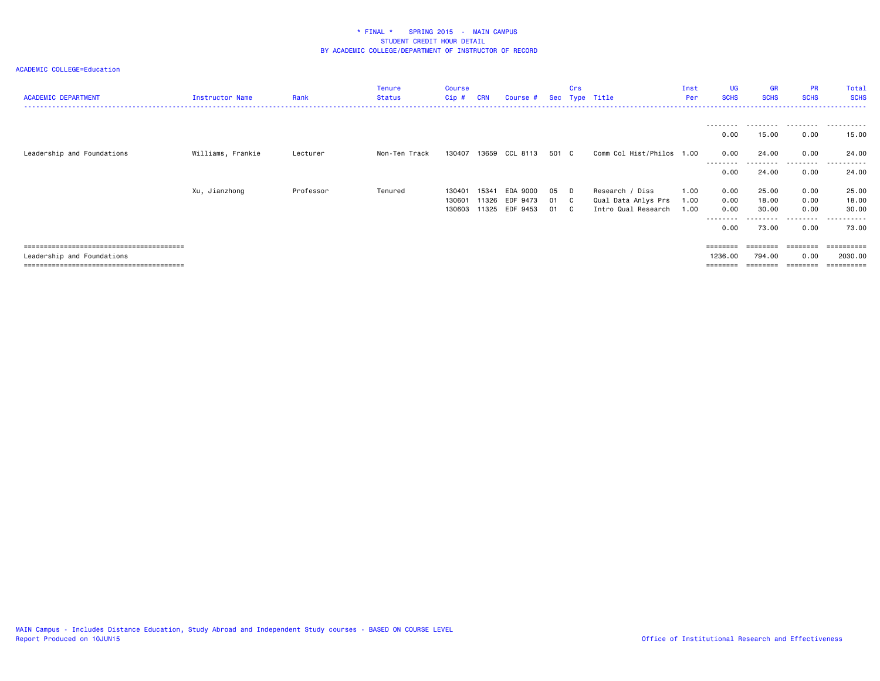\* FINAL \* SPRING 2015 - MAIN CAMPUS
STUDENT CREDIT HOUR DETAIL
BY ACADEMIC COLLEGE/DEPARTMENT OF INSTRUCTOR OF RECORD

ACADEMIC COLLEGE=Education

| ACADEMIC DEPARTMENT | Instructor Name | Rank | Tenure Status | Course Cip # | CRN | Course # | Sec | Crs Type | Title | Inst Per | UG SCHS | GR SCHS | PR SCHS | Total SCHS |
|---|---|---|---|---|---|---|---|---|---|---|---|---|---|---|
| | | | | | | | | | | | 0.00 | 15.00 | 0.00 | 15.00 |
| Leadership and Foundations | Williams, Frankie | Lecturer | Non-Ten Track | 130407 | 13659 | CCL 8113 | 501 | C | Comm Col Hist/Philos | 1.00 | 0.00 | 24.00 | 0.00 | 24.00 |
| | | | | | | | | | | | 0.00 | 24.00 | 0.00 | 24.00 |
| | Xu, Jianzhong | Professor | Tenured | 130401 | 15341 | EDA 9000 | 05 | D | Research / Diss | 1.00 | 0.00 | 25.00 | 0.00 | 25.00 |
| | | | | 130601 | 11326 | EDF 9473 | 01 | C | Qual Data Anlys Prs | 1.00 | 0.00 | 18.00 | 0.00 | 18.00 |
| | | | | 130603 | 11325 | EDF 9453 | 01 | C | Intro Qual Research | 1.00 | 0.00 | 30.00 | 0.00 | 30.00 |
| | | | | | | | | | | | 0.00 | 73.00 | 0.00 | 73.00 |
| Leadership and Foundations | | | | | | | | | | | 1236.00 | 794.00 | 0.00 | 2030.00 |

MAIN Campus - Includes Distance Education, Study Abroad and Independent Study courses - BASED ON COURSE LEVEL
Report Produced on 10JUN15

Office of Institutional Research and Effectiveness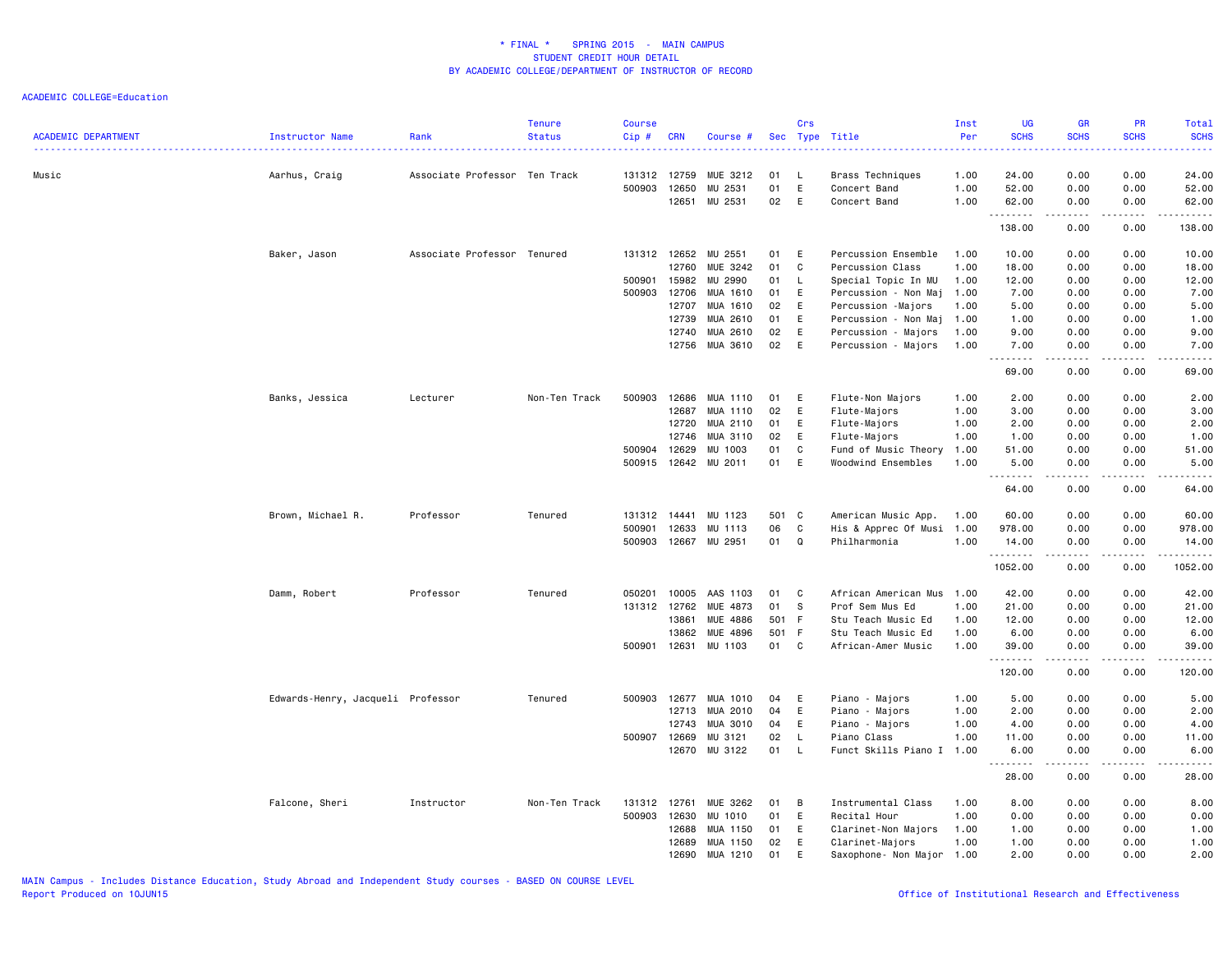# * FINAL * SPRING 2015 - MAIN CAMPUS
## STUDENT CREDIT HOUR DETAIL
## BY ACADEMIC COLLEGE/DEPARTMENT OF INSTRUCTOR OF RECORD

ACADEMIC COLLEGE=Education

| ACADEMIC DEPARTMENT | Instructor Name | Rank | Tenure Status | Course Cip # | CRN | Course # | Sec | Crs Type | Title | Inst Per | UG SCHS | GR SCHS | PR SCHS | Total SCHS |
|---|---|---|---|---|---|---|---|---|---|---|---|---|---|---|
| Music | Aarhus, Craig | Associate Professor | Ten Track | 131312 | 12759 | MUE 3212 | 01 | L | Brass Techniques | 1.00 | 24.00 | 0.00 | 0.00 | 24.00 |
| | | | | 500903 | 12650 | MU 2531 | 01 | E | Concert Band | 1.00 | 52.00 | 0.00 | 0.00 | 52.00 |
| | | | | | 12651 | MU 2531 | 02 | E | Concert Band | 1.00 | 62.00 | 0.00 | 0.00 | 62.00 |
| | | | | | | | | | | | 138.00 | 0.00 | 0.00 | 138.00 |
| | Baker, Jason | Associate Professor | Tenured | 131312 | 12652 | MU 2551 | 01 | E | Percussion Ensemble | 1.00 | 10.00 | 0.00 | 0.00 | 10.00 |
| | | | | | 12760 | MUE 3242 | 01 | C | Percussion Class | 1.00 | 18.00 | 0.00 | 0.00 | 18.00 |
| | | | | 500901 | 15982 | MU 2990 | 01 | L | Special Topic In MU | 1.00 | 12.00 | 0.00 | 0.00 | 12.00 |
| | | | | 500903 | 12706 | MUA 1610 | 01 | E | Percussion - Non Maj | 1.00 | 7.00 | 0.00 | 0.00 | 7.00 |
| | | | | | 12707 | MUA 1610 | 02 | E | Percussion -Majors | 1.00 | 5.00 | 0.00 | 0.00 | 5.00 |
| | | | | | 12739 | MUA 2610 | 01 | E | Percussion - Non Maj | 1.00 | 1.00 | 0.00 | 0.00 | 1.00 |
| | | | | | 12740 | MUA 2610 | 02 | E | Percussion - Majors | 1.00 | 9.00 | 0.00 | 0.00 | 9.00 |
| | | | | | 12756 | MUA 3610 | 02 | E | Percussion - Majors | 1.00 | 7.00 | 0.00 | 0.00 | 7.00 |
| | | | | | | | | | | | 69.00 | 0.00 | 0.00 | 69.00 |
| | Banks, Jessica | Lecturer | Non-Ten Track | 500903 | 12686 | MUA 1110 | 01 | E | Flute-Non Majors | 1.00 | 2.00 | 0.00 | 0.00 | 2.00 |
| | | | | | 12687 | MUA 1110 | 02 | E | Flute-Majors | 1.00 | 3.00 | 0.00 | 0.00 | 3.00 |
| | | | | | 12720 | MUA 2110 | 01 | E | Flute-Majors | 1.00 | 2.00 | 0.00 | 0.00 | 2.00 |
| | | | | | 12746 | MUA 3110 | 02 | E | Flute-Majors | 1.00 | 1.00 | 0.00 | 0.00 | 1.00 |
| | | | | 500904 | 12629 | MU 1003 | 01 | C | Fund of Music Theory | 1.00 | 51.00 | 0.00 | 0.00 | 51.00 |
| | | | | 500915 | 12642 | MU 2011 | 01 | E | Woodwind Ensembles | 1.00 | 5.00 | 0.00 | 0.00 | 5.00 |
| | | | | | | | | | | | 64.00 | 0.00 | 0.00 | 64.00 |
| | Brown, Michael R. | Professor | Tenured | 131312 | 14441 | MU 1123 | 501 | C | American Music App. | 1.00 | 60.00 | 0.00 | 0.00 | 60.00 |
| | | | | 500901 | 12633 | MU 1113 | 06 | C | His & Apprec Of Musi | 1.00 | 978.00 | 0.00 | 0.00 | 978.00 |
| | | | | 500903 | 12667 | MU 2951 | 01 | Q | Philharmonia | 1.00 | 14.00 | 0.00 | 0.00 | 14.00 |
| | | | | | | | | | | | 1052.00 | 0.00 | 0.00 | 1052.00 |
| | Damm, Robert | Professor | Tenured | 050201 | 10005 | AAS 1103 | 01 | C | African American Mus | 1.00 | 42.00 | 0.00 | 0.00 | 42.00 |
| | | | | 131312 | 12762 | MUE 4873 | 01 | S | Prof Sem Mus Ed | 1.00 | 21.00 | 0.00 | 0.00 | 21.00 |
| | | | | | 13861 | MUE 4886 | 501 | F | Stu Teach Music Ed | 1.00 | 12.00 | 0.00 | 0.00 | 12.00 |
| | | | | | 13862 | MUE 4896 | 501 | F | Stu Teach Music Ed | 1.00 | 6.00 | 0.00 | 0.00 | 6.00 |
| | | | | 500901 | 12631 | MU 1103 | 01 | C | African-Amer Music | 1.00 | 39.00 | 0.00 | 0.00 | 39.00 |
| | | | | | | | | | | | 120.00 | 0.00 | 0.00 | 120.00 |
| | Edwards-Henry, Jacqueli | Professor | Tenured | 500903 | 12677 | MUA 1010 | 04 | E | Piano - Majors | 1.00 | 5.00 | 0.00 | 0.00 | 5.00 |
| | | | | | 12713 | MUA 2010 | 04 | E | Piano - Majors | 1.00 | 2.00 | 0.00 | 0.00 | 2.00 |
| | | | | | 12743 | MUA 3010 | 04 | E | Piano - Majors | 1.00 | 4.00 | 0.00 | 0.00 | 4.00 |
| | | | | 500907 | 12669 | MU 3121 | 02 | L | Piano Class | 1.00 | 11.00 | 0.00 | 0.00 | 11.00 |
| | | | | | 12670 | MU 3122 | 01 | L | Funct Skills Piano I | 1.00 | 6.00 | 0.00 | 0.00 | 6.00 |
| | | | | | | | | | | | 28.00 | 0.00 | 0.00 | 28.00 |
| | Falcone, Sheri | Instructor | Non-Ten Track | 131312 | 12761 | MUE 3262 | 01 | B | Instrumental Class | 1.00 | 8.00 | 0.00 | 0.00 | 8.00 |
| | | | | 500903 | 12630 | MU 1010 | 01 | E | Recital Hour | 1.00 | 0.00 | 0.00 | 0.00 | 0.00 |
| | | | | | 12688 | MUA 1150 | 01 | E | Clarinet-Non Majors | 1.00 | 1.00 | 0.00 | 0.00 | 1.00 |
| | | | | | 12689 | MUA 1150 | 02 | E | Clarinet-Majors | 1.00 | 1.00 | 0.00 | 0.00 | 1.00 |
| | | | | | 12690 | MUA 1210 | 01 | E | Saxophone- Non Major | 1.00 | 2.00 | 0.00 | 0.00 | 2.00 |

MAIN Campus - Includes Distance Education, Study Abroad and Independent Study courses - BASED ON COURSE LEVEL
Report Produced on 10JUN15

Office of Institutional Research and Effectiveness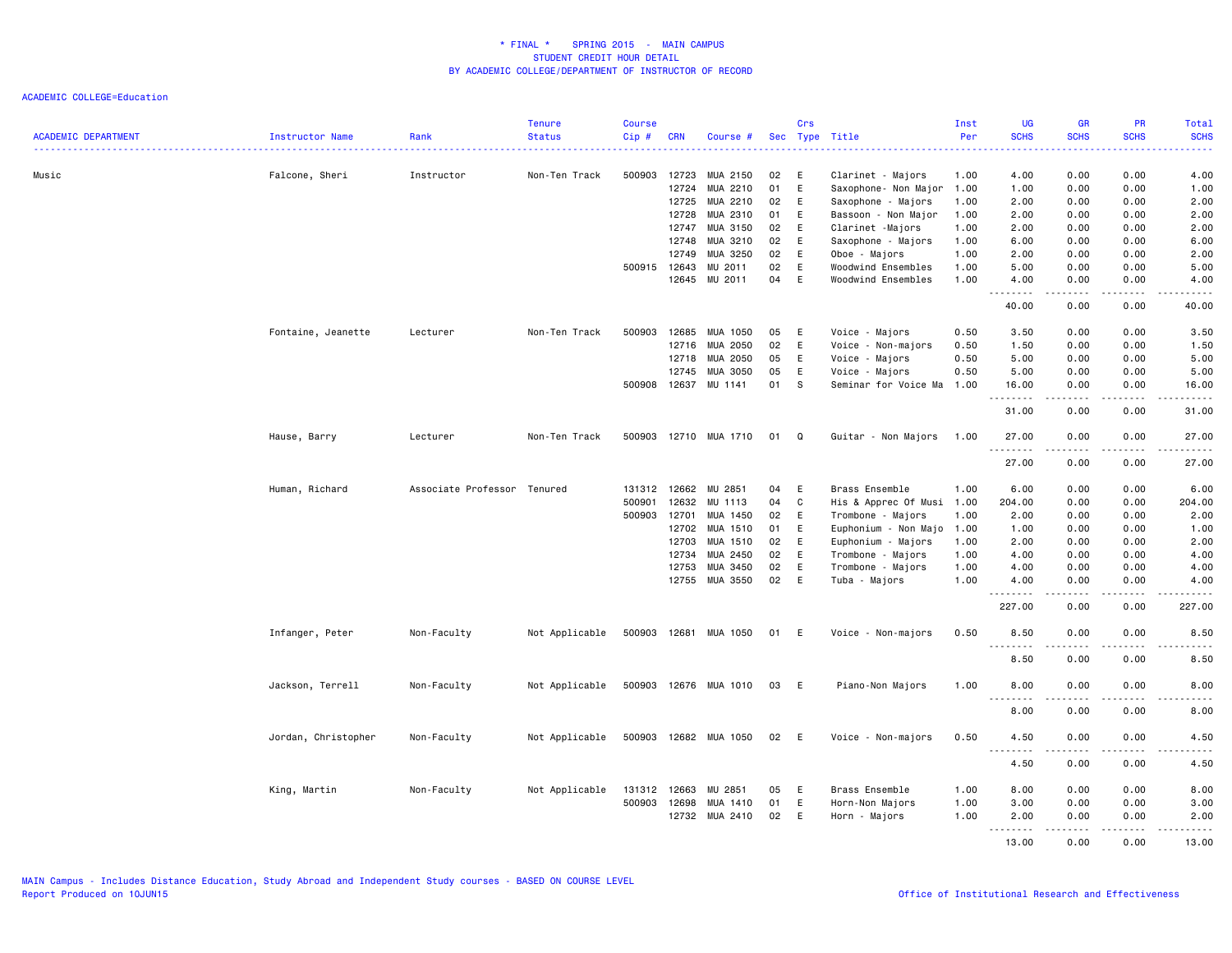\* FINAL \* SPRING 2015 - MAIN CAMPUS
STUDENT CREDIT HOUR DETAIL
BY ACADEMIC COLLEGE/DEPARTMENT OF INSTRUCTOR OF RECORD

ACADEMIC COLLEGE=Education

| ACADEMIC DEPARTMENT | Instructor Name | Rank | Tenure Status | Course Cip # | CRN | Course # | Sec | Crs Type | Title | Inst Per | UG SCHS | GR SCHS | PR SCHS | Total SCHS |
|---|---|---|---|---|---|---|---|---|---|---|---|---|---|---|
| Music | Falcone, Sheri | Instructor | Non-Ten Track | 500903 | 12723 | MUA 2150 | 02 | E | Clarinet - Majors | 1.00 | 4.00 | 0.00 | 0.00 | 4.00 |
| | | | | | 12724 | MUA 2210 | 01 | E | Saxophone- Non Major | 1.00 | 1.00 | 0.00 | 0.00 | 1.00 |
| | | | | | 12725 | MUA 2210 | 02 | E | Saxophone - Majors | 1.00 | 2.00 | 0.00 | 0.00 | 2.00 |
| | | | | | 12728 | MUA 2310 | 01 | E | Bassoon - Non Major | 1.00 | 2.00 | 0.00 | 0.00 | 2.00 |
| | | | | | 12747 | MUA 3150 | 02 | E | Clarinet -Majors | 1.00 | 2.00 | 0.00 | 0.00 | 2.00 |
| | | | | | 12748 | MUA 3210 | 02 | E | Saxophone - Majors | 1.00 | 6.00 | 0.00 | 0.00 | 6.00 |
| | | | | | 12749 | MUA 3250 | 02 | E | Oboe - Majors | 1.00 | 2.00 | 0.00 | 0.00 | 2.00 |
| | | | | 500915 | 12643 | MU 2011 | 02 | E | Woodwind Ensembles | 1.00 | 5.00 | 0.00 | 0.00 | 5.00 |
| | | | | | 12645 | MU 2011 | 04 | E | Woodwind Ensembles | 1.00 | 4.00 | 0.00 | 0.00 | 4.00 |
| | | | | | | | | | | | 40.00 | 0.00 | 0.00 | 40.00 |
| | Fontaine, Jeanette | Lecturer | Non-Ten Track | 500903 | 12685 | MUA 1050 | 05 | E | Voice - Majors | 0.50 | 3.50 | 0.00 | 0.00 | 3.50 |
| | | | | | 12716 | MUA 2050 | 02 | E | Voice - Non-majors | 0.50 | 1.50 | 0.00 | 0.00 | 1.50 |
| | | | | | 12718 | MUA 2050 | 05 | E | Voice - Majors | 0.50 | 5.00 | 0.00 | 0.00 | 5.00 |
| | | | | | 12745 | MUA 3050 | 05 | E | Voice - Majors | 0.50 | 5.00 | 0.00 | 0.00 | 5.00 |
| | | | | 500908 | 12637 | MU 1141 | 01 | S | Seminar for Voice Ma | 1.00 | 16.00 | 0.00 | 0.00 | 16.00 |
| | | | | | | | | | | | 31.00 | 0.00 | 0.00 | 31.00 |
| | Hause, Barry | Lecturer | Non-Ten Track | 500903 | 12710 | MUA 1710 | 01 | Q | Guitar - Non Majors | 1.00 | 27.00 | 0.00 | 0.00 | 27.00 |
| | | | | | | | | | | | 27.00 | 0.00 | 0.00 | 27.00 |
| | Human, Richard | Associate Professor | Tenured | 131312 | 12662 | MU 2851 | 04 | E | Brass Ensemble | 1.00 | 6.00 | 0.00 | 0.00 | 6.00 |
| | | | | 500901 | 12632 | MU 1113 | 04 | C | His & Apprec Of Musi | 1.00 | 204.00 | 0.00 | 0.00 | 204.00 |
| | | | | 500903 | 12701 | MUA 1450 | 02 | E | Trombone - Majors | 1.00 | 2.00 | 0.00 | 0.00 | 2.00 |
| | | | | | 12702 | MUA 1510 | 01 | E | Euphonium - Non Majo | 1.00 | 1.00 | 0.00 | 0.00 | 1.00 |
| | | | | | 12703 | MUA 1510 | 02 | E | Euphonium - Majors | 1.00 | 2.00 | 0.00 | 0.00 | 2.00 |
| | | | | | 12734 | MUA 2450 | 02 | E | Trombone - Majors | 1.00 | 4.00 | 0.00 | 0.00 | 4.00 |
| | | | | | 12753 | MUA 3450 | 02 | E | Trombone - Majors | 1.00 | 4.00 | 0.00 | 0.00 | 4.00 |
| | | | | | 12755 | MUA 3550 | 02 | E | Tuba - Majors | 1.00 | 4.00 | 0.00 | 0.00 | 4.00 |
| | | | | | | | | | | | 227.00 | 0.00 | 0.00 | 227.00 |
| | Infanger, Peter | Non-Faculty | Not Applicable | 500903 | 12681 | MUA 1050 | 01 | E | Voice - Non-majors | 0.50 | 8.50 | 0.00 | 0.00 | 8.50 |
| | | | | | | | | | | | 8.50 | 0.00 | 0.00 | 8.50 |
| | Jackson, Terrell | Non-Faculty | Not Applicable | 500903 | 12676 | MUA 1010 | 03 | E | Piano-Non Majors | 1.00 | 8.00 | 0.00 | 0.00 | 8.00 |
| | | | | | | | | | | | 8.00 | 0.00 | 0.00 | 8.00 |
| | Jordan, Christopher | Non-Faculty | Not Applicable | 500903 | 12682 | MUA 1050 | 02 | E | Voice - Non-majors | 0.50 | 4.50 | 0.00 | 0.00 | 4.50 |
| | | | | | | | | | | | 4.50 | 0.00 | 0.00 | 4.50 |
| | King, Martin | Non-Faculty | Not Applicable | 131312 | 12663 | MU 2851 | 05 | E | Brass Ensemble | 1.00 | 8.00 | 0.00 | 0.00 | 8.00 |
| | | | | 500903 | 12698 | MUA 1410 | 01 | E | Horn-Non Majors | 1.00 | 3.00 | 0.00 | 0.00 | 3.00 |
| | | | | | 12732 | MUA 2410 | 02 | E | Horn - Majors | 1.00 | 2.00 | 0.00 | 0.00 | 2.00 |
| | | | | | | | | | | | 13.00 | 0.00 | 0.00 | 13.00 |

MAIN Campus - Includes Distance Education, Study Abroad and Independent Study courses - BASED ON COURSE LEVEL
Report Produced on 10JUN15

Office of Institutional Research and Effectiveness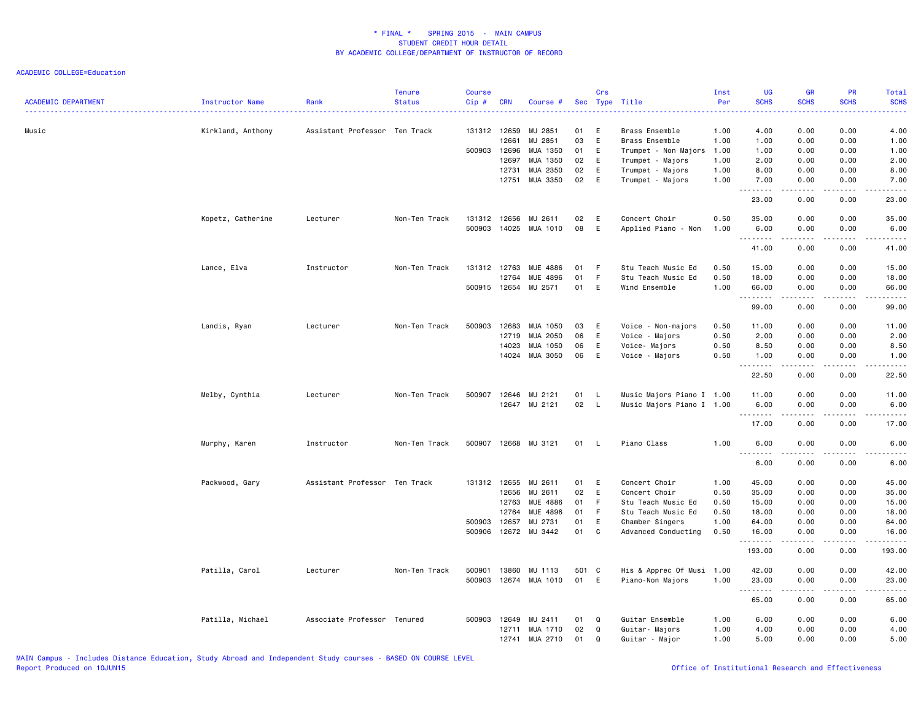\* FINAL \*    SPRING 2015  -  MAIN CAMPUS
STUDENT CREDIT HOUR DETAIL
BY ACADEMIC COLLEGE/DEPARTMENT OF INSTRUCTOR OF RECORD

ACADEMIC COLLEGE=Education

| ACADEMIC DEPARTMENT | Instructor Name | Rank | Tenure Status | Course Cip # | CRN | Course # | Sec | Crs Type | Title | Inst Per | UG SCHS | GR SCHS | PR SCHS | Total SCHS |
|---|---|---|---|---|---|---|---|---|---|---|---|---|---|---|
| Music | Kirkland, Anthony | Assistant Professor | Ten Track | 131312 | 12659 | MU 2851 | 01 | E | Brass Ensemble | 1.00 | 4.00 | 0.00 | 0.00 | 4.00 |
| | | | | | 12661 | MU 2851 | 03 | E | Brass Ensemble | 1.00 | 1.00 | 0.00 | 0.00 | 1.00 |
| | | | | 500903 | 12696 | MUA 1350 | 01 | E | Trumpet - Non Majors | 1.00 | 1.00 | 0.00 | 0.00 | 1.00 |
| | | | | | 12697 | MUA 1350 | 02 | E | Trumpet - Majors | 1.00 | 2.00 | 0.00 | 0.00 | 2.00 |
| | | | | | 12731 | MUA 2350 | 02 | E | Trumpet - Majors | 1.00 | 8.00 | 0.00 | 0.00 | 8.00 |
| | | | | | 12751 | MUA 3350 | 02 | E | Trumpet - Majors | 1.00 | 7.00 | 0.00 | 0.00 | 7.00 |
| | | | | | | | | | | | 23.00 | 0.00 | 0.00 | 23.00 |
| | Kopetz, Catherine | Lecturer | Non-Ten Track | 131312 | 12656 | MU 2611 | 02 | E | Concert Choir | 0.50 | 35.00 | 0.00 | 0.00 | 35.00 |
| | | | | 500903 | 14025 | MUA 1010 | 08 | E | Applied Piano - Non | 1.00 | 6.00 | 0.00 | 0.00 | 6.00 |
| | | | | | | | | | | | 41.00 | 0.00 | 0.00 | 41.00 |
| | Lance, Elva | Instructor | Non-Ten Track | 131312 | 12763 | MUE 4886 | 01 | F | Stu Teach Music Ed | 0.50 | 15.00 | 0.00 | 0.00 | 15.00 |
| | | | | | 12764 | MUE 4896 | 01 | F | Stu Teach Music Ed | 0.50 | 18.00 | 0.00 | 0.00 | 18.00 |
| | | | | 500915 | 12654 | MU 2571 | 01 | E | Wind Ensemble | 1.00 | 66.00 | 0.00 | 0.00 | 66.00 |
| | | | | | | | | | | | 99.00 | 0.00 | 0.00 | 99.00 |
| | Landis, Ryan | Lecturer | Non-Ten Track | 500903 | 12683 | MUA 1050 | 03 | E | Voice - Non-majors | 0.50 | 11.00 | 0.00 | 0.00 | 11.00 |
| | | | | | 12719 | MUA 2050 | 06 | E | Voice - Majors | 0.50 | 2.00 | 0.00 | 0.00 | 2.00 |
| | | | | | 14023 | MUA 1050 | 06 | E | Voice- Majors | 0.50 | 8.50 | 0.00 | 0.00 | 8.50 |
| | | | | | 14024 | MUA 3050 | 06 | E | Voice - Majors | 0.50 | 1.00 | 0.00 | 0.00 | 1.00 |
| | | | | | | | | | | | 22.50 | 0.00 | 0.00 | 22.50 |
| | Melby, Cynthia | Lecturer | Non-Ten Track | 500907 | 12646 | MU 2121 | 01 | L | Music Majors Piano I | 1.00 | 11.00 | 0.00 | 0.00 | 11.00 |
| | | | | | 12647 | MU 2121 | 02 | L | Music Majors Piano I | 1.00 | 6.00 | 0.00 | 0.00 | 6.00 |
| | | | | | | | | | | | 17.00 | 0.00 | 0.00 | 17.00 |
| | Murphy, Karen | Instructor | Non-Ten Track | 500907 | 12668 | MU 3121 | 01 | L | Piano Class | 1.00 | 6.00 | 0.00 | 0.00 | 6.00 |
| | | | | | | | | | | | 6.00 | 0.00 | 0.00 | 6.00 |
| | Packwood, Gary | Assistant Professor | Ten Track | 131312 | 12655 | MU 2611 | 01 | E | Concert Choir | 1.00 | 45.00 | 0.00 | 0.00 | 45.00 |
| | | | | | 12656 | MU 2611 | 02 | E | Concert Choir | 0.50 | 35.00 | 0.00 | 0.00 | 35.00 |
| | | | | | 12763 | MUE 4886 | 01 | F | Stu Teach Music Ed | 0.50 | 15.00 | 0.00 | 0.00 | 15.00 |
| | | | | | 12764 | MUE 4896 | 01 | F | Stu Teach Music Ed | 0.50 | 18.00 | 0.00 | 0.00 | 18.00 |
| | | | | 500903 | 12657 | MU 2731 | 01 | E | Chamber Singers | 1.00 | 64.00 | 0.00 | 0.00 | 64.00 |
| | | | | 500906 | 12672 | MU 3442 | 01 | C | Advanced Conducting | 0.50 | 16.00 | 0.00 | 0.00 | 16.00 |
| | | | | | | | | | | | 193.00 | 0.00 | 0.00 | 193.00 |
| | Patilla, Carol | Lecturer | Non-Ten Track | 500901 | 13860 | MU 1113 | 501 | C | His & Apprec Of Musi | 1.00 | 42.00 | 0.00 | 0.00 | 42.00 |
| | | | | 500903 | 12674 | MUA 1010 | 01 | E | Piano-Non Majors | 1.00 | 23.00 | 0.00 | 0.00 | 23.00 |
| | | | | | | | | | | | 65.00 | 0.00 | 0.00 | 65.00 |
| | Patilla, Michael | Associate Professor | Tenured | 500903 | 12649 | MU 2411 | 01 | Q | Guitar Ensemble | 1.00 | 6.00 | 0.00 | 0.00 | 6.00 |
| | | | | | 12711 | MUA 1710 | 02 | Q | Guitar- Majors | 1.00 | 4.00 | 0.00 | 0.00 | 4.00 |
| | | | | | 12741 | MUA 2710 | 01 | Q | Guitar - Major | 1.00 | 5.00 | 0.00 | 0.00 | 5.00 |

MAIN Campus - Includes Distance Education, Study Abroad and Independent Study courses - BASED ON COURSE LEVEL
Report Produced on 10JUN15
Office of Institutional Research and Effectiveness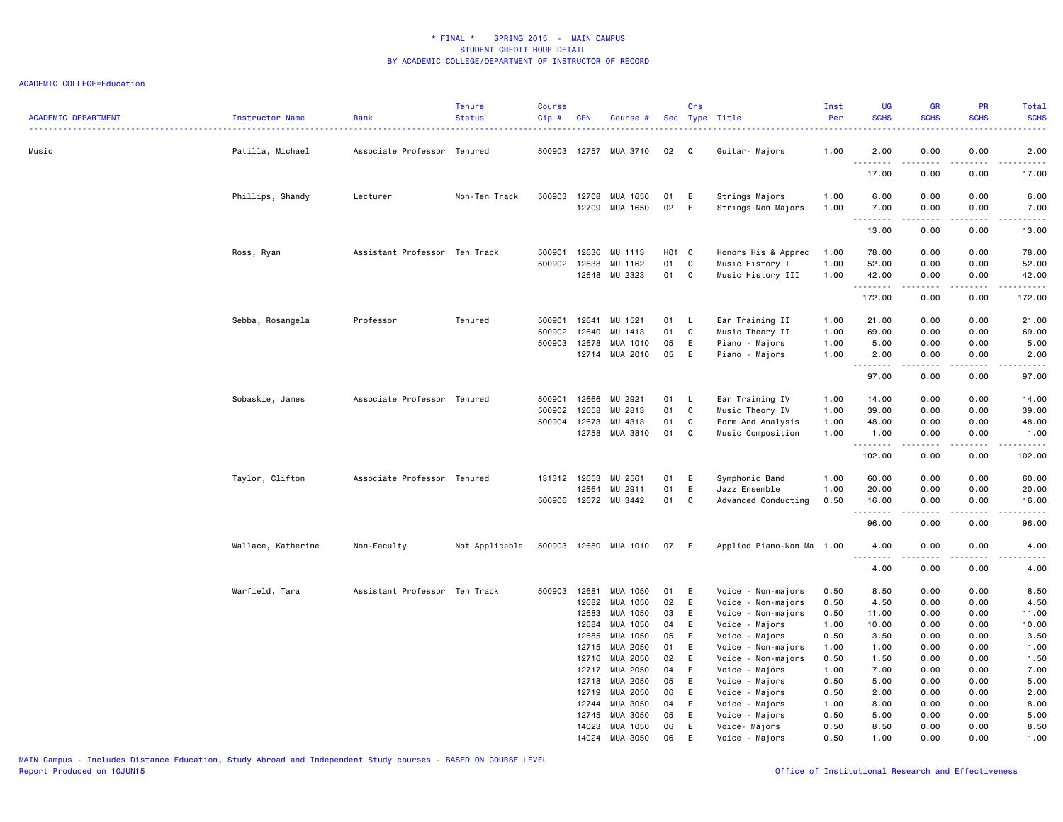* FINAL * SPRING 2015 - MAIN CAMPUS
STUDENT CREDIT HOUR DETAIL
BY ACADEMIC COLLEGE/DEPARTMENT OF INSTRUCTOR OF RECORD

ACADEMIC COLLEGE=Education

| ACADEMIC DEPARTMENT | Instructor Name | Rank | Tenure Status | Course Cip # | CRN | Course # | Sec | Crs Type | Title | Inst Per | UG SCHS | GR SCHS | PR SCHS | Total SCHS |
|---|---|---|---|---|---|---|---|---|---|---|---|---|---|---|
| Music | Patilla, Michael | Associate Professor | Tenured | 500903 | 12757 | MUA 3710 | 02 | Q | Guitar- Majors | 1.00 | 2.00 | 0.00 | 0.00 | 2.00 |
| | | | | | | | | | | | 17.00 | 0.00 | 0.00 | 17.00 |
| | Phillips, Shandy | Lecturer | Non-Ten Track | 500903 | 12708 | MUA 1650 | 01 | E | Strings Majors | 1.00 | 6.00 | 0.00 | 0.00 | 6.00 |
| | | | | | 12709 | MUA 1650 | 02 | E | Strings Non Majors | 1.00 | 7.00 | 0.00 | 0.00 | 7.00 |
| | | | | | | | | | | | 13.00 | 0.00 | 0.00 | 13.00 |
| | Ross, Ryan | Assistant Professor | Ten Track | 500901 | 12636 | MU 1113 | H01 | C | Honors His & Apprec | 1.00 | 78.00 | 0.00 | 0.00 | 78.00 |
| | | | | 500902 | 12638 | MU 1162 | 01 | C | Music History I | 1.00 | 52.00 | 0.00 | 0.00 | 52.00 |
| | | | | | 12648 | MU 2323 | 01 | C | Music History III | 1.00 | 42.00 | 0.00 | 0.00 | 42.00 |
| | | | | | | | | | | | 172.00 | 0.00 | 0.00 | 172.00 |
| | Sebba, Rosangela | Professor | Tenured | 500901 | 12641 | MU 1521 | 01 | L | Ear Training II | 1.00 | 21.00 | 0.00 | 0.00 | 21.00 |
| | | | | 500902 | 12640 | MU 1413 | 01 | C | Music Theory II | 1.00 | 69.00 | 0.00 | 0.00 | 69.00 |
| | | | | 500903 | 12678 | MUA 1010 | 05 | E | Piano - Majors | 1.00 | 5.00 | 0.00 | 0.00 | 5.00 |
| | | | | | 12714 | MUA 2010 | 05 | E | Piano - Majors | 1.00 | 2.00 | 0.00 | 0.00 | 2.00 |
| | | | | | | | | | | | 97.00 | 0.00 | 0.00 | 97.00 |
| | Sobaskie, James | Associate Professor | Tenured | 500901 | 12666 | MU 2921 | 01 | L | Ear Training IV | 1.00 | 14.00 | 0.00 | 0.00 | 14.00 |
| | | | | 500902 | 12658 | MU 2813 | 01 | C | Music Theory IV | 1.00 | 39.00 | 0.00 | 0.00 | 39.00 |
| | | | | 500904 | 12673 | MU 4313 | 01 | C | Form And Analysis | 1.00 | 48.00 | 0.00 | 0.00 | 48.00 |
| | | | | | 12758 | MUA 3810 | 01 | Q | Music Composition | 1.00 | 1.00 | 0.00 | 0.00 | 1.00 |
| | | | | | | | | | | | 102.00 | 0.00 | 0.00 | 102.00 |
| | Taylor, Clifton | Associate Professor | Tenured | 131312 | 12653 | MU 2561 | 01 | E | Symphonic Band | 1.00 | 60.00 | 0.00 | 0.00 | 60.00 |
| | | | | | 12664 | MU 2911 | 01 | E | Jazz Ensemble | 1.00 | 20.00 | 0.00 | 0.00 | 20.00 |
| | | | | 500906 | 12672 | MU 3442 | 01 | C | Advanced Conducting | 0.50 | 16.00 | 0.00 | 0.00 | 16.00 |
| | | | | | | | | | | | 96.00 | 0.00 | 0.00 | 96.00 |
| | Wallace, Katherine | Non-Faculty | Not Applicable | 500903 | 12680 | MUA 1010 | 07 | E | Applied Piano-Non Ma | 1.00 | 4.00 | 0.00 | 0.00 | 4.00 |
| | | | | | | | | | | | 4.00 | 0.00 | 0.00 | 4.00 |
| | Warfield, Tara | Assistant Professor | Ten Track | 500903 | 12681 | MUA 1050 | 01 | E | Voice - Non-majors | 0.50 | 8.50 | 0.00 | 0.00 | 8.50 |
| | | | | | 12682 | MUA 1050 | 02 | E | Voice - Non-majors | 0.50 | 4.50 | 0.00 | 0.00 | 4.50 |
| | | | | | 12683 | MUA 1050 | 03 | E | Voice - Non-majors | 0.50 | 11.00 | 0.00 | 0.00 | 11.00 |
| | | | | | 12684 | MUA 1050 | 04 | E | Voice - Majors | 1.00 | 10.00 | 0.00 | 0.00 | 10.00 |
| | | | | | 12685 | MUA 1050 | 05 | E | Voice - Majors | 0.50 | 3.50 | 0.00 | 0.00 | 3.50 |
| | | | | | 12715 | MUA 2050 | 01 | E | Voice - Non-majors | 1.00 | 1.00 | 0.00 | 0.00 | 1.00 |
| | | | | | 12716 | MUA 2050 | 02 | E | Voice - Non-majors | 0.50 | 1.50 | 0.00 | 0.00 | 1.50 |
| | | | | | 12717 | MUA 2050 | 04 | E | Voice - Majors | 1.00 | 7.00 | 0.00 | 0.00 | 7.00 |
| | | | | | 12718 | MUA 2050 | 05 | E | Voice - Majors | 0.50 | 5.00 | 0.00 | 0.00 | 5.00 |
| | | | | | 12719 | MUA 2050 | 06 | E | Voice - Majors | 0.50 | 2.00 | 0.00 | 0.00 | 2.00 |
| | | | | | 12744 | MUA 3050 | 04 | E | Voice - Majors | 1.00 | 8.00 | 0.00 | 0.00 | 8.00 |
| | | | | | 12745 | MUA 3050 | 05 | E | Voice - Majors | 0.50 | 5.00 | 0.00 | 0.00 | 5.00 |
| | | | | | 14023 | MUA 1050 | 06 | E | Voice- Majors | 0.50 | 8.50 | 0.00 | 0.00 | 8.50 |
| | | | | | 14024 | MUA 3050 | 06 | E | Voice - Majors | 0.50 | 1.00 | 0.00 | 0.00 | 1.00 |

MAIN Campus - Includes Distance Education, Study Abroad and Independent Study courses - BASED ON COURSE LEVEL
Report Produced on 10JUN15
Office of Institutional Research and Effectiveness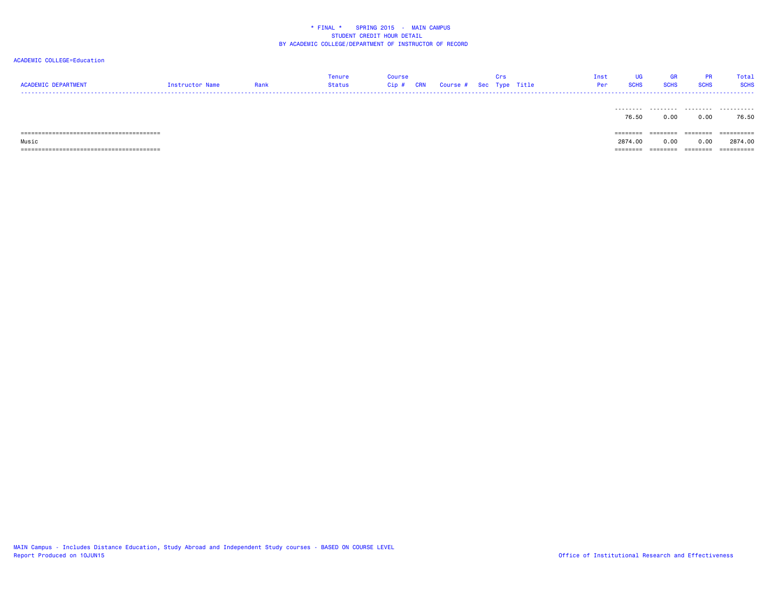# * FINAL * SPRING 2015 - MAIN CAMPUS
## STUDENT CREDIT HOUR DETAIL
## BY ACADEMIC COLLEGE/DEPARTMENT OF INSTRUCTOR OF RECORD

ACADEMIC COLLEGE=Education

| ACADEMIC DEPARTMENT | Instructor Name | Rank | Tenure Status | Course Cip # | CRN | Course # | Sec | Crs Type | Title | Inst Per | UG SCHS | GR SCHS | PR SCHS | Total SCHS |
|---|---|---|---|---|---|---|---|---|---|---|---|---|---|---|
| | | | | | | | | | | | 76.50 | 0.00 | 0.00 | 76.50 |
| Music | | | | | | | | | | | 2874.00 | 0.00 | 0.00 | 2874.00 |

MAIN Campus - Includes Distance Education, Study Abroad and Independent Study courses - BASED ON COURSE LEVEL
Report Produced on 10JUN15

Office of Institutional Research and Effectiveness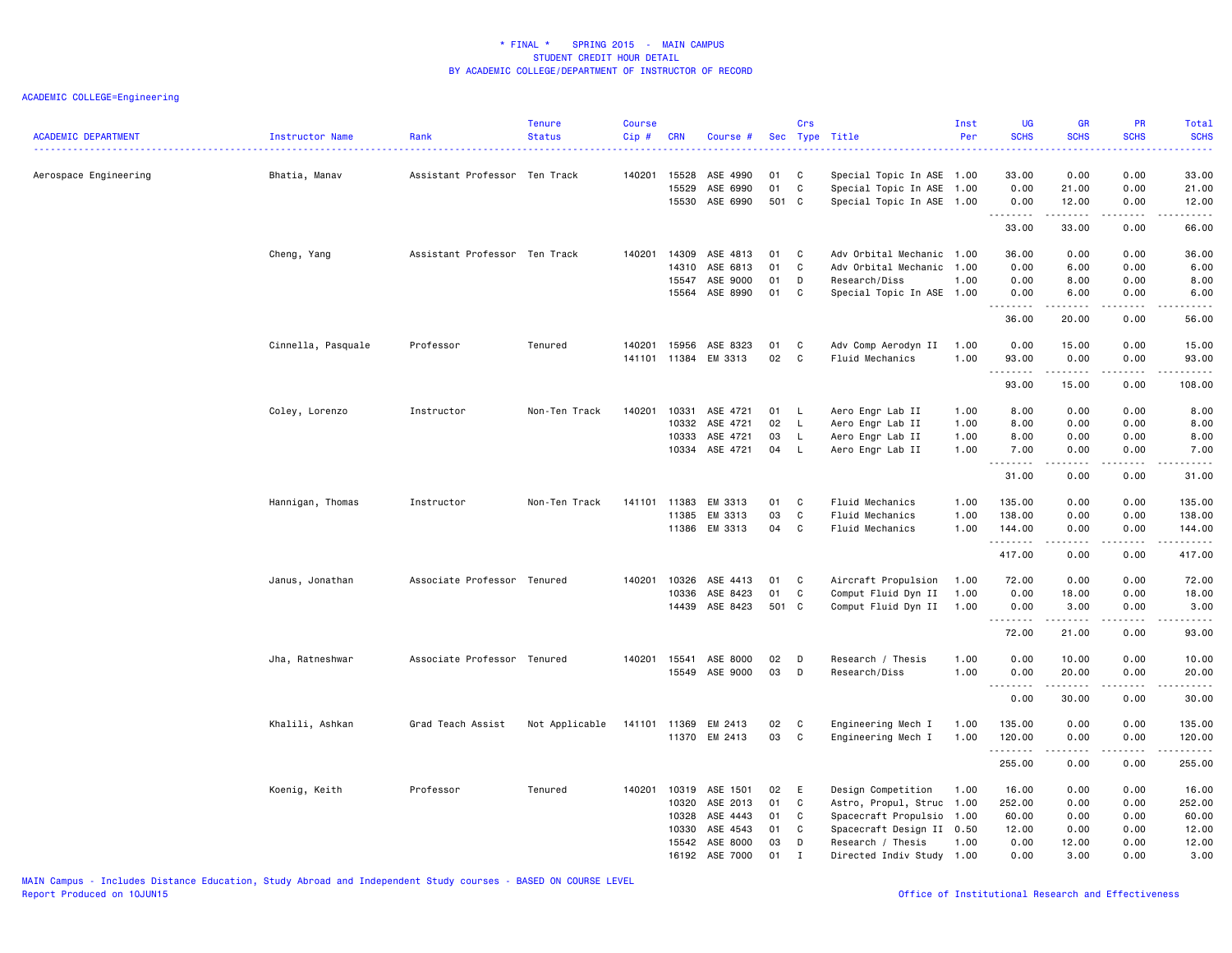\* FINAL \*    SPRING 2015  -  MAIN CAMPUS
STUDENT CREDIT HOUR DETAIL
BY ACADEMIC COLLEGE/DEPARTMENT OF INSTRUCTOR OF RECORD

ACADEMIC COLLEGE=Engineering

| ACADEMIC DEPARTMENT | Instructor Name | Rank | Tenure Status | Course Cip # | CRN | Course # | Sec | Crs Type | Title | Inst Per | UG SCHS | GR SCHS | PR SCHS | Total SCHS |
|---|---|---|---|---|---|---|---|---|---|---|---|---|---|---|
| Aerospace Engineering | Bhatia, Manav | Assistant Professor | Ten Track | 140201 | 15528 | ASE 4990 | 01 | C | Special Topic In ASE | 1.00 | 33.00 | 0.00 | 0.00 | 33.00 |
| | | | | | 15529 | ASE 6990 | 01 | C | Special Topic In ASE | 1.00 | 0.00 | 21.00 | 0.00 | 21.00 |
| | | | | | 15530 | ASE 6990 | 501 | C | Special Topic In ASE | 1.00 | 0.00 | 12.00 | 0.00 | 12.00 |
| | | | | | | | | | | | 33.00 | 33.00 | 0.00 | 66.00 |
| | Cheng, Yang | Assistant Professor | Ten Track | 140201 | 14309 | ASE 4813 | 01 | C | Adv Orbital Mechanic | 1.00 | 36.00 | 0.00 | 0.00 | 36.00 |
| | | | | | 14310 | ASE 6813 | 01 | C | Adv Orbital Mechanic | 1.00 | 0.00 | 6.00 | 0.00 | 6.00 |
| | | | | | 15547 | ASE 9000 | 01 | D | Research/Diss | 1.00 | 0.00 | 8.00 | 0.00 | 8.00 |
| | | | | | 15564 | ASE 8990 | 01 | C | Special Topic In ASE | 1.00 | 0.00 | 6.00 | 0.00 | 6.00 |
| | | | | | | | | | | | 36.00 | 20.00 | 0.00 | 56.00 |
| | Cinnella, Pasquale | Professor | Tenured | 140201 | 15956 | ASE 8323 | 01 | C | Adv Comp Aerodyn II | 1.00 | 0.00 | 15.00 | 0.00 | 15.00 |
| | | | | 141101 | 11384 | EM 3313 | 02 | C | Fluid Mechanics | 1.00 | 93.00 | 0.00 | 0.00 | 93.00 |
| | | | | | | | | | | | 93.00 | 15.00 | 0.00 | 108.00 |
| | Coley, Lorenzo | Instructor | Non-Ten Track | 140201 | 10331 | ASE 4721 | 01 | L | Aero Engr Lab II | 1.00 | 8.00 | 0.00 | 0.00 | 8.00 |
| | | | | | 10332 | ASE 4721 | 02 | L | Aero Engr Lab II | 1.00 | 8.00 | 0.00 | 0.00 | 8.00 |
| | | | | | 10333 | ASE 4721 | 03 | L | Aero Engr Lab II | 1.00 | 8.00 | 0.00 | 0.00 | 8.00 |
| | | | | | 10334 | ASE 4721 | 04 | L | Aero Engr Lab II | 1.00 | 7.00 | 0.00 | 0.00 | 7.00 |
| | | | | | | | | | | | 31.00 | 0.00 | 0.00 | 31.00 |
| | Hannigan, Thomas | Instructor | Non-Ten Track | 141101 | 11383 | EM 3313 | 01 | C | Fluid Mechanics | 1.00 | 135.00 | 0.00 | 0.00 | 135.00 |
| | | | | | 11385 | EM 3313 | 03 | C | Fluid Mechanics | 1.00 | 138.00 | 0.00 | 0.00 | 138.00 |
| | | | | | 11386 | EM 3313 | 04 | C | Fluid Mechanics | 1.00 | 144.00 | 0.00 | 0.00 | 144.00 |
| | | | | | | | | | | | 417.00 | 0.00 | 0.00 | 417.00 |
| | Janus, Jonathan | Associate Professor | Tenured | 140201 | 10326 | ASE 4413 | 01 | C | Aircraft Propulsion | 1.00 | 72.00 | 0.00 | 0.00 | 72.00 |
| | | | | | 10336 | ASE 8423 | 01 | C | Comput Fluid Dyn II | 1.00 | 0.00 | 18.00 | 0.00 | 18.00 |
| | | | | | 14439 | ASE 8423 | 501 | C | Comput Fluid Dyn II | 1.00 | 0.00 | 3.00 | 0.00 | 3.00 |
| | | | | | | | | | | | 72.00 | 21.00 | 0.00 | 93.00 |
| | Jha, Ratneshwar | Associate Professor | Tenured | 140201 | 15541 | ASE 8000 | 02 | D | Research / Thesis | 1.00 | 0.00 | 10.00 | 0.00 | 10.00 |
| | | | | | 15549 | ASE 9000 | 03 | D | Research/Diss | 1.00 | 0.00 | 20.00 | 0.00 | 20.00 |
| | | | | | | | | | | | 0.00 | 30.00 | 0.00 | 30.00 |
| | Khalili, Ashkan | Grad Teach Assist | Not Applicable | 141101 | 11369 | EM 2413 | 02 | C | Engineering Mech I | 1.00 | 135.00 | 0.00 | 0.00 | 135.00 |
| | | | | | 11370 | EM 2413 | 03 | C | Engineering Mech I | 1.00 | 120.00 | 0.00 | 0.00 | 120.00 |
| | | | | | | | | | | | 255.00 | 0.00 | 0.00 | 255.00 |
| | Koenig, Keith | Professor | Tenured | 140201 | 10319 | ASE 1501 | 02 | E | Design Competition | 1.00 | 16.00 | 0.00 | 0.00 | 16.00 |
| | | | | | 10320 | ASE 2013 | 01 | C | Astro, Propul, Struc | 1.00 | 252.00 | 0.00 | 0.00 | 252.00 |
| | | | | | 10328 | ASE 4443 | 01 | C | Spacecraft Propulsio | 1.00 | 60.00 | 0.00 | 0.00 | 60.00 |
| | | | | | 10330 | ASE 4543 | 01 | C | Spacecraft Design II | 0.50 | 12.00 | 0.00 | 0.00 | 12.00 |
| | | | | | 15542 | ASE 8000 | 03 | D | Research / Thesis | 1.00 | 0.00 | 12.00 | 0.00 | 12.00 |
| | | | | | 16192 | ASE 7000 | 01 | I | Directed Indiv Study | 1.00 | 0.00 | 3.00 | 0.00 | 3.00 |

MAIN Campus - Includes Distance Education, Study Abroad and Independent Study courses - BASED ON COURSE LEVEL
Report Produced on 10JUN15

Office of Institutional Research and Effectiveness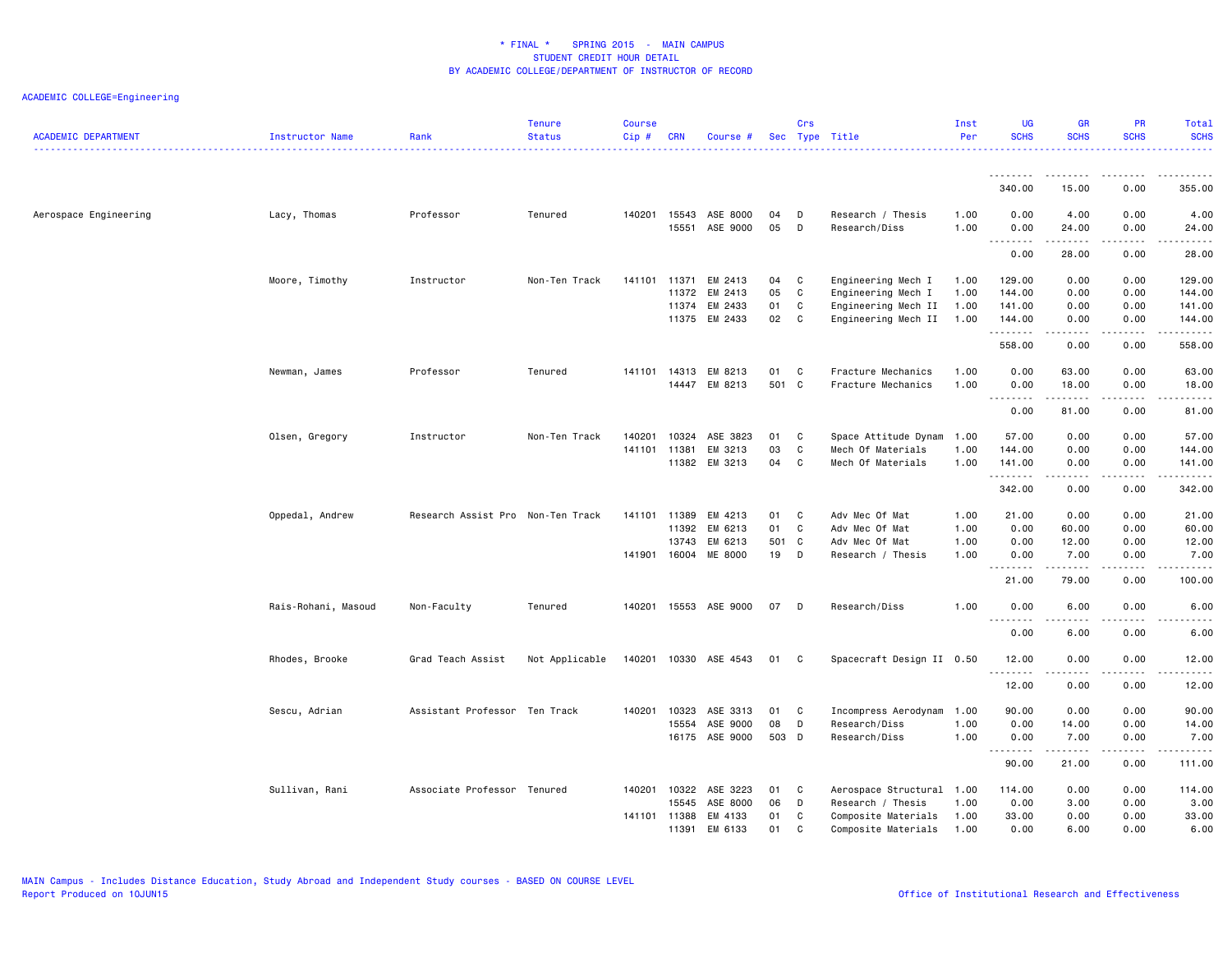\* FINAL \*    SPRING 2015  -  MAIN CAMPUS
STUDENT CREDIT HOUR DETAIL
BY ACADEMIC COLLEGE/DEPARTMENT OF INSTRUCTOR OF RECORD

ACADEMIC COLLEGE=Engineering

| ACADEMIC DEPARTMENT | Instructor Name | Rank | Tenure Status | Course Cip # | CRN | Course # | Sec | Crs Type | Title | Inst Per | UG SCHS | GR SCHS | PR SCHS | Total SCHS |
|---|---|---|---|---|---|---|---|---|---|---|---|---|---|---|
| | | | | | | | | | | | 340.00 | 15.00 | 0.00 | 355.00 |
| Aerospace Engineering | Lacy, Thomas | Professor | Tenured | 140201 | 15543 | ASE 8000 | 04 | D | Research / Thesis | 1.00 | 0.00 | 4.00 | 0.00 | 4.00 |
| | | | | | 15551 | ASE 9000 | 05 | D | Research/Diss | 1.00 | 0.00 | 24.00 | 0.00 | 24.00 |
| | | | | | | | | | | | 0.00 | 28.00 | 0.00 | 28.00 |
| | Moore, Timothy | Instructor | Non-Ten Track | 141101 | 11371 | EM 2413 | 04 | C | Engineering Mech I | 1.00 | 129.00 | 0.00 | 0.00 | 129.00 |
| | | | | | 11372 | EM 2413 | 05 | C | Engineering Mech I | 1.00 | 144.00 | 0.00 | 0.00 | 144.00 |
| | | | | | 11374 | EM 2433 | 01 | C | Engineering Mech II | 1.00 | 141.00 | 0.00 | 0.00 | 141.00 |
| | | | | | 11375 | EM 2433 | 02 | C | Engineering Mech II | 1.00 | 144.00 | 0.00 | 0.00 | 144.00 |
| | | | | | | | | | | | 558.00 | 0.00 | 0.00 | 558.00 |
| | Newman, James | Professor | Tenured | 141101 | 14313 | EM 8213 | 01 | C | Fracture Mechanics | 1.00 | 0.00 | 63.00 | 0.00 | 63.00 |
| | | | | | 14447 | EM 8213 | 501 | C | Fracture Mechanics | 1.00 | 0.00 | 18.00 | 0.00 | 18.00 |
| | | | | | | | | | | | 0.00 | 81.00 | 0.00 | 81.00 |
| | Olsen, Gregory | Instructor | Non-Ten Track | 140201 | 10324 | ASE 3823 | 01 | C | Space Attitude Dynam | 1.00 | 57.00 | 0.00 | 0.00 | 57.00 |
| | | | | 141101 | 11381 | EM 3213 | 03 | C | Mech Of Materials | 1.00 | 144.00 | 0.00 | 0.00 | 144.00 |
| | | | | | 11382 | EM 3213 | 04 | C | Mech Of Materials | 1.00 | 141.00 | 0.00 | 0.00 | 141.00 |
| | | | | | | | | | | | 342.00 | 0.00 | 0.00 | 342.00 |
| | Oppedal, Andrew | Research Assist Pro | Non-Ten Track | 141101 | 11389 | EM 4213 | 01 | C | Adv Mec Of Mat | 1.00 | 21.00 | 0.00 | 0.00 | 21.00 |
| | | | | | 11392 | EM 6213 | 01 | C | Adv Mec Of Mat | 1.00 | 0.00 | 60.00 | 0.00 | 60.00 |
| | | | | | 13743 | EM 6213 | 501 | C | Adv Mec Of Mat | 1.00 | 0.00 | 12.00 | 0.00 | 12.00 |
| | | | | 141901 | 16004 | ME 8000 | 19 | D | Research / Thesis | 1.00 | 0.00 | 7.00 | 0.00 | 7.00 |
| | | | | | | | | | | | 21.00 | 79.00 | 0.00 | 100.00 |
| | Rais-Rohani, Masoud | Non-Faculty | Tenured | 140201 | 15553 | ASE 9000 | 07 | D | Research/Diss | 1.00 | 0.00 | 6.00 | 0.00 | 6.00 |
| | | | | | | | | | | | 0.00 | 6.00 | 0.00 | 6.00 |
| | Rhodes, Brooke | Grad Teach Assist | Not Applicable | 140201 | 10330 | ASE 4543 | 01 | C | Spacecraft Design II | 0.50 | 12.00 | 0.00 | 0.00 | 12.00 |
| | | | | | | | | | | | 12.00 | 0.00 | 0.00 | 12.00 |
| | Sescu, Adrian | Assistant Professor | Ten Track | 140201 | 10323 | ASE 3313 | 01 | C | Incompress Aerodynam | 1.00 | 90.00 | 0.00 | 0.00 | 90.00 |
| | | | | | 15554 | ASE 9000 | 08 | D | Research/Diss | 1.00 | 0.00 | 14.00 | 0.00 | 14.00 |
| | | | | | 16175 | ASE 9000 | 503 | D | Research/Diss | 1.00 | 0.00 | 7.00 | 0.00 | 7.00 |
| | | | | | | | | | | | 90.00 | 21.00 | 0.00 | 111.00 |
| | Sullivan, Rani | Associate Professor | Tenured | 140201 | 10322 | ASE 3223 | 01 | C | Aerospace Structural | 1.00 | 114.00 | 0.00 | 0.00 | 114.00 |
| | | | | | 15545 | ASE 8000 | 06 | D | Research / Thesis | 1.00 | 0.00 | 3.00 | 0.00 | 3.00 |
| | | | | 141101 | 11388 | EM 4133 | 01 | C | Composite Materials | 1.00 | 33.00 | 0.00 | 0.00 | 33.00 |
| | | | | | 11391 | EM 6133 | 01 | C | Composite Materials | 1.00 | 0.00 | 6.00 | 0.00 | 6.00 |

MAIN Campus - Includes Distance Education, Study Abroad and Independent Study courses - BASED ON COURSE LEVEL
Report Produced on 10JUN15
Office of Institutional Research and Effectiveness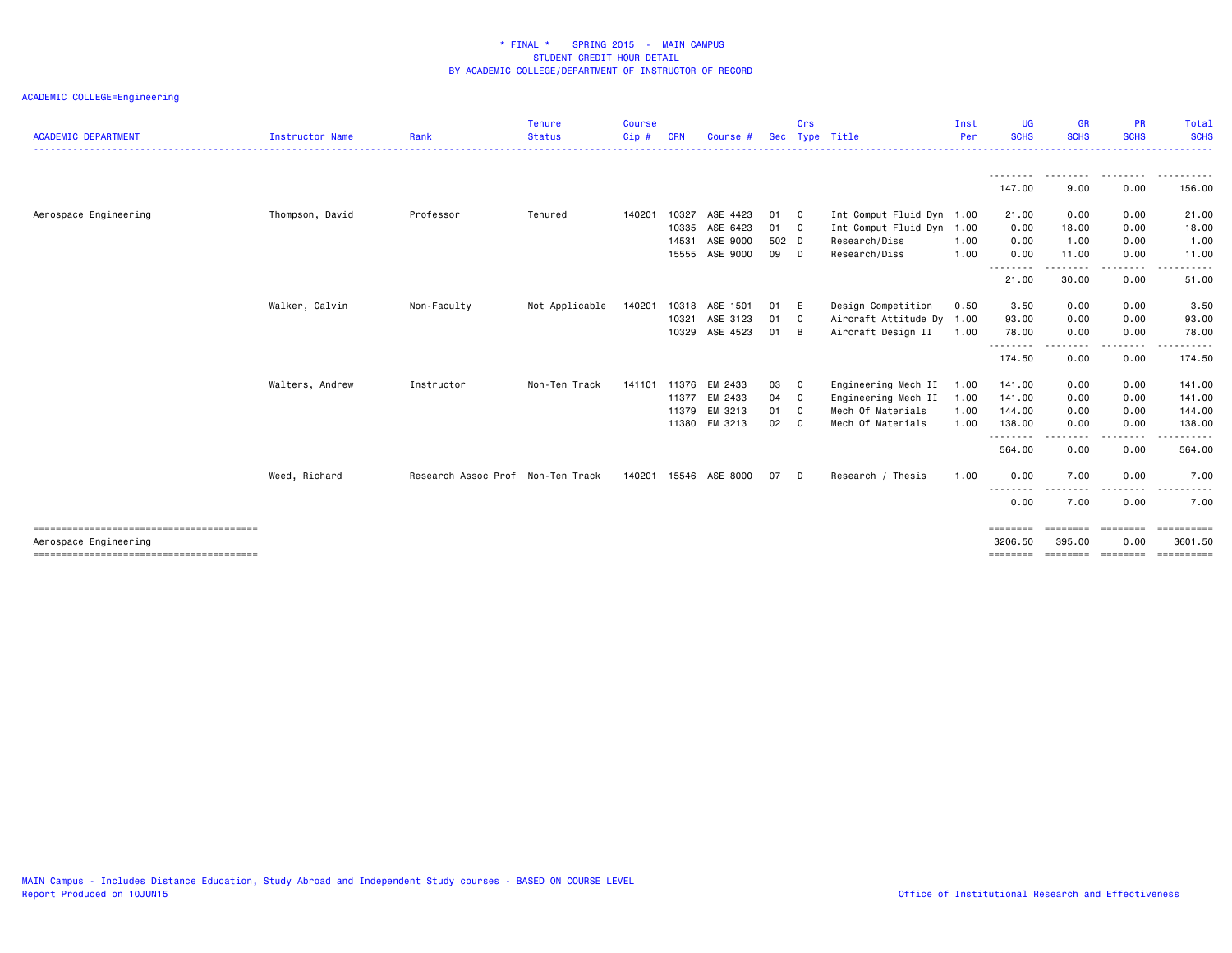# * FINAL * SPRING 2015 - MAIN CAMPUS
## STUDENT CREDIT HOUR DETAIL
## BY ACADEMIC COLLEGE/DEPARTMENT OF INSTRUCTOR OF RECORD

ACADEMIC COLLEGE=Engineering

| ACADEMIC DEPARTMENT | Instructor Name | Rank | Tenure Status | Course Cip # | CRN | Course # | Sec | Crs Type | Title | Inst Per | UG SCHS | GR SCHS | PR SCHS | Total SCHS |
|---|---|---|---|---|---|---|---|---|---|---|---|---|---|---|
| | | | | | | | | | | | 147.00 | 9.00 | 0.00 | 156.00 |
| Aerospace Engineering | Thompson, David | Professor | Tenured | 140201 | 10327 | ASE 4423 | 01 | C | Int Comput Fluid Dyn | 1.00 | 21.00 | 0.00 | 0.00 | 21.00 |
| | | | | | 10335 | ASE 6423 | 01 | C | Int Comput Fluid Dyn | 1.00 | 0.00 | 18.00 | 0.00 | 18.00 |
| | | | | | 14531 | ASE 9000 | 502 | D | Research/Diss | 1.00 | 0.00 | 1.00 | 0.00 | 1.00 |
| | | | | | 15555 | ASE 9000 | 09 | D | Research/Diss | 1.00 | 0.00 | 11.00 | 0.00 | 11.00 |
| | | | | | | | | | | | 21.00 | 30.00 | 0.00 | 51.00 |
| | Walker, Calvin | Non-Faculty | Not Applicable | 140201 | 10318 | ASE 1501 | 01 | E | Design Competition | 0.50 | 3.50 | 0.00 | 0.00 | 3.50 |
| | | | | | 10321 | ASE 3123 | 01 | C | Aircraft Attitude Dy | 1.00 | 93.00 | 0.00 | 0.00 | 93.00 |
| | | | | | 10329 | ASE 4523 | 01 | B | Aircraft Design II | 1.00 | 78.00 | 0.00 | 0.00 | 78.00 |
| | | | | | | | | | | | 174.50 | 0.00 | 0.00 | 174.50 |
| | Walters, Andrew | Instructor | Non-Ten Track | 141101 | 11376 | EM 2433 | 03 | C | Engineering Mech II | 1.00 | 141.00 | 0.00 | 0.00 | 141.00 |
| | | | | | 11377 | EM 2433 | 04 | C | Engineering Mech II | 1.00 | 141.00 | 0.00 | 0.00 | 141.00 |
| | | | | | 11379 | EM 3213 | 01 | C | Mech Of Materials | 1.00 | 144.00 | 0.00 | 0.00 | 144.00 |
| | | | | | 11380 | EM 3213 | 02 | C | Mech Of Materials | 1.00 | 138.00 | 0.00 | 0.00 | 138.00 |
| | | | | | | | | | | | 564.00 | 0.00 | 0.00 | 564.00 |
| | Weed, Richard | Research Assoc Prof | Non-Ten Track | 140201 | 15546 | ASE 8000 | 07 | D | Research / Thesis | 1.00 | 0.00 | 7.00 | 0.00 | 7.00 |
| | | | | | | | | | | | 0.00 | 7.00 | 0.00 | 7.00 |
| Aerospace Engineering | | | | | | | | | | | 3206.50 | 395.00 | 0.00 | 3601.50 |

MAIN Campus - Includes Distance Education, Study Abroad and Independent Study courses - BASED ON COURSE LEVEL
Report Produced on 10JUN15

Office of Institutional Research and Effectiveness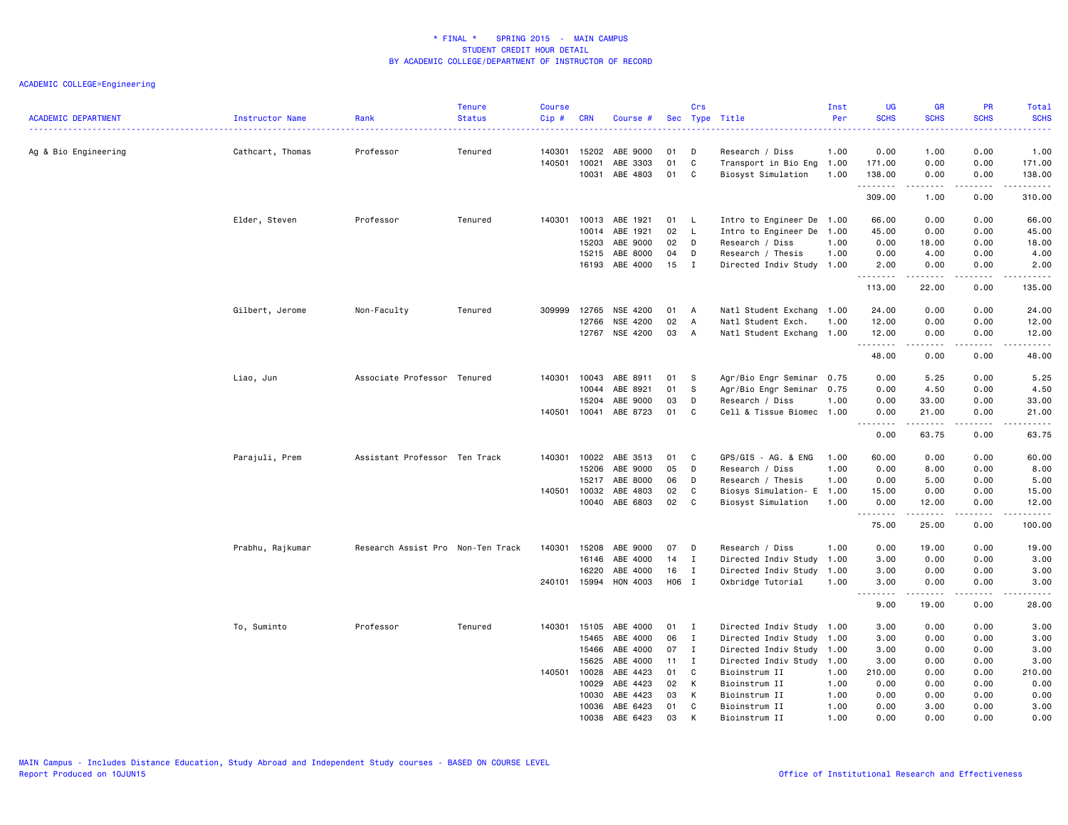# * FINAL * SPRING 2015 - MAIN CAMPUS
## STUDENT CREDIT HOUR DETAIL
## BY ACADEMIC COLLEGE/DEPARTMENT OF INSTRUCTOR OF RECORD

ACADEMIC COLLEGE=Engineering

| ACADEMIC DEPARTMENT | Instructor Name | Rank | Tenure Status | Course Cip # | CRN | Course # | Sec | Crs Type | Title | Inst Per | UG SCHS | GR SCHS | PR SCHS | Total SCHS |
|---|---|---|---|---|---|---|---|---|---|---|---|---|---|---|
| Ag & Bio Engineering | Cathcart, Thomas | Professor | Tenured | 140301 | 15202 | ABE 9000 | 01 | D | Research / Diss | 1.00 | 0.00 | 1.00 | 0.00 | 1.00 |
| | | | | 140501 | 10021 | ABE 3303 | 01 | C | Transport in Bio Eng | 1.00 | 171.00 | 0.00 | 0.00 | 171.00 |
| | | | | | 10031 | ABE 4803 | 01 | C | Biosyst Simulation | 1.00 | 138.00 | 0.00 | 0.00 | 138.00 |
| | | | | | | | | | | | 309.00 | 1.00 | 0.00 | 310.00 |
| | Elder, Steven | Professor | Tenured | 140301 | 10013 | ABE 1921 | 01 | L | Intro to Engineer De | 1.00 | 66.00 | 0.00 | 0.00 | 66.00 |
| | | | | | 10014 | ABE 1921 | 02 | L | Intro to Engineer De | 1.00 | 45.00 | 0.00 | 0.00 | 45.00 |
| | | | | | 15203 | ABE 9000 | 02 | D | Research / Diss | 1.00 | 0.00 | 18.00 | 0.00 | 18.00 |
| | | | | | 15215 | ABE 8000 | 04 | D | Research / Thesis | 1.00 | 0.00 | 4.00 | 0.00 | 4.00 |
| | | | | | 16193 | ABE 4000 | 15 | I | Directed Indiv Study | 1.00 | 2.00 | 0.00 | 0.00 | 2.00 |
| | | | | | | | | | | | 113.00 | 22.00 | 0.00 | 135.00 |
| | Gilbert, Jerome | Non-Faculty | Tenured | 309999 | 12765 | NSE 4200 | 01 | A | Natl Student Exchang | 1.00 | 24.00 | 0.00 | 0.00 | 24.00 |
| | | | | | 12766 | NSE 4200 | 02 | A | Natl Student Exch. | 1.00 | 12.00 | 0.00 | 0.00 | 12.00 |
| | | | | | 12767 | NSE 4200 | 03 | A | Natl Student Exchang | 1.00 | 12.00 | 0.00 | 0.00 | 12.00 |
| | | | | | | | | | | | 48.00 | 0.00 | 0.00 | 48.00 |
| | Liao, Jun | Associate Professor | Tenured | 140301 | 10043 | ABE 8911 | 01 | S | Agr/Bio Engr Seminar | 0.75 | 0.00 | 5.25 | 0.00 | 5.25 |
| | | | | | 10044 | ABE 8921 | 01 | S | Agr/Bio Engr Seminar | 0.75 | 0.00 | 4.50 | 0.00 | 4.50 |
| | | | | | 15204 | ABE 9000 | 03 | D | Research / Diss | 1.00 | 0.00 | 33.00 | 0.00 | 33.00 |
| | | | | 140501 | 10041 | ABE 8723 | 01 | C | Cell & Tissue Biomec | 1.00 | 0.00 | 21.00 | 0.00 | 21.00 |
| | | | | | | | | | | | 0.00 | 63.75 | 0.00 | 63.75 |
| | Parajuli, Prem | Assistant Professor | Ten Track | 140301 | 10022 | ABE 3513 | 01 | C | GPS/GIS - AG. & ENG | 1.00 | 60.00 | 0.00 | 0.00 | 60.00 |
| | | | | | 15206 | ABE 9000 | 05 | D | Research / Diss | 1.00 | 0.00 | 8.00 | 0.00 | 8.00 |
| | | | | | 15217 | ABE 8000 | 06 | D | Research / Thesis | 1.00 | 0.00 | 5.00 | 0.00 | 5.00 |
| | | | | 140501 | 10032 | ABE 4803 | 02 | C | Biosys Simulation- E | 1.00 | 15.00 | 0.00 | 0.00 | 15.00 |
| | | | | | 10040 | ABE 6803 | 02 | C | Biosyst Simulation | 1.00 | 0.00 | 12.00 | 0.00 | 12.00 |
| | | | | | | | | | | | 75.00 | 25.00 | 0.00 | 100.00 |
| | Prabhu, Rajkumar | Research Assist Pro | Non-Ten Track | 140301 | 15208 | ABE 9000 | 07 | D | Research / Diss | 1.00 | 0.00 | 19.00 | 0.00 | 19.00 |
| | | | | | 16146 | ABE 4000 | 14 | I | Directed Indiv Study | 1.00 | 3.00 | 0.00 | 0.00 | 3.00 |
| | | | | | 16220 | ABE 4000 | 16 | I | Directed Indiv Study | 1.00 | 3.00 | 0.00 | 0.00 | 3.00 |
| | | | | 240101 | 15994 | HON 4003 | H06 | I | Oxbridge Tutorial | 1.00 | 3.00 | 0.00 | 0.00 | 3.00 |
| | | | | | | | | | | | 9.00 | 19.00 | 0.00 | 28.00 |
| | To, Suminto | Professor | Tenured | 140301 | 15105 | ABE 4000 | 01 | I | Directed Indiv Study | 1.00 | 3.00 | 0.00 | 0.00 | 3.00 |
| | | | | | 15465 | ABE 4000 | 06 | I | Directed Indiv Study | 1.00 | 3.00 | 0.00 | 0.00 | 3.00 |
| | | | | | 15466 | ABE 4000 | 07 | I | Directed Indiv Study | 1.00 | 3.00 | 0.00 | 0.00 | 3.00 |
| | | | | | 15625 | ABE 4000 | 11 | I | Directed Indiv Study | 1.00 | 3.00 | 0.00 | 0.00 | 3.00 |
| | | | | 140501 | 10028 | ABE 4423 | 01 | C | Bioinstrum II | 1.00 | 210.00 | 0.00 | 0.00 | 210.00 |
| | | | | | 10029 | ABE 4423 | 02 | K | Bioinstrum II | 1.00 | 0.00 | 0.00 | 0.00 | 0.00 |
| | | | | | 10030 | ABE 4423 | 03 | K | Bioinstrum II | 1.00 | 0.00 | 0.00 | 0.00 | 0.00 |
| | | | | | 10036 | ABE 6423 | 01 | C | Bioinstrum II | 1.00 | 0.00 | 3.00 | 0.00 | 3.00 |
| | | | | | 10038 | ABE 6423 | 03 | K | Bioinstrum II | 1.00 | 0.00 | 0.00 | 0.00 | 0.00 |

MAIN Campus - Includes Distance Education, Study Abroad and Independent Study courses - BASED ON COURSE LEVEL
Report Produced on 10JUN15

Office of Institutional Research and Effectiveness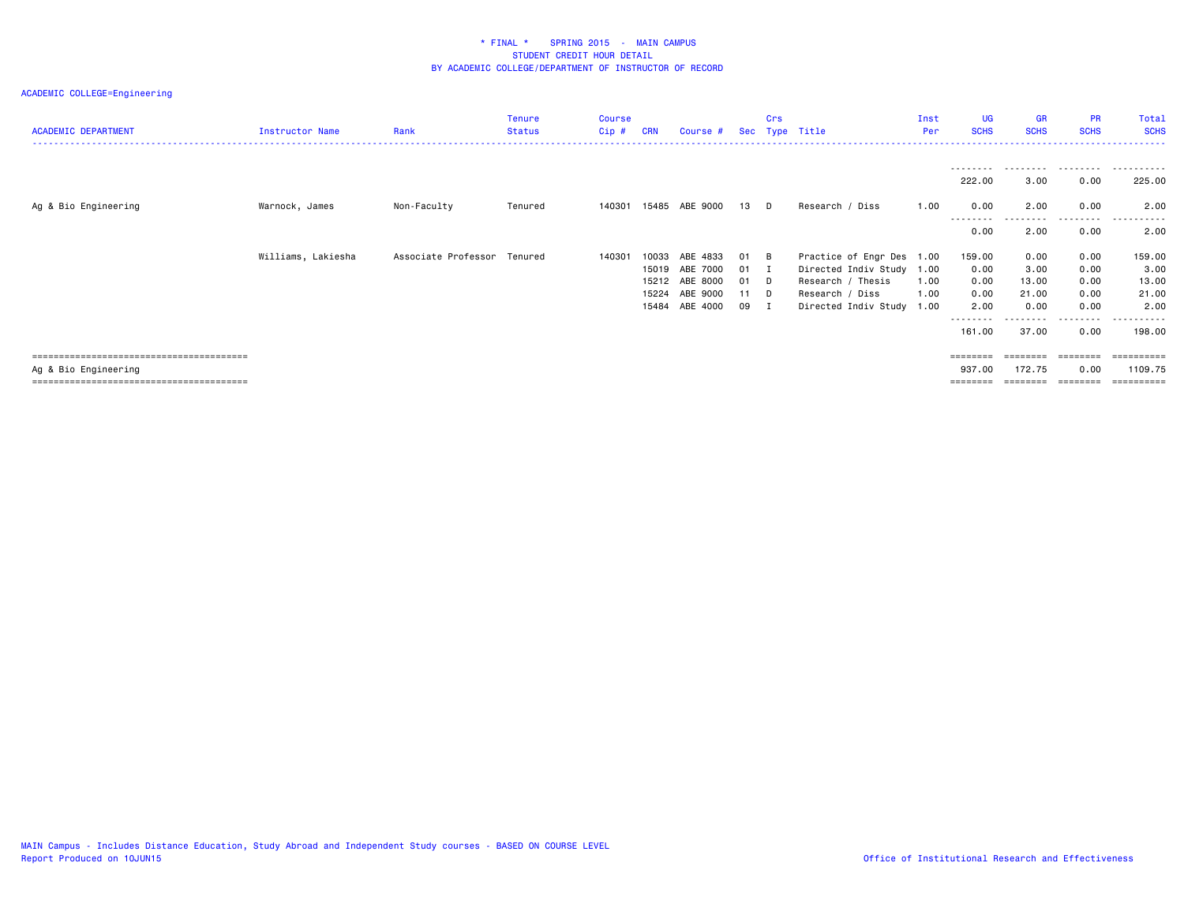# * FINAL * SPRING 2015 - MAIN CAMPUS
## STUDENT CREDIT HOUR DETAIL
### BY ACADEMIC COLLEGE/DEPARTMENT OF INSTRUCTOR OF RECORD

ACADEMIC COLLEGE=Engineering

| ACADEMIC DEPARTMENT | Instructor Name | Rank | Tenure Status | Course Cip # | CRN | Course # | Sec | Crs Type | Title | Inst Per | UG SCHS | GR SCHS | PR SCHS | Total SCHS |
|---|---|---|---|---|---|---|---|---|---|---|---|---|---|---|
| | | | | | | | | | | | 222.00 | 3.00 | 0.00 | 225.00 |
| Ag & Bio Engineering | Warnock, James | Non-Faculty | Tenured | 140301 | 15485 | ABE 9000 | 13 | D | Research / Diss | 1.00 | 0.00 | 2.00 | 0.00 | 2.00 |
| | | | | | | | | | | | 0.00 | 2.00 | 0.00 | 2.00 |
| | Williams, Lakiesha | Associate Professor | Tenured | 140301 | 10033 | ABE 4833 | 01 | B | Practice of Engr Des | 1.00 | 159.00 | 0.00 | 0.00 | 159.00 |
| | | | | | 15019 | ABE 7000 | 01 | I | Directed Indiv Study | 1.00 | 0.00 | 3.00 | 0.00 | 3.00 |
| | | | | | 15212 | ABE 8000 | 01 | D | Research / Thesis | 1.00 | 0.00 | 13.00 | 0.00 | 13.00 |
| | | | | | 15224 | ABE 9000 | 11 | D | Research / Diss | 1.00 | 0.00 | 21.00 | 0.00 | 21.00 |
| | | | | | 15484 | ABE 4000 | 09 | I | Directed Indiv Study | 1.00 | 2.00 | 0.00 | 0.00 | 2.00 |
| | | | | | | | | | | | 161.00 | 37.00 | 0.00 | 198.00 |
| Ag & Bio Engineering | | | | | | | | | | | 937.00 | 172.75 | 0.00 | 1109.75 |

MAIN Campus - Includes Distance Education, Study Abroad and Independent Study courses - BASED ON COURSE LEVEL
Report Produced on 10JUN15

Office of Institutional Research and Effectiveness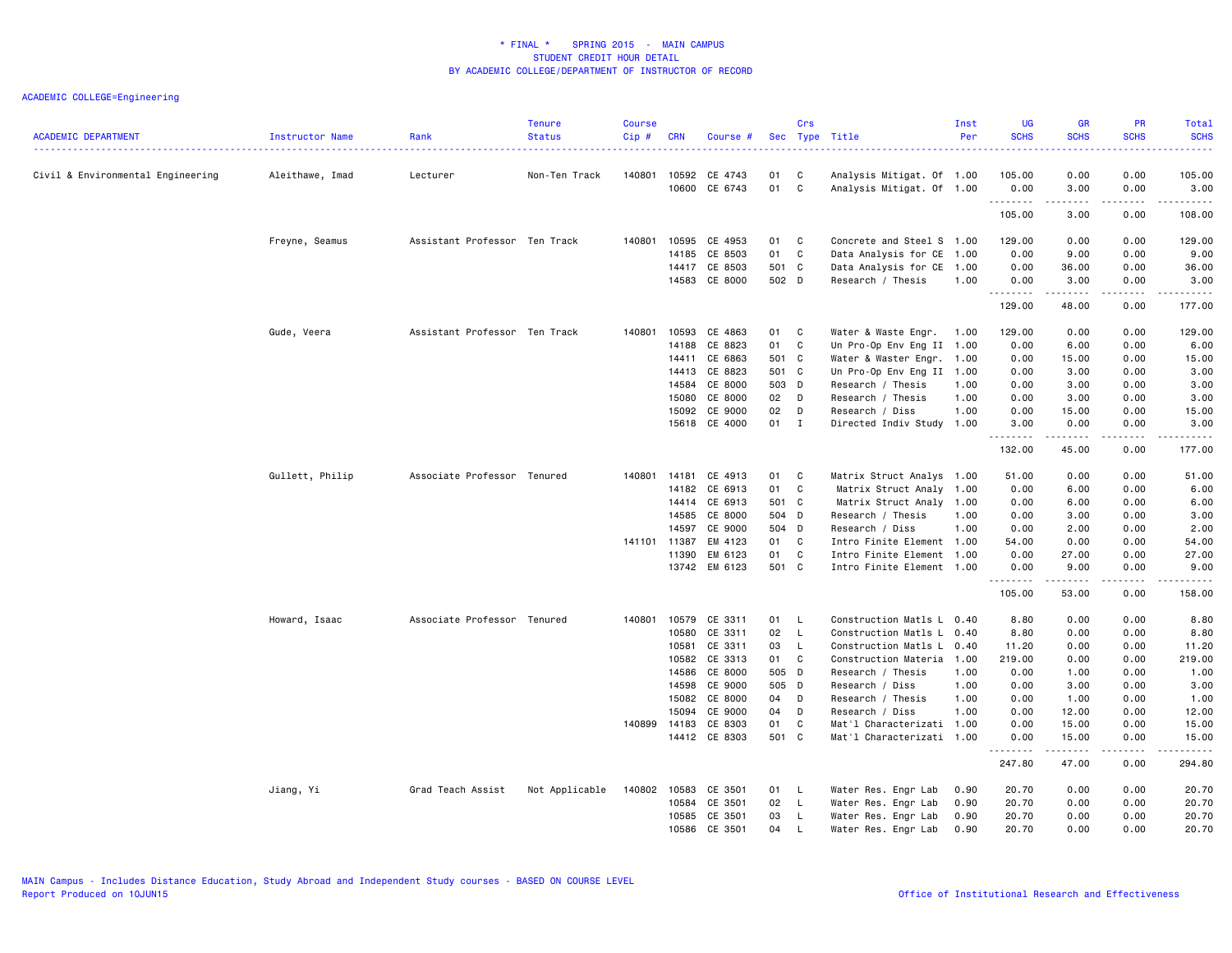# * FINAL * SPRING 2015 - MAIN CAMPUS
## STUDENT CREDIT HOUR DETAIL
## BY ACADEMIC COLLEGE/DEPARTMENT OF INSTRUCTOR OF RECORD

ACADEMIC COLLEGE=Engineering

| ACADEMIC DEPARTMENT | Instructor Name | Rank | Tenure Status | Course Cip # | CRN | Course # | Sec | Crs Type | Title | Inst Per | UG SCHS | GR SCHS | PR SCHS | Total SCHS |
|---|---|---|---|---|---|---|---|---|---|---|---|---|---|---|
| Civil & Environmental Engineering | Aleithawe, Imad | Lecturer | Non-Ten Track | 140801 | 10592 | CE 4743 | 01 | C | Analysis Mitigat. Of | 1.00 | 105.00 | 0.00 | 0.00 | 105.00 |
| | | | | | 10600 | CE 6743 | 01 | C | Analysis Mitigat. Of | 1.00 | 0.00 | 3.00 | 0.00 | 3.00 |
| | | | | | | | | | | | 105.00 | 3.00 | 0.00 | 108.00 |
| | Freyne, Seamus | Assistant Professor | Ten Track | 140801 | 10595 | CE 4953 | 01 | C | Concrete and Steel S | 1.00 | 129.00 | 0.00 | 0.00 | 129.00 |
| | | | | | 14185 | CE 8503 | 01 | C | Data Analysis for CE | 1.00 | 0.00 | 9.00 | 0.00 | 9.00 |
| | | | | | 14417 | CE 8503 | 501 | C | Data Analysis for CE | 1.00 | 0.00 | 36.00 | 0.00 | 36.00 |
| | | | | | 14583 | CE 8000 | 502 | D | Research / Thesis | 1.00 | 0.00 | 3.00 | 0.00 | 3.00 |
| | | | | | | | | | | | 129.00 | 48.00 | 0.00 | 177.00 |
| | Gude, Veera | Assistant Professor | Ten Track | 140801 | 10593 | CE 4863 | 01 | C | Water & Waste Engr. | 1.00 | 129.00 | 0.00 | 0.00 | 129.00 |
| | | | | | 14188 | CE 8823 | 01 | C | Un Pro-Op Env Eng II | 1.00 | 0.00 | 6.00 | 0.00 | 6.00 |
| | | | | | 14411 | CE 6863 | 501 | C | Water & Waster Engr. | 1.00 | 0.00 | 15.00 | 0.00 | 15.00 |
| | | | | | 14413 | CE 8823 | 501 | C | Un Pro-Op Env Eng II | 1.00 | 0.00 | 3.00 | 0.00 | 3.00 |
| | | | | | 14584 | CE 8000 | 503 | D | Research / Thesis | 1.00 | 0.00 | 3.00 | 0.00 | 3.00 |
| | | | | | 15080 | CE 8000 | 02 | D | Research / Thesis | 1.00 | 0.00 | 3.00 | 0.00 | 3.00 |
| | | | | | 15092 | CE 9000 | 02 | D | Research / Diss | 1.00 | 0.00 | 15.00 | 0.00 | 15.00 |
| | | | | | 15618 | CE 4000 | 01 | I | Directed Indiv Study | 1.00 | 3.00 | 0.00 | 0.00 | 3.00 |
| | | | | | | | | | | | 132.00 | 45.00 | 0.00 | 177.00 |
| | Gullett, Philip | Associate Professor | Tenured | 140801 | 14181 | CE 4913 | 01 | C | Matrix Struct Analys | 1.00 | 51.00 | 0.00 | 0.00 | 51.00 |
| | | | | | 14182 | CE 6913 | 01 | C | Matrix Struct Analy | 1.00 | 0.00 | 6.00 | 0.00 | 6.00 |
| | | | | | 14414 | CE 6913 | 501 | C | Matrix Struct Analy | 1.00 | 0.00 | 6.00 | 0.00 | 6.00 |
| | | | | | 14585 | CE 8000 | 504 | D | Research / Thesis | 1.00 | 0.00 | 3.00 | 0.00 | 3.00 |
| | | | | | 14597 | CE 9000 | 504 | D | Research / Diss | 1.00 | 0.00 | 2.00 | 0.00 | 2.00 |
| | | | | 141101 | 11387 | EM 4123 | 01 | C | Intro Finite Element | 1.00 | 54.00 | 0.00 | 0.00 | 54.00 |
| | | | | | 11390 | EM 6123 | 01 | C | Intro Finite Element | 1.00 | 0.00 | 27.00 | 0.00 | 27.00 |
| | | | | | 13742 | EM 6123 | 501 | C | Intro Finite Element | 1.00 | 0.00 | 9.00 | 0.00 | 9.00 |
| | | | | | | | | | | | 105.00 | 53.00 | 0.00 | 158.00 |
| | Howard, Isaac | Associate Professor | Tenured | 140801 | 10579 | CE 3311 | 01 | L | Construction Matls L | 0.40 | 8.80 | 0.00 | 0.00 | 8.80 |
| | | | | | 10580 | CE 3311 | 02 | L | Construction Matls L | 0.40 | 8.80 | 0.00 | 0.00 | 8.80 |
| | | | | | 10581 | CE 3311 | 03 | L | Construction Matls L | 0.40 | 11.20 | 0.00 | 0.00 | 11.20 |
| | | | | | 10582 | CE 3313 | 01 | C | Construction Materia | 1.00 | 219.00 | 0.00 | 0.00 | 219.00 |
| | | | | | 14586 | CE 8000 | 505 | D | Research / Thesis | 1.00 | 0.00 | 1.00 | 0.00 | 1.00 |
| | | | | | 14598 | CE 9000 | 505 | D | Research / Diss | 1.00 | 0.00 | 3.00 | 0.00 | 3.00 |
| | | | | | 15082 | CE 8000 | 04 | D | Research / Thesis | 1.00 | 0.00 | 1.00 | 0.00 | 1.00 |
| | | | | | 15094 | CE 9000 | 04 | D | Research / Diss | 1.00 | 0.00 | 12.00 | 0.00 | 12.00 |
| | | | | 140899 | 14183 | CE 8303 | 01 | C | Mat'l Characterizati | 1.00 | 0.00 | 15.00 | 0.00 | 15.00 |
| | | | | | 14412 | CE 8303 | 501 | C | Mat'l Characterizati | 1.00 | 0.00 | 15.00 | 0.00 | 15.00 |
| | | | | | | | | | | | 247.80 | 47.00 | 0.00 | 294.80 |
| | Jiang, Yi | Grad Teach Assist | Not Applicable | 140802 | 10583 | CE 3501 | 01 | L | Water Res. Engr Lab | 0.90 | 20.70 | 0.00 | 0.00 | 20.70 |
| | | | | | 10584 | CE 3501 | 02 | L | Water Res. Engr Lab | 0.90 | 20.70 | 0.00 | 0.00 | 20.70 |
| | | | | | 10585 | CE 3501 | 03 | L | Water Res. Engr Lab | 0.90 | 20.70 | 0.00 | 0.00 | 20.70 |
| | | | | | 10586 | CE 3501 | 04 | L | Water Res. Engr Lab | 0.90 | 20.70 | 0.00 | 0.00 | 20.70 |

MAIN Campus - Includes Distance Education, Study Abroad and Independent Study courses - BASED ON COURSE LEVEL
Report Produced on 10JUN15

Office of Institutional Research and Effectiveness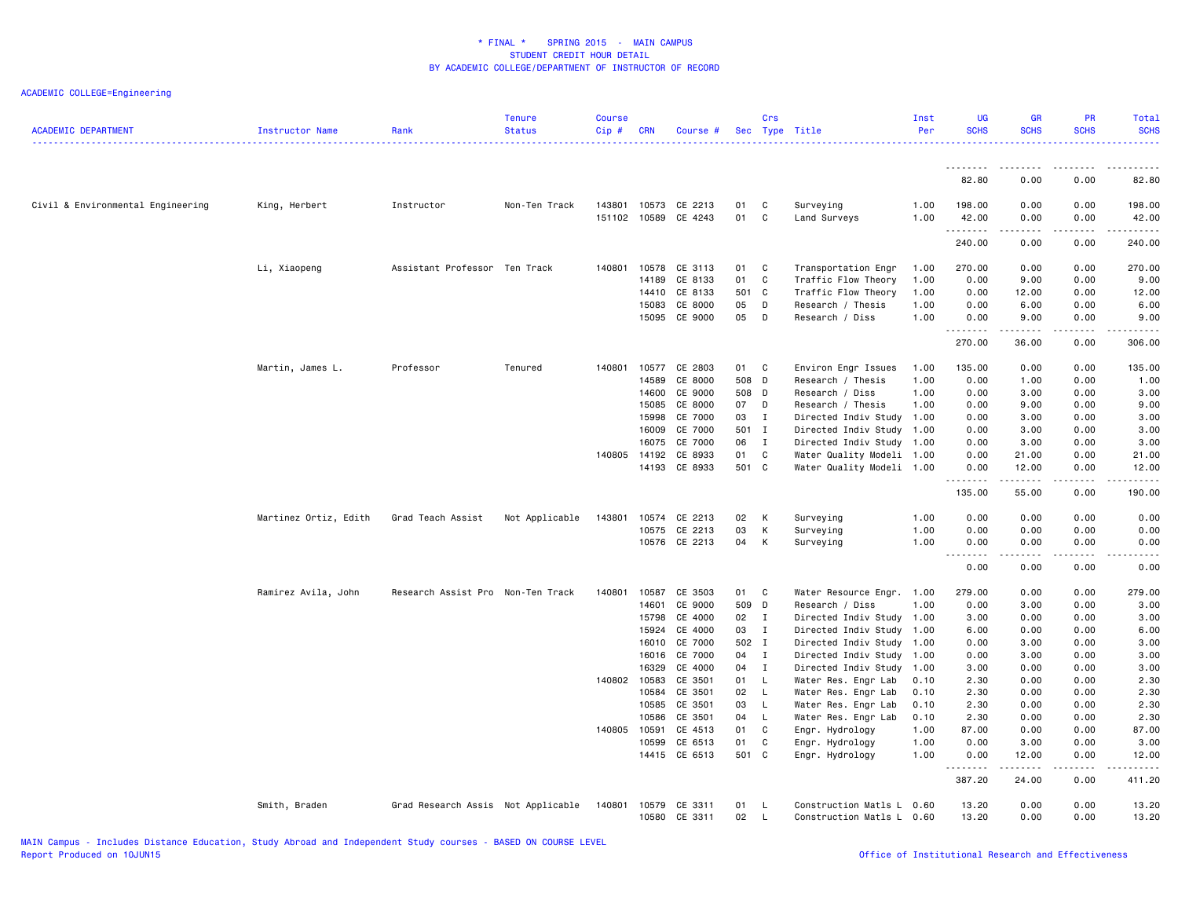\* FINAL \*    SPRING 2015  -  MAIN CAMPUS
STUDENT CREDIT HOUR DETAIL
BY ACADEMIC COLLEGE/DEPARTMENT OF INSTRUCTOR OF RECORD

ACADEMIC COLLEGE=Engineering

| ACADEMIC DEPARTMENT | Instructor Name | Rank | Tenure Status | Course Cip # | CRN | Course # | Sec | Crs Type | Title | Inst Per | UG SCHS | GR SCHS | PR SCHS | Total SCHS |
|---|---|---|---|---|---|---|---|---|---|---|---|---|---|---|
| | | | | | | | | | | | 82.80 | 0.00 | 0.00 | 82.80 |
| Civil & Environmental Engineering | King, Herbert | Instructor | Non-Ten Track | 143801 | 10573 | CE 2213 | 01 | C | Surveying | 1.00 | 198.00 | 0.00 | 0.00 | 198.00 |
| | | | | 151102 | 10589 | CE 4243 | 01 | C | Land Surveys | 1.00 | 42.00 | 0.00 | 0.00 | 42.00 |
| | | | | | | | | | | | 240.00 | 0.00 | 0.00 | 240.00 |
| | Li, Xiaopeng | Assistant Professor | Ten Track | 140801 | 10578 | CE 3113 | 01 | C | Transportation Engr | 1.00 | 270.00 | 0.00 | 0.00 | 270.00 |
| | | | | | 14189 | CE 8133 | 01 | C | Traffic Flow Theory | 1.00 | 0.00 | 9.00 | 0.00 | 9.00 |
| | | | | | 14410 | CE 8133 | 501 | C | Traffic Flow Theory | 1.00 | 0.00 | 12.00 | 0.00 | 12.00 |
| | | | | | 15083 | CE 8000 | 05 | D | Research / Thesis | 1.00 | 0.00 | 6.00 | 0.00 | 6.00 |
| | | | | | 15095 | CE 9000 | 05 | D | Research / Diss | 1.00 | 0.00 | 9.00 | 0.00 | 9.00 |
| | | | | | | | | | | | 270.00 | 36.00 | 0.00 | 306.00 |
| | Martin, James L. | Professor | Tenured | 140801 | 10577 | CE 2803 | 01 | C | Environ Engr Issues | 1.00 | 135.00 | 0.00 | 0.00 | 135.00 |
| | | | | | 14589 | CE 8000 | 508 | D | Research / Thesis | 1.00 | 0.00 | 1.00 | 0.00 | 1.00 |
| | | | | | 14600 | CE 9000 | 508 | D | Research / Diss | 1.00 | 0.00 | 3.00 | 0.00 | 3.00 |
| | | | | | 15085 | CE 8000 | 07 | D | Research / Thesis | 1.00 | 0.00 | 9.00 | 0.00 | 9.00 |
| | | | | | 15998 | CE 7000 | 03 | I | Directed Indiv Study | 1.00 | 0.00 | 3.00 | 0.00 | 3.00 |
| | | | | | 16009 | CE 7000 | 501 | I | Directed Indiv Study | 1.00 | 0.00 | 3.00 | 0.00 | 3.00 |
| | | | | | 16075 | CE 7000 | 06 | I | Directed Indiv Study | 1.00 | 0.00 | 3.00 | 0.00 | 3.00 |
| | | | | 140805 | 14192 | CE 8933 | 01 | C | Water Quality Modeli | 1.00 | 0.00 | 21.00 | 0.00 | 21.00 |
| | | | | | 14193 | CE 8933 | 501 | C | Water Quality Modeli | 1.00 | 0.00 | 12.00 | 0.00 | 12.00 |
| | | | | | | | | | | | 135.00 | 55.00 | 0.00 | 190.00 |
| | Martinez Ortiz, Edith | Grad Teach Assist | Not Applicable | 143801 | 10574 | CE 2213 | 02 | K | Surveying | 1.00 | 0.00 | 0.00 | 0.00 | 0.00 |
| | | | | | 10575 | CE 2213 | 03 | K | Surveying | 1.00 | 0.00 | 0.00 | 0.00 | 0.00 |
| | | | | | 10576 | CE 2213 | 04 | K | Surveying | 1.00 | 0.00 | 0.00 | 0.00 | 0.00 |
| | | | | | | | | | | | 0.00 | 0.00 | 0.00 | 0.00 |
| | Ramirez Avila, John | Research Assist Pro | Non-Ten Track | 140801 | 10587 | CE 3503 | 01 | C | Water Resource Engr. | 1.00 | 279.00 | 0.00 | 0.00 | 279.00 |
| | | | | | 14601 | CE 9000 | 509 | D | Research / Diss | 1.00 | 0.00 | 3.00 | 0.00 | 3.00 |
| | | | | | 15798 | CE 4000 | 02 | I | Directed Indiv Study | 1.00 | 3.00 | 0.00 | 0.00 | 3.00 |
| | | | | | 15924 | CE 4000 | 03 | I | Directed Indiv Study | 1.00 | 6.00 | 0.00 | 0.00 | 6.00 |
| | | | | | 16010 | CE 7000 | 502 | I | Directed Indiv Study | 1.00 | 0.00 | 3.00 | 0.00 | 3.00 |
| | | | | | 16016 | CE 7000 | 04 | I | Directed Indiv Study | 1.00 | 0.00 | 3.00 | 0.00 | 3.00 |
| | | | | | 16329 | CE 4000 | 04 | I | Directed Indiv Study | 1.00 | 3.00 | 0.00 | 0.00 | 3.00 |
| | | | | 140802 | 10583 | CE 3501 | 01 | L | Water Res. Engr Lab | 0.10 | 2.30 | 0.00 | 0.00 | 2.30 |
| | | | | | 10584 | CE 3501 | 02 | L | Water Res. Engr Lab | 0.10 | 2.30 | 0.00 | 0.00 | 2.30 |
| | | | | | 10585 | CE 3501 | 03 | L | Water Res. Engr Lab | 0.10 | 2.30 | 0.00 | 0.00 | 2.30 |
| | | | | | 10586 | CE 3501 | 04 | L | Water Res. Engr Lab | 0.10 | 2.30 | 0.00 | 0.00 | 2.30 |
| | | | | 140805 | 10591 | CE 4513 | 01 | C | Engr. Hydrology | 1.00 | 87.00 | 0.00 | 0.00 | 87.00 |
| | | | | | 10599 | CE 6513 | 01 | C | Engr. Hydrology | 1.00 | 0.00 | 3.00 | 0.00 | 3.00 |
| | | | | | 14415 | CE 6513 | 501 | C | Engr. Hydrology | 1.00 | 0.00 | 12.00 | 0.00 | 12.00 |
| | | | | | | | | | | | 387.20 | 24.00 | 0.00 | 411.20 |
| | Smith, Braden | Grad Research Assis | Not Applicable | 140801 | 10579 | CE 3311 | 01 | L | Construction Matls L | 0.60 | 13.20 | 0.00 | 0.00 | 13.20 |
| | | | | | 10580 | CE 3311 | 02 | L | Construction Matls L | 0.60 | 13.20 | 0.00 | 0.00 | 13.20 |

MAIN Campus - Includes Distance Education, Study Abroad and Independent Study courses - BASED ON COURSE LEVEL
Report Produced on 10JUN15    Office of Institutional Research and Effectiveness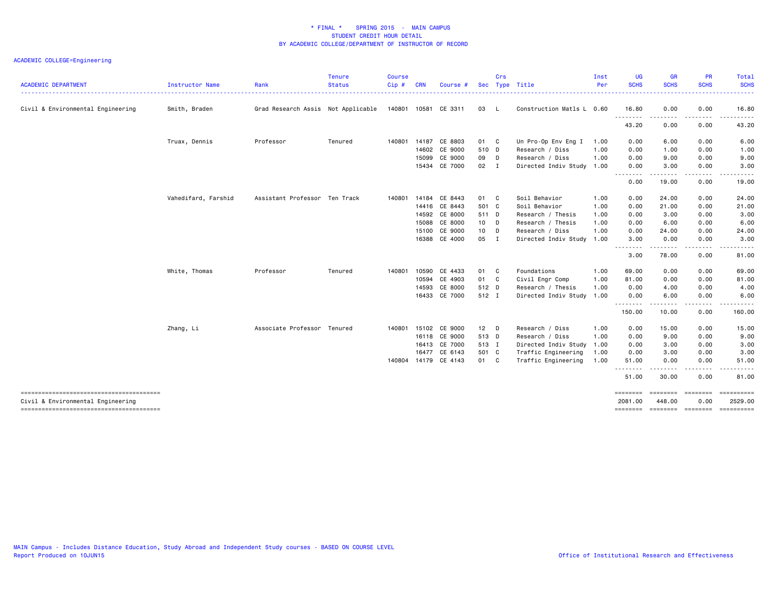* FINAL * SPRING 2015 - MAIN CAMPUS
STUDENT CREDIT HOUR DETAIL
BY ACADEMIC COLLEGE/DEPARTMENT OF INSTRUCTOR OF RECORD

ACADEMIC COLLEGE=Engineering

| ACADEMIC DEPARTMENT | Instructor Name | Rank | Tenure Status | Course Cip # | CRN | Course # | Sec | Crs Type | Title | Inst Per | UG SCHS | GR SCHS | PR SCHS | Total SCHS |
|---|---|---|---|---|---|---|---|---|---|---|---|---|---|---|
| Civil & Environmental Engineering | Smith, Braden | Grad Research Assis | Not Applicable | 140801 | 10581 | CE 3311 | 03 | L | Construction Matls L | 0.60 | 16.80 | 0.00 | 0.00 | 16.80 |
| | | | | | | | | | | | 43.20 | 0.00 | 0.00 | 43.20 |
| | Truax, Dennis | Professor | Tenured | 140801 | 14187 | CE 8803 | 01 | C | Un Pro-Op Env Eng I | 1.00 | 0.00 | 6.00 | 0.00 | 6.00 |
| | | | | | 14602 | CE 9000 | 510 | D | Research / Diss | 1.00 | 0.00 | 1.00 | 0.00 | 1.00 |
| | | | | | 15099 | CE 9000 | 09 | D | Research / Diss | 1.00 | 0.00 | 9.00 | 0.00 | 9.00 |
| | | | | | 15434 | CE 7000 | 02 | I | Directed Indiv Study | 1.00 | 0.00 | 3.00 | 0.00 | 3.00 |
| | | | | | | | | | | | 0.00 | 19.00 | 0.00 | 19.00 |
| | Vahedifard, Farshid | Assistant Professor | Ten Track | 140801 | 14184 | CE 8443 | 01 | C | Soil Behavior | 1.00 | 0.00 | 24.00 | 0.00 | 24.00 |
| | | | | | 14416 | CE 8443 | 501 | C | Soil Behavior | 1.00 | 0.00 | 21.00 | 0.00 | 21.00 |
| | | | | | 14592 | CE 8000 | 511 | D | Research / Thesis | 1.00 | 0.00 | 3.00 | 0.00 | 3.00 |
| | | | | | 15088 | CE 8000 | 10 | D | Research / Thesis | 1.00 | 0.00 | 6.00 | 0.00 | 6.00 |
| | | | | | 15100 | CE 9000 | 10 | D | Research / Diss | 1.00 | 0.00 | 24.00 | 0.00 | 24.00 |
| | | | | | 16388 | CE 4000 | 05 | I | Directed Indiv Study | 1.00 | 3.00 | 0.00 | 0.00 | 3.00 |
| | | | | | | | | | | | 3.00 | 78.00 | 0.00 | 81.00 |
| | White, Thomas | Professor | Tenured | 140801 | 10590 | CE 4433 | 01 | C | Foundations | 1.00 | 69.00 | 0.00 | 0.00 | 69.00 |
| | | | | | 10594 | CE 4903 | 01 | C | Civil Engr Comp | 1.00 | 81.00 | 0.00 | 0.00 | 81.00 |
| | | | | | 14593 | CE 8000 | 512 | D | Research / Thesis | 1.00 | 0.00 | 4.00 | 0.00 | 4.00 |
| | | | | | 16433 | CE 7000 | 512 | I | Directed Indiv Study | 1.00 | 0.00 | 6.00 | 0.00 | 6.00 |
| | | | | | | | | | | | 150.00 | 10.00 | 0.00 | 160.00 |
| | Zhang, Li | Associate Professor | Tenured | 140801 | 15102 | CE 9000 | 12 | D | Research / Diss | 1.00 | 0.00 | 15.00 | 0.00 | 15.00 |
| | | | | | 16118 | CE 9000 | 513 | D | Research / Diss | 1.00 | 0.00 | 9.00 | 0.00 | 9.00 |
| | | | | | 16413 | CE 7000 | 513 | I | Directed Indiv Study | 1.00 | 0.00 | 3.00 | 0.00 | 3.00 |
| | | | | | 16477 | CE 6143 | 501 | C | Traffic Engineering | 1.00 | 0.00 | 3.00 | 0.00 | 3.00 |
| | | | | 140804 | 14179 | CE 4143 | 01 | C | Traffic Engineering | 1.00 | 51.00 | 0.00 | 0.00 | 51.00 |
| | | | | | | | | | | | 51.00 | 30.00 | 0.00 | 81.00 |
| Civil & Environmental Engineering | | | | | | | | | | | 2081.00 | 448.00 | 0.00 | 2529.00 |

MAIN Campus - Includes Distance Education, Study Abroad and Independent Study courses - BASED ON COURSE LEVEL
Report Produced on 10JUN15

Office of Institutional Research and Effectiveness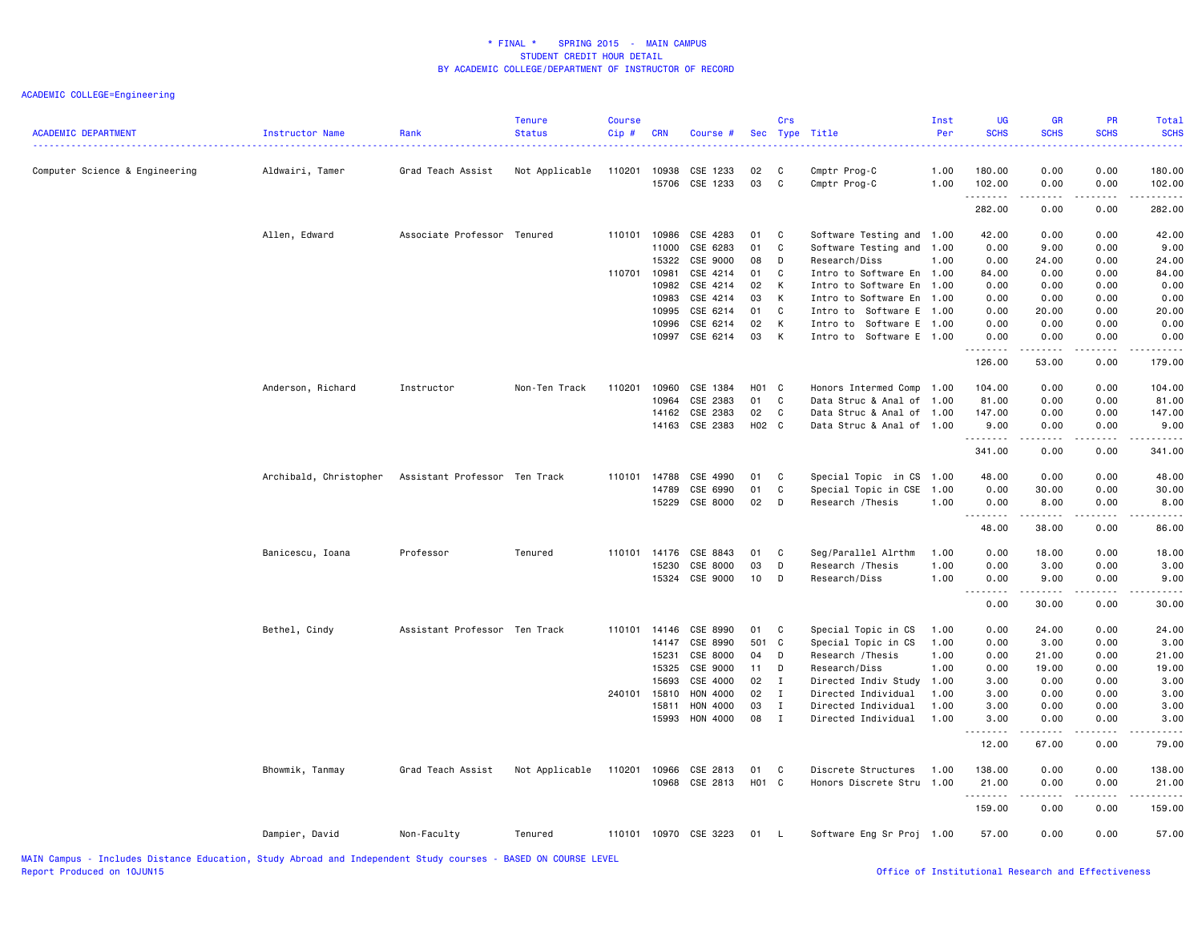# * FINAL * SPRING 2015 - MAIN CAMPUS
## STUDENT CREDIT HOUR DETAIL
## BY ACADEMIC COLLEGE/DEPARTMENT OF INSTRUCTOR OF RECORD

ACADEMIC COLLEGE=Engineering

| ACADEMIC DEPARTMENT | Instructor Name | Rank | Tenure Status | Course Cip # | CRN | Course # | Sec | Crs Type | Title | Inst Per | UG SCHS | GR SCHS | PR SCHS | Total SCHS |
|---|---|---|---|---|---|---|---|---|---|---|---|---|---|---|
| Computer Science & Engineering | Aldwairi, Tamer | Grad Teach Assist | Not Applicable | 110201 | 10938 | CSE 1233 | 02 | C | Cmptr Prog-C | 1.00 | 180.00 | 0.00 | 0.00 | 180.00 |
| | | | | | 15706 | CSE 1233 | 03 | C | Cmptr Prog-C | 1.00 | 102.00 | 0.00 | 0.00 | 102.00 |
| | | | | | | | | | | | 282.00 | 0.00 | 0.00 | 282.00 |
| | Allen, Edward | Associate Professor | Tenured | 110101 | 10986 | CSE 4283 | 01 | C | Software Testing and | 1.00 | 42.00 | 0.00 | 0.00 | 42.00 |
| | | | | | 11000 | CSE 6283 | 01 | C | Software Testing and | 1.00 | 0.00 | 9.00 | 0.00 | 9.00 |
| | | | | | 15322 | CSE 9000 | 08 | D | Research/Diss | 1.00 | 0.00 | 24.00 | 0.00 | 24.00 |
| | | | | 110701 | 10981 | CSE 4214 | 01 | C | Intro to Software En | 1.00 | 84.00 | 0.00 | 0.00 | 84.00 |
| | | | | | 10982 | CSE 4214 | 02 | K | Intro to Software En | 1.00 | 0.00 | 0.00 | 0.00 | 0.00 |
| | | | | | 10983 | CSE 4214 | 03 | K | Intro to Software En | 1.00 | 0.00 | 0.00 | 0.00 | 0.00 |
| | | | | | 10995 | CSE 6214 | 01 | C | Intro to Software E | 1.00 | 0.00 | 20.00 | 0.00 | 20.00 |
| | | | | | 10996 | CSE 6214 | 02 | K | Intro to Software E | 1.00 | 0.00 | 0.00 | 0.00 | 0.00 |
| | | | | | 10997 | CSE 6214 | 03 | K | Intro to Software E | 1.00 | 0.00 | 0.00 | 0.00 | 0.00 |
| | | | | | | | | | | | 126.00 | 53.00 | 0.00 | 179.00 |
| | Anderson, Richard | Instructor | Non-Ten Track | 110201 | 10960 | CSE 1384 | H01 | C | Honors Intermed Comp | 1.00 | 104.00 | 0.00 | 0.00 | 104.00 |
| | | | | | 10964 | CSE 2383 | 01 | C | Data Struc & Anal of | 1.00 | 81.00 | 0.00 | 0.00 | 81.00 |
| | | | | | 14162 | CSE 2383 | 02 | C | Data Struc & Anal of | 1.00 | 147.00 | 0.00 | 0.00 | 147.00 |
| | | | | | 14163 | CSE 2383 | H02 | C | Data Struc & Anal of | 1.00 | 9.00 | 0.00 | 0.00 | 9.00 |
| | | | | | | | | | | | 341.00 | 0.00 | 0.00 | 341.00 |
| | Archibald, Christopher | Assistant Professor | Ten Track | 110101 | 14788 | CSE 4990 | 01 | C | Special Topic in CS | 1.00 | 48.00 | 0.00 | 0.00 | 48.00 |
| | | | | | 14789 | CSE 6990 | 01 | C | Special Topic in CSE | 1.00 | 0.00 | 30.00 | 0.00 | 30.00 |
| | | | | | 15229 | CSE 8000 | 02 | D | Research /Thesis | 1.00 | 0.00 | 8.00 | 0.00 | 8.00 |
| | | | | | | | | | | | 48.00 | 38.00 | 0.00 | 86.00 |
| | Banicescu, Ioana | Professor | Tenured | 110101 | 14176 | CSE 8843 | 01 | C | Seg/Parallel Alrthm | 1.00 | 0.00 | 18.00 | 0.00 | 18.00 |
| | | | | | 15230 | CSE 8000 | 03 | D | Research /Thesis | 1.00 | 0.00 | 3.00 | 0.00 | 3.00 |
| | | | | | 15324 | CSE 9000 | 10 | D | Research/Diss | 1.00 | 0.00 | 9.00 | 0.00 | 9.00 |
| | | | | | | | | | | | 0.00 | 30.00 | 0.00 | 30.00 |
| | Bethel, Cindy | Assistant Professor | Ten Track | 110101 | 14146 | CSE 8990 | 01 | C | Special Topic in CS | 1.00 | 0.00 | 24.00 | 0.00 | 24.00 |
| | | | | | 14147 | CSE 8990 | 501 | C | Special Topic in CS | 1.00 | 0.00 | 3.00 | 0.00 | 3.00 |
| | | | | | 15231 | CSE 8000 | 04 | D | Research /Thesis | 1.00 | 0.00 | 21.00 | 0.00 | 21.00 |
| | | | | | 15325 | CSE 9000 | 11 | D | Research/Diss | 1.00 | 0.00 | 19.00 | 0.00 | 19.00 |
| | | | | | 15693 | CSE 4000 | 02 | I | Directed Indiv Study | 1.00 | 3.00 | 0.00 | 0.00 | 3.00 |
| | | | | 240101 | 15810 | HON 4000 | 02 | I | Directed Individual | 1.00 | 3.00 | 0.00 | 0.00 | 3.00 |
| | | | | | 15811 | HON 4000 | 03 | I | Directed Individual | 1.00 | 3.00 | 0.00 | 0.00 | 3.00 |
| | | | | | 15993 | HON 4000 | 08 | I | Directed Individual | 1.00 | 3.00 | 0.00 | 0.00 | 3.00 |
| | | | | | | | | | | | 12.00 | 67.00 | 0.00 | 79.00 |
| | Bhowmik, Tanmay | Grad Teach Assist | Not Applicable | 110201 | 10966 | CSE 2813 | 01 | C | Discrete Structures | 1.00 | 138.00 | 0.00 | 0.00 | 138.00 |
| | | | | | 10968 | CSE 2813 | H01 | C | Honors Discrete Stru | 1.00 | 21.00 | 0.00 | 0.00 | 21.00 |
| | | | | | | | | | | | 159.00 | 0.00 | 0.00 | 159.00 |
| | Dampier, David | Non-Faculty | Tenured | 110101 | 10970 | CSE 3223 | 01 | L | Software Eng Sr Proj | 1.00 | 57.00 | 0.00 | 0.00 | 57.00 |

MAIN Campus - Includes Distance Education, Study Abroad and Independent Study courses - BASED ON COURSE LEVEL
Report Produced on 10JUN15

Office of Institutional Research and Effectiveness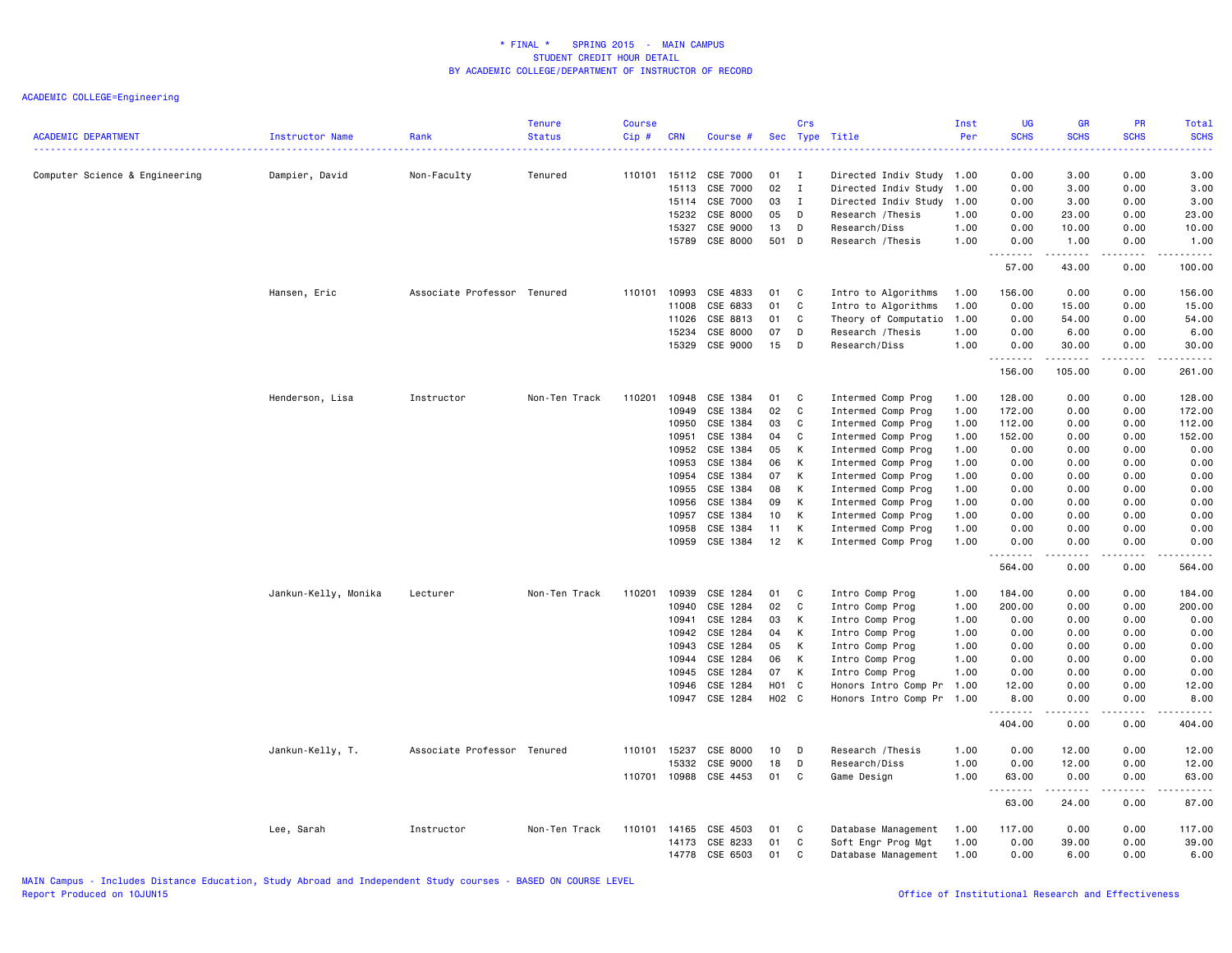\* FINAL \* SPRING 2015 - MAIN CAMPUS
STUDENT CREDIT HOUR DETAIL
BY ACADEMIC COLLEGE/DEPARTMENT OF INSTRUCTOR OF RECORD

ACADEMIC COLLEGE=Engineering

| ACADEMIC DEPARTMENT | Instructor Name | Rank | Tenure Status | Course Cip # | CRN | Course # | Sec | Crs Type | Title | Inst Per | UG SCHS | GR SCHS | PR SCHS | Total SCHS |
|---|---|---|---|---|---|---|---|---|---|---|---|---|---|---|
| Computer Science & Engineering | Dampier, David | Non-Faculty | Tenured | 110101 | 15112 | CSE 7000 | 01 | I | Directed Indiv Study | 1.00 | 0.00 | 3.00 | 0.00 | 3.00 |
| | | | | | 15113 | CSE 7000 | 02 | I | Directed Indiv Study | 1.00 | 0.00 | 3.00 | 0.00 | 3.00 |
| | | | | | 15114 | CSE 7000 | 03 | I | Directed Indiv Study | 1.00 | 0.00 | 3.00 | 0.00 | 3.00 |
| | | | | | 15232 | CSE 8000 | 05 | D | Research /Thesis | 1.00 | 0.00 | 23.00 | 0.00 | 23.00 |
| | | | | | 15327 | CSE 9000 | 13 | D | Research/Diss | 1.00 | 0.00 | 10.00 | 0.00 | 10.00 |
| | | | | | 15789 | CSE 8000 | 501 | D | Research /Thesis | 1.00 | 0.00 | 1.00 | 0.00 | 1.00 |
| | | | | | | | | | | | 57.00 | 43.00 | 0.00 | 100.00 |
| | Hansen, Eric | Associate Professor | Tenured | 110101 | 10993 | CSE 4833 | 01 | C | Intro to Algorithms | 1.00 | 156.00 | 0.00 | 0.00 | 156.00 |
| | | | | | 11008 | CSE 6833 | 01 | C | Intro to Algorithms | 1.00 | 0.00 | 15.00 | 0.00 | 15.00 |
| | | | | | 11026 | CSE 8813 | 01 | C | Theory of Computatio | 1.00 | 0.00 | 54.00 | 0.00 | 54.00 |
| | | | | | 15234 | CSE 8000 | 07 | D | Research /Thesis | 1.00 | 0.00 | 6.00 | 0.00 | 6.00 |
| | | | | | 15329 | CSE 9000 | 15 | D | Research/Diss | 1.00 | 0.00 | 30.00 | 0.00 | 30.00 |
| | | | | | | | | | | | 156.00 | 105.00 | 0.00 | 261.00 |
| | Henderson, Lisa | Instructor | Non-Ten Track | 110201 | 10948 | CSE 1384 | 01 | C | Intermed Comp Prog | 1.00 | 128.00 | 0.00 | 0.00 | 128.00 |
| | | | | | 10949 | CSE 1384 | 02 | C | Intermed Comp Prog | 1.00 | 172.00 | 0.00 | 0.00 | 172.00 |
| | | | | | 10950 | CSE 1384 | 03 | C | Intermed Comp Prog | 1.00 | 112.00 | 0.00 | 0.00 | 112.00 |
| | | | | | 10951 | CSE 1384 | 04 | C | Intermed Comp Prog | 1.00 | 152.00 | 0.00 | 0.00 | 152.00 |
| | | | | | 10952 | CSE 1384 | 05 | K | Intermed Comp Prog | 1.00 | 0.00 | 0.00 | 0.00 | 0.00 |
| | | | | | 10953 | CSE 1384 | 06 | K | Intermed Comp Prog | 1.00 | 0.00 | 0.00 | 0.00 | 0.00 |
| | | | | | 10954 | CSE 1384 | 07 | K | Intermed Comp Prog | 1.00 | 0.00 | 0.00 | 0.00 | 0.00 |
| | | | | | 10955 | CSE 1384 | 08 | K | Intermed Comp Prog | 1.00 | 0.00 | 0.00 | 0.00 | 0.00 |
| | | | | | 10956 | CSE 1384 | 09 | K | Intermed Comp Prog | 1.00 | 0.00 | 0.00 | 0.00 | 0.00 |
| | | | | | 10957 | CSE 1384 | 10 | K | Intermed Comp Prog | 1.00 | 0.00 | 0.00 | 0.00 | 0.00 |
| | | | | | 10958 | CSE 1384 | 11 | K | Intermed Comp Prog | 1.00 | 0.00 | 0.00 | 0.00 | 0.00 |
| | | | | | 10959 | CSE 1384 | 12 | K | Intermed Comp Prog | 1.00 | 0.00 | 0.00 | 0.00 | 0.00 |
| | | | | | | | | | | | 564.00 | 0.00 | 0.00 | 564.00 |
| | Jankun-Kelly, Monika | Lecturer | Non-Ten Track | 110201 | 10939 | CSE 1284 | 01 | C | Intro Comp Prog | 1.00 | 184.00 | 0.00 | 0.00 | 184.00 |
| | | | | | 10940 | CSE 1284 | 02 | C | Intro Comp Prog | 1.00 | 200.00 | 0.00 | 0.00 | 200.00 |
| | | | | | 10941 | CSE 1284 | 03 | K | Intro Comp Prog | 1.00 | 0.00 | 0.00 | 0.00 | 0.00 |
| | | | | | 10942 | CSE 1284 | 04 | K | Intro Comp Prog | 1.00 | 0.00 | 0.00 | 0.00 | 0.00 |
| | | | | | 10943 | CSE 1284 | 05 | K | Intro Comp Prog | 1.00 | 0.00 | 0.00 | 0.00 | 0.00 |
| | | | | | 10944 | CSE 1284 | 06 | K | Intro Comp Prog | 1.00 | 0.00 | 0.00 | 0.00 | 0.00 |
| | | | | | 10945 | CSE 1284 | 07 | K | Intro Comp Prog | 1.00 | 0.00 | 0.00 | 0.00 | 0.00 |
| | | | | | 10946 | CSE 1284 | H01 | C | Honors Intro Comp Pr | 1.00 | 12.00 | 0.00 | 0.00 | 12.00 |
| | | | | | 10947 | CSE 1284 | H02 | C | Honors Intro Comp Pr | 1.00 | 8.00 | 0.00 | 0.00 | 8.00 |
| | | | | | | | | | | | 404.00 | 0.00 | 0.00 | 404.00 |
| | Jankun-Kelly, T. | Associate Professor | Tenured | 110101 | 15237 | CSE 8000 | 10 | D | Research /Thesis | 1.00 | 0.00 | 12.00 | 0.00 | 12.00 |
| | | | | | 15332 | CSE 9000 | 18 | D | Research/Diss | 1.00 | 0.00 | 12.00 | 0.00 | 12.00 |
| | | | | 110701 | 10988 | CSE 4453 | 01 | C | Game Design | 1.00 | 63.00 | 0.00 | 0.00 | 63.00 |
| | | | | | | | | | | | 63.00 | 24.00 | 0.00 | 87.00 |
| | Lee, Sarah | Instructor | Non-Ten Track | 110101 | 14165 | CSE 4503 | 01 | C | Database Management | 1.00 | 117.00 | 0.00 | 0.00 | 117.00 |
| | | | | | 14173 | CSE 8233 | 01 | C | Soft Engr Prog Mgt | 1.00 | 0.00 | 39.00 | 0.00 | 39.00 |
| | | | | | 14778 | CSE 6503 | 01 | C | Database Management | 1.00 | 0.00 | 6.00 | 0.00 | 6.00 |

MAIN Campus - Includes Distance Education, Study Abroad and Independent Study courses - BASED ON COURSE LEVEL
Report Produced on 10JUN15 Office of Institutional Research and Effectiveness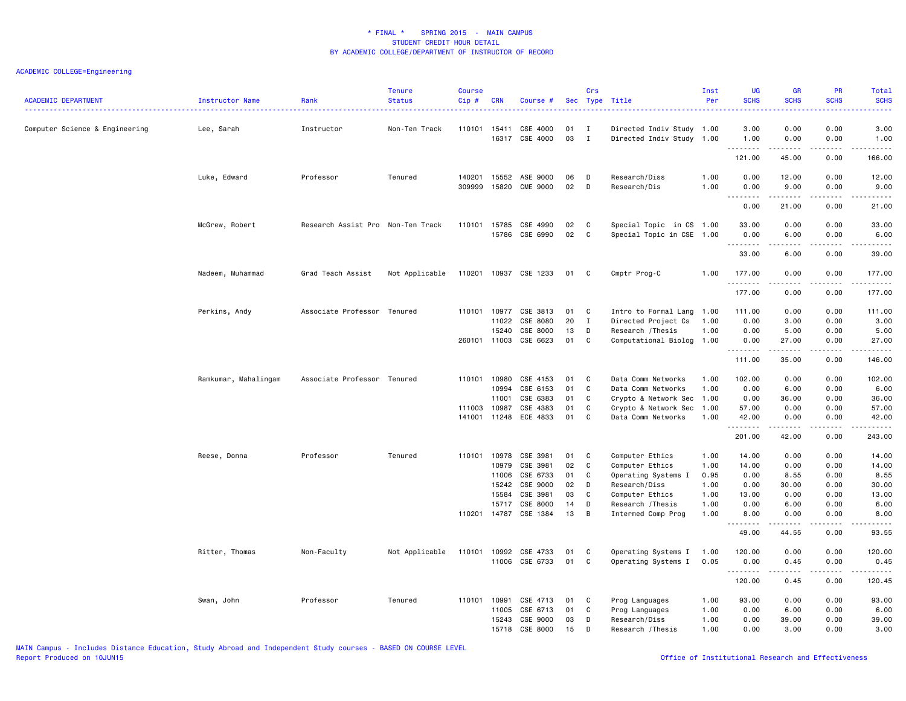\* FINAL \*    SPRING 2015  -  MAIN CAMPUS
STUDENT CREDIT HOUR DETAIL
BY ACADEMIC COLLEGE/DEPARTMENT OF INSTRUCTOR OF RECORD

ACADEMIC COLLEGE=Engineering

| ACADEMIC DEPARTMENT | Instructor Name | Rank | Tenure Status | Course Cip # | CRN | Course # | Sec | Crs Type | Title | Inst Per | UG SCHS | GR SCHS | PR SCHS | Total SCHS |
|---|---|---|---|---|---|---|---|---|---|---|---|---|---|---|
| Computer Science & Engineering | Lee, Sarah | Instructor | Non-Ten Track | 110101 | 15411 | CSE 4000 | 01 | I | Directed Indiv Study | 1.00 | 3.00 | 0.00 | 0.00 | 3.00 |
| | | | | | 16317 | CSE 4000 | 03 | I | Directed Indiv Study | 1.00 | 1.00 | 0.00 | 0.00 | 1.00 |
| | | | | | | | | | | | 121.00 | 45.00 | 0.00 | 166.00 |
| | Luke, Edward | Professor | Tenured | 140201 | 15552 | ASE 9000 | 06 | D | Research/Diss | 1.00 | 0.00 | 12.00 | 0.00 | 12.00 |
| | | | | 309999 | 15820 | CME 9000 | 02 | D | Research/Dis | 1.00 | 0.00 | 9.00 | 0.00 | 9.00 |
| | | | | | | | | | | | 0.00 | 21.00 | 0.00 | 21.00 |
| | McGrew, Robert | Research Assist Pro | Non-Ten Track | 110101 | 15785 | CSE 4990 | 02 | C | Special Topic in CS | 1.00 | 33.00 | 0.00 | 0.00 | 33.00 |
| | | | | | 15786 | CSE 6990 | 02 | C | Special Topic in CSE | 1.00 | 0.00 | 6.00 | 0.00 | 6.00 |
| | | | | | | | | | | | 33.00 | 6.00 | 0.00 | 39.00 |
| | Nadeem, Muhammad | Grad Teach Assist | Not Applicable | 110201 | 10937 | CSE 1233 | 01 | C | Cmptr Prog-C | 1.00 | 177.00 | 0.00 | 0.00 | 177.00 |
| | | | | | | | | | | | 177.00 | 0.00 | 0.00 | 177.00 |
| | Perkins, Andy | Associate Professor | Tenured | 110101 | 10977 | CSE 3813 | 01 | C | Intro to Formal Lang | 1.00 | 111.00 | 0.00 | 0.00 | 111.00 |
| | | | | | 11022 | CSE 8080 | 20 | I | Directed Project Cs | 1.00 | 0.00 | 3.00 | 0.00 | 3.00 |
| | | | | | 15240 | CSE 8000 | 13 | D | Research /Thesis | 1.00 | 0.00 | 5.00 | 0.00 | 5.00 |
| | | | | 260101 | 11003 | CSE 6623 | 01 | C | Computational Biolog | 1.00 | 0.00 | 27.00 | 0.00 | 27.00 |
| | | | | | | | | | | | 111.00 | 35.00 | 0.00 | 146.00 |
| | Ramkumar, Mahalingam | Associate Professor | Tenured | 110101 | 10980 | CSE 4153 | 01 | C | Data Comm Networks | 1.00 | 102.00 | 0.00 | 0.00 | 102.00 |
| | | | | | 10994 | CSE 6153 | 01 | C | Data Comm Networks | 1.00 | 0.00 | 6.00 | 0.00 | 6.00 |
| | | | | | 11001 | CSE 6383 | 01 | C | Crypto & Network Sec | 1.00 | 0.00 | 36.00 | 0.00 | 36.00 |
| | | | | 111003 | 10987 | CSE 4383 | 01 | C | Crypto & Network Sec | 1.00 | 57.00 | 0.00 | 0.00 | 57.00 |
| | | | | 141001 | 11248 | ECE 4833 | 01 | C | Data Comm Networks | 1.00 | 42.00 | 0.00 | 0.00 | 42.00 |
| | | | | | | | | | | | 201.00 | 42.00 | 0.00 | 243.00 |
| | Reese, Donna | Professor | Tenured | 110101 | 10978 | CSE 3981 | 01 | C | Computer Ethics | 1.00 | 14.00 | 0.00 | 0.00 | 14.00 |
| | | | | | 10979 | CSE 3981 | 02 | C | Computer Ethics | 1.00 | 14.00 | 0.00 | 0.00 | 14.00 |
| | | | | | 11006 | CSE 6733 | 01 | C | Operating Systems I | 0.95 | 0.00 | 8.55 | 0.00 | 8.55 |
| | | | | | 15242 | CSE 9000 | 02 | D | Research/Diss | 1.00 | 0.00 | 30.00 | 0.00 | 30.00 |
| | | | | | 15584 | CSE 3981 | 03 | C | Computer Ethics | 1.00 | 13.00 | 0.00 | 0.00 | 13.00 |
| | | | | | 15717 | CSE 8000 | 14 | D | Research /Thesis | 1.00 | 0.00 | 6.00 | 0.00 | 6.00 |
| | | | | 110201 | 14787 | CSE 1384 | 13 | B | Intermed Comp Prog | 1.00 | 8.00 | 0.00 | 0.00 | 8.00 |
| | | | | | | | | | | | 49.00 | 44.55 | 0.00 | 93.55 |
| | Ritter, Thomas | Non-Faculty | Not Applicable | 110101 | 10992 | CSE 4733 | 01 | C | Operating Systems I | 1.00 | 120.00 | 0.00 | 0.00 | 120.00 |
| | | | | | 11006 | CSE 6733 | 01 | C | Operating Systems I | 0.05 | 0.00 | 0.45 | 0.00 | 0.45 |
| | | | | | | | | | | | 120.00 | 0.45 | 0.00 | 120.45 |
| | Swan, John | Professor | Tenured | 110101 | 10991 | CSE 4713 | 01 | C | Prog Languages | 1.00 | 93.00 | 0.00 | 0.00 | 93.00 |
| | | | | | 11005 | CSE 6713 | 01 | C | Prog Languages | 1.00 | 0.00 | 6.00 | 0.00 | 6.00 |
| | | | | | 15243 | CSE 9000 | 03 | D | Research/Diss | 1.00 | 0.00 | 39.00 | 0.00 | 39.00 |
| | | | | | 15718 | CSE 8000 | 15 | D | Research /Thesis | 1.00 | 0.00 | 3.00 | 0.00 | 3.00 |

MAIN Campus - Includes Distance Education, Study Abroad and Independent Study courses - BASED ON COURSE LEVEL
Report Produced on 10JUN15

Office of Institutional Research and Effectiveness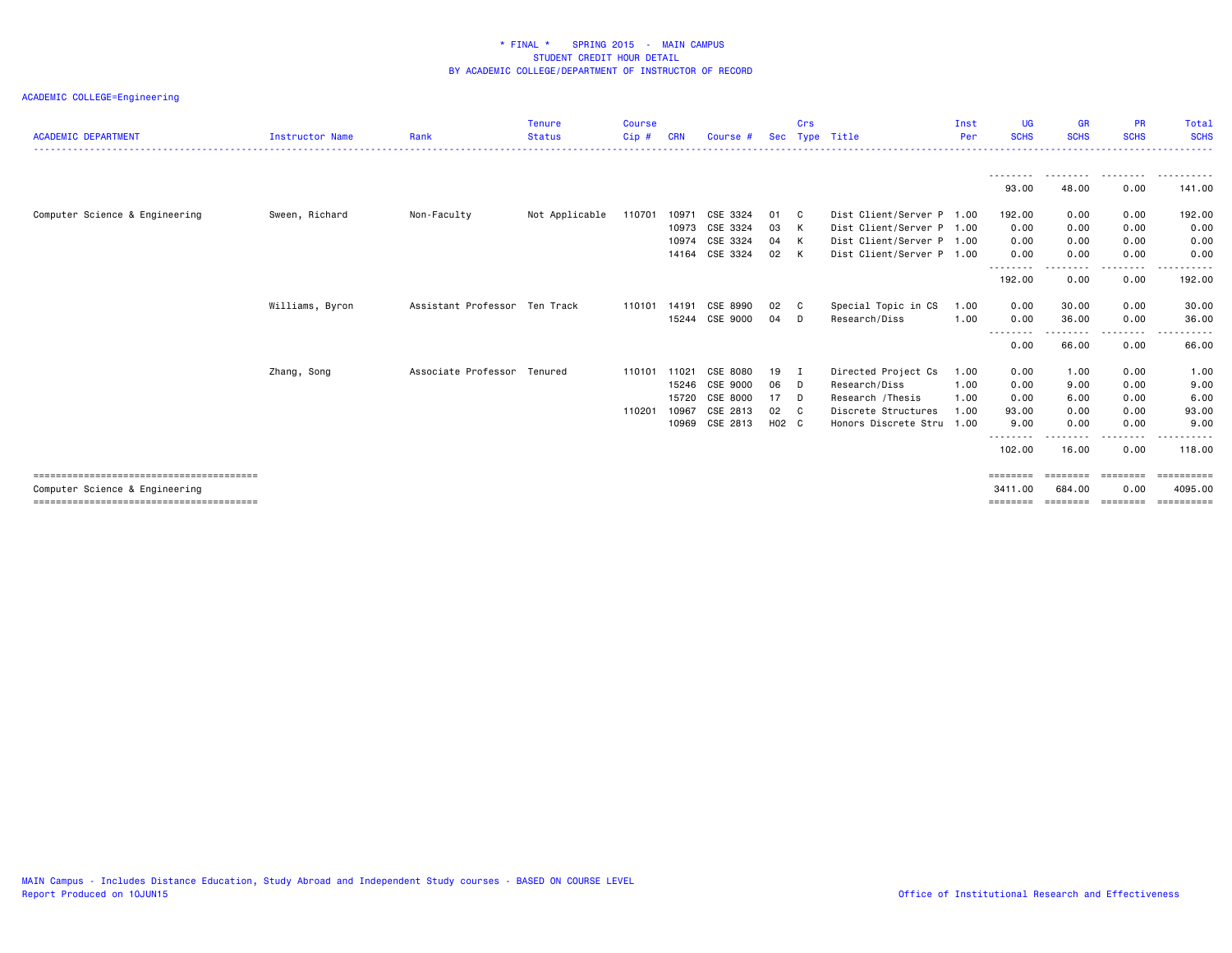* FINAL * SPRING 2015 - MAIN CAMPUS
STUDENT CREDIT HOUR DETAIL
BY ACADEMIC COLLEGE/DEPARTMENT OF INSTRUCTOR OF RECORD

ACADEMIC COLLEGE=Engineering

| ACADEMIC DEPARTMENT | Instructor Name | Rank | Tenure Status | Course Cip # | CRN | Course # | Sec | Crs Type | Title | Inst Per | UG SCHS | GR SCHS | PR SCHS | Total SCHS |
|---|---|---|---|---|---|---|---|---|---|---|---|---|---|---|
| | | | | | | | | | | | 93.00 | 48.00 | 0.00 | 141.00 |
| Computer Science & Engineering | Sween, Richard | Non-Faculty | Not Applicable | 110701 | 10971 | CSE 3324 | 01 | C | Dist Client/Server P | 1.00 | 192.00 | 0.00 | 0.00 | 192.00 |
| | | | | | 10973 | CSE 3324 | 03 | K | Dist Client/Server P | 1.00 | 0.00 | 0.00 | 0.00 | 0.00 |
| | | | | | 10974 | CSE 3324 | 04 | K | Dist Client/Server P | 1.00 | 0.00 | 0.00 | 0.00 | 0.00 |
| | | | | | 14164 | CSE 3324 | 02 | K | Dist Client/Server P | 1.00 | 0.00 | 0.00 | 0.00 | 0.00 |
| | | | | | | | | | | | 192.00 | 0.00 | 0.00 | 192.00 |
| | Williams, Byron | Assistant Professor | Ten Track | 110101 | 14191 | CSE 8990 | 02 | C | Special Topic in CS | 1.00 | 0.00 | 30.00 | 0.00 | 30.00 |
| | | | | | 15244 | CSE 9000 | 04 | D | Research/Diss | 1.00 | 0.00 | 36.00 | 0.00 | 36.00 |
| | | | | | | | | | | | 0.00 | 66.00 | 0.00 | 66.00 |
| | Zhang, Song | Associate Professor | Tenured | 110101 | 11021 | CSE 8080 | 19 | I | Directed Project Cs | 1.00 | 0.00 | 1.00 | 0.00 | 1.00 |
| | | | | | 15246 | CSE 9000 | 06 | D | Research/Diss | 1.00 | 0.00 | 9.00 | 0.00 | 9.00 |
| | | | | | 15720 | CSE 8000 | 17 | D | Research /Thesis | 1.00 | 0.00 | 6.00 | 0.00 | 6.00 |
| | | | | 110201 | 10967 | CSE 2813 | 02 | C | Discrete Structures | 1.00 | 93.00 | 0.00 | 0.00 | 93.00 |
| | | | | | 10969 | CSE 2813 | H02 | C | Honors Discrete Stru | 1.00 | 9.00 | 0.00 | 0.00 | 9.00 |
| | | | | | | | | | | | 102.00 | 16.00 | 0.00 | 118.00 |
| Computer Science & Engineering | | | | | | | | | | | 3411.00 | 684.00 | 0.00 | 4095.00 |

MAIN Campus - Includes Distance Education, Study Abroad and Independent Study courses - BASED ON COURSE LEVEL
Report Produced on 10JUN15

Office of Institutional Research and Effectiveness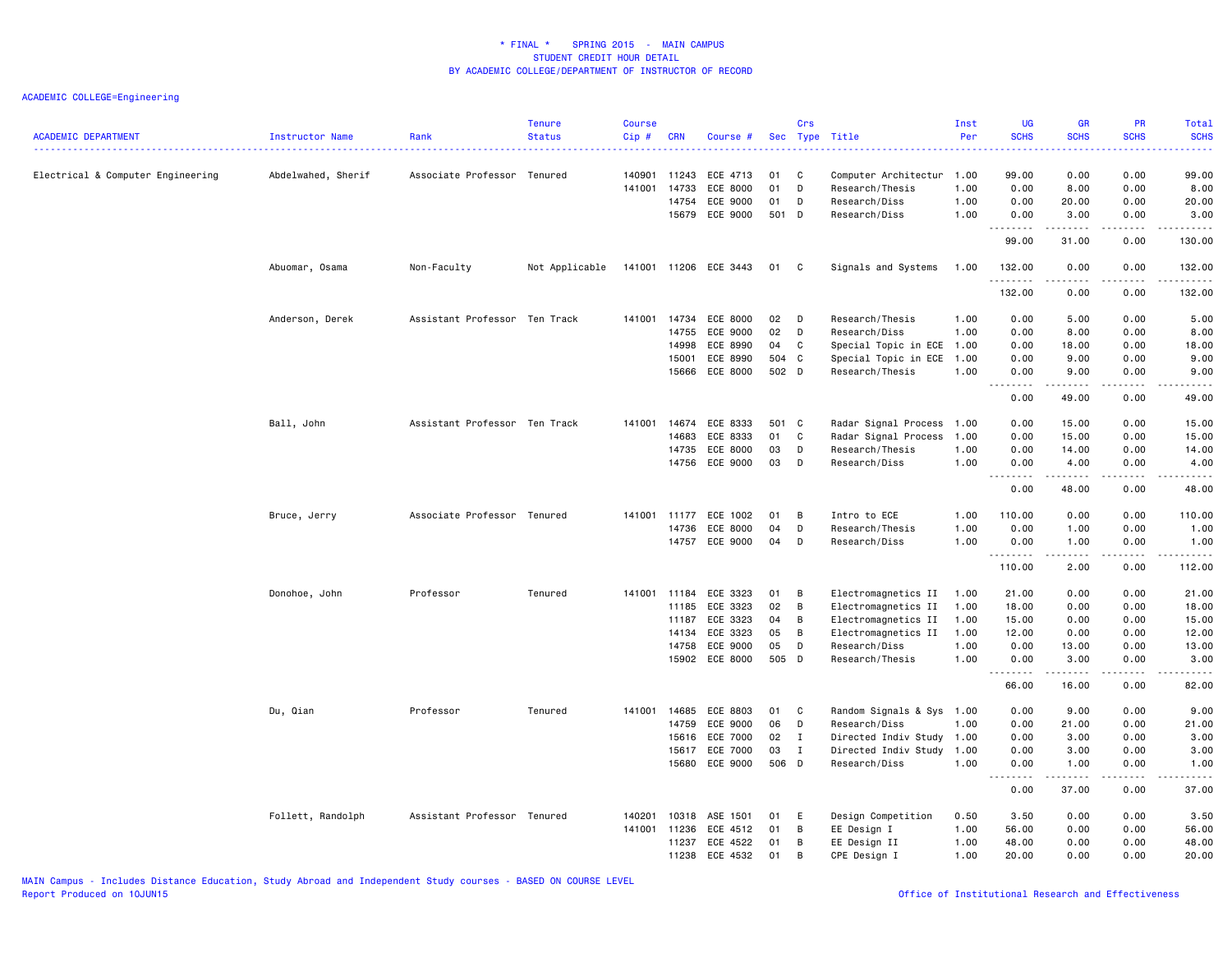\* FINAL \* SPRING 2015 - MAIN CAMPUS
STUDENT CREDIT HOUR DETAIL
BY ACADEMIC COLLEGE/DEPARTMENT OF INSTRUCTOR OF RECORD

ACADEMIC COLLEGE=Engineering

| ACADEMIC DEPARTMENT | Instructor Name | Rank | Tenure Status | Course Cip # | CRN | Course # | Sec | Crs Type | Title | Inst Per | UG SCHS | GR SCHS | PR SCHS | Total SCHS |
|---|---|---|---|---|---|---|---|---|---|---|---|---|---|---|
| Electrical & Computer Engineering | Abdelwahed, Sherif | Associate Professor | Tenured | 140901 | 11243 | ECE 4713 | 01 | C | Computer Architectur | 1.00 | 99.00 | 0.00 | 0.00 | 99.00 |
| | | | | 141001 | 14733 | ECE 8000 | 01 | D | Research/Thesis | 1.00 | 0.00 | 8.00 | 0.00 | 8.00 |
| | | | | | 14754 | ECE 9000 | 01 | D | Research/Diss | 1.00 | 0.00 | 20.00 | 0.00 | 20.00 |
| | | | | | 15679 | ECE 9000 | 501 | D | Research/Diss | 1.00 | 0.00 | 3.00 | 0.00 | 3.00 |
| | | | | | | | | | | | 99.00 | 31.00 | 0.00 | 130.00 |
| | Abuomar, Osama | Non-Faculty | Not Applicable | 141001 | 11206 | ECE 3443 | 01 | C | Signals and Systems | 1.00 | 132.00 | 0.00 | 0.00 | 132.00 |
| | | | | | | | | | | | 132.00 | 0.00 | 0.00 | 132.00 |
| | Anderson, Derek | Assistant Professor | Ten Track | 141001 | 14734 | ECE 8000 | 02 | D | Research/Thesis | 1.00 | 0.00 | 5.00 | 0.00 | 5.00 |
| | | | | | 14755 | ECE 9000 | 02 | D | Research/Diss | 1.00 | 0.00 | 8.00 | 0.00 | 8.00 |
| | | | | | 14998 | ECE 8990 | 04 | C | Special Topic in ECE | 1.00 | 0.00 | 18.00 | 0.00 | 18.00 |
| | | | | | 15001 | ECE 8990 | 504 | C | Special Topic in ECE | 1.00 | 0.00 | 9.00 | 0.00 | 9.00 |
| | | | | | 15666 | ECE 8000 | 502 | D | Research/Thesis | 1.00 | 0.00 | 9.00 | 0.00 | 9.00 |
| | | | | | | | | | | | 0.00 | 49.00 | 0.00 | 49.00 |
| | Ball, John | Assistant Professor | Ten Track | 141001 | 14674 | ECE 8333 | 501 | C | Radar Signal Process | 1.00 | 0.00 | 15.00 | 0.00 | 15.00 |
| | | | | | 14683 | ECE 8333 | 01 | C | Radar Signal Process | 1.00 | 0.00 | 15.00 | 0.00 | 15.00 |
| | | | | | 14735 | ECE 8000 | 03 | D | Research/Thesis | 1.00 | 0.00 | 14.00 | 0.00 | 14.00 |
| | | | | | 14756 | ECE 9000 | 03 | D | Research/Diss | 1.00 | 0.00 | 4.00 | 0.00 | 4.00 |
| | | | | | | | | | | | 0.00 | 48.00 | 0.00 | 48.00 |
| | Bruce, Jerry | Associate Professor | Tenured | 141001 | 11177 | ECE 1002 | 01 | B | Intro to ECE | 1.00 | 110.00 | 0.00 | 0.00 | 110.00 |
| | | | | | 14736 | ECE 8000 | 04 | D | Research/Thesis | 1.00 | 0.00 | 1.00 | 0.00 | 1.00 |
| | | | | | 14757 | ECE 9000 | 04 | D | Research/Diss | 1.00 | 0.00 | 1.00 | 0.00 | 1.00 |
| | | | | | | | | | | | 110.00 | 2.00 | 0.00 | 112.00 |
| | Donohoe, John | Professor | Tenured | 141001 | 11184 | ECE 3323 | 01 | B | Electromagnetics II | 1.00 | 21.00 | 0.00 | 0.00 | 21.00 |
| | | | | | 11185 | ECE 3323 | 02 | B | Electromagnetics II | 1.00 | 18.00 | 0.00 | 0.00 | 18.00 |
| | | | | | 11187 | ECE 3323 | 04 | B | Electromagnetics II | 1.00 | 15.00 | 0.00 | 0.00 | 15.00 |
| | | | | | 14134 | ECE 3323 | 05 | B | Electromagnetics II | 1.00 | 12.00 | 0.00 | 0.00 | 12.00 |
| | | | | | 14758 | ECE 9000 | 05 | D | Research/Diss | 1.00 | 0.00 | 13.00 | 0.00 | 13.00 |
| | | | | | 15902 | ECE 8000 | 505 | D | Research/Thesis | 1.00 | 0.00 | 3.00 | 0.00 | 3.00 |
| | | | | | | | | | | | 66.00 | 16.00 | 0.00 | 82.00 |
| | Du, Qian | Professor | Tenured | 141001 | 14685 | ECE 8803 | 01 | C | Random Signals & Sys | 1.00 | 0.00 | 9.00 | 0.00 | 9.00 |
| | | | | | 14759 | ECE 9000 | 06 | D | Research/Diss | 1.00 | 0.00 | 21.00 | 0.00 | 21.00 |
| | | | | | 15616 | ECE 7000 | 02 | I | Directed Indiv Study | 1.00 | 0.00 | 3.00 | 0.00 | 3.00 |
| | | | | | 15617 | ECE 7000 | 03 | I | Directed Indiv Study | 1.00 | 0.00 | 3.00 | 0.00 | 3.00 |
| | | | | | 15680 | ECE 9000 | 506 | D | Research/Diss | 1.00 | 0.00 | 1.00 | 0.00 | 1.00 |
| | | | | | | | | | | | 0.00 | 37.00 | 0.00 | 37.00 |
| | Follett, Randolph | Assistant Professor | Tenured | 140201 | 10318 | ASE 1501 | 01 | E | Design Competition | 0.50 | 3.50 | 0.00 | 0.00 | 3.50 |
| | | | | 141001 | 11236 | ECE 4512 | 01 | B | EE Design I | 1.00 | 56.00 | 0.00 | 0.00 | 56.00 |
| | | | | | 11237 | ECE 4522 | 01 | B | EE Design II | 1.00 | 48.00 | 0.00 | 0.00 | 48.00 |
| | | | | | 11238 | ECE 4532 | 01 | B | CPE Design I | 1.00 | 20.00 | 0.00 | 0.00 | 20.00 |

MAIN Campus - Includes Distance Education, Study Abroad and Independent Study courses - BASED ON COURSE LEVEL
Report Produced on 10JUN15

Office of Institutional Research and Effectiveness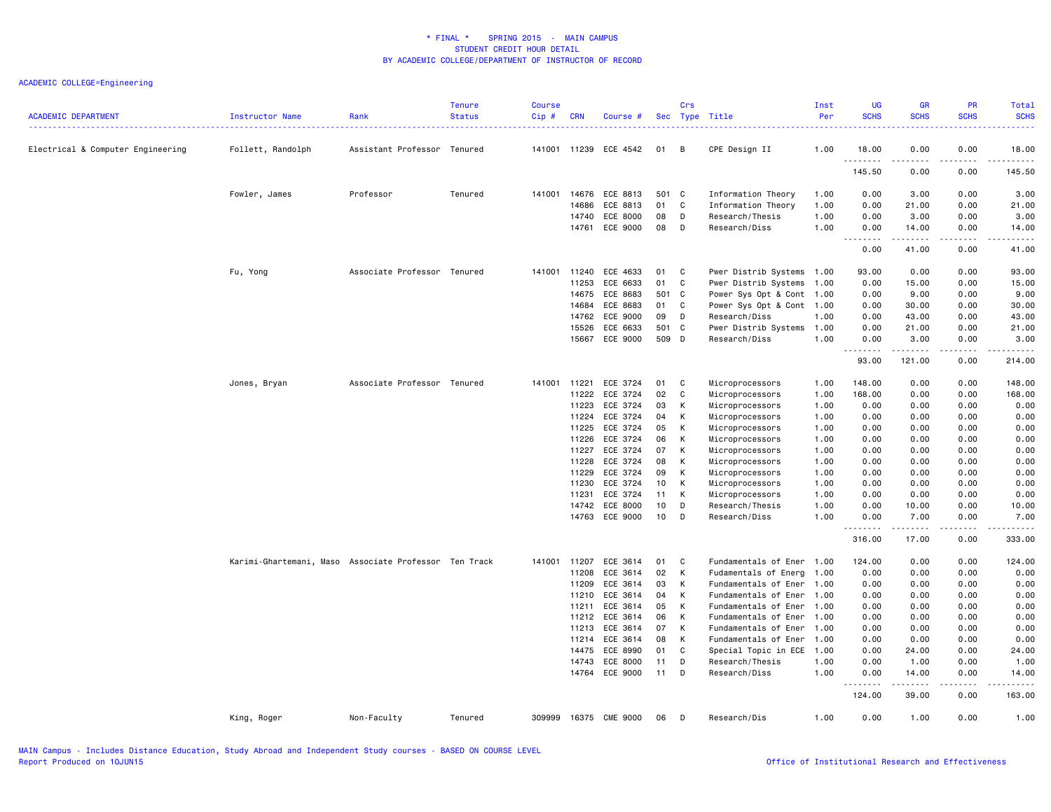# * FINAL * SPRING 2015 - MAIN CAMPUS
## STUDENT CREDIT HOUR DETAIL
## BY ACADEMIC COLLEGE/DEPARTMENT OF INSTRUCTOR OF RECORD

ACADEMIC COLLEGE=Engineering

| ACADEMIC DEPARTMENT | Instructor Name | Rank | Tenure Status | Course Cip # | CRN | Course # | Sec | Crs Type | Title | Inst Per | UG SCHS | GR SCHS | PR SCHS | Total SCHS |
|---|---|---|---|---|---|---|---|---|---|---|---|---|---|---|
| Electrical & Computer Engineering | Follett, Randolph | Assistant Professor | Tenured | 141001 | 11239 | ECE 4542 | 01 | B | CPE Design II | 1.00 | 18.00 | 0.00 | 0.00 | 18.00 |
| | | | | | | | | | | | 145.50 | 0.00 | 0.00 | 145.50 |
| | Fowler, James | Professor | Tenured | 141001 | 14676 | ECE 8813 | 501 | C | Information Theory | 1.00 | 0.00 | 3.00 | 0.00 | 3.00 |
| | | | | | 14686 | ECE 8813 | 01 | C | Information Theory | 1.00 | 0.00 | 21.00 | 0.00 | 21.00 |
| | | | | | 14740 | ECE 8000 | 08 | D | Research/Thesis | 1.00 | 0.00 | 3.00 | 0.00 | 3.00 |
| | | | | | 14761 | ECE 9000 | 08 | D | Research/Diss | 1.00 | 0.00 | 14.00 | 0.00 | 14.00 |
| | | | | | | | | | | | 0.00 | 41.00 | 0.00 | 41.00 |
| | Fu, Yong | Associate Professor | Tenured | 141001 | 11240 | ECE 4633 | 01 | C | Pwer Distrib Systems | 1.00 | 93.00 | 0.00 | 0.00 | 93.00 |
| | | | | | 11253 | ECE 6633 | 01 | C | Pwer Distrib Systems | 1.00 | 0.00 | 15.00 | 0.00 | 15.00 |
| | | | | | 14675 | ECE 8683 | 501 | C | Power Sys Opt & Cont | 1.00 | 0.00 | 9.00 | 0.00 | 9.00 |
| | | | | | 14684 | ECE 8683 | 01 | C | Power Sys Opt & Cont | 1.00 | 0.00 | 30.00 | 0.00 | 30.00 |
| | | | | | 14762 | ECE 9000 | 09 | D | Research/Diss | 1.00 | 0.00 | 43.00 | 0.00 | 43.00 |
| | | | | | 15526 | ECE 6633 | 501 | C | Pwer Distrib Systems | 1.00 | 0.00 | 21.00 | 0.00 | 21.00 |
| | | | | | 15667 | ECE 9000 | 509 | D | Research/Diss | 1.00 | 0.00 | 3.00 | 0.00 | 3.00 |
| | | | | | | | | | | | 93.00 | 121.00 | 0.00 | 214.00 |
| | Jones, Bryan | Associate Professor | Tenured | 141001 | 11221 | ECE 3724 | 01 | C | Microprocessors | 1.00 | 148.00 | 0.00 | 0.00 | 148.00 |
| | | | | | 11222 | ECE 3724 | 02 | C | Microprocessors | 1.00 | 168.00 | 0.00 | 0.00 | 168.00 |
| | | | | | 11223 | ECE 3724 | 03 | K | Microprocessors | 1.00 | 0.00 | 0.00 | 0.00 | 0.00 |
| | | | | | 11224 | ECE 3724 | 04 | K | Microprocessors | 1.00 | 0.00 | 0.00 | 0.00 | 0.00 |
| | | | | | 11225 | ECE 3724 | 05 | K | Microprocessors | 1.00 | 0.00 | 0.00 | 0.00 | 0.00 |
| | | | | | 11226 | ECE 3724 | 06 | K | Microprocessors | 1.00 | 0.00 | 0.00 | 0.00 | 0.00 |
| | | | | | 11227 | ECE 3724 | 07 | K | Microprocessors | 1.00 | 0.00 | 0.00 | 0.00 | 0.00 |
| | | | | | 11228 | ECE 3724 | 08 | K | Microprocessors | 1.00 | 0.00 | 0.00 | 0.00 | 0.00 |
| | | | | | 11229 | ECE 3724 | 09 | K | Microprocessors | 1.00 | 0.00 | 0.00 | 0.00 | 0.00 |
| | | | | | 11230 | ECE 3724 | 10 | K | Microprocessors | 1.00 | 0.00 | 0.00 | 0.00 | 0.00 |
| | | | | | 11231 | ECE 3724 | 11 | K | Microprocessors | 1.00 | 0.00 | 0.00 | 0.00 | 0.00 |
| | | | | | 14742 | ECE 8000 | 10 | D | Research/Thesis | 1.00 | 0.00 | 10.00 | 0.00 | 10.00 |
| | | | | | 14763 | ECE 9000 | 10 | D | Research/Diss | 1.00 | 0.00 | 7.00 | 0.00 | 7.00 |
| | | | | | | | | | | | 316.00 | 17.00 | 0.00 | 333.00 |
| | Karimi-Ghartemani, Maso | Associate Professor | Ten Track | 141001 | 11207 | ECE 3614 | 01 | C | Fundamentals of Ener | 1.00 | 124.00 | 0.00 | 0.00 | 124.00 |
| | | | | | 11208 | ECE 3614 | 02 | K | Fudamentals of Energ | 1.00 | 0.00 | 0.00 | 0.00 | 0.00 |
| | | | | | 11209 | ECE 3614 | 03 | K | Fundamentals of Ener | 1.00 | 0.00 | 0.00 | 0.00 | 0.00 |
| | | | | | 11210 | ECE 3614 | 04 | K | Fundamentals of Ener | 1.00 | 0.00 | 0.00 | 0.00 | 0.00 |
| | | | | | 11211 | ECE 3614 | 05 | K | Fundamentals of Ener | 1.00 | 0.00 | 0.00 | 0.00 | 0.00 |
| | | | | | 11212 | ECE 3614 | 06 | K | Fundamentals of Ener | 1.00 | 0.00 | 0.00 | 0.00 | 0.00 |
| | | | | | 11213 | ECE 3614 | 07 | K | Fundamentals of Ener | 1.00 | 0.00 | 0.00 | 0.00 | 0.00 |
| | | | | | 11214 | ECE 3614 | 08 | K | Fundamentals of Ener | 1.00 | 0.00 | 0.00 | 0.00 | 0.00 |
| | | | | | 14475 | ECE 8990 | 01 | C | Special Topic in ECE | 1.00 | 0.00 | 24.00 | 0.00 | 24.00 |
| | | | | | 14743 | ECE 8000 | 11 | D | Research/Thesis | 1.00 | 0.00 | 1.00 | 0.00 | 1.00 |
| | | | | | 14764 | ECE 9000 | 11 | D | Research/Diss | 1.00 | 0.00 | 14.00 | 0.00 | 14.00 |
| | | | | | | | | | | | 124.00 | 39.00 | 0.00 | 163.00 |
| | King, Roger | Non-Faculty | Tenured | 309999 | 16375 | CME 9000 | 06 | D | Research/Dis | 1.00 | 0.00 | 1.00 | 0.00 | 1.00 |

MAIN Campus - Includes Distance Education, Study Abroad and Independent Study courses - BASED ON COURSE LEVEL
Report Produced on 10JUN15 | Office of Institutional Research and Effectiveness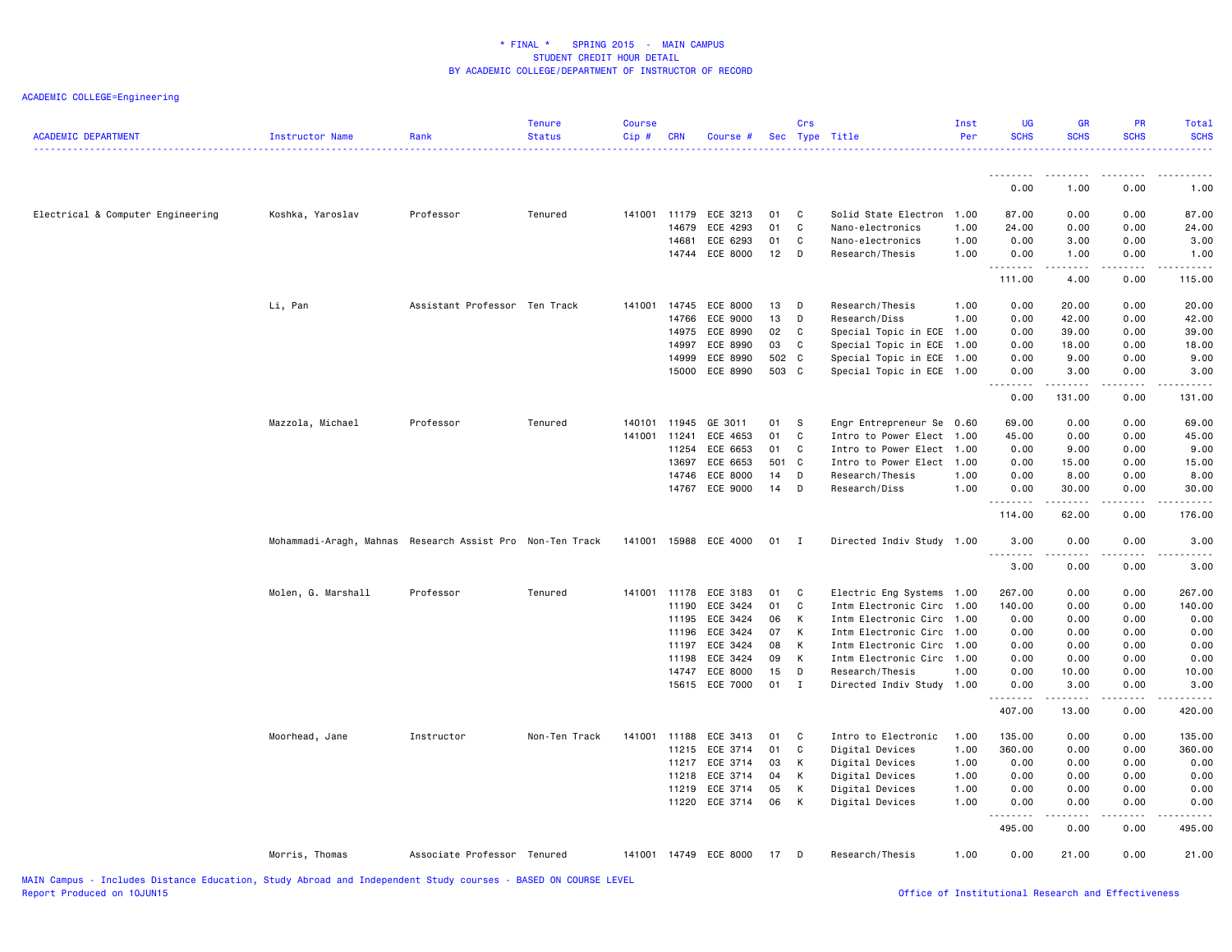**\* FINAL \* SPRING 2015 - MAIN CAMPUS**
**STUDENT CREDIT HOUR DETAIL**
**BY ACADEMIC COLLEGE/DEPARTMENT OF INSTRUCTOR OF RECORD**

ACADEMIC COLLEGE=Engineering

| ACADEMIC DEPARTMENT | Instructor Name | Rank | Tenure Status | Course Cip # | CRN | Course # | Sec | Crs Type | Title | Inst Per | UG SCHS | GR SCHS | PR SCHS | Total SCHS |
|---|---|---|---|---|---|---|---|---|---|---|---|---|---|---|
| | | | | | | | | | | | 0.00 | 1.00 | 0.00 | 1.00 |
| Electrical & Computer Engineering | Koshka, Yaroslav | Professor | Tenured | 141001 | 11179 | ECE 3213 | 01 | C | Solid State Electron | 1.00 | 87.00 | 0.00 | 0.00 | 87.00 |
| | | | | | 14679 | ECE 4293 | 01 | C | Nano-electronics | 1.00 | 24.00 | 0.00 | 0.00 | 24.00 |
| | | | | | 14681 | ECE 6293 | 01 | C | Nano-electronics | 1.00 | 0.00 | 3.00 | 0.00 | 3.00 |
| | | | | | 14744 | ECE 8000 | 12 | D | Research/Thesis | 1.00 | 0.00 | 1.00 | 0.00 | 1.00 |
| | | | | | | | | | | | 111.00 | 4.00 | 0.00 | 115.00 |
| | Li, Pan | Assistant Professor | Ten Track | 141001 | 14745 | ECE 8000 | 13 | D | Research/Thesis | 1.00 | 0.00 | 20.00 | 0.00 | 20.00 |
| | | | | | 14766 | ECE 9000 | 13 | D | Research/Diss | 1.00 | 0.00 | 42.00 | 0.00 | 42.00 |
| | | | | | 14975 | ECE 8990 | 02 | C | Special Topic in ECE | 1.00 | 0.00 | 39.00 | 0.00 | 39.00 |
| | | | | | 14997 | ECE 8990 | 03 | C | Special Topic in ECE | 1.00 | 0.00 | 18.00 | 0.00 | 18.00 |
| | | | | | 14999 | ECE 8990 | 502 | C | Special Topic in ECE | 1.00 | 0.00 | 9.00 | 0.00 | 9.00 |
| | | | | | 15000 | ECE 8990 | 503 | C | Special Topic in ECE | 1.00 | 0.00 | 3.00 | 0.00 | 3.00 |
| | | | | | | | | | | | 0.00 | 131.00 | 0.00 | 131.00 |
| | Mazzola, Michael | Professor | Tenured | 140101 | 11945 | GE 3011 | 01 | S | Engr Entrepreneur Se | 0.60 | 69.00 | 0.00 | 0.00 | 69.00 |
| | | | | 141001 | 11241 | ECE 4653 | 01 | C | Intro to Power Elect | 1.00 | 45.00 | 0.00 | 0.00 | 45.00 |
| | | | | | 11254 | ECE 6653 | 01 | C | Intro to Power Elect | 1.00 | 0.00 | 9.00 | 0.00 | 9.00 |
| | | | | | 13697 | ECE 6653 | 501 | C | Intro to Power Elect | 1.00 | 0.00 | 15.00 | 0.00 | 15.00 |
| | | | | | 14746 | ECE 8000 | 14 | D | Research/Thesis | 1.00 | 0.00 | 8.00 | 0.00 | 8.00 |
| | | | | | 14767 | ECE 9000 | 14 | D | Research/Diss | 1.00 | 0.00 | 30.00 | 0.00 | 30.00 |
| | | | | | | | | | | | 114.00 | 62.00 | 0.00 | 176.00 |
| | Mohammadi-Aragh, Mahnas | Research Assist Pro | Non-Ten Track | 141001 | 15988 | ECE 4000 | 01 | I | Directed Indiv Study | 1.00 | 3.00 | 0.00 | 0.00 | 3.00 |
| | | | | | | | | | | | 3.00 | 0.00 | 0.00 | 3.00 |
| | Molen, G. Marshall | Professor | Tenured | 141001 | 11178 | ECE 3183 | 01 | C | Electric Eng Systems | 1.00 | 267.00 | 0.00 | 0.00 | 267.00 |
| | | | | | 11190 | ECE 3424 | 01 | C | Intm Electronic Circ | 1.00 | 140.00 | 0.00 | 0.00 | 140.00 |
| | | | | | 11195 | ECE 3424 | 06 | K | Intm Electronic Circ | 1.00 | 0.00 | 0.00 | 0.00 | 0.00 |
| | | | | | 11196 | ECE 3424 | 07 | K | Intm Electronic Circ | 1.00 | 0.00 | 0.00 | 0.00 | 0.00 |
| | | | | | 11197 | ECE 3424 | 08 | K | Intm Electronic Circ | 1.00 | 0.00 | 0.00 | 0.00 | 0.00 |
| | | | | | 11198 | ECE 3424 | 09 | K | Intm Electronic Circ | 1.00 | 0.00 | 0.00 | 0.00 | 0.00 |
| | | | | | 14747 | ECE 8000 | 15 | D | Research/Thesis | 1.00 | 0.00 | 10.00 | 0.00 | 10.00 |
| | | | | | 15615 | ECE 7000 | 01 | I | Directed Indiv Study | 1.00 | 0.00 | 3.00 | 0.00 | 3.00 |
| | | | | | | | | | | | 407.00 | 13.00 | 0.00 | 420.00 |
| | Moorhead, Jane | Instructor | Non-Ten Track | 141001 | 11188 | ECE 3413 | 01 | C | Intro to Electronic | 1.00 | 135.00 | 0.00 | 0.00 | 135.00 |
| | | | | | 11215 | ECE 3714 | 01 | C | Digital Devices | 1.00 | 360.00 | 0.00 | 0.00 | 360.00 |
| | | | | | 11217 | ECE 3714 | 03 | K | Digital Devices | 1.00 | 0.00 | 0.00 | 0.00 | 0.00 |
| | | | | | 11218 | ECE 3714 | 04 | K | Digital Devices | 1.00 | 0.00 | 0.00 | 0.00 | 0.00 |
| | | | | | 11219 | ECE 3714 | 05 | K | Digital Devices | 1.00 | 0.00 | 0.00 | 0.00 | 0.00 |
| | | | | | 11220 | ECE 3714 | 06 | K | Digital Devices | 1.00 | 0.00 | 0.00 | 0.00 | 0.00 |
| | | | | | | | | | | | 495.00 | 0.00 | 0.00 | 495.00 |
| | Morris, Thomas | Associate Professor | Tenured | 141001 | 14749 | ECE 8000 | 17 | D | Research/Thesis | 1.00 | 0.00 | 21.00 | 0.00 | 21.00 |

MAIN Campus - Includes Distance Education, Study Abroad and Independent Study courses - BASED ON COURSE LEVEL
Report Produced on 10JUN15

Office of Institutional Research and Effectiveness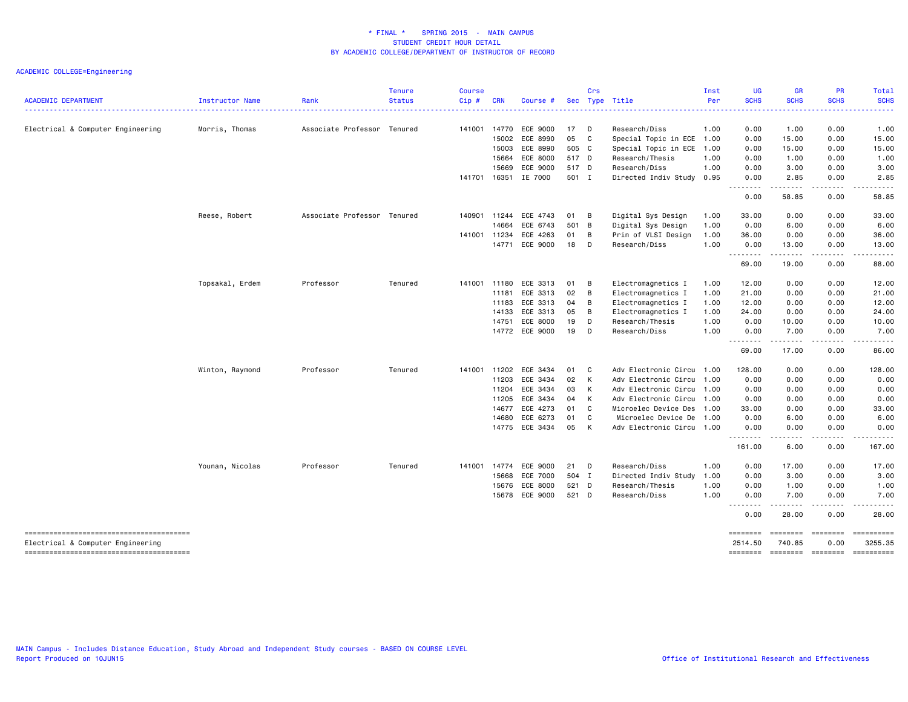# * FINAL * SPRING 2015 - MAIN CAMPUS
## STUDENT CREDIT HOUR DETAIL
## BY ACADEMIC COLLEGE/DEPARTMENT OF INSTRUCTOR OF RECORD

ACADEMIC COLLEGE=Engineering

| ACADEMIC DEPARTMENT | Instructor Name | Rank | Tenure Status | Course Cip # | CRN | Course # | Sec | Crs Type | Title | Inst Per | UG SCHS | GR SCHS | PR SCHS | Total SCHS |
|---|---|---|---|---|---|---|---|---|---|---|---|---|---|---|
| Electrical & Computer Engineering | Morris, Thomas | Associate Professor | Tenured | 141001 | 14770 | ECE 9000 | 17 | D | Research/Diss | 1.00 | 0.00 | 1.00 | 0.00 | 1.00 |
| | | | | | 15002 | ECE 8990 | 05 | C | Special Topic in ECE | 1.00 | 0.00 | 15.00 | 0.00 | 15.00 |
| | | | | | 15003 | ECE 8990 | 505 | C | Special Topic in ECE | 1.00 | 0.00 | 15.00 | 0.00 | 15.00 |
| | | | | | 15664 | ECE 8000 | 517 | D | Research/Thesis | 1.00 | 0.00 | 1.00 | 0.00 | 1.00 |
| | | | | | 15669 | ECE 9000 | 517 | D | Research/Diss | 1.00 | 0.00 | 3.00 | 0.00 | 3.00 |
| | | | | 141701 | 16351 | IE 7000 | 501 | I | Directed Indiv Study | 0.95 | 0.00 | 2.85 | 0.00 | 2.85 |
| | | | | | | | | | | | 0.00 | 58.85 | 0.00 | 58.85 |
| | Reese, Robert | Associate Professor | Tenured | 140901 | 11244 | ECE 4743 | 01 | B | Digital Sys Design | 1.00 | 33.00 | 0.00 | 0.00 | 33.00 |
| | | | | | 14664 | ECE 6743 | 501 | B | Digital Sys Design | 1.00 | 0.00 | 6.00 | 0.00 | 6.00 |
| | | | | 141001 | 11234 | ECE 4263 | 01 | B | Prin of VLSI Design | 1.00 | 36.00 | 0.00 | 0.00 | 36.00 |
| | | | | | 14771 | ECE 9000 | 18 | D | Research/Diss | 1.00 | 0.00 | 13.00 | 0.00 | 13.00 |
| | | | | | | | | | | | 69.00 | 19.00 | 0.00 | 88.00 |
| | Topsakal, Erdem | Professor | Tenured | 141001 | 11180 | ECE 3313 | 01 | B | Electromagnetics I | 1.00 | 12.00 | 0.00 | 0.00 | 12.00 |
| | | | | | 11181 | ECE 3313 | 02 | B | Electromagnetics I | 1.00 | 21.00 | 0.00 | 0.00 | 21.00 |
| | | | | | 11183 | ECE 3313 | 04 | B | Electromagnetics I | 1.00 | 12.00 | 0.00 | 0.00 | 12.00 |
| | | | | | 14133 | ECE 3313 | 05 | B | Electromagnetics I | 1.00 | 24.00 | 0.00 | 0.00 | 24.00 |
| | | | | | 14751 | ECE 8000 | 19 | D | Research/Thesis | 1.00 | 0.00 | 10.00 | 0.00 | 10.00 |
| | | | | | 14772 | ECE 9000 | 19 | D | Research/Diss | 1.00 | 0.00 | 7.00 | 0.00 | 7.00 |
| | | | | | | | | | | | 69.00 | 17.00 | 0.00 | 86.00 |
| | Winton, Raymond | Professor | Tenured | 141001 | 11202 | ECE 3434 | 01 | C | Adv Electronic Circu | 1.00 | 128.00 | 0.00 | 0.00 | 128.00 |
| | | | | | 11203 | ECE 3434 | 02 | K | Adv Electronic Circu | 1.00 | 0.00 | 0.00 | 0.00 | 0.00 |
| | | | | | 11204 | ECE 3434 | 03 | K | Adv Electronic Circu | 1.00 | 0.00 | 0.00 | 0.00 | 0.00 |
| | | | | | 11205 | ECE 3434 | 04 | K | Adv Electronic Circu | 1.00 | 0.00 | 0.00 | 0.00 | 0.00 |
| | | | | | 14677 | ECE 4273 | 01 | C | Microelec Device Des | 1.00 | 33.00 | 0.00 | 0.00 | 33.00 |
| | | | | | 14680 | ECE 6273 | 01 | C | Microelec Device De | 1.00 | 0.00 | 6.00 | 0.00 | 6.00 |
| | | | | | 14775 | ECE 3434 | 05 | K | Adv Electronic Circu | 1.00 | 0.00 | 0.00 | 0.00 | 0.00 |
| | | | | | | | | | | | 161.00 | 6.00 | 0.00 | 167.00 |
| | Younan, Nicolas | Professor | Tenured | 141001 | 14774 | ECE 9000 | 21 | D | Research/Diss | 1.00 | 0.00 | 17.00 | 0.00 | 17.00 |
| | | | | | 15668 | ECE 7000 | 504 | I | Directed Indiv Study | 1.00 | 0.00 | 3.00 | 0.00 | 3.00 |
| | | | | | 15676 | ECE 8000 | 521 | D | Research/Thesis | 1.00 | 0.00 | 1.00 | 0.00 | 1.00 |
| | | | | | 15678 | ECE 9000 | 521 | D | Research/Diss | 1.00 | 0.00 | 7.00 | 0.00 | 7.00 |
| | | | | | | | | | | | 0.00 | 28.00 | 0.00 | 28.00 |
| Electrical & Computer Engineering | | | | | | | | | | | 2514.50 | 740.85 | 0.00 | 3255.35 |

MAIN Campus - Includes Distance Education, Study Abroad and Independent Study courses - BASED ON COURSE LEVEL
Report Produced on 10JUN15

Office of Institutional Research and Effectiveness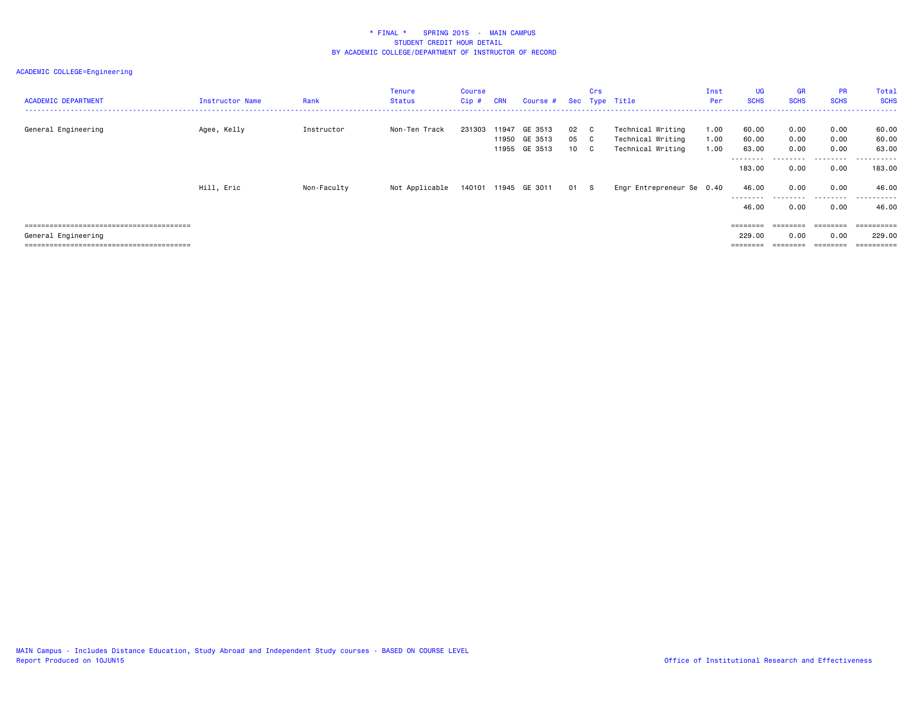\* FINAL \* SPRING 2015 - MAIN CAMPUS
STUDENT CREDIT HOUR DETAIL
BY ACADEMIC COLLEGE/DEPARTMENT OF INSTRUCTOR OF RECORD

ACADEMIC COLLEGE=Engineering

| ACADEMIC DEPARTMENT | Instructor Name | Rank | Tenure Status | Course Cip # | CRN | Course # | Sec | Crs Type | Title | Inst Per | UG SCHS | GR SCHS | PR SCHS | Total SCHS |
|---|---|---|---|---|---|---|---|---|---|---|---|---|---|---|
| General Engineering | Agee, Kelly | Instructor | Non-Ten Track | 231303 | 11947 | GE 3513 | 02 | C | Technical Writing | 1.00 | 60.00 | 0.00 | 0.00 | 60.00 |
| | | | | | 11950 | GE 3513 | 05 | C | Technical Writing | 1.00 | 60.00 | 0.00 | 0.00 | 60.00 |
| | | | | | 11955 | GE 3513 | 10 | C | Technical Writing | 1.00 | 63.00 | 0.00 | 0.00 | 63.00 |
| | | | | | | | | | | | 183.00 | 0.00 | 0.00 | 183.00 |
| | Hill, Eric | Non-Faculty | Not Applicable | 140101 | 11945 | GE 3011 | 01 | S | Engr Entrepreneur Se | 0.40 | 46.00 | 0.00 | 0.00 | 46.00 |
| | | | | | | | | | | | 46.00 | 0.00 | 0.00 | 46.00 |
| General Engineering | | | | | | | | | | | 229.00 | 0.00 | 0.00 | 229.00 |

MAIN Campus - Includes Distance Education, Study Abroad and Independent Study courses - BASED ON COURSE LEVEL
Report Produced on 10JUN15

Office of Institutional Research and Effectiveness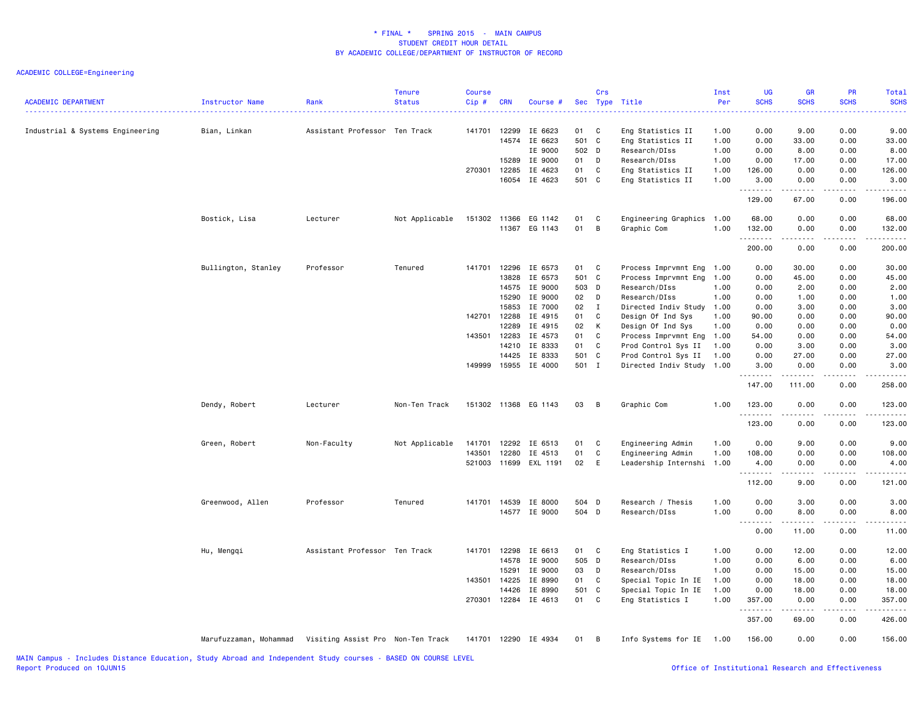* FINAL * SPRING 2015 - MAIN CAMPUS
STUDENT CREDIT HOUR DETAIL
BY ACADEMIC COLLEGE/DEPARTMENT OF INSTRUCTOR OF RECORD

ACADEMIC COLLEGE=Engineering

| ACADEMIC DEPARTMENT | Instructor Name | Rank | Tenure Status | Course Cip # | CRN | Course # | Sec | Crs Type | Title | Inst Per | UG SCHS | GR SCHS | PR SCHS | Total SCHS |
|---|---|---|---|---|---|---|---|---|---|---|---|---|---|---|
| Industrial & Systems Engineering | Bian, Linkan | Assistant Professor | Ten Track | 141701 | 12299 | IE 6623 | 01 | C | Eng Statistics II | 1.00 | 0.00 | 9.00 | 0.00 | 9.00 |
| | | | | | 14574 | IE 6623 | 501 | C | Eng Statistics II | 1.00 | 0.00 | 33.00 | 0.00 | 33.00 |
| | | | | | | IE 9000 | 502 | D | Research/DIss | 1.00 | 0.00 | 8.00 | 0.00 | 8.00 |
| | | | | | 15289 | IE 9000 | 01 | D | Research/DIss | 1.00 | 0.00 | 17.00 | 0.00 | 17.00 |
| | | | | 270301 | 12285 | IE 4623 | 01 | C | Eng Statistics II | 1.00 | 126.00 | 0.00 | 0.00 | 126.00 |
| | | | | | 16054 | IE 4623 | 501 | C | Eng Statistics II | 1.00 | 3.00 | 0.00 | 0.00 | 3.00 |
| | | | | | | | | | | | 129.00 | 67.00 | 0.00 | 196.00 |
| | Bostick, Lisa | Lecturer | Not Applicable | 151302 | 11366 | EG 1142 | 01 | C | Engineering Graphics | 1.00 | 68.00 | 0.00 | 0.00 | 68.00 |
| | | | | | 11367 | EG 1143 | 01 | B | Graphic Com | 1.00 | 132.00 | 0.00 | 0.00 | 132.00 |
| | | | | | | | | | | | 200.00 | 0.00 | 0.00 | 200.00 |
| | Bullington, Stanley | Professor | Tenured | 141701 | 12296 | IE 6573 | 01 | C | Process Imprvmnt Eng | 1.00 | 0.00 | 30.00 | 0.00 | 30.00 |
| | | | | | 13828 | IE 6573 | 501 | C | Process Imprvmnt Eng | 1.00 | 0.00 | 45.00 | 0.00 | 45.00 |
| | | | | | 14575 | IE 9000 | 503 | D | Research/DIss | 1.00 | 0.00 | 2.00 | 0.00 | 2.00 |
| | | | | | 15290 | IE 9000 | 02 | D | Research/DIss | 1.00 | 0.00 | 1.00 | 0.00 | 1.00 |
| | | | | | 15853 | IE 7000 | 02 | I | Directed Indiv Study | 1.00 | 0.00 | 3.00 | 0.00 | 3.00 |
| | | | | 142701 | 12288 | IE 4915 | 01 | C | Design Of Ind Sys | 1.00 | 90.00 | 0.00 | 0.00 | 90.00 |
| | | | | | 12289 | IE 4915 | 02 | K | Design Of Ind Sys | 1.00 | 0.00 | 0.00 | 0.00 | 0.00 |
| | | | | 143501 | 12283 | IE 4573 | 01 | C | Process Imprvmnt Eng | 1.00 | 54.00 | 0.00 | 0.00 | 54.00 |
| | | | | | 14210 | IE 8333 | 01 | C | Prod Control Sys II | 1.00 | 0.00 | 3.00 | 0.00 | 3.00 |
| | | | | | 14425 | IE 8333 | 501 | C | Prod Control Sys II | 1.00 | 0.00 | 27.00 | 0.00 | 27.00 |
| | | | | 149999 | 15955 | IE 4000 | 501 | I | Directed Indiv Study | 1.00 | 3.00 | 0.00 | 0.00 | 3.00 |
| | | | | | | | | | | | 147.00 | 111.00 | 0.00 | 258.00 |
| | Dendy, Robert | Lecturer | Non-Ten Track | 151302 | 11368 | EG 1143 | 03 | B | Graphic Com | 1.00 | 123.00 | 0.00 | 0.00 | 123.00 |
| | | | | | | | | | | | 123.00 | 0.00 | 0.00 | 123.00 |
| | Green, Robert | Non-Faculty | Not Applicable | 141701 | 12292 | IE 6513 | 01 | C | Engineering Admin | 1.00 | 0.00 | 9.00 | 0.00 | 9.00 |
| | | | | 143501 | 12280 | IE 4513 | 01 | C | Engineering Admin | 1.00 | 108.00 | 0.00 | 0.00 | 108.00 |
| | | | | 521003 | 11699 | EXL 1191 | 02 | E | Leadership Internshi | 1.00 | 4.00 | 0.00 | 0.00 | 4.00 |
| | | | | | | | | | | | 112.00 | 9.00 | 0.00 | 121.00 |
| | Greenwood, Allen | Professor | Tenured | 141701 | 14539 | IE 8000 | 504 | D | Research / Thesis | 1.00 | 0.00 | 3.00 | 0.00 | 3.00 |
| | | | | | 14577 | IE 9000 | 504 | D | Research/DIss | 1.00 | 0.00 | 8.00 | 0.00 | 8.00 |
| | | | | | | | | | | | 0.00 | 11.00 | 0.00 | 11.00 |
| | Hu, Mengqi | Assistant Professor | Ten Track | 141701 | 12298 | IE 6613 | 01 | C | Eng Statistics I | 1.00 | 0.00 | 12.00 | 0.00 | 12.00 |
| | | | | | 14578 | IE 9000 | 505 | D | Research/DIss | 1.00 | 0.00 | 6.00 | 0.00 | 6.00 |
| | | | | | 15291 | IE 9000 | 03 | D | Research/DIss | 1.00 | 0.00 | 15.00 | 0.00 | 15.00 |
| | | | | 143501 | 14225 | IE 8990 | 01 | C | Special Topic In IE | 1.00 | 0.00 | 18.00 | 0.00 | 18.00 |
| | | | | | 14426 | IE 8990 | 501 | C | Special Topic In IE | 1.00 | 0.00 | 18.00 | 0.00 | 18.00 |
| | | | | 270301 | 12284 | IE 4613 | 01 | C | Eng Statistics I | 1.00 | 357.00 | 0.00 | 0.00 | 357.00 |
| | | | | | | | | | | | 357.00 | 69.00 | 0.00 | 426.00 |
| | Marufuzzaman, Mohammad | Visiting Assist Pro | Non-Ten Track | 141701 | 12290 | IE 4934 | 01 | B | Info Systems for IE | 1.00 | 156.00 | 0.00 | 0.00 | 156.00 |

MAIN Campus - Includes Distance Education, Study Abroad and Independent Study courses - BASED ON COURSE LEVEL
Report Produced on 10JUN15

Office of Institutional Research and Effectiveness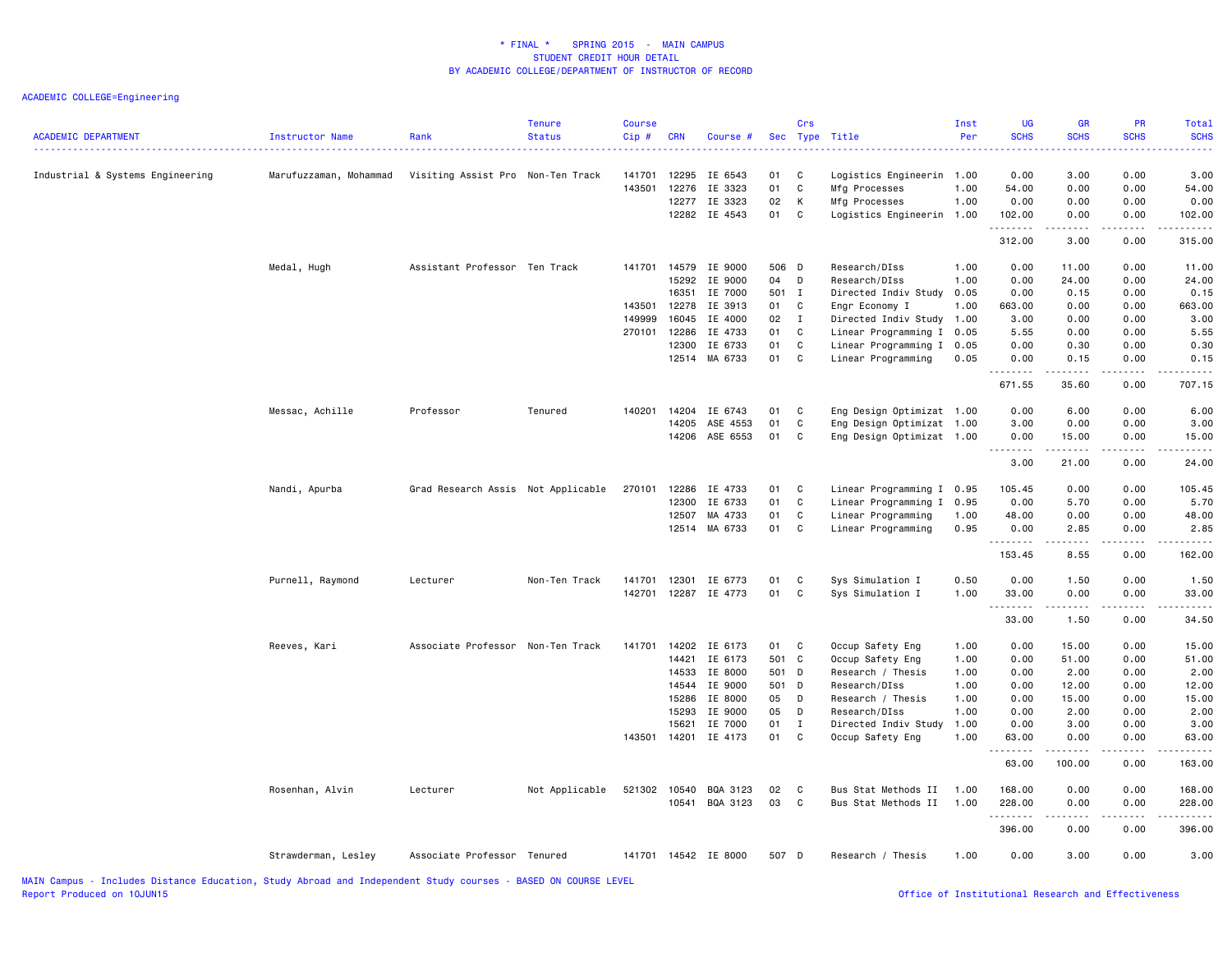# * FINAL * SPRING 2015 - MAIN CAMPUS
## STUDENT CREDIT HOUR DETAIL
### BY ACADEMIC COLLEGE/DEPARTMENT OF INSTRUCTOR OF RECORD

ACADEMIC COLLEGE=Engineering

| ACADEMIC DEPARTMENT | Instructor Name | Rank | Tenure Status | Course Cip # | CRN | Course # | Sec | Crs Type | Title | Inst Per | UG SCHS | GR SCHS | PR SCHS | Total SCHS |
|---|---|---|---|---|---|---|---|---|---|---|---|---|---|---|
| Industrial & Systems Engineering | Marufuzzaman, Mohammad | Visiting Assist Pro | Non-Ten Track | 141701 | 12295 | IE 6543 | 01 | C | Logistics Engineerin | 1.00 | 0.00 | 3.00 | 0.00 | 3.00 |
| | | | | 143501 | 12276 | IE 3323 | 01 | C | Mfg Processes | 1.00 | 54.00 | 0.00 | 0.00 | 54.00 |
| | | | | | 12277 | IE 3323 | 02 | K | Mfg Processes | 1.00 | 0.00 | 0.00 | 0.00 | 0.00 |
| | | | | | 12282 | IE 4543 | 01 | C | Logistics Engineerin | 1.00 | 102.00 | 0.00 | 0.00 | 102.00 |
| | | | | | | | | | | | 312.00 | 3.00 | 0.00 | 315.00 |
| | Medal, Hugh | Assistant Professor | Ten Track | 141701 | 14579 | IE 9000 | 506 | D | Research/DIss | 1.00 | 0.00 | 11.00 | 0.00 | 11.00 |
| | | | | | 15292 | IE 9000 | 04 | D | Research/DIss | 1.00 | 0.00 | 24.00 | 0.00 | 24.00 |
| | | | | | 16351 | IE 7000 | 501 | I | Directed Indiv Study | 0.05 | 0.00 | 0.15 | 0.00 | 0.15 |
| | | | | 143501 | 12278 | IE 3913 | 01 | C | Engr Economy I | 1.00 | 663.00 | 0.00 | 0.00 | 663.00 |
| | | | | 149999 | 16045 | IE 4000 | 02 | I | Directed Indiv Study | 1.00 | 3.00 | 0.00 | 0.00 | 3.00 |
| | | | | 270101 | 12286 | IE 4733 | 01 | C | Linear Programming I | 0.05 | 5.55 | 0.00 | 0.00 | 5.55 |
| | | | | | 12300 | IE 6733 | 01 | C | Linear Programming I | 0.05 | 0.00 | 0.30 | 0.00 | 0.30 |
| | | | | | 12514 | MA 6733 | 01 | C | Linear Programming | 0.05 | 0.00 | 0.15 | 0.00 | 0.15 |
| | | | | | | | | | | | 671.55 | 35.60 | 0.00 | 707.15 |
| | Messac, Achille | Professor | Tenured | 140201 | 14204 | IE 6743 | 01 | C | Eng Design Optimizat | 1.00 | 0.00 | 6.00 | 0.00 | 6.00 |
| | | | | | 14205 | ASE 4553 | 01 | C | Eng Design Optimizat | 1.00 | 3.00 | 0.00 | 0.00 | 3.00 |
| | | | | | 14206 | ASE 6553 | 01 | C | Eng Design Optimizat | 1.00 | 0.00 | 15.00 | 0.00 | 15.00 |
| | | | | | | | | | | | 3.00 | 21.00 | 0.00 | 24.00 |
| | Nandi, Apurba | Grad Research Assis | Not Applicable | 270101 | 12286 | IE 4733 | 01 | C | Linear Programming I | 0.95 | 105.45 | 0.00 | 0.00 | 105.45 |
| | | | | | 12300 | IE 6733 | 01 | C | Linear Programming I | 0.95 | 0.00 | 5.70 | 0.00 | 5.70 |
| | | | | | 12507 | MA 4733 | 01 | C | Linear Programming | 1.00 | 48.00 | 0.00 | 0.00 | 48.00 |
| | | | | | 12514 | MA 6733 | 01 | C | Linear Programming | 0.95 | 0.00 | 2.85 | 0.00 | 2.85 |
| | | | | | | | | | | | 153.45 | 8.55 | 0.00 | 162.00 |
| | Purnell, Raymond | Lecturer | Non-Ten Track | 141701 | 12301 | IE 6773 | 01 | C | Sys Simulation I | 0.50 | 0.00 | 1.50 | 0.00 | 1.50 |
| | | | | 142701 | 12287 | IE 4773 | 01 | C | Sys Simulation I | 1.00 | 33.00 | 0.00 | 0.00 | 33.00 |
| | | | | | | | | | | | 33.00 | 1.50 | 0.00 | 34.50 |
| | Reeves, Kari | Associate Professor | Non-Ten Track | 141701 | 14202 | IE 6173 | 01 | C | Occup Safety Eng | 1.00 | 0.00 | 15.00 | 0.00 | 15.00 |
| | | | | | 14421 | IE 6173 | 501 | C | Occup Safety Eng | 1.00 | 0.00 | 51.00 | 0.00 | 51.00 |
| | | | | | 14533 | IE 8000 | 501 | D | Research / Thesis | 1.00 | 0.00 | 2.00 | 0.00 | 2.00 |
| | | | | | 14544 | IE 9000 | 501 | D | Research/DIss | 1.00 | 0.00 | 12.00 | 0.00 | 12.00 |
| | | | | | 15286 | IE 8000 | 05 | D | Research / Thesis | 1.00 | 0.00 | 15.00 | 0.00 | 15.00 |
| | | | | | 15293 | IE 9000 | 05 | D | Research/DIss | 1.00 | 0.00 | 2.00 | 0.00 | 2.00 |
| | | | | | 15621 | IE 7000 | 01 | I | Directed Indiv Study | 1.00 | 0.00 | 3.00 | 0.00 | 3.00 |
| | | | | 143501 | 14201 | IE 4173 | 01 | C | Occup Safety Eng | 1.00 | 63.00 | 0.00 | 0.00 | 63.00 |
| | | | | | | | | | | | 63.00 | 100.00 | 0.00 | 163.00 |
| | Rosenhan, Alvin | Lecturer | Not Applicable | 521302 | 10540 | BQA 3123 | 02 | C | Bus Stat Methods II | 1.00 | 168.00 | 0.00 | 0.00 | 168.00 |
| | | | | | 10541 | BQA 3123 | 03 | C | Bus Stat Methods II | 1.00 | 228.00 | 0.00 | 0.00 | 228.00 |
| | | | | | | | | | | | 396.00 | 0.00 | 0.00 | 396.00 |
| | Strawderman, Lesley | Associate Professor | Tenured | 141701 | 14542 | IE 8000 | 507 | D | Research / Thesis | 1.00 | 0.00 | 3.00 | 0.00 | 3.00 |

MAIN Campus - Includes Distance Education, Study Abroad and Independent Study courses - BASED ON COURSE LEVEL
Report Produced on 10JUN15

Office of Institutional Research and Effectiveness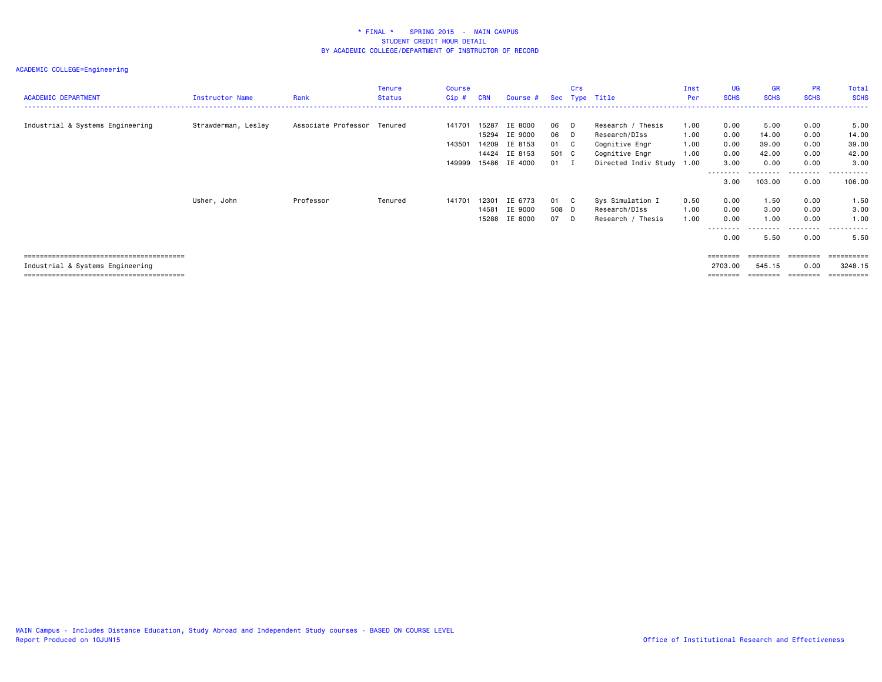# * FINAL * SPRING 2015 - MAIN CAMPUS
## STUDENT CREDIT HOUR DETAIL
### BY ACADEMIC COLLEGE/DEPARTMENT OF INSTRUCTOR OF RECORD

ACADEMIC COLLEGE=Engineering

| ACADEMIC DEPARTMENT | Instructor Name | Rank | Tenure Status | Course Cip # | CRN | Course # | Sec | Crs Type | Title | Inst Per | UG SCHS | GR SCHS | PR SCHS | Total SCHS |
|---|---|---|---|---|---|---|---|---|---|---|---|---|---|---|
| Industrial & Systems Engineering | Strawderman, Lesley | Associate Professor | Tenured | 141701 | 15287 | IE 8000 | 06 | D | Research / Thesis | 1.00 | 0.00 | 5.00 | 0.00 | 5.00 |
| | | | | | 15294 | IE 9000 | 06 | D | Research/DIss | 1.00 | 0.00 | 14.00 | 0.00 | 14.00 |
| | | | | 143501 | 14209 | IE 8153 | 01 | C | Cognitive Engr | 1.00 | 0.00 | 39.00 | 0.00 | 39.00 |
| | | | | | 14424 | IE 8153 | 501 | C | Cognitive Engr | 1.00 | 0.00 | 42.00 | 0.00 | 42.00 |
| | | | | 149999 | 15486 | IE 4000 | 01 | I | Directed Indiv Study | 1.00 | 3.00 | 0.00 | 0.00 | 3.00 |
| | | | | | | | | | | | 3.00 | 103.00 | 0.00 | 106.00 |
| | Usher, John | Professor | Tenured | 141701 | 12301 | IE 6773 | 01 | C | Sys Simulation I | 0.50 | 0.00 | 1.50 | 0.00 | 1.50 |
| | | | | | 14581 | IE 9000 | 508 | D | Research/DIss | 1.00 | 0.00 | 3.00 | 0.00 | 3.00 |
| | | | | | 15288 | IE 8000 | 07 | D | Research / Thesis | 1.00 | 0.00 | 1.00 | 0.00 | 1.00 |
| | | | | | | | | | | | 0.00 | 5.50 | 0.00 | 5.50 |
| Industrial & Systems Engineering | | | | | | | | | | | 2703.00 | 545.15 | 0.00 | 3248.15 |

MAIN Campus - Includes Distance Education, Study Abroad and Independent Study courses - BASED ON COURSE LEVEL
Report Produced on 10JUN15

Office of Institutional Research and Effectiveness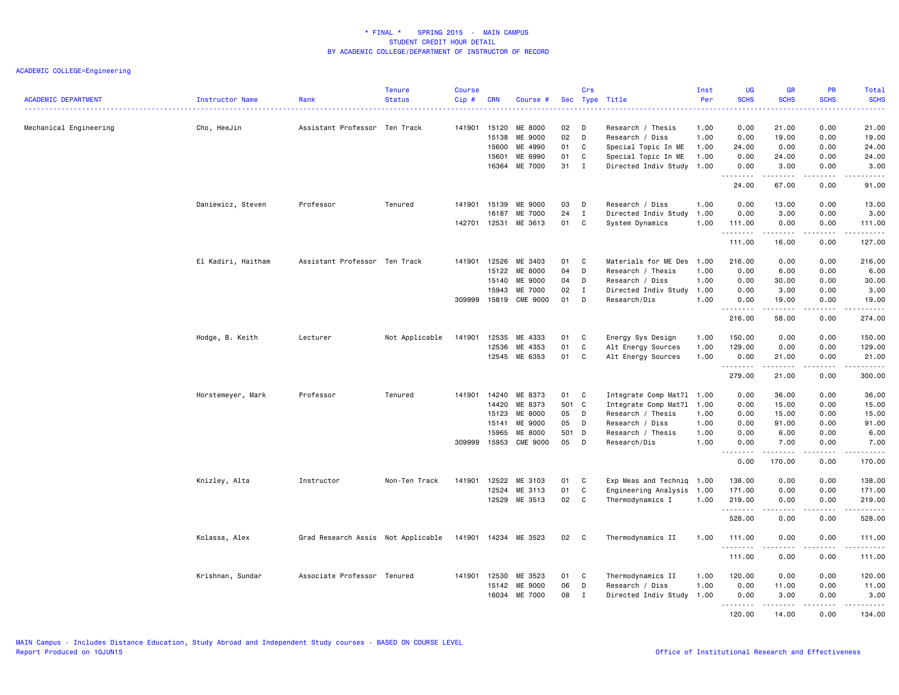# * FINAL * SPRING 2015 - MAIN CAMPUS
## STUDENT CREDIT HOUR DETAIL
### BY ACADEMIC COLLEGE/DEPARTMENT OF INSTRUCTOR OF RECORD

ACADEMIC COLLEGE=Engineering

| ACADEMIC DEPARTMENT | Instructor Name | Rank | Tenure Status | Course Cip # | CRN | Course # | Sec | Crs Type | Title | Inst Per | UG SCHS | GR SCHS | PR SCHS | Total SCHS |
|---|---|---|---|---|---|---|---|---|---|---|---|---|---|---|
| Mechanical Engineering | Cho, HeeJin | Assistant Professor | Ten Track | 141901 | 15120 | ME 8000 | 02 | D | Research / Thesis | 1.00 | 0.00 | 21.00 | 0.00 | 21.00 |
| | | | | | 15138 | ME 9000 | 02 | D | Research / Diss | 1.00 | 0.00 | 19.00 | 0.00 | 19.00 |
| | | | | | 15600 | ME 4990 | 01 | C | Special Topic In ME | 1.00 | 24.00 | 0.00 | 0.00 | 24.00 |
| | | | | | 15601 | ME 6990 | 01 | C | Special Topic In ME | 1.00 | 0.00 | 24.00 | 0.00 | 24.00 |
| | | | | | 16364 | ME 7000 | 31 | I | Directed Indiv Study | 1.00 | 0.00 | 3.00 | 0.00 | 3.00 |
| | | | | | | | | | | | 24.00 | 67.00 | 0.00 | 91.00 |
| | Daniewicz, Steven | Professor | Tenured | 141901 | 15139 | ME 9000 | 03 | D | Research / Diss | 1.00 | 0.00 | 13.00 | 0.00 | 13.00 |
| | | | | | 16187 | ME 7000 | 24 | I | Directed Indiv Study | 1.00 | 0.00 | 3.00 | 0.00 | 3.00 |
| | | | | 142701 | 12531 | ME 3613 | 01 | C | System Dynamics | 1.00 | 111.00 | 0.00 | 0.00 | 111.00 |
| | | | | | | | | | | | 111.00 | 16.00 | 0.00 | 127.00 |
| | El Kadiri, Haitham | Assistant Professor | Ten Track | 141901 | 12526 | ME 3403 | 01 | C | Materials for ME Des | 1.00 | 216.00 | 0.00 | 0.00 | 216.00 |
| | | | | | 15122 | ME 8000 | 04 | D | Research / Thesis | 1.00 | 0.00 | 6.00 | 0.00 | 6.00 |
| | | | | | 15140 | ME 9000 | 04 | D | Research / Diss | 1.00 | 0.00 | 30.00 | 0.00 | 30.00 |
| | | | | | 15943 | ME 7000 | 02 | I | Directed Indiv Study | 1.00 | 0.00 | 3.00 | 0.00 | 3.00 |
| | | | | 309999 | 15819 | CME 9000 | 01 | D | Research/Dis | 1.00 | 0.00 | 19.00 | 0.00 | 19.00 |
| | | | | | | | | | | | 216.00 | 58.00 | 0.00 | 274.00 |
| | Hodge, B. Keith | Lecturer | Not Applicable | 141901 | 12535 | ME 4333 | 01 | C | Energy Sys Design | 1.00 | 150.00 | 0.00 | 0.00 | 150.00 |
| | | | | | 12536 | ME 4353 | 01 | C | Alt Energy Sources | 1.00 | 129.00 | 0.00 | 0.00 | 129.00 |
| | | | | | 12545 | ME 6353 | 01 | C | Alt Energy Sources | 1.00 | 0.00 | 21.00 | 0.00 | 21.00 |
| | | | | | | | | | | | 279.00 | 21.00 | 0.00 | 300.00 |
| | Horstemeyer, Mark | Professor | Tenured | 141901 | 14240 | ME 8373 | 01 | C | Integrate Comp Mat?l | 1.00 | 0.00 | 36.00 | 0.00 | 36.00 |
| | | | | | 14420 | ME 8373 | 501 | C | Integrate Comp Mat?l | 1.00 | 0.00 | 15.00 | 0.00 | 15.00 |
| | | | | | 15123 | ME 8000 | 05 | D | Research / Thesis | 1.00 | 0.00 | 15.00 | 0.00 | 15.00 |
| | | | | | 15141 | ME 9000 | 05 | D | Research / Diss | 1.00 | 0.00 | 91.00 | 0.00 | 91.00 |
| | | | | | 15965 | ME 8000 | 501 | D | Research / Thesis | 1.00 | 0.00 | 6.00 | 0.00 | 6.00 |
| | | | | 309999 | 15953 | CME 9000 | 05 | D | Research/Dis | 1.00 | 0.00 | 7.00 | 0.00 | 7.00 |
| | | | | | | | | | | | 0.00 | 170.00 | 0.00 | 170.00 |
| | Knizley, Alta | Instructor | Non-Ten Track | 141901 | 12522 | ME 3103 | 01 | C | Exp Meas and Techniq | 1.00 | 138.00 | 0.00 | 0.00 | 138.00 |
| | | | | | 12524 | ME 3113 | 01 | C | Engineering Analysis | 1.00 | 171.00 | 0.00 | 0.00 | 171.00 |
| | | | | | 12529 | ME 3513 | 02 | C | Thermodynamics I | 1.00 | 219.00 | 0.00 | 0.00 | 219.00 |
| | | | | | | | | | | | 528.00 | 0.00 | 0.00 | 528.00 |
| | Kolassa, Alex | Grad Research Assis | Not Applicable | 141901 | 14234 | ME 3523 | 02 | C | Thermodynamics II | 1.00 | 111.00 | 0.00 | 0.00 | 111.00 |
| | | | | | | | | | | | 111.00 | 0.00 | 0.00 | 111.00 |
| | Krishnan, Sundar | Associate Professor | Tenured | 141901 | 12530 | ME 3523 | 01 | C | Thermodynamics II | 1.00 | 120.00 | 0.00 | 0.00 | 120.00 |
| | | | | | 15142 | ME 9000 | 06 | D | Research / Diss | 1.00 | 0.00 | 11.00 | 0.00 | 11.00 |
| | | | | | 16034 | ME 7000 | 08 | I | Directed Indiv Study | 1.00 | 0.00 | 3.00 | 0.00 | 3.00 |
| | | | | | | | | | | | 120.00 | 14.00 | 0.00 | 134.00 |

MAIN Campus - Includes Distance Education, Study Abroad and Independent Study courses - BASED ON COURSE LEVEL
Report Produced on 10JUN15

Office of Institutional Research and Effectiveness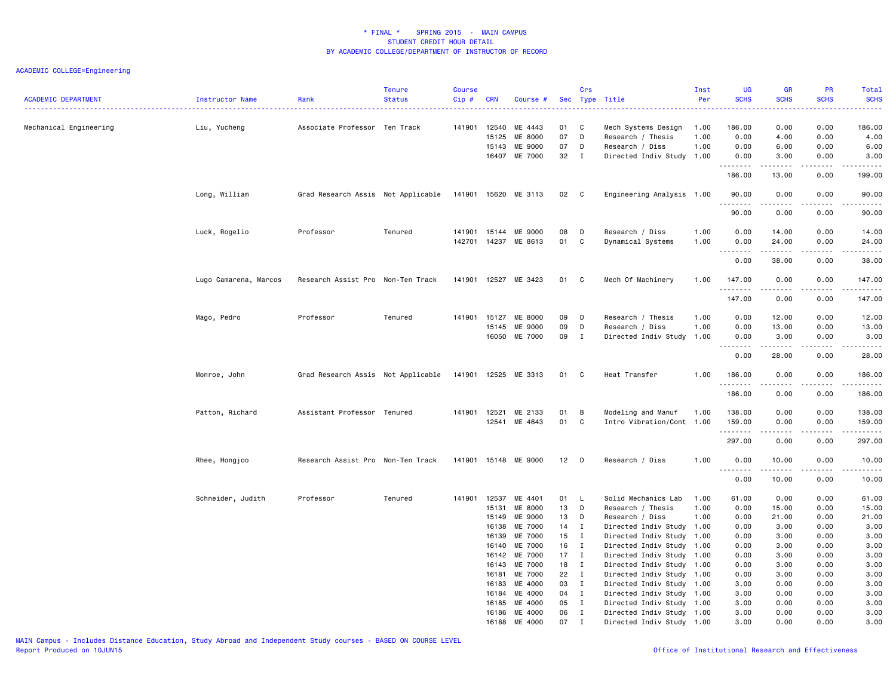# * FINAL * SPRING 2015 - MAIN CAMPUS
## STUDENT CREDIT HOUR DETAIL
## BY ACADEMIC COLLEGE/DEPARTMENT OF INSTRUCTOR OF RECORD

ACADEMIC COLLEGE=Engineering

| ACADEMIC DEPARTMENT | Instructor Name | Rank | Tenure Status | Course Cip # | CRN | Course # | Sec | Crs Type | Title | Inst Per | UG SCHS | GR SCHS | PR SCHS | Total SCHS |
|---|---|---|---|---|---|---|---|---|---|---|---|---|---|---|
| Mechanical Engineering | Liu, Yucheng | Associate Professor | Ten Track | 141901 | 12540 | ME 4443 | 01 | C | Mech Systems Design | 1.00 | 186.00 | 0.00 | 0.00 | 186.00 |
| | | | | | 15125 | ME 8000 | 07 | D | Research / Thesis | 1.00 | 0.00 | 4.00 | 0.00 | 4.00 |
| | | | | | 15143 | ME 9000 | 07 | D | Research / Diss | 1.00 | 0.00 | 6.00 | 0.00 | 6.00 |
| | | | | | 16407 | ME 7000 | 32 | I | Directed Indiv Study | 1.00 | 0.00 | 3.00 | 0.00 | 3.00 |
| | | | | | | | | | | | 186.00 | 13.00 | 0.00 | 199.00 |
| | Long, William | Grad Research Assis | Not Applicable | 141901 | 15620 | ME 3113 | 02 | C | Engineering Analysis | 1.00 | 90.00 | 0.00 | 0.00 | 90.00 |
| | | | | | | | | | | | 90.00 | 0.00 | 0.00 | 90.00 |
| | Luck, Rogelio | Professor | Tenured | 141901 | 15144 | ME 9000 | 08 | D | Research / Diss | 1.00 | 0.00 | 14.00 | 0.00 | 14.00 |
| | | | | 142701 | 14237 | ME 8613 | 01 | C | Dynamical Systems | 1.00 | 0.00 | 24.00 | 0.00 | 24.00 |
| | | | | | | | | | | | 0.00 | 38.00 | 0.00 | 38.00 |
| | Lugo Camarena, Marcos | Research Assist Pro | Non-Ten Track | 141901 | 12527 | ME 3423 | 01 | C | Mech Of Machinery | 1.00 | 147.00 | 0.00 | 0.00 | 147.00 |
| | | | | | | | | | | | 147.00 | 0.00 | 0.00 | 147.00 |
| | Mago, Pedro | Professor | Tenured | 141901 | 15127 | ME 8000 | 09 | D | Research / Thesis | 1.00 | 0.00 | 12.00 | 0.00 | 12.00 |
| | | | | | 15145 | ME 9000 | 09 | D | Research / Diss | 1.00 | 0.00 | 13.00 | 0.00 | 13.00 |
| | | | | | 16050 | ME 7000 | 09 | I | Directed Indiv Study | 1.00 | 0.00 | 3.00 | 0.00 | 3.00 |
| | | | | | | | | | | | 0.00 | 28.00 | 0.00 | 28.00 |
| | Monroe, John | Grad Research Assis | Not Applicable | 141901 | 12525 | ME 3313 | 01 | C | Heat Transfer | 1.00 | 186.00 | 0.00 | 0.00 | 186.00 |
| | | | | | | | | | | | 186.00 | 0.00 | 0.00 | 186.00 |
| | Patton, Richard | Assistant Professor | Tenured | 141901 | 12521 | ME 2133 | 01 | B | Modeling and Manuf | 1.00 | 138.00 | 0.00 | 0.00 | 138.00 |
| | | | | | 12541 | ME 4643 | 01 | C | Intro Vibration/Cont | 1.00 | 159.00 | 0.00 | 0.00 | 159.00 |
| | | | | | | | | | | | 297.00 | 0.00 | 0.00 | 297.00 |
| | Rhee, Hongjoo | Research Assist Pro | Non-Ten Track | 141901 | 15148 | ME 9000 | 12 | D | Research / Diss | 1.00 | 0.00 | 10.00 | 0.00 | 10.00 |
| | | | | | | | | | | | 0.00 | 10.00 | 0.00 | 10.00 |
| | Schneider, Judith | Professor | Tenured | 141901 | 12537 | ME 4401 | 01 | L | Solid Mechanics Lab | 1.00 | 61.00 | 0.00 | 0.00 | 61.00 |
| | | | | | 15131 | ME 8000 | 13 | D | Research / Thesis | 1.00 | 0.00 | 15.00 | 0.00 | 15.00 |
| | | | | | 15149 | ME 9000 | 13 | D | Research / Diss | 1.00 | 0.00 | 21.00 | 0.00 | 21.00 |
| | | | | | 16138 | ME 7000 | 14 | I | Directed Indiv Study | 1.00 | 0.00 | 3.00 | 0.00 | 3.00 |
| | | | | | 16139 | ME 7000 | 15 | I | Directed Indiv Study | 1.00 | 0.00 | 3.00 | 0.00 | 3.00 |
| | | | | | 16140 | ME 7000 | 16 | I | Directed Indiv Study | 1.00 | 0.00 | 3.00 | 0.00 | 3.00 |
| | | | | | 16142 | ME 7000 | 17 | I | Directed Indiv Study | 1.00 | 0.00 | 3.00 | 0.00 | 3.00 |
| | | | | | 16143 | ME 7000 | 18 | I | Directed Indiv Study | 1.00 | 0.00 | 3.00 | 0.00 | 3.00 |
| | | | | | 16181 | ME 7000 | 22 | I | Directed Indiv Study | 1.00 | 0.00 | 3.00 | 0.00 | 3.00 |
| | | | | | 16183 | ME 4000 | 03 | I | Directed Indiv Study | 1.00 | 3.00 | 0.00 | 0.00 | 3.00 |
| | | | | | 16184 | ME 4000 | 04 | I | Directed Indiv Study | 1.00 | 3.00 | 0.00 | 0.00 | 3.00 |
| | | | | | 16185 | ME 4000 | 05 | I | Directed Indiv Study | 1.00 | 3.00 | 0.00 | 0.00 | 3.00 |
| | | | | | 16186 | ME 4000 | 06 | I | Directed Indiv Study | 1.00 | 3.00 | 0.00 | 0.00 | 3.00 |
| | | | | | 16188 | ME 4000 | 07 | I | Directed Indiv Study | 1.00 | 3.00 | 0.00 | 0.00 | 3.00 |

MAIN Campus - Includes Distance Education, Study Abroad and Independent Study courses - BASED ON COURSE LEVEL
Report Produced on 10JUN15

Office of Institutional Research and Effectiveness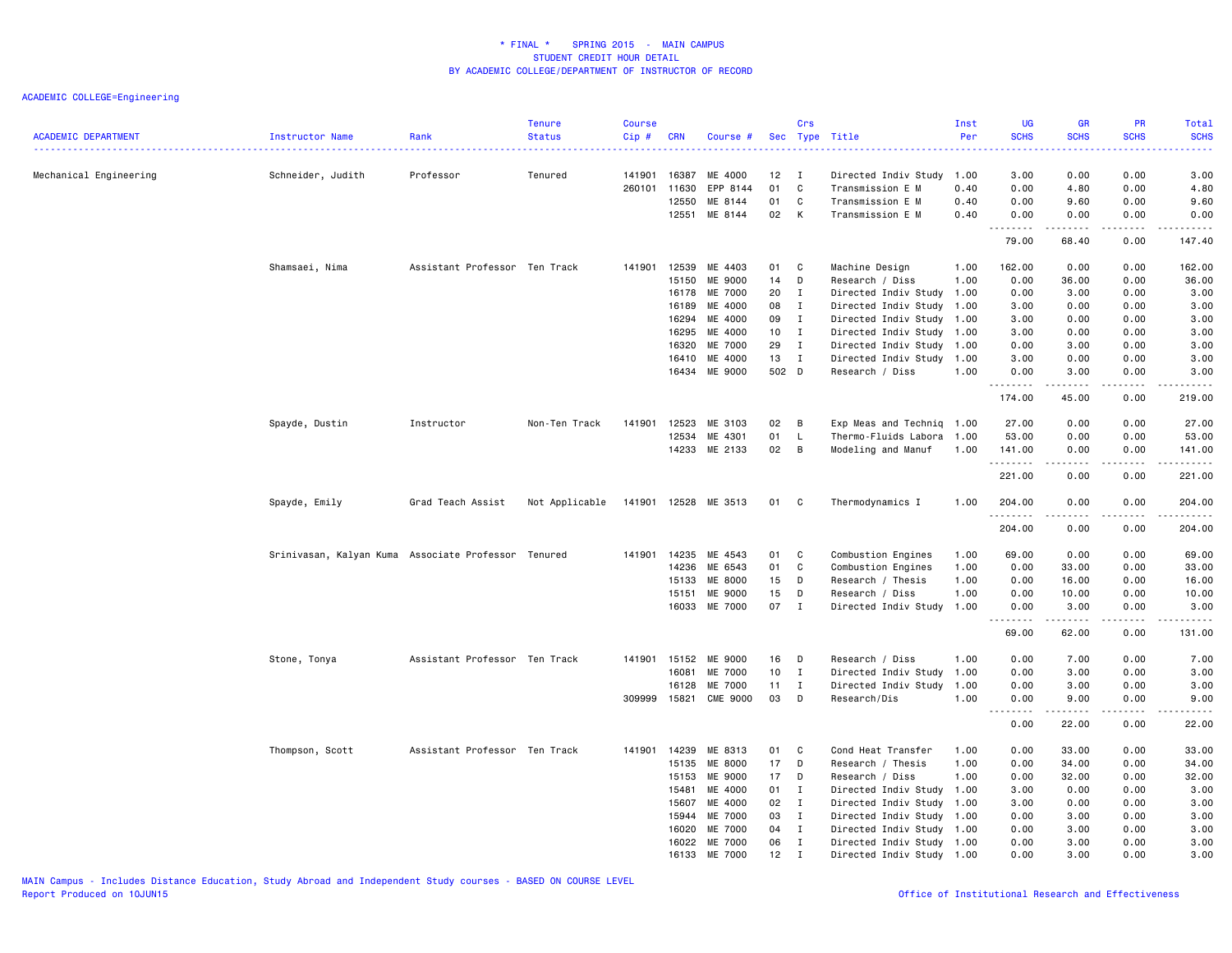# * FINAL * SPRING 2015 - MAIN CAMPUS
## STUDENT CREDIT HOUR DETAIL
## BY ACADEMIC COLLEGE/DEPARTMENT OF INSTRUCTOR OF RECORD

ACADEMIC COLLEGE=Engineering

| ACADEMIC DEPARTMENT | Instructor Name | Rank | Tenure Status | Course Cip # | CRN | Course # | Sec | Crs Type | Title | Inst Per | UG SCHS | GR SCHS | PR SCHS | Total SCHS |
|---|---|---|---|---|---|---|---|---|---|---|---|---|---|---|
| Mechanical Engineering | Schneider, Judith | Professor | Tenured | 141901 | 16387 | ME 4000 | 12 | I | Directed Indiv Study | 1.00 | 3.00 | 0.00 | 0.00 | 3.00 |
| | | | | 260101 | 11630 | EPP 8144 | 01 | C | Transmission E M | 0.40 | 0.00 | 4.80 | 0.00 | 4.80 |
| | | | | | 12550 | ME 8144 | 01 | C | Transmission E M | 0.40 | 0.00 | 9.60 | 0.00 | 9.60 |
| | | | | | 12551 | ME 8144 | 02 | K | Transmission E M | 0.40 | 0.00 | 0.00 | 0.00 | 0.00 |
| | | | | | | | | | | | 79.00 | 68.40 | 0.00 | 147.40 |
| | Shamsaei, Nima | Assistant Professor | Ten Track | 141901 | 12539 | ME 4403 | 01 | C | Machine Design | 1.00 | 162.00 | 0.00 | 0.00 | 162.00 |
| | | | | | 15150 | ME 9000 | 14 | D | Research / Diss | 1.00 | 0.00 | 36.00 | 0.00 | 36.00 |
| | | | | | 16178 | ME 7000 | 20 | I | Directed Indiv Study | 1.00 | 0.00 | 3.00 | 0.00 | 3.00 |
| | | | | | 16189 | ME 4000 | 08 | I | Directed Indiv Study | 1.00 | 3.00 | 0.00 | 0.00 | 3.00 |
| | | | | | 16294 | ME 4000 | 09 | I | Directed Indiv Study | 1.00 | 3.00 | 0.00 | 0.00 | 3.00 |
| | | | | | 16295 | ME 4000 | 10 | I | Directed Indiv Study | 1.00 | 3.00 | 0.00 | 0.00 | 3.00 |
| | | | | | 16320 | ME 7000 | 29 | I | Directed Indiv Study | 1.00 | 0.00 | 3.00 | 0.00 | 3.00 |
| | | | | | 16410 | ME 4000 | 13 | I | Directed Indiv Study | 1.00 | 3.00 | 0.00 | 0.00 | 3.00 |
| | | | | | 16434 | ME 9000 | 502 | D | Research / Diss | 1.00 | 0.00 | 3.00 | 0.00 | 3.00 |
| | | | | | | | | | | | 174.00 | 45.00 | 0.00 | 219.00 |
| | Spayde, Dustin | Instructor | Non-Ten Track | 141901 | 12523 | ME 3103 | 02 | B | Exp Meas and Techniq | 1.00 | 27.00 | 0.00 | 0.00 | 27.00 |
| | | | | | 12534 | ME 4301 | 01 | L | Thermo-Fluids Labora | 1.00 | 53.00 | 0.00 | 0.00 | 53.00 |
| | | | | | 14233 | ME 2133 | 02 | B | Modeling and Manuf | 1.00 | 141.00 | 0.00 | 0.00 | 141.00 |
| | | | | | | | | | | | 221.00 | 0.00 | 0.00 | 221.00 |
| | Spayde, Emily | Grad Teach Assist | Not Applicable | 141901 | 12528 | ME 3513 | 01 | C | Thermodynamics I | 1.00 | 204.00 | 0.00 | 0.00 | 204.00 |
| | | | | | | | | | | | 204.00 | 0.00 | 0.00 | 204.00 |
| | Srinivasan, Kalyan Kuma | Associate Professor | Tenured | 141901 | 14235 | ME 4543 | 01 | C | Combustion Engines | 1.00 | 69.00 | 0.00 | 0.00 | 69.00 |
| | | | | | 14236 | ME 6543 | 01 | C | Combustion Engines | 1.00 | 0.00 | 33.00 | 0.00 | 33.00 |
| | | | | | 15133 | ME 8000 | 15 | D | Research / Thesis | 1.00 | 0.00 | 16.00 | 0.00 | 16.00 |
| | | | | | 15151 | ME 9000 | 15 | D | Research / Diss | 1.00 | 0.00 | 10.00 | 0.00 | 10.00 |
| | | | | | 16033 | ME 7000 | 07 | I | Directed Indiv Study | 1.00 | 0.00 | 3.00 | 0.00 | 3.00 |
| | | | | | | | | | | | 69.00 | 62.00 | 0.00 | 131.00 |
| | Stone, Tonya | Assistant Professor | Ten Track | 141901 | 15152 | ME 9000 | 16 | D | Research / Diss | 1.00 | 0.00 | 7.00 | 0.00 | 7.00 |
| | | | | | 16081 | ME 7000 | 10 | I | Directed Indiv Study | 1.00 | 0.00 | 3.00 | 0.00 | 3.00 |
| | | | | | 16128 | ME 7000 | 11 | I | Directed Indiv Study | 1.00 | 0.00 | 3.00 | 0.00 | 3.00 |
| | | | | 309999 | 15821 | CME 9000 | 03 | D | Research/Dis | 1.00 | 0.00 | 9.00 | 0.00 | 9.00 |
| | | | | | | | | | | | 0.00 | 22.00 | 0.00 | 22.00 |
| | Thompson, Scott | Assistant Professor | Ten Track | 141901 | 14239 | ME 8313 | 01 | C | Cond Heat Transfer | 1.00 | 0.00 | 33.00 | 0.00 | 33.00 |
| | | | | | 15135 | ME 8000 | 17 | D | Research / Thesis | 1.00 | 0.00 | 34.00 | 0.00 | 34.00 |
| | | | | | 15153 | ME 9000 | 17 | D | Research / Diss | 1.00 | 0.00 | 32.00 | 0.00 | 32.00 |
| | | | | | 15481 | ME 4000 | 01 | I | Directed Indiv Study | 1.00 | 3.00 | 0.00 | 0.00 | 3.00 |
| | | | | | 15607 | ME 4000 | 02 | I | Directed Indiv Study | 1.00 | 3.00 | 0.00 | 0.00 | 3.00 |
| | | | | | 15944 | ME 7000 | 03 | I | Directed Indiv Study | 1.00 | 0.00 | 3.00 | 0.00 | 3.00 |
| | | | | | 16020 | ME 7000 | 04 | I | Directed Indiv Study | 1.00 | 0.00 | 3.00 | 0.00 | 3.00 |
| | | | | | 16022 | ME 7000 | 06 | I | Directed Indiv Study | 1.00 | 0.00 | 3.00 | 0.00 | 3.00 |
| | | | | | 16133 | ME 7000 | 12 | I | Directed Indiv Study | 1.00 | 0.00 | 3.00 | 0.00 | 3.00 |

MAIN Campus - Includes Distance Education, Study Abroad and Independent Study courses - BASED ON COURSE LEVEL
Report Produced on 10JUN15

Office of Institutional Research and Effectiveness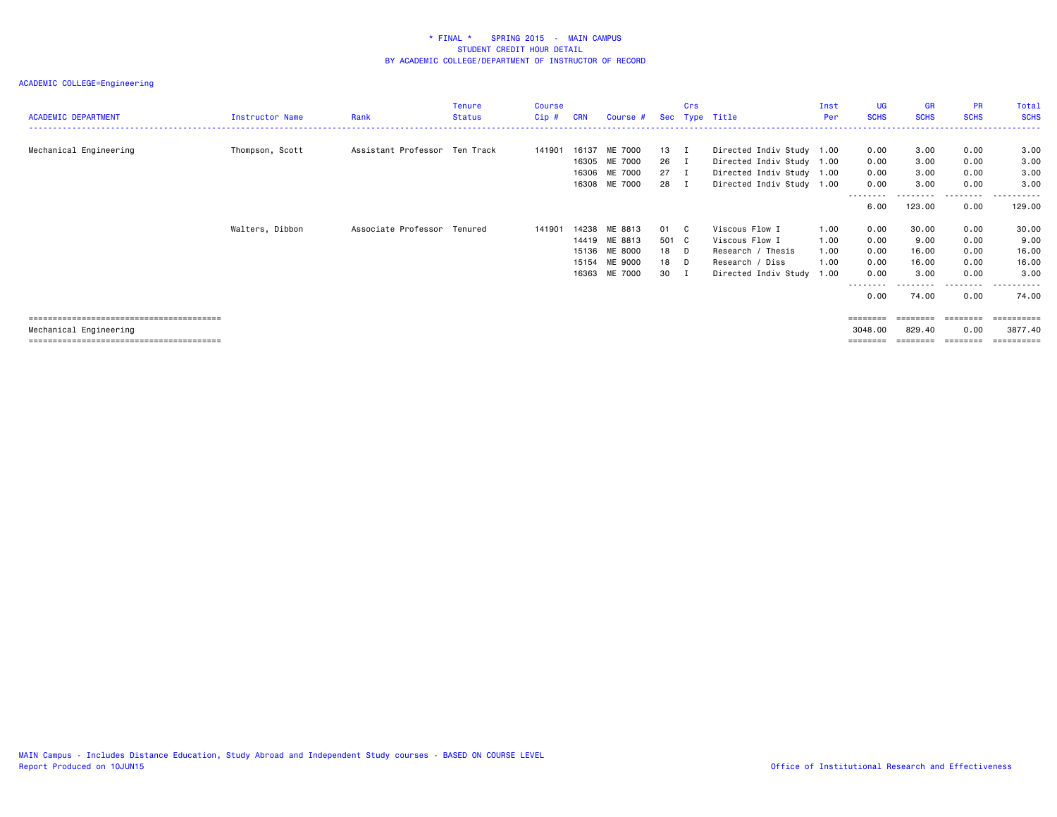* FINAL * SPRING 2015 - MAIN CAMPUS
STUDENT CREDIT HOUR DETAIL
BY ACADEMIC COLLEGE/DEPARTMENT OF INSTRUCTOR OF RECORD

ACADEMIC COLLEGE=Engineering

| ACADEMIC DEPARTMENT | Instructor Name | Rank | Tenure Status | Course Cip # | CRN | Course # | Sec | Crs Type | Title | Inst Per | UG SCHS | GR SCHS | PR SCHS | Total SCHS |
|---|---|---|---|---|---|---|---|---|---|---|---|---|---|---|
| Mechanical Engineering | Thompson, Scott | Assistant Professor | Ten Track | 141901 | 16137 | ME 7000 | 13 | I | Directed Indiv Study | 1.00 | 0.00 | 3.00 | 0.00 | 3.00 |
| | | | | | 16305 | ME 7000 | 26 | I | Directed Indiv Study | 1.00 | 0.00 | 3.00 | 0.00 | 3.00 |
| | | | | | 16306 | ME 7000 | 27 | I | Directed Indiv Study | 1.00 | 0.00 | 3.00 | 0.00 | 3.00 |
| | | | | | 16308 | ME 7000 | 28 | I | Directed Indiv Study | 1.00 | 0.00 | 3.00 | 0.00 | 3.00 |
| | | | | | | | | | | | 6.00 | 123.00 | 0.00 | 129.00 |
| | Walters, Dibbon | Associate Professor | Tenured | 141901 | 14238 | ME 8813 | 01 | C | Viscous Flow I | 1.00 | 0.00 | 30.00 | 0.00 | 30.00 |
| | | | | | 14419 | ME 8813 | 501 | C | Viscous Flow I | 1.00 | 0.00 | 9.00 | 0.00 | 9.00 |
| | | | | | 15136 | ME 8000 | 18 | D | Research / Thesis | 1.00 | 0.00 | 16.00 | 0.00 | 16.00 |
| | | | | | 15154 | ME 9000 | 18 | D | Research / Diss | 1.00 | 0.00 | 16.00 | 0.00 | 16.00 |
| | | | | | 16363 | ME 7000 | 30 | I | Directed Indiv Study | 1.00 | 0.00 | 3.00 | 0.00 | 3.00 |
| | | | | | | | | | | | 0.00 | 74.00 | 0.00 | 74.00 |
| Mechanical Engineering | | | | | | | | | | | 3048.00 | 829.40 | 0.00 | 3877.40 |

MAIN Campus - Includes Distance Education, Study Abroad and Independent Study courses - BASED ON COURSE LEVEL
Report Produced on 10JUN15

Office of Institutional Research and Effectiveness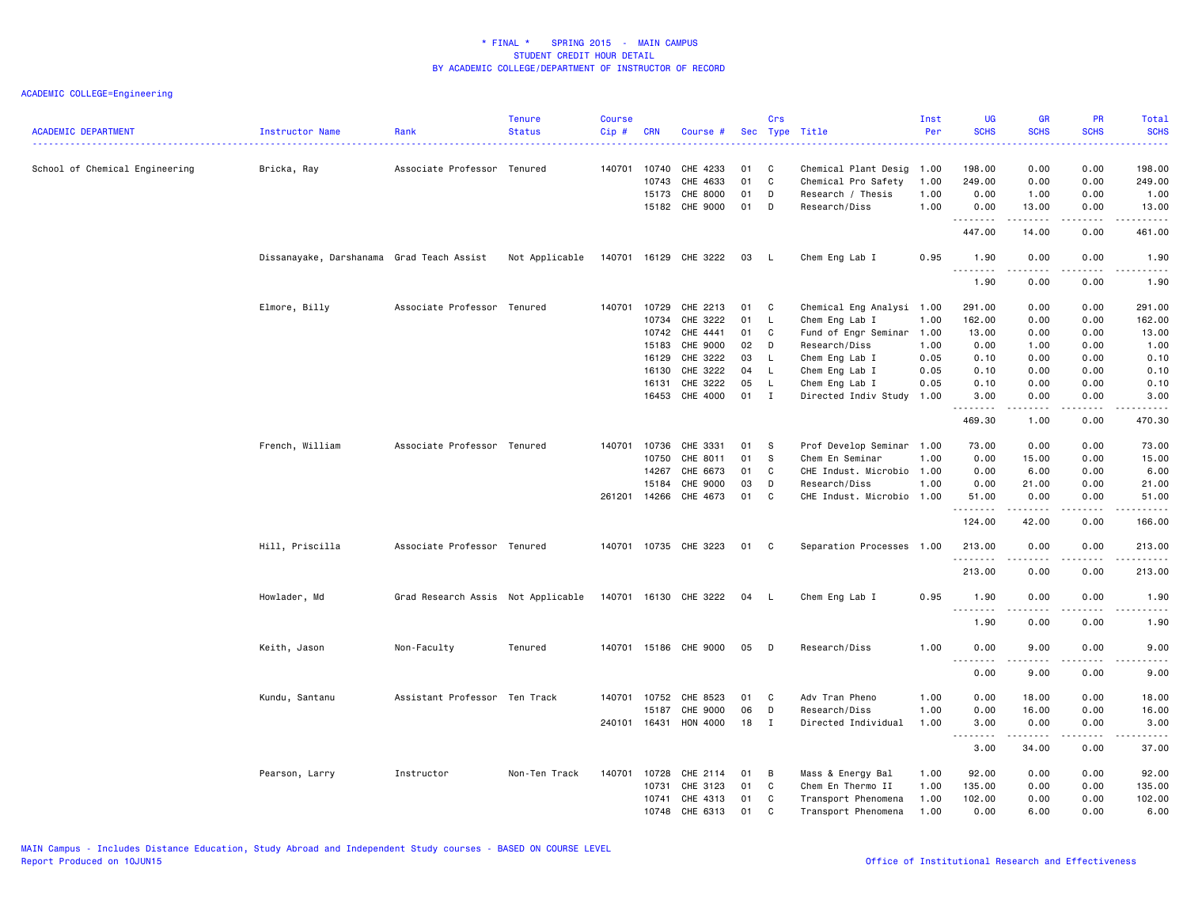# * FINAL * SPRING 2015 - MAIN CAMPUS
## STUDENT CREDIT HOUR DETAIL
## BY ACADEMIC COLLEGE/DEPARTMENT OF INSTRUCTOR OF RECORD

ACADEMIC COLLEGE=Engineering

| ACADEMIC DEPARTMENT | Instructor Name | Rank | Tenure Status | Course Cip # | CRN | Course # | Sec | Crs Type | Title | Inst Per | UG SCHS | GR SCHS | PR SCHS | Total SCHS |
|---|---|---|---|---|---|---|---|---|---|---|---|---|---|---|
| School of Chemical Engineering | Bricka, Ray | Associate Professor | Tenured | 140701 | 10740 | CHE 4233 | 01 | C | Chemical Plant Desig | 1.00 | 198.00 | 0.00 | 0.00 | 198.00 |
| | | | | | 10743 | CHE 4633 | 01 | C | Chemical Pro Safety | 1.00 | 249.00 | 0.00 | 0.00 | 249.00 |
| | | | | | 15173 | CHE 8000 | 01 | D | Research / Thesis | 1.00 | 0.00 | 1.00 | 0.00 | 1.00 |
| | | | | | 15182 | CHE 9000 | 01 | D | Research/Diss | 1.00 | 0.00 | 13.00 | 0.00 | 13.00 |
| | | | | | | | | | | | 447.00 | 14.00 | 0.00 | 461.00 |
| | Dissanayake, Darshanama | Grad Teach Assist | Not Applicable | 140701 | 16129 | CHE 3222 | 03 | L | Chem Eng Lab I | 0.95 | 1.90 | 0.00 | 0.00 | 1.90 |
| | | | | | | | | | | | 1.90 | 0.00 | 0.00 | 1.90 |
| | Elmore, Billy | Associate Professor | Tenured | 140701 | 10729 | CHE 2213 | 01 | C | Chemical Eng Analysi | 1.00 | 291.00 | 0.00 | 0.00 | 291.00 |
| | | | | | 10734 | CHE 3222 | 01 | L | Chem Eng Lab I | 1.00 | 162.00 | 0.00 | 0.00 | 162.00 |
| | | | | | 10742 | CHE 4441 | 01 | C | Fund of Engr Seminar | 1.00 | 13.00 | 0.00 | 0.00 | 13.00 |
| | | | | | 15183 | CHE 9000 | 02 | D | Research/Diss | 1.00 | 0.00 | 1.00 | 0.00 | 1.00 |
| | | | | | 16129 | CHE 3222 | 03 | L | Chem Eng Lab I | 0.05 | 0.10 | 0.00 | 0.00 | 0.10 |
| | | | | | 16130 | CHE 3222 | 04 | L | Chem Eng Lab I | 0.05 | 0.10 | 0.00 | 0.00 | 0.10 |
| | | | | | 16131 | CHE 3222 | 05 | L | Chem Eng Lab I | 0.05 | 0.10 | 0.00 | 0.00 | 0.10 |
| | | | | | 16453 | CHE 4000 | 01 | I | Directed Indiv Study | 1.00 | 3.00 | 0.00 | 0.00 | 3.00 |
| | | | | | | | | | | | 469.30 | 1.00 | 0.00 | 470.30 |
| | French, William | Associate Professor | Tenured | 140701 | 10736 | CHE 3331 | 01 | S | Prof Develop Seminar | 1.00 | 73.00 | 0.00 | 0.00 | 73.00 |
| | | | | | 10750 | CHE 8011 | 01 | S | Chem En Seminar | 1.00 | 0.00 | 15.00 | 0.00 | 15.00 |
| | | | | | 14267 | CHE 6673 | 01 | C | CHE Indust. Microbio | 1.00 | 0.00 | 6.00 | 0.00 | 6.00 |
| | | | | | 15184 | CHE 9000 | 03 | D | Research/Diss | 1.00 | 0.00 | 21.00 | 0.00 | 21.00 |
| | | | | 261201 | 14266 | CHE 4673 | 01 | C | CHE Indust. Microbio | 1.00 | 51.00 | 0.00 | 0.00 | 51.00 |
| | | | | | | | | | | | 124.00 | 42.00 | 0.00 | 166.00 |
| | Hill, Priscilla | Associate Professor | Tenured | 140701 | 10735 | CHE 3223 | 01 | C | Separation Processes | 1.00 | 213.00 | 0.00 | 0.00 | 213.00 |
| | | | | | | | | | | | 213.00 | 0.00 | 0.00 | 213.00 |
| | Howlader, Md | Grad Research Assis | Not Applicable | 140701 | 16130 | CHE 3222 | 04 | L | Chem Eng Lab I | 0.95 | 1.90 | 0.00 | 0.00 | 1.90 |
| | | | | | | | | | | | 1.90 | 0.00 | 0.00 | 1.90 |
| | Keith, Jason | Non-Faculty | Tenured | 140701 | 15186 | CHE 9000 | 05 | D | Research/Diss | 1.00 | 0.00 | 9.00 | 0.00 | 9.00 |
| | | | | | | | | | | | 0.00 | 9.00 | 0.00 | 9.00 |
| | Kundu, Santanu | Assistant Professor | Ten Track | 140701 | 10752 | CHE 8523 | 01 | C | Adv Tran Pheno | 1.00 | 0.00 | 18.00 | 0.00 | 18.00 |
| | | | | | 15187 | CHE 9000 | 06 | D | Research/Diss | 1.00 | 0.00 | 16.00 | 0.00 | 16.00 |
| | | | | 240101 | 16431 | HON 4000 | 18 | I | Directed Individual | 1.00 | 3.00 | 0.00 | 0.00 | 3.00 |
| | | | | | | | | | | | 3.00 | 34.00 | 0.00 | 37.00 |
| | Pearson, Larry | Instructor | Non-Ten Track | 140701 | 10728 | CHE 2114 | 01 | B | Mass & Energy Bal | 1.00 | 92.00 | 0.00 | 0.00 | 92.00 |
| | | | | | 10731 | CHE 3123 | 01 | C | Chem En Thermo II | 1.00 | 135.00 | 0.00 | 0.00 | 135.00 |
| | | | | | 10741 | CHE 4313 | 01 | C | Transport Phenomena | 1.00 | 102.00 | 0.00 | 0.00 | 102.00 |
| | | | | | 10748 | CHE 6313 | 01 | C | Transport Phenomena | 1.00 | 0.00 | 6.00 | 0.00 | 6.00 |

MAIN Campus - Includes Distance Education, Study Abroad and Independent Study courses - BASED ON COURSE LEVEL
Report Produced on 10JUN15

Office of Institutional Research and Effectiveness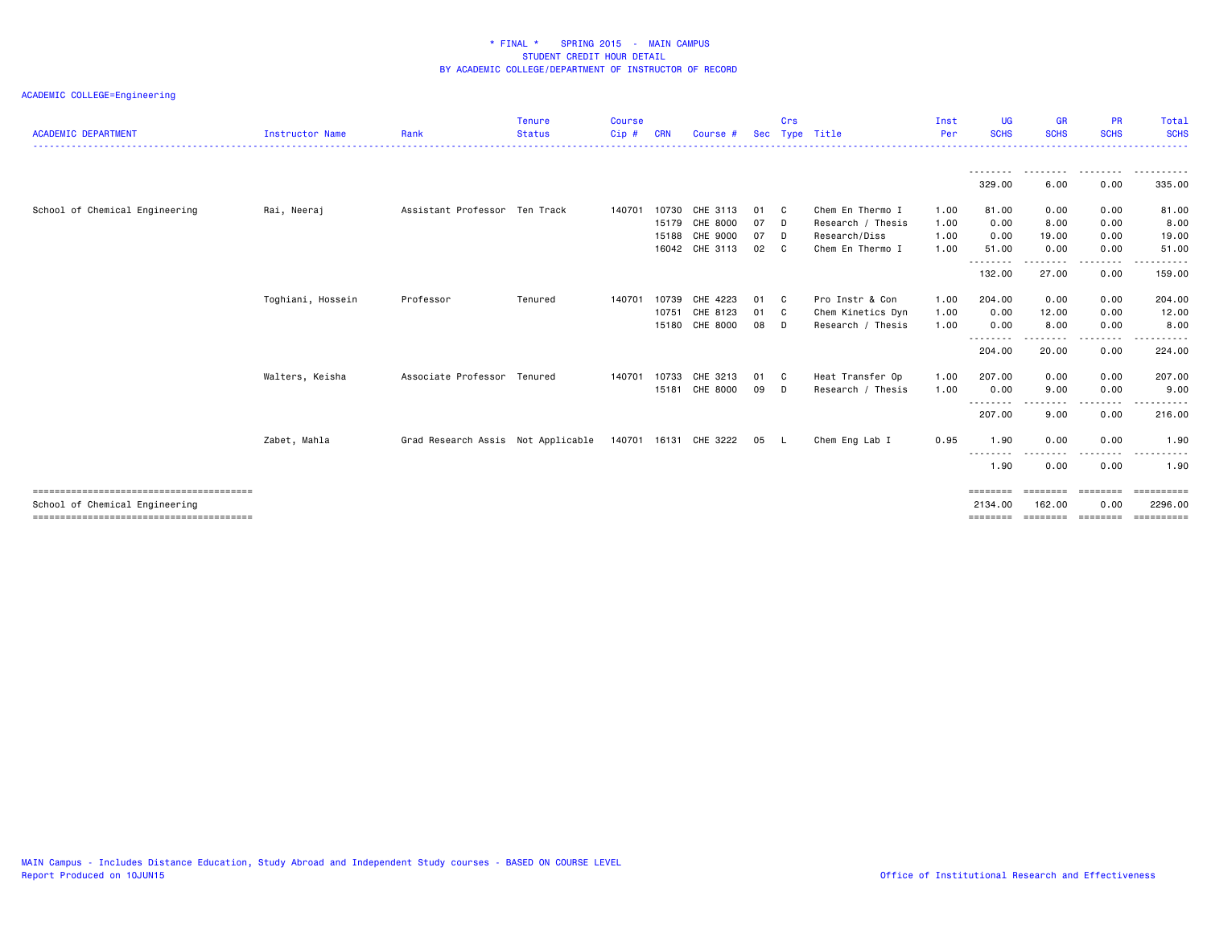* FINAL * SPRING 2015 - MAIN CAMPUS
STUDENT CREDIT HOUR DETAIL
BY ACADEMIC COLLEGE/DEPARTMENT OF INSTRUCTOR OF RECORD

ACADEMIC COLLEGE=Engineering

| ACADEMIC DEPARTMENT | Instructor Name | Rank | Tenure Status | Course Cip # | CRN | Course # | Sec | Crs Type | Title | Inst Per | UG SCHS | GR SCHS | PR SCHS | Total SCHS |
|---|---|---|---|---|---|---|---|---|---|---|---|---|---|---|
| | | | | | | | | | | | 329.00 | 6.00 | 0.00 | 335.00 |
| School of Chemical Engineering | Rai, Neeraj | Assistant Professor | Ten Track | 140701 | 10730 | CHE 3113 | 01 | C | Chem En Thermo I | 1.00 | 81.00 | 0.00 | 0.00 | 81.00 |
| | | | | | 15179 | CHE 8000 | 07 | D | Research / Thesis | 1.00 | 0.00 | 8.00 | 0.00 | 8.00 |
| | | | | | 15188 | CHE 9000 | 07 | D | Research/Diss | 1.00 | 0.00 | 19.00 | 0.00 | 19.00 |
| | | | | | 16042 | CHE 3113 | 02 | C | Chem En Thermo I | 1.00 | 51.00 | 0.00 | 0.00 | 51.00 |
| | | | | | | | | | | | 132.00 | 27.00 | 0.00 | 159.00 |
| | Toghiani, Hossein | Professor | Tenured | 140701 | 10739 | CHE 4223 | 01 | C | Pro Instr & Con | 1.00 | 204.00 | 0.00 | 0.00 | 204.00 |
| | | | | | 10751 | CHE 8123 | 01 | C | Chem Kinetics Dyn | 1.00 | 0.00 | 12.00 | 0.00 | 12.00 |
| | | | | | 15180 | CHE 8000 | 08 | D | Research / Thesis | 1.00 | 0.00 | 8.00 | 0.00 | 8.00 |
| | | | | | | | | | | | 204.00 | 20.00 | 0.00 | 224.00 |
| | Walters, Keisha | Associate Professor | Tenured | 140701 | 10733 | CHE 3213 | 01 | C | Heat Transfer Op | 1.00 | 207.00 | 0.00 | 0.00 | 207.00 |
| | | | | | 15181 | CHE 8000 | 09 | D | Research / Thesis | 1.00 | 0.00 | 9.00 | 0.00 | 9.00 |
| | | | | | | | | | | | 207.00 | 9.00 | 0.00 | 216.00 |
| | Zabet, Mahla | Grad Research Assis | Not Applicable | 140701 | 16131 | CHE 3222 | 05 | L | Chem Eng Lab I | 0.95 | 1.90 | 0.00 | 0.00 | 1.90 |
| | | | | | | | | | | | 1.90 | 0.00 | 0.00 | 1.90 |
| School of Chemical Engineering | | | | | | | | | | | 2134.00 | 162.00 | 0.00 | 2296.00 |

MAIN Campus - Includes Distance Education, Study Abroad and Independent Study courses - BASED ON COURSE LEVEL
Report Produced on 10JUN15

Office of Institutional Research and Effectiveness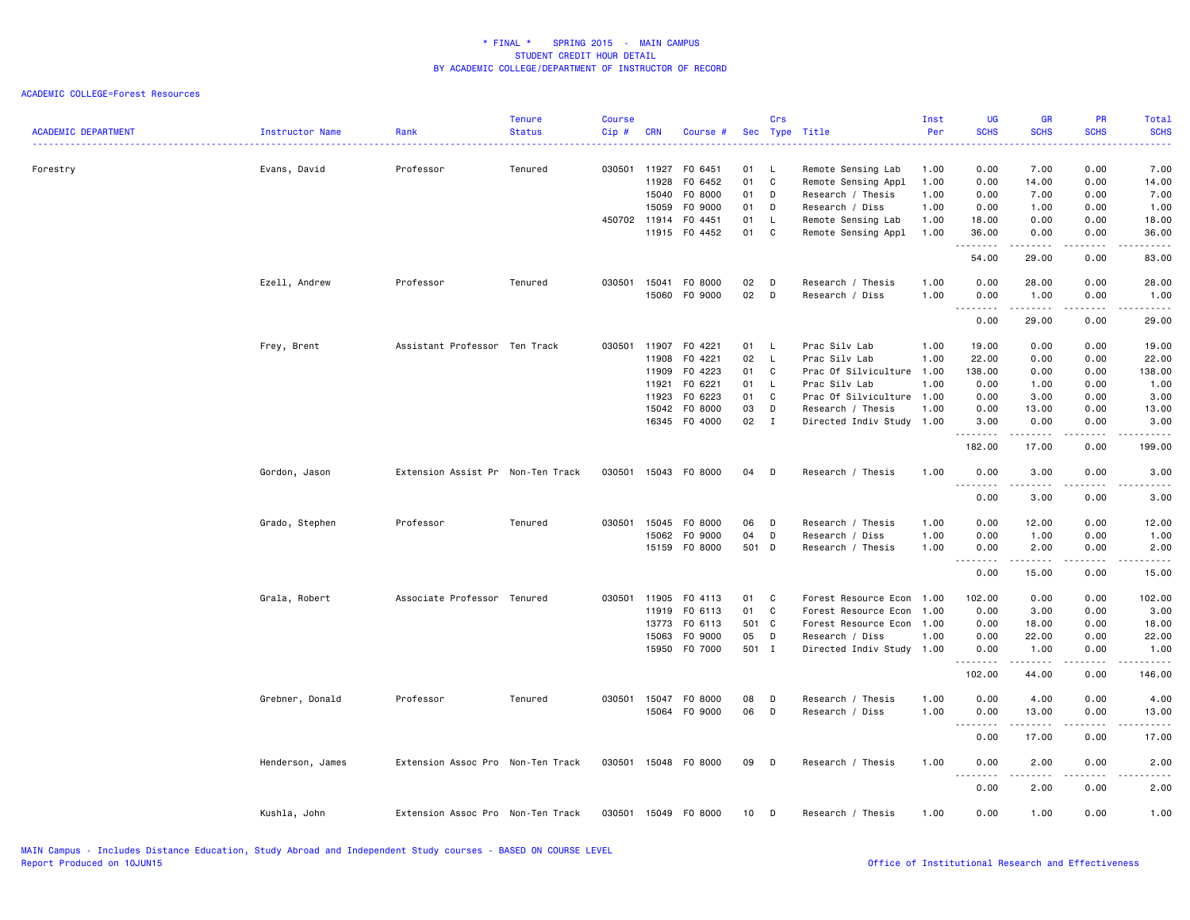# * FINAL * SPRING 2015 - MAIN CAMPUS
## STUDENT CREDIT HOUR DETAIL
## BY ACADEMIC COLLEGE/DEPARTMENT OF INSTRUCTOR OF RECORD

ACADEMIC COLLEGE=Forest Resources

| ACADEMIC DEPARTMENT | Instructor Name | Rank | Tenure Status | Course Cip # | CRN | Course # | Sec | Crs Type | Title | Inst Per | UG SCHS | GR SCHS | PR SCHS | Total SCHS |
|---|---|---|---|---|---|---|---|---|---|---|---|---|---|---|
| Forestry | Evans, David | Professor | Tenured | 030501 | 11927 | FO 6451 | 01 | L | Remote Sensing Lab | 1.00 | 0.00 | 7.00 | 0.00 | 7.00 |
| | | | | | 11928 | FO 6452 | 01 | C | Remote Sensing Appl | 1.00 | 0.00 | 14.00 | 0.00 | 14.00 |
| | | | | | 15040 | FO 8000 | 01 | D | Research / Thesis | 1.00 | 0.00 | 7.00 | 0.00 | 7.00 |
| | | | | | 15059 | FO 9000 | 01 | D | Research / Diss | 1.00 | 0.00 | 1.00 | 0.00 | 1.00 |
| | | | | 450702 | 11914 | FO 4451 | 01 | L | Remote Sensing Lab | 1.00 | 18.00 | 0.00 | 0.00 | 18.00 |
| | | | | | 11915 | FO 4452 | 01 | C | Remote Sensing Appl | 1.00 | 36.00 | 0.00 | 0.00 | 36.00 |
| | | | | | | | | | | | 54.00 | 29.00 | 0.00 | 83.00 |
| | Ezell, Andrew | Professor | Tenured | 030501 | 15041 | FO 8000 | 02 | D | Research / Thesis | 1.00 | 0.00 | 28.00 | 0.00 | 28.00 |
| | | | | | 15060 | FO 9000 | 02 | D | Research / Diss | 1.00 | 0.00 | 1.00 | 0.00 | 1.00 |
| | | | | | | | | | | | 0.00 | 29.00 | 0.00 | 29.00 |
| | Frey, Brent | Assistant Professor | Ten Track | 030501 | 11907 | FO 4221 | 01 | L | Prac Silv Lab | 1.00 | 19.00 | 0.00 | 0.00 | 19.00 |
| | | | | | 11908 | FO 4221 | 02 | L | Prac Silv Lab | 1.00 | 22.00 | 0.00 | 0.00 | 22.00 |
| | | | | | 11909 | FO 4223 | 01 | C | Prac Of Silviculture | 1.00 | 138.00 | 0.00 | 0.00 | 138.00 |
| | | | | | 11921 | FO 6221 | 01 | L | Prac Silv Lab | 1.00 | 0.00 | 1.00 | 0.00 | 1.00 |
| | | | | | 11923 | FO 6223 | 01 | C | Prac Of Silviculture | 1.00 | 0.00 | 3.00 | 0.00 | 3.00 |
| | | | | | 15042 | FO 8000 | 03 | D | Research / Thesis | 1.00 | 0.00 | 13.00 | 0.00 | 13.00 |
| | | | | | 16345 | FO 4000 | 02 | I | Directed Indiv Study | 1.00 | 3.00 | 0.00 | 0.00 | 3.00 |
| | | | | | | | | | | | 182.00 | 17.00 | 0.00 | 199.00 |
| | Gordon, Jason | Extension Assist Pr | Non-Ten Track | 030501 | 15043 | FO 8000 | 04 | D | Research / Thesis | 1.00 | 0.00 | 3.00 | 0.00 | 3.00 |
| | | | | | | | | | | | 0.00 | 3.00 | 0.00 | 3.00 |
| | Grado, Stephen | Professor | Tenured | 030501 | 15045 | FO 8000 | 06 | D | Research / Thesis | 1.00 | 0.00 | 12.00 | 0.00 | 12.00 |
| | | | | | 15062 | FO 9000 | 04 | D | Research / Diss | 1.00 | 0.00 | 1.00 | 0.00 | 1.00 |
| | | | | | 15159 | FO 8000 | 501 | D | Research / Thesis | 1.00 | 0.00 | 2.00 | 0.00 | 2.00 |
| | | | | | | | | | | | 0.00 | 15.00 | 0.00 | 15.00 |
| | Grala, Robert | Associate Professor | Tenured | 030501 | 11905 | FO 4113 | 01 | C | Forest Resource Econ | 1.00 | 102.00 | 0.00 | 0.00 | 102.00 |
| | | | | | 11919 | FO 6113 | 01 | C | Forest Resource Econ | 1.00 | 0.00 | 3.00 | 0.00 | 3.00 |
| | | | | | 13773 | FO 6113 | 501 | C | Forest Resource Econ | 1.00 | 0.00 | 18.00 | 0.00 | 18.00 |
| | | | | | 15063 | FO 9000 | 05 | D | Research / Diss | 1.00 | 0.00 | 22.00 | 0.00 | 22.00 |
| | | | | | 15950 | FO 7000 | 501 | I | Directed Indiv Study | 1.00 | 0.00 | 1.00 | 0.00 | 1.00 |
| | | | | | | | | | | | 102.00 | 44.00 | 0.00 | 146.00 |
| | Grebner, Donald | Professor | Tenured | 030501 | 15047 | FO 8000 | 08 | D | Research / Thesis | 1.00 | 0.00 | 4.00 | 0.00 | 4.00 |
| | | | | | 15064 | FO 9000 | 06 | D | Research / Diss | 1.00 | 0.00 | 13.00 | 0.00 | 13.00 |
| | | | | | | | | | | | 0.00 | 17.00 | 0.00 | 17.00 |
| | Henderson, James | Extension Assoc Pro | Non-Ten Track | 030501 | 15048 | FO 8000 | 09 | D | Research / Thesis | 1.00 | 0.00 | 2.00 | 0.00 | 2.00 |
| | | | | | | | | | | | 0.00 | 2.00 | 0.00 | 2.00 |
| | Kushla, John | Extension Assoc Pro | Non-Ten Track | 030501 | 15049 | FO 8000 | 10 | D | Research / Thesis | 1.00 | 0.00 | 1.00 | 0.00 | 1.00 |

MAIN Campus - Includes Distance Education, Study Abroad and Independent Study courses - BASED ON COURSE LEVEL
Report Produced on 10JUN15

Office of Institutional Research and Effectiveness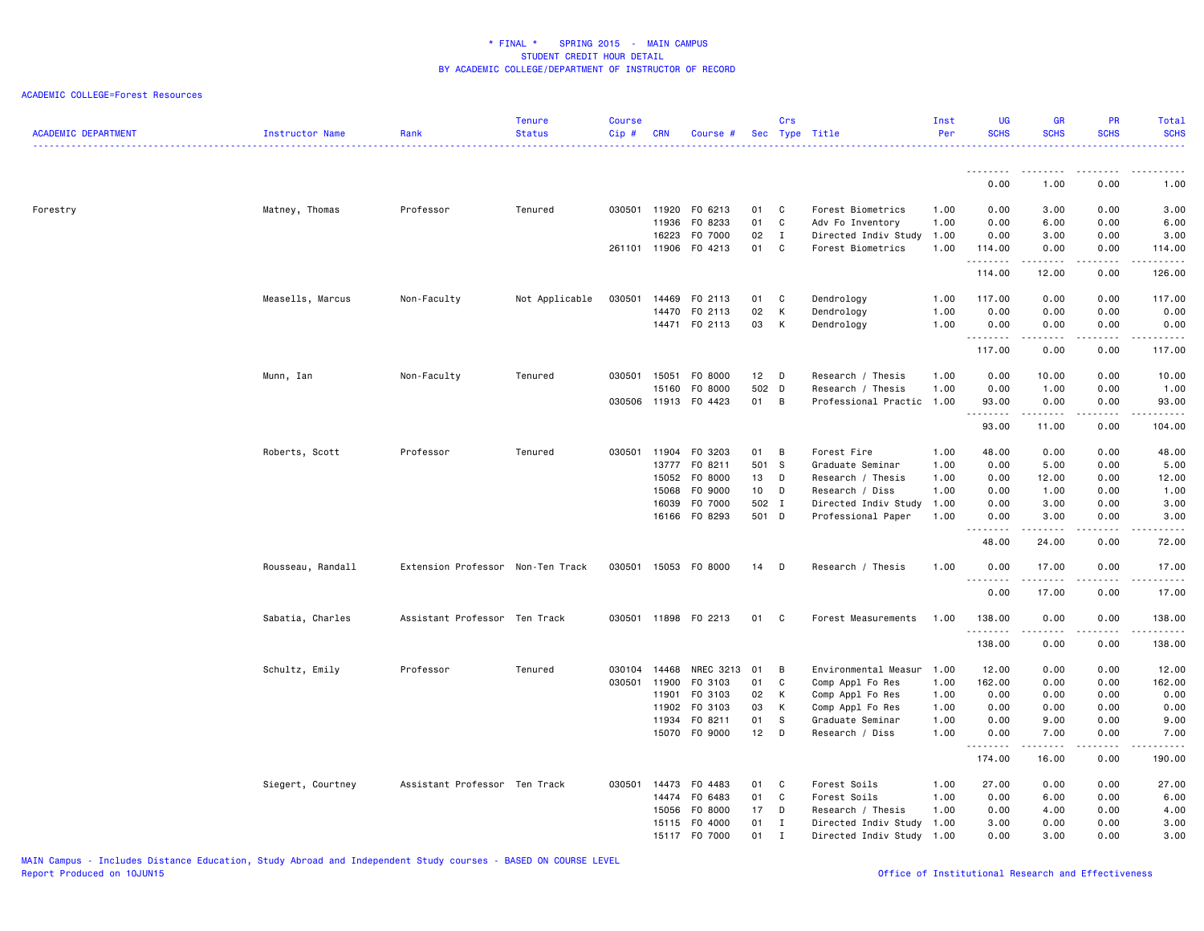* FINAL * SPRING 2015 - MAIN CAMPUS
STUDENT CREDIT HOUR DETAIL
BY ACADEMIC COLLEGE/DEPARTMENT OF INSTRUCTOR OF RECORD

ACADEMIC COLLEGE=Forest Resources

| ACADEMIC DEPARTMENT | Instructor Name | Rank | Tenure Status | Course Cip # | CRN | Course # | Sec | Crs Type | Title | Inst Per | UG SCHS | GR SCHS | PR SCHS | Total SCHS |
|---|---|---|---|---|---|---|---|---|---|---|---|---|---|---|
| | | | | | | | | | | | 0.00 | 1.00 | 0.00 | 1.00 |
| Forestry | Matney, Thomas | Professor | Tenured | 030501 | 11920 | FO 6213 | 01 | C | Forest Biometrics | 1.00 | 0.00 | 3.00 | 0.00 | 3.00 |
| | | | | | 11936 | FO 8233 | 01 | C | Adv Fo Inventory | 1.00 | 0.00 | 6.00 | 0.00 | 6.00 |
| | | | | | 16223 | FO 7000 | 02 | I | Directed Indiv Study | 1.00 | 0.00 | 3.00 | 0.00 | 3.00 |
| | | | | 261101 | 11906 | FO 4213 | 01 | C | Forest Biometrics | 1.00 | 114.00 | 0.00 | 0.00 | 114.00 |
| | | | | | | | | | | | 114.00 | 12.00 | 0.00 | 126.00 |
| | Measells, Marcus | Non-Faculty | Not Applicable | 030501 | 14469 | FO 2113 | 01 | C | Dendrology | 1.00 | 117.00 | 0.00 | 0.00 | 117.00 |
| | | | | | 14470 | FO 2113 | 02 | K | Dendrology | 1.00 | 0.00 | 0.00 | 0.00 | 0.00 |
| | | | | | 14471 | FO 2113 | 03 | K | Dendrology | 1.00 | 0.00 | 0.00 | 0.00 | 0.00 |
| | | | | | | | | | | | 117.00 | 0.00 | 0.00 | 117.00 |
| | Munn, Ian | Non-Faculty | Tenured | 030501 | 15051 | FO 8000 | 12 | D | Research / Thesis | 1.00 | 0.00 | 10.00 | 0.00 | 10.00 |
| | | | | | 15160 | FO 8000 | 502 | D | Research / Thesis | 1.00 | 0.00 | 1.00 | 0.00 | 1.00 |
| | | | | 030506 | 11913 | FO 4423 | 01 | B | Professional Practic | 1.00 | 93.00 | 0.00 | 0.00 | 93.00 |
| | | | | | | | | | | | 93.00 | 11.00 | 0.00 | 104.00 |
| | Roberts, Scott | Professor | Tenured | 030501 | 11904 | FO 3203 | 01 | B | Forest Fire | 1.00 | 48.00 | 0.00 | 0.00 | 48.00 |
| | | | | | 13777 | FO 8211 | 501 | S | Graduate Seminar | 1.00 | 0.00 | 5.00 | 0.00 | 5.00 |
| | | | | | 15052 | FO 8000 | 13 | D | Research / Thesis | 1.00 | 0.00 | 12.00 | 0.00 | 12.00 |
| | | | | | 15068 | FO 9000 | 10 | D | Research / Diss | 1.00 | 0.00 | 1.00 | 0.00 | 1.00 |
| | | | | | 16039 | FO 7000 | 502 | I | Directed Indiv Study | 1.00 | 0.00 | 3.00 | 0.00 | 3.00 |
| | | | | | 16166 | FO 8293 | 501 | D | Professional Paper | 1.00 | 0.00 | 3.00 | 0.00 | 3.00 |
| | | | | | | | | | | | 48.00 | 24.00 | 0.00 | 72.00 |
| | Rousseau, Randall | Extension Professor | Non-Ten Track | 030501 | 15053 | FO 8000 | 14 | D | Research / Thesis | 1.00 | 0.00 | 17.00 | 0.00 | 17.00 |
| | | | | | | | | | | | 0.00 | 17.00 | 0.00 | 17.00 |
| | Sabatia, Charles | Assistant Professor | Ten Track | 030501 | 11898 | FO 2213 | 01 | C | Forest Measurements | 1.00 | 138.00 | 0.00 | 0.00 | 138.00 |
| | | | | | | | | | | | 138.00 | 0.00 | 0.00 | 138.00 |
| | Schultz, Emily | Professor | Tenured | 030104 | 14468 | NREC 3213 | 01 | B | Environmental Measur | 1.00 | 12.00 | 0.00 | 0.00 | 12.00 |
| | | | | 030501 | 11900 | FO 3103 | 01 | C | Comp Appl Fo Res | 1.00 | 162.00 | 0.00 | 0.00 | 162.00 |
| | | | | | 11901 | FO 3103 | 02 | K | Comp Appl Fo Res | 1.00 | 0.00 | 0.00 | 0.00 | 0.00 |
| | | | | | 11902 | FO 3103 | 03 | K | Comp Appl Fo Res | 1.00 | 0.00 | 0.00 | 0.00 | 0.00 |
| | | | | | 11934 | FO 8211 | 01 | S | Graduate Seminar | 1.00 | 0.00 | 9.00 | 0.00 | 9.00 |
| | | | | | 15070 | FO 9000 | 12 | D | Research / Diss | 1.00 | 0.00 | 7.00 | 0.00 | 7.00 |
| | | | | | | | | | | | 174.00 | 16.00 | 0.00 | 190.00 |
| | Siegert, Courtney | Assistant Professor | Ten Track | 030501 | 14473 | FO 4483 | 01 | C | Forest Soils | 1.00 | 27.00 | 0.00 | 0.00 | 27.00 |
| | | | | | 14474 | FO 6483 | 01 | C | Forest Soils | 1.00 | 0.00 | 6.00 | 0.00 | 6.00 |
| | | | | | 15056 | FO 8000 | 17 | D | Research / Thesis | 1.00 | 0.00 | 4.00 | 0.00 | 4.00 |
| | | | | | 15115 | FO 4000 | 01 | I | Directed Indiv Study | 1.00 | 3.00 | 0.00 | 0.00 | 3.00 |
| | | | | | 15117 | FO 7000 | 01 | I | Directed Indiv Study | 1.00 | 0.00 | 3.00 | 0.00 | 3.00 |

MAIN Campus - Includes Distance Education, Study Abroad and Independent Study courses - BASED ON COURSE LEVEL
Report Produced on 10JUN15
Office of Institutional Research and Effectiveness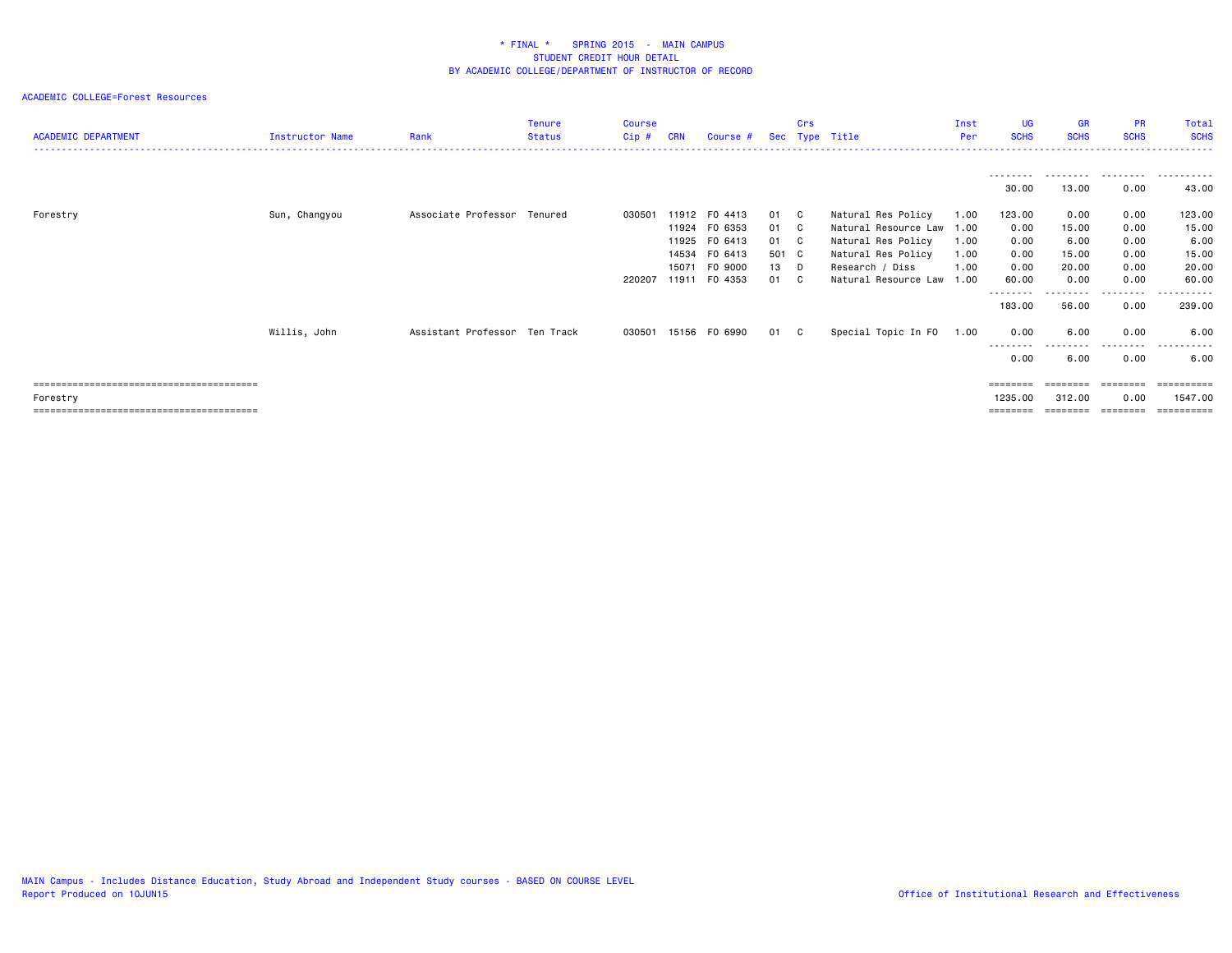* FINAL * SPRING 2015 - MAIN CAMPUS
STUDENT CREDIT HOUR DETAIL
BY ACADEMIC COLLEGE/DEPARTMENT OF INSTRUCTOR OF RECORD

ACADEMIC COLLEGE=Forest Resources

| ACADEMIC DEPARTMENT | Instructor Name | Rank | Tenure Status | Course Cip # | CRN | Course # | Sec | Crs Type | Title | Inst Per | UG SCHS | GR SCHS | PR SCHS | Total SCHS |
|---|---|---|---|---|---|---|---|---|---|---|---|---|---|---|
| | | | | | | | | | | | 30.00 | 13.00 | 0.00 | 43.00 |
| Forestry | Sun, Changyou | Associate Professor | Tenured | 030501 | 11912 | FO 4413 | 01 | C | Natural Res Policy | 1.00 | 123.00 | 0.00 | 0.00 | 123.00 |
| | | | | | 11924 | FO 6353 | 01 | C | Natural Resource Law | 1.00 | 0.00 | 15.00 | 0.00 | 15.00 |
| | | | | | 11925 | FO 6413 | 01 | C | Natural Res Policy | 1.00 | 0.00 | 6.00 | 0.00 | 6.00 |
| | | | | | 14534 | FO 6413 | 501 | C | Natural Res Policy | 1.00 | 0.00 | 15.00 | 0.00 | 15.00 |
| | | | | | 15071 | FO 9000 | 13 | D | Research / Diss | 1.00 | 0.00 | 20.00 | 0.00 | 20.00 |
| | | | | 220207 | 11911 | FO 4353 | 01 | C | Natural Resource Law | 1.00 | 60.00 | 0.00 | 0.00 | 60.00 |
| | | | | | | | | | | | 183.00 | 56.00 | 0.00 | 239.00 |
| | Willis, John | Assistant Professor | Ten Track | 030501 | 15156 | FO 6990 | 01 | C | Special Topic In FO | 1.00 | 0.00 | 6.00 | 0.00 | 6.00 |
| | | | | | | | | | | | 0.00 | 6.00 | 0.00 | 6.00 |
| Forestry | | | | | | | | | | | 1235.00 | 312.00 | 0.00 | 1547.00 |

MAIN Campus - Includes Distance Education, Study Abroad and Independent Study courses - BASED ON COURSE LEVEL
Report Produced on 10JUN15
Office of Institutional Research and Effectiveness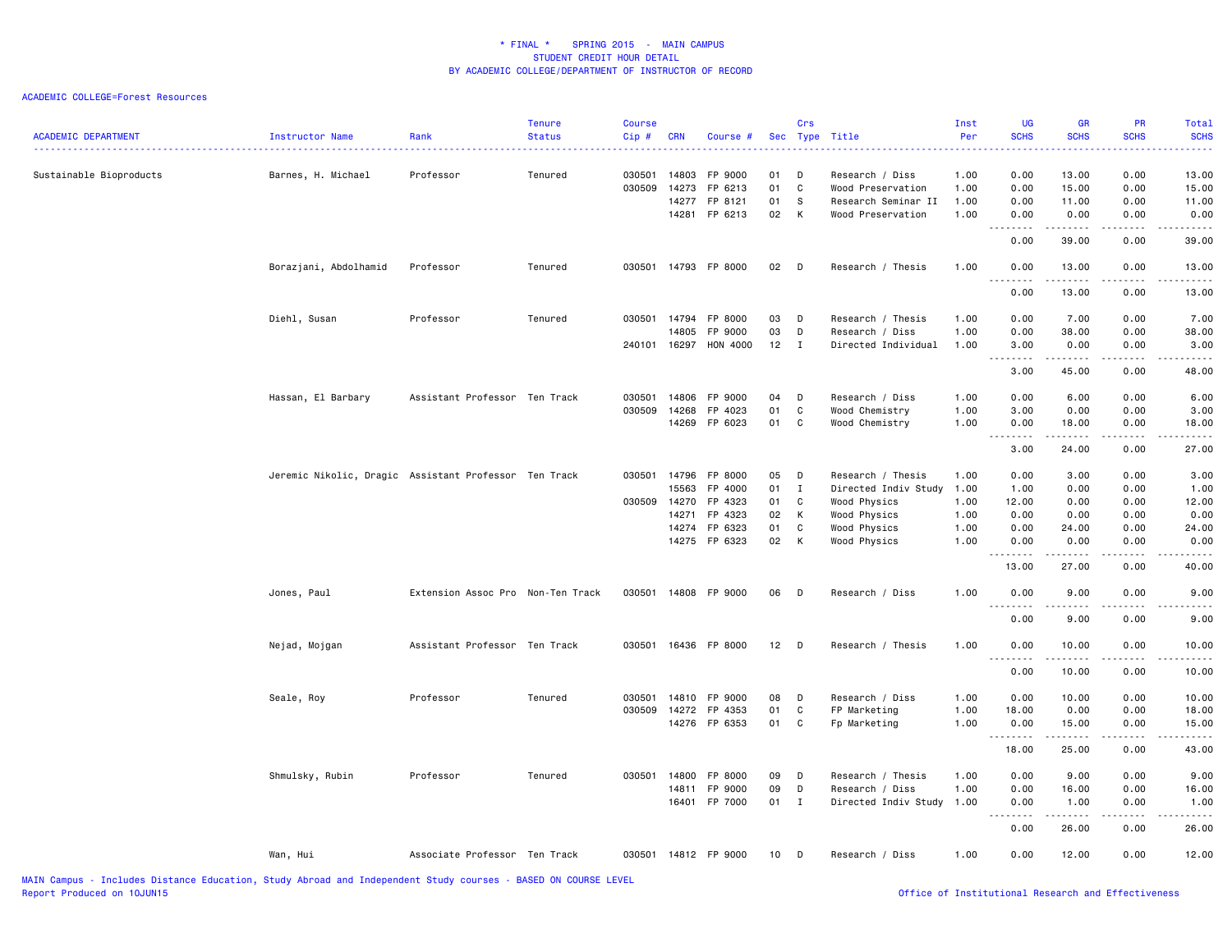\* FINAL \* SPRING 2015 - MAIN CAMPUS
STUDENT CREDIT HOUR DETAIL
BY ACADEMIC COLLEGE/DEPARTMENT OF INSTRUCTOR OF RECORD

ACADEMIC COLLEGE=Forest Resources

| ACADEMIC DEPARTMENT | Instructor Name | Rank | Tenure Status | Course Cip # | CRN | Course # | Sec | Crs Type | Title | Inst Per | UG SCHS | GR SCHS | PR SCHS | Total SCHS |
|---|---|---|---|---|---|---|---|---|---|---|---|---|---|---|
| Sustainable Bioproducts | Barnes, H. Michael | Professor | Tenured | 030501 | 14803 | FP 9000 | 01 | D | Research / Diss | 1.00 | 0.00 | 13.00 | 0.00 | 13.00 |
| | | | | 030509 | 14273 | FP 6213 | 01 | C | Wood Preservation | 1.00 | 0.00 | 15.00 | 0.00 | 15.00 |
| | | | | | 14277 | FP 8121 | 01 | S | Research Seminar II | 1.00 | 0.00 | 11.00 | 0.00 | 11.00 |
| | | | | | 14281 | FP 6213 | 02 | K | Wood Preservation | 1.00 | 0.00 | 0.00 | 0.00 | 0.00 |
| | | | | | | | | | | | 0.00 | 39.00 | 0.00 | 39.00 |
| | Borazjani, Abdolhamid | Professor | Tenured | 030501 | 14793 | FP 8000 | 02 | D | Research / Thesis | 1.00 | 0.00 | 13.00 | 0.00 | 13.00 |
| | | | | | | | | | | | 0.00 | 13.00 | 0.00 | 13.00 |
| | Diehl, Susan | Professor | Tenured | 030501 | 14794 | FP 8000 | 03 | D | Research / Thesis | 1.00 | 0.00 | 7.00 | 0.00 | 7.00 |
| | | | | | 14805 | FP 9000 | 03 | D | Research / Diss | 1.00 | 0.00 | 38.00 | 0.00 | 38.00 |
| | | | | 240101 | 16297 | HON 4000 | 12 | I | Directed Individual | 1.00 | 3.00 | 0.00 | 0.00 | 3.00 |
| | | | | | | | | | | | 3.00 | 45.00 | 0.00 | 48.00 |
| | Hassan, El Barbary | Assistant Professor | Ten Track | 030501 | 14806 | FP 9000 | 04 | D | Research / Diss | 1.00 | 0.00 | 6.00 | 0.00 | 6.00 |
| | | | | 030509 | 14268 | FP 4023 | 01 | C | Wood Chemistry | 1.00 | 3.00 | 0.00 | 0.00 | 3.00 |
| | | | | | 14269 | FP 6023 | 01 | C | Wood Chemistry | 1.00 | 0.00 | 18.00 | 0.00 | 18.00 |
| | | | | | | | | | | | 3.00 | 24.00 | 0.00 | 27.00 |
| | Jeremic Nikolic, Dragic | Assistant Professor | Ten Track | 030501 | 14796 | FP 8000 | 05 | D | Research / Thesis | 1.00 | 0.00 | 3.00 | 0.00 | 3.00 |
| | | | | | 15563 | FP 4000 | 01 | I | Directed Indiv Study | 1.00 | 1.00 | 0.00 | 0.00 | 1.00 |
| | | | | 030509 | 14270 | FP 4323 | 01 | C | Wood Physics | 1.00 | 12.00 | 0.00 | 0.00 | 12.00 |
| | | | | | 14271 | FP 4323 | 02 | K | Wood Physics | 1.00 | 0.00 | 0.00 | 0.00 | 0.00 |
| | | | | | 14274 | FP 6323 | 01 | C | Wood Physics | 1.00 | 0.00 | 24.00 | 0.00 | 24.00 |
| | | | | | 14275 | FP 6323 | 02 | K | Wood Physics | 1.00 | 0.00 | 0.00 | 0.00 | 0.00 |
| | | | | | | | | | | | 13.00 | 27.00 | 0.00 | 40.00 |
| | Jones, Paul | Extension Assoc Pro | Non-Ten Track | 030501 | 14808 | FP 9000 | 06 | D | Research / Diss | 1.00 | 0.00 | 9.00 | 0.00 | 9.00 |
| | | | | | | | | | | | 0.00 | 9.00 | 0.00 | 9.00 |
| | Nejad, Mojgan | Assistant Professor | Ten Track | 030501 | 16436 | FP 8000 | 12 | D | Research / Thesis | 1.00 | 0.00 | 10.00 | 0.00 | 10.00 |
| | | | | | | | | | | | 0.00 | 10.00 | 0.00 | 10.00 |
| | Seale, Roy | Professor | Tenured | 030501 | 14810 | FP 9000 | 08 | D | Research / Diss | 1.00 | 0.00 | 10.00 | 0.00 | 10.00 |
| | | | | 030509 | 14272 | FP 4353 | 01 | C | FP Marketing | 1.00 | 18.00 | 0.00 | 0.00 | 18.00 |
| | | | | | 14276 | FP 6353 | 01 | C | Fp Marketing | 1.00 | 0.00 | 15.00 | 0.00 | 15.00 |
| | | | | | | | | | | | 18.00 | 25.00 | 0.00 | 43.00 |
| | Shmulsky, Rubin | Professor | Tenured | 030501 | 14800 | FP 8000 | 09 | D | Research / Thesis | 1.00 | 0.00 | 9.00 | 0.00 | 9.00 |
| | | | | | 14811 | FP 9000 | 09 | D | Research / Diss | 1.00 | 0.00 | 16.00 | 0.00 | 16.00 |
| | | | | | 16401 | FP 7000 | 01 | I | Directed Indiv Study | 1.00 | 0.00 | 1.00 | 0.00 | 1.00 |
| | | | | | | | | | | | 0.00 | 26.00 | 0.00 | 26.00 |
| | Wan, Hui | Associate Professor | Ten Track | 030501 | 14812 | FP 9000 | 10 | D | Research / Diss | 1.00 | 0.00 | 12.00 | 0.00 | 12.00 |

MAIN Campus - Includes Distance Education, Study Abroad and Independent Study courses - BASED ON COURSE LEVEL
Report Produced on 10JUN15

Office of Institutional Research and Effectiveness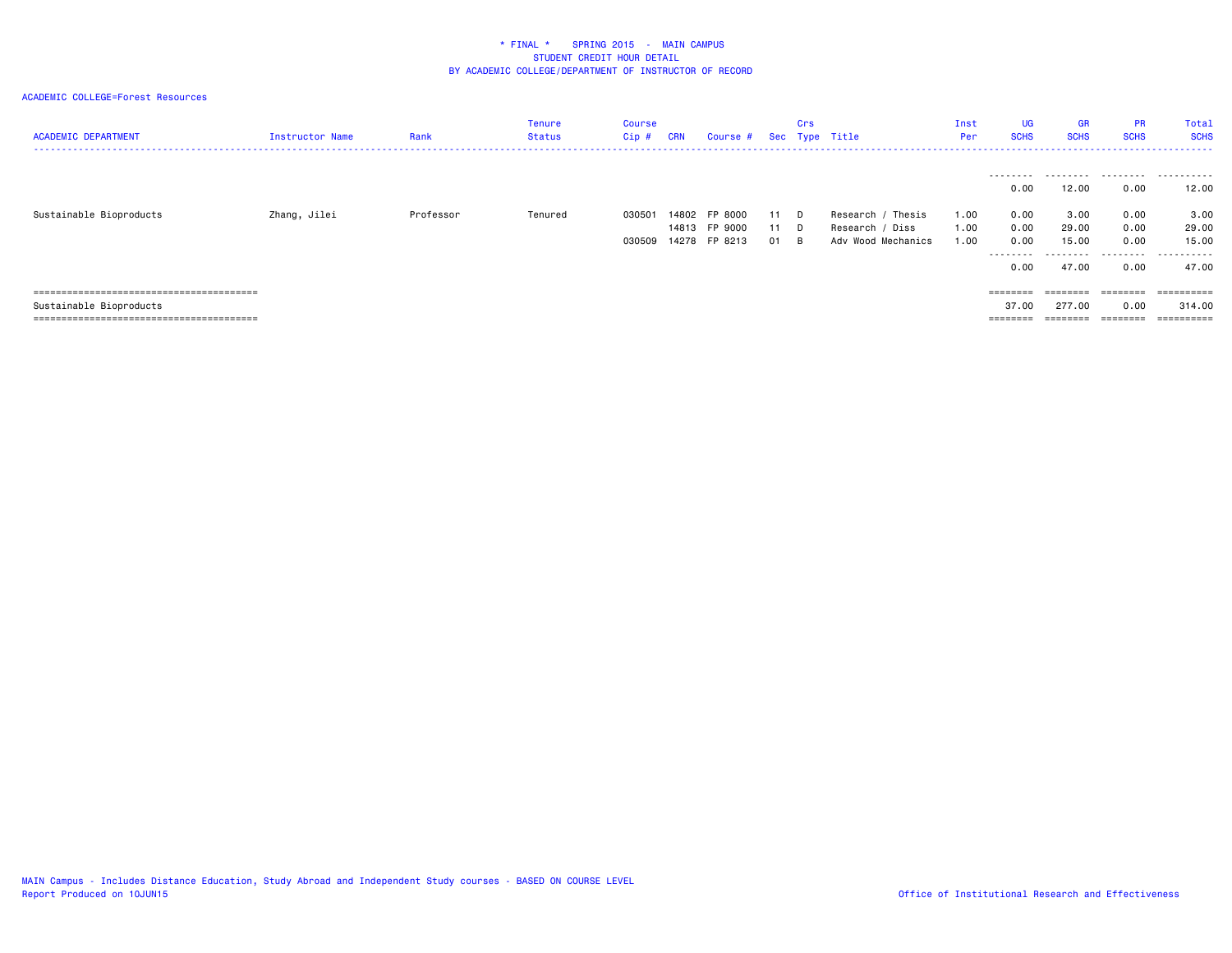\* FINAL \*    SPRING 2015  -  MAIN CAMPUS
STUDENT CREDIT HOUR DETAIL
BY ACADEMIC COLLEGE/DEPARTMENT OF INSTRUCTOR OF RECORD

ACADEMIC COLLEGE=Forest Resources

| ACADEMIC DEPARTMENT | Instructor Name | Rank | Tenure Status | Course Cip # | CRN | Course # | Sec | Crs Type | Title | Inst Per | UG SCHS | GR SCHS | PR SCHS | Total SCHS |
|---|---|---|---|---|---|---|---|---|---|---|---|---|---|---|
| | | | | | | | | | | | 0.00 | 12.00 | 0.00 | 12.00 |
| Sustainable Bioproducts | Zhang, Jilei | Professor | Tenured | 030501 | 14802 | FP 8000 | 11 | D | Research / Thesis | 1.00 | 0.00 | 3.00 | 0.00 | 3.00 |
| | | | | | 14813 | FP 9000 | 11 | D | Research / Diss | 1.00 | 0.00 | 29.00 | 0.00 | 29.00 |
| | | | | 030509 | 14278 | FP 8213 | 01 | B | Adv Wood Mechanics | 1.00 | 0.00 | 15.00 | 0.00 | 15.00 |
| | | | | | | | | | | | 0.00 | 47.00 | 0.00 | 47.00 |
| Sustainable Bioproducts | | | | | | | | | | | 37.00 | 277.00 | 0.00 | 314.00 |

MAIN Campus - Includes Distance Education, Study Abroad and Independent Study courses - BASED ON COURSE LEVEL
Report Produced on 10JUN15

Office of Institutional Research and Effectiveness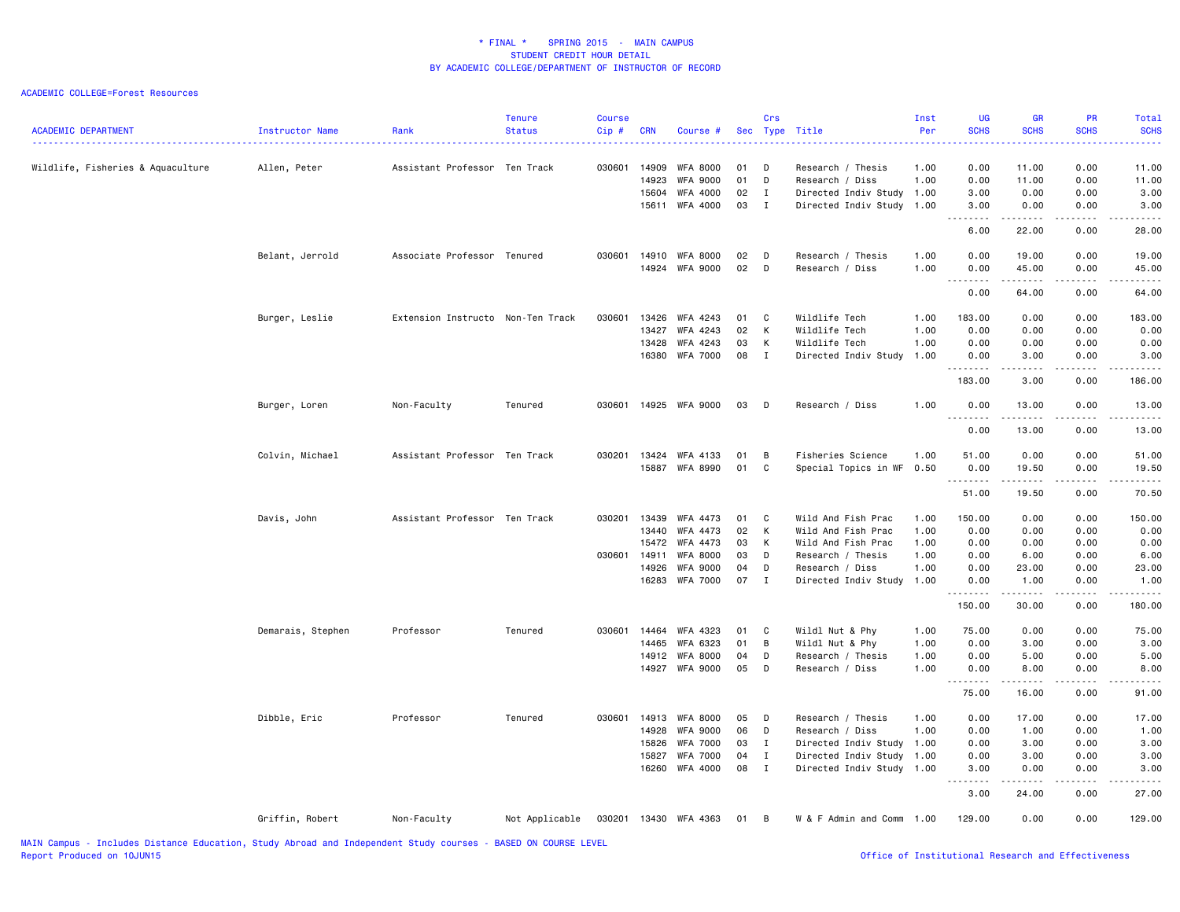# * FINAL * SPRING 2015 - MAIN CAMPUS
## STUDENT CREDIT HOUR DETAIL
### BY ACADEMIC COLLEGE/DEPARTMENT OF INSTRUCTOR OF RECORD

ACADEMIC COLLEGE=Forest Resources

| ACADEMIC DEPARTMENT | Instructor Name | Rank | Tenure Status | Course Cip # | CRN | Course # | Sec | Crs Type | Title | Inst Per | UG SCHS | GR SCHS | PR SCHS | Total SCHS |
|---|---|---|---|---|---|---|---|---|---|---|---|---|---|---|
| Wildlife, Fisheries & Aquaculture | Allen, Peter | Assistant Professor | Ten Track | 030601 | 14909 | WFA 8000 | 01 | D | Research / Thesis | 1.00 | 0.00 | 11.00 | 0.00 | 11.00 |
| | | | | | 14923 | WFA 9000 | 01 | D | Research / Diss | 1.00 | 0.00 | 11.00 | 0.00 | 11.00 |
| | | | | | 15604 | WFA 4000 | 02 | I | Directed Indiv Study | 1.00 | 3.00 | 0.00 | 0.00 | 3.00 |
| | | | | | 15611 | WFA 4000 | 03 | I | Directed Indiv Study | 1.00 | 3.00 | 0.00 | 0.00 | 3.00 |
| | | | | | | | | | | | 6.00 | 22.00 | 0.00 | 28.00 |
| | Belant, Jerrold | Associate Professor | Tenured | 030601 | 14910 | WFA 8000 | 02 | D | Research / Thesis | 1.00 | 0.00 | 19.00 | 0.00 | 19.00 |
| | | | | | 14924 | WFA 9000 | 02 | D | Research / Diss | 1.00 | 0.00 | 45.00 | 0.00 | 45.00 |
| | | | | | | | | | | | 0.00 | 64.00 | 0.00 | 64.00 |
| | Burger, Leslie | Extension Instructo | Non-Ten Track | 030601 | 13426 | WFA 4243 | 01 | C | Wildlife Tech | 1.00 | 183.00 | 0.00 | 0.00 | 183.00 |
| | | | | | 13427 | WFA 4243 | 02 | K | Wildlife Tech | 1.00 | 0.00 | 0.00 | 0.00 | 0.00 |
| | | | | | 13428 | WFA 4243 | 03 | K | Wildlife Tech | 1.00 | 0.00 | 0.00 | 0.00 | 0.00 |
| | | | | | 16380 | WFA 7000 | 08 | I | Directed Indiv Study | 1.00 | 0.00 | 3.00 | 0.00 | 3.00 |
| | | | | | | | | | | | 183.00 | 3.00 | 0.00 | 186.00 |
| | Burger, Loren | Non-Faculty | Tenured | 030601 | 14925 | WFA 9000 | 03 | D | Research / Diss | 1.00 | 0.00 | 13.00 | 0.00 | 13.00 |
| | | | | | | | | | | | 0.00 | 13.00 | 0.00 | 13.00 |
| | Colvin, Michael | Assistant Professor | Ten Track | 030201 | 13424 | WFA 4133 | 01 | B | Fisheries Science | 1.00 | 51.00 | 0.00 | 0.00 | 51.00 |
| | | | | | 15887 | WFA 8990 | 01 | C | Special Topics in WF | 0.50 | 0.00 | 19.50 | 0.00 | 19.50 |
| | | | | | | | | | | | 51.00 | 19.50 | 0.00 | 70.50 |
| | Davis, John | Assistant Professor | Ten Track | 030201 | 13439 | WFA 4473 | 01 | C | Wild And Fish Prac | 1.00 | 150.00 | 0.00 | 0.00 | 150.00 |
| | | | | | 13440 | WFA 4473 | 02 | K | Wild And Fish Prac | 1.00 | 0.00 | 0.00 | 0.00 | 0.00 |
| | | | | | 15472 | WFA 4473 | 03 | K | Wild And Fish Prac | 1.00 | 0.00 | 0.00 | 0.00 | 0.00 |
| | | | | 030601 | 14911 | WFA 8000 | 03 | D | Research / Thesis | 1.00 | 0.00 | 6.00 | 0.00 | 6.00 |
| | | | | | 14926 | WFA 9000 | 04 | D | Research / Diss | 1.00 | 0.00 | 23.00 | 0.00 | 23.00 |
| | | | | | 16283 | WFA 7000 | 07 | I | Directed Indiv Study | 1.00 | 0.00 | 1.00 | 0.00 | 1.00 |
| | | | | | | | | | | | 150.00 | 30.00 | 0.00 | 180.00 |
| | Demarais, Stephen | Professor | Tenured | 030601 | 14464 | WFA 4323 | 01 | C | Wildl Nut & Phy | 1.00 | 75.00 | 0.00 | 0.00 | 75.00 |
| | | | | | 14465 | WFA 6323 | 01 | B | Wildl Nut & Phy | 1.00 | 0.00 | 3.00 | 0.00 | 3.00 |
| | | | | | 14912 | WFA 8000 | 04 | D | Research / Thesis | 1.00 | 0.00 | 5.00 | 0.00 | 5.00 |
| | | | | | 14927 | WFA 9000 | 05 | D | Research / Diss | 1.00 | 0.00 | 8.00 | 0.00 | 8.00 |
| | | | | | | | | | | | 75.00 | 16.00 | 0.00 | 91.00 |
| | Dibble, Eric | Professor | Tenured | 030601 | 14913 | WFA 8000 | 05 | D | Research / Thesis | 1.00 | 0.00 | 17.00 | 0.00 | 17.00 |
| | | | | | 14928 | WFA 9000 | 06 | D | Research / Diss | 1.00 | 0.00 | 1.00 | 0.00 | 1.00 |
| | | | | | 15826 | WFA 7000 | 03 | I | Directed Indiv Study | 1.00 | 0.00 | 3.00 | 0.00 | 3.00 |
| | | | | | 15827 | WFA 7000 | 04 | I | Directed Indiv Study | 1.00 | 0.00 | 3.00 | 0.00 | 3.00 |
| | | | | | 16260 | WFA 4000 | 08 | I | Directed Indiv Study | 1.00 | 3.00 | 0.00 | 0.00 | 3.00 |
| | | | | | | | | | | | 3.00 | 24.00 | 0.00 | 27.00 |
| | Griffin, Robert | Non-Faculty | Not Applicable | 030201 | 13430 | WFA 4363 | 01 | B | W & F Admin and Comm | 1.00 | 129.00 | 0.00 | 0.00 | 129.00 |

MAIN Campus - Includes Distance Education, Study Abroad and Independent Study courses - BASED ON COURSE LEVEL
Report Produced on 10JUN15

Office of Institutional Research and Effectiveness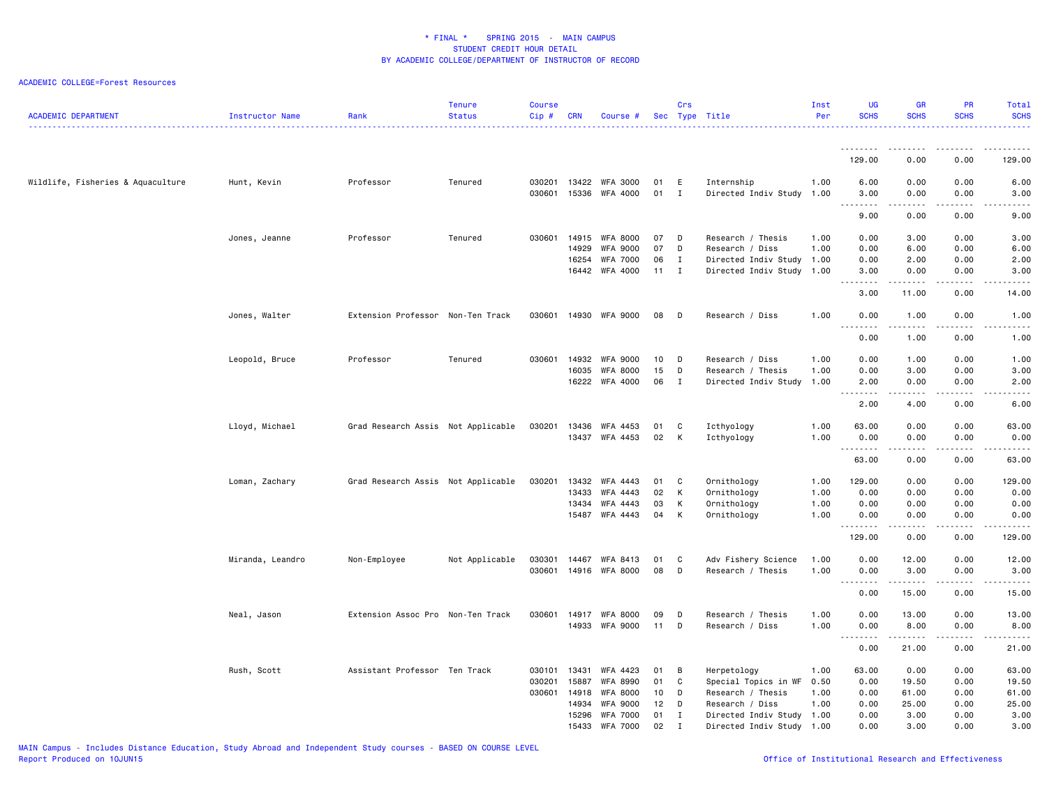# * FINAL * SPRING 2015 - MAIN CAMPUS
## STUDENT CREDIT HOUR DETAIL
## BY ACADEMIC COLLEGE/DEPARTMENT OF INSTRUCTOR OF RECORD

ACADEMIC COLLEGE=Forest Resources

| ACADEMIC DEPARTMENT | Instructor Name | Rank | Tenure Status | Course Cip # | CRN | Course # | Sec | Crs Type | Title | Inst Per | UG SCHS | GR SCHS | PR SCHS | Total SCHS |
|---|---|---|---|---|---|---|---|---|---|---|---|---|---|---|
| | | | | | | | | | | | 129.00 | 0.00 | 0.00 | 129.00 |
| Wildlife, Fisheries & Aquaculture | Hunt, Kevin | Professor | Tenured | 030201 | 13422 | WFA 3000 | 01 | E | Internship | 1.00 | 6.00 | 0.00 | 0.00 | 6.00 |
| | | | | 030601 | 15336 | WFA 4000 | 01 | I | Directed Indiv Study | 1.00 | 3.00 | 0.00 | 0.00 | 3.00 |
| | | | | | | | | | | | 9.00 | 0.00 | 0.00 | 9.00 |
| | Jones, Jeanne | Professor | Tenured | 030601 | 14915 | WFA 8000 | 07 | D | Research / Thesis | 1.00 | 0.00 | 3.00 | 0.00 | 3.00 |
| | | | | | 14929 | WFA 9000 | 07 | D | Research / Diss | 1.00 | 0.00 | 6.00 | 0.00 | 6.00 |
| | | | | | 16254 | WFA 7000 | 06 | I | Directed Indiv Study | 1.00 | 0.00 | 2.00 | 0.00 | 2.00 |
| | | | | | 16442 | WFA 4000 | 11 | I | Directed Indiv Study | 1.00 | 3.00 | 0.00 | 0.00 | 3.00 |
| | | | | | | | | | | | 3.00 | 11.00 | 0.00 | 14.00 |
| | Jones, Walter | Extension Professor | Non-Ten Track | 030601 | 14930 | WFA 9000 | 08 | D | Research / Diss | 1.00 | 0.00 | 1.00 | 0.00 | 1.00 |
| | | | | | | | | | | | 0.00 | 1.00 | 0.00 | 1.00 |
| | Leopold, Bruce | Professor | Tenured | 030601 | 14932 | WFA 9000 | 10 | D | Research / Diss | 1.00 | 0.00 | 1.00 | 0.00 | 1.00 |
| | | | | | 16035 | WFA 8000 | 15 | D | Research / Thesis | 1.00 | 0.00 | 3.00 | 0.00 | 3.00 |
| | | | | | 16222 | WFA 4000 | 06 | I | Directed Indiv Study | 1.00 | 2.00 | 0.00 | 0.00 | 2.00 |
| | | | | | | | | | | | 2.00 | 4.00 | 0.00 | 6.00 |
| | Lloyd, Michael | Grad Research Assis | Not Applicable | 030201 | 13436 | WFA 4453 | 01 | C | Icthyology | 1.00 | 63.00 | 0.00 | 0.00 | 63.00 |
| | | | | | 13437 | WFA 4453 | 02 | K | Icthyology | 1.00 | 0.00 | 0.00 | 0.00 | 0.00 |
| | | | | | | | | | | | 63.00 | 0.00 | 0.00 | 63.00 |
| | Loman, Zachary | Grad Research Assis | Not Applicable | 030201 | 13432 | WFA 4443 | 01 | C | Ornithology | 1.00 | 129.00 | 0.00 | 0.00 | 129.00 |
| | | | | | 13433 | WFA 4443 | 02 | K | Ornithology | 1.00 | 0.00 | 0.00 | 0.00 | 0.00 |
| | | | | | 13434 | WFA 4443 | 03 | K | Ornithology | 1.00 | 0.00 | 0.00 | 0.00 | 0.00 |
| | | | | | 15487 | WFA 4443 | 04 | K | Ornithology | 1.00 | 0.00 | 0.00 | 0.00 | 0.00 |
| | | | | | | | | | | | 129.00 | 0.00 | 0.00 | 129.00 |
| | Miranda, Leandro | Non-Employee | Not Applicable | 030301 | 14467 | WFA 8413 | 01 | C | Adv Fishery Science | 1.00 | 0.00 | 12.00 | 0.00 | 12.00 |
| | | | | 030601 | 14916 | WFA 8000 | 08 | D | Research / Thesis | 1.00 | 0.00 | 3.00 | 0.00 | 3.00 |
| | | | | | | | | | | | 0.00 | 15.00 | 0.00 | 15.00 |
| | Neal, Jason | Extension Assoc Pro | Non-Ten Track | 030601 | 14917 | WFA 8000 | 09 | D | Research / Thesis | 1.00 | 0.00 | 13.00 | 0.00 | 13.00 |
| | | | | | 14933 | WFA 9000 | 11 | D | Research / Diss | 1.00 | 0.00 | 8.00 | 0.00 | 8.00 |
| | | | | | | | | | | | 0.00 | 21.00 | 0.00 | 21.00 |
| | Rush, Scott | Assistant Professor | Ten Track | 030101 | 13431 | WFA 4423 | 01 | B | Herpetology | 1.00 | 63.00 | 0.00 | 0.00 | 63.00 |
| | | | | 030201 | 15887 | WFA 8990 | 01 | C | Special Topics in WF | 0.50 | 0.00 | 19.50 | 0.00 | 19.50 |
| | | | | 030601 | 14918 | WFA 8000 | 10 | D | Research / Thesis | 1.00 | 0.00 | 61.00 | 0.00 | 61.00 |
| | | | | | 14934 | WFA 9000 | 12 | D | Research / Diss | 1.00 | 0.00 | 25.00 | 0.00 | 25.00 |
| | | | | | 15296 | WFA 7000 | 01 | I | Directed Indiv Study | 1.00 | 0.00 | 3.00 | 0.00 | 3.00 |
| | | | | | 15433 | WFA 7000 | 02 | I | Directed Indiv Study | 1.00 | 0.00 | 3.00 | 0.00 | 3.00 |

MAIN Campus - Includes Distance Education, Study Abroad and Independent Study courses - BASED ON COURSE LEVEL
Report Produced on 10JUN15

Office of Institutional Research and Effectiveness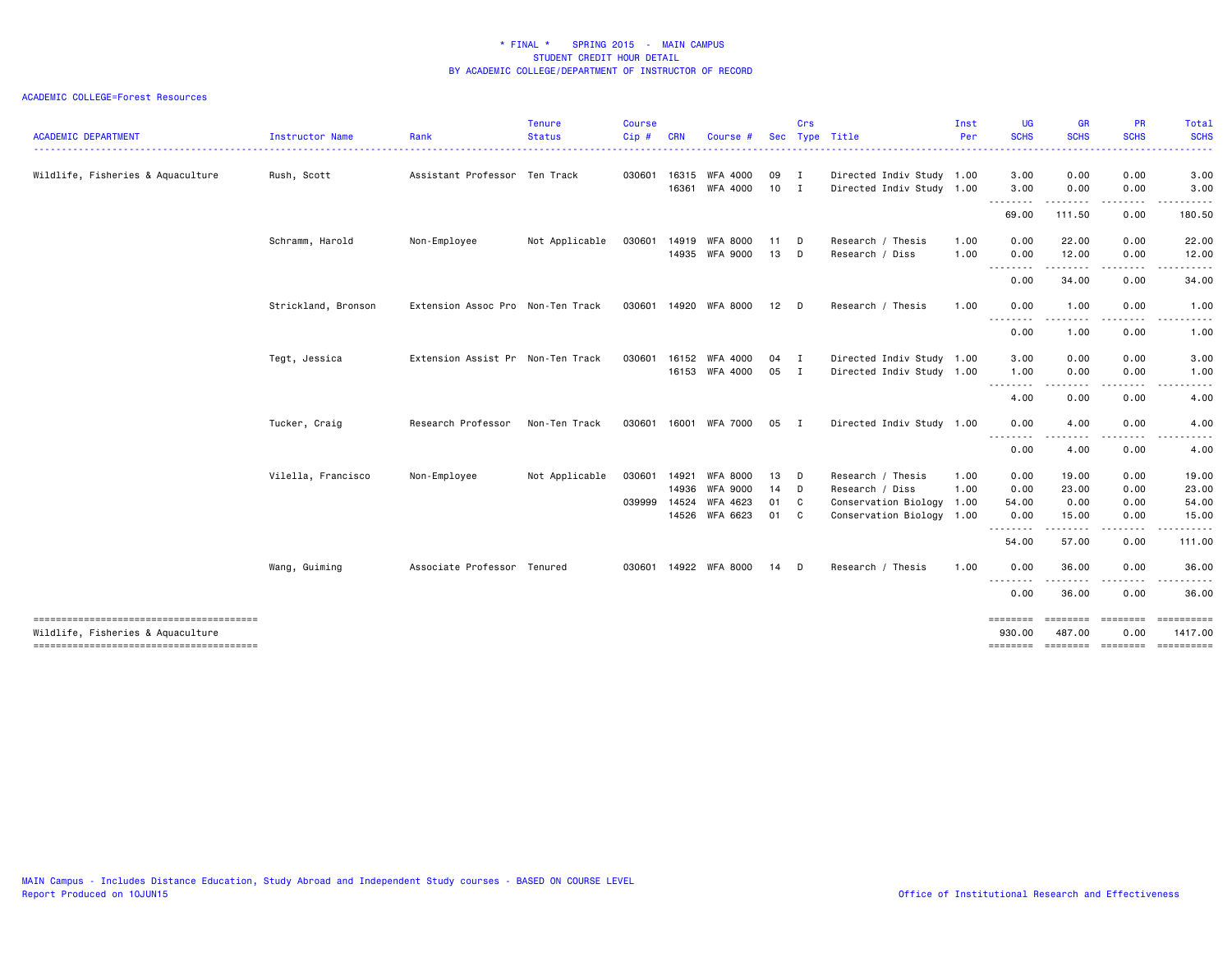# * FINAL * SPRING 2015 - MAIN CAMPUS
## STUDENT CREDIT HOUR DETAIL
### BY ACADEMIC COLLEGE/DEPARTMENT OF INSTRUCTOR OF RECORD

ACADEMIC COLLEGE=Forest Resources

| ACADEMIC DEPARTMENT | Instructor Name | Rank | Tenure Status | Course Cip # | CRN | Course # | Sec | Crs Type | Title | Inst Per | UG SCHS | GR SCHS | PR SCHS | Total SCHS |
|---|---|---|---|---|---|---|---|---|---|---|---|---|---|---|
| Wildlife, Fisheries & Aquaculture | Rush, Scott | Assistant Professor | Ten Track | 030601 | 16315 | WFA 4000 | 09 | I | Directed Indiv Study | 1.00 | 3.00 | 0.00 | 0.00 | 3.00 |
| | | | | | 16361 | WFA 4000 | 10 | I | Directed Indiv Study | 1.00 | 3.00 | 0.00 | 0.00 | 3.00 |
| | | | | | | | | | | | 69.00 | 111.50 | 0.00 | 180.50 |
| | Schramm, Harold | Non-Employee | Not Applicable | 030601 | 14919 | WFA 8000 | 11 | D | Research / Thesis | 1.00 | 0.00 | 22.00 | 0.00 | 22.00 |
| | | | | | 14935 | WFA 9000 | 13 | D | Research / Diss | 1.00 | 0.00 | 12.00 | 0.00 | 12.00 |
| | | | | | | | | | | | 0.00 | 34.00 | 0.00 | 34.00 |
| | Strickland, Bronson | Extension Assoc Pro | Non-Ten Track | 030601 | 14920 | WFA 8000 | 12 | D | Research / Thesis | 1.00 | 0.00 | 1.00 | 0.00 | 1.00 |
| | | | | | | | | | | | 0.00 | 1.00 | 0.00 | 1.00 |
| | Tegt, Jessica | Extension Assist Pr | Non-Ten Track | 030601 | 16152 | WFA 4000 | 04 | I | Directed Indiv Study | 1.00 | 3.00 | 0.00 | 0.00 | 3.00 |
| | | | | | 16153 | WFA 4000 | 05 | I | Directed Indiv Study | 1.00 | 1.00 | 0.00 | 0.00 | 1.00 |
| | | | | | | | | | | | 4.00 | 0.00 | 0.00 | 4.00 |
| | Tucker, Craig | Research Professor | Non-Ten Track | 030601 | 16001 | WFA 7000 | 05 | I | Directed Indiv Study | 1.00 | 0.00 | 4.00 | 0.00 | 4.00 |
| | | | | | | | | | | | 0.00 | 4.00 | 0.00 | 4.00 |
| | Vilella, Francisco | Non-Employee | Not Applicable | 030601 | 14921 | WFA 8000 | 13 | D | Research / Thesis | 1.00 | 0.00 | 19.00 | 0.00 | 19.00 |
| | | | | | 14936 | WFA 9000 | 14 | D | Research / Diss | 1.00 | 0.00 | 23.00 | 0.00 | 23.00 |
| | | | | 039999 | 14524 | WFA 4623 | 01 | C | Conservation Biology | 1.00 | 54.00 | 0.00 | 0.00 | 54.00 |
| | | | | | 14526 | WFA 6623 | 01 | C | Conservation Biology | 1.00 | 0.00 | 15.00 | 0.00 | 15.00 |
| | | | | | | | | | | | 54.00 | 57.00 | 0.00 | 111.00 |
| | Wang, Guiming | Associate Professor | Tenured | 030601 | 14922 | WFA 8000 | 14 | D | Research / Thesis | 1.00 | 0.00 | 36.00 | 0.00 | 36.00 |
| | | | | | | | | | | | 0.00 | 36.00 | 0.00 | 36.00 |
| Wildlife, Fisheries & Aquaculture | | | | | | | | | | | 930.00 | 487.00 | 0.00 | 1417.00 |

MAIN Campus - Includes Distance Education, Study Abroad and Independent Study courses - BASED ON COURSE LEVEL
Report Produced on 10JUN15

Office of Institutional Research and Effectiveness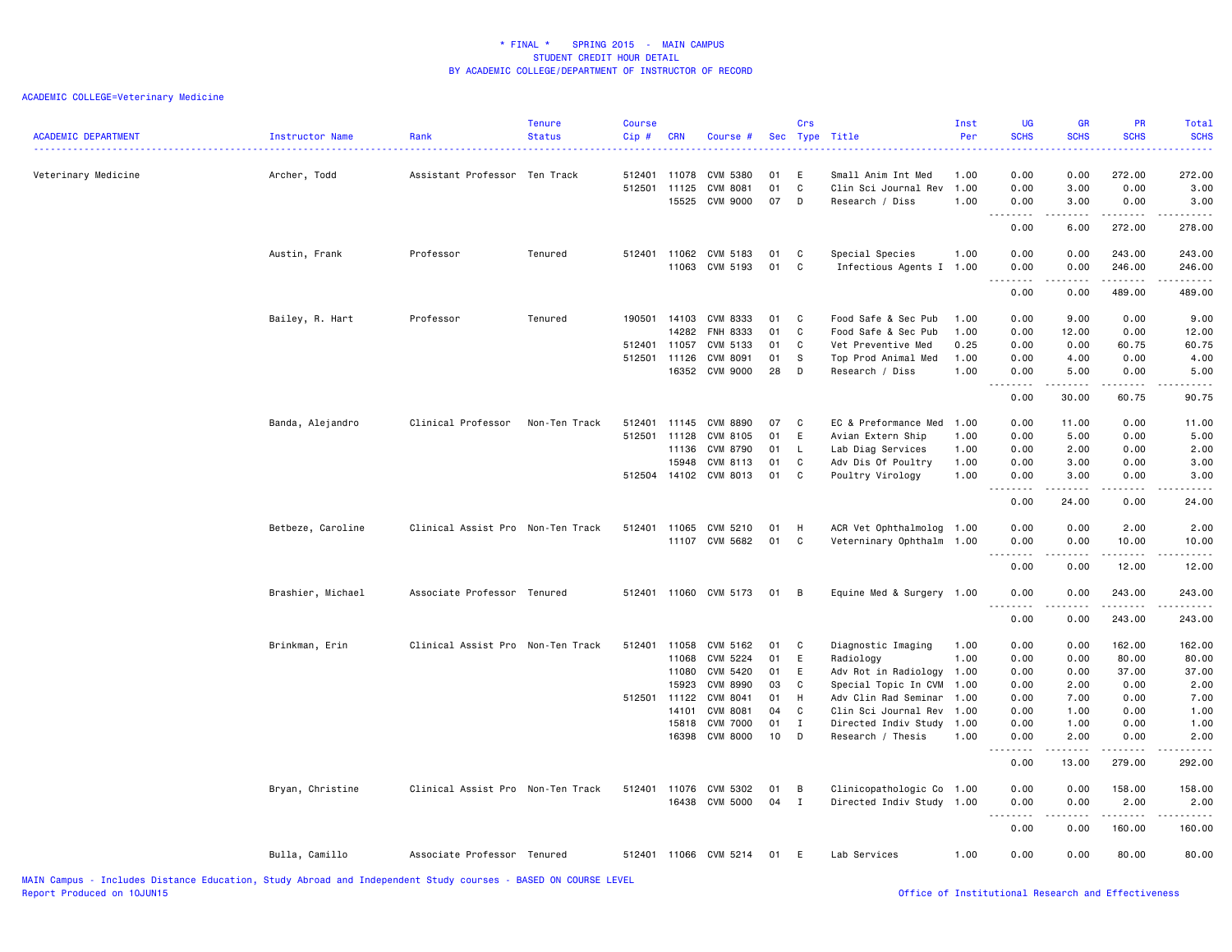\* FINAL \* SPRING 2015 - MAIN CAMPUS
STUDENT CREDIT HOUR DETAIL
BY ACADEMIC COLLEGE/DEPARTMENT OF INSTRUCTOR OF RECORD

ACADEMIC COLLEGE=Veterinary Medicine

| ACADEMIC DEPARTMENT | Instructor Name | Rank | Tenure Status | Course Cip # | CRN | Course # | Sec | Crs Type | Title | Inst Per | UG SCHS | GR SCHS | PR SCHS | Total SCHS |
|---|---|---|---|---|---|---|---|---|---|---|---|---|---|---|
| Veterinary Medicine | Archer, Todd | Assistant Professor | Ten Track | 512401 | 11078 | CVM 5380 | 01 | E | Small Anim Int Med | 1.00 | 0.00 | 0.00 | 272.00 | 272.00 |
| | | | | 512501 | 11125 | CVM 8081 | 01 | C | Clin Sci Journal Rev | 1.00 | 0.00 | 3.00 | 0.00 | 3.00 |
| | | | | | 15525 | CVM 9000 | 07 | D | Research / Diss | 1.00 | 0.00 | 3.00 | 0.00 | 3.00 |
| | | | | | | | | | | | 0.00 | 6.00 | 272.00 | 278.00 |
| | Austin, Frank | Professor | Tenured | 512401 | 11062 | CVM 5183 | 01 | C | Special Species | 1.00 | 0.00 | 0.00 | 243.00 | 243.00 |
| | | | | | 11063 | CVM 5193 | 01 | C | Infectious Agents I | 1.00 | 0.00 | 0.00 | 246.00 | 246.00 |
| | | | | | | | | | | | 0.00 | 0.00 | 489.00 | 489.00 |
| | Bailey, R. Hart | Professor | Tenured | 190501 | 14103 | CVM 8333 | 01 | C | Food Safe & Sec Pub | 1.00 | 0.00 | 9.00 | 0.00 | 9.00 |
| | | | | | 14282 | FNH 8333 | 01 | C | Food Safe & Sec Pub | 1.00 | 0.00 | 12.00 | 0.00 | 12.00 |
| | | | | 512401 | 11057 | CVM 5133 | 01 | C | Vet Preventive Med | 0.25 | 0.00 | 0.00 | 60.75 | 60.75 |
| | | | | 512501 | 11126 | CVM 8091 | 01 | S | Top Prod Animal Med | 1.00 | 0.00 | 4.00 | 0.00 | 4.00 |
| | | | | | 16352 | CVM 9000 | 28 | D | Research / Diss | 1.00 | 0.00 | 5.00 | 0.00 | 5.00 |
| | | | | | | | | | | | 0.00 | 30.00 | 60.75 | 90.75 |
| | Banda, Alejandro | Clinical Professor | Non-Ten Track | 512401 | 11145 | CVM 8890 | 07 | C | EC & Preformance Med | 1.00 | 0.00 | 11.00 | 0.00 | 11.00 |
| | | | | 512501 | 11128 | CVM 8105 | 01 | E | Avian Extern Ship | 1.00 | 0.00 | 5.00 | 0.00 | 5.00 |
| | | | | | 11136 | CVM 8790 | 01 | L | Lab Diag Services | 1.00 | 0.00 | 2.00 | 0.00 | 2.00 |
| | | | | | 15948 | CVM 8113 | 01 | C | Adv Dis Of Poultry | 1.00 | 0.00 | 3.00 | 0.00 | 3.00 |
| | | | | 512504 | 14102 | CVM 8013 | 01 | C | Poultry Virology | 1.00 | 0.00 | 3.00 | 0.00 | 3.00 |
| | | | | | | | | | | | 0.00 | 24.00 | 0.00 | 24.00 |
| | Betbeze, Caroline | Clinical Assist Pro | Non-Ten Track | 512401 | 11065 | CVM 5210 | 01 | H | ACR Vet Ophthalmolog | 1.00 | 0.00 | 0.00 | 2.00 | 2.00 |
| | | | | | 11107 | CVM 5682 | 01 | C | Veterninary Ophthalm | 1.00 | 0.00 | 0.00 | 10.00 | 10.00 |
| | | | | | | | | | | | 0.00 | 0.00 | 12.00 | 12.00 |
| | Brashier, Michael | Associate Professor | Tenured | 512401 | 11060 | CVM 5173 | 01 | B | Equine Med & Surgery | 1.00 | 0.00 | 0.00 | 243.00 | 243.00 |
| | | | | | | | | | | | 0.00 | 0.00 | 243.00 | 243.00 |
| | Brinkman, Erin | Clinical Assist Pro | Non-Ten Track | 512401 | 11058 | CVM 5162 | 01 | C | Diagnostic Imaging | 1.00 | 0.00 | 0.00 | 162.00 | 162.00 |
| | | | | | 11068 | CVM 5224 | 01 | E | Radiology | 1.00 | 0.00 | 0.00 | 80.00 | 80.00 |
| | | | | | 11080 | CVM 5420 | 01 | E | Adv Rot in Radiology | 1.00 | 0.00 | 0.00 | 37.00 | 37.00 |
| | | | | | 15923 | CVM 8990 | 03 | C | Special Topic In CVM | 1.00 | 0.00 | 2.00 | 0.00 | 2.00 |
| | | | | 512501 | 11122 | CVM 8041 | 01 | H | Adv Clin Rad Seminar | 1.00 | 0.00 | 7.00 | 0.00 | 7.00 |
| | | | | | 14101 | CVM 8081 | 04 | C | Clin Sci Journal Rev | 1.00 | 0.00 | 1.00 | 0.00 | 1.00 |
| | | | | | 15818 | CVM 7000 | 01 | I | Directed Indiv Study | 1.00 | 0.00 | 1.00 | 0.00 | 1.00 |
| | | | | | 16398 | CVM 8000 | 10 | D | Research / Thesis | 1.00 | 0.00 | 2.00 | 0.00 | 2.00 |
| | | | | | | | | | | | 0.00 | 13.00 | 279.00 | 292.00 |
| | Bryan, Christine | Clinical Assist Pro | Non-Ten Track | 512401 | 11076 | CVM 5302 | 01 | B | Clinicopathologic Co | 1.00 | 0.00 | 0.00 | 158.00 | 158.00 |
| | | | | | 16438 | CVM 5000 | 04 | I | Directed Indiv Study | 1.00 | 0.00 | 0.00 | 2.00 | 2.00 |
| | | | | | | | | | | | 0.00 | 0.00 | 160.00 | 160.00 |
| | Bulla, Camillo | Associate Professor | Tenured | 512401 | 11066 | CVM 5214 | 01 | E | Lab Services | 1.00 | 0.00 | 0.00 | 80.00 | 80.00 |

MAIN Campus - Includes Distance Education, Study Abroad and Independent Study courses - BASED ON COURSE LEVEL
Report Produced on 10JUN15
Office of Institutional Research and Effectiveness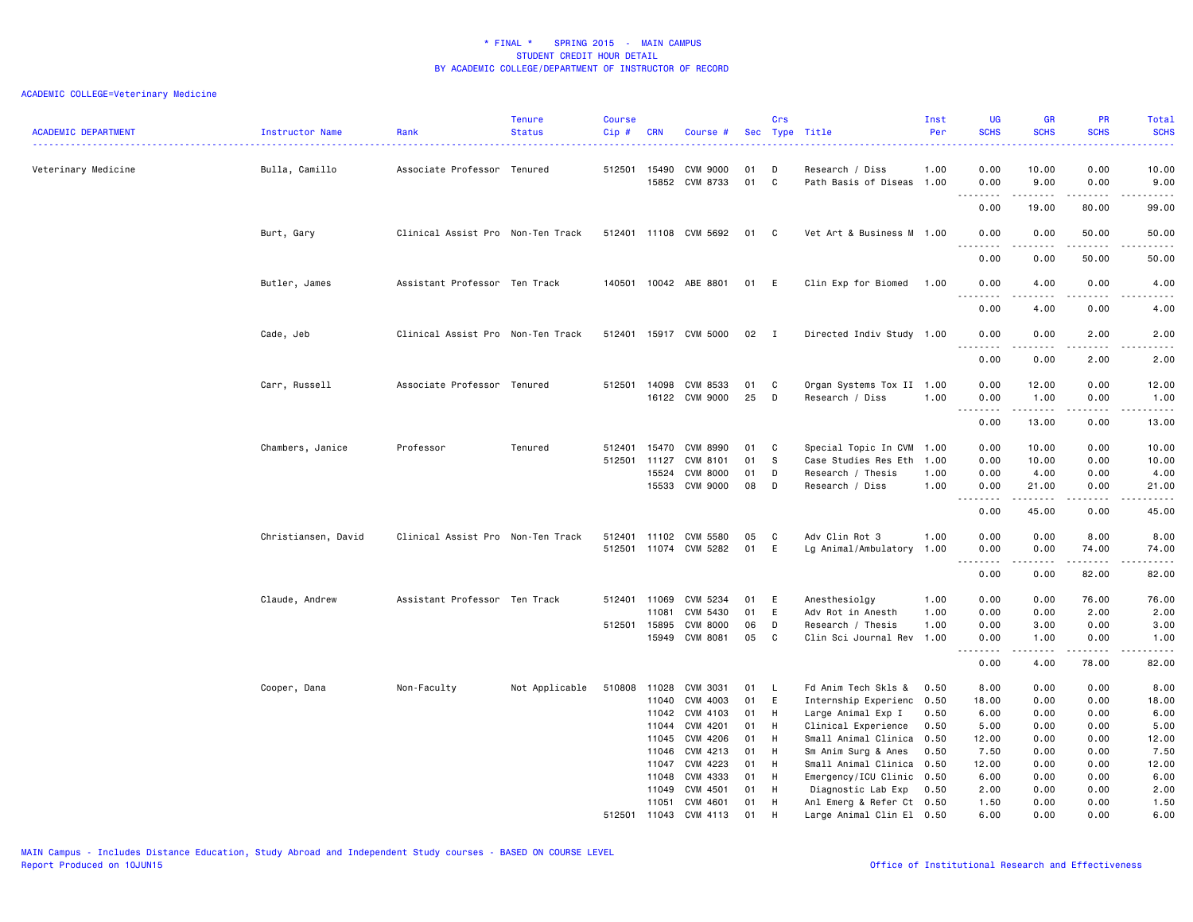# * FINAL * SPRING 2015 - MAIN CAMPUS
## STUDENT CREDIT HOUR DETAIL
## BY ACADEMIC COLLEGE/DEPARTMENT OF INSTRUCTOR OF RECORD

ACADEMIC COLLEGE=Veterinary Medicine

| ACADEMIC DEPARTMENT | Instructor Name | Rank | Tenure Status | Course Cip # | CRN | Course # | Sec | Crs Type | Title | Inst Per | UG SCHS | GR SCHS | PR SCHS | Total SCHS |
|---|---|---|---|---|---|---|---|---|---|---|---|---|---|---|
| Veterinary Medicine | Bulla, Camillo | Associate Professor | Tenured | 512501 | 15490 | CVM 9000 | 01 | D | Research / Diss | 1.00 | 0.00 | 10.00 | 0.00 | 10.00 |
| | | | | | 15852 | CVM 8733 | 01 | C | Path Basis of Diseas | 1.00 | 0.00 | 9.00 | 0.00 | 9.00 |
| | | | | | | | | | | | 0.00 | 19.00 | 80.00 | 99.00 |
| | Burt, Gary | Clinical Assist Pro | Non-Ten Track | 512401 | 11108 | CVM 5692 | 01 | C | Vet Art & Business M | 1.00 | 0.00 | 0.00 | 50.00 | 50.00 |
| | | | | | | | | | | | 0.00 | 0.00 | 50.00 | 50.00 |
| | Butler, James | Assistant Professor | Ten Track | 140501 | 10042 | ABE 8801 | 01 | E | Clin Exp for Biomed | 1.00 | 0.00 | 4.00 | 0.00 | 4.00 |
| | | | | | | | | | | | 0.00 | 4.00 | 0.00 | 4.00 |
| | Cade, Jeb | Clinical Assist Pro | Non-Ten Track | 512401 | 15917 | CVM 5000 | 02 | I | Directed Indiv Study | 1.00 | 0.00 | 0.00 | 2.00 | 2.00 |
| | | | | | | | | | | | 0.00 | 0.00 | 2.00 | 2.00 |
| | Carr, Russell | Associate Professor | Tenured | 512501 | 14098 | CVM 8533 | 01 | C | Organ Systems Tox II | 1.00 | 0.00 | 12.00 | 0.00 | 12.00 |
| | | | | | 16122 | CVM 9000 | 25 | D | Research / Diss | 1.00 | 0.00 | 1.00 | 0.00 | 1.00 |
| | | | | | | | | | | | 0.00 | 13.00 | 0.00 | 13.00 |
| | Chambers, Janice | Professor | Tenured | 512401 | 15470 | CVM 8990 | 01 | C | Special Topic In CVM | 1.00 | 0.00 | 10.00 | 0.00 | 10.00 |
| | | | | 512501 | 11127 | CVM 8101 | 01 | S | Case Studies Res Eth | 1.00 | 0.00 | 10.00 | 0.00 | 10.00 |
| | | | | | 15524 | CVM 8000 | 01 | D | Research / Thesis | 1.00 | 0.00 | 4.00 | 0.00 | 4.00 |
| | | | | | 15533 | CVM 9000 | 08 | D | Research / Diss | 1.00 | 0.00 | 21.00 | 0.00 | 21.00 |
| | | | | | | | | | | | 0.00 | 45.00 | 0.00 | 45.00 |
| | Christiansen, David | Clinical Assist Pro | Non-Ten Track | 512401 | 11102 | CVM 5580 | 05 | C | Adv Clin Rot 3 | 1.00 | 0.00 | 0.00 | 8.00 | 8.00 |
| | | | | 512501 | 11074 | CVM 5282 | 01 | E | Lg Animal/Ambulatory | 1.00 | 0.00 | 0.00 | 74.00 | 74.00 |
| | | | | | | | | | | | 0.00 | 0.00 | 82.00 | 82.00 |
| | Claude, Andrew | Assistant Professor | Ten Track | 512401 | 11069 | CVM 5234 | 01 | E | Anesthesiolgy | 1.00 | 0.00 | 0.00 | 76.00 | 76.00 |
| | | | | | 11081 | CVM 5430 | 01 | E | Adv Rot in Anesth | 1.00 | 0.00 | 0.00 | 2.00 | 2.00 |
| | | | | 512501 | 15895 | CVM 8000 | 06 | D | Research / Thesis | 1.00 | 0.00 | 3.00 | 0.00 | 3.00 |
| | | | | | 15949 | CVM 8081 | 05 | C | Clin Sci Journal Rev | 1.00 | 0.00 | 1.00 | 0.00 | 1.00 |
| | | | | | | | | | | | 0.00 | 4.00 | 78.00 | 82.00 |
| | Cooper, Dana | Non-Faculty | Not Applicable | 510808 | 11028 | CVM 3031 | 01 | L | Fd Anim Tech Skls & | 0.50 | 8.00 | 0.00 | 0.00 | 8.00 |
| | | | | | 11040 | CVM 4003 | 01 | E | Internship Experienc | 0.50 | 18.00 | 0.00 | 0.00 | 18.00 |
| | | | | | 11042 | CVM 4103 | 01 | H | Large Animal Exp I | 0.50 | 6.00 | 0.00 | 0.00 | 6.00 |
| | | | | | 11044 | CVM 4201 | 01 | H | Clinical Experience | 0.50 | 5.00 | 0.00 | 0.00 | 5.00 |
| | | | | | 11045 | CVM 4206 | 01 | H | Small Animal Clinica | 0.50 | 12.00 | 0.00 | 0.00 | 12.00 |
| | | | | | 11046 | CVM 4213 | 01 | H | Sm Anim Surg & Anes | 0.50 | 7.50 | 0.00 | 0.00 | 7.50 |
| | | | | | 11047 | CVM 4223 | 01 | H | Small Animal Clinica | 0.50 | 12.00 | 0.00 | 0.00 | 12.00 |
| | | | | | 11048 | CVM 4333 | 01 | H | Emergency/ICU Clinic | 0.50 | 6.00 | 0.00 | 0.00 | 6.00 |
| | | | | | 11049 | CVM 4501 | 01 | H | Diagnostic Lab Exp | 0.50 | 2.00 | 0.00 | 0.00 | 2.00 |
| | | | | | 11051 | CVM 4601 | 01 | H | Anl Emerg & Refer Ct | 0.50 | 1.50 | 0.00 | 0.00 | 1.50 |
| | | | | 512501 | 11043 | CVM 4113 | 01 | H | Large Animal Clin El | 0.50 | 6.00 | 0.00 | 0.00 | 6.00 |

MAIN Campus - Includes Distance Education, Study Abroad and Independent Study courses - BASED ON COURSE LEVEL
Report Produced on 10JUN15

Office of Institutional Research and Effectiveness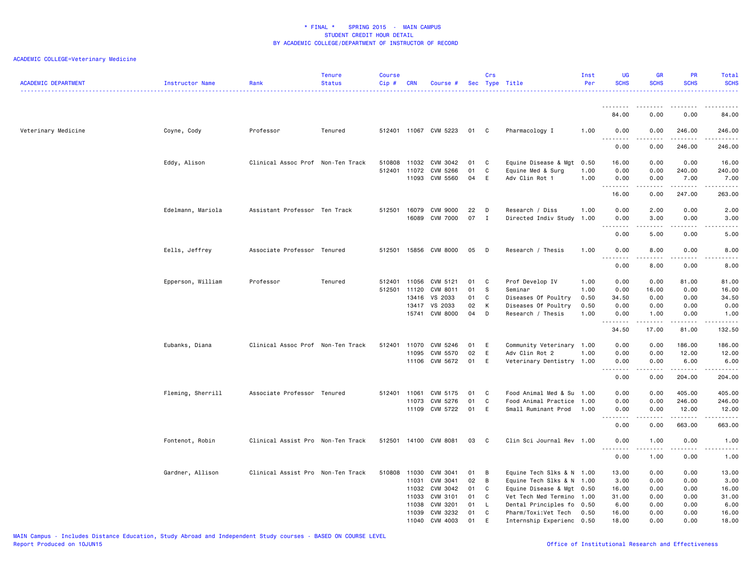\* FINAL \* SPRING 2015 - MAIN CAMPUS
STUDENT CREDIT HOUR DETAIL
BY ACADEMIC COLLEGE/DEPARTMENT OF INSTRUCTOR OF RECORD

ACADEMIC COLLEGE=Veterinary Medicine

| ACADEMIC DEPARTMENT | Instructor Name | Rank | Tenure Status | Course Cip # | CRN | Course # | Sec | Crs Type | Title | Inst Per | UG SCHS | GR SCHS | PR SCHS | Total SCHS |
|---|---|---|---|---|---|---|---|---|---|---|---|---|---|---|
| | | | | | | | | | | | 84.00 | 0.00 | 0.00 | 84.00 |
| Veterinary Medicine | Coyne, Cody | Professor | Tenured | 512401 | 11067 | CVM 5223 | 01 | C | Pharmacology I | 1.00 | 0.00 | 0.00 | 246.00 | 246.00 |
| | | | | | | | | | | | 0.00 | 0.00 | 246.00 | 246.00 |
| | Eddy, Alison | Clinical Assoc Prof | Non-Ten Track | 510808 | 11032 | CVM 3042 | 01 | C | Equine Disease & Mgt | 0.50 | 16.00 | 0.00 | 0.00 | 16.00 |
| | | | | 512401 | 11072 | CVM 5266 | 01 | C | Equine Med & Surg | 1.00 | 0.00 | 0.00 | 240.00 | 240.00 |
| | | | | | 11093 | CVM 5560 | 04 | E | Adv Clin Rot 1 | 1.00 | 0.00 | 0.00 | 7.00 | 7.00 |
| | | | | | | | | | | | 16.00 | 0.00 | 247.00 | 263.00 |
| | Edelmann, Mariola | Assistant Professor | Ten Track | 512501 | 16079 | CVM 9000 | 22 | D | Research / Diss | 1.00 | 0.00 | 2.00 | 0.00 | 2.00 |
| | | | | | 16089 | CVM 7000 | 07 | I | Directed Indiv Study | 1.00 | 0.00 | 3.00 | 0.00 | 3.00 |
| | | | | | | | | | | | 0.00 | 5.00 | 0.00 | 5.00 |
| | Eells, Jeffrey | Associate Professor | Tenured | 512501 | 15856 | CVM 8000 | 05 | D | Research / Thesis | 1.00 | 0.00 | 8.00 | 0.00 | 8.00 |
| | | | | | | | | | | | 0.00 | 8.00 | 0.00 | 8.00 |
| | Epperson, William | Professor | Tenured | 512401 | 11056 | CVM 5121 | 01 | C | Prof Develop IV | 1.00 | 0.00 | 0.00 | 81.00 | 81.00 |
| | | | | 512501 | 11120 | CVM 8011 | 01 | S | Seminar | 1.00 | 0.00 | 16.00 | 0.00 | 16.00 |
| | | | | | 13416 | VS 2033 | 01 | C | Diseases Of Poultry | 0.50 | 34.50 | 0.00 | 0.00 | 34.50 |
| | | | | | 13417 | VS 2033 | 02 | K | Diseases Of Poultry | 0.50 | 0.00 | 0.00 | 0.00 | 0.00 |
| | | | | | 15741 | CVM 8000 | 04 | D | Research / Thesis | 1.00 | 0.00 | 1.00 | 0.00 | 1.00 |
| | | | | | | | | | | | 34.50 | 17.00 | 81.00 | 132.50 |
| | Eubanks, Diana | Clinical Assoc Prof | Non-Ten Track | 512401 | 11070 | CVM 5246 | 01 | E | Community Veterinary | 1.00 | 0.00 | 0.00 | 186.00 | 186.00 |
| | | | | | 11095 | CVM 5570 | 02 | E | Adv Clin Rot 2 | 1.00 | 0.00 | 0.00 | 12.00 | 12.00 |
| | | | | | 11106 | CVM 5672 | 01 | E | Veterinary Dentistry | 1.00 | 0.00 | 0.00 | 6.00 | 6.00 |
| | | | | | | | | | | | 0.00 | 0.00 | 204.00 | 204.00 |
| | Fleming, Sherrill | Associate Professor | Tenured | 512401 | 11061 | CVM 5175 | 01 | C | Food Animal Med & Su | 1.00 | 0.00 | 0.00 | 405.00 | 405.00 |
| | | | | | 11073 | CVM 5276 | 01 | C | Food Animal Practice | 1.00 | 0.00 | 0.00 | 246.00 | 246.00 |
| | | | | | 11109 | CVM 5722 | 01 | E | Small Ruminant Prod | 1.00 | 0.00 | 0.00 | 12.00 | 12.00 |
| | | | | | | | | | | | 0.00 | 0.00 | 663.00 | 663.00 |
| | Fontenot, Robin | Clinical Assist Pro | Non-Ten Track | 512501 | 14100 | CVM 8081 | 03 | C | Clin Sci Journal Rev | 1.00 | 0.00 | 1.00 | 0.00 | 1.00 |
| | | | | | | | | | | | 0.00 | 1.00 | 0.00 | 1.00 |
| | Gardner, Allison | Clinical Assist Pro | Non-Ten Track | 510808 | 11030 | CVM 3041 | 01 | B | Equine Tech Slks & N | 1.00 | 13.00 | 0.00 | 0.00 | 13.00 |
| | | | | | 11031 | CVM 3041 | 02 | B | Equine Tech Slks & N | 1.00 | 3.00 | 0.00 | 0.00 | 3.00 |
| | | | | | 11032 | CVM 3042 | 01 | C | Equine Disease & Mgt | 0.50 | 16.00 | 0.00 | 0.00 | 16.00 |
| | | | | | 11033 | CVM 3101 | 01 | C | Vet Tech Med Termino | 1.00 | 31.00 | 0.00 | 0.00 | 31.00 |
| | | | | | 11038 | CVM 3201 | 01 | L | Dental Principles fo | 0.50 | 6.00 | 0.00 | 0.00 | 6.00 |
| | | | | | 11039 | CVM 3232 | 01 | C | Pharm/Toxi:Vet Tech | 0.50 | 16.00 | 0.00 | 0.00 | 16.00 |
| | | | | | 11040 | CVM 4003 | 01 | E | Internship Experienc | 0.50 | 18.00 | 0.00 | 0.00 | 18.00 |

MAIN Campus - Includes Distance Education, Study Abroad and Independent Study courses - BASED ON COURSE LEVEL
Report Produced on 10JUN15 — Office of Institutional Research and Effectiveness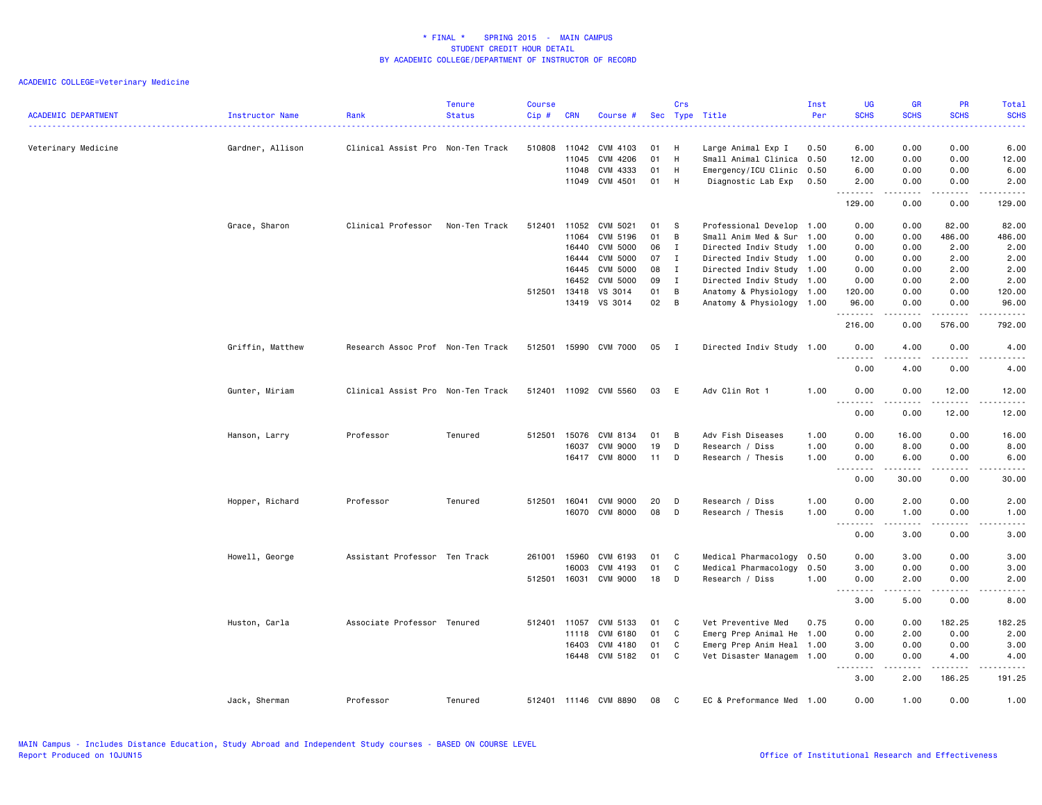# * FINAL * SPRING 2015 - MAIN CAMPUS
## STUDENT CREDIT HOUR DETAIL
## BY ACADEMIC COLLEGE/DEPARTMENT OF INSTRUCTOR OF RECORD

ACADEMIC COLLEGE=Veterinary Medicine

| ACADEMIC DEPARTMENT | Instructor Name | Rank | Tenure Status | Course Cip # | CRN | Course # | Sec | Crs Type | Title | Inst Per | UG SCHS | GR SCHS | PR SCHS | Total SCHS |
|---|---|---|---|---|---|---|---|---|---|---|---|---|---|---|
| Veterinary Medicine | Gardner, Allison | Clinical Assist Pro | Non-Ten Track | 510808 | 11042 | CVM 4103 | 01 | H | Large Animal Exp I | 0.50 | 6.00 | 0.00 | 0.00 | 6.00 |
| | | | | | 11045 | CVM 4206 | 01 | H | Small Animal Clinica | 0.50 | 12.00 | 0.00 | 0.00 | 12.00 |
| | | | | | 11048 | CVM 4333 | 01 | H | Emergency/ICU Clinic | 0.50 | 6.00 | 0.00 | 0.00 | 6.00 |
| | | | | | 11049 | CVM 4501 | 01 | H | Diagnostic Lab Exp | 0.50 | 2.00 | 0.00 | 0.00 | 2.00 |
| | | | | | | | | | | | 129.00 | 0.00 | 0.00 | 129.00 |
| | Grace, Sharon | Clinical Professor | Non-Ten Track | 512401 | 11052 | CVM 5021 | 01 | S | Professional Develop | 1.00 | 0.00 | 0.00 | 82.00 | 82.00 |
| | | | | | 11064 | CVM 5196 | 01 | B | Small Anim Med & Sur | 1.00 | 0.00 | 0.00 | 486.00 | 486.00 |
| | | | | | 16440 | CVM 5000 | 06 | I | Directed Indiv Study | 1.00 | 0.00 | 0.00 | 2.00 | 2.00 |
| | | | | | 16444 | CVM 5000 | 07 | I | Directed Indiv Study | 1.00 | 0.00 | 0.00 | 2.00 | 2.00 |
| | | | | | 16445 | CVM 5000 | 08 | I | Directed Indiv Study | 1.00 | 0.00 | 0.00 | 2.00 | 2.00 |
| | | | | | 16452 | CVM 5000 | 09 | I | Directed Indiv Study | 1.00 | 0.00 | 0.00 | 2.00 | 2.00 |
| | | | | 512501 | 13418 | VS 3014 | 01 | B | Anatomy & Physiology | 1.00 | 120.00 | 0.00 | 0.00 | 120.00 |
| | | | | | 13419 | VS 3014 | 02 | B | Anatomy & Physiology | 1.00 | 96.00 | 0.00 | 0.00 | 96.00 |
| | | | | | | | | | | | 216.00 | 0.00 | 576.00 | 792.00 |
| | Griffin, Matthew | Research Assoc Prof | Non-Ten Track | 512501 | 15990 | CVM 7000 | 05 | I | Directed Indiv Study | 1.00 | 0.00 | 4.00 | 0.00 | 4.00 |
| | | | | | | | | | | | 0.00 | 4.00 | 0.00 | 4.00 |
| | Gunter, Miriam | Clinical Assist Pro | Non-Ten Track | 512401 | 11092 | CVM 5560 | 03 | E | Adv Clin Rot 1 | 1.00 | 0.00 | 0.00 | 12.00 | 12.00 |
| | | | | | | | | | | | 0.00 | 0.00 | 12.00 | 12.00 |
| | Hanson, Larry | Professor | Tenured | 512501 | 15076 | CVM 8134 | 01 | B | Adv Fish Diseases | 1.00 | 0.00 | 16.00 | 0.00 | 16.00 |
| | | | | | 16037 | CVM 9000 | 19 | D | Research / Diss | 1.00 | 0.00 | 8.00 | 0.00 | 8.00 |
| | | | | | 16417 | CVM 8000 | 11 | D | Research / Thesis | 1.00 | 0.00 | 6.00 | 0.00 | 6.00 |
| | | | | | | | | | | | 0.00 | 30.00 | 0.00 | 30.00 |
| | Hopper, Richard | Professor | Tenured | 512501 | 16041 | CVM 9000 | 20 | D | Research / Diss | 1.00 | 0.00 | 2.00 | 0.00 | 2.00 |
| | | | | | 16070 | CVM 8000 | 08 | D | Research / Thesis | 1.00 | 0.00 | 1.00 | 0.00 | 1.00 |
| | | | | | | | | | | | 0.00 | 3.00 | 0.00 | 3.00 |
| | Howell, George | Assistant Professor | Ten Track | 261001 | 15960 | CVM 6193 | 01 | C | Medical Pharmacology | 0.50 | 0.00 | 3.00 | 0.00 | 3.00 |
| | | | | | 16003 | CVM 4193 | 01 | C | Medical Pharmacology | 0.50 | 3.00 | 0.00 | 0.00 | 3.00 |
| | | | | 512501 | 16031 | CVM 9000 | 18 | D | Research / Diss | 1.00 | 0.00 | 2.00 | 0.00 | 2.00 |
| | | | | | | | | | | | 3.00 | 5.00 | 0.00 | 8.00 |
| | Huston, Carla | Associate Professor | Tenured | 512401 | 11057 | CVM 5133 | 01 | C | Vet Preventive Med | 0.75 | 0.00 | 0.00 | 182.25 | 182.25 |
| | | | | | 11118 | CVM 6180 | 01 | C | Emerg Prep Animal He | 1.00 | 0.00 | 2.00 | 0.00 | 2.00 |
| | | | | | 16403 | CVM 4180 | 01 | C | Emerg Prep Anim Heal | 1.00 | 3.00 | 0.00 | 0.00 | 3.00 |
| | | | | | 16448 | CVM 5182 | 01 | C | Vet Disaster Managem | 1.00 | 0.00 | 0.00 | 4.00 | 4.00 |
| | | | | | | | | | | | 3.00 | 2.00 | 186.25 | 191.25 |
| | Jack, Sherman | Professor | Tenured | 512401 | 11146 | CVM 8890 | 08 | C | EC & Preformance Med | 1.00 | 0.00 | 1.00 | 0.00 | 1.00 |

MAIN Campus - Includes Distance Education, Study Abroad and Independent Study courses - BASED ON COURSE LEVEL
Report Produced on 10JUN15

Office of Institutional Research and Effectiveness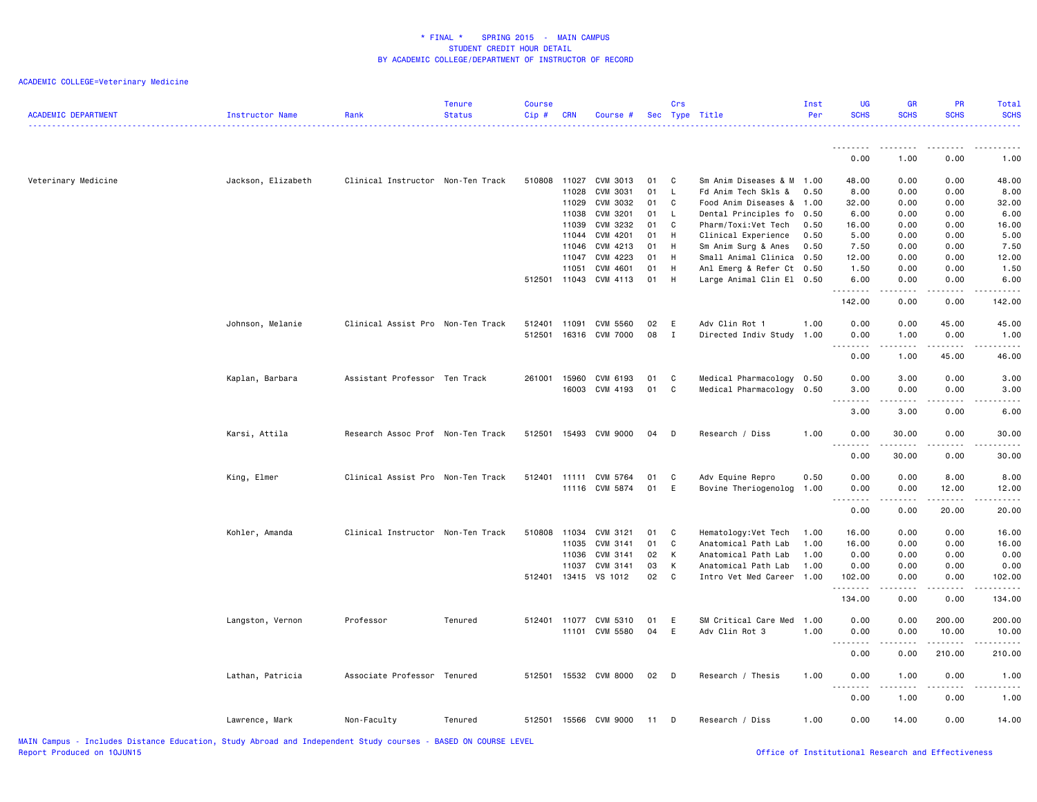\* FINAL \* SPRING 2015 - MAIN CAMPUS
STUDENT CREDIT HOUR DETAIL
BY ACADEMIC COLLEGE/DEPARTMENT OF INSTRUCTOR OF RECORD

ACADEMIC COLLEGE=Veterinary Medicine

| ACADEMIC DEPARTMENT | Instructor Name | Rank | Tenure Status | Course Cip # | CRN | Course # | Sec | Crs Type | Title | Inst Per | UG SCHS | GR SCHS | PR SCHS | Total SCHS |
|---|---|---|---|---|---|---|---|---|---|---|---|---|---|---|
| | | | | | | | | | | | 0.00 | 1.00 | 0.00 | 1.00 |
| Veterinary Medicine | Jackson, Elizabeth | Clinical Instructor | Non-Ten Track | 510808 | 11027 | CVM 3013 | 01 | C | Sm Anim Diseases & M | 1.00 | 48.00 | 0.00 | 0.00 | 48.00 |
| | | | | | 11028 | CVM 3031 | 01 | L | Fd Anim Tech Skls & | 0.50 | 8.00 | 0.00 | 0.00 | 8.00 |
| | | | | | 11029 | CVM 3032 | 01 | C | Food Anim Diseases & | 1.00 | 32.00 | 0.00 | 0.00 | 32.00 |
| | | | | | 11038 | CVM 3201 | 01 | L | Dental Principles fo | 0.50 | 6.00 | 0.00 | 0.00 | 6.00 |
| | | | | | 11039 | CVM 3232 | 01 | C | Pharm/Toxi:Vet Tech | 0.50 | 16.00 | 0.00 | 0.00 | 16.00 |
| | | | | | 11044 | CVM 4201 | 01 | H | Clinical Experience | 0.50 | 5.00 | 0.00 | 0.00 | 5.00 |
| | | | | | 11046 | CVM 4213 | 01 | H | Sm Anim Surg & Anes | 0.50 | 7.50 | 0.00 | 0.00 | 7.50 |
| | | | | | 11047 | CVM 4223 | 01 | H | Small Animal Clinica | 0.50 | 12.00 | 0.00 | 0.00 | 12.00 |
| | | | | | 11051 | CVM 4601 | 01 | H | Anl Emerg & Refer Ct | 0.50 | 1.50 | 0.00 | 0.00 | 1.50 |
| | | | | 512501 | 11043 | CVM 4113 | 01 | H | Large Animal Clin El | 0.50 | 6.00 | 0.00 | 0.00 | 6.00 |
| | | | | | | | | | | | 142.00 | 0.00 | 0.00 | 142.00 |
| | Johnson, Melanie | Clinical Assist Pro | Non-Ten Track | 512401 | 11091 | CVM 5560 | 02 | E | Adv Clin Rot 1 | 1.00 | 0.00 | 0.00 | 45.00 | 45.00 |
| | | | | 512501 | 16316 | CVM 7000 | 08 | I | Directed Indiv Study | 1.00 | 0.00 | 1.00 | 0.00 | 1.00 |
| | | | | | | | | | | | 0.00 | 1.00 | 45.00 | 46.00 |
| | Kaplan, Barbara | Assistant Professor | Ten Track | 261001 | 15960 | CVM 6193 | 01 | C | Medical Pharmacology | 0.50 | 0.00 | 3.00 | 0.00 | 3.00 |
| | | | | | 16003 | CVM 4193 | 01 | C | Medical Pharmacology | 0.50 | 3.00 | 0.00 | 0.00 | 3.00 |
| | | | | | | | | | | | 3.00 | 3.00 | 0.00 | 6.00 |
| | Karsi, Attila | Research Assoc Prof | Non-Ten Track | 512501 | 15493 | CVM 9000 | 04 | D | Research / Diss | 1.00 | 0.00 | 30.00 | 0.00 | 30.00 |
| | | | | | | | | | | | 0.00 | 30.00 | 0.00 | 30.00 |
| | King, Elmer | Clinical Assist Pro | Non-Ten Track | 512401 | 11111 | CVM 5764 | 01 | C | Adv Equine Repro | 0.50 | 0.00 | 0.00 | 8.00 | 8.00 |
| | | | | | 11116 | CVM 5874 | 01 | E | Bovine Theriogenolog | 1.00 | 0.00 | 0.00 | 12.00 | 12.00 |
| | | | | | | | | | | | 0.00 | 0.00 | 20.00 | 20.00 |
| | Kohler, Amanda | Clinical Instructor | Non-Ten Track | 510808 | 11034 | CVM 3121 | 01 | C | Hematology:Vet Tech | 1.00 | 16.00 | 0.00 | 0.00 | 16.00 |
| | | | | | 11035 | CVM 3141 | 01 | C | Anatomical Path Lab | 1.00 | 16.00 | 0.00 | 0.00 | 16.00 |
| | | | | | 11036 | CVM 3141 | 02 | K | Anatomical Path Lab | 1.00 | 0.00 | 0.00 | 0.00 | 0.00 |
| | | | | | 11037 | CVM 3141 | 03 | K | Anatomical Path Lab | 1.00 | 0.00 | 0.00 | 0.00 | 0.00 |
| | | | | 512401 | 13415 | VS 1012 | 02 | C | Intro Vet Med Career | 1.00 | 102.00 | 0.00 | 0.00 | 102.00 |
| | | | | | | | | | | | 134.00 | 0.00 | 0.00 | 134.00 |
| | Langston, Vernon | Professor | Tenured | 512401 | 11077 | CVM 5310 | 01 | E | SM Critical Care Med | 1.00 | 0.00 | 0.00 | 200.00 | 200.00 |
| | | | | | 11101 | CVM 5580 | 04 | E | Adv Clin Rot 3 | 1.00 | 0.00 | 0.00 | 10.00 | 10.00 |
| | | | | | | | | | | | 0.00 | 0.00 | 210.00 | 210.00 |
| | Lathan, Patricia | Associate Professor | Tenured | 512501 | 15532 | CVM 8000 | 02 | D | Research / Thesis | 1.00 | 0.00 | 1.00 | 0.00 | 1.00 |
| | | | | | | | | | | | 0.00 | 1.00 | 0.00 | 1.00 |
| | Lawrence, Mark | Non-Faculty | Tenured | 512501 | 15566 | CVM 9000 | 11 | D | Research / Diss | 1.00 | 0.00 | 14.00 | 0.00 | 14.00 |

MAIN Campus - Includes Distance Education, Study Abroad and Independent Study courses - BASED ON COURSE LEVEL
Report Produced on 10JUN15

Office of Institutional Research and Effectiveness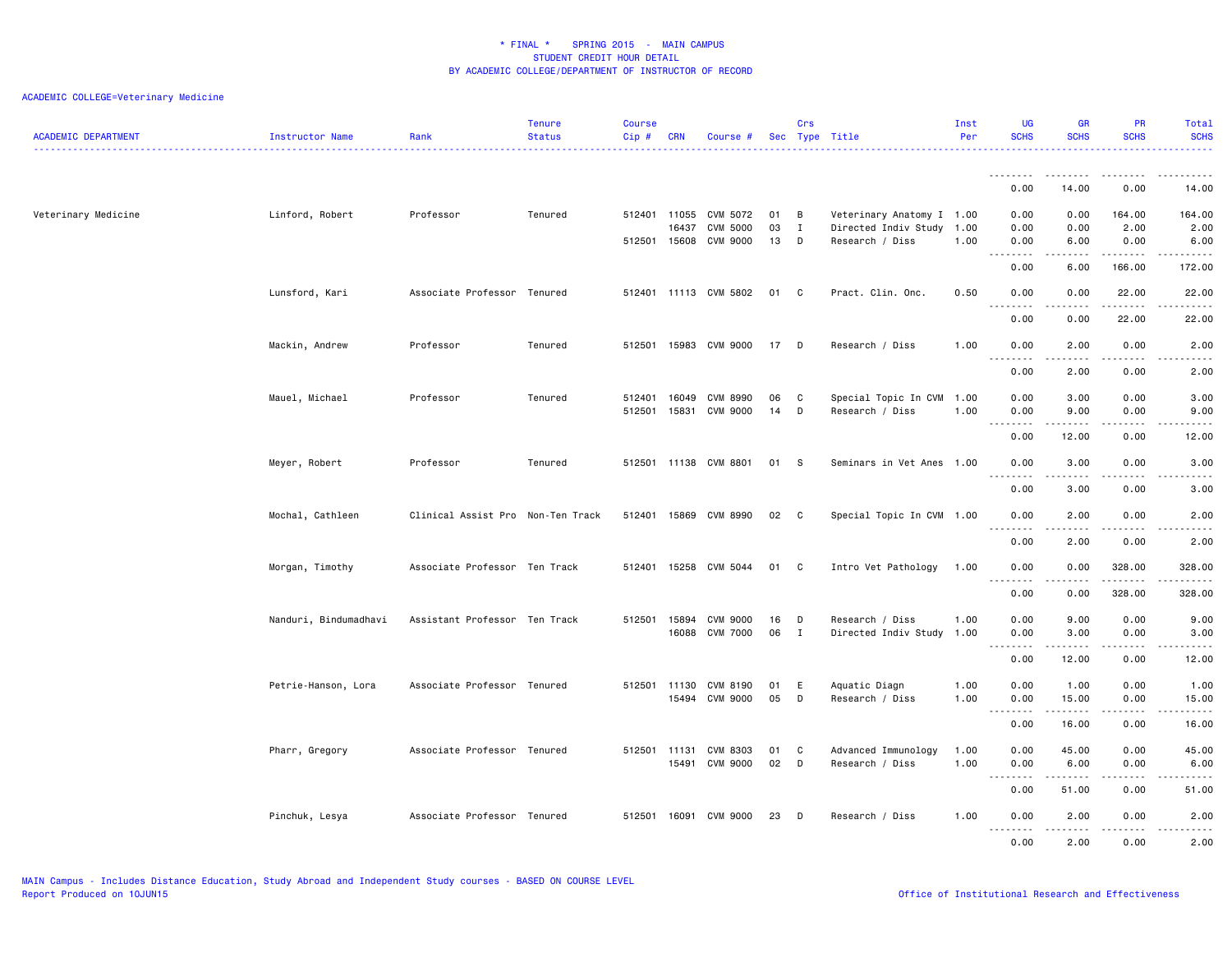* FINAL * SPRING 2015 - MAIN CAMPUS
STUDENT CREDIT HOUR DETAIL
BY ACADEMIC COLLEGE/DEPARTMENT OF INSTRUCTOR OF RECORD

ACADEMIC COLLEGE=Veterinary Medicine

| ACADEMIC DEPARTMENT | Instructor Name | Rank | Tenure Status | Course Cip # | CRN | Course # | Sec | Crs Type | Title | Inst Per | UG SCHS | GR SCHS | PR SCHS | Total SCHS |
|---|---|---|---|---|---|---|---|---|---|---|---|---|---|---|
| | | | | | | | | | | | 0.00 | 14.00 | 0.00 | 14.00 |
| Veterinary Medicine | Linford, Robert | Professor | Tenured | 512401 | 11055 | CVM 5072 | 01 | B | Veterinary Anatomy I | 1.00 | 0.00 | 0.00 | 164.00 | 164.00 |
| | | | | | 16437 | CVM 5000 | 03 | I | Directed Indiv Study | 1.00 | 0.00 | 0.00 | 2.00 | 2.00 |
| | | | | 512501 | 15608 | CVM 9000 | 13 | D | Research / Diss | 1.00 | 0.00 | 6.00 | 0.00 | 6.00 |
| | | | | | | | | | | | 0.00 | 6.00 | 166.00 | 172.00 |
| | Lunsford, Kari | Associate Professor | Tenured | 512401 | 11113 | CVM 5802 | 01 | C | Pract. Clin. Onc. | 0.50 | 0.00 | 0.00 | 22.00 | 22.00 |
| | | | | | | | | | | | 0.00 | 0.00 | 22.00 | 22.00 |
| | Mackin, Andrew | Professor | Tenured | 512501 | 15983 | CVM 9000 | 17 | D | Research / Diss | 1.00 | 0.00 | 2.00 | 0.00 | 2.00 |
| | | | | | | | | | | | 0.00 | 2.00 | 0.00 | 2.00 |
| | Mauel, Michael | Professor | Tenured | 512401 | 16049 | CVM 8990 | 06 | C | Special Topic In CVM | 1.00 | 0.00 | 3.00 | 0.00 | 3.00 |
| | | | | 512501 | 15831 | CVM 9000 | 14 | D | Research / Diss | 1.00 | 0.00 | 9.00 | 0.00 | 9.00 |
| | | | | | | | | | | | 0.00 | 12.00 | 0.00 | 12.00 |
| | Meyer, Robert | Professor | Tenured | 512501 | 11138 | CVM 8801 | 01 | S | Seminars in Vet Anes | 1.00 | 0.00 | 3.00 | 0.00 | 3.00 |
| | | | | | | | | | | | 0.00 | 3.00 | 0.00 | 3.00 |
| | Mochal, Cathleen | Clinical Assist Pro | Non-Ten Track | 512401 | 15869 | CVM 8990 | 02 | C | Special Topic In CVM | 1.00 | 0.00 | 2.00 | 0.00 | 2.00 |
| | | | | | | | | | | | 0.00 | 2.00 | 0.00 | 2.00 |
| | Morgan, Timothy | Associate Professor | Ten Track | 512401 | 15258 | CVM 5044 | 01 | C | Intro Vet Pathology | 1.00 | 0.00 | 0.00 | 328.00 | 328.00 |
| | | | | | | | | | | | 0.00 | 0.00 | 328.00 | 328.00 |
| | Nanduri, Bindumadhavi | Assistant Professor | Ten Track | 512501 | 15894 | CVM 9000 | 16 | D | Research / Diss | 1.00 | 0.00 | 9.00 | 0.00 | 9.00 |
| | | | | | 16088 | CVM 7000 | 06 | I | Directed Indiv Study | 1.00 | 0.00 | 3.00 | 0.00 | 3.00 |
| | | | | | | | | | | | 0.00 | 12.00 | 0.00 | 12.00 |
| | Petrie-Hanson, Lora | Associate Professor | Tenured | 512501 | 11130 | CVM 8190 | 01 | E | Aquatic Diagn | 1.00 | 0.00 | 1.00 | 0.00 | 1.00 |
| | | | | | 15494 | CVM 9000 | 05 | D | Research / Diss | 1.00 | 0.00 | 15.00 | 0.00 | 15.00 |
| | | | | | | | | | | | 0.00 | 16.00 | 0.00 | 16.00 |
| | Pharr, Gregory | Associate Professor | Tenured | 512501 | 11131 | CVM 8303 | 01 | C | Advanced Immunology | 1.00 | 0.00 | 45.00 | 0.00 | 45.00 |
| | | | | | 15491 | CVM 9000 | 02 | D | Research / Diss | 1.00 | 0.00 | 6.00 | 0.00 | 6.00 |
| | | | | | | | | | | | 0.00 | 51.00 | 0.00 | 51.00 |
| | Pinchuk, Lesya | Associate Professor | Tenured | 512501 | 16091 | CVM 9000 | 23 | D | Research / Diss | 1.00 | 0.00 | 2.00 | 0.00 | 2.00 |
| | | | | | | | | | | | 0.00 | 2.00 | 0.00 | 2.00 |

MAIN Campus - Includes Distance Education, Study Abroad and Independent Study courses - BASED ON COURSE LEVEL
Report Produced on 10JUN15

Office of Institutional Research and Effectiveness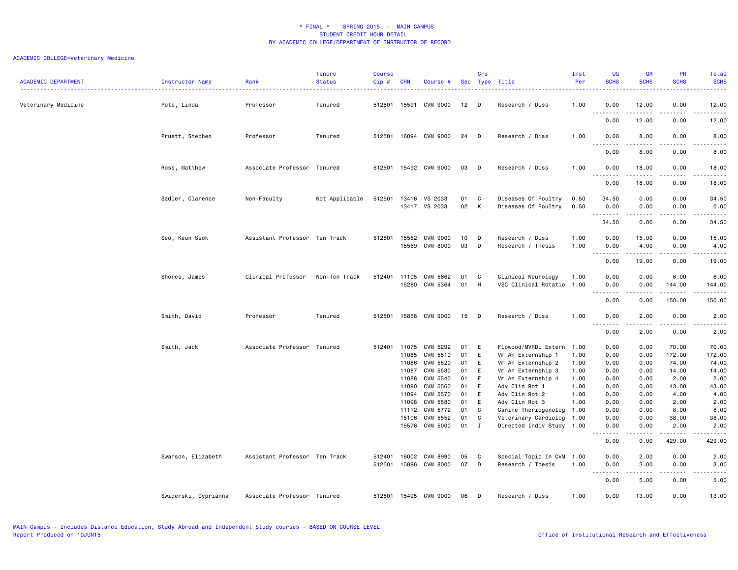\* FINAL \*    SPRING 2015  -  MAIN CAMPUS
STUDENT CREDIT HOUR DETAIL
BY ACADEMIC COLLEGE/DEPARTMENT OF INSTRUCTOR OF RECORD

ACADEMIC COLLEGE=Veterinary Medicine

| ACADEMIC DEPARTMENT | Instructor Name | Rank | Tenure Status | Course Cip # | CRN | Course # | Sec | Crs Type | Title | Inst Per | UG SCHS | GR SCHS | PR SCHS | Total SCHS |
|---|---|---|---|---|---|---|---|---|---|---|---|---|---|---|
| Veterinary Medicine | Pote, Linda | Professor | Tenured | 512501 | 15591 | CVM 9000 | 12 | D | Research / Diss | 1.00 | 0.00 | 12.00 | 0.00 | 12.00 |
| | | | | | | | | | | | 0.00 | 12.00 | 0.00 | 12.00 |
| | Pruett, Stephen | Professor | Tenured | 512501 | 16094 | CVM 9000 | 24 | D | Research / Diss | 1.00 | 0.00 | 8.00 | 0.00 | 8.00 |
| | | | | | | | | | | | 0.00 | 8.00 | 0.00 | 8.00 |
| | Ross, Matthew | Associate Professor | Tenured | 512501 | 15492 | CVM 9000 | 03 | D | Research / Diss | 1.00 | 0.00 | 18.00 | 0.00 | 18.00 |
| | | | | | | | | | | | 0.00 | 18.00 | 0.00 | 18.00 |
| | Sadler, Clarence | Non-Faculty | Not Applicable | 512501 | 13416 | VS 2033 | 01 | C | Diseases Of Poultry | 0.50 | 34.50 | 0.00 | 0.00 | 34.50 |
| | | | | | 13417 | VS 2033 | 02 | K | Diseases Of Poultry | 0.50 | 0.00 | 0.00 | 0.00 | 0.00 |
| | | | | | | | | | | | 34.50 | 0.00 | 0.00 | 34.50 |
| | Seo, Keun Seok | Assistant Professor | Ten Track | 512501 | 15562 | CVM 9000 | 10 | D | Research / Diss | 1.00 | 0.00 | 15.00 | 0.00 | 15.00 |
| | | | | | 15569 | CVM 8000 | 03 | D | Research / Thesis | 1.00 | 0.00 | 4.00 | 0.00 | 4.00 |
| | | | | | | | | | | | 0.00 | 19.00 | 0.00 | 19.00 |
| | Shores, James | Clinical Professor | Non-Ten Track | 512401 | 11105 | CVM 5662 | 01 | C | Clinical Neurology | 1.00 | 0.00 | 0.00 | 6.00 | 6.00 |
| | | | | | 15280 | CVM 5364 | 01 | H | VSC Clinical Rotatio | 1.00 | 0.00 | 0.00 | 144.00 | 144.00 |
| | | | | | | | | | | | 0.00 | 0.00 | 150.00 | 150.00 |
| | Smith, David | Professor | Tenured | 512501 | 15858 | CVM 9000 | 15 | D | Research / Diss | 1.00 | 0.00 | 2.00 | 0.00 | 2.00 |
| | | | | | | | | | | | 0.00 | 2.00 | 0.00 | 2.00 |
| | Smith, Jack | Associate Professor | Tenured | 512401 | 11075 | CVM 5292 | 01 | E | Flowood/MVRDL Extern | 1.00 | 0.00 | 0.00 | 70.00 | 70.00 |
| | | | | | 11085 | CVM 5510 | 01 | E | Vm An Externship 1 | 1.00 | 0.00 | 0.00 | 172.00 | 172.00 |
| | | | | | 11086 | CVM 5520 | 01 | E | Vm An Externship 2 | 1.00 | 0.00 | 0.00 | 74.00 | 74.00 |
| | | | | | 11087 | CVM 5530 | 01 | E | Vm An Externship 3 | 1.00 | 0.00 | 0.00 | 14.00 | 14.00 |
| | | | | | 11088 | CVM 5540 | 01 | E | Vm An Externship 4 | 1.00 | 0.00 | 0.00 | 2.00 | 2.00 |
| | | | | | 11090 | CVM 5560 | 01 | E | Adv Clin Rot 1 | 1.00 | 0.00 | 0.00 | 43.00 | 43.00 |
| | | | | | 11094 | CVM 5570 | 01 | E | Adv Clin Rot 2 | 1.00 | 0.00 | 0.00 | 4.00 | 4.00 |
| | | | | | 11098 | CVM 5580 | 01 | E | Adv Clin Rot 3 | 1.00 | 0.00 | 0.00 | 2.00 | 2.00 |
| | | | | | 11112 | CVM 5772 | 01 | C | Canine Theriogenolog | 1.00 | 0.00 | 0.00 | 8.00 | 8.00 |
| | | | | | 15106 | CVM 5552 | 01 | C | Veterinary Cardiolog | 1.00 | 0.00 | 0.00 | 38.00 | 38.00 |
| | | | | | 15576 | CVM 5000 | 01 | I | Directed Indiv Study | 1.00 | 0.00 | 0.00 | 2.00 | 2.00 |
| | | | | | | | | | | | 0.00 | 0.00 | 429.00 | 429.00 |
| | Swanson, Elizabeth | Assistant Professor | Ten Track | 512401 | 16002 | CVM 8990 | 05 | C | Special Topic In CVM | 1.00 | 0.00 | 2.00 | 0.00 | 2.00 |
| | | | | 512501 | 15896 | CVM 8000 | 07 | D | Research / Thesis | 1.00 | 0.00 | 3.00 | 0.00 | 3.00 |
| | | | | | | | | | | | 0.00 | 5.00 | 0.00 | 5.00 |
| | Swiderski, Cyprianna | Associate Professor | Tenured | 512501 | 15495 | CVM 9000 | 06 | D | Research / Diss | 1.00 | 0.00 | 13.00 | 0.00 | 13.00 |

MAIN Campus - Includes Distance Education, Study Abroad and Independent Study courses - BASED ON COURSE LEVEL
Report Produced on 10JUN15
Office of Institutional Research and Effectiveness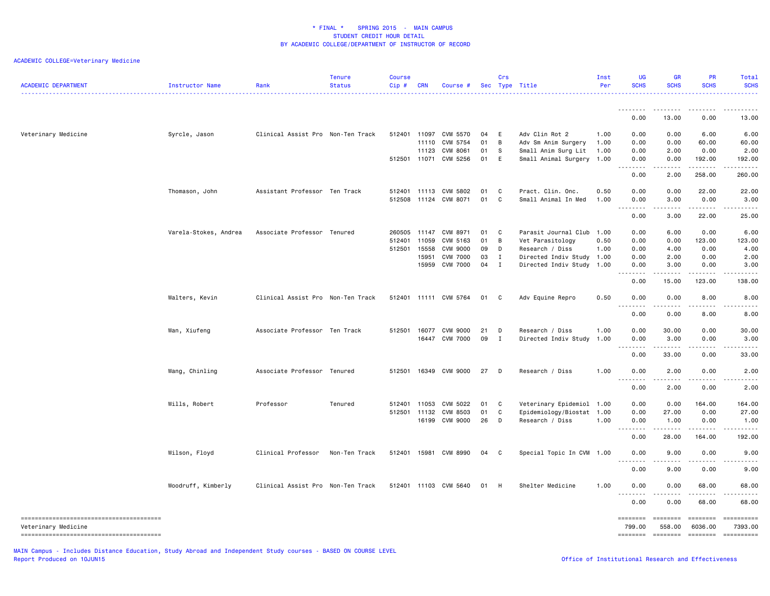* FINAL * SPRING 2015 - MAIN CAMPUS
STUDENT CREDIT HOUR DETAIL
BY ACADEMIC COLLEGE/DEPARTMENT OF INSTRUCTOR OF RECORD

ACADEMIC COLLEGE=Veterinary Medicine

| ACADEMIC DEPARTMENT | Instructor Name | Rank | Tenure Status | Course Cip # | CRN | Course # | Sec | Crs Type | Title | Inst Per | UG SCHS | GR SCHS | PR SCHS | Total SCHS |
|---|---|---|---|---|---|---|---|---|---|---|---|---|---|---|
| | | | | | | | | | | | 0.00 | 13.00 | 0.00 | 13.00 |
| Veterinary Medicine | Syrcle, Jason | Clinical Assist Pro | Non-Ten Track | 512401 | 11097 | CVM 5570 | 04 | E | Adv Clin Rot 2 | 1.00 | 0.00 | 0.00 | 6.00 | 6.00 |
| | | | | | 11110 | CVM 5754 | 01 | B | Adv Sm Anim Surgery | 1.00 | 0.00 | 0.00 | 60.00 | 60.00 |
| | | | | | 11123 | CVM 8061 | 01 | S | Small Anim Surg Lit | 1.00 | 0.00 | 2.00 | 0.00 | 2.00 |
| | | | | 512501 | 11071 | CVM 5256 | 01 | E | Small Animal Surgery | 1.00 | 0.00 | 0.00 | 192.00 | 192.00 |
| | | | | | | | | | | | 0.00 | 2.00 | 258.00 | 260.00 |
| | Thomason, John | Assistant Professor | Ten Track | 512401 | 11113 | CVM 5802 | 01 | C | Pract. Clin. Onc. | 0.50 | 0.00 | 0.00 | 22.00 | 22.00 |
| | | | | 512508 | 11124 | CVM 8071 | 01 | C | Small Animal In Med | 1.00 | 0.00 | 3.00 | 0.00 | 3.00 |
| | | | | | | | | | | | 0.00 | 3.00 | 22.00 | 25.00 |
| | Varela-Stokes, Andrea | Associate Professor | Tenured | 260505 | 11147 | CVM 8971 | 01 | C | Parasit Journal Club | 1.00 | 0.00 | 6.00 | 0.00 | 6.00 |
| | | | | 512401 | 11059 | CVM 5163 | 01 | B | Vet Parasitology | 0.50 | 0.00 | 0.00 | 123.00 | 123.00 |
| | | | | 512501 | 15558 | CVM 9000 | 09 | D | Research / Diss | 1.00 | 0.00 | 4.00 | 0.00 | 4.00 |
| | | | | | 15951 | CVM 7000 | 03 | I | Directed Indiv Study | 1.00 | 0.00 | 2.00 | 0.00 | 2.00 |
| | | | | | 15959 | CVM 7000 | 04 | I | Directed Indiv Study | 1.00 | 0.00 | 3.00 | 0.00 | 3.00 |
| | | | | | | | | | | | 0.00 | 15.00 | 123.00 | 138.00 |
| | Walters, Kevin | Clinical Assist Pro | Non-Ten Track | 512401 | 11111 | CVM 5764 | 01 | C | Adv Equine Repro | 0.50 | 0.00 | 0.00 | 8.00 | 8.00 |
| | | | | | | | | | | | 0.00 | 0.00 | 8.00 | 8.00 |
| | Wan, Xiufeng | Associate Professor | Ten Track | 512501 | 16077 | CVM 9000 | 21 | D | Research / Diss | 1.00 | 0.00 | 30.00 | 0.00 | 30.00 |
| | | | | | 16447 | CVM 7000 | 09 | I | Directed Indiv Study | 1.00 | 0.00 | 3.00 | 0.00 | 3.00 |
| | | | | | | | | | | | 0.00 | 33.00 | 0.00 | 33.00 |
| | Wang, Chinling | Associate Professor | Tenured | 512501 | 16349 | CVM 9000 | 27 | D | Research / Diss | 1.00 | 0.00 | 2.00 | 0.00 | 2.00 |
| | | | | | | | | | | | 0.00 | 2.00 | 0.00 | 2.00 |
| | Wills, Robert | Professor | Tenured | 512401 | 11053 | CVM 5022 | 01 | C | Veterinary Epidemiol | 1.00 | 0.00 | 0.00 | 164.00 | 164.00 |
| | | | | 512501 | 11132 | CVM 8503 | 01 | C | Epidemiology/Biostat | 1.00 | 0.00 | 27.00 | 0.00 | 27.00 |
| | | | | | 16199 | CVM 9000 | 26 | D | Research / Diss | 1.00 | 0.00 | 1.00 | 0.00 | 1.00 |
| | | | | | | | | | | | 0.00 | 28.00 | 164.00 | 192.00 |
| | Wilson, Floyd | Clinical Professor | Non-Ten Track | 512401 | 15981 | CVM 8990 | 04 | C | Special Topic In CVM | 1.00 | 0.00 | 9.00 | 0.00 | 9.00 |
| | | | | | | | | | | | 0.00 | 9.00 | 0.00 | 9.00 |
| | Woodruff, Kimberly | Clinical Assist Pro | Non-Ten Track | 512401 | 11103 | CVM 5640 | 01 | H | Shelter Medicine | 1.00 | 0.00 | 0.00 | 68.00 | 68.00 |
| | | | | | | | | | | | 0.00 | 0.00 | 68.00 | 68.00 |
| Veterinary Medicine | | | | | | | | | | | 799.00 | 558.00 | 6036.00 | 7393.00 |

MAIN Campus - Includes Distance Education, Study Abroad and Independent Study courses - BASED ON COURSE LEVEL
Report Produced on 10JUN15

Office of Institutional Research and Effectiveness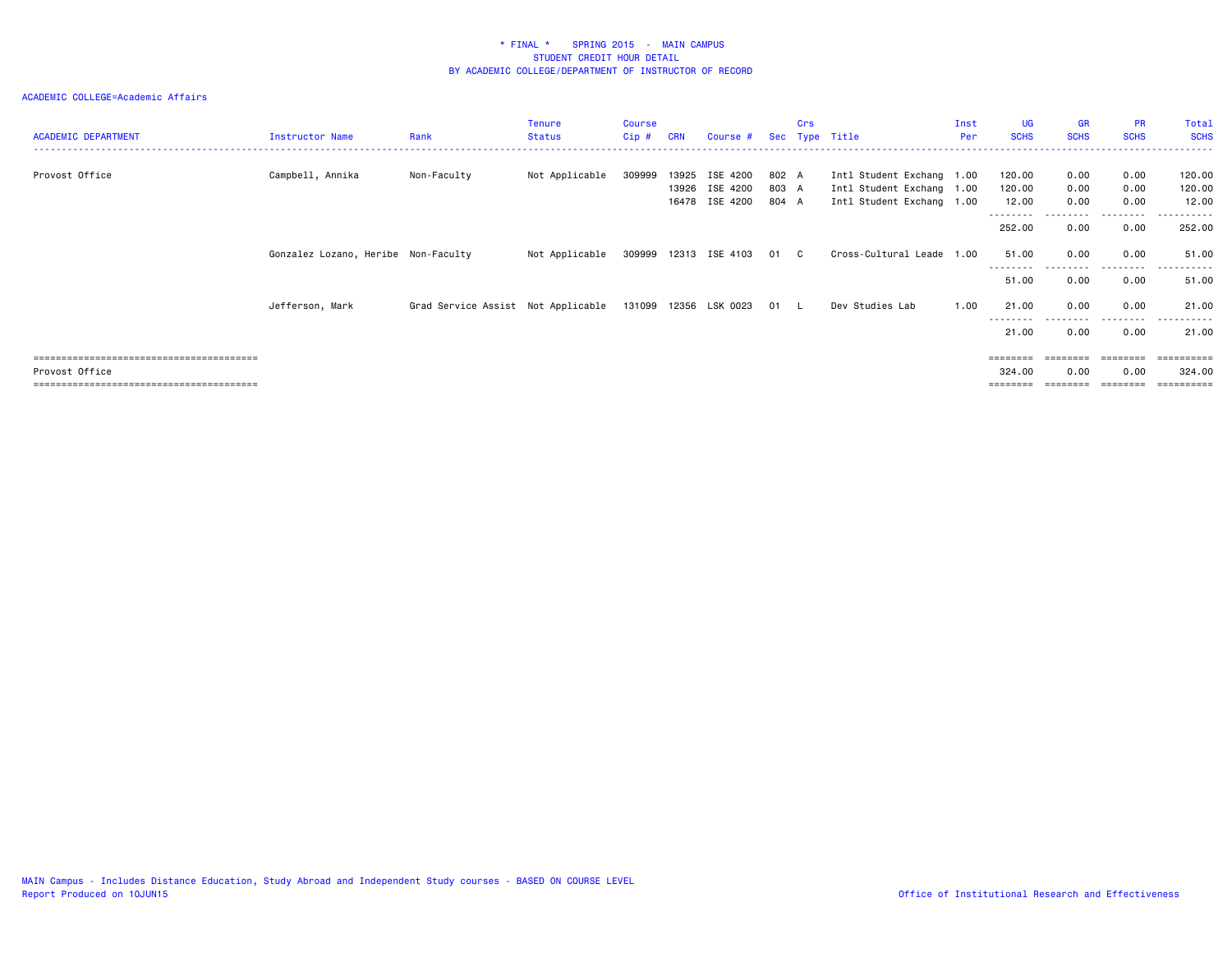\* FINAL \* SPRING 2015 - MAIN CAMPUS
STUDENT CREDIT HOUR DETAIL
BY ACADEMIC COLLEGE/DEPARTMENT OF INSTRUCTOR OF RECORD

ACADEMIC COLLEGE=Academic Affairs

| ACADEMIC DEPARTMENT | Instructor Name | Rank | Tenure Status | Course Cip # | CRN | Course # | Sec | Crs Type | Title | Inst Per | UG SCHS | GR SCHS | PR SCHS | Total SCHS |
|---|---|---|---|---|---|---|---|---|---|---|---|---|---|---|
| Provost Office | Campbell, Annika | Non-Faculty | Not Applicable | 309999 | 13925 | ISE 4200 | 802 | A | Intl Student Exchang | 1.00 | 120.00 | 0.00 | 0.00 | 120.00 |
| | | | | | 13926 | ISE 4200 | 803 | A | Intl Student Exchang | 1.00 | 120.00 | 0.00 | 0.00 | 120.00 |
| | | | | | 16478 | ISE 4200 | 804 | A | Intl Student Exchang | 1.00 | 12.00 | 0.00 | 0.00 | 12.00 |
| | | | | | | | | | | | 252.00 | 0.00 | 0.00 | 252.00 |
| | Gonzalez Lozano, Heribe | Non-Faculty | Not Applicable | 309999 | 12313 | ISE 4103 | 01 | C | Cross-Cultural Leade | 1.00 | 51.00 | 0.00 | 0.00 | 51.00 |
| | | | | | | | | | | | 51.00 | 0.00 | 0.00 | 51.00 |
| | Jefferson, Mark | Grad Service Assist | Not Applicable | 131099 | 12356 | LSK 0023 | 01 | L | Dev Studies Lab | 1.00 | 21.00 | 0.00 | 0.00 | 21.00 |
| | | | | | | | | | | | 21.00 | 0.00 | 0.00 | 21.00 |
| Provost Office | | | | | | | | | | | 324.00 | 0.00 | 0.00 | 324.00 |

MAIN Campus - Includes Distance Education, Study Abroad and Independent Study courses - BASED ON COURSE LEVEL
Report Produced on 10JUN15

Office of Institutional Research and Effectiveness